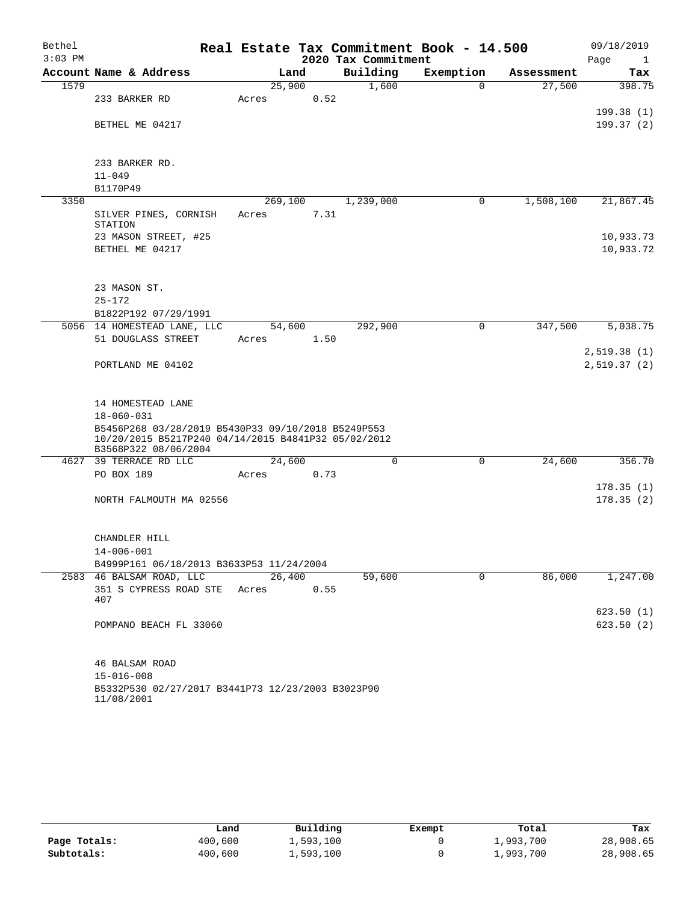# Real Estate Tax Commitment Book - 14.500

Bethel
3:03 PM

## 2020 Tax Commitment

09/18/2019

| Account | Name & Address | Land | Building | Exemption | Assessment | Tax |
|---|---|---|---|---|---|---|
| 1579 | | 25,900 | 1,600 | 0 | 27,500 | 398.75 |
| | 233 BARKER RD | Acres 0.52 | | | | |
| | | | | | | 199.38 (1) |
| | BETHEL ME 04217 | | | | | 199.37 (2) |
| | 233 BARKER RD. | | | | | |
| | 11-049 | | | | | |
| | B1170P49 | | | | | |
| 3350 | | 269,100 | 1,239,000 | 0 | 1,508,100 | 21,867.45 |
| | SILVER PINES, CORNISH STATION | Acres 7.31 | | | | |
| | 23 MASON STREET, #25 | | | | | 10,933.73 |
| | BETHEL ME 04217 | | | | | 10,933.72 |
| | 23 MASON ST. | | | | | |
| | 25-172 | | | | | |
| | B1822P192 07/29/1991 | | | | | |
| 5056 | 14 HOMESTEAD LANE, LLC | 54,600 | 292,900 | 0 | 347,500 | 5,038.75 |
| | 51 DOUGLASS STREET | Acres 1.50 | | | | |
| | | | | | | 2,519.38 (1) |
| | PORTLAND ME 04102 | | | | | 2,519.37 (2) |
| | 14 HOMESTEAD LANE | | | | | |
| | 18-060-031 | | | | | |
| | B5456P268 03/28/2019 B5430P33 09/10/2018 B5249P553 10/20/2015 B5217P240 04/14/2015 B4841P32 05/02/2012 B3568P322 08/06/2004 | | | | | |
| 4627 | 39 TERRACE RD LLC | 24,600 | 0 | 0 | 24,600 | 356.70 |
| | PO BOX 189 | Acres 0.73 | | | | |
| | | | | | | 178.35 (1) |
| | NORTH FALMOUTH MA 02556 | | | | | 178.35 (2) |
| | CHANDLER HILL | | | | | |
| | 14-006-001 | | | | | |
| | B4999P161 06/18/2013 B3633P53 11/24/2004 | | | | | |
| 2583 | 46 BALSAM ROAD, LLC | 26,400 | 59,600 | 0 | 86,000 | 1,247.00 |
| | 351 S CYPRESS ROAD STE 407 | Acres 0.55 | | | | |
| | | | | | | 623.50 (1) |
| | POMPANO BEACH FL 33060 | | | | | 623.50 (2) |
| | 46 BALSAM ROAD | | | | | |
| | 15-016-008 | | | | | |
| | B5332P530 02/27/2017 B3441P73 12/23/2003 B3023P90 11/08/2001 | | | | | |

| | Land | Building | Exempt | Total | Tax |
|---|---|---|---|---|---|
| Page Totals: | 400,600 | 1,593,100 | 0 | 1,993,700 | 28,908.65 |
| Subtotals: | 400,600 | 1,593,100 | 0 | 1,993,700 | 28,908.65 |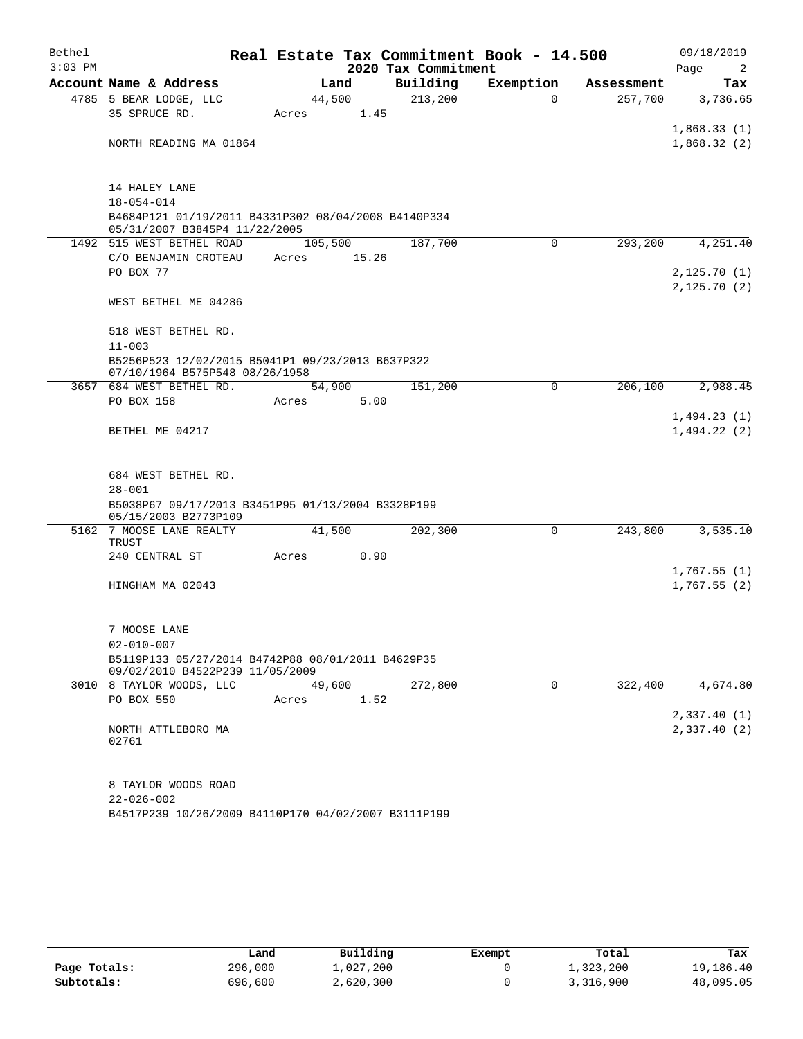Bethel
3:03 PM

# Real Estate Tax Commitment Book - 14.500

## 2020 Tax Commitment

09/18/2019

| Account Name & Address | Land | Building | Exemption | Assessment | Tax |
|---|---|---|---|---|---|
| 4785 5 BEAR LODGE, LLC | 44,500 | 213,200 | 0 | 257,700 | 3,736.65 |
| 35 SPRUCE RD. | Acres 1.45 | | | | |
| | | | | | 1,868.33 (1) |
| NORTH READING MA 01864 | | | | | 1,868.32 (2) |
| 14 HALEY LANE | | | | | |
| 18-054-014 | | | | | |
| B4684P121 01/19/2011 B4331P302 08/04/2008 B4140P334 05/31/2007 B3845P4 11/22/2005 | | | | | |
| 1492 515 WEST BETHEL ROAD | 105,500 | 187,700 | 0 | 293,200 | 4,251.40 |
| C/O BENJAMIN CROTEAU | Acres 15.26 | | | | |
| PO BOX 77 | | | | | 2,125.70 (1) |
| | | | | | 2,125.70 (2) |
| WEST BETHEL ME 04286 | | | | | |
| 518 WEST BETHEL RD. | | | | | |
| 11-003 | | | | | |
| B5256P523 12/02/2015 B5041P1 09/23/2013 B637P322 07/10/1964 B575P548 08/26/1958 | | | | | |
| 3657 684 WEST BETHEL RD. | 54,900 | 151,200 | 0 | 206,100 | 2,988.45 |
| PO BOX 158 | Acres 5.00 | | | | |
| | | | | | 1,494.23 (1) |
| BETHEL ME 04217 | | | | | 1,494.22 (2) |
| 684 WEST BETHEL RD. | | | | | |
| 28-001 | | | | | |
| B5038P67 09/17/2013 B3451P95 01/13/2004 B3328P199 05/15/2003 B2773P109 | | | | | |
| 5162 7 MOOSE LANE REALTY TRUST | 41,500 | 202,300 | 0 | 243,800 | 3,535.10 |
| 240 CENTRAL ST | Acres 0.90 | | | | |
| | | | | | 1,767.55 (1) |
| HINGHAM MA 02043 | | | | | 1,767.55 (2) |
| 7 MOOSE LANE | | | | | |
| 02-010-007 | | | | | |
| B5119P133 05/27/2014 B4742P88 08/01/2011 B4629P35 09/02/2010 B4522P239 11/05/2009 | | | | | |
| 3010 8 TAYLOR WOODS, LLC | 49,600 | 272,800 | 0 | 322,400 | 4,674.80 |
| PO BOX 550 | Acres 1.52 | | | | |
| | | | | | 2,337.40 (1) |
| NORTH ATTLEBORO MA 02761 | | | | | 2,337.40 (2) |
| 8 TAYLOR WOODS ROAD | | | | | |
| 22-026-002 | | | | | |
| B4517P239 10/26/2009 B4110P170 04/02/2007 B3111P199 | | | | | |

| | Land | Building | Exempt | Total | Tax |
|---|---|---|---|---|---|
| Page Totals: | 296,000 | 1,027,200 | 0 | 1,323,200 | 19,186.40 |
| Subtotals: | 696,600 | 2,620,300 | 0 | 3,316,900 | 48,095.05 |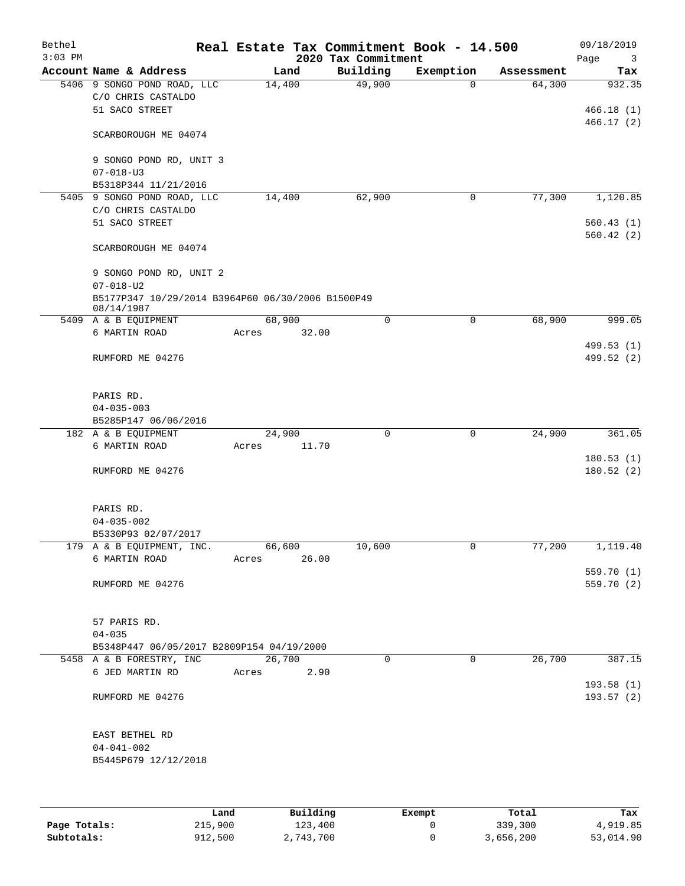# Real Estate Tax Commitment Book - 14.500

Bethel
3:03 PM

2020 Tax Commitment

09/18/2019

| Account Name & Address | Land | Building | Exemption | Assessment | Tax |
|---|---|---|---|---|---|
| 5406 9 SONGO POND ROAD, LLC<br>C/O CHRIS CASTALDO<br>51 SACO STREET<br><br>SCARBOROUGH ME 04074<br><br>9 SONGO POND RD, UNIT 3<br>07-018-U3<br>B5318P344 11/21/2016 | 14,400 | 49,900 | 0 | 64,300 | 932.35<br><br>466.18 (1)<br>466.17 (2) |
| 5405 9 SONGO POND ROAD, LLC<br>C/O CHRIS CASTALDO<br>51 SACO STREET<br><br>SCARBOROUGH ME 04074<br><br>9 SONGO POND RD, UNIT 2<br>07-018-U2<br>B5177P347 10/29/2014 B3964P60 06/30/2006 B1500P49 08/14/1987 | 14,400 | 62,900 | 0 | 77,300 | 1,120.85<br><br>560.43 (1)<br>560.42 (2) |
| 5409 A & B EQUIPMENT<br>6 MARTIN ROAD<br><br>RUMFORD ME 04276<br><br>PARIS RD.<br>04-035-003<br>B5285P147 06/06/2016 | 68,900<br>Acres 32.00 | 0 | 0 | 68,900 | 999.05<br><br>499.53 (1)<br>499.52 (2) |
| 182 A & B EQUIPMENT<br>6 MARTIN ROAD<br><br>RUMFORD ME 04276<br><br>PARIS RD.<br>04-035-002<br>B5330P93 02/07/2017 | 24,900<br>Acres 11.70 | 0 | 0 | 24,900 | 361.05<br><br>180.53 (1)<br>180.52 (2) |
| 179 A & B EQUIPMENT, INC.<br>6 MARTIN ROAD<br><br>RUMFORD ME 04276<br><br>57 PARIS RD.<br>04-035<br>B5348P447 06/05/2017 B2809P154 04/19/2000 | 66,600<br>Acres 26.00 | 10,600 | 0 | 77,200 | 1,119.40<br><br>559.70 (1)<br>559.70 (2) |
| 5458 A & B FORESTRY, INC<br>6 JED MARTIN RD<br><br>RUMFORD ME 04276<br><br>EAST BETHEL RD<br>04-041-002<br>B5445P679 12/12/2018 | 26,700<br>Acres 2.90 | 0 | 0 | 26,700 | 387.15<br><br>193.58 (1)<br>193.57 (2) |

| | Land | Building | Exempt | Total | Tax |
|---|---|---|---|---|---|
| Page Totals: | 215,900 | 123,400 | 0 | 339,300 | 4,919.85 |
| Subtotals: | 912,500 | 2,743,700 | 0 | 3,656,200 | 53,014.90 |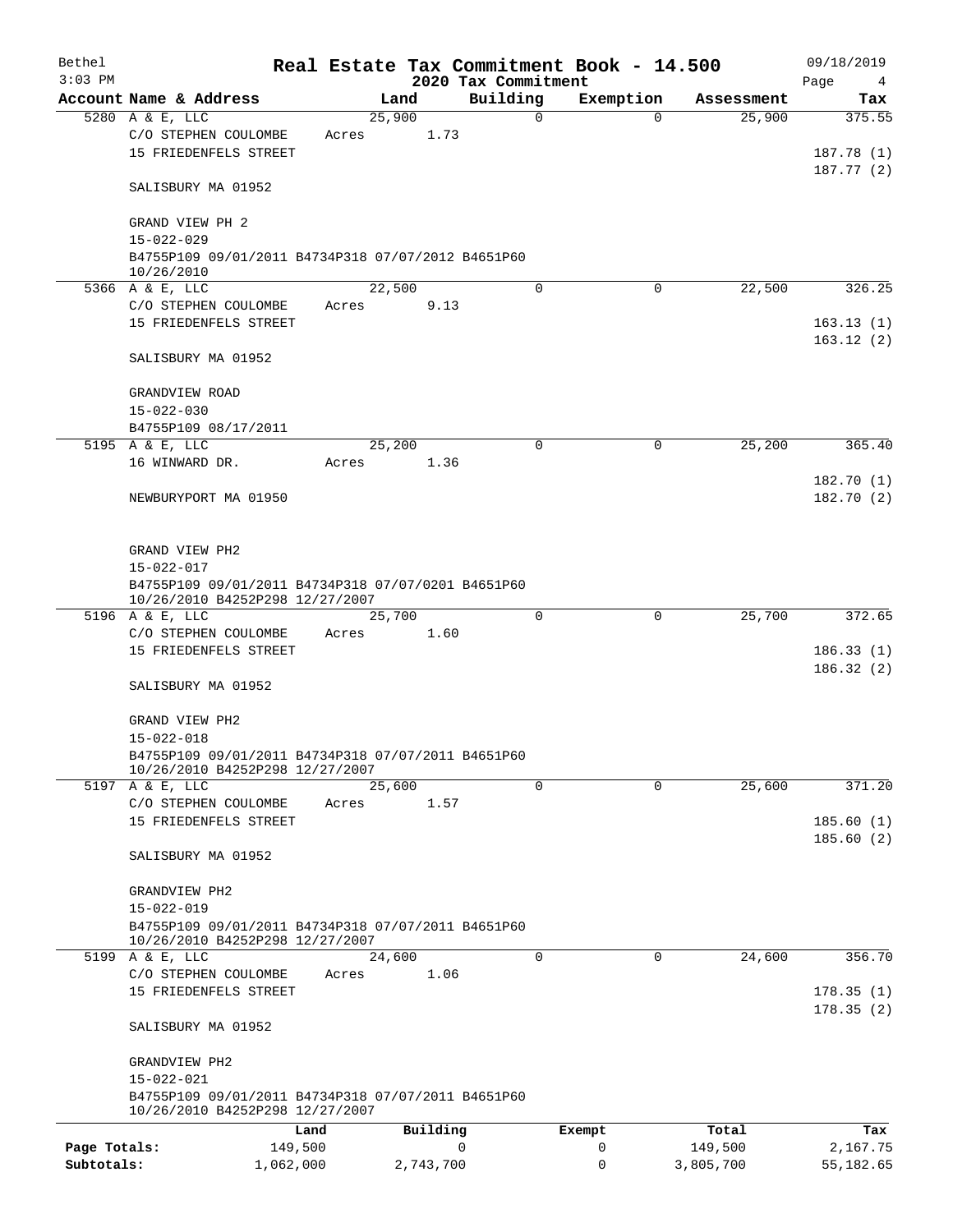Bethel 3:03 PM

# Real Estate Tax Commitment Book - 14.500

## 2020 Tax Commitment

09/18/2019

| Account Name & Address | Land | Building | Exemption | Assessment | Tax |
|---|---|---|---|---|---|
| 5280 A & E, LLC | 25,900 | 0 | 0 | 25,900 | 375.55 |
| C/O STEPHEN COULOMBE | Acres 1.73 | | | | |
| 15 FRIEDENFELS STREET | | | | | 187.78 (1) |
| | | | | | 187.77 (2) |
| SALISBURY MA 01952 | | | | | |
| GRAND VIEW PH 2 | | | | | |
| 15-022-029 | | | | | |
| B4755P109 09/01/2011 B4734P318 07/07/2012 B4651P60 10/26/2010 | | | | | |
| 5366 A & E, LLC | 22,500 | 0 | 0 | 22,500 | 326.25 |
| C/O STEPHEN COULOMBE | Acres 9.13 | | | | |
| 15 FRIEDENFELS STREET | | | | | 163.13 (1) |
| | | | | | 163.12 (2) |
| SALISBURY MA 01952 | | | | | |
| GRANDVIEW ROAD | | | | | |
| 15-022-030 | | | | | |
| B4755P109 08/17/2011 | | | | | |
| 5195 A & E, LLC | 25,200 | 0 | 0 | 25,200 | 365.40 |
| 16 WINWARD DR. | Acres 1.36 | | | | |
| | | | | | 182.70 (1) |
| NEWBURYPORT MA 01950 | | | | | 182.70 (2) |
| GRAND VIEW PH2 | | | | | |
| 15-022-017 | | | | | |
| B4755P109 09/01/2011 B4734P318 07/07/0201 B4651P60 10/26/2010 B4252P298 12/27/2007 | | | | | |
| 5196 A & E, LLC | 25,700 | 0 | 0 | 25,700 | 372.65 |
| C/O STEPHEN COULOMBE | Acres 1.60 | | | | |
| 15 FRIEDENFELS STREET | | | | | 186.33 (1) |
| | | | | | 186.32 (2) |
| SALISBURY MA 01952 | | | | | |
| GRAND VIEW PH2 | | | | | |
| 15-022-018 | | | | | |
| B4755P109 09/01/2011 B4734P318 07/07/2011 B4651P60 10/26/2010 B4252P298 12/27/2007 | | | | | |
| 5197 A & E, LLC | 25,600 | 0 | 0 | 25,600 | 371.20 |
| C/O STEPHEN COULOMBE | Acres 1.57 | | | | |
| 15 FRIEDENFELS STREET | | | | | 185.60 (1) |
| | | | | | 185.60 (2) |
| SALISBURY MA 01952 | | | | | |
| GRANDVIEW PH2 | | | | | |
| 15-022-019 | | | | | |
| B4755P109 09/01/2011 B4734P318 07/07/2011 B4651P60 10/26/2010 B4252P298 12/27/2007 | | | | | |
| 5199 A & E, LLC | 24,600 | 0 | 0 | 24,600 | 356.70 |
| C/O STEPHEN COULOMBE | Acres 1.06 | | | | |
| 15 FRIEDENFELS STREET | | | | | 178.35 (1) |
| | | | | | 178.35 (2) |
| SALISBURY MA 01952 | | | | | |
| GRANDVIEW PH2 | | | | | |
| 15-022-021 | | | | | |
| B4755P109 09/01/2011 B4734P318 07/07/2011 B4651P60 10/26/2010 B4252P298 12/27/2007 | | | | | |

| | Land | Building | Exempt | Total | Tax |
|---|---|---|---|---|---|
| Page Totals: | 149,500 | 0 | 0 | 149,500 | 2,167.75 |
| Subtotals: | 1,062,000 | 2,743,700 | 0 | 3,805,700 | 55,182.65 |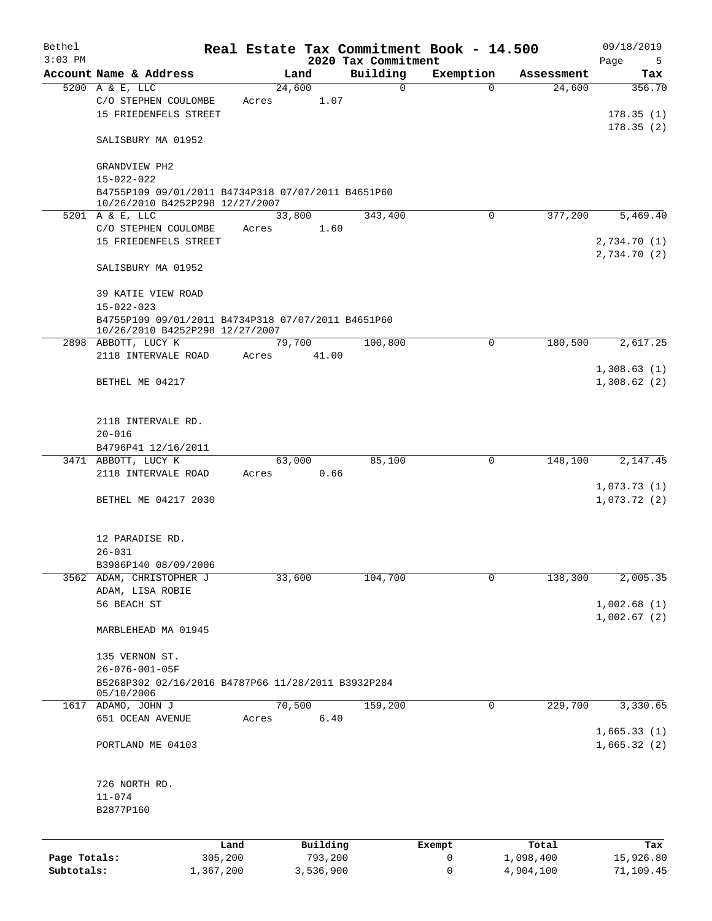Bethel — Real Estate Tax Commitment Book - 14.500 — 09/18/2019
3:03 PM — 2020 Tax Commitment

| Account Name & Address | Land | Building | Exemption | Assessment | Tax |
|---|---|---|---|---|---|
| 5200 A & E, LLC<br>C/O STEPHEN COULOMBE<br>15 FRIEDENFELS STREET<br><br>SALISBURY MA 01952<br><br>GRANDVIEW PH2<br>15-022-022<br>B4755P109 09/01/2011 B4734P318 07/07/2011 B4651P60 10/26/2010 B4252P298 12/27/2007 | 24,600<br>Acres 1.07 | 0 | 0 | 24,600 | 356.70<br><br>178.35 (1)<br>178.35 (2) |
| 5201 A & E, LLC<br>C/O STEPHEN COULOMBE<br>15 FRIEDENFELS STREET<br><br>SALISBURY MA 01952<br><br>39 KATIE VIEW ROAD<br>15-022-023<br>B4755P109 09/01/2011 B4734P318 07/07/2011 B4651P60 10/26/2010 B4252P298 12/27/2007 | 33,800<br>Acres 1.60 | 343,400 | 0 | 377,200 | 5,469.40<br><br>2,734.70 (1)<br>2,734.70 (2) |
| 2898 ABBOTT, LUCY K<br>2118 INTERVALE ROAD<br><br>BETHEL ME 04217<br><br>2118 INTERVALE RD.<br>20-016<br>B4796P41 12/16/2011 | 79,700<br>Acres 41.00 | 100,800 | 0 | 180,500 | 2,617.25<br><br>1,308.63 (1)<br>1,308.62 (2) |
| 3471 ABBOTT, LUCY K<br>2118 INTERVALE ROAD<br><br>BETHEL ME 04217 2030<br><br>12 PARADISE RD.<br>26-031<br>B3986P140 08/09/2006 | 63,000<br>Acres 0.66 | 85,100 | 0 | 148,100 | 2,147.45<br><br>1,073.73 (1)<br>1,073.72 (2) |
| 3562 ADAM, CHRISTOPHER J<br>ADAM, LISA ROBIE<br>56 BEACH ST<br><br>MARBLEHEAD MA 01945<br><br>135 VERNON ST.<br>26-076-001-05F<br>B5268P302 02/16/2016 B4787P66 11/28/2011 B3932P284 05/10/2006 | 33,600 | 104,700 | 0 | 138,300 | 2,005.35<br><br>1,002.68 (1)<br>1,002.67 (2) |
| 1617 ADAMO, JOHN J<br>651 OCEAN AVENUE<br><br>PORTLAND ME 04103<br><br>726 NORTH RD.<br>11-074<br>B2877P160 | 70,500<br>Acres 6.40 | 159,200 | 0 | 229,700 | 3,330.65<br><br>1,665.33 (1)<br>1,665.32 (2) |

| | Land | Building | Exempt | Total | Tax |
|---|---|---|---|---|---|
| Page Totals: | 305,200 | 793,200 | 0 | 1,098,400 | 15,926.80 |
| Subtotals: | 1,367,200 | 3,536,900 | 0 | 4,904,100 | 71,109.45 |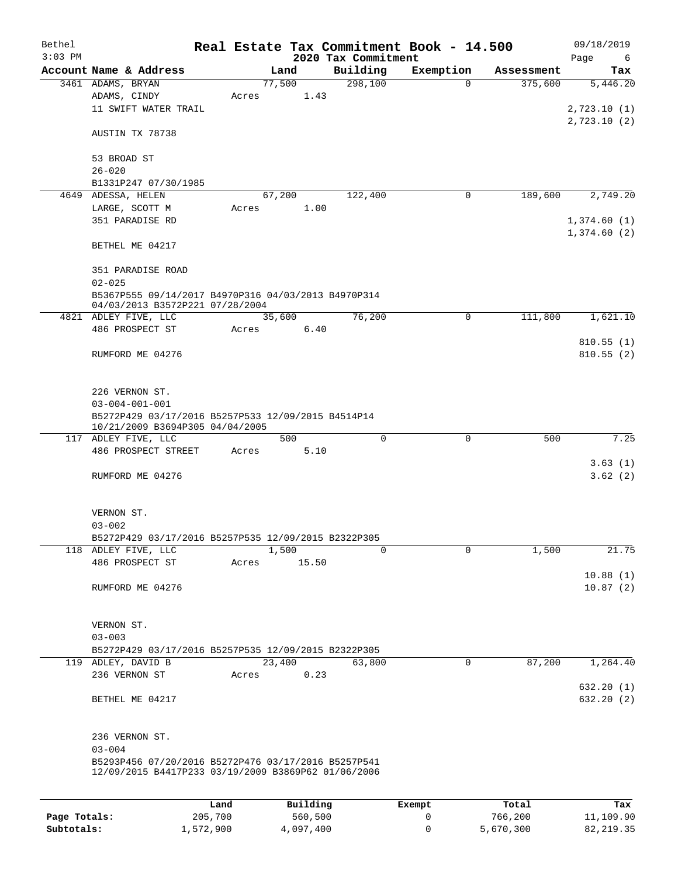# Real Estate Tax Commitment Book - 14.500

Bethel
3:03 PM

2020 Tax Commitment

09/18/2019

| Account Name & Address | Land | Building | Exemption | Assessment | Tax |
|---|---|---|---|---|---|
| 3461 ADAMS, BRYAN<br>ADAMS, CINDY<br>11 SWIFT WATER TRAIL<br><br>AUSTIN TX 78738<br><br>53 BROAD ST<br>26-020<br>B1331P247 07/30/1985 | 77,500<br>Acres 1.43 | 298,100 | 0 | 375,600 | 5,446.20<br><br>2,723.10 (1)<br>2,723.10 (2) |
| 4649 ADESSA, HELEN<br>LARGE, SCOTT M<br>351 PARADISE RD<br><br>BETHEL ME 04217<br><br>351 PARADISE ROAD<br>02-025<br>B5367P555 09/14/2017 B4970P316 04/03/2013 B4970P314 04/03/2013 B3572P221 07/28/2004 | 67,200<br>Acres 1.00 | 122,400 | 0 | 189,600 | 2,749.20<br><br>1,374.60 (1)<br>1,374.60 (2) |
| 4821 ADLEY FIVE, LLC<br>486 PROSPECT ST<br><br>RUMFORD ME 04276<br><br>226 VERNON ST.<br>03-004-001-001<br>B5272P429 03/17/2016 B5257P533 12/09/2015 B4514P14 10/21/2009 B3694P305 04/04/2005 | 35,600<br>Acres 6.40 | 76,200 | 0 | 111,800 | 1,621.10<br><br>810.55 (1)<br>810.55 (2) |
| 117 ADLEY FIVE, LLC<br>486 PROSPECT STREET<br><br>RUMFORD ME 04276<br><br>VERNON ST.<br>03-002<br>B5272P429 03/17/2016 B5257P535 12/09/2015 B2322P305 | 500<br>Acres 5.10 | 0 | 0 | 500 | 7.25<br><br>3.63 (1)<br>3.62 (2) |
| 118 ADLEY FIVE, LLC<br>486 PROSPECT ST<br><br>RUMFORD ME 04276<br><br>VERNON ST.<br>03-003<br>B5272P429 03/17/2016 B5257P535 12/09/2015 B2322P305 | 1,500<br>Acres 15.50 | 0 | 0 | 1,500 | 21.75<br><br>10.88 (1)<br>10.87 (2) |
| 119 ADLEY, DAVID B<br>236 VERNON ST<br><br>BETHEL ME 04217<br><br>236 VERNON ST.<br>03-004<br>B5293P456 07/20/2016 B5272P476 03/17/2016 B5257P541 12/09/2015 B4417P233 03/19/2009 B3869P62 01/06/2006 | 23,400<br>Acres 0.23 | 63,800 | 0 | 87,200 | 1,264.40<br><br>632.20 (1)<br>632.20 (2) |

| | Land | Building | Exempt | Total | Tax |
|---|---|---|---|---|---|
| **Page Totals:** | 205,700 | 560,500 | 0 | 766,200 | 11,109.90 |
| **Subtotals:** | 1,572,900 | 4,097,400 | 0 | 5,670,300 | 82,219.35 |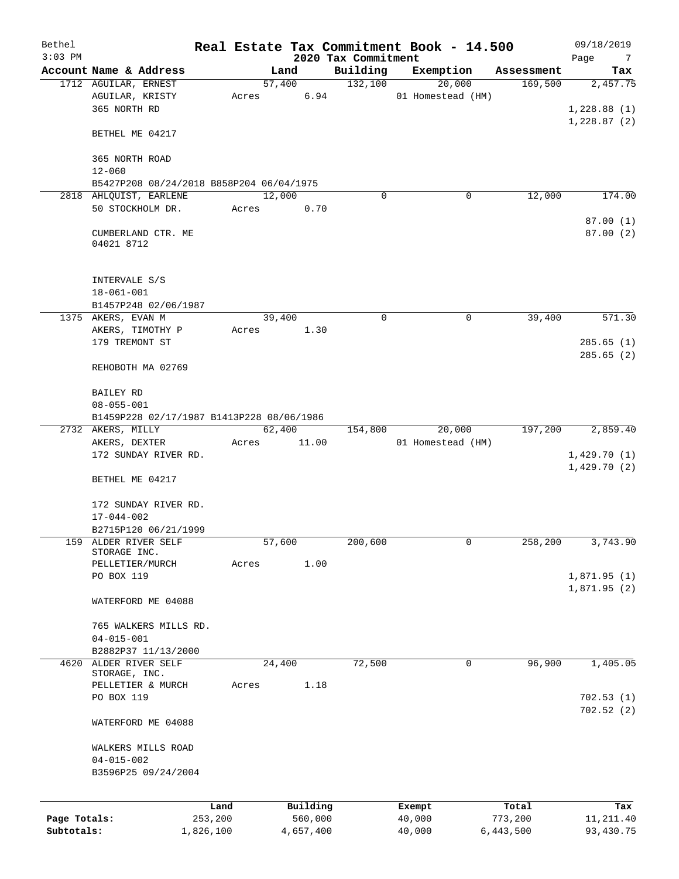Bethel 3:03 PM

# Real Estate Tax Commitment Book - 14.500

## 2020 Tax Commitment

09/18/2019

| Account Name & Address | Land | Building | Exemption | Assessment | Tax |
|---|---|---|---|---|---|
| 1712 AGUILAR, ERNEST | 57,400 | 132,100 | 20,000 | 169,500 | 2,457.75 |
| AGUILAR, KRISTY | Acres 6.94 | | 01 Homestead (HM) | | |
| 365 NORTH RD | | | | | 1,228.88 (1) |
| | | | | | 1,228.87 (2) |
| BETHEL ME 04217 | | | | | |
| 365 NORTH ROAD | | | | | |
| 12-060 | | | | | |
| B5427P208 08/24/2018 B858P204 06/04/1975 | | | | | |
| 2818 AHLQUIST, EARLENE | 12,000 | 0 | 0 | 12,000 | 174.00 |
| 50 STOCKHOLM DR. | Acres 0.70 | | | | |
| | | | | | 87.00 (1) |
| CUMBERLAND CTR. ME 04021 8712 | | | | | 87.00 (2) |
| INTERVALE S/S | | | | | |
| 18-061-001 | | | | | |
| B1457P248 02/06/1987 | | | | | |
| 1375 AKERS, EVAN M | 39,400 | 0 | 0 | 39,400 | 571.30 |
| AKERS, TIMOTHY P | Acres 1.30 | | | | |
| 179 TREMONT ST | | | | | 285.65 (1) |
| | | | | | 285.65 (2) |
| REHOBOTH MA 02769 | | | | | |
| BAILEY RD | | | | | |
| 08-055-001 | | | | | |
| B1459P228 02/17/1987 B1413P228 08/06/1986 | | | | | |
| 2732 AKERS, MILLY | 62,400 | 154,800 | 20,000 | 197,200 | 2,859.40 |
| AKERS, DEXTER | Acres 11.00 | | 01 Homestead (HM) | | |
| 172 SUNDAY RIVER RD. | | | | | 1,429.70 (1) |
| | | | | | 1,429.70 (2) |
| BETHEL ME 04217 | | | | | |
| 172 SUNDAY RIVER RD. | | | | | |
| 17-044-002 | | | | | |
| B2715P120 06/21/1999 | | | | | |
| 159 ALDER RIVER SELF STORAGE INC. | 57,600 | 200,600 | 0 | 258,200 | 3,743.90 |
| PELLETIER/MURCH | Acres 1.00 | | | | |
| PO BOX 119 | | | | | 1,871.95 (1) |
| | | | | | 1,871.95 (2) |
| WATERFORD ME 04088 | | | | | |
| 765 WALKERS MILLS RD. | | | | | |
| 04-015-001 | | | | | |
| B2882P37 11/13/2000 | | | | | |
| 4620 ALDER RIVER SELF STORAGE, INC. | 24,400 | 72,500 | 0 | 96,900 | 1,405.05 |
| PELLETIER & MURCH | Acres 1.18 | | | | |
| PO BOX 119 | | | | | 702.53 (1) |
| | | | | | 702.52 (2) |
| WATERFORD ME 04088 | | | | | |
| WALKERS MILLS ROAD | | | | | |
| 04-015-002 | | | | | |
| B3596P25 09/24/2004 | | | | | |

| | Land | Building | Exempt | Total | Tax |
|---|---|---|---|---|---|
| Page Totals: | 253,200 | 560,000 | 40,000 | 773,200 | 11,211.40 |
| Subtotals: | 1,826,100 | 4,657,400 | 40,000 | 6,443,500 | 93,430.75 |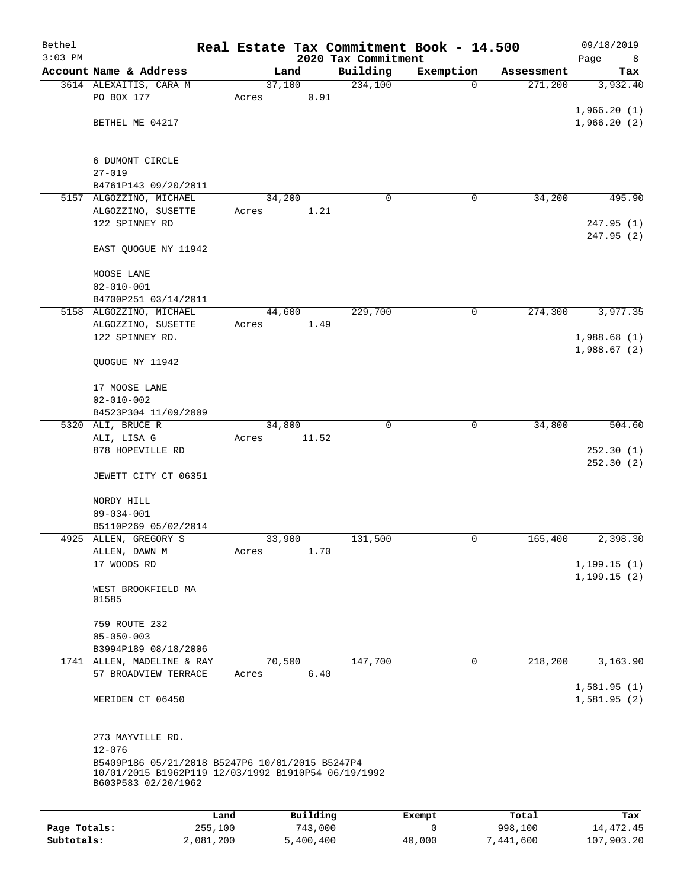Bethel 3:03 PM

# Real Estate Tax Commitment Book - 14.500

## 2020 Tax Commitment

09/18/2019

| Account | Name & Address | Land | Building | Exemption | Assessment | Tax |
|---|---|---|---|---|---|---|
| 3614 | ALEXAITIS, CARA M<br>PO BOX 177<br><br>BETHEL ME 04217<br><br>6 DUMONT CIRCLE<br>27-019<br>B4761P143 09/20/2011 | 37,100<br>Acres 0.91 | 234,100 | 0 | 271,200 | 3,932.40<br><br>1,966.20 (1)<br>1,966.20 (2) |
| 5157 | ALGOZZINO, MICHAEL<br>ALGOZZINO, SUSETTE<br>122 SPINNEY RD<br><br>EAST QUOGUE NY 11942<br><br>MOOSE LANE<br>02-010-001<br>B4700P251 03/14/2011 | 34,200<br>Acres 1.21 | 0 | 0 | 34,200 | 495.90<br><br>247.95 (1)<br>247.95 (2) |
| 5158 | ALGOZZINO, MICHAEL<br>ALGOZZINO, SUSETTE<br>122 SPINNEY RD.<br><br>QUOGUE NY 11942<br><br>17 MOOSE LANE<br>02-010-002<br>B4523P304 11/09/2009 | 44,600<br>Acres 1.49 | 229,700 | 0 | 274,300 | 3,977.35<br><br>1,988.68 (1)<br>1,988.67 (2) |
| 5320 | ALI, BRUCE R<br>ALI, LISA G<br>878 HOPEVILLE RD<br><br>JEWETT CITY CT 06351<br><br>NORDY HILL<br>09-034-001<br>B5110P269 05/02/2014 | 34,800<br>Acres 11.52 | 0 | 0 | 34,800 | 504.60<br><br>252.30 (1)<br>252.30 (2) |
| 4925 | ALLEN, GREGORY S<br>ALLEN, DAWN M<br>17 WOODS RD<br><br>WEST BROOKFIELD MA 01585<br><br>759 ROUTE 232<br>05-050-003<br>B3994P189 08/18/2006 | 33,900<br>Acres 1.70 | 131,500 | 0 | 165,400 | 2,398.30<br><br>1,199.15 (1)<br>1,199.15 (2) |
| 1741 | ALLEN, MADELINE & RAY<br>57 BROADVIEW TERRACE<br><br>MERIDEN CT 06450<br><br>273 MAYVILLE RD.<br>12-076<br>B5409P186 05/21/2018 B5247P6 10/01/2015 B5247P4 10/01/2015 B1962P119 12/03/1992 B1910P54 06/19/1992 B603P583 02/20/1962 | 70,500<br>Acres 6.40 | 147,700 | 0 | 218,200 | 3,163.90<br><br>1,581.95 (1)<br>1,581.95 (2) |

| | Land | Building | Exempt | Total | Tax |
|---|---|---|---|---|---|
| Page Totals: | 255,100 | 743,000 | 0 | 998,100 | 14,472.45 |
| Subtotals: | 2,081,200 | 5,400,400 | 40,000 | 7,441,600 | 107,903.20 |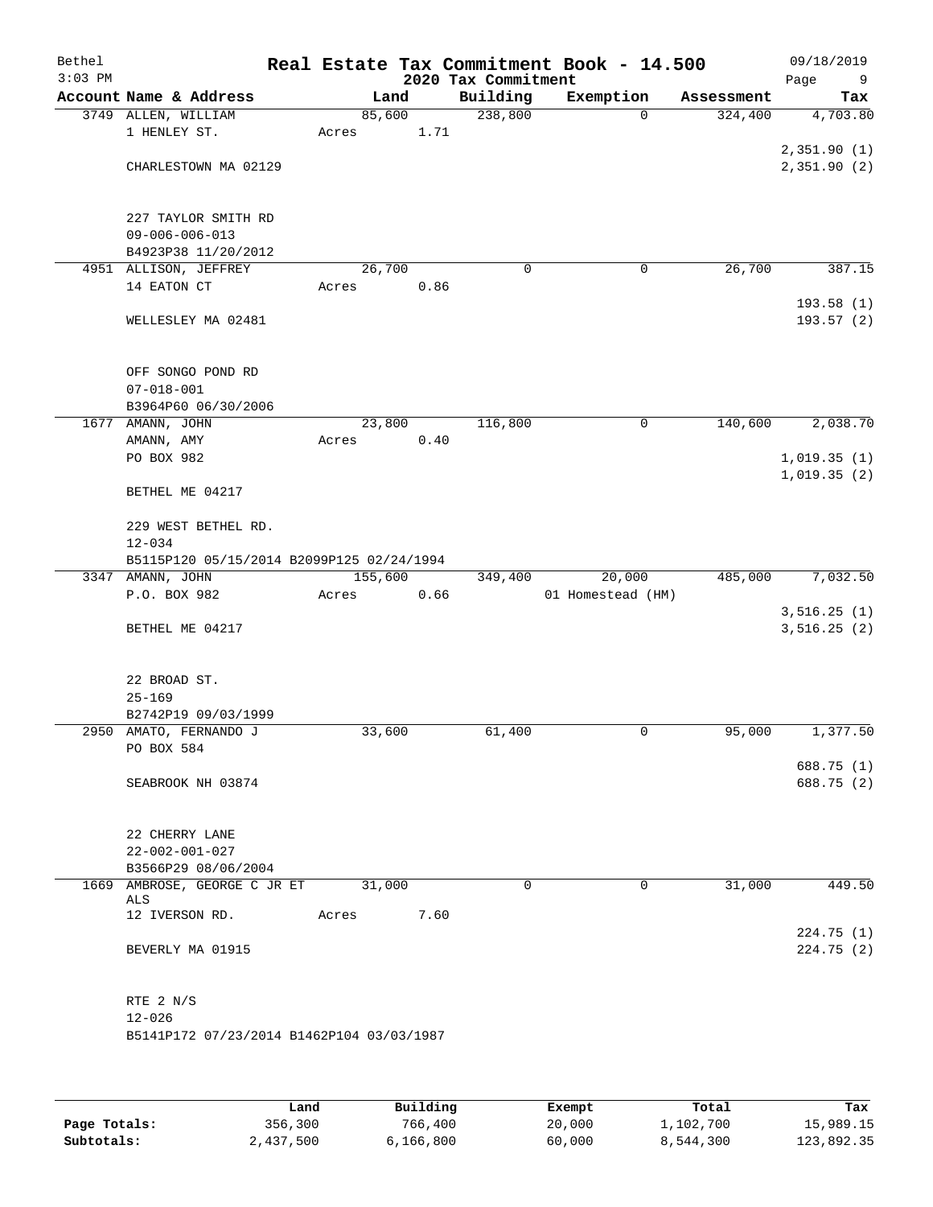Bethel — Real Estate Tax Commitment Book - 14.500 — 2020 Tax Commitment — 09/18/2019 3:03 PM

| Account | Name & Address | Land | Building | Exemption | Assessment | Tax |
|---|---|---|---|---|---|---|
| 3749 | ALLEN, WILLIAM<br>1 HENLEY ST.<br>CHARLESTOWN MA 02129<br><br>227 TAYLOR SMITH RD<br>09-006-006-013<br>B4923P38 11/20/2012 | 85,600<br>Acres 1.71 | 238,800 | 0 | 324,400 | 4,703.80<br>2,351.90 (1)<br>2,351.90 (2) |
| 4951 | ALLISON, JEFFREY<br>14 EATON CT<br>WELLESLEY MA 02481<br><br>OFF SONGO POND RD<br>07-018-001<br>B3964P60 06/30/2006 | 26,700<br>Acres 0.86 | 0 | 0 | 26,700 | 387.15<br>193.58 (1)<br>193.57 (2) |
| 1677 | AMANN, JOHN<br>AMANN, AMY<br>PO BOX 982<br>BETHEL ME 04217<br><br>229 WEST BETHEL RD.<br>12-034<br>B5115P120 05/15/2014 B2099P125 02/24/1994 | 23,800<br>Acres 0.40 | 116,800 | 0 | 140,600 | 2,038.70<br>1,019.35 (1)<br>1,019.35 (2) |
| 3347 | AMANN, JOHN<br>P.O. BOX 982<br>BETHEL ME 04217<br><br>22 BROAD ST.<br>25-169<br>B2742P19 09/03/1999 | 155,600<br>Acres 0.66 | 349,400 | 20,000<br>01 Homestead (HM) | 485,000 | 7,032.50<br>3,516.25 (1)<br>3,516.25 (2) |
| 2950 | AMATO, FERNANDO J<br>PO BOX 584<br>SEABROOK NH 03874<br><br>22 CHERRY LANE<br>22-002-001-027<br>B3566P29 08/06/2004 | 33,600 | 61,400 | 0 | 95,000 | 1,377.50<br>688.75 (1)<br>688.75 (2) |
| 1669 | AMBROSE, GEORGE C JR ET ALS<br>12 IVERSON RD.<br>BEVERLY MA 01915<br><br>RTE 2 N/S<br>12-026<br>B5141P172 07/23/2014 B1462P104 03/03/1987 | 31,000<br>Acres 7.60 | 0 | 0 | 31,000 | 449.50<br>224.75 (1)<br>224.75 (2) |

| | Land | Building | Exempt | Total | Tax |
|---|---|---|---|---|---|
| **Page Totals:** | 356,300 | 766,400 | 20,000 | 1,102,700 | 15,989.15 |
| **Subtotals:** | 2,437,500 | 6,166,800 | 60,000 | 8,544,300 | 123,892.35 |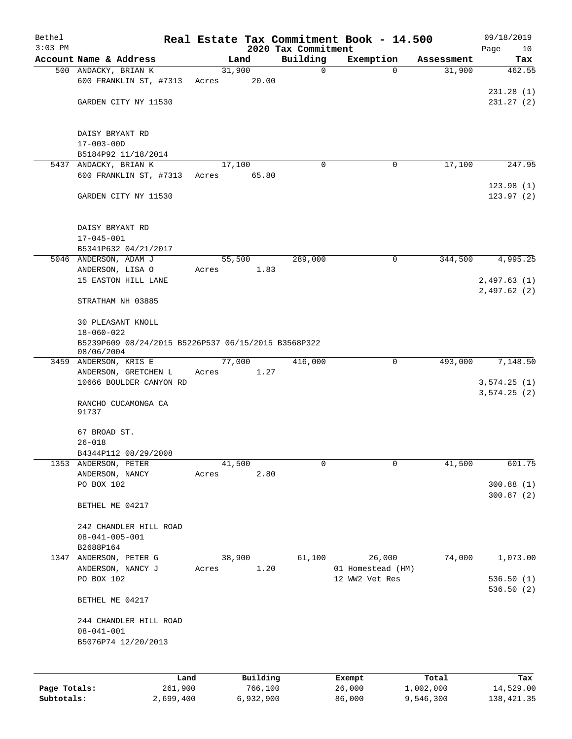Bethel — Real Estate Tax Commitment Book - 14.500 — 09/18/2019
3:03 PM — 2020 Tax Commitment — Page 10

| Account Name & Address | Land | Building | Exemption | Assessment | Tax |
|---|---|---|---|---|---|
| 500 ANDACKY, BRIAN K<br>600 FRANKLIN ST, #7313<br>GARDEN CITY NY 11530<br><br>DAISY BRYANT RD<br>17-003-00D<br>B5184P92 11/18/2014 | 31,900<br>Acres 20.00 | 0 | 0 | 31,900 | 462.55<br>231.28 (1)<br>231.27 (2) |
| 5437 ANDACKY, BRIAN K<br>600 FRANKLIN ST, #7313<br>GARDEN CITY NY 11530<br><br>DAISY BRYANT RD<br>17-045-001<br>B5341P632 04/21/2017 | 17,100<br>Acres 65.80 | 0 | 0 | 17,100 | 247.95<br>123.98 (1)<br>123.97 (2) |
| 5046 ANDERSON, ADAM J<br>ANDERSON, LISA O<br>15 EASTON HILL LANE<br>STRATHAM NH 03885<br><br>30 PLEASANT KNOLL<br>18-060-022<br>B5239P609 08/24/2015 B5226P537 06/15/2015 B3568P322 08/06/2004 | 55,500<br>Acres 1.83 | 289,000 | 0 | 344,500 | 4,995.25<br>2,497.63 (1)<br>2,497.62 (2) |
| 3459 ANDERSON, KRIS E<br>ANDERSON, GRETCHEN L<br>10666 BOULDER CANYON RD<br>RANCHO CUCAMONGA CA 91737<br><br>67 BROAD ST.<br>26-018<br>B4344P112 08/29/2008 | 77,000<br>Acres 1.27 | 416,000 | 0 | 493,000 | 7,148.50<br>3,574.25 (1)<br>3,574.25 (2) |
| 1353 ANDERSON, PETER<br>ANDERSON, NANCY<br>PO BOX 102<br>BETHEL ME 04217<br><br>242 CHANDLER HILL ROAD<br>08-041-005-001<br>B2688P164 | 41,500<br>Acres 2.80 | 0 | 0 | 41,500 | 601.75<br>300.88 (1)<br>300.87 (2) |
| 1347 ANDERSON, PETER G<br>ANDERSON, NANCY J<br>PO BOX 102<br>BETHEL ME 04217<br><br>244 CHANDLER HILL ROAD<br>08-041-001<br>B5076P74 12/20/2013 | 38,900<br>Acres 1.20 | 61,100 | 26,000<br>01 Homestead (HM)<br>12 WW2 Vet Res | 74,000 | 1,073.00<br>536.50 (1)<br>536.50 (2) |

| | Land | Building | Exempt | Total | Tax |
|---|---|---|---|---|---|
| Page Totals: | 261,900 | 766,100 | 26,000 | 1,002,000 | 14,529.00 |
| Subtotals: | 2,699,400 | 6,932,900 | 86,000 | 9,546,300 | 138,421.35 |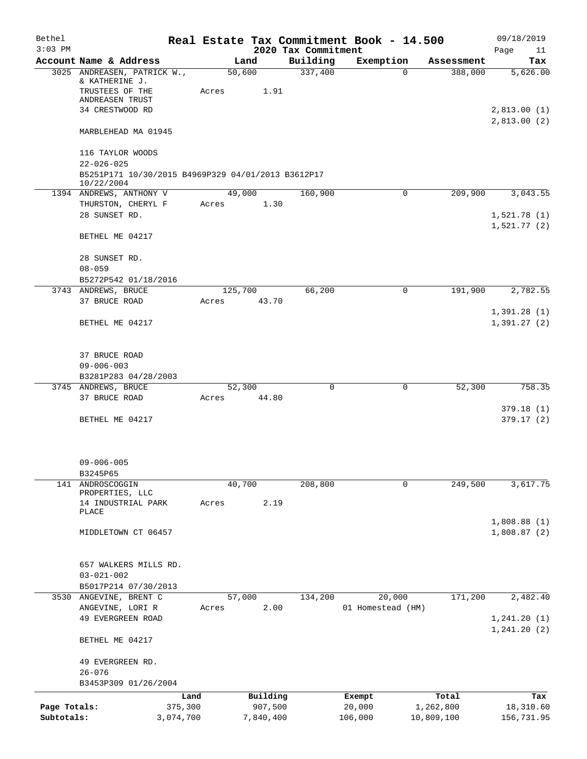Bethel — Real Estate Tax Commitment Book - 14.500 — 09/18/2019
3:03 PM — 2020 Tax Commitment

| Account Name & Address | Land | Building | Exemption | Assessment | Tax |
|---|---|---|---|---|---|
| 3025 ANDREASEN, PATRICK W., & KATHERINE J. | 50,600 | 337,400 | 0 | 388,000 | 5,626.00 |
| TRUSTEES OF THE ANDREASEN TRUST | Acres 1.91 | | | | |
| 34 CRESTWOOD RD | | | | | 2,813.00 (1) |
| | | | | | 2,813.00 (2) |
| MARBLEHEAD MA 01945 | | | | | |
| 116 TAYLOR WOODS | | | | | |
| 22-026-025 | | | | | |
| B5251P171 10/30/2015 B4969P329 04/01/2013 B3612P17 10/22/2004 | | | | | |
| 1394 ANDREWS, ANTHONY V | 49,000 | 160,900 | 0 | 209,900 | 3,043.55 |
| THURSTON, CHERYL F | Acres 1.30 | | | | |
| 28 SUNSET RD. | | | | | 1,521.78 (1) |
| | | | | | 1,521.77 (2) |
| BETHEL ME 04217 | | | | | |
| 28 SUNSET RD. | | | | | |
| 08-059 | | | | | |
| B5272P542 01/18/2016 | | | | | |
| 3743 ANDREWS, BRUCE | 125,700 | 66,200 | 0 | 191,900 | 2,782.55 |
| 37 BRUCE ROAD | Acres 43.70 | | | | |
| | | | | | 1,391.28 (1) |
| BETHEL ME 04217 | | | | | 1,391.27 (2) |
| 37 BRUCE ROAD | | | | | |
| 09-006-003 | | | | | |
| B3281P283 04/28/2003 | | | | | |
| 3745 ANDREWS, BRUCE | 52,300 | 0 | 0 | 52,300 | 758.35 |
| 37 BRUCE ROAD | Acres 44.80 | | | | |
| | | | | | 379.18 (1) |
| BETHEL ME 04217 | | | | | 379.17 (2) |
| 09-006-005 | | | | | |
| B3245P65 | | | | | |
| 141 ANDROSCOGGIN PROPERTIES, LLC | 40,700 | 208,800 | 0 | 249,500 | 3,617.75 |
| 14 INDUSTRIAL PARK PLACE | Acres 2.19 | | | | |
| | | | | | 1,808.88 (1) |
| MIDDLETOWN CT 06457 | | | | | 1,808.87 (2) |
| 657 WALKERS MILLS RD. | | | | | |
| 03-021-002 | | | | | |
| B5017P214 07/30/2013 | | | | | |
| 3530 ANGEVINE, BRENT C | 57,000 | 134,200 | 20,000 | 171,200 | 2,482.40 |
| ANGEVINE, LORI R | Acres 2.00 | | 01 Homestead (HM) | | |
| 49 EVERGREEN ROAD | | | | | 1,241.20 (1) |
| | | | | | 1,241.20 (2) |
| BETHEL ME 04217 | | | | | |
| 49 EVERGREEN RD. | | | | | |
| 26-076 | | | | | |
| B3453P309 01/26/2004 | | | | | |

| | Land | Building | Exempt | Total | Tax |
|---|---|---|---|---|---|
| Page Totals: | 375,300 | 907,500 | 20,000 | 1,262,800 | 18,310.60 |
| Subtotals: | 3,074,700 | 7,840,400 | 106,000 | 10,809,100 | 156,731.95 |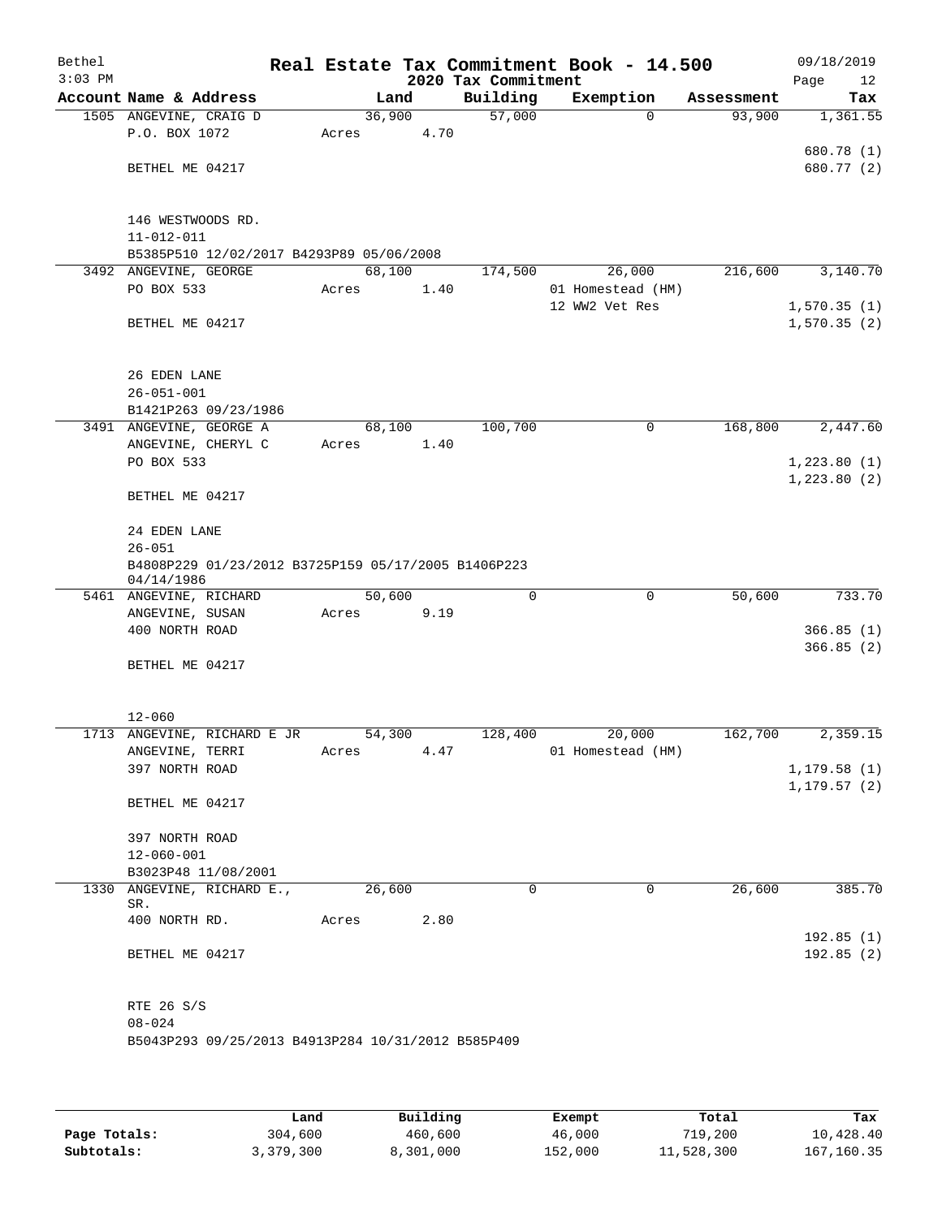# Real Estate Tax Commitment Book - 14.500

Bethel
3:03 PM

2020 Tax Commitment

09/18/2019

| Account Name & Address | Land | Building | Exemption | Assessment | Tax |
|---|---|---|---|---|---|
| 1505 ANGEVINE, CRAIG D | 36,900 | 57,000 | 0 | 93,900 | 1,361.55 |
| P.O. BOX 1072 | Acres 4.70 | | | | |
| | | | | | 680.78 (1) |
| BETHEL ME 04217 | | | | | 680.77 (2) |
| 146 WESTWOODS RD. | | | | | |
| 11-012-011 | | | | | |
| B5385P510 12/02/2017 B4293P89 05/06/2008 | | | | | |
| 3492 ANGEVINE, GEORGE | 68,100 | 174,500 | 26,000 | 216,600 | 3,140.70 |
| PO BOX 533 | Acres 1.40 | | 01 Homestead (HM) | | |
| | | | 12 WW2 Vet Res | | 1,570.35 (1) |
| BETHEL ME 04217 | | | | | 1,570.35 (2) |
| 26 EDEN LANE | | | | | |
| 26-051-001 | | | | | |
| B1421P263 09/23/1986 | | | | | |
| 3491 ANGEVINE, GEORGE A | 68,100 | 100,700 | 0 | 168,800 | 2,447.60 |
| ANGEVINE, CHERYL C | Acres 1.40 | | | | |
| PO BOX 533 | | | | | 1,223.80 (1) |
| | | | | | 1,223.80 (2) |
| BETHEL ME 04217 | | | | | |
| 24 EDEN LANE | | | | | |
| 26-051 | | | | | |
| B4808P229 01/23/2012 B3725P159 05/17/2005 B1406P223 04/14/1986 | | | | | |
| 5461 ANGEVINE, RICHARD | 50,600 | 0 | 0 | 50,600 | 733.70 |
| ANGEVINE, SUSAN | Acres 9.19 | | | | |
| 400 NORTH ROAD | | | | | 366.85 (1) |
| | | | | | 366.85 (2) |
| BETHEL ME 04217 | | | | | |
| 12-060 | | | | | |
| 1713 ANGEVINE, RICHARD E JR | 54,300 | 128,400 | 20,000 | 162,700 | 2,359.15 |
| ANGEVINE, TERRI | Acres 4.47 | | 01 Homestead (HM) | | |
| 397 NORTH ROAD | | | | | 1,179.58 (1) |
| | | | | | 1,179.57 (2) |
| BETHEL ME 04217 | | | | | |
| 397 NORTH ROAD | | | | | |
| 12-060-001 | | | | | |
| B3023P48 11/08/2001 | | | | | |
| 1330 ANGEVINE, RICHARD E., SR. | 26,600 | 0 | 0 | 26,600 | 385.70 |
| 400 NORTH RD. | Acres 2.80 | | | | |
| | | | | | 192.85 (1) |
| BETHEL ME 04217 | | | | | 192.85 (2) |
| RTE 26 S/S | | | | | |
| 08-024 | | | | | |
| B5043P293 09/25/2013 B4913P284 10/31/2012 B585P409 | | | | | |

| | Land | Building | Exempt | Total | Tax |
|---|---|---|---|---|---|
| Page Totals: | 304,600 | 460,600 | 46,000 | 719,200 | 10,428.40 |
| Subtotals: | 3,379,300 | 8,301,000 | 152,000 | 11,528,300 | 167,160.35 |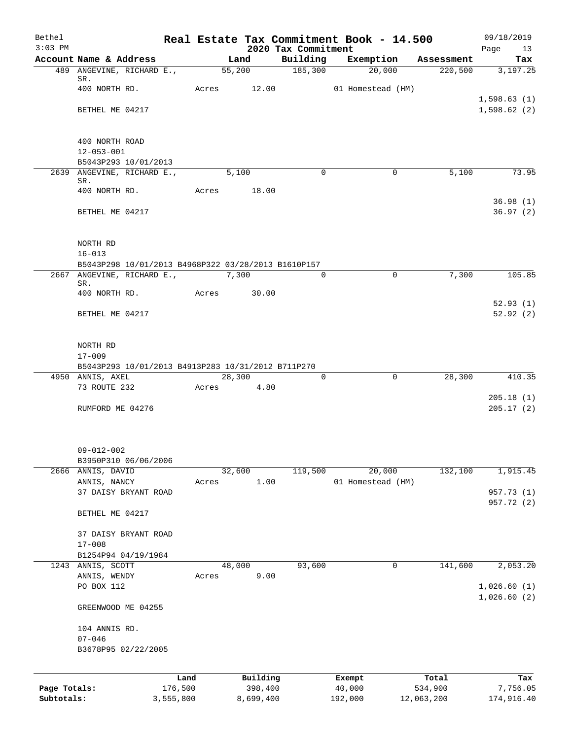Bethel
3:03 PM

# Real Estate Tax Commitment Book - 14.500
## 2020 Tax Commitment

09/18/2019

| Account Name & Address | Land | Building | Exemption | Assessment | Tax |
|---|---|---|---|---|---|
| 489 ANGEVINE, RICHARD E., SR. | 55,200 | 185,300 | 20,000 | 220,500 | 3,197.25 |
| 400 NORTH RD. | Acres 12.00 | | 01 Homestead (HM) | | |
| | | | | | 1,598.63 (1) |
| BETHEL ME 04217 | | | | | 1,598.62 (2) |
| 400 NORTH ROAD | | | | | |
| 12-053-001 | | | | | |
| B5043P293 10/01/2013 | | | | | |
| 2639 ANGEVINE, RICHARD E., SR. | 5,100 | 0 | 0 | 5,100 | 73.95 |
| 400 NORTH RD. | Acres 18.00 | | | | |
| | | | | | 36.98 (1) |
| BETHEL ME 04217 | | | | | 36.97 (2) |
| NORTH RD | | | | | |
| 16-013 | | | | | |
| B5043P298 10/01/2013 B4968P322 03/28/2013 B1610P157 | | | | | |
| 2667 ANGEVINE, RICHARD E., SR. | 7,300 | 0 | 0 | 7,300 | 105.85 |
| 400 NORTH RD. | Acres 30.00 | | | | |
| | | | | | 52.93 (1) |
| BETHEL ME 04217 | | | | | 52.92 (2) |
| NORTH RD | | | | | |
| 17-009 | | | | | |
| B5043P293 10/01/2013 B4913P283 10/31/2012 B711P270 | | | | | |
| 4950 ANNIS, AXEL | 28,300 | 0 | 0 | 28,300 | 410.35 |
| 73 ROUTE 232 | Acres 4.80 | | | | |
| | | | | | 205.18 (1) |
| RUMFORD ME 04276 | | | | | 205.17 (2) |
| 09-012-002 | | | | | |
| B3950P310 06/06/2006 | | | | | |
| 2666 ANNIS, DAVID | 32,600 | 119,500 | 20,000 | 132,100 | 1,915.45 |
| ANNIS, NANCY | Acres 1.00 | | 01 Homestead (HM) | | |
| 37 DAISY BRYANT ROAD | | | | | 957.73 (1) |
| | | | | | 957.72 (2) |
| BETHEL ME 04217 | | | | | |
| 37 DAISY BRYANT ROAD | | | | | |
| 17-008 | | | | | |
| B1254P94 04/19/1984 | | | | | |
| 1243 ANNIS, SCOTT | 48,000 | 93,600 | 0 | 141,600 | 2,053.20 |
| ANNIS, WENDY | Acres 9.00 | | | | |
| PO BOX 112 | | | | | 1,026.60 (1) |
| | | | | | 1,026.60 (2) |
| GREENWOOD ME 04255 | | | | | |
| 104 ANNIS RD. | | | | | |
| 07-046 | | | | | |
| B3678P95 02/22/2005 | | | | | |

| | Land | Building | Exempt | Total | Tax |
|---|---|---|---|---|---|
| Page Totals: | 176,500 | 398,400 | 40,000 | 534,900 | 7,756.05 |
| Subtotals: | 3,555,800 | 8,699,400 | 192,000 | 12,063,200 | 174,916.40 |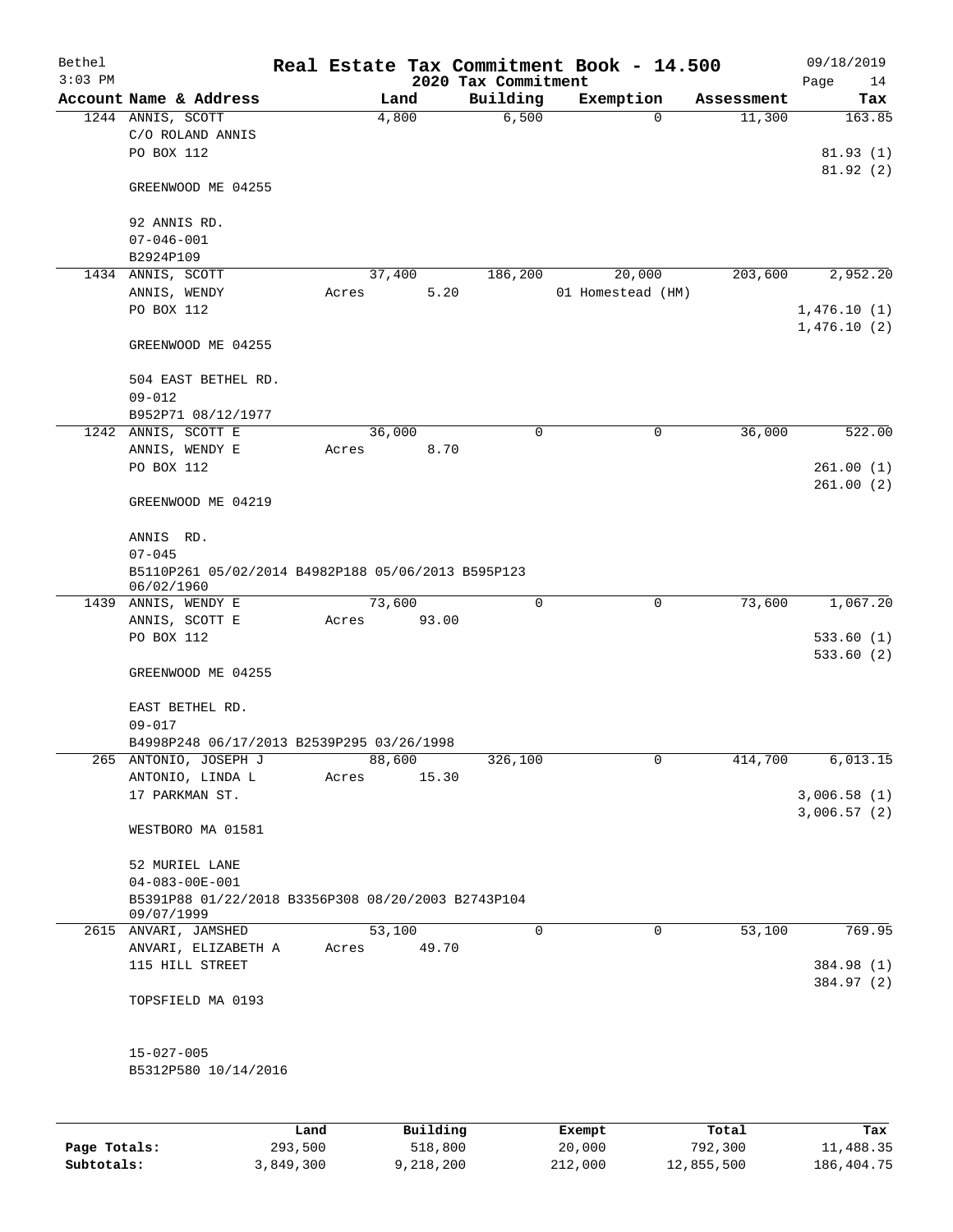Bethel 3:03 PM

# Real Estate Tax Commitment Book - 14.500

## 2020 Tax Commitment

09/18/2019 Page 14

| Account Name & Address | Land | Building | Exemption | Assessment | Tax |
|---|---|---|---|---|---|
| 1244 ANNIS, SCOTT | 4,800 | 6,500 | 0 | 11,300 | 163.85 |
| C/O ROLAND ANNIS | | | | | |
| PO BOX 112 | | | | | 81.93 (1) |
| | | | | | 81.92 (2) |
| GREENWOOD ME 04255 | | | | | |
| 92 ANNIS RD. | | | | | |
| 07-046-001 | | | | | |
| B2924P109 | | | | | |
| 1434 ANNIS, SCOTT | 37,400 | 186,200 | 20,000 | 203,600 | 2,952.20 |
| ANNIS, WENDY | Acres 5.20 | | 01 Homestead (HM) | | |
| PO BOX 112 | | | | | 1,476.10 (1) |
| | | | | | 1,476.10 (2) |
| GREENWOOD ME 04255 | | | | | |
| 504 EAST BETHEL RD. | | | | | |
| 09-012 | | | | | |
| B952P71 08/12/1977 | | | | | |
| 1242 ANNIS, SCOTT E | 36,000 | 0 | 0 | 36,000 | 522.00 |
| ANNIS, WENDY E | Acres 8.70 | | | | |
| PO BOX 112 | | | | | 261.00 (1) |
| | | | | | 261.00 (2) |
| GREENWOOD ME 04219 | | | | | |
| ANNIS RD. | | | | | |
| 07-045 | | | | | |
| B5110P261 05/02/2014 B4982P188 05/06/2013 B595P123 06/02/1960 | | | | | |
| 1439 ANNIS, WENDY E | 73,600 | 0 | 0 | 73,600 | 1,067.20 |
| ANNIS, SCOTT E | Acres 93.00 | | | | |
| PO BOX 112 | | | | | 533.60 (1) |
| | | | | | 533.60 (2) |
| GREENWOOD ME 04255 | | | | | |
| EAST BETHEL RD. | | | | | |
| 09-017 | | | | | |
| B4998P248 06/17/2013 B2539P295 03/26/1998 | | | | | |
| 265 ANTONIO, JOSEPH J | 88,600 | 326,100 | 0 | 414,700 | 6,013.15 |
| ANTONIO, LINDA L | Acres 15.30 | | | | |
| 17 PARKMAN ST. | | | | | 3,006.58 (1) |
| | | | | | 3,006.57 (2) |
| WESTBORO MA 01581 | | | | | |
| 52 MURIEL LANE | | | | | |
| 04-083-00E-001 | | | | | |
| B5391P88 01/22/2018 B3356P308 08/20/2003 B2743P104 09/07/1999 | | | | | |
| 2615 ANVARI, JAMSHED | 53,100 | 0 | 0 | 53,100 | 769.95 |
| ANVARI, ELIZABETH A | Acres 49.70 | | | | |
| 115 HILL STREET | | | | | 384.98 (1) |
| | | | | | 384.97 (2) |
| TOPSFIELD MA 0193 | | | | | |
| 15-027-005 | | | | | |
| B5312P580 10/14/2016 | | | | | |

| | Land | Building | Exempt | Total | Tax |
|---|---|---|---|---|---|
| Page Totals: | 293,500 | 518,800 | 20,000 | 792,300 | 11,488.35 |
| Subtotals: | 3,849,300 | 9,218,200 | 212,000 | 12,855,500 | 186,404.75 |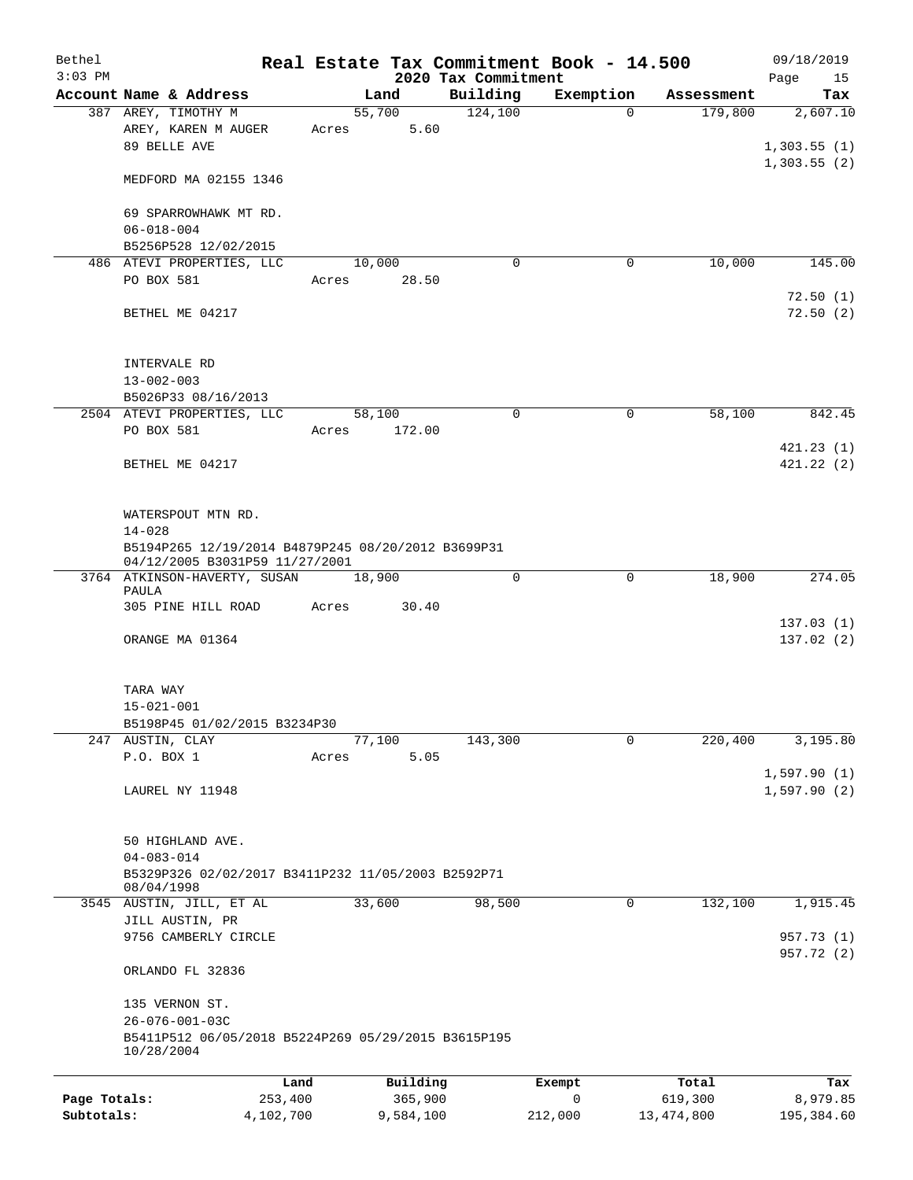Bethel — Real Estate Tax Commitment Book - 14.500 — 09/18/2019

3:03 PM — 2020 Tax Commitment

| Account Name & Address | Land | Building | Exemption | Assessment | Tax |
|---|---|---|---|---|---|
| 387 AREY, TIMOTHY M | 55,700 | 124,100 | 0 | 179,800 | 2,607.10 |
| AREY, KAREN M AUGER | Acres 5.60 | | | | |
| 89 BELLE AVE | | | | | 1,303.55 (1) |
| | | | | | 1,303.55 (2) |
| MEDFORD MA 02155 1346 | | | | | |
| 69 SPARROWHAWK MT RD. | | | | | |
| 06-018-004 | | | | | |
| B5256P528 12/02/2015 | | | | | |
| 486 ATEVI PROPERTIES, LLC | 10,000 | 0 | 0 | 10,000 | 145.00 |
| PO BOX 581 | Acres 28.50 | | | | |
| | | | | | 72.50 (1) |
| BETHEL ME 04217 | | | | | 72.50 (2) |
| INTERVALE RD | | | | | |
| 13-002-003 | | | | | |
| B5026P33 08/16/2013 | | | | | |
| 2504 ATEVI PROPERTIES, LLC | 58,100 | 0 | 0 | 58,100 | 842.45 |
| PO BOX 581 | Acres 172.00 | | | | |
| | | | | | 421.23 (1) |
| BETHEL ME 04217 | | | | | 421.22 (2) |
| WATERSPOUT MTN RD. | | | | | |
| 14-028 | | | | | |
| B5194P265 12/19/2014 B4879P245 08/20/2012 B3699P31 04/12/2005 B3031P59 11/27/2001 | | | | | |
| 3764 ATKINSON-HAVERTY, SUSAN PAULA | 18,900 | 0 | 0 | 18,900 | 274.05 |
| 305 PINE HILL ROAD | Acres 30.40 | | | | |
| | | | | | 137.03 (1) |
| ORANGE MA 01364 | | | | | 137.02 (2) |
| TARA WAY | | | | | |
| 15-021-001 | | | | | |
| B5198P45 01/02/2015 B3234P30 | | | | | |
| 247 AUSTIN, CLAY | 77,100 | 143,300 | 0 | 220,400 | 3,195.80 |
| P.O. BOX 1 | Acres 5.05 | | | | |
| | | | | | 1,597.90 (1) |
| LAUREL NY 11948 | | | | | 1,597.90 (2) |
| 50 HIGHLAND AVE. | | | | | |
| 04-083-014 | | | | | |
| B5329P326 02/02/2017 B3411P232 11/05/2003 B2592P71 08/04/1998 | | | | | |
| 3545 AUSTIN, JILL, ET AL | 33,600 | 98,500 | 0 | 132,100 | 1,915.45 |
| JILL AUSTIN, PR | | | | | |
| 9756 CAMBERLY CIRCLE | | | | | 957.73 (1) |
| | | | | | 957.72 (2) |
| ORLANDO FL 32836 | | | | | |
| 135 VERNON ST. | | | | | |
| 26-076-001-03C | | | | | |
| B5411P512 06/05/2018 B5224P269 05/29/2015 B3615P195 10/28/2004 | | | | | |

| | Land | Building | Exempt | Total | Tax |
|---|---|---|---|---|---|
| Page Totals: | 253,400 | 365,900 | 0 | 619,300 | 8,979.85 |
| Subtotals: | 4,102,700 | 9,584,100 | 212,000 | 13,474,800 | 195,384.60 |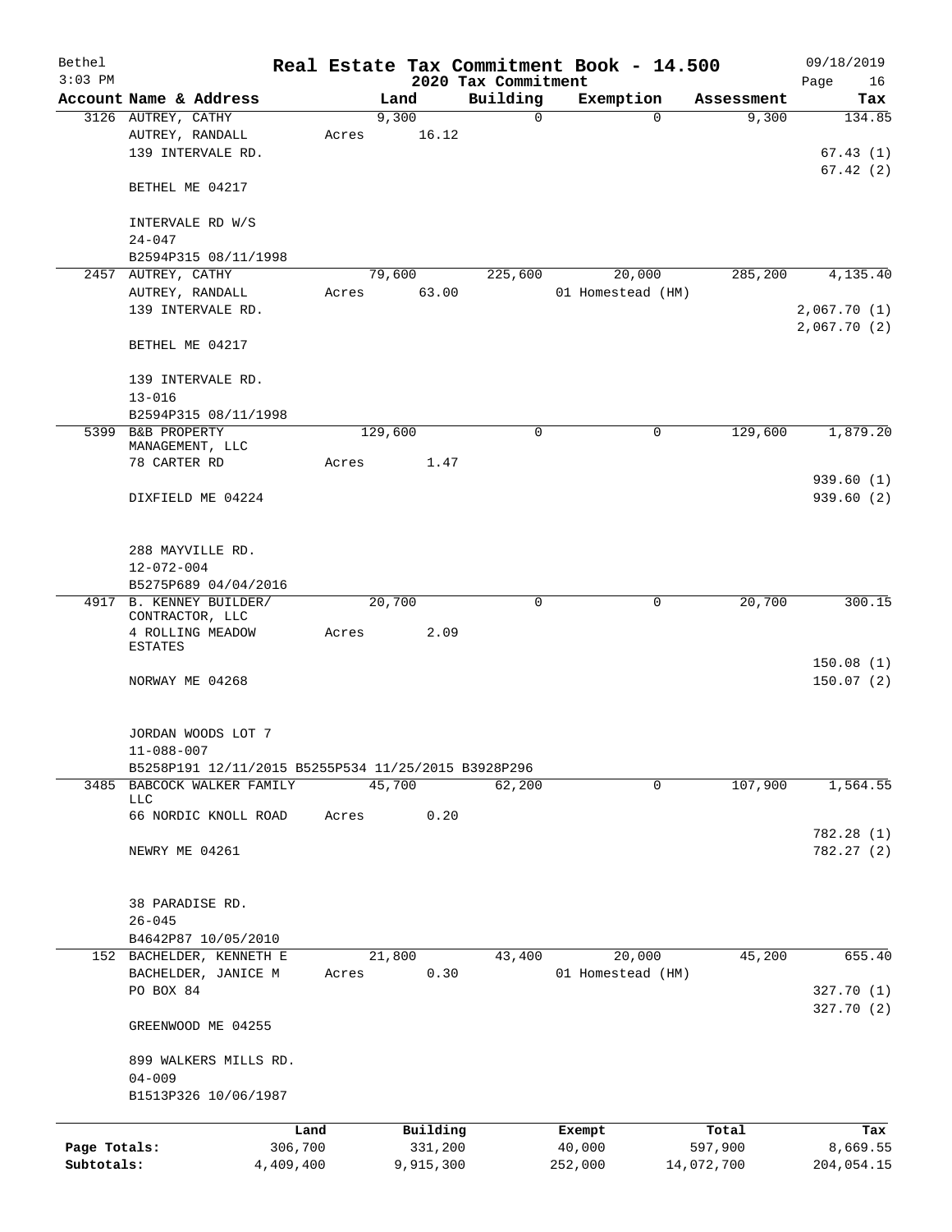Bethel 3:03 PM

# Real Estate Tax Commitment Book - 14.500

## 2020 Tax Commitment

09/18/2019

| Account | Name & Address | Land | Building | Exemption | Assessment | Tax |
|---|---|---|---|---|---|---|
| 3126 | AUTREY, CATHY<br>AUTREY, RANDALL<br>139 INTERVALE RD.<br><br>BETHEL ME 04217<br><br>INTERVALE RD W/S<br>24-047<br>B2594P315 08/11/1998 | 9,300<br>Acres 16.12 | 0 | 0 | 9,300 | 134.85<br><br>67.43 (1)<br>67.42 (2) |
| 2457 | AUTREY, CATHY<br>AUTREY, RANDALL<br>139 INTERVALE RD.<br><br>BETHEL ME 04217<br><br>139 INTERVALE RD.<br>13-016<br>B2594P315 08/11/1998 | 79,600<br>Acres 63.00 | 225,600 | 20,000<br>01 Homestead (HM) | 285,200 | 4,135.40<br><br>2,067.70 (1)<br>2,067.70 (2) |
| 5399 | B&B PROPERTY MANAGEMENT, LLC<br>78 CARTER RD<br><br>DIXFIELD ME 04224<br><br>288 MAYVILLE RD.<br>12-072-004<br>B5275P689 04/04/2016 | 129,600<br>Acres 1.47 | 0 | 0 | 129,600 | 1,879.20<br><br>939.60 (1)<br>939.60 (2) |
| 4917 | B. KENNEY BUILDER/ CONTRACTOR, LLC<br>4 ROLLING MEADOW ESTATES<br><br>NORWAY ME 04268<br><br>JORDAN WOODS LOT 7<br>11-088-007<br>B5258P191 12/11/2015 B5255P534 11/25/2015 B3928P296 | 20,700<br>Acres 2.09 | 0 | 0 | 20,700 | 300.15<br><br>150.08 (1)<br>150.07 (2) |
| 3485 | BABCOCK WALKER FAMILY LLC<br>66 NORDIC KNOLL ROAD<br><br>NEWRY ME 04261<br><br>38 PARADISE RD.<br>26-045<br>B4642P87 10/05/2010 | 45,700<br>Acres 0.20 | 62,200 | 0 | 107,900 | 1,564.55<br><br>782.28 (1)<br>782.27 (2) |
| 152 | BACHELDER, KENNETH E<br>BACHELDER, JANICE M<br>PO BOX 84<br><br>GREENWOOD ME 04255<br><br>899 WALKERS MILLS RD.<br>04-009<br>B1513P326 10/06/1987 | 21,800<br>Acres 0.30 | 43,400 | 20,000<br>01 Homestead (HM) | 45,200 | 655.40<br><br>327.70 (1)<br>327.70 (2) |

| | Land | Building | Exempt | Total | Tax |
|---|---|---|---|---|---|
| Page Totals: | 306,700 | 331,200 | 40,000 | 597,900 | 8,669.55 |
| Subtotals: | 4,409,400 | 9,915,300 | 252,000 | 14,072,700 | 204,054.15 |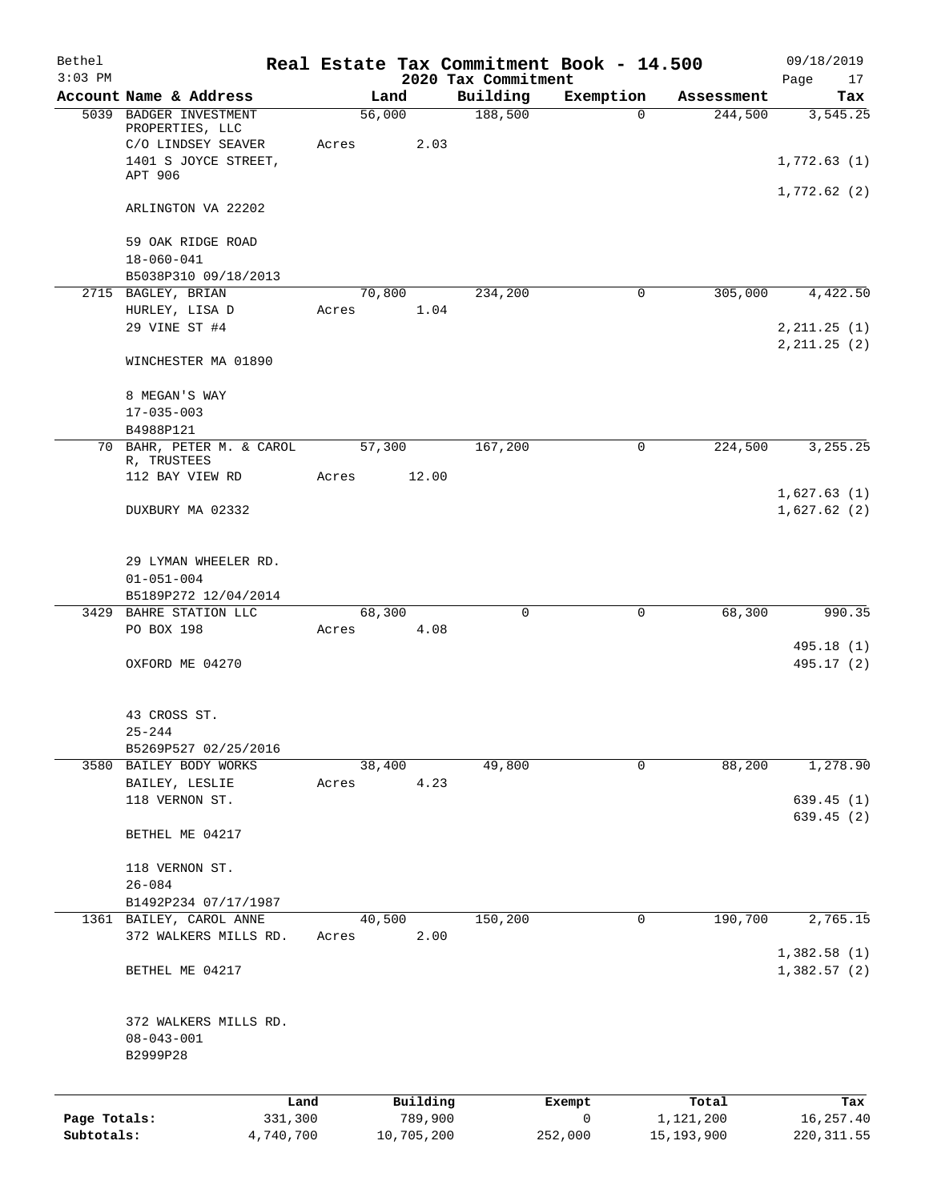Bethel | Real Estate Tax Commitment Book - 14.500 | 09/18/2019
3:03 PM | 2020 Tax Commitment | Page 17

| Account Name & Address | Land | Building | Exemption | Assessment | Tax |
|---|---|---|---|---|---|
| 5039 BADGER INVESTMENT PROPERTIES, LLC<br>C/O LINDSEY SEAVER<br>1401 S JOYCE STREET, APT 906<br>ARLINGTON VA 22202<br><br>59 OAK RIDGE ROAD<br>18-060-041<br>B5038P310 09/18/2013 | 56,000<br>Acres 2.03 | 188,500 | 0 | 244,500 | 3,545.25<br><br>1,772.63 (1)<br>1,772.62 (2) |
| 2715 BAGLEY, BRIAN<br>HURLEY, LISA D<br>29 VINE ST #4<br>WINCHESTER MA 01890<br><br>8 MEGAN'S WAY<br>17-035-003<br>B4988P121 | 70,800<br>Acres 1.04 | 234,200 | 0 | 305,000 | 4,422.50<br><br>2,211.25 (1)<br>2,211.25 (2) |
| 70 BAHR, PETER M. & CAROL R, TRUSTEES<br>112 BAY VIEW RD<br>DUXBURY MA 02332<br><br>29 LYMAN WHEELER RD.<br>01-051-004<br>B5189P272 12/04/2014 | 57,300<br>Acres 12.00 | 167,200 | 0 | 224,500 | 3,255.25<br><br>1,627.63 (1)<br>1,627.62 (2) |
| 3429 BAHRE STATION LLC<br>PO BOX 198<br>OXFORD ME 04270<br><br>43 CROSS ST.<br>25-244<br>B5269P527 02/25/2016 | 68,300<br>Acres 4.08 | 0 | 0 | 68,300 | 990.35<br><br>495.18 (1)<br>495.17 (2) |
| 3580 BAILEY BODY WORKS<br>BAILEY, LESLIE<br>118 VERNON ST.<br>BETHEL ME 04217<br><br>118 VERNON ST.<br>26-084<br>B1492P234 07/17/1987 | 38,400<br>Acres 4.23 | 49,800 | 0 | 88,200 | 1,278.90<br><br>639.45 (1)<br>639.45 (2) |
| 1361 BAILEY, CAROL ANNE<br>372 WALKERS MILLS RD.<br>BETHEL ME 04217<br><br>372 WALKERS MILLS RD.<br>08-043-001<br>B2999P28 | 40,500<br>Acres 2.00 | 150,200 | 0 | 190,700 | 2,765.15<br><br>1,382.58 (1)<br>1,382.57 (2) |

| | Land | Building | Exempt | Total | Tax |
|---|---|---|---|---|---|
| Page Totals: | 331,300 | 789,900 | 0 | 1,121,200 | 16,257.40 |
| Subtotals: | 4,740,700 | 10,705,200 | 252,000 | 15,193,900 | 220,311.55 |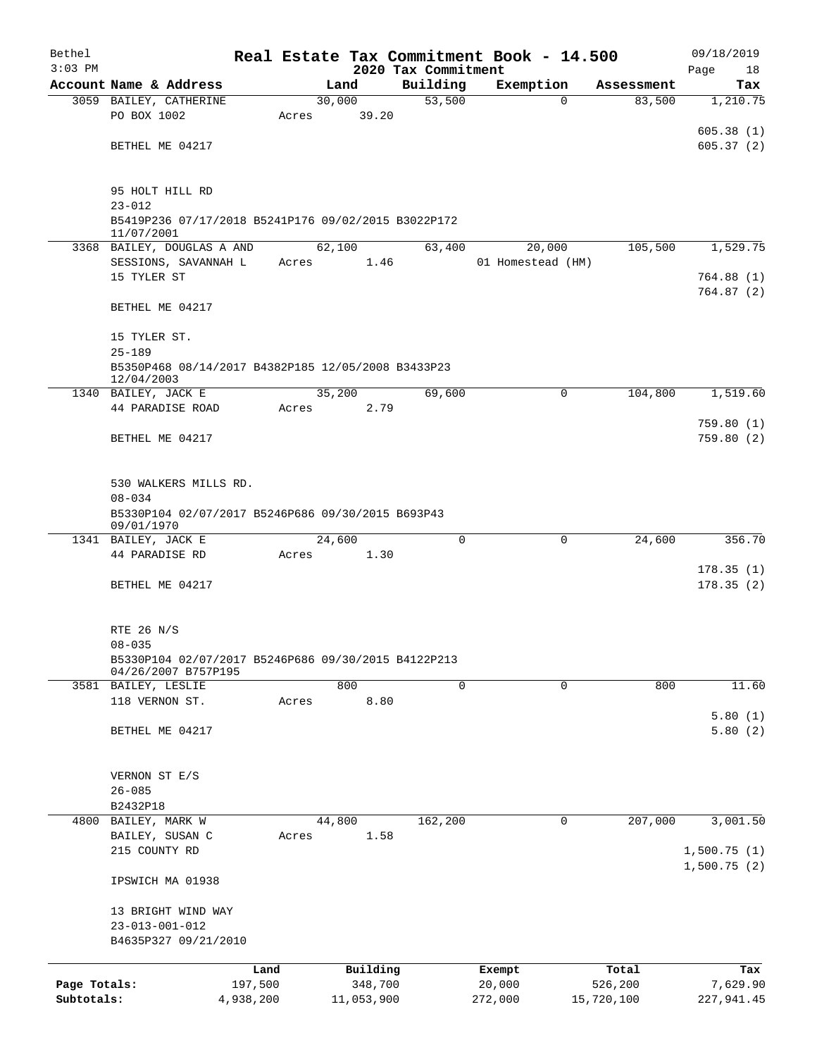Bethel 3:03 PM

# Real Estate Tax Commitment Book - 14.500

## 2020 Tax Commitment

09/18/2019

| Account | Name & Address | Land | Building | Exemption | Assessment | Tax |
|---|---|---|---|---|---|---|
| 3059 | BAILEY, CATHERINE<br>PO BOX 1002<br><br>BETHEL ME 04217<br><br>95 HOLT HILL RD<br>23-012<br>B5419P236 07/17/2018 B5241P176 09/02/2015 B3022P172 11/07/2001 | 30,000<br>Acres 39.20 | 53,500 | 0 | 83,500 | 1,210.75<br><br>605.38 (1)<br>605.37 (2) |
| 3368 | BAILEY, DOUGLAS A AND<br>SESSIONS, SAVANNAH L<br>15 TYLER ST<br><br>BETHEL ME 04217<br><br>15 TYLER ST.<br>25-189<br>B5350P468 08/14/2017 B4382P185 12/05/2008 B3433P23 12/04/2003 | 62,100<br>Acres 1.46 | 63,400 | 20,000<br>01 Homestead (HM) | 105,500 | 1,529.75<br><br>764.88 (1)<br>764.87 (2) |
| 1340 | BAILEY, JACK E<br>44 PARADISE ROAD<br><br>BETHEL ME 04217<br><br>530 WALKERS MILLS RD.<br>08-034<br>B5330P104 02/07/2017 B5246P686 09/30/2015 B693P43 09/01/1970 | 35,200<br>Acres 2.79 | 69,600 | 0 | 104,800 | 1,519.60<br><br>759.80 (1)<br>759.80 (2) |
| 1341 | BAILEY, JACK E<br>44 PARADISE RD<br><br>BETHEL ME 04217<br><br>RTE 26 N/S<br>08-035<br>B5330P104 02/07/2017 B5246P686 09/30/2015 B4122P213 04/26/2007 B757P195 | 24,600<br>Acres 1.30 | 0 | 0 | 24,600 | 356.70<br><br>178.35 (1)<br>178.35 (2) |
| 3581 | BAILEY, LESLIE<br>118 VERNON ST.<br><br>BETHEL ME 04217<br><br>VERNON ST E/S<br>26-085<br>B2432P18 | 800<br>Acres 8.80 | 0 | 0 | 800 | 11.60<br><br>5.80 (1)<br>5.80 (2) |
| 4800 | BAILEY, MARK W<br>BAILEY, SUSAN C<br>215 COUNTY RD<br><br>IPSWICH MA 01938<br><br>13 BRIGHT WIND WAY<br>23-013-001-012<br>B4635P327 09/21/2010 | 44,800<br>Acres 1.58 | 162,200 | 0 | 207,000 | 3,001.50<br><br>1,500.75 (1)<br>1,500.75 (2) |

| | Land | Building | Exempt | Total | Tax |
|---|---|---|---|---|---|
| Page Totals: | 197,500 | 348,700 | 20,000 | 526,200 | 7,629.90 |
| Subtotals: | 4,938,200 | 11,053,900 | 272,000 | 15,720,100 | 227,941.45 |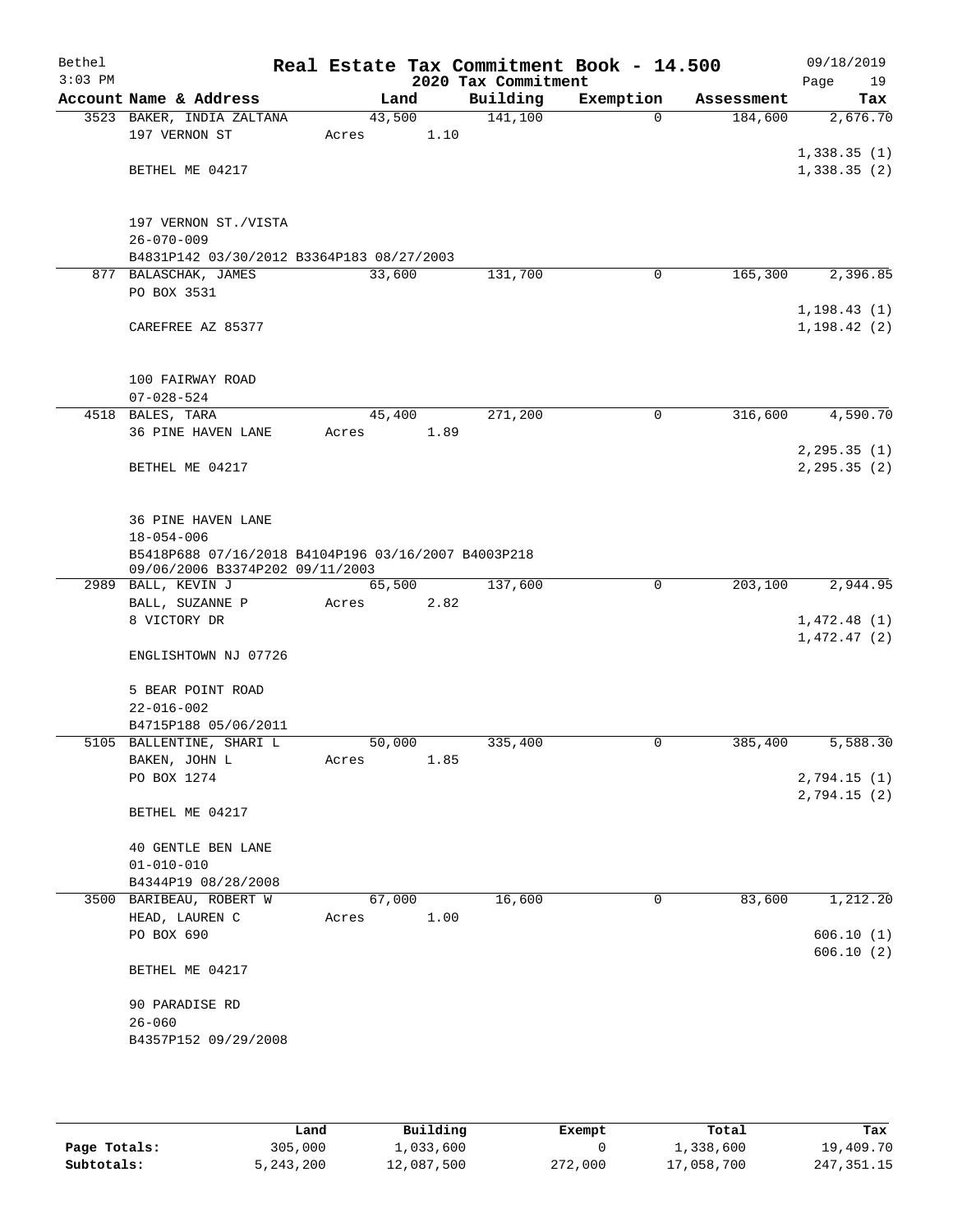Bethel 3:03 PM

# Real Estate Tax Commitment Book - 14.500

## 2020 Tax Commitment

09/18/2019 Page 19

| Account | Name & Address | Land | Building | Exemption | Assessment | Tax |
|---|---|---|---|---|---|---|
| 3523 | BAKER, INDIA ZALTANA<br>197 VERNON ST<br><br>BETHEL ME 04217<br><br>197 VERNON ST./VISTA<br>26-070-009<br>B4831P142 03/30/2012 B3364P183 08/27/2003 | 43,500<br>Acres 1.10 | 141,100 | 0 | 184,600 | 2,676.70<br>1,338.35 (1)<br>1,338.35 (2) |
| 877 | BALASCHAK, JAMES<br>PO BOX 3531<br><br>CAREFREE AZ 85377<br><br>100 FAIRWAY ROAD<br>07-028-524 | 33,600 | 131,700 | 0 | 165,300 | 2,396.85<br>1,198.43 (1)<br>1,198.42 (2) |
| 4518 | BALES, TARA<br>36 PINE HAVEN LANE<br><br>BETHEL ME 04217<br><br>36 PINE HAVEN LANE<br>18-054-006<br>B5418P688 07/16/2018 B4104P196 03/16/2007 B4003P218 09/06/2006 B3374P202 09/11/2003 | 45,400<br>Acres 1.89 | 271,200 | 0 | 316,600 | 4,590.70<br>2,295.35 (1)<br>2,295.35 (2) |
| 2989 | BALL, KEVIN J<br>BALL, SUZANNE P<br>8 VICTORY DR<br><br>ENGLISHTOWN NJ 07726<br><br>5 BEAR POINT ROAD<br>22-016-002<br>B4715P188 05/06/2011 | 65,500<br>Acres 2.82 | 137,600 | 0 | 203,100 | 2,944.95<br>1,472.48 (1)<br>1,472.47 (2) |
| 5105 | BALLENTINE, SHARI L<br>BAKEN, JOHN L<br>PO BOX 1274<br><br>BETHEL ME 04217<br><br>40 GENTLE BEN LANE<br>01-010-010<br>B4344P19 08/28/2008 | 50,000<br>Acres 1.85 | 335,400 | 0 | 385,400 | 5,588.30<br>2,794.15 (1)<br>2,794.15 (2) |
| 3500 | BARIBEAU, ROBERT W<br>HEAD, LAUREN C<br>PO BOX 690<br><br>BETHEL ME 04217<br><br>90 PARADISE RD<br>26-060<br>B4357P152 09/29/2008 | 67,000<br>Acres 1.00 | 16,600 | 0 | 83,600 | 1,212.20<br>606.10 (1)<br>606.10 (2) |

| | Land | Building | Exempt | Total | Tax |
|---|---|---|---|---|---|
| Page Totals: | 305,000 | 1,033,600 | 0 | 1,338,600 | 19,409.70 |
| Subtotals: | 5,243,200 | 12,087,500 | 272,000 | 17,058,700 | 247,351.15 |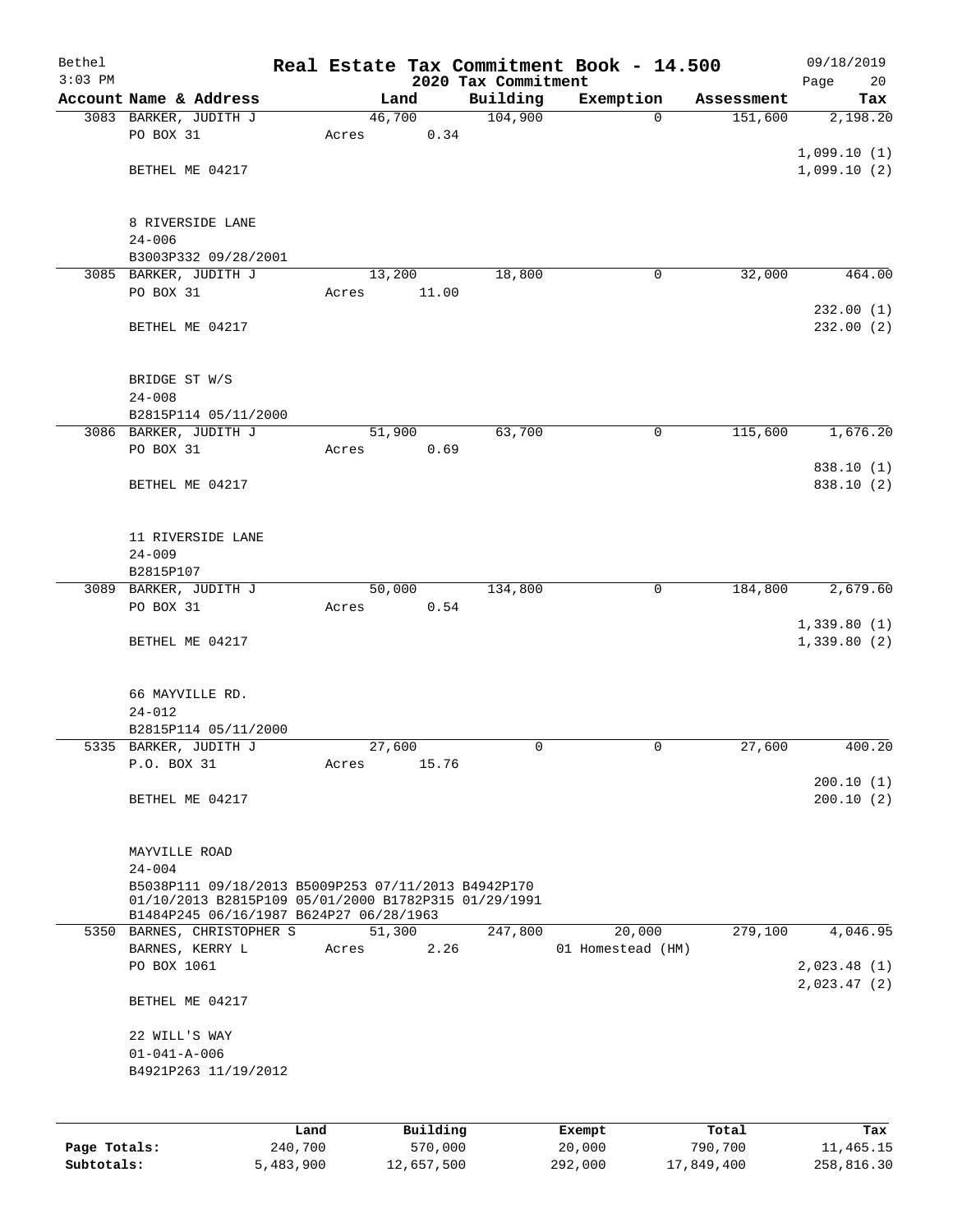Bethel 3:03 PM

# Real Estate Tax Commitment Book - 14.500

## 2020 Tax Commitment

09/18/2019

| Account | Name & Address | Land | Building | Exemption | Assessment | Tax |
|---|---|---|---|---|---|---|
| 3083 | BARKER, JUDITH J<br>PO BOX 31<br>BETHEL ME 04217<br><br>8 RIVERSIDE LANE<br>24-006<br>B3003P332 09/28/2001 | 46,700<br>Acres 0.34 | 104,900 | 0 | 151,600 | 2,198.20<br>1,099.10 (1)<br>1,099.10 (2) |
| 3085 | BARKER, JUDITH J<br>PO BOX 31<br>BETHEL ME 04217<br><br>BRIDGE ST W/S<br>24-008<br>B2815P114 05/11/2000 | 13,200<br>Acres 11.00 | 18,800 | 0 | 32,000 | 464.00<br>232.00 (1)<br>232.00 (2) |
| 3086 | BARKER, JUDITH J<br>PO BOX 31<br>BETHEL ME 04217<br><br>11 RIVERSIDE LANE<br>24-009<br>B2815P107 | 51,900<br>Acres 0.69 | 63,700 | 0 | 115,600 | 1,676.20<br>838.10 (1)<br>838.10 (2) |
| 3089 | BARKER, JUDITH J<br>PO BOX 31<br>BETHEL ME 04217<br><br>66 MAYVILLE RD.<br>24-012<br>B2815P114 05/11/2000 | 50,000<br>Acres 0.54 | 134,800 | 0 | 184,800 | 2,679.60<br>1,339.80 (1)<br>1,339.80 (2) |
| 5335 | BARKER, JUDITH J<br>P.O. BOX 31<br>BETHEL ME 04217<br><br>MAYVILLE ROAD<br>24-004<br>B5038P111 09/18/2013 B5009P253 07/11/2013 B4942P170 01/10/2013 B2815P109 05/01/2000 B1782P315 01/29/1991 B1484P245 06/16/1987 B624P27 06/28/1963 | 27,600<br>Acres 15.76 | 0 | 0 | 27,600 | 400.20<br>200.10 (1)<br>200.10 (2) |
| 5350 | BARNES, CHRISTOPHER S<br>BARNES, KERRY L<br>PO BOX 1061<br>BETHEL ME 04217<br><br>22 WILL'S WAY<br>01-041-A-006<br>B4921P263 11/19/2012 | 51,300<br>Acres 2.26 | 247,800 | 20,000<br>01 Homestead (HM) | 279,100 | 4,046.95<br>2,023.48 (1)<br>2,023.47 (2) |

| | Land | Building | Exempt | Total | Tax |
|---|---|---|---|---|---|
| Page Totals: | 240,700 | 570,000 | 20,000 | 790,700 | 11,465.15 |
| Subtotals: | 5,483,900 | 12,657,500 | 292,000 | 17,849,400 | 258,816.30 |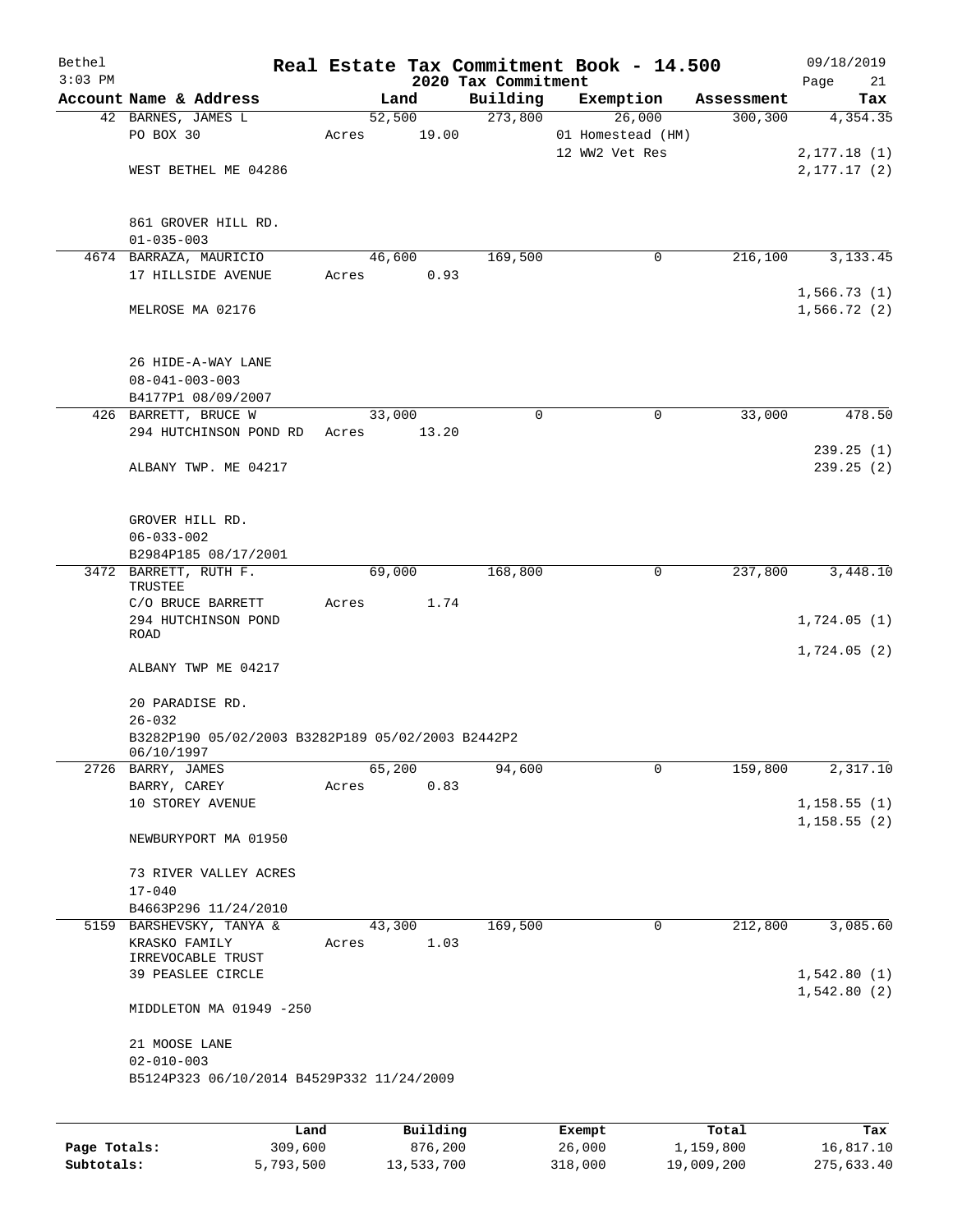# Real Estate Tax Commitment Book - 14.500

## 2020 Tax Commitment

Bethel 09/18/2019
3:03 PM

| Account Name & Address | Land | Building | Exemption | Assessment | Tax |
|---|---|---|---|---|---|
| 42 BARNES, JAMES L | 52,500 | 273,800 | 26,000 | 300,300 | 4,354.35 |
| PO BOX 30 | Acres 19.00 | | 01 Homestead (HM) | | |
| | | | 12 WW2 Vet Res | | 2,177.18 (1) |
| WEST BETHEL ME 04286 | | | | | 2,177.17 (2) |
| 861 GROVER HILL RD. | | | | | |
| 01-035-003 | | | | | |
| 4674 BARRAZA, MAURICIO | 46,600 | 169,500 | 0 | 216,100 | 3,133.45 |
| 17 HILLSIDE AVENUE | Acres 0.93 | | | | |
| | | | | | 1,566.73 (1) |
| MELROSE MA 02176 | | | | | 1,566.72 (2) |
| 26 HIDE-A-WAY LANE | | | | | |
| 08-041-003-003 | | | | | |
| B4177P1 08/09/2007 | | | | | |
| 426 BARRETT, BRUCE W | 33,000 | 0 | 0 | 33,000 | 478.50 |
| 294 HUTCHINSON POND RD | Acres 13.20 | | | | |
| | | | | | 239.25 (1) |
| ALBANY TWP. ME 04217 | | | | | 239.25 (2) |
| GROVER HILL RD. | | | | | |
| 06-033-002 | | | | | |
| B2984P185 08/17/2001 | | | | | |
| 3472 BARRETT, RUTH F. TRUSTEE | 69,000 | 168,800 | 0 | 237,800 | 3,448.10 |
| C/O BRUCE BARRETT | Acres 1.74 | | | | |
| 294 HUTCHINSON POND ROAD | | | | | 1,724.05 (1) |
| | | | | | 1,724.05 (2) |
| ALBANY TWP ME 04217 | | | | | |
| 20 PARADISE RD. | | | | | |
| 26-032 | | | | | |
| B3282P190 05/02/2003 B3282P189 05/02/2003 B2442P2 06/10/1997 | | | | | |
| 2726 BARRY, JAMES | 65,200 | 94,600 | 0 | 159,800 | 2,317.10 |
| BARRY, CAREY | Acres 0.83 | | | | |
| 10 STOREY AVENUE | | | | | 1,158.55 (1) |
| | | | | | 1,158.55 (2) |
| NEWBURYPORT MA 01950 | | | | | |
| 73 RIVER VALLEY ACRES | | | | | |
| 17-040 | | | | | |
| B4663P296 11/24/2010 | | | | | |
| 5159 BARSHEVSKY, TANYA & | 43,300 | 169,500 | 0 | 212,800 | 3,085.60 |
| KRASKO FAMILY IRREVOCABLE TRUST | Acres 1.03 | | | | |
| 39 PEASLEE CIRCLE | | | | | 1,542.80 (1) |
| | | | | | 1,542.80 (2) |
| MIDDLETON MA 01949 -250 | | | | | |
| 21 MOOSE LANE | | | | | |
| 02-010-003 | | | | | |
| B5124P323 06/10/2014 B4529P332 11/24/2009 | | | | | |

| | Land | Building | Exempt | Total | Tax |
|---|---|---|---|---|---|
| Page Totals: | 309,600 | 876,200 | 26,000 | 1,159,800 | 16,817.10 |
| Subtotals: | 5,793,500 | 13,533,700 | 318,000 | 19,009,200 | 275,633.40 |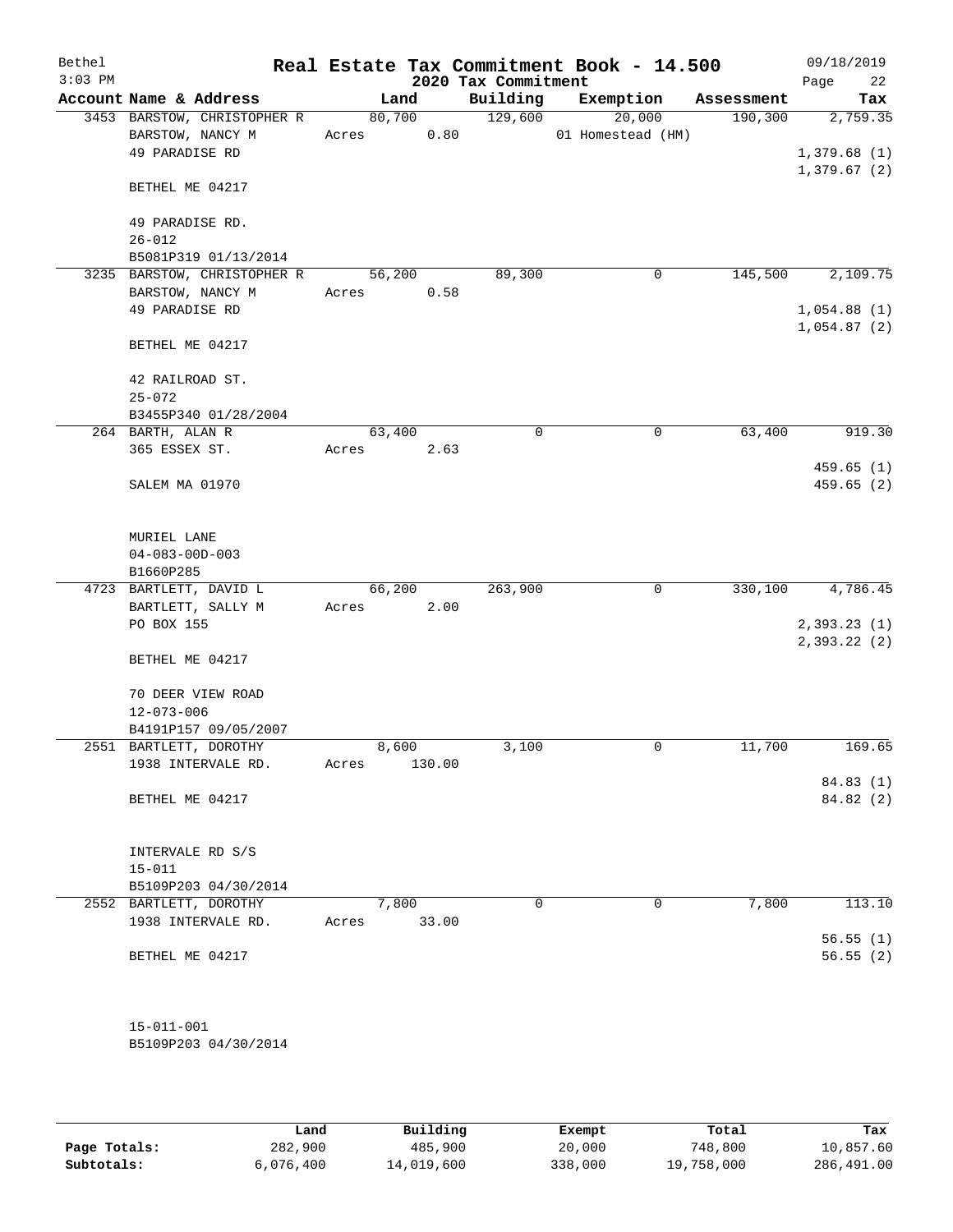Bethel
3:03 PM

# Real Estate Tax Commitment Book - 14.500

## 2020 Tax Commitment

09/18/2019

| Account Name & Address | Land | Building | Exemption | Assessment | Tax |
|---|---|---|---|---|---|
| 3453 BARSTOW, CHRISTOPHER R<br>BARSTOW, NANCY M<br>49 PARADISE RD<br><br>BETHEL ME 04217<br><br>49 PARADISE RD.<br>26-012<br>B5081P319 01/13/2014 | 80,700<br>Acres 0.80 | 129,600 | 20,000<br>01 Homestead (HM) | 190,300 | 2,759.35<br><br>1,379.68 (1)<br>1,379.67 (2) |
| 3235 BARSTOW, CHRISTOPHER R<br>BARSTOW, NANCY M<br>49 PARADISE RD<br><br>BETHEL ME 04217<br><br>42 RAILROAD ST.<br>25-072<br>B3455P340 01/28/2004 | 56,200<br>Acres 0.58 | 89,300 | 0 | 145,500 | 2,109.75<br><br>1,054.88 (1)<br>1,054.87 (2) |
| 264 BARTH, ALAN R<br>365 ESSEX ST.<br><br>SALEM MA 01970<br><br>MURIEL LANE<br>04-083-00D-003<br>B1660P285 | 63,400<br>Acres 2.63 | 0 | 0 | 63,400 | 919.30<br><br>459.65 (1)<br>459.65 (2) |
| 4723 BARTLETT, DAVID L<br>BARTLETT, SALLY M<br>PO BOX 155<br><br>BETHEL ME 04217<br><br>70 DEER VIEW ROAD<br>12-073-006<br>B4191P157 09/05/2007 | 66,200<br>Acres 2.00 | 263,900 | 0 | 330,100 | 4,786.45<br><br>2,393.23 (1)<br>2,393.22 (2) |
| 2551 BARTLETT, DOROTHY<br>1938 INTERVALE RD.<br><br>BETHEL ME 04217<br><br>INTERVALE RD S/S<br>15-011<br>B5109P203 04/30/2014 | 8,600<br>Acres 130.00 | 3,100 | 0 | 11,700 | 169.65<br><br>84.83 (1)<br>84.82 (2) |
| 2552 BARTLETT, DOROTHY<br>1938 INTERVALE RD.<br><br>BETHEL ME 04217<br><br>15-011-001<br>B5109P203 04/30/2014 | 7,800<br>Acres 33.00 | 0 | 0 | 7,800 | 113.10<br><br>56.55 (1)<br>56.55 (2) |

| | Land | Building | Exempt | Total | Tax |
|---|---|---|---|---|---|
| Page Totals: | 282,900 | 485,900 | 20,000 | 748,800 | 10,857.60 |
| Subtotals: | 6,076,400 | 14,019,600 | 338,000 | 19,758,000 | 286,491.00 |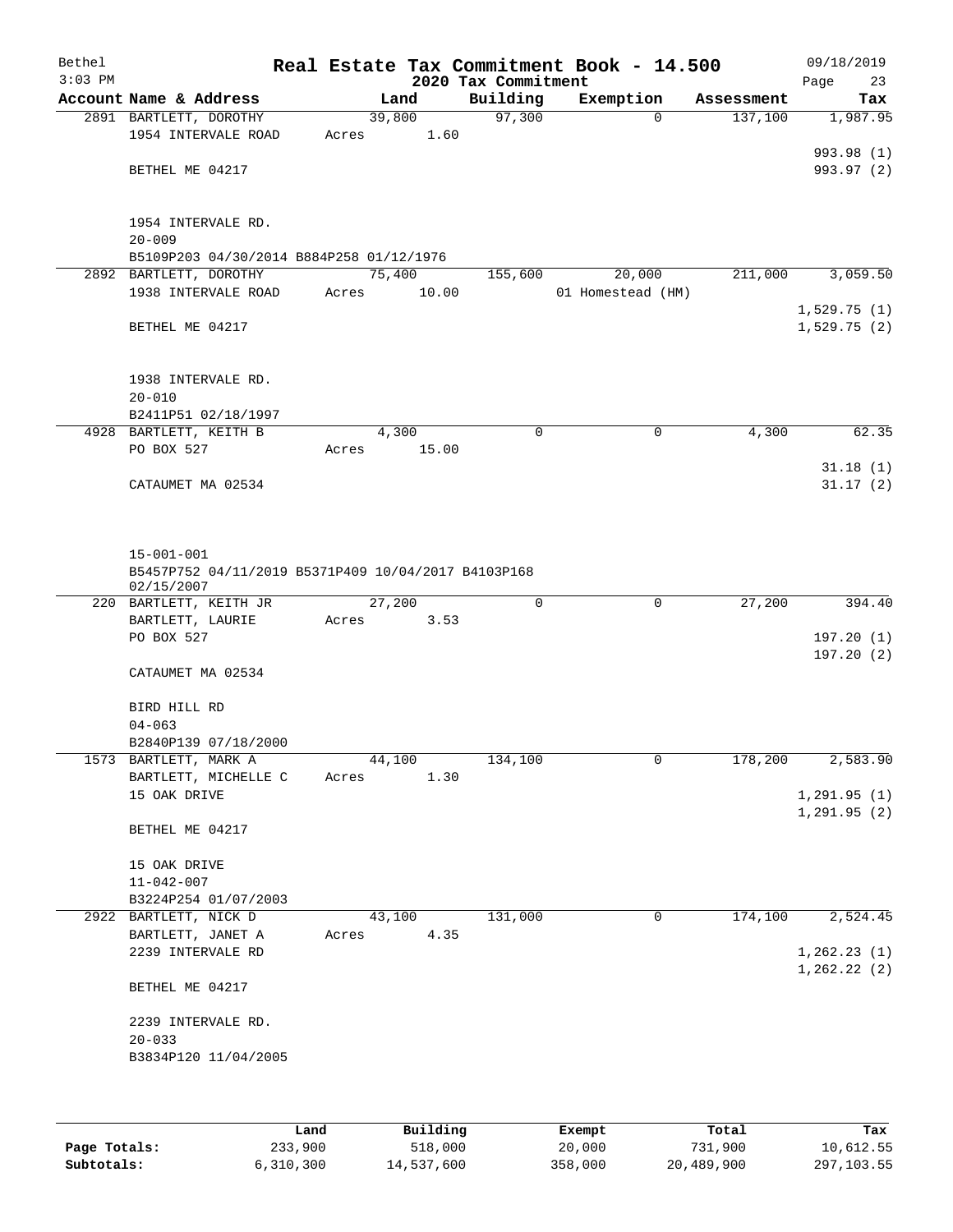Bethel 3:03 PM

# Real Estate Tax Commitment Book - 14.500

## 2020 Tax Commitment

09/18/2019

| Account Name & Address | Land | Building | Exemption | Assessment | Tax |
|---|---|---|---|---|---|
| 2891 BARTLETT, DOROTHY<br>1954 INTERVALE ROAD<br><br>BETHEL ME 04217<br><br>1954 INTERVALE RD.<br>20-009<br>B5109P203 04/30/2014 B884P258 01/12/1976 | 39,800<br>Acres 1.60 | 97,300 | 0 | 137,100 | 1,987.95<br><br>993.98 (1)<br>993.97 (2) |
| 2892 BARTLETT, DOROTHY<br>1938 INTERVALE ROAD<br><br>BETHEL ME 04217<br><br>1938 INTERVALE RD.<br>20-010<br>B2411P51 02/18/1997 | 75,400<br>Acres 10.00 | 155,600 | 20,000<br>01 Homestead (HM) | 211,000 | 3,059.50<br><br>1,529.75 (1)<br>1,529.75 (2) |
| 4928 BARTLETT, KEITH B<br>PO BOX 527<br><br>CATAUMET MA 02534<br><br>15-001-001<br>B5457P752 04/11/2019 B5371P409 10/04/2017 B4103P168 02/15/2007 | 4,300<br>Acres 15.00 | 0 | 0 | 4,300 | 62.35<br><br>31.18 (1)<br>31.17 (2) |
| 220 BARTLETT, KEITH JR<br>BARTLETT, LAURIE<br>PO BOX 527<br><br>CATAUMET MA 02534<br><br>BIRD HILL RD<br>04-063<br>B2840P139 07/18/2000 | 27,200<br>Acres 3.53 | 0 | 0 | 27,200 | 394.40<br><br>197.20 (1)<br>197.20 (2) |
| 1573 BARTLETT, MARK A<br>BARTLETT, MICHELLE C<br>15 OAK DRIVE<br><br>BETHEL ME 04217<br><br>15 OAK DRIVE<br>11-042-007<br>B3224P254 01/07/2003 | 44,100<br>Acres 1.30 | 134,100 | 0 | 178,200 | 2,583.90<br><br>1,291.95 (1)<br>1,291.95 (2) |
| 2922 BARTLETT, NICK D<br>BARTLETT, JANET A<br>2239 INTERVALE RD<br><br>BETHEL ME 04217<br><br>2239 INTERVALE RD.<br>20-033<br>B3834P120 11/04/2005 | 43,100<br>Acres 4.35 | 131,000 | 0 | 174,100 | 2,524.45<br><br>1,262.23 (1)<br>1,262.22 (2) |

| | Land | Building | Exempt | Total | Tax |
|---|---|---|---|---|---|
| Page Totals: | 233,900 | 518,000 | 20,000 | 731,900 | 10,612.55 |
| Subtotals: | 6,310,300 | 14,537,600 | 358,000 | 20,489,900 | 297,103.55 |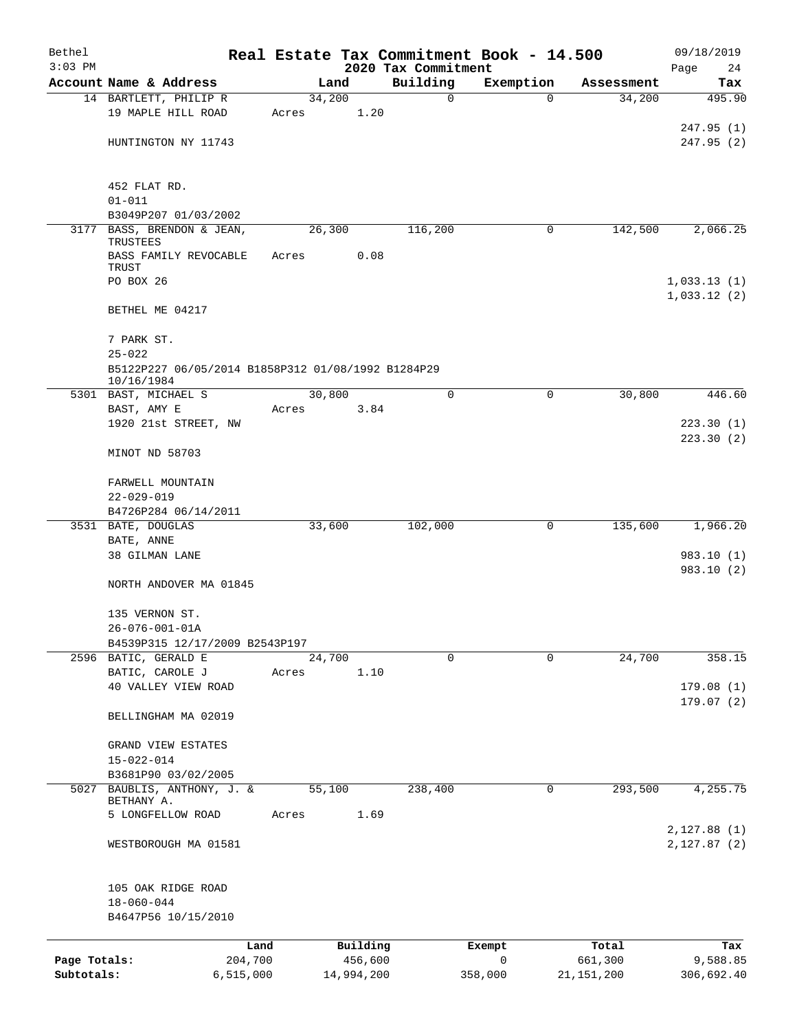# Real Estate Tax Commitment Book - 14.500

Bethel
3:03 PM

## 2020 Tax Commitment

09/18/2019

| Account | Name & Address | Land | Building | Exemption | Assessment | Tax |
|---|---|---|---|---|---|---|
| 14 | BARTLETT, PHILIP R | 34,200 | 0 | 0 | 34,200 | 495.90 |
| | 19 MAPLE HILL ROAD | Acres 1.20 | | | | |
| | | | | | | 247.95 (1) |
| | HUNTINGTON NY 11743 | | | | | 247.95 (2) |
| | 452 FLAT RD. | | | | | |
| | 01-011 | | | | | |
| | B3049P207 01/03/2002 | | | | | |
| 3177 | BASS, BRENDON & JEAN, TRUSTEES | 26,300 | 116,200 | 0 | 142,500 | 2,066.25 |
| | BASS FAMILY REVOCABLE TRUST | Acres 0.08 | | | | |
| | PO BOX 26 | | | | | 1,033.13 (1) |
| | | | | | | 1,033.12 (2) |
| | BETHEL ME 04217 | | | | | |
| | 7 PARK ST. | | | | | |
| | 25-022 | | | | | |
| | B5122P227 06/05/2014 B1858P312 01/08/1992 B1284P29 10/16/1984 | | | | | |
| 5301 | BAST, MICHAEL S | 30,800 | 0 | 0 | 30,800 | 446.60 |
| | BAST, AMY E | Acres 3.84 | | | | |
| | 1920 21st STREET, NW | | | | | 223.30 (1) |
| | | | | | | 223.30 (2) |
| | MINOT ND 58703 | | | | | |
| | FARWELL MOUNTAIN | | | | | |
| | 22-029-019 | | | | | |
| | B4726P284 06/14/2011 | | | | | |
| 3531 | BATE, DOUGLAS | 33,600 | 102,000 | 0 | 135,600 | 1,966.20 |
| | BATE, ANNE | | | | | |
| | 38 GILMAN LANE | | | | | 983.10 (1) |
| | | | | | | 983.10 (2) |
| | NORTH ANDOVER MA 01845 | | | | | |
| | 135 VERNON ST. | | | | | |
| | 26-076-001-01A | | | | | |
| | B4539P315 12/17/2009 B2543P197 | | | | | |
| 2596 | BATIC, GERALD E | 24,700 | 0 | 0 | 24,700 | 358.15 |
| | BATIC, CAROLE J | Acres 1.10 | | | | |
| | 40 VALLEY VIEW ROAD | | | | | 179.08 (1) |
| | | | | | | 179.07 (2) |
| | BELLINGHAM MA 02019 | | | | | |
| | GRAND VIEW ESTATES | | | | | |
| | 15-022-014 | | | | | |
| | B3681P90 03/02/2005 | | | | | |
| 5027 | BAUBLIS, ANTHONY, J. & BETHANY A. | 55,100 | 238,400 | 0 | 293,500 | 4,255.75 |
| | 5 LONGFELLOW ROAD | Acres 1.69 | | | | |
| | | | | | | 2,127.88 (1) |
| | WESTBOROUGH MA 01581 | | | | | 2,127.87 (2) |
| | 105 OAK RIDGE ROAD | | | | | |
| | 18-060-044 | | | | | |
| | B4647P56 10/15/2010 | | | | | |

| | Land | Building | Exempt | Total | Tax |
|---|---|---|---|---|---|
| Page Totals: | 204,700 | 456,600 | 0 | 661,300 | 9,588.85 |
| Subtotals: | 6,515,000 | 14,994,200 | 358,000 | 21,151,200 | 306,692.40 |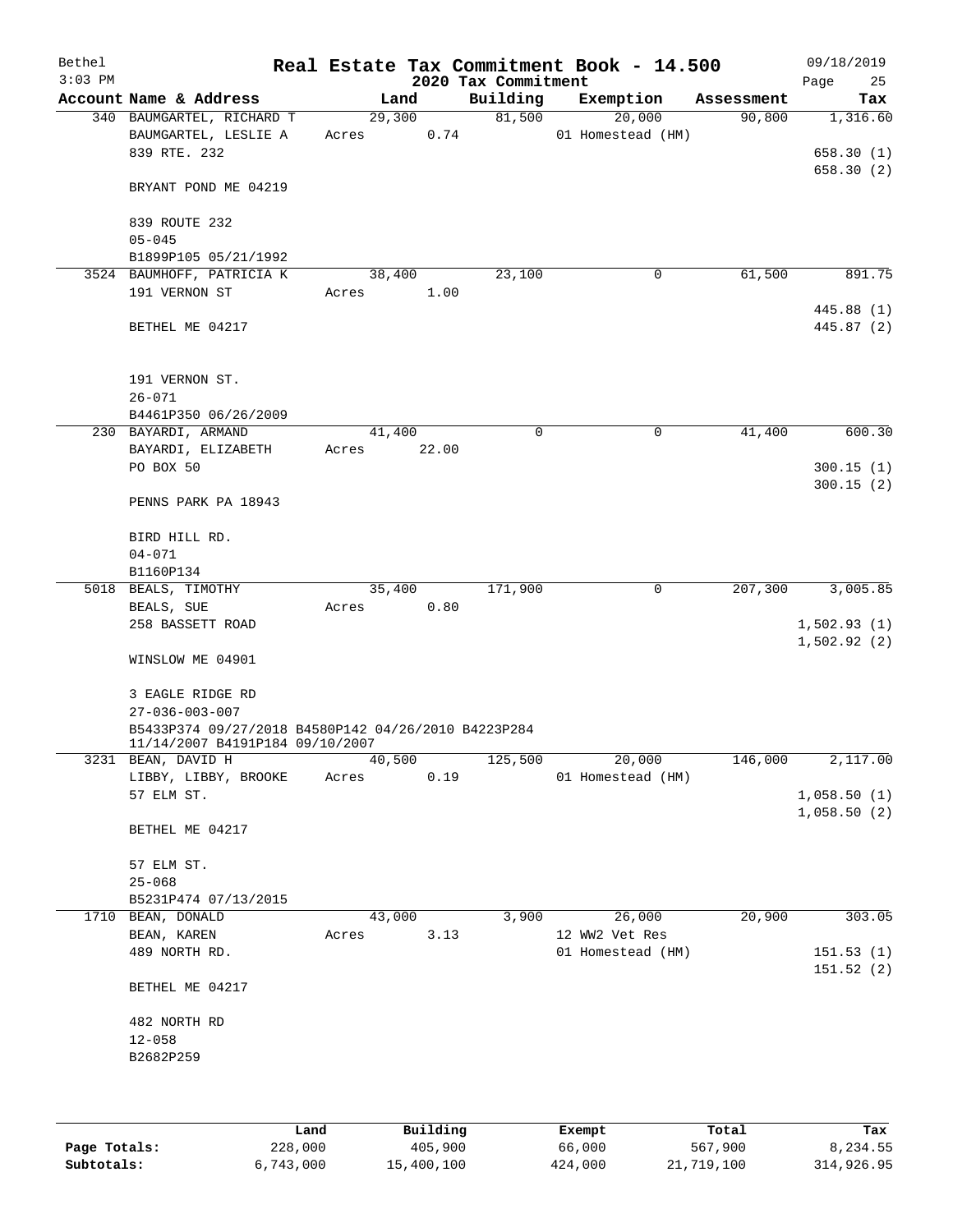# Real Estate Tax Commitment Book - 14.500

Bethel 3:03 PM — 2020 Tax Commitment — 09/18/2019

| Account Name & Address | Land | Building | Exemption | Assessment | Tax |
|---|---|---|---|---|---|
| 340 BAUMGARTEL, RICHARD T | 29,300 | 81,500 | 20,000 | 90,800 | 1,316.60 |
| BAUMGARTEL, LESLIE A | Acres 0.74 | | 01 Homestead (HM) | | |
| 839 RTE. 232 | | | | | 658.30 (1) |
| | | | | | 658.30 (2) |
| BRYANT POND ME 04219 | | | | | |
| 839 ROUTE 232 | | | | | |
| 05-045 | | | | | |
| B1899P105 05/21/1992 | | | | | |
| 3524 BAUMHOFF, PATRICIA K | 38,400 | 23,100 | 0 | 61,500 | 891.75 |
| 191 VERNON ST | Acres 1.00 | | | | |
| | | | | | 445.88 (1) |
| BETHEL ME 04217 | | | | | 445.87 (2) |
| 191 VERNON ST. | | | | | |
| 26-071 | | | | | |
| B4461P350 06/26/2009 | | | | | |
| 230 BAYARDI, ARMAND | 41,400 | 0 | 0 | 41,400 | 600.30 |
| BAYARDI, ELIZABETH | Acres 22.00 | | | | |
| PO BOX 50 | | | | | 300.15 (1) |
| | | | | | 300.15 (2) |
| PENNS PARK PA 18943 | | | | | |
| BIRD HILL RD. | | | | | |
| 04-071 | | | | | |
| B1160P134 | | | | | |
| 5018 BEALS, TIMOTHY | 35,400 | 171,900 | 0 | 207,300 | 3,005.85 |
| BEALS, SUE | Acres 0.80 | | | | |
| 258 BASSETT ROAD | | | | | 1,502.93 (1) |
| | | | | | 1,502.92 (2) |
| WINSLOW ME 04901 | | | | | |
| 3 EAGLE RIDGE RD | | | | | |
| 27-036-003-007 | | | | | |
| B5433P374 09/27/2018 B4580P142 04/26/2010 B4223P284 11/14/2007 B4191P184 09/10/2007 | | | | | |
| 3231 BEAN, DAVID H | 40,500 | 125,500 | 20,000 | 146,000 | 2,117.00 |
| LIBBY, LIBBY, BROOKE | Acres 0.19 | | 01 Homestead (HM) | | |
| 57 ELM ST. | | | | | 1,058.50 (1) |
| | | | | | 1,058.50 (2) |
| BETHEL ME 04217 | | | | | |
| 57 ELM ST. | | | | | |
| 25-068 | | | | | |
| B5231P474 07/13/2015 | | | | | |
| 1710 BEAN, DONALD | 43,000 | 3,900 | 26,000 | 20,900 | 303.05 |
| BEAN, KAREN | Acres 3.13 | | 12 WW2 Vet Res | | |
| 489 NORTH RD. | | | 01 Homestead (HM) | | 151.53 (1) |
| | | | | | 151.52 (2) |
| BETHEL ME 04217 | | | | | |
| 482 NORTH RD | | | | | |
| 12-058 | | | | | |
| B2682P259 | | | | | |

| | Land | Building | Exempt | Total | Tax |
|---|---|---|---|---|---|
| Page Totals: | 228,000 | 405,900 | 66,000 | 567,900 | 8,234.55 |
| Subtotals: | 6,743,000 | 15,400,100 | 424,000 | 21,719,100 | 314,926.95 |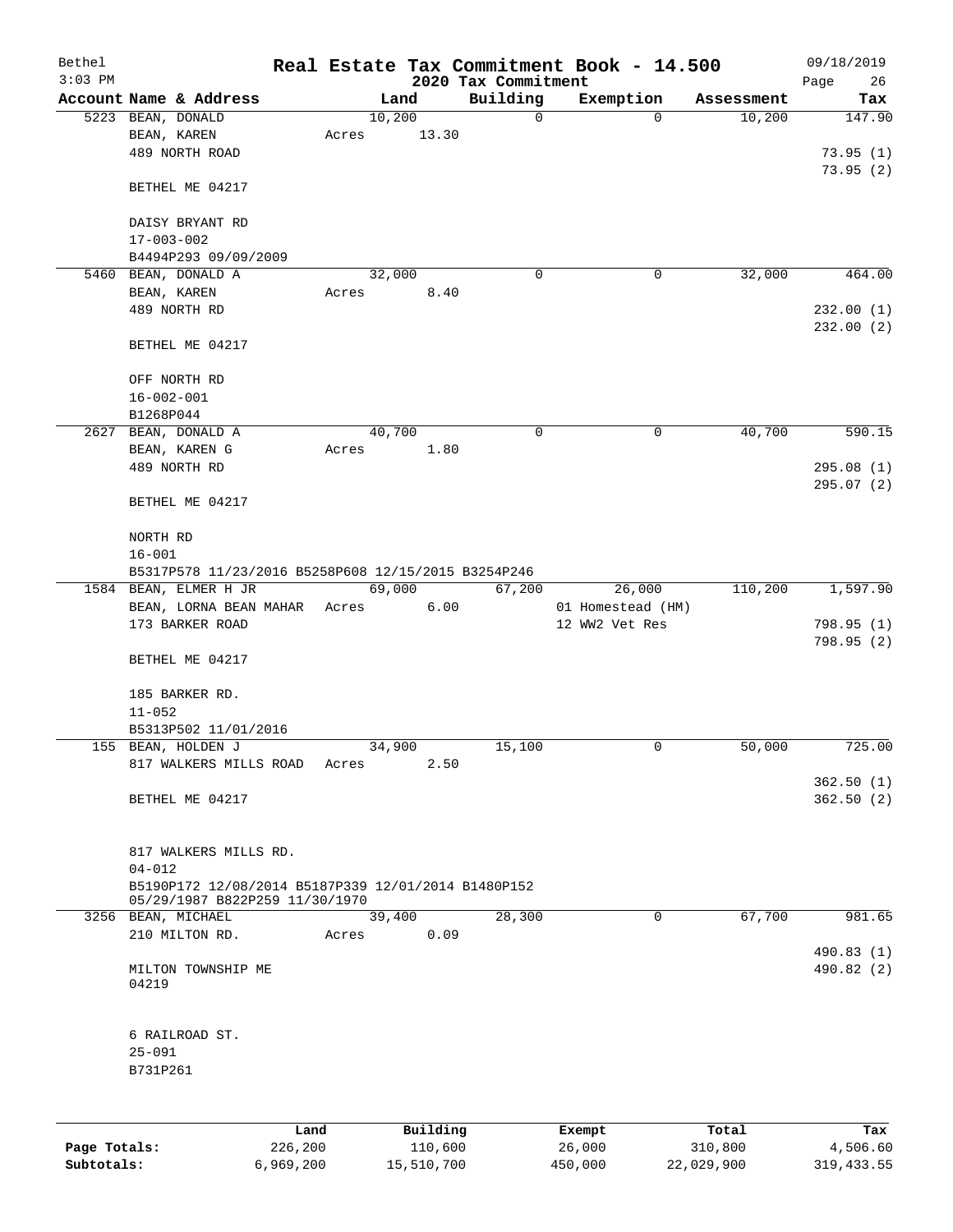# Real Estate Tax Commitment Book - 14.500

Bethel
3:03 PM
09/18/2019

2020 Tax Commitment

| Account Name & Address | Land | Building | Exemption | Assessment | Tax |
|---|---|---|---|---|---|
| 5223 BEAN, DONALD | 10,200 | 0 | 0 | 10,200 | 147.90 |
| BEAN, KAREN | Acres 13.30 | | | | |
| 489 NORTH ROAD | | | | | 73.95 (1) |
| | | | | | 73.95 (2) |
| BETHEL ME 04217 | | | | | |
| DAISY BRYANT RD | | | | | |
| 17-003-002 | | | | | |
| B4494P293 09/09/2009 | | | | | |
| 5460 BEAN, DONALD A | 32,000 | 0 | 0 | 32,000 | 464.00 |
| BEAN, KAREN | Acres 8.40 | | | | |
| 489 NORTH RD | | | | | 232.00 (1) |
| | | | | | 232.00 (2) |
| BETHEL ME 04217 | | | | | |
| OFF NORTH RD | | | | | |
| 16-002-001 | | | | | |
| B1268P044 | | | | | |
| 2627 BEAN, DONALD A | 40,700 | 0 | 0 | 40,700 | 590.15 |
| BEAN, KAREN G | Acres 1.80 | | | | |
| 489 NORTH RD | | | | | 295.08 (1) |
| | | | | | 295.07 (2) |
| BETHEL ME 04217 | | | | | |
| NORTH RD | | | | | |
| 16-001 | | | | | |
| B5317P578 11/23/2016 B5258P608 12/15/2015 B3254P246 | | | | | |
| 1584 BEAN, ELMER H JR | 69,000 | 67,200 | 26,000 | 110,200 | 1,597.90 |
| BEAN, LORNA BEAN MAHAR | Acres 6.00 | | 01 Homestead (HM) | | |
| 173 BARKER ROAD | | | 12 WW2 Vet Res | | 798.95 (1) |
| | | | | | 798.95 (2) |
| BETHEL ME 04217 | | | | | |
| 185 BARKER RD. | | | | | |
| 11-052 | | | | | |
| B5313P502 11/01/2016 | | | | | |
| 155 BEAN, HOLDEN J | 34,900 | 15,100 | 0 | 50,000 | 725.00 |
| 817 WALKERS MILLS ROAD | Acres 2.50 | | | | |
| | | | | | 362.50 (1) |
| BETHEL ME 04217 | | | | | 362.50 (2) |
| 817 WALKERS MILLS RD. | | | | | |
| 04-012 | | | | | |
| B5190P172 12/08/2014 B5187P339 12/01/2014 B1480P152 05/29/1987 B822P259 11/30/1970 | | | | | |
| 3256 BEAN, MICHAEL | 39,400 | 28,300 | 0 | 67,700 | 981.65 |
| 210 MILTON RD. | Acres 0.09 | | | | |
| | | | | | 490.83 (1) |
| MILTON TOWNSHIP ME 04219 | | | | | 490.82 (2) |
| 6 RAILROAD ST. | | | | | |
| 25-091 | | | | | |
| B731P261 | | | | | |

| | Land | Building | Exempt | Total | Tax |
|---|---|---|---|---|---|
| Page Totals: | 226,200 | 110,600 | 26,000 | 310,800 | 4,506.60 |
| Subtotals: | 6,969,200 | 15,510,700 | 450,000 | 22,029,900 | 319,433.55 |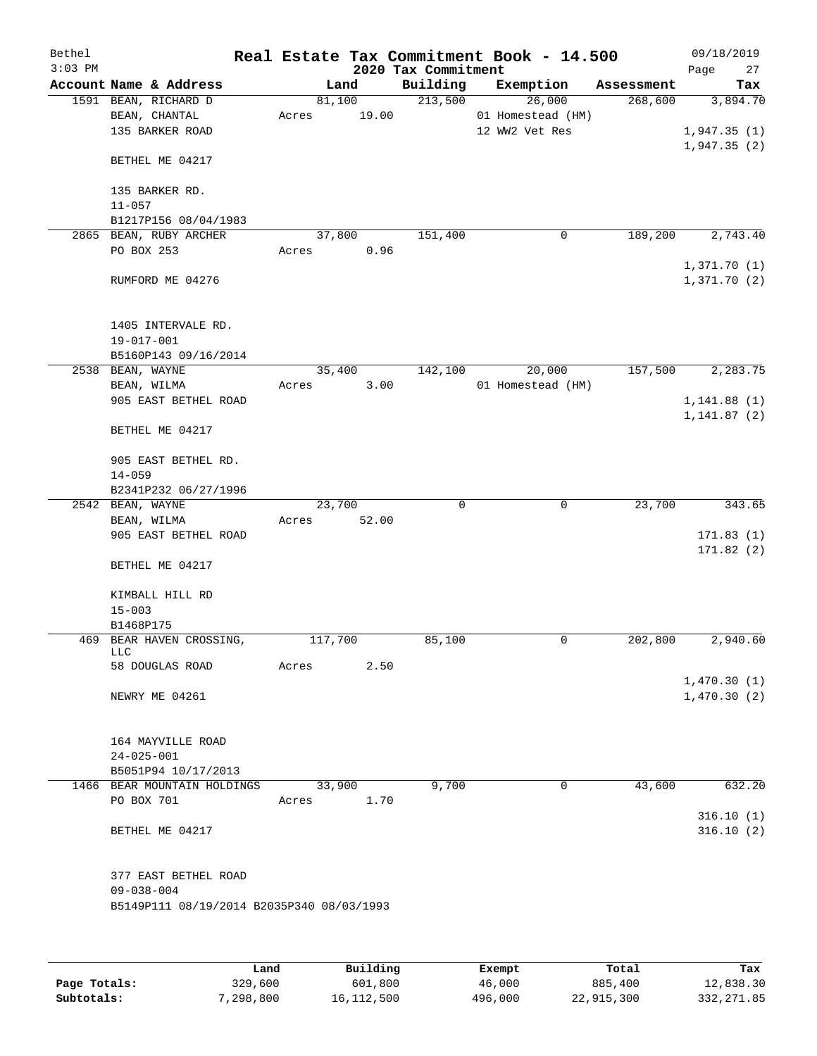Bethel — Real Estate Tax Commitment Book - 14.500 — 09/18/2019

3:03 PM — 2020 Tax Commitment

| Account Name & Address | Land | Building | Exemption | Assessment | Tax |
|---|---|---|---|---|---|
| 1591 BEAN, RICHARD D | 81,100 | 213,500 | 26,000 | 268,600 | 3,894.70 |
| BEAN, CHANTAL | Acres 19.00 | | 01 Homestead (HM) | | |
| 135 BARKER ROAD | | | 12 WW2 Vet Res | | 1,947.35 (1) |
| | | | | | 1,947.35 (2) |
| BETHEL ME 04217 | | | | | |
| 135 BARKER RD. | | | | | |
| 11-057 | | | | | |
| B1217P156 08/04/1983 | | | | | |
| 2865 BEAN, RUBY ARCHER | 37,800 | 151,400 | 0 | 189,200 | 2,743.40 |
| PO BOX 253 | Acres 0.96 | | | | |
| | | | | | 1,371.70 (1) |
| RUMFORD ME 04276 | | | | | 1,371.70 (2) |
| 1405 INTERVALE RD. | | | | | |
| 19-017-001 | | | | | |
| B5160P143 09/16/2014 | | | | | |
| 2538 BEAN, WAYNE | 35,400 | 142,100 | 20,000 | 157,500 | 2,283.75 |
| BEAN, WILMA | Acres 3.00 | | 01 Homestead (HM) | | |
| 905 EAST BETHEL ROAD | | | | | 1,141.88 (1) |
| | | | | | 1,141.87 (2) |
| BETHEL ME 04217 | | | | | |
| 905 EAST BETHEL RD. | | | | | |
| 14-059 | | | | | |
| B2341P232 06/27/1996 | | | | | |
| 2542 BEAN, WAYNE | 23,700 | 0 | 0 | 23,700 | 343.65 |
| BEAN, WILMA | Acres 52.00 | | | | |
| 905 EAST BETHEL ROAD | | | | | 171.83 (1) |
| | | | | | 171.82 (2) |
| BETHEL ME 04217 | | | | | |
| KIMBALL HILL RD | | | | | |
| 15-003 | | | | | |
| B1468P175 | | | | | |
| 469 BEAR HAVEN CROSSING, LLC | 117,700 | 85,100 | 0 | 202,800 | 2,940.60 |
| 58 DOUGLAS ROAD | Acres 2.50 | | | | |
| | | | | | 1,470.30 (1) |
| NEWRY ME 04261 | | | | | 1,470.30 (2) |
| 164 MAYVILLE ROAD | | | | | |
| 24-025-001 | | | | | |
| B5051P94 10/17/2013 | | | | | |
| 1466 BEAR MOUNTAIN HOLDINGS | 33,900 | 9,700 | 0 | 43,600 | 632.20 |
| PO BOX 701 | Acres 1.70 | | | | |
| | | | | | 316.10 (1) |
| BETHEL ME 04217 | | | | | 316.10 (2) |
| 377 EAST BETHEL ROAD | | | | | |
| 09-038-004 | | | | | |
| B5149P111 08/19/2014 B2035P340 08/03/1993 | | | | | |

| | Land | Building | Exempt | Total | Tax |
|---|---|---|---|---|---|
| Page Totals: | 329,600 | 601,800 | 46,000 | 885,400 | 12,838.30 |
| Subtotals: | 7,298,800 | 16,112,500 | 496,000 | 22,915,300 | 332,271.85 |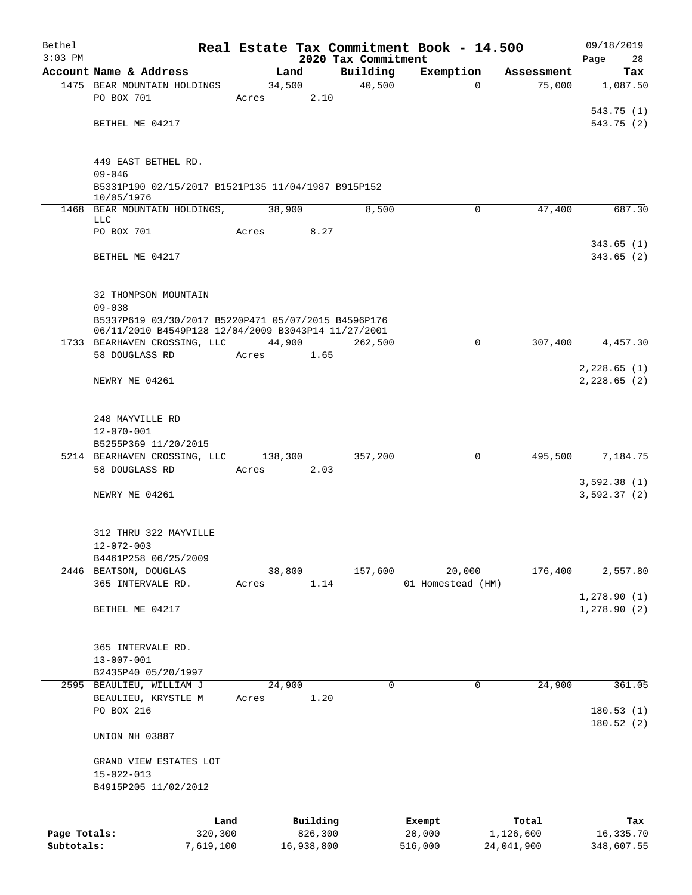Bethel 3:03 PM

# Real Estate Tax Commitment Book - 14.500

## 2020 Tax Commitment

09/18/2019 Page 28

| Account | Name & Address | Land | Building | Exemption | Assessment | Tax |
|---|---|---|---|---|---|---|
| 1475 | BEAR MOUNTAIN HOLDINGS<br>PO BOX 701<br>BETHEL ME 04217<br><br>449 EAST BETHEL RD.<br>09-046<br>B5331P190 02/15/2017 B1521P135 11/04/1987 B915P152 10/05/1976 | 34,500<br>Acres 2.10 | 40,500 | 0 | 75,000 | 1,087.50<br>543.75 (1)<br>543.75 (2) |
| 1468 | BEAR MOUNTAIN HOLDINGS, LLC<br>PO BOX 701<br>BETHEL ME 04217<br><br>32 THOMPSON MOUNTAIN<br>09-038<br>B5337P619 03/30/2017 B5220P471 05/07/2015 B4596P176 06/11/2010 B4549P128 12/04/2009 B3043P14 11/27/2001 | 38,900<br>Acres 8.27 | 8,500 | 0 | 47,400 | 687.30<br>343.65 (1)<br>343.65 (2) |
| 1733 | BEARHAVEN CROSSING, LLC<br>58 DOUGLASS RD<br>NEWRY ME 04261<br><br>248 MAYVILLE RD<br>12-070-001<br>B5255P369 11/20/2015 | 44,900<br>Acres 1.65 | 262,500 | 0 | 307,400 | 4,457.30<br>2,228.65 (1)<br>2,228.65 (2) |
| 5214 | BEARHAVEN CROSSING, LLC<br>58 DOUGLASS RD<br>NEWRY ME 04261<br><br>312 THRU 322 MAYVILLE<br>12-072-003<br>B4461P258 06/25/2009 | 138,300<br>Acres 2.03 | 357,200 | 0 | 495,500 | 7,184.75<br>3,592.38 (1)<br>3,592.37 (2) |
| 2446 | BEATSON, DOUGLAS<br>365 INTERVALE RD.<br>BETHEL ME 04217<br><br>365 INTERVALE RD.<br>13-007-001<br>B2435P40 05/20/1997 | 38,800<br>Acres 1.14 | 157,600 | 20,000<br>01 Homestead (HM) | 176,400 | 2,557.80<br>1,278.90 (1)<br>1,278.90 (2) |
| 2595 | BEAULIEU, WILLIAM J<br>BEAULIEU, KRYSTLE M<br>PO BOX 216<br>UNION NH 03887<br><br>GRAND VIEW ESTATES LOT<br>15-022-013<br>B4915P205 11/02/2012 | 24,900<br>Acres 1.20 | 0 | 0 | 24,900 | 361.05<br>180.53 (1)<br>180.52 (2) |

| | Land | Building | Exempt | Total | Tax |
|---|---|---|---|---|---|
| Page Totals: | 320,300 | 826,300 | 20,000 | 1,126,600 | 16,335.70 |
| Subtotals: | 7,619,100 | 16,938,800 | 516,000 | 24,041,900 | 348,607.55 |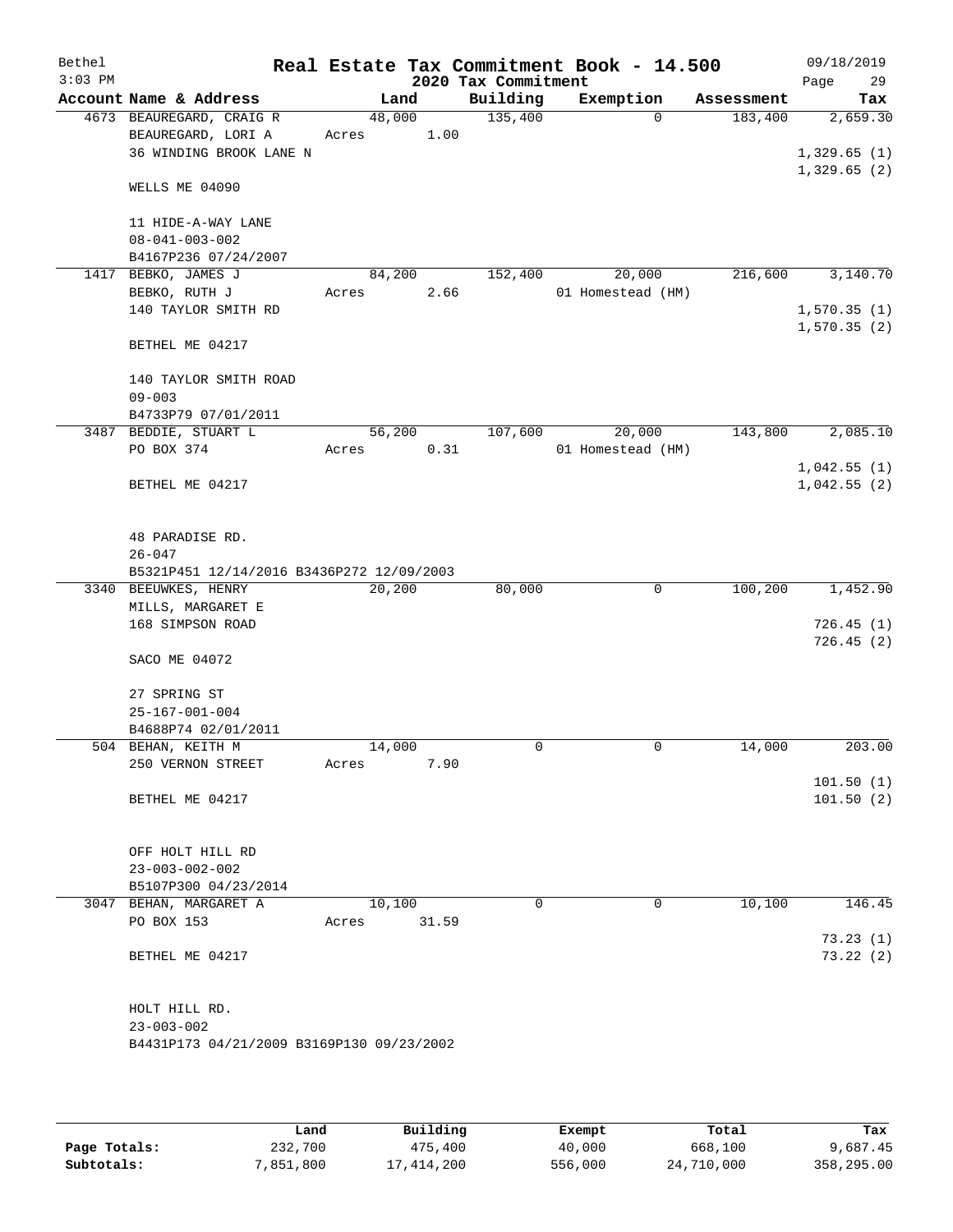Bethel 3:03 PM

# Real Estate Tax Commitment Book - 14.500

## 2020 Tax Commitment

09/18/2019

| Account | Name & Address | Land | Building | Exemption | Assessment | Tax |
|---|---|---|---|---|---|---|
| 4673 | BEAUREGARD, CRAIG R<br>BEAUREGARD, LORI A<br>36 WINDING BROOK LANE N<br><br>WELLS ME 04090<br><br>11 HIDE-A-WAY LANE<br>08-041-003-002<br>B4167P236 07/24/2007 | 48,000<br>Acres 1.00 | 135,400 | 0 | 183,400 | 2,659.30<br><br>1,329.65 (1)<br>1,329.65 (2) |
| 1417 | BEBKO, JAMES J<br>BEBKO, RUTH J<br>140 TAYLOR SMITH RD<br><br>BETHEL ME 04217<br><br>140 TAYLOR SMITH ROAD<br>09-003<br>B4733P79 07/01/2011 | 84,200<br>Acres 2.66 | 152,400 | 20,000<br>01 Homestead (HM) | 216,600 | 3,140.70<br><br>1,570.35 (1)<br>1,570.35 (2) |
| 3487 | BEDDIE, STUART L<br>PO BOX 374<br><br>BETHEL ME 04217<br><br>48 PARADISE RD.<br>26-047<br>B5321P451 12/14/2016 B3436P272 12/09/2003 | 56,200<br>Acres 0.31 | 107,600 | 20,000<br>01 Homestead (HM) | 143,800 | 2,085.10<br><br>1,042.55 (1)<br>1,042.55 (2) |
| 3340 | BEEUWKES, HENRY<br>MILLS, MARGARET E<br>168 SIMPSON ROAD<br><br>SACO ME 04072<br><br>27 SPRING ST<br>25-167-001-004<br>B4688P74 02/01/2011 | 20,200 | 80,000 | 0 | 100,200 | 1,452.90<br><br>726.45 (1)<br>726.45 (2) |
| 504 | BEHAN, KEITH M<br>250 VERNON STREET<br><br>BETHEL ME 04217<br><br>OFF HOLT HILL RD<br>23-003-002-002<br>B5107P300 04/23/2014 | 14,000<br>Acres 7.90 | 0 | 0 | 14,000 | 203.00<br><br>101.50 (1)<br>101.50 (2) |
| 3047 | BEHAN, MARGARET A<br>PO BOX 153<br><br>BETHEL ME 04217<br><br>HOLT HILL RD.<br>23-003-002<br>B4431P173 04/21/2009 B3169P130 09/23/2002 | 10,100<br>Acres 31.59 | 0 | 0 | 10,100 | 146.45<br><br>73.23 (1)<br>73.22 (2) |

| | Land | Building | Exempt | Total | Tax |
|---|---|---|---|---|---|
| Page Totals: | 232,700 | 475,400 | 40,000 | 668,100 | 9,687.45 |
| Subtotals: | 7,851,800 | 17,414,200 | 556,000 | 24,710,000 | 358,295.00 |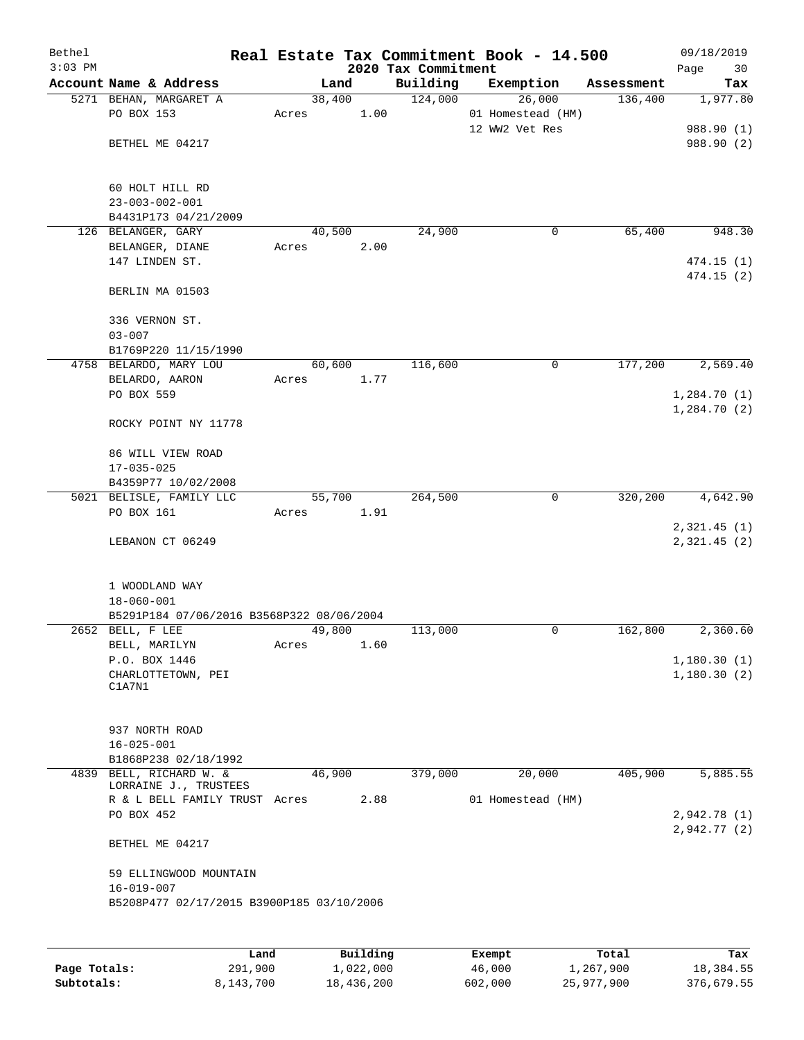Bethel | Real Estate Tax Commitment Book - 14.500 | 09/18/2019
3:03 PM | 2020 Tax Commitment | Page 30

| Account Name & Address | Land | Building | Exemption | Assessment | Tax |
|---|---|---|---|---|---|
| 5271 BEHAN, MARGARET A | 38,400 | 124,000 | 26,000 | 136,400 | 1,977.80 |
| PO BOX 153 | Acres 1.00 | | 01 Homestead (HM) | | |
| | | | 12 WW2 Vet Res | | 988.90 (1) |
| BETHEL ME 04217 | | | | | 988.90 (2) |
| 60 HOLT HILL RD | | | | | |
| 23-003-002-001 | | | | | |
| B4431P173 04/21/2009 | | | | | |
| 126 BELANGER, GARY | 40,500 | 24,900 | 0 | 65,400 | 948.30 |
| BELANGER, DIANE | Acres 2.00 | | | | |
| 147 LINDEN ST. | | | | | 474.15 (1) |
| | | | | | 474.15 (2) |
| BERLIN MA 01503 | | | | | |
| 336 VERNON ST. | | | | | |
| 03-007 | | | | | |
| B1769P220 11/15/1990 | | | | | |
| 4758 BELARDO, MARY LOU | 60,600 | 116,600 | 0 | 177,200 | 2,569.40 |
| BELARDO, AARON | Acres 1.77 | | | | |
| PO BOX 559 | | | | | 1,284.70 (1) |
| | | | | | 1,284.70 (2) |
| ROCKY POINT NY 11778 | | | | | |
| 86 WILL VIEW ROAD | | | | | |
| 17-035-025 | | | | | |
| B4359P77 10/02/2008 | | | | | |
| 5021 BELISLE, FAMILY LLC | 55,700 | 264,500 | 0 | 320,200 | 4,642.90 |
| PO BOX 161 | Acres 1.91 | | | | |
| | | | | | 2,321.45 (1) |
| LEBANON CT 06249 | | | | | 2,321.45 (2) |
| 1 WOODLAND WAY | | | | | |
| 18-060-001 | | | | | |
| B5291P184 07/06/2016 B3568P322 08/06/2004 | | | | | |
| 2652 BELL, F LEE | 49,800 | 113,000 | 0 | 162,800 | 2,360.60 |
| BELL, MARILYN | Acres 1.60 | | | | |
| P.O. BOX 1446 | | | | | 1,180.30 (1) |
| CHARLOTTETOWN, PEI C1A7N1 | | | | | 1,180.30 (2) |
| 937 NORTH ROAD | | | | | |
| 16-025-001 | | | | | |
| B1868P238 02/18/1992 | | | | | |
| 4839 BELL, RICHARD W. & LORRAINE J., TRUSTEES | 46,900 | 379,000 | 20,000 | 405,900 | 5,885.55 |
| R & L BELL FAMILY TRUST | Acres 2.88 | | 01 Homestead (HM) | | |
| PO BOX 452 | | | | | 2,942.78 (1) |
| | | | | | 2,942.77 (2) |
| BETHEL ME 04217 | | | | | |
| 59 ELLINGWOOD MOUNTAIN | | | | | |
| 16-019-007 | | | | | |
| B5208P477 02/17/2015 B3900P185 03/10/2006 | | | | | |

| | Land | Building | Exempt | Total | Tax |
|---|---|---|---|---|---|
| Page Totals: | 291,900 | 1,022,000 | 46,000 | 1,267,900 | 18,384.55 |
| Subtotals: | 8,143,700 | 18,436,200 | 602,000 | 25,977,900 | 376,679.55 |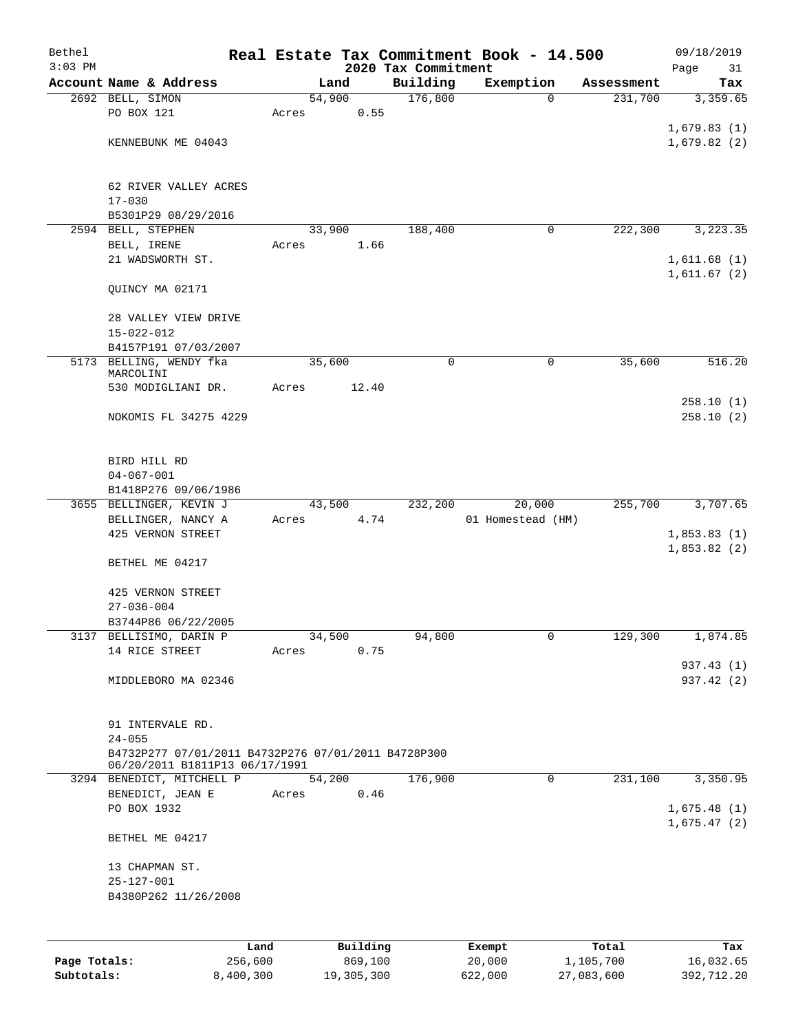# Real Estate Tax Commitment Book - 14.500

Bethel 09/18/2019
3:03 PM

2020 Tax Commitment

| Account | Name & Address | Land | Building | Exemption | Assessment | Tax |
|---|---|---|---|---|---|---|
| 2692 | BELL, SIMON | 54,900 | 176,800 | 0 | 231,700 | 3,359.65 |
| | PO BOX 121 | Acres 0.55 | | | | |
| | | | | | | 1,679.83 (1) |
| | KENNEBUNK ME 04043 | | | | | 1,679.82 (2) |
| | 62 RIVER VALLEY ACRES | | | | | |
| | 17-030 | | | | | |
| | B5301P29 08/29/2016 | | | | | |
| 2594 | BELL, STEPHEN | 33,900 | 188,400 | 0 | 222,300 | 3,223.35 |
| | BELL, IRENE | Acres 1.66 | | | | |
| | 21 WADSWORTH ST. | | | | | 1,611.68 (1) |
| | | | | | | 1,611.67 (2) |
| | QUINCY MA 02171 | | | | | |
| | 28 VALLEY VIEW DRIVE | | | | | |
| | 15-022-012 | | | | | |
| | B4157P191 07/03/2007 | | | | | |
| 5173 | BELLING, WENDY fka MARCOLINI | 35,600 | 0 | 0 | 35,600 | 516.20 |
| | 530 MODIGLIANI DR. | Acres 12.40 | | | | |
| | | | | | | 258.10 (1) |
| | NOKOMIS FL 34275 4229 | | | | | 258.10 (2) |
| | BIRD HILL RD | | | | | |
| | 04-067-001 | | | | | |
| | B1418P276 09/06/1986 | | | | | |
| 3655 | BELLINGER, KEVIN J | 43,500 | 232,200 | 20,000 | 255,700 | 3,707.65 |
| | BELLINGER, NANCY A | Acres 4.74 | | 01 Homestead (HM) | | |
| | 425 VERNON STREET | | | | | 1,853.83 (1) |
| | | | | | | 1,853.82 (2) |
| | BETHEL ME 04217 | | | | | |
| | 425 VERNON STREET | | | | | |
| | 27-036-004 | | | | | |
| | B3744P86 06/22/2005 | | | | | |
| 3137 | BELLISIMO, DARIN P | 34,500 | 94,800 | 0 | 129,300 | 1,874.85 |
| | 14 RICE STREET | Acres 0.75 | | | | |
| | | | | | | 937.43 (1) |
| | MIDDLEBORO MA 02346 | | | | | 937.42 (2) |
| | 91 INTERVALE RD. | | | | | |
| | 24-055 | | | | | |
| | B4732P277 07/01/2011 B4732P276 07/01/2011 B4728P300 06/20/2011 B1811P13 06/17/1991 | | | | | |
| 3294 | BENEDICT, MITCHELL P | 54,200 | 176,900 | 0 | 231,100 | 3,350.95 |
| | BENEDICT, JEAN E | Acres 0.46 | | | | |
| | PO BOX 1932 | | | | | 1,675.48 (1) |
| | | | | | | 1,675.47 (2) |
| | BETHEL ME 04217 | | | | | |
| | 13 CHAPMAN ST. | | | | | |
| | 25-127-001 | | | | | |
| | B4380P262 11/26/2008 | | | | | |

| | Land | Building | Exempt | Total | Tax |
|---|---|---|---|---|---|
| Page Totals: | 256,600 | 869,100 | 20,000 | 1,105,700 | 16,032.65 |
| Subtotals: | 8,400,300 | 19,305,300 | 622,000 | 27,083,600 | 392,712.20 |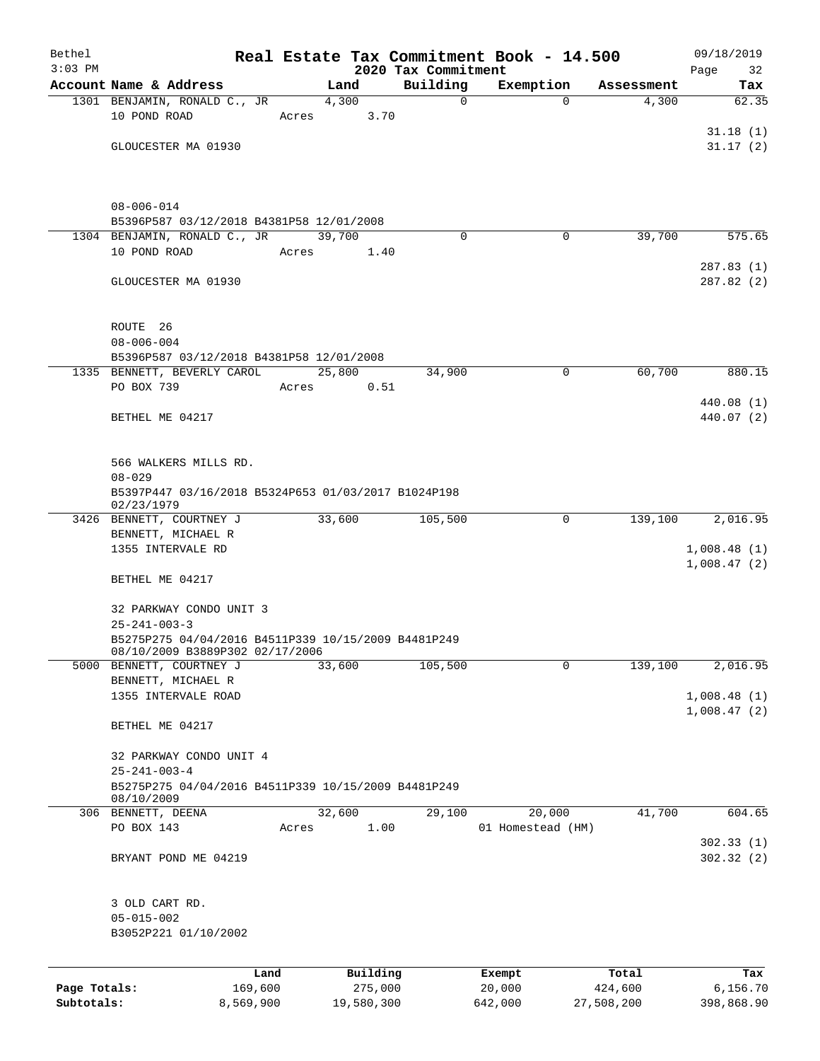Bethel 3:03 PM

# Real Estate Tax Commitment Book - 14.500

## 2020 Tax Commitment

09/18/2019

| Account Name & Address | Land | Building | Exemption | Assessment | Tax |
|---|---|---|---|---|---|
| 1301 BENJAMIN, RONALD C., JR<br>10 POND ROAD<br><br>GLOUCESTER MA 01930<br><br>08-006-014<br>B5396P587 03/12/2018 B4381P58 12/01/2008 | 4,300<br>Acres 3.70 | 0 | 0 | 4,300 | 62.35<br><br>31.18 (1)<br>31.17 (2) |
| 1304 BENJAMIN, RONALD C., JR<br>10 POND ROAD<br><br>GLOUCESTER MA 01930<br><br>ROUTE 26<br>08-006-004<br>B5396P587 03/12/2018 B4381P58 12/01/2008 | 39,700<br>Acres 1.40 | 0 | 0 | 39,700 | 575.65<br><br>287.83 (1)<br>287.82 (2) |
| 1335 BENNETT, BEVERLY CAROL<br>PO BOX 739<br><br>BETHEL ME 04217<br><br>566 WALKERS MILLS RD.<br>08-029<br>B5397P447 03/16/2018 B5324P653 01/03/2017 B1024P198 02/23/1979 | 25,800<br>Acres 0.51 | 34,900 | 0 | 60,700 | 880.15<br><br>440.08 (1)<br>440.07 (2) |
| 3426 BENNETT, COURTNEY J<br>BENNETT, MICHAEL R<br>1355 INTERVALE RD<br><br>BETHEL ME 04217<br><br>32 PARKWAY CONDO UNIT 3<br>25-241-003-3<br>B5275P275 04/04/2016 B4511P339 10/15/2009 B4481P249 08/10/2009 B3889P302 02/17/2006 | 33,600 | 105,500 | 0 | 139,100 | 2,016.95<br><br>1,008.48 (1)<br>1,008.47 (2) |
| 5000 BENNETT, COURTNEY J<br>BENNETT, MICHAEL R<br>1355 INTERVALE ROAD<br><br>BETHEL ME 04217<br><br>32 PARKWAY CONDO UNIT 4<br>25-241-003-4<br>B5275P275 04/04/2016 B4511P339 10/15/2009 B4481P249 08/10/2009 | 33,600 | 105,500 | 0 | 139,100 | 2,016.95<br><br>1,008.48 (1)<br>1,008.47 (2) |
| 306 BENNETT, DEENA<br>PO BOX 143<br><br>BRYANT POND ME 04219<br><br>3 OLD CART RD.<br>05-015-002<br>B3052P221 01/10/2002 | 32,600<br>Acres 1.00 | 29,100 | 20,000<br>01 Homestead (HM) | 41,700 | 604.65<br><br>302.33 (1)<br>302.32 (2) |

| | Land | Building | Exempt | Total | Tax |
|---|---|---|---|---|---|
| Page Totals: | 169,600 | 275,000 | 20,000 | 424,600 | 6,156.70 |
| Subtotals: | 8,569,900 | 19,580,300 | 642,000 | 27,508,200 | 398,868.90 |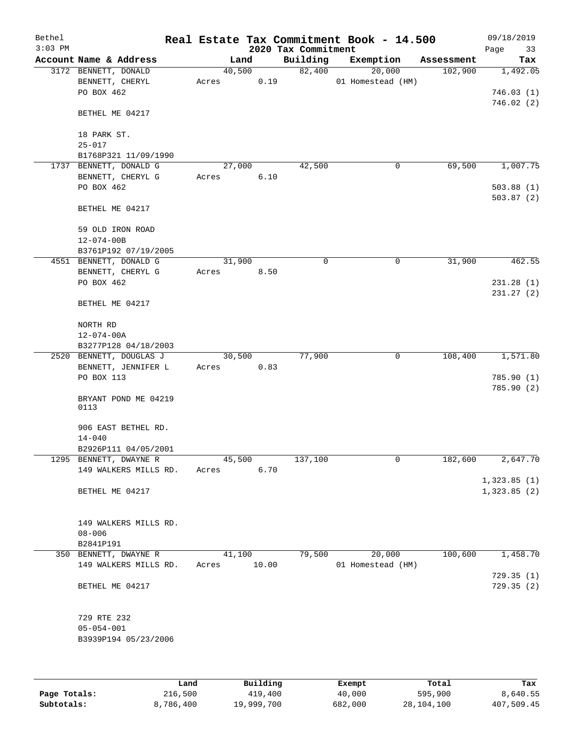Bethel | Real Estate Tax Commitment Book - 14.500 | 09/18/2019
$3:03$ PM | 2020 Tax Commitment | Page 33

| Account Name & Address | Land | Building | Exemption | Assessment | Tax |
|---|---|---|---|---|---|
| 3172 BENNETT, DONALD | 40,500 | 82,400 | 20,000 | 102,900 | 1,492.05 |
| BENNETT, CHERYL | Acres 0.19 | | 01 Homestead (HM) | | |
| PO BOX 462 | | | | | 746.03 (1) |
| | | | | | 746.02 (2) |
| BETHEL ME 04217 | | | | | |
| 18 PARK ST. | | | | | |
| 25-017 | | | | | |
| B1768P321 11/09/1990 | | | | | |
| 1737 BENNETT, DONALD G | 27,000 | 42,500 | 0 | 69,500 | 1,007.75 |
| BENNETT, CHERYL G | Acres 6.10 | | | | |
| PO BOX 462 | | | | | 503.88 (1) |
| | | | | | 503.87 (2) |
| BETHEL ME 04217 | | | | | |
| 59 OLD IRON ROAD | | | | | |
| 12-074-00B | | | | | |
| B3761P192 07/19/2005 | | | | | |
| 4551 BENNETT, DONALD G | 31,900 | 0 | 0 | 31,900 | 462.55 |
| BENNETT, CHERYL G | Acres 8.50 | | | | |
| PO BOX 462 | | | | | 231.28 (1) |
| | | | | | 231.27 (2) |
| BETHEL ME 04217 | | | | | |
| NORTH RD | | | | | |
| 12-074-00A | | | | | |
| B3277P128 04/18/2003 | | | | | |
| 2520 BENNETT, DOUGLAS J | 30,500 | 77,900 | 0 | 108,400 | 1,571.80 |
| BENNETT, JENNIFER L | Acres 0.83 | | | | |
| PO BOX 113 | | | | | 785.90 (1) |
| | | | | | 785.90 (2) |
| BRYANT POND ME 04219 0113 | | | | | |
| 906 EAST BETHEL RD. | | | | | |
| 14-040 | | | | | |
| B2926P111 04/05/2001 | | | | | |
| 1295 BENNETT, DWAYNE R | 45,500 | 137,100 | 0 | 182,600 | 2,647.70 |
| 149 WALKERS MILLS RD. | Acres 6.70 | | | | |
| | | | | | 1,323.85 (1) |
| BETHEL ME 04217 | | | | | 1,323.85 (2) |
| 149 WALKERS MILLS RD. | | | | | |
| 08-006 | | | | | |
| B2841P191 | | | | | |
| 350 BENNETT, DWAYNE R | 41,100 | 79,500 | 20,000 | 100,600 | 1,458.70 |
| 149 WALKERS MILLS RD. | Acres 10.00 | | 01 Homestead (HM) | | |
| | | | | | 729.35 (1) |
| BETHEL ME 04217 | | | | | 729.35 (2) |
| 729 RTE 232 | | | | | |
| 05-054-001 | | | | | |
| B3939P194 05/23/2006 | | | | | |

| | Land | Building | Exempt | Total | Tax |
|---|---|---|---|---|---|
| Page Totals: | 216,500 | 419,400 | 40,000 | 595,900 | 8,640.55 |
| Subtotals: | 8,786,400 | 19,999,700 | 682,000 | 28,104,100 | 407,509.45 |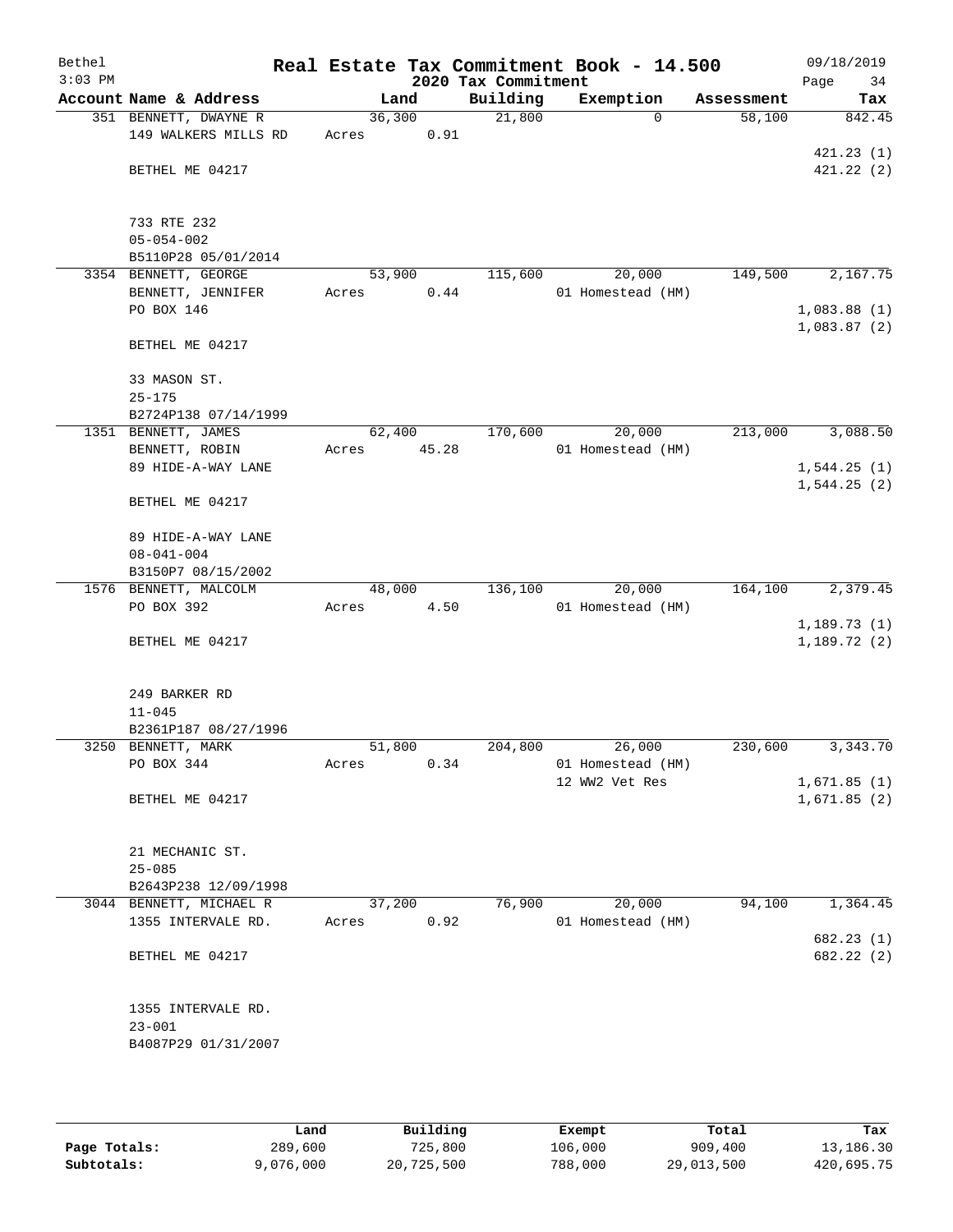# Real Estate Tax Commitment Book - 14.500

Bethel
3:03 PM

2020 Tax Commitment

09/18/2019
Page 34

| Account Name & Address | Land | Building | Exemption | Assessment | Tax |
|---|---|---|---|---|---|
| 351 BENNETT, DWAYNE R | 36,300 | 21,800 | 0 | 58,100 | 842.45 |
| 149 WALKERS MILLS RD | Acres 0.91 | | | | |
| | | | | | 421.23 (1) |
| BETHEL ME 04217 | | | | | 421.22 (2) |
| 733 RTE 232 | | | | | |
| 05-054-002 | | | | | |
| B5110P28 05/01/2014 | | | | | |
| 3354 BENNETT, GEORGE | 53,900 | 115,600 | 20,000 | 149,500 | 2,167.75 |
| BENNETT, JENNIFER | Acres 0.44 | | 01 Homestead (HM) | | |
| PO BOX 146 | | | | | 1,083.88 (1) |
| | | | | | 1,083.87 (2) |
| BETHEL ME 04217 | | | | | |
| 33 MASON ST. | | | | | |
| 25-175 | | | | | |
| B2724P138 07/14/1999 | | | | | |
| 1351 BENNETT, JAMES | 62,400 | 170,600 | 20,000 | 213,000 | 3,088.50 |
| BENNETT, ROBIN | Acres 45.28 | | 01 Homestead (HM) | | |
| 89 HIDE-A-WAY LANE | | | | | 1,544.25 (1) |
| | | | | | 1,544.25 (2) |
| BETHEL ME 04217 | | | | | |
| 89 HIDE-A-WAY LANE | | | | | |
| 08-041-004 | | | | | |
| B3150P7 08/15/2002 | | | | | |
| 1576 BENNETT, MALCOLM | 48,000 | 136,100 | 20,000 | 164,100 | 2,379.45 |
| PO BOX 392 | Acres 4.50 | | 01 Homestead (HM) | | |
| | | | | | 1,189.73 (1) |
| BETHEL ME 04217 | | | | | 1,189.72 (2) |
| 249 BARKER RD | | | | | |
| 11-045 | | | | | |
| B2361P187 08/27/1996 | | | | | |
| 3250 BENNETT, MARK | 51,800 | 204,800 | 26,000 | 230,600 | 3,343.70 |
| PO BOX 344 | Acres 0.34 | | 01 Homestead (HM) | | |
| | | | 12 WW2 Vet Res | | 1,671.85 (1) |
| BETHEL ME 04217 | | | | | 1,671.85 (2) |
| 21 MECHANIC ST. | | | | | |
| 25-085 | | | | | |
| B2643P238 12/09/1998 | | | | | |
| 3044 BENNETT, MICHAEL R | 37,200 | 76,900 | 20,000 | 94,100 | 1,364.45 |
| 1355 INTERVALE RD. | Acres 0.92 | | 01 Homestead (HM) | | |
| | | | | | 682.23 (1) |
| BETHEL ME 04217 | | | | | 682.22 (2) |
| 1355 INTERVALE RD. | | | | | |
| 23-001 | | | | | |
| B4087P29 01/31/2007 | | | | | |

| | Land | Building | Exempt | Total | Tax |
|---|---|---|---|---|---|
| Page Totals: | 289,600 | 725,800 | 106,000 | 909,400 | 13,186.30 |
| Subtotals: | 9,076,000 | 20,725,500 | 788,000 | 29,013,500 | 420,695.75 |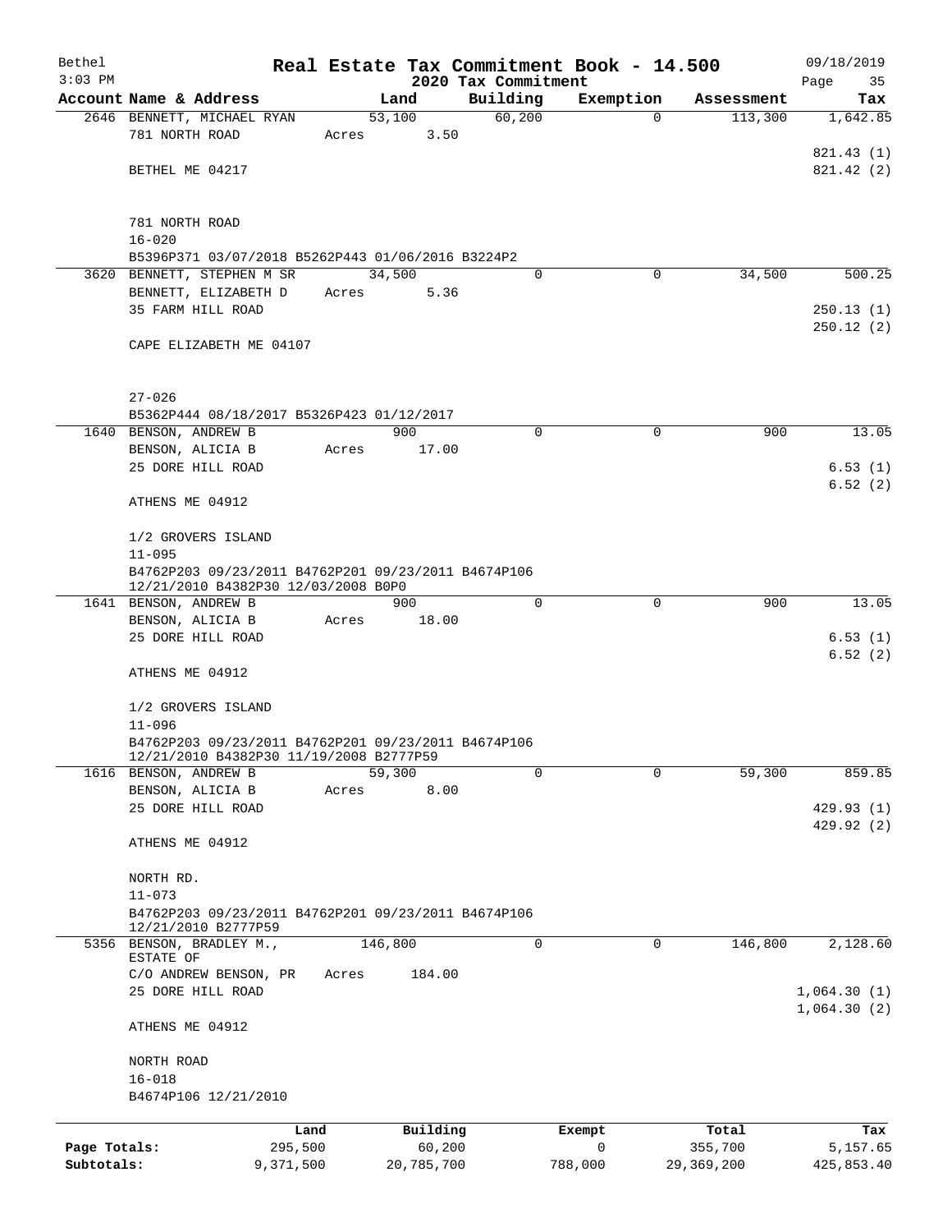Bethel — Real Estate Tax Commitment Book - 14.500 — 09/18/2019
3:03 PM — 2020 Tax Commitment

| Account | Name & Address | Land | Building | Exemption | Assessment | Tax |
|---|---|---|---|---|---|---|
| 2646 | BENNETT, MICHAEL RYAN | 53,100 | 60,200 | 0 | 113,300 | 1,642.85 |
| | 781 NORTH ROAD | Acres 3.50 | | | | |
| | | | | | | 821.43 (1) |
| | BETHEL ME 04217 | | | | | 821.42 (2) |
| | 781 NORTH ROAD | | | | | |
| | 16-020 | | | | | |
| | B5396P371 03/07/2018 B5262P443 01/06/2016 B3224P2 | | | | | |
| 3620 | BENNETT, STEPHEN M SR | 34,500 | 0 | 0 | 34,500 | 500.25 |
| | BENNETT, ELIZABETH D | Acres 5.36 | | | | |
| | 35 FARM HILL ROAD | | | | | 250.13 (1) |
| | | | | | | 250.12 (2) |
| | CAPE ELIZABETH ME 04107 | | | | | |
| | 27-026 | | | | | |
| | B5362P444 08/18/2017 B5326P423 01/12/2017 | | | | | |
| 1640 | BENSON, ANDREW B | 900 | 0 | 0 | 900 | 13.05 |
| | BENSON, ALICIA B | Acres 17.00 | | | | |
| | 25 DORE HILL ROAD | | | | | 6.53 (1) |
| | | | | | | 6.52 (2) |
| | ATHENS ME 04912 | | | | | |
| | 1/2 GROVERS ISLAND | | | | | |
| | 11-095 | | | | | |
| | B4762P203 09/23/2011 B4762P201 09/23/2011 B4674P106 12/21/2010 B4382P30 12/03/2008 B0P0 | | | | | |
| 1641 | BENSON, ANDREW B | 900 | 0 | 0 | 900 | 13.05 |
| | BENSON, ALICIA B | Acres 18.00 | | | | |
| | 25 DORE HILL ROAD | | | | | 6.53 (1) |
| | | | | | | 6.52 (2) |
| | ATHENS ME 04912 | | | | | |
| | 1/2 GROVERS ISLAND | | | | | |
| | 11-096 | | | | | |
| | B4762P203 09/23/2011 B4762P201 09/23/2011 B4674P106 12/21/2010 B4382P30 11/19/2008 B2777P59 | | | | | |
| 1616 | BENSON, ANDREW B | 59,300 | 0 | 0 | 59,300 | 859.85 |
| | BENSON, ALICIA B | Acres 8.00 | | | | |
| | 25 DORE HILL ROAD | | | | | 429.93 (1) |
| | | | | | | 429.92 (2) |
| | ATHENS ME 04912 | | | | | |
| | NORTH RD. | | | | | |
| | 11-073 | | | | | |
| | B4762P203 09/23/2011 B4762P201 09/23/2011 B4674P106 12/21/2010 B2777P59 | | | | | |
| 5356 | BENSON, BRADLEY M., ESTATE OF | 146,800 | 0 | 0 | 146,800 | 2,128.60 |
| | C/O ANDREW BENSON, PR | Acres 184.00 | | | | |
| | 25 DORE HILL ROAD | | | | | 1,064.30 (1) |
| | | | | | | 1,064.30 (2) |
| | ATHENS ME 04912 | | | | | |
| | NORTH ROAD | | | | | |
| | 16-018 | | | | | |
| | B4674P106 12/21/2010 | | | | | |

| | Land | Building | Exempt | Total | Tax |
|---|---|---|---|---|---|
| Page Totals: | 295,500 | 60,200 | 0 | 355,700 | 5,157.65 |
| Subtotals: | 9,371,500 | 20,785,700 | 788,000 | 29,369,200 | 425,853.40 |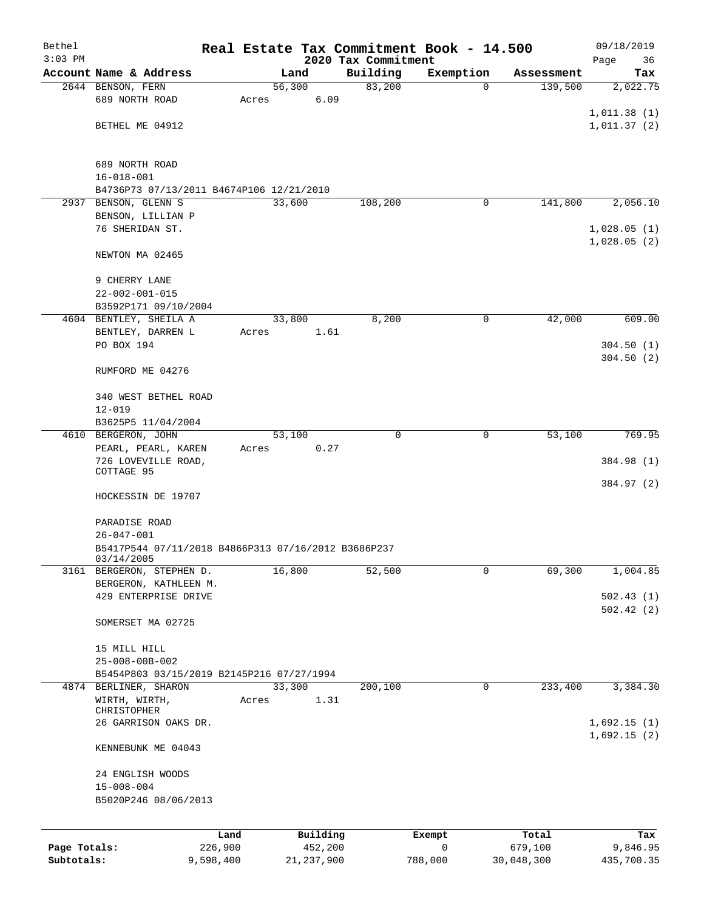Bethel 3:03 PM

# Real Estate Tax Commitment Book - 14.500

## 2020 Tax Commitment

09/18/2019

| Account | Name & Address | Land | Building | Exemption | Assessment | Tax |
|---|---|---|---|---|---|---|
| 2644 | BENSON, FERN<br>689 NORTH ROAD<br>BETHEL ME 04912<br><br>689 NORTH ROAD<br>16-018-001<br>B4736P73 07/13/2011 B4674P106 12/21/2010 | 56,300<br>Acres 6.09 | 83,200 | 0 | 139,500 | 2,022.75<br>1,011.38 (1)<br>1,011.37 (2) |
| 2937 | BENSON, GLENN S<br>BENSON, LILLIAN P<br>76 SHERIDAN ST.<br>NEWTON MA 02465<br><br>9 CHERRY LANE<br>22-002-001-015<br>B3592P171 09/10/2004 | 33,600 | 108,200 | 0 | 141,800 | 2,056.10<br>1,028.05 (1)<br>1,028.05 (2) |
| 4604 | BENTLEY, SHEILA A<br>BENTLEY, DARREN L<br>PO BOX 194<br>RUMFORD ME 04276<br><br>340 WEST BETHEL ROAD<br>12-019<br>B3625P5 11/04/2004 | 33,800<br>Acres 1.61 | 8,200 | 0 | 42,000 | 609.00<br>304.50 (1)<br>304.50 (2) |
| 4610 | BERGERON, JOHN<br>PEARL, PEARL, KAREN<br>726 LOVEVILLE ROAD, COTTAGE 95<br>HOCKESSIN DE 19707<br><br>PARADISE ROAD<br>26-047-001<br>B5417P544 07/11/2018 B4866P313 07/16/2012 B3686P237 03/14/2005 | 53,100<br>Acres 0.27 | 0 | 0 | 53,100 | 769.95<br>384.98 (1)<br>384.97 (2) |
| 3161 | BERGERON, STEPHEN D.<br>BERGERON, KATHLEEN M.<br>429 ENTERPRISE DRIVE<br>SOMERSET MA 02725<br><br>15 MILL HILL<br>25-008-00B-002<br>B5454P803 03/15/2019 B2145P216 07/27/1994 | 16,800 | 52,500 | 0 | 69,300 | 1,004.85<br>502.43 (1)<br>502.42 (2) |
| 4874 | BERLINER, SHARON<br>WIRTH, WIRTH, CHRISTOPHER<br>26 GARRISON OAKS DR.<br>KENNEBUNK ME 04043<br><br>24 ENGLISH WOODS<br>15-008-004<br>B5020P246 08/06/2013 | 33,300<br>Acres 1.31 | 200,100 | 0 | 233,400 | 3,384.30<br>1,692.15 (1)<br>1,692.15 (2) |

| | Land | Building | Exempt | Total | Tax |
|---|---|---|---|---|---|
| Page Totals: | 226,900 | 452,200 | 0 | 679,100 | 9,846.95 |
| Subtotals: | 9,598,400 | 21,237,900 | 788,000 | 30,048,300 | 435,700.35 |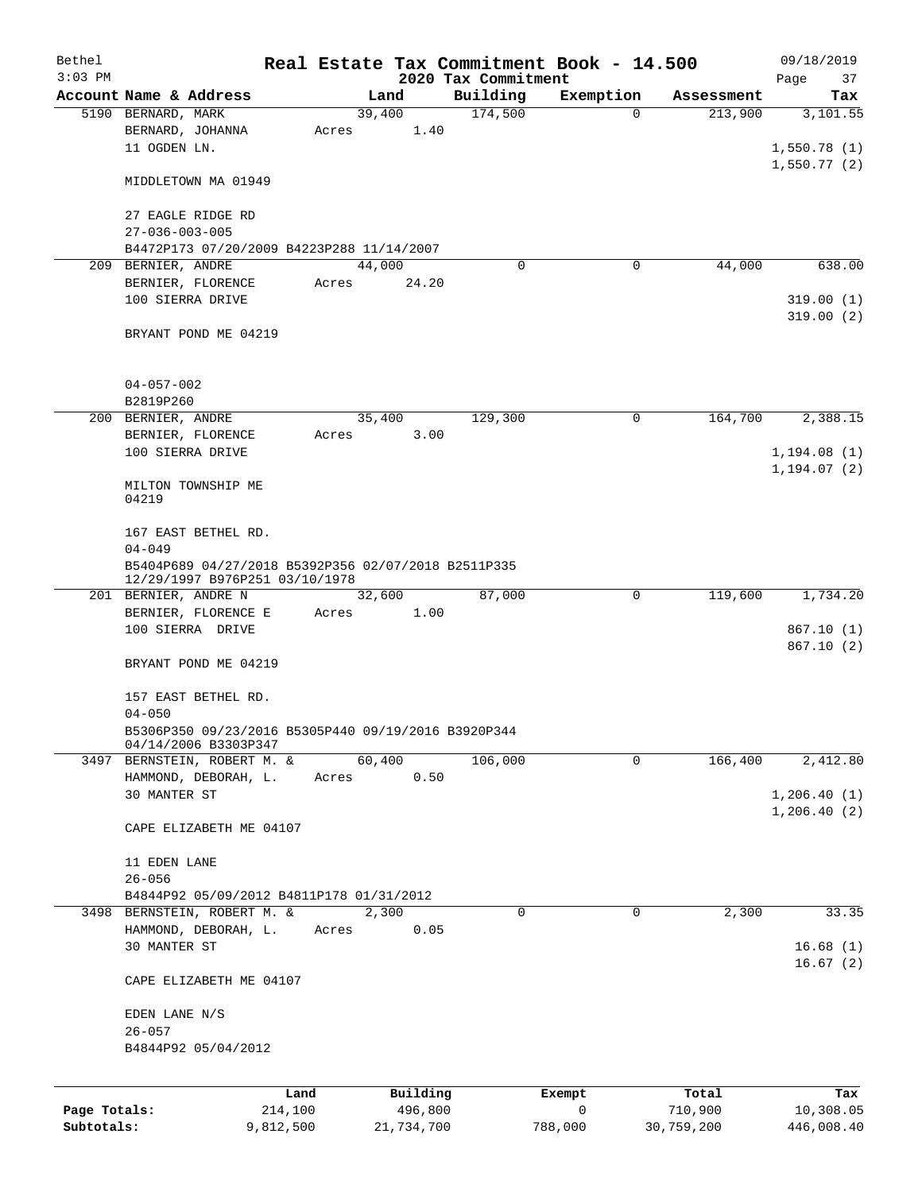Bethel
$3:03 PM

# Real Estate Tax Commitment Book - 14.500

## 2020 Tax Commitment

09/18/2019

| Account Name & Address | Land | Building | Exemption | Assessment | Tax |
|---|---|---|---|---|---|
| 5190 BERNARD, MARK | 39,400 | 174,500 | 0 | 213,900 | 3,101.55 |
| BERNARD, JOHANNA | Acres 1.40 | | | | |
| 11 OGDEN LN. | | | | | 1,550.78 (1) |
| | | | | | 1,550.77 (2) |
| MIDDLETOWN MA 01949 | | | | | |
| 27 EAGLE RIDGE RD | | | | | |
| 27-036-003-005 | | | | | |
| B4472P173 07/20/2009 B4223P288 11/14/2007 | | | | | |
| 209 BERNIER, ANDRE | 44,000 | 0 | 0 | 44,000 | 638.00 |
| BERNIER, FLORENCE | Acres 24.20 | | | | |
| 100 SIERRA DRIVE | | | | | 319.00 (1) |
| | | | | | 319.00 (2) |
| BRYANT POND ME 04219 | | | | | |
| 04-057-002 | | | | | |
| B2819P260 | | | | | |
| 200 BERNIER, ANDRE | 35,400 | 129,300 | 0 | 164,700 | 2,388.15 |
| BERNIER, FLORENCE | Acres 3.00 | | | | |
| 100 SIERRA DRIVE | | | | | 1,194.08 (1) |
| | | | | | 1,194.07 (2) |
| MILTON TOWNSHIP ME 04219 | | | | | |
| 167 EAST BETHEL RD. | | | | | |
| 04-049 | | | | | |
| B5404P689 04/27/2018 B5392P356 02/07/2018 B2511P335 12/29/1997 B976P251 03/10/1978 | | | | | |
| 201 BERNIER, ANDRE N | 32,600 | 87,000 | 0 | 119,600 | 1,734.20 |
| BERNIER, FLORENCE E | Acres 1.00 | | | | |
| 100 SIERRA DRIVE | | | | | 867.10 (1) |
| | | | | | 867.10 (2) |
| BRYANT POND ME 04219 | | | | | |
| 157 EAST BETHEL RD. | | | | | |
| 04-050 | | | | | |
| B5306P350 09/23/2016 B5305P440 09/19/2016 B3920P344 04/14/2006 B3303P347 | | | | | |
| 3497 BERNSTEIN, ROBERT M. & | 60,400 | 106,000 | 0 | 166,400 | 2,412.80 |
| HAMMOND, DEBORAH, L. | Acres 0.50 | | | | |
| 30 MANTER ST | | | | | 1,206.40 (1) |
| | | | | | 1,206.40 (2) |
| CAPE ELIZABETH ME 04107 | | | | | |
| 11 EDEN LANE | | | | | |
| 26-056 | | | | | |
| B4844P92 05/09/2012 B4811P178 01/31/2012 | | | | | |
| 3498 BERNSTEIN, ROBERT M. & | 2,300 | 0 | 0 | 2,300 | 33.35 |
| HAMMOND, DEBORAH, L. | Acres 0.05 | | | | |
| 30 MANTER ST | | | | | 16.68 (1) |
| | | | | | 16.67 (2) |
| CAPE ELIZABETH ME 04107 | | | | | |
| EDEN LANE N/S | | | | | |
| 26-057 | | | | | |
| B4844P92 05/04/2012 | | | | | |

| | Land | Building | Exempt | Total | Tax |
|---|---|---|---|---|---|
| Page Totals: | 214,100 | 496,800 | 0 | 710,900 | 10,308.05 |
| Subtotals: | 9,812,500 | 21,734,700 | 788,000 | 30,759,200 | 446,008.40 |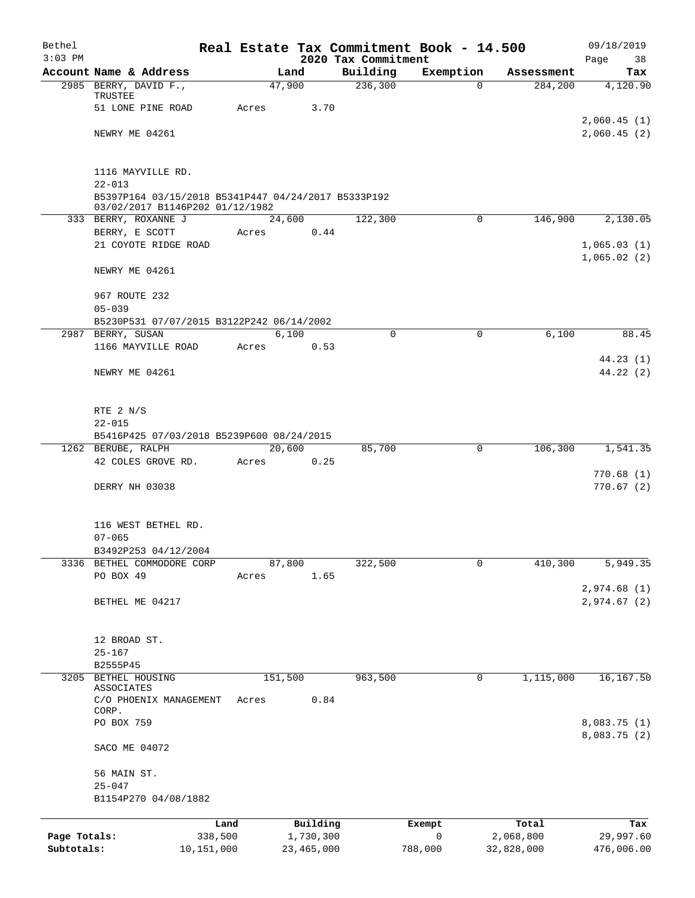Bethel 3:03 PM

# Real Estate Tax Commitment Book - 14.500

## 2020 Tax Commitment

09/18/2019

| Account | Name & Address | Land | Building | Exemption | Assessment | Tax |
|---|---|---|---|---|---|---|
| 2985 | BERRY, DAVID F., TRUSTEE<br>51 LONE PINE ROAD<br>NEWRY ME 04261<br>1116 MAYVILLE RD.<br>22-013<br>B5397P164 03/15/2018 B5341P447 04/24/2017 B5333P192 03/02/2017 B1146P202 01/12/1982 | 47,900<br>Acres 3.70 | 236,300 | 0 | 284,200 | 4,120.90<br>2,060.45 (1)<br>2,060.45 (2) |
| 333 | BERRY, ROXANNE J<br>BERRY, E SCOTT<br>21 COYOTE RIDGE ROAD<br>NEWRY ME 04261<br>967 ROUTE 232<br>05-039<br>B5230P531 07/07/2015 B3122P242 06/14/2002 | 24,600<br>Acres 0.44 | 122,300 | 0 | 146,900 | 2,130.05<br>1,065.03 (1)<br>1,065.02 (2) |
| 2987 | BERRY, SUSAN<br>1166 MAYVILLE ROAD<br>NEWRY ME 04261<br>RTE 2 N/S<br>22-015<br>B5416P425 07/03/2018 B5239P600 08/24/2015 | 6,100<br>Acres 0.53 | 0 | 0 | 6,100 | 88.45<br>44.23 (1)<br>44.22 (2) |
| 1262 | BERUBE, RALPH<br>42 COLES GROVE RD.<br>DERRY NH 03038<br>116 WEST BETHEL RD.<br>07-065<br>B3492P253 04/12/2004 | 20,600<br>Acres 0.25 | 85,700 | 0 | 106,300 | 1,541.35<br>770.68 (1)<br>770.67 (2) |
| 3336 | BETHEL COMMODORE CORP<br>PO BOX 49<br>BETHEL ME 04217<br>12 BROAD ST.<br>25-167<br>B2555P45 | 87,800<br>Acres 1.65 | 322,500 | 0 | 410,300 | 5,949.35<br>2,974.68 (1)<br>2,974.67 (2) |
| 3205 | BETHEL HOUSING ASSOCIATES<br>C/O PHOENIX MANAGEMENT CORP.<br>PO BOX 759<br>SACO ME 04072<br>56 MAIN ST.<br>25-047<br>B1154P270 04/08/1882 | 151,500<br>Acres 0.84 | 963,500 | 0 | 1,115,000 | 16,167.50<br>8,083.75 (1)<br>8,083.75 (2) |

| | Land | Building | Exempt | Total | Tax |
|---|---|---|---|---|---|
| Page Totals: | 338,500 | 1,730,300 | 0 | 2,068,800 | 29,997.60 |
| Subtotals: | 10,151,000 | 23,465,000 | 788,000 | 32,828,000 | 476,006.00 |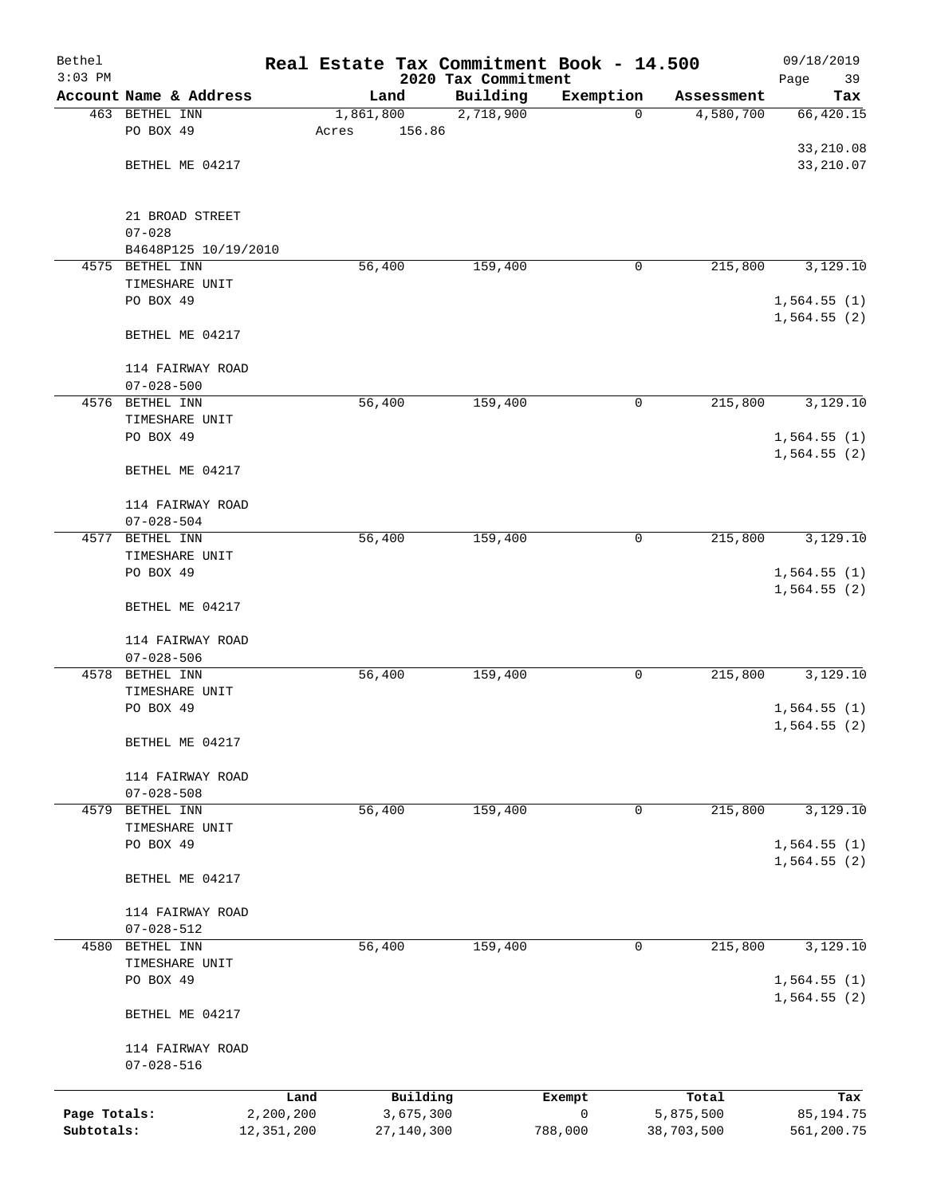Bethel 3:03 PM

# Real Estate Tax Commitment Book - 14.500

2020 Tax Commitment

09/18/2019

| Account | Name & Address | Land | Building | Exemption | Assessment | Tax |
|---|---|---|---|---|---|---|
| 463 | BETHEL INN<br>PO BOX 49<br><br>BETHEL ME 04217<br><br>21 BROAD STREET<br>07-028<br>B4648P125 10/19/2010 | 1,861,800<br>Acres 156.86 | 2,718,900 | 0 | 4,580,700 | 66,420.15<br><br>33,210.08<br>33,210.07 |
| 4575 | BETHEL INN<br>TIMESHARE UNIT<br>PO BOX 49<br><br>BETHEL ME 04217<br><br>114 FAIRWAY ROAD<br>07-028-500 | 56,400 | 159,400 | 0 | 215,800 | 3,129.10<br><br>1,564.55 (1)<br>1,564.55 (2) |
| 4576 | BETHEL INN<br>TIMESHARE UNIT<br>PO BOX 49<br><br>BETHEL ME 04217<br><br>114 FAIRWAY ROAD<br>07-028-504 | 56,400 | 159,400 | 0 | 215,800 | 3,129.10<br><br>1,564.55 (1)<br>1,564.55 (2) |
| 4577 | BETHEL INN<br>TIMESHARE UNIT<br>PO BOX 49<br><br>BETHEL ME 04217<br><br>114 FAIRWAY ROAD<br>07-028-506 | 56,400 | 159,400 | 0 | 215,800 | 3,129.10<br><br>1,564.55 (1)<br>1,564.55 (2) |
| 4578 | BETHEL INN<br>TIMESHARE UNIT<br>PO BOX 49<br><br>BETHEL ME 04217<br><br>114 FAIRWAY ROAD<br>07-028-508 | 56,400 | 159,400 | 0 | 215,800 | 3,129.10<br><br>1,564.55 (1)<br>1,564.55 (2) |
| 4579 | BETHEL INN<br>TIMESHARE UNIT<br>PO BOX 49<br><br>BETHEL ME 04217<br><br>114 FAIRWAY ROAD<br>07-028-512 | 56,400 | 159,400 | 0 | 215,800 | 3,129.10<br><br>1,564.55 (1)<br>1,564.55 (2) |
| 4580 | BETHEL INN<br>TIMESHARE UNIT<br>PO BOX 49<br><br>BETHEL ME 04217<br><br>114 FAIRWAY ROAD<br>07-028-516 | 56,400 | 159,400 | 0 | 215,800 | 3,129.10<br><br>1,564.55 (1)<br>1,564.55 (2) |

| | Land | Building | Exempt | Total | Tax |
|---|---|---|---|---|---|
| Page Totals: | 2,200,200 | 3,675,300 | 0 | 5,875,500 | 85,194.75 |
| Subtotals: | 12,351,200 | 27,140,300 | 788,000 | 38,703,500 | 561,200.75 |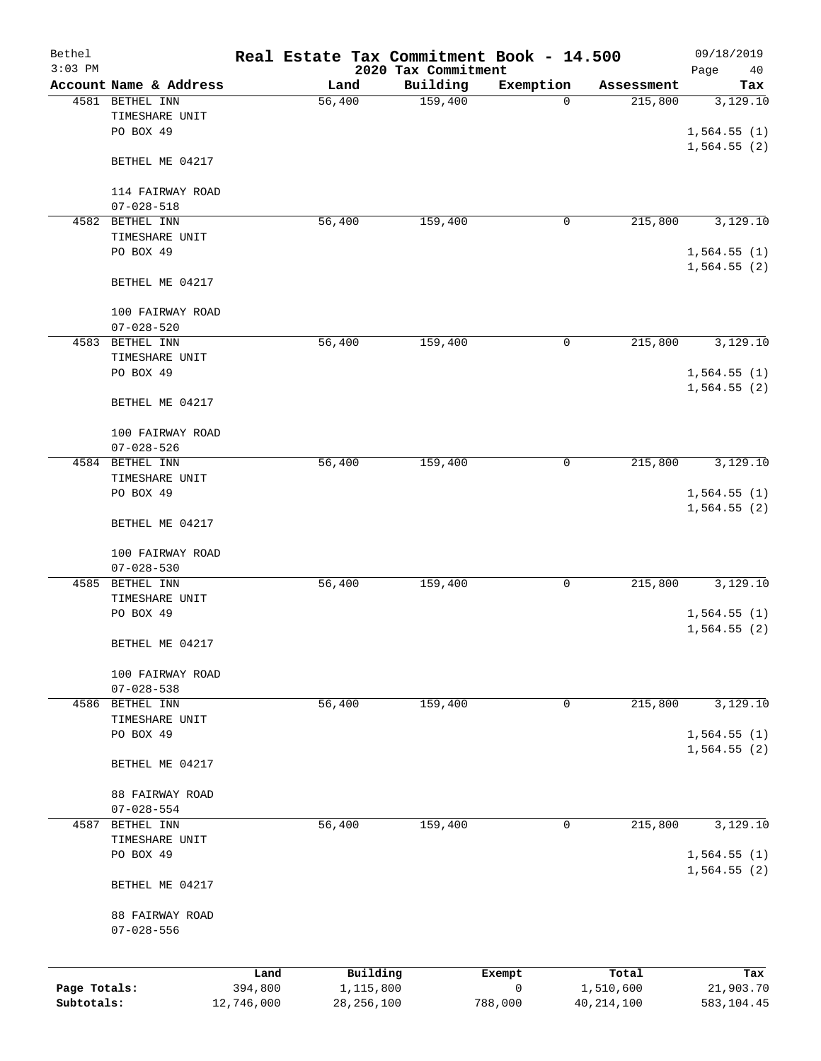# Real Estate Tax Commitment Book - 14.500

Bethel
3:03 PM

2020 Tax Commitment

09/18/2019

| Account Name & Address | Land | Building | Exemption | Assessment | Tax |
|---|---|---|---|---|---|
| 4581 BETHEL INN<br>TIMESHARE UNIT<br>PO BOX 49<br><br>BETHEL ME 04217<br><br>114 FAIRWAY ROAD<br>07-028-518 | 56,400 | 159,400 | 0 | 215,800 | 3,129.10<br><br>1,564.55 (1)<br>1,564.55 (2) |
| 4582 BETHEL INN<br>TIMESHARE UNIT<br>PO BOX 49<br><br>BETHEL ME 04217<br><br>100 FAIRWAY ROAD<br>07-028-520 | 56,400 | 159,400 | 0 | 215,800 | 3,129.10<br><br>1,564.55 (1)<br>1,564.55 (2) |
| 4583 BETHEL INN<br>TIMESHARE UNIT<br>PO BOX 49<br><br>BETHEL ME 04217<br><br>100 FAIRWAY ROAD<br>07-028-526 | 56,400 | 159,400 | 0 | 215,800 | 3,129.10<br><br>1,564.55 (1)<br>1,564.55 (2) |
| 4584 BETHEL INN<br>TIMESHARE UNIT<br>PO BOX 49<br><br>BETHEL ME 04217<br><br>100 FAIRWAY ROAD<br>07-028-530 | 56,400 | 159,400 | 0 | 215,800 | 3,129.10<br><br>1,564.55 (1)<br>1,564.55 (2) |
| 4585 BETHEL INN<br>TIMESHARE UNIT<br>PO BOX 49<br><br>BETHEL ME 04217<br><br>100 FAIRWAY ROAD<br>07-028-538 | 56,400 | 159,400 | 0 | 215,800 | 3,129.10<br><br>1,564.55 (1)<br>1,564.55 (2) |
| 4586 BETHEL INN<br>TIMESHARE UNIT<br>PO BOX 49<br><br>BETHEL ME 04217<br><br>88 FAIRWAY ROAD<br>07-028-554 | 56,400 | 159,400 | 0 | 215,800 | 3,129.10<br><br>1,564.55 (1)<br>1,564.55 (2) |
| 4587 BETHEL INN<br>TIMESHARE UNIT<br>PO BOX 49<br><br>BETHEL ME 04217<br><br>88 FAIRWAY ROAD<br>07-028-556 | 56,400 | 159,400 | 0 | 215,800 | 3,129.10<br><br>1,564.55 (1)<br>1,564.55 (2) |

| | Land | Building | Exempt | Total | Tax |
|---|---|---|---|---|---|
| **Page Totals:** | 394,800 | 1,115,800 | 0 | 1,510,600 | 21,903.70 |
| **Subtotals:** | 12,746,000 | 28,256,100 | 788,000 | 40,214,100 | 583,104.45 |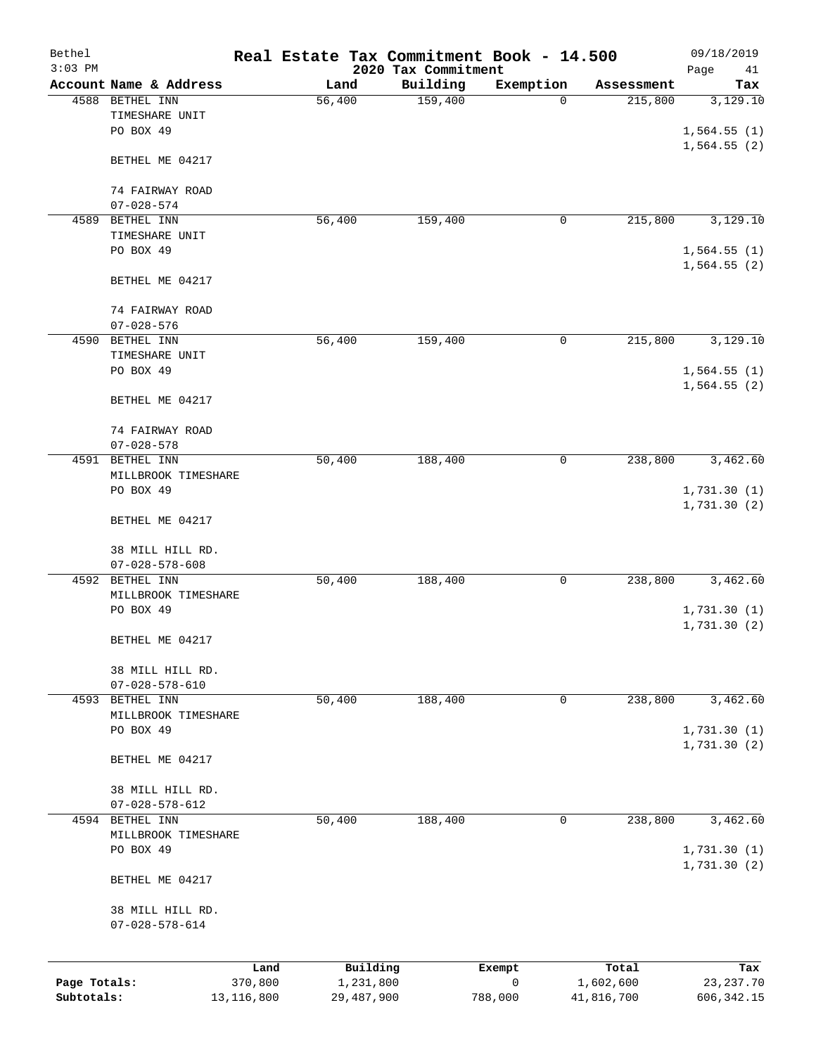# Real Estate Tax Commitment Book - 14.500

Bethel 3:03 PM — 2020 Tax Commitment — 09/18/2019

| Account Name & Address | Land | Building | Exemption | Assessment | Tax |
|---|---|---|---|---|---|
| 4588 BETHEL INN<br>TIMESHARE UNIT<br>PO BOX 49<br><br>BETHEL ME 04217<br><br>74 FAIRWAY ROAD<br>07-028-574 | 56,400 | 159,400 | 0 | 215,800 | 3,129.10<br><br>1,564.55 (1)<br>1,564.55 (2) |
| 4589 BETHEL INN<br>TIMESHARE UNIT<br>PO BOX 49<br><br>BETHEL ME 04217<br><br>74 FAIRWAY ROAD<br>07-028-576 | 56,400 | 159,400 | 0 | 215,800 | 3,129.10<br><br>1,564.55 (1)<br>1,564.55 (2) |
| 4590 BETHEL INN<br>TIMESHARE UNIT<br>PO BOX 49<br><br>BETHEL ME 04217<br><br>74 FAIRWAY ROAD<br>07-028-578 | 56,400 | 159,400 | 0 | 215,800 | 3,129.10<br><br>1,564.55 (1)<br>1,564.55 (2) |
| 4591 BETHEL INN<br>MILLBROOK TIMESHARE<br>PO BOX 49<br><br>BETHEL ME 04217<br><br>38 MILL HILL RD.<br>07-028-578-608 | 50,400 | 188,400 | 0 | 238,800 | 3,462.60<br><br>1,731.30 (1)<br>1,731.30 (2) |
| 4592 BETHEL INN<br>MILLBROOK TIMESHARE<br>PO BOX 49<br><br>BETHEL ME 04217<br><br>38 MILL HILL RD.<br>07-028-578-610 | 50,400 | 188,400 | 0 | 238,800 | 3,462.60<br><br>1,731.30 (1)<br>1,731.30 (2) |
| 4593 BETHEL INN<br>MILLBROOK TIMESHARE<br>PO BOX 49<br><br>BETHEL ME 04217<br><br>38 MILL HILL RD.<br>07-028-578-612 | 50,400 | 188,400 | 0 | 238,800 | 3,462.60<br><br>1,731.30 (1)<br>1,731.30 (2) |
| 4594 BETHEL INN<br>MILLBROOK TIMESHARE<br>PO BOX 49<br><br>BETHEL ME 04217<br><br>38 MILL HILL RD.<br>07-028-578-614 | 50,400 | 188,400 | 0 | 238,800 | 3,462.60<br><br>1,731.30 (1)<br>1,731.30 (2) |

| | Land | Building | Exempt | Total | Tax |
|---|---|---|---|---|---|
| Page Totals: | 370,800 | 1,231,800 | 0 | 1,602,600 | 23,237.70 |
| Subtotals: | 13,116,800 | 29,487,900 | 788,000 | 41,816,700 | 606,342.15 |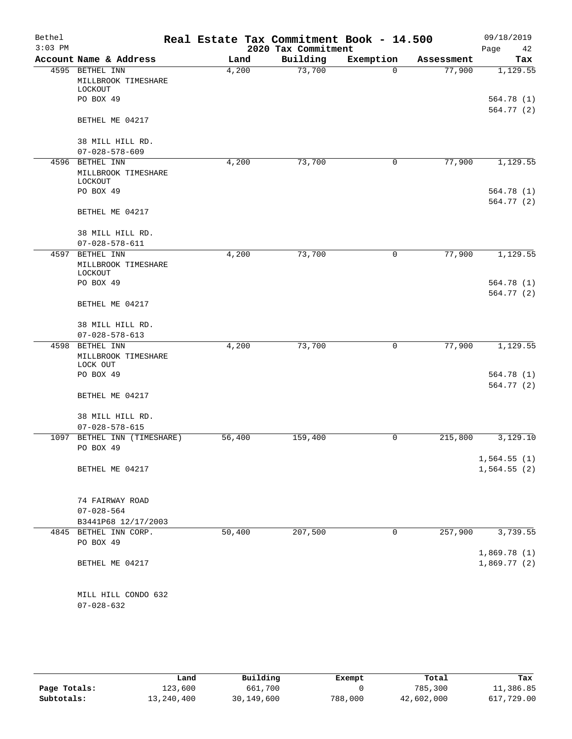# Real Estate Tax Commitment Book - 14.500

## 2020 Tax Commitment

| Account Name & Address | Land | Building | Exemption | Assessment | Tax |
|---|---|---|---|---|---|
| 4595 BETHEL INN<br>MILLBROOK TIMESHARE LOCKOUT<br>PO BOX 49<br><br>BETHEL ME 04217<br><br>38 MILL HILL RD.<br>07-028-578-609 | 4,200 | 73,700 | 0 | 77,900 | 1,129.55<br><br>564.78 (1)<br>564.77 (2) |
| 4596 BETHEL INN<br>MILLBROOK TIMESHARE LOCKOUT<br>PO BOX 49<br><br>BETHEL ME 04217<br><br>38 MILL HILL RD.<br>07-028-578-611 | 4,200 | 73,700 | 0 | 77,900 | 1,129.55<br><br>564.78 (1)<br>564.77 (2) |
| 4597 BETHEL INN<br>MILLBROOK TIMESHARE LOCKOUT<br>PO BOX 49<br><br>BETHEL ME 04217<br><br>38 MILL HILL RD.<br>07-028-578-613 | 4,200 | 73,700 | 0 | 77,900 | 1,129.55<br><br>564.78 (1)<br>564.77 (2) |
| 4598 BETHEL INN<br>MILLBROOK TIMESHARE LOCK OUT<br>PO BOX 49<br><br>BETHEL ME 04217<br><br>38 MILL HILL RD.<br>07-028-578-615 | 4,200 | 73,700 | 0 | 77,900 | 1,129.55<br><br>564.78 (1)<br>564.77 (2) |
| 1097 BETHEL INN (TIMESHARE)<br>PO BOX 49<br><br>BETHEL ME 04217<br><br>74 FAIRWAY ROAD<br>07-028-564<br>B3441P68 12/17/2003 | 56,400 | 159,400 | 0 | 215,800 | 3,129.10<br><br>1,564.55 (1)<br>1,564.55 (2) |
| 4845 BETHEL INN CORP.<br>PO BOX 49<br><br>BETHEL ME 04217<br><br>MILL HILL CONDO 632<br>07-028-632 | 50,400 | 207,500 | 0 | 257,900 | 3,739.55<br><br>1,869.78 (1)<br>1,869.77 (2) |

| | Land | Building | Exempt | Total | Tax |
|---|---|---|---|---|---|
| Page Totals: | 123,600 | 661,700 | 0 | 785,300 | 11,386.85 |
| Subtotals: | 13,240,400 | 30,149,600 | 788,000 | 42,602,000 | 617,729.00 |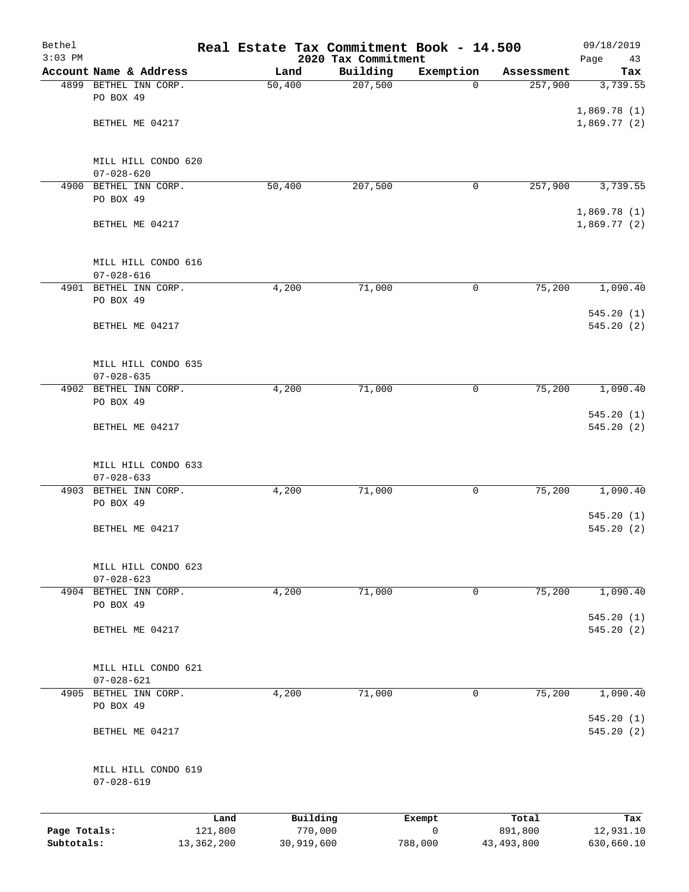Bethel 3:03 PM

# Real Estate Tax Commitment Book - 14.500

## 2020 Tax Commitment

09/18/2019

| Account | Name & Address | Land | Building | Exemption | Assessment | Tax |
|---|---|---|---|---|---|---|
| 4899 | BETHEL INN CORP.<br>PO BOX 49<br>BETHEL ME 04217<br><br>MILL HILL CONDO 620<br>07-028-620 | 50,400 | 207,500 | 0 | 257,900 | 3,739.55<br>1,869.78 (1)<br>1,869.77 (2) |
| 4900 | BETHEL INN CORP.<br>PO BOX 49<br>BETHEL ME 04217<br><br>MILL HILL CONDO 616<br>07-028-616 | 50,400 | 207,500 | 0 | 257,900 | 3,739.55<br>1,869.78 (1)<br>1,869.77 (2) |
| 4901 | BETHEL INN CORP.<br>PO BOX 49<br>BETHEL ME 04217<br><br>MILL HILL CONDO 635<br>07-028-635 | 4,200 | 71,000 | 0 | 75,200 | 1,090.40<br>545.20 (1)<br>545.20 (2) |
| 4902 | BETHEL INN CORP.<br>PO BOX 49<br>BETHEL ME 04217<br><br>MILL HILL CONDO 633<br>07-028-633 | 4,200 | 71,000 | 0 | 75,200 | 1,090.40<br>545.20 (1)<br>545.20 (2) |
| 4903 | BETHEL INN CORP.<br>PO BOX 49<br>BETHEL ME 04217<br><br>MILL HILL CONDO 623<br>07-028-623 | 4,200 | 71,000 | 0 | 75,200 | 1,090.40<br>545.20 (1)<br>545.20 (2) |
| 4904 | BETHEL INN CORP.<br>PO BOX 49<br>BETHEL ME 04217<br><br>MILL HILL CONDO 621<br>07-028-621 | 4,200 | 71,000 | 0 | 75,200 | 1,090.40<br>545.20 (1)<br>545.20 (2) |
| 4905 | BETHEL INN CORP.<br>PO BOX 49<br>BETHEL ME 04217<br><br>MILL HILL CONDO 619<br>07-028-619 | 4,200 | 71,000 | 0 | 75,200 | 1,090.40<br>545.20 (1)<br>545.20 (2) |

| | Land | Building | Exempt | Total | Tax |
|---|---|---|---|---|---|
| **Page Totals:** | 121,800 | 770,000 | 0 | 891,800 | 12,931.10 |
| **Subtotals:** | 13,362,200 | 30,919,600 | 788,000 | 43,493,800 | 630,660.10 |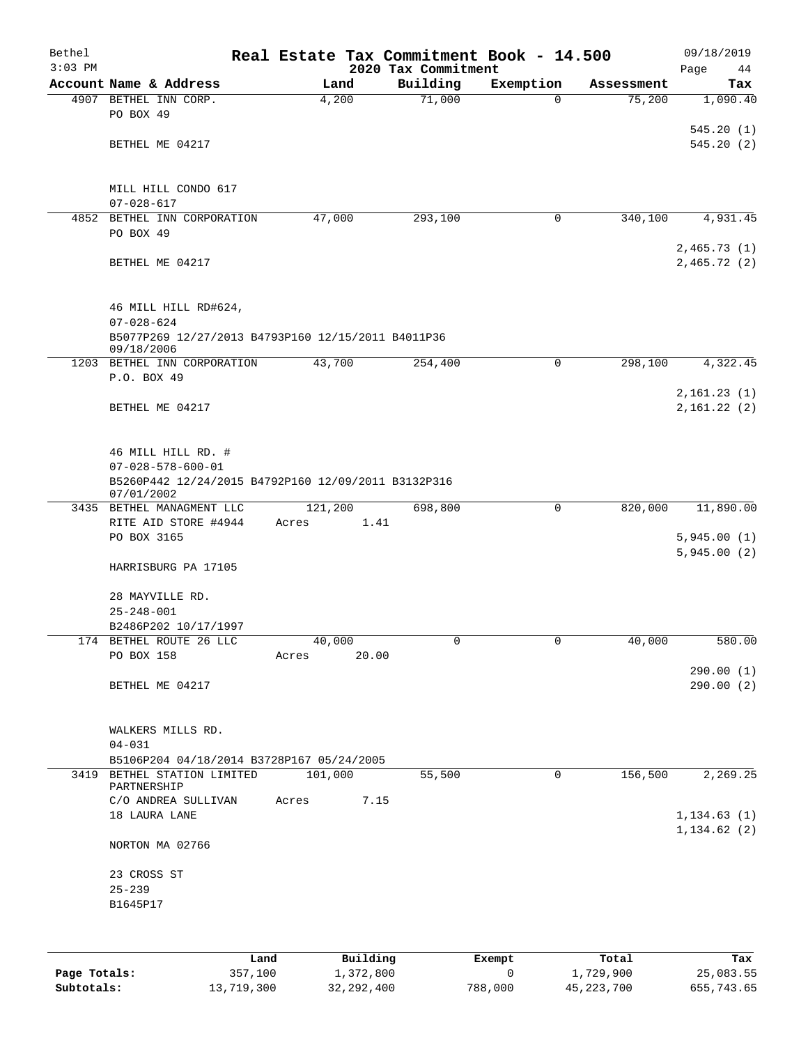# Real Estate Tax Commitment Book - 14.500

## 2020 Tax Commitment

Bethel 3:03 PM — 09/18/2019

| Account | Name & Address | Land | Building | Exemption | Assessment | Tax |
|---|---|---|---|---|---|---|
| 4907 | BETHEL INN CORP.<br>PO BOX 49<br>BETHEL ME 04217<br><br>MILL HILL CONDO 617<br>07-028-617 | 4,200 | 71,000 | 0 | 75,200 | 1,090.40<br>545.20 (1)<br>545.20 (2) |
| 4852 | BETHEL INN CORPORATION<br>PO BOX 49<br>BETHEL ME 04217<br><br>46 MILL HILL RD#624,<br>07-028-624<br>B5077P269 12/27/2013 B4793P160 12/15/2011 B4011P36 09/18/2006 | 47,000 | 293,100 | 0 | 340,100 | 4,931.45<br>2,465.73 (1)<br>2,465.72 (2) |
| 1203 | BETHEL INN CORPORATION<br>P.O. BOX 49<br>BETHEL ME 04217<br><br>46 MILL HILL RD. #<br>07-028-578-600-01<br>B5260P442 12/24/2015 B4792P160 12/09/2011 B3132P316 07/01/2002 | 43,700 | 254,400 | 0 | 298,100 | 4,322.45<br>2,161.23 (1)<br>2,161.22 (2) |
| 3435 | BETHEL MANAGMENT LLC<br>RITE AID STORE #4944<br>PO BOX 3165<br>HARRISBURG PA 17105<br><br>28 MAYVILLE RD.<br>25-248-001<br>B2486P202 10/17/1997 | 121,200<br>Acres 1.41 | 698,800 | 0 | 820,000 | 11,890.00<br>5,945.00 (1)<br>5,945.00 (2) |
| 174 | BETHEL ROUTE 26 LLC<br>PO BOX 158<br>BETHEL ME 04217<br><br>WALKERS MILLS RD.<br>04-031<br>B5106P204 04/18/2014 B3728P167 05/24/2005 | 40,000<br>Acres 20.00 | 0 | 0 | 40,000 | 580.00<br>290.00 (1)<br>290.00 (2) |
| 3419 | BETHEL STATION LIMITED PARTNERSHIP<br>C/O ANDREA SULLIVAN<br>18 LAURA LANE<br>NORTON MA 02766<br><br>23 CROSS ST<br>25-239<br>B1645P17 | 101,000<br>Acres 7.15 | 55,500 | 0 | 156,500 | 2,269.25<br>1,134.63 (1)<br>1,134.62 (2) |

| | Land | Building | Exempt | Total | Tax |
|---|---|---|---|---|---|
| **Page Totals:** | 357,100 | 1,372,800 | 0 | 1,729,900 | 25,083.55 |
| **Subtotals:** | 13,719,300 | 32,292,400 | 788,000 | 45,223,700 | 655,743.65 |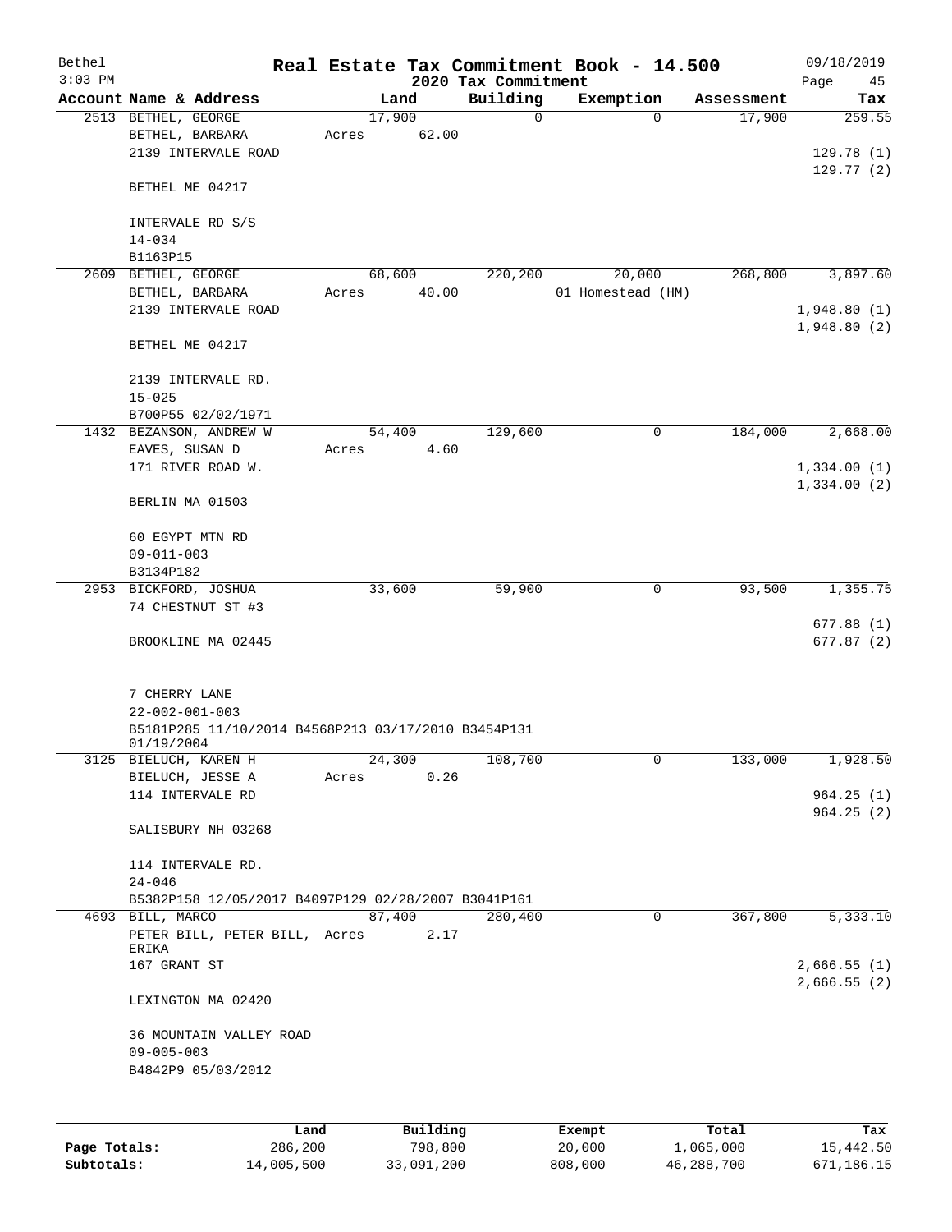# Real Estate Tax Commitment Book - 14.500

Bethel
3:03 PM

2020 Tax Commitment

09/18/2019

| Account Name & Address | Land | Building | Exemption | Assessment | Tax |
|---|---|---|---|---|---|
| 2513 BETHEL, GEORGE | 17,900 | 0 | 0 | 17,900 | 259.55 |
| BETHEL, BARBARA | Acres 62.00 | | | | |
| 2139 INTERVALE ROAD | | | | | 129.78 (1) |
| | | | | | 129.77 (2) |
| BETHEL ME 04217 | | | | | |
| INTERVALE RD S/S | | | | | |
| 14-034 | | | | | |
| B1163P15 | | | | | |
| 2609 BETHEL, GEORGE | 68,600 | 220,200 | 20,000 | 268,800 | 3,897.60 |
| BETHEL, BARBARA | Acres 40.00 | | 01 Homestead (HM) | | |
| 2139 INTERVALE ROAD | | | | | 1,948.80 (1) |
| | | | | | 1,948.80 (2) |
| BETHEL ME 04217 | | | | | |
| 2139 INTERVALE RD. | | | | | |
| 15-025 | | | | | |
| B700P55 02/02/1971 | | | | | |
| 1432 BEZANSON, ANDREW W | 54,400 | 129,600 | 0 | 184,000 | 2,668.00 |
| EAVES, SUSAN D | Acres 4.60 | | | | |
| 171 RIVER ROAD W. | | | | | 1,334.00 (1) |
| | | | | | 1,334.00 (2) |
| BERLIN MA 01503 | | | | | |
| 60 EGYPT MTN RD | | | | | |
| 09-011-003 | | | | | |
| B3134P182 | | | | | |
| 2953 BICKFORD, JOSHUA | 33,600 | 59,900 | 0 | 93,500 | 1,355.75 |
| 74 CHESTNUT ST #3 | | | | | |
| | | | | | 677.88 (1) |
| BROOKLINE MA 02445 | | | | | 677.87 (2) |
| 7 CHERRY LANE | | | | | |
| 22-002-001-003 | | | | | |
| B5181P285 11/10/2014 B4568P213 03/17/2010 B3454P131 01/19/2004 | | | | | |
| 3125 BIELUCH, KAREN H | 24,300 | 108,700 | 0 | 133,000 | 1,928.50 |
| BIELUCH, JESSE A | Acres 0.26 | | | | |
| 114 INTERVALE RD | | | | | 964.25 (1) |
| | | | | | 964.25 (2) |
| SALISBURY NH 03268 | | | | | |
| 114 INTERVALE RD. | | | | | |
| 24-046 | | | | | |
| B5382P158 12/05/2017 B4097P129 02/28/2007 B3041P161 | | | | | |
| 4693 BILL, MARCO | 87,400 | 280,400 | 0 | 367,800 | 5,333.10 |
| PETER BILL, PETER BILL, ERIKA | Acres 2.17 | | | | |
| 167 GRANT ST | | | | | 2,666.55 (1) |
| | | | | | 2,666.55 (2) |
| LEXINGTON MA 02420 | | | | | |
| 36 MOUNTAIN VALLEY ROAD | | | | | |
| 09-005-003 | | | | | |
| B4842P9 05/03/2012 | | | | | |

| | Land | Building | Exempt | Total | Tax |
|---|---|---|---|---|---|
| Page Totals: | 286,200 | 798,800 | 20,000 | 1,065,000 | 15,442.50 |
| Subtotals: | 14,005,500 | 33,091,200 | 808,000 | 46,288,700 | 671,186.15 |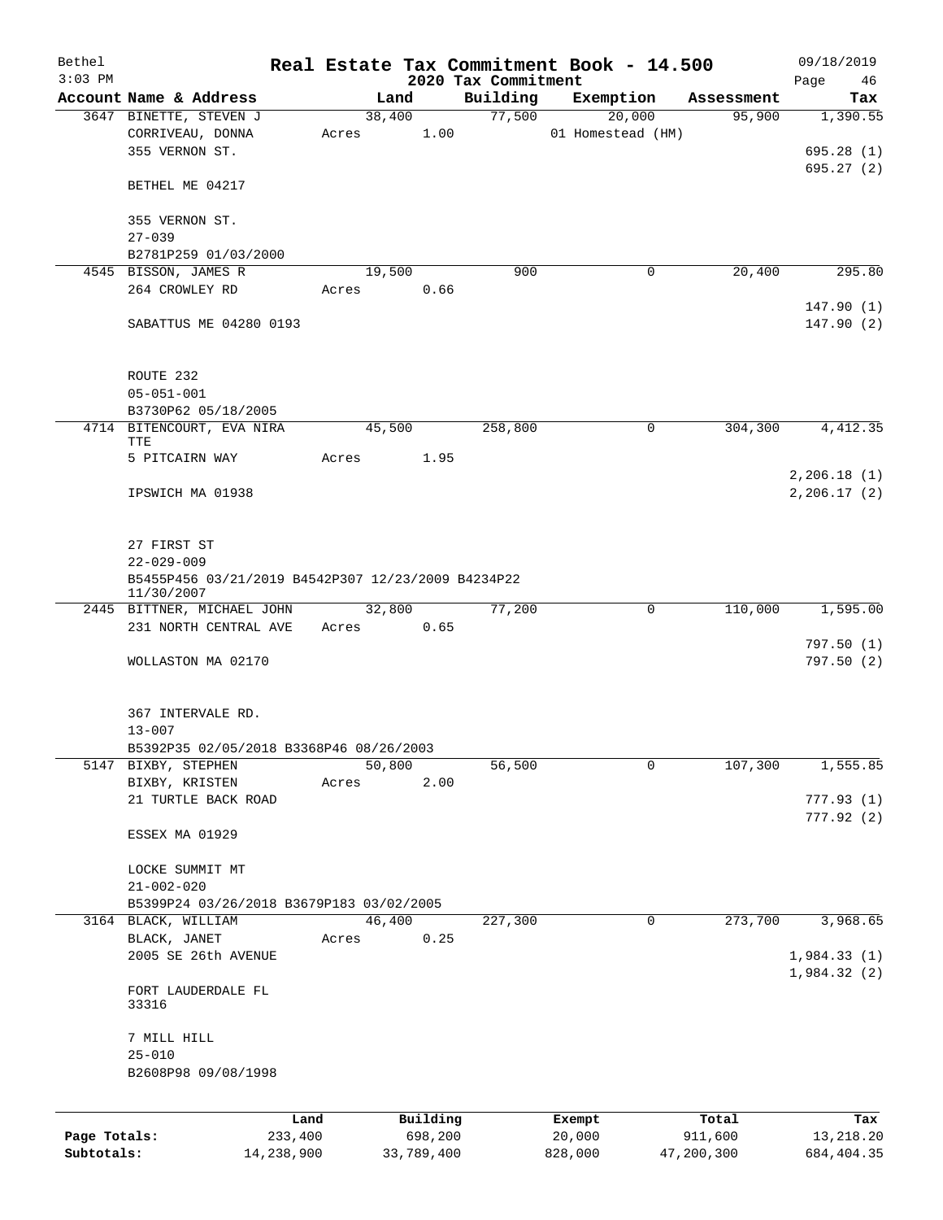# Real Estate Tax Commitment Book - 14.500

Bethel
3:03 PM

2020 Tax Commitment

09/18/2019
Page 46

| Account Name & Address | Land | Building | Exemption | Assessment | Tax |
|---|---|---|---|---|---|
| 3647 BINETTE, STEVEN J | 38,400 | 77,500 | 20,000 | 95,900 | 1,390.55 |
| CORRIVEAU, DONNA | Acres 1.00 | | 01 Homestead (HM) | | |
| 355 VERNON ST. | | | | | 695.28 (1) |
| | | | | | 695.27 (2) |
| BETHEL ME 04217 | | | | | |
| 355 VERNON ST. | | | | | |
| 27-039 | | | | | |
| B2781P259 01/03/2000 | | | | | |
| 4545 BISSON, JAMES R | 19,500 | 900 | 0 | 20,400 | 295.80 |
| 264 CROWLEY RD | Acres 0.66 | | | | |
| | | | | | 147.90 (1) |
| SABATTUS ME 04280 0193 | | | | | 147.90 (2) |
| ROUTE 232 | | | | | |
| 05-051-001 | | | | | |
| B3730P62 05/18/2005 | | | | | |
| 4714 BITENCOURT, EVA NIRA TTE | 45,500 | 258,800 | 0 | 304,300 | 4,412.35 |
| 5 PITCAIRN WAY | Acres 1.95 | | | | |
| | | | | | 2,206.18 (1) |
| IPSWICH MA 01938 | | | | | 2,206.17 (2) |
| 27 FIRST ST | | | | | |
| 22-029-009 | | | | | |
| B5455P456 03/21/2019 B4542P307 12/23/2009 B4234P22 11/30/2007 | | | | | |
| 2445 BITTNER, MICHAEL JOHN | 32,800 | 77,200 | 0 | 110,000 | 1,595.00 |
| 231 NORTH CENTRAL AVE | Acres 0.65 | | | | |
| | | | | | 797.50 (1) |
| WOLLASTON MA 02170 | | | | | 797.50 (2) |
| 367 INTERVALE RD. | | | | | |
| 13-007 | | | | | |
| B5392P35 02/05/2018 B3368P46 08/26/2003 | | | | | |
| 5147 BIXBY, STEPHEN | 50,800 | 56,500 | 0 | 107,300 | 1,555.85 |
| BIXBY, KRISTEN | Acres 2.00 | | | | |
| 21 TURTLE BACK ROAD | | | | | 777.93 (1) |
| | | | | | 777.92 (2) |
| ESSEX MA 01929 | | | | | |
| LOCKE SUMMIT MT | | | | | |
| 21-002-020 | | | | | |
| B5399P24 03/26/2018 B3679P183 03/02/2005 | | | | | |
| 3164 BLACK, WILLIAM | 46,400 | 227,300 | 0 | 273,700 | 3,968.65 |
| BLACK, JANET | Acres 0.25 | | | | |
| 2005 SE 26th AVENUE | | | | | 1,984.33 (1) |
| | | | | | 1,984.32 (2) |
| FORT LAUDERDALE FL 33316 | | | | | |
| 7 MILL HILL | | | | | |
| 25-010 | | | | | |
| B2608P98 09/08/1998 | | | | | |

| | Land | Building | Exempt | Total | Tax |
|---|---|---|---|---|---|
| Page Totals: | 233,400 | 698,200 | 20,000 | 911,600 | 13,218.20 |
| Subtotals: | 14,238,900 | 33,789,400 | 828,000 | 47,200,300 | 684,404.35 |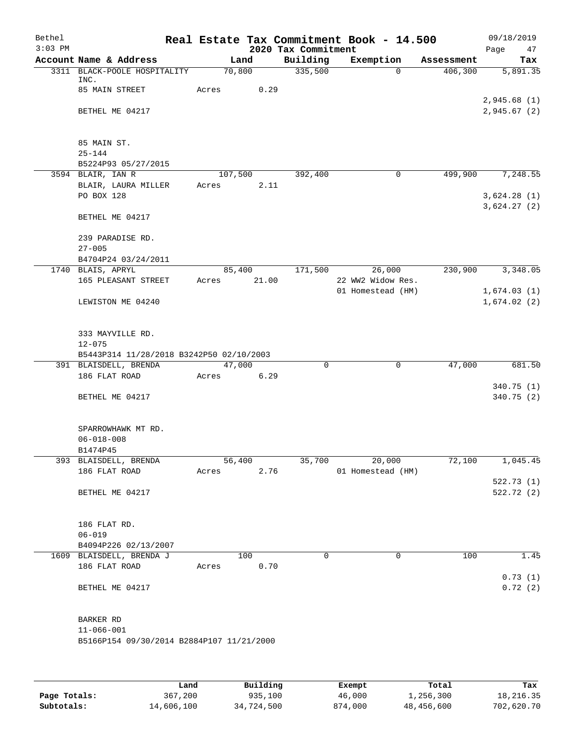# Real Estate Tax Commitment Book - 14.500

Bethel
3:03 PM
2020 Tax Commitment
09/18/2019

| Account | Name & Address | Land | Building | Exemption | Assessment | Tax |
|---|---|---|---|---|---|---|
| 3311 | BLACK-POOLE HOSPITALITY INC.<br>85 MAIN STREET<br><br>BETHEL ME 04217<br><br>85 MAIN ST.<br>25-144<br>B5224P93 05/27/2015 | 70,800<br>Acres 0.29 | 335,500 | 0 | 406,300 | 5,891.35<br><br>2,945.68 (1)<br>2,945.67 (2) |
| 3594 | BLAIR, IAN R<br>BLAIR, LAURA MILLER<br>PO BOX 128<br><br>BETHEL ME 04217<br><br>239 PARADISE RD.<br>27-005<br>B4704P24 03/24/2011 | 107,500<br>Acres 2.11 | 392,400 | 0 | 499,900 | 7,248.55<br><br>3,624.28 (1)<br>3,624.27 (2) |
| 1740 | BLAIS, APRYL<br>165 PLEASANT STREET<br><br>LEWISTON ME 04240<br><br>333 MAYVILLE RD.<br>12-075<br>B5443P314 11/28/2018 B3242P50 02/10/2003 | 85,400<br>Acres 21.00 | 171,500 | 26,000<br>22 WW2 Widow Res.<br>01 Homestead (HM) | 230,900 | 3,348.05<br><br>1,674.03 (1)<br>1,674.02 (2) |
| 391 | BLAISDELL, BRENDA<br>186 FLAT ROAD<br><br>BETHEL ME 04217<br><br>SPARROWHAWK MT RD.<br>06-018-008<br>B1474P45 | 47,000<br>Acres 6.29 | 0 | 0 | 47,000 | 681.50<br><br>340.75 (1)<br>340.75 (2) |
| 393 | BLAISDELL, BRENDA<br>186 FLAT ROAD<br><br>BETHEL ME 04217<br><br>186 FLAT RD.<br>06-019<br>B4094P226 02/13/2007 | 56,400<br>Acres 2.76 | 35,700 | 20,000<br>01 Homestead (HM) | 72,100 | 1,045.45<br><br>522.73 (1)<br>522.72 (2) |
| 1609 | BLAISDELL, BRENDA J<br>186 FLAT ROAD<br><br>BETHEL ME 04217<br><br>BARKER RD<br>11-066-001<br>B5166P154 09/30/2014 B2884P107 11/21/2000 | 100<br>Acres 0.70 | 0 | 0 | 100 | 1.45<br><br>0.73 (1)<br>0.72 (2) |

| | Land | Building | Exempt | Total | Tax |
|---|---|---|---|---|---|
| Page Totals: | 367,200 | 935,100 | 46,000 | 1,256,300 | 18,216.35 |
| Subtotals: | 14,606,100 | 34,724,500 | 874,000 | 48,456,600 | 702,620.70 |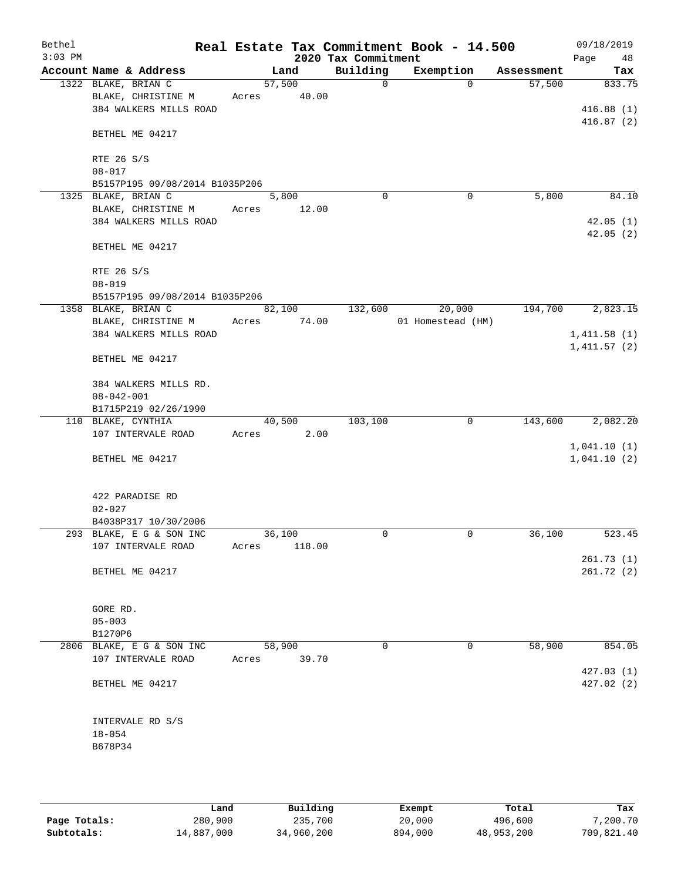# Real Estate Tax Commitment Book - 14.500

Bethel — 3:03 PM — 2020 Tax Commitment — 09/18/2019 — Page 48

| Account | Name & Address | Land | Building | Exemption | Assessment | Tax |
|---|---|---|---|---|---|---|
| 1322 | BLAKE, BRIAN C<br>BLAKE, CHRISTINE M<br>384 WALKERS MILLS ROAD<br><br>BETHEL ME 04217<br><br>RTE 26 S/S<br>08-017<br>B5157P195 09/08/2014 B1035P206 | 57,500<br>Acres 40.00 | 0 | 0 | 57,500 | 833.75<br><br>416.88 (1)<br>416.87 (2) |
| 1325 | BLAKE, BRIAN C<br>BLAKE, CHRISTINE M<br>384 WALKERS MILLS ROAD<br><br>BETHEL ME 04217<br><br>RTE 26 S/S<br>08-019<br>B5157P195 09/08/2014 B1035P206 | 5,800<br>Acres 12.00 | 0 | 0 | 5,800 | 84.10<br><br>42.05 (1)<br>42.05 (2) |
| 1358 | BLAKE, BRIAN C<br>BLAKE, CHRISTINE M<br>384 WALKERS MILLS ROAD<br><br>BETHEL ME 04217<br><br>384 WALKERS MILLS RD.<br>08-042-001<br>B1715P219 02/26/1990 | 82,100<br>Acres 74.00 | 132,600 | 20,000<br>01 Homestead (HM) | 194,700 | 2,823.15<br><br>1,411.58 (1)<br>1,411.57 (2) |
| 110 | BLAKE, CYNTHIA<br>107 INTERVALE ROAD<br><br>BETHEL ME 04217<br><br>422 PARADISE RD<br>02-027<br>B4038P317 10/30/2006 | 40,500<br>Acres 2.00 | 103,100 | 0 | 143,600 | 2,082.20<br><br>1,041.10 (1)<br>1,041.10 (2) |
| 293 | BLAKE, E G & SON INC<br>107 INTERVALE ROAD<br><br>BETHEL ME 04217<br><br>GORE RD.<br>05-003<br>B1270P6 | 36,100<br>Acres 118.00 | 0 | 0 | 36,100 | 523.45<br><br>261.73 (1)<br>261.72 (2) |
| 2806 | BLAKE, E G & SON INC<br>107 INTERVALE ROAD<br><br>BETHEL ME 04217<br><br>INTERVALE RD S/S<br>18-054<br>B678P34 | 58,900<br>Acres 39.70 | 0 | 0 | 58,900 | 854.05<br><br>427.03 (1)<br>427.02 (2) |

| | Land | Building | Exempt | Total | Tax |
|---|---|---|---|---|---|
| Page Totals: | 280,900 | 235,700 | 20,000 | 496,600 | 7,200.70 |
| Subtotals: | 14,887,000 | 34,960,200 | 894,000 | 48,953,200 | 709,821.40 |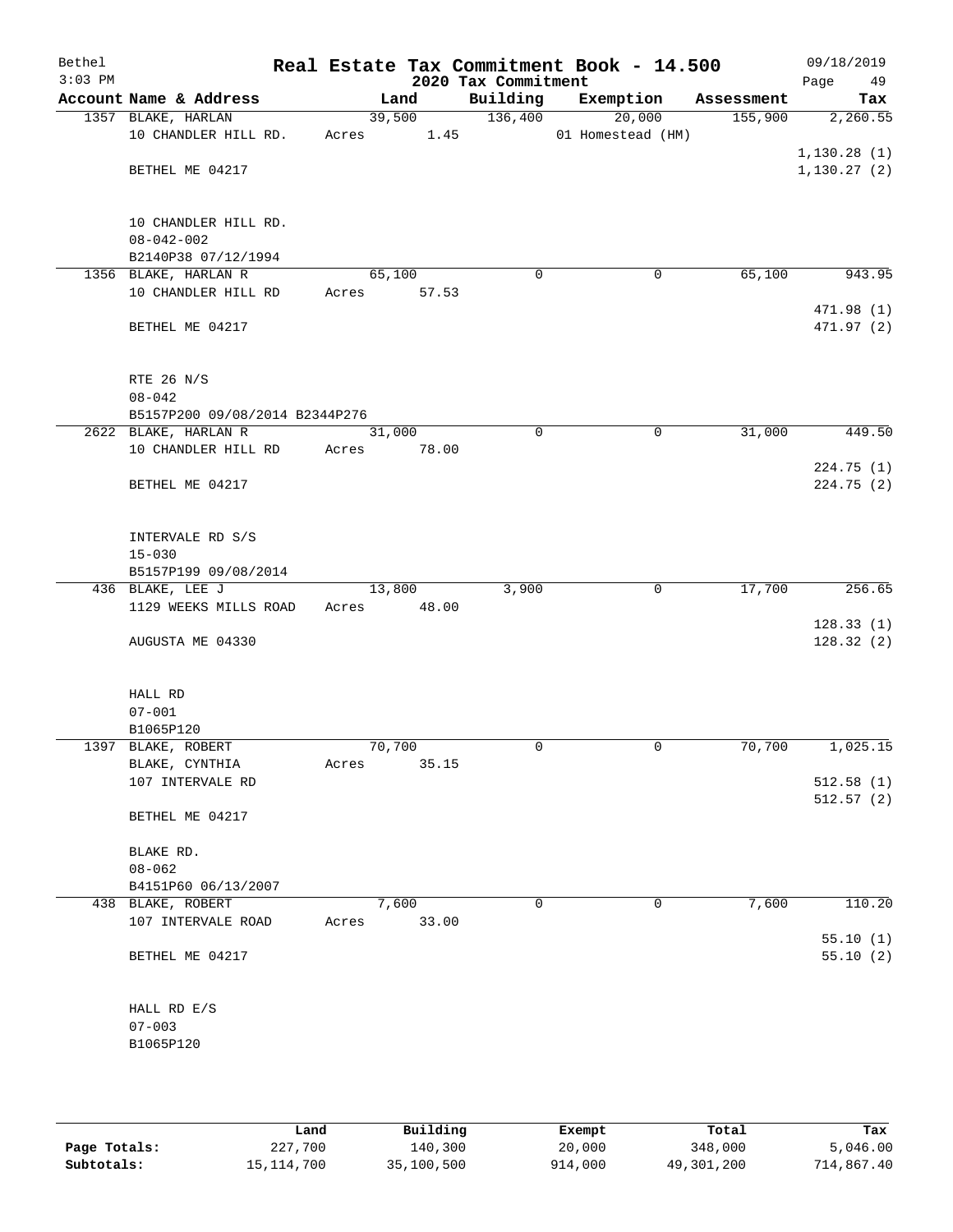# Real Estate Tax Commitment Book - 14.500

Bethel
3:03 PM

2020 Tax Commitment

09/18/2019

| Account Name & Address | Land | Building | Exemption | Assessment | Tax |
|---|---|---|---|---|---|
| 1357 BLAKE, HARLAN<br>10 CHANDLER HILL RD.<br><br>BETHEL ME 04217<br><br>10 CHANDLER HILL RD.<br>08-042-002<br>B2140P38 07/12/1994 | 39,500<br>Acres 1.45 | 136,400 | 20,000<br>01 Homestead (HM) | 155,900 | 2,260.55<br><br>1,130.28 (1)<br>1,130.27 (2) |
| 1356 BLAKE, HARLAN R<br>10 CHANDLER HILL RD<br><br>BETHEL ME 04217<br><br>RTE 26 N/S<br>08-042<br>B5157P200 09/08/2014 B2344P276 | 65,100<br>Acres 57.53 | 0 | 0 | 65,100 | 943.95<br><br>471.98 (1)<br>471.97 (2) |
| 2622 BLAKE, HARLAN R<br>10 CHANDLER HILL RD<br><br>BETHEL ME 04217<br><br>INTERVALE RD S/S<br>15-030<br>B5157P199 09/08/2014 | 31,000<br>Acres 78.00 | 0 | 0 | 31,000 | 449.50<br><br>224.75 (1)<br>224.75 (2) |
| 436 BLAKE, LEE J<br>1129 WEEKS MILLS ROAD<br><br>AUGUSTA ME 04330<br><br>HALL RD<br>07-001<br>B1065P120 | 13,800<br>Acres 48.00 | 3,900 | 0 | 17,700 | 256.65<br><br>128.33 (1)<br>128.32 (2) |
| 1397 BLAKE, ROBERT<br>BLAKE, CYNTHIA<br>107 INTERVALE RD<br><br>BETHEL ME 04217<br><br>BLAKE RD.<br>08-062<br>B4151P60 06/13/2007 | 70,700<br>Acres 35.15 | 0 | 0 | 70,700 | 1,025.15<br><br>512.58 (1)<br>512.57 (2) |
| 438 BLAKE, ROBERT<br>107 INTERVALE ROAD<br><br>BETHEL ME 04217<br><br>HALL RD E/S<br>07-003<br>B1065P120 | 7,600<br>Acres 33.00 | 0 | 0 | 7,600 | 110.20<br><br>55.10 (1)<br>55.10 (2) |

|  | Land | Building | Exempt | Total | Tax |
|---|---|---|---|---|---|
| Page Totals: | 227,700 | 140,300 | 20,000 | 348,000 | 5,046.00 |
| Subtotals: | 15,114,700 | 35,100,500 | 914,000 | 49,301,200 | 714,867.40 |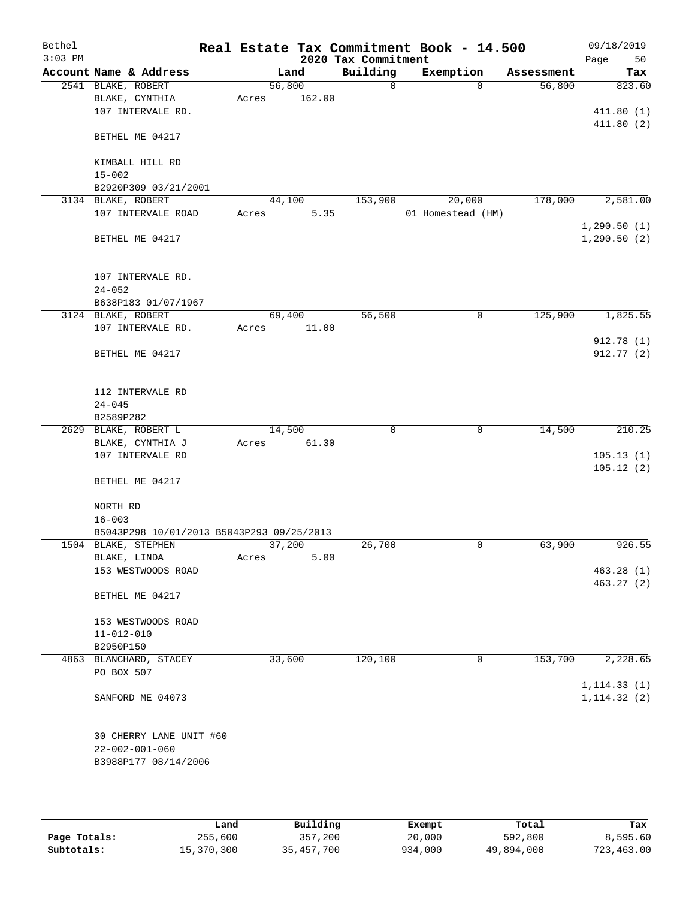# Real Estate Tax Commitment Book - 14.500

Bethel — 3:03 PM — 2020 Tax Commitment — 09/18/2019

| Account Name & Address | Land | Building | Exemption | Assessment | Tax |
|---|---|---|---|---|---|
| 2541 BLAKE, ROBERT<br>BLAKE, CYNTHIA<br>107 INTERVALE RD.<br><br>BETHEL ME 04217<br><br>KIMBALL HILL RD<br>15-002<br>B2920P309 03/21/2001 | 56,800<br>Acres 162.00 | 0 | 0 | 56,800 | 823.60<br><br>411.80 (1)<br>411.80 (2) |
| 3134 BLAKE, ROBERT<br>107 INTERVALE ROAD<br><br>BETHEL ME 04217<br><br>107 INTERVALE RD.<br>24-052<br>B638P183 01/07/1967 | 44,100<br>Acres 5.35 | 153,900 | 20,000<br>01 Homestead (HM) | 178,000 | 2,581.00<br><br>1,290.50 (1)<br>1,290.50 (2) |
| 3124 BLAKE, ROBERT<br>107 INTERVALE RD.<br><br>BETHEL ME 04217<br><br>112 INTERVALE RD<br>24-045<br>B2589P282 | 69,400<br>Acres 11.00 | 56,500 | 0 | 125,900 | 1,825.55<br><br>912.78 (1)<br>912.77 (2) |
| 2629 BLAKE, ROBERT L<br>BLAKE, CYNTHIA J<br>107 INTERVALE RD<br><br>BETHEL ME 04217<br><br>NORTH RD<br>16-003<br>B5043P298 10/01/2013 B5043P293 09/25/2013 | 14,500<br>Acres 61.30 | 0 | 0 | 14,500 | 210.25<br><br>105.13 (1)<br>105.12 (2) |
| 1504 BLAKE, STEPHEN<br>BLAKE, LINDA<br>153 WESTWOODS ROAD<br><br>BETHEL ME 04217<br><br>153 WESTWOODS ROAD<br>11-012-010<br>B2950P150 | 37,200<br>Acres 5.00 | 26,700 | 0 | 63,900 | 926.55<br><br>463.28 (1)<br>463.27 (2) |
| 4863 BLANCHARD, STACEY<br>PO BOX 507<br><br>SANFORD ME 04073<br><br>30 CHERRY LANE UNIT #60<br>22-002-001-060<br>B3988P177 08/14/2006 | 33,600 | 120,100 | 0 | 153,700 | 2,228.65<br><br>1,114.33 (1)<br>1,114.32 (2) |

| | Land | Building | Exempt | Total | Tax |
|---|---|---|---|---|---|
| Page Totals: | 255,600 | 357,200 | 20,000 | 592,800 | 8,595.60 |
| Subtotals: | 15,370,300 | 35,457,700 | 934,000 | 49,894,000 | 723,463.00 |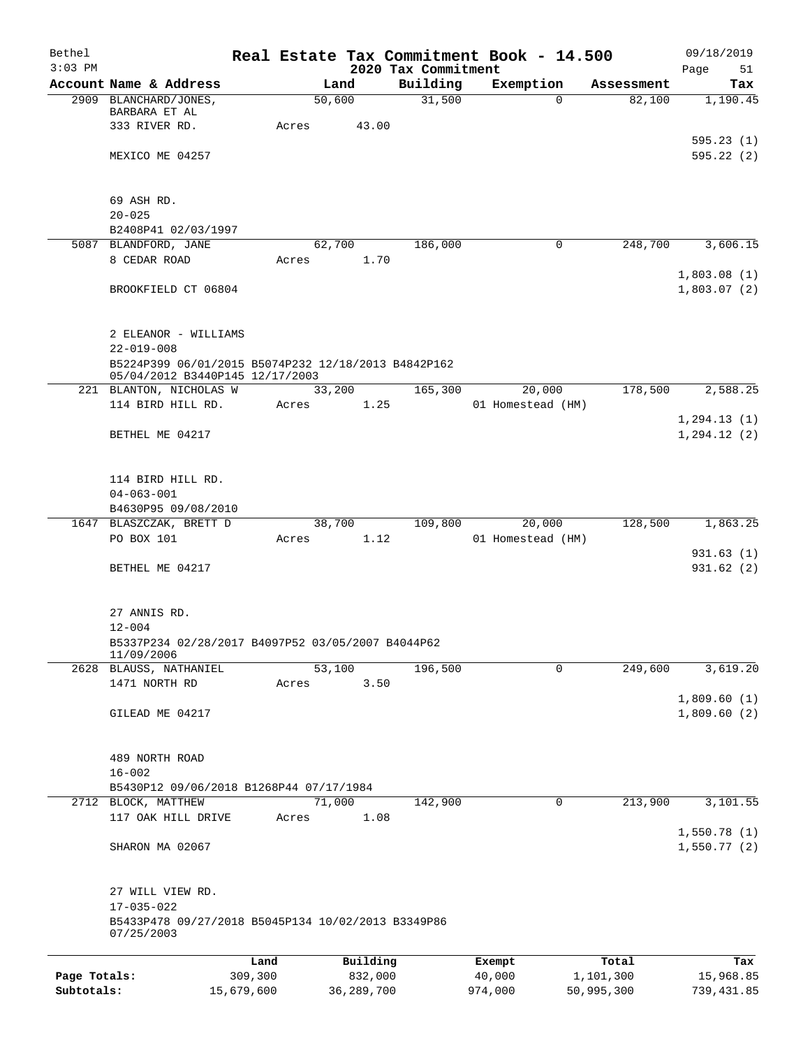Bethel $3:03 PM

# Real Estate Tax Commitment Book - 14.500

## 2020 Tax Commitment

09/18/2019

| Account Name & Address | Land | Building | Exemption | Assessment | Tax |
|---|---|---|---|---|---|
| 2909 BLANCHARD/JONES, BARBARA ET AL | 50,600 | 31,500 | 0 | 82,100 | 1,190.45 |
| 333 RIVER RD. | Acres 43.00 | | | | |
| | | | | | 595.23 (1) |
| MEXICO ME 04257 | | | | | 595.22 (2) |
| 69 ASH RD. | | | | | |
| 20-025 | | | | | |
| B2408P41 02/03/1997 | | | | | |
| 5087 BLANDFORD, JANE | 62,700 | 186,000 | 0 | 248,700 | 3,606.15 |
| 8 CEDAR ROAD | Acres 1.70 | | | | |
| | | | | | 1,803.08 (1) |
| BROOKFIELD CT 06804 | | | | | 1,803.07 (2) |
| 2 ELEANOR - WILLIAMS | | | | | |
| 22-019-008 | | | | | |
| B5224P399 06/01/2015 B5074P232 12/18/2013 B4842P162 05/04/2012 B3440P145 12/17/2003 | | | | | |
| 221 BLANTON, NICHOLAS W | 33,200 | 165,300 | 20,000 | 178,500 | 2,588.25 |
| 114 BIRD HILL RD. | Acres 1.25 | | 01 Homestead (HM) | | |
| | | | | | 1,294.13 (1) |
| BETHEL ME 04217 | | | | | 1,294.12 (2) |
| 114 BIRD HILL RD. | | | | | |
| 04-063-001 | | | | | |
| B4630P95 09/08/2010 | | | | | |
| 1647 BLASZCZAK, BRETT D | 38,700 | 109,800 | 20,000 | 128,500 | 1,863.25 |
| PO BOX 101 | Acres 1.12 | | 01 Homestead (HM) | | |
| | | | | | 931.63 (1) |
| BETHEL ME 04217 | | | | | 931.62 (2) |
| 27 ANNIS RD. | | | | | |
| 12-004 | | | | | |
| B5337P234 02/28/2017 B4097P52 03/05/2007 B4044P62 11/09/2006 | | | | | |
| 2628 BLAUSS, NATHANIEL | 53,100 | 196,500 | 0 | 249,600 | 3,619.20 |
| 1471 NORTH RD | Acres 3.50 | | | | |
| | | | | | 1,809.60 (1) |
| GILEAD ME 04217 | | | | | 1,809.60 (2) |
| 489 NORTH ROAD | | | | | |
| 16-002 | | | | | |
| B5430P12 09/06/2018 B1268P44 07/17/1984 | | | | | |
| 2712 BLOCK, MATTHEW | 71,000 | 142,900 | 0 | 213,900 | 3,101.55 |
| 117 OAK HILL DRIVE | Acres 1.08 | | | | |
| | | | | | 1,550.78 (1) |
| SHARON MA 02067 | | | | | 1,550.77 (2) |
| 27 WILL VIEW RD. | | | | | |
| 17-035-022 | | | | | |
| B5433P478 09/27/2018 B5045P134 10/02/2013 B3349P86 07/25/2003 | | | | | |

| | Land | Building | Exempt | Total | Tax |
|---|---|---|---|---|---|
| Page Totals: | 309,300 | 832,000 | 40,000 | 1,101,300 | 15,968.85 |
| Subtotals: | 15,679,600 | 36,289,700 | 974,000 | 50,995,300 | 739,431.85 |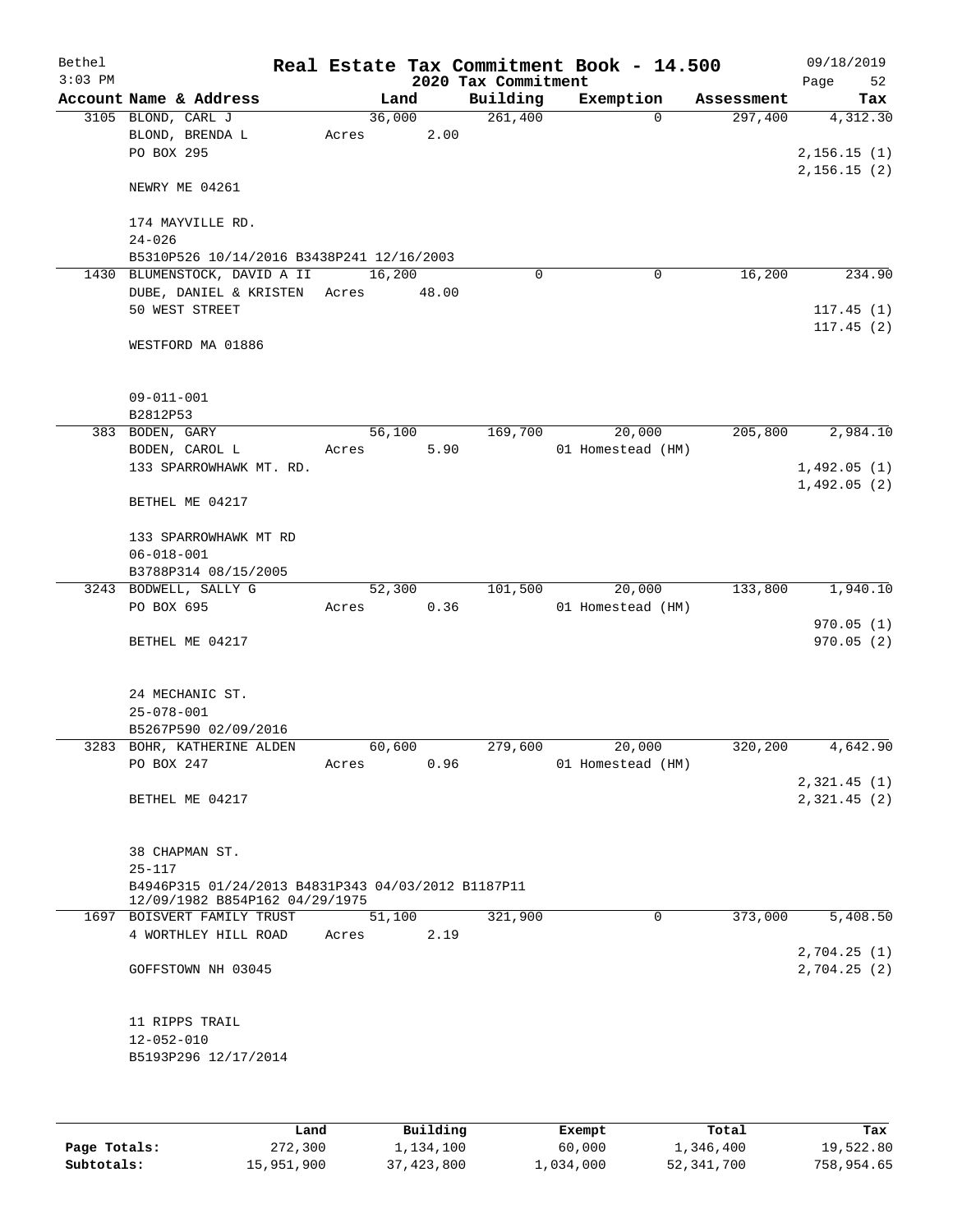Bethel 3:03 PM

# Real Estate Tax Commitment Book - 14.500

## 2020 Tax Commitment

09/18/2019 Page 52

| Account Name & Address | Land | Building | Exemption | Assessment | Tax |
|---|---|---|---|---|---|
| 3105 BLOND, CARL J | 36,000 | 261,400 | 0 | 297,400 | 4,312.30 |
| BLOND, BRENDA L | Acres 2.00 | | | | |
| PO BOX 295 | | | | | 2,156.15 (1) |
| | | | | | 2,156.15 (2) |
| NEWRY ME 04261 | | | | | |
| 174 MAYVILLE RD. | | | | | |
| 24-026 | | | | | |
| B5310P526 10/14/2016 B3438P241 12/16/2003 | | | | | |
| 1430 BLUMENSTOCK, DAVID A II | 16,200 | 0 | 0 | 16,200 | 234.90 |
| DUBE, DANIEL & KRISTEN | Acres 48.00 | | | | |
| 50 WEST STREET | | | | | 117.45 (1) |
| | | | | | 117.45 (2) |
| WESTFORD MA 01886 | | | | | |
| 09-011-001 | | | | | |
| B2812P53 | | | | | |
| 383 BODEN, GARY | 56,100 | 169,700 | 20,000 | 205,800 | 2,984.10 |
| BODEN, CAROL L | Acres 5.90 | | 01 Homestead (HM) | | |
| 133 SPARROWHAWK MT. RD. | | | | | 1,492.05 (1) |
| | | | | | 1,492.05 (2) |
| BETHEL ME 04217 | | | | | |
| 133 SPARROWHAWK MT RD | | | | | |
| 06-018-001 | | | | | |
| B3788P314 08/15/2005 | | | | | |
| 3243 BODWELL, SALLY G | 52,300 | 101,500 | 20,000 | 133,800 | 1,940.10 |
| PO BOX 695 | Acres 0.36 | | 01 Homestead (HM) | | |
| | | | | | 970.05 (1) |
| BETHEL ME 04217 | | | | | 970.05 (2) |
| 24 MECHANIC ST. | | | | | |
| 25-078-001 | | | | | |
| B5267P590 02/09/2016 | | | | | |
| 3283 BOHR, KATHERINE ALDEN | 60,600 | 279,600 | 20,000 | 320,200 | 4,642.90 |
| PO BOX 247 | Acres 0.96 | | 01 Homestead (HM) | | |
| | | | | | 2,321.45 (1) |
| BETHEL ME 04217 | | | | | 2,321.45 (2) |
| 38 CHAPMAN ST. | | | | | |
| 25-117 | | | | | |
| B4946P315 01/24/2013 B4831P343 04/03/2012 B1187P11 12/09/1982 B854P162 04/29/1975 | | | | | |
| 1697 BOISVERT FAMILY TRUST | 51,100 | 321,900 | 0 | 373,000 | 5,408.50 |
| 4 WORTHLEY HILL ROAD | Acres 2.19 | | | | |
| | | | | | 2,704.25 (1) |
| GOFFSTOWN NH 03045 | | | | | 2,704.25 (2) |
| 11 RIPPS TRAIL | | | | | |
| 12-052-010 | | | | | |
| B5193P296 12/17/2014 | | | | | |

| | Land | Building | Exempt | Total | Tax |
|---|---|---|---|---|---|
| Page Totals: | 272,300 | 1,134,100 | 60,000 | 1,346,400 | 19,522.80 |
| Subtotals: | 15,951,900 | 37,423,800 | 1,034,000 | 52,341,700 | 758,954.65 |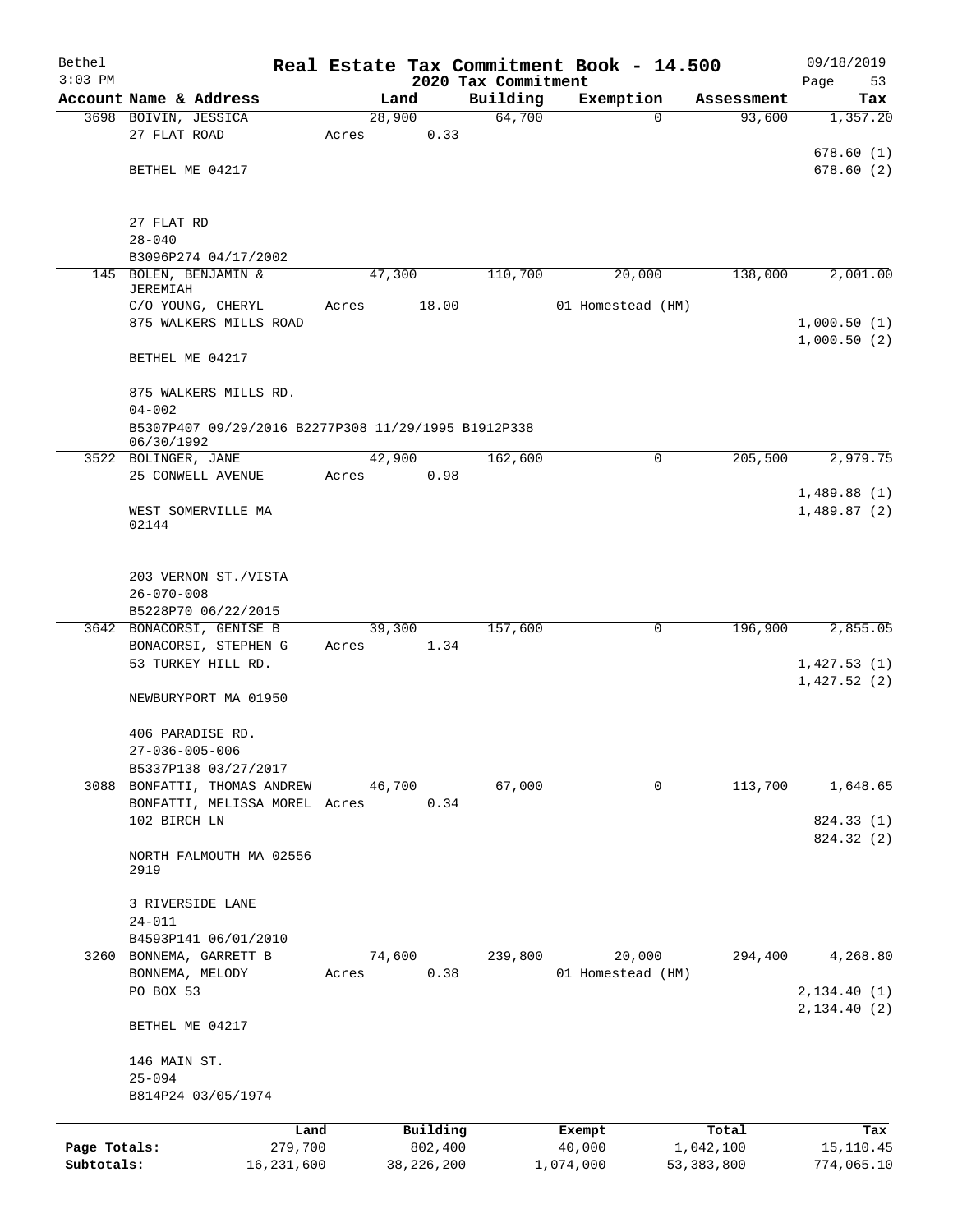Bethel 3:03 PM

# Real Estate Tax Commitment Book - 14.500

2020 Tax Commitment

09/18/2019

| Account | Name & Address | Land | Building | Exemption | Assessment | Tax |
|---|---|---|---|---|---|---|
| 3698 | BOIVIN, JESSICA<br>27 FLAT ROAD<br>BETHEL ME 04217<br><br>27 FLAT RD<br>28-040<br>B3096P274 04/17/2002 | 28,900<br>Acres 0.33 | 64,700 | 0 | 93,600 | 1,357.20<br>678.60 (1)<br>678.60 (2) |
| 145 | BOLEN, BENJAMIN & JEREMIAH<br>C/O YOUNG, CHERYL<br>875 WALKERS MILLS ROAD<br>BETHEL ME 04217<br><br>875 WALKERS MILLS RD.<br>04-002<br>B5307P407 09/29/2016 B2277P308 11/29/1995 B1912P338 06/30/1992 | 47,300<br>Acres 18.00 | 110,700 | 20,000<br>01 Homestead (HM) | 138,000 | 2,001.00<br>1,000.50 (1)<br>1,000.50 (2) |
| 3522 | BOLINGER, JANE<br>25 CONWELL AVENUE<br>WEST SOMERVILLE MA 02144<br><br>203 VERNON ST./VISTA<br>26-070-008<br>B5228P70 06/22/2015 | 42,900<br>Acres 0.98 | 162,600 | 0 | 205,500 | 2,979.75<br>1,489.88 (1)<br>1,489.87 (2) |
| 3642 | BONACORSI, GENISE B<br>BONACORSI, STEPHEN G<br>53 TURKEY HILL RD.<br>NEWBURYPORT MA 01950<br><br>406 PARADISE RD.<br>27-036-005-006<br>B5337P138 03/27/2017 | 39,300<br>Acres 1.34 | 157,600 | 0 | 196,900 | 2,855.05<br>1,427.53 (1)<br>1,427.52 (2) |
| 3088 | BONFATTI, THOMAS ANDREW<br>BONFATTI, MELISSA MOREL<br>102 BIRCH LN<br>NORTH FALMOUTH MA 02556 2919<br><br>3 RIVERSIDE LANE<br>24-011<br>B4593P141 06/01/2010 | 46,700<br>Acres 0.34 | 67,000 | 0 | 113,700 | 1,648.65<br>824.33 (1)<br>824.32 (2) |
| 3260 | BONNEMA, GARRETT B<br>BONNEMA, MELODY<br>PO BOX 53<br>BETHEL ME 04217<br><br>146 MAIN ST.<br>25-094<br>B814P24 03/05/1974 | 74,600<br>Acres 0.38 | 239,800 | 20,000<br>01 Homestead (HM) | 294,400 | 4,268.80<br>2,134.40 (1)<br>2,134.40 (2) |

| | Land | Building | Exempt | Total | Tax |
|---|---|---|---|---|---|
| Page Totals: | 279,700 | 802,400 | 40,000 | 1,042,100 | 15,110.45 |
| Subtotals: | 16,231,600 | 38,226,200 | 1,074,000 | 53,383,800 | 774,065.10 |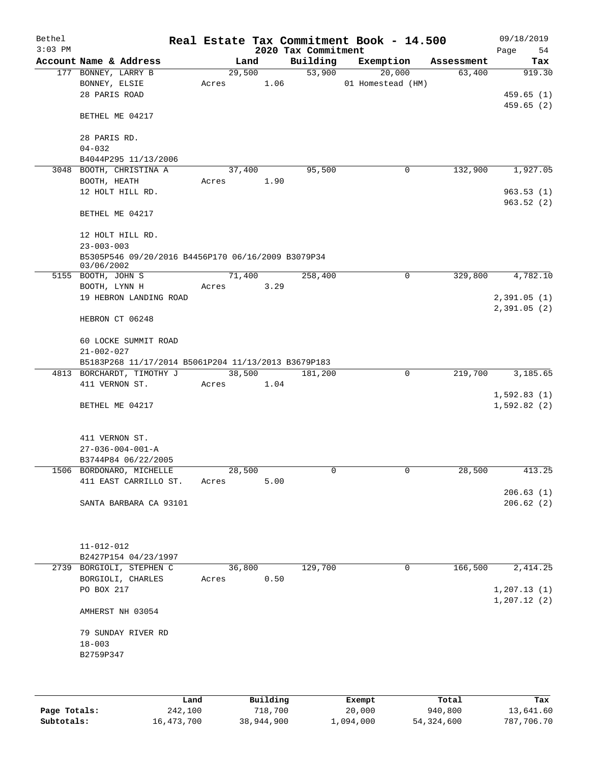Bethel 3:03 PM

# Real Estate Tax Commitment Book - 14.500

## 2020 Tax Commitment

09/18/2019

| Account | Name & Address | Land | Building | Exemption | Assessment | Tax |
|---|---|---|---|---|---|---|
| 177 | BONNEY, LARRY B<br>BONNEY, ELSIE<br>28 PARIS ROAD<br><br>BETHEL ME 04217<br><br>28 PARIS RD.<br>04-032<br>B4044P295 11/13/2006 | 29,500<br>Acres 1.06 | 53,900 | 20,000<br>01 Homestead (HM) | 63,400 | 919.30<br><br>459.65 (1)<br>459.65 (2) |
| 3048 | BOOTH, CHRISTINA A<br>BOOTH, HEATH<br>12 HOLT HILL RD.<br><br>BETHEL ME 04217<br><br>12 HOLT HILL RD.<br>23-003-003<br>B5305P546 09/20/2016 B4456P170 06/16/2009 B3079P34 03/06/2002 | 37,400<br>Acres 1.90 | 95,500 | 0 | 132,900 | 1,927.05<br><br>963.53 (1)<br>963.52 (2) |
| 5155 | BOOTH, JOHN S<br>BOOTH, LYNN H<br>19 HEBRON LANDING ROAD<br><br>HEBRON CT 06248<br><br>60 LOCKE SUMMIT ROAD<br>21-002-027<br>B5183P268 11/17/2014 B5061P204 11/13/2013 B3679P183 | 71,400<br>Acres 3.29 | 258,400 | 0 | 329,800 | 4,782.10<br><br>2,391.05 (1)<br>2,391.05 (2) |
| 4813 | BORCHARDT, TIMOTHY J<br>411 VERNON ST.<br><br>BETHEL ME 04217<br><br>411 VERNON ST.<br>27-036-004-001-A<br>B3744P84 06/22/2005 | 38,500<br>Acres 1.04 | 181,200 | 0 | 219,700 | 3,185.65<br><br>1,592.83 (1)<br>1,592.82 (2) |
| 1506 | BORDONARO, MICHELLE<br>411 EAST CARRILLO ST.<br><br>SANTA BARBARA CA 93101<br><br>11-012-012<br>B2427P154 04/23/1997 | 28,500<br>Acres 5.00 | 0 | 0 | 28,500 | 413.25<br><br>206.63 (1)<br>206.62 (2) |
| 2739 | BORGIOLI, STEPHEN C<br>BORGIOLI, CHARLES<br>PO BOX 217<br><br>AMHERST NH 03054<br><br>79 SUNDAY RIVER RD<br>18-003<br>B2759P347 | 36,800<br>Acres 0.50 | 129,700 | 0 | 166,500 | 2,414.25<br><br>1,207.13 (1)<br>1,207.12 (2) |

| | Land | Building | Exempt | Total | Tax |
|---|---|---|---|---|---|
| Page Totals: | 242,100 | 718,700 | 20,000 | 940,800 | 13,641.60 |
| Subtotals: | 16,473,700 | 38,944,900 | 1,094,000 | 54,324,600 | 787,706.70 |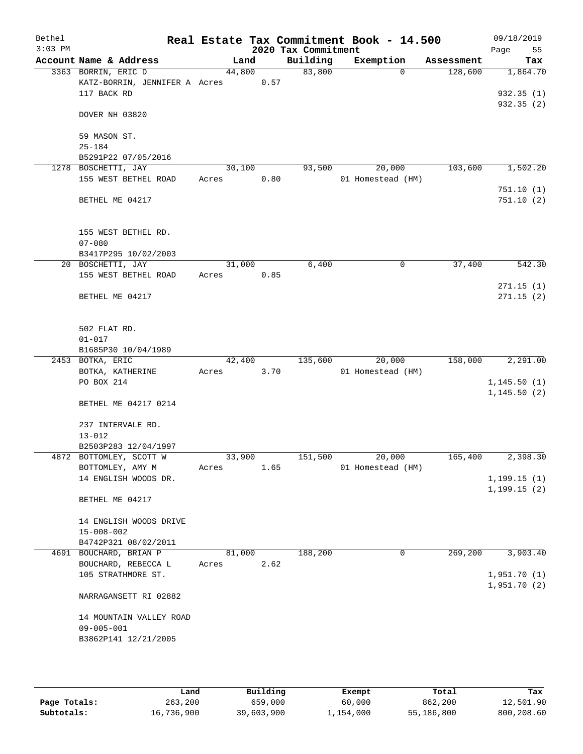# Real Estate Tax Commitment Book - 14.500

Bethel
3:03 PM

2020 Tax Commitment

09/18/2019

| Account | Name & Address | Land | Building | Exemption | Assessment | Tax |
|---|---|---|---|---|---|---|
| 3363 | BORRIN, ERIC D<br>KATZ-BORRIN, JENNIFER A<br>117 BACK RD<br><br>DOVER NH 03820<br><br>59 MASON ST.<br>25-184<br>B5291P22 07/05/2016 | 44,800<br>Acres 0.57 | 83,800 | 0 | 128,600 | 1,864.70<br><br>932.35 (1)<br>932.35 (2) |
| 1278 | BOSCHETTI, JAY<br>155 WEST BETHEL ROAD<br><br>BETHEL ME 04217<br><br>155 WEST BETHEL RD.<br>07-080<br>B3417P295 10/02/2003 | 30,100<br>Acres 0.80 | 93,500 | 20,000<br>01 Homestead (HM) | 103,600 | 1,502.20<br><br>751.10 (1)<br>751.10 (2) |
| 20 | BOSCHETTI, JAY<br>155 WEST BETHEL ROAD<br><br>BETHEL ME 04217<br><br>502 FLAT RD.<br>01-017<br>B1685P30 10/04/1989 | 31,000<br>Acres 0.85 | 6,400 | 0 | 37,400 | 542.30<br><br>271.15 (1)<br>271.15 (2) |
| 2453 | BOTKA, ERIC<br>BOTKA, KATHERINE<br>PO BOX 214<br><br>BETHEL ME 04217 0214<br><br>237 INTERVALE RD.<br>13-012<br>B2503P283 12/04/1997 | 42,400<br>Acres 3.70 | 135,600 | 20,000<br>01 Homestead (HM) | 158,000 | 2,291.00<br><br>1,145.50 (1)<br>1,145.50 (2) |
| 4872 | BOTTOMLEY, SCOTT W<br>BOTTOMLEY, AMY M<br>14 ENGLISH WOODS DR.<br><br>BETHEL ME 04217<br><br>14 ENGLISH WOODS DRIVE<br>15-008-002<br>B4742P321 08/02/2011 | 33,900<br>Acres 1.65 | 151,500 | 20,000<br>01 Homestead (HM) | 165,400 | 2,398.30<br><br>1,199.15 (1)<br>1,199.15 (2) |
| 4691 | BOUCHARD, BRIAN P<br>BOUCHARD, REBECCA L<br>105 STRATHMORE ST.<br><br>NARRAGANSETT RI 02882<br><br>14 MOUNTAIN VALLEY ROAD<br>09-005-001<br>B3862P141 12/21/2005 | 81,000<br>Acres 2.62 | 188,200 | 0 | 269,200 | 3,903.40<br><br>1,951.70 (1)<br>1,951.70 (2) |

| | Land | Building | Exempt | Total | Tax |
|---|---|---|---|---|---|
| **Page Totals:** | 263,200 | 659,000 | 60,000 | 862,200 | 12,501.90 |
| **Subtotals:** | 16,736,900 | 39,603,900 | 1,154,000 | 55,186,800 | 800,208.60 |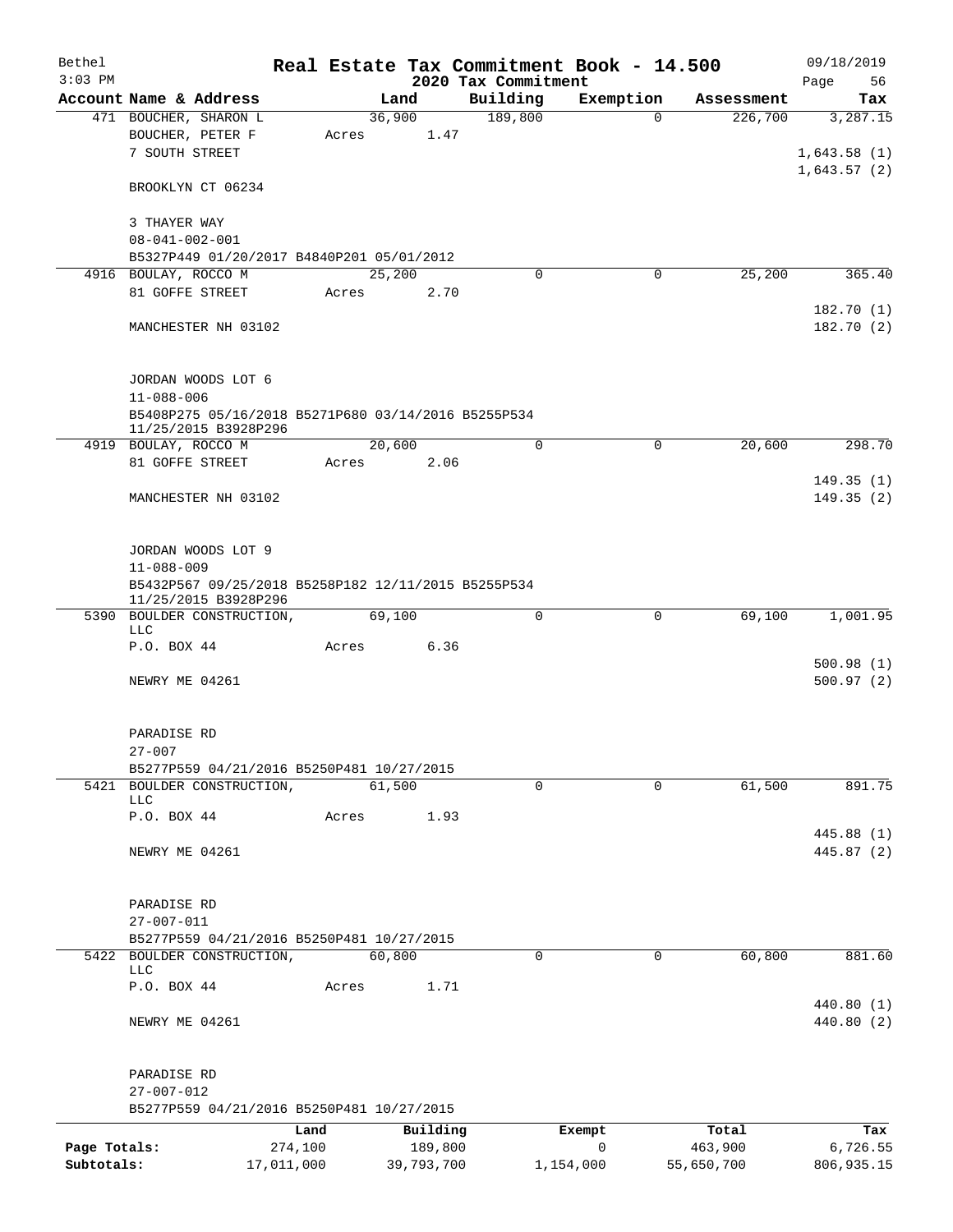# Real Estate Tax Commitment Book - 14.500

Bethel — 3:03 PM — 2020 Tax Commitment — 09/18/2019

| Account | Name & Address | Land | Building | Exemption | Assessment | Tax |
|---|---|---|---|---|---|---|
| 471 | BOUCHER, SHARON L | 36,900 | 189,800 | 0 | 226,700 | 3,287.15 |
| | BOUCHER, PETER F | Acres 1.47 | | | | |
| | 7 SOUTH STREET | | | | | 1,643.58 (1) |
| | | | | | | 1,643.57 (2) |
| | BROOKLYN CT 06234 | | | | | |
| | 3 THAYER WAY | | | | | |
| | 08-041-002-001 | | | | | |
| | B5327P449 01/20/2017 B4840P201 05/01/2012 | | | | | |
| 4916 | BOULAY, ROCCO M | 25,200 | 0 | 0 | 25,200 | 365.40 |
| | 81 GOFFE STREET | Acres 2.70 | | | | |
| | | | | | | 182.70 (1) |
| | MANCHESTER NH 03102 | | | | | 182.70 (2) |
| | JORDAN WOODS LOT 6 | | | | | |
| | 11-088-006 | | | | | |
| | B5408P275 05/16/2018 B5271P680 03/14/2016 B5255P534 11/25/2015 B3928P296 | | | | | |
| 4919 | BOULAY, ROCCO M | 20,600 | 0 | 0 | 20,600 | 298.70 |
| | 81 GOFFE STREET | Acres 2.06 | | | | |
| | | | | | | 149.35 (1) |
| | MANCHESTER NH 03102 | | | | | 149.35 (2) |
| | JORDAN WOODS LOT 9 | | | | | |
| | 11-088-009 | | | | | |
| | B5432P567 09/25/2018 B5258P182 12/11/2015 B5255P534 11/25/2015 B3928P296 | | | | | |
| 5390 | BOULDER CONSTRUCTION, LLC | 69,100 | 0 | 0 | 69,100 | 1,001.95 |
| | P.O. BOX 44 | Acres 6.36 | | | | |
| | | | | | | 500.98 (1) |
| | NEWRY ME 04261 | | | | | 500.97 (2) |
| | PARADISE RD | | | | | |
| | 27-007 | | | | | |
| | B5277P559 04/21/2016 B5250P481 10/27/2015 | | | | | |
| 5421 | BOULDER CONSTRUCTION, LLC | 61,500 | 0 | 0 | 61,500 | 891.75 |
| | P.O. BOX 44 | Acres 1.93 | | | | |
| | | | | | | 445.88 (1) |
| | NEWRY ME 04261 | | | | | 445.87 (2) |
| | PARADISE RD | | | | | |
| | 27-007-011 | | | | | |
| | B5277P559 04/21/2016 B5250P481 10/27/2015 | | | | | |
| 5422 | BOULDER CONSTRUCTION, LLC | 60,800 | 0 | 0 | 60,800 | 881.60 |
| | P.O. BOX 44 | Acres 1.71 | | | | |
| | | | | | | 440.80 (1) |
| | NEWRY ME 04261 | | | | | 440.80 (2) |
| | PARADISE RD | | | | | |
| | 27-007-012 | | | | | |
| | B5277P559 04/21/2016 B5250P481 10/27/2015 | | | | | |

| | Land | Building | Exempt | Total | Tax |
|---|---|---|---|---|---|
| Page Totals: | 274,100 | 189,800 | 0 | 463,900 | 6,726.55 |
| Subtotals: | 17,011,000 | 39,793,700 | 1,154,000 | 55,650,700 | 806,935.15 |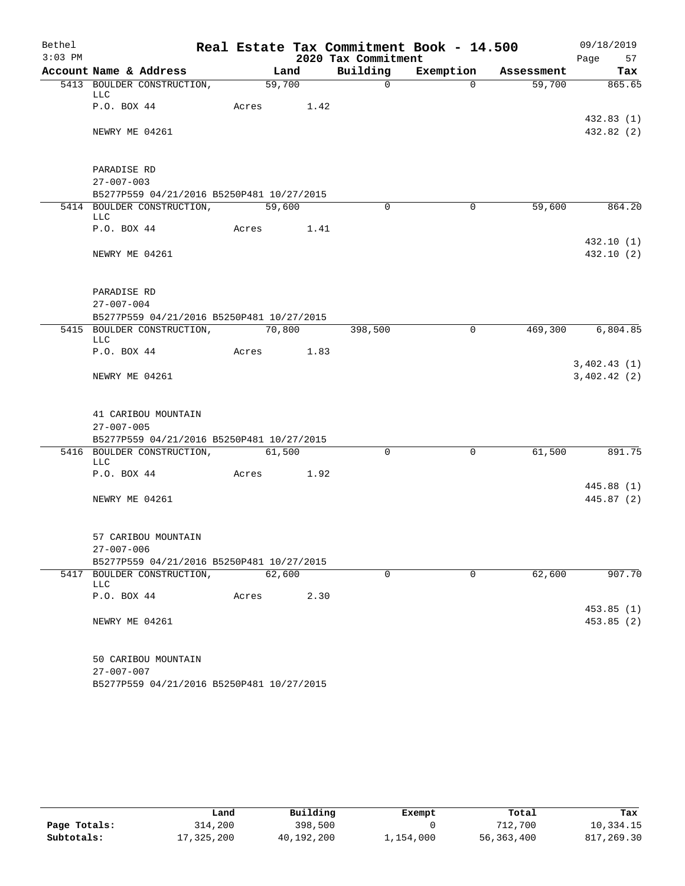Bethel 3:03 PM

# Real Estate Tax Commitment Book - 14.500

## 2020 Tax Commitment

09/18/2019 Page 57

| Account Name & Address | Land | Building | Exemption | Assessment | Tax |
|---|---|---|---|---|---|
| 5413 BOULDER CONSTRUCTION, LLC | 59,700 | 0 | 0 | 59,700 | 865.65 |
| P.O. BOX 44 | Acres 1.42 | | | | |
| | | | | | 432.83 (1) |
| NEWRY ME 04261 | | | | | 432.82 (2) |
| PARADISE RD | | | | | |
| 27-007-003 | | | | | |
| B5277P559 04/21/2016 B5250P481 10/27/2015 | | | | | |
| 5414 BOULDER CONSTRUCTION, LLC | 59,600 | 0 | 0 | 59,600 | 864.20 |
| P.O. BOX 44 | Acres 1.41 | | | | |
| | | | | | 432.10 (1) |
| NEWRY ME 04261 | | | | | 432.10 (2) |
| PARADISE RD | | | | | |
| 27-007-004 | | | | | |
| B5277P559 04/21/2016 B5250P481 10/27/2015 | | | | | |
| 5415 BOULDER CONSTRUCTION, LLC | 70,800 | 398,500 | 0 | 469,300 | 6,804.85 |
| P.O. BOX 44 | Acres 1.83 | | | | |
| | | | | | 3,402.43 (1) |
| NEWRY ME 04261 | | | | | 3,402.42 (2) |
| 41 CARIBOU MOUNTAIN | | | | | |
| 27-007-005 | | | | | |
| B5277P559 04/21/2016 B5250P481 10/27/2015 | | | | | |
| 5416 BOULDER CONSTRUCTION, LLC | 61,500 | 0 | 0 | 61,500 | 891.75 |
| P.O. BOX 44 | Acres 1.92 | | | | |
| | | | | | 445.88 (1) |
| NEWRY ME 04261 | | | | | 445.87 (2) |
| 57 CARIBOU MOUNTAIN | | | | | |
| 27-007-006 | | | | | |
| B5277P559 04/21/2016 B5250P481 10/27/2015 | | | | | |
| 5417 BOULDER CONSTRUCTION, LLC | 62,600 | 0 | 0 | 62,600 | 907.70 |
| P.O. BOX 44 | Acres 2.30 | | | | |
| | | | | | 453.85 (1) |
| NEWRY ME 04261 | | | | | 453.85 (2) |
| 50 CARIBOU MOUNTAIN | | | | | |
| 27-007-007 | | | | | |
| B5277P559 04/21/2016 B5250P481 10/27/2015 | | | | | |

| | Land | Building | Exempt | Total | Tax |
|---|---|---|---|---|---|
| Page Totals: | 314,200 | 398,500 | 0 | 712,700 | 10,334.15 |
| Subtotals: | 17,325,200 | 40,192,200 | 1,154,000 | 56,363,400 | 817,269.30 |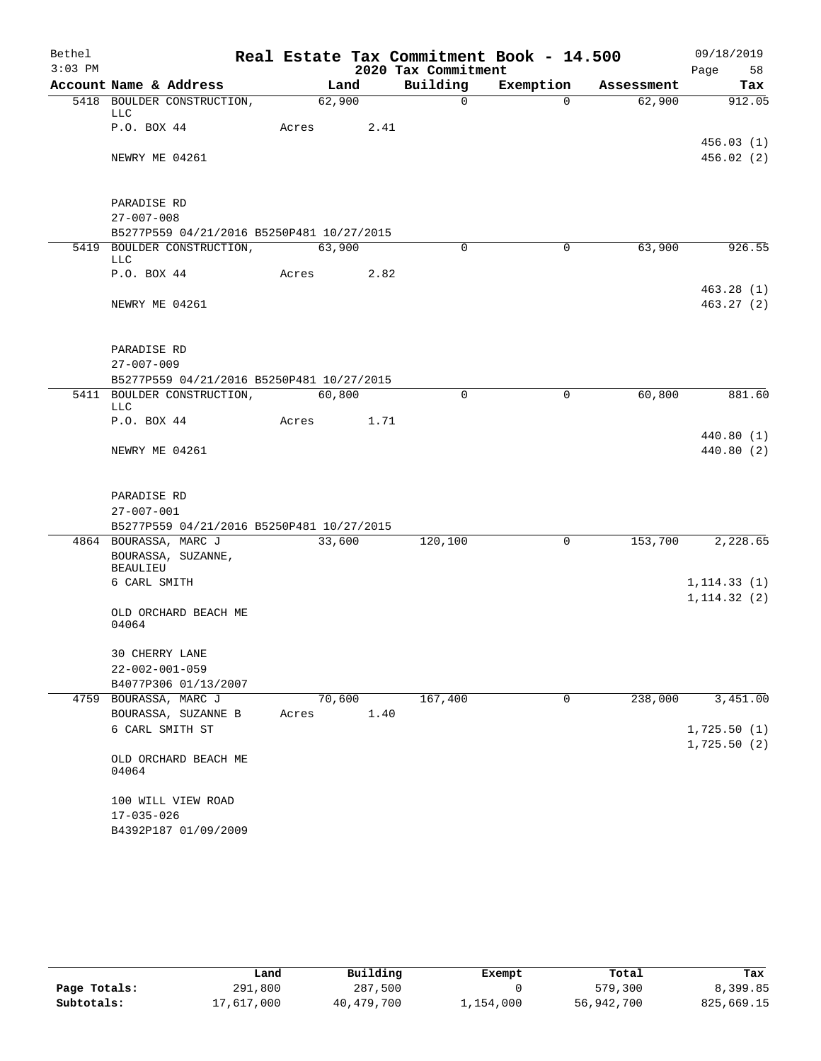# Real Estate Tax Commitment Book - 14.500

Bethel
3:03 PM

2020 Tax Commitment

09/18/2019

| Account Name & Address | Land | Building | Exemption | Assessment | Tax |
|---|---|---|---|---|---|
| 5418 BOULDER CONSTRUCTION, LLC | 62,900 | 0 | 0 | 62,900 | 912.05 |
| P.O. BOX 44 | Acres 2.41 | | | | |
| | | | | | 456.03 (1) |
| NEWRY ME 04261 | | | | | 456.02 (2) |
| PARADISE RD | | | | | |
| 27-007-008 | | | | | |
| B5277P559 04/21/2016 B5250P481 10/27/2015 | | | | | |
| 5419 BOULDER CONSTRUCTION, LLC | 63,900 | 0 | 0 | 63,900 | 926.55 |
| P.O. BOX 44 | Acres 2.82 | | | | |
| | | | | | 463.28 (1) |
| NEWRY ME 04261 | | | | | 463.27 (2) |
| PARADISE RD | | | | | |
| 27-007-009 | | | | | |
| B5277P559 04/21/2016 B5250P481 10/27/2015 | | | | | |
| 5411 BOULDER CONSTRUCTION, LLC | 60,800 | 0 | 0 | 60,800 | 881.60 |
| P.O. BOX 44 | Acres 1.71 | | | | |
| | | | | | 440.80 (1) |
| NEWRY ME 04261 | | | | | 440.80 (2) |
| PARADISE RD | | | | | |
| 27-007-001 | | | | | |
| B5277P559 04/21/2016 B5250P481 10/27/2015 | | | | | |
| 4864 BOURASSA, MARC J | 33,600 | 120,100 | 0 | 153,700 | 2,228.65 |
| BOURASSA, SUZANNE, BEAULIEU | | | | | |
| 6 CARL SMITH | | | | | 1,114.33 (1) |
| | | | | | 1,114.32 (2) |
| OLD ORCHARD BEACH ME 04064 | | | | | |
| 30 CHERRY LANE | | | | | |
| 22-002-001-059 | | | | | |
| B4077P306 01/13/2007 | | | | | |
| 4759 BOURASSA, MARC J | 70,600 | 167,400 | 0 | 238,000 | 3,451.00 |
| BOURASSA, SUZANNE B | Acres 1.40 | | | | |
| 6 CARL SMITH ST | | | | | 1,725.50 (1) |
| | | | | | 1,725.50 (2) |
| OLD ORCHARD BEACH ME 04064 | | | | | |
| 100 WILL VIEW ROAD | | | | | |
| 17-035-026 | | | | | |
| B4392P187 01/09/2009 | | | | | |

| | Land | Building | Exempt | Total | Tax |
|---|---|---|---|---|---|
| Page Totals: | 291,800 | 287,500 | 0 | 579,300 | 8,399.85 |
| Subtotals: | 17,617,000 | 40,479,700 | 1,154,000 | 56,942,700 | 825,669.15 |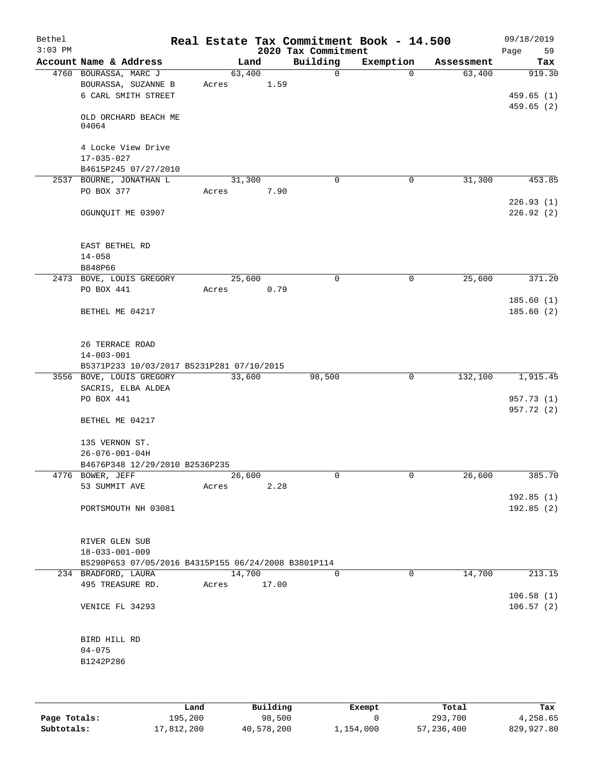Bethel 3:03 PM

# Real Estate Tax Commitment Book - 14.500

## 2020 Tax Commitment

09/18/2019

| Account Name & Address | Land | Building | Exemption | Assessment | Tax |
|---|---|---|---|---|---|
| 4760 BOURASSA, MARC J | 63,400 | 0 | 0 | 63,400 | 919.30 |
| BOURASSA, SUZANNE B | Acres 1.59 | | | | |
| 6 CARL SMITH STREET | | | | | 459.65 (1) |
| | | | | | 459.65 (2) |
| OLD ORCHARD BEACH ME 04064 | | | | | |
| 4 Locke View Drive | | | | | |
| 17-035-027 | | | | | |
| B4615P245 07/27/2010 | | | | | |
| 2537 BOURNE, JONATHAN L | 31,300 | 0 | 0 | 31,300 | 453.85 |
| PO BOX 377 | Acres 7.90 | | | | |
| | | | | | 226.93 (1) |
| OGUNQUIT ME 03907 | | | | | 226.92 (2) |
| EAST BETHEL RD | | | | | |
| 14-058 | | | | | |
| B848P66 | | | | | |
| 2473 BOVE, LOUIS GREGORY | 25,600 | 0 | 0 | 25,600 | 371.20 |
| PO BOX 441 | Acres 0.79 | | | | |
| | | | | | 185.60 (1) |
| BETHEL ME 04217 | | | | | 185.60 (2) |
| 26 TERRACE ROAD | | | | | |
| 14-003-001 | | | | | |
| B5371P233 10/03/2017 B5231P281 07/10/2015 | | | | | |
| 3556 BOVE, LOUIS GREGORY | 33,600 | 98,500 | 0 | 132,100 | 1,915.45 |
| SACRIS, ELBA ALDEA | | | | | |
| PO BOX 441 | | | | | 957.73 (1) |
| | | | | | 957.72 (2) |
| BETHEL ME 04217 | | | | | |
| 135 VERNON ST. | | | | | |
| 26-076-001-04H | | | | | |
| B4676P348 12/29/2010 B2536P235 | | | | | |
| 4776 BOWER, JEFF | 26,600 | 0 | 0 | 26,600 | 385.70 |
| 53 SUMMIT AVE | Acres 2.28 | | | | |
| | | | | | 192.85 (1) |
| PORTSMOUTH NH 03081 | | | | | 192.85 (2) |
| RIVER GLEN SUB | | | | | |
| 18-033-001-009 | | | | | |
| B5290P653 07/05/2016 B4315P155 06/24/2008 B3801P114 | | | | | |
| 234 BRADFORD, LAURA | 14,700 | 0 | 0 | 14,700 | 213.15 |
| 495 TREASURE RD. | Acres 17.00 | | | | |
| | | | | | 106.58 (1) |
| VENICE FL 34293 | | | | | 106.57 (2) |
| BIRD HILL RD | | | | | |
| 04-075 | | | | | |
| B1242P286 | | | | | |

| | Land | Building | Exempt | Total | Tax |
|---|---|---|---|---|---|
| Page Totals: | 195,200 | 98,500 | 0 | 293,700 | 4,258.65 |
| Subtotals: | 17,812,200 | 40,578,200 | 1,154,000 | 57,236,400 | 829,927.80 |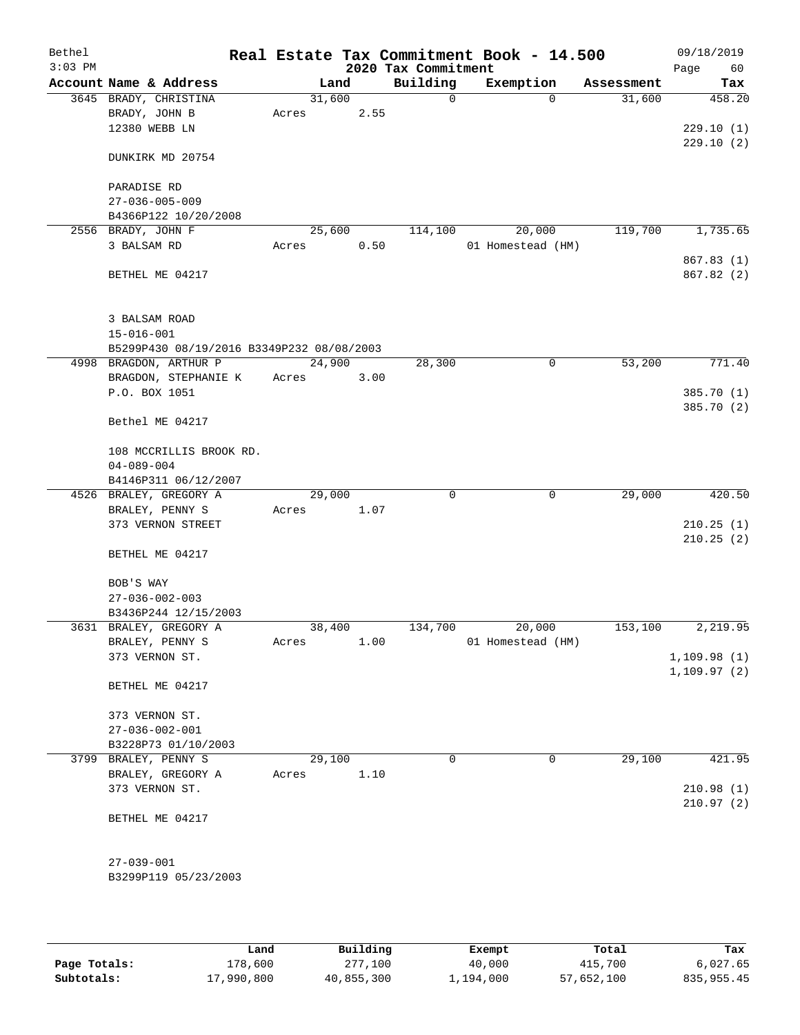Bethel 3:03 PM

# Real Estate Tax Commitment Book - 14.500

## 2020 Tax Commitment

09/18/2019

| Account Name & Address | Land | Building | Exemption | Assessment | Tax |
|---|---|---|---|---|---|
| 3645 BRADY, CHRISTINA | 31,600 | 0 | 0 | 31,600 | 458.20 |
| BRADY, JOHN B | Acres 2.55 | | | | |
| 12380 WEBB LN | | | | | 229.10 (1) |
| | | | | | 229.10 (2) |
| DUNKIRK MD 20754 | | | | | |
| PARADISE RD | | | | | |
| 27-036-005-009 | | | | | |
| B4366P122 10/20/2008 | | | | | |
| 2556 BRADY, JOHN F | 25,600 | 114,100 | 20,000 | 119,700 | 1,735.65 |
| 3 BALSAM RD | Acres 0.50 | | 01 Homestead (HM) | | |
| | | | | | 867.83 (1) |
| BETHEL ME 04217 | | | | | 867.82 (2) |
| 3 BALSAM ROAD | | | | | |
| 15-016-001 | | | | | |
| B5299P430 08/19/2016 B3349P232 08/08/2003 | | | | | |
| 4998 BRAGDON, ARTHUR P | 24,900 | 28,300 | 0 | 53,200 | 771.40 |
| BRAGDON, STEPHANIE K | Acres 3.00 | | | | |
| P.O. BOX 1051 | | | | | 385.70 (1) |
| | | | | | 385.70 (2) |
| Bethel ME 04217 | | | | | |
| 108 MCCRILLIS BROOK RD. | | | | | |
| 04-089-004 | | | | | |
| B4146P311 06/12/2007 | | | | | |
| 4526 BRALEY, GREGORY A | 29,000 | 0 | 0 | 29,000 | 420.50 |
| BRALEY, PENNY S | Acres 1.07 | | | | |
| 373 VERNON STREET | | | | | 210.25 (1) |
| | | | | | 210.25 (2) |
| BETHEL ME 04217 | | | | | |
| BOB'S WAY | | | | | |
| 27-036-002-003 | | | | | |
| B3436P244 12/15/2003 | | | | | |
| 3631 BRALEY, GREGORY A | 38,400 | 134,700 | 20,000 | 153,100 | 2,219.95 |
| BRALEY, PENNY S | Acres 1.00 | | 01 Homestead (HM) | | |
| 373 VERNON ST. | | | | | 1,109.98 (1) |
| | | | | | 1,109.97 (2) |
| BETHEL ME 04217 | | | | | |
| 373 VERNON ST. | | | | | |
| 27-036-002-001 | | | | | |
| B3228P73 01/10/2003 | | | | | |
| 3799 BRALEY, PENNY S | 29,100 | 0 | 0 | 29,100 | 421.95 |
| BRALEY, GREGORY A | Acres 1.10 | | | | |
| 373 VERNON ST. | | | | | 210.98 (1) |
| | | | | | 210.97 (2) |
| BETHEL ME 04217 | | | | | |
| 27-039-001 | | | | | |
| B3299P119 05/23/2003 | | | | | |

| | Land | Building | Exempt | Total | Tax |
|---|---|---|---|---|---|
| Page Totals: | 178,600 | 277,100 | 40,000 | 415,700 | 6,027.65 |
| Subtotals: | 17,990,800 | 40,855,300 | 1,194,000 | 57,652,100 | 835,955.45 |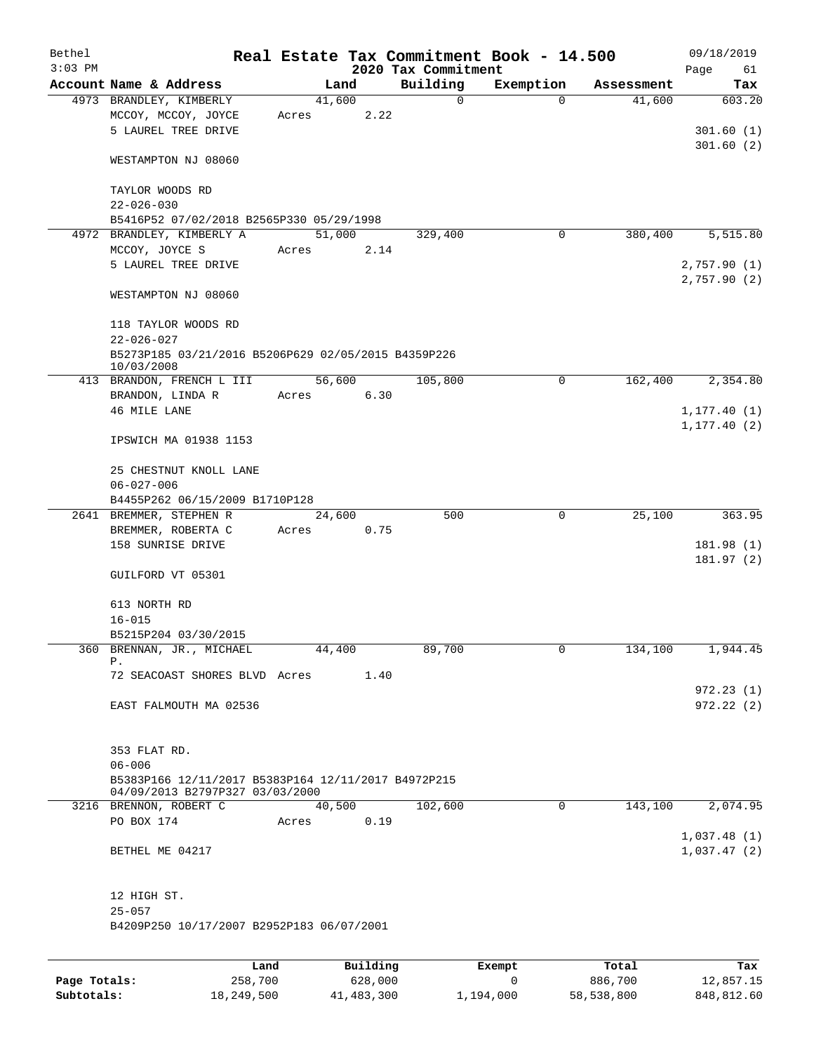Bethel
3:03 PM

# Real Estate Tax Commitment Book - 14.500
## 2020 Tax Commitment

09/18/2019

| Account Name & Address | Land | Building | Exemption | Assessment | Tax |
|---|---|---|---|---|---|
| 4973 BRANDLEY, KIMBERLY<br>MCCOY, MCCOY, JOYCE<br>5 LAUREL TREE DRIVE<br><br>WESTAMPTON NJ 08060<br><br>TAYLOR WOODS RD<br>22-026-030<br>B5416P52 07/02/2018 B2565P330 05/29/1998 | 41,600<br>Acres 2.22 | 0 | 0 | 41,600 | 603.20<br><br>301.60 (1)<br>301.60 (2) |
| 4972 BRANDLEY, KIMBERLY A<br>MCCOY, JOYCE S<br>5 LAUREL TREE DRIVE<br><br>WESTAMPTON NJ 08060<br><br>118 TAYLOR WOODS RD<br>22-026-027<br>B5273P185 03/21/2016 B5206P629 02/05/2015 B4359P226 10/03/2008 | 51,000<br>Acres 2.14 | 329,400 | 0 | 380,400 | 5,515.80<br><br>2,757.90 (1)<br>2,757.90 (2) |
| 413 BRANDON, FRENCH L III<br>BRANDON, LINDA R<br>46 MILE LANE<br><br>IPSWICH MA 01938 1153<br><br>25 CHESTNUT KNOLL LANE<br>06-027-006<br>B4455P262 06/15/2009 B1710P128 | 56,600<br>Acres 6.30 | 105,800 | 0 | 162,400 | 2,354.80<br><br>1,177.40 (1)<br>1,177.40 (2) |
| 2641 BREMMER, STEPHEN R<br>BREMMER, ROBERTA C<br>158 SUNRISE DRIVE<br><br>GUILFORD VT 05301<br><br>613 NORTH RD<br>16-015<br>B5215P204 03/30/2015 | 24,600<br>Acres 0.75 | 500 | 0 | 25,100 | 363.95<br><br>181.98 (1)<br>181.97 (2) |
| 360 BRENNAN, JR., MICHAEL P.<br>72 SEACOAST SHORES BLVD<br><br>EAST FALMOUTH MA 02536<br><br>353 FLAT RD.<br>06-006<br>B5383P166 12/11/2017 B5383P164 12/11/2017 B4972P215 04/09/2013 B2797P327 03/03/2000 | 44,400<br>Acres 1.40 | 89,700 | 0 | 134,100 | 1,944.45<br><br>972.23 (1)<br>972.22 (2) |
| 3216 BRENNON, ROBERT C<br>PO BOX 174<br><br>BETHEL ME 04217<br><br>12 HIGH ST.<br>25-057<br>B4209P250 10/17/2007 B2952P183 06/07/2001 | 40,500<br>Acres 0.19 | 102,600 | 0 | 143,100 | 2,074.95<br><br>1,037.48 (1)<br>1,037.47 (2) |

| | Land | Building | Exempt | Total | Tax |
|---|---|---|---|---|---|
| Page Totals: | 258,700 | 628,000 | 0 | 886,700 | 12,857.15 |
| Subtotals: | 18,249,500 | 41,483,300 | 1,194,000 | 58,538,800 | 848,812.60 |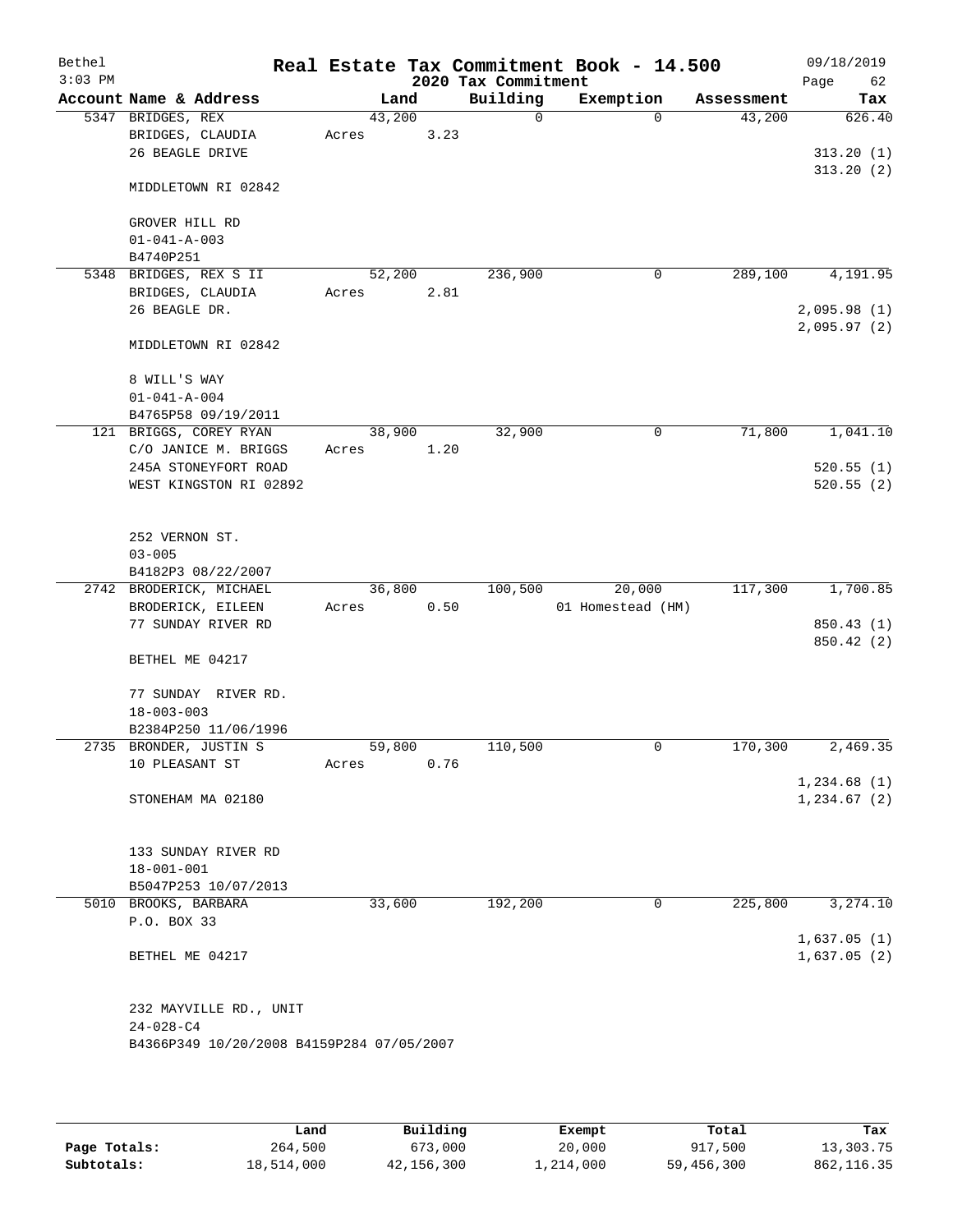Bethel 3:03 PM

# Real Estate Tax Commitment Book - 14.500

## 2020 Tax Commitment

09/18/2019 Page 62

| Account Name & Address | Land | Building | Exemption | Assessment | Tax |
|---|---|---|---|---|---|
| 5347 BRIDGES, REX<br>BRIDGES, CLAUDIA<br>26 BEAGLE DRIVE<br><br>MIDDLETOWN RI 02842<br><br>GROVER HILL RD<br>01-041-A-003<br>B4740P251 | 43,200<br>Acres 3.23 | 0 | 0 | 43,200 | 626.40<br><br>313.20 (1)<br>313.20 (2) |
| 5348 BRIDGES, REX S II<br>BRIDGES, CLAUDIA<br>26 BEAGLE DR.<br><br>MIDDLETOWN RI 02842<br><br>8 WILL'S WAY<br>01-041-A-004<br>B4765P58 09/19/2011 | 52,200<br>Acres 2.81 | 236,900 | 0 | 289,100 | 4,191.95<br><br>2,095.98 (1)<br>2,095.97 (2) |
| 121 BRIGGS, COREY RYAN<br>C/O JANICE M. BRIGGS<br>245A STONEYFORT ROAD<br>WEST KINGSTON RI 02892<br><br>252 VERNON ST.<br>03-005<br>B4182P3 08/22/2007 | 38,900<br>Acres 1.20 | 32,900 | 0 | 71,800 | 1,041.10<br><br>520.55 (1)<br>520.55 (2) |
| 2742 BRODERICK, MICHAEL<br>BRODERICK, EILEEN<br>77 SUNDAY RIVER RD<br><br>BETHEL ME 04217<br><br>77 SUNDAY RIVER RD.<br>18-003-003<br>B2384P250 11/06/1996 | 36,800<br>Acres 0.50 | 100,500 | 20,000<br>01 Homestead (HM) | 117,300 | 1,700.85<br><br>850.43 (1)<br>850.42 (2) |
| 2735 BRONDER, JUSTIN S<br>10 PLEASANT ST<br><br>STONEHAM MA 02180<br><br>133 SUNDAY RIVER RD<br>18-001-001<br>B5047P253 10/07/2013 | 59,800<br>Acres 0.76 | 110,500 | 0 | 170,300 | 2,469.35<br><br>1,234.68 (1)<br>1,234.67 (2) |
| 5010 BROOKS, BARBARA<br>P.O. BOX 33<br><br>BETHEL ME 04217<br><br>232 MAYVILLE RD., UNIT<br>24-028-C4<br>B4366P349 10/20/2008 B4159P284 07/05/2007 | 33,600 | 192,200 | 0 | 225,800 | 3,274.10<br><br>1,637.05 (1)<br>1,637.05 (2) |

| | Land | Building | Exempt | Total | Tax |
|---|---|---|---|---|---|
| Page Totals: | 264,500 | 673,000 | 20,000 | 917,500 | 13,303.75 |
| Subtotals: | 18,514,000 | 42,156,300 | 1,214,000 | 59,456,300 | 862,116.35 |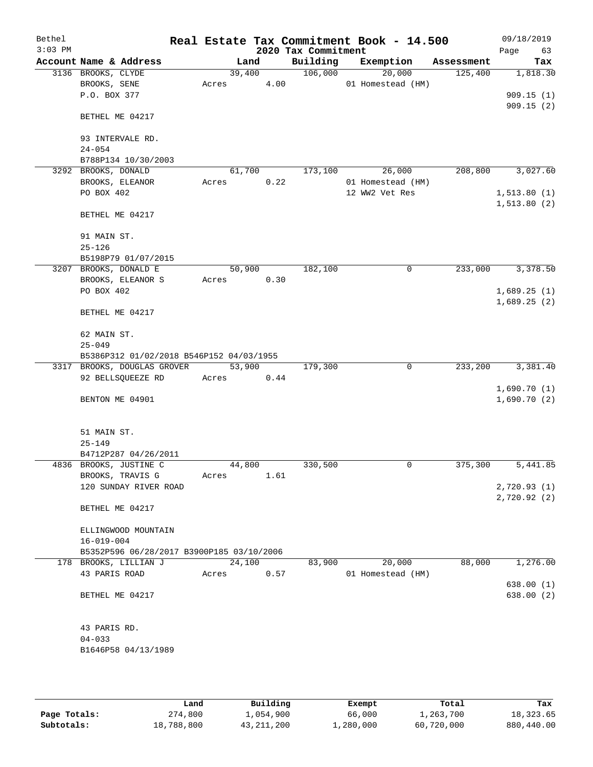Bethel 3:03 PM

# Real Estate Tax Commitment Book - 14.500

## 2020 Tax Commitment

09/18/2019 Page 63

| Account Name & Address | Land | Building | Exemption | Assessment | Tax |
|---|---|---|---|---|---|
| 3136 BROOKS, CLYDE | 39,400 | 106,000 | 20,000 | 125,400 | 1,818.30 |
| BROOKS, SENE | Acres 4.00 | | 01 Homestead (HM) | | |
| P.O. BOX 377 | | | | | 909.15 (1) |
| | | | | | 909.15 (2) |
| BETHEL ME 04217 | | | | | |
| 93 INTERVALE RD. | | | | | |
| 24-054 | | | | | |
| B788P134 10/30/2003 | | | | | |
| 3292 BROOKS, DONALD | 61,700 | 173,100 | 26,000 | 208,800 | 3,027.60 |
| BROOKS, ELEANOR | Acres 0.22 | | 01 Homestead (HM) | | |
| PO BOX 402 | | | 12 WW2 Vet Res | | 1,513.80 (1) |
| | | | | | 1,513.80 (2) |
| BETHEL ME 04217 | | | | | |
| 91 MAIN ST. | | | | | |
| 25-126 | | | | | |
| B5198P79 01/07/2015 | | | | | |
| 3207 BROOKS, DONALD E | 50,900 | 182,100 | 0 | 233,000 | 3,378.50 |
| BROOKS, ELEANOR S | Acres 0.30 | | | | |
| PO BOX 402 | | | | | 1,689.25 (1) |
| | | | | | 1,689.25 (2) |
| BETHEL ME 04217 | | | | | |
| 62 MAIN ST. | | | | | |
| 25-049 | | | | | |
| B5386P312 01/02/2018 B546P152 04/03/1955 | | | | | |
| 3317 BROOKS, DOUGLAS GROVER | 53,900 | 179,300 | 0 | 233,200 | 3,381.40 |
| 92 BELLSQUEEZE RD | Acres 0.44 | | | | |
| | | | | | 1,690.70 (1) |
| BENTON ME 04901 | | | | | 1,690.70 (2) |
| 51 MAIN ST. | | | | | |
| 25-149 | | | | | |
| B4712P287 04/26/2011 | | | | | |
| 4836 BROOKS, JUSTINE C | 44,800 | 330,500 | 0 | 375,300 | 5,441.85 |
| BROOKS, TRAVIS G | Acres 1.61 | | | | |
| 120 SUNDAY RIVER ROAD | | | | | 2,720.93 (1) |
| | | | | | 2,720.92 (2) |
| BETHEL ME 04217 | | | | | |
| ELLINGWOOD MOUNTAIN | | | | | |
| 16-019-004 | | | | | |
| B5352P596 06/28/2017 B3900P185 03/10/2006 | | | | | |
| 178 BROOKS, LILLIAN J | 24,100 | 83,900 | 20,000 | 88,000 | 1,276.00 |
| 43 PARIS ROAD | Acres 0.57 | | 01 Homestead (HM) | | |
| | | | | | 638.00 (1) |
| BETHEL ME 04217 | | | | | 638.00 (2) |
| 43 PARIS RD. | | | | | |
| 04-033 | | | | | |
| B1646P58 04/13/1989 | | | | | |

| | Land | Building | Exempt | Total | Tax |
|---|---|---|---|---|---|
| Page Totals: | 274,800 | 1,054,900 | 66,000 | 1,263,700 | 18,323.65 |
| Subtotals: | 18,788,800 | 43,211,200 | 1,280,000 | 60,720,000 | 880,440.00 |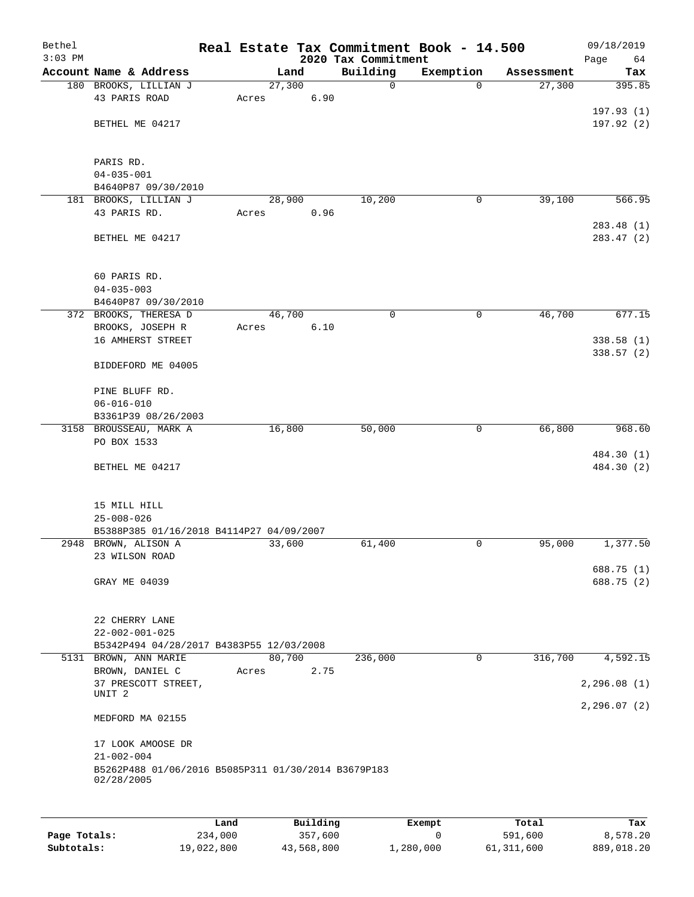Bethel | Real Estate Tax Commitment Book - 14.500 | 09/18/2019
3:03 PM | 2020 Tax Commitment | Page 64

| Account Name & Address | Land | Building | Exemption | Assessment | Tax |
|---|---|---|---|---|---|
| 180 BROOKS, LILLIAN J<br>43 PARIS ROAD<br>BETHEL ME 04217<br><br>PARIS RD.<br>04-035-001<br>B4640P87 09/30/2010 | 27,300<br>Acres 6.90 | 0 | 0 | 27,300 | 395.85<br>197.93 (1)<br>197.92 (2) |
| 181 BROOKS, LILLIAN J<br>43 PARIS RD.<br>BETHEL ME 04217<br><br>60 PARIS RD.<br>04-035-003<br>B4640P87 09/30/2010 | 28,900<br>Acres 0.96 | 10,200 | 0 | 39,100 | 566.95<br>283.48 (1)<br>283.47 (2) |
| 372 BROOKS, THERESA D<br>BROOKS, JOSEPH R<br>16 AMHERST STREET<br>BIDDEFORD ME 04005<br><br>PINE BLUFF RD.<br>06-016-010<br>B3361P39 08/26/2003 | 46,700<br>Acres 6.10 | 0 | 0 | 46,700 | 677.15<br>338.58 (1)<br>338.57 (2) |
| 3158 BROUSSEAU, MARK A<br>PO BOX 1533<br>BETHEL ME 04217<br><br>15 MILL HILL<br>25-008-026<br>B5388P385 01/16/2018 B4114P27 04/09/2007 | 16,800 | 50,000 | 0 | 66,800 | 968.60<br>484.30 (1)<br>484.30 (2) |
| 2948 BROWN, ALISON A<br>23 WILSON ROAD<br>GRAY ME 04039<br><br>22 CHERRY LANE<br>22-002-001-025<br>B5342P494 04/28/2017 B4383P55 12/03/2008 | 33,600 | 61,400 | 0 | 95,000 | 1,377.50<br>688.75 (1)<br>688.75 (2) |
| 5131 BROWN, ANN MARIE<br>BROWN, DANIEL C<br>37 PRESCOTT STREET, UNIT 2<br>MEDFORD MA 02155<br><br>17 LOOK AMOOSE DR<br>21-002-004<br>B5262P488 01/06/2016 B5085P311 01/30/2014 B3679P183 02/28/2005 | 80,700<br>Acres 2.75 | 236,000 | 0 | 316,700 | 4,592.15<br>2,296.08 (1)<br>2,296.07 (2) |

| | Land | Building | Exempt | Total | Tax |
|---|---|---|---|---|---|
| Page Totals: | 234,000 | 357,600 | 0 | 591,600 | 8,578.20 |
| Subtotals: | 19,022,800 | 43,568,800 | 1,280,000 | 61,311,600 | 889,018.20 |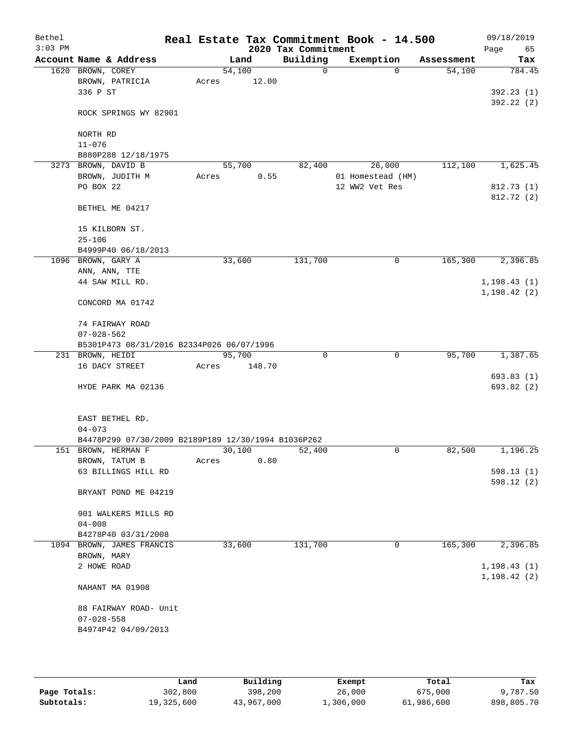# Bethel — Real Estate Tax Commitment Book - 14.500

2020 Tax Commitment

09/18/2019
3:03 PM

| Account Name & Address | Land | Building | Exemption | Assessment | Tax |
|---|---|---|---|---|---|
| 1620 BROWN, COREY | 54,100 | 0 | 0 | 54,100 | 784.45 |
| BROWN, PATRICIA | Acres 12.00 | | | | |
| 336 P ST | | | | | 392.23 (1) |
| | | | | | 392.22 (2) |
| ROCK SPRINGS WY 82901 | | | | | |
| NORTH RD | | | | | |
| 11-076 | | | | | |
| B880P288 12/18/1975 | | | | | |
| 3273 BROWN, DAVID B | 55,700 | 82,400 | 26,000 | 112,100 | 1,625.45 |
| BROWN, JUDITH M | Acres 0.55 | | 01 Homestead (HM) | | |
| PO BOX 22 | | | 12 WW2 Vet Res | | 812.73 (1) |
| | | | | | 812.72 (2) |
| BETHEL ME 04217 | | | | | |
| 15 KILBORN ST. | | | | | |
| 25-106 | | | | | |
| B4999P40 06/18/2013 | | | | | |
| 1096 BROWN, GARY A | 33,600 | 131,700 | 0 | 165,300 | 2,396.85 |
| ANN, ANN, TTE | | | | | |
| 44 SAW MILL RD. | | | | | 1,198.43 (1) |
| | | | | | 1,198.42 (2) |
| CONCORD MA 01742 | | | | | |
| 74 FAIRWAY ROAD | | | | | |
| 07-028-562 | | | | | |
| B5301P473 08/31/2016 B2334P026 06/07/1996 | | | | | |
| 231 BROWN, HEIDI | 95,700 | 0 | 0 | 95,700 | 1,387.65 |
| 16 DACY STREET | Acres 148.70 | | | | |
| | | | | | 693.83 (1) |
| HYDE PARK MA 02136 | | | | | 693.82 (2) |
| EAST BETHEL RD. | | | | | |
| 04-073 | | | | | |
| B4478P299 07/30/2009 B2189P189 12/30/1994 B1036P262 | | | | | |
| 151 BROWN, HERMAN F | 30,100 | 52,400 | 0 | 82,500 | 1,196.25 |
| BROWN, TATUM B | Acres 0.80 | | | | |
| 63 BILLINGS HILL RD | | | | | 598.13 (1) |
| | | | | | 598.12 (2) |
| BRYANT POND ME 04219 | | | | | |
| 901 WALKERS MILLS RD | | | | | |
| 04-008 | | | | | |
| B4278P40 03/31/2008 | | | | | |
| 1094 BROWN, JAMES FRANCIS | 33,600 | 131,700 | 0 | 165,300 | 2,396.85 |
| BROWN, MARY | | | | | |
| 2 HOWE ROAD | | | | | 1,198.43 (1) |
| | | | | | 1,198.42 (2) |
| NAHANT MA 01908 | | | | | |
| 88 FAIRWAY ROAD- Unit | | | | | |
| 07-028-558 | | | | | |
| B4974P42 04/09/2013 | | | | | |

| | Land | Building | Exempt | Total | Tax |
|---|---|---|---|---|---|
| Page Totals: | 302,800 | 398,200 | 26,000 | 675,000 | 9,787.50 |
| Subtotals: | 19,325,600 | 43,967,000 | 1,306,000 | 61,986,600 | 898,805.70 |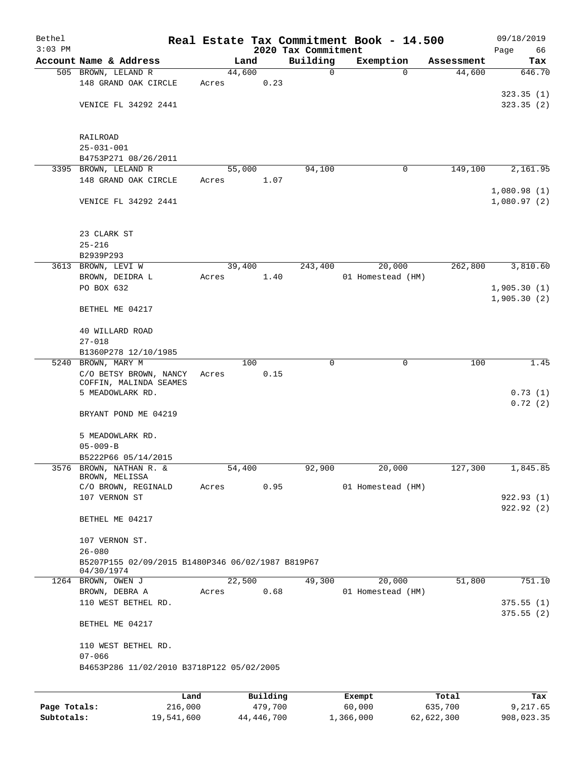# Real Estate Tax Commitment Book - 14.500

## 2020 Tax Commitment

| Account Name & Address | Land | Building | Exemption | Assessment | Tax |
|---|---|---|---|---|---|
| 505 BROWN, LELAND R | 44,600 | 0 | 0 | 44,600 | 646.70 |
| 148 GRAND OAK CIRCLE | Acres 0.23 | | | | |
| | | | | | 323.35 (1) |
| VENICE FL 34292 2441 | | | | | 323.35 (2) |
| RAILROAD | | | | | |
| 25-031-001 | | | | | |
| B4753P271 08/26/2011 | | | | | |
| 3395 BROWN, LELAND R | 55,000 | 94,100 | 0 | 149,100 | 2,161.95 |
| 148 GRAND OAK CIRCLE | Acres 1.07 | | | | |
| | | | | | 1,080.98 (1) |
| VENICE FL 34292 2441 | | | | | 1,080.97 (2) |
| 23 CLARK ST | | | | | |
| 25-216 | | | | | |
| B2939P293 | | | | | |
| 3613 BROWN, LEVI W | 39,400 | 243,400 | 20,000 | 262,800 | 3,810.60 |
| BROWN, DEIDRA L | Acres 1.40 | | 01 Homestead (HM) | | |
| PO BOX 632 | | | | | 1,905.30 (1) |
| | | | | | 1,905.30 (2) |
| BETHEL ME 04217 | | | | | |
| 40 WILLARD ROAD | | | | | |
| 27-018 | | | | | |
| B1360P278 12/10/1985 | | | | | |
| 5240 BROWN, MARY M | 100 | 0 | 0 | 100 | 1.45 |
| C/O BETSY BROWN, NANCY COFFIN, MALINDA SEAMES | Acres 0.15 | | | | |
| 5 MEADOWLARK RD. | | | | | 0.73 (1) |
| | | | | | 0.72 (2) |
| BRYANT POND ME 04219 | | | | | |
| 5 MEADOWLARK RD. | | | | | |
| 05-009-B | | | | | |
| B5222P66 05/14/2015 | | | | | |
| 3576 BROWN, NATHAN R. & BROWN, MELISSA | 54,400 | 92,900 | 20,000 | 127,300 | 1,845.85 |
| C/O BROWN, REGINALD | Acres 0.95 | | 01 Homestead (HM) | | |
| 107 VERNON ST | | | | | 922.93 (1) |
| | | | | | 922.92 (2) |
| BETHEL ME 04217 | | | | | |
| 107 VERNON ST. | | | | | |
| 26-080 | | | | | |
| B5207P155 02/09/2015 B1480P346 06/02/1987 B819P67 04/30/1974 | | | | | |
| 1264 BROWN, OWEN J | 22,500 | 49,300 | 20,000 | 51,800 | 751.10 |
| BROWN, DEBRA A | Acres 0.68 | | 01 Homestead (HM) | | |
| 110 WEST BETHEL RD. | | | | | 375.55 (1) |
| | | | | | 375.55 (2) |
| BETHEL ME 04217 | | | | | |
| 110 WEST BETHEL RD. | | | | | |
| 07-066 | | | | | |
| B4653P286 11/02/2010 B3718P122 05/02/2005 | | | | | |

| | Land | Building | Exempt | Total | Tax |
|---|---|---|---|---|---|
| Page Totals: | 216,000 | 479,700 | 60,000 | 635,700 | 9,217.65 |
| Subtotals: | 19,541,600 | 44,446,700 | 1,366,000 | 62,622,300 | 908,023.35 |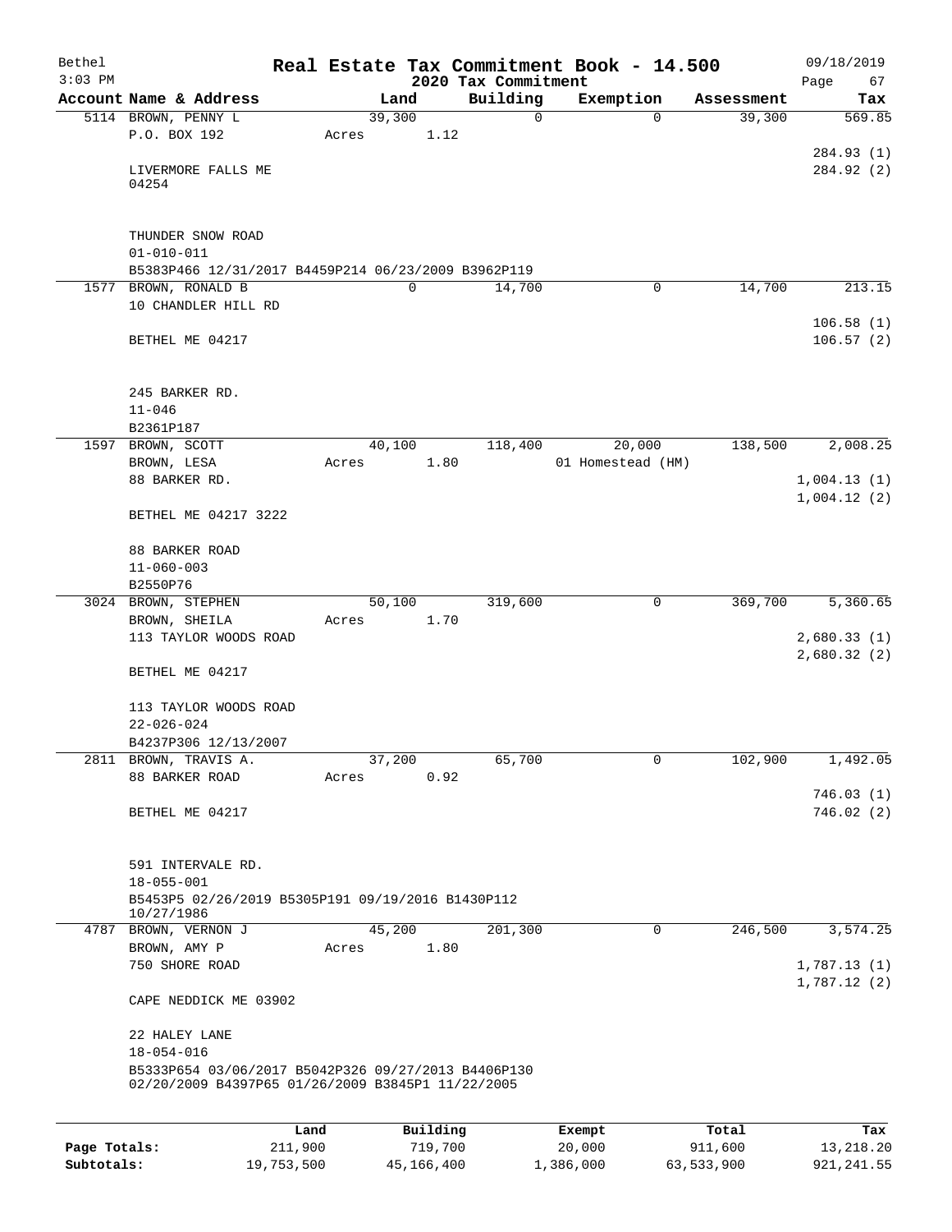Bethel
3:03 PM

# Real Estate Tax Commitment Book - 14.500

09/18/2019

## 2020 Tax Commitment

| Account Name & Address | Land | Building | Exemption | Assessment | Tax |
|---|---|---|---|---|---|
| 5114 BROWN, PENNY L | 39,300 | 0 | 0 | 39,300 | 569.85 |
| P.O. BOX 192 | Acres 1.12 | | | | |
| LIVERMORE FALLS ME 04254 | | | | | 284.93 (1) |
| | | | | | 284.92 (2) |
| THUNDER SNOW ROAD | | | | | |
| 01-010-011 | | | | | |
| B5383P466 12/31/2017 B4459P214 06/23/2009 B3962P119 | | | | | |
| 1577 BROWN, RONALD B | 0 | 14,700 | 0 | 14,700 | 213.15 |
| 10 CHANDLER HILL RD | | | | | 106.58 (1) |
| BETHEL ME 04217 | | | | | 106.57 (2) |
| 245 BARKER RD. | | | | | |
| 11-046 | | | | | |
| B2361P187 | | | | | |
| 1597 BROWN, SCOTT | 40,100 | 118,400 | 20,000 | 138,500 | 2,008.25 |
| BROWN, LESA | Acres 1.80 | | 01 Homestead (HM) | | |
| 88 BARKER RD. | | | | | 1,004.13 (1) |
| BETHEL ME 04217 3222 | | | | | 1,004.12 (2) |
| 88 BARKER ROAD | | | | | |
| 11-060-003 | | | | | |
| B2550P76 | | | | | |
| 3024 BROWN, STEPHEN | 50,100 | 319,600 | 0 | 369,700 | 5,360.65 |
| BROWN, SHEILA | Acres 1.70 | | | | |
| 113 TAYLOR WOODS ROAD | | | | | 2,680.33 (1) |
| BETHEL ME 04217 | | | | | 2,680.32 (2) |
| 113 TAYLOR WOODS ROAD | | | | | |
| 22-026-024 | | | | | |
| B4237P306 12/13/2007 | | | | | |
| 2811 BROWN, TRAVIS A. | 37,200 | 65,700 | 0 | 102,900 | 1,492.05 |
| 88 BARKER ROAD | Acres 0.92 | | | | 746.03 (1) |
| BETHEL ME 04217 | | | | | 746.02 (2) |
| 591 INTERVALE RD. | | | | | |
| 18-055-001 | | | | | |
| B5453P5 02/26/2019 B5305P191 09/19/2016 B1430P112 10/27/1986 | | | | | |
| 4787 BROWN, VERNON J | 45,200 | 201,300 | 0 | 246,500 | 3,574.25 |
| BROWN, AMY P | Acres 1.80 | | | | |
| 750 SHORE ROAD | | | | | 1,787.13 (1) |
| CAPE NEDDICK ME 03902 | | | | | 1,787.12 (2) |
| 22 HALEY LANE | | | | | |
| 18-054-016 | | | | | |
| B5333P654 03/06/2017 B5042P326 09/27/2013 B4406P130 02/20/2009 B4397P65 01/26/2009 B3845P1 11/22/2005 | | | | | |

| | Land | Building | Exempt | Total | Tax |
|---|---|---|---|---|---|
| Page Totals: | 211,900 | 719,700 | 20,000 | 911,600 | 13,218.20 |
| Subtotals: | 19,753,500 | 45,166,400 | 1,386,000 | 63,533,900 | 921,241.55 |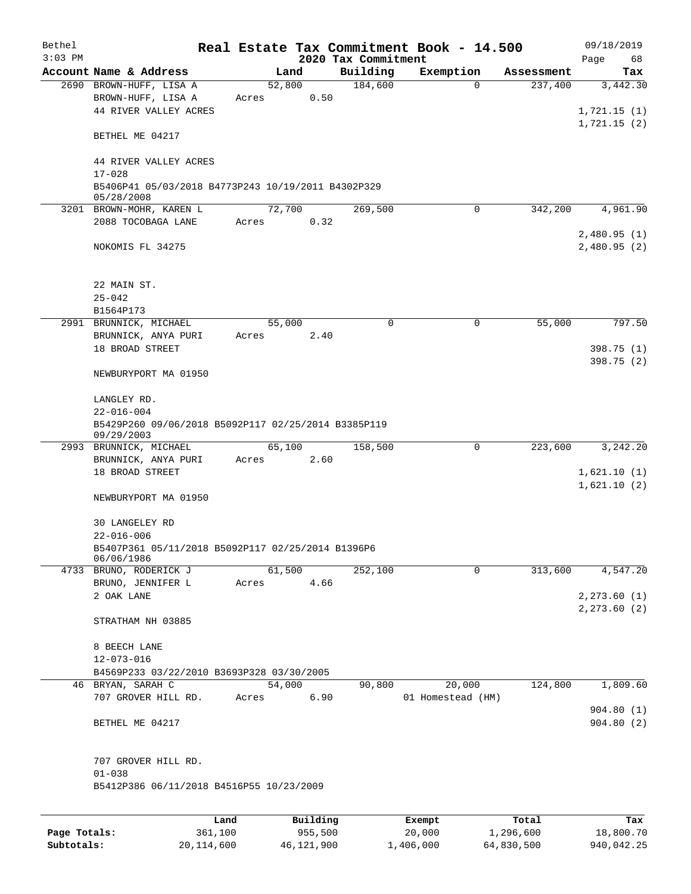Bethel 3:03 PM

# Real Estate Tax Commitment Book - 14.500

## 2020 Tax Commitment

09/18/2019

| Account | Name & Address | Land | Building | Exemption | Assessment | Tax |
|---|---|---|---|---|---|---|
| 2690 | BROWN-HUFF, LISA A<br>BROWN-HUFF, LISA A<br>44 RIVER VALLEY ACRES<br><br>BETHEL ME 04217<br><br>44 RIVER VALLEY ACRES<br>17-028<br>B5406P41 05/03/2018 B4773P243 10/19/2011 B4302P329 05/28/2008 | 52,800<br>Acres 0.50 | 184,600 | 0 | 237,400 | 3,442.30<br><br>1,721.15 (1)<br>1,721.15 (2) |
| 3201 | BROWN-MOHR, KAREN L<br>2088 TOCOBAGA LANE<br><br>NOKOMIS FL 34275<br><br>22 MAIN ST.<br>25-042<br>B1564P173 | 72,700<br>Acres 0.32 | 269,500 | 0 | 342,200 | 4,961.90<br><br>2,480.95 (1)<br>2,480.95 (2) |
| 2991 | BRUNNICK, MICHAEL<br>BRUNNICK, ANYA PURI<br>18 BROAD STREET<br><br>NEWBURYPORT MA 01950<br><br>LANGLEY RD.<br>22-016-004<br>B5429P260 09/06/2018 B5092P117 02/25/2014 B3385P119 09/29/2003 | 55,000<br>Acres 2.40 | 0 | 0 | 55,000 | 797.50<br><br>398.75 (1)<br>398.75 (2) |
| 2993 | BRUNNICK, MICHAEL<br>BRUNNICK, ANYA PURI<br>18 BROAD STREET<br><br>NEWBURYPORT MA 01950<br><br>30 LANGELEY RD<br>22-016-006<br>B5407P361 05/11/2018 B5092P117 02/25/2014 B1396P6 06/06/1986 | 65,100<br>Acres 2.60 | 158,500 | 0 | 223,600 | 3,242.20<br><br>1,621.10 (1)<br>1,621.10 (2) |
| 4733 | BRUNO, RODERICK J<br>BRUNO, JENNIFER L<br>2 OAK LANE<br><br>STRATHAM NH 03885<br><br>8 BEECH LANE<br>12-073-016<br>B4569P233 03/22/2010 B3693P328 03/30/2005 | 61,500<br>Acres 4.66 | 252,100 | 0 | 313,600 | 4,547.20<br><br>2,273.60 (1)<br>2,273.60 (2) |
| 46 | BRYAN, SARAH C<br>707 GROVER HILL RD.<br><br>BETHEL ME 04217<br><br>707 GROVER HILL RD.<br>01-038<br>B5412P386 06/11/2018 B4516P55 10/23/2009 | 54,000<br>Acres 6.90 | 90,800 | 20,000<br>01 Homestead (HM) | 124,800 | 1,809.60<br><br>904.80 (1)<br>904.80 (2) |

| | Land | Building | Exempt | Total | Tax |
|---|---|---|---|---|---|
| Page Totals: | 361,100 | 955,500 | 20,000 | 1,296,600 | 18,800.70 |
| Subtotals: | 20,114,600 | 46,121,900 | 1,406,000 | 64,830,500 | 940,042.25 |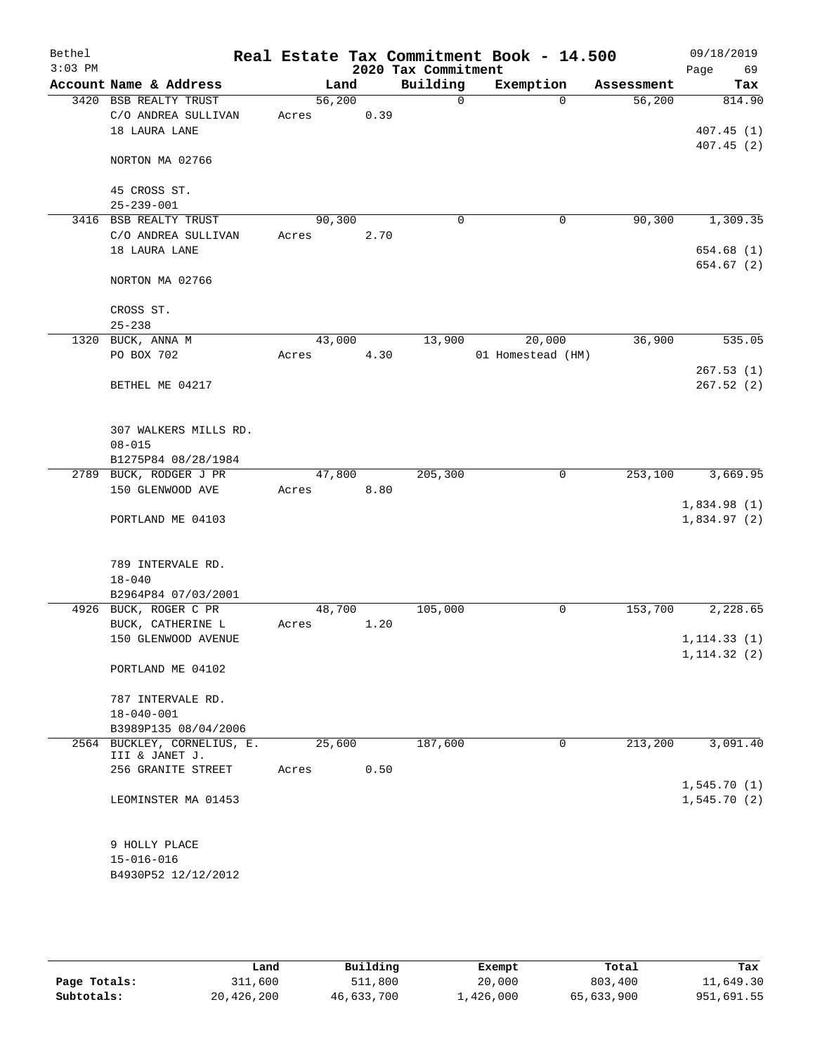Bethel 3:03 PM

# Real Estate Tax Commitment Book - 14.500

## 2020 Tax Commitment

09/18/2019

| Account | Name & Address | Land | Building | Exemption | Assessment | Tax |
|---|---|---|---|---|---|---|
| 3420 | BSB REALTY TRUST<br>C/O ANDREA SULLIVAN<br>18 LAURA LANE<br><br>NORTON MA 02766<br><br>45 CROSS ST.<br>25-239-001 | 56,200<br>Acres 0.39 | 0 | 0 | 56,200 | 814.90<br><br>407.45 (1)<br>407.45 (2) |
| 3416 | BSB REALTY TRUST<br>C/O ANDREA SULLIVAN<br>18 LAURA LANE<br><br>NORTON MA 02766<br><br>CROSS ST.<br>25-238 | 90,300<br>Acres 2.70 | 0 | 0 | 90,300 | 1,309.35<br><br>654.68 (1)<br>654.67 (2) |
| 1320 | BUCK, ANNA M<br>PO BOX 702<br><br>BETHEL ME 04217<br><br>307 WALKERS MILLS RD.<br>08-015<br>B1275P84 08/28/1984 | 43,000<br>Acres 4.30 | 13,900 | 20,000<br>01 Homestead (HM) | 36,900 | 535.05<br><br>267.53 (1)<br>267.52 (2) |
| 2789 | BUCK, RODGER J PR<br>150 GLENWOOD AVE<br><br>PORTLAND ME 04103<br><br>789 INTERVALE RD.<br>18-040<br>B2964P84 07/03/2001 | 47,800<br>Acres 8.80 | 205,300 | 0 | 253,100 | 3,669.95<br><br>1,834.98 (1)<br>1,834.97 (2) |
| 4926 | BUCK, ROGER C PR<br>BUCK, CATHERINE L<br>150 GLENWOOD AVENUE<br><br>PORTLAND ME 04102<br><br>787 INTERVALE RD.<br>18-040-001<br>B3989P135 08/04/2006 | 48,700<br>Acres 1.20 | 105,000 | 0 | 153,700 | 2,228.65<br><br>1,114.33 (1)<br>1,114.32 (2) |
| 2564 | BUCKLEY, CORNELIUS, E. III & JANET J.<br>256 GRANITE STREET<br><br>LEOMINSTER MA 01453<br><br>9 HOLLY PLACE<br>15-016-016<br>B4930P52 12/12/2012 | 25,600<br>Acres 0.50 | 187,600 | 0 | 213,200 | 3,091.40<br><br>1,545.70 (1)<br>1,545.70 (2) |

|  | Land | Building | Exempt | Total | Tax |
|---|---|---|---|---|---|
| Page Totals: | 311,600 | 511,800 | 20,000 | 803,400 | 11,649.30 |
| Subtotals: | 20,426,200 | 46,633,700 | 1,426,000 | 65,633,900 | 951,691.55 |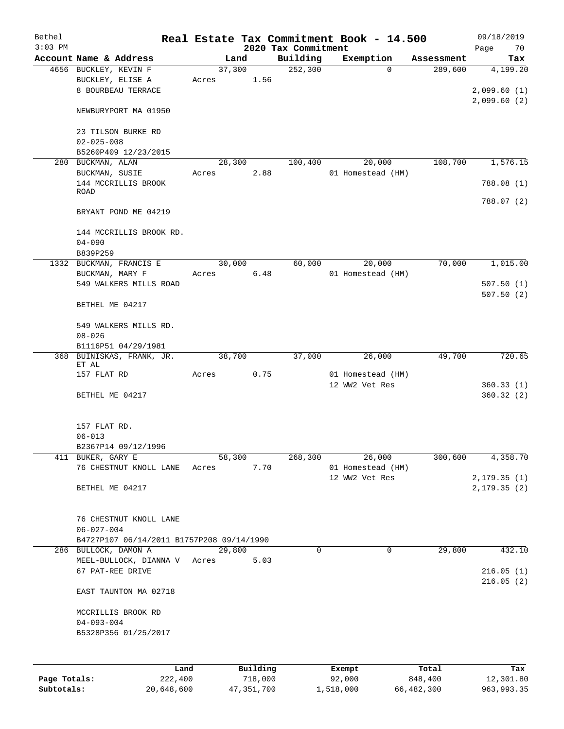Bethel 3:03 PM

# Real Estate Tax Commitment Book - 14.500

2020 Tax Commitment

09/18/2019

| Account | Name & Address | Land | Building | Exemption | Assessment | Tax |
|---|---|---|---|---|---|---|
| 4656 | BUCKLEY, KEVIN F<br>BUCKLEY, ELISE A<br>8 BOURBEAU TERRACE<br><br>NEWBURYPORT MA 01950<br><br>23 TILSON BURKE RD<br>02-025-008<br>B5260P409 12/23/2015 | 37,300<br>Acres 1.56 | 252,300 | 0 | 289,600 | 4,199.20<br><br>2,099.60 (1)<br>2,099.60 (2) |
| 280 | BUCKMAN, ALAN<br>BUCKMAN, SUSIE<br>144 MCCRILLIS BROOK ROAD<br><br>BRYANT POND ME 04219<br><br>144 MCCRILLIS BROOK RD.<br>04-090<br>B839P259 | 28,300<br>Acres 2.88 | 100,400 | 20,000<br>01 Homestead (HM) | 108,700 | 1,576.15<br><br>788.08 (1)<br>788.07 (2) |
| 1332 | BUCKMAN, FRANCIS E<br>BUCKMAN, MARY F<br>549 WALKERS MILLS ROAD<br><br>BETHEL ME 04217<br><br>549 WALKERS MILLS RD.<br>08-026<br>B1116P51 04/29/1981 | 30,000<br>Acres 6.48 | 60,000 | 20,000<br>01 Homestead (HM) | 70,000 | 1,015.00<br><br>507.50 (1)<br>507.50 (2) |
| 368 | BUINISKAS, FRANK, JR. ET AL<br>157 FLAT RD<br><br>BETHEL ME 04217<br><br>157 FLAT RD.<br>06-013<br>B2367P14 09/12/1996 | 38,700<br>Acres 0.75 | 37,000 | 26,000<br>01 Homestead (HM)<br>12 WW2 Vet Res | 49,700 | 720.65<br><br>360.33 (1)<br>360.32 (2) |
| 411 | BUKER, GARY E<br>76 CHESTNUT KNOLL LANE<br><br>BETHEL ME 04217<br><br>76 CHESTNUT KNOLL LANE<br>06-027-004<br>B4727P107 06/14/2011 B1757P208 09/14/1990 | 58,300<br>Acres 7.70 | 268,300 | 26,000<br>01 Homestead (HM)<br>12 WW2 Vet Res | 300,600 | 4,358.70<br><br>2,179.35 (1)<br>2,179.35 (2) |
| 286 | BULLOCK, DAMON A<br>MEEL-BULLOCK, DIANNA V<br>67 PAT-REE DRIVE<br><br>EAST TAUNTON MA 02718<br><br>MCCRILLIS BROOK RD<br>04-093-004<br>B5328P356 01/25/2017 | 29,800<br>Acres 5.03 | 0 | 0 | 29,800 | 432.10<br><br>216.05 (1)<br>216.05 (2) |

| | Land | Building | Exempt | Total | Tax |
|---|---|---|---|---|---|
| Page Totals: | 222,400 | 718,000 | 92,000 | 848,400 | 12,301.80 |
| Subtotals: | 20,648,600 | 47,351,700 | 1,518,000 | 66,482,300 | 963,993.35 |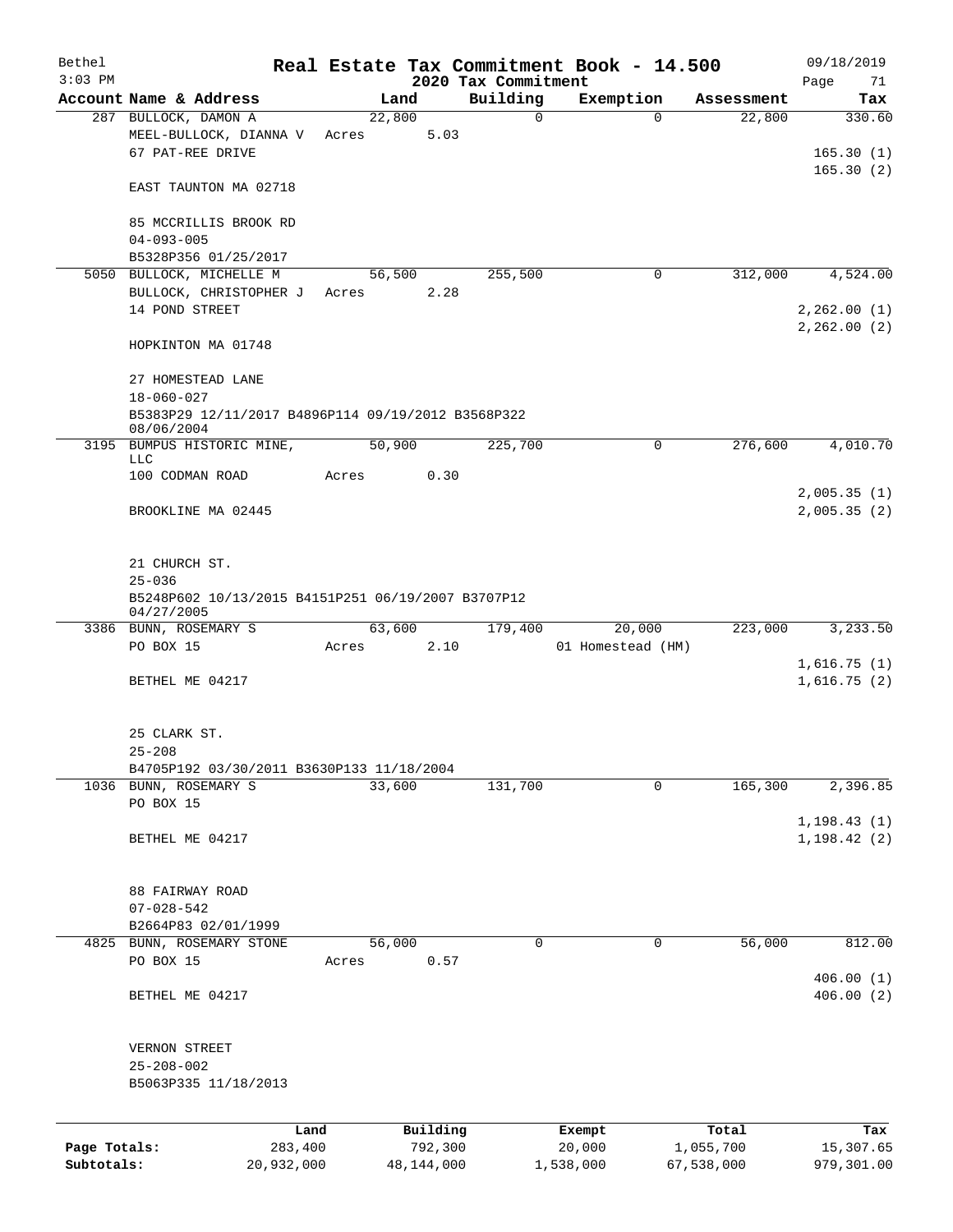Bethel 3:03 PM

# Real Estate Tax Commitment Book - 14.500

## 2020 Tax Commitment

09/18/2019

| Account | Name & Address | Land | Building | Exemption | Assessment | Tax |
|---|---|---|---|---|---|---|
| 287 | BULLOCK, DAMON A | 22,800 | 0 | 0 | 22,800 | 330.60 |
| | MEEL-BULLOCK, DIANNA V | Acres 5.03 | | | | |
| | 67 PAT-REE DRIVE | | | | | 165.30 (1) |
| | | | | | | 165.30 (2) |
| | EAST TAUNTON MA 02718 | | | | | |
| | 85 MCCRILLIS BROOK RD | | | | | |
| | 04-093-005 | | | | | |
| | B5328P356 01/25/2017 | | | | | |
| 5050 | BULLOCK, MICHELLE M | 56,500 | 255,500 | 0 | 312,000 | 4,524.00 |
| | BULLOCK, CHRISTOPHER J | Acres 2.28 | | | | |
| | 14 POND STREET | | | | | 2,262.00 (1) |
| | | | | | | 2,262.00 (2) |
| | HOPKINTON MA 01748 | | | | | |
| | 27 HOMESTEAD LANE | | | | | |
| | 18-060-027 | | | | | |
| | B5383P29 12/11/2017 B4896P114 09/19/2012 B3568P322 08/06/2004 | | | | | |
| 3195 | BUMPUS HISTORIC MINE, LLC | 50,900 | 225,700 | 0 | 276,600 | 4,010.70 |
| | 100 CODMAN ROAD | Acres 0.30 | | | | |
| | | | | | | 2,005.35 (1) |
| | BROOKLINE MA 02445 | | | | | 2,005.35 (2) |
| | 21 CHURCH ST. | | | | | |
| | 25-036 | | | | | |
| | B5248P602 10/13/2015 B4151P251 06/19/2007 B3707P12 04/27/2005 | | | | | |
| 3386 | BUNN, ROSEMARY S | 63,600 | 179,400 | 20,000 | 223,000 | 3,233.50 |
| | PO BOX 15 | Acres 2.10 | | 01 Homestead (HM) | | |
| | | | | | | 1,616.75 (1) |
| | BETHEL ME 04217 | | | | | 1,616.75 (2) |
| | 25 CLARK ST. | | | | | |
| | 25-208 | | | | | |
| | B4705P192 03/30/2011 B3630P133 11/18/2004 | | | | | |
| 1036 | BUNN, ROSEMARY S | 33,600 | 131,700 | 0 | 165,300 | 2,396.85 |
| | PO BOX 15 | | | | | |
| | | | | | | 1,198.43 (1) |
| | BETHEL ME 04217 | | | | | 1,198.42 (2) |
| | 88 FAIRWAY ROAD | | | | | |
| | 07-028-542 | | | | | |
| | B2664P83 02/01/1999 | | | | | |
| 4825 | BUNN, ROSEMARY STONE | 56,000 | 0 | 0 | 56,000 | 812.00 |
| | PO BOX 15 | Acres 0.57 | | | | |
| | | | | | | 406.00 (1) |
| | BETHEL ME 04217 | | | | | 406.00 (2) |
| | VERNON STREET | | | | | |
| | 25-208-002 | | | | | |
| | B5063P335 11/18/2013 | | | | | |

| | Land | Building | Exempt | Total | Tax |
|---|---|---|---|---|---|
| Page Totals: | 283,400 | 792,300 | 20,000 | 1,055,700 | 15,307.65 |
| Subtotals: | 20,932,000 | 48,144,000 | 1,538,000 | 67,538,000 | 979,301.00 |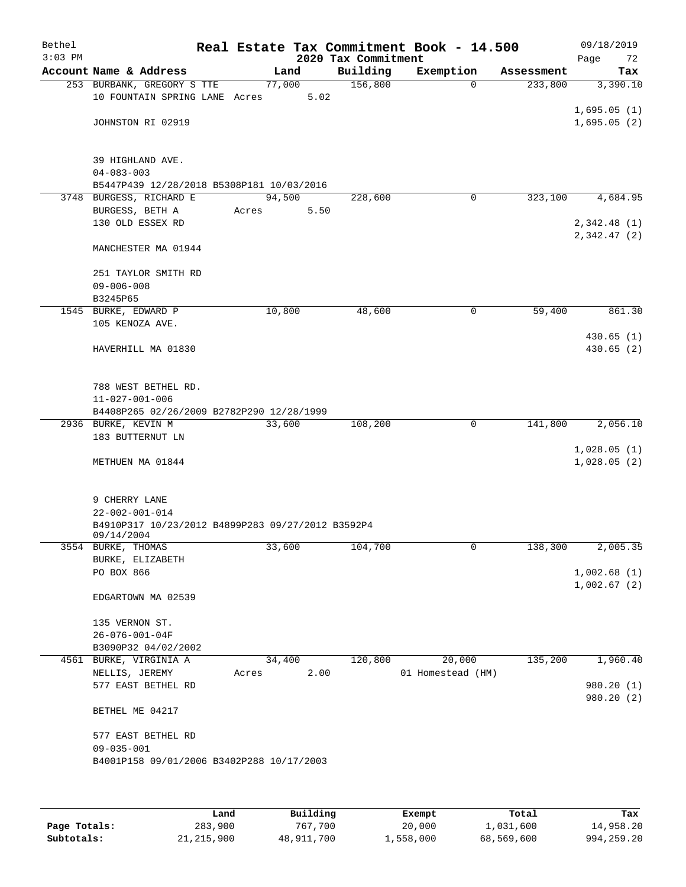Bethel — Real Estate Tax Commitment Book - 14.500 — 09/18/2019
3:03 PM — 2020 Tax Commitment

| Account | Name & Address | Land | Building | Exemption | Assessment | Tax |
|---|---|---|---|---|---|---|
| 253 | BURBANK, GREGORY S TTE<br>10 FOUNTAIN SPRING LANE Acres 5.02<br>JOHNSTON RI 02919<br>39 HIGHLAND AVE.<br>04-083-003<br>B5447P439 12/28/2018 B5308P181 10/03/2016 | 77,000 | 156,800 | 0 | 233,800 | 3,390.10<br>1,695.05 (1)<br>1,695.05 (2) |
| 3748 | BURGESS, RICHARD E<br>BURGESS, BETH A Acres 5.50<br>130 OLD ESSEX RD<br>MANCHESTER MA 01944<br>251 TAYLOR SMITH RD<br>09-006-008<br>B3245P65 | 94,500 | 228,600 | 0 | 323,100 | 4,684.95<br>2,342.48 (1)<br>2,342.47 (2) |
| 1545 | BURKE, EDWARD P<br>105 KENOZA AVE.<br>HAVERHILL MA 01830<br>788 WEST BETHEL RD.<br>11-027-001-006<br>B4408P265 02/26/2009 B2782P290 12/28/1999 | 10,800 | 48,600 | 0 | 59,400 | 861.30<br>430.65 (1)<br>430.65 (2) |
| 2936 | BURKE, KEVIN M<br>183 BUTTERNUT LN<br>METHUEN MA 01844<br>9 CHERRY LANE<br>22-002-001-014<br>B4910P317 10/23/2012 B4899P283 09/27/2012 B3592P4 09/14/2004 | 33,600 | 108,200 | 0 | 141,800 | 2,056.10<br>1,028.05 (1)<br>1,028.05 (2) |
| 3554 | BURKE, THOMAS<br>BURKE, ELIZABETH<br>PO BOX 866<br>EDGARTOWN MA 02539<br>135 VERNON ST.<br>26-076-001-04F<br>B3090P32 04/02/2002 | 33,600 | 104,700 | 0 | 138,300 | 2,005.35<br>1,002.68 (1)<br>1,002.67 (2) |
| 4561 | BURKE, VIRGINIA A<br>NELLIS, JEREMY Acres 2.00<br>577 EAST BETHEL RD<br>BETHEL ME 04217<br>577 EAST BETHEL RD<br>09-035-001<br>B4001P158 09/01/2006 B3402P288 10/17/2003 | 34,400 | 120,800 | 20,000<br>01 Homestead (HM) | 135,200 | 1,960.40<br>980.20 (1)<br>980.20 (2) |

| | Land | Building | Exempt | Total | Tax |
|---|---|---|---|---|---|
| Page Totals: | 283,900 | 767,700 | 20,000 | 1,031,600 | 14,958.20 |
| Subtotals: | 21,215,900 | 48,911,700 | 1,558,000 | 68,569,600 | 994,259.20 |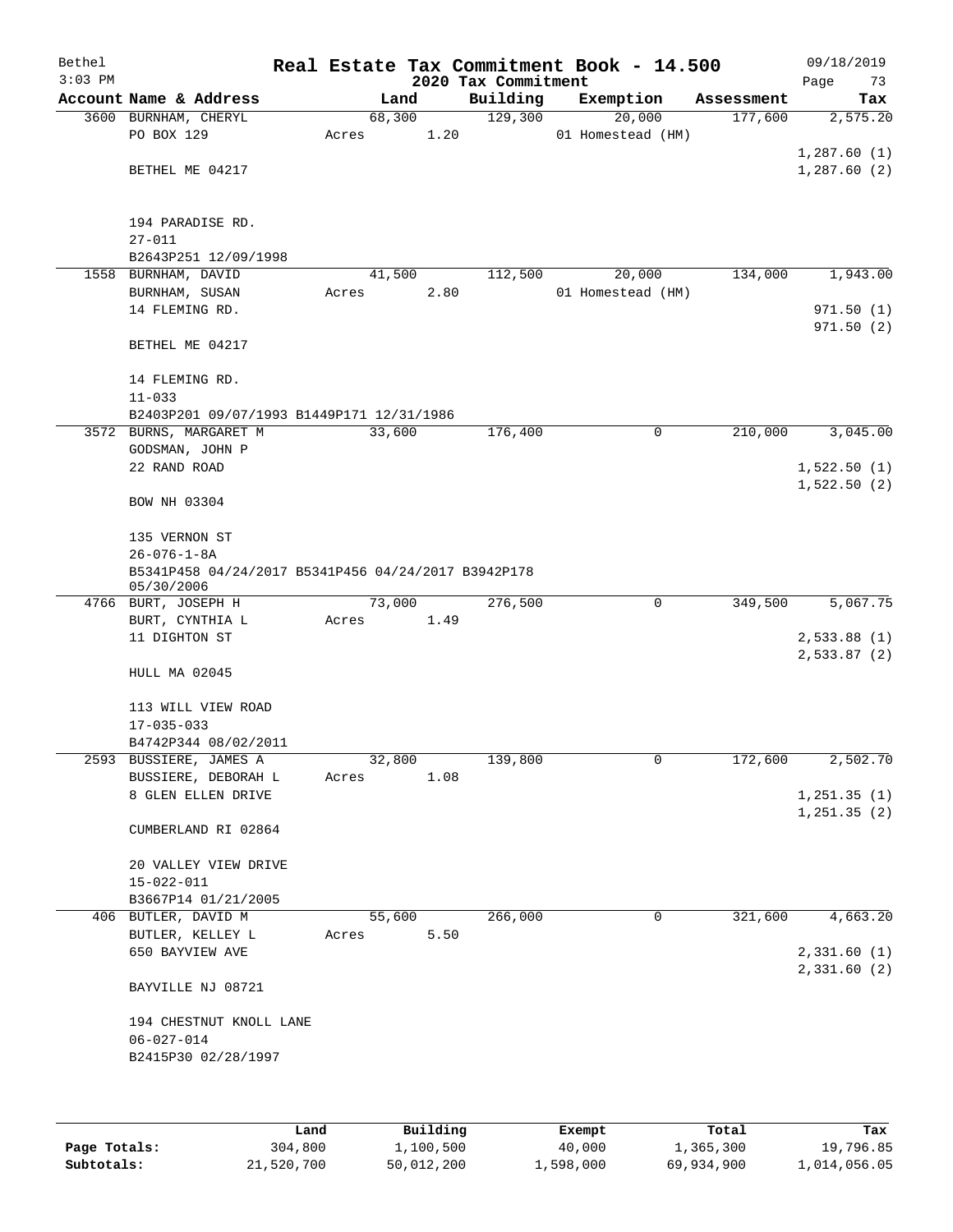# Real Estate Tax Commitment Book - 14.500

Bethel
3:03 PM

2020 Tax Commitment

09/18/2019

| Account | Name & Address | Land | Building | Exemption | Assessment | Tax |
|---|---|---|---|---|---|---|
| 3600 | BURNHAM, CHERYL<br>PO BOX 129<br><br>BETHEL ME 04217<br><br>194 PARADISE RD.<br>27-011<br>B2643P251 12/09/1998 | 68,300<br>Acres 1.20 | 129,300 | 20,000<br>01 Homestead (HM) | 177,600 | 2,575.20<br><br>1,287.60 (1)<br>1,287.60 (2) |
| 1558 | BURNHAM, DAVID<br>BURNHAM, SUSAN<br>14 FLEMING RD.<br><br>BETHEL ME 04217<br><br>14 FLEMING RD.<br>11-033<br>B2403P201 09/07/1993 B1449P171 12/31/1986 | 41,500<br>Acres 2.80 | 112,500 | 20,000<br>01 Homestead (HM) | 134,000 | 1,943.00<br><br>971.50 (1)<br>971.50 (2) |
| 3572 | BURNS, MARGARET M<br>GODSMAN, JOHN P<br>22 RAND ROAD<br><br>BOW NH 03304<br><br>135 VERNON ST<br>26-076-1-8A<br>B5341P458 04/24/2017 B5341P456 04/24/2017 B3942P178 05/30/2006 | 33,600 | 176,400 | 0 | 210,000 | 3,045.00<br><br>1,522.50 (1)<br>1,522.50 (2) |
| 4766 | BURT, JOSEPH H<br>BURT, CYNTHIA L<br>11 DIGHTON ST<br><br>HULL MA 02045<br><br>113 WILL VIEW ROAD<br>17-035-033<br>B4742P344 08/02/2011 | 73,000<br>Acres 1.49 | 276,500 | 0 | 349,500 | 5,067.75<br><br>2,533.88 (1)<br>2,533.87 (2) |
| 2593 | BUSSIERE, JAMES A<br>BUSSIERE, DEBORAH L<br>8 GLEN ELLEN DRIVE<br><br>CUMBERLAND RI 02864<br><br>20 VALLEY VIEW DRIVE<br>15-022-011<br>B3667P14 01/21/2005 | 32,800<br>Acres 1.08 | 139,800 | 0 | 172,600 | 2,502.70<br><br>1,251.35 (1)<br>1,251.35 (2) |
| 406 | BUTLER, DAVID M<br>BUTLER, KELLEY L<br>650 BAYVIEW AVE<br><br>BAYVILLE NJ 08721<br><br>194 CHESTNUT KNOLL LANE<br>06-027-014<br>B2415P30 02/28/1997 | 55,600<br>Acres 5.50 | 266,000 | 0 | 321,600 | 4,663.20<br><br>2,331.60 (1)<br>2,331.60 (2) |

|  | Land | Building | Exempt | Total | Tax |
|---|---|---|---|---|---|
| Page Totals: | 304,800 | 1,100,500 | 40,000 | 1,365,300 | 19,796.85 |
| Subtotals: | 21,520,700 | 50,012,200 | 1,598,000 | 69,934,900 | 1,014,056.05 |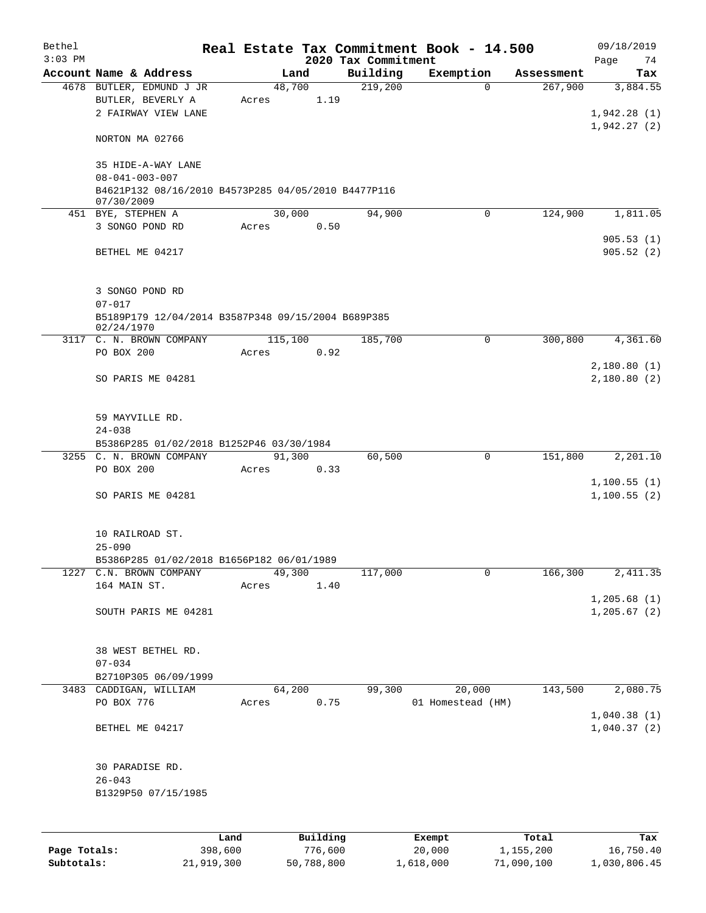Bethel 3:03 PM

# Real Estate Tax Commitment Book - 14.500

## 2020 Tax Commitment

09/18/2019

| Account | Name & Address | Land | Building | Exemption | Assessment | Tax |
|---|---|---|---|---|---|---|
| 4678 | BUTLER, EDMUND J JR<br>BUTLER, BEVERLY A<br>2 FAIRWAY VIEW LANE<br><br>NORTON MA 02766<br><br>35 HIDE-A-WAY LANE<br>08-041-003-007<br>B4621P132 08/16/2010 B4573P285 04/05/2010 B4477P116 07/30/2009 | 48,700<br>Acres 1.19 | 219,200 | 0 | 267,900 | 3,884.55<br><br>1,942.28 (1)<br>1,942.27 (2) |
| 451 | BYE, STEPHEN A<br>3 SONGO POND RD<br><br>BETHEL ME 04217<br><br>3 SONGO POND RD<br>07-017<br>B5189P179 12/04/2014 B3587P348 09/15/2004 B689P385 02/24/1970 | 30,000<br>Acres 0.50 | 94,900 | 0 | 124,900 | 1,811.05<br><br>905.53 (1)<br>905.52 (2) |
| 3117 | C. N. BROWN COMPANY<br>PO BOX 200<br><br>SO PARIS ME 04281<br><br>59 MAYVILLE RD.<br>24-038<br>B5386P285 01/02/2018 B1252P46 03/30/1984 | 115,100<br>Acres 0.92 | 185,700 | 0 | 300,800 | 4,361.60<br><br>2,180.80 (1)<br>2,180.80 (2) |
| 3255 | C. N. BROWN COMPANY<br>PO BOX 200<br><br>SO PARIS ME 04281<br><br>10 RAILROAD ST.<br>25-090<br>B5386P285 01/02/2018 B1656P182 06/01/1989 | 91,300<br>Acres 0.33 | 60,500 | 0 | 151,800 | 2,201.10<br><br>1,100.55 (1)<br>1,100.55 (2) |
| 1227 | C.N. BROWN COMPANY<br>164 MAIN ST.<br><br>SOUTH PARIS ME 04281<br><br>38 WEST BETHEL RD.<br>07-034<br>B2710P305 06/09/1999 | 49,300<br>Acres 1.40 | 117,000 | 0 | 166,300 | 2,411.35<br><br>1,205.68 (1)<br>1,205.67 (2) |
| 3483 | CADDIGAN, WILLIAM<br>PO BOX 776<br><br>BETHEL ME 04217<br><br>30 PARADISE RD.<br>26-043<br>B1329P50 07/15/1985 | 64,200<br>Acres 0.75 | 99,300 | 20,000<br>01 Homestead (HM) | 143,500 | 2,080.75<br><br>1,040.38 (1)<br>1,040.37 (2) |

| | Land | Building | Exempt | Total | Tax |
|---|---|---|---|---|---|
| **Page Totals:** | 398,600 | 776,600 | 20,000 | 1,155,200 | 16,750.40 |
| **Subtotals:** | 21,919,300 | 50,788,800 | 1,618,000 | 71,090,100 | 1,030,806.45 |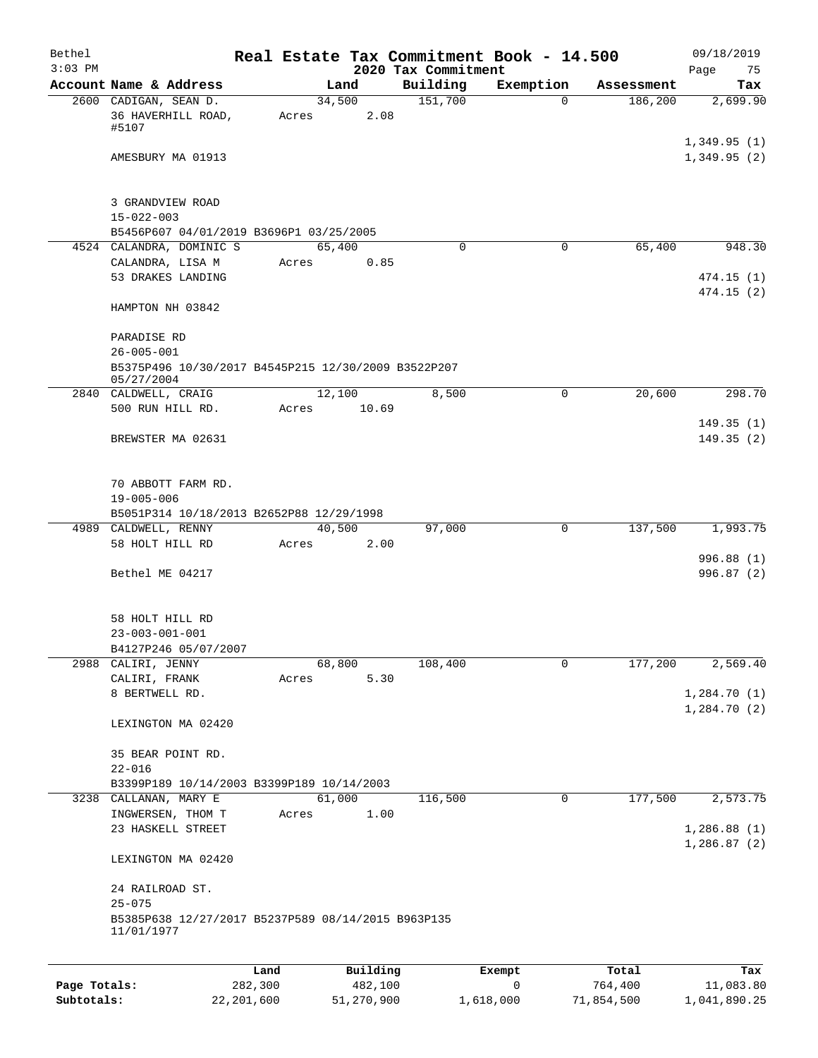Bethel 3:03 PM

# Real Estate Tax Commitment Book - 14.500

## 2020 Tax Commitment

09/18/2019

| Account | Name & Address | Land | Building | Exemption | Assessment | Tax |
|---|---|---|---|---|---|---|
| 2600 | CADIGAN, SEAN D.<br>36 HAVERHILL ROAD, #5107<br>AMESBURY MA 01913<br>3 GRANDVIEW ROAD<br>15-022-003<br>B5456P607 04/01/2019 B3696P1 03/25/2005 | 34,500<br>Acres 2.08 | 151,700 | 0 | 186,200 | 2,699.90<br>1,349.95 (1)<br>1,349.95 (2) |
| 4524 | CALANDRA, DOMINIC S<br>CALANDRA, LISA M<br>53 DRAKES LANDING<br>HAMPTON NH 03842<br>PARADISE RD<br>26-005-001<br>B5375P496 10/30/2017 B4545P215 12/30/2009 B3522P207 05/27/2004 | 65,400<br>Acres 0.85 | 0 | 0 | 65,400 | 948.30<br>474.15 (1)<br>474.15 (2) |
| 2840 | CALDWELL, CRAIG<br>500 RUN HILL RD.<br>BREWSTER MA 02631<br>70 ABBOTT FARM RD.<br>19-005-006<br>B5051P314 10/18/2013 B2652P88 12/29/1998 | 12,100<br>Acres 10.69 | 8,500 | 0 | 20,600 | 298.70<br>149.35 (1)<br>149.35 (2) |
| 4989 | CALDWELL, RENNY<br>58 HOLT HILL RD<br>Bethel ME 04217<br>58 HOLT HILL RD<br>23-003-001-001<br>B4127P246 05/07/2007 | 40,500<br>Acres 2.00 | 97,000 | 0 | 137,500 | 1,993.75<br>996.88 (1)<br>996.87 (2) |
| 2988 | CALIRI, JENNY<br>CALIRI, FRANK<br>8 BERTWELL RD.<br>LEXINGTON MA 02420<br>35 BEAR POINT RD.<br>22-016<br>B3399P189 10/14/2003 B3399P189 10/14/2003 | 68,800<br>Acres 5.30 | 108,400 | 0 | 177,200 | 2,569.40<br>1,284.70 (1)<br>1,284.70 (2) |
| 3238 | CALLANAN, MARY E<br>INGWERSEN, THOM T<br>23 HASKELL STREET<br>LEXINGTON MA 02420<br>24 RAILROAD ST.<br>25-075<br>B5385P638 12/27/2017 B5237P589 08/14/2015 B963P135 11/01/1977 | 61,000<br>Acres 1.00 | 116,500 | 0 | 177,500 | 2,573.75<br>1,286.88 (1)<br>1,286.87 (2) |

| | Land | Building | Exempt | Total | Tax |
|---|---|---|---|---|---|
| Page Totals: | 282,300 | 482,100 | 0 | 764,400 | 11,083.80 |
| Subtotals: | 22,201,600 | 51,270,900 | 1,618,000 | 71,854,500 | 1,041,890.25 |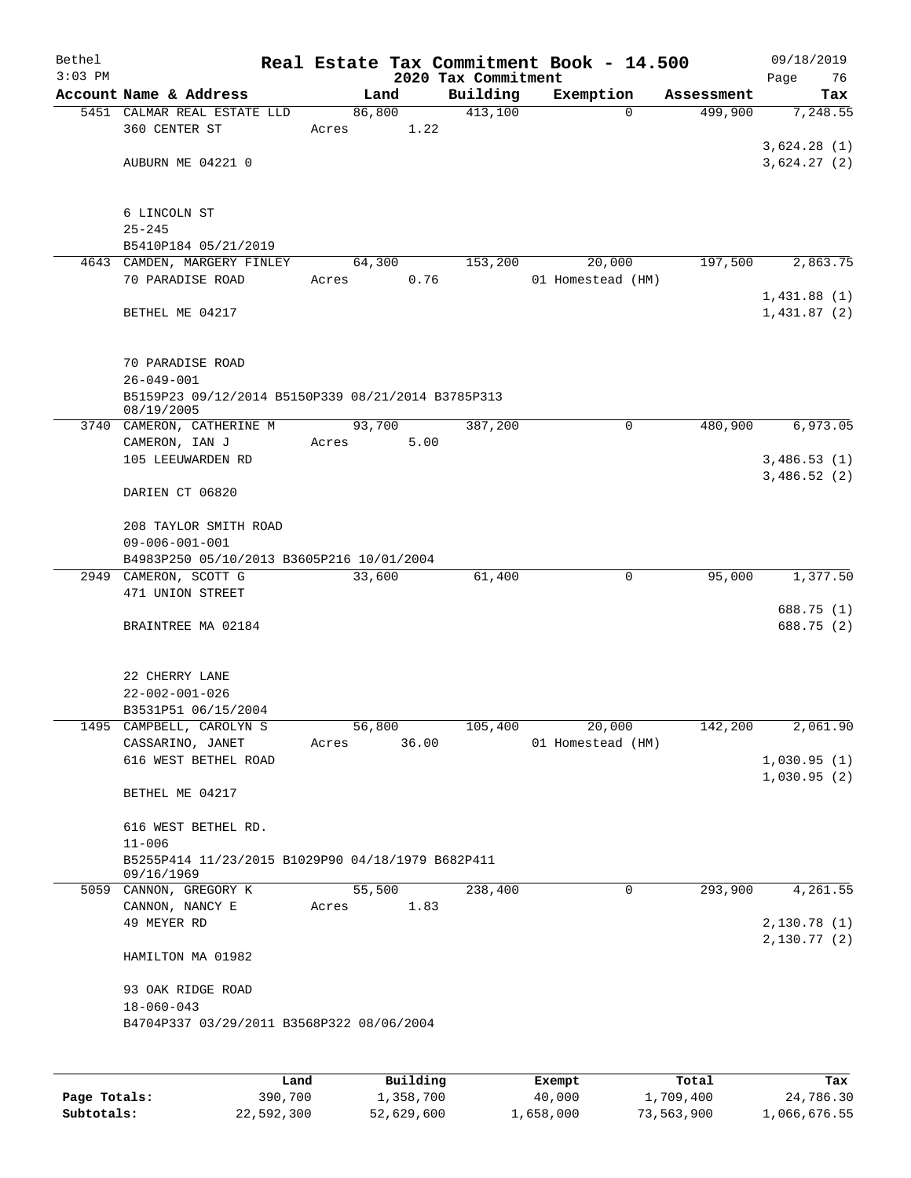Bethel | Real Estate Tax Commitment Book - 14.500 | 09/18/2019
3:03 PM | 2020 Tax Commitment | Page 76

| Account Name & Address | Land | Building | Exemption | Assessment | Tax |
|---|---|---|---|---|---|
| 5451 CALMAR REAL ESTATE LLD<br>360 CENTER ST<br><br>AUBURN ME 04221 0<br><br>6 LINCOLN ST<br>25-245<br>B5410P184 05/21/2019 | 86,800<br>Acres 1.22 | 413,100 | 0 | 499,900 | 7,248.55<br><br>3,624.28 (1)<br>3,624.27 (2) |
| 4643 CAMDEN, MARGERY FINLEY<br>70 PARADISE ROAD<br><br>BETHEL ME 04217<br><br>70 PARADISE ROAD<br>26-049-001<br>B5159P23 09/12/2014 B5150P339 08/21/2014 B3785P313 08/19/2005 | 64,300<br>Acres 0.76 | 153,200 | 20,000<br>01 Homestead (HM) | 197,500 | 2,863.75<br><br>1,431.88 (1)<br>1,431.87 (2) |
| 3740 CAMERON, CATHERINE M<br>CAMERON, IAN J<br>105 LEEUWARDEN RD<br><br>DARIEN CT 06820<br><br>208 TAYLOR SMITH ROAD<br>09-006-001-001<br>B4983P250 05/10/2013 B3605P216 10/01/2004 | 93,700<br>Acres 5.00 | 387,200 | 0 | 480,900 | 6,973.05<br><br>3,486.53 (1)<br>3,486.52 (2) |
| 2949 CAMERON, SCOTT G<br>471 UNION STREET<br><br>BRAINTREE MA 02184<br><br>22 CHERRY LANE<br>22-002-001-026<br>B3531P51 06/15/2004 | 33,600 | 61,400 | 0 | 95,000 | 1,377.50<br><br>688.75 (1)<br>688.75 (2) |
| 1495 CAMPBELL, CAROLYN S<br>CASSARINO, JANET<br>616 WEST BETHEL ROAD<br><br>BETHEL ME 04217<br><br>616 WEST BETHEL RD.<br>11-006<br>B5255P414 11/23/2015 B1029P90 04/18/1979 B682P411 09/16/1969 | 56,800<br>Acres 36.00 | 105,400 | 20,000<br>01 Homestead (HM) | 142,200 | 2,061.90<br><br>1,030.95 (1)<br>1,030.95 (2) |
| 5059 CANNON, GREGORY K<br>CANNON, NANCY E<br>49 MEYER RD<br><br>HAMILTON MA 01982<br><br>93 OAK RIDGE ROAD<br>18-060-043<br>B4704P337 03/29/2011 B3568P322 08/06/2004 | 55,500<br>Acres 1.83 | 238,400 | 0 | 293,900 | 4,261.55<br><br>2,130.78 (1)<br>2,130.77 (2) |

| | Land | Building | Exempt | Total | Tax |
|---|---|---|---|---|---|
| Page Totals: | 390,700 | 1,358,700 | 40,000 | 1,709,400 | 24,786.30 |
| Subtotals: | 22,592,300 | 52,629,600 | 1,658,000 | 73,563,900 | 1,066,676.55 |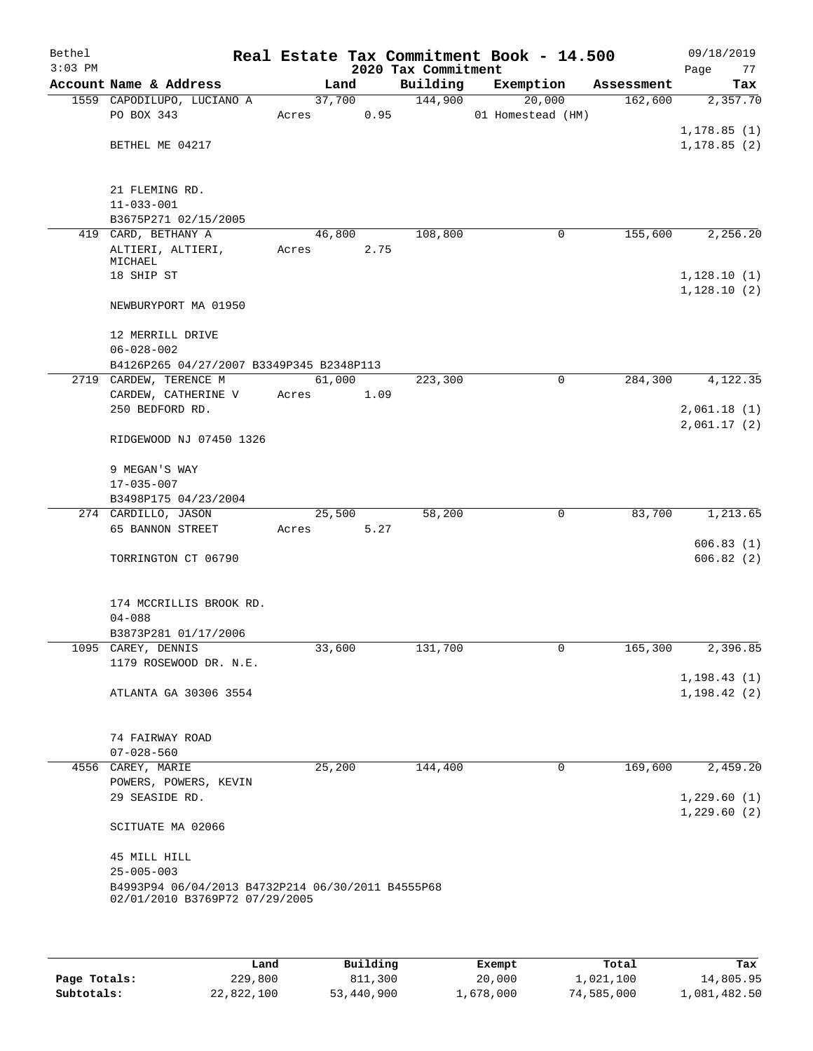Bethel 3:03 PM

# Real Estate Tax Commitment Book - 14.500

2020 Tax Commitment

09/18/2019

| Account | Name & Address | Land | Building | Exemption | Assessment | Tax |
|---|---|---|---|---|---|---|
| 1559 | CAPODILUPO, LUCIANO A<br>PO BOX 343<br>BETHEL ME 04217<br>21 FLEMING RD.<br>11-033-001<br>B3675P271 02/15/2005 | 37,700<br>Acres 0.95 | 144,900 | 20,000<br>01 Homestead (HM) | 162,600 | 2,357.70<br>1,178.85 (1)<br>1,178.85 (2) |
| 419 | CARD, BETHANY A<br>ALTIERI, ALTIERI, MICHAEL<br>18 SHIP ST<br>NEWBURYPORT MA 01950<br>12 MERRILL DRIVE<br>06-028-002<br>B4126P265 04/27/2007 B3349P345 B2348P113 | 46,800<br>Acres 2.75 | 108,800 | 0 | 155,600 | 2,256.20<br>1,128.10 (1)<br>1,128.10 (2) |
| 2719 | CARDEW, TERENCE M<br>CARDEW, CATHERINE V<br>250 BEDFORD RD.<br>RIDGEWOOD NJ 07450 1326<br>9 MEGAN'S WAY<br>17-035-007<br>B3498P175 04/23/2004 | 61,000<br>Acres 1.09 | 223,300 | 0 | 284,300 | 4,122.35<br>2,061.18 (1)<br>2,061.17 (2) |
| 274 | CARDILLO, JASON<br>65 BANNON STREET<br>TORRINGTON CT 06790<br>174 MCCRILLIS BROOK RD.<br>04-088<br>B3873P281 01/17/2006 | 25,500<br>Acres 5.27 | 58,200 | 0 | 83,700 | 1,213.65<br>606.83 (1)<br>606.82 (2) |
| 1095 | CAREY, DENNIS<br>1179 ROSEWOOD DR. N.E.<br>ATLANTA GA 30306 3554<br>74 FAIRWAY ROAD<br>07-028-560 | 33,600 | 131,700 | 0 | 165,300 | 2,396.85<br>1,198.43 (1)<br>1,198.42 (2) |
| 4556 | CAREY, MARIE<br>POWERS, POWERS, KEVIN<br>29 SEASIDE RD.<br>SCITUATE MA 02066<br>45 MILL HILL<br>25-005-003<br>B4993P94 06/04/2013 B4732P214 06/30/2011 B4555P68 02/01/2010 B3769P72 07/29/2005 | 25,200 | 144,400 | 0 | 169,600 | 2,459.20<br>1,229.60 (1)<br>1,229.60 (2) |

| | Land | Building | Exempt | Total | Tax |
|---|---|---|---|---|---|
| Page Totals: | 229,800 | 811,300 | 20,000 | 1,021,100 | 14,805.95 |
| Subtotals: | 22,822,100 | 53,440,900 | 1,678,000 | 74,585,000 | 1,081,482.50 |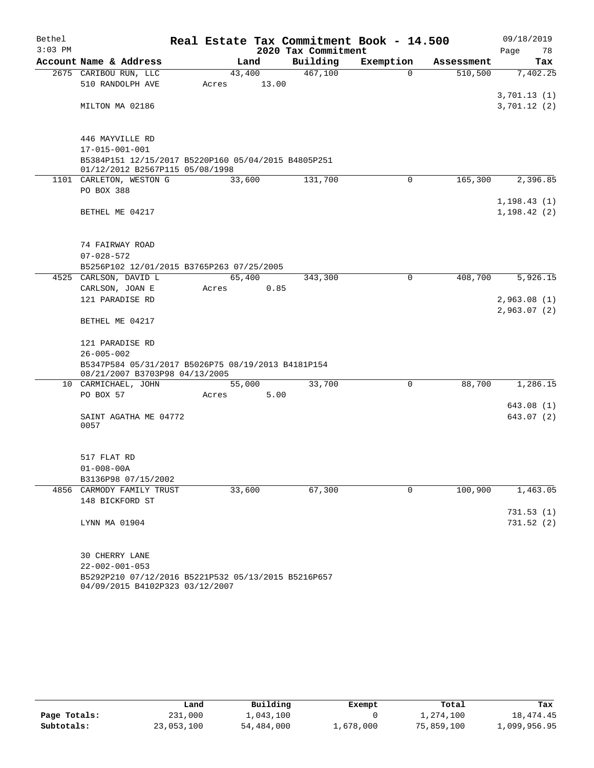Bethel 3:03 PM

# Real Estate Tax Commitment Book - 14.500

2020 Tax Commitment

09/18/2019 Page 78

| Account Name & Address | Land | Building | Exemption | Assessment | Tax |
|---|---|---|---|---|---|
| 2675 CARIBOU RUN, LLC | 43,400 | 467,100 | 0 | 510,500 | 7,402.25 |
| 510 RANDOLPH AVE | Acres 13.00 | | | | |
| | | | | | 3,701.13 (1) |
| MILTON MA 02186 | | | | | 3,701.12 (2) |
| 446 MAYVILLE RD | | | | | |
| 17-015-001-001 | | | | | |
| B5384P151 12/15/2017 B5220P160 05/04/2015 B4805P251 01/12/2012 B2567P115 05/08/1998 | | | | | |
| 1101 CARLETON, WESTON G | 33,600 | 131,700 | 0 | 165,300 | 2,396.85 |
| PO BOX 388 | | | | | |
| | | | | | 1,198.43 (1) |
| BETHEL ME 04217 | | | | | 1,198.42 (2) |
| 74 FAIRWAY ROAD | | | | | |
| 07-028-572 | | | | | |
| B5256P102 12/01/2015 B3765P263 07/25/2005 | | | | | |
| 4525 CARLSON, DAVID L | 65,400 | 343,300 | 0 | 408,700 | 5,926.15 |
| CARLSON, JOAN E | Acres 0.85 | | | | |
| 121 PARADISE RD | | | | | 2,963.08 (1) |
| | | | | | 2,963.07 (2) |
| BETHEL ME 04217 | | | | | |
| 121 PARADISE RD | | | | | |
| 26-005-002 | | | | | |
| B5347P584 05/31/2017 B5026P75 08/19/2013 B4181P154 08/21/2007 B3703P98 04/13/2005 | | | | | |
| 10 CARMICHAEL, JOHN | 55,000 | 33,700 | 0 | 88,700 | 1,286.15 |
| PO BOX 57 | Acres 5.00 | | | | |
| | | | | | 643.08 (1) |
| SAINT AGATHA ME 04772 0057 | | | | | 643.07 (2) |
| 517 FLAT RD | | | | | |
| 01-008-00A | | | | | |
| B3136P98 07/15/2002 | | | | | |
| 4856 CARMODY FAMILY TRUST | 33,600 | 67,300 | 0 | 100,900 | 1,463.05 |
| 148 BICKFORD ST | | | | | |
| | | | | | 731.53 (1) |
| LYNN MA 01904 | | | | | 731.52 (2) |
| 30 CHERRY LANE | | | | | |
| 22-002-001-053 | | | | | |
| B5292P210 07/12/2016 B5221P532 05/13/2015 B5216P657 04/09/2015 B4102P323 03/12/2007 | | | | | |

| | Land | Building | Exempt | Total | Tax |
|---|---|---|---|---|---|
| Page Totals: | 231,000 | 1,043,100 | 0 | 1,274,100 | 18,474.45 |
| Subtotals: | 23,053,100 | 54,484,000 | 1,678,000 | 75,859,100 | 1,099,956.95 |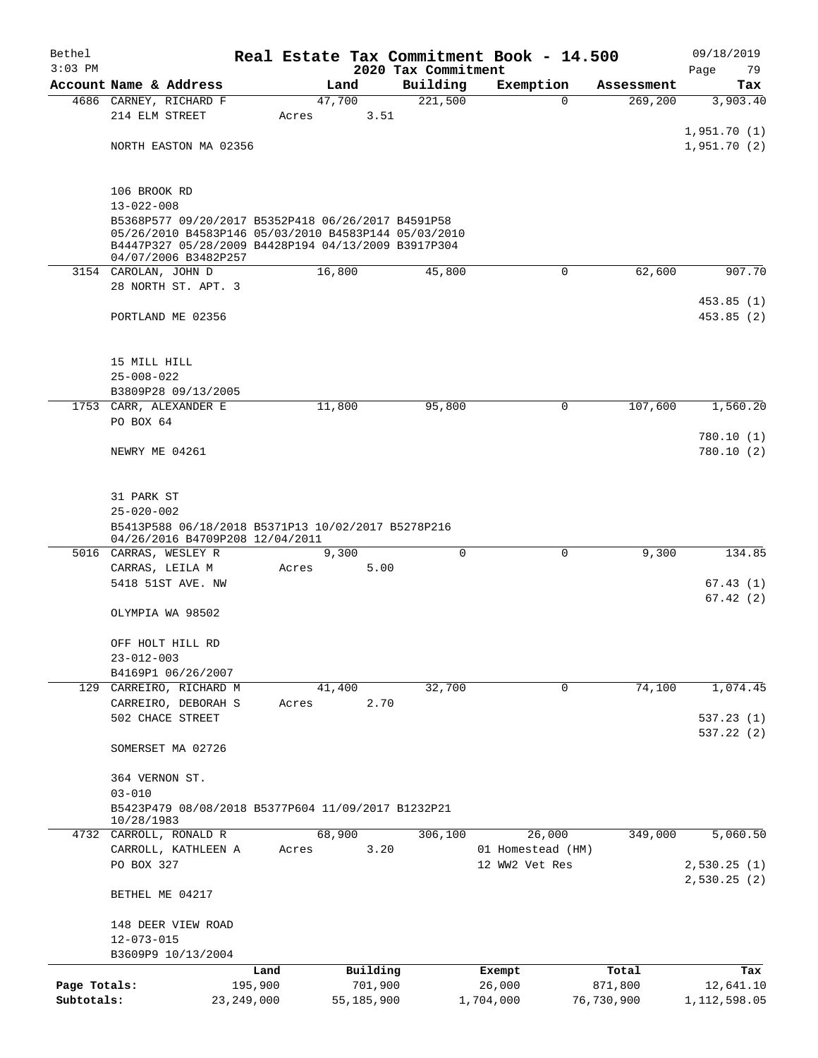# Real Estate Tax Commitment Book - 14.500

Bethel
3:03 PM

2020 Tax Commitment

09/18/2019
Page 79

| Account Name & Address | Land | Building | Exemption | Assessment | Tax |
|---|---|---|---|---|---|
| 4686 CARNEY, RICHARD F | 47,700 | 221,500 | 0 | 269,200 | 3,903.40 |
| 214 ELM STREET | Acres 3.51 | | | | |
| | | | | | 1,951.70 (1) |
| NORTH EASTON MA 02356 | | | | | 1,951.70 (2) |
| 106 BROOK RD | | | | | |
| 13-022-008 | | | | | |
| B5368P577 09/20/2017 B5352P418 06/26/2017 B4591P58 05/26/2010 B4583P146 05/03/2010 B4583P144 05/03/2010 B4447P327 05/28/2009 B4428P194 04/13/2009 B3917P304 04/07/2006 B3482P257 | | | | | |
| 3154 CAROLAN, JOHN D | 16,800 | 45,800 | 0 | 62,600 | 907.70 |
| 28 NORTH ST. APT. 3 | | | | | |
| | | | | | 453.85 (1) |
| PORTLAND ME 02356 | | | | | 453.85 (2) |
| 15 MILL HILL | | | | | |
| 25-008-022 | | | | | |
| B3809P28 09/13/2005 | | | | | |
| 1753 CARR, ALEXANDER E | 11,800 | 95,800 | 0 | 107,600 | 1,560.20 |
| PO BOX 64 | | | | | |
| | | | | | 780.10 (1) |
| NEWRY ME 04261 | | | | | 780.10 (2) |
| 31 PARK ST | | | | | |
| 25-020-002 | | | | | |
| B5413P588 06/18/2018 B5371P13 10/02/2017 B5278P216 04/26/2016 B4709P208 12/04/2011 | | | | | |
| 5016 CARRAS, WESLEY R | 9,300 | 0 | 0 | 9,300 | 134.85 |
| CARRAS, LEILA M | Acres 5.00 | | | | |
| 5418 51ST AVE. NW | | | | | 67.43 (1) |
| | | | | | 67.42 (2) |
| OLYMPIA WA 98502 | | | | | |
| OFF HOLT HILL RD | | | | | |
| 23-012-003 | | | | | |
| B4169P1 06/26/2007 | | | | | |
| 129 CARREIRO, RICHARD M | 41,400 | 32,700 | 0 | 74,100 | 1,074.45 |
| CARREIRO, DEBORAH S | Acres 2.70 | | | | |
| 502 CHACE STREET | | | | | 537.23 (1) |
| | | | | | 537.22 (2) |
| SOMERSET MA 02726 | | | | | |
| 364 VERNON ST. | | | | | |
| 03-010 | | | | | |
| B5423P479 08/08/2018 B5377P604 11/09/2017 B1232P21 10/28/1983 | | | | | |
| 4732 CARROLL, RONALD R | 68,900 | 306,100 | 26,000 | 349,000 | 5,060.50 |
| CARROLL, KATHLEEN A | Acres 3.20 | | 01 Homestead (HM) | | |
| PO BOX 327 | | | 12 WW2 Vet Res | | 2,530.25 (1) |
| | | | | | 2,530.25 (2) |
| BETHEL ME 04217 | | | | | |
| 148 DEER VIEW ROAD | | | | | |
| 12-073-015 | | | | | |
| B3609P9 10/13/2004 | | | | | |

| | Land | Building | Exempt | Total | Tax |
|---|---|---|---|---|---|
| Page Totals: | 195,900 | 701,900 | 26,000 | 871,800 | 12,641.10 |
| Subtotals: | 23,249,000 | 55,185,900 | 1,704,000 | 76,730,900 | 1,112,598.05 |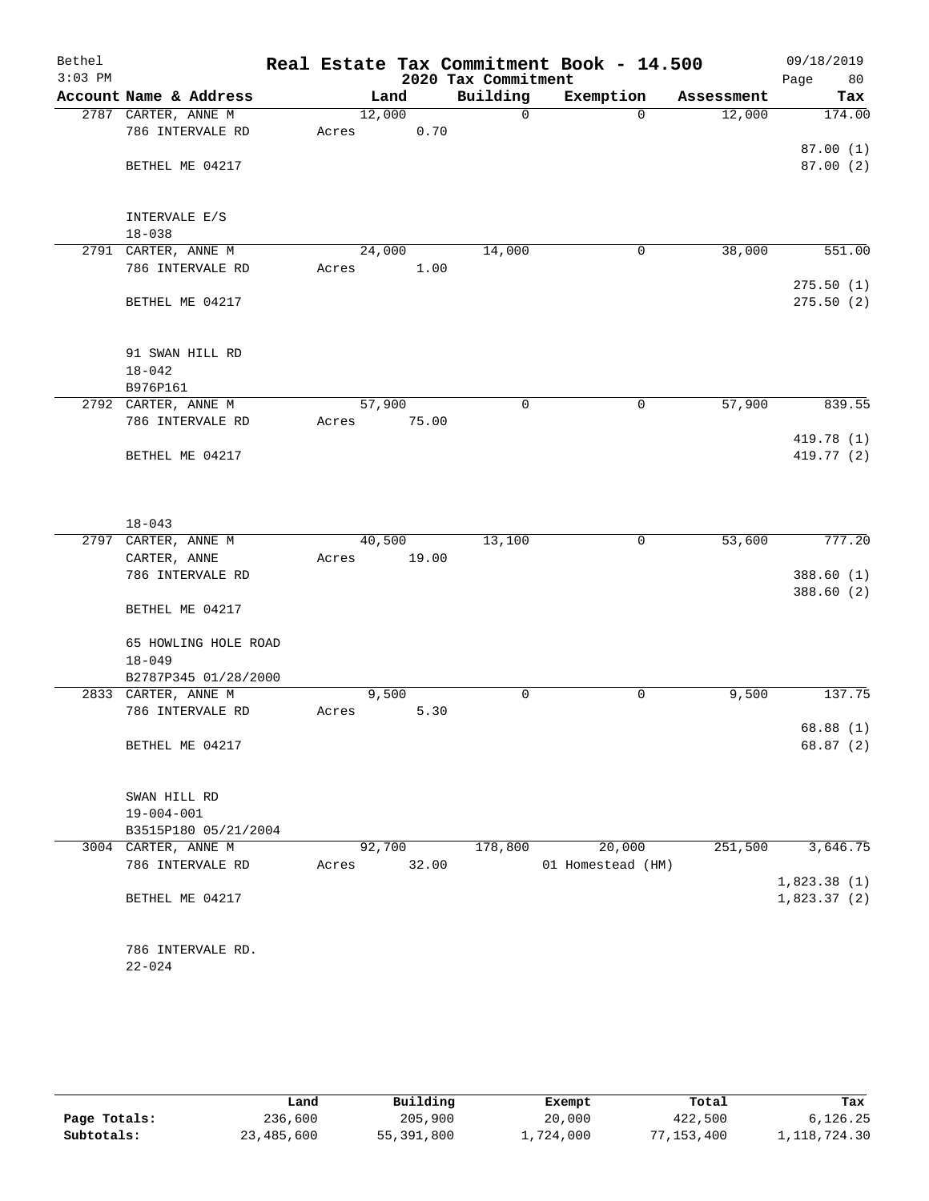# Real Estate Tax Commitment Book - 14.500

Bethel
3:03 PM

2020 Tax Commitment

09/18/2019

| Account Name & Address | Land | Building | Exemption | Assessment | Tax |
|---|---|---|---|---|---|
| 2787 CARTER, ANNE M | 12,000 | 0 | 0 | 12,000 | 174.00 |
| 786 INTERVALE RD | Acres 0.70 | | | | |
| | | | | | 87.00 (1) |
| BETHEL ME 04217 | | | | | 87.00 (2) |
| INTERVALE E/S | | | | | |
| 18-038 | | | | | |
| 2791 CARTER, ANNE M | 24,000 | 14,000 | 0 | 38,000 | 551.00 |
| 786 INTERVALE RD | Acres 1.00 | | | | |
| | | | | | 275.50 (1) |
| BETHEL ME 04217 | | | | | 275.50 (2) |
| 91 SWAN HILL RD | | | | | |
| 18-042 | | | | | |
| B976P161 | | | | | |
| 2792 CARTER, ANNE M | 57,900 | 0 | 0 | 57,900 | 839.55 |
| 786 INTERVALE RD | Acres 75.00 | | | | |
| | | | | | 419.78 (1) |
| BETHEL ME 04217 | | | | | 419.77 (2) |
| 18-043 | | | | | |
| 2797 CARTER, ANNE M | 40,500 | 13,100 | 0 | 53,600 | 777.20 |
| CARTER, ANNE | Acres 19.00 | | | | |
| 786 INTERVALE RD | | | | | 388.60 (1) |
| | | | | | 388.60 (2) |
| BETHEL ME 04217 | | | | | |
| 65 HOWLING HOLE ROAD | | | | | |
| 18-049 | | | | | |
| B2787P345 01/28/2000 | | | | | |
| 2833 CARTER, ANNE M | 9,500 | 0 | 0 | 9,500 | 137.75 |
| 786 INTERVALE RD | Acres 5.30 | | | | |
| | | | | | 68.88 (1) |
| BETHEL ME 04217 | | | | | 68.87 (2) |
| SWAN HILL RD | | | | | |
| 19-004-001 | | | | | |
| B3515P180 05/21/2004 | | | | | |
| 3004 CARTER, ANNE M | 92,700 | 178,800 | 20,000 | 251,500 | 3,646.75 |
| 786 INTERVALE RD | Acres 32.00 | | 01 Homestead (HM) | | |
| | | | | | 1,823.38 (1) |
| BETHEL ME 04217 | | | | | 1,823.37 (2) |
| 786 INTERVALE RD. | | | | | |
| 22-024 | | | | | |

| | Land | Building | Exempt | Total | Tax |
|---|---|---|---|---|---|
| Page Totals: | 236,600 | 205,900 | 20,000 | 422,500 | 6,126.25 |
| Subtotals: | 23,485,600 | 55,391,800 | 1,724,000 | 77,153,400 | 1,118,724.30 |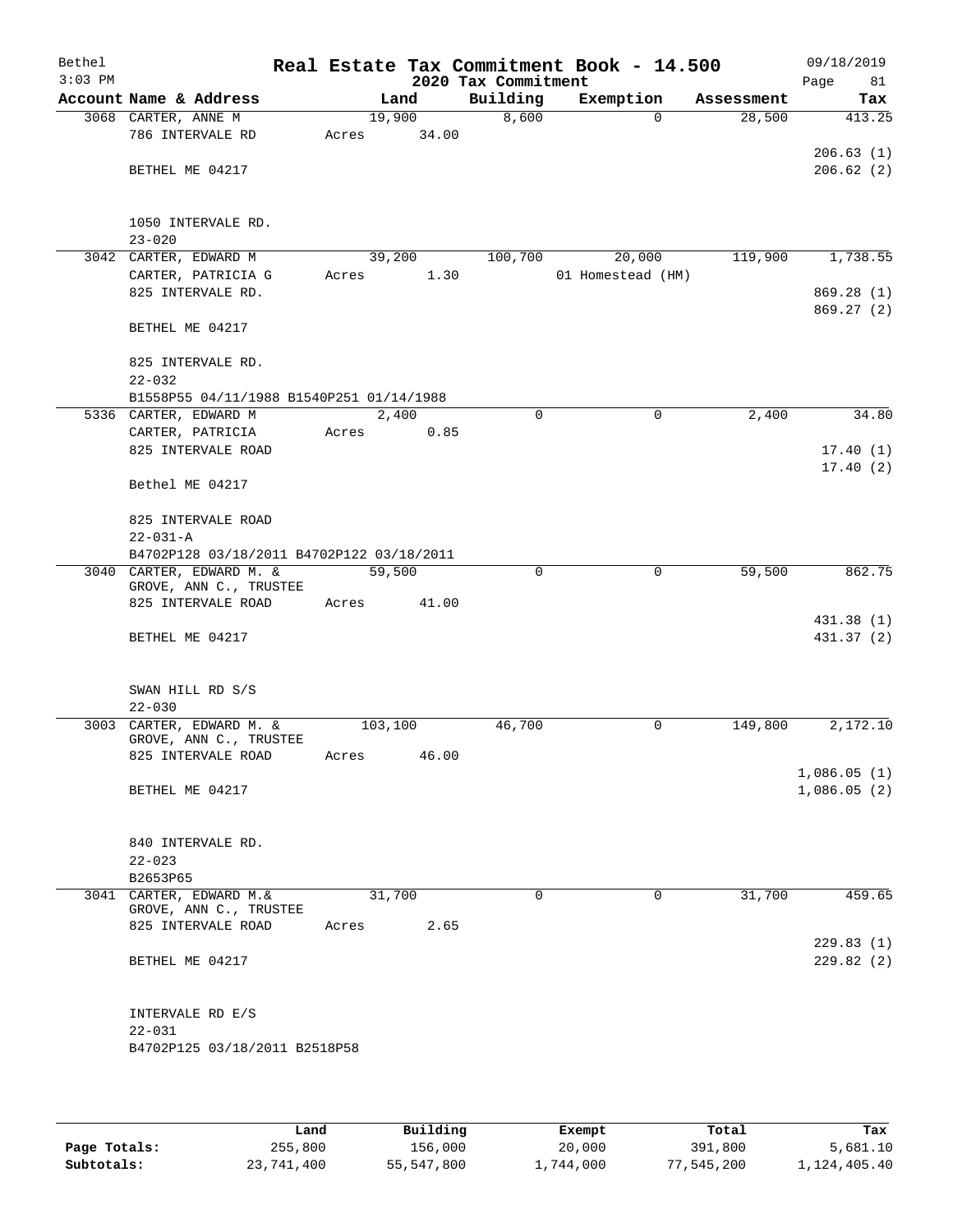# Real Estate Tax Commitment Book - 14.500

Bethel
3:03 PM

2020 Tax Commitment

09/18/2019
Page 81

| Account | Name & Address | Land | Building | Exemption | Assessment | Tax |
|---|---|---|---|---|---|---|
| 3068 | CARTER, ANNE M<br>786 INTERVALE RD<br><br>BETHEL ME 04217<br><br>1050 INTERVALE RD.<br>23-020 | 19,900<br>Acres 34.00 | 8,600 | 0 | 28,500 | 413.25<br><br>206.63 (1)<br>206.62 (2) |
| 3042 | CARTER, EDWARD M<br>CARTER, PATRICIA G<br>825 INTERVALE RD.<br><br>BETHEL ME 04217<br><br>825 INTERVALE RD.<br>22-032<br>B1558P55 04/11/1988 B1540P251 01/14/1988 | 39,200<br>Acres 1.30 | 100,700 | 20,000<br>01 Homestead (HM) | 119,900 | 1,738.55<br><br>869.28 (1)<br>869.27 (2) |
| 5336 | CARTER, EDWARD M<br>CARTER, PATRICIA<br>825 INTERVALE ROAD<br><br>Bethel ME 04217<br><br>825 INTERVALE ROAD<br>22-031-A<br>B4702P128 03/18/2011 B4702P122 03/18/2011 | 2,400<br>Acres 0.85 | 0 | 0 | 2,400 | 34.80<br><br>17.40 (1)<br>17.40 (2) |
| 3040 | CARTER, EDWARD M. &<br>GROVE, ANN C., TRUSTEE<br>825 INTERVALE ROAD<br><br>BETHEL ME 04217<br><br>SWAN HILL RD S/S<br>22-030 | 59,500<br>Acres 41.00 | 0 | 0 | 59,500 | 862.75<br><br>431.38 (1)<br>431.37 (2) |
| 3003 | CARTER, EDWARD M. &<br>GROVE, ANN C., TRUSTEE<br>825 INTERVALE ROAD<br><br>BETHEL ME 04217<br><br>840 INTERVALE RD.<br>22-023<br>B2653P65 | 103,100<br>Acres 46.00 | 46,700 | 0 | 149,800 | 2,172.10<br><br>1,086.05 (1)<br>1,086.05 (2) |
| 3041 | CARTER, EDWARD M.&<br>GROVE, ANN C., TRUSTEE<br>825 INTERVALE ROAD<br><br>BETHEL ME 04217<br><br>INTERVALE RD E/S<br>22-031<br>B4702P125 03/18/2011 B2518P58 | 31,700<br>Acres 2.65 | 0 | 0 | 31,700 | 459.65<br><br>229.83 (1)<br>229.82 (2) |

| | Land | Building | Exempt | Total | Tax |
|---|---|---|---|---|---|
| Page Totals: | 255,800 | 156,000 | 20,000 | 391,800 | 5,681.10 |
| Subtotals: | 23,741,400 | 55,547,800 | 1,744,000 | 77,545,200 | 1,124,405.40 |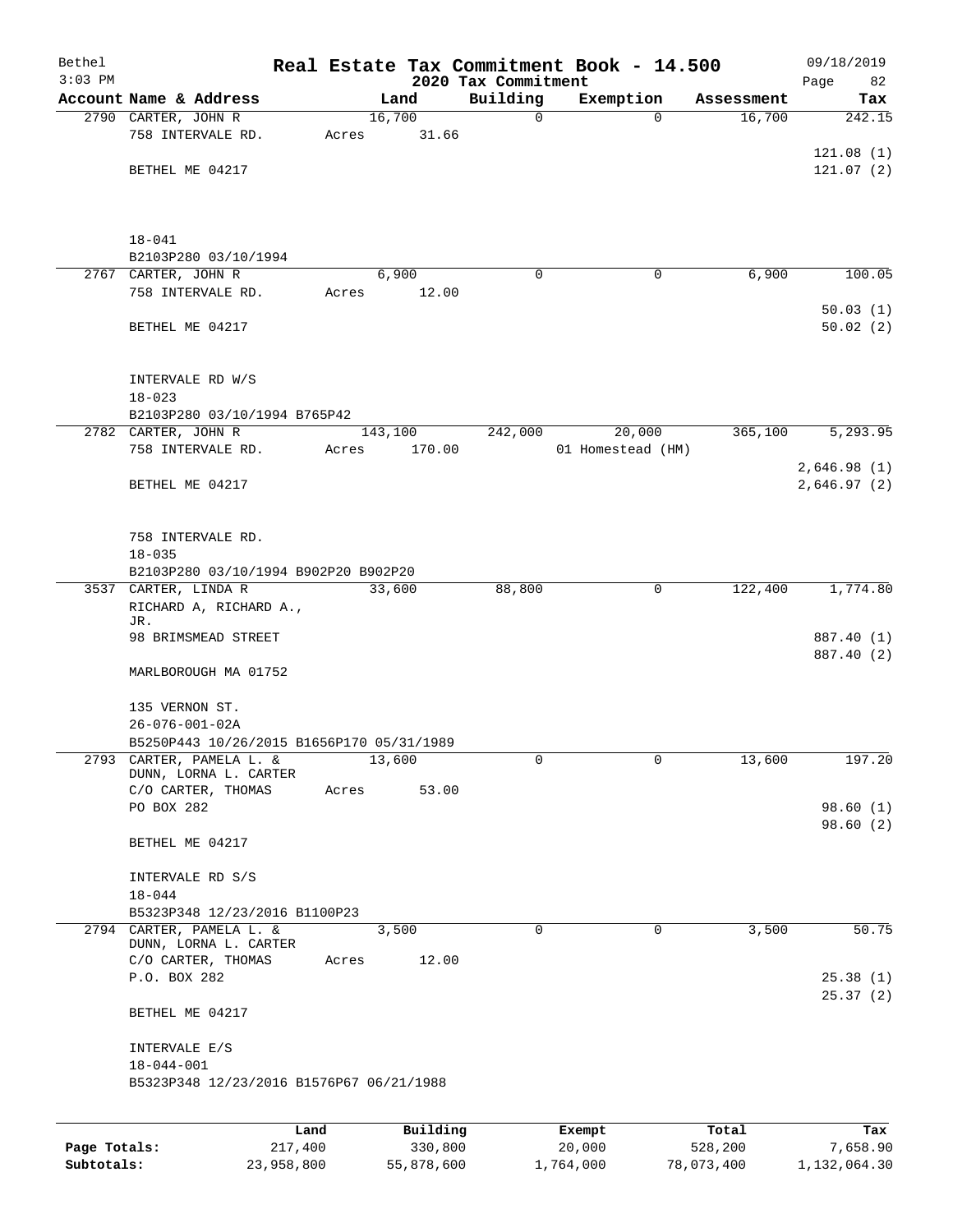# Real Estate Tax Commitment Book - 14.500

## 2020 Tax Commitment

Bethel 09/18/2019
3:03 PM

| Account Name & Address | Land | Building | Exemption | Assessment | Tax |
|---|---|---|---|---|---|
| 2790 CARTER, JOHN R | 16,700 | 0 | 0 | 16,700 | 242.15 |
| 758 INTERVALE RD. | Acres 31.66 | | | | |
| | | | | | 121.08 (1) |
| BETHEL ME 04217 | | | | | 121.07 (2) |
| 18-041 | | | | | |
| B2103P280 03/10/1994 | | | | | |
| 2767 CARTER, JOHN R | 6,900 | 0 | 0 | 6,900 | 100.05 |
| 758 INTERVALE RD. | Acres 12.00 | | | | |
| | | | | | 50.03 (1) |
| BETHEL ME 04217 | | | | | 50.02 (2) |
| INTERVALE RD W/S | | | | | |
| 18-023 | | | | | |
| B2103P280 03/10/1994 B765P42 | | | | | |
| 2782 CARTER, JOHN R | 143,100 | 242,000 | 20,000 | 365,100 | 5,293.95 |
| 758 INTERVALE RD. | Acres 170.00 | | 01 Homestead (HM) | | |
| | | | | | 2,646.98 (1) |
| BETHEL ME 04217 | | | | | 2,646.97 (2) |
| 758 INTERVALE RD. | | | | | |
| 18-035 | | | | | |
| B2103P280 03/10/1994 B902P20 B902P20 | | | | | |
| 3537 CARTER, LINDA R | 33,600 | 88,800 | 0 | 122,400 | 1,774.80 |
| RICHARD A, RICHARD A., JR. | | | | | |
| 98 BRIMSMEAD STREET | | | | | 887.40 (1) |
| | | | | | 887.40 (2) |
| MARLBOROUGH MA 01752 | | | | | |
| 135 VERNON ST. | | | | | |
| 26-076-001-02A | | | | | |
| B5250P443 10/26/2015 B1656P170 05/31/1989 | | | | | |
| 2793 CARTER, PAMELA L. & DUNN, LORNA L. CARTER | 13,600 | 0 | 0 | 13,600 | 197.20 |
| C/O CARTER, THOMAS | Acres 53.00 | | | | |
| PO BOX 282 | | | | | 98.60 (1) |
| | | | | | 98.60 (2) |
| BETHEL ME 04217 | | | | | |
| INTERVALE RD S/S | | | | | |
| 18-044 | | | | | |
| B5323P348 12/23/2016 B1100P23 | | | | | |
| 2794 CARTER, PAMELA L. & DUNN, LORNA L. CARTER | 3,500 | 0 | 0 | 3,500 | 50.75 |
| C/O CARTER, THOMAS | Acres 12.00 | | | | |
| P.O. BOX 282 | | | | | 25.38 (1) |
| | | | | | 25.37 (2) |
| BETHEL ME 04217 | | | | | |
| INTERVALE E/S | | | | | |
| 18-044-001 | | | | | |
| B5323P348 12/23/2016 B1576P67 06/21/1988 | | | | | |

| | Land | Building | Exempt | Total | Tax |
|---|---|---|---|---|---|
| Page Totals: | 217,400 | 330,800 | 20,000 | 528,200 | 7,658.90 |
| Subtotals: | 23,958,800 | 55,878,600 | 1,764,000 | 78,073,400 | 1,132,064.30 |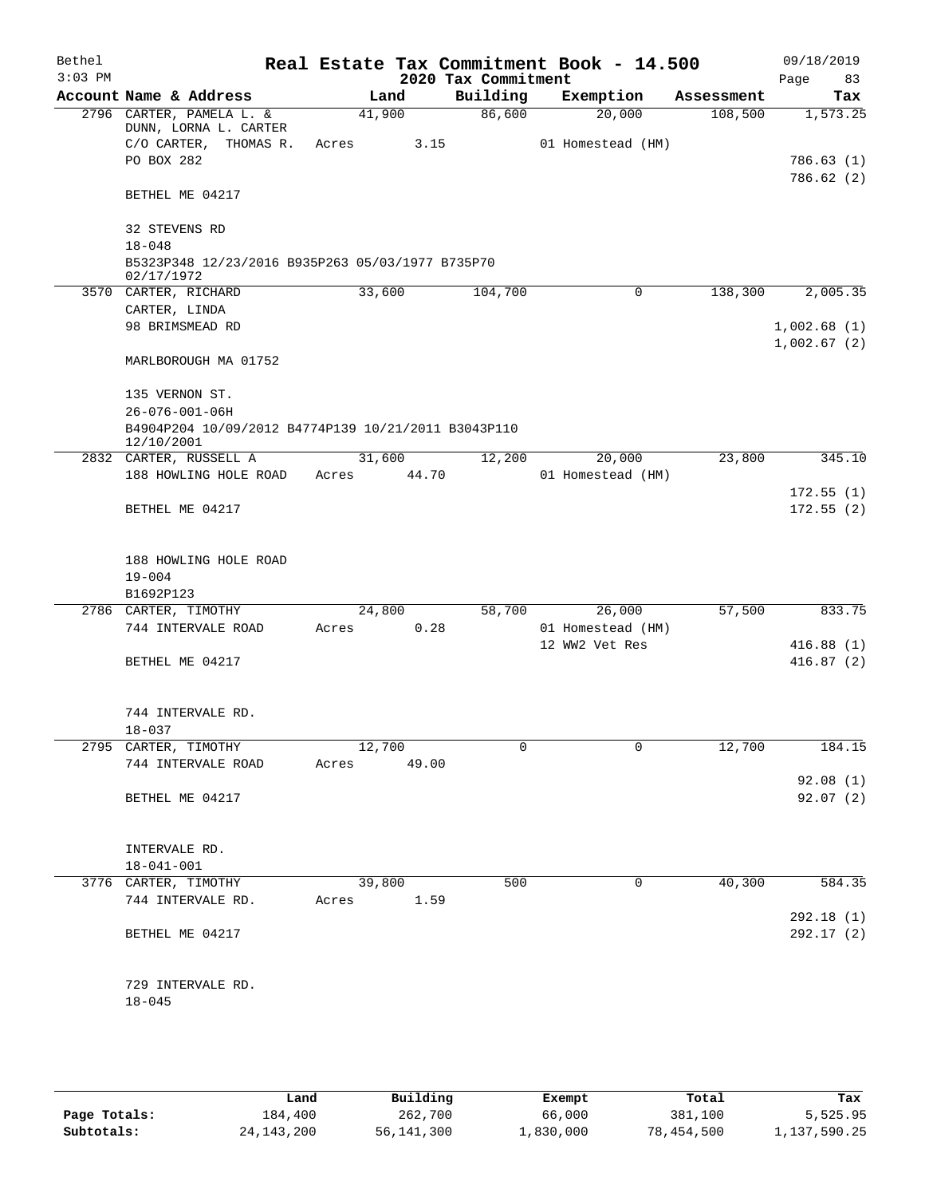Bethel 3:03 PM

# Real Estate Tax Commitment Book - 14.500

## 2020 Tax Commitment

09/18/2019

| Account Name & Address | Land | Building | Exemption | Assessment | Tax |
|---|---|---|---|---|---|
| 2796 CARTER, PAMELA L. & DUNN, LORNA L. CARTER | 41,900 | 86,600 | 20,000 | 108,500 | 1,573.25 |
| C/O CARTER, THOMAS R. | Acres 3.15 | | 01 Homestead (HM) | | |
| PO BOX 282 | | | | | 786.63 (1) |
| | | | | | 786.62 (2) |
| BETHEL ME 04217 | | | | | |
| 32 STEVENS RD | | | | | |
| 18-048 | | | | | |
| B5323P348 12/23/2016 B935P263 05/03/1977 B735P70 02/17/1972 | | | | | |
| 3570 CARTER, RICHARD | 33,600 | 104,700 | 0 | 138,300 | 2,005.35 |
| CARTER, LINDA | | | | | |
| 98 BRIMSMEAD RD | | | | | 1,002.68 (1) |
| | | | | | 1,002.67 (2) |
| MARLBOROUGH MA 01752 | | | | | |
| 135 VERNON ST. | | | | | |
| 26-076-001-06H | | | | | |
| B4904P204 10/09/2012 B4774P139 10/21/2011 B3043P110 12/10/2001 | | | | | |
| 2832 CARTER, RUSSELL A | 31,600 | 12,200 | 20,000 | 23,800 | 345.10 |
| 188 HOWLING HOLE ROAD | Acres 44.70 | | 01 Homestead (HM) | | |
| | | | | | 172.55 (1) |
| BETHEL ME 04217 | | | | | 172.55 (2) |
| 188 HOWLING HOLE ROAD | | | | | |
| 19-004 | | | | | |
| B1692P123 | | | | | |
| 2786 CARTER, TIMOTHY | 24,800 | 58,700 | 26,000 | 57,500 | 833.75 |
| 744 INTERVALE ROAD | Acres 0.28 | | 01 Homestead (HM) | | |
| | | | 12 WW2 Vet Res | | 416.88 (1) |
| BETHEL ME 04217 | | | | | 416.87 (2) |
| 744 INTERVALE RD. | | | | | |
| 18-037 | | | | | |
| 2795 CARTER, TIMOTHY | 12,700 | 0 | 0 | 12,700 | 184.15 |
| 744 INTERVALE ROAD | Acres 49.00 | | | | |
| | | | | | 92.08 (1) |
| BETHEL ME 04217 | | | | | 92.07 (2) |
| INTERVALE RD. | | | | | |
| 18-041-001 | | | | | |
| 3776 CARTER, TIMOTHY | 39,800 | 500 | 0 | 40,300 | 584.35 |
| 744 INTERVALE RD. | Acres 1.59 | | | | |
| | | | | | 292.18 (1) |
| BETHEL ME 04217 | | | | | 292.17 (2) |
| 729 INTERVALE RD. | | | | | |
| 18-045 | | | | | |

| | Land | Building | Exempt | Total | Tax |
|---|---|---|---|---|---|
| Page Totals: | 184,400 | 262,700 | 66,000 | 381,100 | 5,525.95 |
| Subtotals: | 24,143,200 | 56,141,300 | 1,830,000 | 78,454,500 | 1,137,590.25 |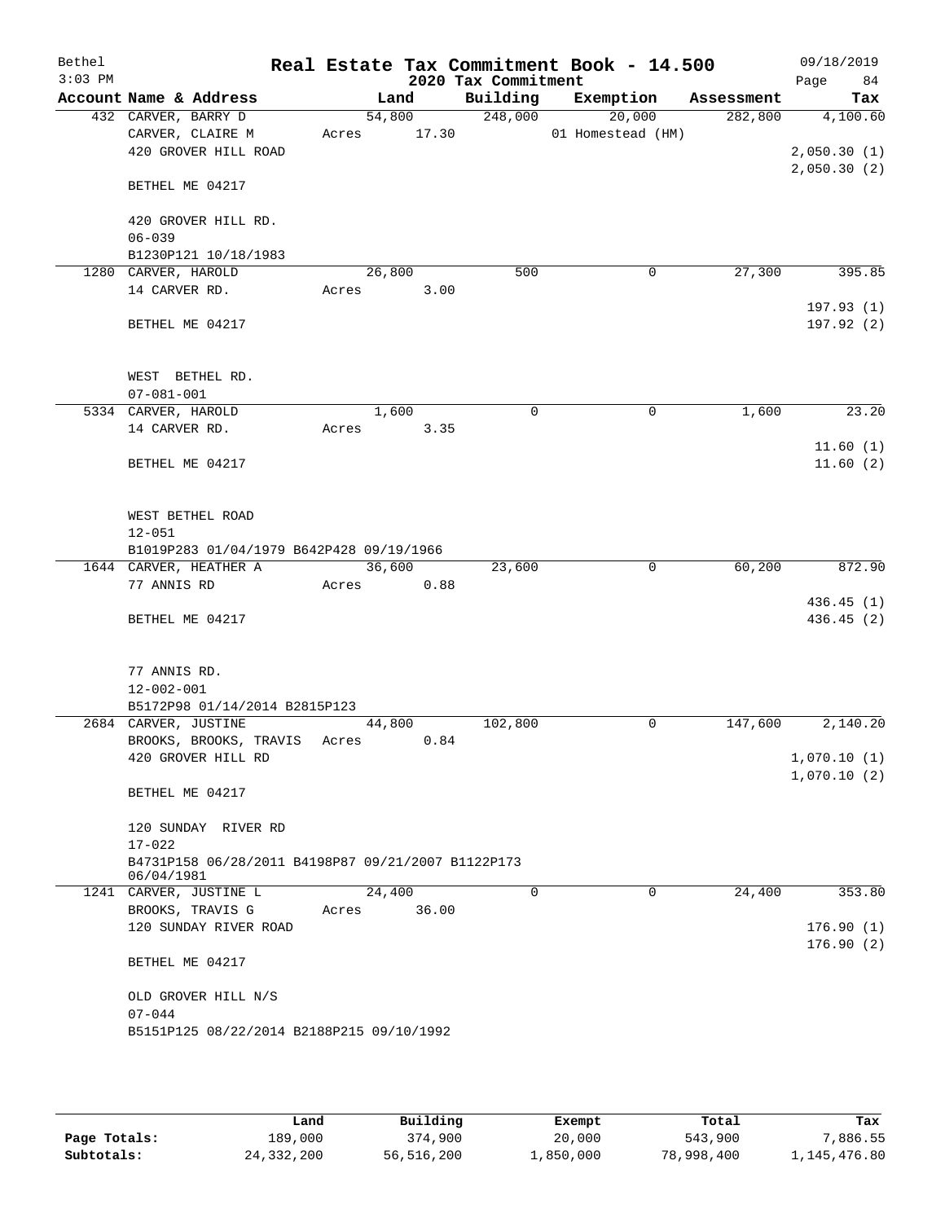# Real Estate Tax Commitment Book - 14.500

Bethel 3:03 PM — 2020 Tax Commitment — 09/18/2019

| Account Name & Address | Land | Building | Exemption | Assessment | Tax |
|---|---|---|---|---|---|
| 432 CARVER, BARRY D | 54,800 | 248,000 | 20,000 | 282,800 | 4,100.60 |
| CARVER, CLAIRE M | Acres 17.30 | | 01 Homestead (HM) | | |
| 420 GROVER HILL ROAD | | | | | 2,050.30 (1) |
| | | | | | 2,050.30 (2) |
| BETHEL ME 04217 | | | | | |
| 420 GROVER HILL RD. | | | | | |
| 06-039 | | | | | |
| B1230P121 10/18/1983 | | | | | |
| 1280 CARVER, HAROLD | 26,800 | 500 | 0 | 27,300 | 395.85 |
| 14 CARVER RD. | Acres 3.00 | | | | |
| | | | | | 197.93 (1) |
| BETHEL ME 04217 | | | | | 197.92 (2) |
| WEST BETHEL RD. | | | | | |
| 07-081-001 | | | | | |
| 5334 CARVER, HAROLD | 1,600 | 0 | 0 | 1,600 | 23.20 |
| 14 CARVER RD. | Acres 3.35 | | | | |
| | | | | | 11.60 (1) |
| BETHEL ME 04217 | | | | | 11.60 (2) |
| WEST BETHEL ROAD | | | | | |
| 12-051 | | | | | |
| B1019P283 01/04/1979 B642P428 09/19/1966 | | | | | |
| 1644 CARVER, HEATHER A | 36,600 | 23,600 | 0 | 60,200 | 872.90 |
| 77 ANNIS RD | Acres 0.88 | | | | |
| | | | | | 436.45 (1) |
| BETHEL ME 04217 | | | | | 436.45 (2) |
| 77 ANNIS RD. | | | | | |
| 12-002-001 | | | | | |
| B5172P98 01/14/2014 B2815P123 | | | | | |
| 2684 CARVER, JUSTINE | 44,800 | 102,800 | 0 | 147,600 | 2,140.20 |
| BROOKS, BROOKS, TRAVIS | Acres 0.84 | | | | |
| 420 GROVER HILL RD | | | | | 1,070.10 (1) |
| | | | | | 1,070.10 (2) |
| BETHEL ME 04217 | | | | | |
| 120 SUNDAY RIVER RD | | | | | |
| 17-022 | | | | | |
| B4731P158 06/28/2011 B4198P87 09/21/2007 B1122P173 06/04/1981 | | | | | |
| 1241 CARVER, JUSTINE L | 24,400 | 0 | 0 | 24,400 | 353.80 |
| BROOKS, TRAVIS G | Acres 36.00 | | | | |
| 120 SUNDAY RIVER ROAD | | | | | 176.90 (1) |
| | | | | | 176.90 (2) |
| BETHEL ME 04217 | | | | | |
| OLD GROVER HILL N/S | | | | | |
| 07-044 | | | | | |
| B5151P125 08/22/2014 B2188P215 09/10/1992 | | | | | |

| | Land | Building | Exempt | Total | Tax |
|---|---|---|---|---|---|
| Page Totals: | 189,000 | 374,900 | 20,000 | 543,900 | 7,886.55 |
| Subtotals: | 24,332,200 | 56,516,200 | 1,850,000 | 78,998,400 | 1,145,476.80 |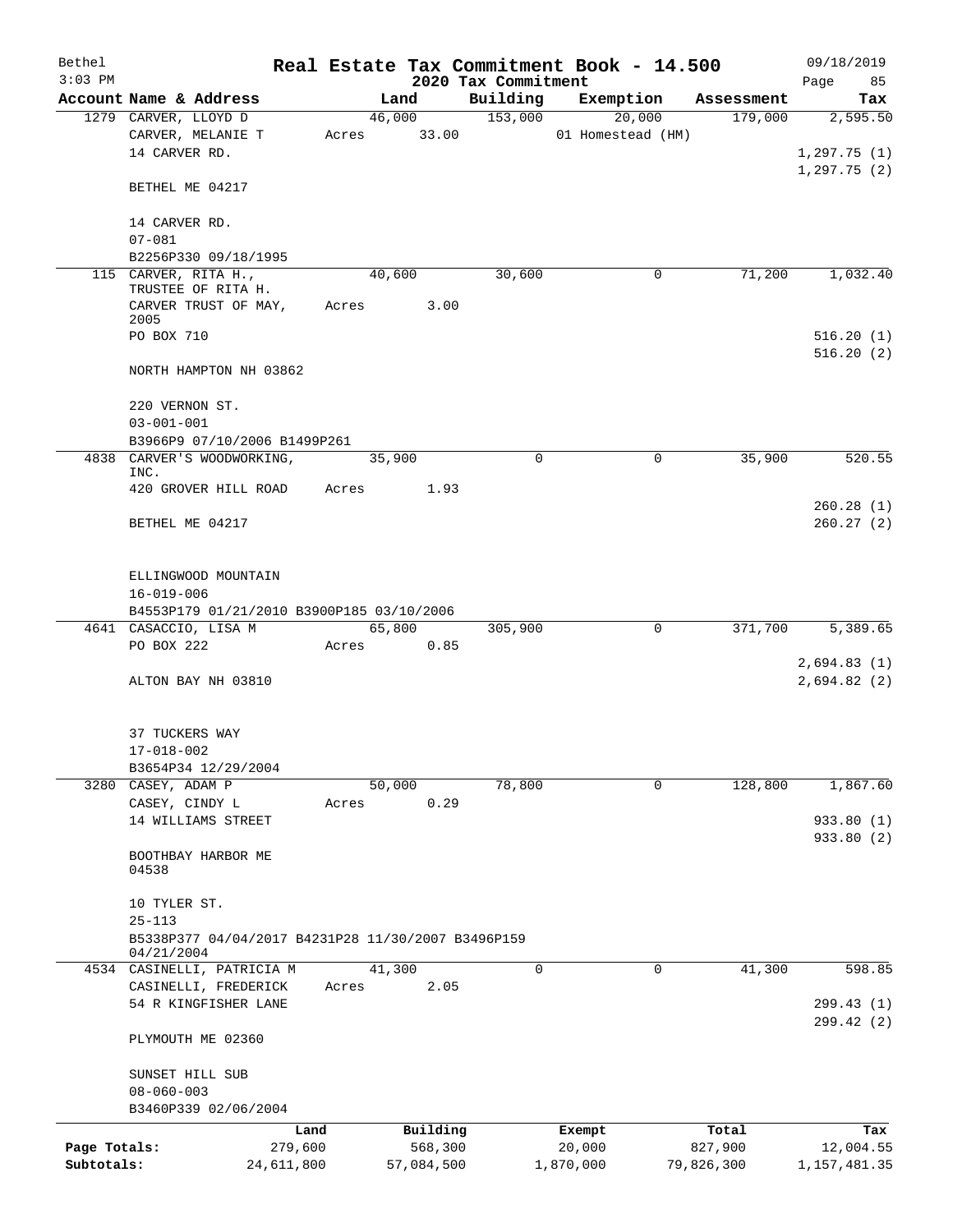# Real Estate Tax Commitment Book - 14.500

Bethel
3:03 PM

2020 Tax Commitment

09/18/2019

| Account Name & Address | Land | Building | Exemption | Assessment | Tax |
|---|---|---|---|---|---|
| 1279 CARVER, LLOYD D | 46,000 | 153,000 | 20,000 | 179,000 | 2,595.50 |
| CARVER, MELANIE T | Acres 33.00 | | 01 Homestead (HM) | | |
| 14 CARVER RD. | | | | | 1,297.75 (1) |
| | | | | | 1,297.75 (2) |
| BETHEL ME 04217 | | | | | |
| 14 CARVER RD. | | | | | |
| 07-081 | | | | | |
| B2256P330 09/18/1995 | | | | | |
| 115 CARVER, RITA H., TRUSTEE OF RITA H. | 40,600 | 30,600 | 0 | 71,200 | 1,032.40 |
| CARVER TRUST OF MAY, 2005 | Acres 3.00 | | | | |
| PO BOX 710 | | | | | 516.20 (1) |
| | | | | | 516.20 (2) |
| NORTH HAMPTON NH 03862 | | | | | |
| 220 VERNON ST. | | | | | |
| 03-001-001 | | | | | |
| B3966P9 07/10/2006 B1499P261 | | | | | |
| 4838 CARVER'S WOODWORKING, INC. | 35,900 | 0 | 0 | 35,900 | 520.55 |
| 420 GROVER HILL ROAD | Acres 1.93 | | | | |
| | | | | | 260.28 (1) |
| BETHEL ME 04217 | | | | | 260.27 (2) |
| ELLINGWOOD MOUNTAIN | | | | | |
| 16-019-006 | | | | | |
| B4553P179 01/21/2010 B3900P185 03/10/2006 | | | | | |
| 4641 CASACCIO, LISA M | 65,800 | 305,900 | 0 | 371,700 | 5,389.65 |
| PO BOX 222 | Acres 0.85 | | | | |
| | | | | | 2,694.83 (1) |
| ALTON BAY NH 03810 | | | | | 2,694.82 (2) |
| 37 TUCKERS WAY | | | | | |
| 17-018-002 | | | | | |
| B3654P34 12/29/2004 | | | | | |
| 3280 CASEY, ADAM P | 50,000 | 78,800 | 0 | 128,800 | 1,867.60 |
| CASEY, CINDY L | Acres 0.29 | | | | |
| 14 WILLIAMS STREET | | | | | 933.80 (1) |
| | | | | | 933.80 (2) |
| BOOTHBAY HARBOR ME 04538 | | | | | |
| 10 TYLER ST. | | | | | |
| 25-113 | | | | | |
| B5338P377 04/04/2017 B4231P28 11/30/2007 B3496P159 04/21/2004 | | | | | |
| 4534 CASINELLI, PATRICIA M | 41,300 | 0 | 0 | 41,300 | 598.85 |
| CASINELLI, FREDERICK | Acres 2.05 | | | | |
| 54 R KINGFISHER LANE | | | | | 299.43 (1) |
| | | | | | 299.42 (2) |
| PLYMOUTH ME 02360 | | | | | |
| SUNSET HILL SUB | | | | | |
| 08-060-003 | | | | | |
| B3460P339 02/06/2004 | | | | | |

| | Land | Building | Exempt | Total | Tax |
|---|---|---|---|---|---|
| Page Totals: | 279,600 | 568,300 | 20,000 | 827,900 | 12,004.55 |
| Subtotals: | 24,611,800 | 57,084,500 | 1,870,000 | 79,826,300 | 1,157,481.35 |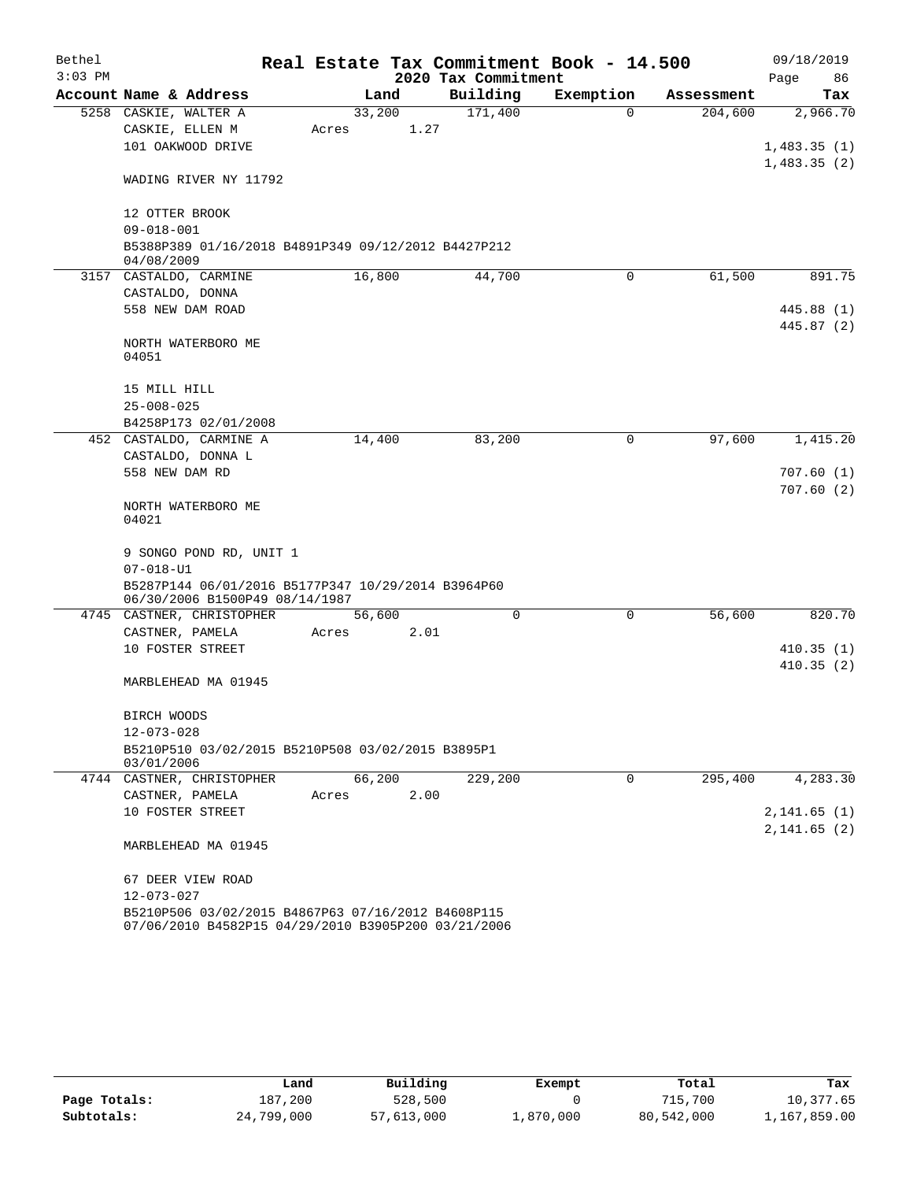Bethel 3:03 PM

# Real Estate Tax Commitment Book - 14.500

## 2020 Tax Commitment

09/18/2019 Page 86

| Account Name & Address | Land | Building | Exemption | Assessment | Tax |
|---|---|---|---|---|---|
| 5258 CASKIE, WALTER A | 33,200 | 171,400 | 0 | 204,600 | 2,966.70 |
| CASKIE, ELLEN M | Acres 1.27 | | | | |
| 101 OAKWOOD DRIVE | | | | | 1,483.35 (1) |
| | | | | | 1,483.35 (2) |
| WADING RIVER NY 11792 | | | | | |
| 12 OTTER BROOK | | | | | |
| 09-018-001 | | | | | |
| B5388P389 01/16/2018 B4891P349 09/12/2012 B4427P212 04/08/2009 | | | | | |
| 3157 CASTALDO, CARMINE | 16,800 | 44,700 | 0 | 61,500 | 891.75 |
| CASTALDO, DONNA | | | | | |
| 558 NEW DAM ROAD | | | | | 445.88 (1) |
| | | | | | 445.87 (2) |
| NORTH WATERBORO ME 04051 | | | | | |
| 15 MILL HILL | | | | | |
| 25-008-025 | | | | | |
| B4258P173 02/01/2008 | | | | | |
| 452 CASTALDO, CARMINE A | 14,400 | 83,200 | 0 | 97,600 | 1,415.20 |
| CASTALDO, DONNA L | | | | | |
| 558 NEW DAM RD | | | | | 707.60 (1) |
| | | | | | 707.60 (2) |
| NORTH WATERBORO ME 04021 | | | | | |
| 9 SONGO POND RD, UNIT 1 | | | | | |
| 07-018-U1 | | | | | |
| B5287P144 06/01/2016 B5177P347 10/29/2014 B3964P60 06/30/2006 B1500P49 08/14/1987 | | | | | |
| 4745 CASTNER, CHRISTOPHER | 56,600 | 0 | 0 | 56,600 | 820.70 |
| CASTNER, PAMELA | Acres 2.01 | | | | |
| 10 FOSTER STREET | | | | | 410.35 (1) |
| | | | | | 410.35 (2) |
| MARBLEHEAD MA 01945 | | | | | |
| BIRCH WOODS | | | | | |
| 12-073-028 | | | | | |
| B5210P510 03/02/2015 B5210P508 03/02/2015 B3895P1 03/01/2006 | | | | | |
| 4744 CASTNER, CHRISTOPHER | 66,200 | 229,200 | 0 | 295,400 | 4,283.30 |
| CASTNER, PAMELA | Acres 2.00 | | | | |
| 10 FOSTER STREET | | | | | 2,141.65 (1) |
| | | | | | 2,141.65 (2) |
| MARBLEHEAD MA 01945 | | | | | |
| 67 DEER VIEW ROAD | | | | | |
| 12-073-027 | | | | | |
| B5210P506 03/02/2015 B4867P63 07/16/2012 B4608P115 07/06/2010 B4582P15 04/29/2010 B3905P200 03/21/2006 | | | | | |

| | Land | Building | Exempt | Total | Tax |
|---|---|---|---|---|---|
| Page Totals: | 187,200 | 528,500 | 0 | 715,700 | 10,377.65 |
| Subtotals: | 24,799,000 | 57,613,000 | 1,870,000 | 80,542,000 | 1,167,859.00 |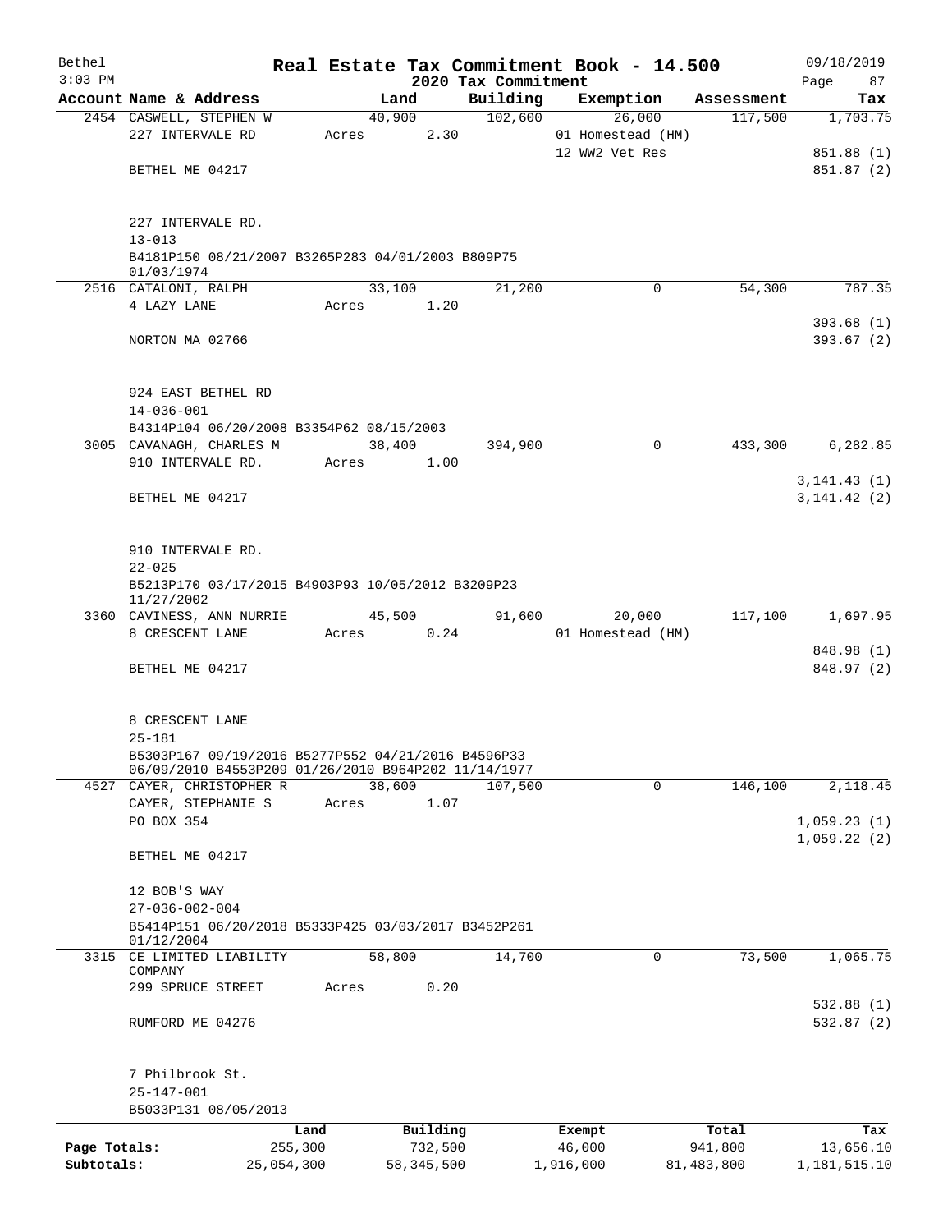Bethel 3:03 PM

# Real Estate Tax Commitment Book - 14.500

## 2020 Tax Commitment

09/18/2019

| Account | Name & Address | Land | Building | Exemption | Assessment | Tax |
|---|---|---|---|---|---|---|
| 2454 | CASWELL, STEPHEN W<br>227 INTERVALE RD<br><br>BETHEL ME 04217<br><br>227 INTERVALE RD.<br>13-013<br>B4181P150 08/21/2007 B3265P283 04/01/2003 B809P75 01/03/1974 | 40,900<br>Acres 2.30 | 102,600 | 26,000<br>01 Homestead (HM)<br>12 WW2 Vet Res | 117,500 | 1,703.75<br><br>851.88 (1)<br>851.87 (2) |
| 2516 | CATALONI, RALPH<br>4 LAZY LANE<br><br>NORTON MA 02766<br><br>924 EAST BETHEL RD<br>14-036-001<br>B4314P104 06/20/2008 B3354P62 08/15/2003 | 33,100<br>Acres 1.20 | 21,200 | 0 | 54,300 | 787.35<br><br>393.68 (1)<br>393.67 (2) |
| 3005 | CAVANAGH, CHARLES M<br>910 INTERVALE RD.<br><br>BETHEL ME 04217<br><br>910 INTERVALE RD.<br>22-025<br>B5213P170 03/17/2015 B4903P93 10/05/2012 B3209P23 11/27/2002 | 38,400<br>Acres 1.00 | 394,900 | 0 | 433,300 | 6,282.85<br><br>3,141.43 (1)<br>3,141.42 (2) |
| 3360 | CAVINESS, ANN NURRIE<br>8 CRESCENT LANE<br><br>BETHEL ME 04217<br><br>8 CRESCENT LANE<br>25-181<br>B5303P167 09/19/2016 B5277P552 04/21/2016 B4596P33 06/09/2010 B4553P209 01/26/2010 B964P202 11/14/1977 | 45,500<br>Acres 0.24 | 91,600 | 20,000<br>01 Homestead (HM) | 117,100 | 1,697.95<br><br>848.98 (1)<br>848.97 (2) |
| 4527 | CAYER, CHRISTOPHER R<br>CAYER, STEPHANIE S<br>PO BOX 354<br><br>BETHEL ME 04217<br><br>12 BOB'S WAY<br>27-036-002-004<br>B5414P151 06/20/2018 B5333P425 03/03/2017 B3452P261 01/12/2004 | 38,600<br>Acres 1.07 | 107,500 | 0 | 146,100 | 2,118.45<br><br>1,059.23 (1)<br>1,059.22 (2) |
| 3315 | CE LIMITED LIABILITY COMPANY<br>299 SPRUCE STREET<br><br>RUMFORD ME 04276<br><br>7 Philbrook St.<br>25-147-001<br>B5033P131 08/05/2013 | 58,800<br>Acres 0.20 | 14,700 | 0 | 73,500 | 1,065.75<br><br>532.88 (1)<br>532.87 (2) |

| | Land | Building | Exempt | Total | Tax |
|---|---|---|---|---|---|
| Page Totals: | 255,300 | 732,500 | 46,000 | 941,800 | 13,656.10 |
| Subtotals: | 25,054,300 | 58,345,500 | 1,916,000 | 81,483,800 | 1,181,515.10 |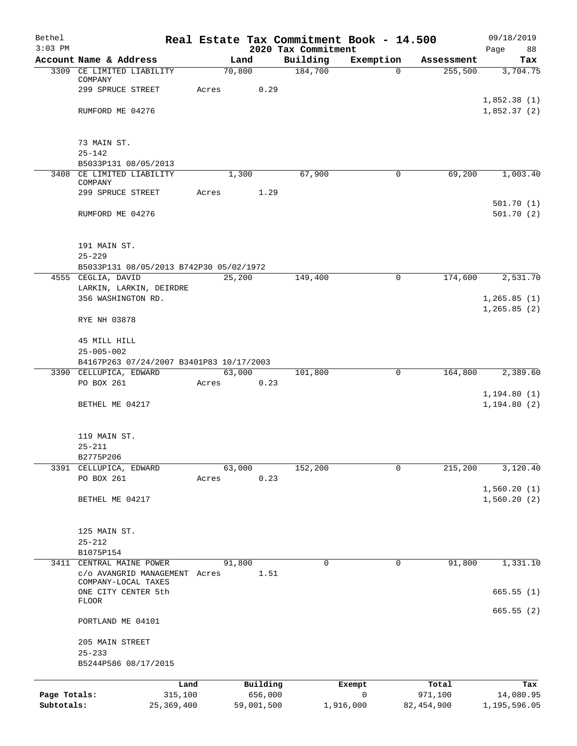Bethel 3:03 PM

# Real Estate Tax Commitment Book - 14.500

## 2020 Tax Commitment

09/18/2019 Page 88

| Account Name & Address | Land | Building | Exemption | Assessment | Tax |
|---|---|---|---|---|---|
| 3309 CE LIMITED LIABILITY COMPANY | 70,800 | 184,700 | 0 | 255,500 | 3,704.75 |
| 299 SPRUCE STREET | Acres 0.29 | | | | |
| | | | | | 1,852.38 (1) |
| RUMFORD ME 04276 | | | | | 1,852.37 (2) |
| 73 MAIN ST. | | | | | |
| 25-142 | | | | | |
| B5033P131 08/05/2013 | | | | | |
| 3408 CE LIMITED LIABILITY COMPANY | 1,300 | 67,900 | 0 | 69,200 | 1,003.40 |
| 299 SPRUCE STREET | Acres 1.29 | | | | |
| | | | | | 501.70 (1) |
| RUMFORD ME 04276 | | | | | 501.70 (2) |
| 191 MAIN ST. | | | | | |
| 25-229 | | | | | |
| B5033P131 08/05/2013 B742P30 05/02/1972 | | | | | |
| 4555 CEGLIA, DAVID | 25,200 | 149,400 | 0 | 174,600 | 2,531.70 |
| LARKIN, LARKIN, DEIRDRE | | | | | |
| 356 WASHINGTON RD. | | | | | 1,265.85 (1) |
| | | | | | 1,265.85 (2) |
| RYE NH 03878 | | | | | |
| 45 MILL HILL | | | | | |
| 25-005-002 | | | | | |
| B4167P263 07/24/2007 B3401P83 10/17/2003 | | | | | |
| 3390 CELLUPICA, EDWARD | 63,000 | 101,800 | 0 | 164,800 | 2,389.60 |
| PO BOX 261 | Acres 0.23 | | | | |
| | | | | | 1,194.80 (1) |
| BETHEL ME 04217 | | | | | 1,194.80 (2) |
| 119 MAIN ST. | | | | | |
| 25-211 | | | | | |
| B2775P206 | | | | | |
| 3391 CELLUPICA, EDWARD | 63,000 | 152,200 | 0 | 215,200 | 3,120.40 |
| PO BOX 261 | Acres 0.23 | | | | |
| | | | | | 1,560.20 (1) |
| BETHEL ME 04217 | | | | | 1,560.20 (2) |
| 125 MAIN ST. | | | | | |
| 25-212 | | | | | |
| B1075P154 | | | | | |
| 3411 CENTRAL MAINE POWER | 91,800 | 0 | 0 | 91,800 | 1,331.10 |
| c/o AVANGRID MANAGEMENT COMPANY-LOCAL TAXES | Acres 1.51 | | | | |
| ONE CITY CENTER 5th FLOOR | | | | | 665.55 (1) |
| | | | | | 665.55 (2) |
| PORTLAND ME 04101 | | | | | |
| 205 MAIN STREET | | | | | |
| 25-233 | | | | | |
| B5244P586 08/17/2015 | | | | | |

| | Land | Building | Exempt | Total | Tax |
|---|---|---|---|---|---|
| Page Totals: | 315,100 | 656,000 | 0 | 971,100 | 14,080.95 |
| Subtotals: | 25,369,400 | 59,001,500 | 1,916,000 | 82,454,900 | 1,195,596.05 |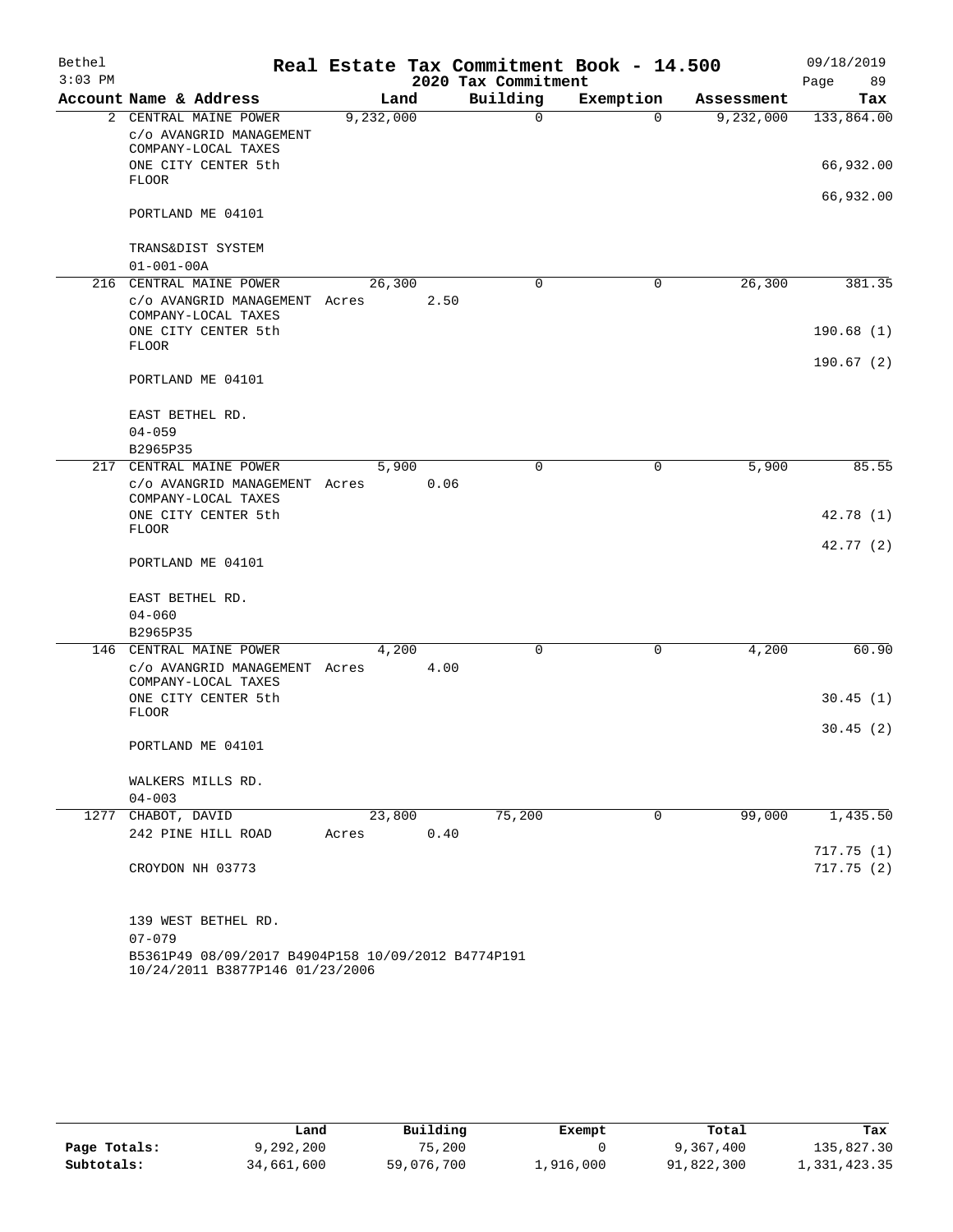Bethel 3:03 PM

# Real Estate Tax Commitment Book - 14.500

## 2020 Tax Commitment

09/18/2019 Page 89

| Account | Name & Address | Land | Building | Exemption | Assessment | Tax |
|---|---|---|---|---|---|---|
| 2 | CENTRAL MAINE POWER<br>c/o AVANGRID MANAGEMENT COMPANY-LOCAL TAXES<br>ONE CITY CENTER 5th FLOOR<br>PORTLAND ME 04101<br><br>TRANS&DIST SYSTEM<br>01-001-00A | 9,232,000 | 0 | 0 | 9,232,000 | 133,864.00<br><br>66,932.00<br><br>66,932.00 |
| 216 | CENTRAL MAINE POWER<br>c/o AVANGRID MANAGEMENT COMPANY-LOCAL TAXES<br>ONE CITY CENTER 5th FLOOR<br>PORTLAND ME 04101<br><br>EAST BETHEL RD.<br>04-059<br>B2965P35 | 26,300<br>Acres 2.50 | 0 | 0 | 26,300 | 381.35<br><br>190.68 (1)<br><br>190.67 (2) |
| 217 | CENTRAL MAINE POWER<br>c/o AVANGRID MANAGEMENT COMPANY-LOCAL TAXES<br>ONE CITY CENTER 5th FLOOR<br>PORTLAND ME 04101<br><br>EAST BETHEL RD.<br>04-060<br>B2965P35 | 5,900<br>Acres 0.06 | 0 | 0 | 5,900 | 85.55<br><br>42.78 (1)<br><br>42.77 (2) |
| 146 | CENTRAL MAINE POWER<br>c/o AVANGRID MANAGEMENT COMPANY-LOCAL TAXES<br>ONE CITY CENTER 5th FLOOR<br>PORTLAND ME 04101<br><br>WALKERS MILLS RD.<br>04-003 | 4,200<br>Acres 4.00 | 0 | 0 | 4,200 | 60.90<br><br>30.45 (1)<br><br>30.45 (2) |
| 1277 | CHABOT, DAVID<br>242 PINE HILL ROAD<br>CROYDON NH 03773<br><br>139 WEST BETHEL RD.<br>07-079<br>B5361P49 08/09/2017 B4904P158 10/09/2012 B4774P191 10/24/2011 B3877P146 01/23/2006 | 23,800<br>Acres 0.40 | 75,200 | 0 | 99,000 | 1,435.50<br><br>717.75 (1)<br>717.75 (2) |

| | Land | Building | Exempt | Total | Tax |
|---|---|---|---|---|---|
| Page Totals: | 9,292,200 | 75,200 | 0 | 9,367,400 | 135,827.30 |
| Subtotals: | 34,661,600 | 59,076,700 | 1,916,000 | 91,822,300 | 1,331,423.35 |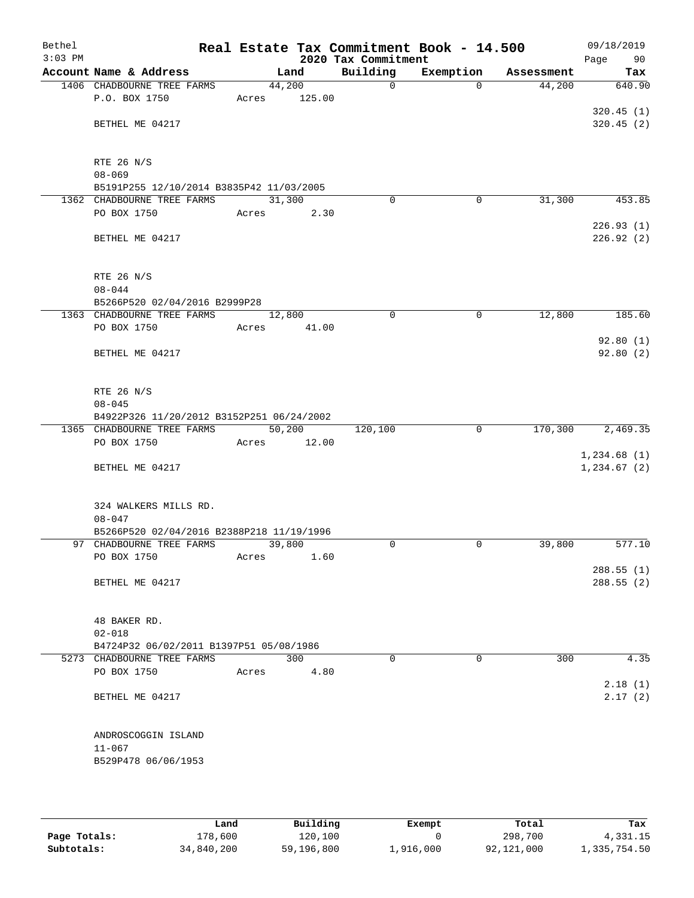# Real Estate Tax Commitment Book - 14.500

Bethel
3:03 PM

2020 Tax Commitment

09/18/2019
Page 90

| Account Name & Address | Land | Building | Exemption | Assessment | Tax |
|---|---|---|---|---|---|
| 1406 CHADBOURNE TREE FARMS | 44,200 | 0 | 0 | 44,200 | 640.90 |
| P.O. BOX 1750 | Acres 125.00 | | | | |
| | | | | | 320.45 (1) |
| BETHEL ME 04217 | | | | | 320.45 (2) |
| RTE 26 N/S | | | | | |
| 08-069 | | | | | |
| B5191P255 12/10/2014 B3835P42 11/03/2005 | | | | | |
| 1362 CHADBOURNE TREE FARMS | 31,300 | 0 | 0 | 31,300 | 453.85 |
| PO BOX 1750 | Acres 2.30 | | | | |
| | | | | | 226.93 (1) |
| BETHEL ME 04217 | | | | | 226.92 (2) |
| RTE 26 N/S | | | | | |
| 08-044 | | | | | |
| B5266P520 02/04/2016 B2999P28 | | | | | |
| 1363 CHADBOURNE TREE FARMS | 12,800 | 0 | 0 | 12,800 | 185.60 |
| PO BOX 1750 | Acres 41.00 | | | | |
| | | | | | 92.80 (1) |
| BETHEL ME 04217 | | | | | 92.80 (2) |
| RTE 26 N/S | | | | | |
| 08-045 | | | | | |
| B4922P326 11/20/2012 B3152P251 06/24/2002 | | | | | |
| 1365 CHADBOURNE TREE FARMS | 50,200 | 120,100 | 0 | 170,300 | 2,469.35 |
| PO BOX 1750 | Acres 12.00 | | | | |
| | | | | | 1,234.68 (1) |
| BETHEL ME 04217 | | | | | 1,234.67 (2) |
| 324 WALKERS MILLS RD. | | | | | |
| 08-047 | | | | | |
| B5266P520 02/04/2016 B2388P218 11/19/1996 | | | | | |
| 97 CHADBOURNE TREE FARMS | 39,800 | 0 | 0 | 39,800 | 577.10 |
| PO BOX 1750 | Acres 1.60 | | | | |
| | | | | | 288.55 (1) |
| BETHEL ME 04217 | | | | | 288.55 (2) |
| 48 BAKER RD. | | | | | |
| 02-018 | | | | | |
| B4724P32 06/02/2011 B1397P51 05/08/1986 | | | | | |
| 5273 CHADBOURNE TREE FARMS | 300 | 0 | 0 | 300 | 4.35 |
| PO BOX 1750 | Acres 4.80 | | | | |
| | | | | | 2.18 (1) |
| BETHEL ME 04217 | | | | | 2.17 (2) |
| ANDROSCOGGIN ISLAND | | | | | |
| 11-067 | | | | | |
| B529P478 06/06/1953 | | | | | |

| | Land | Building | Exempt | Total | Tax |
|---|---|---|---|---|---|
| Page Totals: | 178,600 | 120,100 | 0 | 298,700 | 4,331.15 |
| Subtotals: | 34,840,200 | 59,196,800 | 1,916,000 | 92,121,000 | 1,335,754.50 |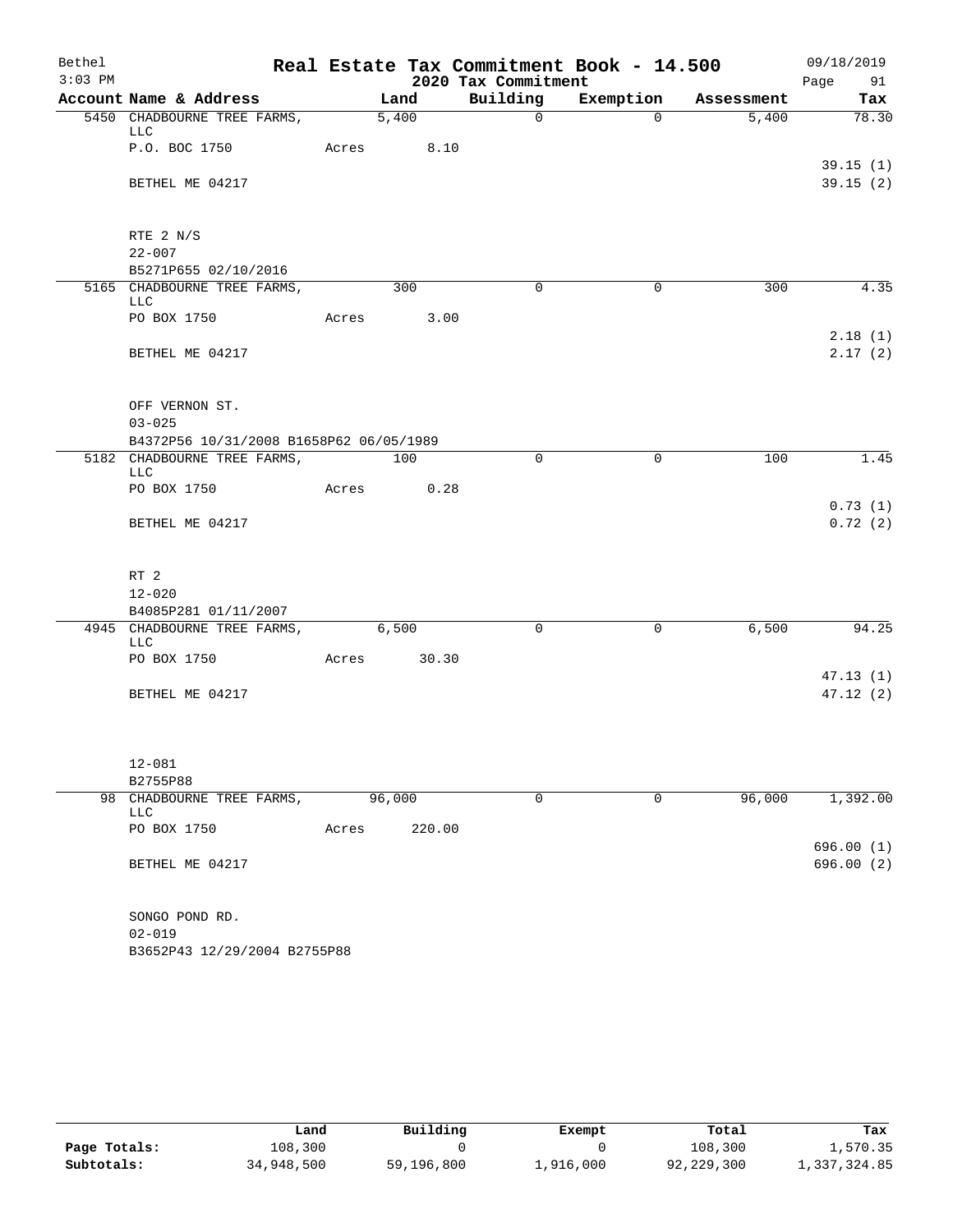Bethel | Real Estate Tax Commitment Book - 14.500 | 09/18/2019
3:03 PM | 2020 Tax Commitment | Page 91

| Account Name & Address | Land | Building | Exemption | Assessment | Tax |
|---|---|---|---|---|---|
| 5450 CHADBOURNE TREE FARMS, LLC | 5,400 | 0 | 0 | 5,400 | 78.30 |
| P.O. BOC 1750 | Acres 8.10 | | | | |
| | | | | | 39.15 (1) |
| BETHEL ME 04217 | | | | | 39.15 (2) |
| RTE 2 N/S | | | | | |
| 22-007 | | | | | |
| B5271P655 02/10/2016 | | | | | |
| 5165 CHADBOURNE TREE FARMS, LLC | 300 | 0 | 0 | 300 | 4.35 |
| PO BOX 1750 | Acres 3.00 | | | | |
| | | | | | 2.18 (1) |
| BETHEL ME 04217 | | | | | 2.17 (2) |
| OFF VERNON ST. | | | | | |
| 03-025 | | | | | |
| B4372P56 10/31/2008 B1658P62 06/05/1989 | | | | | |
| 5182 CHADBOURNE TREE FARMS, LLC | 100 | 0 | 0 | 100 | 1.45 |
| PO BOX 1750 | Acres 0.28 | | | | |
| | | | | | 0.73 (1) |
| BETHEL ME 04217 | | | | | 0.72 (2) |
| RT 2 | | | | | |
| 12-020 | | | | | |
| B4085P281 01/11/2007 | | | | | |
| 4945 CHADBOURNE TREE FARMS, LLC | 6,500 | 0 | 0 | 6,500 | 94.25 |
| PO BOX 1750 | Acres 30.30 | | | | |
| | | | | | 47.13 (1) |
| BETHEL ME 04217 | | | | | 47.12 (2) |
| 12-081 | | | | | |
| B2755P88 | | | | | |
| 98 CHADBOURNE TREE FARMS, LLC | 96,000 | 0 | 0 | 96,000 | 1,392.00 |
| PO BOX 1750 | Acres 220.00 | | | | |
| | | | | | 696.00 (1) |
| BETHEL ME 04217 | | | | | 696.00 (2) |
| SONGO POND RD. | | | | | |
| 02-019 | | | | | |
| B3652P43 12/29/2004 B2755P88 | | | | | |

| | Land | Building | Exempt | Total | Tax |
|---|---|---|---|---|---|
| Page Totals: | 108,300 | 0 | 0 | 108,300 | 1,570.35 |
| Subtotals: | 34,948,500 | 59,196,800 | 1,916,000 | 92,229,300 | 1,337,324.85 |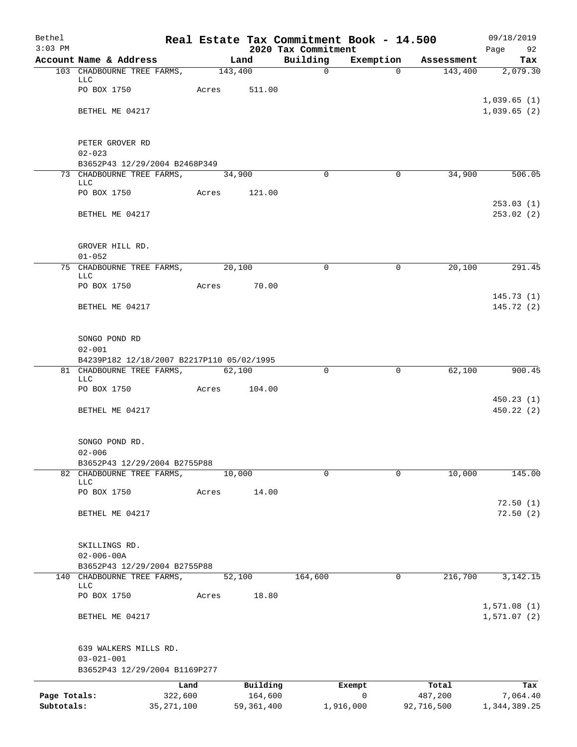Bethel
3:03 PM

# Real Estate Tax Commitment Book - 14.500

## 2020 Tax Commitment

09/18/2019

| Account | Name & Address | Land | Building | Exemption | Assessment | Tax |
|---|---|---|---|---|---|---|
| 103 | CHADBOURNE TREE FARMS, LLC | 143,400 | 0 | 0 | 143,400 | 2,079.30 |
| | PO BOX 1750 | Acres 511.00 | | | | |
| | | | | | | 1,039.65 (1) |
| | BETHEL ME 04217 | | | | | 1,039.65 (2) |
| | PETER GROVER RD | | | | | |
| | 02-023 | | | | | |
| | B3652P43 12/29/2004 B2468P349 | | | | | |
| 73 | CHADBOURNE TREE FARMS, LLC | 34,900 | 0 | 0 | 34,900 | 506.05 |
| | PO BOX 1750 | Acres 121.00 | | | | |
| | | | | | | 253.03 (1) |
| | BETHEL ME 04217 | | | | | 253.02 (2) |
| | GROVER HILL RD. | | | | | |
| | 01-052 | | | | | |
| 75 | CHADBOURNE TREE FARMS, LLC | 20,100 | 0 | 0 | 20,100 | 291.45 |
| | PO BOX 1750 | Acres 70.00 | | | | |
| | | | | | | 145.73 (1) |
| | BETHEL ME 04217 | | | | | 145.72 (2) |
| | SONGO POND RD | | | | | |
| | 02-001 | | | | | |
| | B4239P182 12/18/2007 B2217P110 05/02/1995 | | | | | |
| 81 | CHADBOURNE TREE FARMS, LLC | 62,100 | 0 | 0 | 62,100 | 900.45 |
| | PO BOX 1750 | Acres 104.00 | | | | |
| | | | | | | 450.23 (1) |
| | BETHEL ME 04217 | | | | | 450.22 (2) |
| | SONGO POND RD. | | | | | |
| | 02-006 | | | | | |
| | B3652P43 12/29/2004 B2755P88 | | | | | |
| 82 | CHADBOURNE TREE FARMS, LLC | 10,000 | 0 | 0 | 10,000 | 145.00 |
| | PO BOX 1750 | Acres 14.00 | | | | |
| | | | | | | 72.50 (1) |
| | BETHEL ME 04217 | | | | | 72.50 (2) |
| | SKILLINGS RD. | | | | | |
| | 02-006-00A | | | | | |
| | B3652P43 12/29/2004 B2755P88 | | | | | |
| 140 | CHADBOURNE TREE FARMS, LLC | 52,100 | 164,600 | 0 | 216,700 | 3,142.15 |
| | PO BOX 1750 | Acres 18.80 | | | | |
| | | | | | | 1,571.08 (1) |
| | BETHEL ME 04217 | | | | | 1,571.07 (2) |
| | 639 WALKERS MILLS RD. | | | | | |
| | 03-021-001 | | | | | |
| | B3652P43 12/29/2004 B1169P277 | | | | | |

| | Land | Building | Exempt | Total | Tax |
|---|---|---|---|---|---|
| Page Totals: | 322,600 | 164,600 | 0 | 487,200 | 7,064.40 |
| Subtotals: | 35,271,100 | 59,361,400 | 1,916,000 | 92,716,500 | 1,344,389.25 |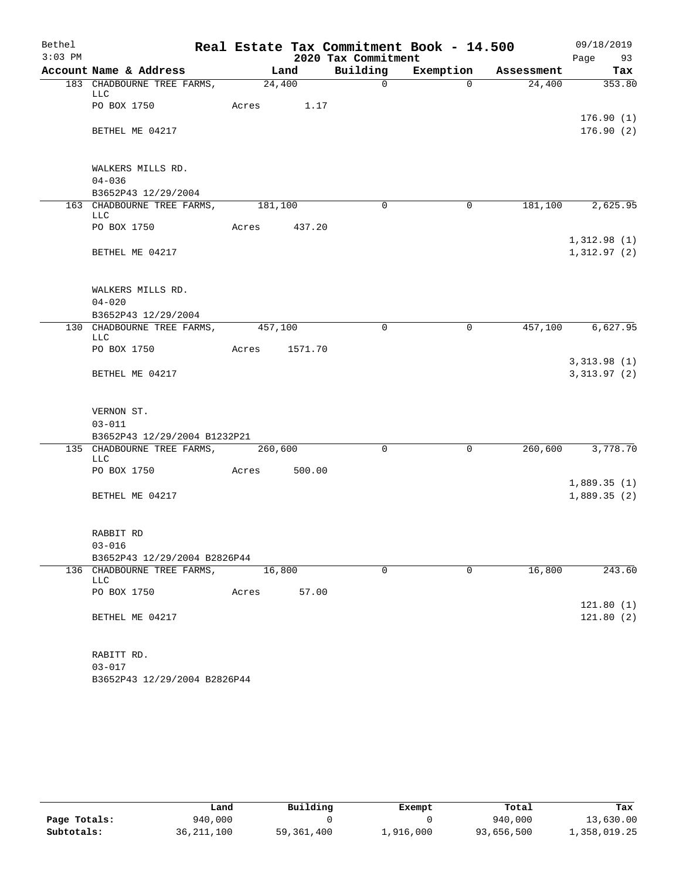Bethel 3:03 PM

# Real Estate Tax Commitment Book - 14.500

## 2020 Tax Commitment

09/18/2019

| Account Name & Address | Land | Building | Exemption | Assessment | Tax |
|---|---|---|---|---|---|
| 183 CHADBOURNE TREE FARMS, LLC | 24,400 | 0 | 0 | 24,400 | 353.80 |
| PO BOX 1750 | Acres 1.17 | | | | |
| | | | | | 176.90 (1) |
| BETHEL ME 04217 | | | | | 176.90 (2) |
| WALKERS MILLS RD. | | | | | |
| 04-036 | | | | | |
| B3652P43 12/29/2004 | | | | | |
| 163 CHADBOURNE TREE FARMS, LLC | 181,100 | 0 | 0 | 181,100 | 2,625.95 |
| PO BOX 1750 | Acres 437.20 | | | | |
| | | | | | 1,312.98 (1) |
| BETHEL ME 04217 | | | | | 1,312.97 (2) |
| WALKERS MILLS RD. | | | | | |
| 04-020 | | | | | |
| B3652P43 12/29/2004 | | | | | |
| 130 CHADBOURNE TREE FARMS, LLC | 457,100 | 0 | 0 | 457,100 | 6,627.95 |
| PO BOX 1750 | Acres 1571.70 | | | | |
| | | | | | 3,313.98 (1) |
| BETHEL ME 04217 | | | | | 3,313.97 (2) |
| VERNON ST. | | | | | |
| 03-011 | | | | | |
| B3652P43 12/29/2004 B1232P21 | | | | | |
| 135 CHADBOURNE TREE FARMS, LLC | 260,600 | 0 | 0 | 260,600 | 3,778.70 |
| PO BOX 1750 | Acres 500.00 | | | | |
| | | | | | 1,889.35 (1) |
| BETHEL ME 04217 | | | | | 1,889.35 (2) |
| RABBIT RD | | | | | |
| 03-016 | | | | | |
| B3652P43 12/29/2004 B2826P44 | | | | | |
| 136 CHADBOURNE TREE FARMS, LLC | 16,800 | 0 | 0 | 16,800 | 243.60 |
| PO BOX 1750 | Acres 57.00 | | | | |
| | | | | | 121.80 (1) |
| BETHEL ME 04217 | | | | | 121.80 (2) |
| RABITT RD. | | | | | |
| 03-017 | | | | | |
| B3652P43 12/29/2004 B2826P44 | | | | | |

| | Land | Building | Exempt | Total | Tax |
|---|---|---|---|---|---|
| Page Totals: | 940,000 | 0 | 0 | 940,000 | 13,630.00 |
| Subtotals: | 36,211,100 | 59,361,400 | 1,916,000 | 93,656,500 | 1,358,019.25 |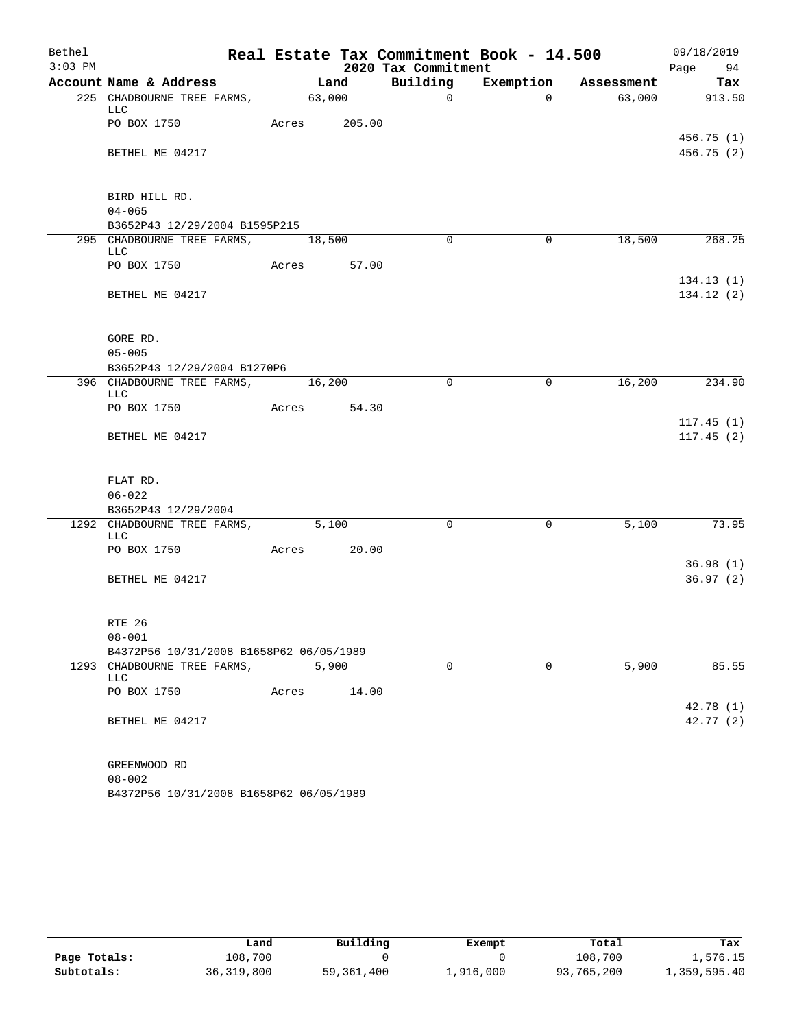Bethel — Real Estate Tax Commitment Book - 14.500 — 09/18/2019
3:03 PM — 2020 Tax Commitment

| Account | Name & Address | Land | Building | Exemption | Assessment | Tax |
|---|---|---|---|---|---|---|
| 225 | CHADBOURNE TREE FARMS, LLC | 63,000 | 0 | 0 | 63,000 | 913.50 |
| | PO BOX 1750 | Acres 205.00 | | | | |
| | | | | | | 456.75 (1) |
| | BETHEL ME 04217 | | | | | 456.75 (2) |
| | BIRD HILL RD. | | | | | |
| | 04-065 | | | | | |
| | B3652P43 12/29/2004 B1595P215 | | | | | |
| 295 | CHADBOURNE TREE FARMS, LLC | 18,500 | 0 | 0 | 18,500 | 268.25 |
| | PO BOX 1750 | Acres 57.00 | | | | |
| | | | | | | 134.13 (1) |
| | BETHEL ME 04217 | | | | | 134.12 (2) |
| | GORE RD. | | | | | |
| | 05-005 | | | | | |
| | B3652P43 12/29/2004 B1270P6 | | | | | |
| 396 | CHADBOURNE TREE FARMS, LLC | 16,200 | 0 | 0 | 16,200 | 234.90 |
| | PO BOX 1750 | Acres 54.30 | | | | |
| | | | | | | 117.45 (1) |
| | BETHEL ME 04217 | | | | | 117.45 (2) |
| | FLAT RD. | | | | | |
| | 06-022 | | | | | |
| | B3652P43 12/29/2004 | | | | | |
| 1292 | CHADBOURNE TREE FARMS, LLC | 5,100 | 0 | 0 | 5,100 | 73.95 |
| | PO BOX 1750 | Acres 20.00 | | | | |
| | | | | | | 36.98 (1) |
| | BETHEL ME 04217 | | | | | 36.97 (2) |
| | RTE 26 | | | | | |
| | 08-001 | | | | | |
| | B4372P56 10/31/2008 B1658P62 06/05/1989 | | | | | |
| 1293 | CHADBOURNE TREE FARMS, LLC | 5,900 | 0 | 0 | 5,900 | 85.55 |
| | PO BOX 1750 | Acres 14.00 | | | | |
| | | | | | | 42.78 (1) |
| | BETHEL ME 04217 | | | | | 42.77 (2) |
| | GREENWOOD RD | | | | | |
| | 08-002 | | | | | |
| | B4372P56 10/31/2008 B1658P62 06/05/1989 | | | | | |

| | Land | Building | Exempt | Total | Tax |
|---|---|---|---|---|---|
| Page Totals: | 108,700 | 0 | 0 | 108,700 | 1,576.15 |
| Subtotals: | 36,319,800 | 59,361,400 | 1,916,000 | 93,765,200 | 1,359,595.40 |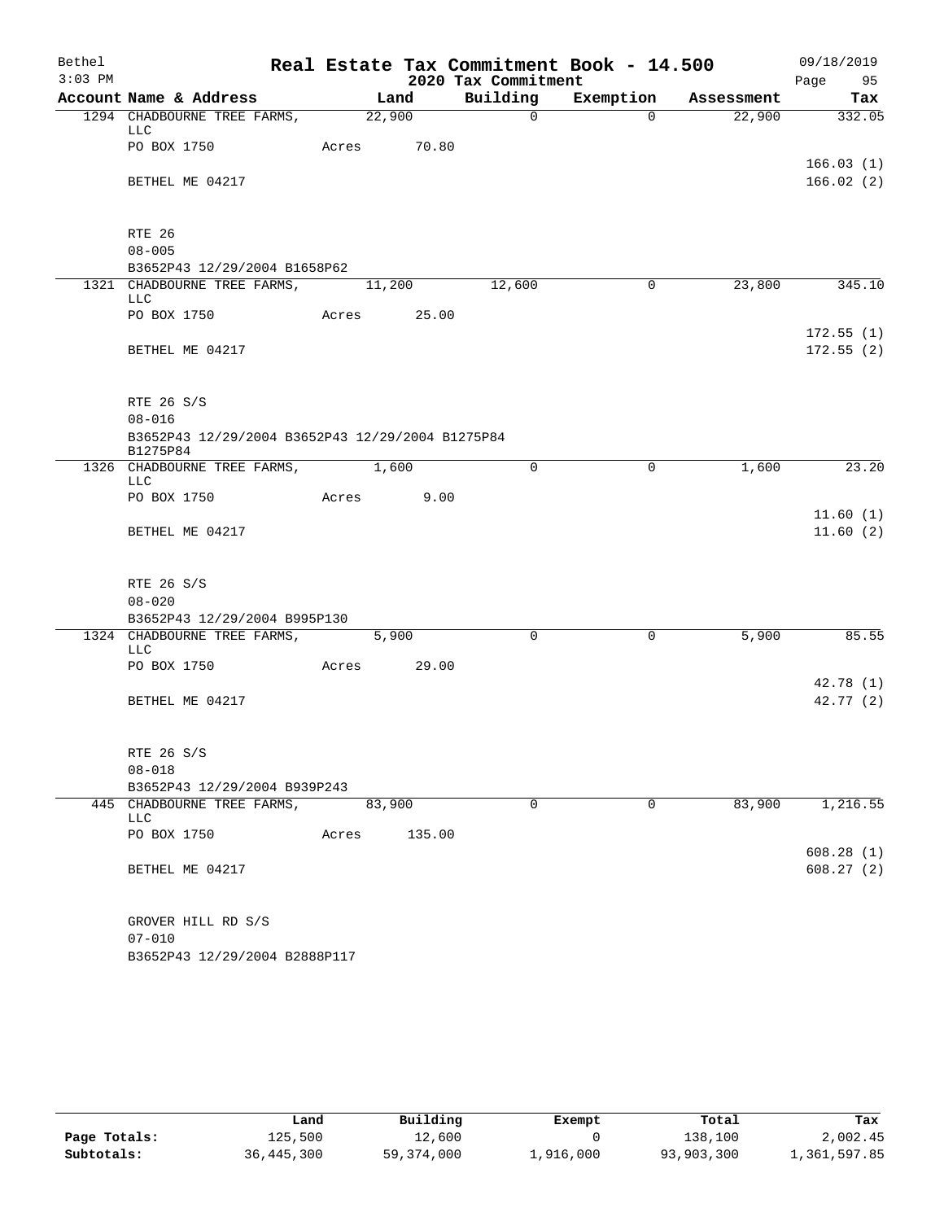# Real Estate Tax Commitment Book - 14.500

## 2020 Tax Commitment

Bethel
3:03 PM
09/18/2019

| Account Name & Address | Land | Building | Exemption | Assessment | Tax |
|---|---|---|---|---|---|
| 1294 CHADBOURNE TREE FARMS, LLC | 22,900 | 0 | 0 | 22,900 | 332.05 |
| PO BOX 1750 | Acres 70.80 | | | | |
| | | | | | 166.03 (1) |
| BETHEL ME 04217 | | | | | 166.02 (2) |
| RTE 26 | | | | | |
| 08-005 | | | | | |
| B3652P43 12/29/2004 B1658P62 | | | | | |
| 1321 CHADBOURNE TREE FARMS, LLC | 11,200 | 12,600 | 0 | 23,800 | 345.10 |
| PO BOX 1750 | Acres 25.00 | | | | |
| | | | | | 172.55 (1) |
| BETHEL ME 04217 | | | | | 172.55 (2) |
| RTE 26 S/S | | | | | |
| 08-016 | | | | | |
| B3652P43 12/29/2004 B3652P43 12/29/2004 B1275P84 B1275P84 | | | | | |
| 1326 CHADBOURNE TREE FARMS, LLC | 1,600 | 0 | 0 | 1,600 | 23.20 |
| PO BOX 1750 | Acres 9.00 | | | | |
| | | | | | 11.60 (1) |
| BETHEL ME 04217 | | | | | 11.60 (2) |
| RTE 26 S/S | | | | | |
| 08-020 | | | | | |
| B3652P43 12/29/2004 B995P130 | | | | | |
| 1324 CHADBOURNE TREE FARMS, LLC | 5,900 | 0 | 0 | 5,900 | 85.55 |
| PO BOX 1750 | Acres 29.00 | | | | |
| | | | | | 42.78 (1) |
| BETHEL ME 04217 | | | | | 42.77 (2) |
| RTE 26 S/S | | | | | |
| 08-018 | | | | | |
| B3652P43 12/29/2004 B939P243 | | | | | |
| 445 CHADBOURNE TREE FARMS, LLC | 83,900 | 0 | 0 | 83,900 | 1,216.55 |
| PO BOX 1750 | Acres 135.00 | | | | |
| | | | | | 608.28 (1) |
| BETHEL ME 04217 | | | | | 608.27 (2) |
| GROVER HILL RD S/S | | | | | |
| 07-010 | | | | | |
| B3652P43 12/29/2004 B2888P117 | | | | | |

| | Land | Building | Exempt | Total | Tax |
|---|---|---|---|---|---|
| Page Totals: | 125,500 | 12,600 | 0 | 138,100 | 2,002.45 |
| Subtotals: | 36,445,300 | 59,374,000 | 1,916,000 | 93,903,300 | 1,361,597.85 |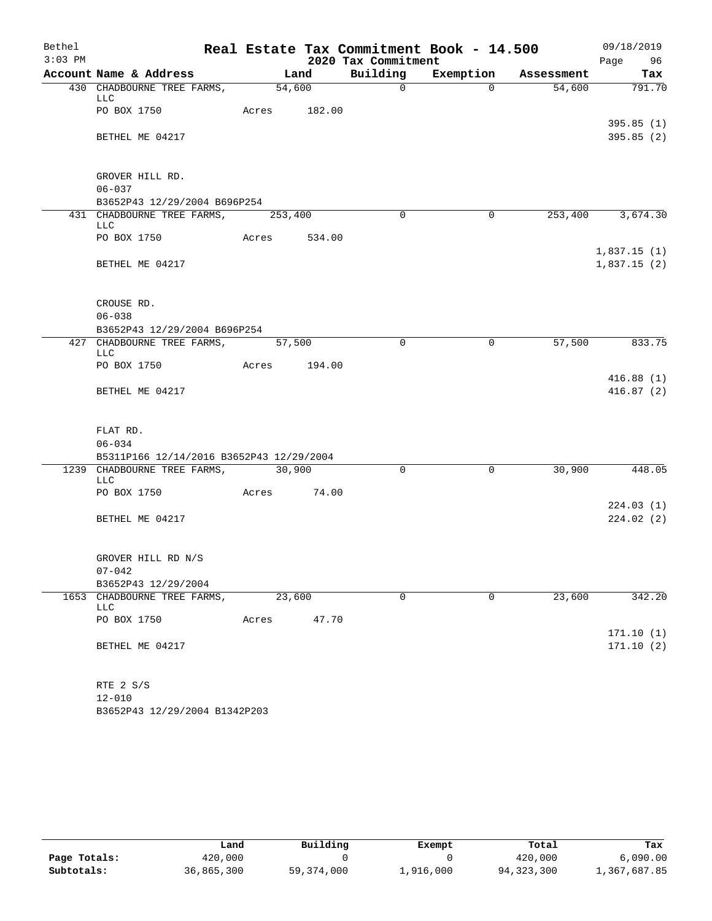Bethel 3:03 PM

# Real Estate Tax Commitment Book - 14.500

## 2020 Tax Commitment

09/18/2019

| Account Name & Address | Land | Building | Exemption | Assessment | Tax |
|---|---|---|---|---|---|
| 430 CHADBOURNE TREE FARMS, LLC | 54,600 | 0 | 0 | 54,600 | 791.70 |
| PO BOX 1750 | Acres 182.00 | | | | |
| | | | | | 395.85 (1) |
| BETHEL ME 04217 | | | | | 395.85 (2) |
| GROVER HILL RD. | | | | | |
| 06-037 | | | | | |
| B3652P43 12/29/2004 B696P254 | | | | | |
| 431 CHADBOURNE TREE FARMS, LLC | 253,400 | 0 | 0 | 253,400 | 3,674.30 |
| PO BOX 1750 | Acres 534.00 | | | | |
| | | | | | 1,837.15 (1) |
| BETHEL ME 04217 | | | | | 1,837.15 (2) |
| CROUSE RD. | | | | | |
| 06-038 | | | | | |
| B3652P43 12/29/2004 B696P254 | | | | | |
| 427 CHADBOURNE TREE FARMS, LLC | 57,500 | 0 | 0 | 57,500 | 833.75 |
| PO BOX 1750 | Acres 194.00 | | | | |
| | | | | | 416.88 (1) |
| BETHEL ME 04217 | | | | | 416.87 (2) |
| FLAT RD. | | | | | |
| 06-034 | | | | | |
| B5311P166 12/14/2016 B3652P43 12/29/2004 | | | | | |
| 1239 CHADBOURNE TREE FARMS, LLC | 30,900 | 0 | 0 | 30,900 | 448.05 |
| PO BOX 1750 | Acres 74.00 | | | | |
| | | | | | 224.03 (1) |
| BETHEL ME 04217 | | | | | 224.02 (2) |
| GROVER HILL RD N/S | | | | | |
| 07-042 | | | | | |
| B3652P43 12/29/2004 | | | | | |
| 1653 CHADBOURNE TREE FARMS, LLC | 23,600 | 0 | 0 | 23,600 | 342.20 |
| PO BOX 1750 | Acres 47.70 | | | | |
| | | | | | 171.10 (1) |
| BETHEL ME 04217 | | | | | 171.10 (2) |
| RTE 2 S/S | | | | | |
| 12-010 | | | | | |
| B3652P43 12/29/2004 B1342P203 | | | | | |

| | Land | Building | Exempt | Total | Tax |
|---|---|---|---|---|---|
| Page Totals: | 420,000 | 0 | 0 | 420,000 | 6,090.00 |
| Subtotals: | 36,865,300 | 59,374,000 | 1,916,000 | 94,323,300 | 1,367,687.85 |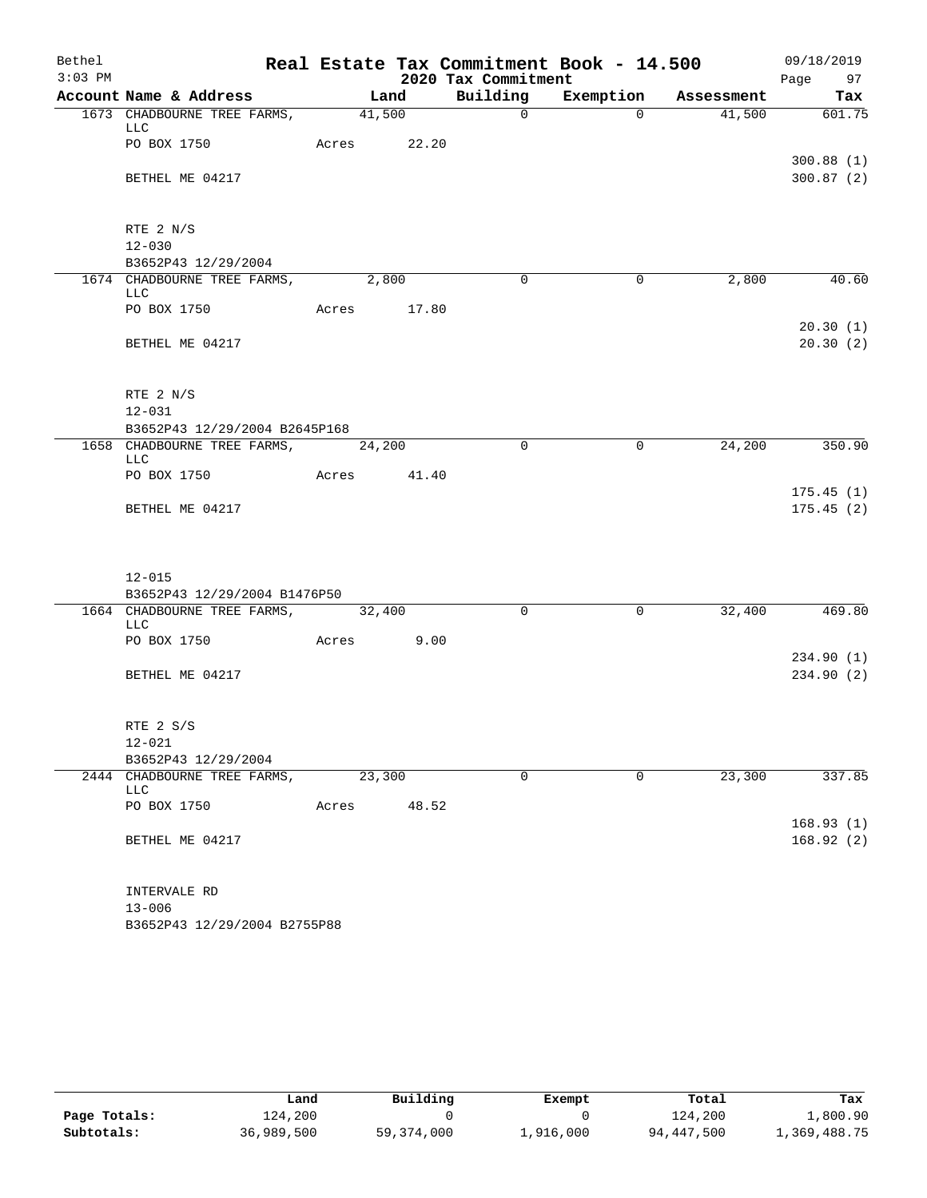Bethel 3:03 PM

# Real Estate Tax Commitment Book - 14.500

## 2020 Tax Commitment

09/18/2019 Page 97

| Account | Name & Address | Land | Building | Exemption | Assessment | Tax |
|---|---|---|---|---|---|---|
| 1673 | CHADBOURNE TREE FARMS, LLC | 41,500 | 0 | 0 | 41,500 | 601.75 |
| | PO BOX 1750 | Acres 22.20 | | | | |
| | | | | | | 300.88 (1) |
| | BETHEL ME 04217 | | | | | 300.87 (2) |
| | RTE 2 N/S | | | | | |
| | 12-030 | | | | | |
| | B3652P43 12/29/2004 | | | | | |
| 1674 | CHADBOURNE TREE FARMS, LLC | 2,800 | 0 | 0 | 2,800 | 40.60 |
| | PO BOX 1750 | Acres 17.80 | | | | |
| | | | | | | 20.30 (1) |
| | BETHEL ME 04217 | | | | | 20.30 (2) |
| | RTE 2 N/S | | | | | |
| | 12-031 | | | | | |
| | B3652P43 12/29/2004 B2645P168 | | | | | |
| 1658 | CHADBOURNE TREE FARMS, LLC | 24,200 | 0 | 0 | 24,200 | 350.90 |
| | PO BOX 1750 | Acres 41.40 | | | | |
| | | | | | | 175.45 (1) |
| | BETHEL ME 04217 | | | | | 175.45 (2) |
| | 12-015 | | | | | |
| | B3652P43 12/29/2004 B1476P50 | | | | | |
| 1664 | CHADBOURNE TREE FARMS, LLC | 32,400 | 0 | 0 | 32,400 | 469.80 |
| | PO BOX 1750 | Acres 9.00 | | | | |
| | | | | | | 234.90 (1) |
| | BETHEL ME 04217 | | | | | 234.90 (2) |
| | RTE 2 S/S | | | | | |
| | 12-021 | | | | | |
| | B3652P43 12/29/2004 | | | | | |
| 2444 | CHADBOURNE TREE FARMS, LLC | 23,300 | 0 | 0 | 23,300 | 337.85 |
| | PO BOX 1750 | Acres 48.52 | | | | |
| | | | | | | 168.93 (1) |
| | BETHEL ME 04217 | | | | | 168.92 (2) |
| | INTERVALE RD | | | | | |
| | 13-006 | | | | | |
| | B3652P43 12/29/2004 B2755P88 | | | | | |

| | Land | Building | Exempt | Total | Tax |
|---|---|---|---|---|---|
| Page Totals: | 124,200 | 0 | 0 | 124,200 | 1,800.90 |
| Subtotals: | 36,989,500 | 59,374,000 | 1,916,000 | 94,447,500 | 1,369,488.75 |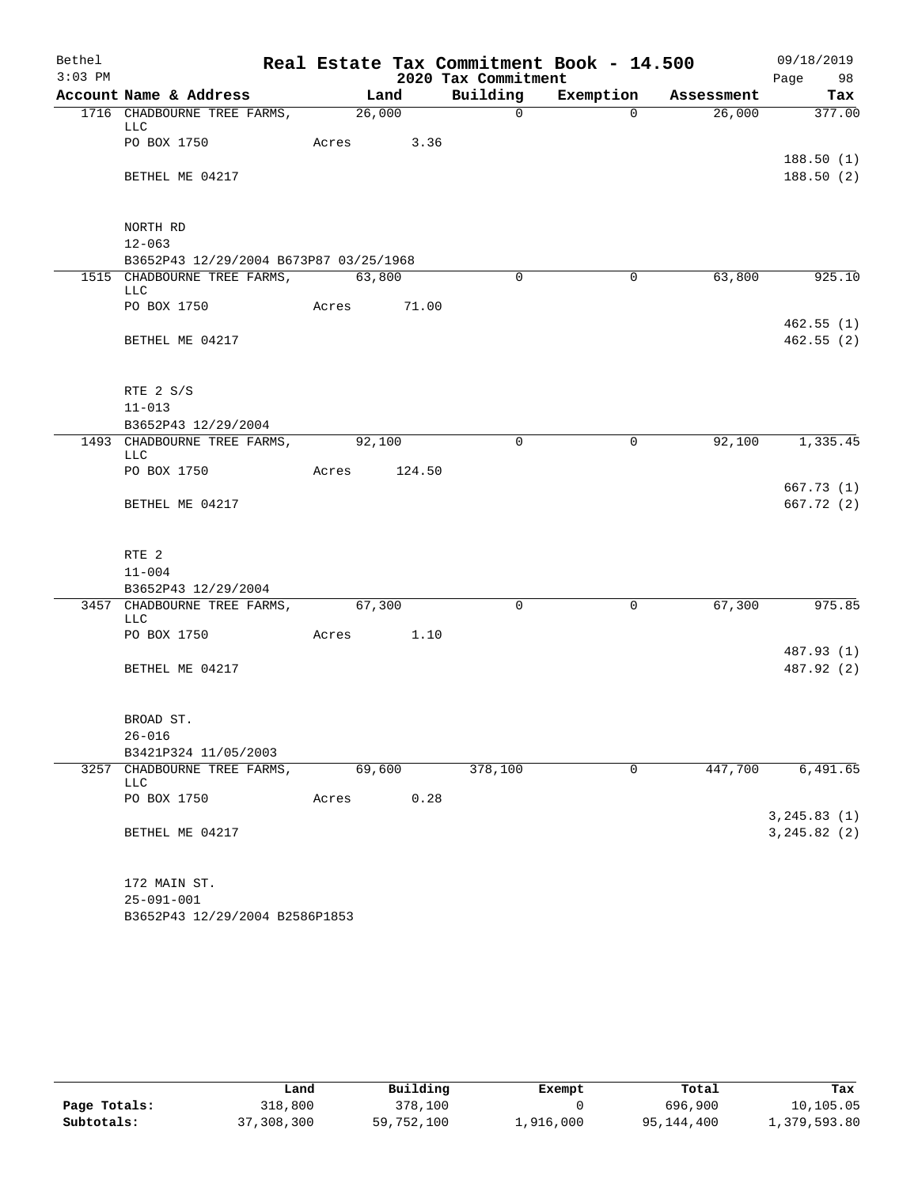Bethel 3:03 PM

# Real Estate Tax Commitment Book - 14.500

## 2020 Tax Commitment

09/18/2019

| Account Name & Address | Land | Building | Exemption | Assessment | Tax |
|---|---|---|---|---|---|
| 1716 CHADBOURNE TREE FARMS, LLC | 26,000 | 0 | 0 | 26,000 | 377.00 |
| PO BOX 1750 | Acres 3.36 | | | | |
| | | | | | 188.50 (1) |
| BETHEL ME 04217 | | | | | 188.50 (2) |
| NORTH RD | | | | | |
| 12-063 | | | | | |
| B3652P43 12/29/2004 B673P87 03/25/1968 | | | | | |
| 1515 CHADBOURNE TREE FARMS, LLC | 63,800 | 0 | 0 | 63,800 | 925.10 |
| PO BOX 1750 | Acres 71.00 | | | | |
| | | | | | 462.55 (1) |
| BETHEL ME 04217 | | | | | 462.55 (2) |
| RTE 2 S/S | | | | | |
| 11-013 | | | | | |
| B3652P43 12/29/2004 | | | | | |
| 1493 CHADBOURNE TREE FARMS, LLC | 92,100 | 0 | 0 | 92,100 | 1,335.45 |
| PO BOX 1750 | Acres 124.50 | | | | |
| | | | | | 667.73 (1) |
| BETHEL ME 04217 | | | | | 667.72 (2) |
| RTE 2 | | | | | |
| 11-004 | | | | | |
| B3652P43 12/29/2004 | | | | | |
| 3457 CHADBOURNE TREE FARMS, LLC | 67,300 | 0 | 0 | 67,300 | 975.85 |
| PO BOX 1750 | Acres 1.10 | | | | |
| | | | | | 487.93 (1) |
| BETHEL ME 04217 | | | | | 487.92 (2) |
| BROAD ST. | | | | | |
| 26-016 | | | | | |
| B3421P324 11/05/2003 | | | | | |
| 3257 CHADBOURNE TREE FARMS, LLC | 69,600 | 378,100 | 0 | 447,700 | 6,491.65 |
| PO BOX 1750 | Acres 0.28 | | | | |
| | | | | | 3,245.83 (1) |
| BETHEL ME 04217 | | | | | 3,245.82 (2) |
| 172 MAIN ST. | | | | | |
| 25-091-001 | | | | | |
| B3652P43 12/29/2004 B2586P1853 | | | | | |

| | Land | Building | Exempt | Total | Tax |
|---|---|---|---|---|---|
| Page Totals: | 318,800 | 378,100 | 0 | 696,900 | 10,105.05 |
| Subtotals: | 37,308,300 | 59,752,100 | 1,916,000 | 95,144,400 | 1,379,593.80 |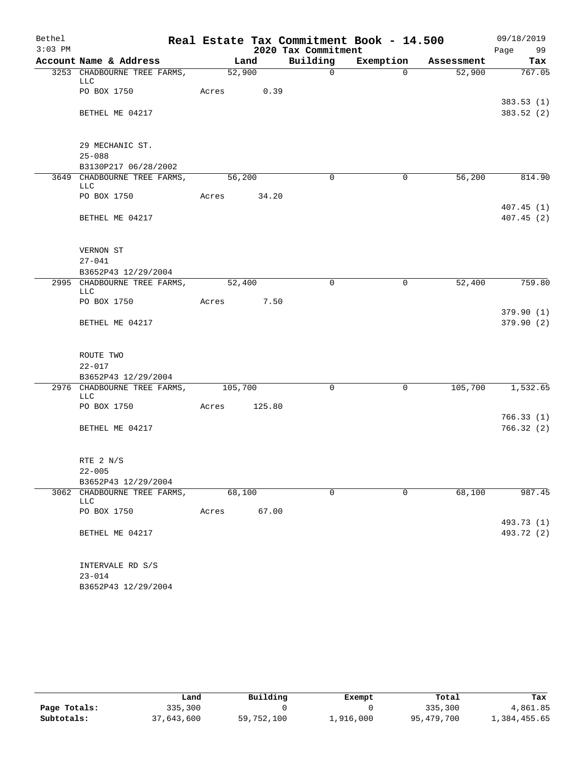Bethel
3:03 PM

# Real Estate Tax Commitment Book - 14.500

2020 Tax Commitment

09/18/2019

| Account | Name & Address | Land | Building | Exemption | Assessment | Tax |
|---|---|---|---|---|---|---|
| 3253 | CHADBOURNE TREE FARMS, LLC | 52,900 | 0 | 0 | 52,900 | 767.05 |
| | PO BOX 1750 | Acres 0.39 | | | | |
| | | | | | | 383.53 (1) |
| | BETHEL ME 04217 | | | | | 383.52 (2) |
| | 29 MECHANIC ST. | | | | | |
| | 25-088 | | | | | |
| | B3130P217 06/28/2002 | | | | | |
| 3649 | CHADBOURNE TREE FARMS, LLC | 56,200 | 0 | 0 | 56,200 | 814.90 |
| | PO BOX 1750 | Acres 34.20 | | | | |
| | | | | | | 407.45 (1) |
| | BETHEL ME 04217 | | | | | 407.45 (2) |
| | VERNON ST | | | | | |
| | 27-041 | | | | | |
| | B3652P43 12/29/2004 | | | | | |
| 2995 | CHADBOURNE TREE FARMS, LLC | 52,400 | 0 | 0 | 52,400 | 759.80 |
| | PO BOX 1750 | Acres 7.50 | | | | |
| | | | | | | 379.90 (1) |
| | BETHEL ME 04217 | | | | | 379.90 (2) |
| | ROUTE TWO | | | | | |
| | 22-017 | | | | | |
| | B3652P43 12/29/2004 | | | | | |
| 2976 | CHADBOURNE TREE FARMS, LLC | 105,700 | 0 | 0 | 105,700 | 1,532.65 |
| | PO BOX 1750 | Acres 125.80 | | | | |
| | | | | | | 766.33 (1) |
| | BETHEL ME 04217 | | | | | 766.32 (2) |
| | RTE 2 N/S | | | | | |
| | 22-005 | | | | | |
| | B3652P43 12/29/2004 | | | | | |
| 3062 | CHADBOURNE TREE FARMS, LLC | 68,100 | 0 | 0 | 68,100 | 987.45 |
| | PO BOX 1750 | Acres 67.00 | | | | |
| | | | | | | 493.73 (1) |
| | BETHEL ME 04217 | | | | | 493.72 (2) |
| | INTERVALE RD S/S | | | | | |
| | 23-014 | | | | | |
| | B3652P43 12/29/2004 | | | | | |

| | Land | Building | Exempt | Total | Tax |
|---|---|---|---|---|---|
| Page Totals: | 335,300 | 0 | 0 | 335,300 | 4,861.85 |
| Subtotals: | 37,643,600 | 59,752,100 | 1,916,000 | 95,479,700 | 1,384,455.65 |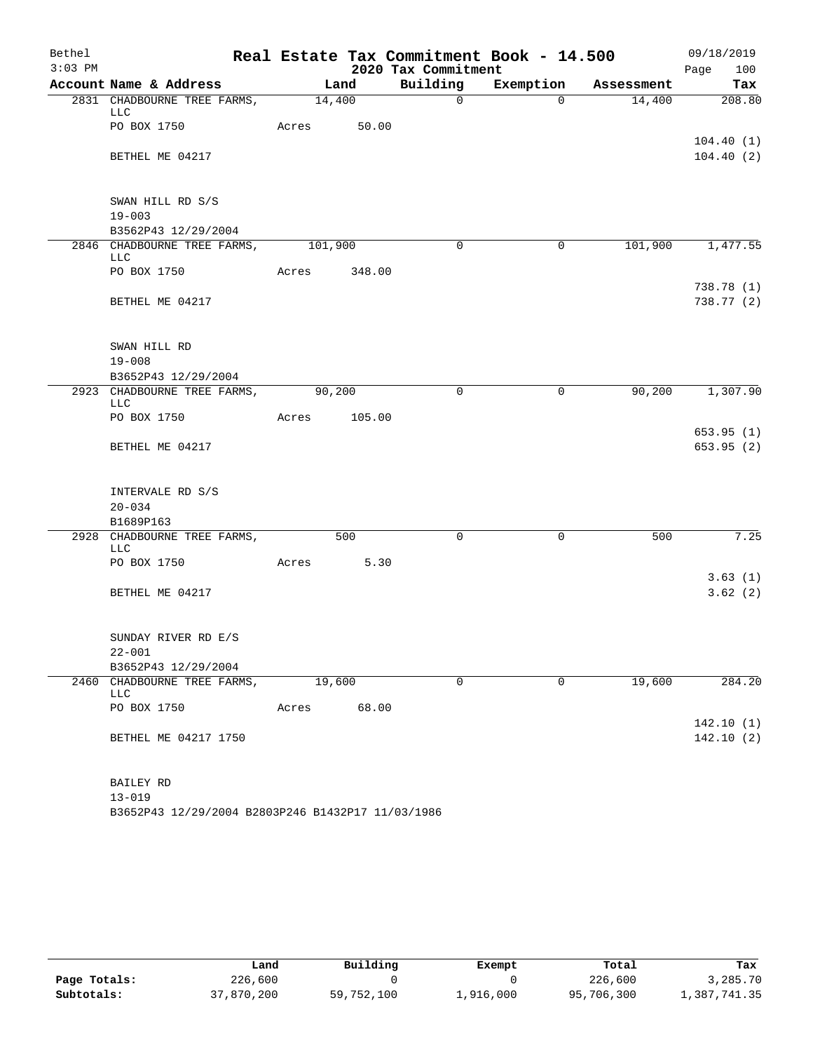Bethel 3:03 PM

# Real Estate Tax Commitment Book - 14.500

## 2020 Tax Commitment

09/18/2019 Page 100

| Account Name & Address | Land | Building | Exemption | Assessment | Tax |
|---|---|---|---|---|---|
| 2831 CHADBOURNE TREE FARMS, LLC | 14,400 | 0 | 0 | 14,400 | 208.80 |
| PO BOX 1750 | Acres 50.00 | | | | |
| | | | | | 104.40 (1) |
| BETHEL ME 04217 | | | | | 104.40 (2) |
| SWAN HILL RD S/S | | | | | |
| 19-003 | | | | | |
| B3562P43 12/29/2004 | | | | | |
| 2846 CHADBOURNE TREE FARMS, LLC | 101,900 | 0 | 0 | 101,900 | 1,477.55 |
| PO BOX 1750 | Acres 348.00 | | | | |
| | | | | | 738.78 (1) |
| BETHEL ME 04217 | | | | | 738.77 (2) |
| SWAN HILL RD | | | | | |
| 19-008 | | | | | |
| B3652P43 12/29/2004 | | | | | |
| 2923 CHADBOURNE TREE FARMS, LLC | 90,200 | 0 | 0 | 90,200 | 1,307.90 |
| PO BOX 1750 | Acres 105.00 | | | | |
| | | | | | 653.95 (1) |
| BETHEL ME 04217 | | | | | 653.95 (2) |
| INTERVALE RD S/S | | | | | |
| 20-034 | | | | | |
| B1689P163 | | | | | |
| 2928 CHADBOURNE TREE FARMS, LLC | 500 | 0 | 0 | 500 | 7.25 |
| PO BOX 1750 | Acres 5.30 | | | | |
| | | | | | 3.63 (1) |
| BETHEL ME 04217 | | | | | 3.62 (2) |
| SUNDAY RIVER RD E/S | | | | | |
| 22-001 | | | | | |
| B3652P43 12/29/2004 | | | | | |
| 2460 CHADBOURNE TREE FARMS, LLC | 19,600 | 0 | 0 | 19,600 | 284.20 |
| PO BOX 1750 | Acres 68.00 | | | | |
| | | | | | 142.10 (1) |
| BETHEL ME 04217 1750 | | | | | 142.10 (2) |
| BAILEY RD | | | | | |
| 13-019 | | | | | |
| B3652P43 12/29/2004 B2803P246 B1432P17 11/03/1986 | | | | | |

| | Land | Building | Exempt | Total | Tax |
|---|---|---|---|---|---|
| **Page Totals:** | 226,600 | 0 | 0 | 226,600 | 3,285.70 |
| **Subtotals:** | 37,870,200 | 59,752,100 | 1,916,000 | 95,706,300 | 1,387,741.35 |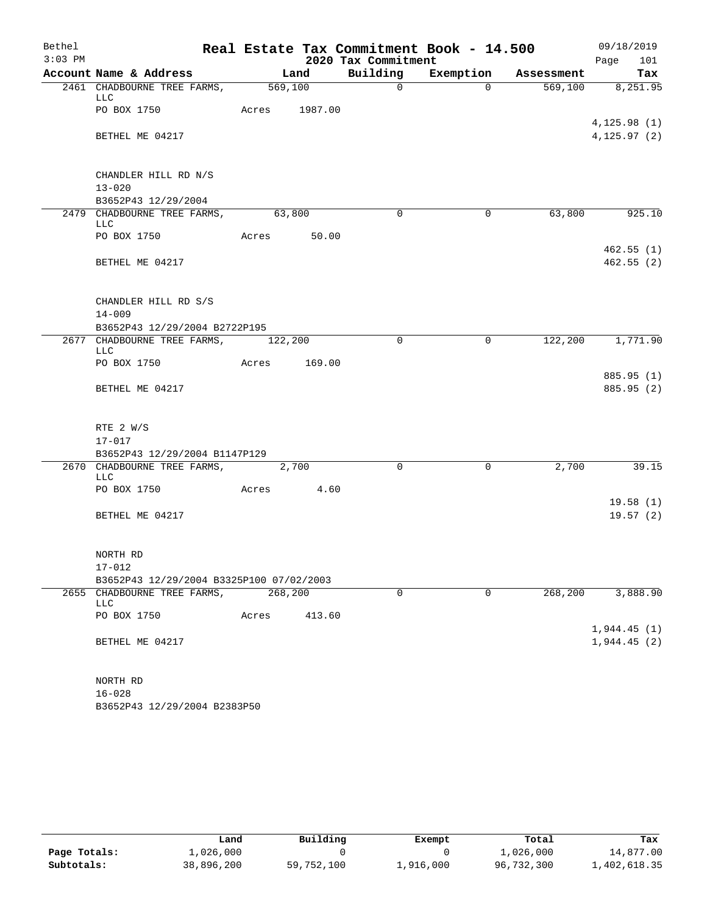Bethel — Real Estate Tax Commitment Book - 14.500 — 09/18/2019
3:03 PM — 2020 Tax Commitment

| Account Name & Address | Land | Building | Exemption | Assessment | Tax |
|---|---|---|---|---|---|
| 2461 CHADBOURNE TREE FARMS, LLC | 569,100 | 0 | 0 | 569,100 | 8,251.95 |
| PO BOX 1750 | Acres 1987.00 | | | | |
| | | | | | 4,125.98 (1) |
| BETHEL ME 04217 | | | | | 4,125.97 (2) |
| CHANDLER HILL RD N/S | | | | | |
| 13-020 | | | | | |
| B3652P43 12/29/2004 | | | | | |
| 2479 CHADBOURNE TREE FARMS, LLC | 63,800 | 0 | 0 | 63,800 | 925.10 |
| PO BOX 1750 | Acres 50.00 | | | | |
| | | | | | 462.55 (1) |
| BETHEL ME 04217 | | | | | 462.55 (2) |
| CHANDLER HILL RD S/S | | | | | |
| 14-009 | | | | | |
| B3652P43 12/29/2004 B2722P195 | | | | | |
| 2677 CHADBOURNE TREE FARMS, LLC | 122,200 | 0 | 0 | 122,200 | 1,771.90 |
| PO BOX 1750 | Acres 169.00 | | | | |
| | | | | | 885.95 (1) |
| BETHEL ME 04217 | | | | | 885.95 (2) |
| RTE 2 W/S | | | | | |
| 17-017 | | | | | |
| B3652P43 12/29/2004 B1147P129 | | | | | |
| 2670 CHADBOURNE TREE FARMS, LLC | 2,700 | 0 | 0 | 2,700 | 39.15 |
| PO BOX 1750 | Acres 4.60 | | | | |
| | | | | | 19.58 (1) |
| BETHEL ME 04217 | | | | | 19.57 (2) |
| NORTH RD | | | | | |
| 17-012 | | | | | |
| B3652P43 12/29/2004 B3325P100 07/02/2003 | | | | | |
| 2655 CHADBOURNE TREE FARMS, LLC | 268,200 | 0 | 0 | 268,200 | 3,888.90 |
| PO BOX 1750 | Acres 413.60 | | | | |
| | | | | | 1,944.45 (1) |
| BETHEL ME 04217 | | | | | 1,944.45 (2) |
| NORTH RD | | | | | |
| 16-028 | | | | | |
| B3652P43 12/29/2004 B2383P50 | | | | | |

| | Land | Building | Exempt | Total | Tax |
|---|---|---|---|---|---|
| Page Totals: | 1,026,000 | 0 | 0 | 1,026,000 | 14,877.00 |
| Subtotals: | 38,896,200 | 59,752,100 | 1,916,000 | 96,732,300 | 1,402,618.35 |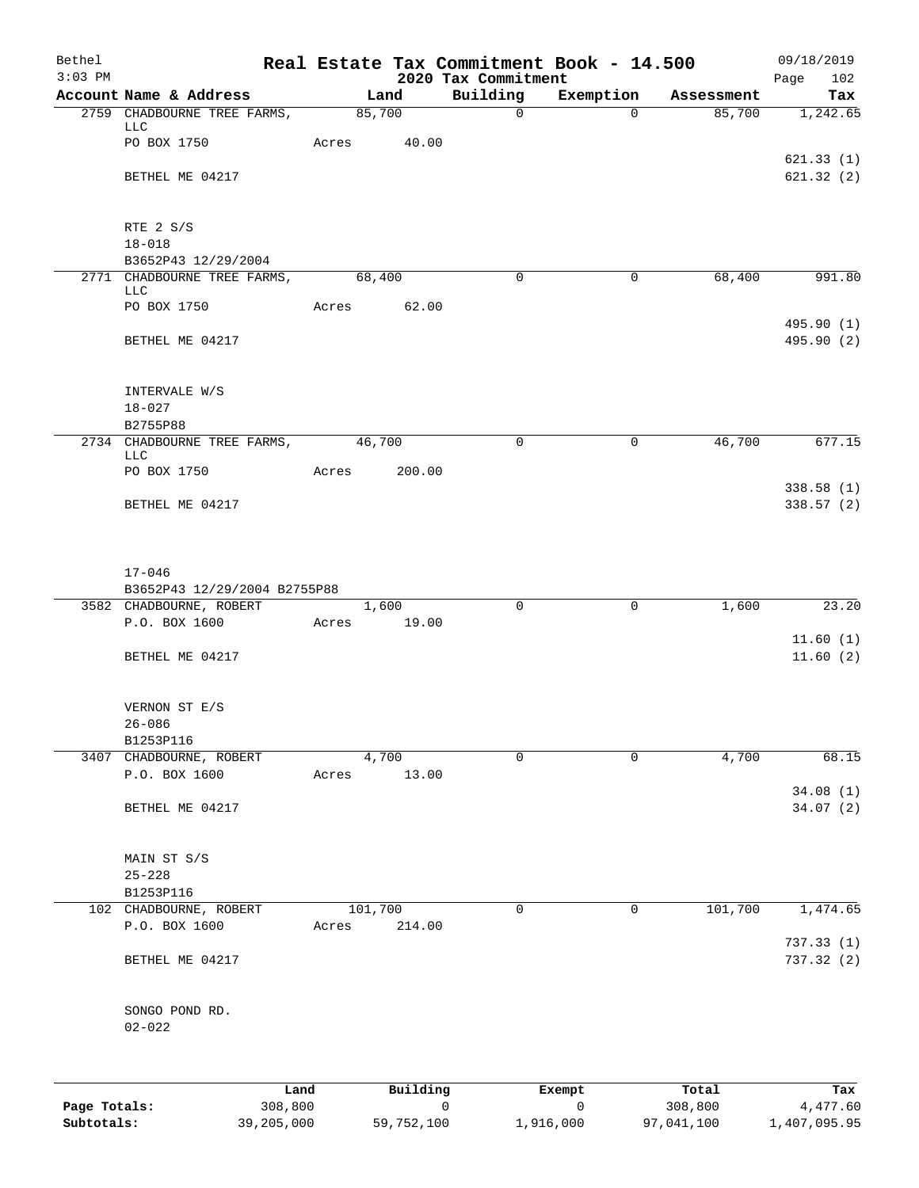# Real Estate Tax Commitment Book - 14.500

Bethel
3:03 PM

2020 Tax Commitment

09/18/2019

| Account Name & Address | Land | Building | Exemption | Assessment | Tax |
|---|---|---|---|---|---|
| 2759 CHADBOURNE TREE FARMS, LLC | 85,700 | 0 | 0 | 85,700 | 1,242.65 |
| PO BOX 1750 | Acres 40.00 | | | | |
| | | | | | 621.33 (1) |
| BETHEL ME 04217 | | | | | 621.32 (2) |
| RTE 2 S/S | | | | | |
| 18-018 | | | | | |
| B3652P43 12/29/2004 | | | | | |
| 2771 CHADBOURNE TREE FARMS, LLC | 68,400 | 0 | 0 | 68,400 | 991.80 |
| PO BOX 1750 | Acres 62.00 | | | | |
| | | | | | 495.90 (1) |
| BETHEL ME 04217 | | | | | 495.90 (2) |
| INTERVALE W/S | | | | | |
| 18-027 | | | | | |
| B2755P88 | | | | | |
| 2734 CHADBOURNE TREE FARMS, LLC | 46,700 | 0 | 0 | 46,700 | 677.15 |
| PO BOX 1750 | Acres 200.00 | | | | |
| | | | | | 338.58 (1) |
| BETHEL ME 04217 | | | | | 338.57 (2) |
| 17-046 | | | | | |
| B3652P43 12/29/2004 B2755P88 | | | | | |
| 3582 CHADBOURNE, ROBERT | 1,600 | 0 | 0 | 1,600 | 23.20 |
| P.O. BOX 1600 | Acres 19.00 | | | | |
| | | | | | 11.60 (1) |
| BETHEL ME 04217 | | | | | 11.60 (2) |
| VERNON ST E/S | | | | | |
| 26-086 | | | | | |
| B1253P116 | | | | | |
| 3407 CHADBOURNE, ROBERT | 4,700 | 0 | 0 | 4,700 | 68.15 |
| P.O. BOX 1600 | Acres 13.00 | | | | |
| | | | | | 34.08 (1) |
| BETHEL ME 04217 | | | | | 34.07 (2) |
| MAIN ST S/S | | | | | |
| 25-228 | | | | | |
| B1253P116 | | | | | |
| 102 CHADBOURNE, ROBERT | 101,700 | 0 | 0 | 101,700 | 1,474.65 |
| P.O. BOX 1600 | Acres 214.00 | | | | |
| | | | | | 737.33 (1) |
| BETHEL ME 04217 | | | | | 737.32 (2) |
| SONGO POND RD. | | | | | |
| 02-022 | | | | | |

| | Land | Building | Exempt | Total | Tax |
|---|---|---|---|---|---|
| Page Totals: | 308,800 | 0 | 0 | 308,800 | 4,477.60 |
| Subtotals: | 39,205,000 | 59,752,100 | 1,916,000 | 97,041,100 | 1,407,095.95 |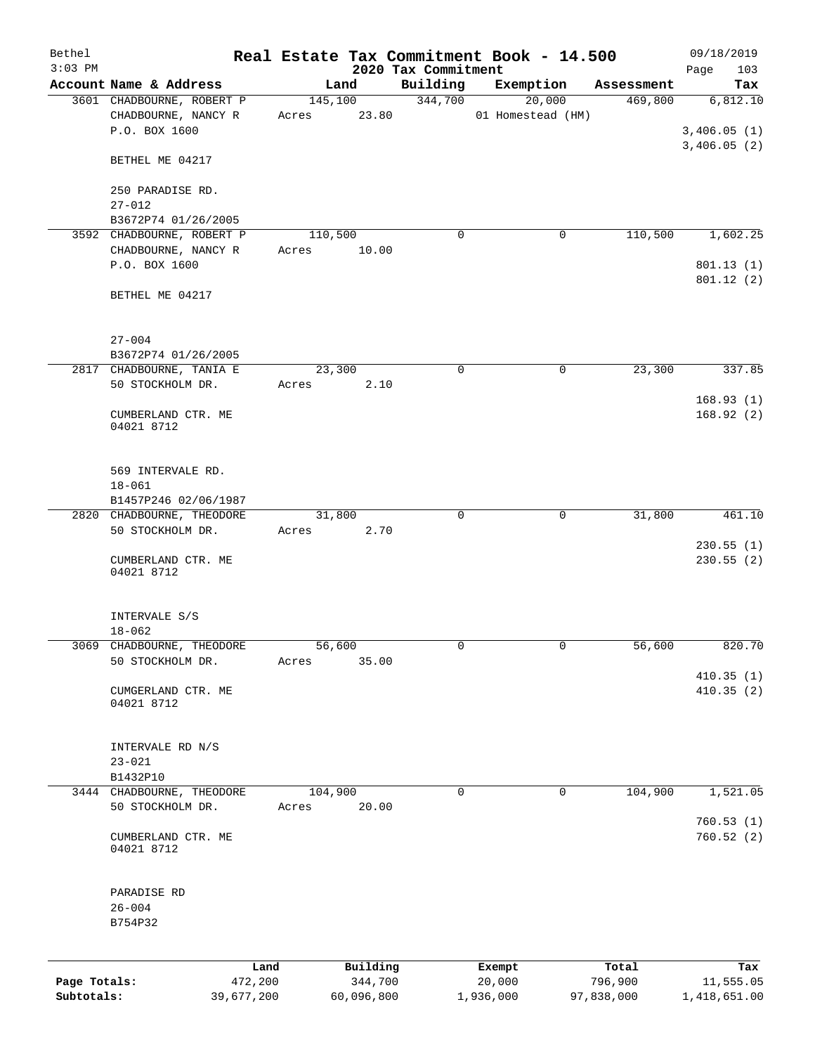# Real Estate Tax Commitment Book - 14.500

Bethel
3:03 PM

2020 Tax Commitment

09/18/2019

| Account | Name & Address | Land | Building | Exemption | Assessment | Tax |
|---|---|---|---|---|---|---|
| 3601 | CHADBOURNE, ROBERT P<br>CHADBOURNE, NANCY R<br>P.O. BOX 1600<br><br>BETHEL ME 04217<br><br>250 PARADISE RD.<br>27-012<br>B3672P74 01/26/2005 | 145,100<br>Acres 23.80 | 344,700 | 20,000<br>01 Homestead (HM) | 469,800 | 6,812.10<br><br>3,406.05 (1)<br>3,406.05 (2) |
| 3592 | CHADBOURNE, ROBERT P<br>CHADBOURNE, NANCY R<br>P.O. BOX 1600<br><br>BETHEL ME 04217<br><br>27-004<br>B3672P74 01/26/2005 | 110,500<br>Acres 10.00 | 0 | 0 | 110,500 | 1,602.25<br><br>801.13 (1)<br>801.12 (2) |
| 2817 | CHADBOURNE, TANIA E<br>50 STOCKHOLM DR.<br><br>CUMBERLAND CTR. ME<br>04021 8712<br><br>569 INTERVALE RD.<br>18-061<br>B1457P246 02/06/1987 | 23,300<br>Acres 2.10 | 0 | 0 | 23,300 | 337.85<br><br>168.93 (1)<br>168.92 (2) |
| 2820 | CHADBOURNE, THEODORE<br>50 STOCKHOLM DR.<br><br>CUMBERLAND CTR. ME<br>04021 8712<br><br>INTERVALE S/S<br>18-062 | 31,800<br>Acres 2.70 | 0 | 0 | 31,800 | 461.10<br><br>230.55 (1)<br>230.55 (2) |
| 3069 | CHADBOURNE, THEODORE<br>50 STOCKHOLM DR.<br><br>CUMGERLAND CTR. ME<br>04021 8712<br><br>INTERVALE RD N/S<br>23-021<br>B1432P10 | 56,600<br>Acres 35.00 | 0 | 0 | 56,600 | 820.70<br><br>410.35 (1)<br>410.35 (2) |
| 3444 | CHADBOURNE, THEODORE<br>50 STOCKHOLM DR.<br><br>CUMBERLAND CTR. ME<br>04021 8712<br><br>PARADISE RD<br>26-004<br>B754P32 | 104,900<br>Acres 20.00 | 0 | 0 | 104,900 | 1,521.05<br><br>760.53 (1)<br>760.52 (2) |

| | Land | Building | Exempt | Total | Tax |
|---|---|---|---|---|---|
| Page Totals: | 472,200 | 344,700 | 20,000 | 796,900 | 11,555.05 |
| Subtotals: | 39,677,200 | 60,096,800 | 1,936,000 | 97,838,000 | 1,418,651.00 |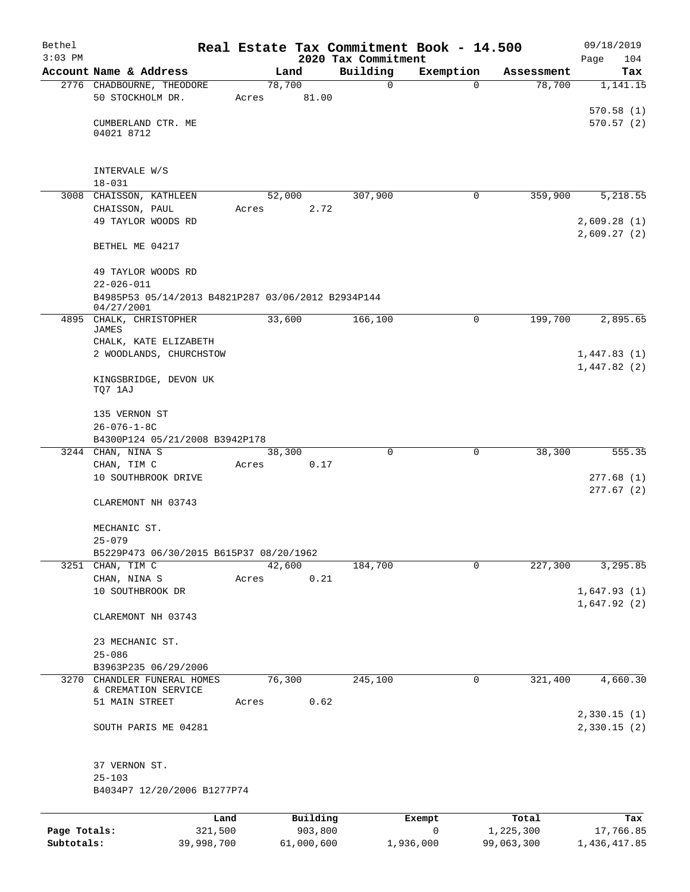Bethel 3:03 PM

# Real Estate Tax Commitment Book - 14.500

## 2020 Tax Commitment

09/18/2019 Page 104

| Account Name & Address | Land | Building | Exemption | Assessment | Tax |
|---|---|---|---|---|---|
| 2776 CHADBOURNE, THEODORE | 78,700 | 0 | 0 | 78,700 | 1,141.15 |
| 50 STOCKHOLM DR. | Acres 81.00 | | | | |
| | | | | | 570.58 (1) |
| CUMBERLAND CTR. ME 04021 8712 | | | | | 570.57 (2) |
| INTERVALE W/S | | | | | |
| 18-031 | | | | | |
| 3008 CHAISSON, KATHLEEN | 52,000 | 307,900 | 0 | 359,900 | 5,218.55 |
| CHAISSON, PAUL | Acres 2.72 | | | | |
| 49 TAYLOR WOODS RD | | | | | 2,609.28 (1) |
| | | | | | 2,609.27 (2) |
| BETHEL ME 04217 | | | | | |
| 49 TAYLOR WOODS RD | | | | | |
| 22-026-011 | | | | | |
| B4985P53 05/14/2013 B4821P287 03/06/2012 B2934P144 04/27/2001 | | | | | |
| 4895 CHALK, CHRISTOPHER JAMES | 33,600 | 166,100 | 0 | 199,700 | 2,895.65 |
| CHALK, KATE ELIZABETH | | | | | |
| 2 WOODLANDS, CHURCHSTOW | | | | | 1,447.83 (1) |
| | | | | | 1,447.82 (2) |
| KINGSBRIDGE, DEVON UK TQ7 1AJ | | | | | |
| 135 VERNON ST | | | | | |
| 26-076-1-8C | | | | | |
| B4300P124 05/21/2008 B3942P178 | | | | | |
| 3244 CHAN, NINA S | 38,300 | 0 | 0 | 38,300 | 555.35 |
| CHAN, TIM C | Acres 0.17 | | | | |
| 10 SOUTHBROOK DRIVE | | | | | 277.68 (1) |
| | | | | | 277.67 (2) |
| CLAREMONT NH 03743 | | | | | |
| MECHANIC ST. | | | | | |
| 25-079 | | | | | |
| B5229P473 06/30/2015 B615P37 08/20/1962 | | | | | |
| 3251 CHAN, TIM C | 42,600 | 184,700 | 0 | 227,300 | 3,295.85 |
| CHAN, NINA S | Acres 0.21 | | | | |
| 10 SOUTHBROOK DR | | | | | 1,647.93 (1) |
| | | | | | 1,647.92 (2) |
| CLAREMONT NH 03743 | | | | | |
| 23 MECHANIC ST. | | | | | |
| 25-086 | | | | | |
| B3963P235 06/29/2006 | | | | | |
| 3270 CHANDLER FUNERAL HOMES & CREMATION SERVICE | 76,300 | 245,100 | 0 | 321,400 | 4,660.30 |
| 51 MAIN STREET | Acres 0.62 | | | | |
| | | | | | 2,330.15 (1) |
| SOUTH PARIS ME 04281 | | | | | 2,330.15 (2) |
| 37 VERNON ST. | | | | | |
| 25-103 | | | | | |
| B4034P7 12/20/2006 B1277P74 | | | | | |

| | Land | Building | Exempt | Total | Tax |
|---|---|---|---|---|---|
| Page Totals: | 321,500 | 903,800 | 0 | 1,225,300 | 17,766.85 |
| Subtotals: | 39,998,700 | 61,000,600 | 1,936,000 | 99,063,300 | 1,436,417.85 |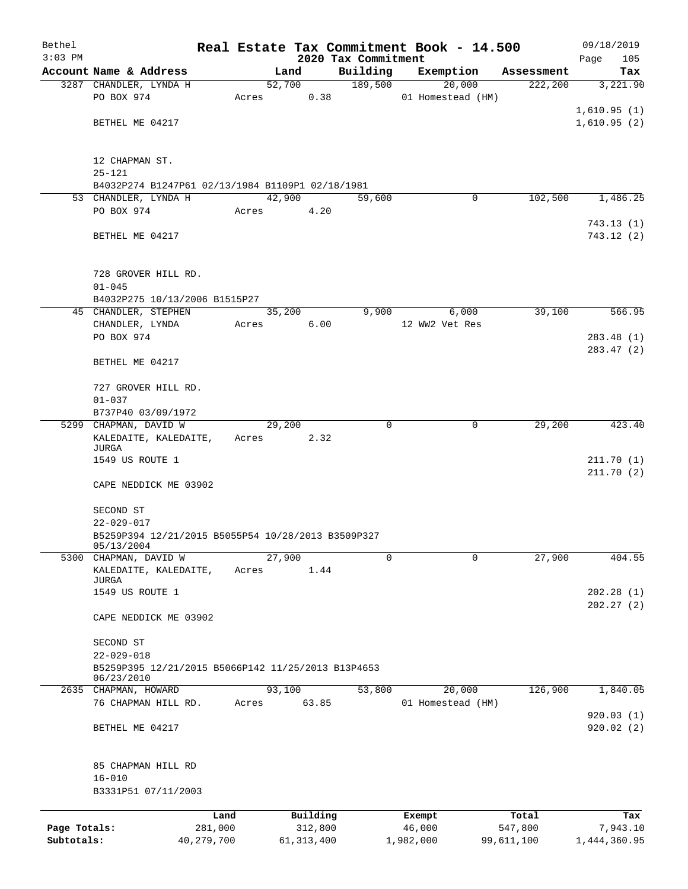# Real Estate Tax Commitment Book - 14.500

Bethel
$3:03$ PM

2020 Tax Commitment

09/18/2019
Page 105

| Account Name & Address | Land | Building | Exemption | Assessment | Tax |
|---|---|---|---|---|---|
| 3287 CHANDLER, LYNDA H | 52,700 | 189,500 | 20,000 | 222,200 | 3,221.90 |
| PO BOX 974 | Acres 0.38 | | 01 Homestead (HM) | | |
| | | | | | 1,610.95 (1) |
| BETHEL ME 04217 | | | | | 1,610.95 (2) |
| 12 CHAPMAN ST. | | | | | |
| 25-121 | | | | | |
| B4032P274 B1247P61 02/13/1984 B1109P1 02/18/1981 | | | | | |
| 53 CHANDLER, LYNDA H | 42,900 | 59,600 | 0 | 102,500 | 1,486.25 |
| PO BOX 974 | Acres 4.20 | | | | |
| | | | | | 743.13 (1) |
| BETHEL ME 04217 | | | | | 743.12 (2) |
| 728 GROVER HILL RD. | | | | | |
| 01-045 | | | | | |
| B4032P275 10/13/2006 B1515P27 | | | | | |
| 45 CHANDLER, STEPHEN | 35,200 | 9,900 | 6,000 | 39,100 | 566.95 |
| CHANDLER, LYNDA | Acres 6.00 | | 12 WW2 Vet Res | | |
| PO BOX 974 | | | | | 283.48 (1) |
| | | | | | 283.47 (2) |
| BETHEL ME 04217 | | | | | |
| 727 GROVER HILL RD. | | | | | |
| 01-037 | | | | | |
| B737P40 03/09/1972 | | | | | |
| 5299 CHAPMAN, DAVID W | 29,200 | 0 | 0 | 29,200 | 423.40 |
| KALEDAITE, KALEDAITE, JURGA | Acres 2.32 | | | | |
| 1549 US ROUTE 1 | | | | | 211.70 (1) |
| | | | | | 211.70 (2) |
| CAPE NEDDICK ME 03902 | | | | | |
| SECOND ST | | | | | |
| 22-029-017 | | | | | |
| B5259P394 12/21/2015 B5055P54 10/28/2013 B3509P327 05/13/2004 | | | | | |
| 5300 CHAPMAN, DAVID W | 27,900 | 0 | 0 | 27,900 | 404.55 |
| KALEDAITE, KALEDAITE, JURGA | Acres 1.44 | | | | |
| 1549 US ROUTE 1 | | | | | 202.28 (1) |
| | | | | | 202.27 (2) |
| CAPE NEDDICK ME 03902 | | | | | |
| SECOND ST | | | | | |
| 22-029-018 | | | | | |
| B5259P395 12/21/2015 B5066P142 11/25/2013 B13P4653 06/23/2010 | | | | | |
| 2635 CHAPMAN, HOWARD | 93,100 | 53,800 | 20,000 | 126,900 | 1,840.05 |
| 76 CHAPMAN HILL RD. | Acres 63.85 | | 01 Homestead (HM) | | |
| | | | | | 920.03 (1) |
| BETHEL ME 04217 | | | | | 920.02 (2) |
| 85 CHAPMAN HILL RD | | | | | |
| 16-010 | | | | | |
| B3331P51 07/11/2003 | | | | | |

| | Land | Building | Exempt | Total | Tax |
|---|---|---|---|---|---|
| Page Totals: | 281,000 | 312,800 | 46,000 | 547,800 | 7,943.10 |
| Subtotals: | 40,279,700 | 61,313,400 | 1,982,000 | 99,611,100 | 1,444,360.95 |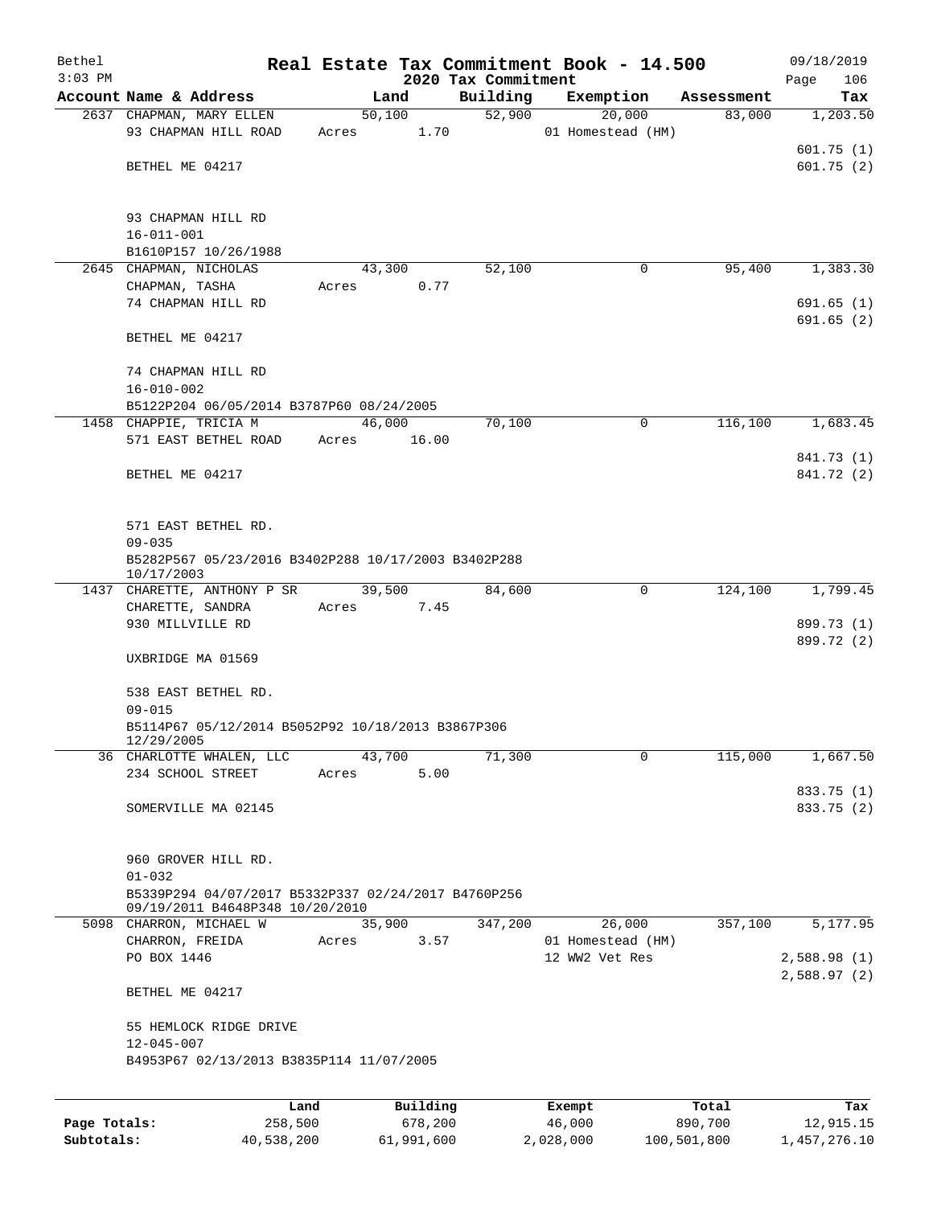Bethel  Real Estate Tax Commitment Book - 14.500  09/18/2019
3:03 PM  2020 Tax Commitment  Page 106

| Account | Name & Address | Land | Building | Exemption | Assessment | Tax |
|---|---|---|---|---|---|---|
| 2637 | CHAPMAN, MARY ELLEN | 50,100 | 52,900 | 20,000 | 83,000 | 1,203.50 |
| | 93 CHAPMAN HILL ROAD | Acres 1.70 | | 01 Homestead (HM) | | |
| | | | | | | 601.75 (1) |
| | BETHEL ME 04217 | | | | | 601.75 (2) |
| | 93 CHAPMAN HILL RD | | | | | |
| | 16-011-001 | | | | | |
| | B1610P157 10/26/1988 | | | | | |
| 2645 | CHAPMAN, NICHOLAS | 43,300 | 52,100 | 0 | 95,400 | 1,383.30 |
| | CHAPMAN, TASHA | Acres 0.77 | | | | |
| | 74 CHAPMAN HILL RD | | | | | 691.65 (1) |
| | | | | | | 691.65 (2) |
| | BETHEL ME 04217 | | | | | |
| | 74 CHAPMAN HILL RD | | | | | |
| | 16-010-002 | | | | | |
| | B5122P204 06/05/2014 B3787P60 08/24/2005 | | | | | |
| 1458 | CHAPPIE, TRICIA M | 46,000 | 70,100 | 0 | 116,100 | 1,683.45 |
| | 571 EAST BETHEL ROAD | Acres 16.00 | | | | |
| | | | | | | 841.73 (1) |
| | BETHEL ME 04217 | | | | | 841.72 (2) |
| | 571 EAST BETHEL RD. | | | | | |
| | 09-035 | | | | | |
| | B5282P567 05/23/2016 B3402P288 10/17/2003 B3402P288 10/17/2003 | | | | | |
| 1437 | CHARETTE, ANTHONY P SR | 39,500 | 84,600 | 0 | 124,100 | 1,799.45 |
| | CHARETTE, SANDRA | Acres 7.45 | | | | |
| | 930 MILLVILLE RD | | | | | 899.73 (1) |
| | | | | | | 899.72 (2) |
| | UXBRIDGE MA 01569 | | | | | |
| | 538 EAST BETHEL RD. | | | | | |
| | 09-015 | | | | | |
| | B5114P67 05/12/2014 B5052P92 10/18/2013 B3867P306 12/29/2005 | | | | | |
| 36 | CHARLOTTE WHALEN, LLC | 43,700 | 71,300 | 0 | 115,000 | 1,667.50 |
| | 234 SCHOOL STREET | Acres 5.00 | | | | |
| | | | | | | 833.75 (1) |
| | SOMERVILLE MA 02145 | | | | | 833.75 (2) |
| | 960 GROVER HILL RD. | | | | | |
| | 01-032 | | | | | |
| | B5339P294 04/07/2017 B5332P337 02/24/2017 B4760P256 09/19/2011 B4648P348 10/20/2010 | | | | | |
| 5098 | CHARRON, MICHAEL W | 35,900 | 347,200 | 26,000 | 357,100 | 5,177.95 |
| | CHARRON, FREIDA | Acres 3.57 | | 01 Homestead (HM) | | |
| | PO BOX 1446 | | | 12 WW2 Vet Res | | 2,588.98 (1) |
| | | | | | | 2,588.97 (2) |
| | BETHEL ME 04217 | | | | | |
| | 55 HEMLOCK RIDGE DRIVE | | | | | |
| | 12-045-007 | | | | | |
| | B4953P67 02/13/2013 B3835P114 11/07/2005 | | | | | |

| | Land | Building | Exempt | Total | Tax |
|---|---|---|---|---|---|
| Page Totals: | 258,500 | 678,200 | 46,000 | 890,700 | 12,915.15 |
| Subtotals: | 40,538,200 | 61,991,600 | 2,028,000 | 100,501,800 | 1,457,276.10 |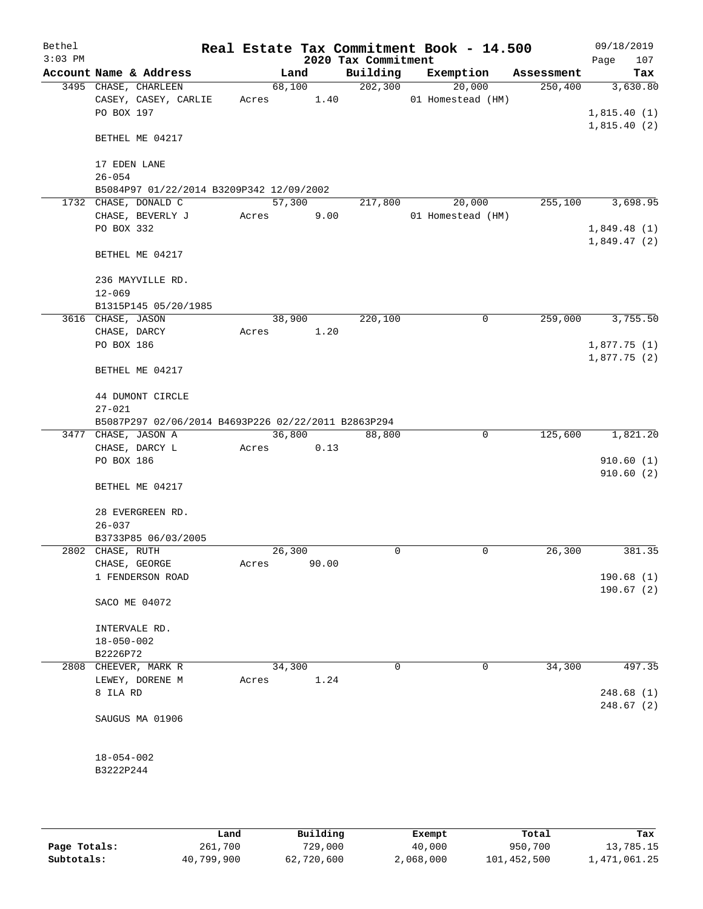Bethel 3:03 PM

# Real Estate Tax Commitment Book - 14.500

## 2020 Tax Commitment

09/18/2019

| Account | Name & Address | Land | Building | Exemption | Assessment | Tax |
|---|---|---|---|---|---|---|
| 3495 | CHASE, CHARLEEN | 68,100 | 202,300 | 20,000 | 250,400 | 3,630.80 |
| | CASEY, CASEY, CARLIE | Acres 1.40 | | 01 Homestead (HM) | | |
| | PO BOX 197 | | | | | 1,815.40 (1) |
| | | | | | | 1,815.40 (2) |
| | BETHEL ME 04217 | | | | | |
| | 17 EDEN LANE | | | | | |
| | 26-054 | | | | | |
| | B5084P97 01/22/2014 B3209P342 12/09/2002 | | | | | |
| 1732 | CHASE, DONALD C | 57,300 | 217,800 | 20,000 | 255,100 | 3,698.95 |
| | CHASE, BEVERLY J | Acres 9.00 | | 01 Homestead (HM) | | |
| | PO BOX 332 | | | | | 1,849.48 (1) |
| | | | | | | 1,849.47 (2) |
| | BETHEL ME 04217 | | | | | |
| | 236 MAYVILLE RD. | | | | | |
| | 12-069 | | | | | |
| | B1315P145 05/20/1985 | | | | | |
| 3616 | CHASE, JASON | 38,900 | 220,100 | 0 | 259,000 | 3,755.50 |
| | CHASE, DARCY | Acres 1.20 | | | | |
| | PO BOX 186 | | | | | 1,877.75 (1) |
| | | | | | | 1,877.75 (2) |
| | BETHEL ME 04217 | | | | | |
| | 44 DUMONT CIRCLE | | | | | |
| | 27-021 | | | | | |
| | B5087P297 02/06/2014 B4693P226 02/22/2011 B2863P294 | | | | | |
| 3477 | CHASE, JASON A | 36,800 | 88,800 | 0 | 125,600 | 1,821.20 |
| | CHASE, DARCY L | Acres 0.13 | | | | |
| | PO BOX 186 | | | | | 910.60 (1) |
| | | | | | | 910.60 (2) |
| | BETHEL ME 04217 | | | | | |
| | 28 EVERGREEN RD. | | | | | |
| | 26-037 | | | | | |
| | B3733P85 06/03/2005 | | | | | |
| 2802 | CHASE, RUTH | 26,300 | 0 | 0 | 26,300 | 381.35 |
| | CHASE, GEORGE | Acres 90.00 | | | | |
| | 1 FENDERSON ROAD | | | | | 190.68 (1) |
| | | | | | | 190.67 (2) |
| | SACO ME 04072 | | | | | |
| | INTERVALE RD. | | | | | |
| | 18-050-002 | | | | | |
| | B2226P72 | | | | | |
| 2808 | CHEEVER, MARK R | 34,300 | 0 | 0 | 34,300 | 497.35 |
| | LEWEY, DORENE M | Acres 1.24 | | | | |
| | 8 ILA RD | | | | | 248.68 (1) |
| | | | | | | 248.67 (2) |
| | SAUGUS MA 01906 | | | | | |
| | 18-054-002 | | | | | |
| | B3222P244 | | | | | |

| | Land | Building | Exempt | Total | Tax |
|---|---|---|---|---|---|
| Page Totals: | 261,700 | 729,000 | 40,000 | 950,700 | 13,785.15 |
| Subtotals: | 40,799,900 | 62,720,600 | 2,068,000 | 101,452,500 | 1,471,061.25 |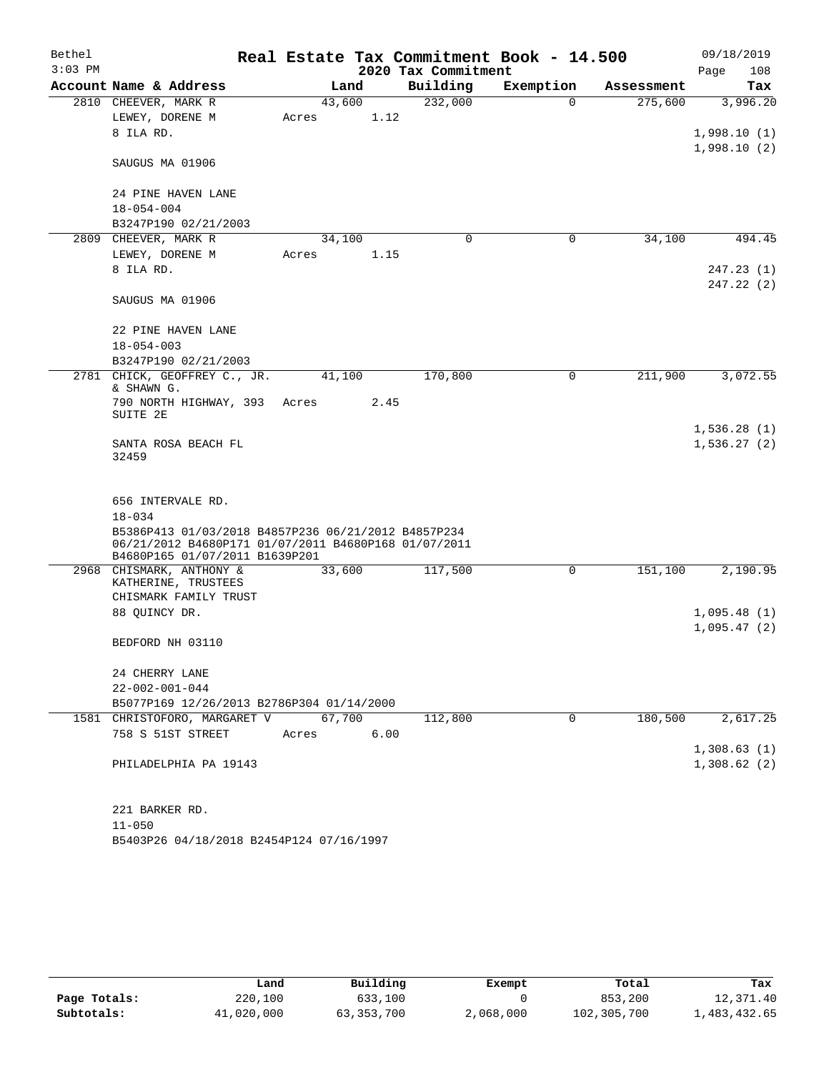Bethel 3:03 PM

# Real Estate Tax Commitment Book - 14.500

## 2020 Tax Commitment

09/18/2019

| Account Name & Address | Land | Building | Exemption | Assessment | Tax |
|---|---|---|---|---|---|
| 2810 CHEEVER, MARK R | 43,600 | 232,000 | 0 | 275,600 | 3,996.20 |
| LEWEY, DORENE M | Acres 1.12 | | | | |
| 8 ILA RD. | | | | | 1,998.10 (1) |
| | | | | | 1,998.10 (2) |
| SAUGUS MA 01906 | | | | | |
| 24 PINE HAVEN LANE | | | | | |
| 18-054-004 | | | | | |
| B3247P190 02/21/2003 | | | | | |
| 2809 CHEEVER, MARK R | 34,100 | 0 | 0 | 34,100 | 494.45 |
| LEWEY, DORENE M | Acres 1.15 | | | | |
| 8 ILA RD. | | | | | 247.23 (1) |
| | | | | | 247.22 (2) |
| SAUGUS MA 01906 | | | | | |
| 22 PINE HAVEN LANE | | | | | |
| 18-054-003 | | | | | |
| B3247P190 02/21/2003 | | | | | |
| 2781 CHICK, GEOFFREY C., JR. & SHAWN G. | 41,100 | 170,800 | 0 | 211,900 | 3,072.55 |
| 790 NORTH HIGHWAY, 393 SUITE 2E | Acres 2.45 | | | | |
| | | | | | 1,536.28 (1) |
| SANTA ROSA BEACH FL 32459 | | | | | 1,536.27 (2) |
| 656 INTERVALE RD. | | | | | |
| 18-034 | | | | | |
| B5386P413 01/03/2018 B4857P236 06/21/2012 B4857P234 06/21/2012 B4680P171 01/07/2011 B4680P168 01/07/2011 B4680P165 01/07/2011 B1639P201 | | | | | |
| 2968 CHISMARK, ANTHONY & KATHERINE, TRUSTEES | 33,600 | 117,500 | 0 | 151,100 | 2,190.95 |
| CHISMARK FAMILY TRUST | | | | | |
| 88 QUINCY DR. | | | | | 1,095.48 (1) |
| | | | | | 1,095.47 (2) |
| BEDFORD NH 03110 | | | | | |
| 24 CHERRY LANE | | | | | |
| 22-002-001-044 | | | | | |
| B5077P169 12/26/2013 B2786P304 01/14/2000 | | | | | |
| 1581 CHRISTOFORO, MARGARET V | 67,700 | 112,800 | 0 | 180,500 | 2,617.25 |
| 758 S 51ST STREET | Acres 6.00 | | | | |
| | | | | | 1,308.63 (1) |
| PHILADELPHIA PA 19143 | | | | | 1,308.62 (2) |
| 221 BARKER RD. | | | | | |
| 11-050 | | | | | |
| B5403P26 04/18/2018 B2454P124 07/16/1997 | | | | | |

| | Land | Building | Exempt | Total | Tax |
|---|---|---|---|---|---|
| Page Totals: | 220,100 | 633,100 | 0 | 853,200 | 12,371.40 |
| Subtotals: | 41,020,000 | 63,353,700 | 2,068,000 | 102,305,700 | 1,483,432.65 |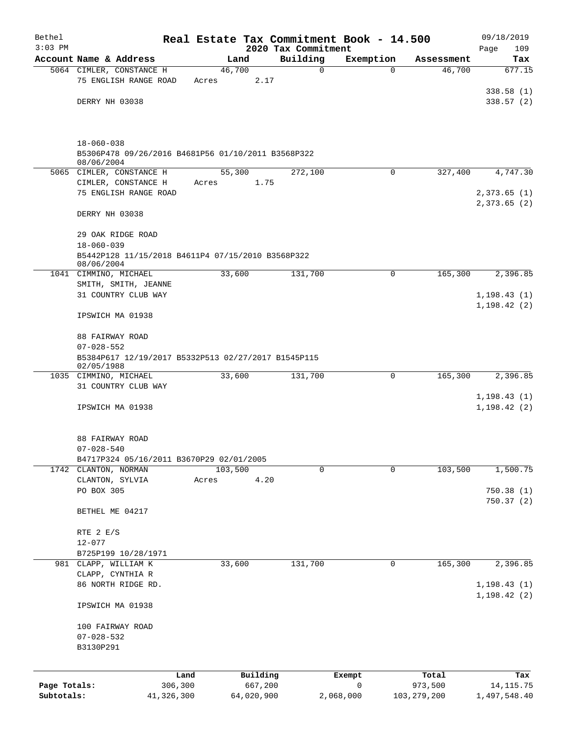Bethel 3:03 PM

# Real Estate Tax Commitment Book - 14.500

## 2020 Tax Commitment

09/18/2019

| Account | Name & Address | Land | Building | Exemption | Assessment | Tax |
|---|---|---|---|---|---|---|
| 5064 | CIMLER, CONSTANCE H<br>75 ENGLISH RANGE ROAD<br><br>DERRY NH 03038<br><br>18-060-038<br>B5306P478 09/26/2016 B4681P56 01/10/2011 B3568P322 08/06/2004 | 46,700<br>Acres 2.17 | 0 | 0 | 46,700 | 677.15<br><br>338.58 (1)<br>338.57 (2) |
| 5065 | CIMLER, CONSTANCE H<br>CIMLER, CONSTANCE H<br>75 ENGLISH RANGE ROAD<br><br>DERRY NH 03038<br><br>29 OAK RIDGE ROAD<br>18-060-039<br>B5442P128 11/15/2018 B4611P4 07/15/2010 B3568P322 08/06/2004 | 55,300<br>Acres 1.75 | 272,100 | 0 | 327,400 | 4,747.30<br><br>2,373.65 (1)<br>2,373.65 (2) |
| 1041 | CIMMINO, MICHAEL<br>SMITH, SMITH, JEANNE<br>31 COUNTRY CLUB WAY<br><br>IPSWICH MA 01938<br><br>88 FAIRWAY ROAD<br>07-028-552<br>B5384P617 12/19/2017 B5332P513 02/27/2017 B1545P115 02/05/1988 | 33,600 | 131,700 | 0 | 165,300 | 2,396.85<br><br>1,198.43 (1)<br>1,198.42 (2) |
| 1035 | CIMMINO, MICHAEL<br>31 COUNTRY CLUB WAY<br><br>IPSWICH MA 01938<br><br>88 FAIRWAY ROAD<br>07-028-540<br>B4717P324 05/16/2011 B3670P29 02/01/2005 | 33,600 | 131,700 | 0 | 165,300 | 2,396.85<br><br>1,198.43 (1)<br>1,198.42 (2) |
| 1742 | CLANTON, NORMAN<br>CLANTON, SYLVIA<br>PO BOX 305<br><br>BETHEL ME 04217<br><br>RTE 2 E/S<br>12-077<br>B725P199 10/28/1971 | 103,500<br>Acres 4.20 | 0 | 0 | 103,500 | 1,500.75<br><br>750.38 (1)<br>750.37 (2) |
| 981 | CLAPP, WILLIAM K<br>CLAPP, CYNTHIA R<br>86 NORTH RIDGE RD.<br><br>IPSWICH MA 01938<br><br>100 FAIRWAY ROAD<br>07-028-532<br>B3130P291 | 33,600 | 131,700 | 0 | 165,300 | 2,396.85<br><br>1,198.43 (1)<br>1,198.42 (2) |

| | Land | Building | Exempt | Total | Tax |
|---|---|---|---|---|---|
| **Page Totals:** | 306,300 | 667,200 | 0 | 973,500 | 14,115.75 |
| **Subtotals:** | 41,326,300 | 64,020,900 | 2,068,000 | 103,279,200 | 1,497,548.40 |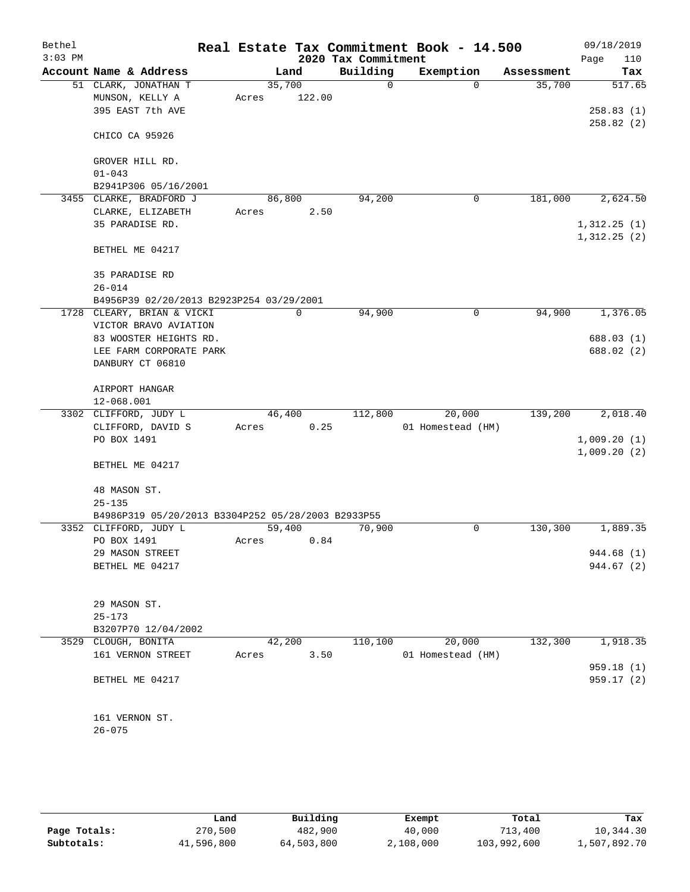# Real Estate Tax Commitment Book - 14.500

Bethel
3:03 PM

2020 Tax Commitment

09/18/2019
Page 110

| Account Name & Address | Land | Building | Exemption | Assessment | Tax |
|---|---|---|---|---|---|
| 51 CLARK, JONATHAN T | 35,700 | 0 | 0 | 35,700 | 517.65 |
| MUNSON, KELLY A | Acres 122.00 | | | | |
| 395 EAST 7th AVE | | | | | 258.83 (1) |
| | | | | | 258.82 (2) |
| CHICO CA 95926 | | | | | |
| GROVER HILL RD. | | | | | |
| 01-043 | | | | | |
| B2941P306 05/16/2001 | | | | | |
| 3455 CLARKE, BRADFORD J | 86,800 | 94,200 | 0 | 181,000 | 2,624.50 |
| CLARKE, ELIZABETH | Acres 2.50 | | | | |
| 35 PARADISE RD. | | | | | 1,312.25 (1) |
| | | | | | 1,312.25 (2) |
| BETHEL ME 04217 | | | | | |
| 35 PARADISE RD | | | | | |
| 26-014 | | | | | |
| B4956P39 02/20/2013 B2923P254 03/29/2001 | | | | | |
| 1728 CLEARY, BRIAN & VICKI | 0 | 94,900 | 0 | 94,900 | 1,376.05 |
| VICTOR BRAVO AVIATION | | | | | |
| 83 WOOSTER HEIGHTS RD. | | | | | 688.03 (1) |
| LEE FARM CORPORATE PARK | | | | | 688.02 (2) |
| DANBURY CT 06810 | | | | | |
| AIRPORT HANGAR | | | | | |
| 12-068.001 | | | | | |
| 3302 CLIFFORD, JUDY L | 46,400 | 112,800 | 20,000 | 139,200 | 2,018.40 |
| CLIFFORD, DAVID S | Acres 0.25 | | 01 Homestead (HM) | | |
| PO BOX 1491 | | | | | 1,009.20 (1) |
| | | | | | 1,009.20 (2) |
| BETHEL ME 04217 | | | | | |
| 48 MASON ST. | | | | | |
| 25-135 | | | | | |
| B4986P319 05/20/2013 B3304P252 05/28/2003 B2933P55 | | | | | |
| 3352 CLIFFORD, JUDY L | 59,400 | 70,900 | 0 | 130,300 | 1,889.35 |
| PO BOX 1491 | Acres 0.84 | | | | |
| 29 MASON STREET | | | | | 944.68 (1) |
| BETHEL ME 04217 | | | | | 944.67 (2) |
| 29 MASON ST. | | | | | |
| 25-173 | | | | | |
| B3207P70 12/04/2002 | | | | | |
| 3529 CLOUGH, BONITA | 42,200 | 110,100 | 20,000 | 132,300 | 1,918.35 |
| 161 VERNON STREET | Acres 3.50 | | 01 Homestead (HM) | | |
| | | | | | 959.18 (1) |
| BETHEL ME 04217 | | | | | 959.17 (2) |
| 161 VERNON ST. | | | | | |
| 26-075 | | | | | |

| | Land | Building | Exempt | Total | Tax |
|---|---|---|---|---|---|
| Page Totals: | 270,500 | 482,900 | 40,000 | 713,400 | 10,344.30 |
| Subtotals: | 41,596,800 | 64,503,800 | 2,108,000 | 103,992,600 | 1,507,892.70 |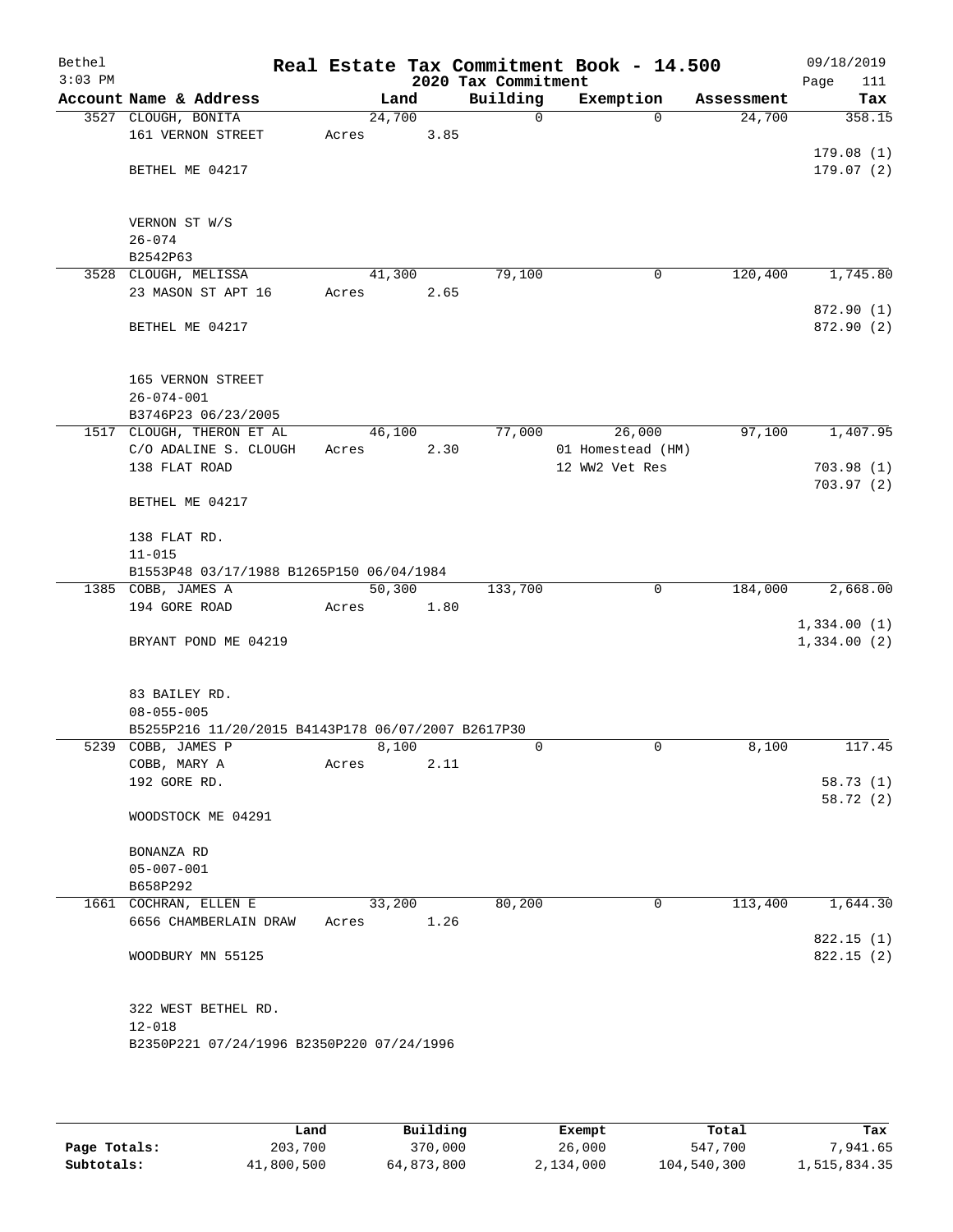Bethel 3:03 PM

# Real Estate Tax Commitment Book - 14.500

## 2020 Tax Commitment

09/18/2019 Page 111

| Account | Name & Address | Land | Building | Exemption | Assessment | Tax |
|---|---|---|---|---|---|---|
| 3527 | CLOUGH, BONITA<br>161 VERNON STREET<br><br>BETHEL ME 04217<br><br>VERNON ST W/S<br>26-074<br>B2542P63 | 24,700<br>Acres 3.85 | 0 | 0 | 24,700 | 358.15<br><br>179.08 (1)<br>179.07 (2) |
| 3528 | CLOUGH, MELISSA<br>23 MASON ST APT 16<br><br>BETHEL ME 04217<br><br>165 VERNON STREET<br>26-074-001<br>B3746P23 06/23/2005 | 41,300<br>Acres 2.65 | 79,100 | 0 | 120,400 | 1,745.80<br><br>872.90 (1)<br>872.90 (2) |
| 1517 | CLOUGH, THERON ET AL<br>C/O ADALINE S. CLOUGH<br>138 FLAT ROAD<br><br>BETHEL ME 04217<br><br>138 FLAT RD.<br>11-015<br>B1553P48 03/17/1988 B1265P150 06/04/1984 | 46,100<br>Acres 2.30 | 77,000 | 26,000<br>01 Homestead (HM)<br>12 WW2 Vet Res | 97,100 | 1,407.95<br><br>703.98 (1)<br>703.97 (2) |
| 1385 | COBB, JAMES A<br>194 GORE ROAD<br><br>BRYANT POND ME 04219<br><br>83 BAILEY RD.<br>08-055-005<br>B5255P216 11/20/2015 B4143P178 06/07/2007 B2617P30 | 50,300<br>Acres 1.80 | 133,700 | 0 | 184,000 | 2,668.00<br><br>1,334.00 (1)<br>1,334.00 (2) |
| 5239 | COBB, JAMES P<br>COBB, MARY A<br>192 GORE RD.<br><br>WOODSTOCK ME 04291<br><br>BONANZA RD<br>05-007-001<br>B658P292 | 8,100<br>Acres 2.11 | 0 | 0 | 8,100 | 117.45<br><br>58.73 (1)<br>58.72 (2) |
| 1661 | COCHRAN, ELLEN E<br>6656 CHAMBERLAIN DRAW<br><br>WOODBURY MN 55125<br><br>322 WEST BETHEL RD.<br>12-018<br>B2350P221 07/24/1996 B2350P220 07/24/1996 | 33,200<br>Acres 1.26 | 80,200 | 0 | 113,400 | 1,644.30<br><br>822.15 (1)<br>822.15 (2) |

| | Land | Building | Exempt | Total | Tax |
|---|---|---|---|---|---|
| Page Totals: | 203,700 | 370,000 | 26,000 | 547,700 | 7,941.65 |
| Subtotals: | 41,800,500 | 64,873,800 | 2,134,000 | 104,540,300 | 1,515,834.35 |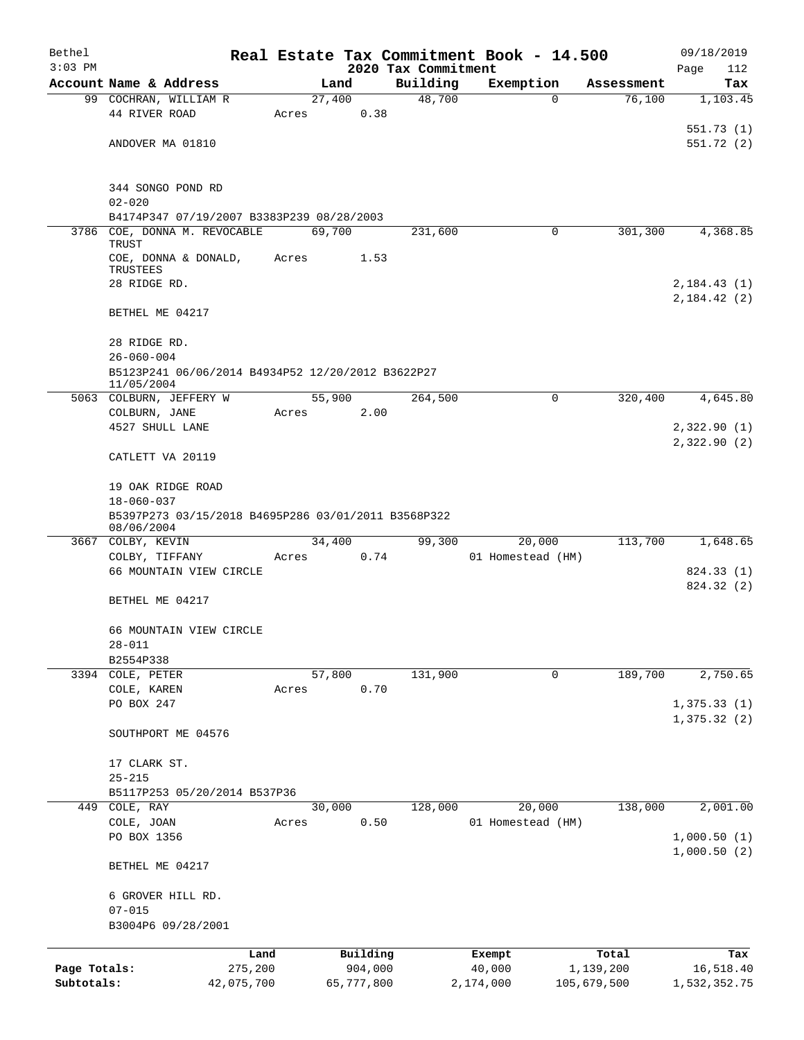# Bethel — Real Estate Tax Commitment Book - 14.500

2020 Tax Commitment

3:03 PM — 09/18/2019 — Page 112

| Account Name & Address | Land | Building | Exemption | Assessment | Tax |
|---|---|---|---|---|---|
| 99 COCHRAN, WILLIAM R<br>44 RIVER ROAD<br><br>ANDOVER MA 01810<br><br>344 SONGO POND RD<br>02-020<br>B4174P347 07/19/2007 B3383P239 08/28/2003 | 27,400<br>Acres 0.38 | 48,700 | 0 | 76,100 | 1,103.45<br><br>551.73 (1)<br>551.72 (2) |
| 3786 COE, DONNA M. REVOCABLE TRUST<br>COE, DONNA & DONALD, TRUSTEES<br>28 RIDGE RD.<br><br>BETHEL ME 04217<br><br>28 RIDGE RD.<br>26-060-004<br>B5123P241 06/06/2014 B4934P52 12/20/2012 B3622P27 11/05/2004 | 69,700<br>Acres 1.53 | 231,600 | 0 | 301,300 | 4,368.85<br><br>2,184.43 (1)<br>2,184.42 (2) |
| 5063 COLBURN, JEFFERY W<br>COLBURN, JANE<br>4527 SHULL LANE<br><br>CATLETT VA 20119<br><br>19 OAK RIDGE ROAD<br>18-060-037<br>B5397P273 03/15/2018 B4695P286 03/01/2011 B3568P322 08/06/2004 | 55,900<br>Acres 2.00 | 264,500 | 0 | 320,400 | 4,645.80<br><br>2,322.90 (1)<br>2,322.90 (2) |
| 3667 COLBY, KEVIN<br>COLBY, TIFFANY<br>66 MOUNTAIN VIEW CIRCLE<br><br>BETHEL ME 04217<br><br>66 MOUNTAIN VIEW CIRCLE<br>28-011<br>B2554P338 | 34,400<br>Acres 0.74 | 99,300 | 20,000<br>01 Homestead (HM) | 113,700 | 1,648.65<br><br>824.33 (1)<br>824.32 (2) |
| 3394 COLE, PETER<br>COLE, KAREN<br>PO BOX 247<br><br>SOUTHPORT ME 04576<br><br>17 CLARK ST.<br>25-215<br>B5117P253 05/20/2014 B537P36 | 57,800<br>Acres 0.70 | 131,900 | 0 | 189,700 | 2,750.65<br><br>1,375.33 (1)<br>1,375.32 (2) |
| 449 COLE, RAY<br>COLE, JOAN<br>PO BOX 1356<br><br>BETHEL ME 04217<br><br>6 GROVER HILL RD.<br>07-015<br>B3004P6 09/28/2001 | 30,000<br>Acres 0.50 | 128,000 | 20,000<br>01 Homestead (HM) | 138,000 | 2,001.00<br><br>1,000.50 (1)<br>1,000.50 (2) |

| | Land | Building | Exempt | Total | Tax |
|---|---|---|---|---|---|
| Page Totals: | 275,200 | 904,000 | 40,000 | 1,139,200 | 16,518.40 |
| Subtotals: | 42,075,700 | 65,777,800 | 2,174,000 | 105,679,500 | 1,532,352.75 |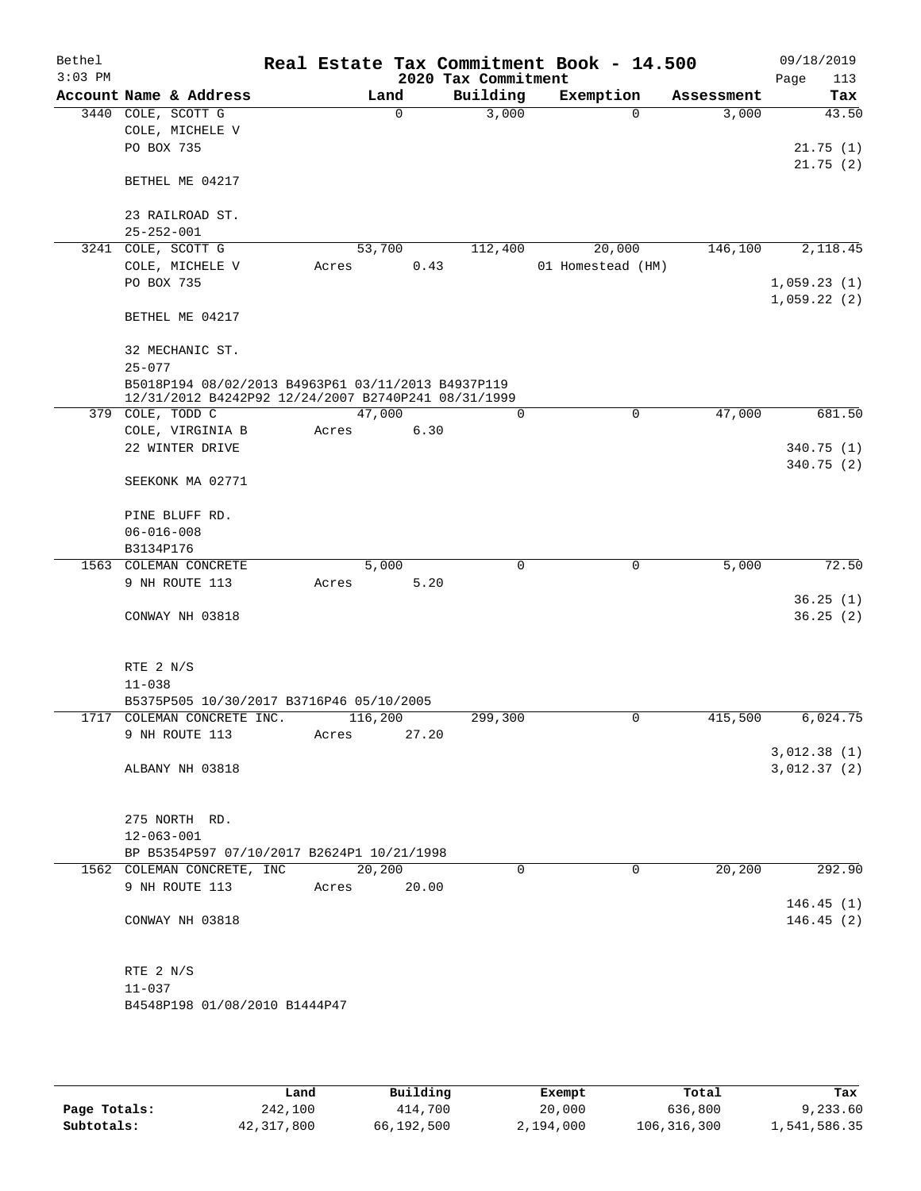# Real Estate Tax Commitment Book - 14.500

## 2020 Tax Commitment

Bethel, 3:03 PM — 09/18/2019

| Account | Name & Address | Land | Building | Exemption | Assessment | Tax |
|---|---|---|---|---|---|---|
| 3440 | COLE, SCOTT G | 0 | 3,000 | 0 | 3,000 | 43.50 |
| | COLE, MICHELE V | | | | | |
| | PO BOX 735 | | | | | 21.75 (1) |
| | | | | | | 21.75 (2) |
| | BETHEL ME 04217 | | | | | |
| | 23 RAILROAD ST. | | | | | |
| | 25-252-001 | | | | | |
| 3241 | COLE, SCOTT G | 53,700 | 112,400 | 20,000 | 146,100 | 2,118.45 |
| | COLE, MICHELE V | Acres 0.43 | | 01 Homestead (HM) | | |
| | PO BOX 735 | | | | | 1,059.23 (1) |
| | | | | | | 1,059.22 (2) |
| | BETHEL ME 04217 | | | | | |
| | 32 MECHANIC ST. | | | | | |
| | 25-077 | | | | | |
| | B5018P194 08/02/2013 B4963P61 03/11/2013 B4937P119 12/31/2012 B4242P92 12/24/2007 B2740P241 08/31/1999 | | | | | |
| 379 | COLE, TODD C | 47,000 | 0 | 0 | 47,000 | 681.50 |
| | COLE, VIRGINIA B | Acres 6.30 | | | | |
| | 22 WINTER DRIVE | | | | | 340.75 (1) |
| | | | | | | 340.75 (2) |
| | SEEKONK MA 02771 | | | | | |
| | PINE BLUFF RD. | | | | | |
| | 06-016-008 | | | | | |
| | B3134P176 | | | | | |
| 1563 | COLEMAN CONCRETE | 5,000 | 0 | 0 | 5,000 | 72.50 |
| | 9 NH ROUTE 113 | Acres 5.20 | | | | |
| | | | | | | 36.25 (1) |
| | CONWAY NH 03818 | | | | | 36.25 (2) |
| | RTE 2 N/S | | | | | |
| | 11-038 | | | | | |
| | B5375P505 10/30/2017 B3716P46 05/10/2005 | | | | | |
| 1717 | COLEMAN CONCRETE INC. | 116,200 | 299,300 | 0 | 415,500 | 6,024.75 |
| | 9 NH ROUTE 113 | Acres 27.20 | | | | |
| | | | | | | 3,012.38 (1) |
| | ALBANY NH 03818 | | | | | 3,012.37 (2) |
| | 275 NORTH RD. | | | | | |
| | 12-063-001 | | | | | |
| | BP B5354P597 07/10/2017 B2624P1 10/21/1998 | | | | | |
| 1562 | COLEMAN CONCRETE, INC | 20,200 | 0 | 0 | 20,200 | 292.90 |
| | 9 NH ROUTE 113 | Acres 20.00 | | | | |
| | | | | | | 146.45 (1) |
| | CONWAY NH 03818 | | | | | 146.45 (2) |
| | RTE 2 N/S | | | | | |
| | 11-037 | | | | | |
| | B4548P198 01/08/2010 B1444P47 | | | | | |

| | Land | Building | Exempt | Total | Tax |
|---|---|---|---|---|---|
| Page Totals: | 242,100 | 414,700 | 20,000 | 636,800 | 9,233.60 |
| Subtotals: | 42,317,800 | 66,192,500 | 2,194,000 | 106,316,300 | 1,541,586.35 |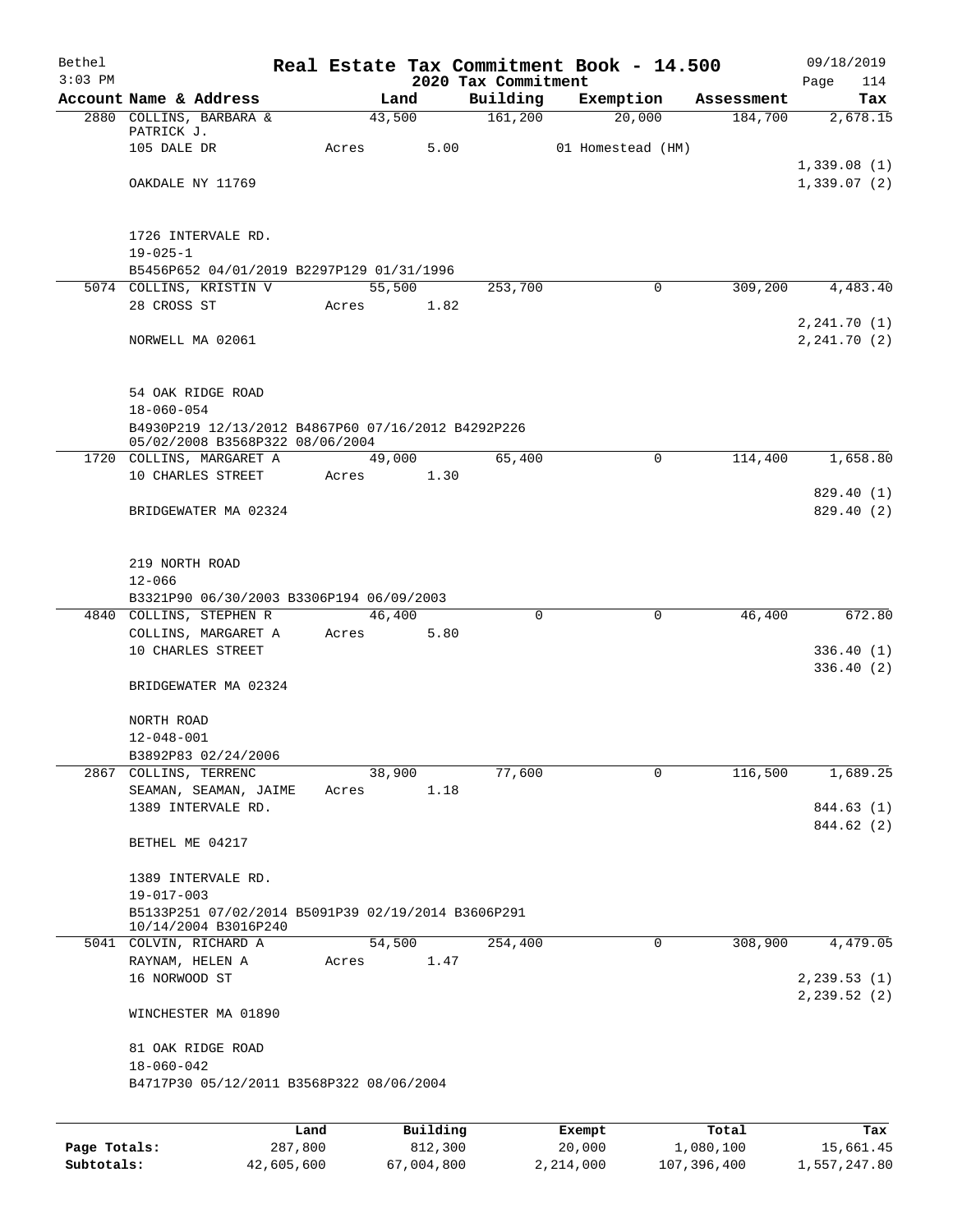# Real Estate Tax Commitment Book - 14.500

## 2020 Tax Commitment

Bethel, 3:03 PM — 09/18/2019

| Account | Name & Address | Land | Building | Exemption | Assessment | Tax |
|---|---|---|---|---|---|---|
| 2880 | COLLINS, BARBARA & PATRICK J. | 43,500 | 161,200 | 20,000 | 184,700 | 2,678.15 |
| | 105 DALE DR | Acres 5.00 | | 01 Homestead (HM) | | |
| | | | | | | 1,339.08 (1) |
| | OAKDALE NY 11769 | | | | | 1,339.07 (2) |
| | 1726 INTERVALE RD. | | | | | |
| | 19-025-1 | | | | | |
| | B5456P652 04/01/2019 B2297P129 01/31/1996 | | | | | |
| 5074 | COLLINS, KRISTIN V | 55,500 | 253,700 | 0 | 309,200 | 4,483.40 |
| | 28 CROSS ST | Acres 1.82 | | | | |
| | | | | | | 2,241.70 (1) |
| | NORWELL MA 02061 | | | | | 2,241.70 (2) |
| | 54 OAK RIDGE ROAD | | | | | |
| | 18-060-054 | | | | | |
| | B4930P219 12/13/2012 B4867P60 07/16/2012 B4292P226 05/02/2008 B3568P322 08/06/2004 | | | | | |
| 1720 | COLLINS, MARGARET A | 49,000 | 65,400 | 0 | 114,400 | 1,658.80 |
| | 10 CHARLES STREET | Acres 1.30 | | | | |
| | | | | | | 829.40 (1) |
| | BRIDGEWATER MA 02324 | | | | | 829.40 (2) |
| | 219 NORTH ROAD | | | | | |
| | 12-066 | | | | | |
| | B3321P90 06/30/2003 B3306P194 06/09/2003 | | | | | |
| 4840 | COLLINS, STEPHEN R | 46,400 | 0 | 0 | 46,400 | 672.80 |
| | COLLINS, MARGARET A | Acres 5.80 | | | | |
| | 10 CHARLES STREET | | | | | 336.40 (1) |
| | | | | | | 336.40 (2) |
| | BRIDGEWATER MA 02324 | | | | | |
| | NORTH ROAD | | | | | |
| | 12-048-001 | | | | | |
| | B3892P83 02/24/2006 | | | | | |
| 2867 | COLLINS, TERRENC | 38,900 | 77,600 | 0 | 116,500 | 1,689.25 |
| | SEAMAN, SEAMAN, JAIME | Acres 1.18 | | | | |
| | 1389 INTERVALE RD. | | | | | 844.63 (1) |
| | | | | | | 844.62 (2) |
| | BETHEL ME 04217 | | | | | |
| | 1389 INTERVALE RD. | | | | | |
| | 19-017-003 | | | | | |
| | B5133P251 07/02/2014 B5091P39 02/19/2014 B3606P291 10/14/2004 B3016P240 | | | | | |
| 5041 | COLVIN, RICHARD A | 54,500 | 254,400 | 0 | 308,900 | 4,479.05 |
| | RAYNAM, HELEN A | Acres 1.47 | | | | |
| | 16 NORWOOD ST | | | | | 2,239.53 (1) |
| | | | | | | 2,239.52 (2) |
| | WINCHESTER MA 01890 | | | | | |
| | 81 OAK RIDGE ROAD | | | | | |
| | 18-060-042 | | | | | |
| | B4717P30 05/12/2011 B3568P322 08/06/2004 | | | | | |

| | Land | Building | Exempt | Total | Tax |
|---|---|---|---|---|---|
| Page Totals: | 287,800 | 812,300 | 20,000 | 1,080,100 | 15,661.45 |
| Subtotals: | 42,605,600 | 67,004,800 | 2,214,000 | 107,396,400 | 1,557,247.80 |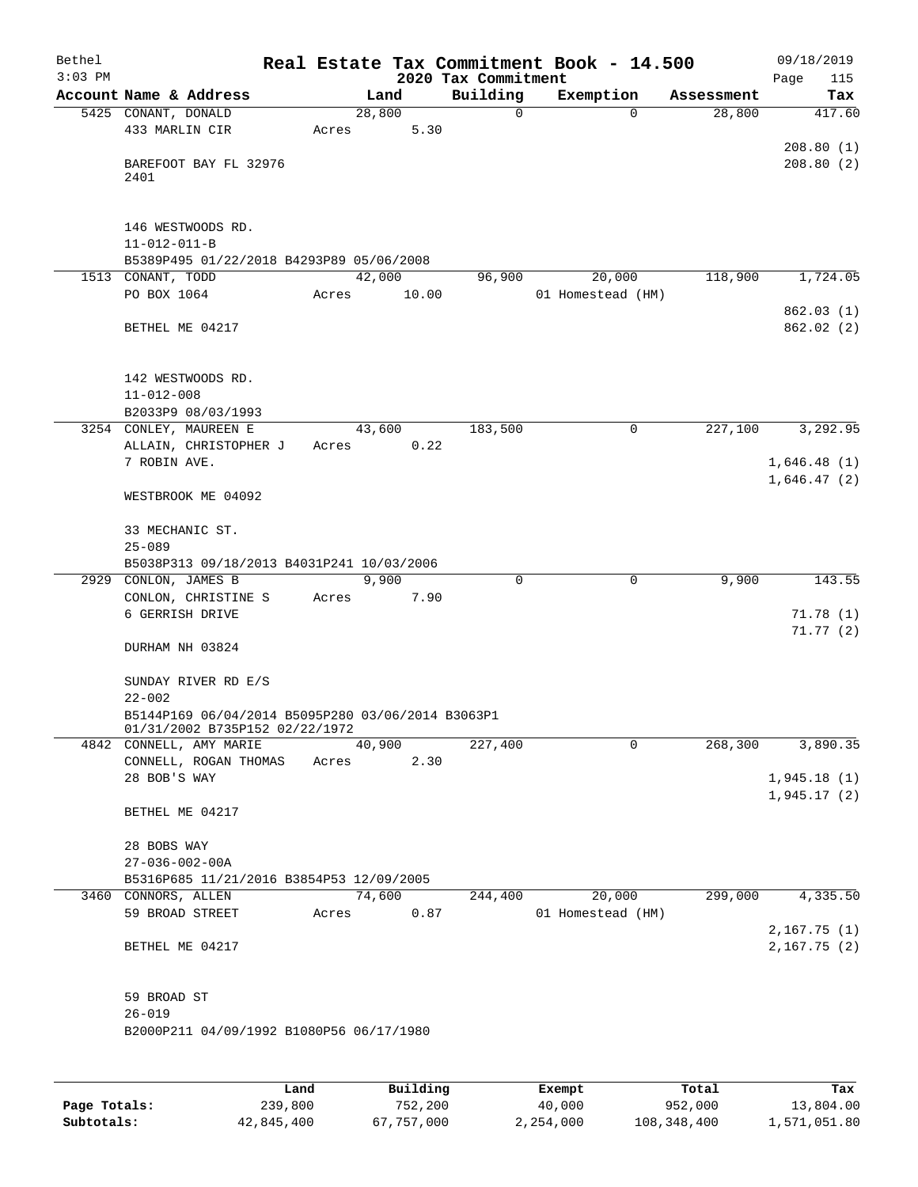Bethel
$3:03 PM

# Real Estate Tax Commitment Book - 14.500

## 2020 Tax Commitment

09/18/2019

| Account Name & Address | Land | Building | Exemption | Assessment | Tax |
|---|---|---|---|---|---|
| 5425 CONANT, DONALD | 28,800 | 0 | 0 | 28,800 | 417.60 |
| 433 MARLIN CIR | Acres 5.30 | | | | |
| | | | | | 208.80 (1) |
| BAREFOOT BAY FL 32976 | | | | | 208.80 (2) |
| 2401 | | | | | |
| 146 WESTWOODS RD. | | | | | |
| 11-012-011-B | | | | | |
| B5389P495 01/22/2018 B4293P89 05/06/2008 | | | | | |
| 1513 CONANT, TODD | 42,000 | 96,900 | 20,000 | 118,900 | 1,724.05 |
| PO BOX 1064 | Acres 10.00 | | 01 Homestead (HM) | | |
| | | | | | 862.03 (1) |
| BETHEL ME 04217 | | | | | 862.02 (2) |
| 142 WESTWOODS RD. | | | | | |
| 11-012-008 | | | | | |
| B2033P9 08/03/1993 | | | | | |
| 3254 CONLEY, MAUREEN E | 43,600 | 183,500 | 0 | 227,100 | 3,292.95 |
| ALLAIN, CHRISTOPHER J | Acres 0.22 | | | | |
| 7 ROBIN AVE. | | | | | 1,646.48 (1) |
| | | | | | 1,646.47 (2) |
| WESTBROOK ME 04092 | | | | | |
| 33 MECHANIC ST. | | | | | |
| 25-089 | | | | | |
| B5038P313 09/18/2013 B4031P241 10/03/2006 | | | | | |
| 2929 CONLON, JAMES B | 9,900 | 0 | 0 | 9,900 | 143.55 |
| CONLON, CHRISTINE S | Acres 7.90 | | | | |
| 6 GERRISH DRIVE | | | | | 71.78 (1) |
| | | | | | 71.77 (2) |
| DURHAM NH 03824 | | | | | |
| SUNDAY RIVER RD E/S | | | | | |
| 22-002 | | | | | |
| B5144P169 06/04/2014 B5095P280 03/06/2014 B3063P1 01/31/2002 B735P152 02/22/1972 | | | | | |
| 4842 CONNELL, AMY MARIE | 40,900 | 227,400 | 0 | 268,300 | 3,890.35 |
| CONNELL, ROGAN THOMAS | Acres 2.30 | | | | |
| 28 BOB'S WAY | | | | | 1,945.18 (1) |
| | | | | | 1,945.17 (2) |
| BETHEL ME 04217 | | | | | |
| 28 BOBS WAY | | | | | |
| 27-036-002-00A | | | | | |
| B5316P685 11/21/2016 B3854P53 12/09/2005 | | | | | |
| 3460 CONNORS, ALLEN | 74,600 | 244,400 | 20,000 | 299,000 | 4,335.50 |
| 59 BROAD STREET | Acres 0.87 | | 01 Homestead (HM) | | |
| | | | | | 2,167.75 (1) |
| BETHEL ME 04217 | | | | | 2,167.75 (2) |
| 59 BROAD ST | | | | | |
| 26-019 | | | | | |
| B2000P211 04/09/1992 B1080P56 06/17/1980 | | | | | |

| | Land | Building | Exempt | Total | Tax |
|---|---|---|---|---|---|
| Page Totals: | 239,800 | 752,200 | 40,000 | 952,000 | 13,804.00 |
| Subtotals: | 42,845,400 | 67,757,000 | 2,254,000 | 108,348,400 | 1,571,051.80 |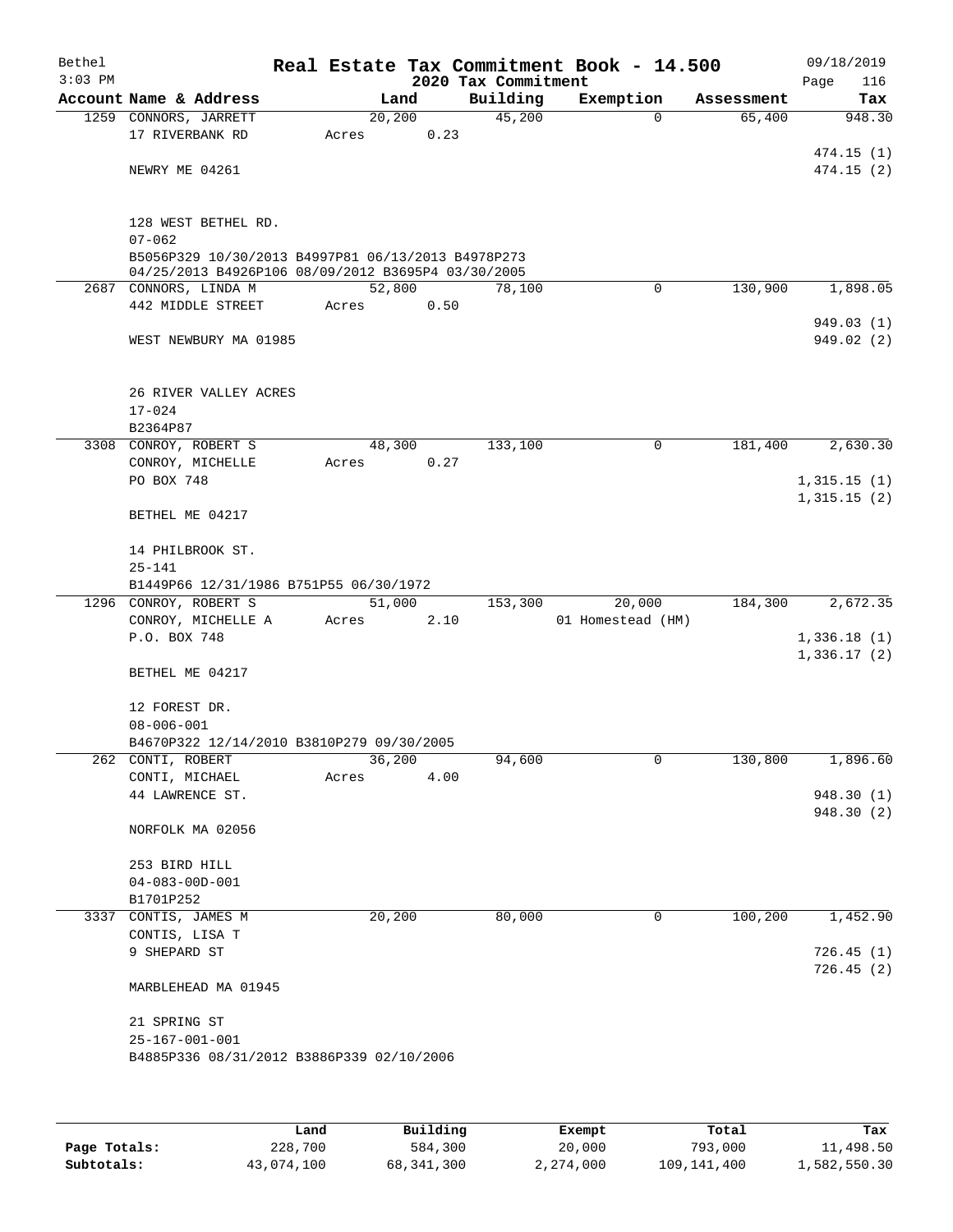# Real Estate Tax Commitment Book - 14.500

Bethel
3:03 PM

09/18/2019
2020 Tax Commitment

| Account Name & Address | Land | Building | Exemption | Assessment | Tax |
|---|---|---|---|---|---|
| 1259 CONNORS, JARRETT | 20,200 | 45,200 | 0 | 65,400 | 948.30 |
| 17 RIVERBANK RD | Acres 0.23 | | | | |
| | | | | | 474.15 (1) |
| NEWRY ME 04261 | | | | | 474.15 (2) |
| 128 WEST BETHEL RD. | | | | | |
| 07-062 | | | | | |
| B5056P329 10/30/2013 B4997P81 06/13/2013 B4978P273 04/25/2013 B4926P106 08/09/2012 B3695P4 03/30/2005 | | | | | |
| 2687 CONNORS, LINDA M | 52,800 | 78,100 | 0 | 130,900 | 1,898.05 |
| 442 MIDDLE STREET | Acres 0.50 | | | | |
| | | | | | 949.03 (1) |
| WEST NEWBURY MA 01985 | | | | | 949.02 (2) |
| 26 RIVER VALLEY ACRES | | | | | |
| 17-024 | | | | | |
| B2364P87 | | | | | |
| 3308 CONROY, ROBERT S | 48,300 | 133,100 | 0 | 181,400 | 2,630.30 |
| CONROY, MICHELLE | Acres 0.27 | | | | |
| PO BOX 748 | | | | | 1,315.15 (1) |
| | | | | | 1,315.15 (2) |
| BETHEL ME 04217 | | | | | |
| 14 PHILBROOK ST. | | | | | |
| 25-141 | | | | | |
| B1449P66 12/31/1986 B751P55 06/30/1972 | | | | | |
| 1296 CONROY, ROBERT S | 51,000 | 153,300 | 20,000 | 184,300 | 2,672.35 |
| CONROY, MICHELLE A | Acres 2.10 | | 01 Homestead (HM) | | |
| P.O. BOX 748 | | | | | 1,336.18 (1) |
| | | | | | 1,336.17 (2) |
| BETHEL ME 04217 | | | | | |
| 12 FOREST DR. | | | | | |
| 08-006-001 | | | | | |
| B4670P322 12/14/2010 B3810P279 09/30/2005 | | | | | |
| 262 CONTI, ROBERT | 36,200 | 94,600 | 0 | 130,800 | 1,896.60 |
| CONTI, MICHAEL | Acres 4.00 | | | | |
| 44 LAWRENCE ST. | | | | | 948.30 (1) |
| | | | | | 948.30 (2) |
| NORFOLK MA 02056 | | | | | |
| 253 BIRD HILL | | | | | |
| 04-083-00D-001 | | | | | |
| B1701P252 | | | | | |
| 3337 CONTIS, JAMES M | 20,200 | 80,000 | 0 | 100,200 | 1,452.90 |
| CONTIS, LISA T | | | | | |
| 9 SHEPARD ST | | | | | 726.45 (1) |
| | | | | | 726.45 (2) |
| MARBLEHEAD MA 01945 | | | | | |
| 21 SPRING ST | | | | | |
| 25-167-001-001 | | | | | |
| B4885P336 08/31/2012 B3886P339 02/10/2006 | | | | | |

| | Land | Building | Exempt | Total | Tax |
|---|---|---|---|---|---|
| Page Totals: | 228,700 | 584,300 | 20,000 | 793,000 | 11,498.50 |
| Subtotals: | 43,074,100 | 68,341,300 | 2,274,000 | 109,141,400 | 1,582,550.30 |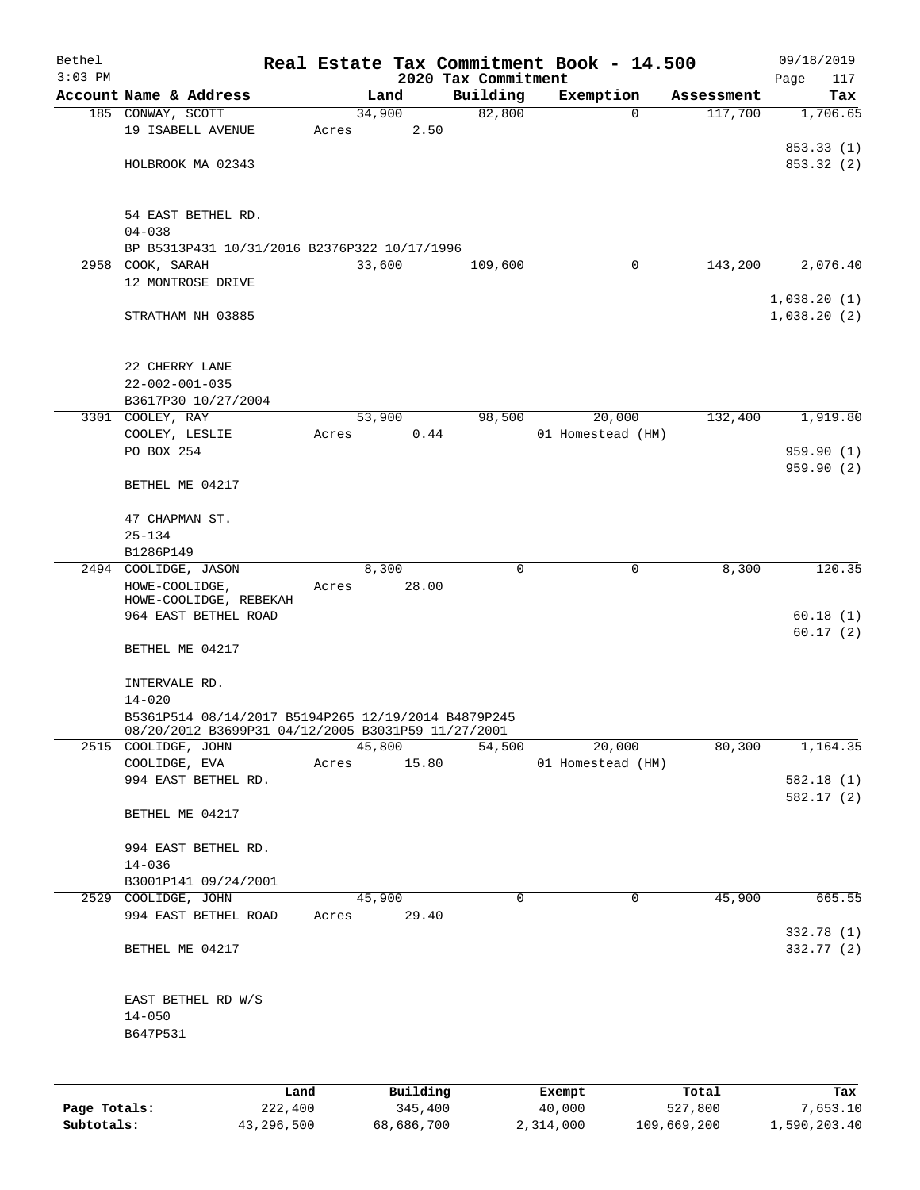# Real Estate Tax Commitment Book - 14.500

Bethel
3:03 PM

2020 Tax Commitment

09/18/2019
Page 117

| Account Name & Address | Land | Building | Exemption | Assessment | Tax |
|---|---|---|---|---|---|
| 185 CONWAY, SCOTT | 34,900 | 82,800 | 0 | 117,700 | 1,706.65 |
| 19 ISABELL AVENUE | Acres 2.50 | | | | |
| | | | | | 853.33 (1) |
| HOLBROOK MA 02343 | | | | | 853.32 (2) |
| 54 EAST BETHEL RD. | | | | | |
| 04-038 | | | | | |
| BP B5313P431 10/31/2016 B2376P322 10/17/1996 | | | | | |
| 2958 COOK, SARAH | 33,600 | 109,600 | 0 | 143,200 | 2,076.40 |
| 12 MONTROSE DRIVE | | | | | |
| | | | | | 1,038.20 (1) |
| STRATHAM NH 03885 | | | | | 1,038.20 (2) |
| 22 CHERRY LANE | | | | | |
| 22-002-001-035 | | | | | |
| B3617P30 10/27/2004 | | | | | |
| 3301 COOLEY, RAY | 53,900 | 98,500 | 20,000 | 132,400 | 1,919.80 |
| COOLEY, LESLIE | Acres 0.44 | | 01 Homestead (HM) | | |
| PO BOX 254 | | | | | 959.90 (1) |
| | | | | | 959.90 (2) |
| BETHEL ME 04217 | | | | | |
| 47 CHAPMAN ST. | | | | | |
| 25-134 | | | | | |
| B1286P149 | | | | | |
| 2494 COOLIDGE, JASON | 8,300 | 0 | 0 | 8,300 | 120.35 |
| HOWE-COOLIDGE, | Acres 28.00 | | | | |
| HOWE-COOLIDGE, REBEKAH | | | | | |
| 964 EAST BETHEL ROAD | | | | | 60.18 (1) |
| | | | | | 60.17 (2) |
| BETHEL ME 04217 | | | | | |
| INTERVALE RD. | | | | | |
| 14-020 | | | | | |
| B5361P514 08/14/2017 B5194P265 12/19/2014 B4879P245 08/20/2012 B3699P31 04/12/2005 B3031P59 11/27/2001 | | | | | |
| 2515 COOLIDGE, JOHN | 45,800 | 54,500 | 20,000 | 80,300 | 1,164.35 |
| COOLIDGE, EVA | Acres 15.80 | | 01 Homestead (HM) | | |
| 994 EAST BETHEL RD. | | | | | 582.18 (1) |
| | | | | | 582.17 (2) |
| BETHEL ME 04217 | | | | | |
| 994 EAST BETHEL RD. | | | | | |
| 14-036 | | | | | |
| B3001P141 09/24/2001 | | | | | |
| 2529 COOLIDGE, JOHN | 45,900 | 0 | 0 | 45,900 | 665.55 |
| 994 EAST BETHEL ROAD | Acres 29.40 | | | | |
| | | | | | 332.78 (1) |
| BETHEL ME 04217 | | | | | 332.77 (2) |
| EAST BETHEL RD W/S | | | | | |
| 14-050 | | | | | |
| B647P531 | | | | | |

| | Land | Building | Exempt | Total | Tax |
|---|---|---|---|---|---|
| Page Totals: | 222,400 | 345,400 | 40,000 | 527,800 | 7,653.10 |
| Subtotals: | 43,296,500 | 68,686,700 | 2,314,000 | 109,669,200 | 1,590,203.40 |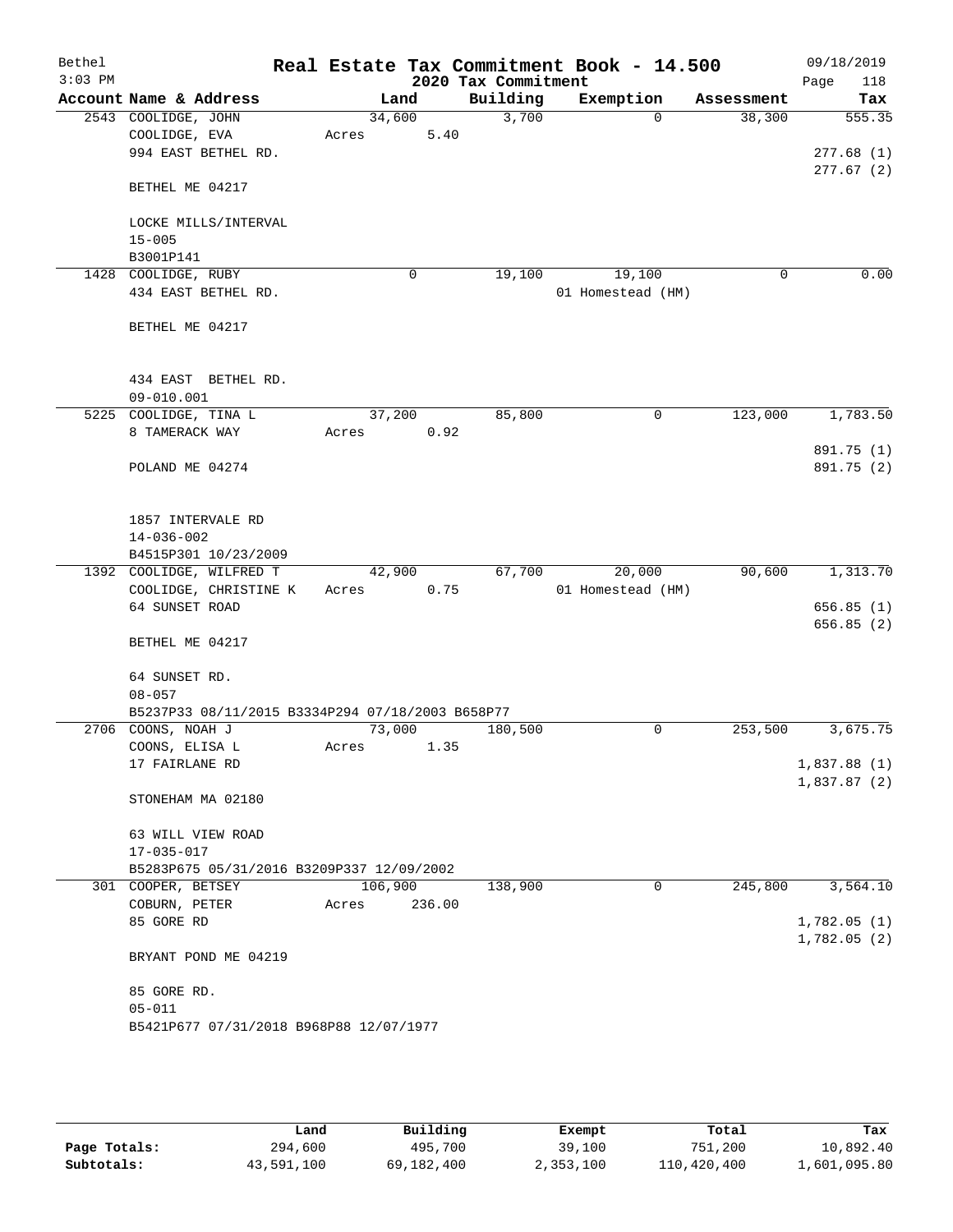# Real Estate Tax Commitment Book - 14.500

Bethel
3:03 PM

2020 Tax Commitment

09/18/2019
Page 118

| Account | Name & Address | Land | Building | Exemption | Assessment | Tax |
|---|---|---|---|---|---|---|
| 2543 | COOLIDGE, JOHN | 34,600 | 3,700 | 0 | 38,300 | 555.35 |
| | COOLIDGE, EVA | Acres 5.40 | | | | |
| | 994 EAST BETHEL RD. | | | | | 277.68 (1) |
| | | | | | | 277.67 (2) |
| | BETHEL ME 04217 | | | | | |
| | LOCKE MILLS/INTERVAL | | | | | |
| | 15-005 | | | | | |
| | B3001P141 | | | | | |
| 1428 | COOLIDGE, RUBY | 0 | 19,100 | 19,100 | 0 | 0.00 |
| | 434 EAST BETHEL RD. | | | 01 Homestead (HM) | | |
| | BETHEL ME 04217 | | | | | |
| | 434 EAST BETHEL RD. | | | | | |
| | 09-010.001 | | | | | |
| 5225 | COOLIDGE, TINA L | 37,200 | 85,800 | 0 | 123,000 | 1,783.50 |
| | 8 TAMERACK WAY | Acres 0.92 | | | | |
| | | | | | | 891.75 (1) |
| | POLAND ME 04274 | | | | | 891.75 (2) |
| | 1857 INTERVALE RD | | | | | |
| | 14-036-002 | | | | | |
| | B4515P301 10/23/2009 | | | | | |
| 1392 | COOLIDGE, WILFRED T | 42,900 | 67,700 | 20,000 | 90,600 | 1,313.70 |
| | COOLIDGE, CHRISTINE K | Acres 0.75 | | 01 Homestead (HM) | | |
| | 64 SUNSET ROAD | | | | | 656.85 (1) |
| | | | | | | 656.85 (2) |
| | BETHEL ME 04217 | | | | | |
| | 64 SUNSET RD. | | | | | |
| | 08-057 | | | | | |
| | B5237P33 08/11/2015 B3334P294 07/18/2003 B658P77 | | | | | |
| 2706 | COONS, NOAH J | 73,000 | 180,500 | 0 | 253,500 | 3,675.75 |
| | COONS, ELISA L | Acres 1.35 | | | | |
| | 17 FAIRLANE RD | | | | | 1,837.88 (1) |
| | | | | | | 1,837.87 (2) |
| | STONEHAM MA 02180 | | | | | |
| | 63 WILL VIEW ROAD | | | | | |
| | 17-035-017 | | | | | |
| | B5283P675 05/31/2016 B3209P337 12/09/2002 | | | | | |
| 301 | COOPER, BETSEY | 106,900 | 138,900 | 0 | 245,800 | 3,564.10 |
| | COBURN, PETER | Acres 236.00 | | | | |
| | 85 GORE RD | | | | | 1,782.05 (1) |
| | | | | | | 1,782.05 (2) |
| | BRYANT POND ME 04219 | | | | | |
| | 85 GORE RD. | | | | | |
| | 05-011 | | | | | |
| | B5421P677 07/31/2018 B968P88 12/07/1977 | | | | | |

| | Land | Building | Exempt | Total | Tax |
|---|---|---|---|---|---|
| Page Totals: | 294,600 | 495,700 | 39,100 | 751,200 | 10,892.40 |
| Subtotals: | 43,591,100 | 69,182,400 | 2,353,100 | 110,420,400 | 1,601,095.80 |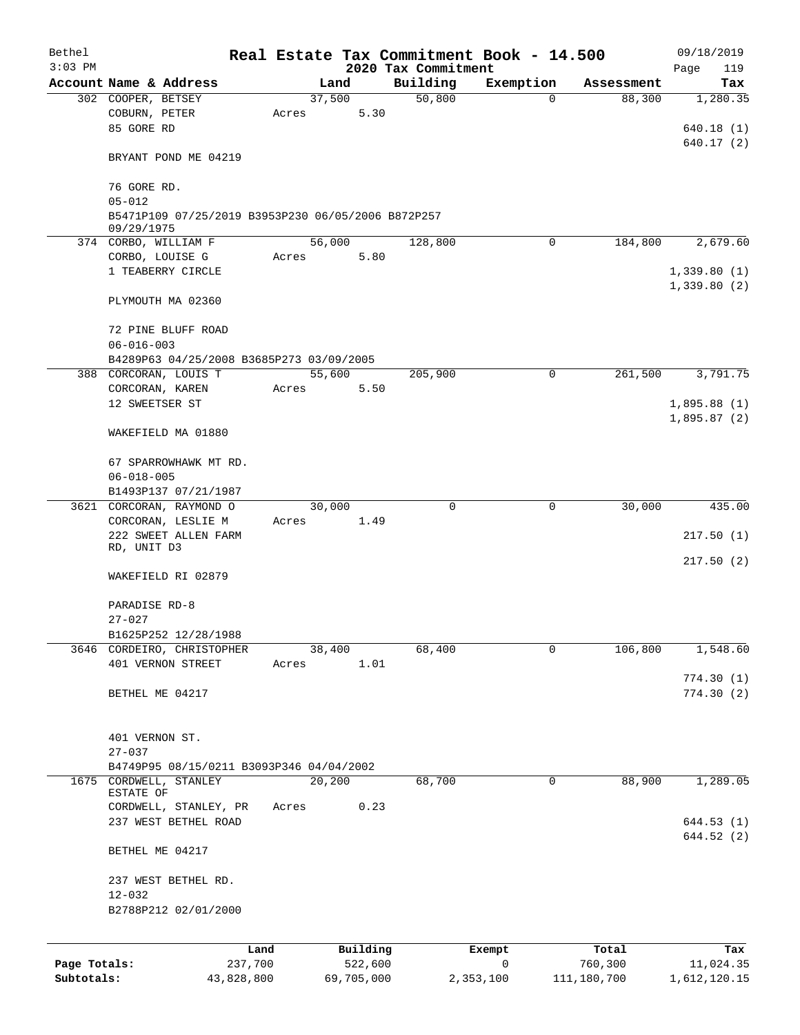# Real Estate Tax Commitment Book - 14.500

Bethel
3:03 PM

2020 Tax Commitment

09/18/2019

| Account | Name & Address | Land | Building | Exemption | Assessment | Tax |
|---|---|---|---|---|---|---|
| 302 | COOPER, BETSEY<br>COBURN, PETER<br>85 GORE RD<br><br>BRYANT POND ME 04219<br><br>76 GORE RD.<br>05-012<br>B5471P109 07/25/2019 B3953P230 06/05/2006 B872P257 09/29/1975 | 37,500<br>Acres 5.30 | 50,800 | 0 | 88,300 | 1,280.35<br><br>640.18 (1)<br>640.17 (2) |
| 374 | CORBO, WILLIAM F<br>CORBO, LOUISE G<br>1 TEABERRY CIRCLE<br><br>PLYMOUTH MA 02360<br><br>72 PINE BLUFF ROAD<br>06-016-003<br>B4289P63 04/25/2008 B3685P273 03/09/2005 | 56,000<br>Acres 5.80 | 128,800 | 0 | 184,800 | 2,679.60<br><br>1,339.80 (1)<br>1,339.80 (2) |
| 388 | CORCORAN, LOUIS T<br>CORCORAN, KAREN<br>12 SWEETSER ST<br><br>WAKEFIELD MA 01880<br><br>67 SPARROWHAWK MT RD.<br>06-018-005<br>B1493P137 07/21/1987 | 55,600<br>Acres 5.50 | 205,900 | 0 | 261,500 | 3,791.75<br><br>1,895.88 (1)<br>1,895.87 (2) |
| 3621 | CORCORAN, RAYMOND O<br>CORCORAN, LESLIE M<br>222 SWEET ALLEN FARM RD, UNIT D3<br><br>WAKEFIELD RI 02879<br><br>PARADISE RD-8<br>27-027<br>B1625P252 12/28/1988 | 30,000<br>Acres 1.49 | 0 | 0 | 30,000 | 435.00<br><br>217.50 (1)<br>217.50 (2) |
| 3646 | CORDEIRO, CHRISTOPHER<br>401 VERNON STREET<br><br>BETHEL ME 04217<br><br>401 VERNON ST.<br>27-037<br>B4749P95 08/15/0211 B3093P346 04/04/2002 | 38,400<br>Acres 1.01 | 68,400 | 0 | 106,800 | 1,548.60<br><br>774.30 (1)<br>774.30 (2) |
| 1675 | CORDWELL, STANLEY ESTATE OF<br>CORDWELL, STANLEY, PR<br>237 WEST BETHEL ROAD<br><br>BETHEL ME 04217<br><br>237 WEST BETHEL RD.<br>12-032<br>B2788P212 02/01/2000 | 20,200<br>Acres 0.23 | 68,700 | 0 | 88,900 | 1,289.05<br><br>644.53 (1)<br>644.52 (2) |

| | Land | Building | Exempt | Total | Tax |
|---|---|---|---|---|---|
| Page Totals: | 237,700 | 522,600 | 0 | 760,300 | 11,024.35 |
| Subtotals: | 43,828,800 | 69,705,000 | 2,353,100 | 111,180,700 | 1,612,120.15 |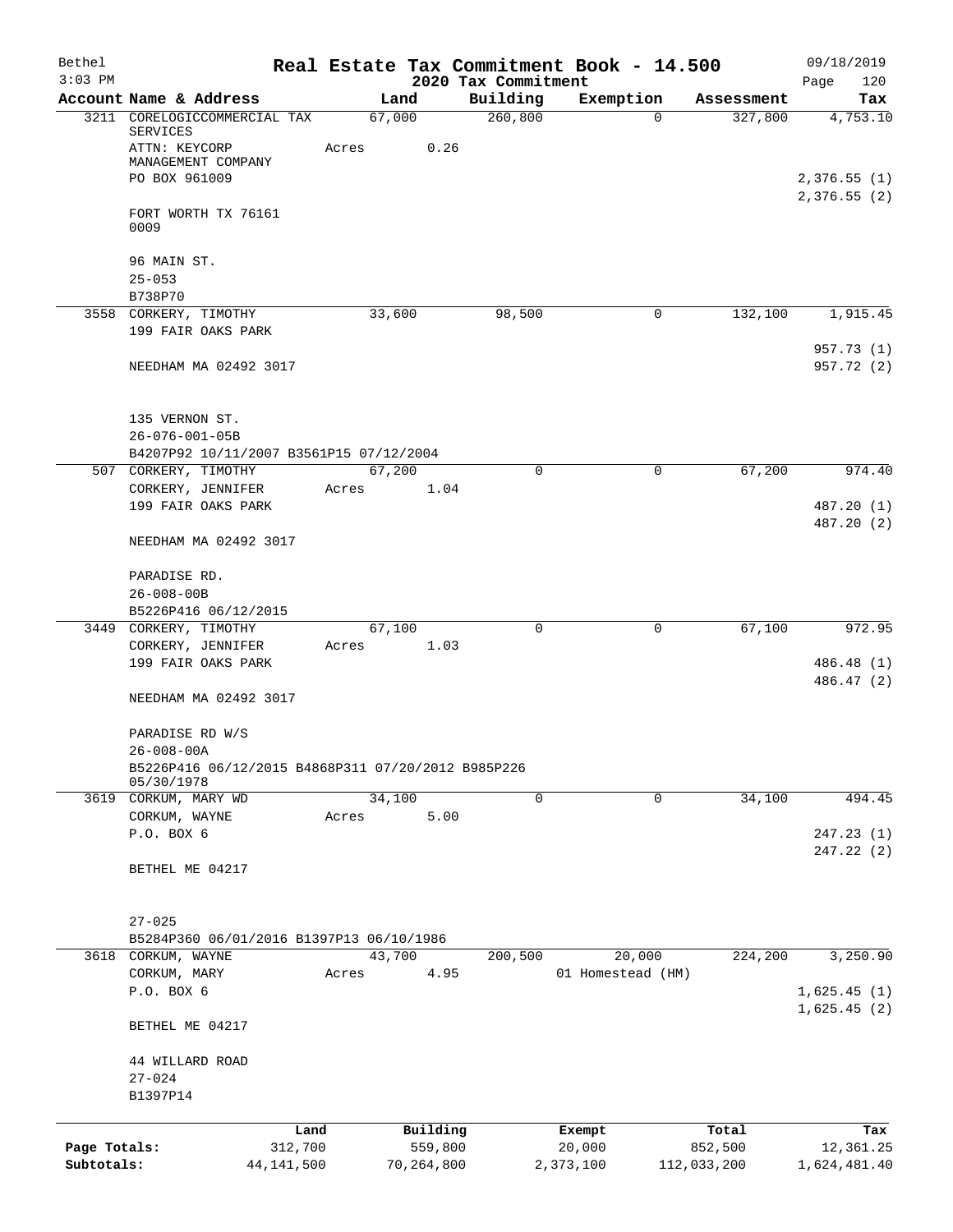Bethel 3:03 PM — **Real Estate Tax Commitment Book - 14.500** — 2020 Tax Commitment — 09/18/2019

| Account | Name & Address | Land | Building | Exemption | Assessment | Tax |
|---|---|---|---|---|---|---|
| 3211 | CORELOGICCOMMERCIAL TAX SERVICES | 67,000 | 260,800 | 0 | 327,800 | 4,753.10 |
| | ATTN: KEYCORP MANAGEMENT COMPANY | Acres 0.26 | | | | |
| | PO BOX 961009 | | | | | 2,376.55 (1) |
| | | | | | | 2,376.55 (2) |
| | FORT WORTH TX 76161 0009 | | | | | |
| | 96 MAIN ST. | | | | | |
| | 25-053 | | | | | |
| | B738P70 | | | | | |
| 3558 | CORKERY, TIMOTHY | 33,600 | 98,500 | 0 | 132,100 | 1,915.45 |
| | 199 FAIR OAKS PARK | | | | | 957.73 (1) |
| | NEEDHAM MA 02492 3017 | | | | | 957.72 (2) |
| | 135 VERNON ST. | | | | | |
| | 26-076-001-05B | | | | | |
| | B4207P92 10/11/2007 B3561P15 07/12/2004 | | | | | |
| 507 | CORKERY, TIMOTHY | 67,200 | 0 | 0 | 67,200 | 974.40 |
| | CORKERY, JENNIFER | Acres 1.04 | | | | |
| | 199 FAIR OAKS PARK | | | | | 487.20 (1) |
| | | | | | | 487.20 (2) |
| | NEEDHAM MA 02492 3017 | | | | | |
| | PARADISE RD. | | | | | |
| | 26-008-00B | | | | | |
| | B5226P416 06/12/2015 | | | | | |
| 3449 | CORKERY, TIMOTHY | 67,100 | 0 | 0 | 67,100 | 972.95 |
| | CORKERY, JENNIFER | Acres 1.03 | | | | |
| | 199 FAIR OAKS PARK | | | | | 486.48 (1) |
| | | | | | | 486.47 (2) |
| | NEEDHAM MA 02492 3017 | | | | | |
| | PARADISE RD W/S | | | | | |
| | 26-008-00A | | | | | |
| | B5226P416 06/12/2015 B4868P311 07/20/2012 B985P226 05/30/1978 | | | | | |
| 3619 | CORKUM, MARY WD | 34,100 | 0 | 0 | 34,100 | 494.45 |
| | CORKUM, WAYNE | Acres 5.00 | | | | |
| | P.O. BOX 6 | | | | | 247.23 (1) |
| | | | | | | 247.22 (2) |
| | BETHEL ME 04217 | | | | | |
| | 27-025 | | | | | |
| | B5284P360 06/01/2016 B1397P13 06/10/1986 | | | | | |
| 3618 | CORKUM, WAYNE | 43,700 | 200,500 | 20,000 | 224,200 | 3,250.90 |
| | CORKUM, MARY | Acres 4.95 | | 01 Homestead (HM) | | |
| | P.O. BOX 6 | | | | | 1,625.45 (1) |
| | | | | | | 1,625.45 (2) |
| | BETHEL ME 04217 | | | | | |
| | 44 WILLARD ROAD | | | | | |
| | 27-024 | | | | | |
| | B1397P14 | | | | | |

| | Land | Building | Exempt | Total | Tax |
|---|---|---|---|---|---|
| Page Totals: | 312,700 | 559,800 | 20,000 | 852,500 | 12,361.25 |
| Subtotals: | 44,141,500 | 70,264,800 | 2,373,100 | 112,033,200 | 1,624,481.40 |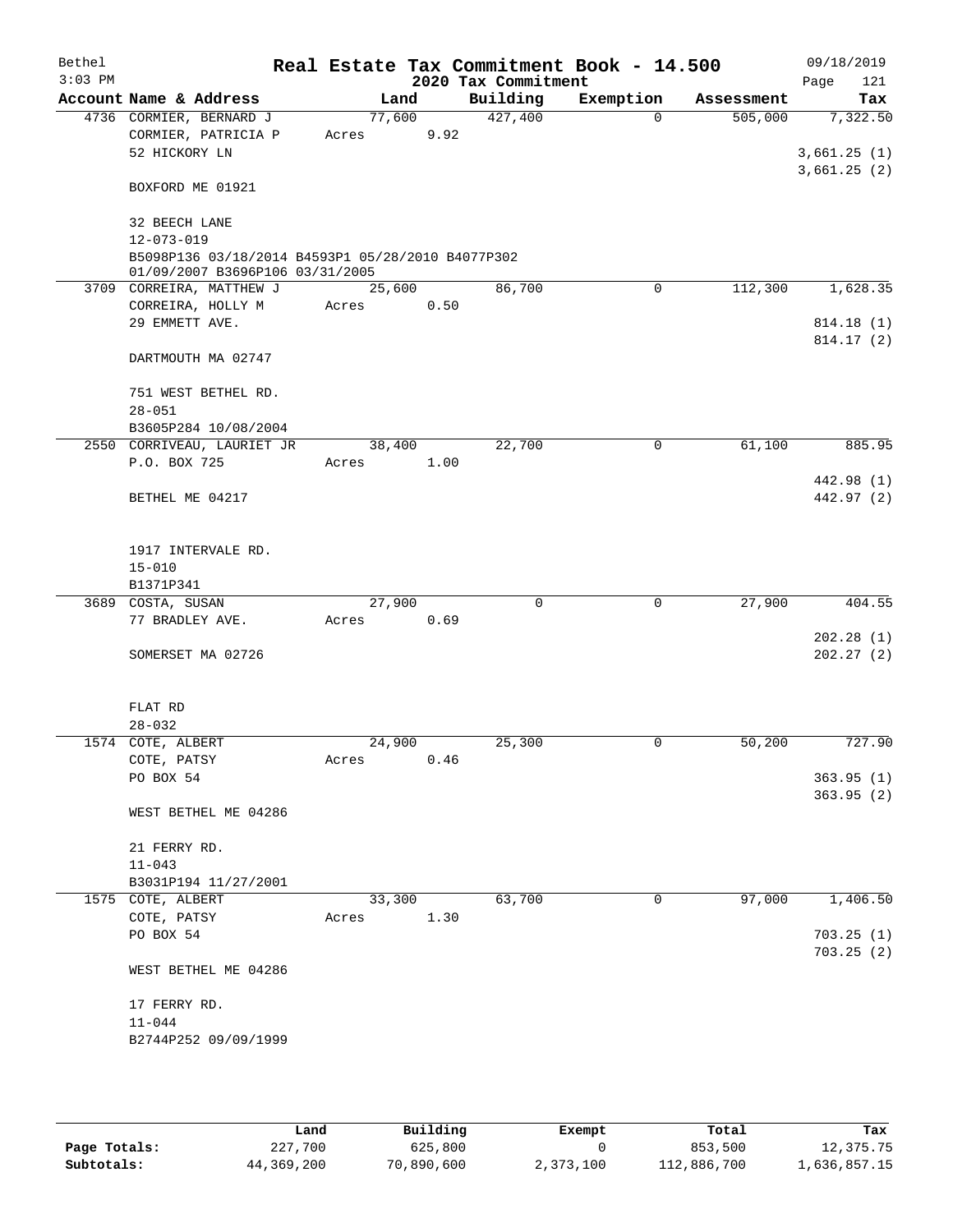Bethel — Real Estate Tax Commitment Book - 14.500 — 09/18/2019
3:03 PM — 2020 Tax Commitment

| Account | Name & Address | Land | Building | Exemption | Assessment | Tax |
|---|---|---|---|---|---|---|
| 4736 | CORMIER, BERNARD J | 77,600 | 427,400 | 0 | 505,000 | 7,322.50 |
| | CORMIER, PATRICIA P | Acres 9.92 | | | | |
| | 52 HICKORY LN | | | | | 3,661.25 (1) |
| | | | | | | 3,661.25 (2) |
| | BOXFORD ME 01921 | | | | | |
| | 32 BEECH LANE | | | | | |
| | 12-073-019 | | | | | |
| | B5098P136 03/18/2014 B4593P1 05/28/2010 B4077P302 01/09/2007 B3696P106 03/31/2005 | | | | | |
| 3709 | CORREIRA, MATTHEW J | 25,600 | 86,700 | 0 | 112,300 | 1,628.35 |
| | CORREIRA, HOLLY M | Acres 0.50 | | | | |
| | 29 EMMETT AVE. | | | | | 814.18 (1) |
| | | | | | | 814.17 (2) |
| | DARTMOUTH MA 02747 | | | | | |
| | 751 WEST BETHEL RD. | | | | | |
| | 28-051 | | | | | |
| | B3605P284 10/08/2004 | | | | | |
| 2550 | CORRIVEAU, LAURIET JR | 38,400 | 22,700 | 0 | 61,100 | 885.95 |
| | P.O. BOX 725 | Acres 1.00 | | | | |
| | | | | | | 442.98 (1) |
| | BETHEL ME 04217 | | | | | 442.97 (2) |
| | 1917 INTERVALE RD. | | | | | |
| | 15-010 | | | | | |
| | B1371P341 | | | | | |
| 3689 | COSTA, SUSAN | 27,900 | 0 | 0 | 27,900 | 404.55 |
| | 77 BRADLEY AVE. | Acres 0.69 | | | | |
| | | | | | | 202.28 (1) |
| | SOMERSET MA 02726 | | | | | 202.27 (2) |
| | FLAT RD | | | | | |
| | 28-032 | | | | | |
| 1574 | COTE, ALBERT | 24,900 | 25,300 | 0 | 50,200 | 727.90 |
| | COTE, PATSY | Acres 0.46 | | | | |
| | PO BOX 54 | | | | | 363.95 (1) |
| | | | | | | 363.95 (2) |
| | WEST BETHEL ME 04286 | | | | | |
| | 21 FERRY RD. | | | | | |
| | 11-043 | | | | | |
| | B3031P194 11/27/2001 | | | | | |
| 1575 | COTE, ALBERT | 33,300 | 63,700 | 0 | 97,000 | 1,406.50 |
| | COTE, PATSY | Acres 1.30 | | | | |
| | PO BOX 54 | | | | | 703.25 (1) |
| | | | | | | 703.25 (2) |
| | WEST BETHEL ME 04286 | | | | | |
| | 17 FERRY RD. | | | | | |
| | 11-044 | | | | | |
| | B2744P252 09/09/1999 | | | | | |

| | Land | Building | Exempt | Total | Tax |
|---|---|---|---|---|---|
| Page Totals: | 227,700 | 625,800 | 0 | 853,500 | 12,375.75 |
| Subtotals: | 44,369,200 | 70,890,600 | 2,373,100 | 112,886,700 | 1,636,857.15 |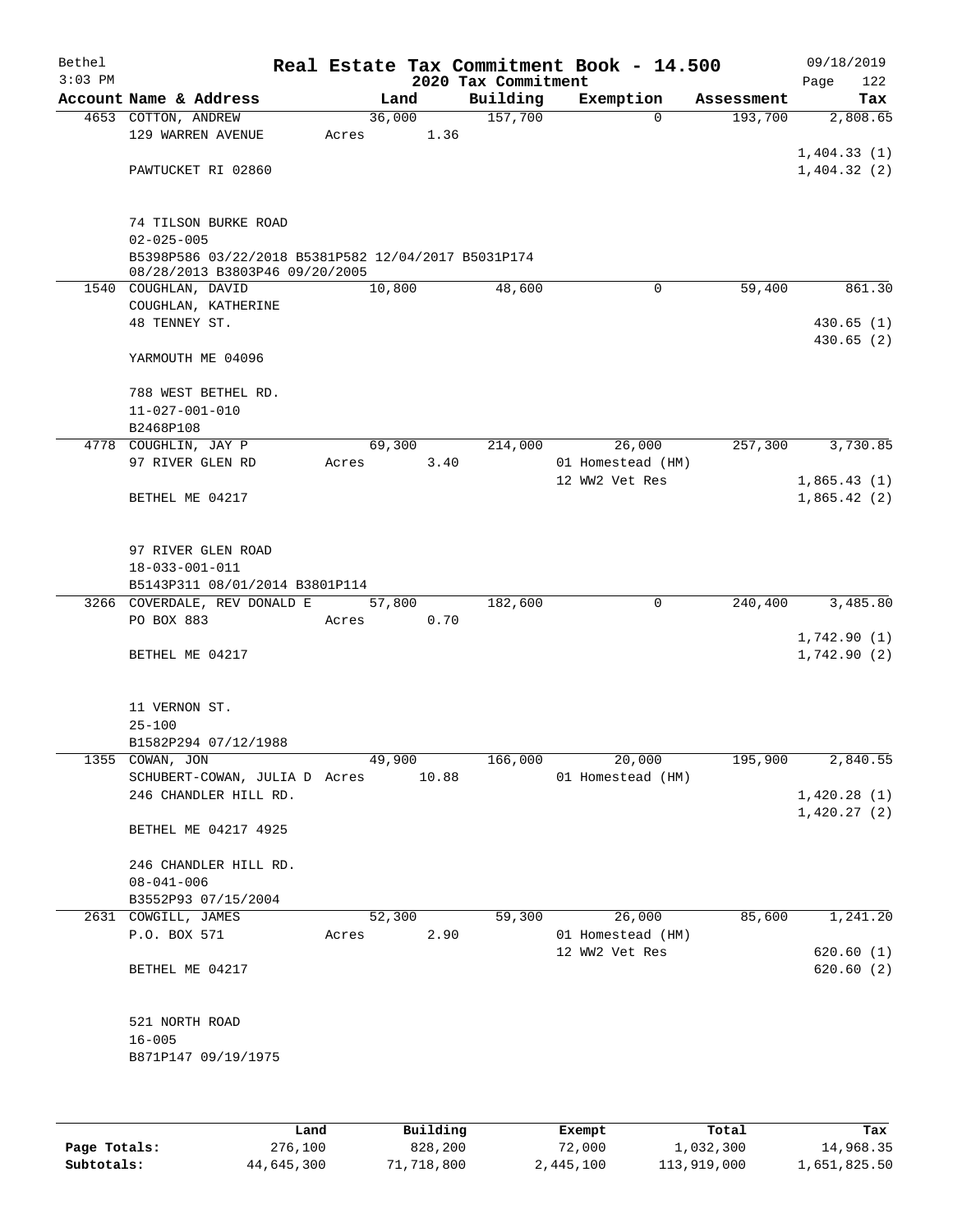Bethel 3:03 PM

# Real Estate Tax Commitment Book - 14.500

## 2020 Tax Commitment

09/18/2019

| Account | Name & Address | Land | Building | Exemption | Assessment | Tax |
|---|---|---|---|---|---|---|
| 4653 | COTTON, ANDREW<br>129 WARREN AVENUE<br><br>PAWTUCKET RI 02860<br><br>74 TILSON BURKE ROAD<br>02-025-005<br>B5398P586 03/22/2018 B5381P582 12/04/2017 B5031P174 08/28/2013 B3803P46 09/20/2005 | 36,000<br>Acres 1.36 | 157,700 | 0 | 193,700 | 2,808.65<br><br>1,404.33 (1)<br>1,404.32 (2) |
| 1540 | COUGHLAN, DAVID<br>COUGHLAN, KATHERINE<br>48 TENNEY ST.<br><br>YARMOUTH ME 04096<br><br>788 WEST BETHEL RD.<br>11-027-001-010<br>B2468P108 | 10,800 | 48,600 | 0 | 59,400 | 861.30<br><br>430.65 (1)<br>430.65 (2) |
| 4778 | COUGHLIN, JAY P<br>97 RIVER GLEN RD<br><br>BETHEL ME 04217<br><br>97 RIVER GLEN ROAD<br>18-033-001-011<br>B5143P311 08/01/2014 B3801P114 | 69,300<br>Acres 3.40 | 214,000 | 26,000<br>01 Homestead (HM)<br>12 WW2 Vet Res | 257,300 | 3,730.85<br><br>1,865.43 (1)<br>1,865.42 (2) |
| 3266 | COVERDALE, REV DONALD E<br>PO BOX 883<br><br>BETHEL ME 04217<br><br>11 VERNON ST.<br>25-100<br>B1582P294 07/12/1988 | 57,800<br>Acres 0.70 | 182,600 | 0 | 240,400 | 3,485.80<br><br>1,742.90 (1)<br>1,742.90 (2) |
| 1355 | COWAN, JON<br>SCHUBERT-COWAN, JULIA D<br>246 CHANDLER HILL RD.<br><br>BETHEL ME 04217 4925<br><br>246 CHANDLER HILL RD.<br>08-041-006<br>B3552P93 07/15/2004 | 49,900<br>Acres 10.88 | 166,000 | 20,000<br>01 Homestead (HM) | 195,900 | 2,840.55<br><br>1,420.28 (1)<br>1,420.27 (2) |
| 2631 | COWGILL, JAMES<br>P.O. BOX 571<br><br>BETHEL ME 04217<br><br>521 NORTH ROAD<br>16-005<br>B871P147 09/19/1975 | 52,300<br>Acres 2.90 | 59,300 | 26,000<br>01 Homestead (HM)<br>12 WW2 Vet Res | 85,600 | 1,241.20<br><br>620.60 (1)<br>620.60 (2) |

| | Land | Building | Exempt | Total | Tax |
|---|---|---|---|---|---|
| Page Totals: | 276,100 | 828,200 | 72,000 | 1,032,300 | 14,968.35 |
| Subtotals: | 44,645,300 | 71,718,800 | 2,445,100 | 113,919,000 | 1,651,825.50 |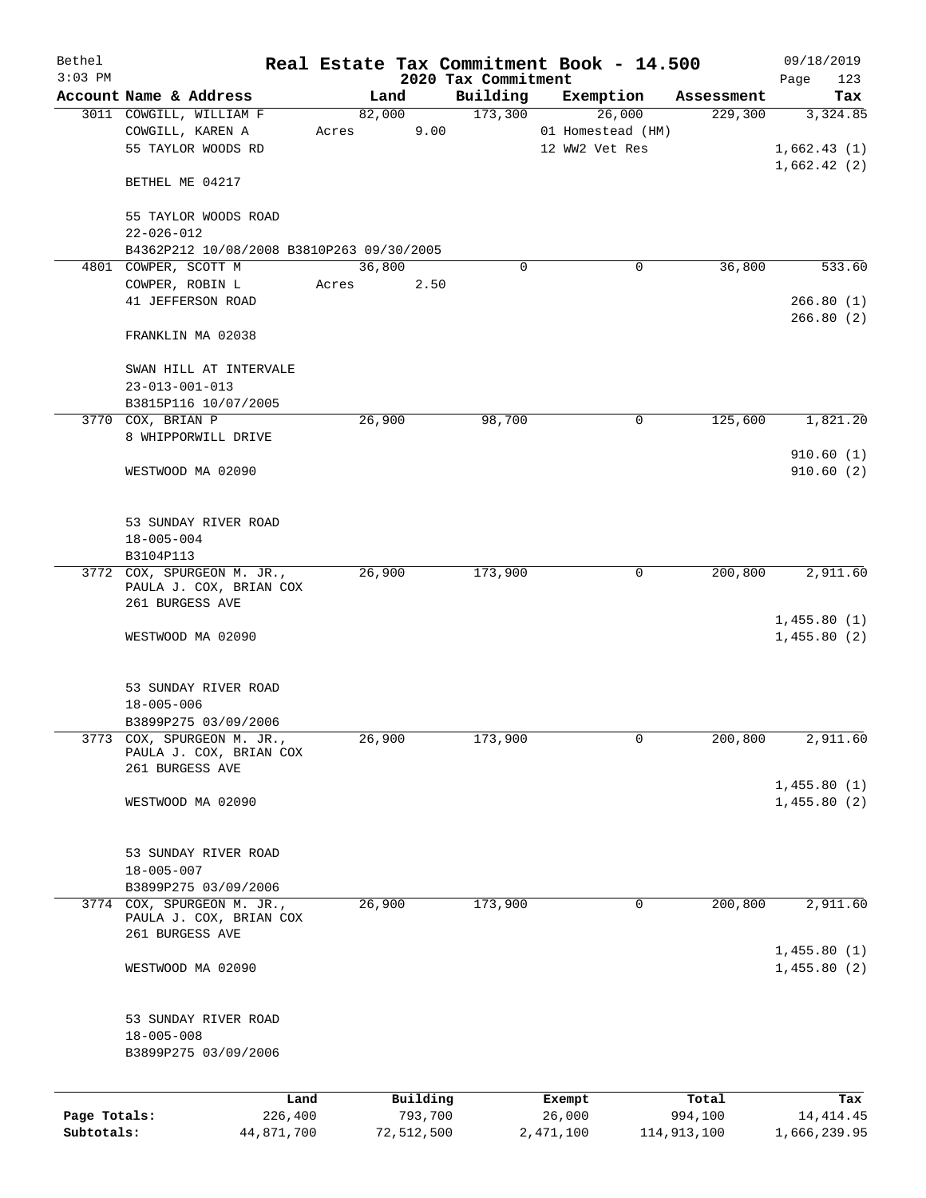# Real Estate Tax Commitment Book - 14.500

Bethel — 2020 Tax Commitment — 09/18/2019 — 3:03 PM

| Account | Name & Address | Land | Building | Exemption | Assessment | Tax |
|---|---|---|---|---|---|---|
| 3011 | COWGILL, WILLIAM F<br>COWGILL, KAREN A<br>55 TAYLOR WOODS RD<br><br>BETHEL ME 04217<br><br>55 TAYLOR WOODS ROAD<br>22-026-012<br>B4362P212 10/08/2008 B3810P263 09/30/2005 | 82,000<br>Acres 9.00 | 173,300 | 26,000<br>01 Homestead (HM)<br>12 WW2 Vet Res | 229,300 | 3,324.85<br><br>1,662.43 (1)<br>1,662.42 (2) |
| 4801 | COWPER, SCOTT M<br>COWPER, ROBIN L<br>41 JEFFERSON ROAD<br><br>FRANKLIN MA 02038<br><br>SWAN HILL AT INTERVALE<br>23-013-001-013<br>B3815P116 10/07/2005 | 36,800<br>Acres 2.50 | 0 | 0 | 36,800 | 533.60<br><br>266.80 (1)<br>266.80 (2) |
| 3770 | COX, BRIAN P<br>8 WHIPPORWILL DRIVE<br><br>WESTWOOD MA 02090<br><br>53 SUNDAY RIVER ROAD<br>18-005-004<br>B3104P113 | 26,900 | 98,700 | 0 | 125,600 | 1,821.20<br><br>910.60 (1)<br>910.60 (2) |
| 3772 | COX, SPURGEON M. JR.,<br>PAULA J. COX, BRIAN COX<br>261 BURGESS AVE<br><br>WESTWOOD MA 02090<br><br>53 SUNDAY RIVER ROAD<br>18-005-006<br>B3899P275 03/09/2006 | 26,900 | 173,900 | 0 | 200,800 | 2,911.60<br><br>1,455.80 (1)<br>1,455.80 (2) |
| 3773 | COX, SPURGEON M. JR.,<br>PAULA J. COX, BRIAN COX<br>261 BURGESS AVE<br><br>WESTWOOD MA 02090<br><br>53 SUNDAY RIVER ROAD<br>18-005-007<br>B3899P275 03/09/2006 | 26,900 | 173,900 | 0 | 200,800 | 2,911.60<br><br>1,455.80 (1)<br>1,455.80 (2) |
| 3774 | COX, SPURGEON M. JR.,<br>PAULA J. COX, BRIAN COX<br>261 BURGESS AVE<br><br>WESTWOOD MA 02090<br><br>53 SUNDAY RIVER ROAD<br>18-005-008<br>B3899P275 03/09/2006 | 26,900 | 173,900 | 0 | 200,800 | 2,911.60<br><br>1,455.80 (1)<br>1,455.80 (2) |

| | Land | Building | Exempt | Total | Tax |
|---|---|---|---|---|---|
| Page Totals: | 226,400 | 793,700 | 26,000 | 994,100 | 14,414.45 |
| Subtotals: | 44,871,700 | 72,512,500 | 2,471,100 | 114,913,100 | 1,666,239.95 |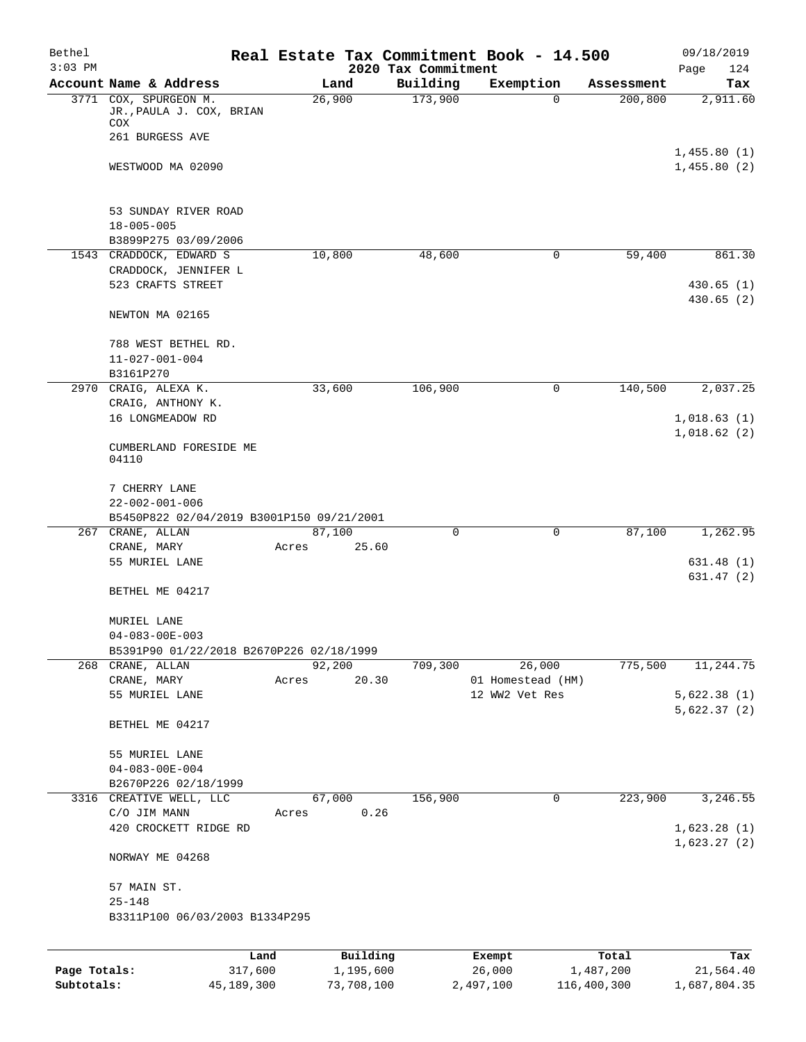# Real Estate Tax Commitment Book - 14.500

Bethel
3:03 PM

2020 Tax Commitment

09/18/2019
Page 124

| Account | Name & Address | Land | Building | Exemption | Assessment | Tax |
|---|---|---|---|---|---|---|
| 3771 | COX, SPURGEON M. JR.,PAULA J. COX, BRIAN COX<br>261 BURGESS AVE<br><br>WESTWOOD MA 02090<br><br>53 SUNDAY RIVER ROAD<br>18-005-005<br>B3899P275 03/09/2006 | 26,900 | 173,900 | 0 | 200,800 | 2,911.60<br><br>1,455.80 (1)<br>1,455.80 (2) |
| 1543 | CRADDOCK, EDWARD S<br>CRADDOCK, JENNIFER L<br>523 CRAFTS STREET<br><br>NEWTON MA 02165<br><br>788 WEST BETHEL RD.<br>11-027-001-004<br>B3161P270 | 10,800 | 48,600 | 0 | 59,400 | 861.30<br><br>430.65 (1)<br>430.65 (2) |
| 2970 | CRAIG, ALEXA K.<br>CRAIG, ANTHONY K.<br>16 LONGMEADOW RD<br><br>CUMBERLAND FORESIDE ME 04110<br><br>7 CHERRY LANE<br>22-002-001-006<br>B5450P822 02/04/2019 B3001P150 09/21/2001 | 33,600 | 106,900 | 0 | 140,500 | 2,037.25<br><br>1,018.63 (1)<br>1,018.62 (2) |
| 267 | CRANE, ALLAN<br>CRANE, MARY<br>55 MURIEL LANE<br><br>BETHEL ME 04217<br><br>MURIEL LANE<br>04-083-00E-003<br>B5391P90 01/22/2018 B2670P226 02/18/1999 | 87,100<br>Acres 25.60 | 0 | 0 | 87,100 | 1,262.95<br><br>631.48 (1)<br>631.47 (2) |
| 268 | CRANE, ALLAN<br>CRANE, MARY<br>55 MURIEL LANE<br><br>BETHEL ME 04217<br><br>55 MURIEL LANE<br>04-083-00E-004<br>B2670P226 02/18/1999 | 92,200<br>Acres 20.30 | 709,300 | 26,000<br>01 Homestead (HM)<br>12 WW2 Vet Res | 775,500 | 11,244.75<br><br>5,622.38 (1)<br>5,622.37 (2) |
| 3316 | CREATIVE WELL, LLC<br>C/O JIM MANN<br>420 CROCKETT RIDGE RD<br><br>NORWAY ME 04268<br><br>57 MAIN ST.<br>25-148<br>B3311P100 06/03/2003 B1334P295 | 67,000<br>Acres 0.26 | 156,900 | 0 | 223,900 | 3,246.55<br><br>1,623.28 (1)<br>1,623.27 (2) |

| | Land | Building | Exempt | Total | Tax |
|---|---|---|---|---|---|
| **Page Totals:** | 317,600 | 1,195,600 | 26,000 | 1,487,200 | 21,564.40 |
| **Subtotals:** | 45,189,300 | 73,708,100 | 2,497,100 | 116,400,300 | 1,687,804.35 |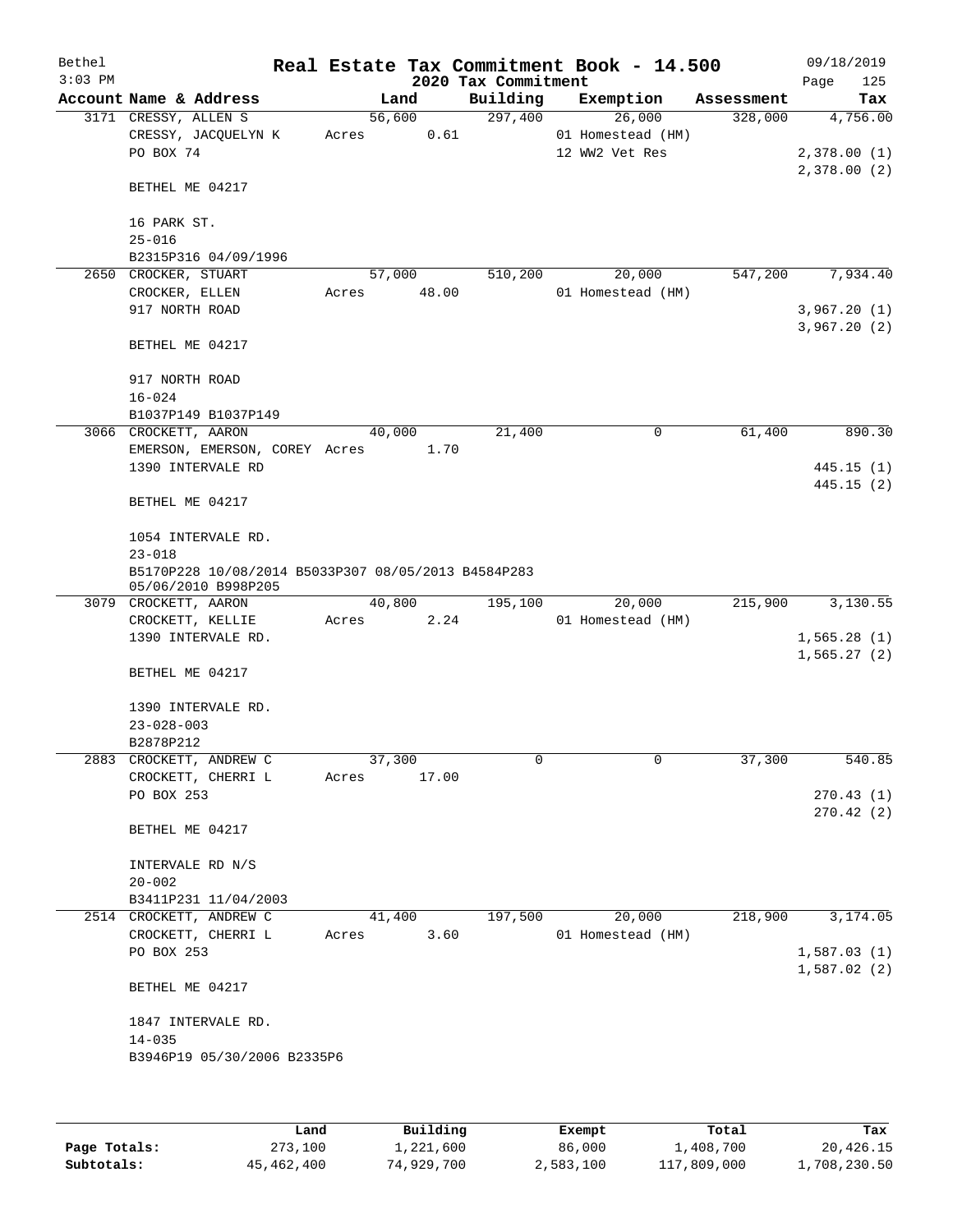Bethel 3:03 PM

# Real Estate Tax Commitment Book - 14.500

## 2020 Tax Commitment

09/18/2019 Page 125

| Account | Name & Address | Land | Building | Exemption | Assessment | Tax |
|---|---|---|---|---|---|---|
| 3171 | CRESSY, ALLEN S<br>CRESSY, JACQUELYN K<br>PO BOX 74<br><br>BETHEL ME 04217<br><br>16 PARK ST.<br>25-016<br>B2315P316 04/09/1996 | 56,600<br>Acres 0.61 | 297,400 | 26,000<br>01 Homestead (HM)<br>12 WW2 Vet Res | 328,000 | 4,756.00<br><br>2,378.00 (1)<br>2,378.00 (2) |
| 2650 | CROCKER, STUART<br>CROCKER, ELLEN<br>917 NORTH ROAD<br><br>BETHEL ME 04217<br><br>917 NORTH ROAD<br>16-024<br>B1037P149 B1037P149 | 57,000<br>Acres 48.00 | 510,200 | 20,000<br>01 Homestead (HM) | 547,200 | 7,934.40<br><br>3,967.20 (1)<br>3,967.20 (2) |
| 3066 | CROCKETT, AARON<br>EMERSON, EMERSON, COREY<br>1390 INTERVALE RD<br><br>BETHEL ME 04217<br><br>1054 INTERVALE RD.<br>23-018<br>B5170P228 10/08/2014 B5033P307 08/05/2013 B4584P283 05/06/2010 B998P205 | 40,000<br>Acres 1.70 | 21,400 | 0 | 61,400 | 890.30<br><br>445.15 (1)<br>445.15 (2) |
| 3079 | CROCKETT, AARON<br>CROCKETT, KELLIE<br>1390 INTERVALE RD.<br><br>BETHEL ME 04217<br><br>1390 INTERVALE RD.<br>23-028-003<br>B2878P212 | 40,800<br>Acres 2.24 | 195,100 | 20,000<br>01 Homestead (HM) | 215,900 | 3,130.55<br><br>1,565.28 (1)<br>1,565.27 (2) |
| 2883 | CROCKETT, ANDREW C<br>CROCKETT, CHERRI L<br>PO BOX 253<br><br>BETHEL ME 04217<br><br>INTERVALE RD N/S<br>20-002<br>B3411P231 11/04/2003 | 37,300<br>Acres 17.00 | 0 | 0 | 37,300 | 540.85<br><br>270.43 (1)<br>270.42 (2) |
| 2514 | CROCKETT, ANDREW C<br>CROCKETT, CHERRI L<br>PO BOX 253<br><br>BETHEL ME 04217<br><br>1847 INTERVALE RD.<br>14-035<br>B3946P19 05/30/2006 B2335P6 | 41,400<br>Acres 3.60 | 197,500 | 20,000<br>01 Homestead (HM) | 218,900 | 3,174.05<br><br>1,587.03 (1)<br>1,587.02 (2) |

|  | Land | Building | Exempt | Total | Tax |
|---|---|---|---|---|---|
| Page Totals: | 273,100 | 1,221,600 | 86,000 | 1,408,700 | 20,426.15 |
| Subtotals: | 45,462,400 | 74,929,700 | 2,583,100 | 117,809,000 | 1,708,230.50 |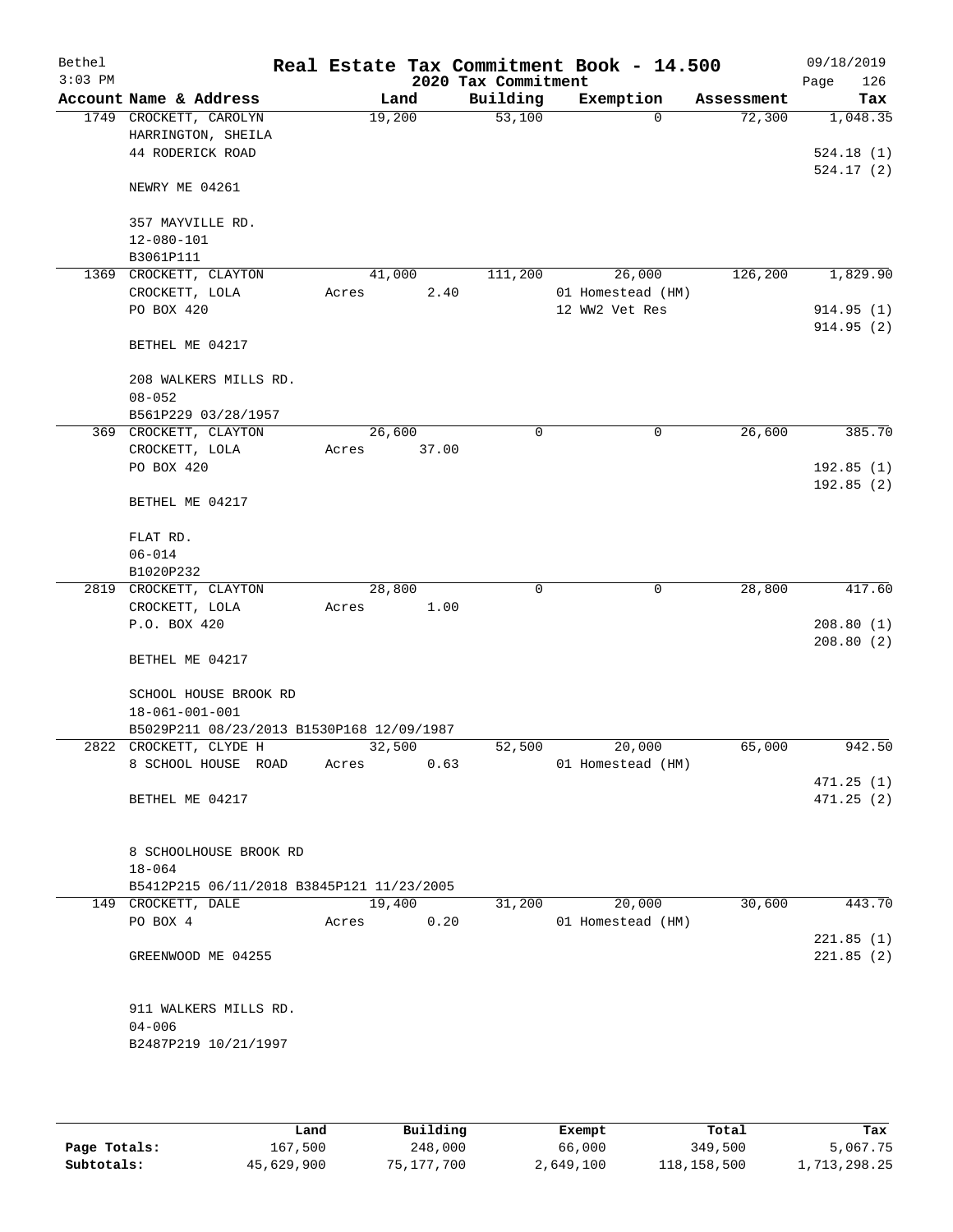# Real Estate Tax Commitment Book - 14.500

Bethel
3:03 PM

09/18/2019

2020 Tax Commitment

| Account Name & Address | Land | Building | Exemption | Assessment | Tax |
|---|---|---|---|---|---|
| 1749 CROCKETT, CAROLYN<br>HARRINGTON, SHEILA<br>44 RODERICK ROAD<br><br>NEWRY ME 04261<br><br>357 MAYVILLE RD.<br>12-080-101<br>B3061P111 | 19,200 | 53,100 | 0 | 72,300 | 1,048.35<br><br>524.18 (1)<br>524.17 (2) |
| 1369 CROCKETT, CLAYTON<br>CROCKETT, LOLA<br>PO BOX 420<br><br>BETHEL ME 04217<br><br>208 WALKERS MILLS RD.<br>08-052<br>B561P229 03/28/1957 | 41,000<br>Acres 2.40 | 111,200 | 26,000<br>01 Homestead (HM)<br>12 WW2 Vet Res | 126,200 | 1,829.90<br><br>914.95 (1)<br>914.95 (2) |
| 369 CROCKETT, CLAYTON<br>CROCKETT, LOLA<br>PO BOX 420<br><br>BETHEL ME 04217<br><br>FLAT RD.<br>06-014<br>B1020P232 | 26,600<br>Acres 37.00 | 0 | 0 | 26,600 | 385.70<br><br>192.85 (1)<br>192.85 (2) |
| 2819 CROCKETT, CLAYTON<br>CROCKETT, LOLA<br>P.O. BOX 420<br><br>BETHEL ME 04217<br><br>SCHOOL HOUSE BROOK RD<br>18-061-001-001<br>B5029P211 08/23/2013 B1530P168 12/09/1987 | 28,800<br>Acres 1.00 | 0 | 0 | 28,800 | 417.60<br><br>208.80 (1)<br>208.80 (2) |
| 2822 CROCKETT, CLYDE H<br>8 SCHOOL HOUSE ROAD<br><br>BETHEL ME 04217<br><br>8 SCHOOLHOUSE BROOK RD<br>18-064<br>B5412P215 06/11/2018 B3845P121 11/23/2005 | 32,500<br>Acres 0.63 | 52,500 | 20,000<br>01 Homestead (HM) | 65,000 | 942.50<br><br>471.25 (1)<br>471.25 (2) |
| 149 CROCKETT, DALE<br>PO BOX 4<br><br>GREENWOOD ME 04255<br><br>911 WALKERS MILLS RD.<br>04-006<br>B2487P219 10/21/1997 | 19,400<br>Acres 0.20 | 31,200 | 20,000<br>01 Homestead (HM) | 30,600 | 443.70<br><br>221.85 (1)<br>221.85 (2) |

| | Land | Building | Exempt | Total | Tax |
|---|---|---|---|---|---|
| **Page Totals:** | 167,500 | 248,000 | 66,000 | 349,500 | 5,067.75 |
| **Subtotals:** | 45,629,900 | 75,177,700 | 2,649,100 | 118,158,500 | 1,713,298.25 |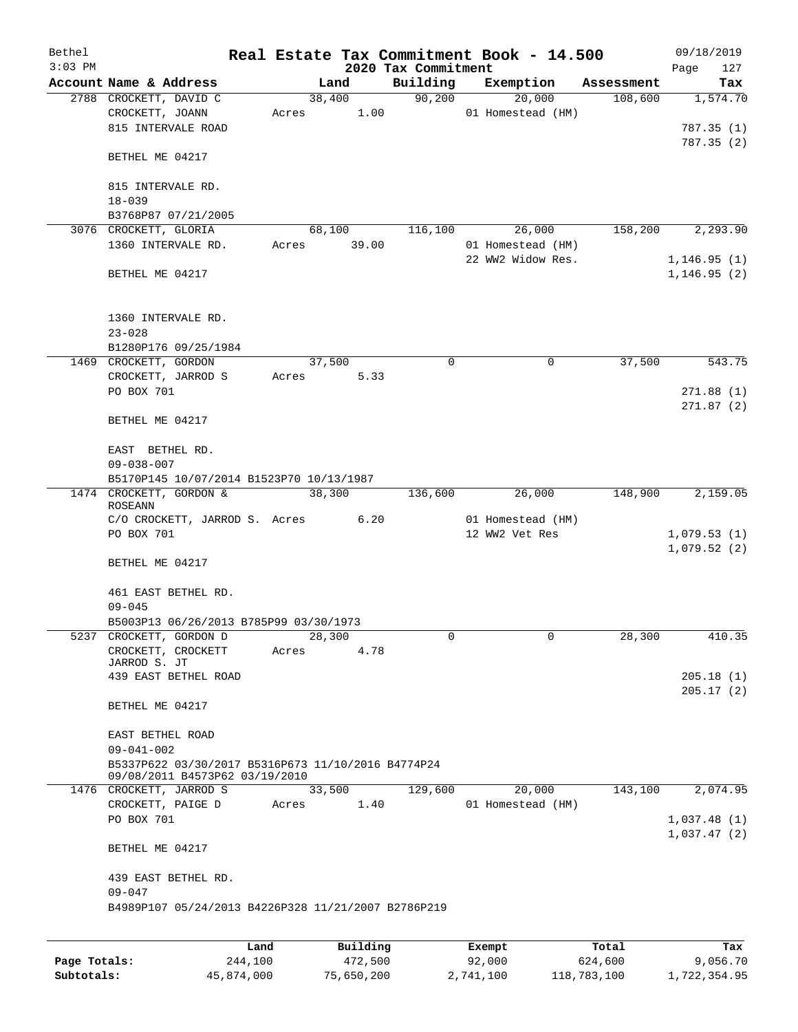Bethel 3:03 PM

# Real Estate Tax Commitment Book - 14.500

## 2020 Tax Commitment

09/18/2019 Page 127

| Account | Name & Address | Land | Building | Exemption | Assessment | Tax |
|---|---|---|---|---|---|---|
| 2788 | CROCKETT, DAVID C<br>CROCKETT, JOANN<br>815 INTERVALE ROAD<br><br>BETHEL ME 04217<br><br>815 INTERVALE RD.<br>18-039<br>B3768P87 07/21/2005 | 38,400<br>Acres 1.00 | 90,200 | 20,000<br>01 Homestead (HM) | 108,600 | 1,574.70<br><br>787.35 (1)<br>787.35 (2) |
| 3076 | CROCKETT, GLORIA<br>1360 INTERVALE RD.<br><br>BETHEL ME 04217<br><br>1360 INTERVALE RD.<br>23-028<br>B1280P176 09/25/1984 | 68,100<br>Acres 39.00 | 116,100 | 26,000<br>01 Homestead (HM)<br>22 WW2 Widow Res. | 158,200 | 2,293.90<br><br>1,146.95 (1)<br>1,146.95 (2) |
| 1469 | CROCKETT, GORDON<br>CROCKETT, JARROD S<br>PO BOX 701<br><br>BETHEL ME 04217<br><br>EAST BETHEL RD.<br>09-038-007<br>B5170P145 10/07/2014 B1523P70 10/13/1987 | 37,500<br>Acres 5.33 | 0 | 0 | 37,500 | 543.75<br><br>271.88 (1)<br>271.87 (2) |
| 1474 | CROCKETT, GORDON & ROSEANN<br>C/O CROCKETT, JARROD S.<br>PO BOX 701<br><br>BETHEL ME 04217<br><br>461 EAST BETHEL RD.<br>09-045<br>B5003P13 06/26/2013 B785P99 03/30/1973 | 38,300<br>Acres 6.20 | 136,600 | 26,000<br>01 Homestead (HM)<br>12 WW2 Vet Res | 148,900 | 2,159.05<br><br>1,079.53 (1)<br>1,079.52 (2) |
| 5237 | CROCKETT, GORDON D<br>CROCKETT, CROCKETT JARROD S. JT<br>439 EAST BETHEL ROAD<br><br>BETHEL ME 04217<br><br>EAST BETHEL ROAD<br>09-041-002<br>B5337P622 03/30/2017 B5316P673 11/10/2016 B4774P24 09/08/2011 B4573P62 03/19/2010 | 28,300<br>Acres 4.78 | 0 | 0 | 28,300 | 410.35<br><br>205.18 (1)<br>205.17 (2) |
| 1476 | CROCKETT, JARROD S<br>CROCKETT, PAIGE D<br>PO BOX 701<br><br>BETHEL ME 04217<br><br>439 EAST BETHEL RD.<br>09-047<br>B4989P107 05/24/2013 B4226P328 11/21/2007 B2786P219 | 33,500<br>Acres 1.40 | 129,600 | 20,000<br>01 Homestead (HM) | 143,100 | 2,074.95<br><br>1,037.48 (1)<br>1,037.47 (2) |

| | Land | Building | Exempt | Total | Tax |
|---|---|---|---|---|---|
| Page Totals: | 244,100 | 472,500 | 92,000 | 624,600 | 9,056.70 |
| Subtotals: | 45,874,000 | 75,650,200 | 2,741,100 | 118,783,100 | 1,722,354.95 |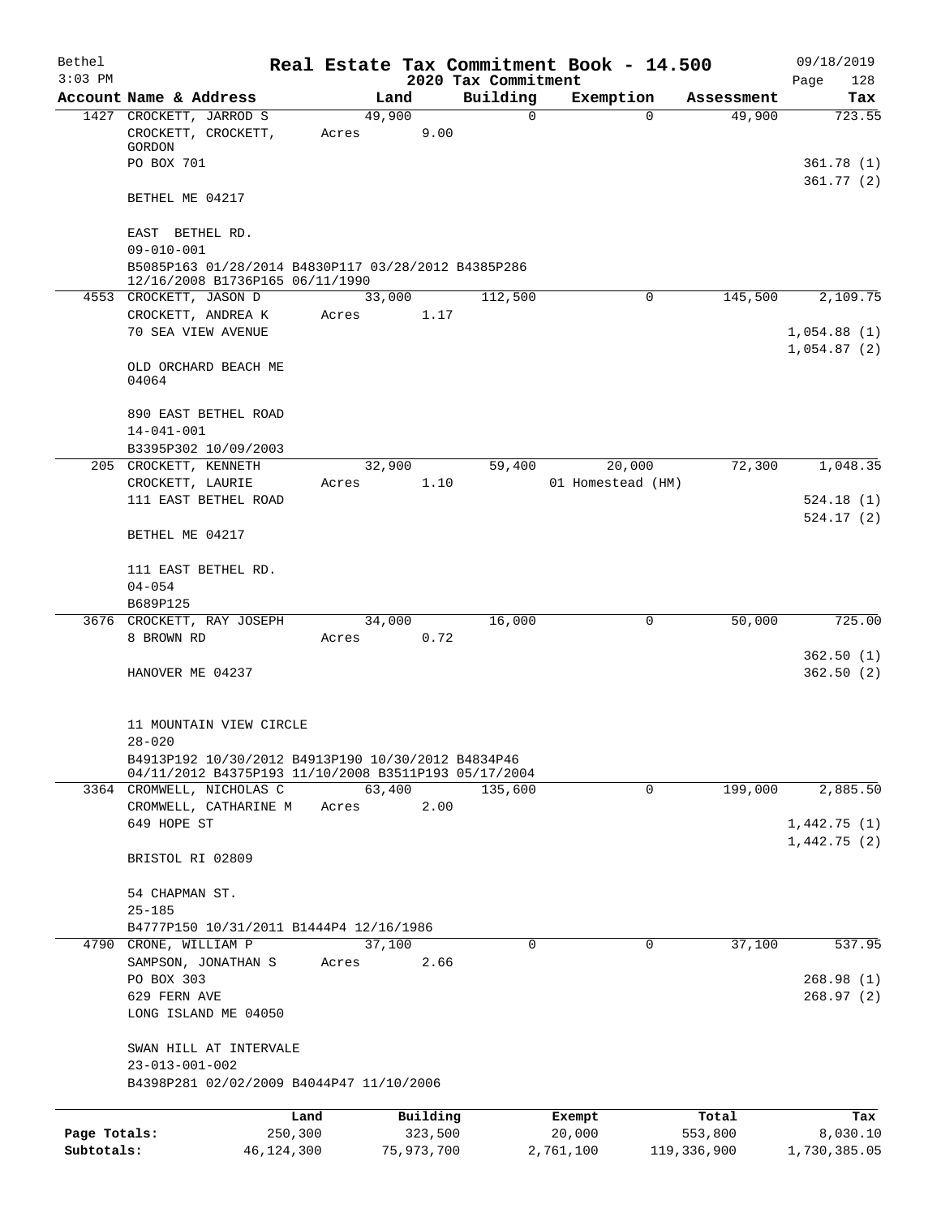# Real Estate Tax Commitment Book - 14.500

Bethel
3:03 PM

2020 Tax Commitment

09/18/2019
Page 128

| Account | Name & Address | Land | Building | Exemption | Assessment | Tax |
|---|---|---|---|---|---|---|
| 1427 | CROCKETT, JARROD S<br>CROCKETT, CROCKETT, GORDON<br>PO BOX 701<br><br>BETHEL ME 04217<br><br>EAST BETHEL RD.<br>09-010-001<br>B5085P163 01/28/2014 B4830P117 03/28/2012 B4385P286 12/16/2008 B1736P165 06/11/1990 | 49,900<br>Acres 9.00 | 0 | 0 | 49,900 | 723.55<br><br>361.78 (1)<br>361.77 (2) |
| 4553 | CROCKETT, JASON D<br>CROCKETT, ANDREA K<br>70 SEA VIEW AVENUE<br><br>OLD ORCHARD BEACH ME 04064<br><br>890 EAST BETHEL ROAD<br>14-041-001<br>B3395P302 10/09/2003 | 33,000<br>Acres 1.17 | 112,500 | 0 | 145,500 | 2,109.75<br><br>1,054.88 (1)<br>1,054.87 (2) |
| 205 | CROCKETT, KENNETH<br>CROCKETT, LAURIE<br>111 EAST BETHEL ROAD<br><br>BETHEL ME 04217<br><br>111 EAST BETHEL RD.<br>04-054<br>B689P125 | 32,900<br>Acres 1.10 | 59,400 | 20,000<br>01 Homestead (HM) | 72,300 | 1,048.35<br><br>524.18 (1)<br>524.17 (2) |
| 3676 | CROCKETT, RAY JOSEPH<br>8 BROWN RD<br><br>HANOVER ME 04237<br><br>11 MOUNTAIN VIEW CIRCLE<br>28-020<br>B4913P192 10/30/2012 B4913P190 10/30/2012 B4834P46 04/11/2012 B4375P193 11/10/2008 B3511P193 05/17/2004 | 34,000<br>Acres 0.72 | 16,000 | 0 | 50,000 | 725.00<br><br>362.50 (1)<br>362.50 (2) |
| 3364 | CROMWELL, NICHOLAS C<br>CROMWELL, CATHARINE M<br>649 HOPE ST<br><br>BRISTOL RI 02809<br><br>54 CHAPMAN ST.<br>25-185<br>B4777P150 10/31/2011 B1444P4 12/16/1986 | 63,400<br>Acres 2.00 | 135,600 | 0 | 199,000 | 2,885.50<br><br>1,442.75 (1)<br>1,442.75 (2) |
| 4790 | CRONE, WILLIAM P<br>SAMPSON, JONATHAN S<br>PO BOX 303<br>629 FERN AVE<br>LONG ISLAND ME 04050<br><br>SWAN HILL AT INTERVALE<br>23-013-001-002<br>B4398P281 02/02/2009 B4044P47 11/10/2006 | 37,100<br>Acres 2.66 | 0 | 0 | 37,100 | 537.95<br><br>268.98 (1)<br>268.97 (2) |

| | Land | Building | Exempt | Total | Tax |
|---|---|---|---|---|---|
| Page Totals: | 250,300 | 323,500 | 20,000 | 553,800 | 8,030.10 |
| Subtotals: | 46,124,300 | 75,973,700 | 2,761,100 | 119,336,900 | 1,730,385.05 |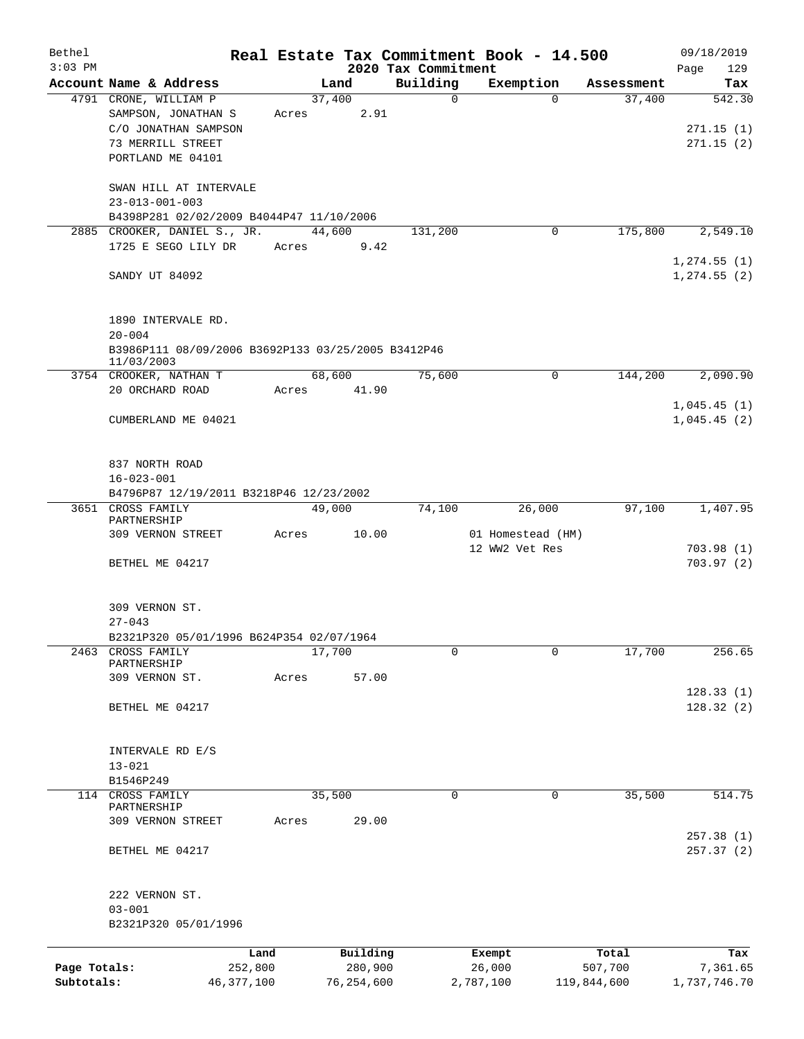Bethel 3:03 PM

# Real Estate Tax Commitment Book - 14.500

## 2020 Tax Commitment

09/18/2019

| Account | Name & Address | Land | Building | Exemption | Assessment | Tax |
|---|---|---|---|---|---|---|
| 4791 | CRONE, WILLIAM P<br>SAMPSON, JONATHAN S<br>C/O JONATHAN SAMPSON<br>73 MERRILL STREET<br>PORTLAND ME 04101<br><br>SWAN HILL AT INTERVALE<br>23-013-001-003<br>B4398P281 02/02/2009 B4044P47 11/10/2006 | 37,400<br>Acres 2.91 | 0 | 0 | 37,400 | 542.30<br>271.15 (1)<br>271.15 (2) |
| 2885 | CROOKER, DANIEL S., JR.<br>1725 E SEGO LILY DR<br><br>SANDY UT 84092<br><br>1890 INTERVALE RD.<br>20-004<br>B3986P111 08/09/2006 B3692P133 03/25/2005 B3412P46 11/03/2003 | 44,600<br>Acres 9.42 | 131,200 | 0 | 175,800 | 2,549.10<br>1,274.55 (1)<br>1,274.55 (2) |
| 3754 | CROOKER, NATHAN T<br>20 ORCHARD ROAD<br><br>CUMBERLAND ME 04021<br><br>837 NORTH ROAD<br>16-023-001<br>B4796P87 12/19/2011 B3218P46 12/23/2002 | 68,600<br>Acres 41.90 | 75,600 | 0 | 144,200 | 2,090.90<br>1,045.45 (1)<br>1,045.45 (2) |
| 3651 | CROSS FAMILY PARTNERSHIP<br>309 VERNON STREET<br><br>BETHEL ME 04217<br><br>309 VERNON ST.<br>27-043<br>B2321P320 05/01/1996 B624P354 02/07/1964 | 49,000<br>Acres 10.00 | 74,100 | 26,000<br>01 Homestead (HM)<br>12 WW2 Vet Res | 97,100 | 1,407.95<br>703.98 (1)<br>703.97 (2) |
| 2463 | CROSS FAMILY PARTNERSHIP<br>309 VERNON ST.<br><br>BETHEL ME 04217<br><br>INTERVALE RD E/S<br>13-021<br>B1546P249 | 17,700<br>Acres 57.00 | 0 | 0 | 17,700 | 256.65<br>128.33 (1)<br>128.32 (2) |
| 114 | CROSS FAMILY PARTNERSHIP<br>309 VERNON STREET<br><br>BETHEL ME 04217<br><br>222 VERNON ST.<br>03-001<br>B2321P320 05/01/1996 | 35,500<br>Acres 29.00 | 0 | 0 | 35,500 | 514.75<br>257.38 (1)<br>257.37 (2) |

| | Land | Building | Exempt | Total | Tax |
|---|---|---|---|---|---|
| Page Totals: | 252,800 | 280,900 | 26,000 | 507,700 | 7,361.65 |
| Subtotals: | 46,377,100 | 76,254,600 | 2,787,100 | 119,844,600 | 1,737,746.70 |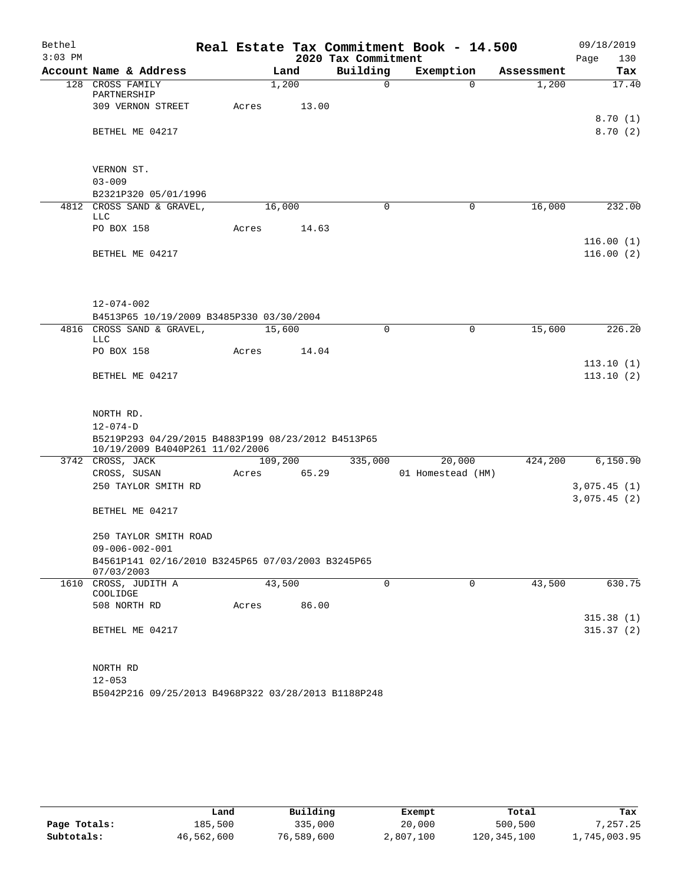Bethel 3:03 PM

# Real Estate Tax Commitment Book - 14.500

## 2020 Tax Commitment

09/18/2019

| Account | Name & Address | Land | Building | Exemption | Assessment | Tax |
|---|---|---|---|---|---|---|
| 128 | CROSS FAMILY PARTNERSHIP | 1,200 | 0 | 0 | 1,200 | 17.40 |
| | 309 VERNON STREET | Acres 13.00 | | | | |
| | | | | | | 8.70 (1) |
| | BETHEL ME 04217 | | | | | 8.70 (2) |
| | VERNON ST. | | | | | |
| | 03-009 | | | | | |
| | B2321P320 05/01/1996 | | | | | |
| 4812 | CROSS SAND & GRAVEL, LLC | 16,000 | 0 | 0 | 16,000 | 232.00 |
| | PO BOX 158 | Acres 14.63 | | | | |
| | | | | | | 116.00 (1) |
| | BETHEL ME 04217 | | | | | 116.00 (2) |
| | 12-074-002 | | | | | |
| | B4513P65 10/19/2009 B3485P330 03/30/2004 | | | | | |
| 4816 | CROSS SAND & GRAVEL, LLC | 15,600 | 0 | 0 | 15,600 | 226.20 |
| | PO BOX 158 | Acres 14.04 | | | | |
| | | | | | | 113.10 (1) |
| | BETHEL ME 04217 | | | | | 113.10 (2) |
| | NORTH RD. | | | | | |
| | 12-074-D | | | | | |
| | B5219P293 04/29/2015 B4883P199 08/23/2012 B4513P65 10/19/2009 B4040P261 11/02/2006 | | | | | |
| 3742 | CROSS, JACK | 109,200 | 335,000 | 20,000 | 424,200 | 6,150.90 |
| | CROSS, SUSAN | Acres 65.29 | | 01 Homestead (HM) | | |
| | 250 TAYLOR SMITH RD | | | | | 3,075.45 (1) |
| | | | | | | 3,075.45 (2) |
| | BETHEL ME 04217 | | | | | |
| | 250 TAYLOR SMITH ROAD | | | | | |
| | 09-006-002-001 | | | | | |
| | B4561P141 02/16/2010 B3245P65 07/03/2003 B3245P65 07/03/2003 | | | | | |
| 1610 | CROSS, JUDITH A COOLIDGE | 43,500 | 0 | 0 | 43,500 | 630.75 |
| | 508 NORTH RD | Acres 86.00 | | | | |
| | | | | | | 315.38 (1) |
| | BETHEL ME 04217 | | | | | 315.37 (2) |
| | NORTH RD | | | | | |
| | 12-053 | | | | | |
| | B5042P216 09/25/2013 B4968P322 03/28/2013 B1188P248 | | | | | |

| | Land | Building | Exempt | Total | Tax |
|---|---|---|---|---|---|
| Page Totals: | 185,500 | 335,000 | 20,000 | 500,500 | 7,257.25 |
| Subtotals: | 46,562,600 | 76,589,600 | 2,807,100 | 120,345,100 | 1,745,003.95 |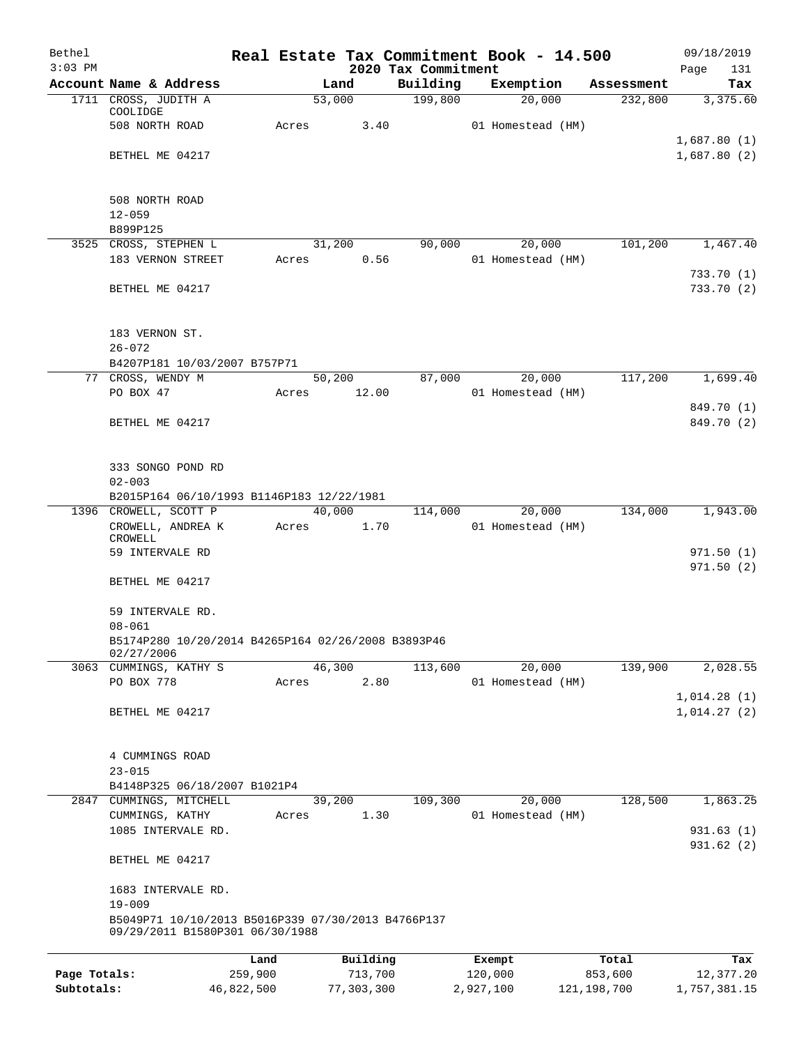Bethel 3:03 PM

# Real Estate Tax Commitment Book - 14.500

## 2020 Tax Commitment

09/18/2019

| Account | Name & Address | Land | Building | Exemption | Assessment | Tax |
|---|---|---|---|---|---|---|
| 1711 | CROSS, JUDITH A COOLIDGE | 53,000 | 199,800 | 20,000 | 232,800 | 3,375.60 |
| | 508 NORTH ROAD | Acres 3.40 | | 01 Homestead (HM) | | |
| | | | | | | 1,687.80 (1) |
| | BETHEL ME 04217 | | | | | 1,687.80 (2) |
| | 508 NORTH ROAD | | | | | |
| | 12-059 | | | | | |
| | B899P125 | | | | | |
| 3525 | CROSS, STEPHEN L | 31,200 | 90,000 | 20,000 | 101,200 | 1,467.40 |
| | 183 VERNON STREET | Acres 0.56 | | 01 Homestead (HM) | | |
| | | | | | | 733.70 (1) |
| | BETHEL ME 04217 | | | | | 733.70 (2) |
| | 183 VERNON ST. | | | | | |
| | 26-072 | | | | | |
| | B4207P181 10/03/2007 B757P71 | | | | | |
| 77 | CROSS, WENDY M | 50,200 | 87,000 | 20,000 | 117,200 | 1,699.40 |
| | PO BOX 47 | Acres 12.00 | | 01 Homestead (HM) | | |
| | | | | | | 849.70 (1) |
| | BETHEL ME 04217 | | | | | 849.70 (2) |
| | 333 SONGO POND RD | | | | | |
| | 02-003 | | | | | |
| | B2015P164 06/10/1993 B1146P183 12/22/1981 | | | | | |
| 1396 | CROWELL, SCOTT P | 40,000 | 114,000 | 20,000 | 134,000 | 1,943.00 |
| | CROWELL, ANDREA K CROWELL | Acres 1.70 | | 01 Homestead (HM) | | |
| | 59 INTERVALE RD | | | | | 971.50 (1) |
| | | | | | | 971.50 (2) |
| | BETHEL ME 04217 | | | | | |
| | 59 INTERVALE RD. | | | | | |
| | 08-061 | | | | | |
| | B5174P280 10/20/2014 B4265P164 02/26/2008 B3893P46 02/27/2006 | | | | | |
| 3063 | CUMMINGS, KATHY S | 46,300 | 113,600 | 20,000 | 139,900 | 2,028.55 |
| | PO BOX 778 | Acres 2.80 | | 01 Homestead (HM) | | |
| | | | | | | 1,014.28 (1) |
| | BETHEL ME 04217 | | | | | 1,014.27 (2) |
| | 4 CUMMINGS ROAD | | | | | |
| | 23-015 | | | | | |
| | B4148P325 06/18/2007 B1021P4 | | | | | |
| 2847 | CUMMINGS, MITCHELL | 39,200 | 109,300 | 20,000 | 128,500 | 1,863.25 |
| | CUMMINGS, KATHY | Acres 1.30 | | 01 Homestead (HM) | | |
| | 1085 INTERVALE RD. | | | | | 931.63 (1) |
| | | | | | | 931.62 (2) |
| | BETHEL ME 04217 | | | | | |
| | 1683 INTERVALE RD. | | | | | |
| | 19-009 | | | | | |
| | B5049P71 10/10/2013 B5016P339 07/30/2013 B4766P137 09/29/2011 B1580P301 06/30/1988 | | | | | |

| | Land | Building | Exempt | Total | Tax |
|---|---|---|---|---|---|
| Page Totals: | 259,900 | 713,700 | 120,000 | 853,600 | 12,377.20 |
| Subtotals: | 46,822,500 | 77,303,300 | 2,927,100 | 121,198,700 | 1,757,381.15 |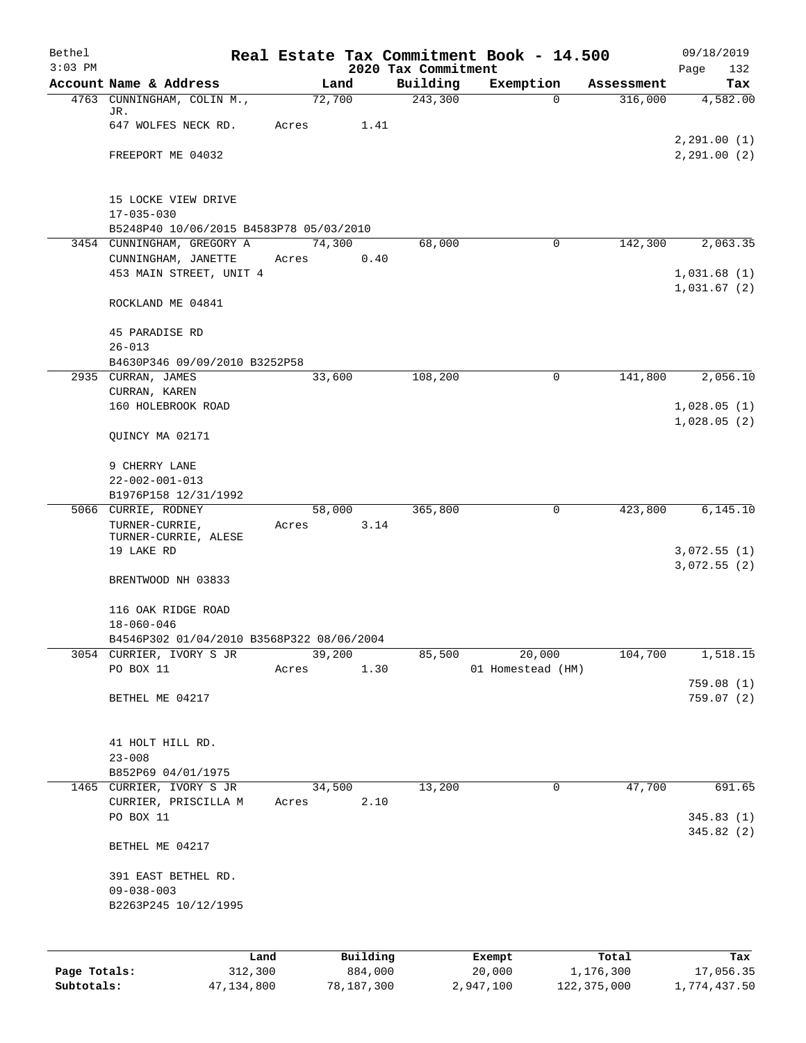# Real Estate Tax Commitment Book - 14.500

Bethel 3:03 PM — 2020 Tax Commitment — 09/18/2019

| Account Name & Address | Land | Building | Exemption | Assessment | Tax |
|---|---|---|---|---|---|
| 4763 CUNNINGHAM, COLIN M., JR. | 72,700 | 243,300 | 0 | 316,000 | 4,582.00 |
| 647 WOLFES NECK RD. | Acres 1.41 | | | | |
| | | | | | 2,291.00 (1) |
| FREEPORT ME 04032 | | | | | 2,291.00 (2) |
| 15 LOCKE VIEW DRIVE | | | | | |
| 17-035-030 | | | | | |
| B5248P40 10/06/2015 B4583P78 05/03/2010 | | | | | |
| 3454 CUNNINGHAM, GREGORY A | 74,300 | 68,000 | 0 | 142,300 | 2,063.35 |
| CUNNINGHAM, JANETTE | Acres 0.40 | | | | |
| 453 MAIN STREET, UNIT 4 | | | | | 1,031.68 (1) |
| | | | | | 1,031.67 (2) |
| ROCKLAND ME 04841 | | | | | |
| 45 PARADISE RD | | | | | |
| 26-013 | | | | | |
| B4630P346 09/09/2010 B3252P58 | | | | | |
| 2935 CURRAN, JAMES | 33,600 | 108,200 | 0 | 141,800 | 2,056.10 |
| CURRAN, KAREN | | | | | |
| 160 HOLEBROOK ROAD | | | | | 1,028.05 (1) |
| | | | | | 1,028.05 (2) |
| QUINCY MA 02171 | | | | | |
| 9 CHERRY LANE | | | | | |
| 22-002-001-013 | | | | | |
| B1976P158 12/31/1992 | | | | | |
| 5066 CURRIE, RODNEY | 58,000 | 365,800 | 0 | 423,800 | 6,145.10 |
| TURNER-CURRIE, TURNER-CURRIE, ALESE | Acres 3.14 | | | | |
| 19 LAKE RD | | | | | 3,072.55 (1) |
| | | | | | 3,072.55 (2) |
| BRENTWOOD NH 03833 | | | | | |
| 116 OAK RIDGE ROAD | | | | | |
| 18-060-046 | | | | | |
| B4546P302 01/04/2010 B3568P322 08/06/2004 | | | | | |
| 3054 CURRIER, IVORY S JR | 39,200 | 85,500 | 20,000 | 104,700 | 1,518.15 |
| PO BOX 11 | Acres 1.30 | | 01 Homestead (HM) | | |
| | | | | | 759.08 (1) |
| BETHEL ME 04217 | | | | | 759.07 (2) |
| 41 HOLT HILL RD. | | | | | |
| 23-008 | | | | | |
| B852P69 04/01/1975 | | | | | |
| 1465 CURRIER, IVORY S JR | 34,500 | 13,200 | 0 | 47,700 | 691.65 |
| CURRIER, PRISCILLA M | Acres 2.10 | | | | |
| PO BOX 11 | | | | | 345.83 (1) |
| | | | | | 345.82 (2) |
| BETHEL ME 04217 | | | | | |
| 391 EAST BETHEL RD. | | | | | |
| 09-038-003 | | | | | |
| B2263P245 10/12/1995 | | | | | |

| | Land | Building | Exempt | Total | Tax |
|---|---|---|---|---|---|
| Page Totals: | 312,300 | 884,000 | 20,000 | 1,176,300 | 17,056.35 |
| Subtotals: | 47,134,800 | 78,187,300 | 2,947,100 | 122,375,000 | 1,774,437.50 |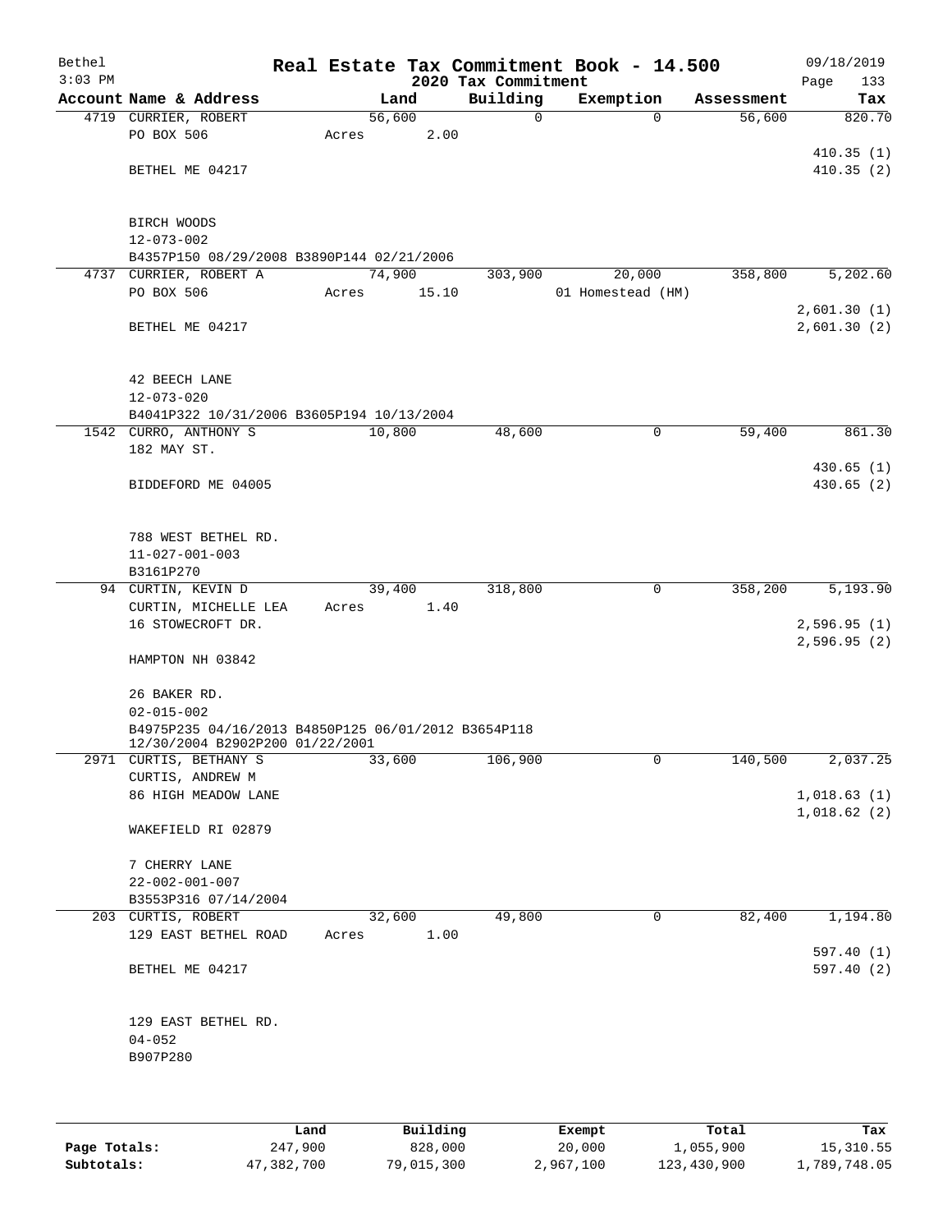Bethel
3:03 PM

# Real Estate Tax Commitment Book - 14.500

## 2020 Tax Commitment

09/18/2019
Page 133

| Account Name & Address | Land | Building | Exemption | Assessment | Tax |
|---|---|---|---|---|---|
| 4719 CURRIER, ROBERT | 56,600 | 0 | 0 | 56,600 | 820.70 |
| PO BOX 506 | Acres 2.00 | | | | |
| | | | | | 410.35 (1) |
| BETHEL ME 04217 | | | | | 410.35 (2) |
| BIRCH WOODS | | | | | |
| 12-073-002 | | | | | |
| B4357P150 08/29/2008 B3890P144 02/21/2006 | | | | | |
| 4737 CURRIER, ROBERT A | 74,900 | 303,900 | 20,000 | 358,800 | 5,202.60 |
| PO BOX 506 | Acres 15.10 | | 01 Homestead (HM) | | |
| | | | | | 2,601.30 (1) |
| BETHEL ME 04217 | | | | | 2,601.30 (2) |
| 42 BEECH LANE | | | | | |
| 12-073-020 | | | | | |
| B4041P322 10/31/2006 B3605P194 10/13/2004 | | | | | |
| 1542 CURRO, ANTHONY S | 10,800 | 48,600 | 0 | 59,400 | 861.30 |
| 182 MAY ST. | | | | | |
| | | | | | 430.65 (1) |
| BIDDEFORD ME 04005 | | | | | 430.65 (2) |
| 788 WEST BETHEL RD. | | | | | |
| 11-027-001-003 | | | | | |
| B3161P270 | | | | | |
| 94 CURTIN, KEVIN D | 39,400 | 318,800 | 0 | 358,200 | 5,193.90 |
| CURTIN, MICHELLE LEA | Acres 1.40 | | | | |
| 16 STOWECROFT DR. | | | | | 2,596.95 (1) |
| | | | | | 2,596.95 (2) |
| HAMPTON NH 03842 | | | | | |
| 26 BAKER RD. | | | | | |
| 02-015-002 | | | | | |
| B4975P235 04/16/2013 B4850P125 06/01/2012 B3654P118 12/30/2004 B2902P200 01/22/2001 | | | | | |
| 2971 CURTIS, BETHANY S | 33,600 | 106,900 | 0 | 140,500 | 2,037.25 |
| CURTIS, ANDREW M | | | | | |
| 86 HIGH MEADOW LANE | | | | | 1,018.63 (1) |
| | | | | | 1,018.62 (2) |
| WAKEFIELD RI 02879 | | | | | |
| 7 CHERRY LANE | | | | | |
| 22-002-001-007 | | | | | |
| B3553P316 07/14/2004 | | | | | |
| 203 CURTIS, ROBERT | 32,600 | 49,800 | 0 | 82,400 | 1,194.80 |
| 129 EAST BETHEL ROAD | Acres 1.00 | | | | |
| | | | | | 597.40 (1) |
| BETHEL ME 04217 | | | | | 597.40 (2) |
| 129 EAST BETHEL RD. | | | | | |
| 04-052 | | | | | |
| B907P280 | | | | | |

| | Land | Building | Exempt | Total | Tax |
|---|---|---|---|---|---|
| Page Totals: | 247,900 | 828,000 | 20,000 | 1,055,900 | 15,310.55 |
| Subtotals: | 47,382,700 | 79,015,300 | 2,967,100 | 123,430,900 | 1,789,748.05 |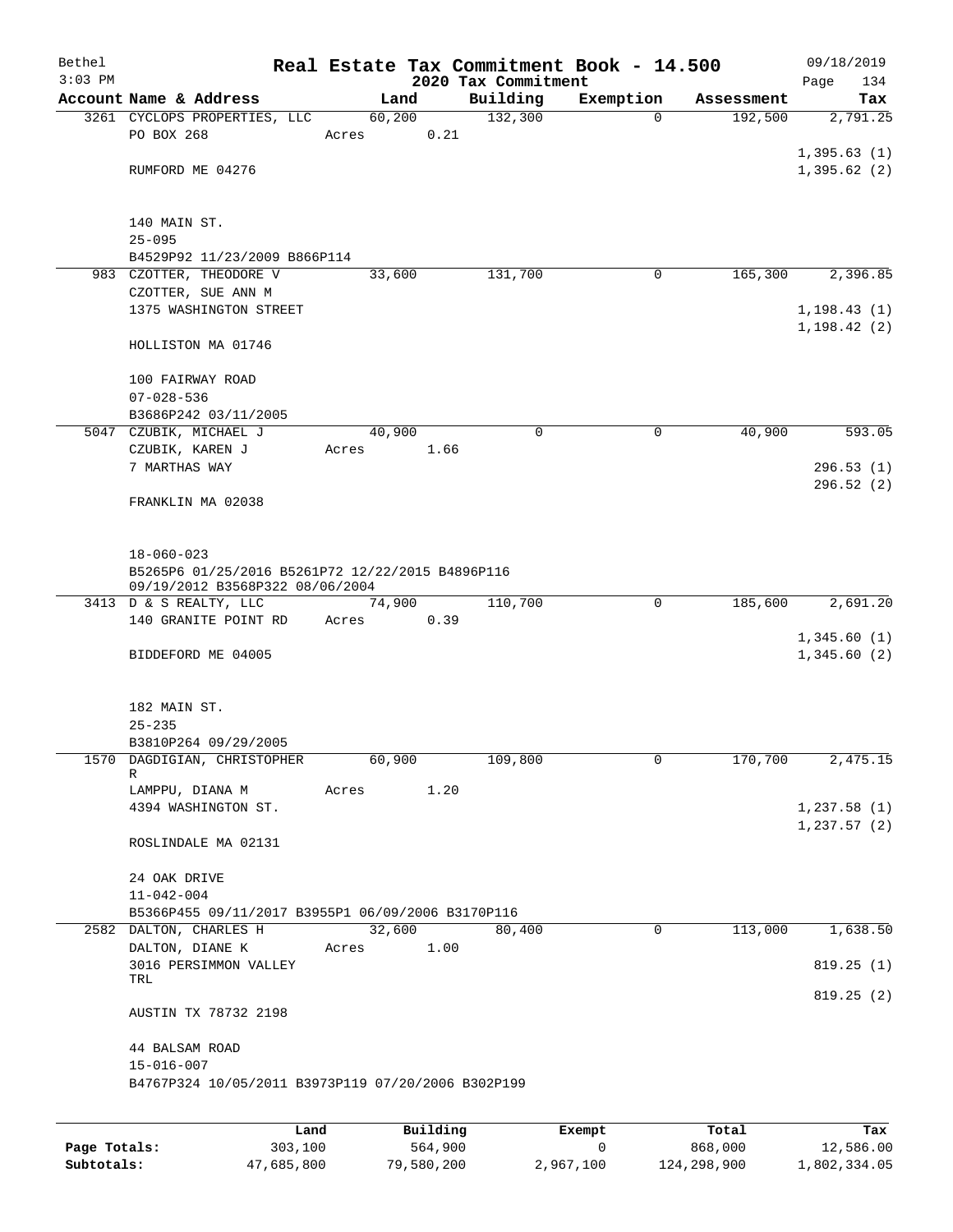Bethel 3:03 PM

# Real Estate Tax Commitment Book - 14.500

## 2020 Tax Commitment

09/18/2019 Page 134

| Account Name & Address | Land | Building | Exemption | Assessment | Tax |
|---|---|---|---|---|---|
| 3261 CYCLOPS PROPERTIES, LLC<br>PO BOX 268<br><br>RUMFORD ME 04276<br><br>140 MAIN ST.<br>25-095<br>B4529P92 11/23/2009 B866P114 | 60,200<br>Acres 0.21 | 132,300 | 0 | 192,500 | 2,791.25<br><br>1,395.63 (1)<br>1,395.62 (2) |
| 983 CZOTTER, THEODORE V<br>CZOTTER, SUE ANN M<br>1375 WASHINGTON STREET<br><br>HOLLISTON MA 01746<br><br>100 FAIRWAY ROAD<br>07-028-536<br>B3686P242 03/11/2005 | 33,600 | 131,700 | 0 | 165,300 | 2,396.85<br><br>1,198.43 (1)<br>1,198.42 (2) |
| 5047 CZUBIK, MICHAEL J<br>CZUBIK, KAREN J<br>7 MARTHAS WAY<br><br>FRANKLIN MA 02038<br><br>18-060-023<br>B5265P6 01/25/2016 B5261P72 12/22/2015 B4896P116 09/19/2012 B3568P322 08/06/2004 | 40,900<br>Acres 1.66 | 0 | 0 | 40,900 | 593.05<br><br>296.53 (1)<br>296.52 (2) |
| 3413 D & S REALTY, LLC<br>140 GRANITE POINT RD<br><br>BIDDEFORD ME 04005<br><br>182 MAIN ST.<br>25-235<br>B3810P264 09/29/2005 | 74,900<br>Acres 0.39 | 110,700 | 0 | 185,600 | 2,691.20<br><br>1,345.60 (1)<br>1,345.60 (2) |
| 1570 DAGDIGIAN, CHRISTOPHER R<br>LAMPPU, DIANA M<br>4394 WASHINGTON ST.<br><br>ROSLINDALE MA 02131<br><br>24 OAK DRIVE<br>11-042-004<br>B5366P455 09/11/2017 B3955P1 06/09/2006 B3170P116 | 60,900<br>Acres 1.20 | 109,800 | 0 | 170,700 | 2,475.15<br><br>1,237.58 (1)<br>1,237.57 (2) |
| 2582 DALTON, CHARLES H<br>DALTON, DIANE K<br>3016 PERSIMMON VALLEY TRL<br><br>AUSTIN TX 78732 2198<br><br>44 BALSAM ROAD<br>15-016-007<br>B4767P324 10/05/2011 B3973P119 07/20/2006 B302P199 | 32,600<br>Acres 1.00 | 80,400 | 0 | 113,000 | 1,638.50<br><br>819.25 (1)<br>819.25 (2) |

| | Land | Building | Exempt | Total | Tax |
|---|---|---|---|---|---|
| **Page Totals:** | 303,100 | 564,900 | 0 | 868,000 | 12,586.00 |
| **Subtotals:** | 47,685,800 | 79,580,200 | 2,967,100 | 124,298,900 | 1,802,334.05 |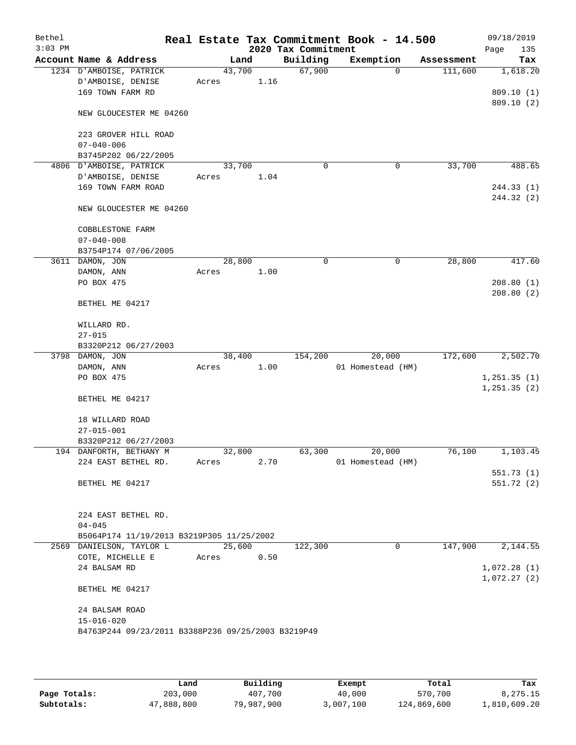Bethel 3:03 PM

# Real Estate Tax Commitment Book - 14.500

## 2020 Tax Commitment

09/18/2019

| Account | Name & Address | Land | Building | Exemption | Assessment | Tax |
|---|---|---|---|---|---|---|
| 1234 | D'AMBOISE, PATRICK<br>D'AMBOISE, DENISE<br>169 TOWN FARM RD<br><br>NEW GLOUCESTER ME 04260<br><br>223 GROVER HILL ROAD<br>07-040-006<br>B3745P202 06/22/2005 | 43,700<br>Acres 1.16 | 67,900 | 0 | 111,600 | 1,618.20<br><br>809.10 (1)<br>809.10 (2) |
| 4806 | D'AMBOISE, PATRICK<br>D'AMBOISE, DENISE<br>169 TOWN FARM ROAD<br><br>NEW GLOUCESTER ME 04260<br><br>COBBLESTONE FARM<br>07-040-008<br>B3754P174 07/06/2005 | 33,700<br>Acres 1.04 | 0 | 0 | 33,700 | 488.65<br><br>244.33 (1)<br>244.32 (2) |
| 3611 | DAMON, JON<br>DAMON, ANN<br>PO BOX 475<br><br>BETHEL ME 04217<br><br>WILLARD RD.<br>27-015<br>B3320P212 06/27/2003 | 28,800<br>Acres 1.00 | 0 | 0 | 28,800 | 417.60<br><br>208.80 (1)<br>208.80 (2) |
| 3798 | DAMON, JON<br>DAMON, ANN<br>PO BOX 475<br><br>BETHEL ME 04217<br><br>18 WILLARD ROAD<br>27-015-001<br>B3320P212 06/27/2003 | 38,400<br>Acres 1.00 | 154,200 | 20,000<br>01 Homestead (HM) | 172,600 | 2,502.70<br><br>1,251.35 (1)<br>1,251.35 (2) |
| 194 | DANFORTH, BETHANY M<br>224 EAST BETHEL RD.<br><br>BETHEL ME 04217<br><br>224 EAST BETHEL RD.<br>04-045<br>B5064P174 11/19/2013 B3219P305 11/25/2002 | 32,800<br>Acres 2.70 | 63,300 | 20,000<br>01 Homestead (HM) | 76,100 | 1,103.45<br><br>551.73 (1)<br>551.72 (2) |
| 2569 | DANIELSON, TAYLOR L<br>COTE, MICHELLE E<br>24 BALSAM RD<br><br>BETHEL ME 04217<br><br>24 BALSAM ROAD<br>15-016-020<br>B4763P244 09/23/2011 B3388P236 09/25/2003 B3219P49 | 25,600<br>Acres 0.50 | 122,300 | 0 | 147,900 | 2,144.55<br><br>1,072.28 (1)<br>1,072.27 (2) |

| | Land | Building | Exempt | Total | Tax |
|---|---|---|---|---|---|
| **Page Totals:** | 203,000 | 407,700 | 40,000 | 570,700 | 8,275.15 |
| **Subtotals:** | 47,888,800 | 79,987,900 | 3,007,100 | 124,869,600 | 1,810,609.20 |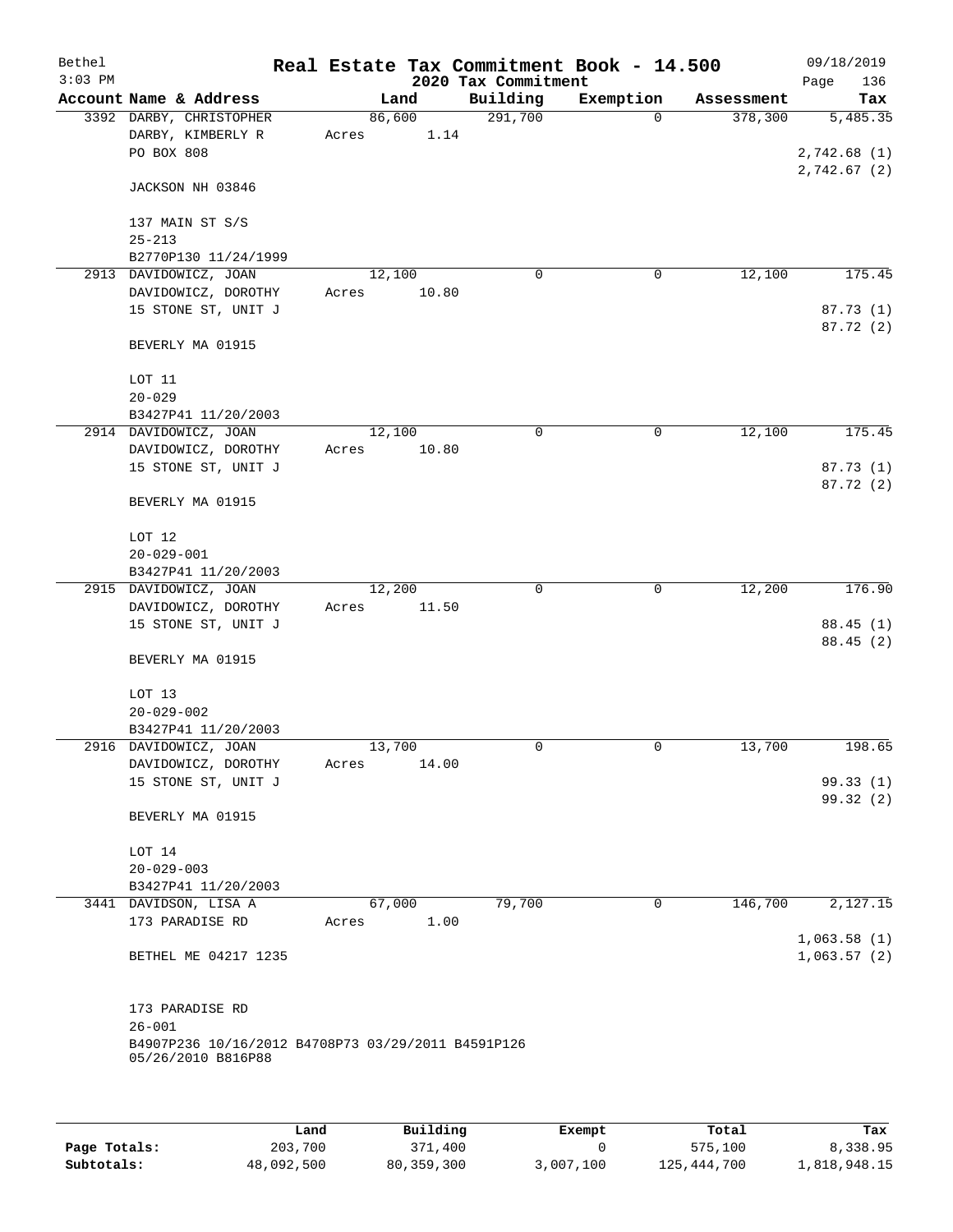# Real Estate Tax Commitment Book - 14.500

Bethel
3:03 PM

2020 Tax Commitment

09/18/2019

| Account Name & Address | Land | Building | Exemption | Assessment | Tax |
|---|---|---|---|---|---|
| 3392 DARBY, CHRISTOPHER<br>DARBY, KIMBERLY R<br>PO BOX 808<br><br>JACKSON NH 03846<br><br>137 MAIN ST S/S<br>25-213<br>B2770P130 11/24/1999 | 86,600<br>Acres 1.14 | 291,700 | 0 | 378,300 | 5,485.35<br><br>2,742.68 (1)<br>2,742.67 (2) |
| 2913 DAVIDOWICZ, JOAN<br>DAVIDOWICZ, DOROTHY<br>15 STONE ST, UNIT J<br><br>BEVERLY MA 01915<br><br>LOT 11<br>20-029<br>B3427P41 11/20/2003 | 12,100<br>Acres 10.80 | 0 | 0 | 12,100 | 175.45<br><br>87.73 (1)<br>87.72 (2) |
| 2914 DAVIDOWICZ, JOAN<br>DAVIDOWICZ, DOROTHY<br>15 STONE ST, UNIT J<br><br>BEVERLY MA 01915<br><br>LOT 12<br>20-029-001<br>B3427P41 11/20/2003 | 12,100<br>Acres 10.80 | 0 | 0 | 12,100 | 175.45<br><br>87.73 (1)<br>87.72 (2) |
| 2915 DAVIDOWICZ, JOAN<br>DAVIDOWICZ, DOROTHY<br>15 STONE ST, UNIT J<br><br>BEVERLY MA 01915<br><br>LOT 13<br>20-029-002<br>B3427P41 11/20/2003 | 12,200<br>Acres 11.50 | 0 | 0 | 12,200 | 176.90<br><br>88.45 (1)<br>88.45 (2) |
| 2916 DAVIDOWICZ, JOAN<br>DAVIDOWICZ, DOROTHY<br>15 STONE ST, UNIT J<br><br>BEVERLY MA 01915<br><br>LOT 14<br>20-029-003<br>B3427P41 11/20/2003 | 13,700<br>Acres 14.00 | 0 | 0 | 13,700 | 198.65<br><br>99.33 (1)<br>99.32 (2) |
| 3441 DAVIDSON, LISA A<br>173 PARADISE RD<br><br>BETHEL ME 04217 1235<br><br>173 PARADISE RD<br>26-001<br>B4907P236 10/16/2012 B4708P73 03/29/2011 B4591P126 05/26/2010 B816P88 | 67,000<br>Acres 1.00 | 79,700 | 0 | 146,700 | 2,127.15<br><br>1,063.58 (1)<br>1,063.57 (2) |

| | Land | Building | Exempt | Total | Tax |
|---|---|---|---|---|---|
| Page Totals: | 203,700 | 371,400 | 0 | 575,100 | 8,338.95 |
| Subtotals: | 48,092,500 | 80,359,300 | 3,007,100 | 125,444,700 | 1,818,948.15 |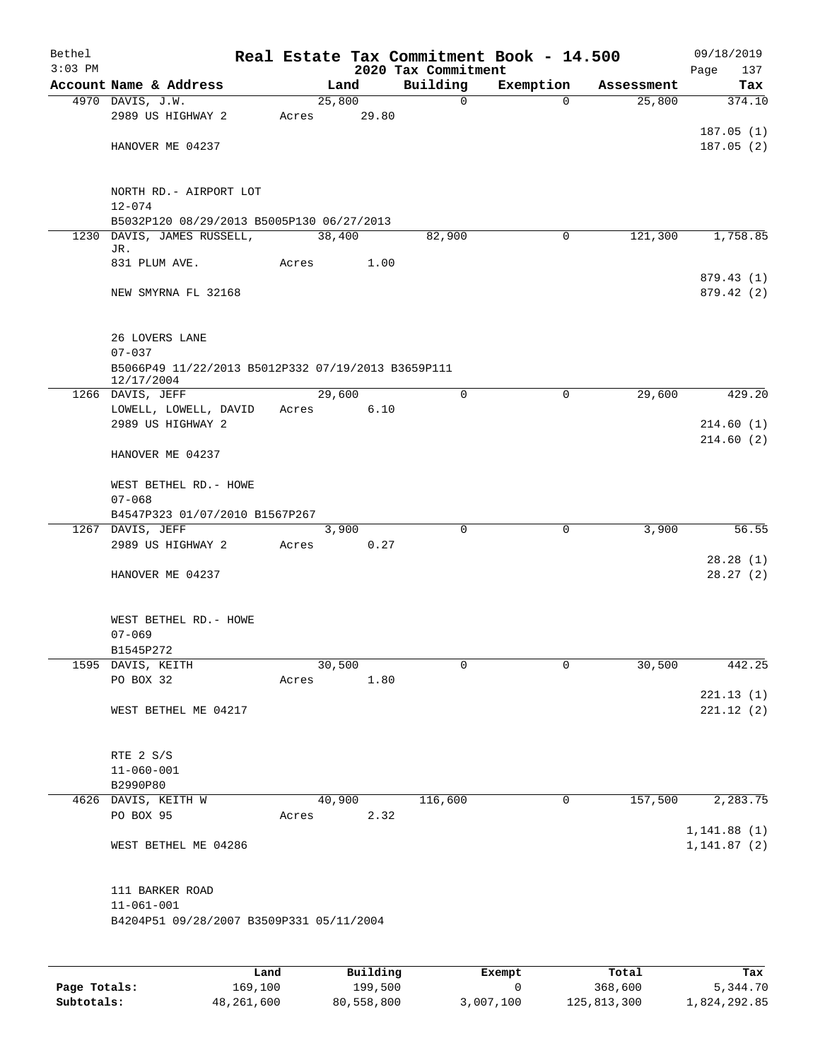Bethel 3:03 PM

**Real Estate Tax Commitment Book - 14.500**

**2020 Tax Commitment**

09/18/2019

| Account | Name & Address | Land | Building | Exemption | Assessment | Tax |
|---|---|---|---|---|---|---|
| 4970 | DAVIS, J.W. | 25,800 | 0 | 0 | 25,800 | 374.10 |
| | 2989 US HIGHWAY 2 | Acres 29.80 | | | | |
| | | | | | | 187.05 (1) |
| | HANOVER ME 04237 | | | | | 187.05 (2) |
| | NORTH RD.- AIRPORT LOT | | | | | |
| | 12-074 | | | | | |
| | B5032P120 08/29/2013 B5005P130 06/27/2013 | | | | | |
| 1230 | DAVIS, JAMES RUSSELL, JR. | 38,400 | 82,900 | 0 | 121,300 | 1,758.85 |
| | 831 PLUM AVE. | Acres 1.00 | | | | |
| | | | | | | 879.43 (1) |
| | NEW SMYRNA FL 32168 | | | | | 879.42 (2) |
| | 26 LOVERS LANE | | | | | |
| | 07-037 | | | | | |
| | B5066P49 11/22/2013 B5012P332 07/19/2013 B3659P111 12/17/2004 | | | | | |
| 1266 | DAVIS, JEFF | 29,600 | 0 | 0 | 29,600 | 429.20 |
| | LOWELL, LOWELL, DAVID | Acres 6.10 | | | | |
| | 2989 US HIGHWAY 2 | | | | | 214.60 (1) |
| | | | | | | 214.60 (2) |
| | HANOVER ME 04237 | | | | | |
| | WEST BETHEL RD.- HOWE | | | | | |
| | 07-068 | | | | | |
| | B4547P323 01/07/2010 B1567P267 | | | | | |
| 1267 | DAVIS, JEFF | 3,900 | 0 | 0 | 3,900 | 56.55 |
| | 2989 US HIGHWAY 2 | Acres 0.27 | | | | |
| | | | | | | 28.28 (1) |
| | HANOVER ME 04237 | | | | | 28.27 (2) |
| | WEST BETHEL RD.- HOWE | | | | | |
| | 07-069 | | | | | |
| | B1545P272 | | | | | |
| 1595 | DAVIS, KEITH | 30,500 | 0 | 0 | 30,500 | 442.25 |
| | PO BOX 32 | Acres 1.80 | | | | |
| | | | | | | 221.13 (1) |
| | WEST BETHEL ME 04217 | | | | | 221.12 (2) |
| | RTE 2 S/S | | | | | |
| | 11-060-001 | | | | | |
| | B2990P80 | | | | | |
| 4626 | DAVIS, KEITH W | 40,900 | 116,600 | 0 | 157,500 | 2,283.75 |
| | PO BOX 95 | Acres 2.32 | | | | |
| | | | | | | 1,141.88 (1) |
| | WEST BETHEL ME 04286 | | | | | 1,141.87 (2) |
| | 111 BARKER ROAD | | | | | |
| | 11-061-001 | | | | | |
| | B4204P51 09/28/2007 B3509P331 05/11/2004 | | | | | |

| | Land | Building | Exempt | Total | Tax |
|---|---|---|---|---|---|
| Page Totals: | 169,100 | 199,500 | 0 | 368,600 | 5,344.70 |
| Subtotals: | 48,261,600 | 80,558,800 | 3,007,100 | 125,813,300 | 1,824,292.85 |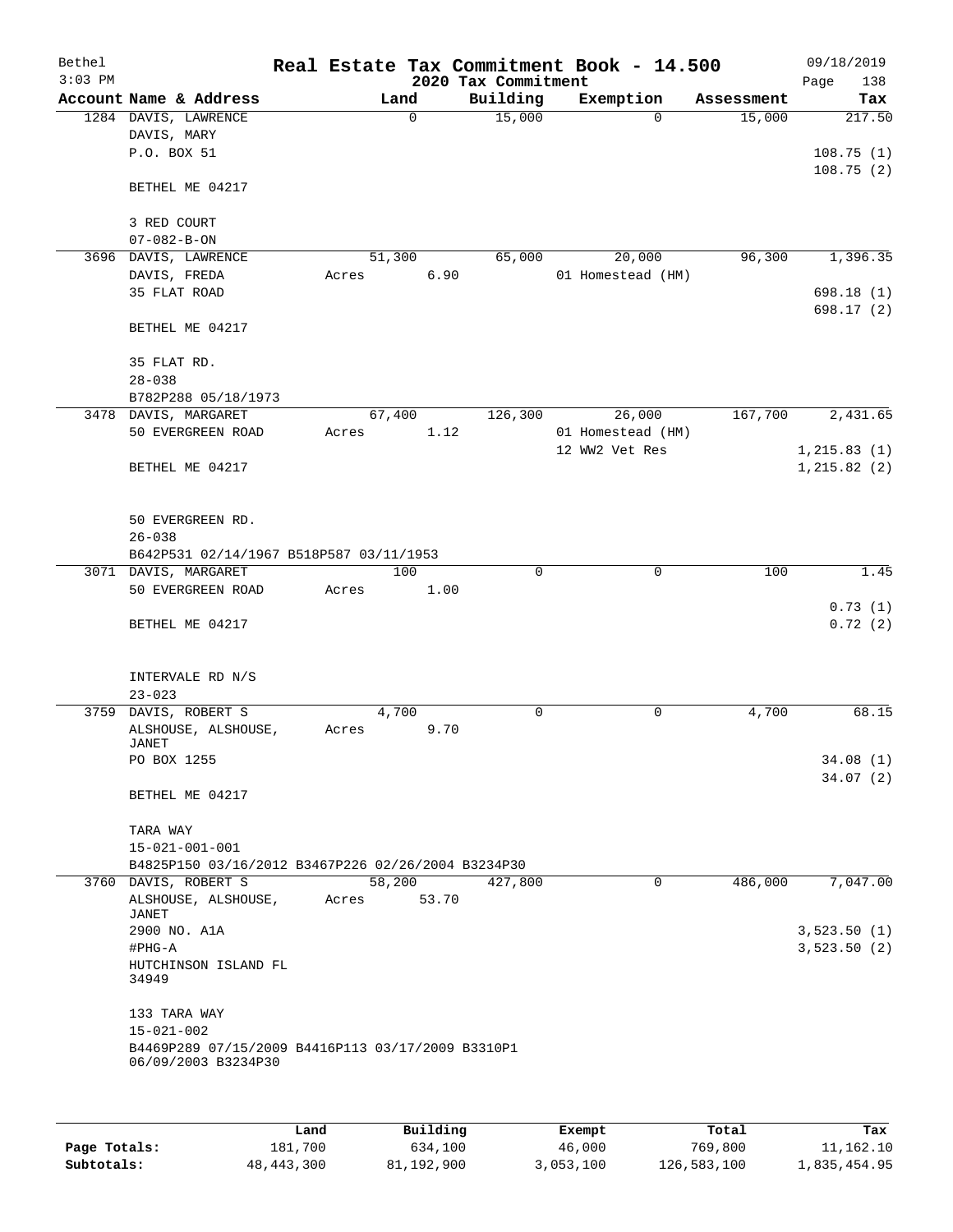Bethel 3:03 PM

# Real Estate Tax Commitment Book - 14.500

## 2020 Tax Commitment

09/18/2019

| Account | Name & Address | Land | Building | Exemption | Assessment | Tax |
|---|---|---|---|---|---|---|
| 1284 | DAVIS, LAWRENCE<br>DAVIS, MARY<br>P.O. BOX 51<br><br>BETHEL ME 04217<br><br>3 RED COURT<br>07-082-B-ON | 0 | 15,000 | 0 | 15,000 | 217.50<br><br>108.75 (1)<br>108.75 (2) |
| 3696 | DAVIS, LAWRENCE<br>DAVIS, FREDA<br>35 FLAT ROAD<br><br>BETHEL ME 04217<br><br>35 FLAT RD.<br>28-038<br>B782P288 05/18/1973 | 51,300<br>Acres 6.90 | 65,000 | 20,000<br>01 Homestead (HM) | 96,300 | 1,396.35<br><br>698.18 (1)<br>698.17 (2) |
| 3478 | DAVIS, MARGARET<br>50 EVERGREEN ROAD<br><br>BETHEL ME 04217<br><br>50 EVERGREEN RD.<br>26-038<br>B642P531 02/14/1967 B518P587 03/11/1953 | 67,400<br>Acres 1.12 | 126,300 | 26,000<br>01 Homestead (HM)<br>12 WW2 Vet Res | 167,700 | 2,431.65<br><br>1,215.83 (1)<br>1,215.82 (2) |
| 3071 | DAVIS, MARGARET<br>50 EVERGREEN ROAD<br><br>BETHEL ME 04217<br><br>INTERVALE RD N/S<br>23-023 | 100<br>Acres 1.00 | 0 | 0 | 100 | 1.45<br><br>0.73 (1)<br>0.72 (2) |
| 3759 | DAVIS, ROBERT S<br>ALSHOUSE, ALSHOUSE, JANET<br>PO BOX 1255<br><br>BETHEL ME 04217<br><br>TARA WAY<br>15-021-001-001<br>B4825P150 03/16/2012 B3467P226 02/26/2004 B3234P30 | 4,700<br>Acres 9.70 | 0 | 0 | 4,700 | 68.15<br><br>34.08 (1)<br>34.07 (2) |
| 3760 | DAVIS, ROBERT S<br>ALSHOUSE, ALSHOUSE, JANET<br>2900 NO. A1A<br>#PHG-A<br>HUTCHINSON ISLAND FL 34949<br><br>133 TARA WAY<br>15-021-002<br>B4469P289 07/15/2009 B4416P113 03/17/2009 B3310P1 06/09/2003 B3234P30 | 58,200<br>Acres 53.70 | 427,800 | 0 | 486,000 | 7,047.00<br><br>3,523.50 (1)<br>3,523.50 (2) |

| | Land | Building | Exempt | Total | Tax |
|---|---|---|---|---|---|
| Page Totals: | 181,700 | 634,100 | 46,000 | 769,800 | 11,162.10 |
| Subtotals: | 48,443,300 | 81,192,900 | 3,053,100 | 126,583,100 | 1,835,454.95 |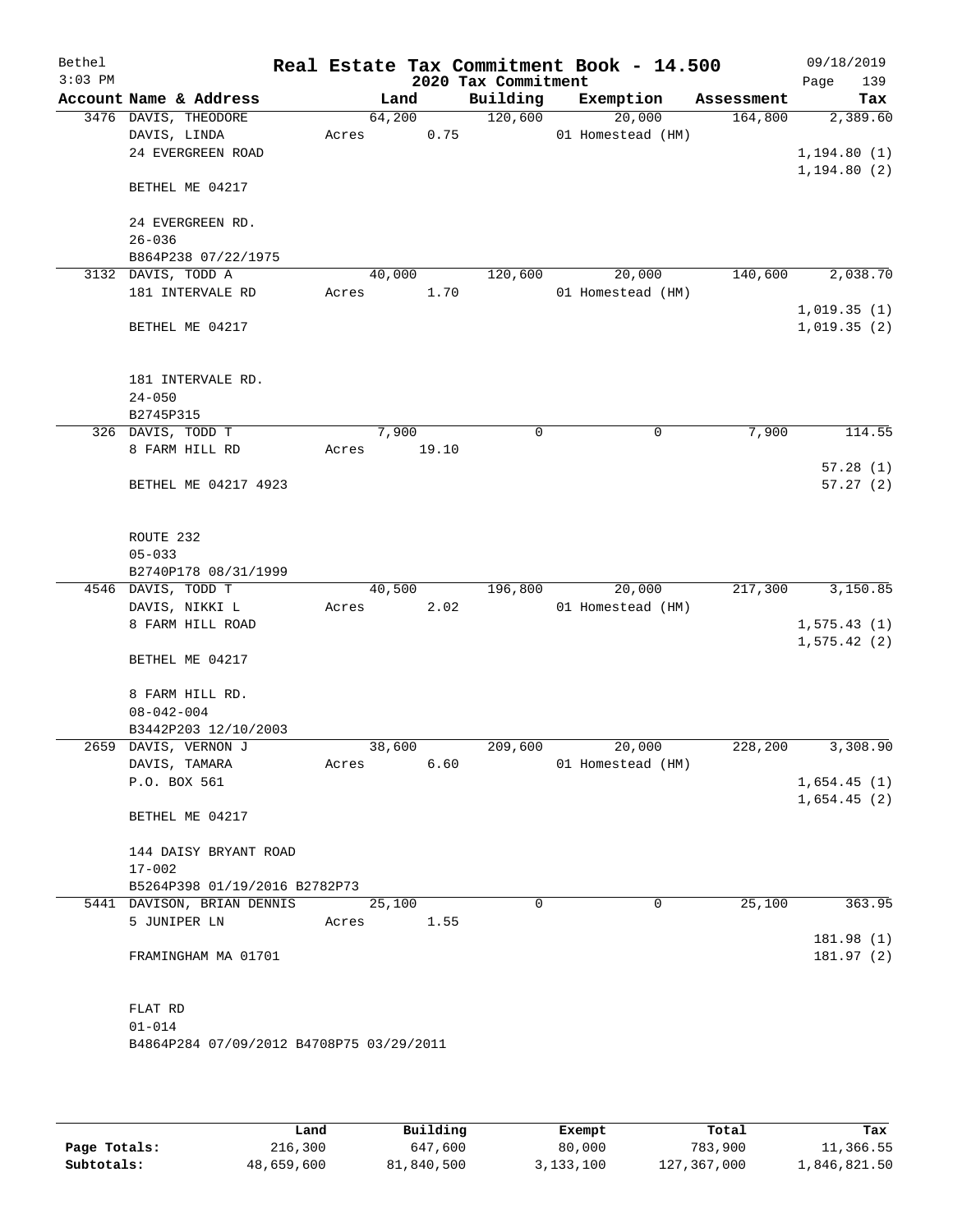Bethel 3:03 PM

# Real Estate Tax Commitment Book - 14.500

## 2020 Tax Commitment

09/18/2019 Page 139

| Account Name & Address | Land | Building | Exemption | Assessment | Tax |
|---|---|---|---|---|---|
| 3476 DAVIS, THEODORE | 64,200 | 120,600 | 20,000 | 164,800 | 2,389.60 |
| DAVIS, LINDA | Acres 0.75 | | 01 Homestead (HM) | | |
| 24 EVERGREEN ROAD | | | | | 1,194.80 (1) |
| | | | | | 1,194.80 (2) |
| BETHEL ME 04217 | | | | | |
| 24 EVERGREEN RD. | | | | | |
| 26-036 | | | | | |
| B864P238 07/22/1975 | | | | | |
| 3132 DAVIS, TODD A | 40,000 | 120,600 | 20,000 | 140,600 | 2,038.70 |
| 181 INTERVALE RD | Acres 1.70 | | 01 Homestead (HM) | | |
| | | | | | 1,019.35 (1) |
| BETHEL ME 04217 | | | | | 1,019.35 (2) |
| 181 INTERVALE RD. | | | | | |
| 24-050 | | | | | |
| B2745P315 | | | | | |
| 326 DAVIS, TODD T | 7,900 | 0 | 0 | 7,900 | 114.55 |
| 8 FARM HILL RD | Acres 19.10 | | | | |
| | | | | | 57.28 (1) |
| BETHEL ME 04217 4923 | | | | | 57.27 (2) |
| ROUTE 232 | | | | | |
| 05-033 | | | | | |
| B2740P178 08/31/1999 | | | | | |
| 4546 DAVIS, TODD T | 40,500 | 196,800 | 20,000 | 217,300 | 3,150.85 |
| DAVIS, NIKKI L | Acres 2.02 | | 01 Homestead (HM) | | |
| 8 FARM HILL ROAD | | | | | 1,575.43 (1) |
| | | | | | 1,575.42 (2) |
| BETHEL ME 04217 | | | | | |
| 8 FARM HILL RD. | | | | | |
| 08-042-004 | | | | | |
| B3442P203 12/10/2003 | | | | | |
| 2659 DAVIS, VERNON J | 38,600 | 209,600 | 20,000 | 228,200 | 3,308.90 |
| DAVIS, TAMARA | Acres 6.60 | | 01 Homestead (HM) | | |
| P.O. BOX 561 | | | | | 1,654.45 (1) |
| | | | | | 1,654.45 (2) |
| BETHEL ME 04217 | | | | | |
| 144 DAISY BRYANT ROAD | | | | | |
| 17-002 | | | | | |
| B5264P398 01/19/2016 B2782P73 | | | | | |
| 5441 DAVISON, BRIAN DENNIS | 25,100 | 0 | 0 | 25,100 | 363.95 |
| 5 JUNIPER LN | Acres 1.55 | | | | |
| | | | | | 181.98 (1) |
| FRAMINGHAM MA 01701 | | | | | 181.97 (2) |
| FLAT RD | | | | | |
| 01-014 | | | | | |
| B4864P284 07/09/2012 B4708P75 03/29/2011 | | | | | |

| | Land | Building | Exempt | Total | Tax |
|---|---|---|---|---|---|
| Page Totals: | 216,300 | 647,600 | 80,000 | 783,900 | 11,366.55 |
| Subtotals: | 48,659,600 | 81,840,500 | 3,133,100 | 127,367,000 | 1,846,821.50 |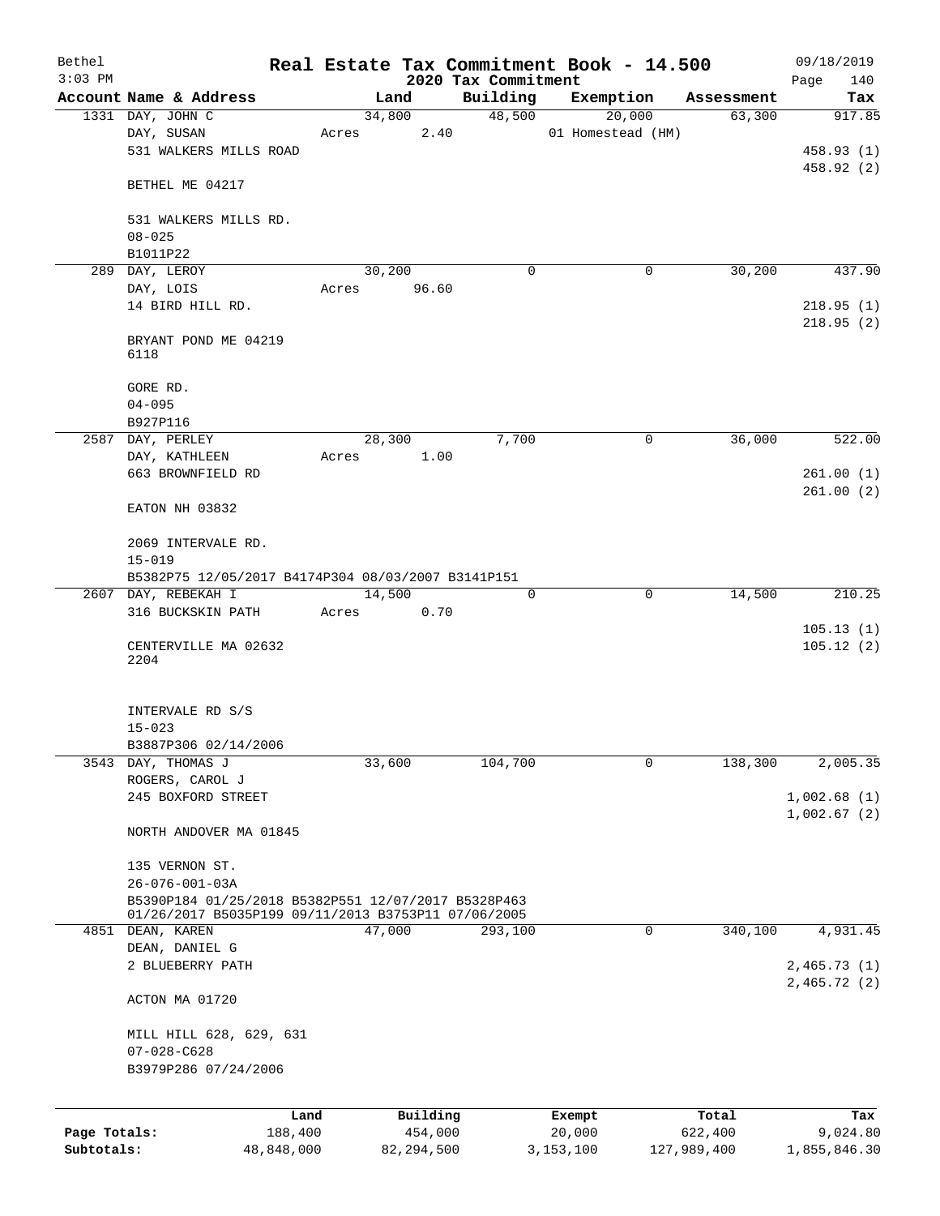# Real Estate Tax Commitment Book - 14.500

Bethel
3:03 PM

09/18/2019

## 2020 Tax Commitment

| Account Name & Address | Land | Building | Exemption | Assessment | Tax |
|---|---|---|---|---|---|
| 1331 DAY, JOHN C | 34,800 | 48,500 | 20,000 | 63,300 | 917.85 |
| DAY, SUSAN | Acres 2.40 | | 01 Homestead (HM) | | |
| 531 WALKERS MILLS ROAD | | | | | 458.93 (1) |
| | | | | | 458.92 (2) |
| BETHEL ME 04217 | | | | | |
| 531 WALKERS MILLS RD. | | | | | |
| 08-025 | | | | | |
| B1011P22 | | | | | |
| 289 DAY, LEROY | 30,200 | 0 | 0 | 30,200 | 437.90 |
| DAY, LOIS | Acres 96.60 | | | | |
| 14 BIRD HILL RD. | | | | | 218.95 (1) |
| | | | | | 218.95 (2) |
| BRYANT POND ME 04219 6118 | | | | | |
| GORE RD. | | | | | |
| 04-095 | | | | | |
| B927P116 | | | | | |
| 2587 DAY, PERLEY | 28,300 | 7,700 | 0 | 36,000 | 522.00 |
| DAY, KATHLEEN | Acres 1.00 | | | | |
| 663 BROWNFIELD RD | | | | | 261.00 (1) |
| | | | | | 261.00 (2) |
| EATON NH 03832 | | | | | |
| 2069 INTERVALE RD. | | | | | |
| 15-019 | | | | | |
| B5382P75 12/05/2017 B4174P304 08/03/2007 B3141P151 | | | | | |
| 2607 DAY, REBEKAH I | 14,500 | 0 | 0 | 14,500 | 210.25 |
| 316 BUCKSKIN PATH | Acres 0.70 | | | | |
| | | | | | 105.13 (1) |
| CENTERVILLE MA 02632 2204 | | | | | 105.12 (2) |
| INTERVALE RD S/S | | | | | |
| 15-023 | | | | | |
| B3887P306 02/14/2006 | | | | | |
| 3543 DAY, THOMAS J | 33,600 | 104,700 | 0 | 138,300 | 2,005.35 |
| ROGERS, CAROL J | | | | | |
| 245 BOXFORD STREET | | | | | 1,002.68 (1) |
| | | | | | 1,002.67 (2) |
| NORTH ANDOVER MA 01845 | | | | | |
| 135 VERNON ST. | | | | | |
| 26-076-001-03A | | | | | |
| B5390P184 01/25/2018 B5382P551 12/07/2017 B5328P463 01/26/2017 B5035P199 09/11/2013 B3753P11 07/06/2005 | | | | | |
| 4851 DEAN, KAREN | 47,000 | 293,100 | 0 | 340,100 | 4,931.45 |
| DEAN, DANIEL G | | | | | |
| 2 BLUEBERRY PATH | | | | | 2,465.73 (1) |
| | | | | | 2,465.72 (2) |
| ACTON MA 01720 | | | | | |
| MILL HILL 628, 629, 631 | | | | | |
| 07-028-C628 | | | | | |
| B3979P286 07/24/2006 | | | | | |

| | Land | Building | Exempt | Total | Tax |
|---|---|---|---|---|---|
| Page Totals: | 188,400 | 454,000 | 20,000 | 622,400 | 9,024.80 |
| Subtotals: | 48,848,000 | 82,294,500 | 3,153,100 | 127,989,400 | 1,855,846.30 |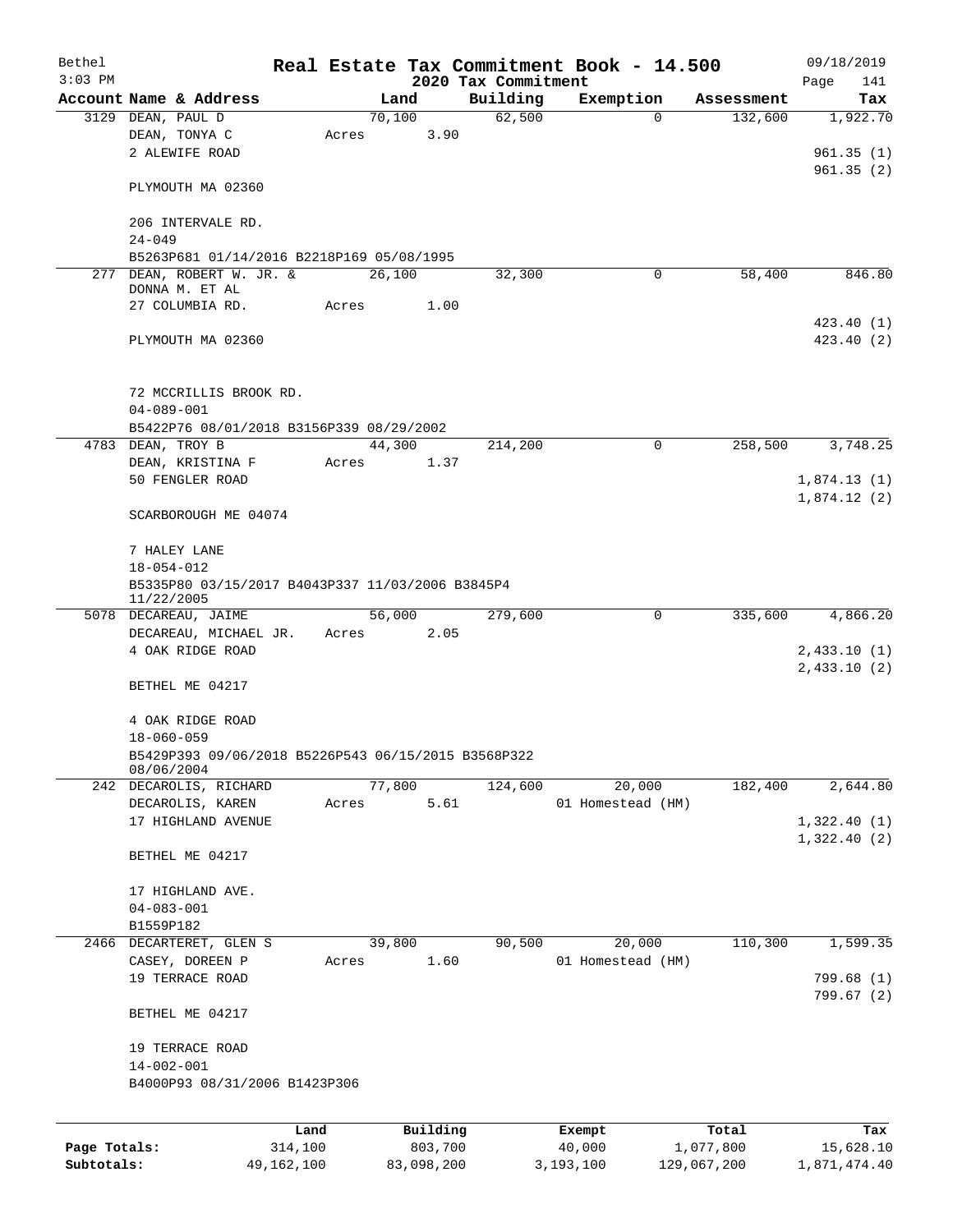Bethel 3:03 PM

# Real Estate Tax Commitment Book - 14.500

## 2020 Tax Commitment

09/18/2019

| Account | Name & Address | Land | Building | Exemption | Assessment | Tax |
|---|---|---|---|---|---|---|
| 3129 | DEAN, PAUL D<br>DEAN, TONYA C<br>2 ALEWIFE ROAD<br><br>PLYMOUTH MA 02360<br><br>206 INTERVALE RD.<br>24-049<br>B5263P681 01/14/2016 B2218P169 05/08/1995 | 70,100<br>Acres 3.90 | 62,500 | 0 | 132,600 | 1,922.70<br><br>961.35 (1)<br>961.35 (2) |
| 277 | DEAN, ROBERT W. JR. &<br>DONNA M. ET AL<br>27 COLUMBIA RD.<br><br>PLYMOUTH MA 02360<br><br>72 MCCRILLIS BROOK RD.<br>04-089-001<br>B5422P76 08/01/2018 B3156P339 08/29/2002 | 26,100<br>Acres 1.00 | 32,300 | 0 | 58,400 | 846.80<br><br>423.40 (1)<br>423.40 (2) |
| 4783 | DEAN, TROY B<br>DEAN, KRISTINA F<br>50 FENGLER ROAD<br><br>SCARBOROUGH ME 04074<br><br>7 HALEY LANE<br>18-054-012<br>B5335P80 03/15/2017 B4043P337 11/03/2006 B3845P4 11/22/2005 | 44,300<br>Acres 1.37 | 214,200 | 0 | 258,500 | 3,748.25<br><br>1,874.13 (1)<br>1,874.12 (2) |
| 5078 | DECAREAU, JAIME<br>DECAREAU, MICHAEL JR.<br>4 OAK RIDGE ROAD<br><br>BETHEL ME 04217<br><br>4 OAK RIDGE ROAD<br>18-060-059<br>B5429P393 09/06/2018 B5226P543 06/15/2015 B3568P322 08/06/2004 | 56,000<br>Acres 2.05 | 279,600 | 0 | 335,600 | 4,866.20<br><br>2,433.10 (1)<br>2,433.10 (2) |
| 242 | DECAROLIS, RICHARD<br>DECAROLIS, KAREN<br>17 HIGHLAND AVENUE<br><br>BETHEL ME 04217<br><br>17 HIGHLAND AVE.<br>04-083-001<br>B1559P182 | 77,800<br>Acres 5.61 | 124,600 | 20,000<br>01 Homestead (HM) | 182,400 | 2,644.80<br><br>1,322.40 (1)<br>1,322.40 (2) |
| 2466 | DECARTERET, GLEN S<br>CASEY, DOREEN P<br>19 TERRACE ROAD<br><br>BETHEL ME 04217<br><br>19 TERRACE ROAD<br>14-002-001<br>B4000P93 08/31/2006 B1423P306 | 39,800<br>Acres 1.60 | 90,500 | 20,000<br>01 Homestead (HM) | 110,300 | 1,599.35<br><br>799.68 (1)<br>799.67 (2) |

| | Land | Building | Exempt | Total | Tax |
|---|---|---|---|---|---|
| Page Totals: | 314,100 | 803,700 | 40,000 | 1,077,800 | 15,628.10 |
| Subtotals: | 49,162,100 | 83,098,200 | 3,193,100 | 129,067,200 | 1,871,474.40 |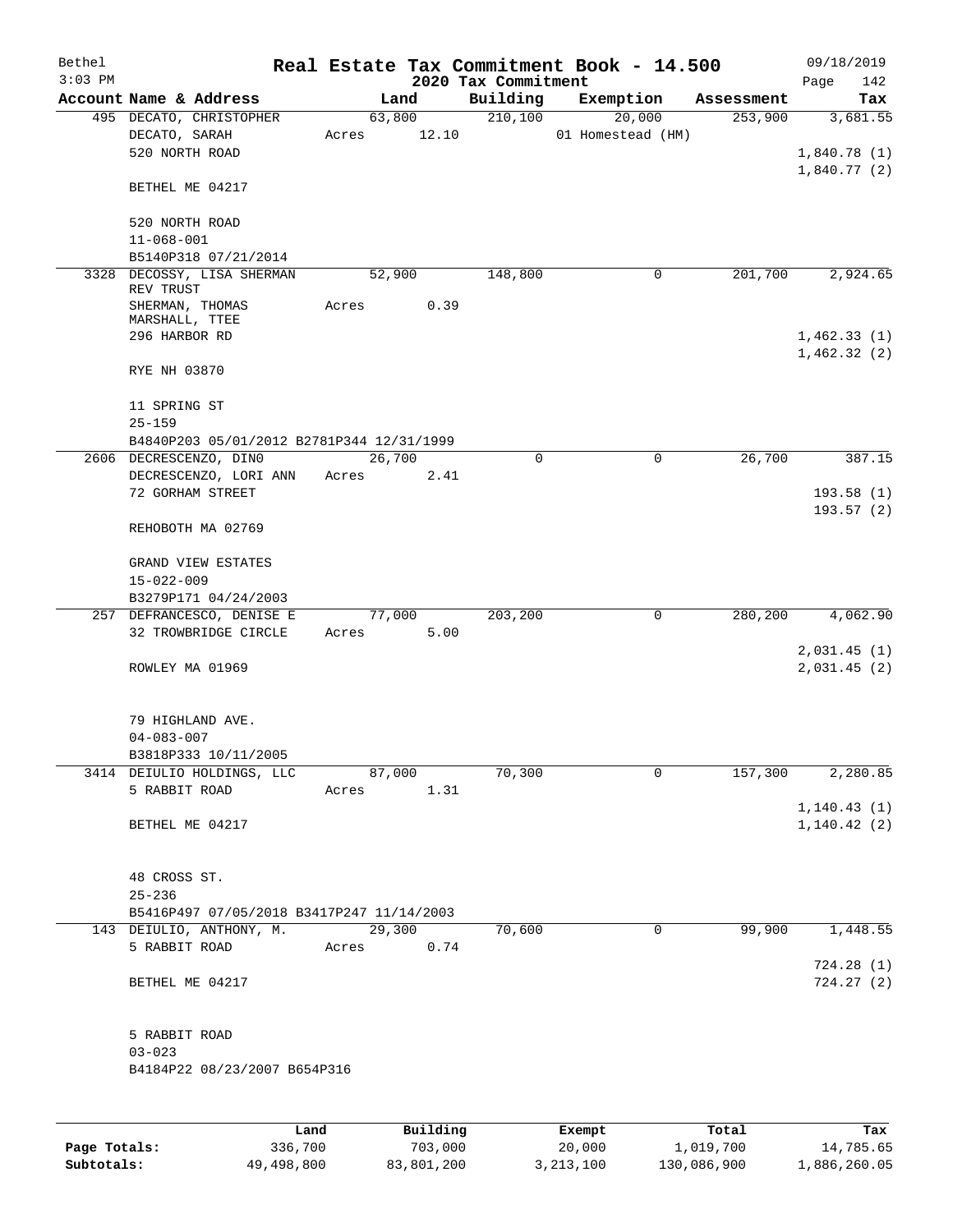Bethel 3:03 PM

# Real Estate Tax Commitment Book - 14.500

## 2020 Tax Commitment

09/18/2019 Page 142

| Account Name & Address | Land | Building | Exemption | Assessment | Tax |
|---|---|---|---|---|---|
| 495 DECATO, CHRISTOPHER | 63,800 | 210,100 | 20,000 | 253,900 | 3,681.55 |
| DECATO, SARAH | Acres 12.10 | | 01 Homestead (HM) | | |
| 520 NORTH ROAD | | | | | 1,840.78 (1) |
| | | | | | 1,840.77 (2) |
| BETHEL ME 04217 | | | | | |
| 520 NORTH ROAD | | | | | |
| 11-068-001 | | | | | |
| B5140P318 07/21/2014 | | | | | |
| 3328 DECOSSY, LISA SHERMAN REV TRUST | 52,900 | 148,800 | 0 | 201,700 | 2,924.65 |
| SHERMAN, THOMAS MARSHALL, TTEE | Acres 0.39 | | | | |
| 296 HARBOR RD | | | | | 1,462.33 (1) |
| | | | | | 1,462.32 (2) |
| RYE NH 03870 | | | | | |
| 11 SPRING ST | | | | | |
| 25-159 | | | | | |
| B4840P203 05/01/2012 B2781P344 12/31/1999 | | | | | |
| 2606 DECRESCENZO, DIN0 | 26,700 | 0 | 0 | 26,700 | 387.15 |
| DECRESCENZO, LORI ANN | Acres 2.41 | | | | |
| 72 GORHAM STREET | | | | | 193.58 (1) |
| | | | | | 193.57 (2) |
| REHOBOTH MA 02769 | | | | | |
| GRAND VIEW ESTATES | | | | | |
| 15-022-009 | | | | | |
| B3279P171 04/24/2003 | | | | | |
| 257 DEFRANCESCO, DENISE E | 77,000 | 203,200 | 0 | 280,200 | 4,062.90 |
| 32 TROWBRIDGE CIRCLE | Acres 5.00 | | | | |
| | | | | | 2,031.45 (1) |
| ROWLEY MA 01969 | | | | | 2,031.45 (2) |
| 79 HIGHLAND AVE. | | | | | |
| 04-083-007 | | | | | |
| B3818P333 10/11/2005 | | | | | |
| 3414 DEIULIO HOLDINGS, LLC | 87,000 | 70,300 | 0 | 157,300 | 2,280.85 |
| 5 RABBIT ROAD | Acres 1.31 | | | | |
| | | | | | 1,140.43 (1) |
| BETHEL ME 04217 | | | | | 1,140.42 (2) |
| 48 CROSS ST. | | | | | |
| 25-236 | | | | | |
| B5416P497 07/05/2018 B3417P247 11/14/2003 | | | | | |
| 143 DEIULIO, ANTHONY, M. | 29,300 | 70,600 | 0 | 99,900 | 1,448.55 |
| 5 RABBIT ROAD | Acres 0.74 | | | | |
| | | | | | 724.28 (1) |
| BETHEL ME 04217 | | | | | 724.27 (2) |
| 5 RABBIT ROAD | | | | | |
| 03-023 | | | | | |
| B4184P22 08/23/2007 B654P316 | | | | | |

| | Land | Building | Exempt | Total | Tax |
|---|---|---|---|---|---|
| Page Totals: | 336,700 | 703,000 | 20,000 | 1,019,700 | 14,785.65 |
| Subtotals: | 49,498,800 | 83,801,200 | 3,213,100 | 130,086,900 | 1,886,260.05 |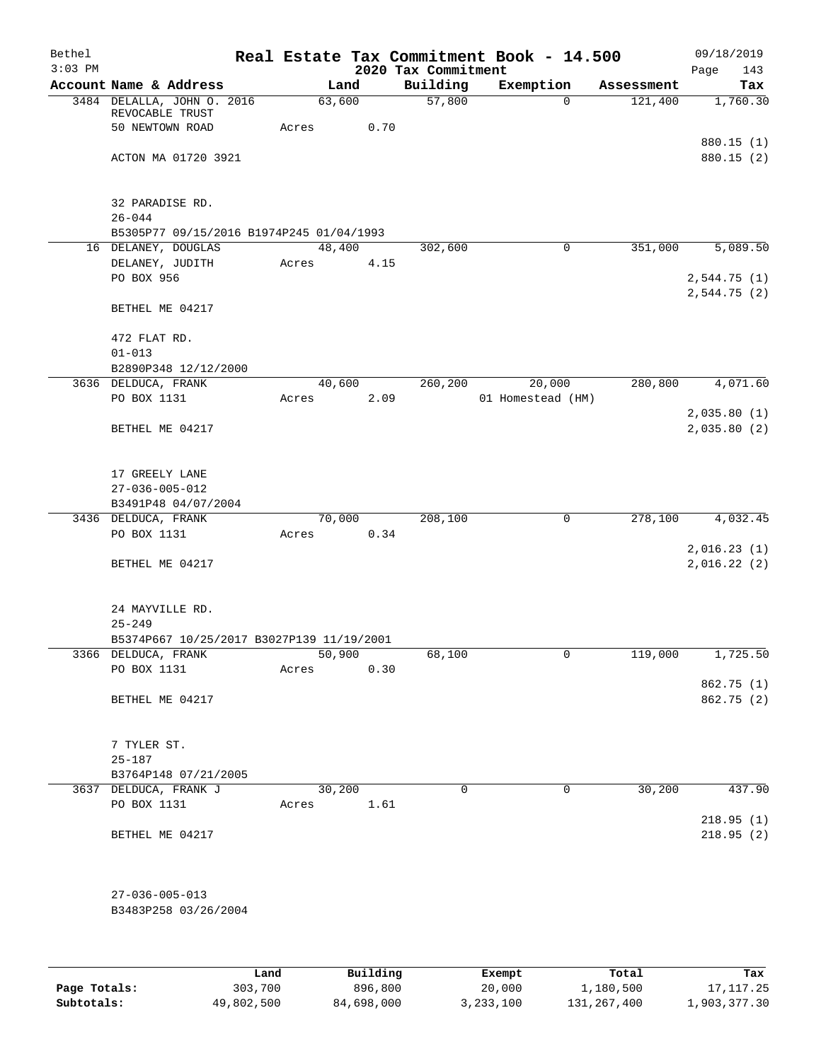Bethel 3:03 PM

# Real Estate Tax Commitment Book - 14.500

2020 Tax Commitment

09/18/2019 Page 143

| Account Name & Address | Land | Building | Exemption | Assessment | Tax |
|---|---|---|---|---|---|
| 3484 DELALLA, JOHN O. 2016 REVOCABLE TRUST | 63,600 | 57,800 | 0 | 121,400 | 1,760.30 |
| 50 NEWTOWN ROAD | Acres 0.70 | | | | |
| | | | | | 880.15 (1) |
| ACTON MA 01720 3921 | | | | | 880.15 (2) |
| 32 PARADISE RD. | | | | | |
| 26-044 | | | | | |
| B5305P77 09/15/2016 B1974P245 01/04/1993 | | | | | |
| 16 DELANEY, DOUGLAS | 48,400 | 302,600 | 0 | 351,000 | 5,089.50 |
| DELANEY, JUDITH | Acres 4.15 | | | | |
| PO BOX 956 | | | | | 2,544.75 (1) |
| | | | | | 2,544.75 (2) |
| BETHEL ME 04217 | | | | | |
| 472 FLAT RD. | | | | | |
| 01-013 | | | | | |
| B2890P348 12/12/2000 | | | | | |
| 3636 DELDUCA, FRANK | 40,600 | 260,200 | 20,000 | 280,800 | 4,071.60 |
| PO BOX 1131 | Acres 2.09 | | 01 Homestead (HM) | | |
| | | | | | 2,035.80 (1) |
| BETHEL ME 04217 | | | | | 2,035.80 (2) |
| 17 GREELY LANE | | | | | |
| 27-036-005-012 | | | | | |
| B3491P48 04/07/2004 | | | | | |
| 3436 DELDUCA, FRANK | 70,000 | 208,100 | 0 | 278,100 | 4,032.45 |
| PO BOX 1131 | Acres 0.34 | | | | |
| | | | | | 2,016.23 (1) |
| BETHEL ME 04217 | | | | | 2,016.22 (2) |
| 24 MAYVILLE RD. | | | | | |
| 25-249 | | | | | |
| B5374P667 10/25/2017 B3027P139 11/19/2001 | | | | | |
| 3366 DELDUCA, FRANK | 50,900 | 68,100 | 0 | 119,000 | 1,725.50 |
| PO BOX 1131 | Acres 0.30 | | | | |
| | | | | | 862.75 (1) |
| BETHEL ME 04217 | | | | | 862.75 (2) |
| 7 TYLER ST. | | | | | |
| 25-187 | | | | | |
| B3764P148 07/21/2005 | | | | | |
| 3637 DELDUCA, FRANK J | 30,200 | 0 | 0 | 30,200 | 437.90 |
| PO BOX 1131 | Acres 1.61 | | | | |
| | | | | | 218.95 (1) |
| BETHEL ME 04217 | | | | | 218.95 (2) |
| 27-036-005-013 | | | | | |
| B3483P258 03/26/2004 | | | | | |

| | Land | Building | Exempt | Total | Tax |
|---|---|---|---|---|---|
| Page Totals: | 303,700 | 896,800 | 20,000 | 1,180,500 | 17,117.25 |
| Subtotals: | 49,802,500 | 84,698,000 | 3,233,100 | 131,267,400 | 1,903,377.30 |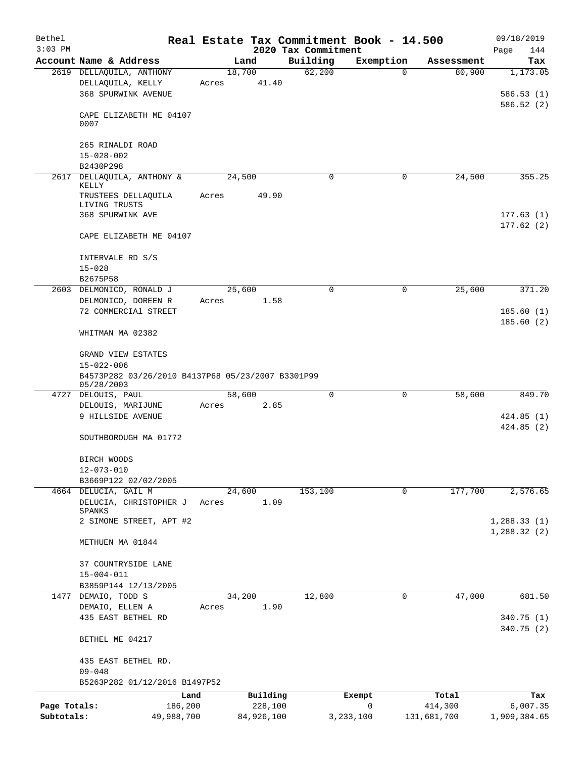Bethel  Real Estate Tax Commitment Book - 14.500  09/18/2019
3:03 PM  2020 Tax Commitment  Page 144

| Account Name & Address | Land | Building | Exemption | Assessment | Tax |
|---|---|---|---|---|---|
| 2619 DELLAQUILA, ANTHONY | 18,700 | 62,200 | 0 | 80,900 | 1,173.05 |
| DELLAQUILA, KELLY | Acres 41.40 | | | | |
| 368 SPURWINK AVENUE | | | | | 586.53 (1) |
| | | | | | 586.52 (2) |
| CAPE ELIZABETH ME 04107 0007 | | | | | |
| 265 RINALDI ROAD | | | | | |
| 15-028-002 | | | | | |
| B2430P298 | | | | | |
| 2617 DELLAQUILA, ANTHONY & KELLY | 24,500 | 0 | 0 | 24,500 | 355.25 |
| TRUSTEES DELLAQUILA LIVING TRUSTS | Acres 49.90 | | | | |
| 368 SPURWINK AVE | | | | | 177.63 (1) |
| | | | | | 177.62 (2) |
| CAPE ELIZABETH ME 04107 | | | | | |
| INTERVALE RD S/S | | | | | |
| 15-028 | | | | | |
| B2675P58 | | | | | |
| 2603 DELMONICO, RONALD J | 25,600 | 0 | 0 | 25,600 | 371.20 |
| DELMONICO, DOREEN R | Acres 1.58 | | | | |
| 72 COMMERCIAl STREET | | | | | 185.60 (1) |
| | | | | | 185.60 (2) |
| WHITMAN MA 02382 | | | | | |
| GRAND VIEW ESTATES | | | | | |
| 15-022-006 | | | | | |
| B4573P282 03/26/2010 B4137P68 05/23/2007 B3301P99 05/28/2003 | | | | | |
| 4727 DELOUIS, PAUL | 58,600 | 0 | 0 | 58,600 | 849.70 |
| DELOUIS, MARIJUNE | Acres 2.85 | | | | |
| 9 HILLSIDE AVENUE | | | | | 424.85 (1) |
| | | | | | 424.85 (2) |
| SOUTHBOROUGH MA 01772 | | | | | |
| BIRCH WOODS | | | | | |
| 12-073-010 | | | | | |
| B3669P122 02/02/2005 | | | | | |
| 4664 DELUCIA, GAIL M | 24,600 | 153,100 | 0 | 177,700 | 2,576.65 |
| DELUCIA, CHRISTOPHER J SPANKS | Acres 1.09 | | | | |
| 2 SIMONE STREET, APT #2 | | | | | 1,288.33 (1) |
| | | | | | 1,288.32 (2) |
| METHUEN MA 01844 | | | | | |
| 37 COUNTRYSIDE LANE | | | | | |
| 15-004-011 | | | | | |
| B3859P144 12/13/2005 | | | | | |
| 1477 DEMAIO, TODD S | 34,200 | 12,800 | 0 | 47,000 | 681.50 |
| DEMAIO, ELLEN A | Acres 1.90 | | | | |
| 435 EAST BETHEL RD | | | | | 340.75 (1) |
| | | | | | 340.75 (2) |
| BETHEL ME 04217 | | | | | |
| 435 EAST BETHEL RD. | | | | | |
| 09-048 | | | | | |
| B5263P282 01/12/2016 B1497P52 | | | | | |

| | Land | Building | Exempt | Total | Tax |
|---|---|---|---|---|---|
| Page Totals: | 186,200 | 228,100 | 0 | 414,300 | 6,007.35 |
| Subtotals: | 49,988,700 | 84,926,100 | 3,233,100 | 131,681,700 | 1,909,384.65 |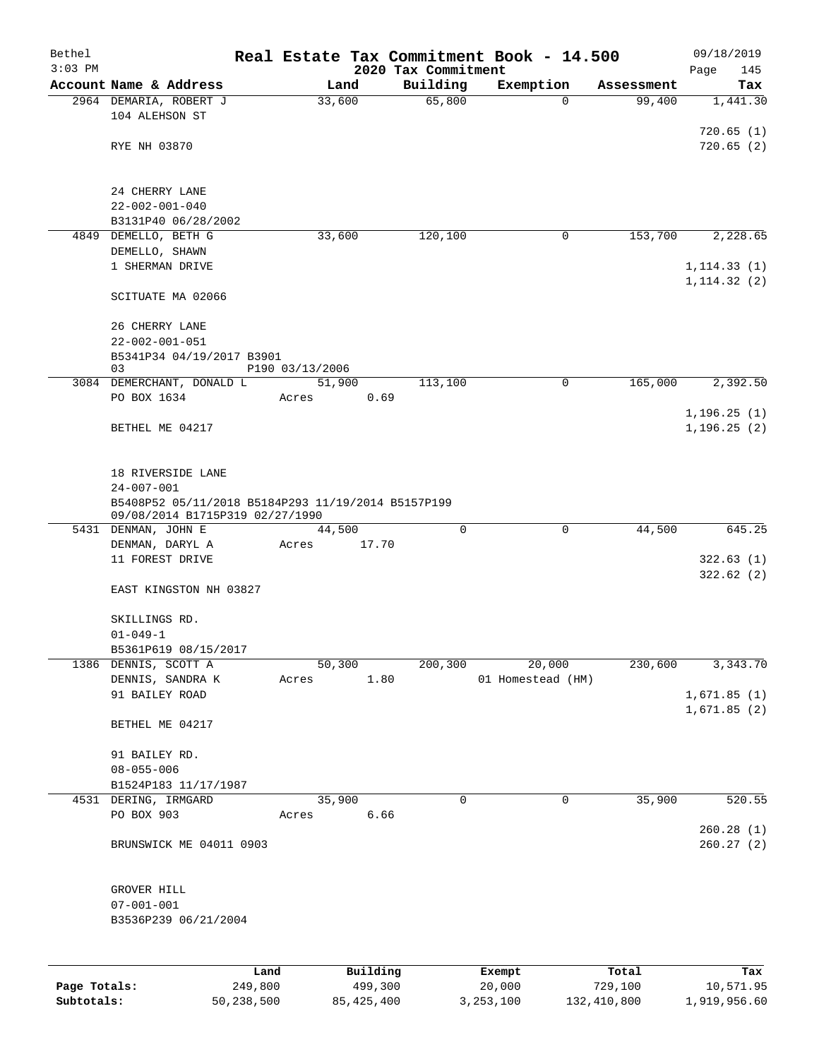Bethel 3:03 PM

# Real Estate Tax Commitment Book - 14.500

## 2020 Tax Commitment

09/18/2019

| Account Name & Address | Land | Building | Exemption | Assessment | Tax |
|---|---|---|---|---|---|
| 2964 DEMARIA, ROBERT J<br>104 ALEHSON ST<br><br>RYE NH 03870<br><br>24 CHERRY LANE<br>22-002-001-040<br>B3131P40 06/28/2002 | 33,600 | 65,800 | 0 | 99,400 | 1,441.30<br><br>720.65 (1)<br>720.65 (2) |
| 4849 DEMELLO, BETH G<br>DEMELLO, SHAWN<br>1 SHERMAN DRIVE<br><br>SCITUATE MA 02066<br><br>26 CHERRY LANE<br>22-002-001-051<br>B5341P34 04/19/2017 B3901<br>03 P190 03/13/2006 | 33,600 | 120,100 | 0 | 153,700 | 2,228.65<br><br>1,114.33 (1)<br>1,114.32 (2) |
| 3084 DEMERCHANT, DONALD L<br>PO BOX 1634<br><br>BETHEL ME 04217<br><br>18 RIVERSIDE LANE<br>24-007-001<br>B5408P52 05/11/2018 B5184P293 11/19/2014 B5157P199<br>09/08/2014 B1715P319 02/27/1990 | 51,900<br>Acres 0.69 | 113,100 | 0 | 165,000 | 2,392.50<br><br>1,196.25 (1)<br>1,196.25 (2) |
| 5431 DENMAN, JOHN E<br>DENMAN, DARYL A<br>11 FOREST DRIVE<br><br>EAST KINGSTON NH 03827<br><br>SKILLINGS RD.<br>01-049-1<br>B5361P619 08/15/2017 | 44,500<br>Acres 17.70 | 0 | 0 | 44,500 | 645.25<br><br>322.63 (1)<br>322.62 (2) |
| 1386 DENNIS, SCOTT A<br>DENNIS, SANDRA K<br>91 BAILEY ROAD<br><br>BETHEL ME 04217<br><br>91 BAILEY RD.<br>08-055-006<br>B1524P183 11/17/1987 | 50,300<br>Acres 1.80 | 200,300 | 20,000<br>01 Homestead (HM) | 230,600 | 3,343.70<br><br>1,671.85 (1)<br>1,671.85 (2) |
| 4531 DERING, IRMGARD<br>PO BOX 903<br><br>BRUNSWICK ME 04011 0903<br><br>GROVER HILL<br>07-001-001<br>B3536P239 06/21/2004 | 35,900<br>Acres 6.66 | 0 | 0 | 35,900 | 520.55<br><br>260.28 (1)<br>260.27 (2) |

| | Land | Building | Exempt | Total | Tax |
|---|---|---|---|---|---|
| Page Totals: | 249,800 | 499,300 | 20,000 | 729,100 | 10,571.95 |
| Subtotals: | 50,238,500 | 85,425,400 | 3,253,100 | 132,410,800 | 1,919,956.60 |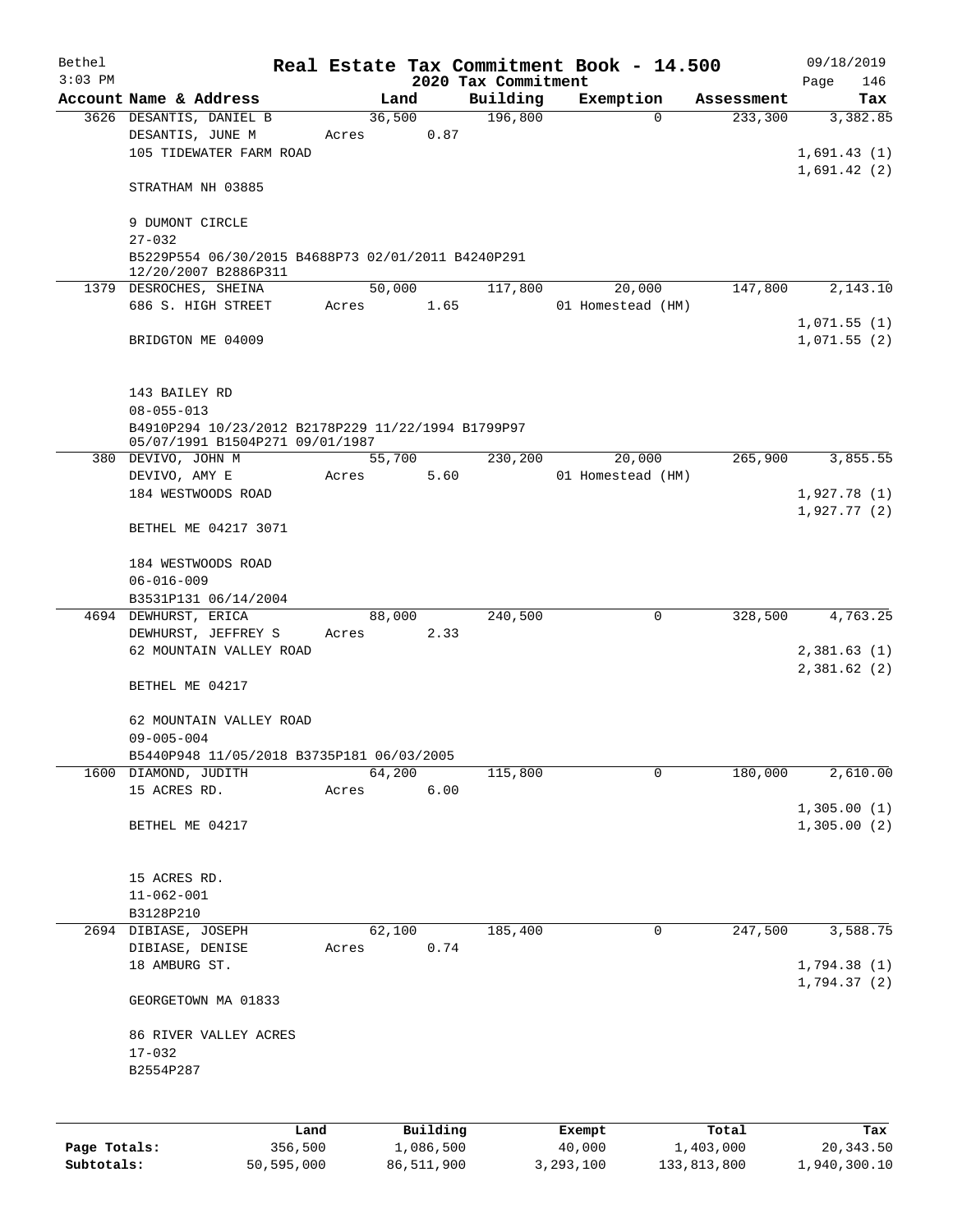# Real Estate Tax Commitment Book - 14.500

## 2020 Tax Commitment

Bethel 09/18/2019
3:03 PM

| Account | Name & Address | Land | Building | Exemption | Assessment | Tax |
|---|---|---|---|---|---|---|
| 3626 | DESANTIS, DANIEL B<br>DESANTIS, JUNE M<br>105 TIDEWATER FARM ROAD<br><br>STRATHAM NH 03885<br><br>9 DUMONT CIRCLE<br>27-032<br>B5229P554 06/30/2015 B4688P73 02/01/2011 B4240P291 12/20/2007 B2886P311 | 36,500<br>Acres 0.87 | 196,800 | 0 | 233,300 | 3,382.85<br><br>1,691.43 (1)<br>1,691.42 (2) |
| 1379 | DESROCHES, SHEINA<br>686 S. HIGH STREET<br><br>BRIDGTON ME 04009<br><br>143 BAILEY RD<br>08-055-013<br>B4910P294 10/23/2012 B2178P229 11/22/1994 B1799P97 05/07/1991 B1504P271 09/01/1987 | 50,000<br>Acres 1.65 | 117,800 | 20,000<br>01 Homestead (HM) | 147,800 | 2,143.10<br><br>1,071.55 (1)<br>1,071.55 (2) |
| 380 | DEVIVO, JOHN M<br>DEVIVO, AMY E<br>184 WESTWOODS ROAD<br><br>BETHEL ME 04217 3071<br><br>184 WESTWOODS ROAD<br>06-016-009<br>B3531P131 06/14/2004 | 55,700<br>Acres 5.60 | 230,200 | 20,000<br>01 Homestead (HM) | 265,900 | 3,855.55<br><br>1,927.78 (1)<br>1,927.77 (2) |
| 4694 | DEWHURST, ERICA<br>DEWHURST, JEFFREY S<br>62 MOUNTAIN VALLEY ROAD<br><br>BETHEL ME 04217<br><br>62 MOUNTAIN VALLEY ROAD<br>09-005-004<br>B5440P948 11/05/2018 B3735P181 06/03/2005 | 88,000<br>Acres 2.33 | 240,500 | 0 | 328,500 | 4,763.25<br><br>2,381.63 (1)<br>2,381.62 (2) |
| 1600 | DIAMOND, JUDITH<br>15 ACRES RD.<br><br>BETHEL ME 04217<br><br>15 ACRES RD.<br>11-062-001<br>B3128P210 | 64,200<br>Acres 6.00 | 115,800 | 0 | 180,000 | 2,610.00<br><br>1,305.00 (1)<br>1,305.00 (2) |
| 2694 | DIBIASE, JOSEPH<br>DIBIASE, DENISE<br>18 AMBURG ST.<br><br>GEORGETOWN MA 01833<br><br>86 RIVER VALLEY ACRES<br>17-032<br>B2554P287 | 62,100<br>Acres 0.74 | 185,400 | 0 | 247,500 | 3,588.75<br><br>1,794.38 (1)<br>1,794.37 (2) |

| | Land | Building | Exempt | Total | Tax |
|---|---|---|---|---|---|
| Page Totals: | 356,500 | 1,086,500 | 40,000 | 1,403,000 | 20,343.50 |
| Subtotals: | 50,595,000 | 86,511,900 | 3,293,100 | 133,813,800 | 1,940,300.10 |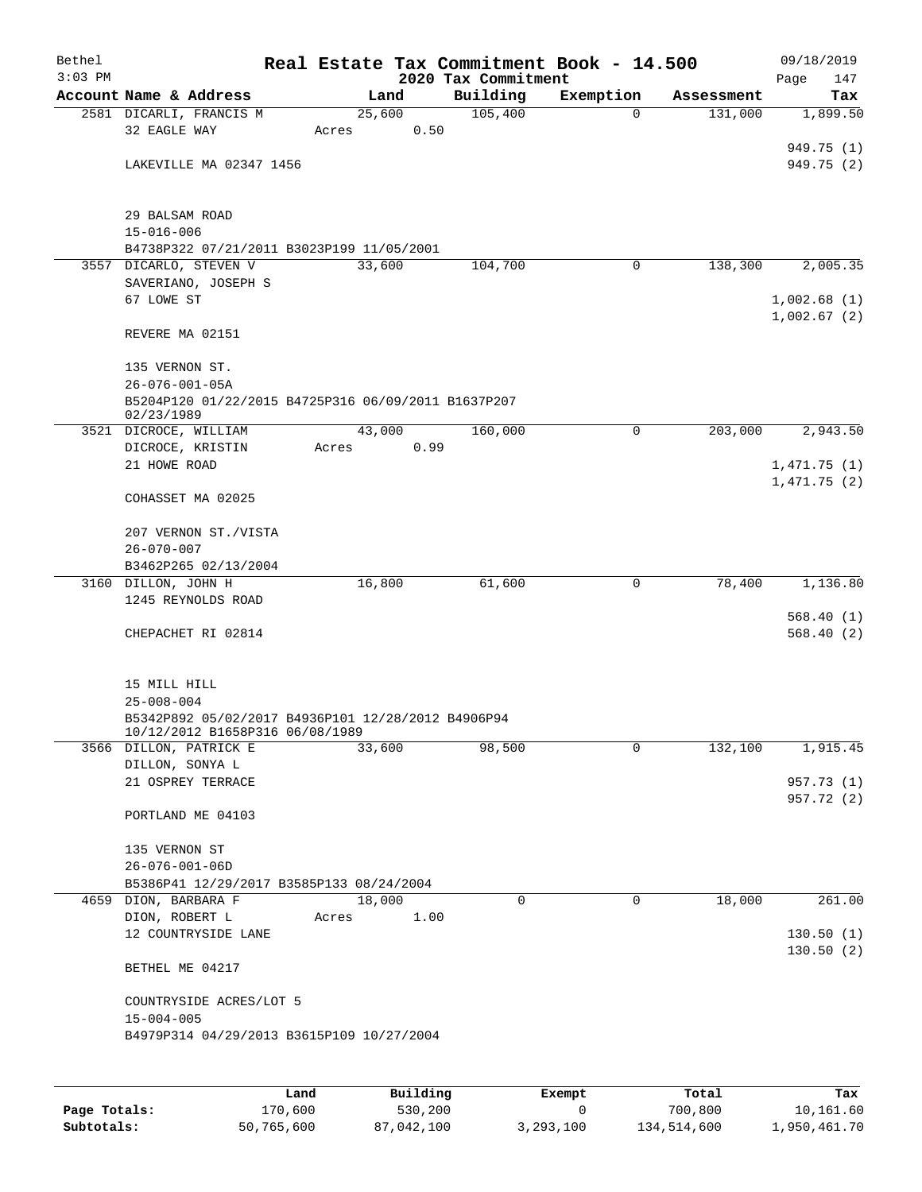# Real Estate Tax Commitment Book - 14.500

Bethel 3:03 PM — 2020 Tax Commitment — 09/18/2019

| Account Name & Address | Land | Building | Exemption | Assessment | Tax |
|---|---|---|---|---|---|
| 2581 DICARLI, FRANCIS M<br>32 EAGLE WAY<br><br>LAKEVILLE MA 02347 1456<br><br>29 BALSAM ROAD<br>15-016-006<br>B4738P322 07/21/2011 B3023P199 11/05/2001 | 25,600<br>Acres 0.50 | 105,400 | 0 | 131,000 | 1,899.50<br><br>949.75 (1)<br>949.75 (2) |
| 3557 DICARLO, STEVEN V<br>SAVERIANO, JOSEPH S<br>67 LOWE ST<br><br>REVERE MA 02151<br><br>135 VERNON ST.<br>26-076-001-05A<br>B5204P120 01/22/2015 B4725P316 06/09/2011 B1637P207 02/23/1989 | 33,600 | 104,700 | 0 | 138,300 | 2,005.35<br><br>1,002.68 (1)<br>1,002.67 (2) |
| 3521 DICROCE, WILLIAM<br>DICROCE, KRISTIN<br>21 HOWE ROAD<br><br>COHASSET MA 02025<br><br>207 VERNON ST./VISTA<br>26-070-007<br>B3462P265 02/13/2004 | 43,000<br>Acres 0.99 | 160,000 | 0 | 203,000 | 2,943.50<br><br>1,471.75 (1)<br>1,471.75 (2) |
| 3160 DILLON, JOHN H<br>1245 REYNOLDS ROAD<br><br>CHEPACHET RI 02814<br><br>15 MILL HILL<br>25-008-004<br>B5342P892 05/02/2017 B4936P101 12/28/2012 B4906P94 10/12/2012 B1658P316 06/08/1989 | 16,800 | 61,600 | 0 | 78,400 | 1,136.80<br><br>568.40 (1)<br>568.40 (2) |
| 3566 DILLON, PATRICK E<br>DILLON, SONYA L<br>21 OSPREY TERRACE<br><br>PORTLAND ME 04103<br><br>135 VERNON ST<br>26-076-001-06D<br>B5386P41 12/29/2017 B3585P133 08/24/2004 | 33,600 | 98,500 | 0 | 132,100 | 1,915.45<br><br>957.73 (1)<br>957.72 (2) |
| 4659 DION, BARBARA F<br>DION, ROBERT L<br>12 COUNTRYSIDE LANE<br><br>BETHEL ME 04217<br><br>COUNTRYSIDE ACRES/LOT 5<br>15-004-005<br>B4979P314 04/29/2013 B3615P109 10/27/2004 | 18,000<br>Acres 1.00 | 0 | 0 | 18,000 | 261.00<br><br>130.50 (1)<br>130.50 (2) |

| | Land | Building | Exempt | Total | Tax |
|---|---|---|---|---|---|
| **Page Totals:** | 170,600 | 530,200 | 0 | 700,800 | 10,161.60 |
| **Subtotals:** | 50,765,600 | 87,042,100 | 3,293,100 | 134,514,600 | 1,950,461.70 |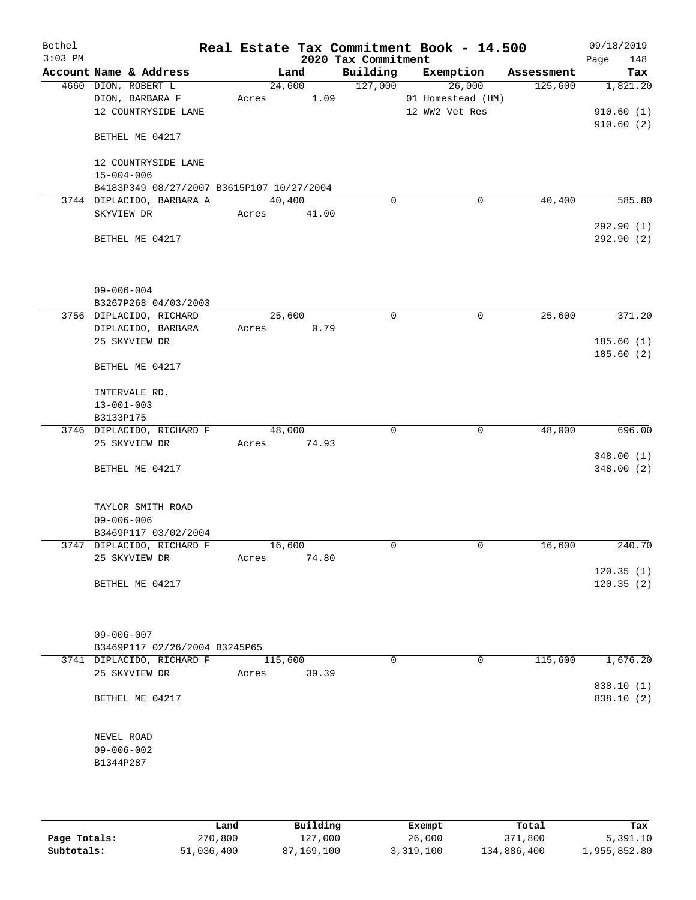Bethel 3:03 PM

# Real Estate Tax Commitment Book - 14.500

## 2020 Tax Commitment

09/18/2019

| Account Name & Address | Land | Building | Exemption | Assessment | Tax |
|---|---|---|---|---|---|
| 4660 DION, ROBERT L | 24,600 | 127,000 | 26,000 | 125,600 | 1,821.20 |
| DION, BARBARA F | Acres 1.09 | | 01 Homestead (HM) | | |
| 12 COUNTRYSIDE LANE | | | 12 WW2 Vet Res | | 910.60 (1) |
| | | | | | 910.60 (2) |
| BETHEL ME 04217 | | | | | |
| 12 COUNTRYSIDE LANE | | | | | |
| 15-004-006 | | | | | |
| B4183P349 08/27/2007 B3615P107 10/27/2004 | | | | | |
| 3744 DIPLACIDO, BARBARA A | 40,400 | 0 | 0 | 40,400 | 585.80 |
| SKYVIEW DR | Acres 41.00 | | | | |
| | | | | | 292.90 (1) |
| BETHEL ME 04217 | | | | | 292.90 (2) |
| 09-006-004 | | | | | |
| B3267P268 04/03/2003 | | | | | |
| 3756 DIPLACIDO, RICHARD | 25,600 | 0 | 0 | 25,600 | 371.20 |
| DIPLACIDO, BARBARA | Acres 0.79 | | | | |
| 25 SKYVIEW DR | | | | | 185.60 (1) |
| | | | | | 185.60 (2) |
| BETHEL ME 04217 | | | | | |
| INTERVALE RD. | | | | | |
| 13-001-003 | | | | | |
| B3133P175 | | | | | |
| 3746 DIPLACIDO, RICHARD F | 48,000 | 0 | 0 | 48,000 | 696.00 |
| 25 SKYVIEW DR | Acres 74.93 | | | | |
| | | | | | 348.00 (1) |
| BETHEL ME 04217 | | | | | 348.00 (2) |
| TAYLOR SMITH ROAD | | | | | |
| 09-006-006 | | | | | |
| B3469P117 03/02/2004 | | | | | |
| 3747 DIPLACIDO, RICHARD F | 16,600 | 0 | 0 | 16,600 | 240.70 |
| 25 SKYVIEW DR | Acres 74.80 | | | | |
| | | | | | 120.35 (1) |
| BETHEL ME 04217 | | | | | 120.35 (2) |
| 09-006-007 | | | | | |
| B3469P117 02/26/2004 B3245P65 | | | | | |
| 3741 DIPLACIDO, RICHARD F | 115,600 | 0 | 0 | 115,600 | 1,676.20 |
| 25 SKYVIEW DR | Acres 39.39 | | | | |
| | | | | | 838.10 (1) |
| BETHEL ME 04217 | | | | | 838.10 (2) |
| NEVEL ROAD | | | | | |
| 09-006-002 | | | | | |
| B1344P287 | | | | | |

| | Land | Building | Exempt | Total | Tax |
|---|---|---|---|---|---|
| Page Totals: | 270,800 | 127,000 | 26,000 | 371,800 | 5,391.10 |
| Subtotals: | 51,036,400 | 87,169,100 | 3,319,100 | 134,886,400 | 1,955,852.80 |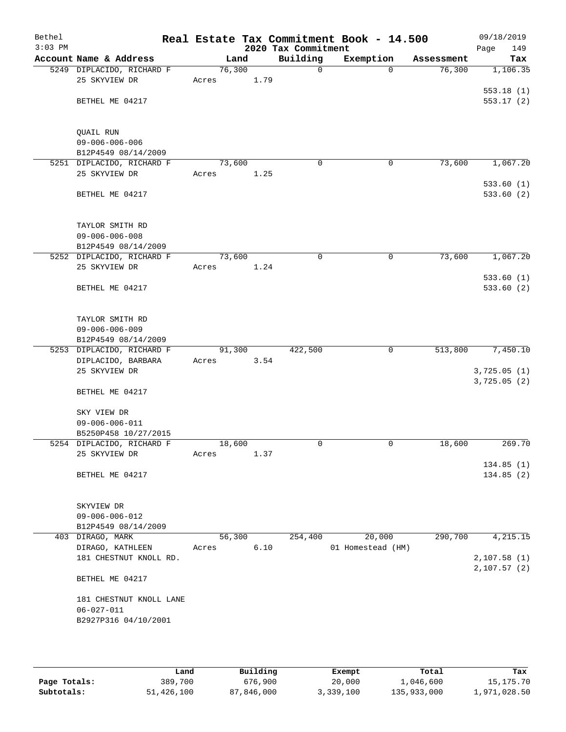# Real Estate Tax Commitment Book - 14.500

Bethel 09/18/2019
3:03 PM

2020 Tax Commitment

| Account Name & Address | Land | Building | Exemption | Assessment | Tax |
|---|---|---|---|---|---|
| 5249 DIPLACIDO, RICHARD F | 76,300 | 0 | 0 | 76,300 | 1,106.35 |
| 25 SKYVIEW DR | Acres 1.79 | | | | |
| | | | | | 553.18 (1) |
| BETHEL ME 04217 | | | | | 553.17 (2) |
| QUAIL RUN | | | | | |
| 09-006-006-006 | | | | | |
| B12P4549 08/14/2009 | | | | | |
| 5251 DIPLACIDO, RICHARD F | 73,600 | 0 | 0 | 73,600 | 1,067.20 |
| 25 SKYVIEW DR | Acres 1.25 | | | | |
| | | | | | 533.60 (1) |
| BETHEL ME 04217 | | | | | 533.60 (2) |
| TAYLOR SMITH RD | | | | | |
| 09-006-006-008 | | | | | |
| B12P4549 08/14/2009 | | | | | |
| 5252 DIPLACIDO, RICHARD F | 73,600 | 0 | 0 | 73,600 | 1,067.20 |
| 25 SKYVIEW DR | Acres 1.24 | | | | |
| | | | | | 533.60 (1) |
| BETHEL ME 04217 | | | | | 533.60 (2) |
| TAYLOR SMITH RD | | | | | |
| 09-006-006-009 | | | | | |
| B12P4549 08/14/2009 | | | | | |
| 5253 DIPLACIDO, RICHARD F | 91,300 | 422,500 | 0 | 513,800 | 7,450.10 |
| DIPLACIDO, BARBARA | Acres 3.54 | | | | |
| 25 SKYVIEW DR | | | | | 3,725.05 (1) |
| | | | | | 3,725.05 (2) |
| BETHEL ME 04217 | | | | | |
| SKY VIEW DR | | | | | |
| 09-006-006-011 | | | | | |
| B5250P458 10/27/2015 | | | | | |
| 5254 DIPLACIDO, RICHARD F | 18,600 | 0 | 0 | 18,600 | 269.70 |
| 25 SKYVIEW DR | Acres 1.37 | | | | |
| | | | | | 134.85 (1) |
| BETHEL ME 04217 | | | | | 134.85 (2) |
| SKYVIEW DR | | | | | |
| 09-006-006-012 | | | | | |
| B12P4549 08/14/2009 | | | | | |
| 403 DIRAGO, MARK | 56,300 | 254,400 | 20,000 | 290,700 | 4,215.15 |
| DIRAGO, KATHLEEN | Acres 6.10 | | 01 Homestead (HM) | | |
| 181 CHESTNUT KNOLL RD. | | | | | 2,107.58 (1) |
| | | | | | 2,107.57 (2) |
| BETHEL ME 04217 | | | | | |
| 181 CHESTNUT KNOLL LANE | | | | | |
| 06-027-011 | | | | | |
| B2927P316 04/10/2001 | | | | | |

| | Land | Building | Exempt | Total | Tax |
|---|---|---|---|---|---|
| Page Totals: | 389,700 | 676,900 | 20,000 | 1,046,600 | 15,175.70 |
| Subtotals: | 51,426,100 | 87,846,000 | 3,339,100 | 135,933,000 | 1,971,028.50 |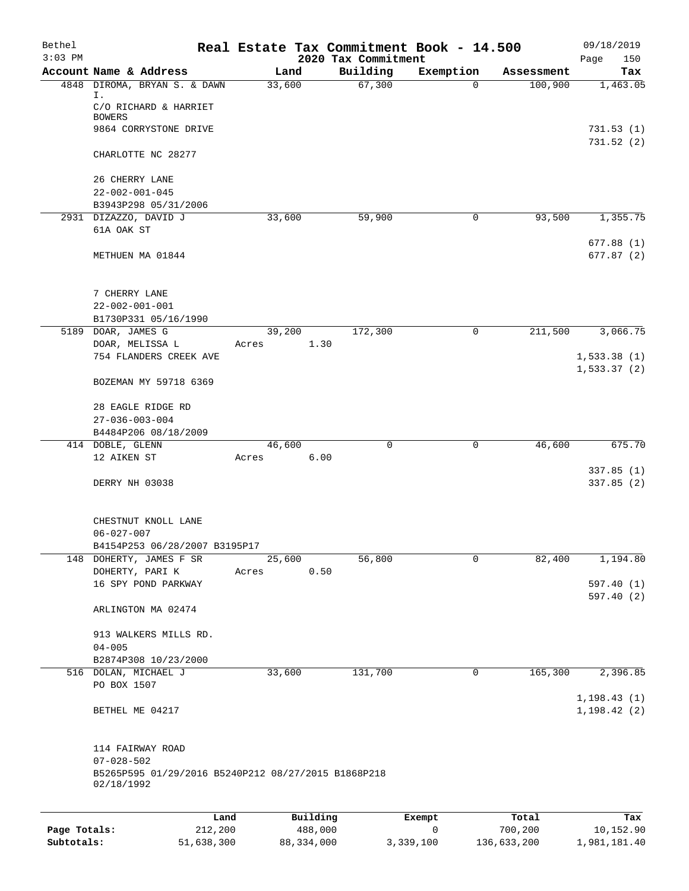Bethel
3:03 PM

# Real Estate Tax Commitment Book - 14.500

## 2020 Tax Commitment

09/18/2019
Page 150

| Account | Name & Address | Land | Building | Exemption | Assessment | Tax |
|---|---|---|---|---|---|---|
| 4848 | DIROMA, BRYAN S. & DAWN I.<br>C/O RICHARD & HARRIET BOWERS<br>9864 CORRYSTONE DRIVE<br><br>CHARLOTTE NC 28277<br><br>26 CHERRY LANE<br>22-002-001-045<br>B3943P298 05/31/2006 | 33,600 | 67,300 | 0 | 100,900 | 1,463.05<br><br>731.53 (1)<br>731.52 (2) |
| 2931 | DIZAZZO, DAVID J<br>61A OAK ST<br><br>METHUEN MA 01844<br><br>7 CHERRY LANE<br>22-002-001-001<br>B1730P331 05/16/1990 | 33,600 | 59,900 | 0 | 93,500 | 1,355.75<br><br>677.88 (1)<br>677.87 (2) |
| 5189 | DOAR, JAMES G<br>DOAR, MELISSA L<br>754 FLANDERS CREEK AVE<br><br>BOZEMAN MY 59718 6369<br><br>28 EAGLE RIDGE RD<br>27-036-003-004<br>B4484P206 08/18/2009 | 39,200<br>Acres 1.30 | 172,300 | 0 | 211,500 | 3,066.75<br><br>1,533.38 (1)<br>1,533.37 (2) |
| 414 | DOBLE, GLENN<br>12 AIKEN ST<br><br>DERRY NH 03038<br><br>CHESTNUT KNOLL LANE<br>06-027-007<br>B4154P253 06/28/2007 B3195P17 | 46,600<br>Acres 6.00 | 0 | 0 | 46,600 | 675.70<br><br>337.85 (1)<br>337.85 (2) |
| 148 | DOHERTY, JAMES F SR<br>DOHERTY, PARI K<br>16 SPY POND PARKWAY<br><br>ARLINGTON MA 02474<br><br>913 WALKERS MILLS RD.<br>04-005<br>B2874P308 10/23/2000 | 25,600<br>Acres 0.50 | 56,800 | 0 | 82,400 | 1,194.80<br><br>597.40 (1)<br>597.40 (2) |
| 516 | DOLAN, MICHAEL J<br>PO BOX 1507<br><br>BETHEL ME 04217<br><br>114 FAIRWAY ROAD<br>07-028-502<br>B5265P595 01/29/2016 B5240P212 08/27/2015 B1868P218 02/18/1992 | 33,600 | 131,700 | 0 | 165,300 | 2,396.85<br><br>1,198.43 (1)<br>1,198.42 (2) |

| | Land | Building | Exempt | Total | Tax |
|---|---|---|---|---|---|
| **Page Totals:** | 212,200 | 488,000 | 0 | 700,200 | 10,152.90 |
| **Subtotals:** | 51,638,300 | 88,334,000 | 3,339,100 | 136,633,200 | 1,981,181.40 |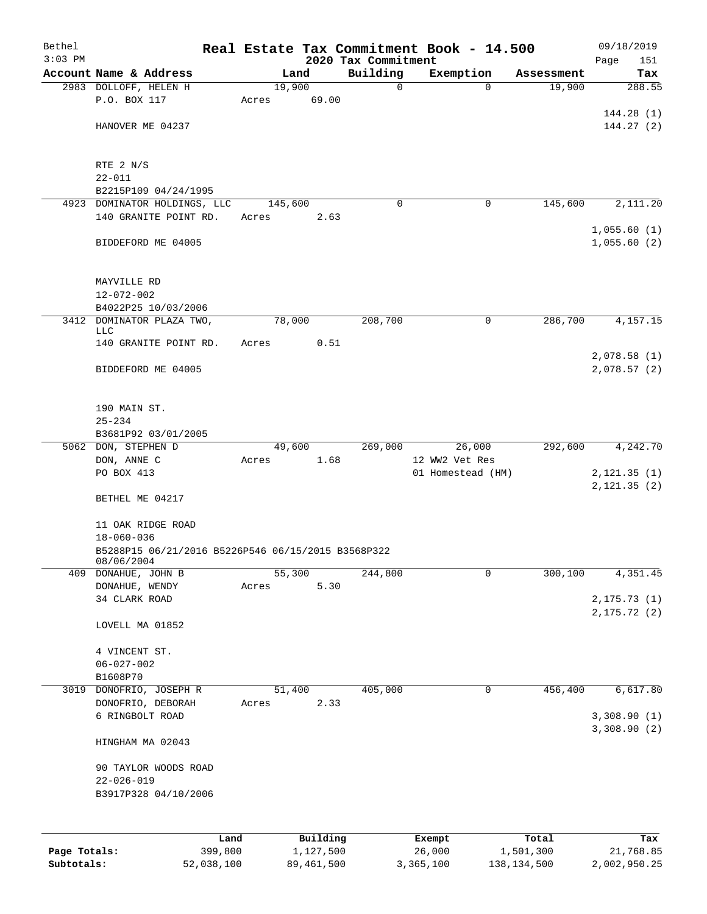Bethel 3:03 PM

# Real Estate Tax Commitment Book - 14.500

## 2020 Tax Commitment

09/18/2019 Page 151

| Account | Name & Address | Land | Building | Exemption | Assessment | Tax |
|---|---|---|---|---|---|---|
| 2983 | DOLLOFF, HELEN H<br>P.O. BOX 117<br>HANOVER ME 04237<br>RTE 2 N/S<br>22-011<br>B2215P109 04/24/1995 | 19,900<br>Acres 69.00 | 0 | 0 | 19,900 | 288.55<br>144.28 (1)<br>144.27 (2) |
| 4923 | DOMINATOR HOLDINGS, LLC<br>140 GRANITE POINT RD.<br>BIDDEFORD ME 04005<br>MAYVILLE RD<br>12-072-002<br>B4022P25 10/03/2006 | 145,600<br>Acres 2.63 | 0 | 0 | 145,600 | 2,111.20<br>1,055.60 (1)<br>1,055.60 (2) |
| 3412 | DOMINATOR PLAZA TWO, LLC<br>140 GRANITE POINT RD.<br>BIDDEFORD ME 04005<br>190 MAIN ST.<br>25-234<br>B3681P92 03/01/2005 | 78,000<br>Acres 0.51 | 208,700 | 0 | 286,700 | 4,157.15<br>2,078.58 (1)<br>2,078.57 (2) |
| 5062 | DON, STEPHEN D<br>DON, ANNE C<br>PO BOX 413<br>BETHEL ME 04217<br>11 OAK RIDGE ROAD<br>18-060-036<br>B5288P15 06/21/2016 B5226P546 06/15/2015 B3568P322 08/06/2004 | 49,600<br>Acres 1.68 | 269,000 | 26,000<br>12 WW2 Vet Res<br>01 Homestead (HM) | 292,600 | 4,242.70<br>2,121.35 (1)<br>2,121.35 (2) |
| 409 | DONAHUE, JOHN B<br>DONAHUE, WENDY<br>34 CLARK ROAD<br>LOVELL MA 01852<br>4 VINCENT ST.<br>06-027-002<br>B1608P70 | 55,300<br>Acres 5.30 | 244,800 | 0 | 300,100 | 4,351.45<br>2,175.73 (1)<br>2,175.72 (2) |
| 3019 | DONOFRIO, JOSEPH R<br>DONOFRIO, DEBORAH<br>6 RINGBOLT ROAD<br>HINGHAM MA 02043<br>90 TAYLOR WOODS ROAD<br>22-026-019<br>B3917P328 04/10/2006 | 51,400<br>Acres 2.33 | 405,000 | 0 | 456,400 | 6,617.80<br>3,308.90 (1)<br>3,308.90 (2) |

| | Land | Building | Exempt | Total | Tax |
|---|---|---|---|---|---|
| **Page Totals:** | 399,800 | 1,127,500 | 26,000 | 1,501,300 | 21,768.85 |
| **Subtotals:** | 52,038,100 | 89,461,500 | 3,365,100 | 138,134,500 | 2,002,950.25 |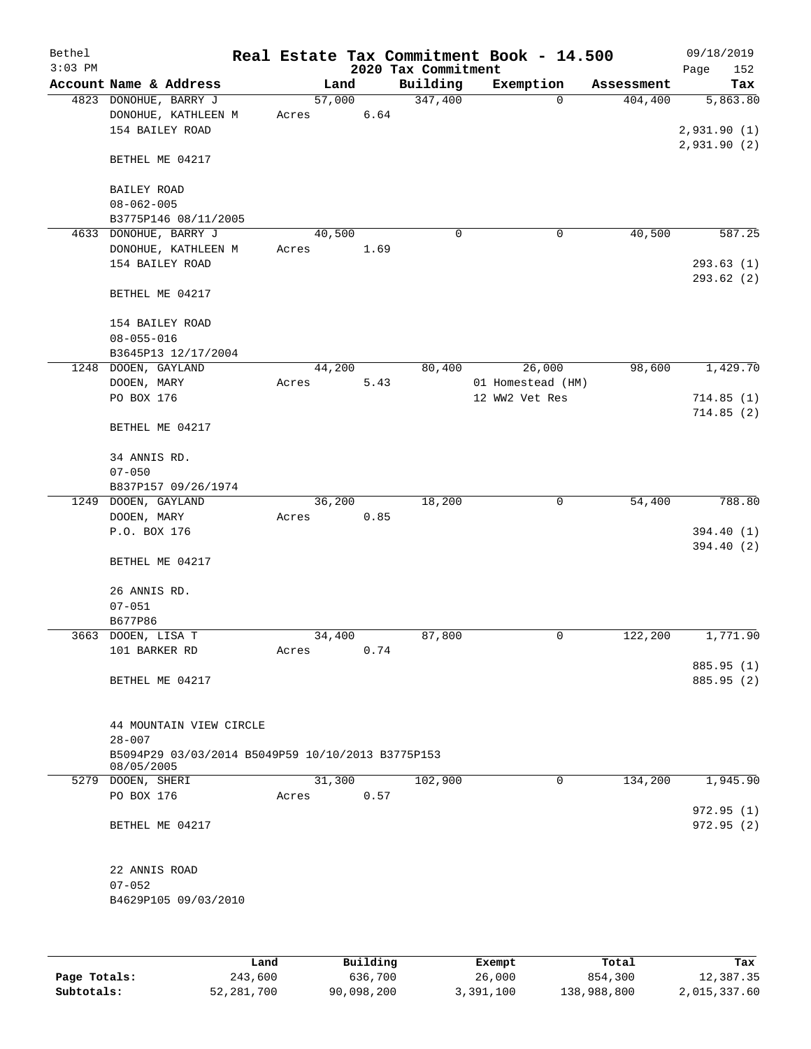# Real Estate Tax Commitment Book - 14.500

Bethel
3:03 PM

2020 Tax Commitment

09/18/2019

| Account | Name & Address | Land | Building | Exemption | Assessment | Tax |
|---|---|---|---|---|---|---|
| 4823 | DONOHUE, BARRY J<br>DONOHUE, KATHLEEN M<br>154 BAILEY ROAD<br><br>BETHEL ME 04217<br><br>BAILEY ROAD<br>08-062-005<br>B3775P146 08/11/2005 | 57,000<br>Acres 6.64 | 347,400 | 0 | 404,400 | 5,863.80<br><br>2,931.90 (1)<br>2,931.90 (2) |
| 4633 | DONOHUE, BARRY J<br>DONOHUE, KATHLEEN M<br>154 BAILEY ROAD<br><br>BETHEL ME 04217<br><br>154 BAILEY ROAD<br>08-055-016<br>B3645P13 12/17/2004 | 40,500<br>Acres 1.69 | 0 | 0 | 40,500 | 587.25<br><br>293.63 (1)<br>293.62 (2) |
| 1248 | DOOEN, GAYLAND<br>DOOEN, MARY<br>PO BOX 176<br><br>BETHEL ME 04217<br><br>34 ANNIS RD.<br>07-050<br>B837P157 09/26/1974 | 44,200<br>Acres 5.43 | 80,400 | 26,000<br>01 Homestead (HM)<br>12 WW2 Vet Res | 98,600 | 1,429.70<br><br>714.85 (1)<br>714.85 (2) |
| 1249 | DOOEN, GAYLAND<br>DOOEN, MARY<br>P.O. BOX 176<br><br>BETHEL ME 04217<br><br>26 ANNIS RD.<br>07-051<br>B677P86 | 36,200<br>Acres 0.85 | 18,200 | 0 | 54,400 | 788.80<br><br>394.40 (1)<br>394.40 (2) |
| 3663 | DOOEN, LISA T<br>101 BARKER RD<br><br>BETHEL ME 04217<br><br>44 MOUNTAIN VIEW CIRCLE<br>28-007<br>B5094P29 03/03/2014 B5049P59 10/10/2013 B3775P153 08/05/2005 | 34,400<br>Acres 0.74 | 87,800 | 0 | 122,200 | 1,771.90<br><br>885.95 (1)<br>885.95 (2) |
| 5279 | DOOEN, SHERI<br>PO BOX 176<br><br>BETHEL ME 04217<br><br>22 ANNIS ROAD<br>07-052<br>B4629P105 09/03/2010 | 31,300<br>Acres 0.57 | 102,900 | 0 | 134,200 | 1,945.90<br><br>972.95 (1)<br>972.95 (2) |

| | Land | Building | Exempt | Total | Tax |
|---|---|---|---|---|---|
| Page Totals: | 243,600 | 636,700 | 26,000 | 854,300 | 12,387.35 |
| Subtotals: | 52,281,700 | 90,098,200 | 3,391,100 | 138,988,800 | 2,015,337.60 |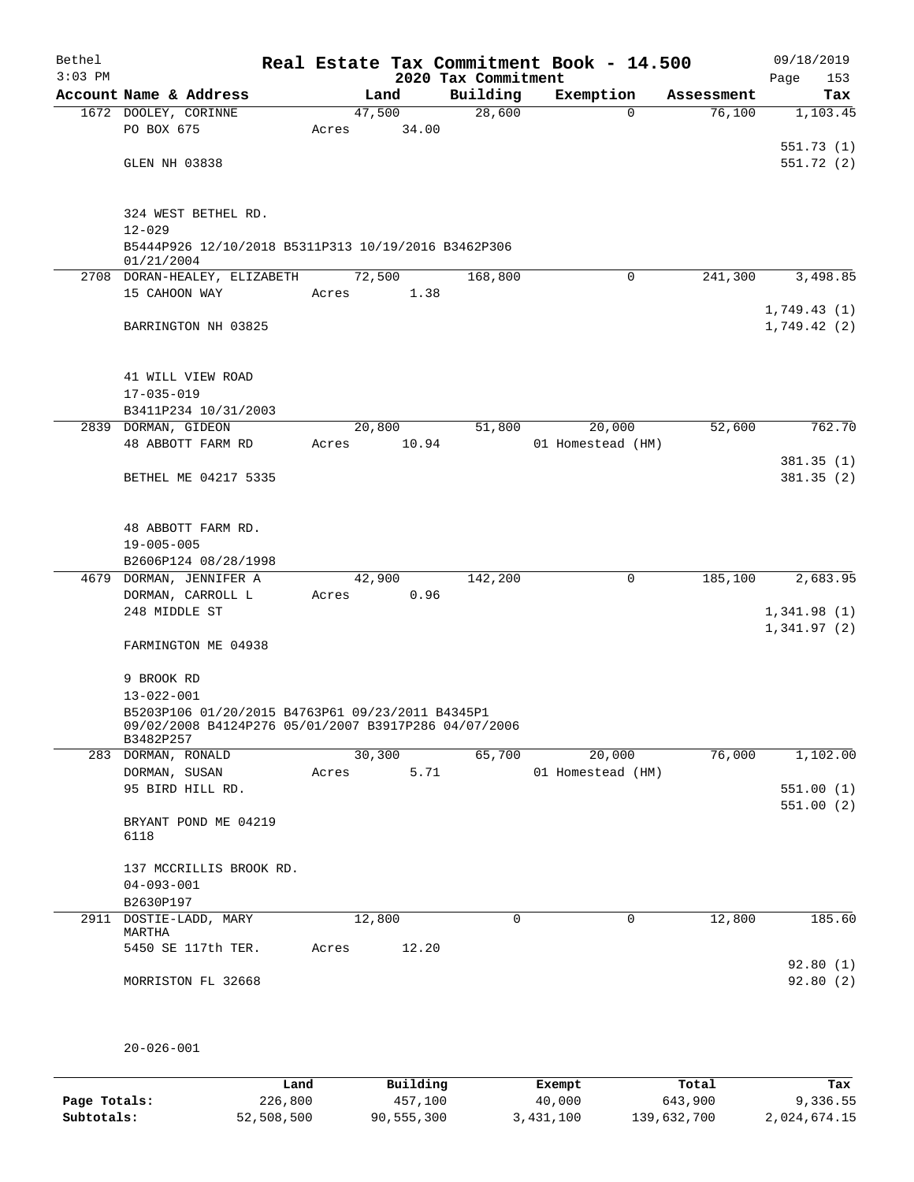# Real Estate Tax Commitment Book - 14.500

Bethel 3:03 PM — 2020 Tax Commitment — 09/18/2019

| Account | Name & Address | Land | Building | Exemption | Assessment | Tax |
|---|---|---|---|---|---|---|
| 1672 | DOOLEY, CORINNE<br>PO BOX 675<br>GLEN NH 03838<br><br>324 WEST BETHEL RD.<br>12-029<br>B5444P926 12/10/2018 B5311P313 10/19/2016 B3462P306 01/21/2004 | 47,500<br>Acres 34.00 | 28,600 | 0 | 76,100 | 1,103.45<br>551.73 (1)<br>551.72 (2) |
| 2708 | DORAN-HEALEY, ELIZABETH<br>15 CAHOON WAY<br>BARRINGTON NH 03825<br><br>41 WILL VIEW ROAD<br>17-035-019<br>B3411P234 10/31/2003 | 72,500<br>Acres 1.38 | 168,800 | 0 | 241,300 | 3,498.85<br>1,749.43 (1)<br>1,749.42 (2) |
| 2839 | DORMAN, GIDEON<br>48 ABBOTT FARM RD<br>BETHEL ME 04217 5335<br><br>48 ABBOTT FARM RD.<br>19-005-005<br>B2606P124 08/28/1998 | 20,800<br>Acres 10.94 | 51,800 | 20,000<br>01 Homestead (HM) | 52,600 | 762.70<br>381.35 (1)<br>381.35 (2) |
| 4679 | DORMAN, JENNIFER A<br>DORMAN, CARROLL L<br>248 MIDDLE ST<br>FARMINGTON ME 04938<br><br>9 BROOK RD<br>13-022-001<br>B5203P106 01/20/2015 B4763P61 09/23/2011 B4345P1 09/02/2008 B4124P276 05/01/2007 B3917P286 04/07/2006 B3482P257 | 42,900<br>Acres 0.96 | 142,200 | 0 | 185,100 | 2,683.95<br>1,341.98 (1)<br>1,341.97 (2) |
| 283 | DORMAN, RONALD<br>DORMAN, SUSAN<br>95 BIRD HILL RD.<br>BRYANT POND ME 04219 6118<br><br>137 MCCRILLIS BROOK RD.<br>04-093-001<br>B2630P197 | 30,300<br>Acres 5.71 | 65,700 | 20,000<br>01 Homestead (HM) | 76,000 | 1,102.00<br>551.00 (1)<br>551.00 (2) |
| 2911 | DOSTIE-LADD, MARY MARTHA<br>5450 SE 117th TER.<br>MORRISTON FL 32668<br><br>20-026-001 | 12,800<br>Acres 12.20 | 0 | 0 | 12,800 | 185.60<br>92.80 (1)<br>92.80 (2) |

| | Land | Building | Exempt | Total | Tax |
|---|---|---|---|---|---|
| Page Totals: | 226,800 | 457,100 | 40,000 | 643,900 | 9,336.55 |
| Subtotals: | 52,508,500 | 90,555,300 | 3,431,100 | 139,632,700 | 2,024,674.15 |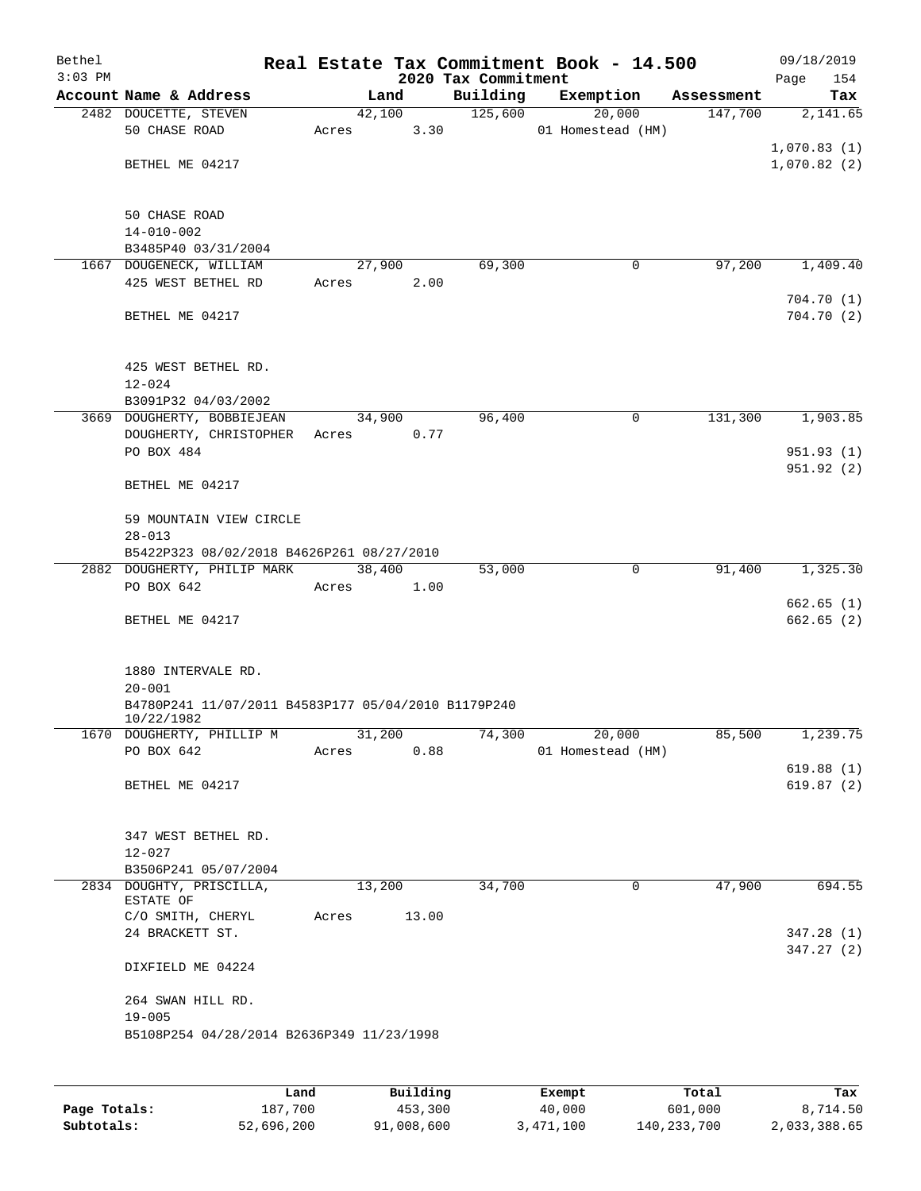Bethel 3:03 PM

# Real Estate Tax Commitment Book - 14.500

2020 Tax Commitment

09/18/2019 Page 154

| Account Name & Address | Land | Building | Exemption | Assessment | Tax |
|---|---|---|---|---|---|
| 2482 DOUCETTE, STEVEN<br>50 CHASE ROAD<br><br>BETHEL ME 04217<br><br>50 CHASE ROAD<br>14-010-002<br>B3485P40 03/31/2004 | 42,100<br>Acres 3.30 | 125,600 | 20,000<br>01 Homestead (HM) | 147,700 | 2,141.65<br><br>1,070.83 (1)<br>1,070.82 (2) |
| 1667 DOUGENECK, WILLIAM<br>425 WEST BETHEL RD<br><br>BETHEL ME 04217<br><br>425 WEST BETHEL RD.<br>12-024<br>B3091P32 04/03/2002 | 27,900<br>Acres 2.00 | 69,300 | 0 | 97,200 | 1,409.40<br><br>704.70 (1)<br>704.70 (2) |
| 3669 DOUGHERTY, BOBBIEJEAN<br>DOUGHERTY, CHRISTOPHER<br>PO BOX 484<br><br>BETHEL ME 04217<br><br>59 MOUNTAIN VIEW CIRCLE<br>28-013<br>B5422P323 08/02/2018 B4626P261 08/27/2010 | 34,900<br>Acres 0.77 | 96,400 | 0 | 131,300 | 1,903.85<br><br>951.93 (1)<br>951.92 (2) |
| 2882 DOUGHERTY, PHILIP MARK<br>PO BOX 642<br><br>BETHEL ME 04217<br><br>1880 INTERVALE RD.<br>20-001<br>B4780P241 11/07/2011 B4583P177 05/04/2010 B1179P240 10/22/1982 | 38,400<br>Acres 1.00 | 53,000 | 0 | 91,400 | 1,325.30<br><br>662.65 (1)<br>662.65 (2) |
| 1670 DOUGHERTY, PHILLIP M<br>PO BOX 642<br><br>BETHEL ME 04217<br><br>347 WEST BETHEL RD.<br>12-027<br>B3506P241 05/07/2004 | 31,200<br>Acres 0.88 | 74,300 | 20,000<br>01 Homestead (HM) | 85,500 | 1,239.75<br><br>619.88 (1)<br>619.87 (2) |
| 2834 DOUGHTY, PRISCILLA, ESTATE OF<br>C/O SMITH, CHERYL<br>24 BRACKETT ST.<br><br>DIXFIELD ME 04224<br><br>264 SWAN HILL RD.<br>19-005<br>B5108P254 04/28/2014 B2636P349 11/23/1998 | 13,200<br>Acres 13.00 | 34,700 | 0 | 47,900 | 694.55<br><br>347.28 (1)<br>347.27 (2) |

| | Land | Building | Exempt | Total | Tax |
|---|---|---|---|---|---|
| Page Totals: | 187,700 | 453,300 | 40,000 | 601,000 | 8,714.50 |
| Subtotals: | 52,696,200 | 91,008,600 | 3,471,100 | 140,233,700 | 2,033,388.65 |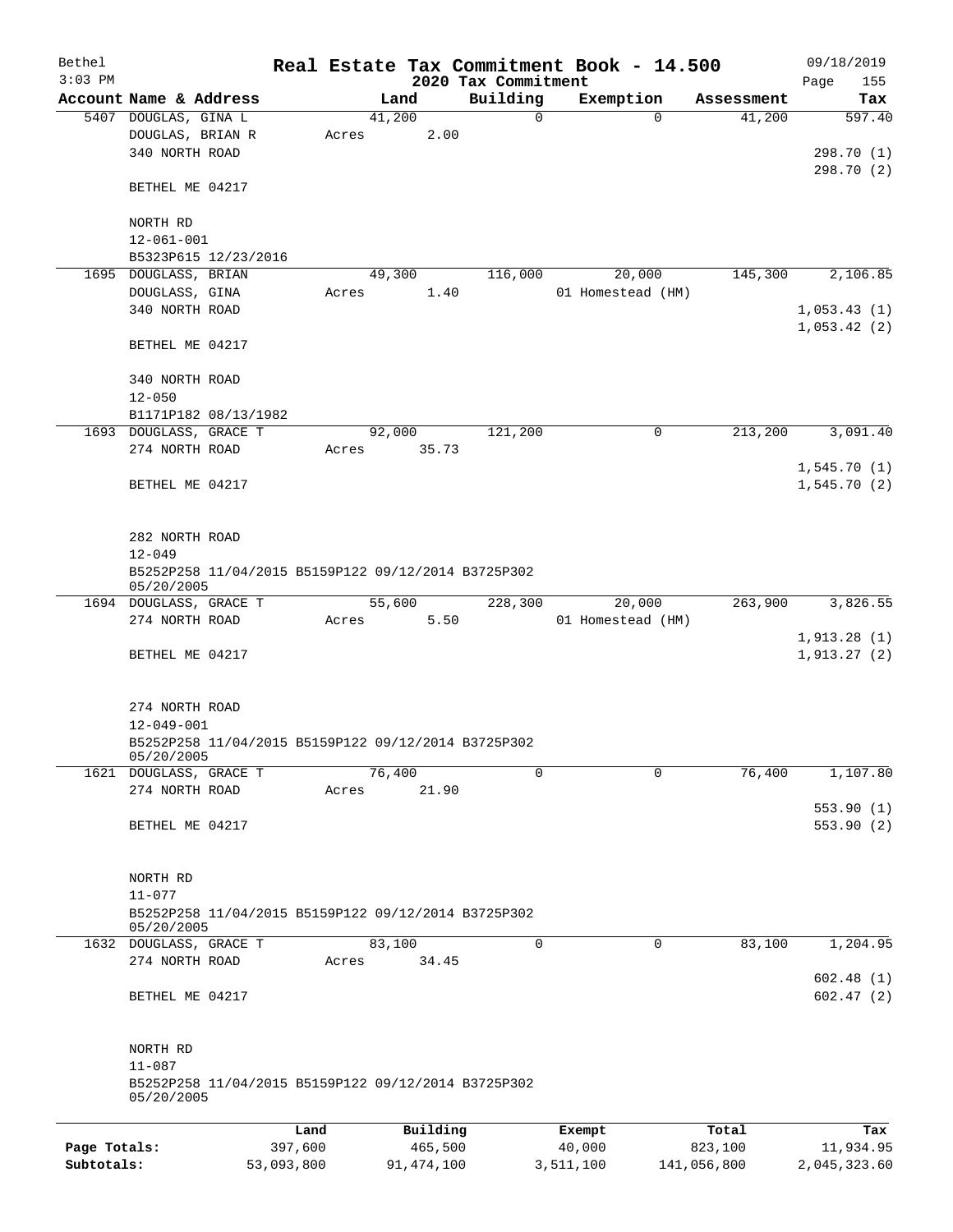Bethel 3:03 PM

# Real Estate Tax Commitment Book - 14.500

## 2020 Tax Commitment

09/18/2019 Page 155

| Account Name & Address | Land | Building | Exemption | Assessment | Tax |
|---|---|---|---|---|---|
| 5407 DOUGLAS, GINA L | 41,200 | 0 | 0 | 41,200 | 597.40 |
| DOUGLAS, BRIAN R | Acres 2.00 | | | | |
| 340 NORTH ROAD | | | | | 298.70 (1) |
| | | | | | 298.70 (2) |
| BETHEL ME 04217 | | | | | |
| NORTH RD | | | | | |
| 12-061-001 | | | | | |
| B5323P615 12/23/2016 | | | | | |
| 1695 DOUGLASS, BRIAN | 49,300 | 116,000 | 20,000 | 145,300 | 2,106.85 |
| DOUGLASS, GINA | Acres 1.40 | | 01 Homestead (HM) | | |
| 340 NORTH ROAD | | | | | 1,053.43 (1) |
| | | | | | 1,053.42 (2) |
| BETHEL ME 04217 | | | | | |
| 340 NORTH ROAD | | | | | |
| 12-050 | | | | | |
| B1171P182 08/13/1982 | | | | | |
| 1693 DOUGLASS, GRACE T | 92,000 | 121,200 | 0 | 213,200 | 3,091.40 |
| 274 NORTH ROAD | Acres 35.73 | | | | |
| | | | | | 1,545.70 (1) |
| BETHEL ME 04217 | | | | | 1,545.70 (2) |
| 282 NORTH ROAD | | | | | |
| 12-049 | | | | | |
| B5252P258 11/04/2015 B5159P122 09/12/2014 B3725P302 05/20/2005 | | | | | |
| 1694 DOUGLASS, GRACE T | 55,600 | 228,300 | 20,000 | 263,900 | 3,826.55 |
| 274 NORTH ROAD | Acres 5.50 | | 01 Homestead (HM) | | |
| | | | | | 1,913.28 (1) |
| BETHEL ME 04217 | | | | | 1,913.27 (2) |
| 274 NORTH ROAD | | | | | |
| 12-049-001 | | | | | |
| B5252P258 11/04/2015 B5159P122 09/12/2014 B3725P302 05/20/2005 | | | | | |
| 1621 DOUGLASS, GRACE T | 76,400 | 0 | 0 | 76,400 | 1,107.80 |
| 274 NORTH ROAD | Acres 21.90 | | | | |
| | | | | | 553.90 (1) |
| BETHEL ME 04217 | | | | | 553.90 (2) |
| NORTH RD | | | | | |
| 11-077 | | | | | |
| B5252P258 11/04/2015 B5159P122 09/12/2014 B3725P302 05/20/2005 | | | | | |
| 1632 DOUGLASS, GRACE T | 83,100 | 0 | 0 | 83,100 | 1,204.95 |
| 274 NORTH ROAD | Acres 34.45 | | | | |
| | | | | | 602.48 (1) |
| BETHEL ME 04217 | | | | | 602.47 (2) |
| NORTH RD | | | | | |
| 11-087 | | | | | |
| B5252P258 11/04/2015 B5159P122 09/12/2014 B3725P302 05/20/2005 | | | | | |

| | Land | Building | Exempt | Total | Tax |
|---|---|---|---|---|---|
| Page Totals: | 397,600 | 465,500 | 40,000 | 823,100 | 11,934.95 |
| Subtotals: | 53,093,800 | 91,474,100 | 3,511,100 | 141,056,800 | 2,045,323.60 |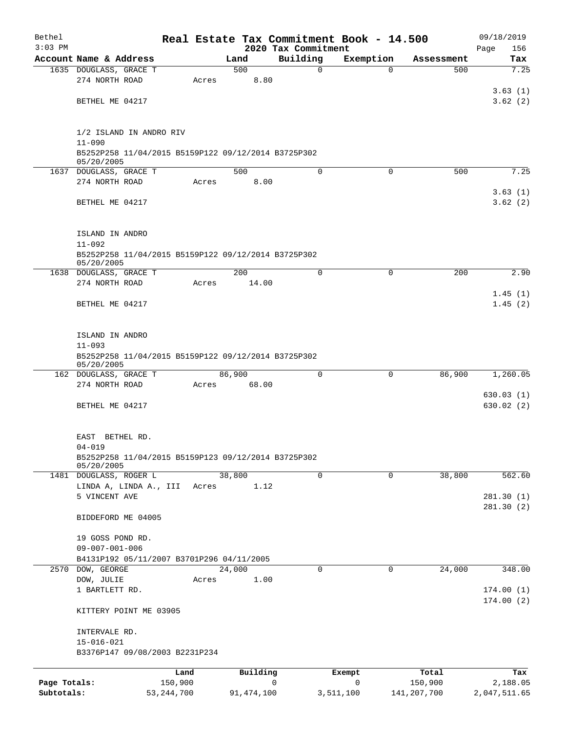# Real Estate Tax Commitment Book - 14.500

## 2020 Tax Commitment

Bethel 3:03 PM — 09/18/2019

| Account Name & Address | Land | Building | Exemption | Assessment | Tax |
|---|---|---|---|---|---|
| 1635 DOUGLASS, GRACE T | 500 | 0 | 0 | 500 | 7.25 |
| 274 NORTH ROAD | Acres 8.80 | | | | |
| | | | | | 3.63 (1) |
| BETHEL ME 04217 | | | | | 3.62 (2) |
| 1/2 ISLAND IN ANDRO RIV | | | | | |
| 11-090 | | | | | |
| B5252P258 11/04/2015 B5159P122 09/12/2014 B3725P302 05/20/2005 | | | | | |
| 1637 DOUGLASS, GRACE T | 500 | 0 | 0 | 500 | 7.25 |
| 274 NORTH ROAD | Acres 8.00 | | | | |
| | | | | | 3.63 (1) |
| BETHEL ME 04217 | | | | | 3.62 (2) |
| ISLAND IN ANDRO | | | | | |
| 11-092 | | | | | |
| B5252P258 11/04/2015 B5159P122 09/12/2014 B3725P302 05/20/2005 | | | | | |
| 1638 DOUGLASS, GRACE T | 200 | 0 | 0 | 200 | 2.90 |
| 274 NORTH ROAD | Acres 14.00 | | | | |
| | | | | | 1.45 (1) |
| BETHEL ME 04217 | | | | | 1.45 (2) |
| ISLAND IN ANDRO | | | | | |
| 11-093 | | | | | |
| B5252P258 11/04/2015 B5159P122 09/12/2014 B3725P302 05/20/2005 | | | | | |
| 162 DOUGLASS, GRACE T | 86,900 | 0 | 0 | 86,900 | 1,260.05 |
| 274 NORTH ROAD | Acres 68.00 | | | | |
| | | | | | 630.03 (1) |
| BETHEL ME 04217 | | | | | 630.02 (2) |
| EAST BETHEL RD. | | | | | |
| 04-019 | | | | | |
| B5252P258 11/04/2015 B5159P123 09/12/2014 B3725P302 05/20/2005 | | | | | |
| 1481 DOUGLASS, ROGER L | 38,800 | 0 | 0 | 38,800 | 562.60 |
| LINDA A, LINDA A., III | Acres 1.12 | | | | |
| 5 VINCENT AVE | | | | | 281.30 (1) |
| | | | | | 281.30 (2) |
| BIDDEFORD ME 04005 | | | | | |
| 19 GOSS POND RD. | | | | | |
| 09-007-001-006 | | | | | |
| B4131P192 05/11/2007 B3701P296 04/11/2005 | | | | | |
| 2570 DOW, GEORGE | 24,000 | 0 | 0 | 24,000 | 348.00 |
| DOW, JULIE | Acres 1.00 | | | | |
| 1 BARTLETT RD. | | | | | 174.00 (1) |
| | | | | | 174.00 (2) |
| KITTERY POINT ME 03905 | | | | | |
| INTERVALE RD. | | | | | |
| 15-016-021 | | | | | |
| B3376P147 09/08/2003 B2231P234 | | | | | |

| | Land | Building | Exempt | Total | Tax |
|---|---|---|---|---|---|
| Page Totals: | 150,900 | 0 | 0 | 150,900 | 2,188.05 |
| Subtotals: | 53,244,700 | 91,474,100 | 3,511,100 | 141,207,700 | 2,047,511.65 |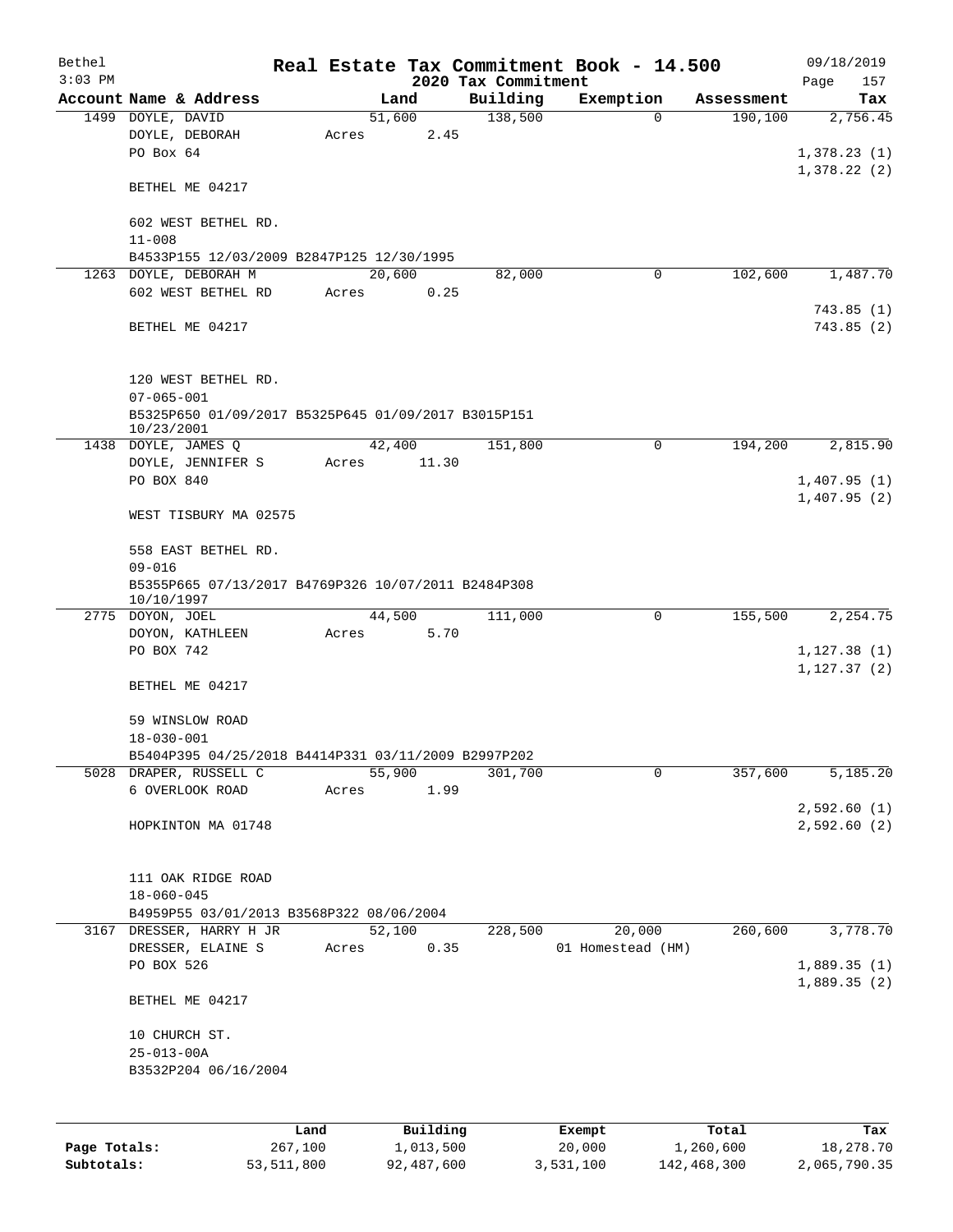# Real Estate Tax Commitment Book - 14.500

Bethel
3:03 PM

## 2020 Tax Commitment

09/18/2019

| Account Name & Address | Land | Building | Exemption | Assessment | Tax |
|---|---|---|---|---|---|
| 1499 DOYLE, DAVID | 51,600 | 138,500 | 0 | 190,100 | 2,756.45 |
| DOYLE, DEBORAH | Acres 2.45 | | | | |
| PO Box 64 | | | | | 1,378.23 (1) |
| | | | | | 1,378.22 (2) |
| BETHEL ME 04217 | | | | | |
| 602 WEST BETHEL RD. | | | | | |
| 11-008 | | | | | |
| B4533P155 12/03/2009 B2847P125 12/30/1995 | | | | | |
| 1263 DOYLE, DEBORAH M | 20,600 | 82,000 | 0 | 102,600 | 1,487.70 |
| 602 WEST BETHEL RD | Acres 0.25 | | | | |
| | | | | | 743.85 (1) |
| BETHEL ME 04217 | | | | | 743.85 (2) |
| 120 WEST BETHEL RD. | | | | | |
| 07-065-001 | | | | | |
| B5325P650 01/09/2017 B5325P645 01/09/2017 B3015P151 10/23/2001 | | | | | |
| 1438 DOYLE, JAMES Q | 42,400 | 151,800 | 0 | 194,200 | 2,815.90 |
| DOYLE, JENNIFER S | Acres 11.30 | | | | |
| PO BOX 840 | | | | | 1,407.95 (1) |
| | | | | | 1,407.95 (2) |
| WEST TISBURY MA 02575 | | | | | |
| 558 EAST BETHEL RD. | | | | | |
| 09-016 | | | | | |
| B5355P665 07/13/2017 B4769P326 10/07/2011 B2484P308 10/10/1997 | | | | | |
| 2775 DOYON, JOEL | 44,500 | 111,000 | 0 | 155,500 | 2,254.75 |
| DOYON, KATHLEEN | Acres 5.70 | | | | |
| PO BOX 742 | | | | | 1,127.38 (1) |
| | | | | | 1,127.37 (2) |
| BETHEL ME 04217 | | | | | |
| 59 WINSLOW ROAD | | | | | |
| 18-030-001 | | | | | |
| B5404P395 04/25/2018 B4414P331 03/11/2009 B2997P202 | | | | | |
| 5028 DRAPER, RUSSELL C | 55,900 | 301,700 | 0 | 357,600 | 5,185.20 |
| 6 OVERLOOK ROAD | Acres 1.99 | | | | |
| | | | | | 2,592.60 (1) |
| HOPKINTON MA 01748 | | | | | 2,592.60 (2) |
| 111 OAK RIDGE ROAD | | | | | |
| 18-060-045 | | | | | |
| B4959P55 03/01/2013 B3568P322 08/06/2004 | | | | | |
| 3167 DRESSER, HARRY H JR | 52,100 | 228,500 | 20,000 | 260,600 | 3,778.70 |
| DRESSER, ELAINE S | Acres 0.35 | | 01 Homestead (HM) | | |
| PO BOX 526 | | | | | 1,889.35 (1) |
| | | | | | 1,889.35 (2) |
| BETHEL ME 04217 | | | | | |
| 10 CHURCH ST. | | | | | |
| 25-013-00A | | | | | |
| B3532P204 06/16/2004 | | | | | |

| | Land | Building | Exempt | Total | Tax |
|---|---|---|---|---|---|
| **Page Totals:** | 267,100 | 1,013,500 | 20,000 | 1,260,600 | 18,278.70 |
| **Subtotals:** | 53,511,800 | 92,487,600 | 3,531,100 | 142,468,300 | 2,065,790.35 |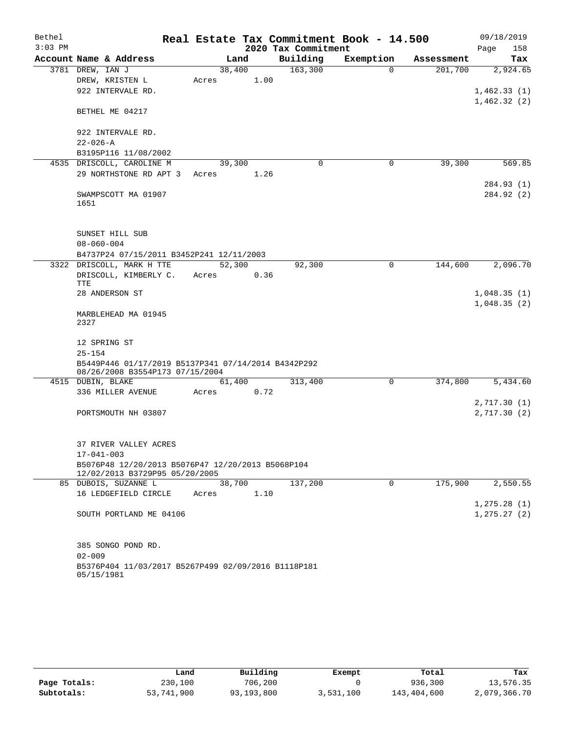Bethel 3:03 PM

# Real Estate Tax Commitment Book - 14.500

09/18/2019

2020 Tax Commitment

| Account | Name & Address | Land | Building | Exemption | Assessment | Tax |
|---|---|---|---|---|---|---|
| 3781 | DREW, IAN J | 38,400 | 163,300 | 0 | 201,700 | 2,924.65 |
| | DREW, KRISTEN L | Acres 1.00 | | | | |
| | 922 INTERVALE RD. | | | | | 1,462.33 (1) |
| | | | | | | 1,462.32 (2) |
| | BETHEL ME 04217 | | | | | |
| | 922 INTERVALE RD. | | | | | |
| | 22-026-A | | | | | |
| | B3195P116 11/08/2002 | | | | | |
| 4535 | DRISCOLL, CAROLINE M | 39,300 | 0 | 0 | 39,300 | 569.85 |
| | 29 NORTHSTONE RD APT 3 | Acres 1.26 | | | | |
| | | | | | | 284.93 (1) |
| | SWAMPSCOTT MA 01907 1651 | | | | | 284.92 (2) |
| | SUNSET HILL SUB | | | | | |
| | 08-060-004 | | | | | |
| | B4737P24 07/15/2011 B3452P241 12/11/2003 | | | | | |
| 3322 | DRISCOLL, MARK H TTE | 52,300 | 92,300 | 0 | 144,600 | 2,096.70 |
| | DRISCOLL, KIMBERLY C. TTE | Acres 0.36 | | | | |
| | 28 ANDERSON ST | | | | | 1,048.35 (1) |
| | | | | | | 1,048.35 (2) |
| | MARBLEHEAD MA 01945 2327 | | | | | |
| | 12 SPRING ST | | | | | |
| | 25-154 | | | | | |
| | B5449P446 01/17/2019 B5137P341 07/14/2014 B4342P292 08/26/2008 B3554P173 07/15/2004 | | | | | |
| 4515 | DUBIN, BLAKE | 61,400 | 313,400 | 0 | 374,800 | 5,434.60 |
| | 336 MILLER AVENUE | Acres 0.72 | | | | |
| | | | | | | 2,717.30 (1) |
| | PORTSMOUTH NH 03807 | | | | | 2,717.30 (2) |
| | 37 RIVER VALLEY ACRES | | | | | |
| | 17-041-003 | | | | | |
| | B5076P48 12/20/2013 B5076P47 12/20/2013 B5068P104 12/02/2013 B3729P95 05/20/2005 | | | | | |
| 85 | DUBOIS, SUZANNE L | 38,700 | 137,200 | 0 | 175,900 | 2,550.55 |
| | 16 LEDGEFIELD CIRCLE | Acres 1.10 | | | | |
| | | | | | | 1,275.28 (1) |
| | SOUTH PORTLAND ME 04106 | | | | | 1,275.27 (2) |
| | 385 SONGO POND RD. | | | | | |
| | 02-009 | | | | | |
| | B5376P404 11/03/2017 B5267P499 02/09/2016 B1118P181 05/15/1981 | | | | | |

| | Land | Building | Exempt | Total | Tax |
|---|---|---|---|---|---|
| Page Totals: | 230,100 | 706,200 | 0 | 936,300 | 13,576.35 |
| Subtotals: | 53,741,900 | 93,193,800 | 3,531,100 | 143,404,600 | 2,079,366.70 |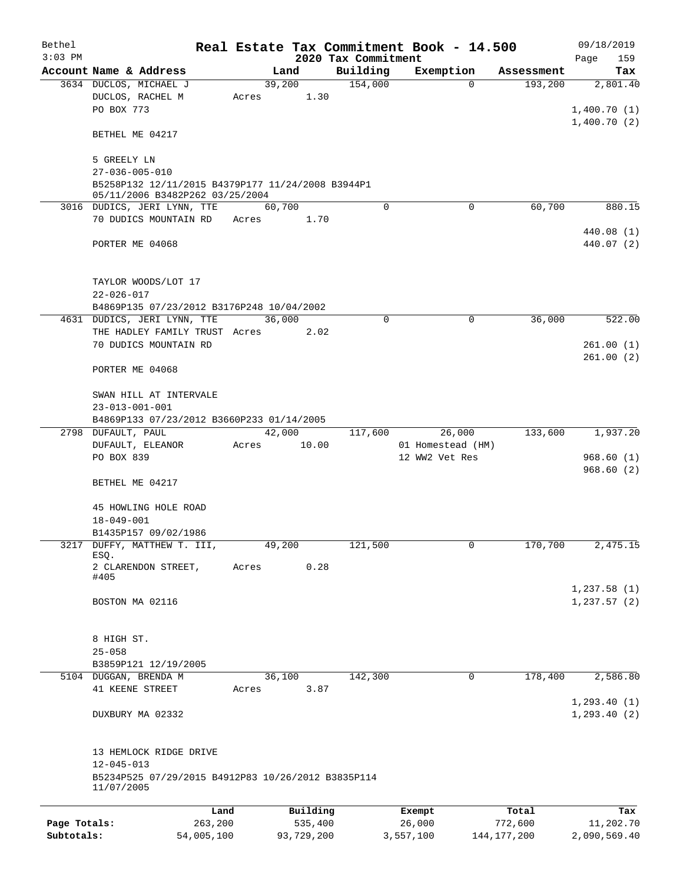# Real Estate Tax Commitment Book - 14.500

Bethel
3:03 PM

09/18/2019

2020 Tax Commitment

| Account Name & Address | Land | Building | Exemption | Assessment | Tax |
|---|---|---|---|---|---|
| 3634 DUCLOS, MICHAEL J | 39,200 | 154,000 | 0 | 193,200 | 2,801.40 |
| DUCLOS, RACHEL M | Acres 1.30 | | | | |
| PO BOX 773 | | | | | 1,400.70 (1) |
| | | | | | 1,400.70 (2) |
| BETHEL ME 04217 | | | | | |
| 5 GREELY LN | | | | | |
| 27-036-005-010 | | | | | |
| B5258P132 12/11/2015 B4379P177 11/24/2008 B3944P1 05/11/2006 B3482P262 03/25/2004 | | | | | |
| 3016 DUDICS, JERI LYNN, TTE | 60,700 | 0 | 0 | 60,700 | 880.15 |
| 70 DUDICS MOUNTAIN RD | Acres 1.70 | | | | |
| | | | | | 440.08 (1) |
| PORTER ME 04068 | | | | | 440.07 (2) |
| TAYLOR WOODS/LOT 17 | | | | | |
| 22-026-017 | | | | | |
| B4869P135 07/23/2012 B3176P248 10/04/2002 | | | | | |
| 4631 DUDICS, JERI LYNN, TTE | 36,000 | 0 | 0 | 36,000 | 522.00 |
| THE HADLEY FAMILY TRUST | Acres 2.02 | | | | |
| 70 DUDICS MOUNTAIN RD | | | | | 261.00 (1) |
| | | | | | 261.00 (2) |
| PORTER ME 04068 | | | | | |
| SWAN HILL AT INTERVALE | | | | | |
| 23-013-001-001 | | | | | |
| B4869P133 07/23/2012 B3660P233 01/14/2005 | | | | | |
| 2798 DUFAULT, PAUL | 42,000 | 117,600 | 26,000 | 133,600 | 1,937.20 |
| DUFAULT, ELEANOR | Acres 10.00 | | 01 Homestead (HM) | | |
| PO BOX 839 | | | 12 WW2 Vet Res | | 968.60 (1) |
| | | | | | 968.60 (2) |
| BETHEL ME 04217 | | | | | |
| 45 HOWLING HOLE ROAD | | | | | |
| 18-049-001 | | | | | |
| B1435P157 09/02/1986 | | | | | |
| 3217 DUFFY, MATTHEW T. III, ESQ. | 49,200 | 121,500 | 0 | 170,700 | 2,475.15 |
| 2 CLARENDON STREET, #405 | Acres 0.28 | | | | |
| | | | | | 1,237.58 (1) |
| BOSTON MA 02116 | | | | | 1,237.57 (2) |
| 8 HIGH ST. | | | | | |
| 25-058 | | | | | |
| B3859P121 12/19/2005 | | | | | |
| 5104 DUGGAN, BRENDA M | 36,100 | 142,300 | 0 | 178,400 | 2,586.80 |
| 41 KEENE STREET | Acres 3.87 | | | | |
| | | | | | 1,293.40 (1) |
| DUXBURY MA 02332 | | | | | 1,293.40 (2) |
| 13 HEMLOCK RIDGE DRIVE | | | | | |
| 12-045-013 | | | | | |
| B5234P525 07/29/2015 B4912P83 10/26/2012 B3835P114 11/07/2005 | | | | | |

| | Land | Building | Exempt | Total | Tax |
|---|---|---|---|---|---|
| Page Totals: | 263,200 | 535,400 | 26,000 | 772,600 | 11,202.70 |
| Subtotals: | 54,005,100 | 93,729,200 | 3,557,100 | 144,177,200 | 2,090,569.40 |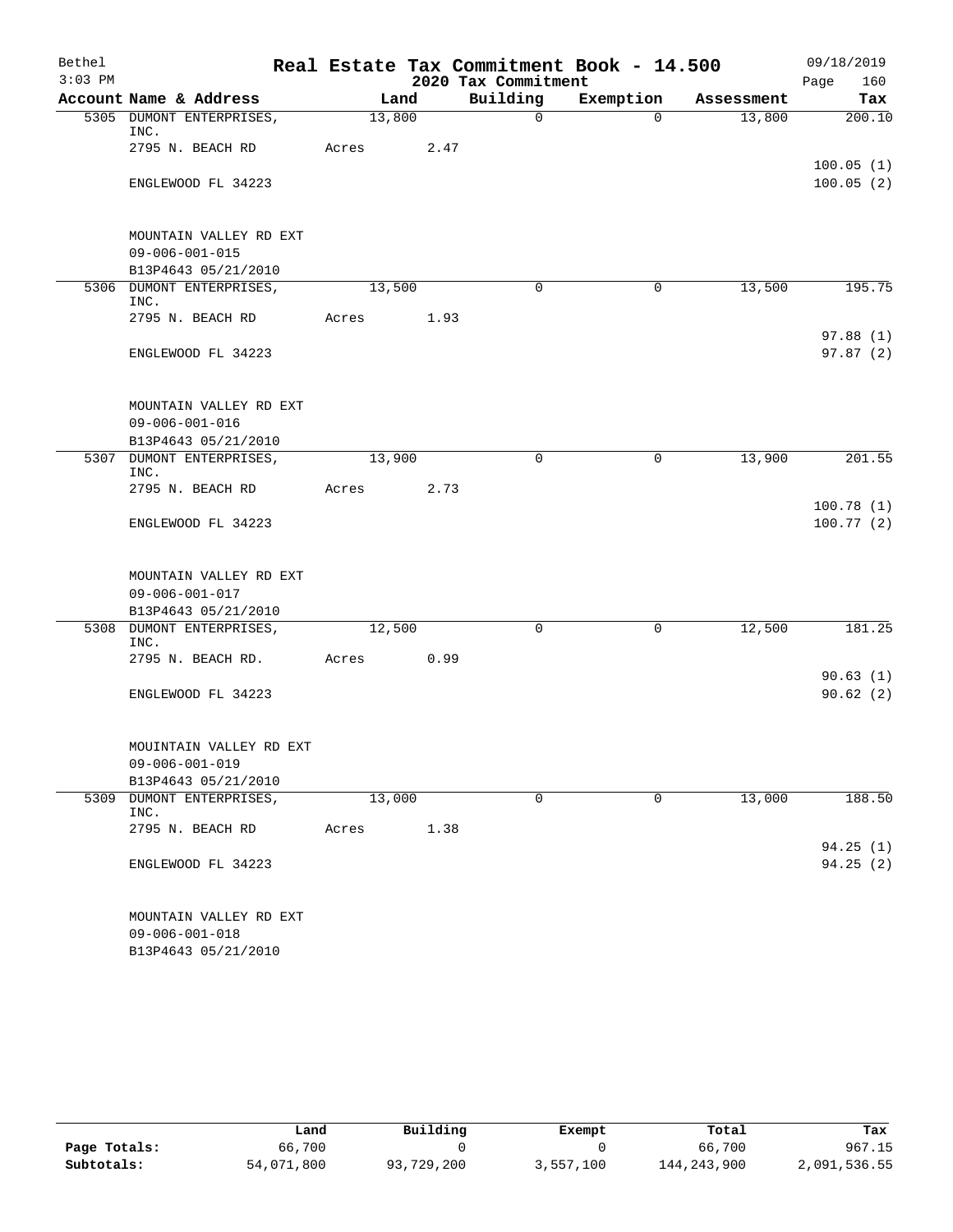Bethel 3:03 PM

# Real Estate Tax Commitment Book - 14.500

2020 Tax Commitment

09/18/2019 Page 160

| Account | Name & Address | Land | | Building | Exemption | Assessment | Tax |
|---|---|---|---|---|---|---|---|
| 5305 | DUMONT ENTERPRISES, INC. | 13,800 | | 0 | 0 | 13,800 | 200.10 |
| | 2795 N. BEACH RD | Acres | 2.47 | | | | |
| | | | | | | | 100.05 (1) |
| | ENGLEWOOD FL 34223 | | | | | | 100.05 (2) |
| | MOUNTAIN VALLEY RD EXT | | | | | | |
| | 09-006-001-015 | | | | | | |
| | B13P4643 05/21/2010 | | | | | | |
| 5306 | DUMONT ENTERPRISES, INC. | 13,500 | | 0 | 0 | 13,500 | 195.75 |
| | 2795 N. BEACH RD | Acres | 1.93 | | | | |
| | | | | | | | 97.88 (1) |
| | ENGLEWOOD FL 34223 | | | | | | 97.87 (2) |
| | MOUNTAIN VALLEY RD EXT | | | | | | |
| | 09-006-001-016 | | | | | | |
| | B13P4643 05/21/2010 | | | | | | |
| 5307 | DUMONT ENTERPRISES, INC. | 13,900 | | 0 | 0 | 13,900 | 201.55 |
| | 2795 N. BEACH RD | Acres | 2.73 | | | | |
| | | | | | | | 100.78 (1) |
| | ENGLEWOOD FL 34223 | | | | | | 100.77 (2) |
| | MOUNTAIN VALLEY RD EXT | | | | | | |
| | 09-006-001-017 | | | | | | |
| | B13P4643 05/21/2010 | | | | | | |
| 5308 | DUMONT ENTERPRISES, INC. | 12,500 | | 0 | 0 | 12,500 | 181.25 |
| | 2795 N. BEACH RD. | Acres | 0.99 | | | | |
| | | | | | | | 90.63 (1) |
| | ENGLEWOOD FL 34223 | | | | | | 90.62 (2) |
| | MOUINTAIN VALLEY RD EXT | | | | | | |
| | 09-006-001-019 | | | | | | |
| | B13P4643 05/21/2010 | | | | | | |
| 5309 | DUMONT ENTERPRISES, INC. | 13,000 | | 0 | 0 | 13,000 | 188.50 |
| | 2795 N. BEACH RD | Acres | 1.38 | | | | |
| | | | | | | | 94.25 (1) |
| | ENGLEWOOD FL 34223 | | | | | | 94.25 (2) |
| | MOUNTAIN VALLEY RD EXT | | | | | | |
| | 09-006-001-018 | | | | | | |
| | B13P4643 05/21/2010 | | | | | | |

| | Land | Building | Exempt | Total | Tax |
|---|---|---|---|---|---|
| Page Totals: | 66,700 | 0 | 0 | 66,700 | 967.15 |
| Subtotals: | 54,071,800 | 93,729,200 | 3,557,100 | 144,243,900 | 2,091,536.55 |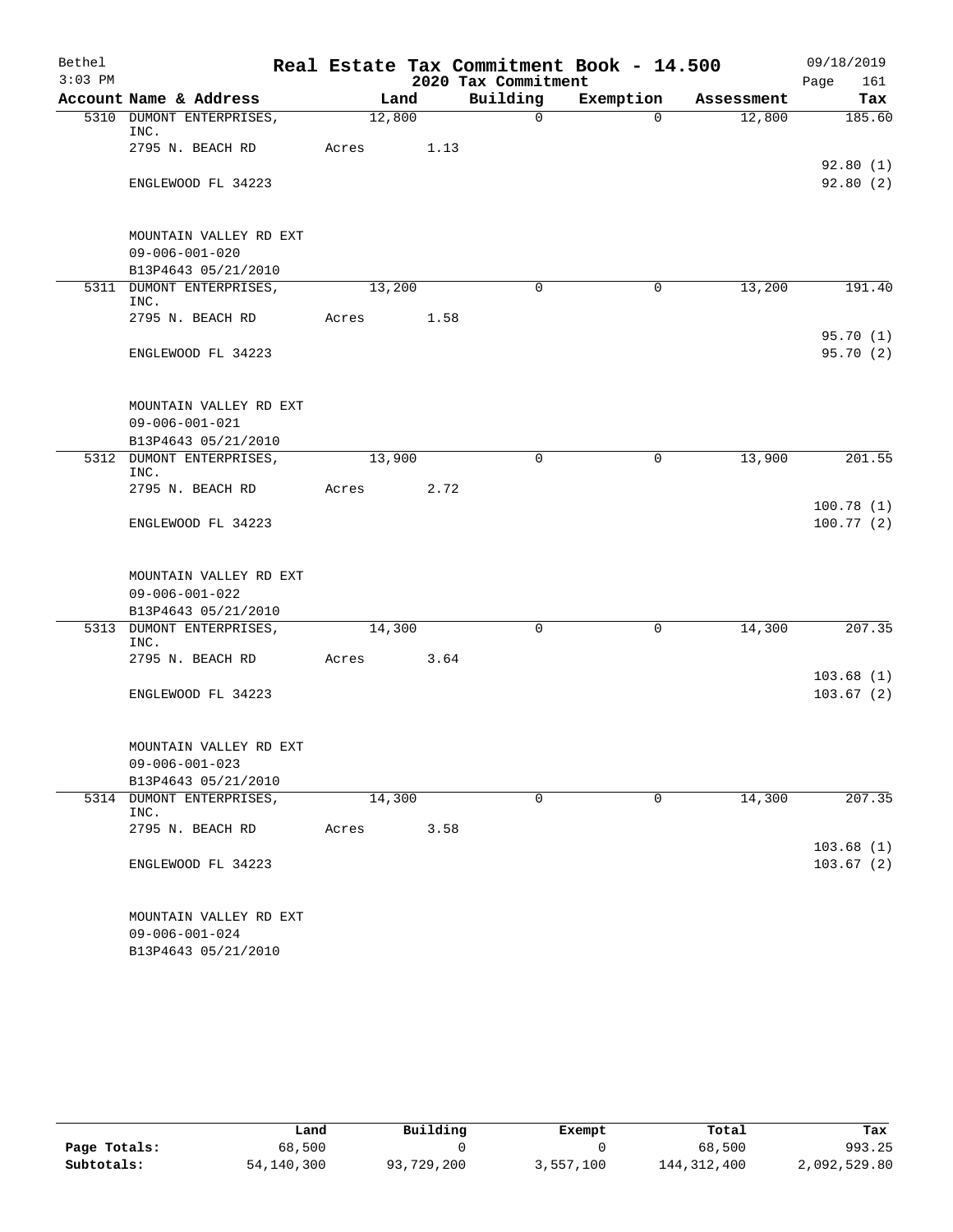# Real Estate Tax Commitment Book - 14.500

Bethel 09/18/2019
3:03 PM 2020 Tax Commitment

| Account | Name & Address | Land | Building | Exemption | Assessment | Tax |
|---|---|---|---|---|---|---|
| 5310 | DUMONT ENTERPRISES, INC. | 12,800 | 0 | 0 | 12,800 | 185.60 |
| | 2795 N. BEACH RD | Acres 1.13 | | | | |
| | | | | | | 92.80 (1) |
| | ENGLEWOOD FL 34223 | | | | | 92.80 (2) |
| | MOUNTAIN VALLEY RD EXT | | | | | |
| | 09-006-001-020 | | | | | |
| | B13P4643 05/21/2010 | | | | | |
| 5311 | DUMONT ENTERPRISES, INC. | 13,200 | 0 | 0 | 13,200 | 191.40 |
| | 2795 N. BEACH RD | Acres 1.58 | | | | |
| | | | | | | 95.70 (1) |
| | ENGLEWOOD FL 34223 | | | | | 95.70 (2) |
| | MOUNTAIN VALLEY RD EXT | | | | | |
| | 09-006-001-021 | | | | | |
| | B13P4643 05/21/2010 | | | | | |
| 5312 | DUMONT ENTERPRISES, INC. | 13,900 | 0 | 0 | 13,900 | 201.55 |
| | 2795 N. BEACH RD | Acres 2.72 | | | | |
| | | | | | | 100.78 (1) |
| | ENGLEWOOD FL 34223 | | | | | 100.77 (2) |
| | MOUNTAIN VALLEY RD EXT | | | | | |
| | 09-006-001-022 | | | | | |
| | B13P4643 05/21/2010 | | | | | |
| 5313 | DUMONT ENTERPRISES, INC. | 14,300 | 0 | 0 | 14,300 | 207.35 |
| | 2795 N. BEACH RD | Acres 3.64 | | | | |
| | | | | | | 103.68 (1) |
| | ENGLEWOOD FL 34223 | | | | | 103.67 (2) |
| | MOUNTAIN VALLEY RD EXT | | | | | |
| | 09-006-001-023 | | | | | |
| | B13P4643 05/21/2010 | | | | | |
| 5314 | DUMONT ENTERPRISES, INC. | 14,300 | 0 | 0 | 14,300 | 207.35 |
| | 2795 N. BEACH RD | Acres 3.58 | | | | |
| | | | | | | 103.68 (1) |
| | ENGLEWOOD FL 34223 | | | | | 103.67 (2) |
| | MOUNTAIN VALLEY RD EXT | | | | | |
| | 09-006-001-024 | | | | | |
| | B13P4643 05/21/2010 | | | | | |

| | Land | Building | Exempt | Total | Tax |
|---|---|---|---|---|---|
| Page Totals: | 68,500 | 0 | 0 | 68,500 | 993.25 |
| Subtotals: | 54,140,300 | 93,729,200 | 3,557,100 | 144,312,400 | 2,092,529.80 |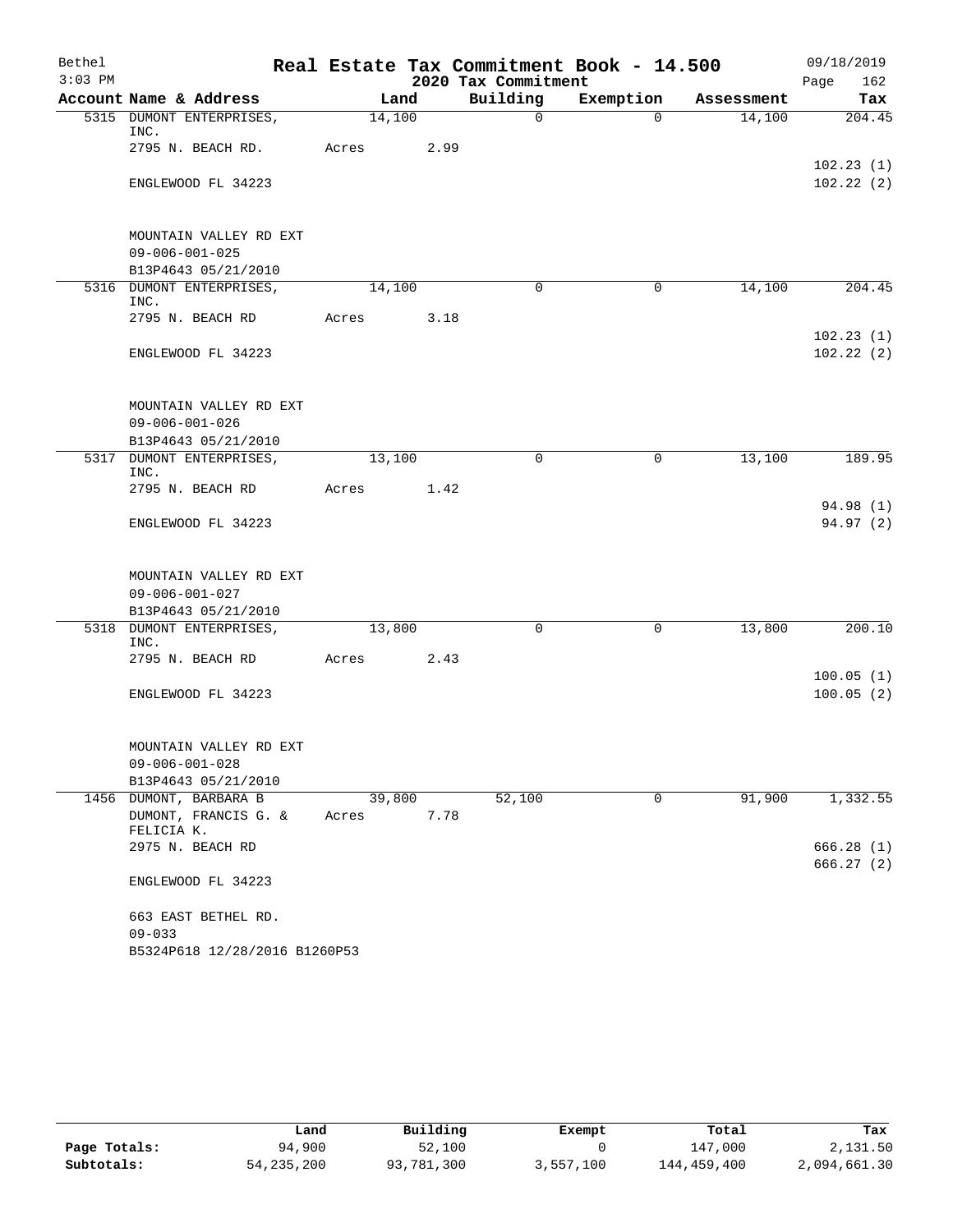Bethel 3:03 PM

# Real Estate Tax Commitment Book - 14.500

2020 Tax Commitment

09/18/2019 Page 162

| Account | Name & Address | Land | Building | Exemption | Assessment | Tax |
|---|---|---|---|---|---|---|
| 5315 | DUMONT ENTERPRISES, INC. | 14,100 | 0 | 0 | 14,100 | 204.45 |
| | 2795 N. BEACH RD. | Acres 2.99 | | | | |
| | | | | | | 102.23 (1) |
| | ENGLEWOOD FL 34223 | | | | | 102.22 (2) |
| | MOUNTAIN VALLEY RD EXT | | | | | |
| | 09-006-001-025 | | | | | |
| | B13P4643 05/21/2010 | | | | | |
| 5316 | DUMONT ENTERPRISES, INC. | 14,100 | 0 | 0 | 14,100 | 204.45 |
| | 2795 N. BEACH RD | Acres 3.18 | | | | |
| | | | | | | 102.23 (1) |
| | ENGLEWOOD FL 34223 | | | | | 102.22 (2) |
| | MOUNTAIN VALLEY RD EXT | | | | | |
| | 09-006-001-026 | | | | | |
| | B13P4643 05/21/2010 | | | | | |
| 5317 | DUMONT ENTERPRISES, INC. | 13,100 | 0 | 0 | 13,100 | 189.95 |
| | 2795 N. BEACH RD | Acres 1.42 | | | | |
| | | | | | | 94.98 (1) |
| | ENGLEWOOD FL 34223 | | | | | 94.97 (2) |
| | MOUNTAIN VALLEY RD EXT | | | | | |
| | 09-006-001-027 | | | | | |
| | B13P4643 05/21/2010 | | | | | |
| 5318 | DUMONT ENTERPRISES, INC. | 13,800 | 0 | 0 | 13,800 | 200.10 |
| | 2795 N. BEACH RD | Acres 2.43 | | | | |
| | | | | | | 100.05 (1) |
| | ENGLEWOOD FL 34223 | | | | | 100.05 (2) |
| | MOUNTAIN VALLEY RD EXT | | | | | |
| | 09-006-001-028 | | | | | |
| | B13P4643 05/21/2010 | | | | | |
| 1456 | DUMONT, BARBARA B | 39,800 | 52,100 | 0 | 91,900 | 1,332.55 |
| | DUMONT, FRANCIS G. & FELICIA K. | Acres 7.78 | | | | |
| | 2975 N. BEACH RD | | | | | 666.28 (1) |
| | | | | | | 666.27 (2) |
| | ENGLEWOOD FL 34223 | | | | | |
| | 663 EAST BETHEL RD. | | | | | |
| | 09-033 | | | | | |
| | B5324P618 12/28/2016 B1260P53 | | | | | |

| | Land | Building | Exempt | Total | Tax |
|---|---|---|---|---|---|
| Page Totals: | 94,900 | 52,100 | 0 | 147,000 | 2,131.50 |
| Subtotals: | 54,235,200 | 93,781,300 | 3,557,100 | 144,459,400 | 2,094,661.30 |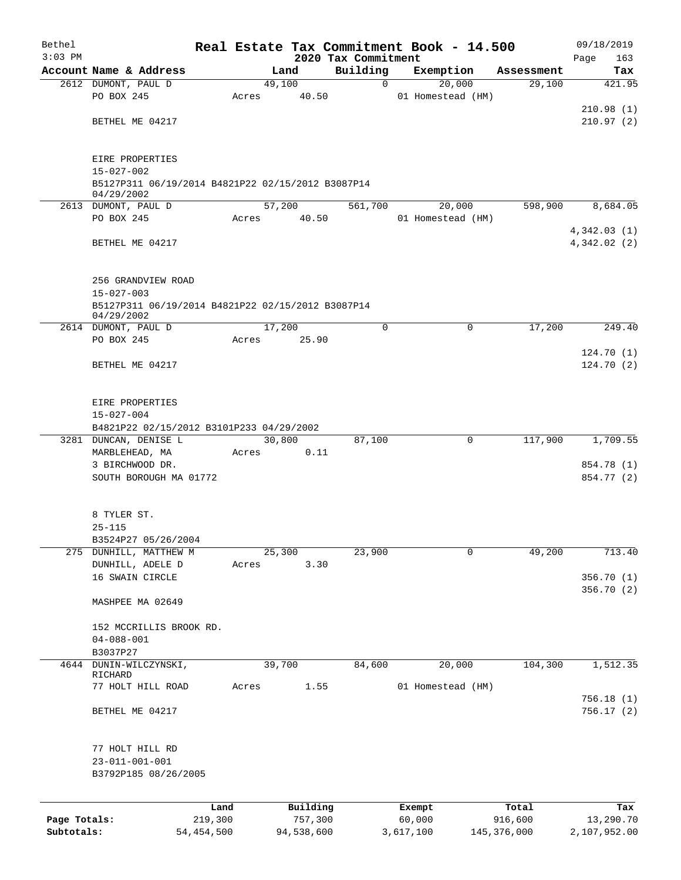Bethel 3:03 PM

# Real Estate Tax Commitment Book - 14.500

## 2020 Tax Commitment

09/18/2019

| Account | Name & Address | Land | Building | Exemption | Assessment | Tax |
|---|---|---|---|---|---|---|
| 2612 | DUMONT, PAUL D<br>PO BOX 245<br>BETHEL ME 04217<br><br>EIRE PROPERTIES<br>15-027-002<br>B5127P311 06/19/2014 B4821P22 02/15/2012 B3087P14 04/29/2002 | 49,100<br>Acres 40.50 | 0 | 20,000<br>01 Homestead (HM) | 29,100 | 421.95<br><br>210.98 (1)<br>210.97 (2) |
| 2613 | DUMONT, PAUL D<br>PO BOX 245<br>BETHEL ME 04217<br><br>256 GRANDVIEW ROAD<br>15-027-003<br>B5127P311 06/19/2014 B4821P22 02/15/2012 B3087P14 04/29/2002 | 57,200<br>Acres 40.50 | 561,700 | 20,000<br>01 Homestead (HM) | 598,900 | 8,684.05<br><br>4,342.03 (1)<br>4,342.02 (2) |
| 2614 | DUMONT, PAUL D<br>PO BOX 245<br>BETHEL ME 04217<br><br>EIRE PROPERTIES<br>15-027-004<br>B4821P22 02/15/2012 B3101P233 04/29/2002 | 17,200<br>Acres 25.90 | 0 | 0 | 17,200 | 249.40<br><br>124.70 (1)<br>124.70 (2) |
| 3281 | DUNCAN, DENISE L<br>MARBLEHEAD, MA<br>3 BIRCHWOOD DR.<br>SOUTH BOROUGH MA 01772<br><br>8 TYLER ST.<br>25-115<br>B3524P27 05/26/2004 | 30,800<br>Acres 0.11 | 87,100 | 0 | 117,900 | 1,709.55<br><br>854.78 (1)<br>854.77 (2) |
| 275 | DUNHILL, MATTHEW M<br>DUNHILL, ADELE D<br>16 SWAIN CIRCLE<br>MASHPEE MA 02649<br><br>152 MCCRILLIS BROOK RD.<br>04-088-001<br>B3037P27 | 25,300<br>Acres 3.30 | 23,900 | 0 | 49,200 | 713.40<br><br>356.70 (1)<br>356.70 (2) |
| 4644 | DUNIN-WILCZYNSKI, RICHARD<br>77 HOLT HILL ROAD<br>BETHEL ME 04217<br><br>77 HOLT HILL RD<br>23-011-001-001<br>B3792P185 08/26/2005 | 39,700<br>Acres 1.55 | 84,600 | 20,000<br>01 Homestead (HM) | 104,300 | 1,512.35<br><br>756.18 (1)<br>756.17 (2) |

| | Land | Building | Exempt | Total | Tax |
|---|---|---|---|---|---|
| Page Totals: | 219,300 | 757,300 | 60,000 | 916,600 | 13,290.70 |
| Subtotals: | 54,454,500 | 94,538,600 | 3,617,100 | 145,376,000 | 2,107,952.00 |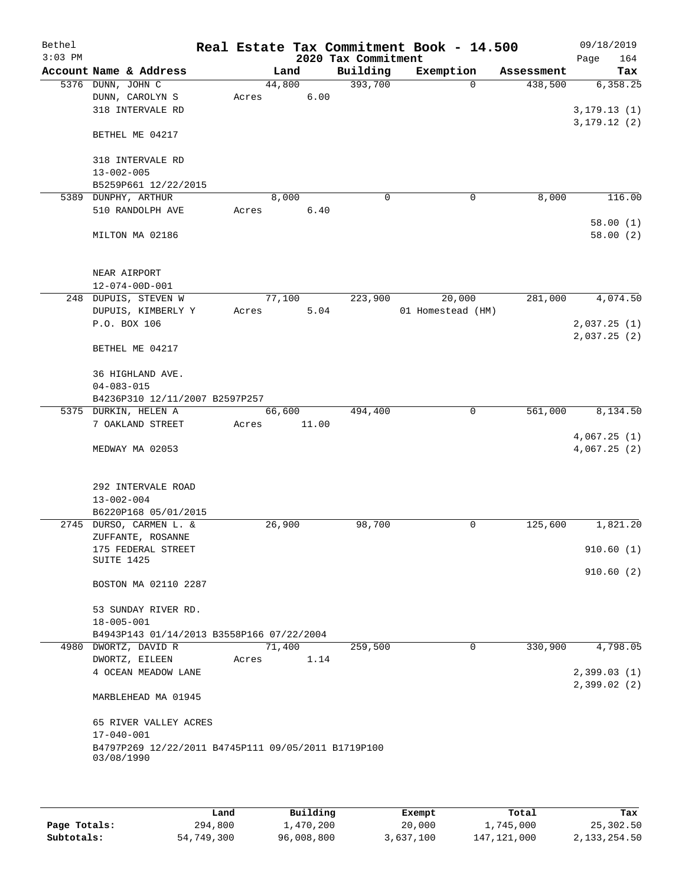Bethel 3:03 PM

# Real Estate Tax Commitment Book - 14.500

2020 Tax Commitment

09/18/2019 Page 164

| Account Name & Address | Land | Building | Exemption | Assessment | Tax |
|---|---|---|---|---|---|
| 5376 DUNN, JOHN C<br>DUNN, CAROLYN S<br>318 INTERVALE RD<br><br>BETHEL ME 04217<br><br>318 INTERVALE RD<br>13-002-005<br>B5259P661 12/22/2015 | 44,800<br>Acres 6.00 | 393,700 | 0 | 438,500 | 6,358.25<br><br>3,179.13 (1)<br>3,179.12 (2) |
| 5389 DUNPHY, ARTHUR<br>510 RANDOLPH AVE<br><br>MILTON MA 02186<br><br>NEAR AIRPORT<br>12-074-00D-001 | 8,000<br>Acres 6.40 | 0 | 0 | 8,000 | 116.00<br><br>58.00 (1)<br>58.00 (2) |
| 248 DUPUIS, STEVEN W<br>DUPUIS, KIMBERLY Y<br>P.O. BOX 106<br><br>BETHEL ME 04217<br><br>36 HIGHLAND AVE.<br>04-083-015<br>B4236P310 12/11/2007 B2597P257 | 77,100<br>Acres 5.04 | 223,900 | 20,000<br>01 Homestead (HM) | 281,000 | 4,074.50<br><br>2,037.25 (1)<br>2,037.25 (2) |
| 5375 DURKIN, HELEN A<br>7 OAKLAND STREET<br><br>MEDWAY MA 02053<br><br>292 INTERVALE ROAD<br>13-002-004<br>B6220P168 05/01/2015 | 66,600<br>Acres 11.00 | 494,400 | 0 | 561,000 | 8,134.50<br><br>4,067.25 (1)<br>4,067.25 (2) |
| 2745 DURSO, CARMEN L. &<br>ZUFFANTE, ROSANNE<br>175 FEDERAL STREET<br>SUITE 1425<br><br>BOSTON MA 02110 2287<br><br>53 SUNDAY RIVER RD.<br>18-005-001<br>B4943P143 01/14/2013 B3558P166 07/22/2004 | 26,900 | 98,700 | 0 | 125,600 | 1,821.20<br><br>910.60 (1)<br><br>910.60 (2) |
| 4980 DWORTZ, DAVID R<br>DWORTZ, EILEEN<br>4 OCEAN MEADOW LANE<br><br>MARBLEHEAD MA 01945<br><br>65 RIVER VALLEY ACRES<br>17-040-001<br>B4797P269 12/22/2011 B4745P111 09/05/2011 B1719P100 03/08/1990 | 71,400<br>Acres 1.14 | 259,500 | 0 | 330,900 | 4,798.05<br><br>2,399.03 (1)<br>2,399.02 (2) |

| | Land | Building | Exempt | Total | Tax |
|---|---|---|---|---|---|
| Page Totals: | 294,800 | 1,470,200 | 20,000 | 1,745,000 | 25,302.50 |
| Subtotals: | 54,749,300 | 96,008,800 | 3,637,100 | 147,121,000 | 2,133,254.50 |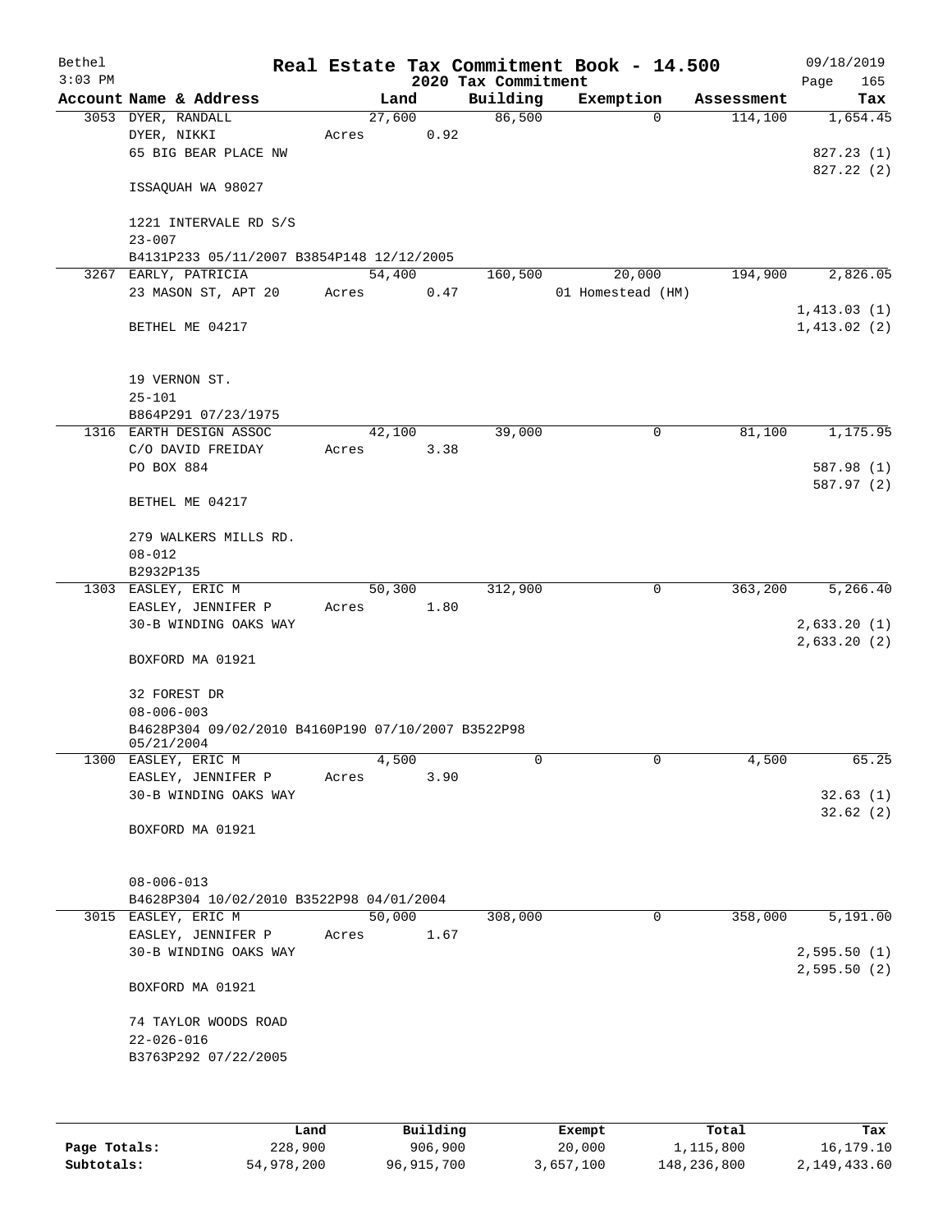Bethel 3:03 PM

# Real Estate Tax Commitment Book - 14.500

## 2020 Tax Commitment

09/18/2019

| Account | Name & Address | Land | Building | Exemption | Assessment | Tax |
|---|---|---|---|---|---|---|
| 3053 | DYER, RANDALL<br>DYER, NIKKI<br>65 BIG BEAR PLACE NW<br><br>ISSAQUAH WA 98027<br><br>1221 INTERVALE RD S/S<br>23-007<br>B4131P233 05/11/2007 B3854P148 12/12/2005 | 27,600<br>Acres 0.92 | 86,500 | 0 | 114,100 | 1,654.45<br><br>827.23 (1)<br>827.22 (2) |
| 3267 | EARLY, PATRICIA<br>23 MASON ST, APT 20<br><br>BETHEL ME 04217<br><br>19 VERNON ST.<br>25-101<br>B864P291 07/23/1975 | 54,400<br>Acres 0.47 | 160,500 | 20,000<br>01 Homestead (HM) | 194,900 | 2,826.05<br><br>1,413.03 (1)<br>1,413.02 (2) |
| 1316 | EARTH DESIGN ASSOC<br>C/O DAVID FREIDAY<br>PO BOX 884<br><br>BETHEL ME 04217<br><br>279 WALKERS MILLS RD.<br>08-012<br>B2932P135 | 42,100<br>Acres 3.38 | 39,000 | 0 | 81,100 | 1,175.95<br><br>587.98 (1)<br>587.97 (2) |
| 1303 | EASLEY, ERIC M<br>EASLEY, JENNIFER P<br>30-B WINDING OAKS WAY<br><br>BOXFORD MA 01921<br><br>32 FOREST DR<br>08-006-003<br>B4628P304 09/02/2010 B4160P190 07/10/2007 B3522P98 05/21/2004 | 50,300<br>Acres 1.80 | 312,900 | 0 | 363,200 | 5,266.40<br><br>2,633.20 (1)<br>2,633.20 (2) |
| 1300 | EASLEY, ERIC M<br>EASLEY, JENNIFER P<br>30-B WINDING OAKS WAY<br><br>BOXFORD MA 01921<br><br>08-006-013<br>B4628P304 10/02/2010 B3522P98 04/01/2004 | 4,500<br>Acres 3.90 | 0 | 0 | 4,500 | 65.25<br><br>32.63 (1)<br>32.62 (2) |
| 3015 | EASLEY, ERIC M<br>EASLEY, JENNIFER P<br>30-B WINDING OAKS WAY<br><br>BOXFORD MA 01921<br><br>74 TAYLOR WOODS ROAD<br>22-026-016<br>B3763P292 07/22/2005 | 50,000<br>Acres 1.67 | 308,000 | 0 | 358,000 | 5,191.00<br><br>2,595.50 (1)<br>2,595.50 (2) |

| | Land | Building | Exempt | Total | Tax |
|---|---|---|---|---|---|
| Page Totals: | 228,900 | 906,900 | 20,000 | 1,115,800 | 16,179.10 |
| Subtotals: | 54,978,200 | 96,915,700 | 3,657,100 | 148,236,800 | 2,149,433.60 |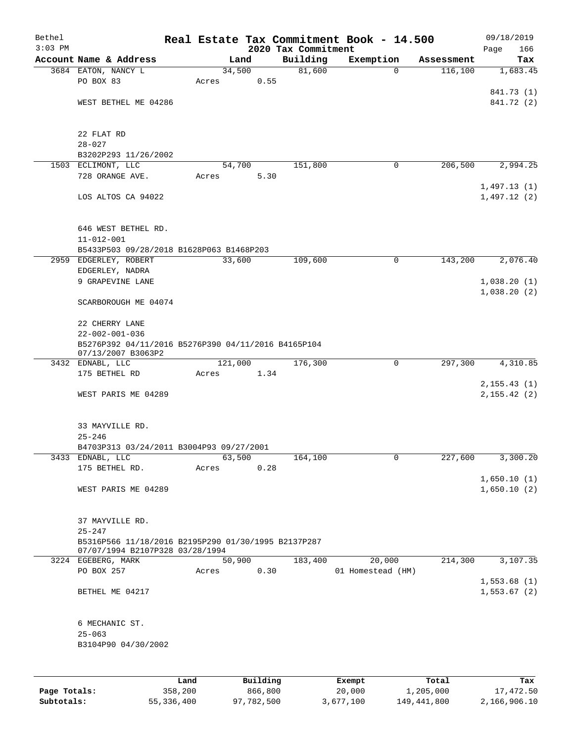# Real Estate Tax Commitment Book - 14.500

Bethel
3:03 PM

2020 Tax Commitment

09/18/2019

| Account | Name & Address | Land | Building | Exemption | Assessment | Tax |
|---|---|---|---|---|---|---|
| 3684 | EATON, NANCY L<br>PO BOX 83<br><br>WEST BETHEL ME 04286<br><br>22 FLAT RD<br>28-027<br>B3202P293 11/26/2002 | 34,500<br>Acres 0.55 | 81,600 | 0 | 116,100 | 1,683.45<br><br>841.73 (1)<br>841.72 (2) |
| 1503 | ECLIMONT, LLC<br>728 ORANGE AVE.<br><br>LOS ALTOS CA 94022<br><br>646 WEST BETHEL RD.<br>11-012-001<br>B5433P503 09/28/2018 B1628P063 B1468P203 | 54,700<br>Acres 5.30 | 151,800 | 0 | 206,500 | 2,994.25<br><br>1,497.13 (1)<br>1,497.12 (2) |
| 2959 | EDGERLEY, ROBERT<br>EDGERLEY, NADRA<br>9 GRAPEVINE LANE<br><br>SCARBOROUGH ME 04074<br><br>22 CHERRY LANE<br>22-002-001-036<br>B5276P392 04/11/2016 B5276P390 04/11/2016 B4165P104 07/13/2007 B3063P2 | 33,600 | 109,600 | 0 | 143,200 | 2,076.40<br><br>1,038.20 (1)<br>1,038.20 (2) |
| 3432 | EDNABL, LLC<br>175 BETHEL RD<br><br>WEST PARIS ME 04289<br><br>33 MAYVILLE RD.<br>25-246<br>B4703P313 03/24/2011 B3004P93 09/27/2001 | 121,000<br>Acres 1.34 | 176,300 | 0 | 297,300 | 4,310.85<br><br>2,155.43 (1)<br>2,155.42 (2) |
| 3433 | EDNABL, LLC<br>175 BETHEL RD.<br><br>WEST PARIS ME 04289<br><br>37 MAYVILLE RD.<br>25-247<br>B5316P566 11/18/2016 B2195P290 01/30/1995 B2137P287 07/07/1994 B2107P328 03/28/1994 | 63,500<br>Acres 0.28 | 164,100 | 0 | 227,600 | 3,300.20<br><br>1,650.10 (1)<br>1,650.10 (2) |
| 3224 | EGEBERG, MARK<br>PO BOX 257<br><br>BETHEL ME 04217<br><br>6 MECHANIC ST.<br>25-063<br>B3104P90 04/30/2002 | 50,900<br>Acres 0.30 | 183,400 | 20,000<br>01 Homestead (HM) | 214,300 | 3,107.35<br><br>1,553.68 (1)<br>1,553.67 (2) |

| | Land | Building | Exempt | Total | Tax |
|---|---|---|---|---|---|
| Page Totals: | 358,200 | 866,800 | 20,000 | 1,205,000 | 17,472.50 |
| Subtotals: | 55,336,400 | 97,782,500 | 3,677,100 | 149,441,800 | 2,166,906.10 |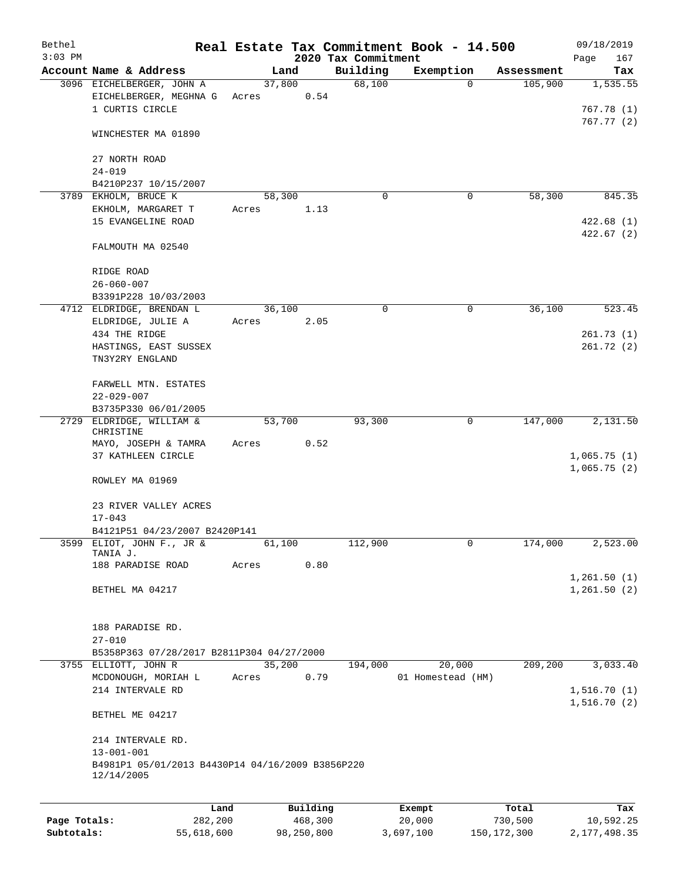# Real Estate Tax Commitment Book - 14.500

## 2020 Tax Commitment

Bethel
3:03 PM
09/18/2019

| Account | Name & Address | Land | Building | Exemption | Assessment | Tax |
|---|---|---|---|---|---|---|
| 3096 | EICHELBERGER, JOHN A<br>EICHELBERGER, MEGHNA G<br>1 CURTIS CIRCLE<br><br>WINCHESTER MA 01890<br><br>27 NORTH ROAD<br>24-019<br>B4210P237 10/15/2007 | 37,800<br>Acres 0.54 | 68,100 | 0 | 105,900 | 1,535.55<br><br>767.78 (1)<br>767.77 (2) |
| 3789 | EKHOLM, BRUCE K<br>EKHOLM, MARGARET T<br>15 EVANGELINE ROAD<br><br>FALMOUTH MA 02540<br><br>RIDGE ROAD<br>26-060-007<br>B3391P228 10/03/2003 | 58,300<br>Acres 1.13 | 0 | 0 | 58,300 | 845.35<br><br>422.68 (1)<br>422.67 (2) |
| 4712 | ELDRIDGE, BRENDAN L<br>ELDRIDGE, JULIE A<br>434 THE RIDGE<br>HASTINGS, EAST SUSSEX<br>TN3Y2RY ENGLAND<br><br>FARWELL MTN. ESTATES<br>22-029-007<br>B3735P330 06/01/2005 | 36,100<br>Acres 2.05 | 0 | 0 | 36,100 | 523.45<br><br>261.73 (1)<br>261.72 (2) |
| 2729 | ELDRIDGE, WILLIAM & CHRISTINE<br>MAYO, JOSEPH & TAMRA<br>37 KATHLEEN CIRCLE<br><br>ROWLEY MA 01969<br><br>23 RIVER VALLEY ACRES<br>17-043<br>B4121P51 04/23/2007 B2420P141 | 53,700<br>Acres 0.52 | 93,300 | 0 | 147,000 | 2,131.50<br><br>1,065.75 (1)<br>1,065.75 (2) |
| 3599 | ELIOT, JOHN F., JR & TANIA J.<br>188 PARADISE ROAD<br><br>BETHEL MA 04217<br><br>188 PARADISE RD.<br>27-010<br>B5358P363 07/28/2017 B2811P304 04/27/2000 | 61,100<br>Acres 0.80 | 112,900 | 0 | 174,000 | 2,523.00<br><br>1,261.50 (1)<br>1,261.50 (2) |
| 3755 | ELLIOTT, JOHN R<br>MCDONOUGH, MORIAH L<br>214 INTERVALE RD<br><br>BETHEL ME 04217<br><br>214 INTERVALE RD.<br>13-001-001<br>B4981P1 05/01/2013 B4430P14 04/16/2009 B3856P220 12/14/2005 | 35,200<br>Acres 0.79 | 194,000 | 20,000<br>01 Homestead (HM) | 209,200 | 3,033.40<br><br>1,516.70 (1)<br>1,516.70 (2) |

| | Land | Building | Exempt | Total | Tax |
|---|---|---|---|---|---|
| Page Totals: | 282,200 | 468,300 | 20,000 | 730,500 | 10,592.25 |
| Subtotals: | 55,618,600 | 98,250,800 | 3,697,100 | 150,172,300 | 2,177,498.35 |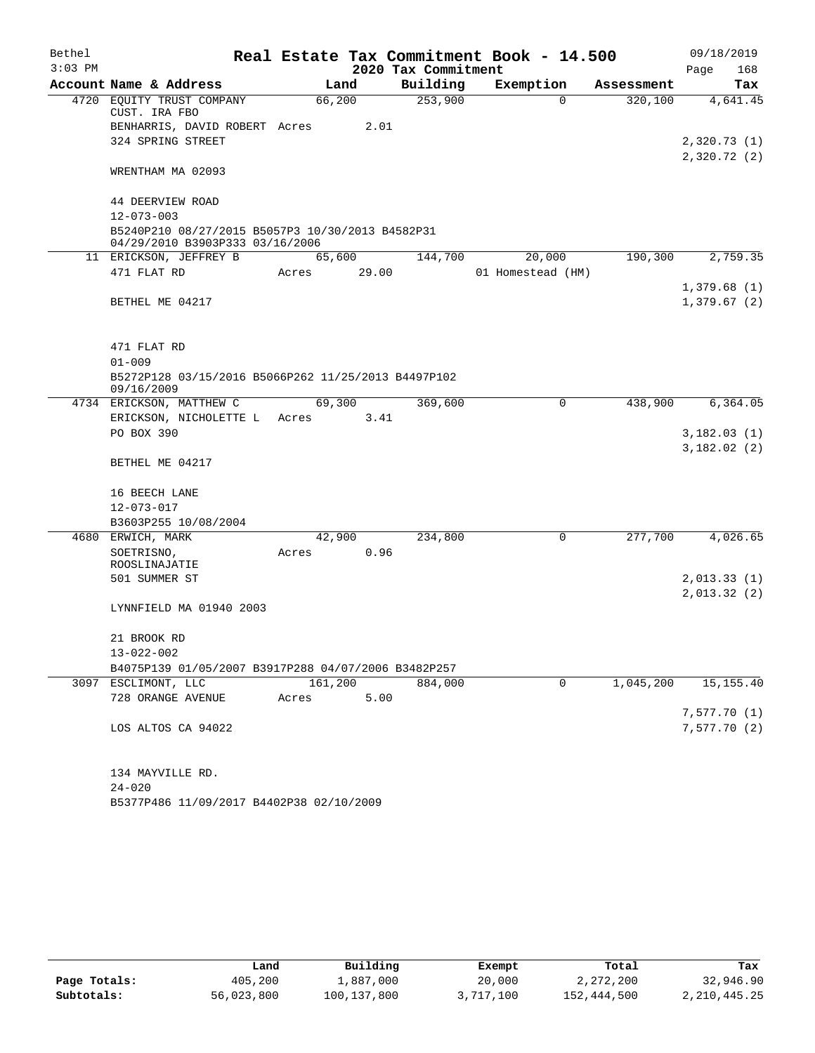Bethel | Real Estate Tax Commitment Book - 14.500 | 09/18/2019
$3:03$ PM | 2020 Tax Commitment | Page 168

| Account | Name & Address | Land | Building | Exemption | Assessment | Tax |
|---|---|---|---|---|---|---|
| 4720 | EQUITY TRUST COMPANY CUST. IRA FBO | 66,200 | 253,900 | 0 | 320,100 | 4,641.45 |
| | BENHARRIS, DAVID ROBERT Acres 2.01 | | | | | |
| | 324 SPRING STREET | | | | | 2,320.73 (1) |
| | | | | | | 2,320.72 (2) |
| | WRENTHAM MA 02093 | | | | | |
| | 44 DEERVIEW ROAD | | | | | |
| | 12-073-003 | | | | | |
| | B5240P210 08/27/2015 B5057P3 10/30/2013 B4582P31 04/29/2010 B3903P333 03/16/2006 | | | | | |
| 11 | ERICKSON, JEFFREY B | 65,600 | 144,700 | 20,000 | 190,300 | 2,759.35 |
| | 471 FLAT RD Acres 29.00 | | | 01 Homestead (HM) | | |
| | | | | | | 1,379.68 (1) |
| | BETHEL ME 04217 | | | | | 1,379.67 (2) |
| | 471 FLAT RD | | | | | |
| | 01-009 | | | | | |
| | B5272P128 03/15/2016 B5066P262 11/25/2013 B4497P102 09/16/2009 | | | | | |
| 4734 | ERICKSON, MATTHEW C | 69,300 | 369,600 | 0 | 438,900 | 6,364.05 |
| | ERICKSON, NICHOLETTE L Acres 3.41 | | | | | |
| | PO BOX 390 | | | | | 3,182.03 (1) |
| | | | | | | 3,182.02 (2) |
| | BETHEL ME 04217 | | | | | |
| | 16 BEECH LANE | | | | | |
| | 12-073-017 | | | | | |
| | B3603P255 10/08/2004 | | | | | |
| 4680 | ERWICH, MARK | 42,900 | 234,800 | 0 | 277,700 | 4,026.65 |
| | SOETRISNO, ROOSLINAJATIE Acres 0.96 | | | | | |
| | 501 SUMMER ST | | | | | 2,013.33 (1) |
| | | | | | | 2,013.32 (2) |
| | LYNNFIELD MA 01940 2003 | | | | | |
| | 21 BROOK RD | | | | | |
| | 13-022-002 | | | | | |
| | B4075P139 01/05/2007 B3917P288 04/07/2006 B3482P257 | | | | | |
| 3097 | ESCLIMONT, LLC | 161,200 | 884,000 | 0 | 1,045,200 | 15,155.40 |
| | 728 ORANGE AVENUE Acres 5.00 | | | | | |
| | | | | | | 7,577.70 (1) |
| | LOS ALTOS CA 94022 | | | | | 7,577.70 (2) |
| | 134 MAYVILLE RD. | | | | | |
| | 24-020 | | | | | |
| | B5377P486 11/09/2017 B4402P38 02/10/2009 | | | | | |

| | Land | Building | Exempt | Total | Tax |
|---|---|---|---|---|---|
| Page Totals: | 405,200 | 1,887,000 | 20,000 | 2,272,200 | 32,946.90 |
| Subtotals: | 56,023,800 | 100,137,800 | 3,717,100 | 152,444,500 | 2,210,445.25 |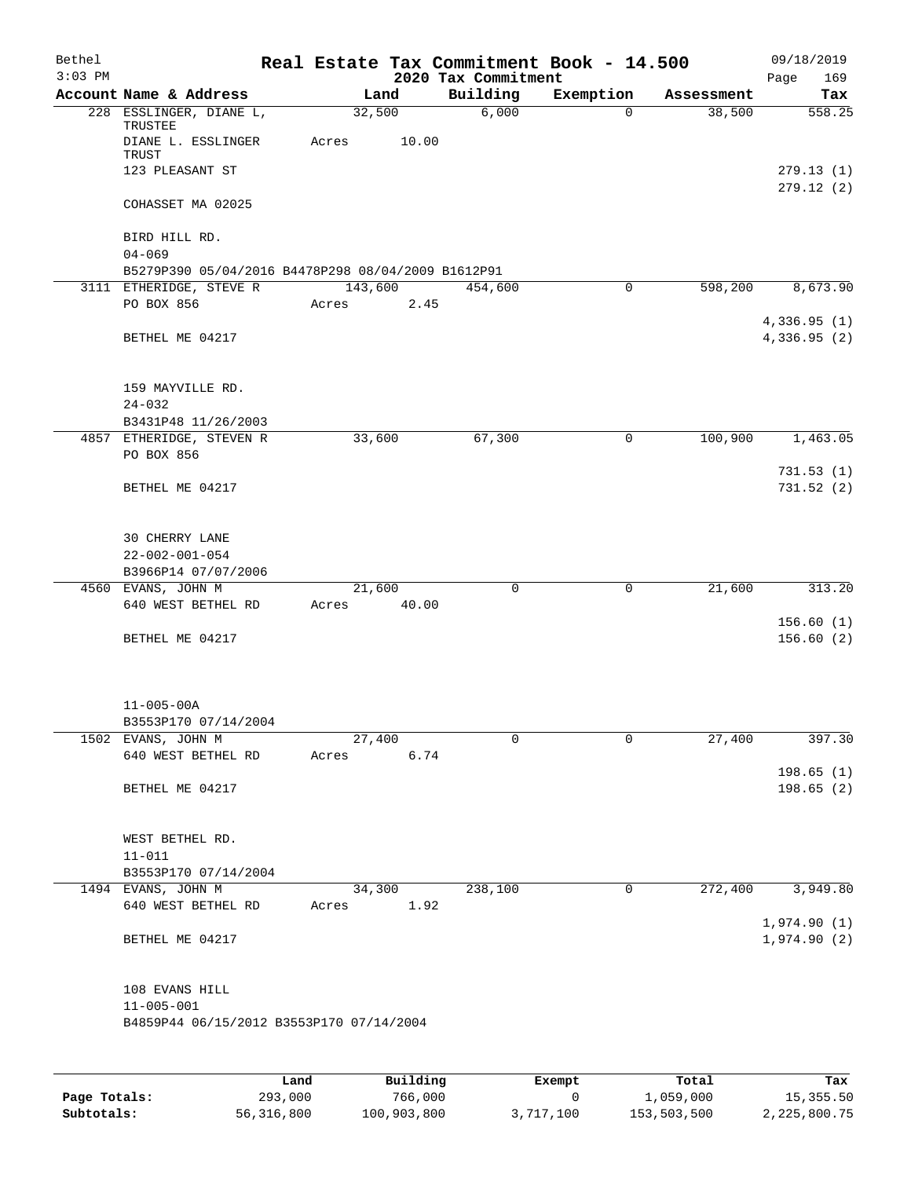# Real Estate Tax Commitment Book - 14.500

Bethel
3:03 PM

2020 Tax Commitment

09/18/2019
Page 169

| Account Name & Address | Land | Building | Exemption | Assessment | Tax |
|---|---|---|---|---|---|
| 228 ESSLINGER, DIANE L, TRUSTEE | 32,500 | 6,000 | 0 | 38,500 | 558.25 |
| DIANE L. ESSLINGER TRUST | Acres 10.00 | | | | |
| 123 PLEASANT ST | | | | | 279.13 (1) |
| | | | | | 279.12 (2) |
| COHASSET MA 02025 | | | | | |
| BIRD HILL RD. | | | | | |
| 04-069 | | | | | |
| B5279P390 05/04/2016 B4478P298 08/04/2009 B1612P91 | | | | | |
| 3111 ETHERIDGE, STEVE R | 143,600 | 454,600 | 0 | 598,200 | 8,673.90 |
| PO BOX 856 | Acres 2.45 | | | | |
| | | | | | 4,336.95 (1) |
| BETHEL ME 04217 | | | | | 4,336.95 (2) |
| 159 MAYVILLE RD. | | | | | |
| 24-032 | | | | | |
| B3431P48 11/26/2003 | | | | | |
| 4857 ETHERIDGE, STEVEN R | 33,600 | 67,300 | 0 | 100,900 | 1,463.05 |
| PO BOX 856 | | | | | |
| | | | | | 731.53 (1) |
| BETHEL ME 04217 | | | | | 731.52 (2) |
| 30 CHERRY LANE | | | | | |
| 22-002-001-054 | | | | | |
| B3966P14 07/07/2006 | | | | | |
| 4560 EVANS, JOHN M | 21,600 | 0 | 0 | 21,600 | 313.20 |
| 640 WEST BETHEL RD | Acres 40.00 | | | | |
| | | | | | 156.60 (1) |
| BETHEL ME 04217 | | | | | 156.60 (2) |
| 11-005-00A | | | | | |
| B3553P170 07/14/2004 | | | | | |
| 1502 EVANS, JOHN M | 27,400 | 0 | 0 | 27,400 | 397.30 |
| 640 WEST BETHEL RD | Acres 6.74 | | | | |
| | | | | | 198.65 (1) |
| BETHEL ME 04217 | | | | | 198.65 (2) |
| WEST BETHEL RD. | | | | | |
| 11-011 | | | | | |
| B3553P170 07/14/2004 | | | | | |
| 1494 EVANS, JOHN M | 34,300 | 238,100 | 0 | 272,400 | 3,949.80 |
| 640 WEST BETHEL RD | Acres 1.92 | | | | |
| | | | | | 1,974.90 (1) |
| BETHEL ME 04217 | | | | | 1,974.90 (2) |
| 108 EVANS HILL | | | | | |
| 11-005-001 | | | | | |
| B4859P44 06/15/2012 B3553P170 07/14/2004 | | | | | |

| | Land | Building | Exempt | Total | Tax |
|---|---|---|---|---|---|
| Page Totals: | 293,000 | 766,000 | 0 | 1,059,000 | 15,355.50 |
| Subtotals: | 56,316,800 | 100,903,800 | 3,717,100 | 153,503,500 | 2,225,800.75 |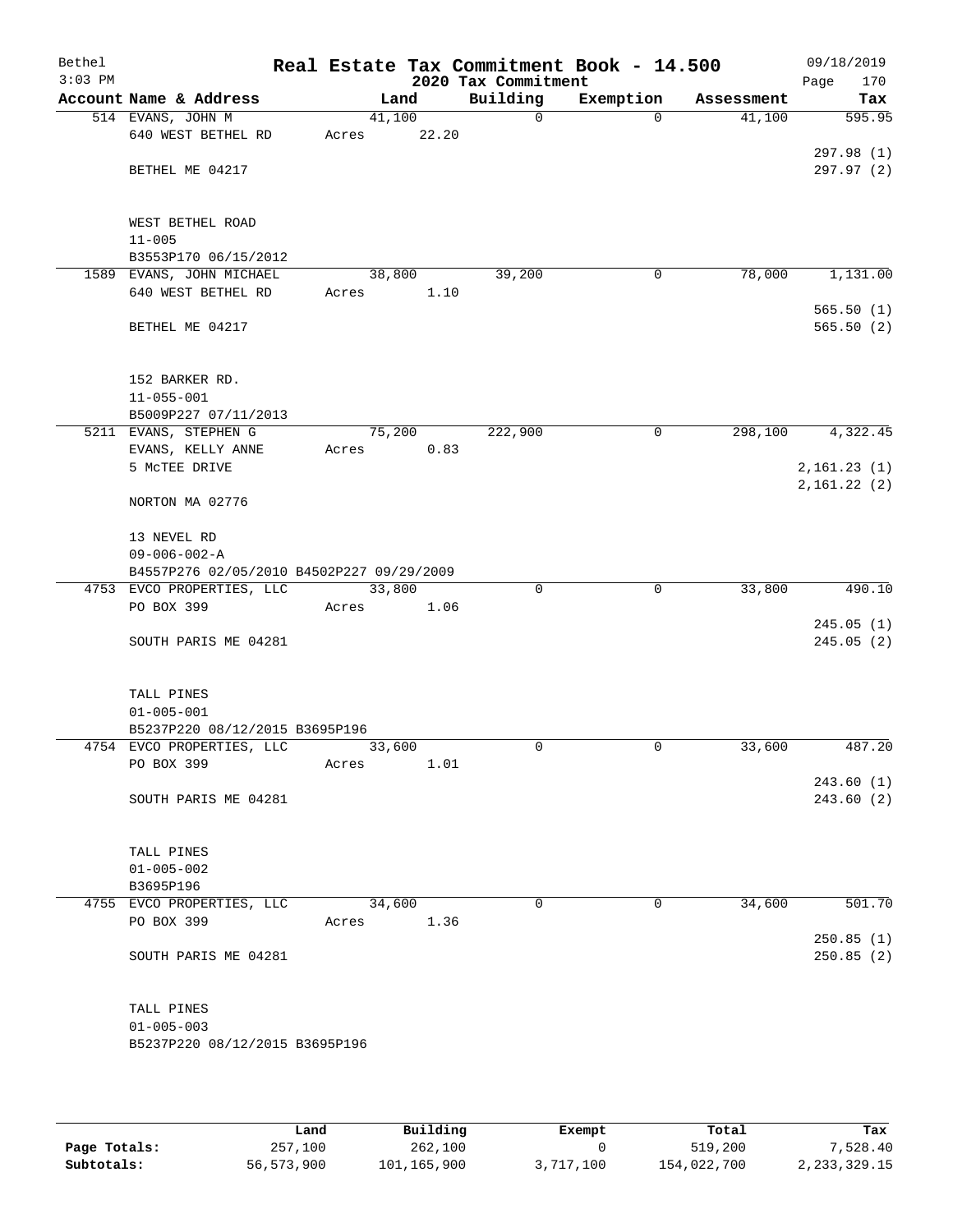Bethel 3:03 PM

# Real Estate Tax Commitment Book - 14.500

## 2020 Tax Commitment

09/18/2019

| Account Name & Address | Land | Building | Exemption | Assessment | Tax |
|---|---|---|---|---|---|
| 514 EVANS, JOHN M | 41,100 | 0 | 0 | 41,100 | 595.95 |
| 640 WEST BETHEL RD | Acres 22.20 | | | | |
| | | | | | 297.98 (1) |
| BETHEL ME 04217 | | | | | 297.97 (2) |
| WEST BETHEL ROAD | | | | | |
| 11-005 | | | | | |
| B3553P170 06/15/2012 | | | | | |
| 1589 EVANS, JOHN MICHAEL | 38,800 | 39,200 | 0 | 78,000 | 1,131.00 |
| 640 WEST BETHEL RD | Acres 1.10 | | | | |
| | | | | | 565.50 (1) |
| BETHEL ME 04217 | | | | | 565.50 (2) |
| 152 BARKER RD. | | | | | |
| 11-055-001 | | | | | |
| B5009P227 07/11/2013 | | | | | |
| 5211 EVANS, STEPHEN G | 75,200 | 222,900 | 0 | 298,100 | 4,322.45 |
| EVANS, KELLY ANNE | Acres 0.83 | | | | |
| 5 McTEE DRIVE | | | | | 2,161.23 (1) |
| | | | | | 2,161.22 (2) |
| NORTON MA 02776 | | | | | |
| 13 NEVEL RD | | | | | |
| 09-006-002-A | | | | | |
| B4557P276 02/05/2010 B4502P227 09/29/2009 | | | | | |
| 4753 EVCO PROPERTIES, LLC | 33,800 | 0 | 0 | 33,800 | 490.10 |
| PO BOX 399 | Acres 1.06 | | | | |
| | | | | | 245.05 (1) |
| SOUTH PARIS ME 04281 | | | | | 245.05 (2) |
| TALL PINES | | | | | |
| 01-005-001 | | | | | |
| B5237P220 08/12/2015 B3695P196 | | | | | |
| 4754 EVCO PROPERTIES, LLC | 33,600 | 0 | 0 | 33,600 | 487.20 |
| PO BOX 399 | Acres 1.01 | | | | |
| | | | | | 243.60 (1) |
| SOUTH PARIS ME 04281 | | | | | 243.60 (2) |
| TALL PINES | | | | | |
| 01-005-002 | | | | | |
| B3695P196 | | | | | |
| 4755 EVCO PROPERTIES, LLC | 34,600 | 0 | 0 | 34,600 | 501.70 |
| PO BOX 399 | Acres 1.36 | | | | |
| | | | | | 250.85 (1) |
| SOUTH PARIS ME 04281 | | | | | 250.85 (2) |
| TALL PINES | | | | | |
| 01-005-003 | | | | | |
| B5237P220 08/12/2015 B3695P196 | | | | | |

| | Land | Building | Exempt | Total | Tax |
|---|---|---|---|---|---|
| Page Totals: | 257,100 | 262,100 | 0 | 519,200 | 7,528.40 |
| Subtotals: | 56,573,900 | 101,165,900 | 3,717,100 | 154,022,700 | 2,233,329.15 |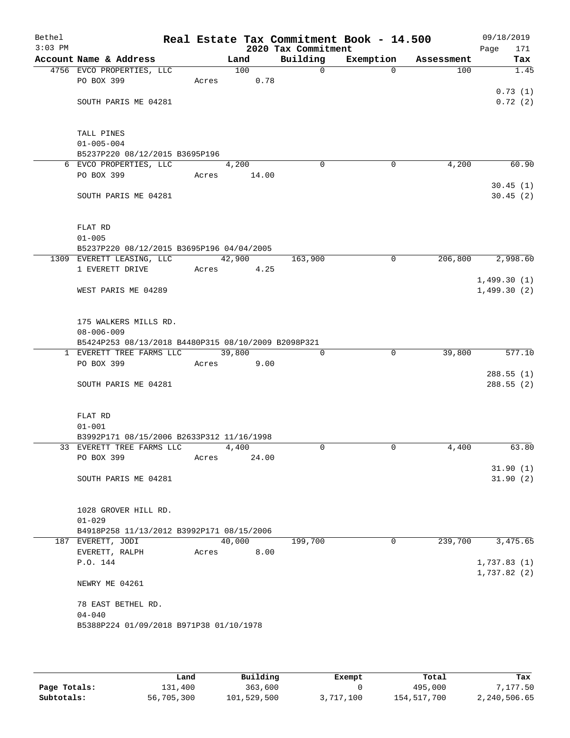Bethel 3:03 PM

# Real Estate Tax Commitment Book - 14.500

## 2020 Tax Commitment

09/18/2019

| Account | Name & Address | Land | Building | Exemption | Assessment | Tax |
|---|---|---|---|---|---|---|
| 4756 | EVCO PROPERTIES, LLC<br>PO BOX 399<br><br>SOUTH PARIS ME 04281<br><br>TALL PINES<br>01-005-004<br>B5237P220 08/12/2015 B3695P196 | 100<br>Acres 0.78 | 0 | 0 | 100 | 1.45<br><br>0.73 (1)<br>0.72 (2) |
| 6 | EVCO PROPERTIES, LLC<br>PO BOX 399<br><br>SOUTH PARIS ME 04281<br><br>FLAT RD<br>01-005<br>B5237P220 08/12/2015 B3695P196 04/04/2005 | 4,200<br>Acres 14.00 | 0 | 0 | 4,200 | 60.90<br><br>30.45 (1)<br>30.45 (2) |
| 1309 | EVERETT LEASING, LLC<br>1 EVERETT DRIVE<br><br>WEST PARIS ME 04289<br><br>175 WALKERS MILLS RD.<br>08-006-009<br>B5424P253 08/13/2018 B4480P315 08/10/2009 B2098P321 | 42,900<br>Acres 4.25 | 163,900 | 0 | 206,800 | 2,998.60<br><br>1,499.30 (1)<br>1,499.30 (2) |
| 1 | EVERETT TREE FARMS LLC<br>PO BOX 399<br><br>SOUTH PARIS ME 04281<br><br>FLAT RD<br>01-001<br>B3992P171 08/15/2006 B2633P312 11/16/1998 | 39,800<br>Acres 9.00 | 0 | 0 | 39,800 | 577.10<br><br>288.55 (1)<br>288.55 (2) |
| 33 | EVERETT TREE FARMS LLC<br>PO BOX 399<br><br>SOUTH PARIS ME 04281<br><br>1028 GROVER HILL RD.<br>01-029<br>B4918P258 11/13/2012 B3992P171 08/15/2006 | 4,400<br>Acres 24.00 | 0 | 0 | 4,400 | 63.80<br><br>31.90 (1)<br>31.90 (2) |
| 187 | EVERETT, JODI<br>EVERETT, RALPH<br>P.O. 144<br><br>NEWRY ME 04261<br><br>78 EAST BETHEL RD.<br>04-040<br>B5388P224 01/09/2018 B971P38 01/10/1978 | 40,000<br>Acres 8.00 | 199,700 | 0 | 239,700 | 3,475.65<br><br>1,737.83 (1)<br>1,737.82 (2) |

| | Land | Building | Exempt | Total | Tax |
|---|---|---|---|---|---|
| Page Totals: | 131,400 | 363,600 | 0 | 495,000 | 7,177.50 |
| Subtotals: | 56,705,300 | 101,529,500 | 3,717,100 | 154,517,700 | 2,240,506.65 |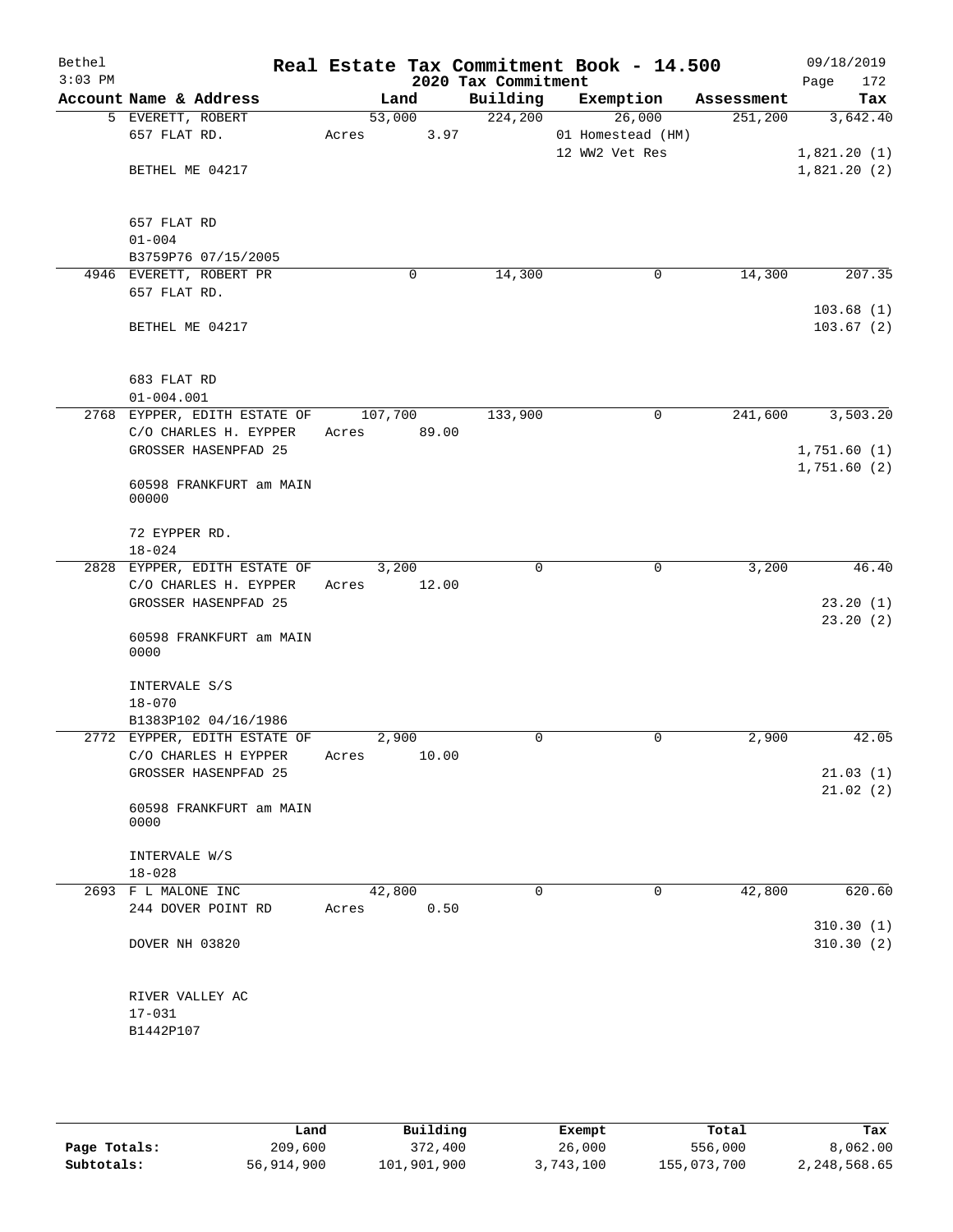# Real Estate Tax Commitment Book - 14.500

Bethel 3:03 PM — 2020 Tax Commitment — 09/18/2019

| Account Name & Address | Land | Building | Exemption | Assessment | Tax |
|---|---|---|---|---|---|
| 5 EVERETT, ROBERT<br>657 FLAT RD.<br><br>BETHEL ME 04217<br><br>657 FLAT RD<br>01-004<br>B3759P76 07/15/2005 | 53,000<br>Acres 3.97 | 224,200 | 26,000<br>01 Homestead (HM)<br>12 WW2 Vet Res | 251,200 | 3,642.40<br><br>1,821.20 (1)<br>1,821.20 (2) |
| 4946 EVERETT, ROBERT PR<br>657 FLAT RD.<br><br>BETHEL ME 04217<br><br>683 FLAT RD<br>01-004.001 | 0 | 14,300 | 0 | 14,300 | 207.35<br><br>103.68 (1)<br>103.67 (2) |
| 2768 EYPPER, EDITH ESTATE OF<br>C/O CHARLES H. EYPPER<br>GROSSER HASENPFAD 25<br><br>60598 FRANKFURT am MAIN<br>00000<br><br>72 EYPPER RD.<br>18-024 | 107,700<br>Acres 89.00 | 133,900 | 0 | 241,600 | 3,503.20<br><br>1,751.60 (1)<br>1,751.60 (2) |
| 2828 EYPPER, EDITH ESTATE OF<br>C/O CHARLES H. EYPPER<br>GROSSER HASENPFAD 25<br><br>60598 FRANKFURT am MAIN<br>0000<br><br>INTERVALE S/S<br>18-070<br>B1383P102 04/16/1986 | 3,200<br>Acres 12.00 | 0 | 0 | 3,200 | 46.40<br><br>23.20 (1)<br>23.20 (2) |
| 2772 EYPPER, EDITH ESTATE OF<br>C/O CHARLES H EYPPER<br>GROSSER HASENPFAD 25<br><br>60598 FRANKFURT am MAIN<br>0000<br><br>INTERVALE W/S<br>18-028 | 2,900<br>Acres 10.00 | 0 | 0 | 2,900 | 42.05<br><br>21.03 (1)<br>21.02 (2) |
| 2693 F L MALONE INC<br>244 DOVER POINT RD<br><br>DOVER NH 03820<br><br>RIVER VALLEY AC<br>17-031<br>B1442P107 | 42,800<br>Acres 0.50 | 0 | 0 | 42,800 | 620.60<br><br>310.30 (1)<br>310.30 (2) |

| | Land | Building | Exempt | Total | Tax |
|---|---|---|---|---|---|
| Page Totals: | 209,600 | 372,400 | 26,000 | 556,000 | 8,062.00 |
| Subtotals: | 56,914,900 | 101,901,900 | 3,743,100 | 155,073,700 | 2,248,568.65 |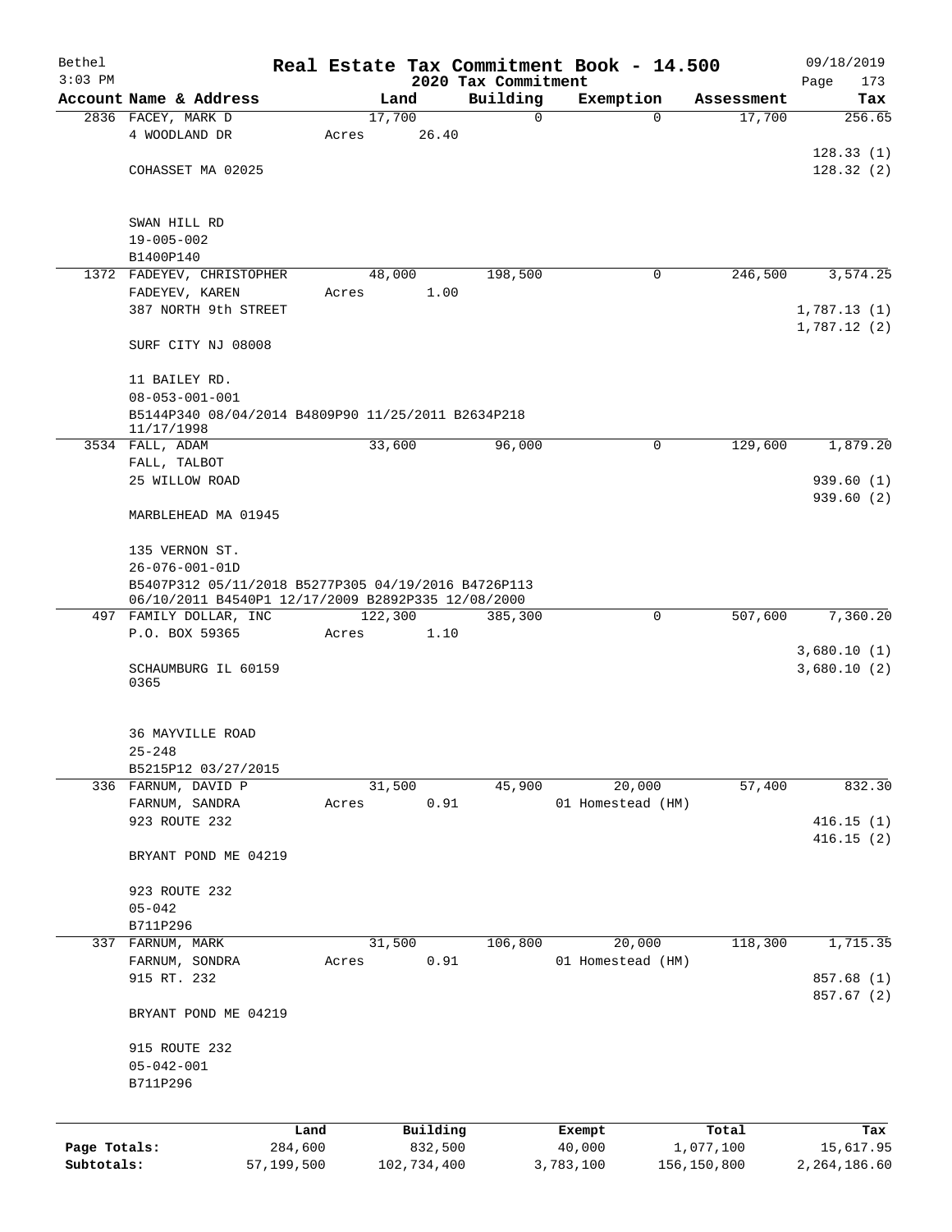# Real Estate Tax Commitment Book - 14.500

Bethel 09/18/2019
3:03 PM
2020 Tax Commitment

| Account | Name & Address | Land | Building | Exemption | Assessment | Tax |
|---|---|---|---|---|---|---|
| 2836 | FACEY, MARK D<br>4 WOODLAND DR<br><br>COHASSET MA 02025<br><br>SWAN HILL RD<br>19-005-002<br>B1400P140 | 17,700<br>Acres 26.40 | 0 | 0 | 17,700 | 256.65<br><br>128.33 (1)<br>128.32 (2) |
| 1372 | FADEYEV, CHRISTOPHER<br>FADEYEV, KAREN<br>387 NORTH 9th STREET<br><br>SURF CITY NJ 08008<br><br>11 BAILEY RD.<br>08-053-001-001<br>B5144P340 08/04/2014 B4809P90 11/25/2011 B2634P218 11/17/1998 | 48,000<br>Acres 1.00 | 198,500 | 0 | 246,500 | 3,574.25<br><br>1,787.13 (1)<br>1,787.12 (2) |
| 3534 | FALL, ADAM<br>FALL, TALBOT<br>25 WILLOW ROAD<br><br>MARBLEHEAD MA 01945<br><br>135 VERNON ST.<br>26-076-001-01D<br>B5407P312 05/11/2018 B5277P305 04/19/2016 B4726P113 06/10/2011 B4540P1 12/17/2009 B2892P335 12/08/2000 | 33,600 | 96,000 | 0 | 129,600 | 1,879.20<br><br>939.60 (1)<br>939.60 (2) |
| 497 | FAMILY DOLLAR, INC<br>P.O. BOX 59365<br><br>SCHAUMBURG IL 60159<br>0365<br><br>36 MAYVILLE ROAD<br>25-248<br>B5215P12 03/27/2015 | 122,300<br>Acres 1.10 | 385,300 | 0 | 507,600 | 7,360.20<br><br>3,680.10 (1)<br>3,680.10 (2) |
| 336 | FARNUM, DAVID P<br>FARNUM, SANDRA<br>923 ROUTE 232<br><br>BRYANT POND ME 04219<br><br>923 ROUTE 232<br>05-042<br>B711P296 | 31,500<br>Acres 0.91 | 45,900 | 20,000<br>01 Homestead (HM) | 57,400 | 832.30<br><br>416.15 (1)<br>416.15 (2) |
| 337 | FARNUM, MARK<br>FARNUM, SONDRA<br>915 RT. 232<br><br>BRYANT POND ME 04219<br><br>915 ROUTE 232<br>05-042-001<br>B711P296 | 31,500<br>Acres 0.91 | 106,800 | 20,000<br>01 Homestead (HM) | 118,300 | 1,715.35<br><br>857.68 (1)<br>857.67 (2) |

| | Land | Building | Exempt | Total | Tax |
|---|---|---|---|---|---|
| **Page Totals:** | 284,600 | 832,500 | 40,000 | 1,077,100 | 15,617.95 |
| **Subtotals:** | 57,199,500 | 102,734,400 | 3,783,100 | 156,150,800 | 2,264,186.60 |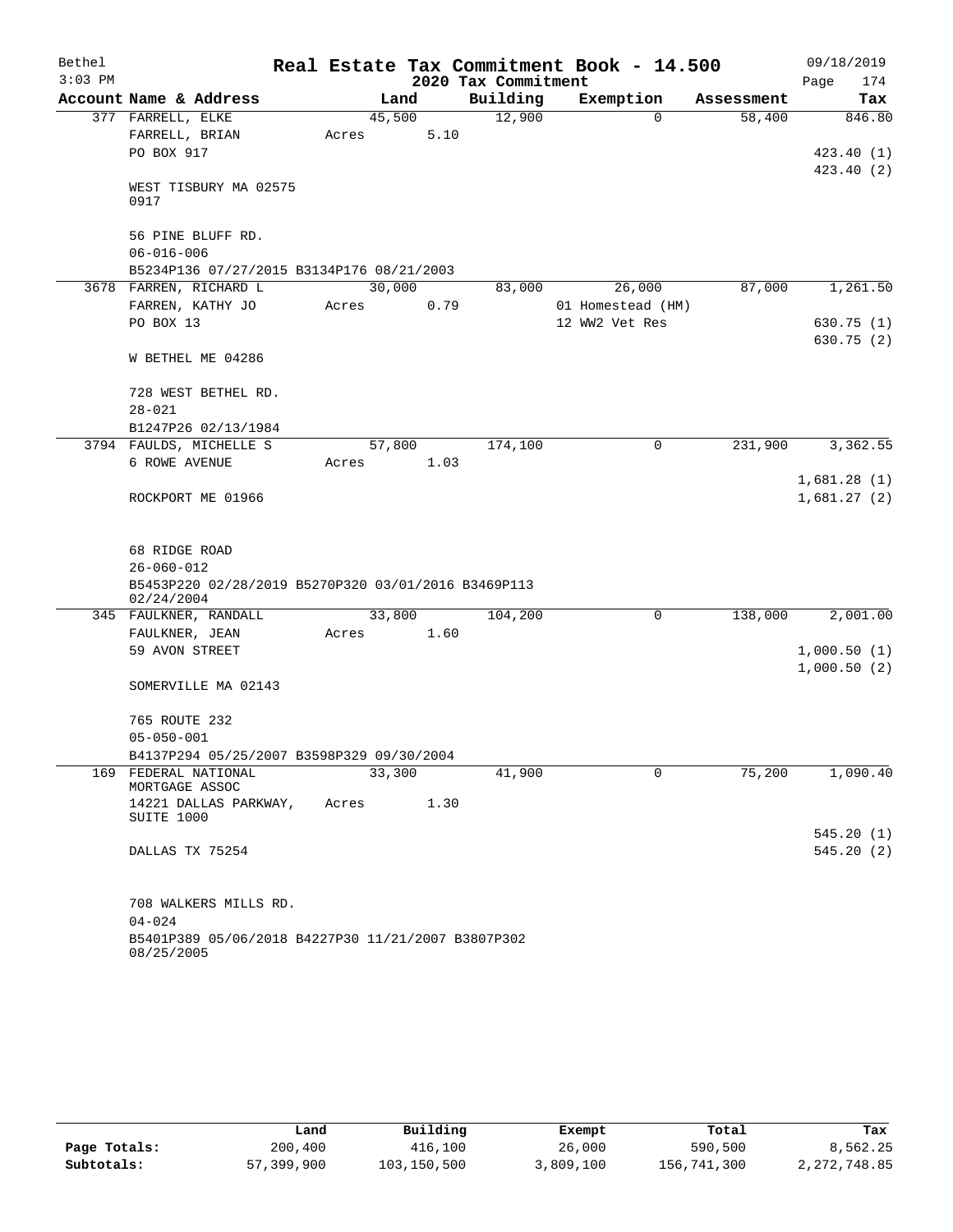Bethel 3:03 PM

# Real Estate Tax Commitment Book - 14.500

## 2020 Tax Commitment

09/18/2019

| Account Name & Address | Land | Building | Exemption | Assessment | Tax |
|---|---|---|---|---|---|
| 377 FARRELL, ELKE<br>FARRELL, BRIAN<br>PO BOX 917<br><br>WEST TISBURY MA 02575 0917<br><br>56 PINE BLUFF RD.<br>06-016-006<br>B5234P136 07/27/2015 B3134P176 08/21/2003 | 45,500<br>Acres 5.10 | 12,900 | 0 | 58,400 | 846.80<br><br>423.40 (1)<br>423.40 (2) |
| 3678 FARREN, RICHARD L<br>FARREN, KATHY JO<br>PO BOX 13<br><br>W BETHEL ME 04286<br><br>728 WEST BETHEL RD.<br>28-021<br>B1247P26 02/13/1984 | 30,000<br>Acres 0.79 | 83,000 | 26,000<br>01 Homestead (HM)<br>12 WW2 Vet Res | 87,000 | 1,261.50<br><br>630.75 (1)<br>630.75 (2) |
| 3794 FAULDS, MICHELLE S<br>6 ROWE AVENUE<br><br>ROCKPORT ME 01966<br><br>68 RIDGE ROAD<br>26-060-012<br>B5453P220 02/28/2019 B5270P320 03/01/2016 B3469P113 02/24/2004 | 57,800<br>Acres 1.03 | 174,100 | 0 | 231,900 | 3,362.55<br><br>1,681.28 (1)<br>1,681.27 (2) |
| 345 FAULKNER, RANDALL<br>FAULKNER, JEAN<br>59 AVON STREET<br><br>SOMERVILLE MA 02143<br><br>765 ROUTE 232<br>05-050-001<br>B4137P294 05/25/2007 B3598P329 09/30/2004 | 33,800<br>Acres 1.60 | 104,200 | 0 | 138,000 | 2,001.00<br><br>1,000.50 (1)<br>1,000.50 (2) |
| 169 FEDERAL NATIONAL MORTGAGE ASSOC<br>14221 DALLAS PARKWAY, SUITE 1000<br><br>DALLAS TX 75254<br><br>708 WALKERS MILLS RD.<br>04-024<br>B5401P389 05/06/2018 B4227P30 11/21/2007 B3807P302 08/25/2005 | 33,300<br>Acres 1.30 | 41,900 | 0 | 75,200 | 1,090.40<br><br>545.20 (1)<br>545.20 (2) |

| | Land | Building | Exempt | Total | Tax |
|---|---|---|---|---|---|
| Page Totals: | 200,400 | 416,100 | 26,000 | 590,500 | 8,562.25 |
| Subtotals: | 57,399,900 | 103,150,500 | 3,809,100 | 156,741,300 | 2,272,748.85 |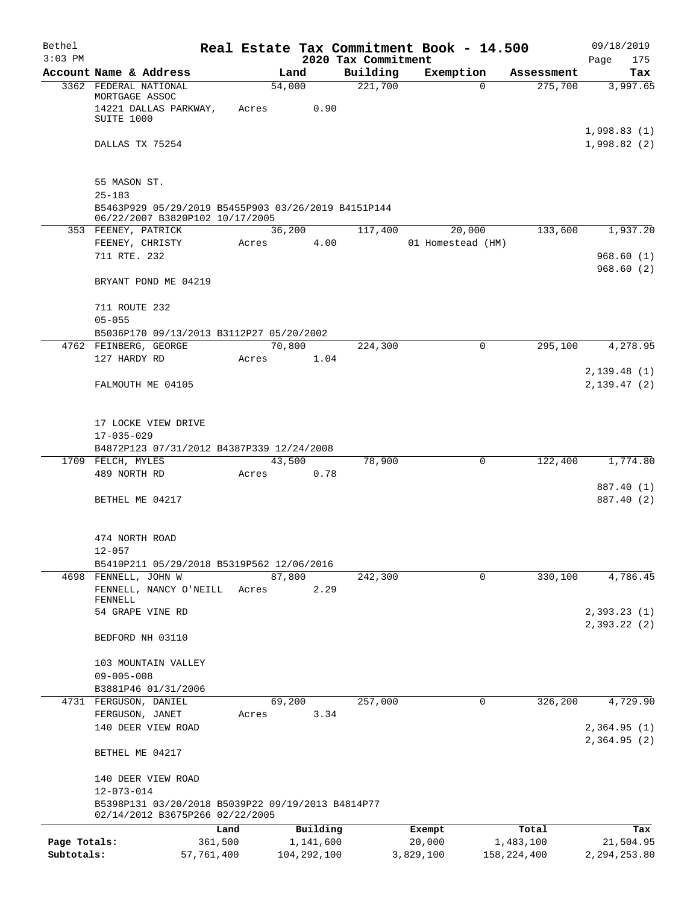Bethel — Real Estate Tax Commitment Book - 14.500 — 2020 Tax Commitment — 09/18/2019 3:03 PM

| Account Name & Address | Land | Building | Exemption | Assessment | Tax |
|---|---|---|---|---|---|
| 3362 FEDERAL NATIONAL MORTGAGE ASSOC | 54,000 | 221,700 | 0 | 275,700 | 3,997.65 |
| 14221 DALLAS PARKWAY, SUITE 1000 | Acres 0.90 | | | | |
| | | | | | 1,998.83 (1) |
| DALLAS TX 75254 | | | | | 1,998.82 (2) |
| 55 MASON ST. | | | | | |
| 25-183 | | | | | |
| B5463P929 05/29/2019 B5455P903 03/26/2019 B4151P144 06/22/2007 B3820P102 10/17/2005 | | | | | |
| 353 FEENEY, PATRICK | 36,200 | 117,400 | 20,000 | 133,600 | 1,937.20 |
| FEENEY, CHRISTY | Acres 4.00 | | 01 Homestead (HM) | | |
| 711 RTE. 232 | | | | | 968.60 (1) |
| | | | | | 968.60 (2) |
| BRYANT POND ME 04219 | | | | | |
| 711 ROUTE 232 | | | | | |
| 05-055 | | | | | |
| B5036P170 09/13/2013 B3112P27 05/20/2002 | | | | | |
| 4762 FEINBERG, GEORGE | 70,800 | 224,300 | 0 | 295,100 | 4,278.95 |
| 127 HARDY RD | Acres 1.04 | | | | |
| | | | | | 2,139.48 (1) |
| FALMOUTH ME 04105 | | | | | 2,139.47 (2) |
| 17 LOCKE VIEW DRIVE | | | | | |
| 17-035-029 | | | | | |
| B4872P123 07/31/2012 B4387P339 12/24/2008 | | | | | |
| 1709 FELCH, MYLES | 43,500 | 78,900 | 0 | 122,400 | 1,774.80 |
| 489 NORTH RD | Acres 0.78 | | | | |
| | | | | | 887.40 (1) |
| BETHEL ME 04217 | | | | | 887.40 (2) |
| 474 NORTH ROAD | | | | | |
| 12-057 | | | | | |
| B5410P211 05/29/2018 B5319P562 12/06/2016 | | | | | |
| 4698 FENNELL, JOHN W | 87,800 | 242,300 | 0 | 330,100 | 4,786.45 |
| FENNELL, NANCY O'NEILL FENNELL | Acres 2.29 | | | | |
| 54 GRAPE VINE RD | | | | | 2,393.23 (1) |
| | | | | | 2,393.22 (2) |
| BEDFORD NH 03110 | | | | | |
| 103 MOUNTAIN VALLEY | | | | | |
| 09-005-008 | | | | | |
| B3881P46 01/31/2006 | | | | | |
| 4731 FERGUSON, DANIEL | 69,200 | 257,000 | 0 | 326,200 | 4,729.90 |
| FERGUSON, JANET | Acres 3.34 | | | | |
| 140 DEER VIEW ROAD | | | | | 2,364.95 (1) |
| | | | | | 2,364.95 (2) |
| BETHEL ME 04217 | | | | | |
| 140 DEER VIEW ROAD | | | | | |
| 12-073-014 | | | | | |
| B5398P131 03/20/2018 B5039P22 09/19/2013 B4814P77 02/14/2012 B3675P266 02/22/2005 | | | | | |

| | Land | Building | Exempt | Total | Tax |
|---|---|---|---|---|---|
| Page Totals: | 361,500 | 1,141,600 | 20,000 | 1,483,100 | 21,504.95 |
| Subtotals: | 57,761,400 | 104,292,100 | 3,829,100 | 158,224,400 | 2,294,253.80 |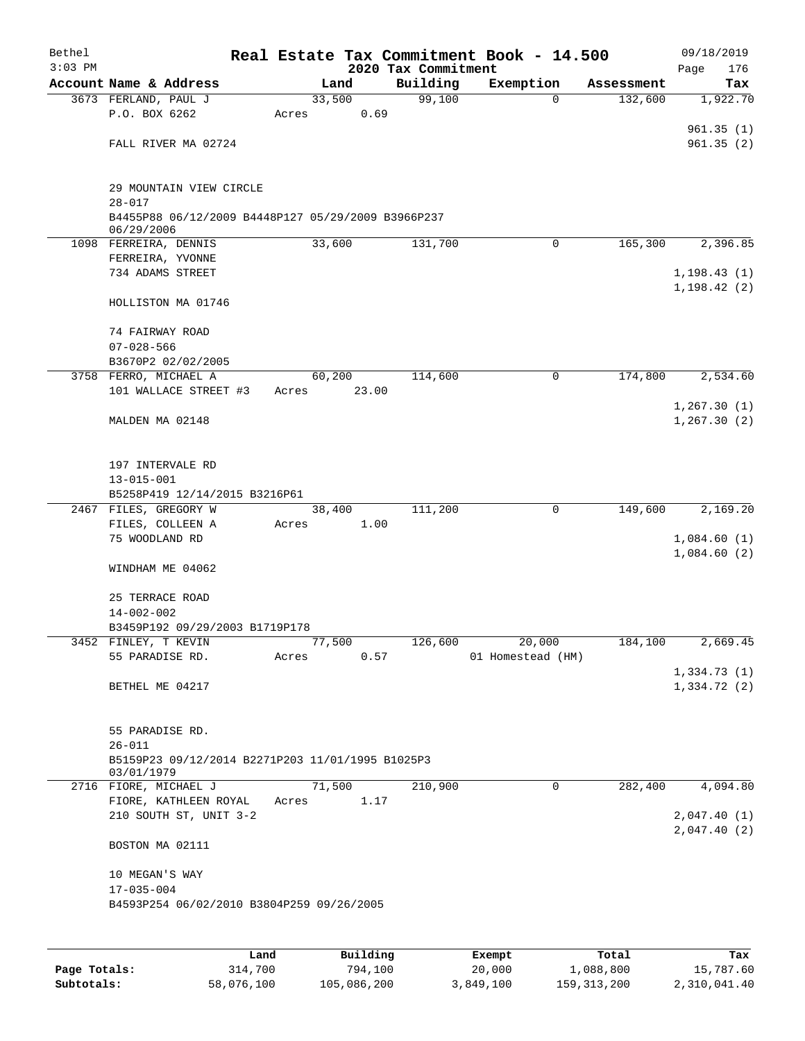Bethel 3:03 PM

# Real Estate Tax Commitment Book - 14.500

## 2020 Tax Commitment

09/18/2019

| Account Name & Address | Land | Building | Exemption | Assessment | Tax |
|---|---|---|---|---|---|
| 3673 FERLAND, PAUL J<br>P.O. BOX 6262<br><br>FALL RIVER MA 02724<br><br>29 MOUNTAIN VIEW CIRCLE<br>28-017<br>B4455P88 06/12/2009 B4448P127 05/29/2009 B3966P237 06/29/2006 | 33,500<br>Acres 0.69 | 99,100 | 0 | 132,600 | 1,922.70<br><br>961.35 (1)<br>961.35 (2) |
| 1098 FERREIRA, DENNIS<br>FERREIRA, YVONNE<br>734 ADAMS STREET<br><br>HOLLISTON MA 01746<br><br>74 FAIRWAY ROAD<br>07-028-566<br>B3670P2 02/02/2005 | 33,600 | 131,700 | 0 | 165,300 | 2,396.85<br><br>1,198.43 (1)<br>1,198.42 (2) |
| 3758 FERRO, MICHAEL A<br>101 WALLACE STREET #3<br><br>MALDEN MA 02148<br><br>197 INTERVALE RD<br>13-015-001<br>B5258P419 12/14/2015 B3216P61 | 60,200<br>Acres 23.00 | 114,600 | 0 | 174,800 | 2,534.60<br><br>1,267.30 (1)<br>1,267.30 (2) |
| 2467 FILES, GREGORY W<br>FILES, COLLEEN A<br>75 WOODLAND RD<br><br>WINDHAM ME 04062<br><br>25 TERRACE ROAD<br>14-002-002<br>B3459P192 09/29/2003 B1719P178 | 38,400<br>Acres 1.00 | 111,200 | 0 | 149,600 | 2,169.20<br><br>1,084.60 (1)<br>1,084.60 (2) |
| 3452 FINLEY, T KEVIN<br>55 PARADISE RD.<br><br>BETHEL ME 04217<br><br>55 PARADISE RD.<br>26-011<br>B5159P23 09/12/2014 B2271P203 11/01/1995 B1025P3 03/01/1979 | 77,500<br>Acres 0.57 | 126,600 | 20,000<br>01 Homestead (HM) | 184,100 | 2,669.45<br><br>1,334.73 (1)<br>1,334.72 (2) |
| 2716 FIORE, MICHAEL J<br>FIORE, KATHLEEN ROYAL<br>210 SOUTH ST, UNIT 3-2<br><br>BOSTON MA 02111<br><br>10 MEGAN'S WAY<br>17-035-004<br>B4593P254 06/02/2010 B3804P259 09/26/2005 | 71,500<br>Acres 1.17 | 210,900 | 0 | 282,400 | 4,094.80<br><br>2,047.40 (1)<br>2,047.40 (2) |

| | Land | Building | Exempt | Total | Tax |
|---|---|---|---|---|---|
| Page Totals: | 314,700 | 794,100 | 20,000 | 1,088,800 | 15,787.60 |
| Subtotals: | 58,076,100 | 105,086,200 | 3,849,100 | 159,313,200 | 2,310,041.40 |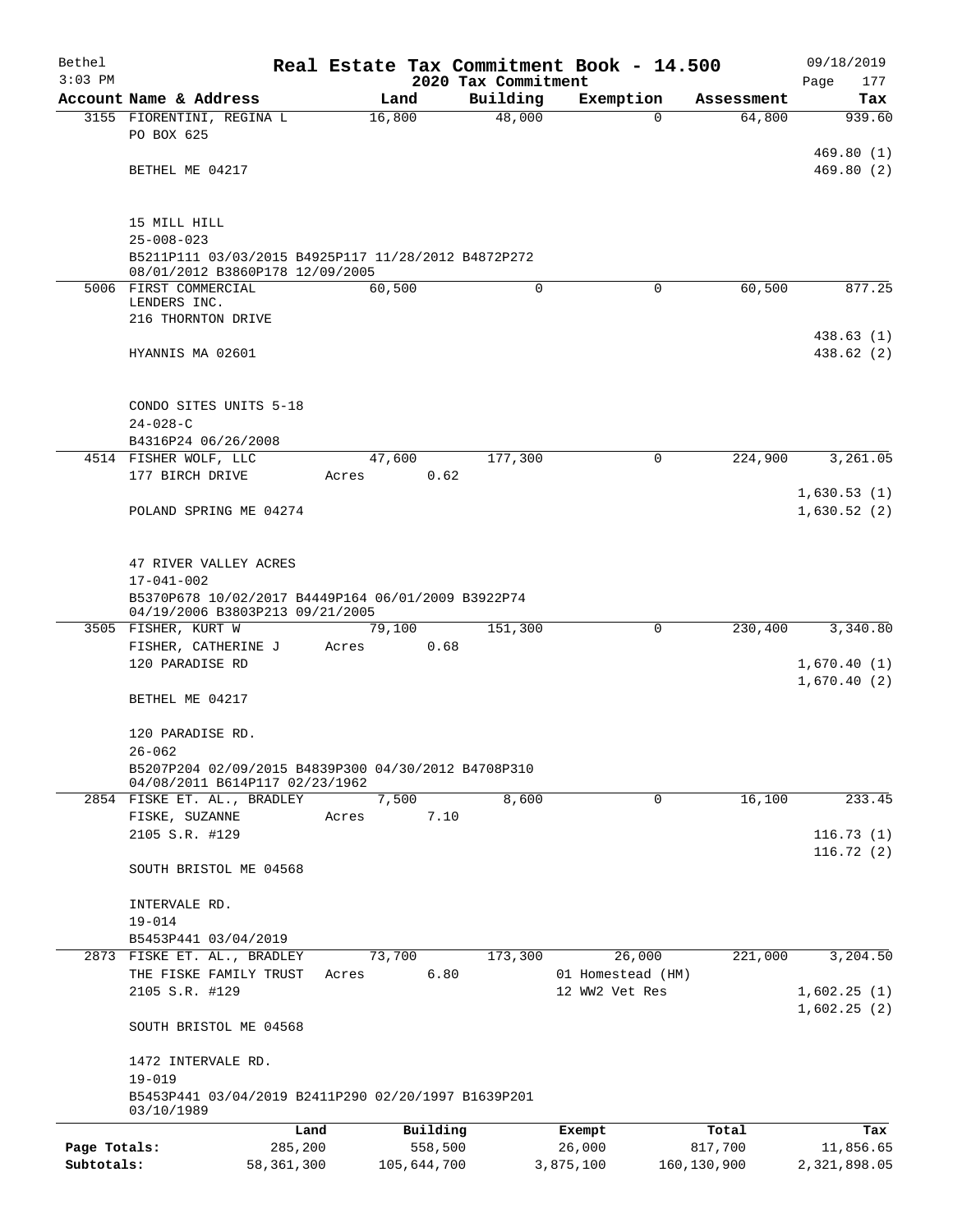# Real Estate Tax Commitment Book - 14.500

Bethel
3:03 PM

2020 Tax Commitment

09/18/2019
Page 177

| Account Name & Address | Land | Building | Exemption | Assessment | Tax |
|---|---|---|---|---|---|
| 3155 FIORENTINI, REGINA L<br>PO BOX 625<br><br>BETHEL ME 04217<br><br>15 MILL HILL<br>25-008-023<br>B5211P111 03/03/2015 B4925P117 11/28/2012 B4872P272 08/01/2012 B3860P178 12/09/2005 | 16,800 | 48,000 | 0 | 64,800 | 939.60<br><br>469.80 (1)<br>469.80 (2) |
| 5006 FIRST COMMERCIAL LENDERS INC.<br>216 THORNTON DRIVE<br><br>HYANNIS MA 02601<br><br>CONDO SITES UNITS 5-18<br>24-028-C<br>B4316P24 06/26/2008 | 60,500 | 0 | 0 | 60,500 | 877.25<br><br>438.63 (1)<br>438.62 (2) |
| 4514 FISHER WOLF, LLC<br>177 BIRCH DRIVE<br><br>POLAND SPRING ME 04274<br><br>47 RIVER VALLEY ACRES<br>17-041-002<br>B5370P678 10/02/2017 B4449P164 06/01/2009 B3922P74 04/19/2006 B3803P213 09/21/2005 | 47,600<br>Acres 0.62 | 177,300 | 0 | 224,900 | 3,261.05<br><br>1,630.53 (1)<br>1,630.52 (2) |
| 3505 FISHER, KURT W<br>FISHER, CATHERINE J<br>120 PARADISE RD<br><br>BETHEL ME 04217<br><br>120 PARADISE RD.<br>26-062<br>B5207P204 02/09/2015 B4839P300 04/30/2012 B4708P310 04/08/2011 B614P117 02/23/1962 | 79,100<br>Acres 0.68 | 151,300 | 0 | 230,400 | 3,340.80<br><br>1,670.40 (1)<br>1,670.40 (2) |
| 2854 FISKE ET. AL., BRADLEY<br>FISKE, SUZANNE<br>2105 S.R. #129<br><br>SOUTH BRISTOL ME 04568<br><br>INTERVALE RD.<br>19-014<br>B5453P441 03/04/2019 | 7,500<br>Acres 7.10 | 8,600 | 0 | 16,100 | 233.45<br><br>116.73 (1)<br>116.72 (2) |
| 2873 FISKE ET. AL., BRADLEY<br>THE FISKE FAMILY TRUST<br>2105 S.R. #129<br><br>SOUTH BRISTOL ME 04568<br><br>1472 INTERVALE RD.<br>19-019<br>B5453P441 03/04/2019 B2411P290 02/20/1997 B1639P201 03/10/1989 | 73,700<br>Acres 6.80 | 173,300 | 26,000<br>01 Homestead (HM)<br>12 WW2 Vet Res | 221,000 | 3,204.50<br><br>1,602.25 (1)<br>1,602.25 (2) |

| | Land | Building | Exempt | Total | Tax |
|---|---|---|---|---|---|
| Page Totals: | 285,200 | 558,500 | 26,000 | 817,700 | 11,856.65 |
| Subtotals: | 58,361,300 | 105,644,700 | 3,875,100 | 160,130,900 | 2,321,898.05 |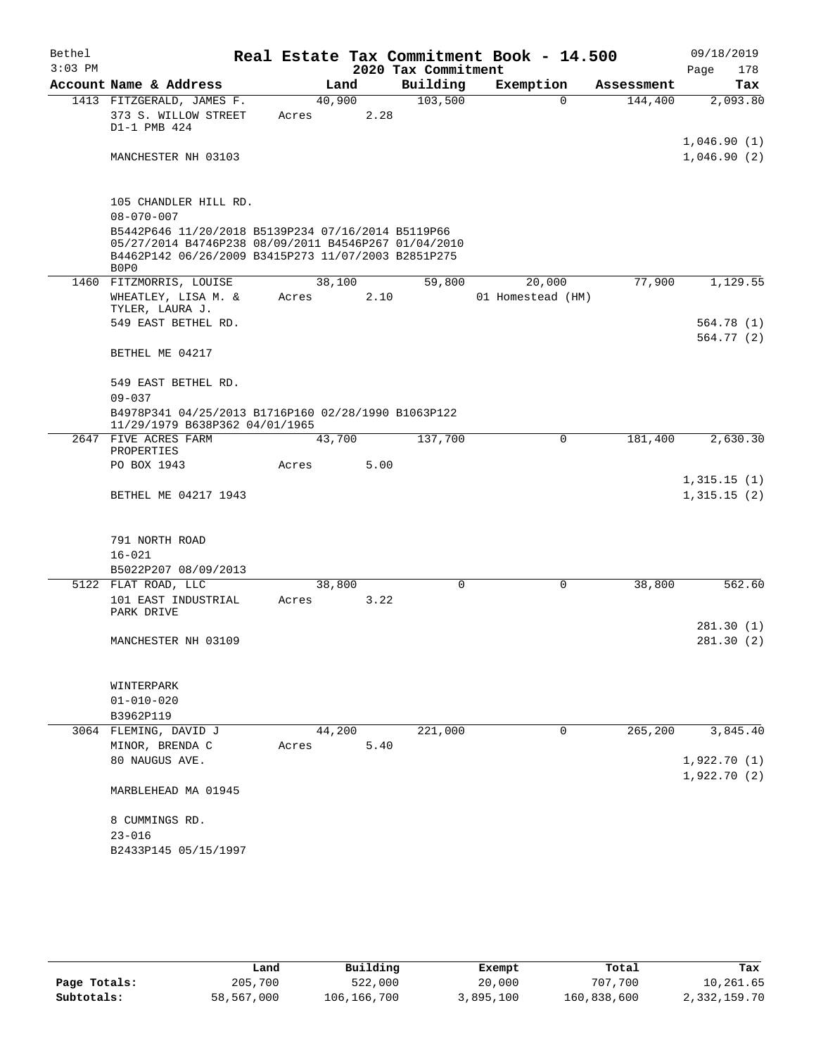Bethel 3:03 PM

# Real Estate Tax Commitment Book - 14.500

## 2020 Tax Commitment

09/18/2019 Page 178

| Account Name & Address | Land | Building | Exemption | Assessment | Tax |
|---|---|---|---|---|---|
| 1413 FITZGERALD, JAMES F. | 40,900 | 103,500 | 0 | 144,400 | 2,093.80 |
| 373 S. WILLOW STREET D1-1 PMB 424 | Acres 2.28 | | | | |
| | | | | | 1,046.90 (1) |
| MANCHESTER NH 03103 | | | | | 1,046.90 (2) |
| 105 CHANDLER HILL RD. | | | | | |
| 08-070-007 | | | | | |
| B5442P646 11/20/2018 B5139P234 07/16/2014 B5119P66 05/27/2014 B4746P238 08/09/2011 B4546P267 01/04/2010 B4462P142 06/26/2009 B3415P273 11/07/2003 B2851P275 B0P0 | | | | | |
| 1460 FITZMORRIS, LOUISE | 38,100 | 59,800 | 20,000 | 77,900 | 1,129.55 |
| WHEATLEY, LISA M. & TYLER, LAURA J. | Acres 2.10 | | 01 Homestead (HM) | | |
| 549 EAST BETHEL RD. | | | | | 564.78 (1) |
| | | | | | 564.77 (2) |
| BETHEL ME 04217 | | | | | |
| 549 EAST BETHEL RD. | | | | | |
| 09-037 | | | | | |
| B4978P341 04/25/2013 B1716P160 02/28/1990 B1063P122 11/29/1979 B638P362 04/01/1965 | | | | | |
| 2647 FIVE ACRES FARM PROPERTIES | 43,700 | 137,700 | 0 | 181,400 | 2,630.30 |
| PO BOX 1943 | Acres 5.00 | | | | |
| | | | | | 1,315.15 (1) |
| BETHEL ME 04217 1943 | | | | | 1,315.15 (2) |
| 791 NORTH ROAD | | | | | |
| 16-021 | | | | | |
| B5022P207 08/09/2013 | | | | | |
| 5122 FLAT ROAD, LLC | 38,800 | 0 | 0 | 38,800 | 562.60 |
| 101 EAST INDUSTRIAL PARK DRIVE | Acres 3.22 | | | | |
| | | | | | 281.30 (1) |
| MANCHESTER NH 03109 | | | | | 281.30 (2) |
| WINTERPARK | | | | | |
| 01-010-020 | | | | | |
| B3962P119 | | | | | |
| 3064 FLEMING, DAVID J | 44,200 | 221,000 | 0 | 265,200 | 3,845.40 |
| MINOR, BRENDA C | Acres 5.40 | | | | |
| 80 NAUGUS AVE. | | | | | 1,922.70 (1) |
| | | | | | 1,922.70 (2) |
| MARBLEHEAD MA 01945 | | | | | |
| 8 CUMMINGS RD. | | | | | |
| 23-016 | | | | | |
| B2433P145 05/15/1997 | | | | | |

| | Land | Building | Exempt | Total | Tax |
|---|---|---|---|---|---|
| Page Totals: | 205,700 | 522,000 | 20,000 | 707,700 | 10,261.65 |
| Subtotals: | 58,567,000 | 106,166,700 | 3,895,100 | 160,838,600 | 2,332,159.70 |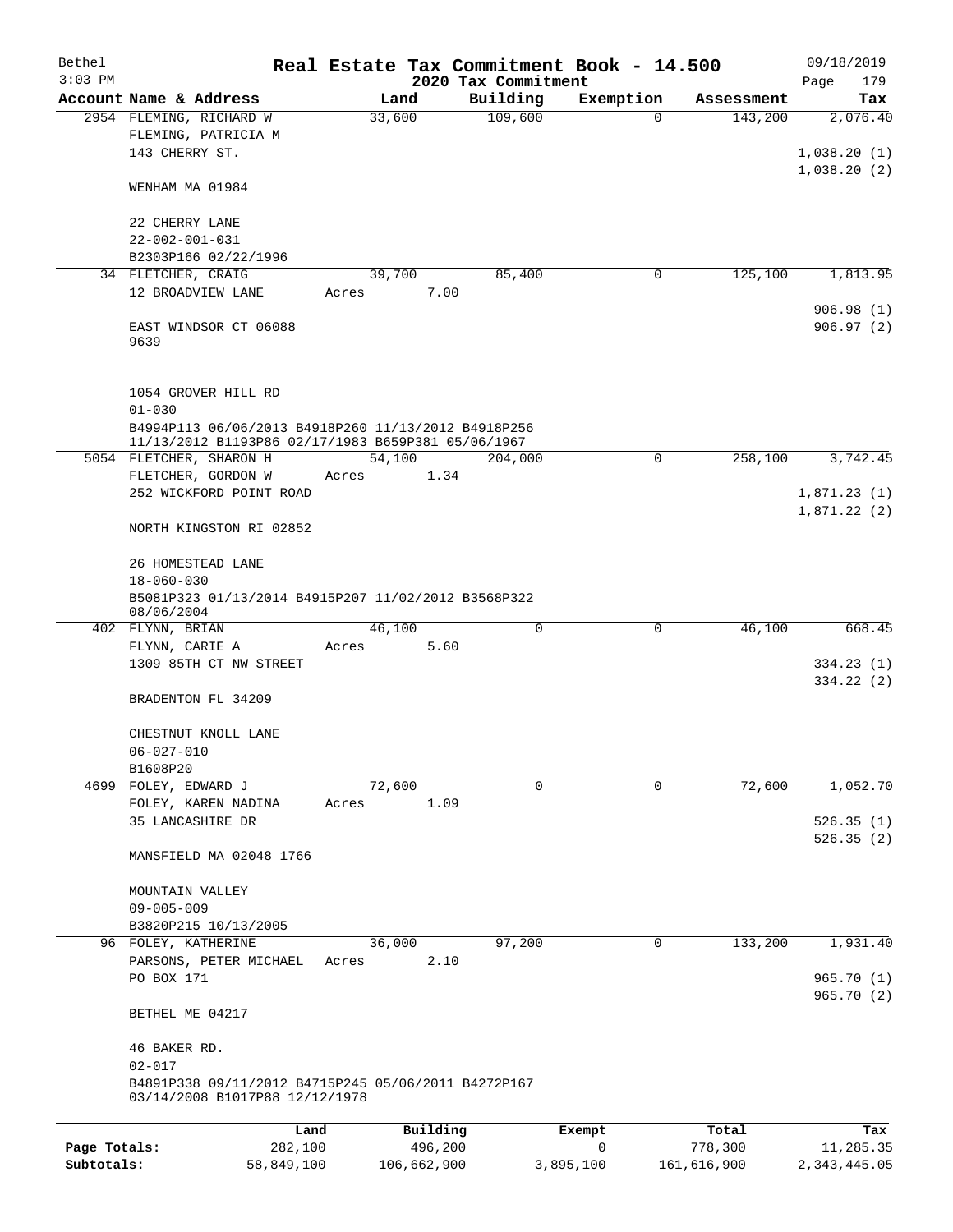Bethel 3:03 PM

# Real Estate Tax Commitment Book - 14.500

## 2020 Tax Commitment

09/18/2019

| Account | Name & Address | Land | Building | Exemption | Assessment | Tax |
|---|---|---|---|---|---|---|
| 2954 | FLEMING, RICHARD W<br>FLEMING, PATRICIA M<br>143 CHERRY ST.<br><br>WENHAM MA 01984<br><br>22 CHERRY LANE<br>22-002-001-031<br>B2303P166 02/22/1996 | 33,600 | 109,600 | 0 | 143,200 | 2,076.40<br><br>1,038.20 (1)<br>1,038.20 (2) |
| 34 | FLETCHER, CRAIG<br>12 BROADVIEW LANE<br><br>EAST WINDSOR CT 06088<br>9639<br><br>1054 GROVER HILL RD<br>01-030<br>B4994P113 06/06/2013 B4918P260 11/13/2012 B4918P256 11/13/2012 B1193P86 02/17/1983 B659P381 05/06/1967 | 39,700<br>Acres 7.00 | 85,400 | 0 | 125,100 | 1,813.95<br><br>906.98 (1)<br>906.97 (2) |
| 5054 | FLETCHER, SHARON H<br>FLETCHER, GORDON W<br>252 WICKFORD POINT ROAD<br><br>NORTH KINGSTON RI 02852<br><br>26 HOMESTEAD LANE<br>18-060-030<br>B5081P323 01/13/2014 B4915P207 11/02/2012 B3568P322 08/06/2004 | 54,100<br>Acres 1.34 | 204,000 | 0 | 258,100 | 3,742.45<br><br>1,871.23 (1)<br>1,871.22 (2) |
| 402 | FLYNN, BRIAN<br>FLYNN, CARIE A<br>1309 85TH CT NW STREET<br><br>BRADENTON FL 34209<br><br>CHESTNUT KNOLL LANE<br>06-027-010<br>B1608P20 | 46,100<br>Acres 5.60 | 0 | 0 | 46,100 | 668.45<br><br>334.23 (1)<br>334.22 (2) |
| 4699 | FOLEY, EDWARD J<br>FOLEY, KAREN NADINA<br>35 LANCASHIRE DR<br><br>MANSFIELD MA 02048 1766<br><br>MOUNTAIN VALLEY<br>09-005-009<br>B3820P215 10/13/2005 | 72,600<br>Acres 1.09 | 0 | 0 | 72,600 | 1,052.70<br><br>526.35 (1)<br>526.35 (2) |
| 96 | FOLEY, KATHERINE<br>PARSONS, PETER MICHAEL<br>PO BOX 171<br><br>BETHEL ME 04217<br><br>46 BAKER RD.<br>02-017<br>B4891P338 09/11/2012 B4715P245 05/06/2011 B4272P167 03/14/2008 B1017P88 12/12/1978 | 36,000<br>Acres 2.10 | 97,200 | 0 | 133,200 | 1,931.40<br><br>965.70 (1)<br>965.70 (2) |

| | Land | Building | Exempt | Total | Tax |
|---|---|---|---|---|---|
| Page Totals: | 282,100 | 496,200 | 0 | 778,300 | 11,285.35 |
| Subtotals: | 58,849,100 | 106,662,900 | 3,895,100 | 161,616,900 | 2,343,445.05 |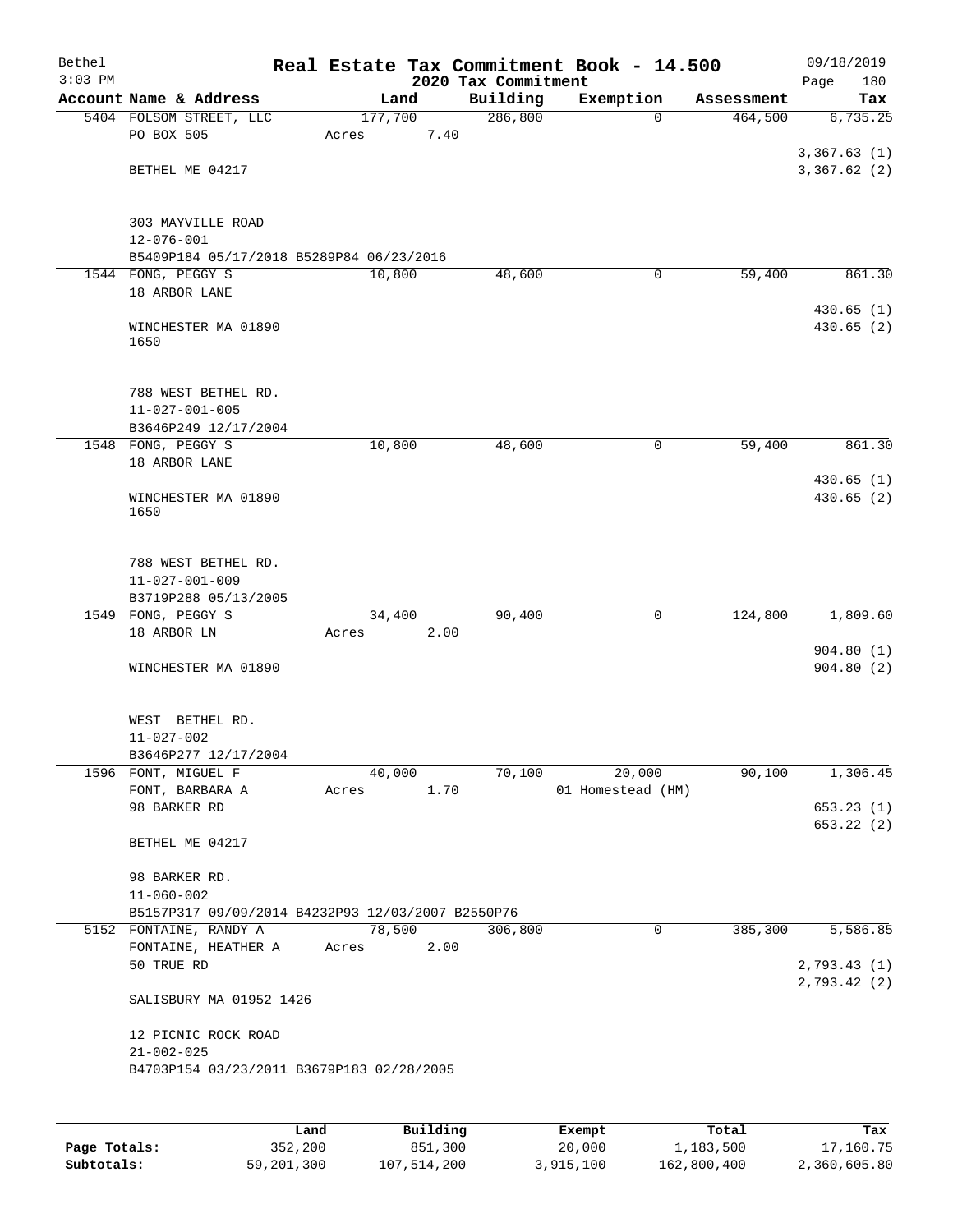# Real Estate Tax Commitment Book - 14.500

Bethel
3:03 PM

2020 Tax Commitment

09/18/2019

| Account | Name & Address | Land | Building | Exemption | Assessment | Tax |
|---|---|---|---|---|---|---|
| 5404 | FOLSOM STREET, LLC<br>PO BOX 505<br><br>BETHEL ME 04217<br><br>303 MAYVILLE ROAD<br>12-076-001<br>B5409P184 05/17/2018 B5289P84 06/23/2016 | 177,700<br>Acres 7.40 | 286,800 | 0 | 464,500 | 6,735.25<br><br>3,367.63 (1)<br>3,367.62 (2) |
| 1544 | FONG, PEGGY S<br>18 ARBOR LANE<br><br>WINCHESTER MA 01890<br>1650<br><br>788 WEST BETHEL RD.<br>11-027-001-005<br>B3646P249 12/17/2004 | 10,800 | 48,600 | 0 | 59,400 | 861.30<br><br>430.65 (1)<br>430.65 (2) |
| 1548 | FONG, PEGGY S<br>18 ARBOR LANE<br><br>WINCHESTER MA 01890<br>1650<br><br>788 WEST BETHEL RD.<br>11-027-001-009<br>B3719P288 05/13/2005 | 10,800 | 48,600 | 0 | 59,400 | 861.30<br><br>430.65 (1)<br>430.65 (2) |
| 1549 | FONG, PEGGY S<br>18 ARBOR LN<br><br>WINCHESTER MA 01890<br><br>WEST BETHEL RD.<br>11-027-002<br>B3646P277 12/17/2004 | 34,400<br>Acres 2.00 | 90,400 | 0 | 124,800 | 1,809.60<br><br>904.80 (1)<br>904.80 (2) |
| 1596 | FONT, MIGUEL F<br>FONT, BARBARA A<br>98 BARKER RD<br><br>BETHEL ME 04217<br><br>98 BARKER RD.<br>11-060-002<br>B5157P317 09/09/2014 B4232P93 12/03/2007 B2550P76 | 40,000<br>Acres 1.70 | 70,100 | 20,000<br>01 Homestead (HM) | 90,100 | 1,306.45<br><br>653.23 (1)<br>653.22 (2) |
| 5152 | FONTAINE, RANDY A<br>FONTAINE, HEATHER A<br>50 TRUE RD<br><br>SALISBURY MA 01952 1426<br><br>12 PICNIC ROCK ROAD<br>21-002-025<br>B4703P154 03/23/2011 B3679P183 02/28/2005 | 78,500<br>Acres 2.00 | 306,800 | 0 | 385,300 | 5,586.85<br><br>2,793.43 (1)<br>2,793.42 (2) |

| | Land | Building | Exempt | Total | Tax |
|---|---|---|---|---|---|
| **Page Totals:** | 352,200 | 851,300 | 20,000 | 1,183,500 | 17,160.75 |
| **Subtotals:** | 59,201,300 | 107,514,200 | 3,915,100 | 162,800,400 | 2,360,605.80 |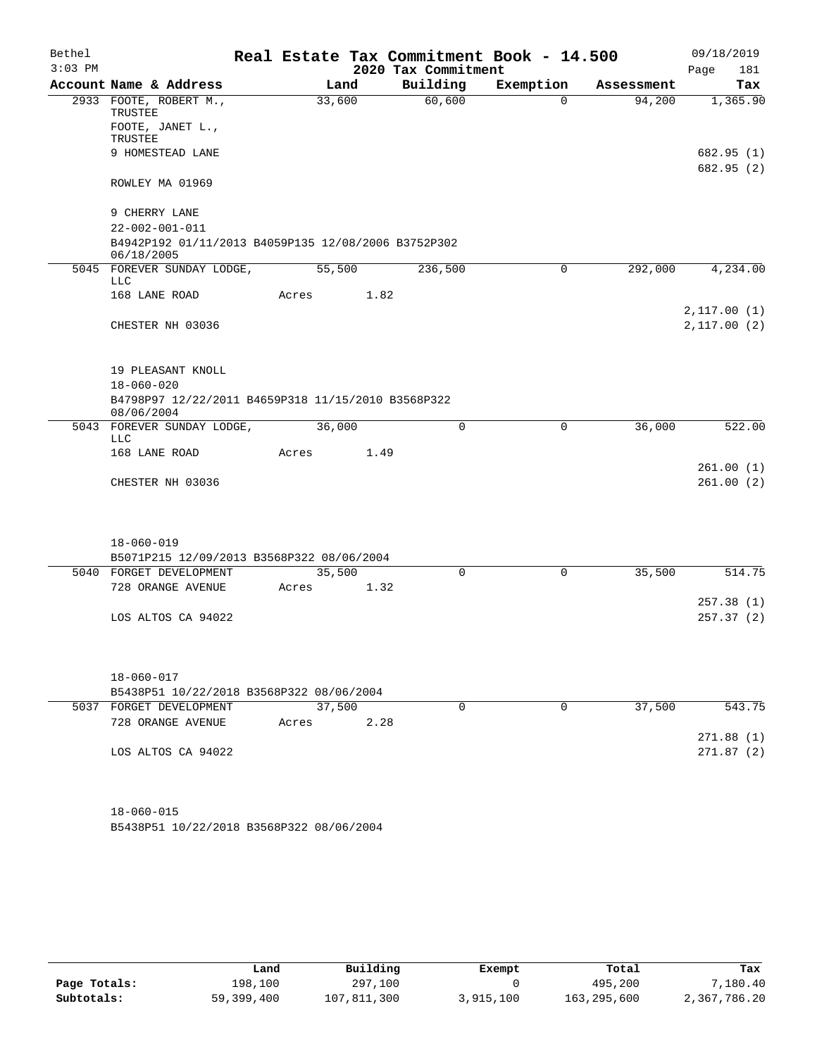Bethel — Real Estate Tax Commitment Book - 14.500 — 09/18/2019

3:03 PM — 2020 Tax Commitment

| Account | Name & Address | Land | Building | Exemption | Assessment | Tax |
|---|---|---|---|---|---|---|
| 2933 | FOOTE, ROBERT M., TRUSTEE<br>FOOTE, JANET L., TRUSTEE<br>9 HOMESTEAD LANE<br>ROWLEY MA 01969<br><br>9 CHERRY LANE<br>22-002-001-011<br>B4942P192 01/11/2013 B4059P135 12/08/2006 B3752P302 06/18/2005 | 33,600 | 60,600 | 0 | 94,200 | 1,365.90<br>682.95 (1)<br>682.95 (2) |
| 5045 | FOREVER SUNDAY LODGE, LLC<br>168 LANE ROAD<br>CHESTER NH 03036<br><br>19 PLEASANT KNOLL<br>18-060-020<br>B4798P97 12/22/2011 B4659P318 11/15/2010 B3568P322 08/06/2004 | 55,500<br>Acres 1.82 | 236,500 | 0 | 292,000 | 4,234.00<br>2,117.00 (1)<br>2,117.00 (2) |
| 5043 | FOREVER SUNDAY LODGE, LLC<br>168 LANE ROAD<br>CHESTER NH 03036<br><br>18-060-019<br>B5071P215 12/09/2013 B3568P322 08/06/2004 | 36,000<br>Acres 1.49 | 0 | 0 | 36,000 | 522.00<br>261.00 (1)<br>261.00 (2) |
| 5040 | FORGET DEVELOPMENT<br>728 ORANGE AVENUE<br>LOS ALTOS CA 94022<br><br>18-060-017<br>B5438P51 10/22/2018 B3568P322 08/06/2004 | 35,500<br>Acres 1.32 | 0 | 0 | 35,500 | 514.75<br>257.38 (1)<br>257.37 (2) |
| 5037 | FORGET DEVELOPMENT<br>728 ORANGE AVENUE<br>LOS ALTOS CA 94022<br><br>18-060-015<br>B5438P51 10/22/2018 B3568P322 08/06/2004 | 37,500<br>Acres 2.28 | 0 | 0 | 37,500 | 543.75<br>271.88 (1)<br>271.87 (2) |

| | Land | Building | Exempt | Total | Tax |
|---|---|---|---|---|---|
| Page Totals: | 198,100 | 297,100 | 0 | 495,200 | 7,180.40 |
| Subtotals: | 59,399,400 | 107,811,300 | 3,915,100 | 163,295,600 | 2,367,786.20 |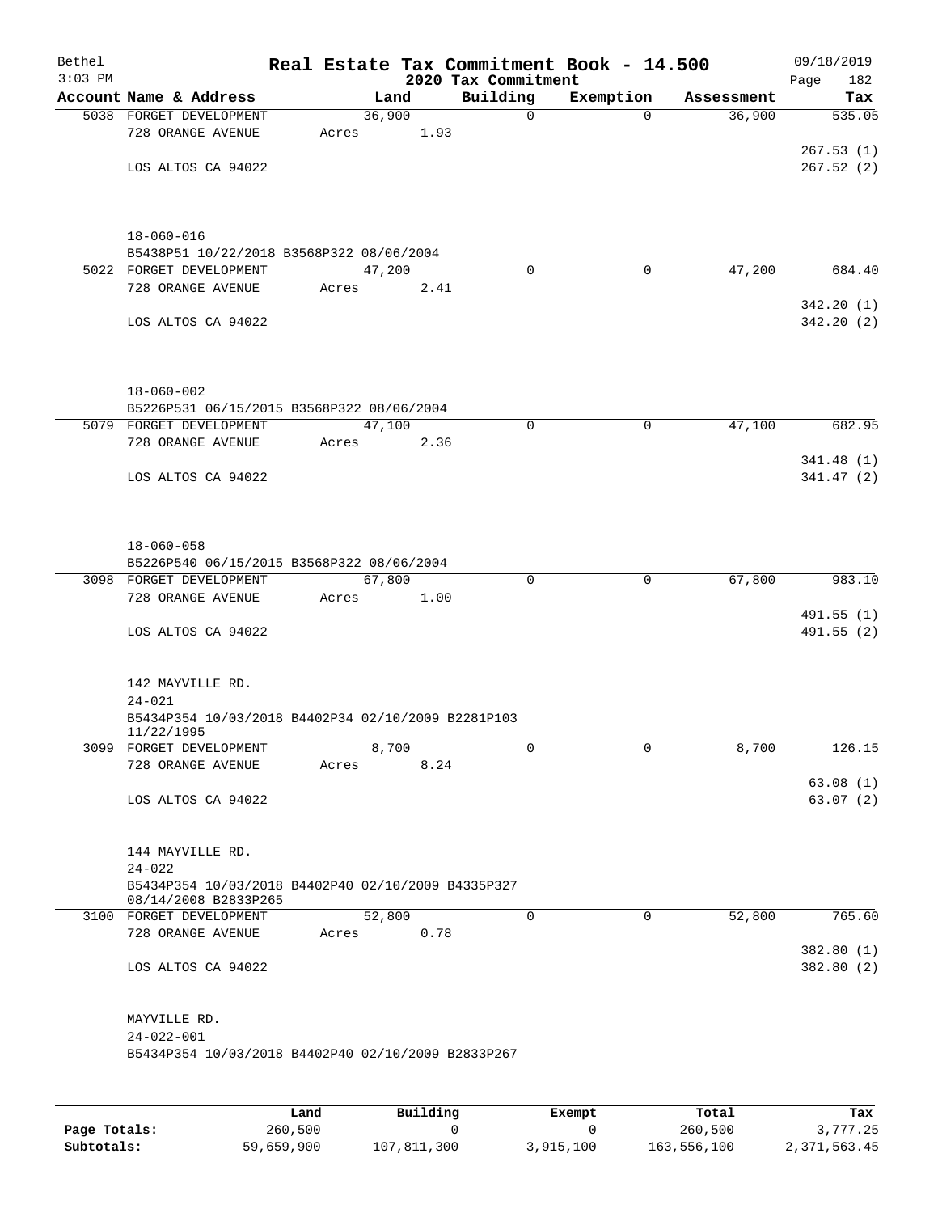# Real Estate Tax Commitment Book - 14.500

Bethel
3:03 PM

2020 Tax Commitment

09/18/2019

| Account | Name & Address | Land | Building | Exemption | Assessment | Tax |
|---|---|---|---|---|---|---|
| 5038 | FORGET DEVELOPMENT<br>728 ORANGE AVENUE<br><br>LOS ALTOS CA 94022<br><br>18-060-016<br>B5438P51 10/22/2018 B3568P322 08/06/2004 | 36,900<br>Acres 1.93 | 0 | 0 | 36,900 | 535.05<br><br>267.53 (1)<br>267.52 (2) |
| 5022 | FORGET DEVELOPMENT<br>728 ORANGE AVENUE<br><br>LOS ALTOS CA 94022<br><br>18-060-002<br>B5226P531 06/15/2015 B3568P322 08/06/2004 | 47,200<br>Acres 2.41 | 0 | 0 | 47,200 | 684.40<br><br>342.20 (1)<br>342.20 (2) |
| 5079 | FORGET DEVELOPMENT<br>728 ORANGE AVENUE<br><br>LOS ALTOS CA 94022<br><br>18-060-058<br>B5226P540 06/15/2015 B3568P322 08/06/2004 | 47,100<br>Acres 2.36 | 0 | 0 | 47,100 | 682.95<br><br>341.48 (1)<br>341.47 (2) |
| 3098 | FORGET DEVELOPMENT<br>728 ORANGE AVENUE<br><br>LOS ALTOS CA 94022<br><br>142 MAYVILLE RD.<br>24-021<br>B5434P354 10/03/2018 B4402P34 02/10/2009 B2281P103 11/22/1995 | 67,800<br>Acres 1.00 | 0 | 0 | 67,800 | 983.10<br><br>491.55 (1)<br>491.55 (2) |
| 3099 | FORGET DEVELOPMENT<br>728 ORANGE AVENUE<br><br>LOS ALTOS CA 94022<br><br>144 MAYVILLE RD.<br>24-022<br>B5434P354 10/03/2018 B4402P40 02/10/2009 B4335P327 08/14/2008 B2833P265 | 8,700<br>Acres 8.24 | 0 | 0 | 8,700 | 126.15<br><br>63.08 (1)<br>63.07 (2) |
| 3100 | FORGET DEVELOPMENT<br>728 ORANGE AVENUE<br><br>LOS ALTOS CA 94022<br><br>MAYVILLE RD.<br>24-022-001<br>B5434P354 10/03/2018 B4402P40 02/10/2009 B2833P267 | 52,800<br>Acres 0.78 | 0 | 0 | 52,800 | 765.60<br><br>382.80 (1)<br>382.80 (2) |

| | Land | Building | Exempt | Total | Tax |
|---|---|---|---|---|---|
| **Page Totals:** | 260,500 | 0 | 0 | 260,500 | 3,777.25 |
| **Subtotals:** | 59,659,900 | 107,811,300 | 3,915,100 | 163,556,100 | 2,371,563.45 |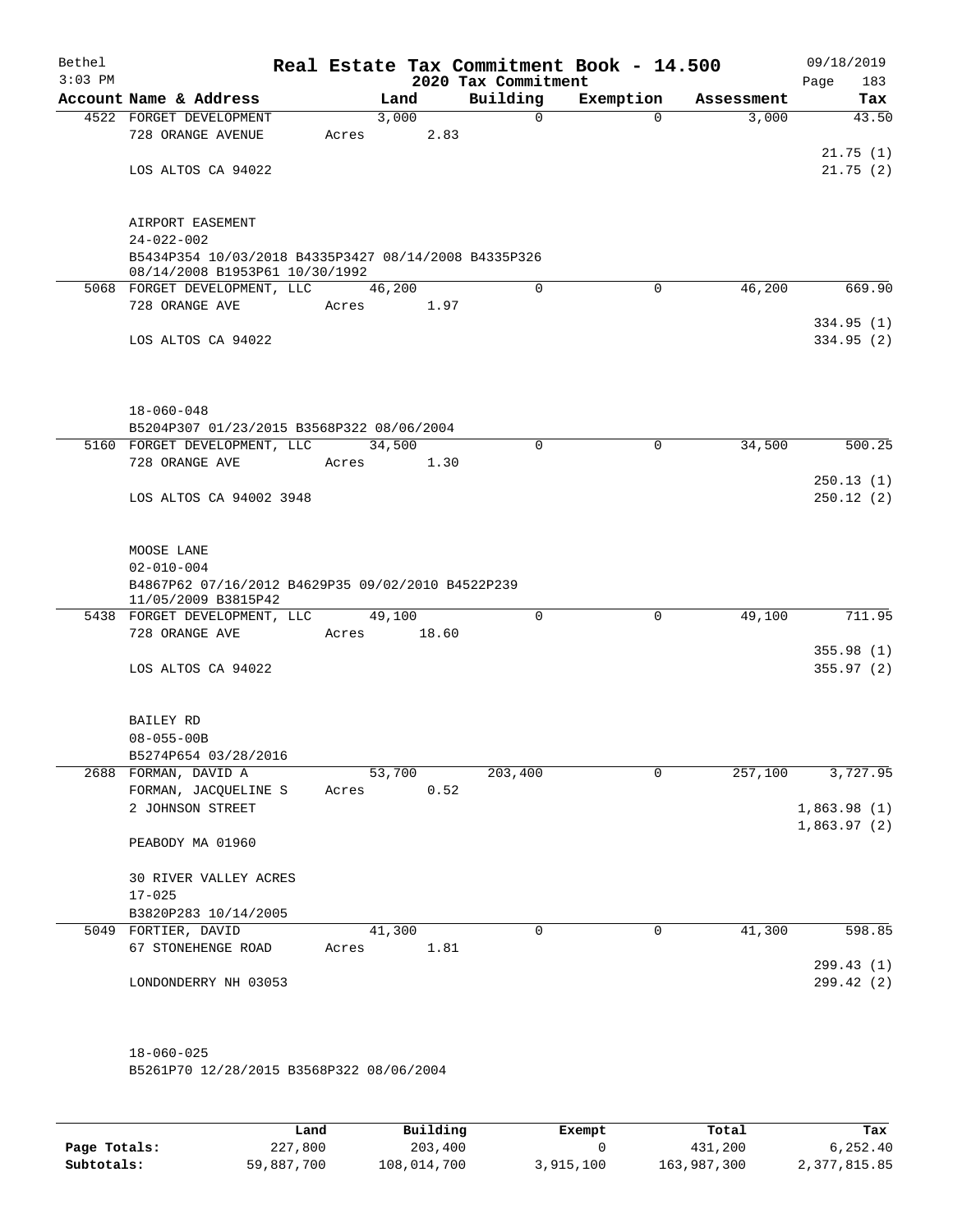Bethel 3:03 PM

# Real Estate Tax Commitment Book - 14.500

## 2020 Tax Commitment

09/18/2019

| Account | Name & Address | Land | Building | Exemption | Assessment | Tax |
|---|---|---|---|---|---|---|
| 4522 | FORGET DEVELOPMENT | 3,000 | 0 | 0 | 3,000 | 43.50 |
| | 728 ORANGE AVENUE | Acres 2.83 | | | | |
| | | | | | | 21.75 (1) |
| | LOS ALTOS CA 94022 | | | | | 21.75 (2) |
| | AIRPORT EASEMENT | | | | | |
| | 24-022-002 | | | | | |
| | B5434P354 10/03/2018 B4335P3427 08/14/2008 B4335P326 08/14/2008 B1953P61 10/30/1992 | | | | | |
| 5068 | FORGET DEVELOPMENT, LLC | 46,200 | 0 | 0 | 46,200 | 669.90 |
| | 728 ORANGE AVE | Acres 1.97 | | | | |
| | | | | | | 334.95 (1) |
| | LOS ALTOS CA 94022 | | | | | 334.95 (2) |
| | 18-060-048 | | | | | |
| | B5204P307 01/23/2015 B3568P322 08/06/2004 | | | | | |
| 5160 | FORGET DEVELOPMENT, LLC | 34,500 | 0 | 0 | 34,500 | 500.25 |
| | 728 ORANGE AVE | Acres 1.30 | | | | |
| | | | | | | 250.13 (1) |
| | LOS ALTOS CA 94002 3948 | | | | | 250.12 (2) |
| | MOOSE LANE | | | | | |
| | 02-010-004 | | | | | |
| | B4867P62 07/16/2012 B4629P35 09/02/2010 B4522P239 11/05/2009 B3815P42 | | | | | |
| 5438 | FORGET DEVELOPMENT, LLC | 49,100 | 0 | 0 | 49,100 | 711.95 |
| | 728 ORANGE AVE | Acres 18.60 | | | | |
| | | | | | | 355.98 (1) |
| | LOS ALTOS CA 94022 | | | | | 355.97 (2) |
| | BAILEY RD | | | | | |
| | 08-055-00B | | | | | |
| | B5274P654 03/28/2016 | | | | | |
| 2688 | FORMAN, DAVID A | 53,700 | 203,400 | 0 | 257,100 | 3,727.95 |
| | FORMAN, JACQUELINE S | Acres 0.52 | | | | |
| | 2 JOHNSON STREET | | | | | 1,863.98 (1) |
| | | | | | | 1,863.97 (2) |
| | PEABODY MA 01960 | | | | | |
| | 30 RIVER VALLEY ACRES | | | | | |
| | 17-025 | | | | | |
| | B3820P283 10/14/2005 | | | | | |
| 5049 | FORTIER, DAVID | 41,300 | 0 | 0 | 41,300 | 598.85 |
| | 67 STONEHENGE ROAD | Acres 1.81 | | | | |
| | | | | | | 299.43 (1) |
| | LONDONDERRY NH 03053 | | | | | 299.42 (2) |
| | 18-060-025 | | | | | |
| | B5261P70 12/28/2015 B3568P322 08/06/2004 | | | | | |

| | Land | Building | Exempt | Total | Tax |
|---|---|---|---|---|---|
| Page Totals: | 227,800 | 203,400 | 0 | 431,200 | 6,252.40 |
| Subtotals: | 59,887,700 | 108,014,700 | 3,915,100 | 163,987,300 | 2,377,815.85 |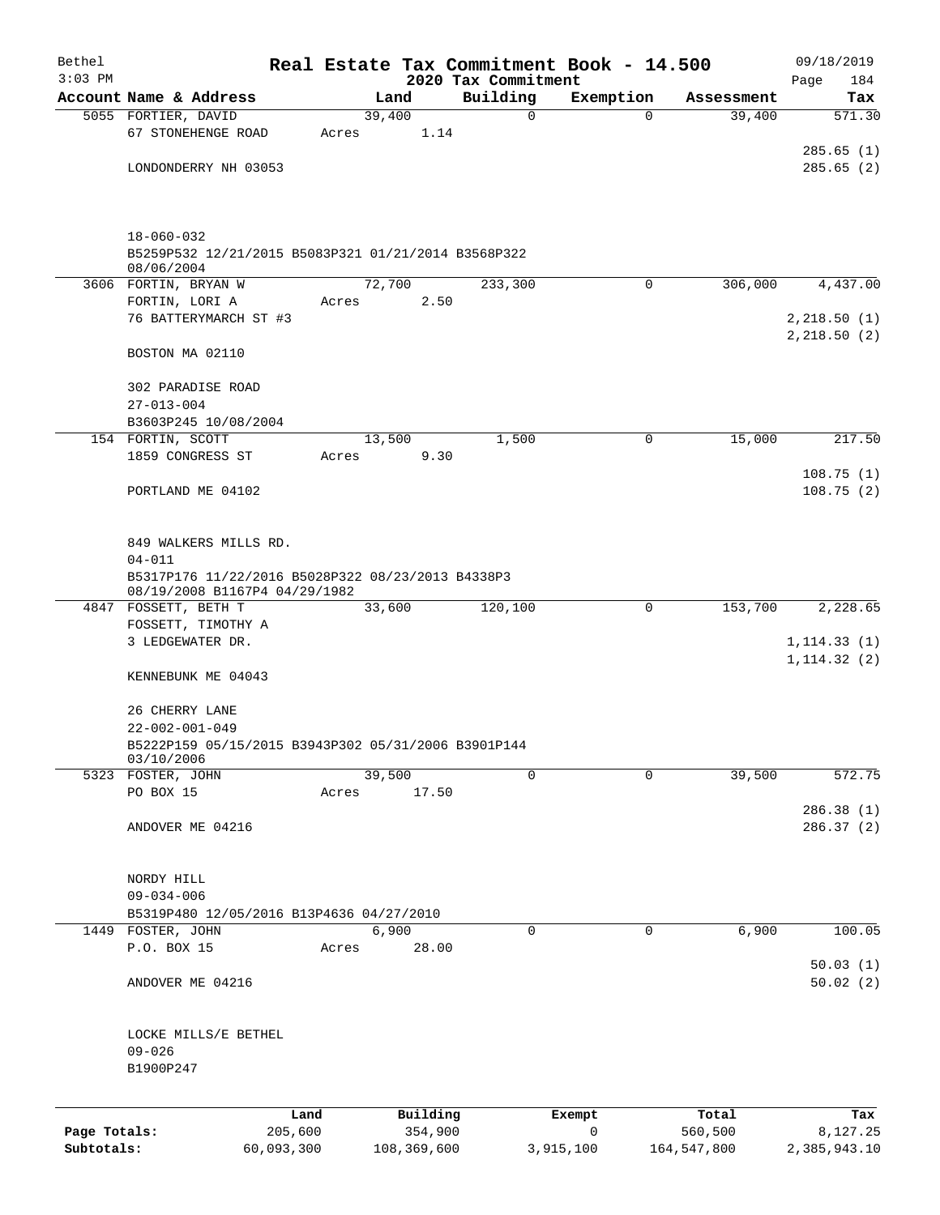# Real Estate Tax Commitment Book - 14.500

Bethel
3:03 PM

2020 Tax Commitment

09/18/2019

| Account | Name & Address | Land | Building | Exemption | Assessment | Tax |
|---|---|---|---|---|---|---|
| 5055 | FORTIER, DAVID<br>67 STONEHENGE ROAD<br>LONDONDERRY NH 03053<br><br>18-060-032<br>B5259P532 12/21/2015 B5083P321 01/21/2014 B3568P322 08/06/2004 | 39,400<br>Acres 1.14 | 0 | 0 | 39,400 | 571.30<br>285.65 (1)<br>285.65 (2) |
| 3606 | FORTIN, BRYAN W<br>FORTIN, LORI A<br>76 BATTERYMARCH ST #3<br>BOSTON MA 02110<br><br>302 PARADISE ROAD<br>27-013-004<br>B3603P245 10/08/2004 | 72,700<br>Acres 2.50 | 233,300 | 0 | 306,000 | 4,437.00<br>2,218.50 (1)<br>2,218.50 (2) |
| 154 | FORTIN, SCOTT<br>1859 CONGRESS ST<br>PORTLAND ME 04102<br><br>849 WALKERS MILLS RD.<br>04-011<br>B5317P176 11/22/2016 B5028P322 08/23/2013 B4338P3 08/19/2008 B1167P4 04/29/1982 | 13,500<br>Acres 9.30 | 1,500 | 0 | 15,000 | 217.50<br>108.75 (1)<br>108.75 (2) |
| 4847 | FOSSETT, BETH T<br>FOSSETT, TIMOTHY A<br>3 LEDGEWATER DR.<br>KENNEBUNK ME 04043<br><br>26 CHERRY LANE<br>22-002-001-049<br>B5222P159 05/15/2015 B3943P302 05/31/2006 B3901P144 03/10/2006 | 33,600 | 120,100 | 0 | 153,700 | 2,228.65<br>1,114.33 (1)<br>1,114.32 (2) |
| 5323 | FOSTER, JOHN<br>PO BOX 15<br>ANDOVER ME 04216<br><br>NORDY HILL<br>09-034-006<br>B5319P480 12/05/2016 B13P4636 04/27/2010 | 39,500<br>Acres 17.50 | 0 | 0 | 39,500 | 572.75<br>286.38 (1)<br>286.37 (2) |
| 1449 | FOSTER, JOHN<br>P.O. BOX 15<br>ANDOVER ME 04216<br><br>LOCKE MILLS/E BETHEL<br>09-026<br>B1900P247 | 6,900<br>Acres 28.00 | 0 | 0 | 6,900 | 100.05<br>50.03 (1)<br>50.02 (2) |

| | Land | Building | Exempt | Total | Tax |
|---|---|---|---|---|---|
| Page Totals: | 205,600 | 354,900 | 0 | 560,500 | 8,127.25 |
| Subtotals: | 60,093,300 | 108,369,600 | 3,915,100 | 164,547,800 | 2,385,943.10 |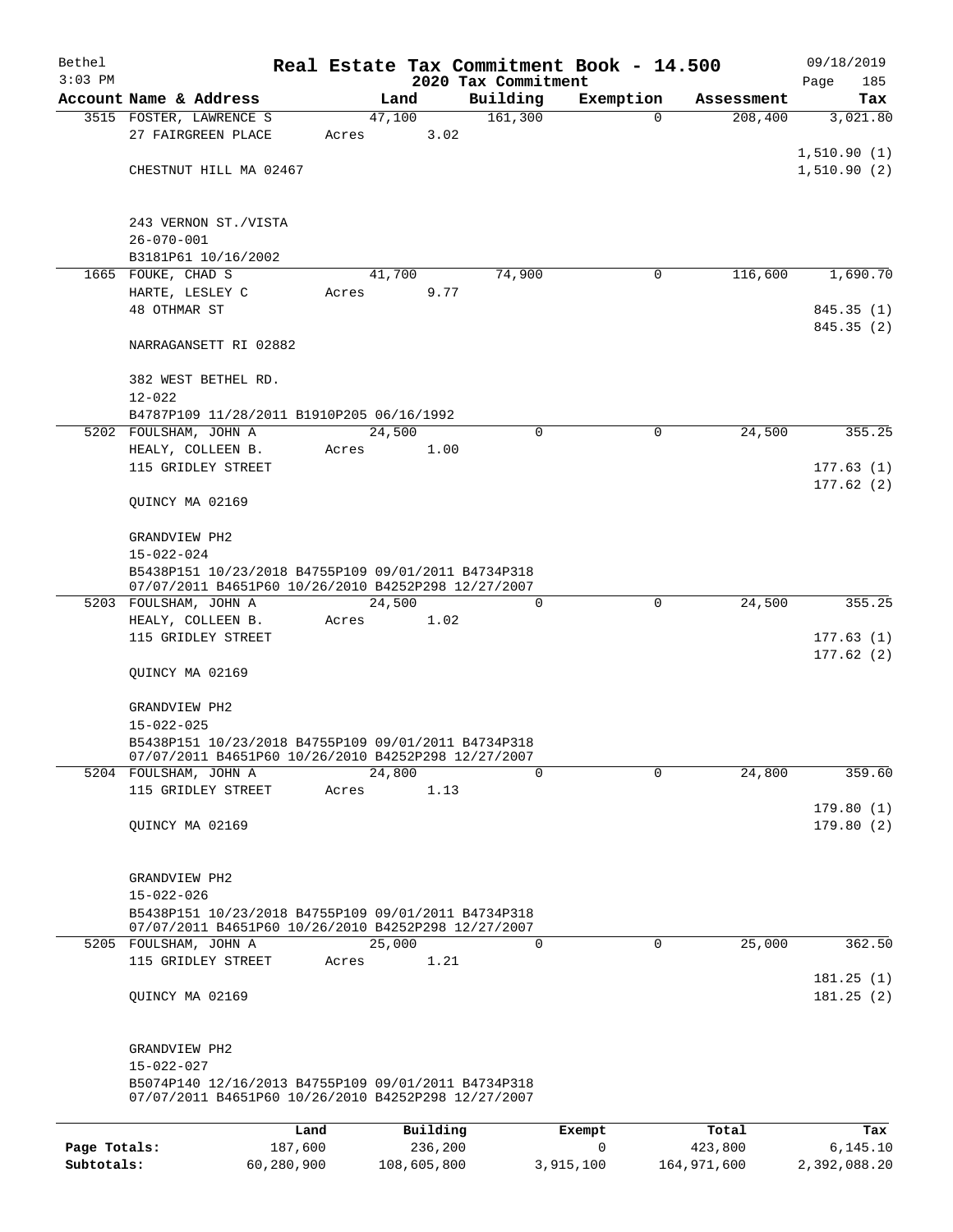Bethel
3:03 PM

# Real Estate Tax Commitment Book - 14.500

09/18/2019

## 2020 Tax Commitment

| Account Name & Address | Land | Building | Exemption | Assessment | Tax |
|---|---|---|---|---|---|
| 3515 FOSTER, LAWRENCE S | 47,100 | 161,300 | 0 | 208,400 | 3,021.80 |
| 27 FAIRGREEN PLACE | Acres 3.02 | | | | |
| | | | | | 1,510.90 (1) |
| CHESTNUT HILL MA 02467 | | | | | 1,510.90 (2) |
| 243 VERNON ST./VISTA | | | | | |
| 26-070-001 | | | | | |
| B3181P61 10/16/2002 | | | | | |
| 1665 FOUKE, CHAD S | 41,700 | 74,900 | 0 | 116,600 | 1,690.70 |
| HARTE, LESLEY C | Acres 9.77 | | | | |
| 48 OTHMAR ST | | | | | 845.35 (1) |
| | | | | | 845.35 (2) |
| NARRAGANSETT RI 02882 | | | | | |
| 382 WEST BETHEL RD. | | | | | |
| 12-022 | | | | | |
| B4787P109 11/28/2011 B1910P205 06/16/1992 | | | | | |
| 5202 FOULSHAM, JOHN A | 24,500 | 0 | 0 | 24,500 | 355.25 |
| HEALY, COLLEEN B. | Acres 1.00 | | | | |
| 115 GRIDLEY STREET | | | | | 177.63 (1) |
| | | | | | 177.62 (2) |
| QUINCY MA 02169 | | | | | |
| GRANDVIEW PH2 | | | | | |
| 15-022-024 | | | | | |
| B5438P151 10/23/2018 B4755P109 09/01/2011 B4734P318 07/07/2011 B4651P60 10/26/2010 B4252P298 12/27/2007 | | | | | |
| 5203 FOULSHAM, JOHN A | 24,500 | 0 | 0 | 24,500 | 355.25 |
| HEALY, COLLEEN B. | Acres 1.02 | | | | |
| 115 GRIDLEY STREET | | | | | 177.63 (1) |
| | | | | | 177.62 (2) |
| QUINCY MA 02169 | | | | | |
| GRANDVIEW PH2 | | | | | |
| 15-022-025 | | | | | |
| B5438P151 10/23/2018 B4755P109 09/01/2011 B4734P318 07/07/2011 B4651P60 10/26/2010 B4252P298 12/27/2007 | | | | | |
| 5204 FOULSHAM, JOHN A | 24,800 | 0 | 0 | 24,800 | 359.60 |
| 115 GRIDLEY STREET | Acres 1.13 | | | | |
| | | | | | 179.80 (1) |
| QUINCY MA 02169 | | | | | 179.80 (2) |
| GRANDVIEW PH2 | | | | | |
| 15-022-026 | | | | | |
| B5438P151 10/23/2018 B4755P109 09/01/2011 B4734P318 07/07/2011 B4651P60 10/26/2010 B4252P298 12/27/2007 | | | | | |
| 5205 FOULSHAM, JOHN A | 25,000 | 0 | 0 | 25,000 | 362.50 |
| 115 GRIDLEY STREET | Acres 1.21 | | | | |
| | | | | | 181.25 (1) |
| QUINCY MA 02169 | | | | | 181.25 (2) |
| GRANDVIEW PH2 | | | | | |
| 15-022-027 | | | | | |
| B5074P140 12/16/2013 B4755P109 09/01/2011 B4734P318 07/07/2011 B4651P60 10/26/2010 B4252P298 12/27/2007 | | | | | |

| | Land | Building | Exempt | Total | Tax |
|---|---|---|---|---|---|
| Page Totals: | 187,600 | 236,200 | 0 | 423,800 | 6,145.10 |
| Subtotals: | 60,280,900 | 108,605,800 | 3,915,100 | 164,971,600 | 2,392,088.20 |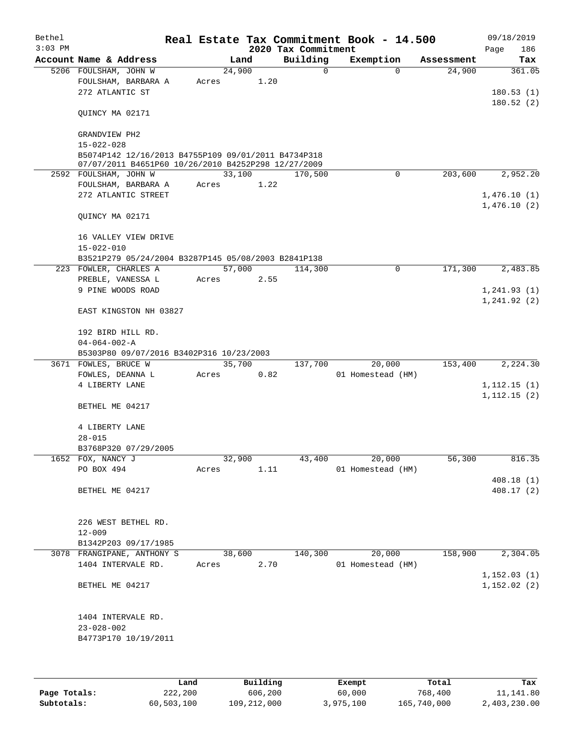Bethel 3:03 PM

# Real Estate Tax Commitment Book - 14.500

2020 Tax Commitment

09/18/2019 Page 186

| Account Name & Address | Land | Building | Exemption | Assessment | Tax |
|---|---|---|---|---|---|
| 5206 FOULSHAM, JOHN W<br>FOULSHAM, BARBARA A<br>272 ATLANTIC ST<br><br>QUINCY MA 02171<br><br>GRANDVIEW PH2<br>15-022-028<br>B5074P142 12/16/2013 B4755P109 09/01/2011 B4734P318 07/07/2011 B4651P60 10/26/2010 B4252P298 12/27/2009 | 24,900<br>Acres 1.20 | 0 | 0 | 24,900 | 361.05<br><br>180.53 (1)<br>180.52 (2) |
| 2592 FOULSHAM, JOHN W<br>FOULSHAM, BARBARA A<br>272 ATLANTIC STREET<br><br>QUINCY MA 02171<br><br>16 VALLEY VIEW DRIVE<br>15-022-010<br>B3521P279 05/24/2004 B3287P145 05/08/2003 B2841P138 | 33,100<br>Acres 1.22 | 170,500 | 0 | 203,600 | 2,952.20<br><br>1,476.10 (1)<br>1,476.10 (2) |
| 223 FOWLER, CHARLES A<br>PREBLE, VANESSA L<br>9 PINE WOODS ROAD<br><br>EAST KINGSTON NH 03827<br><br>192 BIRD HILL RD.<br>04-064-002-A<br>B5303P80 09/07/2016 B3402P316 10/23/2003 | 57,000<br>Acres 2.55 | 114,300 | 0 | 171,300 | 2,483.85<br><br>1,241.93 (1)<br>1,241.92 (2) |
| 3671 FOWLES, BRUCE W<br>FOWLES, DEANNA L<br>4 LIBERTY LANE<br><br>BETHEL ME 04217<br><br>4 LIBERTY LANE<br>28-015<br>B3768P320 07/29/2005 | 35,700<br>Acres 0.82 | 137,700 | 20,000<br>01 Homestead (HM) | 153,400 | 2,224.30<br><br>1,112.15 (1)<br>1,112.15 (2) |
| 1652 FOX, NANCY J<br>PO BOX 494<br><br>BETHEL ME 04217<br><br>226 WEST BETHEL RD.<br>12-009<br>B1342P203 09/17/1985 | 32,900<br>Acres 1.11 | 43,400 | 20,000<br>01 Homestead (HM) | 56,300 | 816.35<br><br>408.18 (1)<br>408.17 (2) |
| 3078 FRANGIPANE, ANTHONY S<br>1404 INTERVALE RD.<br><br>BETHEL ME 04217<br><br>1404 INTERVALE RD.<br>23-028-002<br>B4773P170 10/19/2011 | 38,600<br>Acres 2.70 | 140,300 | 20,000<br>01 Homestead (HM) | 158,900 | 2,304.05<br><br>1,152.03 (1)<br>1,152.02 (2) |

| | Land | Building | Exempt | Total | Tax |
|---|---|---|---|---|---|
| Page Totals: | 222,200 | 606,200 | 60,000 | 768,400 | 11,141.80 |
| Subtotals: | 60,503,100 | 109,212,000 | 3,975,100 | 165,740,000 | 2,403,230.00 |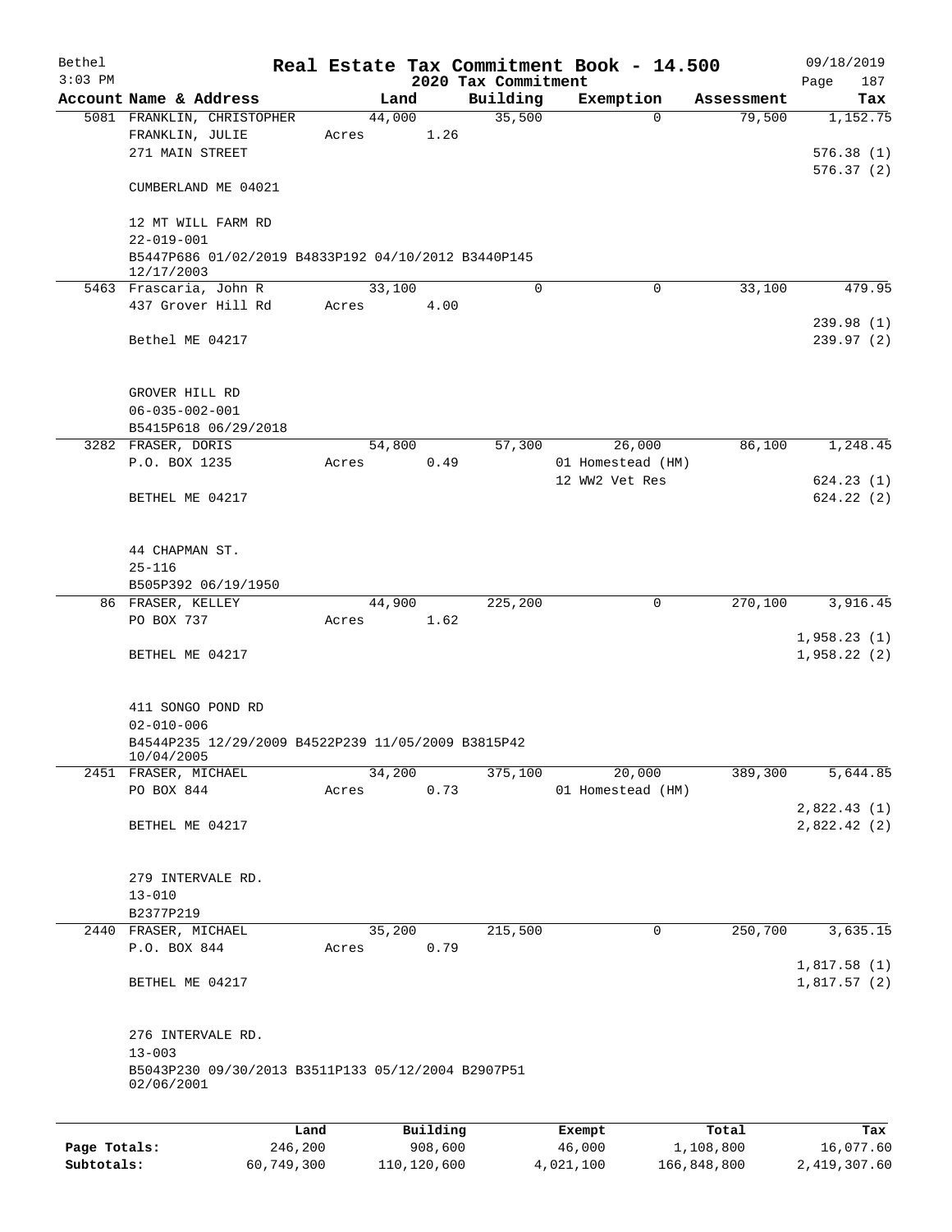Bethel 3:03 PM

# Real Estate Tax Commitment Book - 14.500

## 2020 Tax Commitment

09/18/2019

| Account | Name & Address | Land | Building | Exemption | Assessment | Tax |
|---|---|---|---|---|---|---|
| 5081 | FRANKLIN, CHRISTOPHER<br>FRANKLIN, JULIE<br>271 MAIN STREET<br><br>CUMBERLAND ME 04021<br><br>12 MT WILL FARM RD<br>22-019-001<br>B5447P686 01/02/2019 B4833P192 04/10/2012 B3440P145 12/17/2003 | 44,000<br>Acres 1.26 | 35,500 | 0 | 79,500 | 1,152.75<br><br>576.38 (1)<br>576.37 (2) |
| 5463 | Frascaria, John R<br>437 Grover Hill Rd<br><br>Bethel ME 04217<br><br>GROVER HILL RD<br>06-035-002-001<br>B5415P618 06/29/2018 | 33,100<br>Acres 4.00 | 0 | 0 | 33,100 | 479.95<br><br>239.98 (1)<br>239.97 (2) |
| 3282 | FRASER, DORIS<br>P.O. BOX 1235<br><br>BETHEL ME 04217<br><br>44 CHAPMAN ST.<br>25-116<br>B505P392 06/19/1950 | 54,800<br>Acres 0.49 | 57,300 | 26,000<br>01 Homestead (HM)<br>12 WW2 Vet Res | 86,100 | 1,248.45<br><br>624.23 (1)<br>624.22 (2) |
| 86 | FRASER, KELLEY<br>PO BOX 737<br><br>BETHEL ME 04217<br><br>411 SONGO POND RD<br>02-010-006<br>B4544P235 12/29/2009 B4522P239 11/05/2009 B3815P42 10/04/2005 | 44,900<br>Acres 1.62 | 225,200 | 0 | 270,100 | 3,916.45<br><br>1,958.23 (1)<br>1,958.22 (2) |
| 2451 | FRASER, MICHAEL<br>PO BOX 844<br><br>BETHEL ME 04217<br><br>279 INTERVALE RD.<br>13-010<br>B2377P219 | 34,200<br>Acres 0.73 | 375,100 | 20,000<br>01 Homestead (HM) | 389,300 | 5,644.85<br><br>2,822.43 (1)<br>2,822.42 (2) |
| 2440 | FRASER, MICHAEL<br>P.O. BOX 844<br><br>BETHEL ME 04217<br><br>276 INTERVALE RD.<br>13-003<br>B5043P230 09/30/2013 B3511P133 05/12/2004 B2907P51 02/06/2001 | 35,200<br>Acres 0.79 | 215,500 | 0 | 250,700 | 3,635.15<br><br>1,817.58 (1)<br>1,817.57 (2) |

| | Land | Building | Exempt | Total | Tax |
|---|---|---|---|---|---|
| Page Totals: | 246,200 | 908,600 | 46,000 | 1,108,800 | 16,077.60 |
| Subtotals: | 60,749,300 | 110,120,600 | 4,021,100 | 166,848,800 | 2,419,307.60 |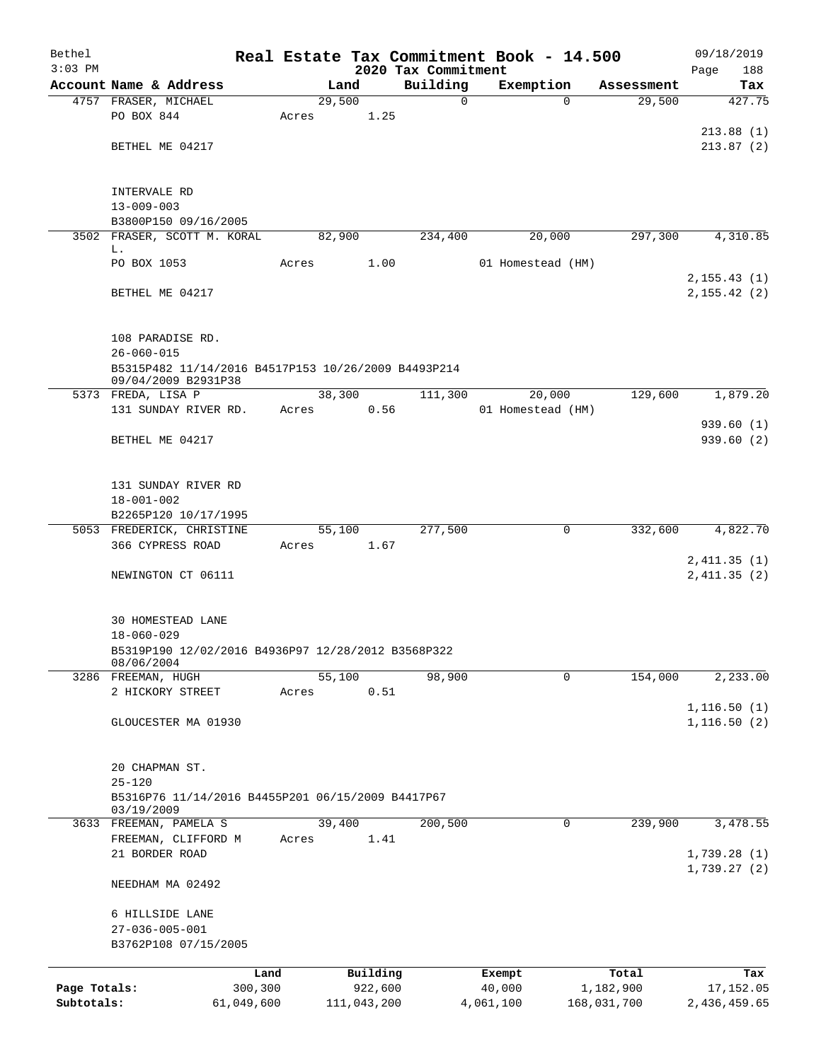Bethel 3:03 PM

# Real Estate Tax Commitment Book - 14.500

## 2020 Tax Commitment

09/18/2019 Page 188

| Account Name & Address | Land | Building | Exemption | Assessment | Tax |
|---|---|---|---|---|---|
| 4757 FRASER, MICHAEL | 29,500 | 0 | 0 | 29,500 | 427.75 |
| PO BOX 844 | Acres 1.25 | | | | |
| | | | | | 213.88 (1) |
| BETHEL ME 04217 | | | | | 213.87 (2) |
| INTERVALE RD | | | | | |
| 13-009-003 | | | | | |
| B3800P150 09/16/2005 | | | | | |
| 3502 FRASER, SCOTT M. KORAL L. | 82,900 | 234,400 | 20,000 | 297,300 | 4,310.85 |
| PO BOX 1053 | Acres 1.00 | | 01 Homestead (HM) | | |
| | | | | | 2,155.43 (1) |
| BETHEL ME 04217 | | | | | 2,155.42 (2) |
| 108 PARADISE RD. | | | | | |
| 26-060-015 | | | | | |
| B5315P482 11/14/2016 B4517P153 10/26/2009 B4493P214 09/04/2009 B2931P38 | | | | | |
| 5373 FREDA, LISA P | 38,300 | 111,300 | 20,000 | 129,600 | 1,879.20 |
| 131 SUNDAY RIVER RD. | Acres 0.56 | | 01 Homestead (HM) | | |
| | | | | | 939.60 (1) |
| BETHEL ME 04217 | | | | | 939.60 (2) |
| 131 SUNDAY RIVER RD | | | | | |
| 18-001-002 | | | | | |
| B2265P120 10/17/1995 | | | | | |
| 5053 FREDERICK, CHRISTINE | 55,100 | 277,500 | 0 | 332,600 | 4,822.70 |
| 366 CYPRESS ROAD | Acres 1.67 | | | | |
| | | | | | 2,411.35 (1) |
| NEWINGTON CT 06111 | | | | | 2,411.35 (2) |
| 30 HOMESTEAD LANE | | | | | |
| 18-060-029 | | | | | |
| B5319P190 12/02/2016 B4936P97 12/28/2012 B3568P322 08/06/2004 | | | | | |
| 3286 FREEMAN, HUGH | 55,100 | 98,900 | 0 | 154,000 | 2,233.00 |
| 2 HICKORY STREET | Acres 0.51 | | | | |
| | | | | | 1,116.50 (1) |
| GLOUCESTER MA 01930 | | | | | 1,116.50 (2) |
| 20 CHAPMAN ST. | | | | | |
| 25-120 | | | | | |
| B5316P76 11/14/2016 B4455P201 06/15/2009 B4417P67 03/19/2009 | | | | | |
| 3633 FREEMAN, PAMELA S | 39,400 | 200,500 | 0 | 239,900 | 3,478.55 |
| FREEMAN, CLIFFORD M | Acres 1.41 | | | | |
| 21 BORDER ROAD | | | | | 1,739.28 (1) |
| | | | | | 1,739.27 (2) |
| NEEDHAM MA 02492 | | | | | |
| 6 HILLSIDE LANE | | | | | |
| 27-036-005-001 | | | | | |
| B3762P108 07/15/2005 | | | | | |

| | Land | Building | Exempt | Total | Tax |
|---|---|---|---|---|---|
| Page Totals: | 300,300 | 922,600 | 40,000 | 1,182,900 | 17,152.05 |
| Subtotals: | 61,049,600 | 111,043,200 | 4,061,100 | 168,031,700 | 2,436,459.65 |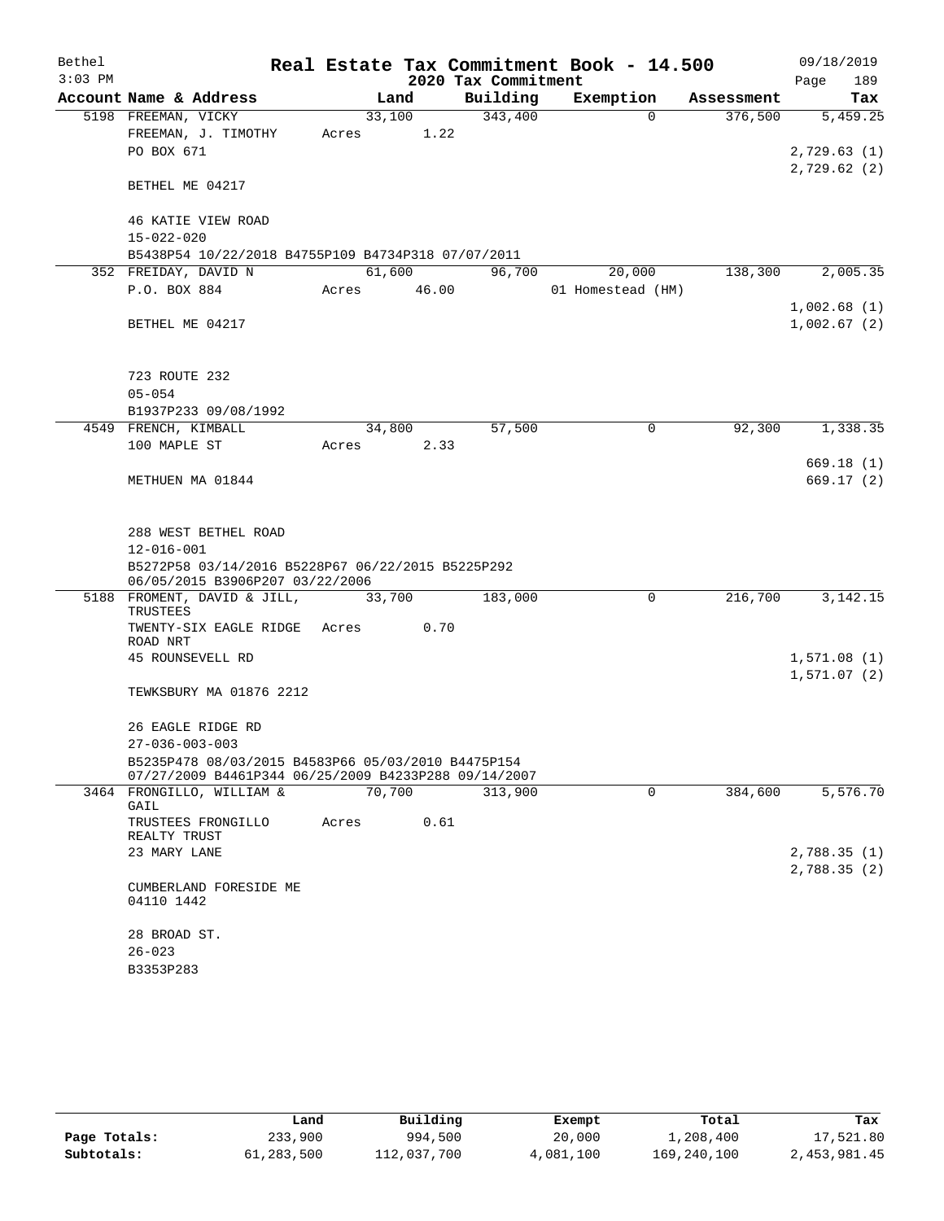Bethel 3:03 PM

# Real Estate Tax Commitment Book - 14.500

2020 Tax Commitment

09/18/2019 Page 189

| Account Name & Address | Land | Building | Exemption | Assessment | Tax |
|---|---|---|---|---|---|
| 5198 FREEMAN, VICKY | 33,100 | 343,400 | 0 | 376,500 | 5,459.25 |
| FREEMAN, J. TIMOTHY | Acres 1.22 | | | | |
| PO BOX 671 | | | | | 2,729.63 (1) |
| | | | | | 2,729.62 (2) |
| BETHEL ME 04217 | | | | | |
| 46 KATIE VIEW ROAD | | | | | |
| 15-022-020 | | | | | |
| B5438P54 10/22/2018 B4755P109 B4734P318 07/07/2011 | | | | | |
| 352 FREIDAY, DAVID N | 61,600 | 96,700 | 20,000 | 138,300 | 2,005.35 |
| P.O. BOX 884 | Acres 46.00 | | 01 Homestead (HM) | | |
| | | | | | 1,002.68 (1) |
| BETHEL ME 04217 | | | | | 1,002.67 (2) |
| 723 ROUTE 232 | | | | | |
| 05-054 | | | | | |
| B1937P233 09/08/1992 | | | | | |
| 4549 FRENCH, KIMBALL | 34,800 | 57,500 | 0 | 92,300 | 1,338.35 |
| 100 MAPLE ST | Acres 2.33 | | | | |
| | | | | | 669.18 (1) |
| METHUEN MA 01844 | | | | | 669.17 (2) |
| 288 WEST BETHEL ROAD | | | | | |
| 12-016-001 | | | | | |
| B5272P58 03/14/2016 B5228P67 06/22/2015 B5225P292 06/05/2015 B3906P207 03/22/2006 | | | | | |
| 5188 FROMENT, DAVID & JILL, TRUSTEES | 33,700 | 183,000 | 0 | 216,700 | 3,142.15 |
| TWENTY-SIX EAGLE RIDGE ROAD NRT | Acres 0.70 | | | | |
| 45 ROUNSEVELL RD | | | | | 1,571.08 (1) |
| | | | | | 1,571.07 (2) |
| TEWKSBURY MA 01876 2212 | | | | | |
| 26 EAGLE RIDGE RD | | | | | |
| 27-036-003-003 | | | | | |
| B5235P478 08/03/2015 B4583P66 05/03/2010 B4475P154 07/27/2009 B4461P344 06/25/2009 B4233P288 09/14/2007 | | | | | |
| 3464 FRONGILLO, WILLIAM & GAIL | 70,700 | 313,900 | 0 | 384,600 | 5,576.70 |
| TRUSTEES FRONGILLO REALTY TRUST | Acres 0.61 | | | | |
| 23 MARY LANE | | | | | 2,788.35 (1) |
| | | | | | 2,788.35 (2) |
| CUMBERLAND FORESIDE ME 04110 1442 | | | | | |
| 28 BROAD ST. | | | | | |
| 26-023 | | | | | |
| B3353P283 | | | | | |

| | Land | Building | Exempt | Total | Tax |
|---|---|---|---|---|---|
| Page Totals: | 233,900 | 994,500 | 20,000 | 1,208,400 | 17,521.80 |
| Subtotals: | 61,283,500 | 112,037,700 | 4,081,100 | 169,240,100 | 2,453,981.45 |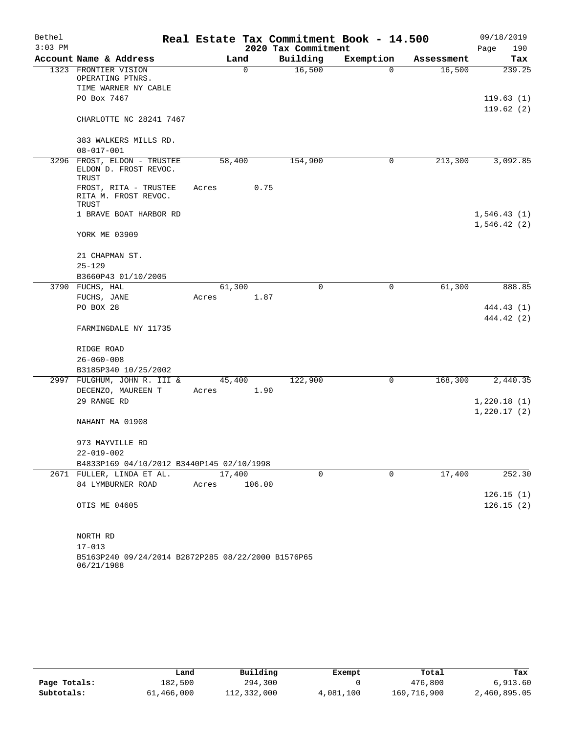Bethel 3:03 PM

# Real Estate Tax Commitment Book - 14.500

## 2020 Tax Commitment

09/18/2019 Page 190

| Account Name & Address | Land | Building | Exemption | Assessment | Tax |
|---|---|---|---|---|---|
| 1323 FRONTIER VISION OPERATING PTNRS.<br>TIME WARNER NY CABLE<br>PO Box 7467<br><br>CHARLOTTE NC 28241 7467<br><br>383 WALKERS MILLS RD.<br>08-017-001 | 0 | 16,500 | 0 | 16,500 | 239.25<br><br>119.63 (1)<br>119.62 (2) |
| 3296 FROST, ELDON - TRUSTEE<br>ELDON D. FROST REVOC. TRUST<br>FROST, RITA - TRUSTEE<br>RITA M. FROST REVOC. TRUST<br>1 BRAVE BOAT HARBOR RD<br><br>YORK ME 03909<br><br>21 CHAPMAN ST.<br>25-129<br>B3660P43 01/10/2005 | 58,400<br>Acres 0.75 | 154,900 | 0 | 213,300 | 3,092.85<br><br>1,546.43 (1)<br>1,546.42 (2) |
| 3790 FUCHS, HAL<br>FUCHS, JANE<br>PO BOX 28<br><br>FARMINGDALE NY 11735<br><br>RIDGE ROAD<br>26-060-008<br>B3185P340 10/25/2002 | 61,300<br>Acres 1.87 | 0 | 0 | 61,300 | 888.85<br><br>444.43 (1)<br>444.42 (2) |
| 2997 FULGHUM, JOHN R. III &<br>DECENZO, MAUREEN T<br>29 RANGE RD<br><br>NAHANT MA 01908<br><br>973 MAYVILLE RD<br>22-019-002<br>B4833P169 04/10/2012 B3440P145 02/10/1998 | 45,400<br>Acres 1.90 | 122,900 | 0 | 168,300 | 2,440.35<br><br>1,220.18 (1)<br>1,220.17 (2) |
| 2671 FULLER, LINDA ET AL.<br>84 LYMBURNER ROAD<br><br>OTIS ME 04605<br><br>NORTH RD<br>17-013<br>B5163P240 09/24/2014 B2872P285 08/22/2000 B1576P65 06/21/1988 | 17,400<br>Acres 106.00 | 0 | 0 | 17,400 | 252.30<br><br>126.15 (1)<br>126.15 (2) |

| | Land | Building | Exempt | Total | Tax |
|---|---|---|---|---|---|
| Page Totals: | 182,500 | 294,300 | 0 | 476,800 | 6,913.60 |
| Subtotals: | 61,466,000 | 112,332,000 | 4,081,100 | 169,716,900 | 2,460,895.05 |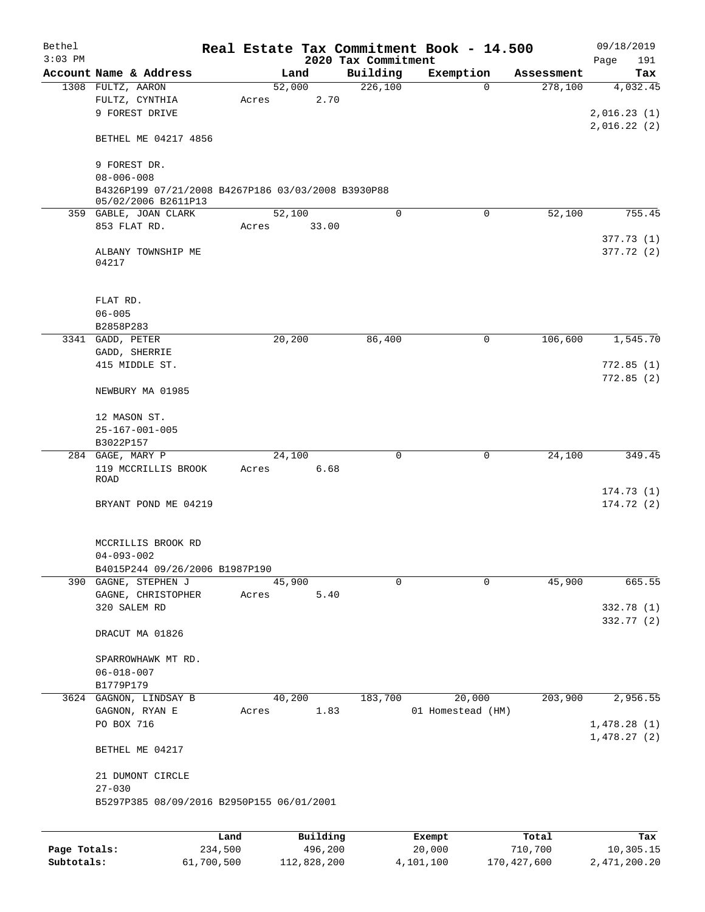# Real Estate Tax Commitment Book - 14.500

Bethel 3:03 PM — 2020 Tax Commitment — 09/18/2019

| Account | Name & Address | Land | Building | Exemption | Assessment | Tax |
|---|---|---|---|---|---|---|
| 1308 | FULTZ, AARON | 52,000 | 226,100 | 0 | 278,100 | 4,032.45 |
| | FULTZ, CYNTHIA | Acres 2.70 | | | | |
| | 9 FOREST DRIVE | | | | | 2,016.23 (1) |
| | | | | | | 2,016.22 (2) |
| | BETHEL ME 04217 4856 | | | | | |
| | 9 FOREST DR. | | | | | |
| | 08-006-008 | | | | | |
| | B4326P199 07/21/2008 B4267P186 03/03/2008 B3930P88 05/02/2006 B2611P13 | | | | | |
| 359 | GABLE, JOAN CLARK | 52,100 | 0 | 0 | 52,100 | 755.45 |
| | 853 FLAT RD. | Acres 33.00 | | | | |
| | | | | | | 377.73 (1) |
| | ALBANY TOWNSHIP ME 04217 | | | | | 377.72 (2) |
| | FLAT RD. | | | | | |
| | 06-005 | | | | | |
| | B2858P283 | | | | | |
| 3341 | GADD, PETER | 20,200 | 86,400 | 0 | 106,600 | 1,545.70 |
| | GADD, SHERRIE | | | | | |
| | 415 MIDDLE ST. | | | | | 772.85 (1) |
| | | | | | | 772.85 (2) |
| | NEWBURY MA 01985 | | | | | |
| | 12 MASON ST. | | | | | |
| | 25-167-001-005 | | | | | |
| | B3022P157 | | | | | |
| 284 | GAGE, MARY P | 24,100 | 0 | 0 | 24,100 | 349.45 |
| | 119 MCCRILLIS BROOK ROAD | Acres 6.68 | | | | |
| | | | | | | 174.73 (1) |
| | BRYANT POND ME 04219 | | | | | 174.72 (2) |
| | MCCRILLIS BROOK RD | | | | | |
| | 04-093-002 | | | | | |
| | B4015P244 09/26/2006 B1987P190 | | | | | |
| 390 | GAGNE, STEPHEN J | 45,900 | 0 | 0 | 45,900 | 665.55 |
| | GAGNE, CHRISTOPHER | Acres 5.40 | | | | |
| | 320 SALEM RD | | | | | 332.78 (1) |
| | | | | | | 332.77 (2) |
| | DRACUT MA 01826 | | | | | |
| | SPARROWHAWK MT RD. | | | | | |
| | 06-018-007 | | | | | |
| | B1779P179 | | | | | |
| 3624 | GAGNON, LINDSAY B | 40,200 | 183,700 | 20,000 | 203,900 | 2,956.55 |
| | GAGNON, RYAN E | Acres 1.83 | | 01 Homestead (HM) | | |
| | PO BOX 716 | | | | | 1,478.28 (1) |
| | | | | | | 1,478.27 (2) |
| | BETHEL ME 04217 | | | | | |
| | 21 DUMONT CIRCLE | | | | | |
| | 27-030 | | | | | |
| | B5297P385 08/09/2016 B2950P155 06/01/2001 | | | | | |

| | Land | Building | Exempt | Total | Tax |
|---|---|---|---|---|---|
| Page Totals: | 234,500 | 496,200 | 20,000 | 710,700 | 10,305.15 |
| Subtotals: | 61,700,500 | 112,828,200 | 4,101,100 | 170,427,600 | 2,471,200.20 |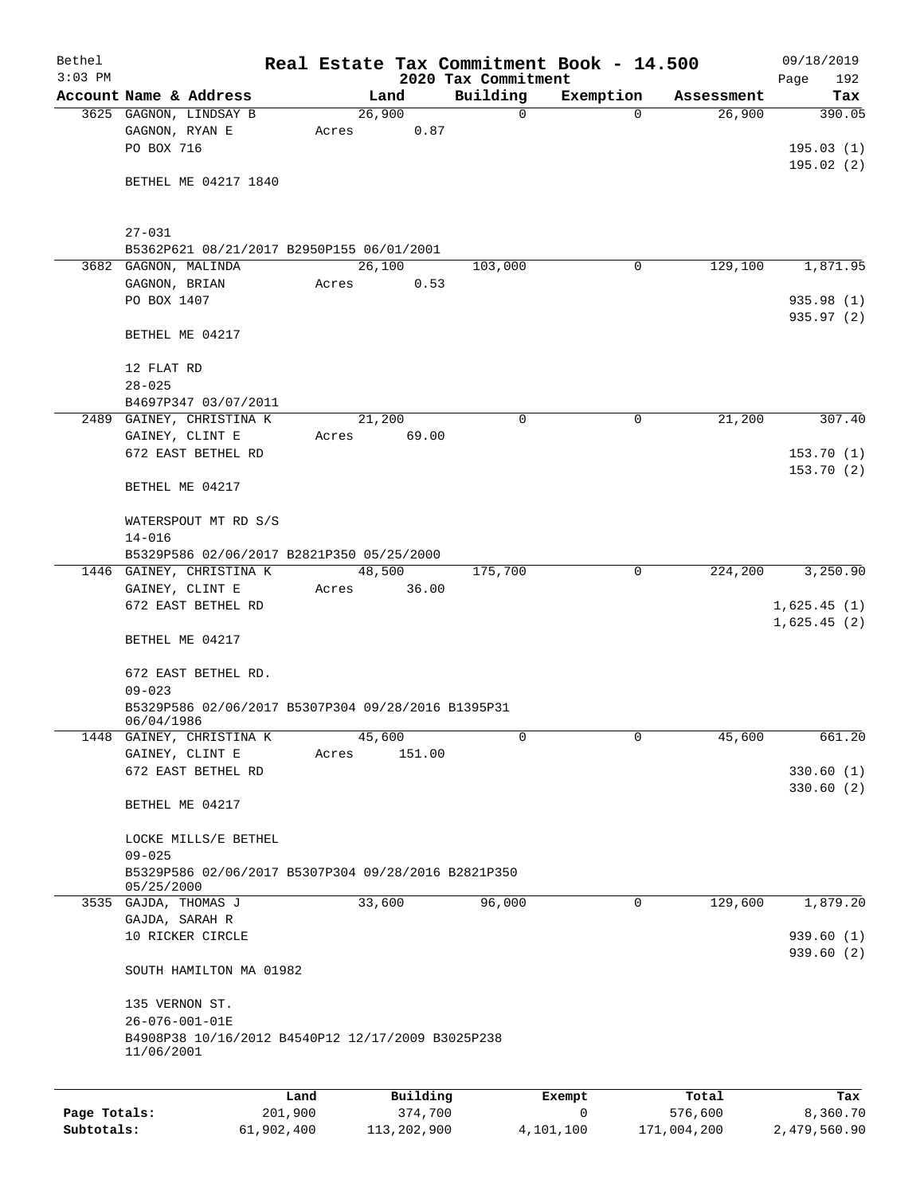Bethel 3:03 PM

# Real Estate Tax Commitment Book - 14.500

## 2020 Tax Commitment

09/18/2019

| Account Name & Address | Land | Building | Exemption | Assessment | Tax |
|---|---|---|---|---|---|
| 3625 GAGNON, LINDSAY B<br>GAGNON, RYAN E<br>PO BOX 716<br><br>BETHEL ME 04217 1840<br><br>27-031<br>B5362P621 08/21/2017 B2950P155 06/01/2001 | 26,900<br>Acres 0.87 | 0 | 0 | 26,900 | 390.05<br><br>195.03 (1)<br>195.02 (2) |
| 3682 GAGNON, MALINDA<br>GAGNON, BRIAN<br>PO BOX 1407<br><br>BETHEL ME 04217<br><br>12 FLAT RD<br>28-025<br>B4697P347 03/07/2011 | 26,100<br>Acres 0.53 | 103,000 | 0 | 129,100 | 1,871.95<br><br>935.98 (1)<br>935.97 (2) |
| 2489 GAINEY, CHRISTINA K<br>GAINEY, CLINT E<br>672 EAST BETHEL RD<br><br>BETHEL ME 04217<br><br>WATERSPOUT MT RD S/S<br>14-016<br>B5329P586 02/06/2017 B2821P350 05/25/2000 | 21,200<br>Acres 69.00 | 0 | 0 | 21,200 | 307.40<br><br>153.70 (1)<br>153.70 (2) |
| 1446 GAINEY, CHRISTINA K<br>GAINEY, CLINT E<br>672 EAST BETHEL RD<br><br>BETHEL ME 04217<br><br>672 EAST BETHEL RD.<br>09-023<br>B5329P586 02/06/2017 B5307P304 09/28/2016 B1395P31 06/04/1986 | 48,500<br>Acres 36.00 | 175,700 | 0 | 224,200 | 3,250.90<br><br>1,625.45 (1)<br>1,625.45 (2) |
| 1448 GAINEY, CHRISTINA K<br>GAINEY, CLINT E<br>672 EAST BETHEL RD<br><br>BETHEL ME 04217<br><br>LOCKE MILLS/E BETHEL<br>09-025<br>B5329P586 02/06/2017 B5307P304 09/28/2016 B2821P350 05/25/2000 | 45,600<br>Acres 151.00 | 0 | 0 | 45,600 | 661.20<br><br>330.60 (1)<br>330.60 (2) |
| 3535 GAJDA, THOMAS J<br>GAJDA, SARAH R<br>10 RICKER CIRCLE<br><br>SOUTH HAMILTON MA 01982<br><br>135 VERNON ST.<br>26-076-001-01E<br>B4908P38 10/16/2012 B4540P12 12/17/2009 B3025P238 11/06/2001 | 33,600 | 96,000 | 0 | 129,600 | 1,879.20<br><br>939.60 (1)<br>939.60 (2) |

| | Land | Building | Exempt | Total | Tax |
|---|---|---|---|---|---|
| **Page Totals:** | 201,900 | 374,700 | 0 | 576,600 | 8,360.70 |
| **Subtotals:** | 61,902,400 | 113,202,900 | 4,101,100 | 171,004,200 | 2,479,560.90 |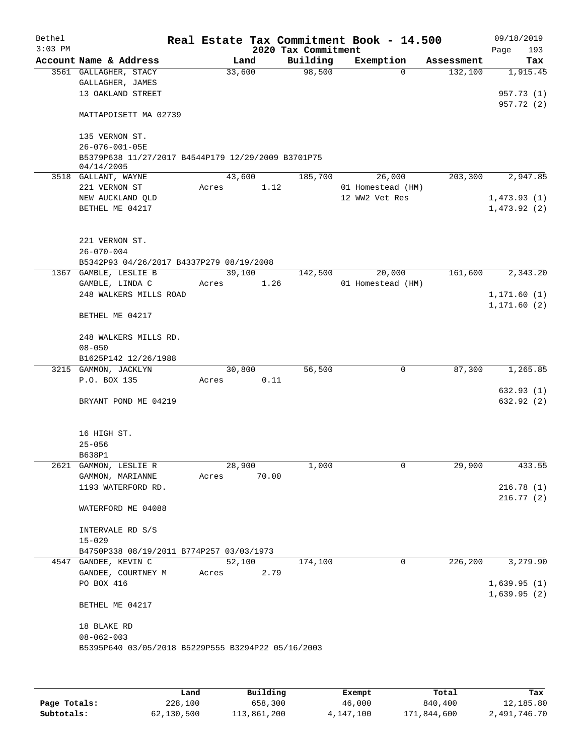# Real Estate Tax Commitment Book - 14.500

Bethel
3:03 PM

2020 Tax Commitment

09/18/2019

| Account Name & Address | Land | Building | Exemption | Assessment | Tax |
|---|---|---|---|---|---|
| 3561 GALLAGHER, STACY | 33,600 | 98,500 | 0 | 132,100 | 1,915.45 |
| GALLAGHER, JAMES | | | | | |
| 13 OAKLAND STREET | | | | | 957.73 (1) |
| | | | | | 957.72 (2) |
| MATTAPOISETT MA 02739 | | | | | |
| 135 VERNON ST. | | | | | |
| 26-076-001-05E | | | | | |
| B5379P638 11/27/2017 B4544P179 12/29/2009 B3701P75 04/14/2005 | | | | | |
| 3518 GALLANT, WAYNE | 43,600 | 185,700 | 26,000 | 203,300 | 2,947.85 |
| 221 VERNON ST | Acres 1.12 | | 01 Homestead (HM) | | |
| NEW AUCKLAND QLD | | | 12 WW2 Vet Res | | 1,473.93 (1) |
| BETHEL ME 04217 | | | | | 1,473.92 (2) |
| 221 VERNON ST. | | | | | |
| 26-070-004 | | | | | |
| B5342P93 04/26/2017 B4337P279 08/19/2008 | | | | | |
| 1367 GAMBLE, LESLIE B | 39,100 | 142,500 | 20,000 | 161,600 | 2,343.20 |
| GAMBLE, LINDA C | Acres 1.26 | | 01 Homestead (HM) | | |
| 248 WALKERS MILLS ROAD | | | | | 1,171.60 (1) |
| | | | | | 1,171.60 (2) |
| BETHEL ME 04217 | | | | | |
| 248 WALKERS MILLS RD. | | | | | |
| 08-050 | | | | | |
| B1625P142 12/26/1988 | | | | | |
| 3215 GAMMON, JACKLYN | 30,800 | 56,500 | 0 | 87,300 | 1,265.85 |
| P.O. BOX 135 | Acres 0.11 | | | | |
| | | | | | 632.93 (1) |
| BRYANT POND ME 04219 | | | | | 632.92 (2) |
| 16 HIGH ST. | | | | | |
| 25-056 | | | | | |
| B638P1 | | | | | |
| 2621 GAMMON, LESLIE R | 28,900 | 1,000 | 0 | 29,900 | 433.55 |
| GAMMON, MARIANNE | Acres 70.00 | | | | |
| 1193 WATERFORD RD. | | | | | 216.78 (1) |
| | | | | | 216.77 (2) |
| WATERFORD ME 04088 | | | | | |
| INTERVALE RD S/S | | | | | |
| 15-029 | | | | | |
| B4750P338 08/19/2011 B774P257 03/03/1973 | | | | | |
| 4547 GANDEE, KEVIN C | 52,100 | 174,100 | 0 | 226,200 | 3,279.90 |
| GANDEE, COURTNEY M | Acres 2.79 | | | | |
| PO BOX 416 | | | | | 1,639.95 (1) |
| | | | | | 1,639.95 (2) |
| BETHEL ME 04217 | | | | | |
| 18 BLAKE RD | | | | | |
| 08-062-003 | | | | | |
| B5395P640 03/05/2018 B5229P555 B3294P22 05/16/2003 | | | | | |

| | Land | Building | Exempt | Total | Tax |
|---|---|---|---|---|---|
| Page Totals: | 228,100 | 658,300 | 46,000 | 840,400 | 12,185.80 |
| Subtotals: | 62,130,500 | 113,861,200 | 4,147,100 | 171,844,600 | 2,491,746.70 |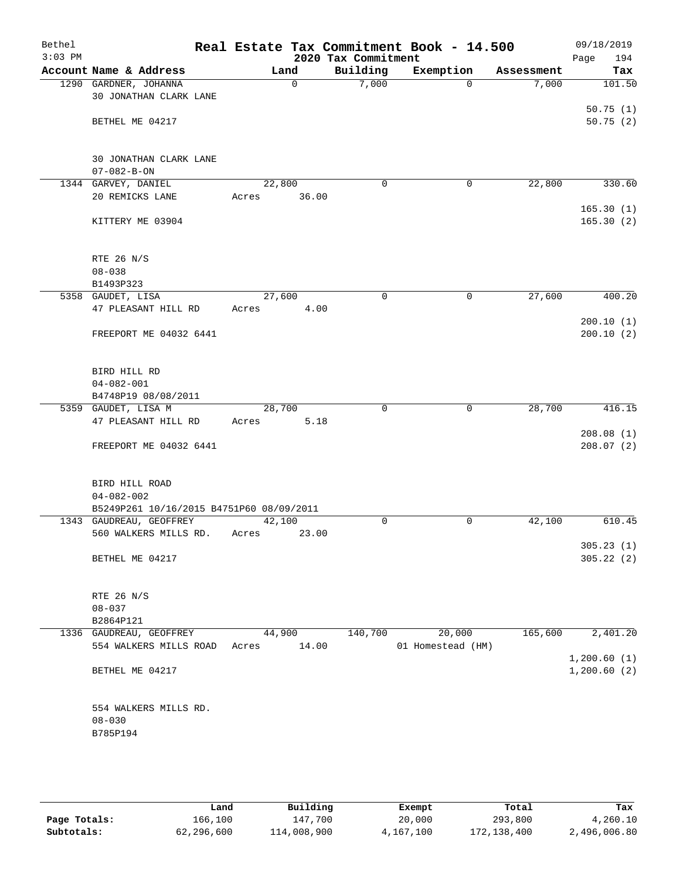Bethel 3:03 PM

# Real Estate Tax Commitment Book - 14.500

## 2020 Tax Commitment

09/18/2019 Page 194

| Account Name & Address | Land | Building | Exemption | Assessment | Tax |
|---|---|---|---|---|---|
| 1290 GARDNER, JOHANNA | 0 | 7,000 | 0 | 7,000 | 101.50 |
| 30 JONATHAN CLARK LANE | | | | | |
| | | | | | 50.75 (1) |
| BETHEL ME 04217 | | | | | 50.75 (2) |
| 30 JONATHAN CLARK LANE | | | | | |
| 07-082-B-ON | | | | | |
| 1344 GARVEY, DANIEL | 22,800 | 0 | 0 | 22,800 | 330.60 |
| 20 REMICKS LANE | Acres 36.00 | | | | |
| | | | | | 165.30 (1) |
| KITTERY ME 03904 | | | | | 165.30 (2) |
| RTE 26 N/S | | | | | |
| 08-038 | | | | | |
| B1493P323 | | | | | |
| 5358 GAUDET, LISA | 27,600 | 0 | 0 | 27,600 | 400.20 |
| 47 PLEASANT HILL RD | Acres 4.00 | | | | |
| | | | | | 200.10 (1) |
| FREEPORT ME 04032 6441 | | | | | 200.10 (2) |
| BIRD HILL RD | | | | | |
| 04-082-001 | | | | | |
| B4748P19 08/08/2011 | | | | | |
| 5359 GAUDET, LISA M | 28,700 | 0 | 0 | 28,700 | 416.15 |
| 47 PLEASANT HILL RD | Acres 5.18 | | | | |
| | | | | | 208.08 (1) |
| FREEPORT ME 04032 6441 | | | | | 208.07 (2) |
| BIRD HILL ROAD | | | | | |
| 04-082-002 | | | | | |
| B5249P261 10/16/2015 B4751P60 08/09/2011 | | | | | |
| 1343 GAUDREAU, GEOFFREY | 42,100 | 0 | 0 | 42,100 | 610.45 |
| 560 WALKERS MILLS RD. | Acres 23.00 | | | | |
| | | | | | 305.23 (1) |
| BETHEL ME 04217 | | | | | 305.22 (2) |
| RTE 26 N/S | | | | | |
| 08-037 | | | | | |
| B2864P121 | | | | | |
| 1336 GAUDREAU, GEOFFREY | 44,900 | 140,700 | 20,000 | 165,600 | 2,401.20 |
| 554 WALKERS MILLS ROAD | Acres 14.00 | | 01 Homestead (HM) | | |
| | | | | | 1,200.60 (1) |
| BETHEL ME 04217 | | | | | 1,200.60 (2) |
| 554 WALKERS MILLS RD. | | | | | |
| 08-030 | | | | | |
| B785P194 | | | | | |

| | Land | Building | Exempt | Total | Tax |
|---|---|---|---|---|---|
| **Page Totals:** | 166,100 | 147,700 | 20,000 | 293,800 | 4,260.10 |
| **Subtotals:** | 62,296,600 | 114,008,900 | 4,167,100 | 172,138,400 | 2,496,006.80 |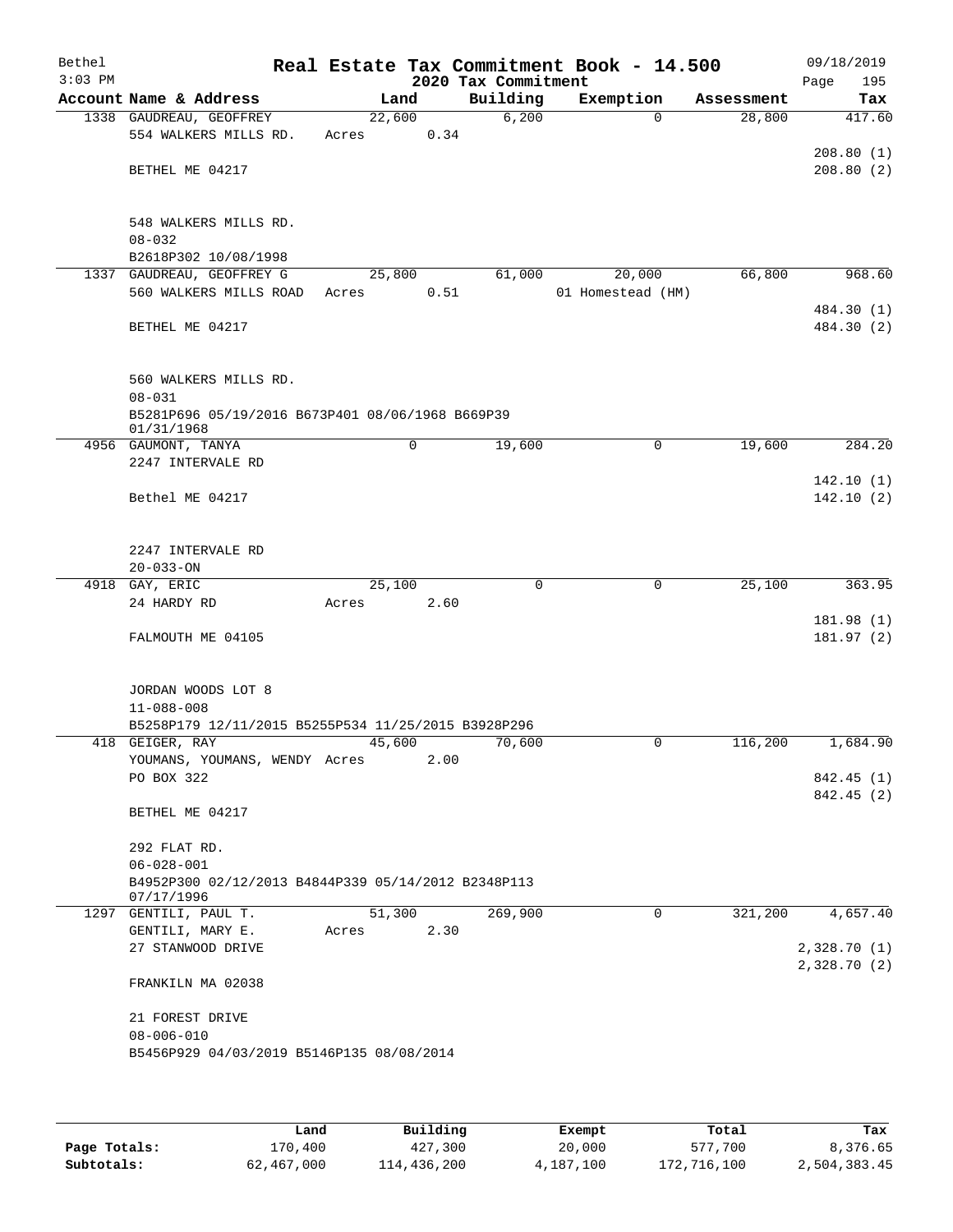# Real Estate Tax Commitment Book - 14.500

Bethel
3:03 PM

09/18/2019

## 2020 Tax Commitment

| Account | Name & Address | Land | Building | Exemption | Assessment | Tax |
|---|---|---|---|---|---|---|
| 1338 | GAUDREAU, GEOFFREY<br>554 WALKERS MILLS RD.<br><br>BETHEL ME 04217<br><br>548 WALKERS MILLS RD.<br>08-032<br>B2618P302 10/08/1998 | 22,600<br>Acres 0.34 | 6,200 | 0 | 28,800 | 417.60<br><br>208.80 (1)<br>208.80 (2) |
| 1337 | GAUDREAU, GEOFFREY G<br>560 WALKERS MILLS ROAD<br><br>BETHEL ME 04217<br><br>560 WALKERS MILLS RD.<br>08-031<br>B5281P696 05/19/2016 B673P401 08/06/1968 B669P39 01/31/1968 | 25,800<br>Acres 0.51 | 61,000 | 20,000<br>01 Homestead (HM) | 66,800 | 968.60<br><br>484.30 (1)<br>484.30 (2) |
| 4956 | GAUMONT, TANYA<br>2247 INTERVALE RD<br><br>Bethel ME 04217<br><br>2247 INTERVALE RD<br>20-033-ON | 0 | 19,600 | 0 | 19,600 | 284.20<br><br>142.10 (1)<br>142.10 (2) |
| 4918 | GAY, ERIC<br>24 HARDY RD<br><br>FALMOUTH ME 04105<br><br>JORDAN WOODS LOT 8<br>11-088-008<br>B5258P179 12/11/2015 B5255P534 11/25/2015 B3928P296 | 25,100<br>Acres 2.60 | 0 | 0 | 25,100 | 363.95<br><br>181.98 (1)<br>181.97 (2) |
| 418 | GEIGER, RAY<br>YOUMANS, YOUMANS, WENDY<br>PO BOX 322<br><br>BETHEL ME 04217<br><br>292 FLAT RD.<br>06-028-001<br>B4952P300 02/12/2013 B4844P339 05/14/2012 B2348P113 07/17/1996 | 45,600<br>Acres 2.00 | 70,600 | 0 | 116,200 | 1,684.90<br><br>842.45 (1)<br>842.45 (2) |
| 1297 | GENTILI, PAUL T.<br>GENTILI, MARY E.<br>27 STANWOOD DRIVE<br><br>FRANKILN MA 02038<br><br>21 FOREST DRIVE<br>08-006-010<br>B5456P929 04/03/2019 B5146P135 08/08/2014 | 51,300<br>Acres 2.30 | 269,900 | 0 | 321,200 | 4,657.40<br><br>2,328.70 (1)<br>2,328.70 (2) |

| | Land | Building | Exempt | Total | Tax |
|---|---|---|---|---|---|
| **Page Totals:** | 170,400 | 427,300 | 20,000 | 577,700 | 8,376.65 |
| **Subtotals:** | 62,467,000 | 114,436,200 | 4,187,100 | 172,716,100 | 2,504,383.45 |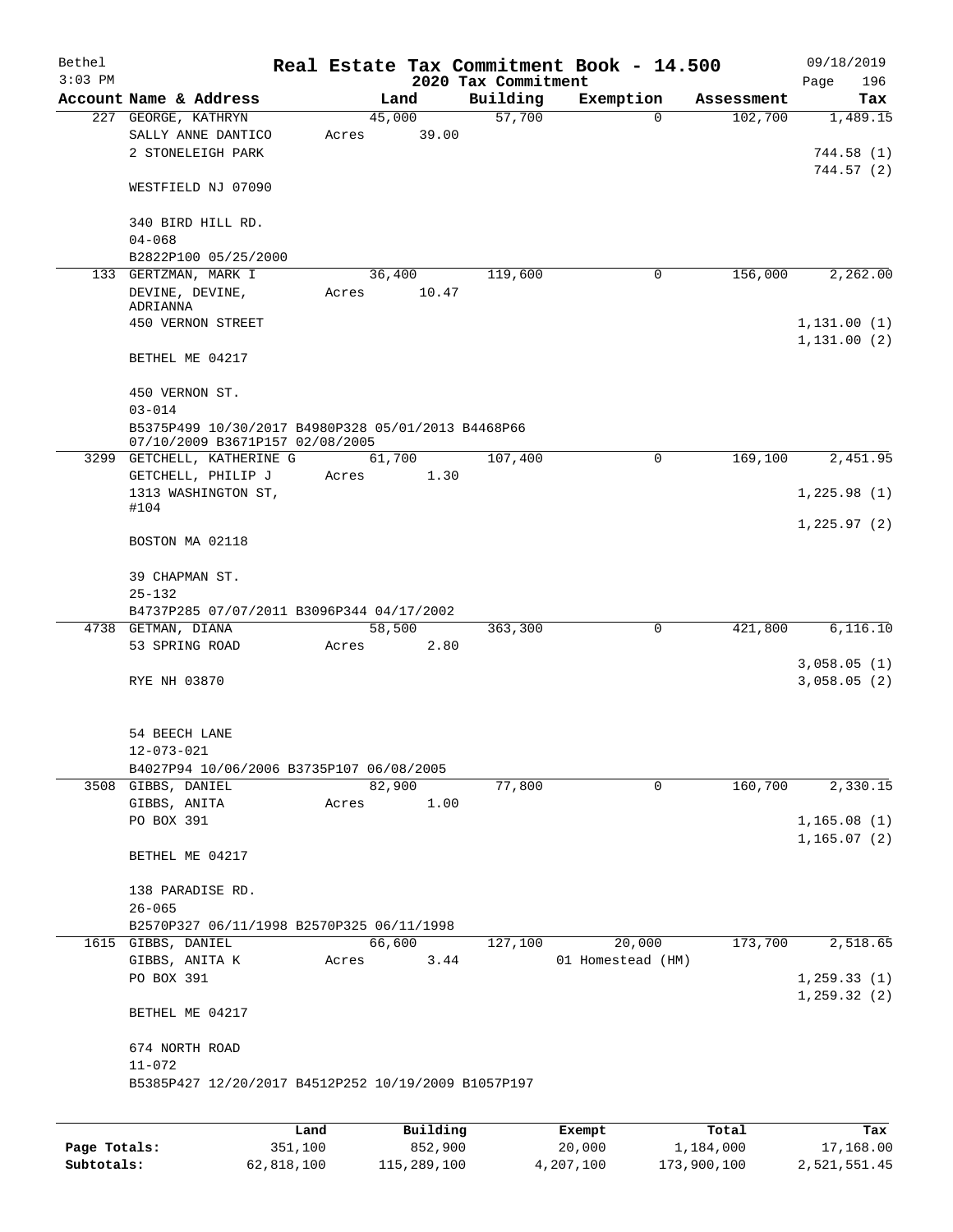Bethel 3:03 PM

# Real Estate Tax Commitment Book - 14.500

## 2020 Tax Commitment

09/18/2019 Page 196

| Account | Name & Address | Land | Building | Exemption | Assessment | Tax |
|---|---|---|---|---|---|---|
| 227 | GEORGE, KATHRYN<br>SALLY ANNE DANTICO<br>2 STONELEIGH PARK<br><br>WESTFIELD NJ 07090<br><br>340 BIRD HILL RD.<br>04-068<br>B2822P100 05/25/2000 | 45,000<br>Acres 39.00 | 57,700 | 0 | 102,700 | 1,489.15<br><br>744.58 (1)<br>744.57 (2) |
| 133 | GERTZMAN, MARK I<br>DEVINE, DEVINE, ADRIANNA<br>450 VERNON STREET<br><br>BETHEL ME 04217<br><br>450 VERNON ST.<br>03-014<br>B5375P499 10/30/2017 B4980P328 05/01/2013 B4468P66 07/10/2009 B3671P157 02/08/2005 | 36,400<br>Acres 10.47 | 119,600 | 0 | 156,000 | 2,262.00<br><br>1,131.00 (1)<br>1,131.00 (2) |
| 3299 | GETCHELL, KATHERINE G<br>GETCHELL, PHILIP J<br>1313 WASHINGTON ST, #104<br><br>BOSTON MA 02118<br><br>39 CHAPMAN ST.<br>25-132<br>B4737P285 07/07/2011 B3096P344 04/17/2002 | 61,700<br>Acres 1.30 | 107,400 | 0 | 169,100 | 2,451.95<br><br>1,225.98 (1)<br>1,225.97 (2) |
| 4738 | GETMAN, DIANA<br>53 SPRING ROAD<br><br>RYE NH 03870<br><br>54 BEECH LANE<br>12-073-021<br>B4027P94 10/06/2006 B3735P107 06/08/2005 | 58,500<br>Acres 2.80 | 363,300 | 0 | 421,800 | 6,116.10<br><br>3,058.05 (1)<br>3,058.05 (2) |
| 3508 | GIBBS, DANIEL<br>GIBBS, ANITA<br>PO BOX 391<br><br>BETHEL ME 04217<br><br>138 PARADISE RD.<br>26-065<br>B2570P327 06/11/1998 B2570P325 06/11/1998 | 82,900<br>Acres 1.00 | 77,800 | 0 | 160,700 | 2,330.15<br><br>1,165.08 (1)<br>1,165.07 (2) |
| 1615 | GIBBS, DANIEL<br>GIBBS, ANITA K<br>PO BOX 391<br><br>BETHEL ME 04217<br><br>674 NORTH ROAD<br>11-072<br>B5385P427 12/20/2017 B4512P252 10/19/2009 B1057P197 | 66,600<br>Acres 3.44 | 127,100 | 20,000<br>01 Homestead (HM) | 173,700 | 2,518.65<br><br>1,259.33 (1)<br>1,259.32 (2) |

| | Land | Building | Exempt | Total | Tax |
|---|---|---|---|---|---|
| Page Totals: | 351,100 | 852,900 | 20,000 | 1,184,000 | 17,168.00 |
| Subtotals: | 62,818,100 | 115,289,100 | 4,207,100 | 173,900,100 | 2,521,551.45 |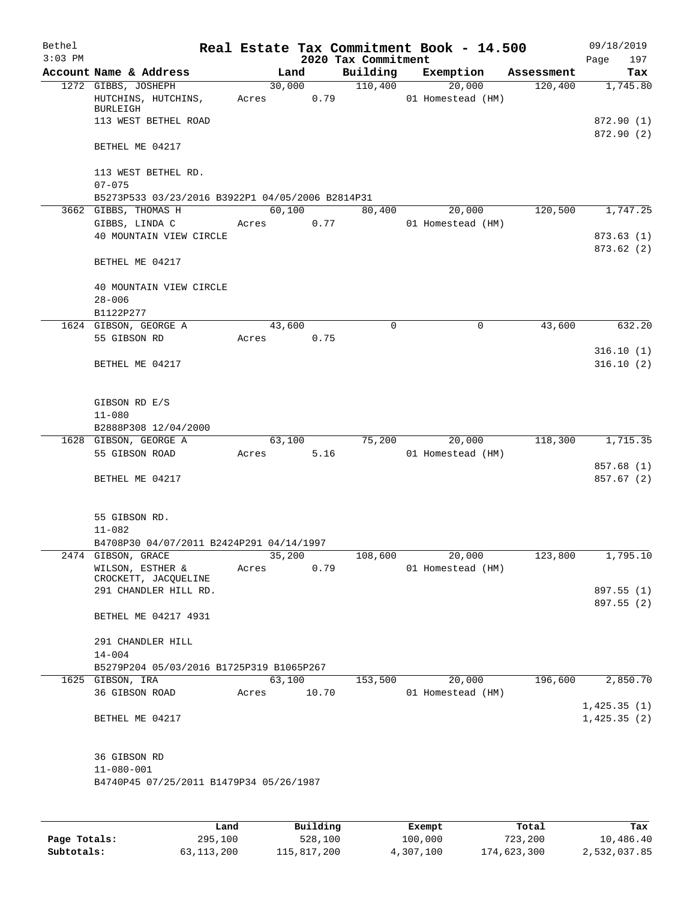# Real Estate Tax Commitment Book - 14.500

Bethel
3:03 PM

2020 Tax Commitment

09/18/2019
Page 197

| Account Name & Address | Land | Building | Exemption | Assessment | Tax |
|---|---|---|---|---|---|
| 1272 GIBBS, JOSHEPH | 30,000 | 110,400 | 20,000 | 120,400 | 1,745.80 |
| HUTCHINS, HUTCHINS, BURLEIGH | Acres 0.79 | | 01 Homestead (HM) | | |
| 113 WEST BETHEL ROAD | | | | | 872.90 (1) |
| | | | | | 872.90 (2) |
| BETHEL ME 04217 | | | | | |
| 113 WEST BETHEL RD. | | | | | |
| 07-075 | | | | | |
| B5273P533 03/23/2016 B3922P1 04/05/2006 B2814P31 | | | | | |
| 3662 GIBBS, THOMAS H | 60,100 | 80,400 | 20,000 | 120,500 | 1,747.25 |
| GIBBS, LINDA C | Acres 0.77 | | 01 Homestead (HM) | | |
| 40 MOUNTAIN VIEW CIRCLE | | | | | 873.63 (1) |
| | | | | | 873.62 (2) |
| BETHEL ME 04217 | | | | | |
| 40 MOUNTAIN VIEW CIRCLE | | | | | |
| 28-006 | | | | | |
| B1122P277 | | | | | |
| 1624 GIBSON, GEORGE A | 43,600 | 0 | 0 | 43,600 | 632.20 |
| 55 GIBSON RD | Acres 0.75 | | | | |
| | | | | | 316.10 (1) |
| BETHEL ME 04217 | | | | | 316.10 (2) |
| GIBSON RD E/S | | | | | |
| 11-080 | | | | | |
| B2888P308 12/04/2000 | | | | | |
| 1628 GIBSON, GEORGE A | 63,100 | 75,200 | 20,000 | 118,300 | 1,715.35 |
| 55 GIBSON ROAD | Acres 5.16 | | 01 Homestead (HM) | | |
| | | | | | 857.68 (1) |
| BETHEL ME 04217 | | | | | 857.67 (2) |
| 55 GIBSON RD. | | | | | |
| 11-082 | | | | | |
| B4708P30 04/07/2011 B2424P291 04/14/1997 | | | | | |
| 2474 GIBSON, GRACE | 35,200 | 108,600 | 20,000 | 123,800 | 1,795.10 |
| WILSON, ESTHER & CROCKETT, JACQUELINE | Acres 0.79 | | 01 Homestead (HM) | | |
| 291 CHANDLER HILL RD. | | | | | 897.55 (1) |
| | | | | | 897.55 (2) |
| BETHEL ME 04217 4931 | | | | | |
| 291 CHANDLER HILL | | | | | |
| 14-004 | | | | | |
| B5279P204 05/03/2016 B1725P319 B1065P267 | | | | | |
| 1625 GIBSON, IRA | 63,100 | 153,500 | 20,000 | 196,600 | 2,850.70 |
| 36 GIBSON ROAD | Acres 10.70 | | 01 Homestead (HM) | | |
| | | | | | 1,425.35 (1) |
| BETHEL ME 04217 | | | | | 1,425.35 (2) |
| 36 GIBSON RD | | | | | |
| 11-080-001 | | | | | |
| B4740P45 07/25/2011 B1479P34 05/26/1987 | | | | | |

| | Land | Building | Exempt | Total | Tax |
|---|---|---|---|---|---|
| Page Totals: | 295,100 | 528,100 | 100,000 | 723,200 | 10,486.40 |
| Subtotals: | 63,113,200 | 115,817,200 | 4,307,100 | 174,623,300 | 2,532,037.85 |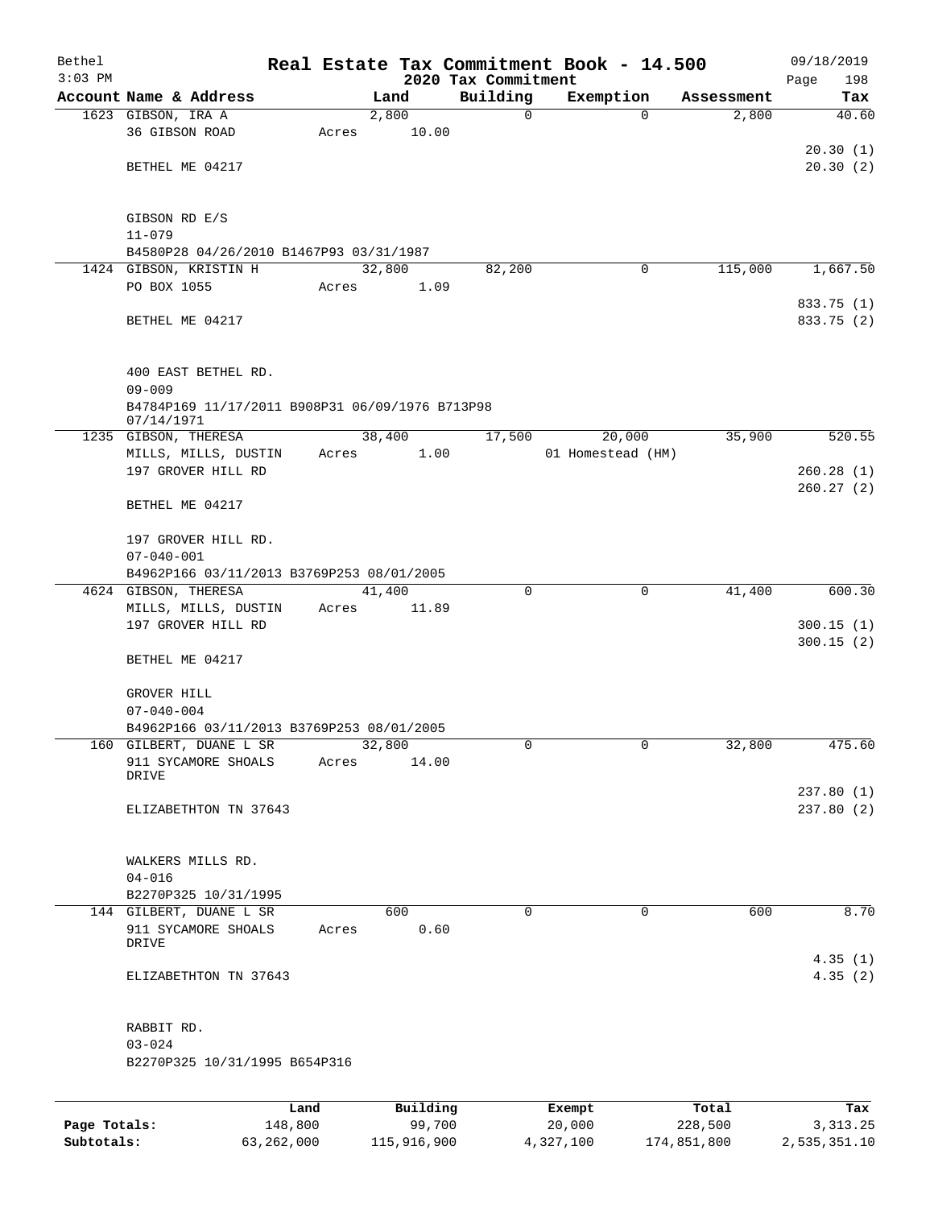# Real Estate Tax Commitment Book - 14.500

Bethel 3:03 PM — 2020 Tax Commitment — 09/18/2019

| Account Name & Address | Land | Building | Exemption | Assessment | Tax |
|---|---|---|---|---|---|
| 1623 GIBSON, IRA A | 2,800 | 0 | 0 | 2,800 | 40.60 |
| 36 GIBSON ROAD | Acres 10.00 | | | | |
| | | | | | 20.30 (1) |
| BETHEL ME 04217 | | | | | 20.30 (2) |
| GIBSON RD E/S | | | | | |
| 11-079 | | | | | |
| B4580P28 04/26/2010 B1467P93 03/31/1987 | | | | | |
| 1424 GIBSON, KRISTIN H | 32,800 | 82,200 | 0 | 115,000 | 1,667.50 |
| PO BOX 1055 | Acres 1.09 | | | | |
| | | | | | 833.75 (1) |
| BETHEL ME 04217 | | | | | 833.75 (2) |
| 400 EAST BETHEL RD. | | | | | |
| 09-009 | | | | | |
| B4784P169 11/17/2011 B908P31 06/09/1976 B713P98 07/14/1971 | | | | | |
| 1235 GIBSON, THERESA | 38,400 | 17,500 | 20,000 | 35,900 | 520.55 |
| MILLS, MILLS, DUSTIN | Acres 1.00 | | 01 Homestead (HM) | | |
| 197 GROVER HILL RD | | | | | 260.28 (1) |
| | | | | | 260.27 (2) |
| BETHEL ME 04217 | | | | | |
| 197 GROVER HILL RD. | | | | | |
| 07-040-001 | | | | | |
| B4962P166 03/11/2013 B3769P253 08/01/2005 | | | | | |
| 4624 GIBSON, THERESA | 41,400 | 0 | 0 | 41,400 | 600.30 |
| MILLS, MILLS, DUSTIN | Acres 11.89 | | | | |
| 197 GROVER HILL RD | | | | | 300.15 (1) |
| | | | | | 300.15 (2) |
| BETHEL ME 04217 | | | | | |
| GROVER HILL | | | | | |
| 07-040-004 | | | | | |
| B4962P166 03/11/2013 B3769P253 08/01/2005 | | | | | |
| 160 GILBERT, DUANE L SR | 32,800 | 0 | 0 | 32,800 | 475.60 |
| 911 SYCAMORE SHOALS DRIVE | Acres 14.00 | | | | |
| | | | | | 237.80 (1) |
| ELIZABETHTON TN 37643 | | | | | 237.80 (2) |
| WALKERS MILLS RD. | | | | | |
| 04-016 | | | | | |
| B2270P325 10/31/1995 | | | | | |
| 144 GILBERT, DUANE L SR | 600 | 0 | 0 | 600 | 8.70 |
| 911 SYCAMORE SHOALS DRIVE | Acres 0.60 | | | | |
| | | | | | 4.35 (1) |
| ELIZABETHTON TN 37643 | | | | | 4.35 (2) |
| RABBIT RD. | | | | | |
| 03-024 | | | | | |
| B2270P325 10/31/1995 B654P316 | | | | | |

| | Land | Building | Exempt | Total | Tax |
|---|---|---|---|---|---|
| Page Totals: | 148,800 | 99,700 | 20,000 | 228,500 | 3,313.25 |
| Subtotals: | 63,262,000 | 115,916,900 | 4,327,100 | 174,851,800 | 2,535,351.10 |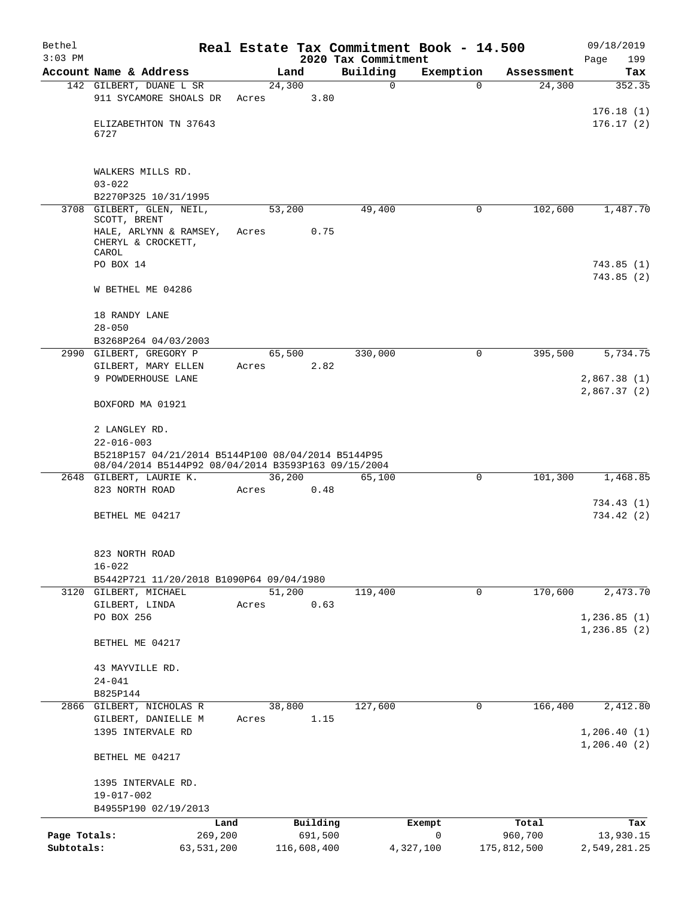Bethel 3:03 PM

# Real Estate Tax Commitment Book - 14.500

## 2020 Tax Commitment

09/18/2019

| Account Name & Address | Land | Building | Exemption | Assessment | Tax |
|---|---|---|---|---|---|
| 142 GILBERT, DUANE L SR<br>911 SYCAMORE SHOALS DR<br><br>ELIZABETHTON TN 37643<br>6727<br><br>WALKERS MILLS RD.<br>03-022<br>B2270P325 10/31/1995 | 24,300<br>Acres 3.80 | 0 | 0 | 24,300 | 352.35<br><br>176.18 (1)<br>176.17 (2) |
| 3708 GILBERT, GLEN, NEIL, SCOTT, BRENT<br>HALE, ARLYNN & RAMSEY, CHERYL & CROCKETT, CAROL<br>PO BOX 14<br><br>W BETHEL ME 04286<br><br>18 RANDY LANE<br>28-050<br>B3268P264 04/03/2003 | 53,200<br>Acres 0.75 | 49,400 | 0 | 102,600 | 1,487.70<br><br>743.85 (1)<br>743.85 (2) |
| 2990 GILBERT, GREGORY P<br>GILBERT, MARY ELLEN<br>9 POWDERHOUSE LANE<br><br>BOXFORD MA 01921<br><br>2 LANGLEY RD.<br>22-016-003<br>B5218P157 04/21/2014 B5144P100 08/04/2014 B5144P95 08/04/2014 B5144P92 08/04/2014 B3593P163 09/15/2004 | 65,500<br>Acres 2.82 | 330,000 | 0 | 395,500 | 5,734.75<br><br>2,867.38 (1)<br>2,867.37 (2) |
| 2648 GILBERT, LAURIE K.<br>823 NORTH ROAD<br><br>BETHEL ME 04217<br><br>823 NORTH ROAD<br>16-022<br>B5442P721 11/20/2018 B1090P64 09/04/1980 | 36,200<br>Acres 0.48 | 65,100 | 0 | 101,300 | 1,468.85<br><br>734.43 (1)<br>734.42 (2) |
| 3120 GILBERT, MICHAEL<br>GILBERT, LINDA<br>PO BOX 256<br><br>BETHEL ME 04217<br><br>43 MAYVILLE RD.<br>24-041<br>B825P144 | 51,200<br>Acres 0.63 | 119,400 | 0 | 170,600 | 2,473.70<br><br>1,236.85 (1)<br>1,236.85 (2) |
| 2866 GILBERT, NICHOLAS R<br>GILBERT, DANIELLE M<br>1395 INTERVALE RD<br><br>BETHEL ME 04217<br><br>1395 INTERVALE RD.<br>19-017-002<br>B4955P190 02/19/2013 | 38,800<br>Acres 1.15 | 127,600 | 0 | 166,400 | 2,412.80<br><br>1,206.40 (1)<br>1,206.40 (2) |

| | Land | Building | Exempt | Total | Tax |
|---|---|---|---|---|---|
| Page Totals: | 269,200 | 691,500 | 0 | 960,700 | 13,930.15 |
| Subtotals: | 63,531,200 | 116,608,400 | 4,327,100 | 175,812,500 | 2,549,281.25 |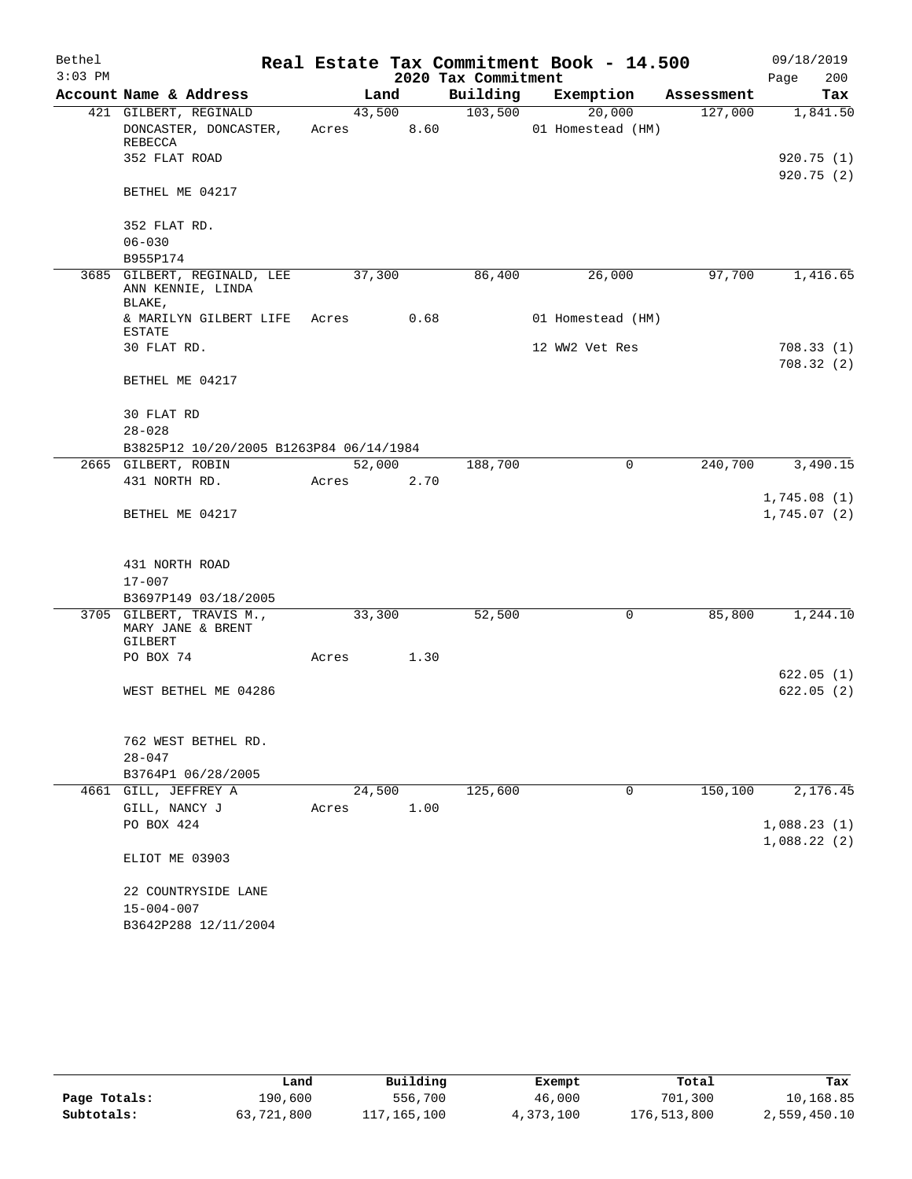# Real Estate Tax Commitment Book - 14.500

Bethel
3:03 PM

2020 Tax Commitment

09/18/2019
Page 200

| Account Name & Address | Land | Building | Exemption | Assessment | Tax |
|---|---|---|---|---|---|
| 421 GILBERT, REGINALD | 43,500 | 103,500 | 20,000 | 127,000 | 1,841.50 |
| DONCASTER, DONCASTER, REBECCA | Acres 8.60 | | 01 Homestead (HM) | | |
| 352 FLAT ROAD | | | | | 920.75 (1) |
| | | | | | 920.75 (2) |
| BETHEL ME 04217 | | | | | |
| 352 FLAT RD. | | | | | |
| 06-030 | | | | | |
| B955P174 | | | | | |
| 3685 GILBERT, REGINALD, LEE ANN KENNIE, LINDA BLAKE, | 37,300 | 86,400 | 26,000 | 97,700 | 1,416.65 |
| & MARILYN GILBERT LIFE ESTATE | Acres 0.68 | | 01 Homestead (HM) | | |
| 30 FLAT RD. | | | 12 WW2 Vet Res | | 708.33 (1) |
| | | | | | 708.32 (2) |
| BETHEL ME 04217 | | | | | |
| 30 FLAT RD | | | | | |
| 28-028 | | | | | |
| B3825P12 10/20/2005 B1263P84 06/14/1984 | | | | | |
| 2665 GILBERT, ROBIN | 52,000 | 188,700 | 0 | 240,700 | 3,490.15 |
| 431 NORTH RD. | Acres 2.70 | | | | |
| | | | | | 1,745.08 (1) |
| BETHEL ME 04217 | | | | | 1,745.07 (2) |
| 431 NORTH ROAD | | | | | |
| 17-007 | | | | | |
| B3697P149 03/18/2005 | | | | | |
| 3705 GILBERT, TRAVIS M., MARY JANE & BRENT GILBERT | 33,300 | 52,500 | 0 | 85,800 | 1,244.10 |
| PO BOX 74 | Acres 1.30 | | | | |
| | | | | | 622.05 (1) |
| WEST BETHEL ME 04286 | | | | | 622.05 (2) |
| 762 WEST BETHEL RD. | | | | | |
| 28-047 | | | | | |
| B3764P1 06/28/2005 | | | | | |
| 4661 GILL, JEFFREY A | 24,500 | 125,600 | 0 | 150,100 | 2,176.45 |
| GILL, NANCY J | Acres 1.00 | | | | |
| PO BOX 424 | | | | | 1,088.23 (1) |
| | | | | | 1,088.22 (2) |
| ELIOT ME 03903 | | | | | |
| 22 COUNTRYSIDE LANE | | | | | |
| 15-004-007 | | | | | |
| B3642P288 12/11/2004 | | | | | |

| | Land | Building | Exempt | Total | Tax |
|---|---|---|---|---|---|
| Page Totals: | 190,600 | 556,700 | 46,000 | 701,300 | 10,168.85 |
| Subtotals: | 63,721,800 | 117,165,100 | 4,373,100 | 176,513,800 | 2,559,450.10 |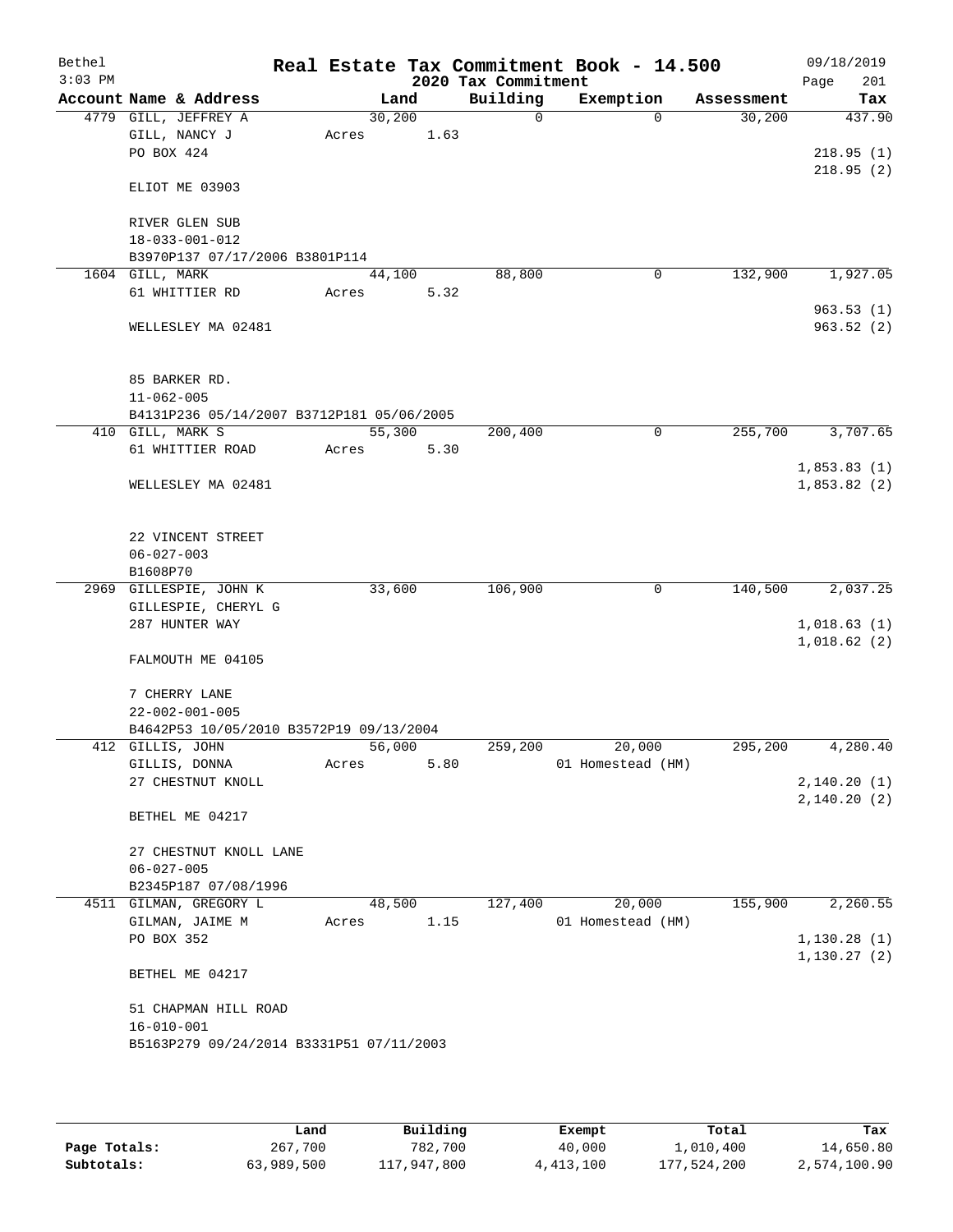Bethel
3:03 PM

# Real Estate Tax Commitment Book - 14.500

## 2020 Tax Commitment

09/18/2019
Page 201

| Account | Name & Address | Land | Building | Exemption | Assessment | Tax |
|---|---|---|---|---|---|---|
| 4779 | GILL, JEFFREY A<br>GILL, NANCY J<br>PO BOX 424<br><br>ELIOT ME 03903<br><br>RIVER GLEN SUB<br>18-033-001-012<br>B3970P137 07/17/2006 B3801P114 | 30,200<br>Acres 1.63 | 0 | 0 | 30,200 | 437.90<br><br>218.95 (1)<br>218.95 (2) |
| 1604 | GILL, MARK<br>61 WHITTIER RD<br><br>WELLESLEY MA 02481<br><br>85 BARKER RD.<br>11-062-005<br>B4131P236 05/14/2007 B3712P181 05/06/2005 | 44,100<br>Acres 5.32 | 88,800 | 0 | 132,900 | 1,927.05<br><br>963.53 (1)<br>963.52 (2) |
| 410 | GILL, MARK S<br>61 WHITTIER ROAD<br><br>WELLESLEY MA 02481<br><br>22 VINCENT STREET<br>06-027-003<br>B1608P70 | 55,300<br>Acres 5.30 | 200,400 | 0 | 255,700 | 3,707.65<br><br>1,853.83 (1)<br>1,853.82 (2) |
| 2969 | GILLESPIE, JOHN K<br>GILLESPIE, CHERYL G<br>287 HUNTER WAY<br><br>FALMOUTH ME 04105<br><br>7 CHERRY LANE<br>22-002-001-005<br>B4642P53 10/05/2010 B3572P19 09/13/2004 | 33,600 | 106,900 | 0 | 140,500 | 2,037.25<br><br>1,018.63 (1)<br>1,018.62 (2) |
| 412 | GILLIS, JOHN<br>GILLIS, DONNA<br>27 CHESTNUT KNOLL<br><br>BETHEL ME 04217<br><br>27 CHESTNUT KNOLL LANE<br>06-027-005<br>B2345P187 07/08/1996 | 56,000<br>Acres 5.80 | 259,200 | 20,000<br>01 Homestead (HM) | 295,200 | 4,280.40<br><br>2,140.20 (1)<br>2,140.20 (2) |
| 4511 | GILMAN, GREGORY L<br>GILMAN, JAIME M<br>PO BOX 352<br><br>BETHEL ME 04217<br><br>51 CHAPMAN HILL ROAD<br>16-010-001<br>B5163P279 09/24/2014 B3331P51 07/11/2003 | 48,500<br>Acres 1.15 | 127,400 | 20,000<br>01 Homestead (HM) | 155,900 | 2,260.55<br><br>1,130.28 (1)<br>1,130.27 (2) |

| | Land | Building | Exempt | Total | Tax |
|---|---|---|---|---|---|
| Page Totals: | 267,700 | 782,700 | 40,000 | 1,010,400 | 14,650.80 |
| Subtotals: | 63,989,500 | 117,947,800 | 4,413,100 | 177,524,200 | 2,574,100.90 |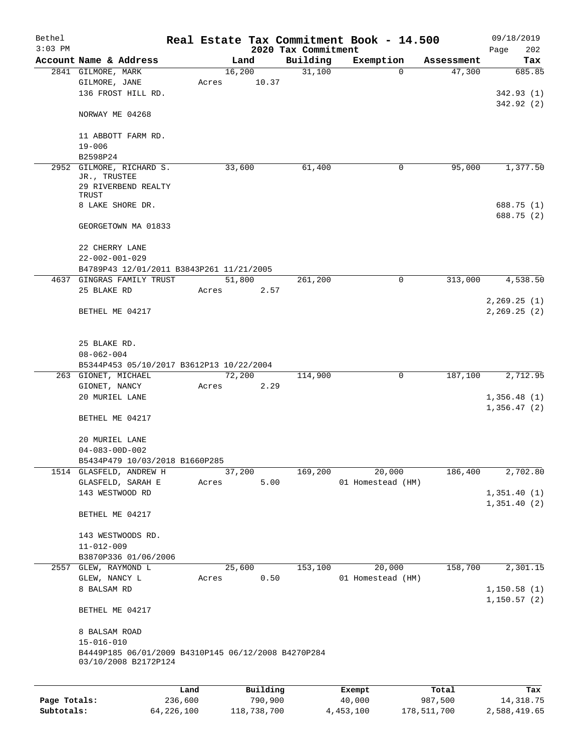Bethel 3:03 PM

# Real Estate Tax Commitment Book - 14.500
## 2020 Tax Commitment

09/18/2019 Page 202

| Account Name & Address | Land | Building | Exemption | Assessment | Tax |
|---|---|---|---|---|---|
| 2841 GILMORE, MARK<br>GILMORE, JANE<br>136 FROST HILL RD.<br><br>NORWAY ME 04268<br><br>11 ABBOTT FARM RD.<br>19-006<br>B2598P24 | 16,200<br>Acres 10.37 | 31,100 | 0 | 47,300 | 685.85<br><br>342.93 (1)<br>342.92 (2) |
| 2952 GILMORE, RICHARD S. JR., TRUSTEE<br>29 RIVERBEND REALTY TRUST<br>8 LAKE SHORE DR.<br><br>GEORGETOWN MA 01833<br><br>22 CHERRY LANE<br>22-002-001-029<br>B4789P43 12/01/2011 B3843P261 11/21/2005 | 33,600 | 61,400 | 0 | 95,000 | 1,377.50<br><br>688.75 (1)<br>688.75 (2) |
| 4637 GINGRAS FAMILY TRUST<br>25 BLAKE RD<br><br>BETHEL ME 04217<br><br>25 BLAKE RD.<br>08-062-004<br>B5344P453 05/10/2017 B3612P13 10/22/2004 | 51,800<br>Acres 2.57 | 261,200 | 0 | 313,000 | 4,538.50<br><br>2,269.25 (1)<br>2,269.25 (2) |
| 263 GIONET, MICHAEL<br>GIONET, NANCY<br>20 MURIEL LANE<br><br>BETHEL ME 04217<br><br>20 MURIEL LANE<br>04-083-00D-002<br>B5434P479 10/03/2018 B1660P285 | 72,200<br>Acres 2.29 | 114,900 | 0 | 187,100 | 2,712.95<br><br>1,356.48 (1)<br>1,356.47 (2) |
| 1514 GLASFELD, ANDREW H<br>GLASFELD, SARAH E<br>143 WESTWOOD RD<br><br>BETHEL ME 04217<br><br>143 WESTWOODS RD.<br>11-012-009<br>B3870P336 01/06/2006 | 37,200<br>Acres 5.00 | 169,200 | 20,000<br>01 Homestead (HM) | 186,400 | 2,702.80<br><br>1,351.40 (1)<br>1,351.40 (2) |
| 2557 GLEW, RAYMOND L<br>GLEW, NANCY L<br>8 BALSAM RD<br><br>BETHEL ME 04217<br><br>8 BALSAM ROAD<br>15-016-010<br>B4449P185 06/01/2009 B4310P145 06/12/2008 B4270P284 03/10/2008 B2172P124 | 25,600<br>Acres 0.50 | 153,100 | 20,000<br>01 Homestead (HM) | 158,700 | 2,301.15<br><br>1,150.58 (1)<br>1,150.57 (2) |

| | Land | Building | Exempt | Total | Tax |
|---|---|---|---|---|---|
| **Page Totals:** | 236,600 | 790,900 | 40,000 | 987,500 | 14,318.75 |
| **Subtotals:** | 64,226,100 | 118,738,700 | 4,453,100 | 178,511,700 | 2,588,419.65 |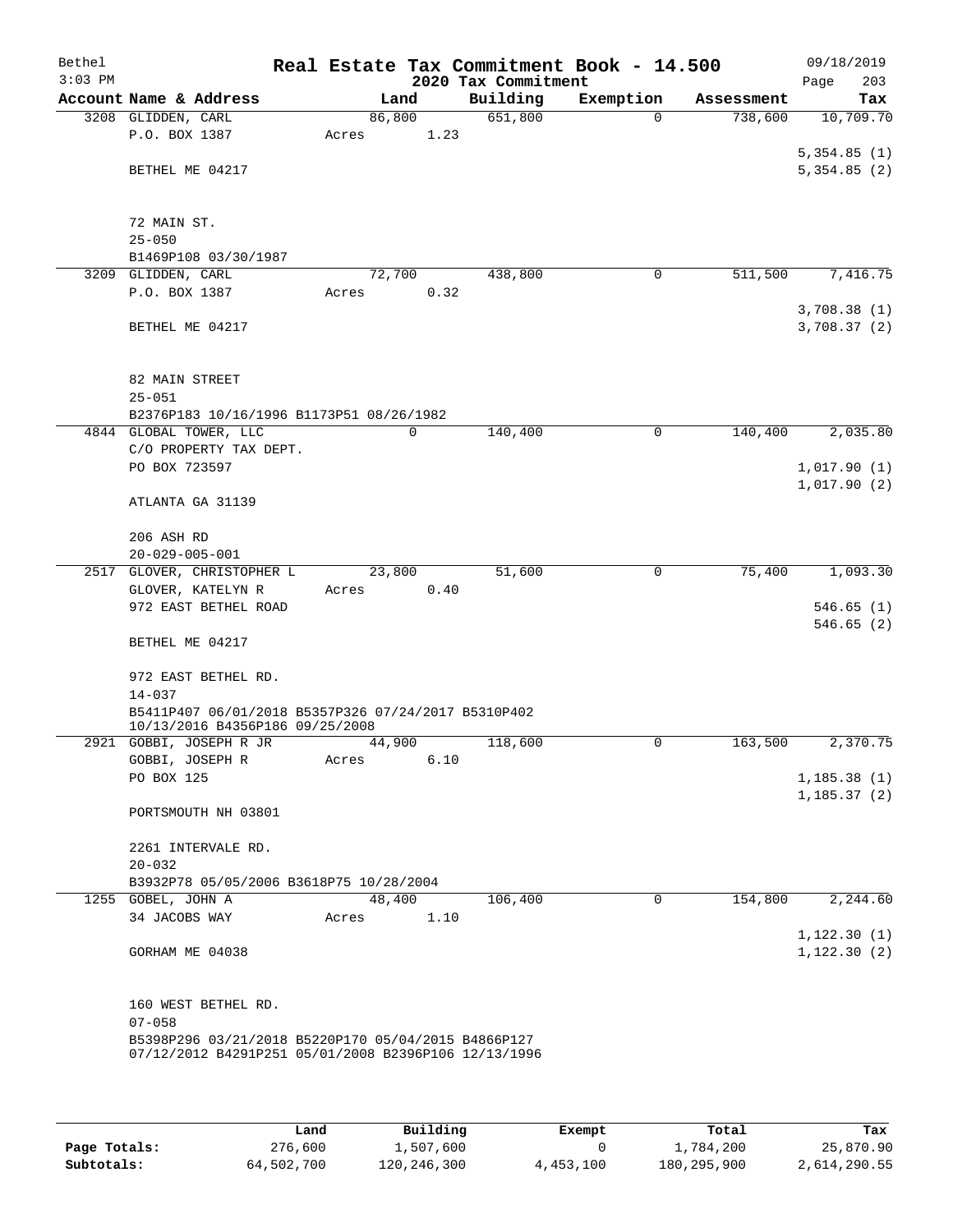Bethel 3:03 PM

# Real Estate Tax Commitment Book - 14.500

## 2020 Tax Commitment

09/18/2019 Page 203

| Account Name & Address | Land | Building | Exemption | Assessment | Tax |
|---|---|---|---|---|---|
| 3208 GLIDDEN, CARL<br>P.O. BOX 1387<br><br>BETHEL ME 04217<br><br>72 MAIN ST.<br>25-050<br>B1469P108 03/30/1987 | 86,800<br>Acres 1.23 | 651,800 | 0 | 738,600 | 10,709.70<br><br>5,354.85 (1)<br>5,354.85 (2) |
| 3209 GLIDDEN, CARL<br>P.O. BOX 1387<br><br>BETHEL ME 04217<br><br>82 MAIN STREET<br>25-051<br>B2376P183 10/16/1996 B1173P51 08/26/1982 | 72,700<br>Acres 0.32 | 438,800 | 0 | 511,500 | 7,416.75<br><br>3,708.38 (1)<br>3,708.37 (2) |
| 4844 GLOBAL TOWER, LLC<br>C/O PROPERTY TAX DEPT.<br>PO BOX 723597<br><br>ATLANTA GA 31139<br><br>206 ASH RD<br>20-029-005-001 | 0 | 140,400 | 0 | 140,400 | 2,035.80<br><br>1,017.90 (1)<br>1,017.90 (2) |
| 2517 GLOVER, CHRISTOPHER L<br>GLOVER, KATELYN R<br>972 EAST BETHEL ROAD<br><br>BETHEL ME 04217<br><br>972 EAST BETHEL RD.<br>14-037<br>B5411P407 06/01/2018 B5357P326 07/24/2017 B5310P402 10/13/2016 B4356P186 09/25/2008 | 23,800<br>Acres 0.40 | 51,600 | 0 | 75,400 | 1,093.30<br><br>546.65 (1)<br>546.65 (2) |
| 2921 GOBBI, JOSEPH R JR<br>GOBBI, JOSEPH R<br>PO BOX 125<br><br>PORTSMOUTH NH 03801<br><br>2261 INTERVALE RD.<br>20-032<br>B3932P78 05/05/2006 B3618P75 10/28/2004 | 44,900<br>Acres 6.10 | 118,600 | 0 | 163,500 | 2,370.75<br><br>1,185.38 (1)<br>1,185.37 (2) |
| 1255 GOBEL, JOHN A<br>34 JACOBS WAY<br><br>GORHAM ME 04038<br><br>160 WEST BETHEL RD.<br>07-058<br>B5398P296 03/21/2018 B5220P170 05/04/2015 B4866P127 07/12/2012 B4291P251 05/01/2008 B2396P106 12/13/1996 | 48,400<br>Acres 1.10 | 106,400 | 0 | 154,800 | 2,244.60<br><br>1,122.30 (1)<br>1,122.30 (2) |

| | Land | Building | Exempt | Total | Tax |
|---|---|---|---|---|---|
| Page Totals: | 276,600 | 1,507,600 | 0 | 1,784,200 | 25,870.90 |
| Subtotals: | 64,502,700 | 120,246,300 | 4,453,100 | 180,295,900 | 2,614,290.55 |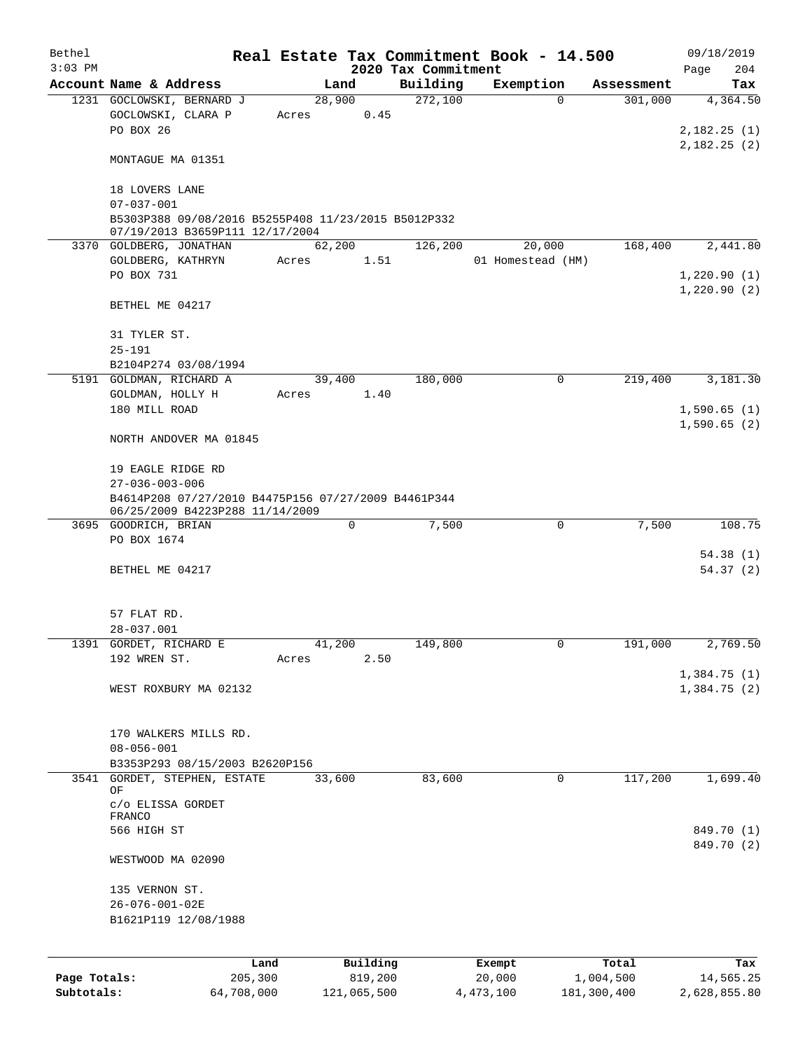# Real Estate Tax Commitment Book - 14.500

Bethel
3:03 PM

09/18/2019
Page 204

## 2020 Tax Commitment

| Account | Name & Address | Land | Building | Exemption | Assessment | Tax |
|---|---|---|---|---|---|---|
| 1231 | GOCLOWSKI, BERNARD J<br>GOCLOWSKI, CLARA P<br>PO BOX 26<br><br>MONTAGUE MA 01351<br><br>18 LOVERS LANE<br>07-037-001<br>B5303P388 09/08/2016 B5255P408 11/23/2015 B5012P332 07/19/2013 B3659P111 12/17/2004 | 28,900<br>Acres 0.45 | 272,100 | 0 | 301,000 | 4,364.50<br><br>2,182.25 (1)<br>2,182.25 (2) |
| 3370 | GOLDBERG, JONATHAN<br>GOLDBERG, KATHRYN<br>PO BOX 731<br><br>BETHEL ME 04217<br><br>31 TYLER ST.<br>25-191<br>B2104P274 03/08/1994 | 62,200<br>Acres 1.51 | 126,200 | 20,000<br>01 Homestead (HM) | 168,400 | 2,441.80<br><br>1,220.90 (1)<br>1,220.90 (2) |
| 5191 | GOLDMAN, RICHARD A<br>GOLDMAN, HOLLY H<br>180 MILL ROAD<br><br>NORTH ANDOVER MA 01845<br><br>19 EAGLE RIDGE RD<br>27-036-003-006<br>B4614P208 07/27/2010 B4475P156 07/27/2009 B4461P344 06/25/2009 B4223P288 11/14/2009 | 39,400<br>Acres 1.40 | 180,000 | 0 | 219,400 | 3,181.30<br><br>1,590.65 (1)<br>1,590.65 (2) |
| 3695 | GOODRICH, BRIAN<br>PO BOX 1674<br><br>BETHEL ME 04217<br><br>57 FLAT RD.<br>28-037.001 | 0 | 7,500 | 0 | 7,500 | 108.75<br><br>54.38 (1)<br>54.37 (2) |
| 1391 | GORDET, RICHARD E<br>192 WREN ST.<br><br>WEST ROXBURY MA 02132<br><br>170 WALKERS MILLS RD.<br>08-056-001<br>B3353P293 08/15/2003 B2620P156 | 41,200<br>Acres 2.50 | 149,800 | 0 | 191,000 | 2,769.50<br><br>1,384.75 (1)<br>1,384.75 (2) |
| 3541 | GORDET, STEPHEN, ESTATE OF<br>c/o ELISSA GORDET FRANCO<br>566 HIGH ST<br><br>WESTWOOD MA 02090<br><br>135 VERNON ST.<br>26-076-001-02E<br>B1621P119 12/08/1988 | 33,600 | 83,600 | 0 | 117,200 | 1,699.40<br><br>849.70 (1)<br>849.70 (2) |

| | Land | Building | Exempt | Total | Tax |
|---|---|---|---|---|---|
| Page Totals: | 205,300 | 819,200 | 20,000 | 1,004,500 | 14,565.25 |
| Subtotals: | 64,708,000 | 121,065,500 | 4,473,100 | 181,300,400 | 2,628,855.80 |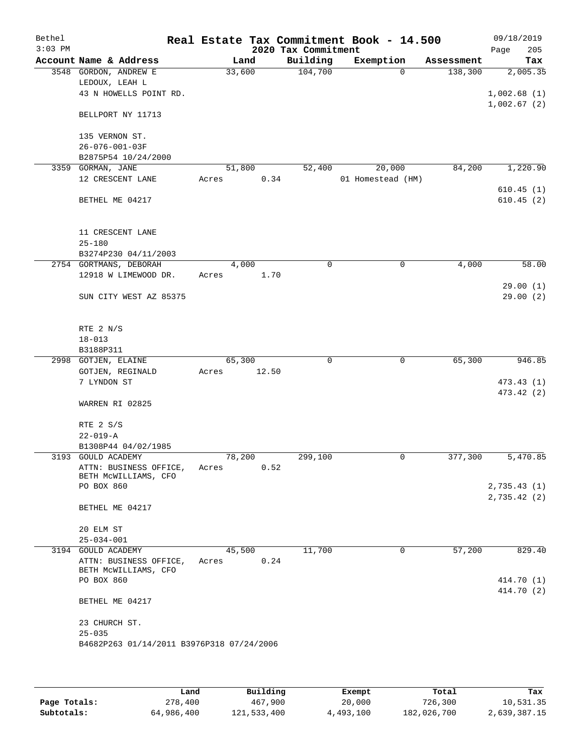# Real Estate Tax Commitment Book - 14.500

Bethel, 3:03 PM — 2020 Tax Commitment — 09/18/2019, Page 205

| Account Name & Address | Land | Building | Exemption | Assessment | Tax |
|---|---|---|---|---|---|
| 3548 GORDON, ANDREW E<br>LEDOUX, LEAH L<br>43 N HOWELLS POINT RD.<br><br>BELLPORT NY 11713<br><br>135 VERNON ST.<br>26-076-001-03F<br>B2875P54 10/24/2000 | 33,600 | 104,700 | 0 | 138,300 | 2,005.35<br><br>1,002.68 (1)<br>1,002.67 (2) |
| 3359 GORMAN, JANE<br>12 CRESCENT LANE<br><br>BETHEL ME 04217<br><br>11 CRESCENT LANE<br>25-180<br>B3274P230 04/11/2003 | 51,800<br>Acres 0.34 | 52,400 | 20,000<br>01 Homestead (HM) | 84,200 | 1,220.90<br><br>610.45 (1)<br>610.45 (2) |
| 2754 GORTMANS, DEBORAH<br>12918 W LIMEWOOD DR.<br><br>SUN CITY WEST AZ 85375<br><br>RTE 2 N/S<br>18-013<br>B3188P311 | 4,000<br>Acres 1.70 | 0 | 0 | 4,000 | 58.00<br><br>29.00 (1)<br>29.00 (2) |
| 2998 GOTJEN, ELAINE<br>GOTJEN, REGINALD<br>7 LYNDON ST<br><br>WARREN RI 02825<br><br>RTE 2 S/S<br>22-019-A<br>B1308P44 04/02/1985 | 65,300<br>Acres 12.50 | 0 | 0 | 65,300 | 946.85<br><br>473.43 (1)<br>473.42 (2) |
| 3193 GOULD ACADEMY<br>ATTN: BUSINESS OFFICE, BETH McWILLIAMS, CFO<br>PO BOX 860<br><br>BETHEL ME 04217<br><br>20 ELM ST<br>25-034-001 | 78,200<br>Acres 0.52 | 299,100 | 0 | 377,300 | 5,470.85<br><br>2,735.43 (1)<br>2,735.42 (2) |
| 3194 GOULD ACADEMY<br>ATTN: BUSINESS OFFICE, BETH McWILLIAMS, CFO<br>PO BOX 860<br><br>BETHEL ME 04217<br><br>23 CHURCH ST.<br>25-035<br>B4682P263 01/14/2011 B3976P318 07/24/2006 | 45,500<br>Acres 0.24 | 11,700 | 0 | 57,200 | 829.40<br><br>414.70 (1)<br>414.70 (2) |

| | Land | Building | Exempt | Total | Tax |
|---|---|---|---|---|---|
| **Page Totals:** | 278,400 | 467,900 | 20,000 | 726,300 | 10,531.35 |
| **Subtotals:** | 64,986,400 | 121,533,400 | 4,493,100 | 182,026,700 | 2,639,387.15 |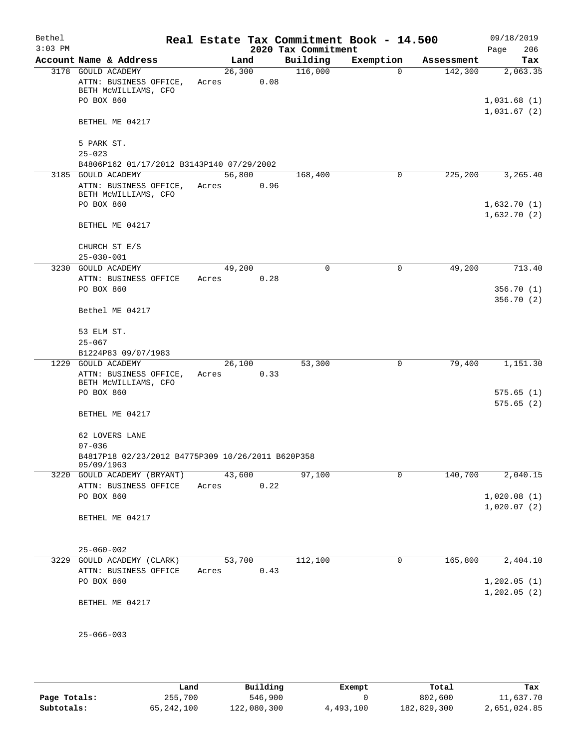# Real Estate Tax Commitment Book - 14.500

Bethel 3:03 PM — 2020 Tax Commitment — 09/18/2019 — Page 206

| Account Name & Address | Land | Building | Exemption | Assessment | Tax |
|---|---|---|---|---|---|
| 3178 GOULD ACADEMY | 26,300 | 116,000 | 0 | 142,300 | 2,063.35 |
| ATTN: BUSINESS OFFICE, BETH McWILLIAMS, CFO | Acres 0.08 | | | | |
| PO BOX 860 | | | | | 1,031.68 (1) |
| | | | | | 1,031.67 (2) |
| BETHEL ME 04217 | | | | | |
| 5 PARK ST. | | | | | |
| 25-023 | | | | | |
| B4806P162 01/17/2012 B3143P140 07/29/2002 | | | | | |
| 3185 GOULD ACADEMY | 56,800 | 168,400 | 0 | 225,200 | 3,265.40 |
| ATTN: BUSINESS OFFICE, BETH McWILLIAMS, CFO | Acres 0.96 | | | | |
| PO BOX 860 | | | | | 1,632.70 (1) |
| | | | | | 1,632.70 (2) |
| BETHEL ME 04217 | | | | | |
| CHURCH ST E/S | | | | | |
| 25-030-001 | | | | | |
| 3230 GOULD ACADEMY | 49,200 | 0 | 0 | 49,200 | 713.40 |
| ATTN: BUSINESS OFFICE | Acres 0.28 | | | | |
| PO BOX 860 | | | | | 356.70 (1) |
| | | | | | 356.70 (2) |
| Bethel ME 04217 | | | | | |
| 53 ELM ST. | | | | | |
| 25-067 | | | | | |
| B1224P83 09/07/1983 | | | | | |
| 1229 GOULD ACADEMY | 26,100 | 53,300 | 0 | 79,400 | 1,151.30 |
| ATTN: BUSINESS OFFICE, BETH McWILLIAMS, CFO | Acres 0.33 | | | | |
| PO BOX 860 | | | | | 575.65 (1) |
| | | | | | 575.65 (2) |
| BETHEL ME 04217 | | | | | |
| 62 LOVERS LANE | | | | | |
| 07-036 | | | | | |
| B4817P18 02/23/2012 B4775P309 10/26/2011 B620P358 05/09/1963 | | | | | |
| 3220 GOULD ACADEMY (BRYANT) | 43,600 | 97,100 | 0 | 140,700 | 2,040.15 |
| ATTN: BUSINESS OFFICE | Acres 0.22 | | | | |
| PO BOX 860 | | | | | 1,020.08 (1) |
| | | | | | 1,020.07 (2) |
| BETHEL ME 04217 | | | | | |
| 25-060-002 | | | | | |
| 3229 GOULD ACADEMY (CLARK) | 53,700 | 112,100 | 0 | 165,800 | 2,404.10 |
| ATTN: BUSINESS OFFICE | Acres 0.43 | | | | |
| PO BOX 860 | | | | | 1,202.05 (1) |
| | | | | | 1,202.05 (2) |
| BETHEL ME 04217 | | | | | |
| 25-066-003 | | | | | |

| | Land | Building | Exempt | Total | Tax |
|---|---|---|---|---|---|
| Page Totals: | 255,700 | 546,900 | 0 | 802,600 | 11,637.70 |
| Subtotals: | 65,242,100 | 122,080,300 | 4,493,100 | 182,829,300 | 2,651,024.85 |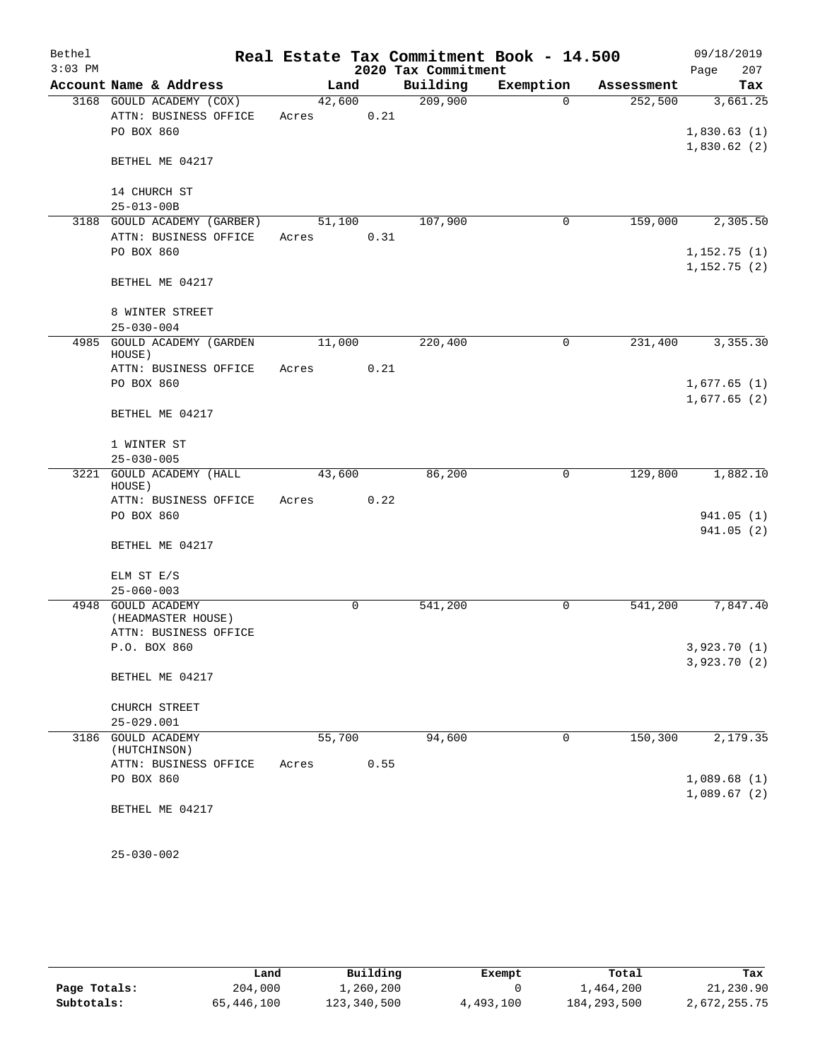# Real Estate Tax Commitment Book - 14.500

Bethel
3:03 PM

2020 Tax Commitment

09/18/2019

| Account | Name & Address | Land | Building | Exemption | Assessment | Tax |
|---|---|---|---|---|---|---|
| 3168 | GOULD ACADEMY (COX)<br>ATTN: BUSINESS OFFICE<br>PO BOX 860<br><br>BETHEL ME 04217<br><br>14 CHURCH ST<br>25-013-00B | 42,600<br>Acres 0.21 | 209,900 | 0 | 252,500 | 3,661.25<br><br>1,830.63 (1)<br>1,830.62 (2) |
| 3188 | GOULD ACADEMY (GARBER)<br>ATTN: BUSINESS OFFICE<br>PO BOX 860<br><br>BETHEL ME 04217<br><br>8 WINTER STREET<br>25-030-004 | 51,100<br>Acres 0.31 | 107,900 | 0 | 159,000 | 2,305.50<br><br>1,152.75 (1)<br>1,152.75 (2) |
| 4985 | GOULD ACADEMY (GARDEN HOUSE)<br>ATTN: BUSINESS OFFICE<br>PO BOX 860<br><br>BETHEL ME 04217<br><br>1 WINTER ST<br>25-030-005 | 11,000<br>Acres 0.21 | 220,400 | 0 | 231,400 | 3,355.30<br><br>1,677.65 (1)<br>1,677.65 (2) |
| 3221 | GOULD ACADEMY (HALL HOUSE)<br>ATTN: BUSINESS OFFICE<br>PO BOX 860<br><br>BETHEL ME 04217<br><br>ELM ST E/S<br>25-060-003 | 43,600<br>Acres 0.22 | 86,200 | 0 | 129,800 | 1,882.10<br><br>941.05 (1)<br>941.05 (2) |
| 4948 | GOULD ACADEMY (HEADMASTER HOUSE)<br>ATTN: BUSINESS OFFICE<br>P.O. BOX 860<br><br>BETHEL ME 04217<br><br>CHURCH STREET<br>25-029.001 | 0 | 541,200 | 0 | 541,200 | 7,847.40<br><br>3,923.70 (1)<br>3,923.70 (2) |
| 3186 | GOULD ACADEMY (HUTCHINSON)<br>ATTN: BUSINESS OFFICE<br>PO BOX 860<br><br>BETHEL ME 04217<br><br>25-030-002 | 55,700<br>Acres 0.55 | 94,600 | 0 | 150,300 | 2,179.35<br><br>1,089.68 (1)<br>1,089.67 (2) |

| | Land | Building | Exempt | Total | Tax |
|---|---|---|---|---|---|
| Page Totals: | 204,000 | 1,260,200 | 0 | 1,464,200 | 21,230.90 |
| Subtotals: | 65,446,100 | 123,340,500 | 4,493,100 | 184,293,500 | 2,672,255.75 |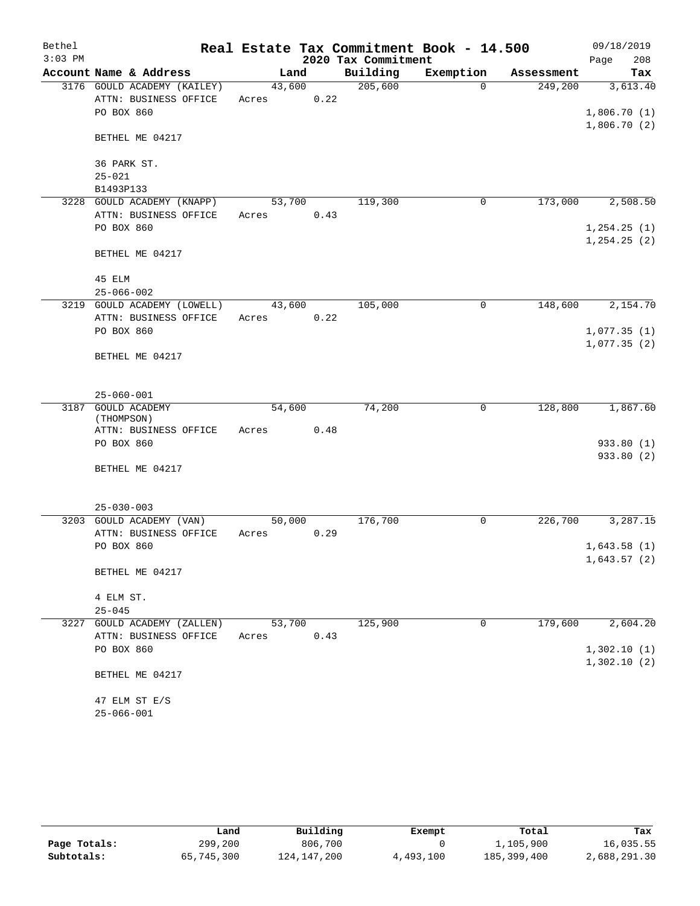# Real Estate Tax Commitment Book - 14.500

Bethel 3:03 PM — 2020 Tax Commitment — 09/18/2019

| Account Name & Address | Land | Building | Exemption | Assessment | Tax |
|---|---|---|---|---|---|
| 3176 GOULD ACADEMY (KAILEY) | 43,600 | 205,600 | 0 | 249,200 | 3,613.40 |
| ATTN: BUSINESS OFFICE | Acres 0.22 | | | | |
| PO BOX 860 | | | | | 1,806.70 (1) |
| | | | | | 1,806.70 (2) |
| BETHEL ME 04217 | | | | | |
| 36 PARK ST. | | | | | |
| 25-021 | | | | | |
| B1493P133 | | | | | |
| 3228 GOULD ACADEMY (KNAPP) | 53,700 | 119,300 | 0 | 173,000 | 2,508.50 |
| ATTN: BUSINESS OFFICE | Acres 0.43 | | | | |
| PO BOX 860 | | | | | 1,254.25 (1) |
| | | | | | 1,254.25 (2) |
| BETHEL ME 04217 | | | | | |
| 45 ELM | | | | | |
| 25-066-002 | | | | | |
| 3219 GOULD ACADEMY (LOWELL) | 43,600 | 105,000 | 0 | 148,600 | 2,154.70 |
| ATTN: BUSINESS OFFICE | Acres 0.22 | | | | |
| PO BOX 860 | | | | | 1,077.35 (1) |
| | | | | | 1,077.35 (2) |
| BETHEL ME 04217 | | | | | |
| 25-060-001 | | | | | |
| 3187 GOULD ACADEMY (THOMPSON) | 54,600 | 74,200 | 0 | 128,800 | 1,867.60 |
| ATTN: BUSINESS OFFICE | Acres 0.48 | | | | |
| PO BOX 860 | | | | | 933.80 (1) |
| | | | | | 933.80 (2) |
| BETHEL ME 04217 | | | | | |
| 25-030-003 | | | | | |
| 3203 GOULD ACADEMY (VAN) | 50,000 | 176,700 | 0 | 226,700 | 3,287.15 |
| ATTN: BUSINESS OFFICE | Acres 0.29 | | | | |
| PO BOX 860 | | | | | 1,643.58 (1) |
| | | | | | 1,643.57 (2) |
| BETHEL ME 04217 | | | | | |
| 4 ELM ST. | | | | | |
| 25-045 | | | | | |
| 3227 GOULD ACADEMY (ZALLEN) | 53,700 | 125,900 | 0 | 179,600 | 2,604.20 |
| ATTN: BUSINESS OFFICE | Acres 0.43 | | | | |
| PO BOX 860 | | | | | 1,302.10 (1) |
| | | | | | 1,302.10 (2) |
| BETHEL ME 04217 | | | | | |
| 47 ELM ST E/S | | | | | |
| 25-066-001 | | | | | |

| | Land | Building | Exempt | Total | Tax |
|---|---|---|---|---|---|
| Page Totals: | 299,200 | 806,700 | 0 | 1,105,900 | 16,035.55 |
| Subtotals: | 65,745,300 | 124,147,200 | 4,493,100 | 185,399,400 | 2,688,291.30 |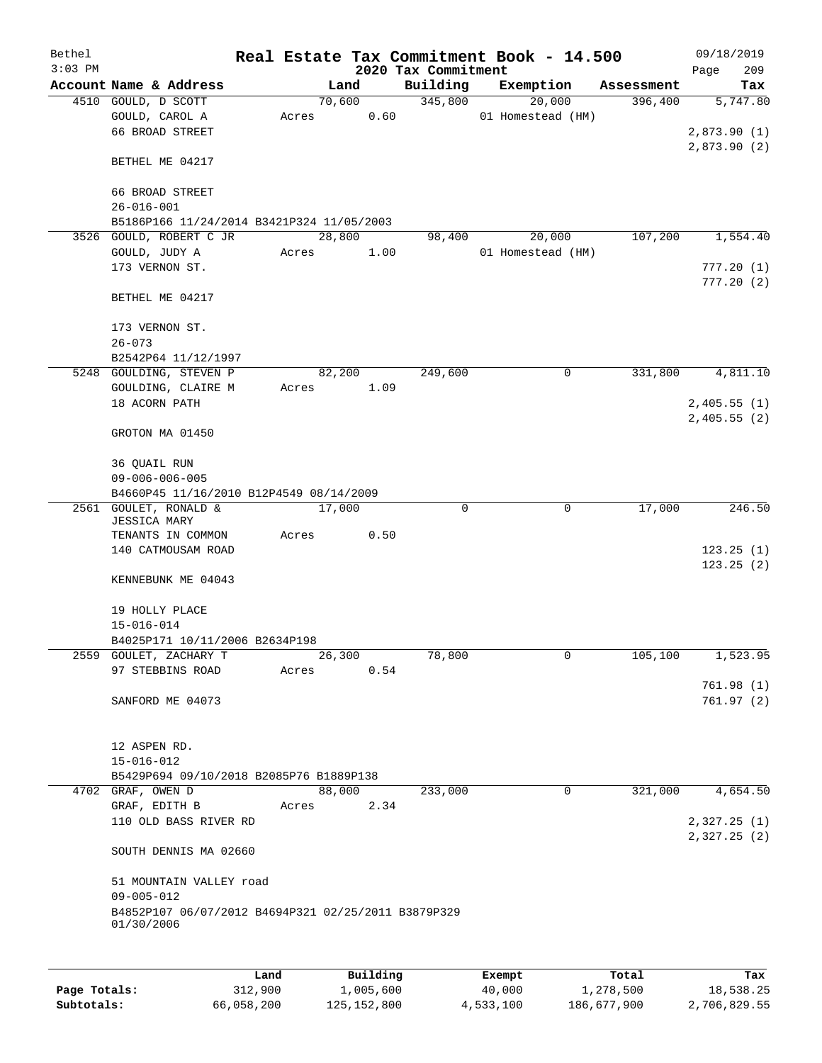Bethel | Real Estate Tax Commitment Book - 14.500 | 09/18/2019
$3:03$ PM | 2020 Tax Commitment | Page 209

| Account Name & Address | Land | Building | Exemption | Assessment | Tax |
|---|---|---|---|---|---|
| 4510 GOULD, D SCOTT | 70,600 | 345,800 | 20,000 | 396,400 | 5,747.80 |
| GOULD, CAROL A | Acres 0.60 | | 01 Homestead (HM) | | |
| 66 BROAD STREET | | | | | 2,873.90 (1) |
| | | | | | 2,873.90 (2) |
| BETHEL ME 04217 | | | | | |
| 66 BROAD STREET | | | | | |
| 26-016-001 | | | | | |
| B5186P166 11/24/2014 B3421P324 11/05/2003 | | | | | |
| 3526 GOULD, ROBERT C JR | 28,800 | 98,400 | 20,000 | 107,200 | 1,554.40 |
| GOULD, JUDY A | Acres 1.00 | | 01 Homestead (HM) | | |
| 173 VERNON ST. | | | | | 777.20 (1) |
| | | | | | 777.20 (2) |
| BETHEL ME 04217 | | | | | |
| 173 VERNON ST. | | | | | |
| 26-073 | | | | | |
| B2542P64 11/12/1997 | | | | | |
| 5248 GOULDING, STEVEN P | 82,200 | 249,600 | 0 | 331,800 | 4,811.10 |
| GOULDING, CLAIRE M | Acres 1.09 | | | | |
| 18 ACORN PATH | | | | | 2,405.55 (1) |
| | | | | | 2,405.55 (2) |
| GROTON MA 01450 | | | | | |
| 36 QUAIL RUN | | | | | |
| 09-006-006-005 | | | | | |
| B4660P45 11/16/2010 B12P4549 08/14/2009 | | | | | |
| 2561 GOULET, RONALD & JESSICA MARY | 17,000 | 0 | 0 | 17,000 | 246.50 |
| TENANTS IN COMMON | Acres 0.50 | | | | |
| 140 CATMOUSAM ROAD | | | | | 123.25 (1) |
| | | | | | 123.25 (2) |
| KENNEBUNK ME 04043 | | | | | |
| 19 HOLLY PLACE | | | | | |
| 15-016-014 | | | | | |
| B4025P171 10/11/2006 B2634P198 | | | | | |
| 2559 GOULET, ZACHARY T | 26,300 | 78,800 | 0 | 105,100 | 1,523.95 |
| 97 STEBBINS ROAD | Acres 0.54 | | | | |
| | | | | | 761.98 (1) |
| SANFORD ME 04073 | | | | | 761.97 (2) |
| 12 ASPEN RD. | | | | | |
| 15-016-012 | | | | | |
| B5429P694 09/10/2018 B2085P76 B1889P138 | | | | | |
| 4702 GRAF, OWEN D | 88,000 | 233,000 | 0 | 321,000 | 4,654.50 |
| GRAF, EDITH B | Acres 2.34 | | | | |
| 110 OLD BASS RIVER RD | | | | | 2,327.25 (1) |
| | | | | | 2,327.25 (2) |
| SOUTH DENNIS MA 02660 | | | | | |
| 51 MOUNTAIN VALLEY road | | | | | |
| 09-005-012 | | | | | |
| B4852P107 06/07/2012 B4694P321 02/25/2011 B3879P329 01/30/2006 | | | | | |

| | Land | Building | Exempt | Total | Tax |
|---|---|---|---|---|---|
| Page Totals: | 312,900 | 1,005,600 | 40,000 | 1,278,500 | 18,538.25 |
| Subtotals: | 66,058,200 | 125,152,800 | 4,533,100 | 186,677,900 | 2,706,829.55 |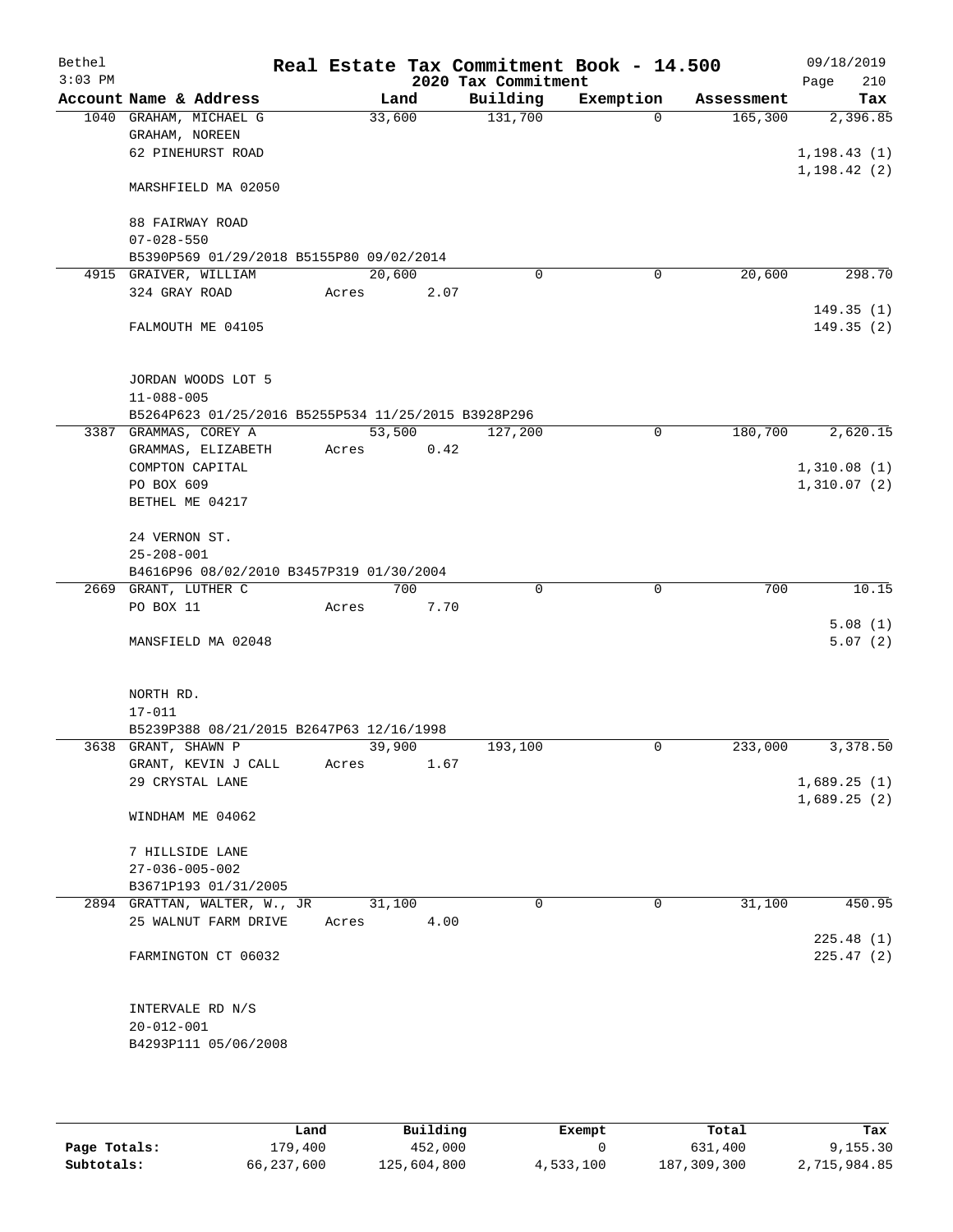Bethel 3:03 PM

# Real Estate Tax Commitment Book - 14.500

## 2020 Tax Commitment

09/18/2019 Page 210

| Account | Name & Address | Land | Building | Exemption | Assessment | Tax |
|---|---|---|---|---|---|---|
| 1040 | GRAHAM, MICHAEL G<br>GRAHAM, NOREEN<br>62 PINEHURST ROAD<br><br>MARSHFIELD MA 02050<br><br>88 FAIRWAY ROAD<br>07-028-550<br>B5390P569 01/29/2018 B5155P80 09/02/2014 | 33,600 | 131,700 | 0 | 165,300 | 2,396.85<br><br>1,198.43 (1)<br>1,198.42 (2) |
| 4915 | GRAIVER, WILLIAM<br>324 GRAY ROAD<br><br>FALMOUTH ME 04105<br><br>JORDAN WOODS LOT 5<br>11-088-005<br>B5264P623 01/25/2016 B5255P534 11/25/2015 B3928P296 | 20,600<br>Acres 2.07 | 0 | 0 | 20,600 | 298.70<br><br>149.35 (1)<br>149.35 (2) |
| 3387 | GRAMMAS, COREY A<br>GRAMMAS, ELIZABETH<br>COMPTON CAPITAL<br>PO BOX 609<br>BETHEL ME 04217<br><br>24 VERNON ST.<br>25-208-001<br>B4616P96 08/02/2010 B3457P319 01/30/2004 | 53,500<br>Acres 0.42 | 127,200 | 0 | 180,700 | 2,620.15<br><br>1,310.08 (1)<br>1,310.07 (2) |
| 2669 | GRANT, LUTHER C<br>PO BOX 11<br><br>MANSFIELD MA 02048<br><br>NORTH RD.<br>17-011<br>B5239P388 08/21/2015 B2647P63 12/16/1998 | 700<br>Acres 7.70 | 0 | 0 | 700 | 10.15<br><br>5.08 (1)<br>5.07 (2) |
| 3638 | GRANT, SHAWN P<br>GRANT, KEVIN J CALL<br>29 CRYSTAL LANE<br><br>WINDHAM ME 04062<br><br>7 HILLSIDE LANE<br>27-036-005-002<br>B3671P193 01/31/2005 | 39,900<br>Acres 1.67 | 193,100 | 0 | 233,000 | 3,378.50<br><br>1,689.25 (1)<br>1,689.25 (2) |
| 2894 | GRATTAN, WALTER, W., JR<br>25 WALNUT FARM DRIVE<br><br>FARMINGTON CT 06032<br><br>INTERVALE RD N/S<br>20-012-001<br>B4293P111 05/06/2008 | 31,100<br>Acres 4.00 | 0 | 0 | 31,100 | 450.95<br><br>225.48 (1)<br>225.47 (2) |

| | Land | Building | Exempt | Total | Tax |
|---|---|---|---|---|---|
| Page Totals: | 179,400 | 452,000 | 0 | 631,400 | 9,155.30 |
| Subtotals: | 66,237,600 | 125,604,800 | 4,533,100 | 187,309,300 | 2,715,984.85 |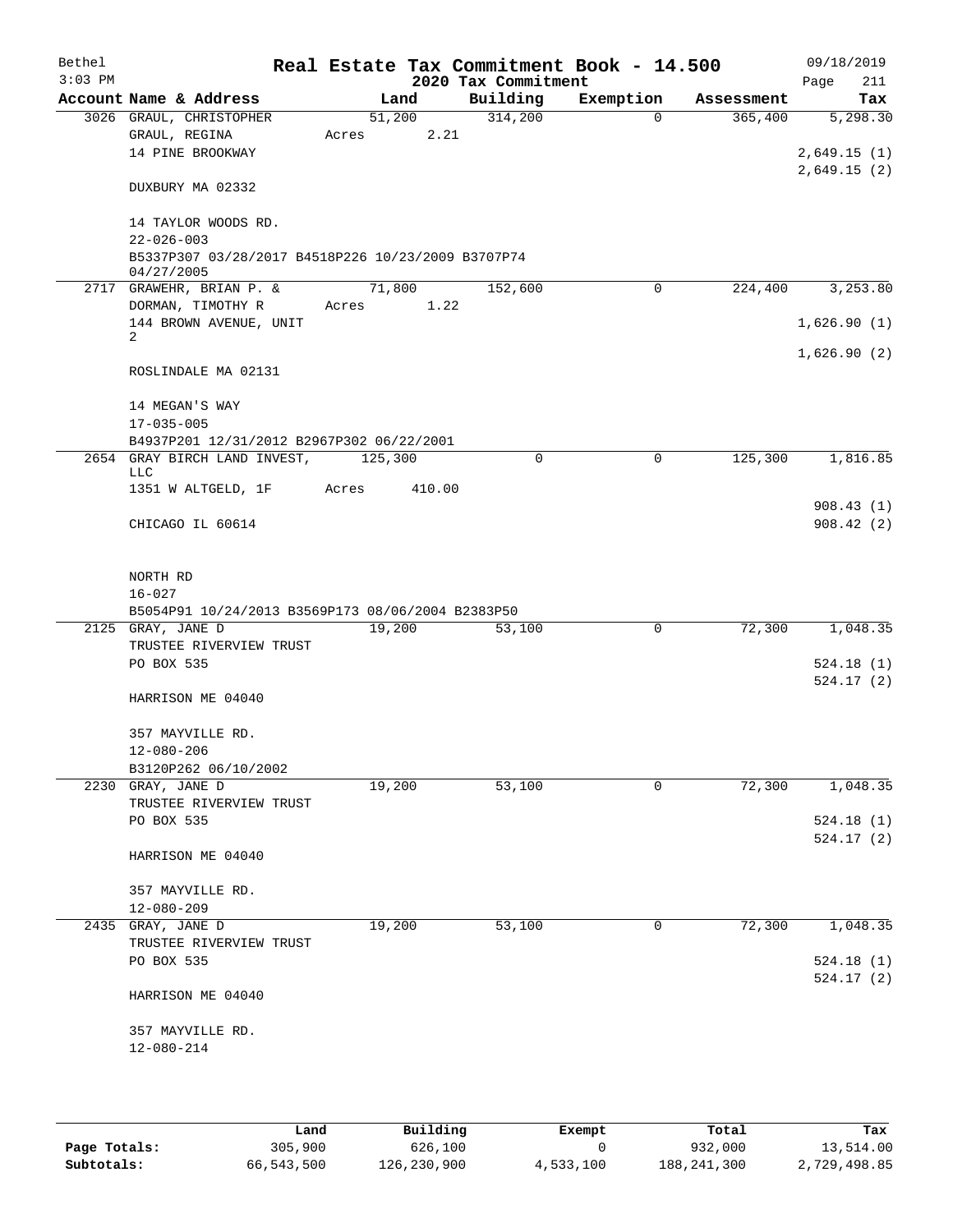# Real Estate Tax Commitment Book - 14.500

Bethel
3:03 PM
09/18/2019
2020 Tax Commitment

| Account Name & Address | Land | Building | Exemption | Assessment | Tax |
|---|---|---|---|---|---|
| 3026 GRAUL, CHRISTOPHER | 51,200 | 314,200 | 0 | 365,400 | 5,298.30 |
| GRAUL, REGINA | Acres 2.21 | | | | |
| 14 PINE BROOKWAY | | | | | 2,649.15 (1) |
| | | | | | 2,649.15 (2) |
| DUXBURY MA 02332 | | | | | |
| 14 TAYLOR WOODS RD. | | | | | |
| 22-026-003 | | | | | |
| B5337P307 03/28/2017 B4518P226 10/23/2009 B3707P74 04/27/2005 | | | | | |
| 2717 GRAWEHR, BRIAN P. & | 71,800 | 152,600 | 0 | 224,400 | 3,253.80 |
| DORMAN, TIMOTHY R | Acres 1.22 | | | | |
| 144 BROWN AVENUE, UNIT 2 | | | | | 1,626.90 (1) |
| | | | | | 1,626.90 (2) |
| ROSLINDALE MA 02131 | | | | | |
| 14 MEGAN'S WAY | | | | | |
| 17-035-005 | | | | | |
| B4937P201 12/31/2012 B2967P302 06/22/2001 | | | | | |
| 2654 GRAY BIRCH LAND INVEST, LLC | 125,300 | 0 | 0 | 125,300 | 1,816.85 |
| 1351 W ALTGELD, 1F | Acres 410.00 | | | | |
| | | | | | 908.43 (1) |
| CHICAGO IL 60614 | | | | | 908.42 (2) |
| NORTH RD | | | | | |
| 16-027 | | | | | |
| B5054P91 10/24/2013 B3569P173 08/06/2004 B2383P50 | | | | | |
| 2125 GRAY, JANE D | 19,200 | 53,100 | 0 | 72,300 | 1,048.35 |
| TRUSTEE RIVERVIEW TRUST | | | | | |
| PO BOX 535 | | | | | 524.18 (1) |
| | | | | | 524.17 (2) |
| HARRISON ME 04040 | | | | | |
| 357 MAYVILLE RD. | | | | | |
| 12-080-206 | | | | | |
| B3120P262 06/10/2002 | | | | | |
| 2230 GRAY, JANE D | 19,200 | 53,100 | 0 | 72,300 | 1,048.35 |
| TRUSTEE RIVERVIEW TRUST | | | | | |
| PO BOX 535 | | | | | 524.18 (1) |
| | | | | | 524.17 (2) |
| HARRISON ME 04040 | | | | | |
| 357 MAYVILLE RD. | | | | | |
| 12-080-209 | | | | | |
| 2435 GRAY, JANE D | 19,200 | 53,100 | 0 | 72,300 | 1,048.35 |
| TRUSTEE RIVERVIEW TRUST | | | | | |
| PO BOX 535 | | | | | 524.18 (1) |
| | | | | | 524.17 (2) |
| HARRISON ME 04040 | | | | | |
| 357 MAYVILLE RD. | | | | | |
| 12-080-214 | | | | | |

| | Land | Building | Exempt | Total | Tax |
|---|---|---|---|---|---|
| Page Totals: | 305,900 | 626,100 | 0 | 932,000 | 13,514.00 |
| Subtotals: | 66,543,500 | 126,230,900 | 4,533,100 | 188,241,300 | 2,729,498.85 |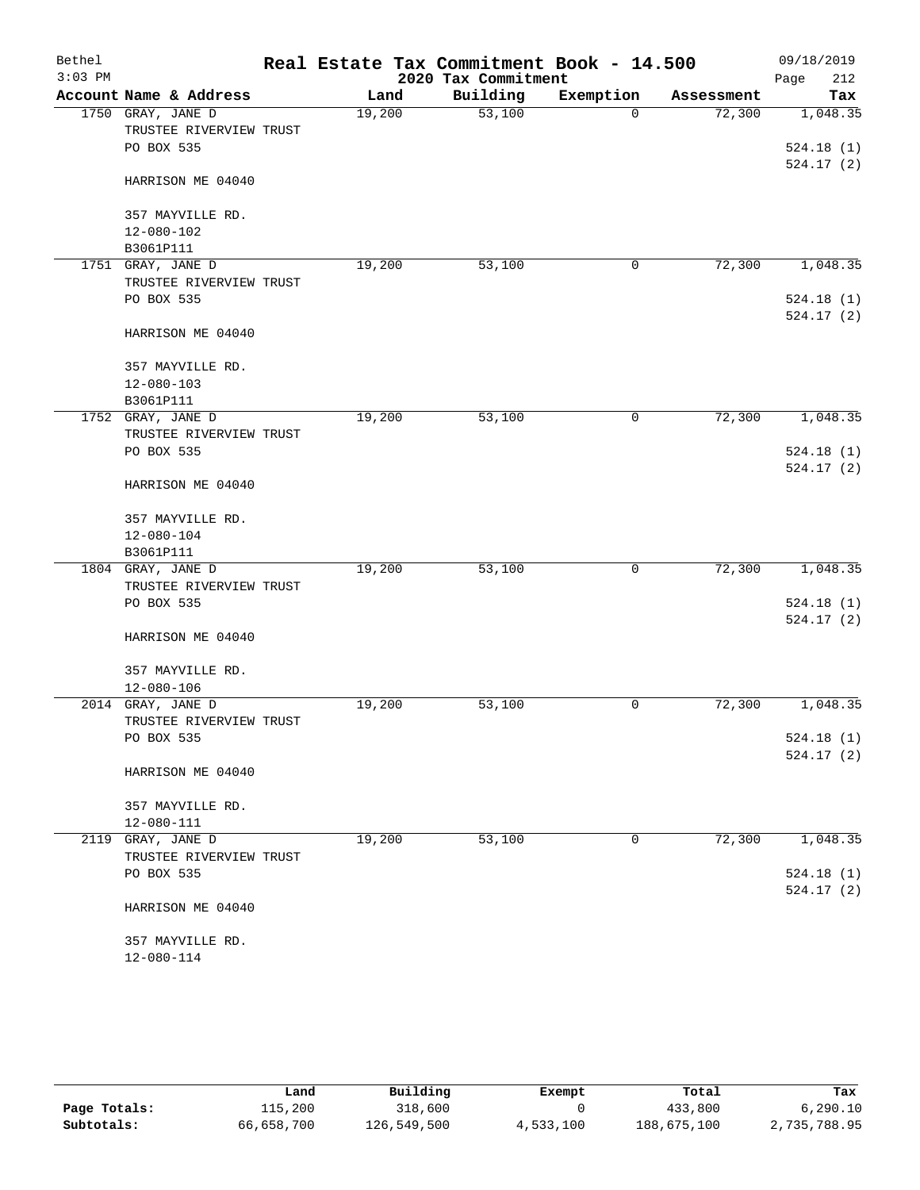# Real Estate Tax Commitment Book - 14.500

Bethel 09/18/2019
3:03 PM
2020 Tax Commitment

| Account Name & Address | Land | Building | Exemption | Assessment | Tax |
|---|---|---|---|---|---|
| 1750 GRAY, JANE D<br>TRUSTEE RIVERVIEW TRUST<br>PO BOX 535<br><br>HARRISON ME 04040<br><br>357 MAYVILLE RD.<br>12-080-102<br>B3061P111 | 19,200 | 53,100 | 0 | 72,300 | 1,048.35<br><br>524.18 (1)<br>524.17 (2) |
| 1751 GRAY, JANE D<br>TRUSTEE RIVERVIEW TRUST<br>PO BOX 535<br><br>HARRISON ME 04040<br><br>357 MAYVILLE RD.<br>12-080-103<br>B3061P111 | 19,200 | 53,100 | 0 | 72,300 | 1,048.35<br><br>524.18 (1)<br>524.17 (2) |
| 1752 GRAY, JANE D<br>TRUSTEE RIVERVIEW TRUST<br>PO BOX 535<br><br>HARRISON ME 04040<br><br>357 MAYVILLE RD.<br>12-080-104<br>B3061P111 | 19,200 | 53,100 | 0 | 72,300 | 1,048.35<br><br>524.18 (1)<br>524.17 (2) |
| 1804 GRAY, JANE D<br>TRUSTEE RIVERVIEW TRUST<br>PO BOX 535<br><br>HARRISON ME 04040<br><br>357 MAYVILLE RD.<br>12-080-106 | 19,200 | 53,100 | 0 | 72,300 | 1,048.35<br><br>524.18 (1)<br>524.17 (2) |
| 2014 GRAY, JANE D<br>TRUSTEE RIVERVIEW TRUST<br>PO BOX 535<br><br>HARRISON ME 04040<br><br>357 MAYVILLE RD.<br>12-080-111 | 19,200 | 53,100 | 0 | 72,300 | 1,048.35<br><br>524.18 (1)<br>524.17 (2) |
| 2119 GRAY, JANE D<br>TRUSTEE RIVERVIEW TRUST<br>PO BOX 535<br><br>HARRISON ME 04040<br><br>357 MAYVILLE RD.<br>12-080-114 | 19,200 | 53,100 | 0 | 72,300 | 1,048.35<br><br>524.18 (1)<br>524.17 (2) |

| | Land | Building | Exempt | Total | Tax |
|---|---|---|---|---|---|
| Page Totals: | 115,200 | 318,600 | 0 | 433,800 | 6,290.10 |
| Subtotals: | 66,658,700 | 126,549,500 | 4,533,100 | 188,675,100 | 2,735,788.95 |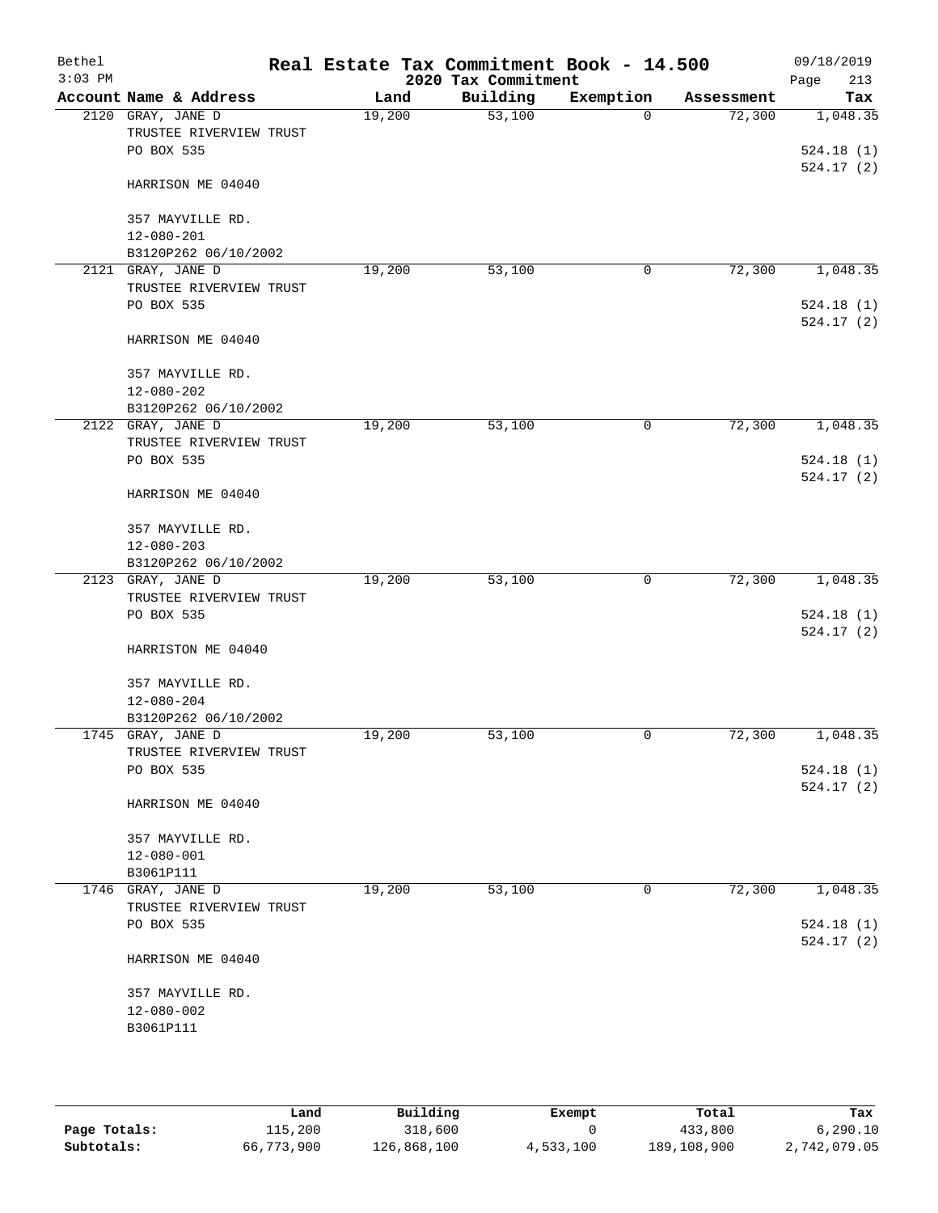# Real Estate Tax Commitment Book - 14.500

Bethel
3:03 PM

2020 Tax Commitment

09/18/2019
Page 213

| Account Name & Address | Land | Building | Exemption | Assessment | Tax |
|---|---|---|---|---|---|
| 2120 GRAY, JANE D<br>TRUSTEE RIVERVIEW TRUST<br>PO BOX 535<br><br>HARRISON ME 04040<br><br>357 MAYVILLE RD.<br>12-080-201<br>B3120P262 06/10/2002 | 19,200 | 53,100 | 0 | 72,300 | 1,048.35<br><br>524.18 (1)<br>524.17 (2) |
| 2121 GRAY, JANE D<br>TRUSTEE RIVERVIEW TRUST<br>PO BOX 535<br><br>HARRISON ME 04040<br><br>357 MAYVILLE RD.<br>12-080-202<br>B3120P262 06/10/2002 | 19,200 | 53,100 | 0 | 72,300 | 1,048.35<br><br>524.18 (1)<br>524.17 (2) |
| 2122 GRAY, JANE D<br>TRUSTEE RIVERVIEW TRUST<br>PO BOX 535<br><br>HARRISON ME 04040<br><br>357 MAYVILLE RD.<br>12-080-203<br>B3120P262 06/10/2002 | 19,200 | 53,100 | 0 | 72,300 | 1,048.35<br><br>524.18 (1)<br>524.17 (2) |
| 2123 GRAY, JANE D<br>TRUSTEE RIVERVIEW TRUST<br>PO BOX 535<br><br>HARRISTON ME 04040<br><br>357 MAYVILLE RD.<br>12-080-204<br>B3120P262 06/10/2002 | 19,200 | 53,100 | 0 | 72,300 | 1,048.35<br><br>524.18 (1)<br>524.17 (2) |
| 1745 GRAY, JANE D<br>TRUSTEE RIVERVIEW TRUST<br>PO BOX 535<br><br>HARRISON ME 04040<br><br>357 MAYVILLE RD.<br>12-080-001<br>B3061P111 | 19,200 | 53,100 | 0 | 72,300 | 1,048.35<br><br>524.18 (1)<br>524.17 (2) |
| 1746 GRAY, JANE D<br>TRUSTEE RIVERVIEW TRUST<br>PO BOX 535<br><br>HARRISON ME 04040<br><br>357 MAYVILLE RD.<br>12-080-002<br>B3061P111 | 19,200 | 53,100 | 0 | 72,300 | 1,048.35<br><br>524.18 (1)<br>524.17 (2) |

| | Land | Building | Exempt | Total | Tax |
|---|---|---|---|---|---|
| Page Totals: | 115,200 | 318,600 | 0 | 433,800 | 6,290.10 |
| Subtotals: | 66,773,900 | 126,868,100 | 4,533,100 | 189,108,900 | 2,742,079.05 |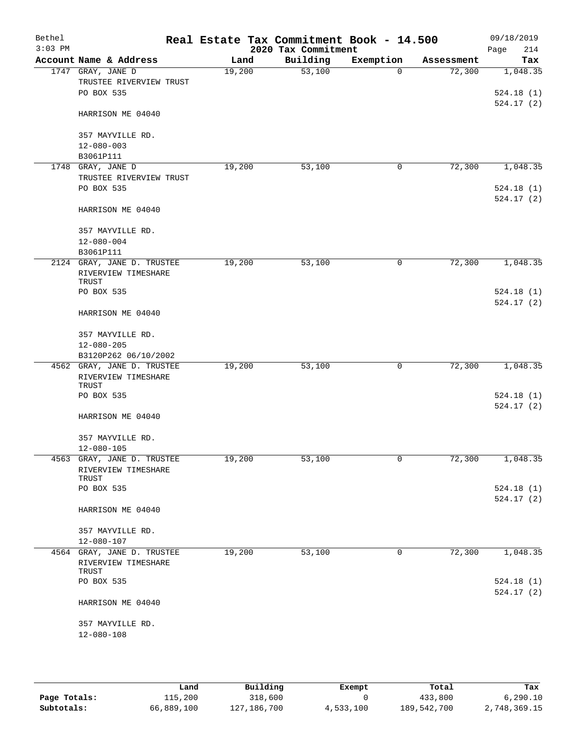# Real Estate Tax Commitment Book - 14.500

## 2020 Tax Commitment

Bethel 3:03 PM — 09/18/2019

| Account | Name & Address | Land | Building | Exemption | Assessment | Tax |
|---|---|---|---|---|---|---|
| 1747 | GRAY, JANE D<br>TRUSTEE RIVERVIEW TRUST<br>PO BOX 535<br><br>HARRISON ME 04040<br><br>357 MAYVILLE RD.<br>12-080-003<br>B3061P111 | 19,200 | 53,100 | 0 | 72,300 | 1,048.35<br><br>524.18 (1)<br>524.17 (2) |
| 1748 | GRAY, JANE D<br>TRUSTEE RIVERVIEW TRUST<br>PO BOX 535<br><br>HARRISON ME 04040<br><br>357 MAYVILLE RD.<br>12-080-004<br>B3061P111 | 19,200 | 53,100 | 0 | 72,300 | 1,048.35<br><br>524.18 (1)<br>524.17 (2) |
| 2124 | GRAY, JANE D. TRUSTEE<br>RIVERVIEW TIMESHARE TRUST<br>PO BOX 535<br><br>HARRISON ME 04040<br><br>357 MAYVILLE RD.<br>12-080-205<br>B3120P262 06/10/2002 | 19,200 | 53,100 | 0 | 72,300 | 1,048.35<br><br>524.18 (1)<br>524.17 (2) |
| 4562 | GRAY, JANE D. TRUSTEE<br>RIVERVIEW TIMESHARE TRUST<br>PO BOX 535<br><br>HARRISON ME 04040<br><br>357 MAYVILLE RD.<br>12-080-105 | 19,200 | 53,100 | 0 | 72,300 | 1,048.35<br><br>524.18 (1)<br>524.17 (2) |
| 4563 | GRAY, JANE D. TRUSTEE<br>RIVERVIEW TIMESHARE TRUST<br>PO BOX 535<br><br>HARRISON ME 04040<br><br>357 MAYVILLE RD.<br>12-080-107 | 19,200 | 53,100 | 0 | 72,300 | 1,048.35<br><br>524.18 (1)<br>524.17 (2) |
| 4564 | GRAY, JANE D. TRUSTEE<br>RIVERVIEW TIMESHARE TRUST<br>PO BOX 535<br><br>HARRISON ME 04040<br><br>357 MAYVILLE RD.<br>12-080-108 | 19,200 | 53,100 | 0 | 72,300 | 1,048.35<br><br>524.18 (1)<br>524.17 (2) |

| | Land | Building | Exempt | Total | Tax |
|---|---|---|---|---|---|
| Page Totals: | 115,200 | 318,600 | 0 | 433,800 | 6,290.10 |
| Subtotals: | 66,889,100 | 127,186,700 | 4,533,100 | 189,542,700 | 2,748,369.15 |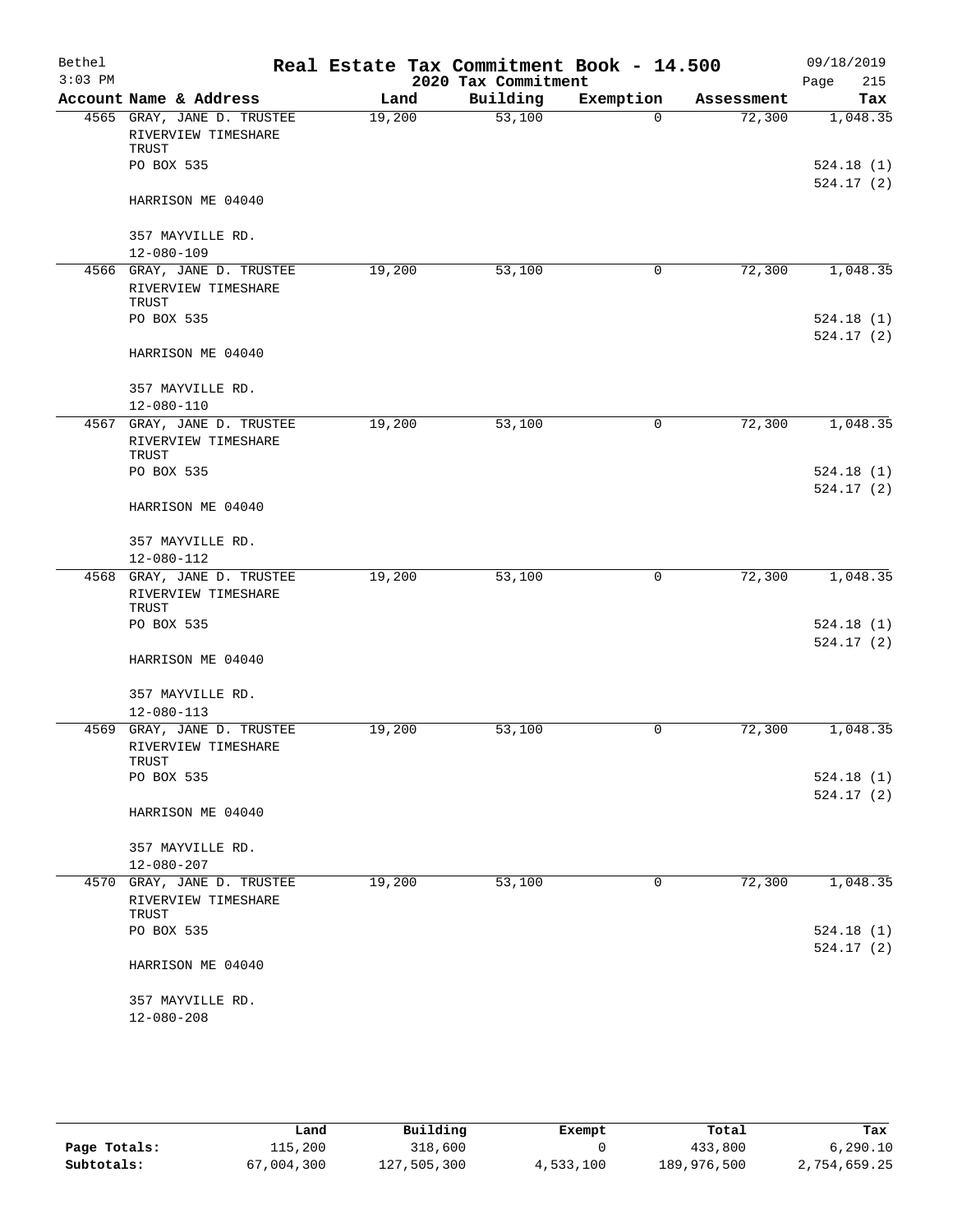# Real Estate Tax Commitment Book - 14.500

Bethel
3:03 PM

2020 Tax Commitment

09/18/2019
Page 215

| Account Name & Address | Land | Building | Exemption | Assessment | Tax |
|---|---|---|---|---|---|
| 4565 GRAY, JANE D. TRUSTEE<br>RIVERVIEW TIMESHARE TRUST<br>PO BOX 535<br><br>HARRISON ME 04040<br><br>357 MAYVILLE RD.<br>12-080-109 | 19,200 | 53,100 | 0 | 72,300 | 1,048.35<br><br>524.18 (1)<br>524.17 (2) |
| 4566 GRAY, JANE D. TRUSTEE<br>RIVERVIEW TIMESHARE TRUST<br>PO BOX 535<br><br>HARRISON ME 04040<br><br>357 MAYVILLE RD.<br>12-080-110 | 19,200 | 53,100 | 0 | 72,300 | 1,048.35<br><br>524.18 (1)<br>524.17 (2) |
| 4567 GRAY, JANE D. TRUSTEE<br>RIVERVIEW TIMESHARE TRUST<br>PO BOX 535<br><br>HARRISON ME 04040<br><br>357 MAYVILLE RD.<br>12-080-112 | 19,200 | 53,100 | 0 | 72,300 | 1,048.35<br><br>524.18 (1)<br>524.17 (2) |
| 4568 GRAY, JANE D. TRUSTEE<br>RIVERVIEW TIMESHARE TRUST<br>PO BOX 535<br><br>HARRISON ME 04040<br><br>357 MAYVILLE RD.<br>12-080-113 | 19,200 | 53,100 | 0 | 72,300 | 1,048.35<br><br>524.18 (1)<br>524.17 (2) |
| 4569 GRAY, JANE D. TRUSTEE<br>RIVERVIEW TIMESHARE TRUST<br>PO BOX 535<br><br>HARRISON ME 04040<br><br>357 MAYVILLE RD.<br>12-080-207 | 19,200 | 53,100 | 0 | 72,300 | 1,048.35<br><br>524.18 (1)<br>524.17 (2) |
| 4570 GRAY, JANE D. TRUSTEE<br>RIVERVIEW TIMESHARE TRUST<br>PO BOX 535<br><br>HARRISON ME 04040<br><br>357 MAYVILLE RD.<br>12-080-208 | 19,200 | 53,100 | 0 | 72,300 | 1,048.35<br><br>524.18 (1)<br>524.17 (2) |

| | Land | Building | Exempt | Total | Tax |
|---|---|---|---|---|---|
| Page Totals: | 115,200 | 318,600 | 0 | 433,800 | 6,290.10 |
| Subtotals: | 67,004,300 | 127,505,300 | 4,533,100 | 189,976,500 | 2,754,659.25 |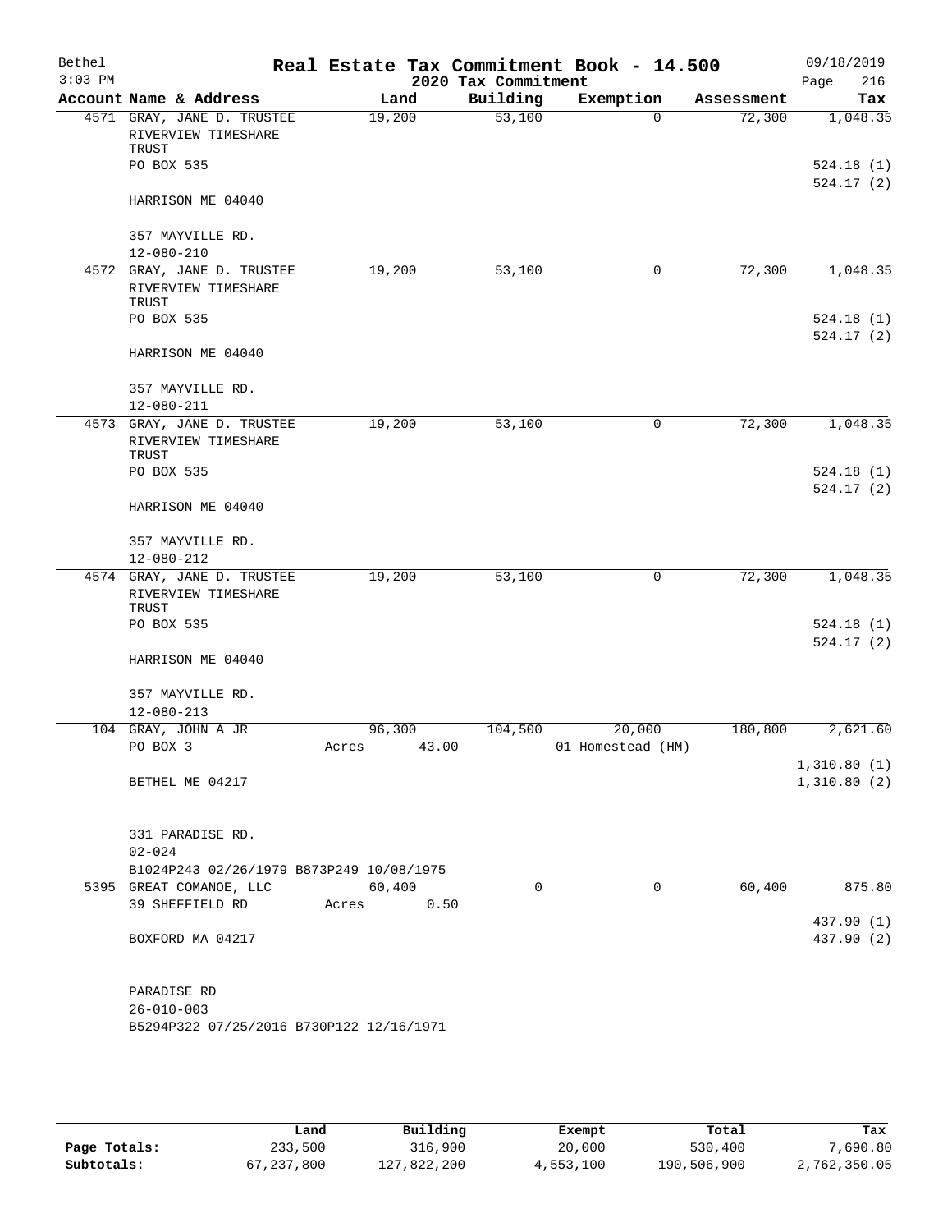Bethel 3:03 PM

# Real Estate Tax Commitment Book - 14.500

## 2020 Tax Commitment

09/18/2019 Page 216

| Account Name & Address | Land | Building | Exemption | Assessment | Tax |
|---|---|---|---|---|---|
| 4571 GRAY, JANE D. TRUSTEE RIVERVIEW TIMESHARE TRUST | 19,200 | 53,100 | 0 | 72,300 | 1,048.35 |
| PO BOX 535 | | | | | 524.18 (1) |
| | | | | | 524.17 (2) |
| HARRISON ME 04040 | | | | | |
| 357 MAYVILLE RD. | | | | | |
| 12-080-210 | | | | | |
| 4572 GRAY, JANE D. TRUSTEE RIVERVIEW TIMESHARE TRUST | 19,200 | 53,100 | 0 | 72,300 | 1,048.35 |
| PO BOX 535 | | | | | 524.18 (1) |
| | | | | | 524.17 (2) |
| HARRISON ME 04040 | | | | | |
| 357 MAYVILLE RD. | | | | | |
| 12-080-211 | | | | | |
| 4573 GRAY, JANE D. TRUSTEE RIVERVIEW TIMESHARE TRUST | 19,200 | 53,100 | 0 | 72,300 | 1,048.35 |
| PO BOX 535 | | | | | 524.18 (1) |
| | | | | | 524.17 (2) |
| HARRISON ME 04040 | | | | | |
| 357 MAYVILLE RD. | | | | | |
| 12-080-212 | | | | | |
| 4574 GRAY, JANE D. TRUSTEE RIVERVIEW TIMESHARE TRUST | 19,200 | 53,100 | 0 | 72,300 | 1,048.35 |
| PO BOX 535 | | | | | 524.18 (1) |
| | | | | | 524.17 (2) |
| HARRISON ME 04040 | | | | | |
| 357 MAYVILLE RD. | | | | | |
| 12-080-213 | | | | | |
| 104 GRAY, JOHN A JR | 96,300 | 104,500 | 20,000 | 180,800 | 2,621.60 |
| PO BOX 3 | Acres 43.00 | | 01 Homestead (HM) | | |
| | | | | | 1,310.80 (1) |
| BETHEL ME 04217 | | | | | 1,310.80 (2) |
| 331 PARADISE RD. | | | | | |
| 02-024 | | | | | |
| B1024P243 02/26/1979 B873P249 10/08/1975 | | | | | |
| 5395 GREAT COMANOE, LLC | 60,400 | 0 | 0 | 60,400 | 875.80 |
| 39 SHEFFIELD RD | Acres 0.50 | | | | |
| | | | | | 437.90 (1) |
| BOXFORD MA 04217 | | | | | 437.90 (2) |
| PARADISE RD | | | | | |
| 26-010-003 | | | | | |
| B5294P322 07/25/2016 B730P122 12/16/1971 | | | | | |

| | Land | Building | Exempt | Total | Tax |
|---|---|---|---|---|---|
| Page Totals: | 233,500 | 316,900 | 20,000 | 530,400 | 7,690.80 |
| Subtotals: | 67,237,800 | 127,822,200 | 4,553,100 | 190,506,900 | 2,762,350.05 |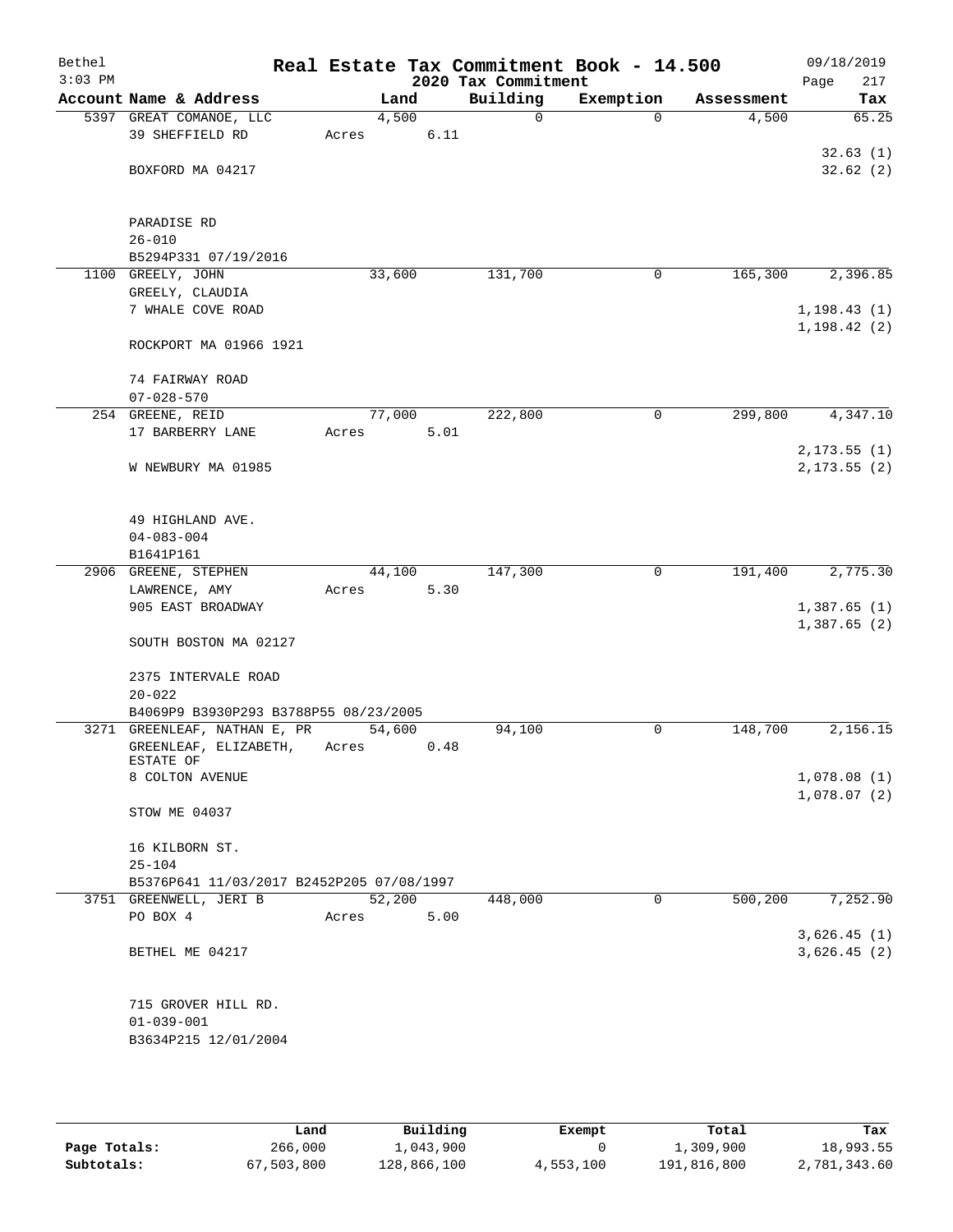# Real Estate Tax Commitment Book - 14.500

Bethel 09/18/2019
3:03 PM

## 2020 Tax Commitment

| Account Name & Address | Land | Building | Exemption | Assessment | Tax |
|---|---|---|---|---|---|
| 5397 GREAT COMANOE, LLC | 4,500 | 0 | 0 | 4,500 | 65.25 |
| 39 SHEFFIELD RD | Acres 6.11 | | | | |
| | | | | | 32.63 (1) |
| BOXFORD MA 04217 | | | | | 32.62 (2) |
| PARADISE RD | | | | | |
| 26-010 | | | | | |
| B5294P331 07/19/2016 | | | | | |
| 1100 GREELY, JOHN | 33,600 | 131,700 | 0 | 165,300 | 2,396.85 |
| GREELY, CLAUDIA | | | | | |
| 7 WHALE COVE ROAD | | | | | 1,198.43 (1) |
| | | | | | 1,198.42 (2) |
| ROCKPORT MA 01966 1921 | | | | | |
| 74 FAIRWAY ROAD | | | | | |
| 07-028-570 | | | | | |
| 254 GREENE, REID | 77,000 | 222,800 | 0 | 299,800 | 4,347.10 |
| 17 BARBERRY LANE | Acres 5.01 | | | | |
| | | | | | 2,173.55 (1) |
| W NEWBURY MA 01985 | | | | | 2,173.55 (2) |
| 49 HIGHLAND AVE. | | | | | |
| 04-083-004 | | | | | |
| B1641P161 | | | | | |
| 2906 GREENE, STEPHEN | 44,100 | 147,300 | 0 | 191,400 | 2,775.30 |
| LAWRENCE, AMY | Acres 5.30 | | | | |
| 905 EAST BROADWAY | | | | | 1,387.65 (1) |
| | | | | | 1,387.65 (2) |
| SOUTH BOSTON MA 02127 | | | | | |
| 2375 INTERVALE ROAD | | | | | |
| 20-022 | | | | | |
| B4069P9 B3930P293 B3788P55 08/23/2005 | | | | | |
| 3271 GREENLEAF, NATHAN E, PR | 54,600 | 94,100 | 0 | 148,700 | 2,156.15 |
| GREENLEAF, ELIZABETH, ESTATE OF | Acres 0.48 | | | | |
| 8 COLTON AVENUE | | | | | 1,078.08 (1) |
| | | | | | 1,078.07 (2) |
| STOW ME 04037 | | | | | |
| 16 KILBORN ST. | | | | | |
| 25-104 | | | | | |
| B5376P641 11/03/2017 B2452P205 07/08/1997 | | | | | |
| 3751 GREENWELL, JERI B | 52,200 | 448,000 | 0 | 500,200 | 7,252.90 |
| PO BOX 4 | Acres 5.00 | | | | |
| | | | | | 3,626.45 (1) |
| BETHEL ME 04217 | | | | | 3,626.45 (2) |
| 715 GROVER HILL RD. | | | | | |
| 01-039-001 | | | | | |
| B3634P215 12/01/2004 | | | | | |

| | Land | Building | Exempt | Total | Tax |
|---|---|---|---|---|---|
| Page Totals: | 266,000 | 1,043,900 | 0 | 1,309,900 | 18,993.55 |
| Subtotals: | 67,503,800 | 128,866,100 | 4,553,100 | 191,816,800 | 2,781,343.60 |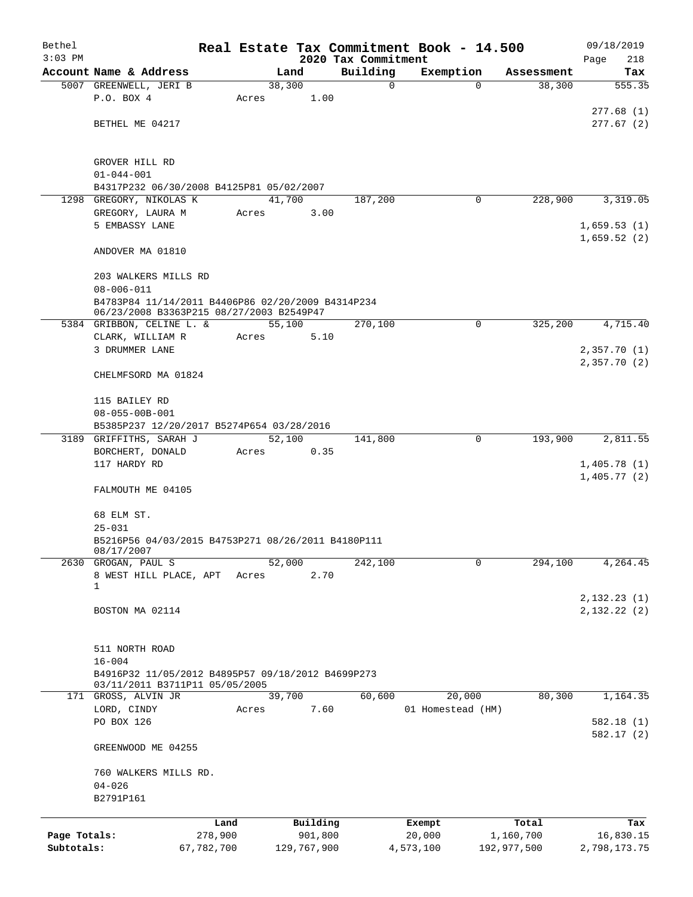# Real Estate Tax Commitment Book - 14.500

Bethel 09/18/2019
3:03 PM
2020 Tax Commitment

| Account | Name & Address | Land | Building | Exemption | Assessment | Tax |
|---|---|---|---|---|---|---|
| 5007 | GREENWELL, JERI B | 38,300 | 0 | 0 | 38,300 | 555.35 |
| | P.O. BOX 4 | Acres 1.00 | | | | |
| | | | | | | 277.68 (1) |
| | BETHEL ME 04217 | | | | | 277.67 (2) |
| | GROVER HILL RD | | | | | |
| | 01-044-001 | | | | | |
| | B4317P232 06/30/2008 B4125P81 05/02/2007 | | | | | |
| 1298 | GREGORY, NIKOLAS K | 41,700 | 187,200 | 0 | 228,900 | 3,319.05 |
| | GREGORY, LAURA M | Acres 3.00 | | | | |
| | 5 EMBASSY LANE | | | | | 1,659.53 (1) |
| | | | | | | 1,659.52 (2) |
| | ANDOVER MA 01810 | | | | | |
| | 203 WALKERS MILLS RD | | | | | |
| | 08-006-011 | | | | | |
| | B4783P84 11/14/2011 B4406P86 02/20/2009 B4314P234 06/23/2008 B3363P215 08/27/2003 B2549P47 | | | | | |
| 5384 | GRIBBON, CELINE L. & | 55,100 | 270,100 | 0 | 325,200 | 4,715.40 |
| | CLARK, WILLIAM R | Acres 5.10 | | | | |
| | 3 DRUMMER LANE | | | | | 2,357.70 (1) |
| | | | | | | 2,357.70 (2) |
| | CHELMFSORD MA 01824 | | | | | |
| | 115 BAILEY RD | | | | | |
| | 08-055-00B-001 | | | | | |
| | B5385P237 12/20/2017 B5274P654 03/28/2016 | | | | | |
| 3189 | GRIFFITHS, SARAH J | 52,100 | 141,800 | 0 | 193,900 | 2,811.55 |
| | BORCHERT, DONALD | Acres 0.35 | | | | |
| | 117 HARDY RD | | | | | 1,405.78 (1) |
| | | | | | | 1,405.77 (2) |
| | FALMOUTH ME 04105 | | | | | |
| | 68 ELM ST. | | | | | |
| | 25-031 | | | | | |
| | B5216P56 04/03/2015 B4753P271 08/26/2011 B4180P111 08/17/2007 | | | | | |
| 2630 | GROGAN, PAUL S | 52,000 | 242,100 | 0 | 294,100 | 4,264.45 |
| | 8 WEST HILL PLACE, APT 1 | Acres 2.70 | | | | |
| | | | | | | 2,132.23 (1) |
| | BOSTON MA 02114 | | | | | 2,132.22 (2) |
| | 511 NORTH ROAD | | | | | |
| | 16-004 | | | | | |
| | B4916P32 11/05/2012 B4895P57 09/18/2012 B4699P273 03/11/2011 B3711P11 05/05/2005 | | | | | |
| 171 | GROSS, ALVIN JR | 39,700 | 60,600 | 20,000 | 80,300 | 1,164.35 |
| | LORD, CINDY | Acres 7.60 | | 01 Homestead (HM) | | |
| | PO BOX 126 | | | | | 582.18 (1) |
| | | | | | | 582.17 (2) |
| | GREENWOOD ME 04255 | | | | | |
| | 760 WALKERS MILLS RD. | | | | | |
| | 04-026 | | | | | |
| | B2791P161 | | | | | |

| | Land | Building | Exempt | Total | Tax |
|---|---|---|---|---|---|
| Page Totals: | 278,900 | 901,800 | 20,000 | 1,160,700 | 16,830.15 |
| Subtotals: | 67,782,700 | 129,767,900 | 4,573,100 | 192,977,500 | 2,798,173.75 |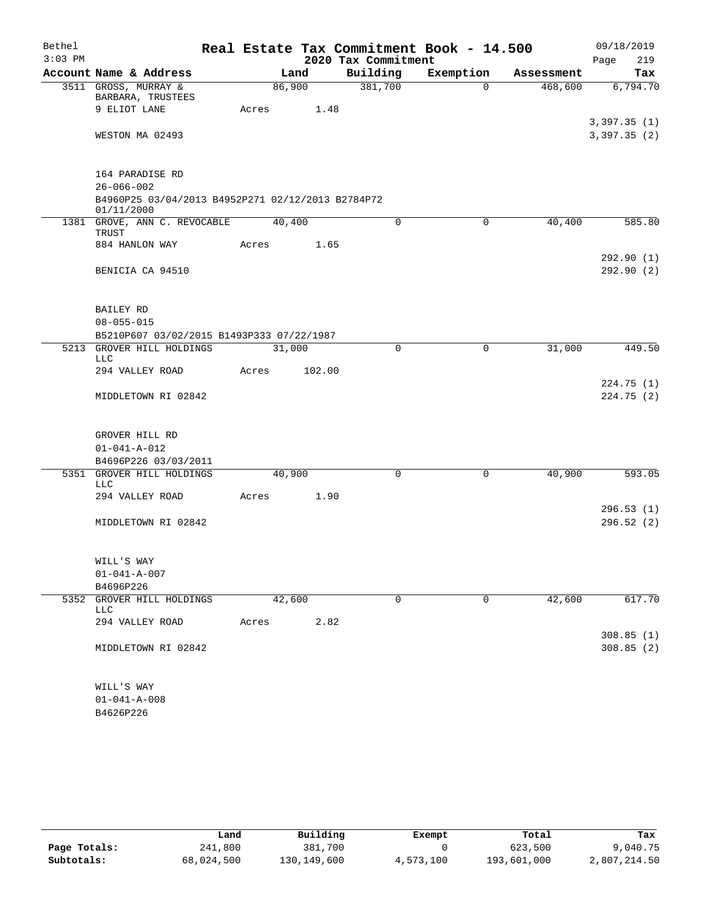Bethel 3:03 PM

# Real Estate Tax Commitment Book - 14.500

2020 Tax Commitment

09/18/2019 Page 219

| Account | Name & Address | Land | Building | Exemption | Assessment | Tax |
|---|---|---|---|---|---|---|
| 3511 | GROSS, MURRAY & BARBARA, TRUSTEES | 86,900 | 381,700 | 0 | 468,600 | 6,794.70 |
| | 9 ELIOT LANE | Acres 1.48 | | | | |
| | | | | | | 3,397.35 (1) |
| | WESTON MA 02493 | | | | | 3,397.35 (2) |
| | 164 PARADISE RD | | | | | |
| | 26-066-002 | | | | | |
| | B4960P25 03/04/2013 B4952P271 02/12/2013 B2784P72 01/11/2000 | | | | | |
| 1381 | GROVE, ANN C. REVOCABLE TRUST | 40,400 | 0 | 0 | 40,400 | 585.80 |
| | 884 HANLON WAY | Acres 1.65 | | | | |
| | | | | | | 292.90 (1) |
| | BENICIA CA 94510 | | | | | 292.90 (2) |
| | BAILEY RD | | | | | |
| | 08-055-015 | | | | | |
| | B5210P607 03/02/2015 B1493P333 07/22/1987 | | | | | |
| 5213 | GROVER HILL HOLDINGS LLC | 31,000 | 0 | 0 | 31,000 | 449.50 |
| | 294 VALLEY ROAD | Acres 102.00 | | | | |
| | | | | | | 224.75 (1) |
| | MIDDLETOWN RI 02842 | | | | | 224.75 (2) |
| | GROVER HILL RD | | | | | |
| | 01-041-A-012 | | | | | |
| | B4696P226 03/03/2011 | | | | | |
| 5351 | GROVER HILL HOLDINGS LLC | 40,900 | 0 | 0 | 40,900 | 593.05 |
| | 294 VALLEY ROAD | Acres 1.90 | | | | |
| | | | | | | 296.53 (1) |
| | MIDDLETOWN RI 02842 | | | | | 296.52 (2) |
| | WILL'S WAY | | | | | |
| | 01-041-A-007 | | | | | |
| | B4696P226 | | | | | |
| 5352 | GROVER HILL HOLDINGS LLC | 42,600 | 0 | 0 | 42,600 | 617.70 |
| | 294 VALLEY ROAD | Acres 2.82 | | | | |
| | | | | | | 308.85 (1) |
| | MIDDLETOWN RI 02842 | | | | | 308.85 (2) |
| | WILL'S WAY | | | | | |
| | 01-041-A-008 | | | | | |
| | B4626P226 | | | | | |

| | Land | Building | Exempt | Total | Tax |
|---|---|---|---|---|---|
| Page Totals: | 241,800 | 381,700 | 0 | 623,500 | 9,040.75 |
| Subtotals: | 68,024,500 | 130,149,600 | 4,573,100 | 193,601,000 | 2,807,214.50 |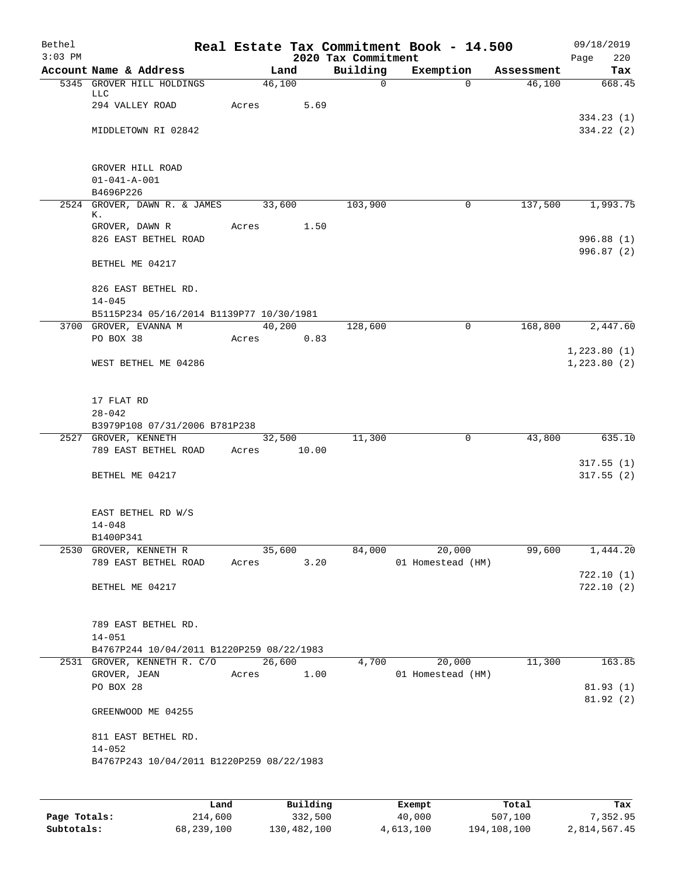# Real Estate Tax Commitment Book - 14.500

Bethel 3:03 PM — 2020 Tax Commitment — 09/18/2019 Page 220

| Account Name & Address | Land | Building | Exemption | Assessment | Tax |
|---|---|---|---|---|---|
| 5345 GROVER HILL HOLDINGS LLC | 46,100 | 0 | 0 | 46,100 | 668.45 |
| 294 VALLEY ROAD | Acres 5.69 | | | | |
| | | | | | 334.23 (1) |
| MIDDLETOWN RI 02842 | | | | | 334.22 (2) |
| GROVER HILL ROAD | | | | | |
| 01-041-A-001 | | | | | |
| B4696P226 | | | | | |
| 2524 GROVER, DAWN R. & JAMES K. | 33,600 | 103,900 | 0 | 137,500 | 1,993.75 |
| GROVER, DAWN R | Acres 1.50 | | | | |
| 826 EAST BETHEL ROAD | | | | | 996.88 (1) |
| | | | | | 996.87 (2) |
| BETHEL ME 04217 | | | | | |
| 826 EAST BETHEL RD. | | | | | |
| 14-045 | | | | | |
| B5115P234 05/16/2014 B1139P77 10/30/1981 | | | | | |
| 3700 GROVER, EVANNA M | 40,200 | 128,600 | 0 | 168,800 | 2,447.60 |
| PO BOX 38 | Acres 0.83 | | | | |
| | | | | | 1,223.80 (1) |
| WEST BETHEL ME 04286 | | | | | 1,223.80 (2) |
| 17 FLAT RD | | | | | |
| 28-042 | | | | | |
| B3979P108 07/31/2006 B781P238 | | | | | |
| 2527 GROVER, KENNETH | 32,500 | 11,300 | 0 | 43,800 | 635.10 |
| 789 EAST BETHEL ROAD | Acres 10.00 | | | | |
| | | | | | 317.55 (1) |
| BETHEL ME 04217 | | | | | 317.55 (2) |
| EAST BETHEL RD W/S | | | | | |
| 14-048 | | | | | |
| B1400P341 | | | | | |
| 2530 GROVER, KENNETH R | 35,600 | 84,000 | 20,000 | 99,600 | 1,444.20 |
| 789 EAST BETHEL ROAD | Acres 3.20 | | 01 Homestead (HM) | | |
| | | | | | 722.10 (1) |
| BETHEL ME 04217 | | | | | 722.10 (2) |
| 789 EAST BETHEL RD. | | | | | |
| 14-051 | | | | | |
| B4767P244 10/04/2011 B1220P259 08/22/1983 | | | | | |
| 2531 GROVER, KENNETH R. C/O | 26,600 | 4,700 | 20,000 | 11,300 | 163.85 |
| GROVER, JEAN | Acres 1.00 | | 01 Homestead (HM) | | |
| PO BOX 28 | | | | | 81.93 (1) |
| | | | | | 81.92 (2) |
| GREENWOOD ME 04255 | | | | | |
| 811 EAST BETHEL RD. | | | | | |
| 14-052 | | | | | |
| B4767P243 10/04/2011 B1220P259 08/22/1983 | | | | | |

| | Land | Building | Exempt | Total | Tax |
|---|---|---|---|---|---|
| Page Totals: | 214,600 | 332,500 | 40,000 | 507,100 | 7,352.95 |
| Subtotals: | 68,239,100 | 130,482,100 | 4,613,100 | 194,108,100 | 2,814,567.45 |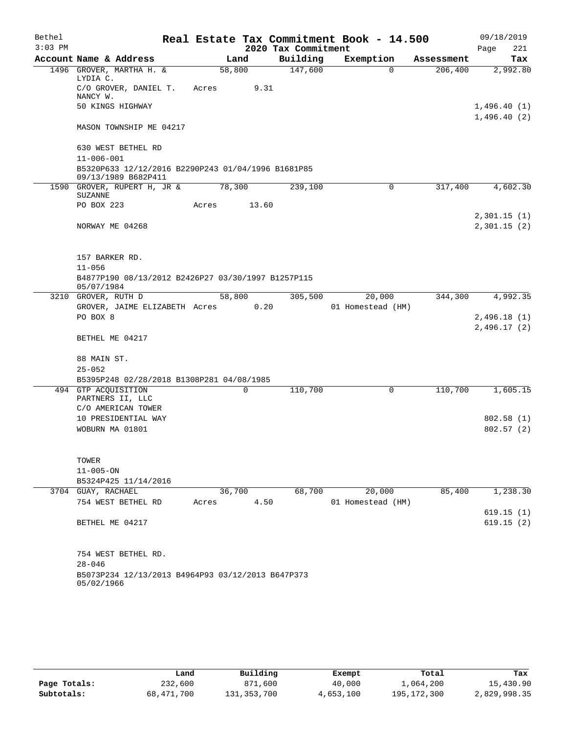# Real Estate Tax Commitment Book - 14.500

Bethel 3:03 PM — 2020 Tax Commitment — 09/18/2019

| Account Name & Address | Land | Building | Exemption | Assessment | Tax |
|---|---|---|---|---|---|
| 1496 GROVER, MARTHA H. & LYDIA C. | 58,800 | 147,600 | 0 | 206,400 | 2,992.80 |
| C/O GROVER, DANIEL T. NANCY W. | Acres 9.31 | | | | |
| 50 KINGS HIGHWAY | | | | | 1,496.40 (1) |
| | | | | | 1,496.40 (2) |
| MASON TOWNSHIP ME 04217 | | | | | |
| 630 WEST BETHEL RD | | | | | |
| 11-006-001 | | | | | |
| B5320P633 12/12/2016 B2290P243 01/04/1996 B1681P85 09/13/1989 B682P411 | | | | | |
| 1590 GROVER, RUPERT H, JR & SUZANNE | 78,300 | 239,100 | 0 | 317,400 | 4,602.30 |
| PO BOX 223 | Acres 13.60 | | | | |
| | | | | | 2,301.15 (1) |
| NORWAY ME 04268 | | | | | 2,301.15 (2) |
| 157 BARKER RD. | | | | | |
| 11-056 | | | | | |
| B4877P190 08/13/2012 B2426P27 03/30/1997 B1257P115 05/07/1984 | | | | | |
| 3210 GROVER, RUTH D | 58,800 | 305,500 | 20,000 | 344,300 | 4,992.35 |
| GROVER, JAIME ELIZABETH | Acres 0.20 | | 01 Homestead (HM) | | |
| PO BOX 8 | | | | | 2,496.18 (1) |
| | | | | | 2,496.17 (2) |
| BETHEL ME 04217 | | | | | |
| 88 MAIN ST. | | | | | |
| 25-052 | | | | | |
| B5395P248 02/28/2018 B1308P281 04/08/1985 | | | | | |
| 494 GTP ACQUISITION PARTNERS II, LLC | 0 | 110,700 | 0 | 110,700 | 1,605.15 |
| C/O AMERICAN TOWER | | | | | |
| 10 PRESIDENTIAL WAY | | | | | 802.58 (1) |
| WOBURN MA 01801 | | | | | 802.57 (2) |
| TOWER | | | | | |
| 11-005-ON | | | | | |
| B5324P425 11/14/2016 | | | | | |
| 3704 GUAY, RACHAEL | 36,700 | 68,700 | 20,000 | 85,400 | 1,238.30 |
| 754 WEST BETHEL RD | Acres 4.50 | | 01 Homestead (HM) | | |
| | | | | | 619.15 (1) |
| BETHEL ME 04217 | | | | | 619.15 (2) |
| 754 WEST BETHEL RD. | | | | | |
| 28-046 | | | | | |
| B5073P234 12/13/2013 B4964P93 03/12/2013 B647P373 05/02/1966 | | | | | |

| | Land | Building | Exempt | Total | Tax |
|---|---|---|---|---|---|
| Page Totals: | 232,600 | 871,600 | 40,000 | 1,064,200 | 15,430.90 |
| Subtotals: | 68,471,700 | 131,353,700 | 4,653,100 | 195,172,300 | 2,829,998.35 |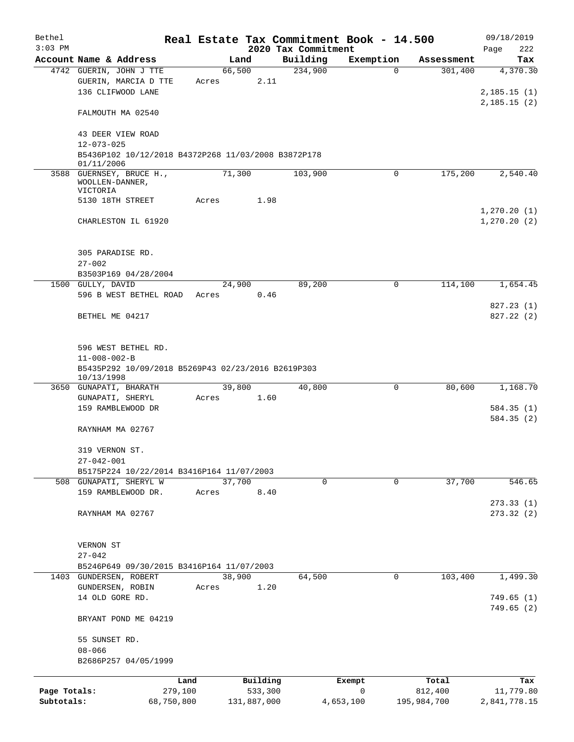Bethel 3:03 PM

# Real Estate Tax Commitment Book - 14.500

09/18/2019 Page 222

## 2020 Tax Commitment

| Account | Name & Address | Land | Building | Exemption | Assessment | Tax |
|---|---|---|---|---|---|---|
| 4742 | GUERIN, JOHN J TTE<br>GUERIN, MARCIA D TTE<br>136 CLIFWOOD LANE<br><br>FALMOUTH MA 02540<br><br>43 DEER VIEW ROAD<br>12-073-025<br>B5436P102 10/12/2018 B4372P268 11/03/2008 B3872P178 01/11/2006 | 66,500<br>Acres 2.11 | 234,900 | 0 | 301,400 | 4,370.30<br><br>2,185.15 (1)<br>2,185.15 (2) |
| 3588 | GUERNSEY, BRUCE H.,<br>WOOLLEN-DANNER, VICTORIA<br>5130 18TH STREET<br><br>CHARLESTON IL 61920<br><br>305 PARADISE RD.<br>27-002<br>B3503P169 04/28/2004 | 71,300<br>Acres 1.98 | 103,900 | 0 | 175,200 | 2,540.40<br><br>1,270.20 (1)<br>1,270.20 (2) |
| 1500 | GULLY, DAVID<br>596 B WEST BETHEL ROAD<br><br>BETHEL ME 04217<br><br>596 WEST BETHEL RD.<br>11-008-002-B<br>B5435P292 10/09/2018 B5269P43 02/23/2016 B2619P303 10/13/1998 | 24,900<br>Acres 0.46 | 89,200 | 0 | 114,100 | 1,654.45<br><br>827.23 (1)<br>827.22 (2) |
| 3650 | GUNAPATI, BHARATH<br>GUNAPATI, SHERYL<br>159 RAMBLEWOOD DR<br><br>RAYNHAM MA 02767<br><br>319 VERNON ST.<br>27-042-001<br>B5175P224 10/22/2014 B3416P164 11/07/2003 | 39,800<br>Acres 1.60 | 40,800 | 0 | 80,600 | 1,168.70<br><br>584.35 (1)<br>584.35 (2) |
| 508 | GUNAPATI, SHERYL W<br>159 RAMBLEWOOD DR.<br><br>RAYNHAM MA 02767<br><br>VERNON ST<br>27-042<br>B5246P649 09/30/2015 B3416P164 11/07/2003 | 37,700<br>Acres 8.40 | 0 | 0 | 37,700 | 546.65<br><br>273.33 (1)<br>273.32 (2) |
| 1403 | GUNDERSEN, ROBERT<br>GUNDERSEN, ROBIN<br>14 OLD GORE RD.<br><br>BRYANT POND ME 04219<br><br>55 SUNSET RD.<br>08-066<br>B2686P257 04/05/1999 | 38,900<br>Acres 1.20 | 64,500 | 0 | 103,400 | 1,499.30<br><br>749.65 (1)<br>749.65 (2) |

| | Land | Building | Exempt | Total | Tax |
|---|---|---|---|---|---|
| Page Totals: | 279,100 | 533,300 | 0 | 812,400 | 11,779.80 |
| Subtotals: | 68,750,800 | 131,887,000 | 4,653,100 | 195,984,700 | 2,841,778.15 |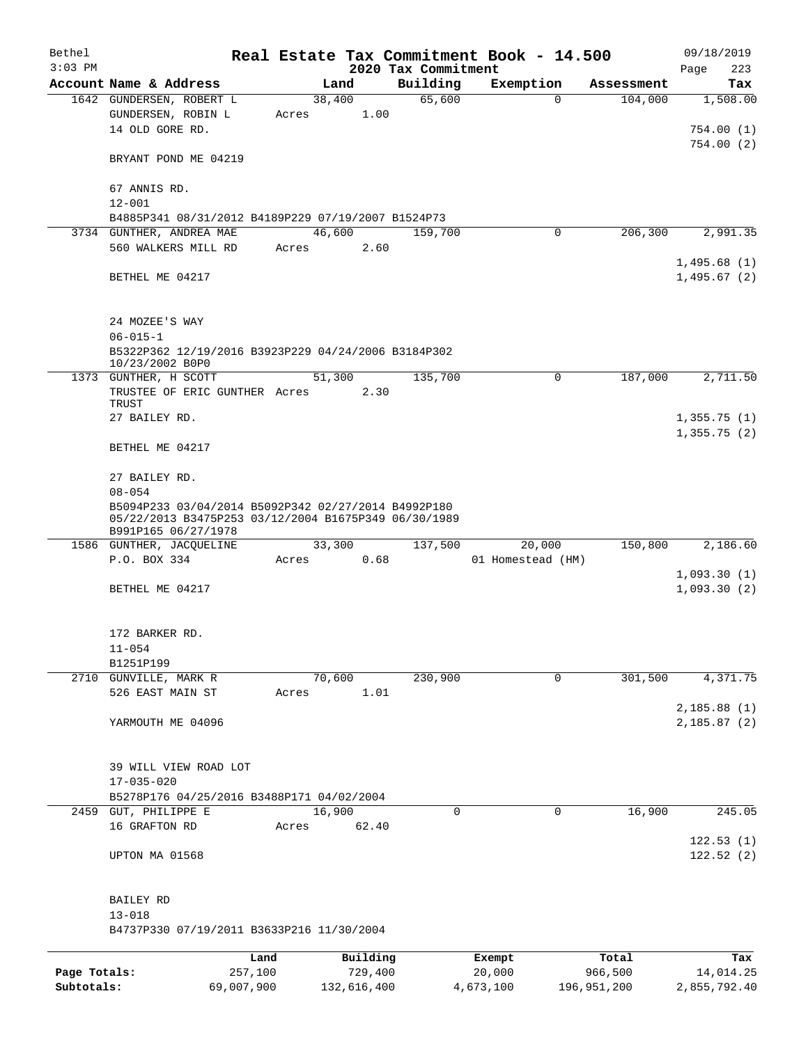Bethel 3:03 PM

# Real Estate Tax Commitment Book - 14.500

## 2020 Tax Commitment

09/18/2019

| Account Name & Address | Land | Building | Exemption | Assessment | Tax |
|---|---|---|---|---|---|
| 1642 GUNDERSEN, ROBERT L<br>GUNDERSEN, ROBIN L<br>14 OLD GORE RD.<br><br>BRYANT POND ME 04219<br><br>67 ANNIS RD.<br>12-001<br>B4885P341 08/31/2012 B4189P229 07/19/2007 B1524P73 | 38,400<br>Acres 1.00 | 65,600 | 0 | 104,000 | 1,508.00<br><br>754.00 (1)<br>754.00 (2) |
| 3734 GUNTHER, ANDREA MAE<br>560 WALKERS MILL RD<br><br>BETHEL ME 04217<br><br>24 MOZEE'S WAY<br>06-015-1<br>B5322P362 12/19/2016 B3923P229 04/24/2006 B3184P302 10/23/2002 B0P0 | 46,600<br>Acres 2.60 | 159,700 | 0 | 206,300 | 2,991.35<br><br>1,495.68 (1)<br>1,495.67 (2) |
| 1373 GUNTHER, H SCOTT<br>TRUSTEE OF ERIC GUNTHER TRUST<br>27 BAILEY RD.<br><br>BETHEL ME 04217<br><br>27 BAILEY RD.<br>08-054<br>B5094P233 03/04/2014 B5092P342 02/27/2014 B4992P180 05/22/2013 B3475P253 03/12/2004 B1675P349 06/30/1989 B991P165 06/27/1978 | 51,300<br>Acres 2.30 | 135,700 | 0 | 187,000 | 2,711.50<br><br>1,355.75 (1)<br>1,355.75 (2) |
| 1586 GUNTHER, JACQUELINE<br>P.O. BOX 334<br><br>BETHEL ME 04217<br><br>172 BARKER RD.<br>11-054<br>B1251P199 | 33,300<br>Acres 0.68 | 137,500 | 20,000<br>01 Homestead (HM) | 150,800 | 2,186.60<br><br>1,093.30 (1)<br>1,093.30 (2) |
| 2710 GUNVILLE, MARK R<br>526 EAST MAIN ST<br><br>YARMOUTH ME 04096<br><br>39 WILL VIEW ROAD LOT<br>17-035-020<br>B5278P176 04/25/2016 B3488P171 04/02/2004 | 70,600<br>Acres 1.01 | 230,900 | 0 | 301,500 | 4,371.75<br><br>2,185.88 (1)<br>2,185.87 (2) |
| 2459 GUT, PHILIPPE E<br>16 GRAFTON RD<br><br>UPTON MA 01568<br><br>BAILEY RD<br>13-018<br>B4737P330 07/19/2011 B3633P216 11/30/2004 | 16,900<br>Acres 62.40 | 0 | 0 | 16,900 | 245.05<br><br>122.53 (1)<br>122.52 (2) |

| | Land | Building | Exempt | Total | Tax |
|---|---|---|---|---|---|
| Page Totals: | 257,100 | 729,400 | 20,000 | 966,500 | 14,014.25 |
| Subtotals: | 69,007,900 | 132,616,400 | 4,673,100 | 196,951,200 | 2,855,792.40 |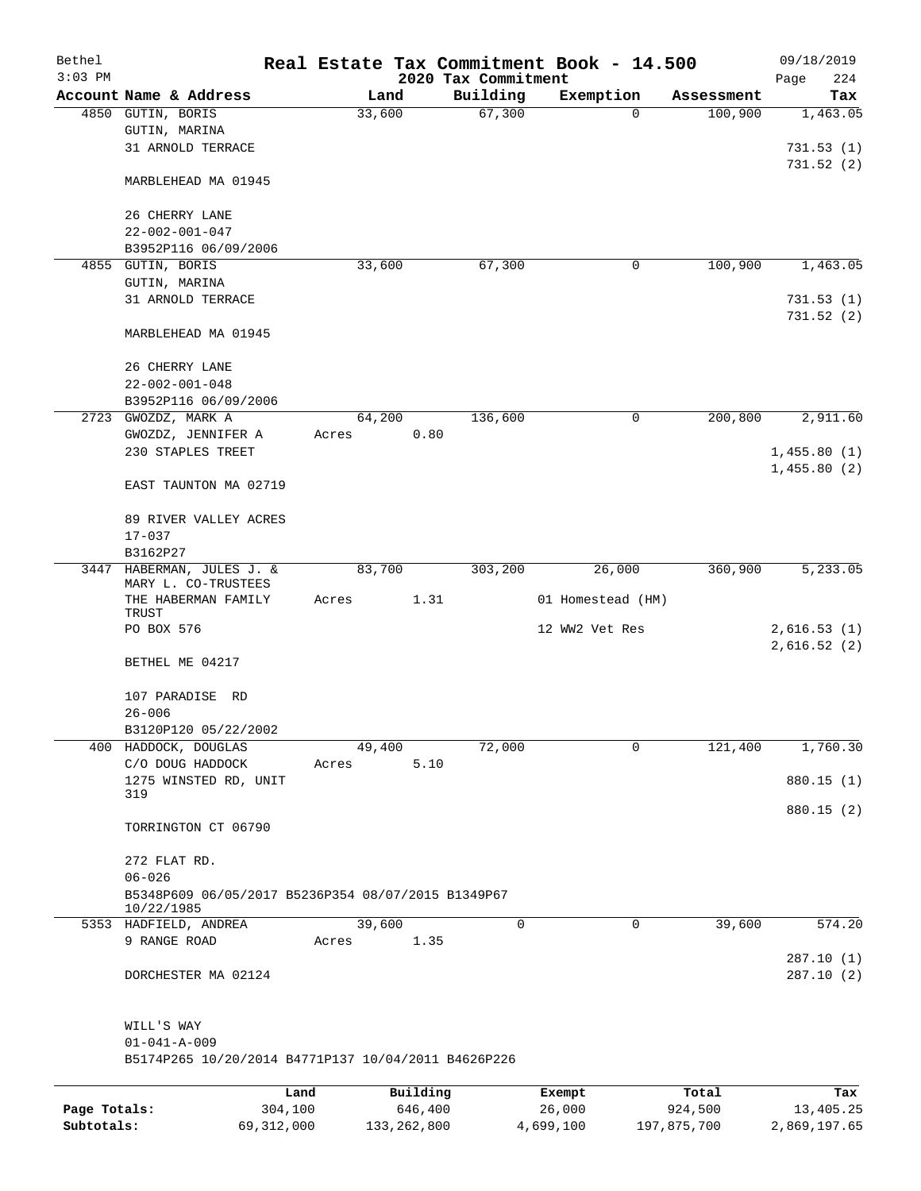# Real Estate Tax Commitment Book - 14.500

Bethel
3:03 PM

2020 Tax Commitment

09/18/2019
Page 224

| Account Name & Address | Land | Building | Exemption | Assessment | Tax |
|---|---|---|---|---|---|
| 4850 GUTIN, BORIS<br>GUTIN, MARINA<br>31 ARNOLD TERRACE<br><br>MARBLEHEAD MA 01945<br><br>26 CHERRY LANE<br>22-002-001-047<br>B3952P116 06/09/2006 | 33,600 | 67,300 | 0 | 100,900 | 1,463.05<br><br>731.53 (1)<br>731.52 (2) |
| 4855 GUTIN, BORIS<br>GUTIN, MARINA<br>31 ARNOLD TERRACE<br><br>MARBLEHEAD MA 01945<br><br>26 CHERRY LANE<br>22-002-001-048<br>B3952P116 06/09/2006 | 33,600 | 67,300 | 0 | 100,900 | 1,463.05<br><br>731.53 (1)<br>731.52 (2) |
| 2723 GWOZDZ, MARK A<br>GWOZDZ, JENNIFER A<br>230 STAPLES TREET<br><br>EAST TAUNTON MA 02719<br><br>89 RIVER VALLEY ACRES<br>17-037<br>B3162P27 | 64,200<br>Acres 0.80 | 136,600 | 0 | 200,800 | 2,911.60<br><br>1,455.80 (1)<br>1,455.80 (2) |
| 3447 HABERMAN, JULES J. &<br>MARY L. CO-TRUSTEES<br>THE HABERMAN FAMILY TRUST<br>PO BOX 576<br><br>BETHEL ME 04217<br><br>107 PARADISE RD<br>26-006<br>B3120P120 05/22/2002 | 83,700<br>Acres 1.31 | 303,200 | 26,000<br>01 Homestead (HM)<br>12 WW2 Vet Res | 360,900 | 5,233.05<br><br>2,616.53 (1)<br>2,616.52 (2) |
| 400 HADDOCK, DOUGLAS<br>C/O DOUG HADDOCK<br>1275 WINSTED RD, UNIT 319<br><br>TORRINGTON CT 06790<br><br>272 FLAT RD.<br>06-026<br>B5348P609 06/05/2017 B5236P354 08/07/2015 B1349P67 10/22/1985 | 49,400<br>Acres 5.10 | 72,000 | 0 | 121,400 | 1,760.30<br><br>880.15 (1)<br>880.15 (2) |
| 5353 HADFIELD, ANDREA<br>9 RANGE ROAD<br><br>DORCHESTER MA 02124<br><br>WILL'S WAY<br>01-041-A-009<br>B5174P265 10/20/2014 B4771P137 10/04/2011 B4626P226 | 39,600<br>Acres 1.35 | 0 | 0 | 39,600 | 574.20<br><br>287.10 (1)<br>287.10 (2) |

|  | Land | Building | Exempt | Total | Tax |
|---|---|---|---|---|---|
| Page Totals: | 304,100 | 646,400 | 26,000 | 924,500 | 13,405.25 |
| Subtotals: | 69,312,000 | 133,262,800 | 4,699,100 | 197,875,700 | 2,869,197.65 |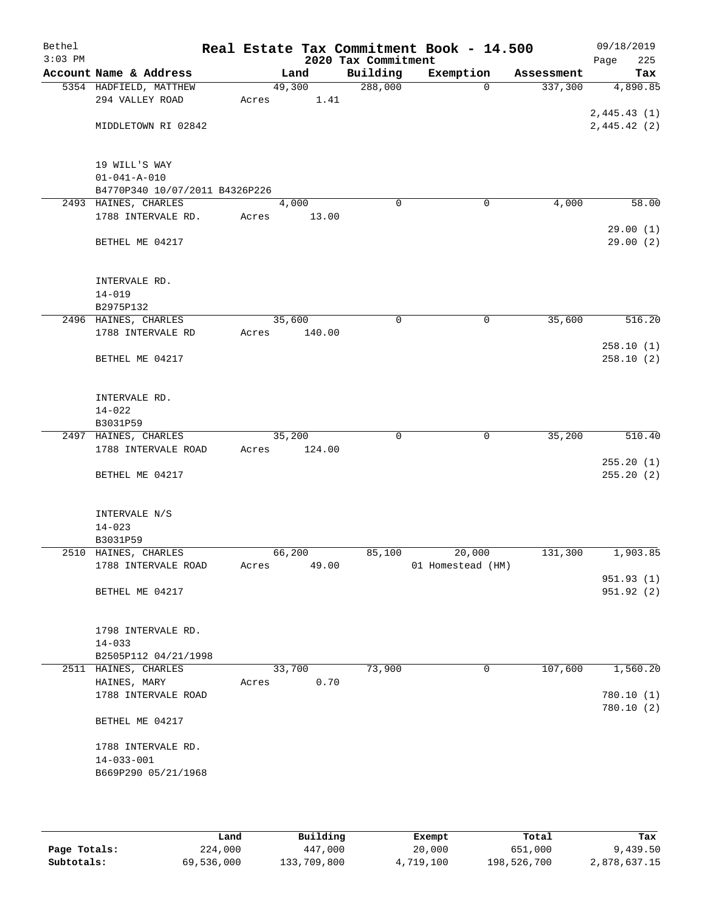Bethel | Real Estate Tax Commitment Book - 14.500 | 09/18/2019
3:03 PM | 2020 Tax Commitment | Page 225

| Account Name & Address | Land | Building | Exemption | Assessment | Tax |
|---|---|---|---|---|---|
| 5354 HADFIELD, MATTHEW | 49,300 | 288,000 | 0 | 337,300 | 4,890.85 |
| 294 VALLEY ROAD | Acres 1.41 | | | | |
| | | | | | 2,445.43 (1) |
| MIDDLETOWN RI 02842 | | | | | 2,445.42 (2) |
| 19 WILL'S WAY | | | | | |
| 01-041-A-010 | | | | | |
| B4770P340 10/07/2011 B4326P226 | | | | | |
| 2493 HAINES, CHARLES | 4,000 | 0 | 0 | 4,000 | 58.00 |
| 1788 INTERVALE RD. | Acres 13.00 | | | | |
| | | | | | 29.00 (1) |
| BETHEL ME 04217 | | | | | 29.00 (2) |
| INTERVALE RD. | | | | | |
| 14-019 | | | | | |
| B2975P132 | | | | | |
| 2496 HAINES, CHARLES | 35,600 | 0 | 0 | 35,600 | 516.20 |
| 1788 INTERVALE RD | Acres 140.00 | | | | |
| | | | | | 258.10 (1) |
| BETHEL ME 04217 | | | | | 258.10 (2) |
| INTERVALE RD. | | | | | |
| 14-022 | | | | | |
| B3031P59 | | | | | |
| 2497 HAINES, CHARLES | 35,200 | 0 | 0 | 35,200 | 510.40 |
| 1788 INTERVALE ROAD | Acres 124.00 | | | | |
| | | | | | 255.20 (1) |
| BETHEL ME 04217 | | | | | 255.20 (2) |
| INTERVALE N/S | | | | | |
| 14-023 | | | | | |
| B3031P59 | | | | | |
| 2510 HAINES, CHARLES | 66,200 | 85,100 | 20,000 | 131,300 | 1,903.85 |
| 1788 INTERVALE ROAD | Acres 49.00 | | 01 Homestead (HM) | | |
| | | | | | 951.93 (1) |
| BETHEL ME 04217 | | | | | 951.92 (2) |
| 1798 INTERVALE RD. | | | | | |
| 14-033 | | | | | |
| B2505P112 04/21/1998 | | | | | |
| 2511 HAINES, CHARLES | 33,700 | 73,900 | 0 | 107,600 | 1,560.20 |
| HAINES, MARY | Acres 0.70 | | | | |
| 1788 INTERVALE ROAD | | | | | 780.10 (1) |
| | | | | | 780.10 (2) |
| BETHEL ME 04217 | | | | | |
| 1788 INTERVALE RD. | | | | | |
| 14-033-001 | | | | | |
| B669P290 05/21/1968 | | | | | |

| | Land | Building | Exempt | Total | Tax |
|---|---|---|---|---|---|
| Page Totals: | 224,000 | 447,000 | 20,000 | 651,000 | 9,439.50 |
| Subtotals: | 69,536,000 | 133,709,800 | 4,719,100 | 198,526,700 | 2,878,637.15 |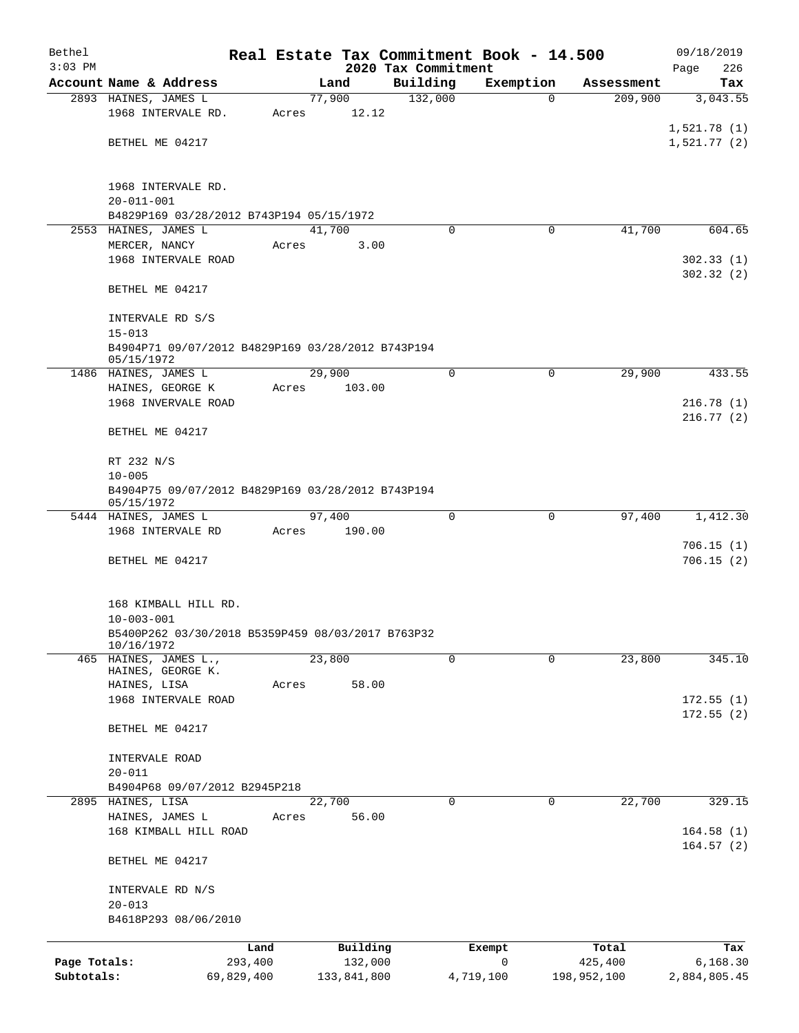Bethel 3:03 PM

# Real Estate Tax Commitment Book - 14.500

## 2020 Tax Commitment

09/18/2019 Page 226

| Account | Name & Address | Land | Building | Exemption | Assessment | Tax |
|---|---|---|---|---|---|---|
| 2893 | HAINES, JAMES L<br>1968 INTERVALE RD.<br><br>BETHEL ME 04217<br><br>1968 INTERVALE RD.<br>20-011-001<br>B4829P169 03/28/2012 B743P194 05/15/1972 | 77,900<br>Acres 12.12 | 132,000 | 0 | 209,900 | 3,043.55<br><br>1,521.78 (1)<br>1,521.77 (2) |
| 2553 | HAINES, JAMES L<br>MERCER, NANCY<br>1968 INTERVALE ROAD<br><br>BETHEL ME 04217<br><br>INTERVALE RD S/S<br>15-013<br>B4904P71 09/07/2012 B4829P169 03/28/2012 B743P194 05/15/1972 | 41,700<br>Acres 3.00 | 0 | 0 | 41,700 | 604.65<br><br>302.33 (1)<br>302.32 (2) |
| 1486 | HAINES, JAMES L<br>HAINES, GEORGE K<br>1968 INVERVALE ROAD<br><br>BETHEL ME 04217<br><br>RT 232 N/S<br>10-005<br>B4904P75 09/07/2012 B4829P169 03/28/2012 B743P194 05/15/1972 | 29,900<br>Acres 103.00 | 0 | 0 | 29,900 | 433.55<br><br>216.78 (1)<br>216.77 (2) |
| 5444 | HAINES, JAMES L<br>1968 INTERVALE RD<br><br>BETHEL ME 04217<br><br>168 KIMBALL HILL RD.<br>10-003-001<br>B5400P262 03/30/2018 B5359P459 08/03/2017 B763P32 10/16/1972 | 97,400<br>Acres 190.00 | 0 | 0 | 97,400 | 1,412.30<br><br>706.15 (1)<br>706.15 (2) |
| 465 | HAINES, JAMES L.,<br>HAINES, GEORGE K.<br>HAINES, LISA<br>1968 INTERVALE ROAD<br><br>BETHEL ME 04217<br><br>INTERVALE ROAD<br>20-011<br>B4904P68 09/07/2012 B2945P218 | 23,800<br>Acres 58.00 | 0 | 0 | 23,800 | 345.10<br><br>172.55 (1)<br>172.55 (2) |
| 2895 | HAINES, LISA<br>HAINES, JAMES L<br>168 KIMBALL HILL ROAD<br><br>BETHEL ME 04217<br><br>INTERVALE RD N/S<br>20-013<br>B4618P293 08/06/2010 | 22,700<br>Acres 56.00 | 0 | 0 | 22,700 | 329.15<br><br>164.58 (1)<br>164.57 (2) |

| | Land | Building | Exempt | Total | Tax |
|---|---|---|---|---|---|
| Page Totals: | 293,400 | 132,000 | 0 | 425,400 | 6,168.30 |
| Subtotals: | 69,829,400 | 133,841,800 | 4,719,100 | 198,952,100 | 2,884,805.45 |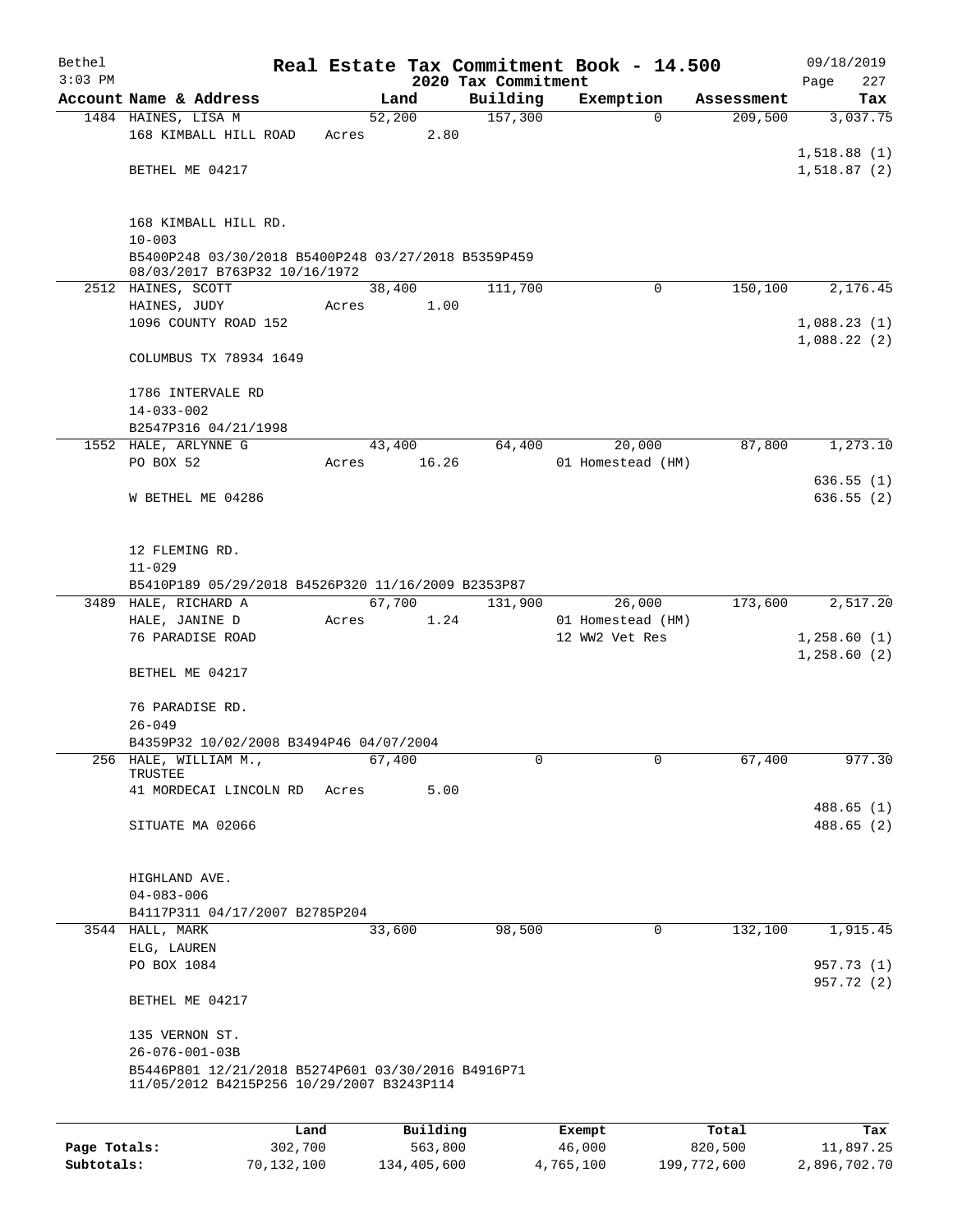Bethel 3:03 PM

# Real Estate Tax Commitment Book - 14.500

2020 Tax Commitment

09/18/2019 Page 227

| Account Name & Address | Land | Building | Exemption | Assessment | Tax |
|---|---|---|---|---|---|
| 1484 HAINES, LISA M | 52,200 | 157,300 | 0 | 209,500 | 3,037.75 |
| 168 KIMBALL HILL ROAD | Acres 2.80 | | | | |
| | | | | | 1,518.88 (1) |
| BETHEL ME 04217 | | | | | 1,518.87 (2) |
| 168 KIMBALL HILL RD. | | | | | |
| 10-003 | | | | | |
| B5400P248 03/30/2018 B5400P248 03/27/2018 B5359P459 08/03/2017 B763P32 10/16/1972 | | | | | |
| 2512 HAINES, SCOTT | 38,400 | 111,700 | 0 | 150,100 | 2,176.45 |
| HAINES, JUDY | Acres 1.00 | | | | |
| 1096 COUNTY ROAD 152 | | | | | 1,088.23 (1) |
| | | | | | 1,088.22 (2) |
| COLUMBUS TX 78934 1649 | | | | | |
| 1786 INTERVALE RD | | | | | |
| 14-033-002 | | | | | |
| B2547P316 04/21/1998 | | | | | |
| 1552 HALE, ARLYNNE G | 43,400 | 64,400 | 20,000 | 87,800 | 1,273.10 |
| PO BOX 52 | Acres 16.26 | | 01 Homestead (HM) | | |
| | | | | | 636.55 (1) |
| W BETHEL ME 04286 | | | | | 636.55 (2) |
| 12 FLEMING RD. | | | | | |
| 11-029 | | | | | |
| B5410P189 05/29/2018 B4526P320 11/16/2009 B2353P87 | | | | | |
| 3489 HALE, RICHARD A | 67,700 | 131,900 | 26,000 | 173,600 | 2,517.20 |
| HALE, JANINE D | Acres 1.24 | | 01 Homestead (HM) | | |
| 76 PARADISE ROAD | | | 12 WW2 Vet Res | | 1,258.60 (1) |
| | | | | | 1,258.60 (2) |
| BETHEL ME 04217 | | | | | |
| 76 PARADISE RD. | | | | | |
| 26-049 | | | | | |
| B4359P32 10/02/2008 B3494P46 04/07/2004 | | | | | |
| 256 HALE, WILLIAM M., TRUSTEE | 67,400 | 0 | 0 | 67,400 | 977.30 |
| 41 MORDECAI LINCOLN RD | Acres 5.00 | | | | |
| | | | | | 488.65 (1) |
| SITUATE MA 02066 | | | | | 488.65 (2) |
| HIGHLAND AVE. | | | | | |
| 04-083-006 | | | | | |
| B4117P311 04/17/2007 B2785P204 | | | | | |
| 3544 HALL, MARK | 33,600 | 98,500 | 0 | 132,100 | 1,915.45 |
| ELG, LAUREN | | | | | |
| PO BOX 1084 | | | | | 957.73 (1) |
| | | | | | 957.72 (2) |
| BETHEL ME 04217 | | | | | |
| 135 VERNON ST. | | | | | |
| 26-076-001-03B | | | | | |
| B5446P801 12/21/2018 B5274P601 03/30/2016 B4916P71 11/05/2012 B4215P256 10/29/2007 B3243P114 | | | | | |

| | Land | Building | Exempt | Total | Tax |
|---|---|---|---|---|---|
| Page Totals: | 302,700 | 563,800 | 46,000 | 820,500 | 11,897.25 |
| Subtotals: | 70,132,100 | 134,405,600 | 4,765,100 | 199,772,600 | 2,896,702.70 |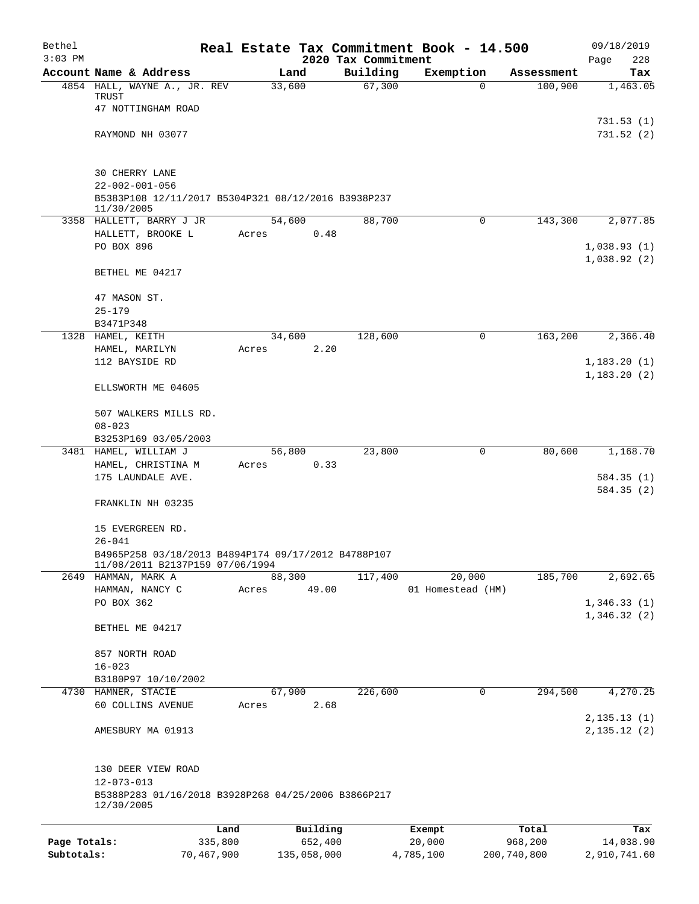Bethel 3:03 PM

# Real Estate Tax Commitment Book - 14.500

2020 Tax Commitment

09/18/2019 Page 228

| Account Name & Address | Land | Building | Exemption | Assessment | Tax |
|---|---|---|---|---|---|
| 4854 HALL, WAYNE A., JR. REV TRUST<br>47 NOTTINGHAM ROAD<br><br>RAYMOND NH 03077<br><br>30 CHERRY LANE<br>22-002-001-056<br>B5383P108 12/11/2017 B5304P321 08/12/2016 B3938P237 11/30/2005 | 33,600 | 67,300 | 0 | 100,900 | 1,463.05<br><br>731.53 (1)<br>731.52 (2) |
| 3358 HALLETT, BARRY J JR<br>HALLETT, BROOKE L<br>PO BOX 896<br><br>BETHEL ME 04217<br><br>47 MASON ST.<br>25-179<br>B3471P348 | 54,600<br>Acres 0.48 | 88,700 | 0 | 143,300 | 2,077.85<br><br>1,038.93 (1)<br>1,038.92 (2) |
| 1328 HAMEL, KEITH<br>HAMEL, MARILYN<br>112 BAYSIDE RD<br><br>ELLSWORTH ME 04605<br><br>507 WALKERS MILLS RD.<br>08-023<br>B3253P169 03/05/2003 | 34,600<br>Acres 2.20 | 128,600 | 0 | 163,200 | 2,366.40<br><br>1,183.20 (1)<br>1,183.20 (2) |
| 3481 HAMEL, WILLIAM J<br>HAMEL, CHRISTINA M<br>175 LAUNDALE AVE.<br><br>FRANKLIN NH 03235<br><br>15 EVERGREEN RD.<br>26-041<br>B4965P258 03/18/2013 B4894P174 09/17/2012 B4788P107 11/08/2011 B2137P159 07/06/1994 | 56,800<br>Acres 0.33 | 23,800 | 0 | 80,600 | 1,168.70<br><br>584.35 (1)<br>584.35 (2) |
| 2649 HAMMAN, MARK A<br>HAMMAN, NANCY C<br>PO BOX 362<br><br>BETHEL ME 04217<br><br>857 NORTH ROAD<br>16-023<br>B3180P97 10/10/2002 | 88,300<br>Acres 49.00 | 117,400 | 20,000<br>01 Homestead (HM) | 185,700 | 2,692.65<br><br>1,346.33 (1)<br>1,346.32 (2) |
| 4730 HAMNER, STACIE<br>60 COLLINS AVENUE<br><br>AMESBURY MA 01913<br><br>130 DEER VIEW ROAD<br>12-073-013<br>B5388P283 01/16/2018 B3928P268 04/25/2006 B3866P217 12/30/2005 | 67,900<br>Acres 2.68 | 226,600 | 0 | 294,500 | 4,270.25<br><br>2,135.13 (1)<br>2,135.12 (2) |

| | Land | Building | Exempt | Total | Tax |
|---|---|---|---|---|---|
| Page Totals: | 335,800 | 652,400 | 20,000 | 968,200 | 14,038.90 |
| Subtotals: | 70,467,900 | 135,058,000 | 4,785,100 | 200,740,800 | 2,910,741.60 |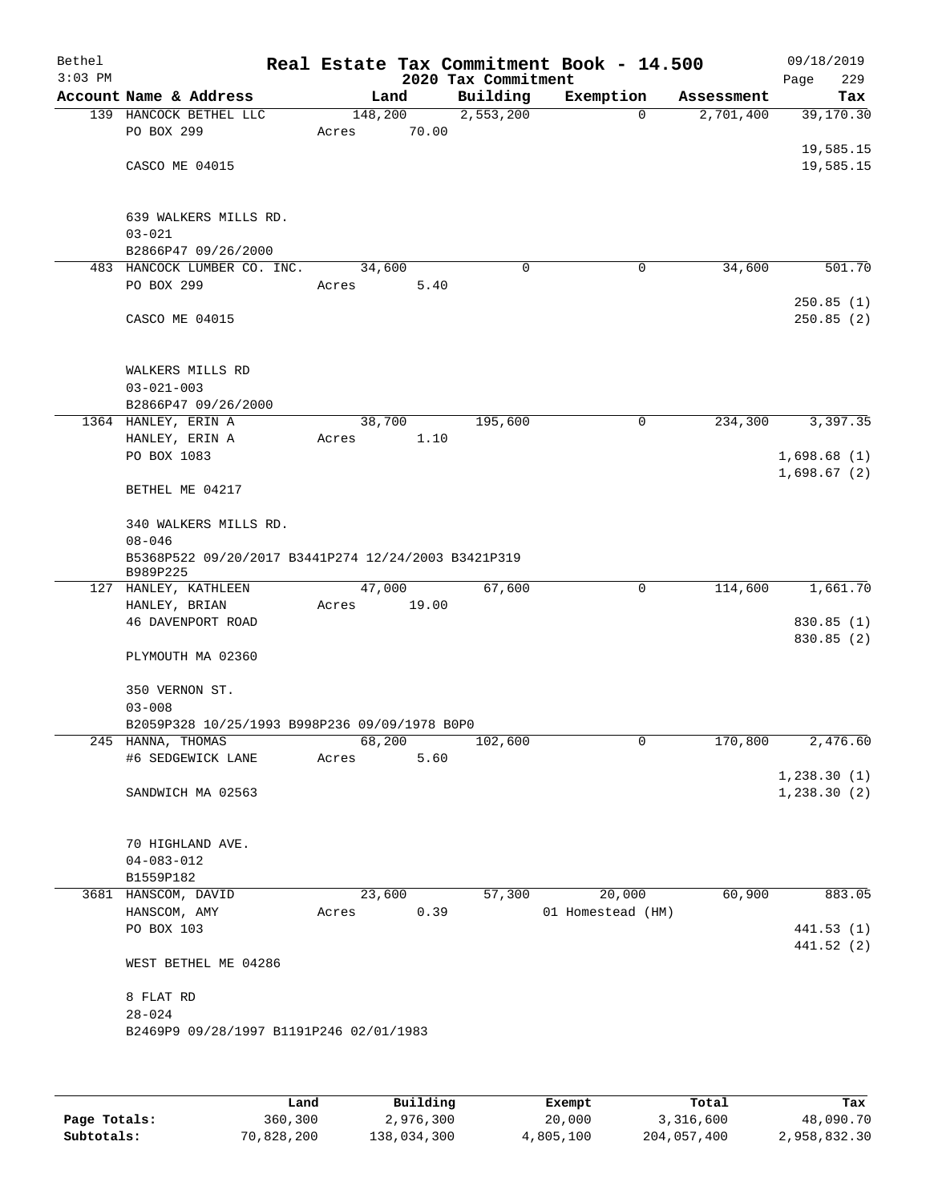Bethel 3:03 PM

# Real Estate Tax Commitment Book - 14.500

## 2020 Tax Commitment

09/18/2019 Page 229

| Account Name & Address | Land | Building | Exemption | Assessment | Tax |
|---|---|---|---|---|---|
| 139 HANCOCK BETHEL LLC | 148,200 | 2,553,200 | 0 | 2,701,400 | 39,170.30 |
| PO BOX 299 | Acres 70.00 | | | | |
| | | | | | 19,585.15 |
| CASCO ME 04015 | | | | | 19,585.15 |
| 639 WALKERS MILLS RD. | | | | | |
| 03-021 | | | | | |
| B2866P47 09/26/2000 | | | | | |
| 483 HANCOCK LUMBER CO. INC. | 34,600 | 0 | 0 | 34,600 | 501.70 |
| PO BOX 299 | Acres 5.40 | | | | |
| | | | | | 250.85 (1) |
| CASCO ME 04015 | | | | | 250.85 (2) |
| WALKERS MILLS RD | | | | | |
| 03-021-003 | | | | | |
| B2866P47 09/26/2000 | | | | | |
| 1364 HANLEY, ERIN A | 38,700 | 195,600 | 0 | 234,300 | 3,397.35 |
| HANLEY, ERIN A | Acres 1.10 | | | | |
| PO BOX 1083 | | | | | 1,698.68 (1) |
| | | | | | 1,698.67 (2) |
| BETHEL ME 04217 | | | | | |
| 340 WALKERS MILLS RD. | | | | | |
| 08-046 | | | | | |
| B5368P522 09/20/2017 B3441P274 12/24/2003 B3421P319 B989P225 | | | | | |
| 127 HANLEY, KATHLEEN | 47,000 | 67,600 | 0 | 114,600 | 1,661.70 |
| HANLEY, BRIAN | Acres 19.00 | | | | |
| 46 DAVENPORT ROAD | | | | | 830.85 (1) |
| | | | | | 830.85 (2) |
| PLYMOUTH MA 02360 | | | | | |
| 350 VERNON ST. | | | | | |
| 03-008 | | | | | |
| B2059P328 10/25/1993 B998P236 09/09/1978 B0P0 | | | | | |
| 245 HANNA, THOMAS | 68,200 | 102,600 | 0 | 170,800 | 2,476.60 |
| #6 SEDGEWICK LANE | Acres 5.60 | | | | |
| | | | | | 1,238.30 (1) |
| SANDWICH MA 02563 | | | | | 1,238.30 (2) |
| 70 HIGHLAND AVE. | | | | | |
| 04-083-012 | | | | | |
| B1559P182 | | | | | |
| 3681 HANSCOM, DAVID | 23,600 | 57,300 | 20,000 | 60,900 | 883.05 |
| HANSCOM, AMY | Acres 0.39 | | 01 Homestead (HM) | | |
| PO BOX 103 | | | | | 441.53 (1) |
| | | | | | 441.52 (2) |
| WEST BETHEL ME 04286 | | | | | |
| 8 FLAT RD | | | | | |
| 28-024 | | | | | |
| B2469P9 09/28/1997 B1191P246 02/01/1983 | | | | | |

| | Land | Building | Exempt | Total | Tax |
|---|---|---|---|---|---|
| Page Totals: | 360,300 | 2,976,300 | 20,000 | 3,316,600 | 48,090.70 |
| Subtotals: | 70,828,200 | 138,034,300 | 4,805,100 | 204,057,400 | 2,958,832.30 |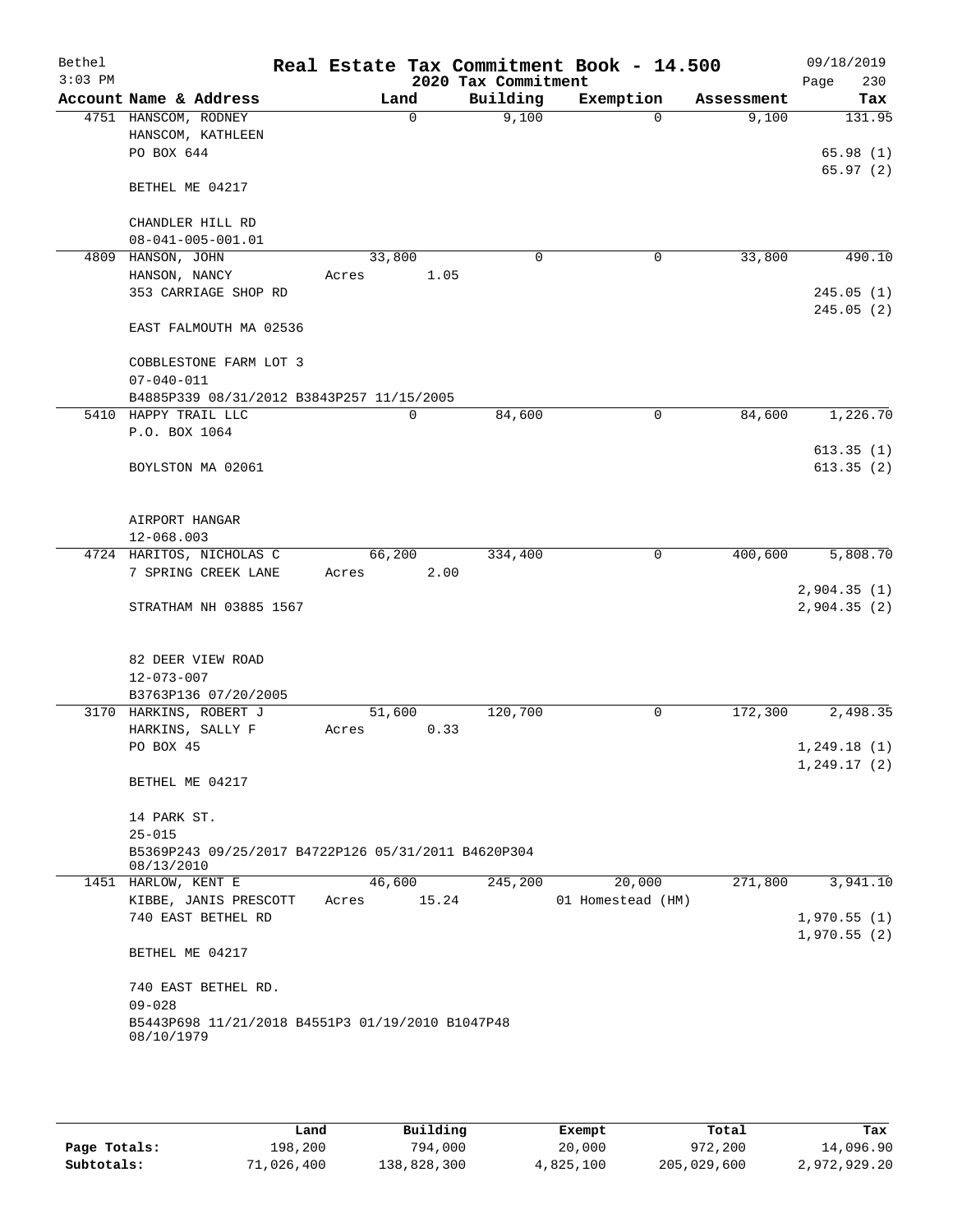Bethel 3:03 PM

# Real Estate Tax Commitment Book - 14.500

2020 Tax Commitment

09/18/2019 Page 230

| Account | Name & Address | Land | Building | Exemption | Assessment | Tax |
|---|---|---|---|---|---|---|
| 4751 | HANSCOM, RODNEY<br>HANSCOM, KATHLEEN<br>PO BOX 644<br><br>BETHEL ME 04217<br><br>CHANDLER HILL RD<br>08-041-005-001.01 | 0 | 9,100 | 0 | 9,100 | 131.95<br><br>65.98 (1)<br>65.97 (2) |
| 4809 | HANSON, JOHN<br>HANSON, NANCY<br>353 CARRIAGE SHOP RD<br><br>EAST FALMOUTH MA 02536<br><br>COBBLESTONE FARM LOT 3<br>07-040-011<br>B4885P339 08/31/2012 B3843P257 11/15/2005 | 33,800<br>Acres 1.05 | 0 | 0 | 33,800 | 490.10<br><br>245.05 (1)<br>245.05 (2) |
| 5410 | HAPPY TRAIL LLC<br>P.O. BOX 1064<br><br>BOYLSTON MA 02061<br><br>AIRPORT HANGAR<br>12-068.003 | 0 | 84,600 | 0 | 84,600 | 1,226.70<br><br>613.35 (1)<br>613.35 (2) |
| 4724 | HARITOS, NICHOLAS C<br>7 SPRING CREEK LANE<br><br>STRATHAM NH 03885 1567<br><br>82 DEER VIEW ROAD<br>12-073-007<br>B3763P136 07/20/2005 | 66,200<br>Acres 2.00 | 334,400 | 0 | 400,600 | 5,808.70<br><br>2,904.35 (1)<br>2,904.35 (2) |
| 3170 | HARKINS, ROBERT J<br>HARKINS, SALLY F<br>PO BOX 45<br><br>BETHEL ME 04217<br><br>14 PARK ST.<br>25-015<br>B5369P243 09/25/2017 B4722P126 05/31/2011 B4620P304 08/13/2010 | 51,600<br>Acres 0.33 | 120,700 | 0 | 172,300 | 2,498.35<br><br>1,249.18 (1)<br>1,249.17 (2) |
| 1451 | HARLOW, KENT E<br>KIBBE, JANIS PRESCOTT<br>740 EAST BETHEL RD<br><br>BETHEL ME 04217<br><br>740 EAST BETHEL RD.<br>09-028<br>B5443P698 11/21/2018 B4551P3 01/19/2010 B1047P48 08/10/1979 | 46,600<br>Acres 15.24 | 245,200 | 20,000<br>01 Homestead (HM) | 271,800 | 3,941.10<br><br>1,970.55 (1)<br>1,970.55 (2) |

| | Land | Building | Exempt | Total | Tax |
|---|---|---|---|---|---|
| Page Totals: | 198,200 | 794,000 | 20,000 | 972,200 | 14,096.90 |
| Subtotals: | 71,026,400 | 138,828,300 | 4,825,100 | 205,029,600 | 2,972,929.20 |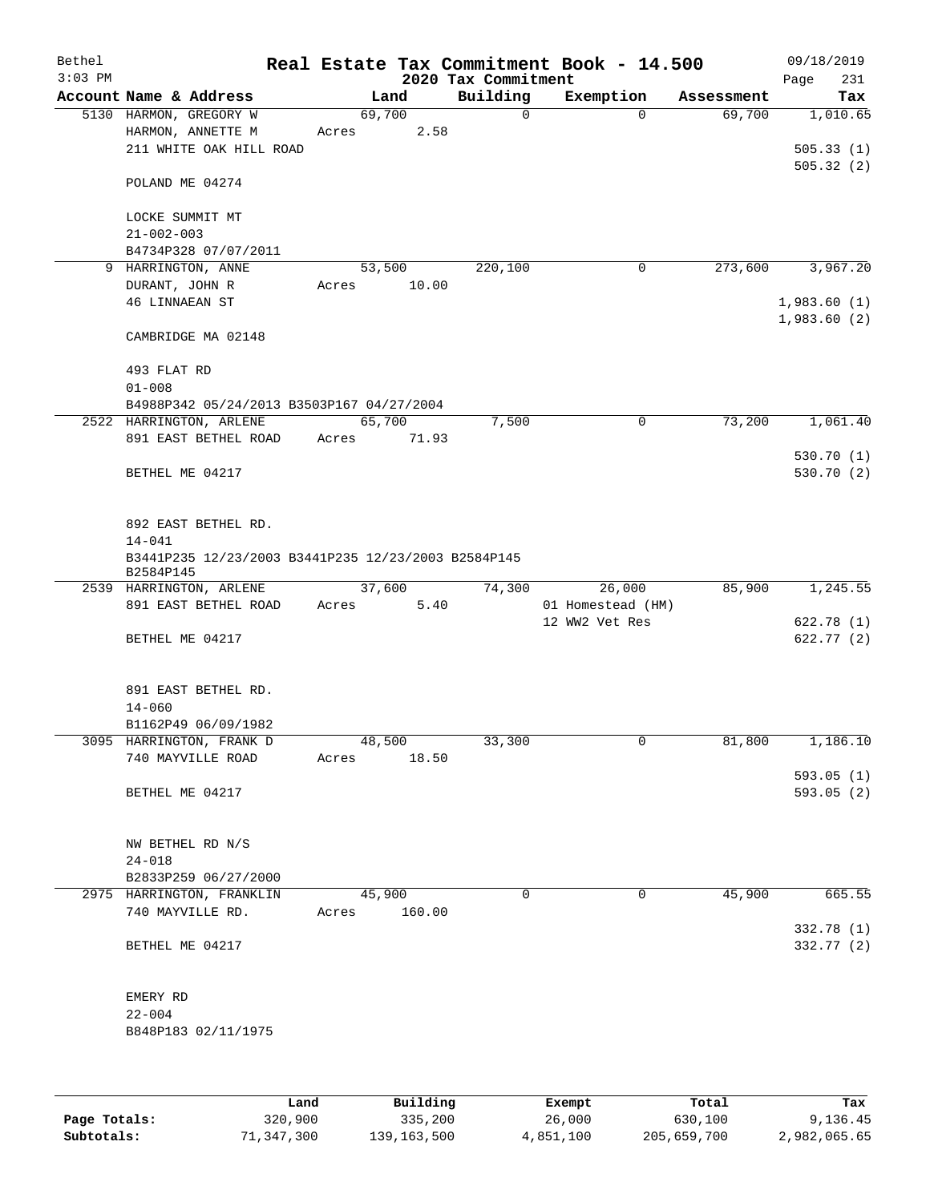# Real Estate Tax Commitment Book - 14.500

Bethel
3:03 PM

2020 Tax Commitment

09/18/2019

| Account Name & Address | Land | Building | Exemption | Assessment | Tax |
|---|---|---|---|---|---|
| 5130 HARMON, GREGORY W | 69,700 | 0 | 0 | 69,700 | 1,010.65 |
| HARMON, ANNETTE M | Acres 2.58 | | | | |
| 211 WHITE OAK HILL ROAD | | | | | 505.33 (1) |
| | | | | | 505.32 (2) |
| POLAND ME 04274 | | | | | |
| LOCKE SUMMIT MT | | | | | |
| 21-002-003 | | | | | |
| B4734P328 07/07/2011 | | | | | |
| 9 HARRINGTON, ANNE | 53,500 | 220,100 | 0 | 273,600 | 3,967.20 |
| DURANT, JOHN R | Acres 10.00 | | | | |
| 46 LINNAEAN ST | | | | | 1,983.60 (1) |
| | | | | | 1,983.60 (2) |
| CAMBRIDGE MA 02148 | | | | | |
| 493 FLAT RD | | | | | |
| 01-008 | | | | | |
| B4988P342 05/24/2013 B3503P167 04/27/2004 | | | | | |
| 2522 HARRINGTON, ARLENE | 65,700 | 7,500 | 0 | 73,200 | 1,061.40 |
| 891 EAST BETHEL ROAD | Acres 71.93 | | | | |
| | | | | | 530.70 (1) |
| BETHEL ME 04217 | | | | | 530.70 (2) |
| 892 EAST BETHEL RD. | | | | | |
| 14-041 | | | | | |
| B3441P235 12/23/2003 B3441P235 12/23/2003 B2584P145 B2584P145 | | | | | |
| 2539 HARRINGTON, ARLENE | 37,600 | 74,300 | 26,000 | 85,900 | 1,245.55 |
| 891 EAST BETHEL ROAD | Acres 5.40 | | 01 Homestead (HM) | | |
| | | | 12 WW2 Vet Res | | 622.78 (1) |
| BETHEL ME 04217 | | | | | 622.77 (2) |
| 891 EAST BETHEL RD. | | | | | |
| 14-060 | | | | | |
| B1162P49 06/09/1982 | | | | | |
| 3095 HARRINGTON, FRANK D | 48,500 | 33,300 | 0 | 81,800 | 1,186.10 |
| 740 MAYVILLE ROAD | Acres 18.50 | | | | |
| | | | | | 593.05 (1) |
| BETHEL ME 04217 | | | | | 593.05 (2) |
| NW BETHEL RD N/S | | | | | |
| 24-018 | | | | | |
| B2833P259 06/27/2000 | | | | | |
| 2975 HARRINGTON, FRANKLIN | 45,900 | 0 | 0 | 45,900 | 665.55 |
| 740 MAYVILLE RD. | Acres 160.00 | | | | |
| | | | | | 332.78 (1) |
| BETHEL ME 04217 | | | | | 332.77 (2) |
| EMERY RD | | | | | |
| 22-004 | | | | | |
| B848P183 02/11/1975 | | | | | |

| | Land | Building | Exempt | Total | Tax |
|---|---|---|---|---|---|
| Page Totals: | 320,900 | 335,200 | 26,000 | 630,100 | 9,136.45 |
| Subtotals: | 71,347,300 | 139,163,500 | 4,851,100 | 205,659,700 | 2,982,065.65 |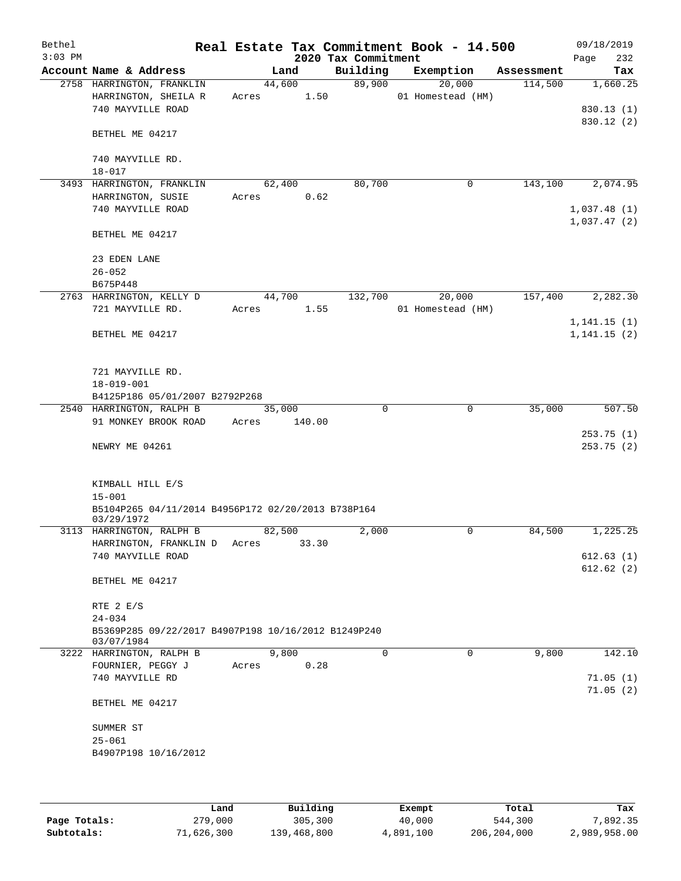Bethel 3:03 PM

# Real Estate Tax Commitment Book - 14.500

## 2020 Tax Commitment

09/18/2019 Page 232

| Account | Name & Address | Land | Building | Exemption | Assessment | Tax |
|---|---|---|---|---|---|---|
| 2758 | HARRINGTON, FRANKLIN<br>HARRINGTON, SHEILA R<br>740 MAYVILLE ROAD<br><br>BETHEL ME 04217<br><br>740 MAYVILLE RD.<br>18-017 | 44,600<br>Acres 1.50 | 89,900 | 20,000<br>01 Homestead (HM) | 114,500 | 1,660.25<br><br>830.13 (1)<br>830.12 (2) |
| 3493 | HARRINGTON, FRANKLIN<br>HARRINGTON, SUSIE<br>740 MAYVILLE ROAD<br><br>BETHEL ME 04217<br><br>23 EDEN LANE<br>26-052<br>B675P448 | 62,400<br>Acres 0.62 | 80,700 | 0 | 143,100 | 2,074.95<br><br>1,037.48 (1)<br>1,037.47 (2) |
| 2763 | HARRINGTON, KELLY D<br>721 MAYVILLE RD.<br><br>BETHEL ME 04217<br><br>721 MAYVILLE RD.<br>18-019-001<br>B4125P186 05/01/2007 B2792P268 | 44,700<br>Acres 1.55 | 132,700 | 20,000<br>01 Homestead (HM) | 157,400 | 2,282.30<br><br>1,141.15 (1)<br>1,141.15 (2) |
| 2540 | HARRINGTON, RALPH B<br>91 MONKEY BROOK ROAD<br><br>NEWRY ME 04261<br><br>KIMBALL HILL E/S<br>15-001<br>B5104P265 04/11/2014 B4956P172 02/20/2013 B738P164 03/29/1972 | 35,000<br>Acres 140.00 | 0 | 0 | 35,000 | 507.50<br><br>253.75 (1)<br>253.75 (2) |
| 3113 | HARRINGTON, RALPH B<br>HARRINGTON, FRANKLIN D<br>740 MAYVILLE ROAD<br><br>BETHEL ME 04217<br><br>RTE 2 E/S<br>24-034<br>B5369P285 09/22/2017 B4907P198 10/16/2012 B1249P240 03/07/1984 | 82,500<br>Acres 33.30 | 2,000 | 0 | 84,500 | 1,225.25<br><br>612.63 (1)<br>612.62 (2) |
| 3222 | HARRINGTON, RALPH B<br>FOURNIER, PEGGY J<br>740 MAYVILLE RD<br><br>BETHEL ME 04217<br><br>SUMMER ST<br>25-061<br>B4907P198 10/16/2012 | 9,800<br>Acres 0.28 | 0 | 0 | 9,800 | 142.10<br><br>71.05 (1)<br>71.05 (2) |

| | Land | Building | Exempt | Total | Tax |
|---|---|---|---|---|---|
| Page Totals: | 279,000 | 305,300 | 40,000 | 544,300 | 7,892.35 |
| Subtotals: | 71,626,300 | 139,468,800 | 4,891,100 | 206,204,000 | 2,989,958.00 |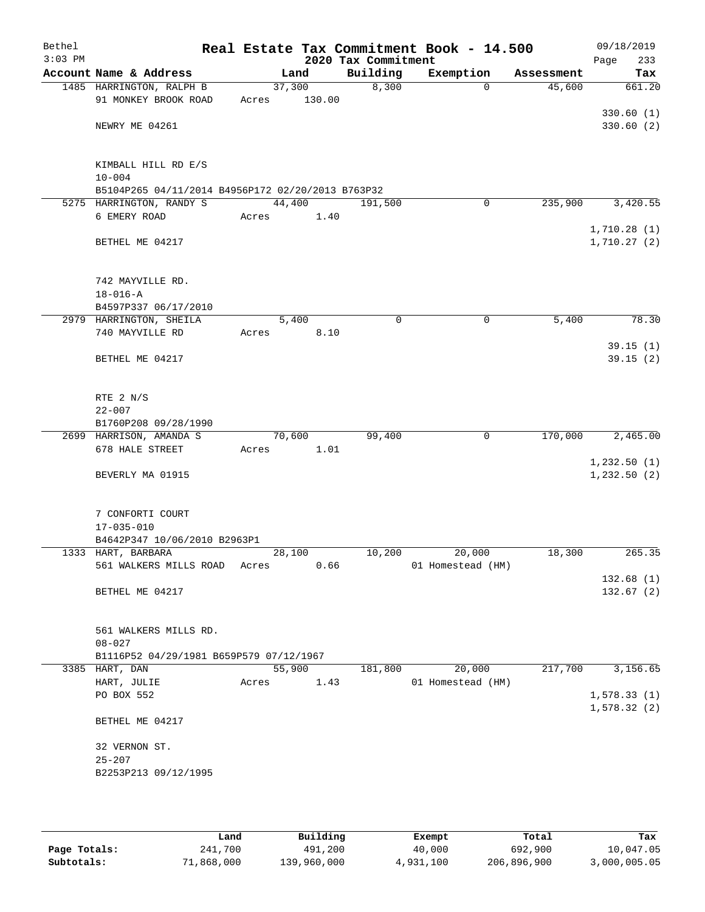Bethel 3:03 PM

# Real Estate Tax Commitment Book - 14.500

## 2020 Tax Commitment

09/18/2019 Page 233

| Account Name & Address | Land | Building | Exemption | Assessment | Tax |
|---|---|---|---|---|---|
| 1485 HARRINGTON, RALPH B | 37,300 | 8,300 | 0 | 45,600 | 661.20 |
| 91 MONKEY BROOK ROAD | Acres 130.00 | | | | |
| | | | | | 330.60 (1) |
| NEWRY ME 04261 | | | | | 330.60 (2) |
| KIMBALL HILL RD E/S | | | | | |
| 10-004 | | | | | |
| B5104P265 04/11/2014 B4956P172 02/20/2013 B763P32 | | | | | |
| 5275 HARRINGTON, RANDY S | 44,400 | 191,500 | 0 | 235,900 | 3,420.55 |
| 6 EMERY ROAD | Acres 1.40 | | | | |
| | | | | | 1,710.28 (1) |
| BETHEL ME 04217 | | | | | 1,710.27 (2) |
| 742 MAYVILLE RD. | | | | | |
| 18-016-A | | | | | |
| B4597P337 06/17/2010 | | | | | |
| 2979 HARRINGTON, SHEILA | 5,400 | 0 | 0 | 5,400 | 78.30 |
| 740 MAYVILLE RD | Acres 8.10 | | | | |
| | | | | | 39.15 (1) |
| BETHEL ME 04217 | | | | | 39.15 (2) |
| RTE 2 N/S | | | | | |
| 22-007 | | | | | |
| B1760P208 09/28/1990 | | | | | |
| 2699 HARRISON, AMANDA S | 70,600 | 99,400 | 0 | 170,000 | 2,465.00 |
| 678 HALE STREET | Acres 1.01 | | | | |
| | | | | | 1,232.50 (1) |
| BEVERLY MA 01915 | | | | | 1,232.50 (2) |
| 7 CONFORTI COURT | | | | | |
| 17-035-010 | | | | | |
| B4642P347 10/06/2010 B2963P1 | | | | | |
| 1333 HART, BARBARA | 28,100 | 10,200 | 20,000 | 18,300 | 265.35 |
| 561 WALKERS MILLS ROAD | Acres 0.66 | | 01 Homestead (HM) | | |
| | | | | | 132.68 (1) |
| BETHEL ME 04217 | | | | | 132.67 (2) |
| 561 WALKERS MILLS RD. | | | | | |
| 08-027 | | | | | |
| B1116P52 04/29/1981 B659P579 07/12/1967 | | | | | |
| 3385 HART, DAN | 55,900 | 181,800 | 20,000 | 217,700 | 3,156.65 |
| HART, JULIE | Acres 1.43 | | 01 Homestead (HM) | | |
| PO BOX 552 | | | | | 1,578.33 (1) |
| | | | | | 1,578.32 (2) |
| BETHEL ME 04217 | | | | | |
| 32 VERNON ST. | | | | | |
| 25-207 | | | | | |
| B2253P213 09/12/1995 | | | | | |

| | Land | Building | Exempt | Total | Tax |
|---|---|---|---|---|---|
| Page Totals: | 241,700 | 491,200 | 40,000 | 692,900 | 10,047.05 |
| Subtotals: | 71,868,000 | 139,960,000 | 4,931,100 | 206,896,900 | 3,000,005.05 |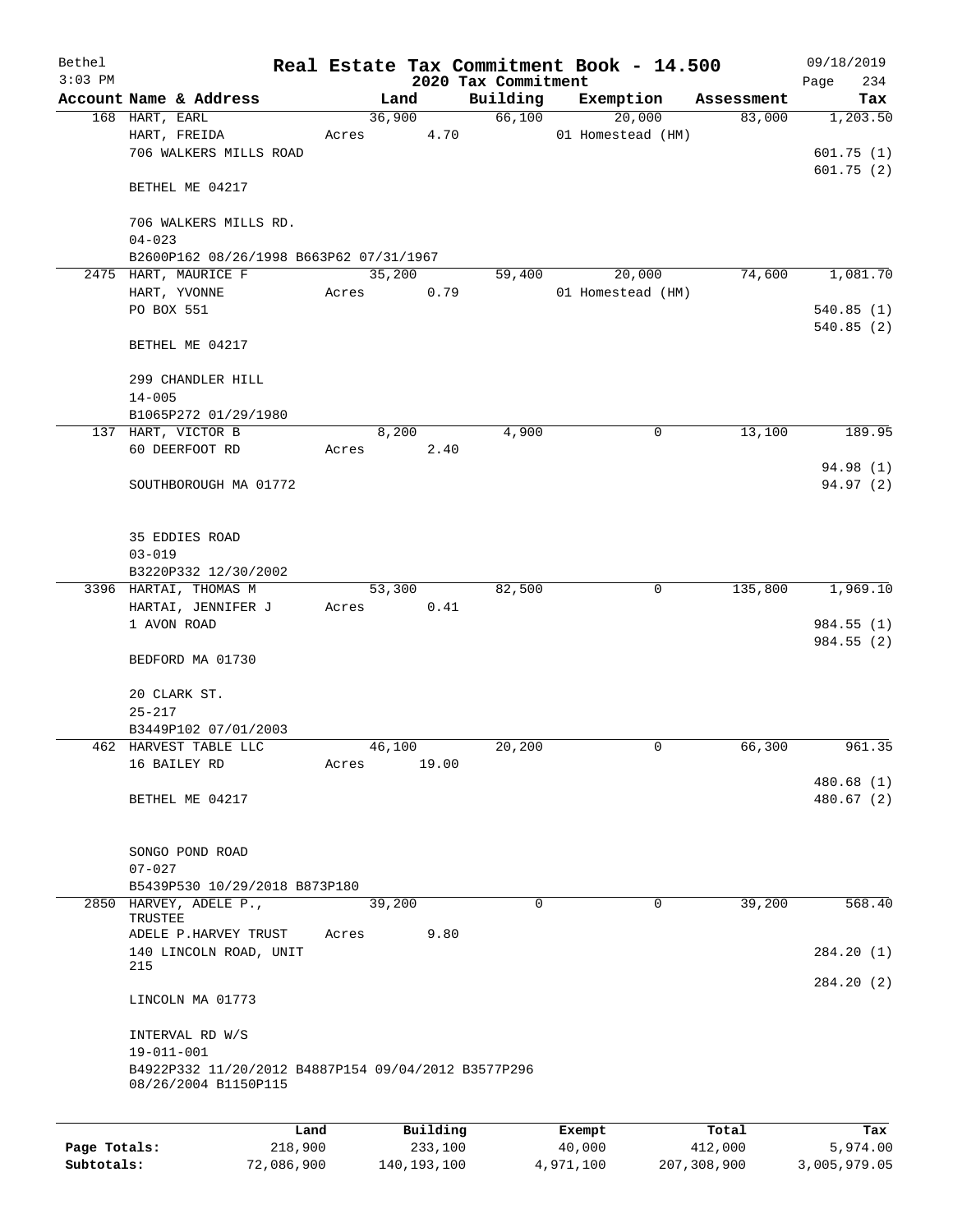# Real Estate Tax Commitment Book - 14.500

## 2020 Tax Commitment

| Account Name & Address | Land | Building | Exemption | Assessment | Tax |
|---|---|---|---|---|---|
| 168 HART, EARL<br>HART, FREIDA<br>706 WALKERS MILLS ROAD<br><br>BETHEL ME 04217<br><br>706 WALKERS MILLS RD.<br>04-023<br>B2600P162 08/26/1998 B663P62 07/31/1967 | 36,900<br>Acres 4.70 | 66,100 | 20,000<br>01 Homestead (HM) | 83,000 | 1,203.50<br><br>601.75 (1)<br>601.75 (2) |
| 2475 HART, MAURICE F<br>HART, YVONNE<br>PO BOX 551<br><br>BETHEL ME 04217<br><br>299 CHANDLER HILL<br>14-005<br>B1065P272 01/29/1980 | 35,200<br>Acres 0.79 | 59,400 | 20,000<br>01 Homestead (HM) | 74,600 | 1,081.70<br><br>540.85 (1)<br>540.85 (2) |
| 137 HART, VICTOR B<br>60 DEERFOOT RD<br><br>SOUTHBOROUGH MA 01772<br><br>35 EDDIES ROAD<br>03-019<br>B3220P332 12/30/2002 | 8,200<br>Acres 2.40 | 4,900 | 0 | 13,100 | 189.95<br><br>94.98 (1)<br>94.97 (2) |
| 3396 HARTAI, THOMAS M<br>HARTAI, JENNIFER J<br>1 AVON ROAD<br><br>BEDFORD MA 01730<br><br>20 CLARK ST.<br>25-217<br>B3449P102 07/01/2003 | 53,300<br>Acres 0.41 | 82,500 | 0 | 135,800 | 1,969.10<br><br>984.55 (1)<br>984.55 (2) |
| 462 HARVEST TABLE LLC<br>16 BAILEY RD<br><br>BETHEL ME 04217<br><br>SONGO POND ROAD<br>07-027<br>B5439P530 10/29/2018 B873P180 | 46,100<br>Acres 19.00 | 20,200 | 0 | 66,300 | 961.35<br><br>480.68 (1)<br>480.67 (2) |
| 2850 HARVEY, ADELE P., TRUSTEE<br>ADELE P.HARVEY TRUST<br>140 LINCOLN ROAD, UNIT 215<br><br>LINCOLN MA 01773<br><br>INTERVAL RD W/S<br>19-011-001<br>B4922P332 11/20/2012 B4887P154 09/04/2012 B3577P296 08/26/2004 B1150P115 | 39,200<br>Acres 9.80 | 0 | 0 | 39,200 | 568.40<br><br>284.20 (1)<br>284.20 (2) |

| | Land | Building | Exempt | Total | Tax |
|---|---|---|---|---|---|
| Page Totals: | 218,900 | 233,100 | 40,000 | 412,000 | 5,974.00 |
| Subtotals: | 72,086,900 | 140,193,100 | 4,971,100 | 207,308,900 | 3,005,979.05 |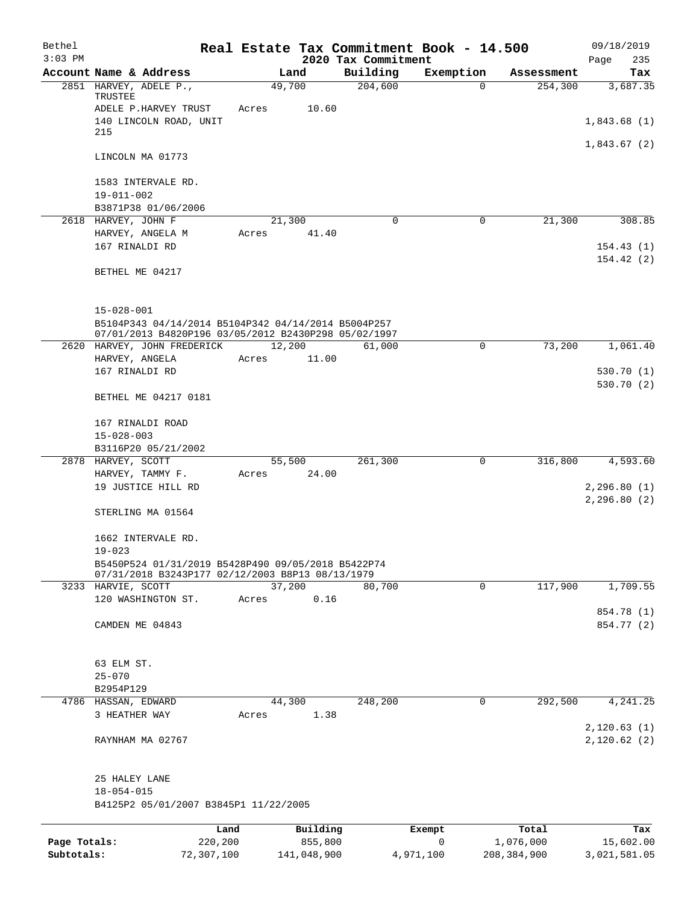Bethel 3:03 PM

# Real Estate Tax Commitment Book - 14.500

## 2020 Tax Commitment

09/18/2019

| Account Name & Address | Land | Building | Exemption | Assessment | Tax |
|---|---|---|---|---|---|
| 2851 HARVEY, ADELE P., TRUSTEE | 49,700 | 204,600 | 0 | 254,300 | 3,687.35 |
| ADELE P.HARVEY TRUST | Acres 10.60 | | | | |
| 140 LINCOLN ROAD, UNIT 215 | | | | | 1,843.68 (1) |
| | | | | | 1,843.67 (2) |
| LINCOLN MA 01773 | | | | | |
| 1583 INTERVALE RD. | | | | | |
| 19-011-002 | | | | | |
| B3871P38 01/06/2006 | | | | | |
| 2618 HARVEY, JOHN F | 21,300 | 0 | 0 | 21,300 | 308.85 |
| HARVEY, ANGELA M | Acres 41.40 | | | | |
| 167 RINALDI RD | | | | | 154.43 (1) |
| | | | | | 154.42 (2) |
| BETHEL ME 04217 | | | | | |
| 15-028-001 | | | | | |
| B5104P343 04/14/2014 B5104P342 04/14/2014 B5004P257 07/01/2013 B4820P196 03/05/2012 B2430P298 05/02/1997 | | | | | |
| 2620 HARVEY, JOHN FREDERICK | 12,200 | 61,000 | 0 | 73,200 | 1,061.40 |
| HARVEY, ANGELA | Acres 11.00 | | | | |
| 167 RINALDI RD | | | | | 530.70 (1) |
| | | | | | 530.70 (2) |
| BETHEL ME 04217 0181 | | | | | |
| 167 RINALDI ROAD | | | | | |
| 15-028-003 | | | | | |
| B3116P20 05/21/2002 | | | | | |
| 2878 HARVEY, SCOTT | 55,500 | 261,300 | 0 | 316,800 | 4,593.60 |
| HARVEY, TAMMY F. | Acres 24.00 | | | | |
| 19 JUSTICE HILL RD | | | | | 2,296.80 (1) |
| | | | | | 2,296.80 (2) |
| STERLING MA 01564 | | | | | |
| 1662 INTERVALE RD. | | | | | |
| 19-023 | | | | | |
| B5450P524 01/31/2019 B5428P490 09/05/2018 B5422P74 07/31/2018 B3243P177 02/12/2003 B8P13 08/13/1979 | | | | | |
| 3233 HARVIE, SCOTT | 37,200 | 80,700 | 0 | 117,900 | 1,709.55 |
| 120 WASHINGTON ST. | Acres 0.16 | | | | |
| | | | | | 854.78 (1) |
| CAMDEN ME 04843 | | | | | 854.77 (2) |
| 63 ELM ST. | | | | | |
| 25-070 | | | | | |
| B2954P129 | | | | | |
| 4786 HASSAN, EDWARD | 44,300 | 248,200 | 0 | 292,500 | 4,241.25 |
| 3 HEATHER WAY | Acres 1.38 | | | | |
| | | | | | 2,120.63 (1) |
| RAYNHAM MA 02767 | | | | | 2,120.62 (2) |
| 25 HALEY LANE | | | | | |
| 18-054-015 | | | | | |
| B4125P2 05/01/2007 B3845P1 11/22/2005 | | | | | |

| | Land | Building | Exempt | Total | Tax |
|---|---|---|---|---|---|
| Page Totals: | 220,200 | 855,800 | 0 | 1,076,000 | 15,602.00 |
| Subtotals: | 72,307,100 | 141,048,900 | 4,971,100 | 208,384,900 | 3,021,581.05 |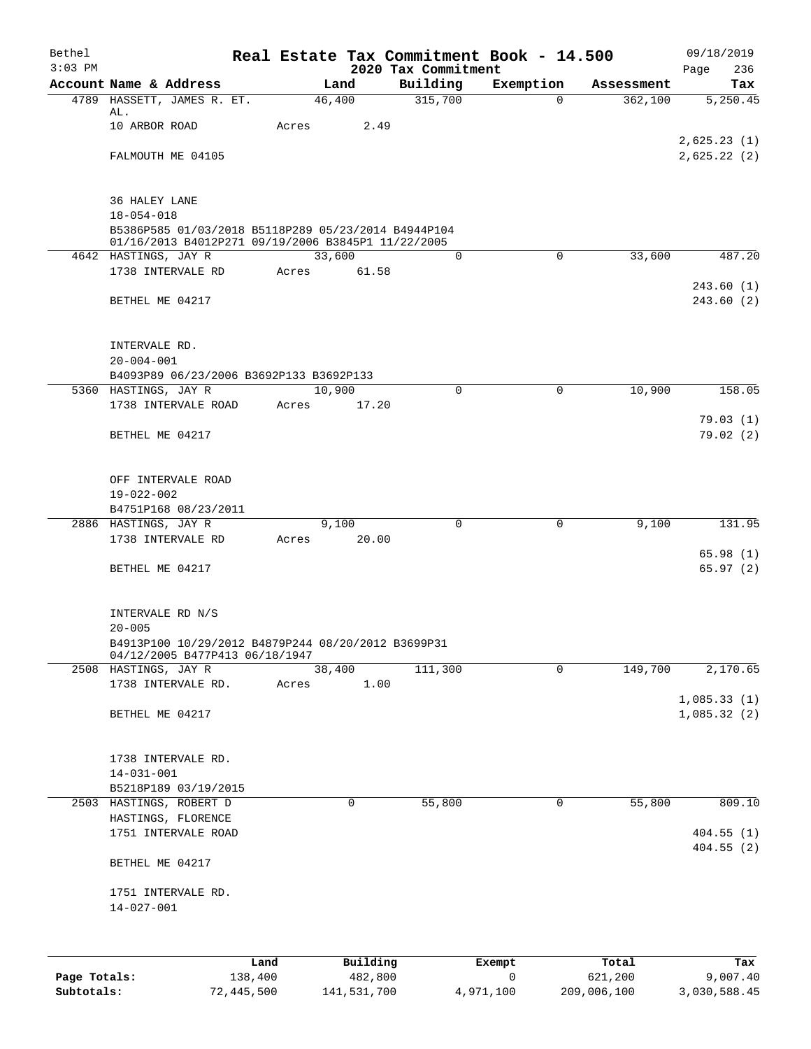Bethel | Real Estate Tax Commitment Book - 14.500 | 09/18/2019
3:03 PM | 2020 Tax Commitment | Page 236

| Account Name & Address | Land | Building | Exemption | Assessment | Tax |
|---|---|---|---|---|---|
| 4789 HASSETT, JAMES R. ET. AL. | 46,400 | 315,700 | 0 | 362,100 | 5,250.45 |
| 10 ARBOR ROAD | Acres 2.49 | | | | |
| | | | | | 2,625.23 (1) |
| FALMOUTH ME 04105 | | | | | 2,625.22 (2) |
| 36 HALEY LANE | | | | | |
| 18-054-018 | | | | | |
| B5386P585 01/03/2018 B5118P289 05/23/2014 B4944P104 01/16/2013 B4012P271 09/19/2006 B3845P1 11/22/2005 | | | | | |
| 4642 HASTINGS, JAY R | 33,600 | 0 | 0 | 33,600 | 487.20 |
| 1738 INTERVALE RD | Acres 61.58 | | | | |
| | | | | | 243.60 (1) |
| BETHEL ME 04217 | | | | | 243.60 (2) |
| INTERVALE RD. | | | | | |
| 20-004-001 | | | | | |
| B4093P89 06/23/2006 B3692P133 B3692P133 | | | | | |
| 5360 HASTINGS, JAY R | 10,900 | 0 | 0 | 10,900 | 158.05 |
| 1738 INTERVALE ROAD | Acres 17.20 | | | | |
| | | | | | 79.03 (1) |
| BETHEL ME 04217 | | | | | 79.02 (2) |
| OFF INTERVALE ROAD | | | | | |
| 19-022-002 | | | | | |
| B4751P168 08/23/2011 | | | | | |
| 2886 HASTINGS, JAY R | 9,100 | 0 | 0 | 9,100 | 131.95 |
| 1738 INTERVALE RD | Acres 20.00 | | | | |
| | | | | | 65.98 (1) |
| BETHEL ME 04217 | | | | | 65.97 (2) |
| INTERVALE RD N/S | | | | | |
| 20-005 | | | | | |
| B4913P100 10/29/2012 B4879P244 08/20/2012 B3699P31 04/12/2005 B477P413 06/18/1947 | | | | | |
| 2508 HASTINGS, JAY R | 38,400 | 111,300 | 0 | 149,700 | 2,170.65 |
| 1738 INTERVALE RD. | Acres 1.00 | | | | |
| | | | | | 1,085.33 (1) |
| BETHEL ME 04217 | | | | | 1,085.32 (2) |
| 1738 INTERVALE RD. | | | | | |
| 14-031-001 | | | | | |
| B5218P189 03/19/2015 | | | | | |
| 2503 HASTINGS, ROBERT D | 0 | 55,800 | 0 | 55,800 | 809.10 |
| HASTINGS, FLORENCE | | | | | |
| 1751 INTERVALE ROAD | | | | | 404.55 (1) |
| | | | | | 404.55 (2) |
| BETHEL ME 04217 | | | | | |
| 1751 INTERVALE RD. | | | | | |
| 14-027-001 | | | | | |

| | Land | Building | Exempt | Total | Tax |
|---|---|---|---|---|---|
| Page Totals: | 138,400 | 482,800 | 0 | 621,200 | 9,007.40 |
| Subtotals: | 72,445,500 | 141,531,700 | 4,971,100 | 209,006,100 | 3,030,588.45 |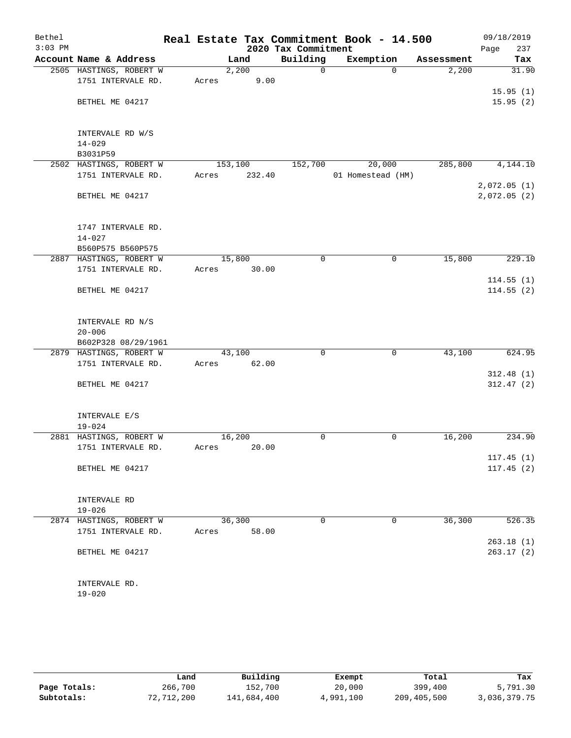# Real Estate Tax Commitment Book - 14.500

Bethel
3:03 PM

2020 Tax Commitment

09/18/2019

| Account Name & Address | Land | Building | Exemption | Assessment | Tax |
|---|---|---|---|---|---|
| 2505 HASTINGS, ROBERT W | 2,200 | 0 | 0 | 2,200 | 31.90 |
| 1751 INTERVALE RD. | Acres 9.00 | | | | |
| | | | | | 15.95 (1) |
| BETHEL ME 04217 | | | | | 15.95 (2) |
| INTERVALE RD W/S | | | | | |
| 14-029 | | | | | |
| B3031P59 | | | | | |
| 2502 HASTINGS, ROBERT W | 153,100 | 152,700 | 20,000 | 285,800 | 4,144.10 |
| 1751 INTERVALE RD. | Acres 232.40 | | 01 Homestead (HM) | | |
| | | | | | 2,072.05 (1) |
| BETHEL ME 04217 | | | | | 2,072.05 (2) |
| 1747 INTERVALE RD. | | | | | |
| 14-027 | | | | | |
| B560P575 B560P575 | | | | | |
| 2887 HASTINGS, ROBERT W | 15,800 | 0 | 0 | 15,800 | 229.10 |
| 1751 INTERVALE RD. | Acres 30.00 | | | | |
| | | | | | 114.55 (1) |
| BETHEL ME 04217 | | | | | 114.55 (2) |
| INTERVALE RD N/S | | | | | |
| 20-006 | | | | | |
| B602P328 08/29/1961 | | | | | |
| 2879 HASTINGS, ROBERT W | 43,100 | 0 | 0 | 43,100 | 624.95 |
| 1751 INTERVALE RD. | Acres 62.00 | | | | |
| | | | | | 312.48 (1) |
| BETHEL ME 04217 | | | | | 312.47 (2) |
| INTERVALE E/S | | | | | |
| 19-024 | | | | | |
| 2881 HASTINGS, ROBERT W | 16,200 | 0 | 0 | 16,200 | 234.90 |
| 1751 INTERVALE RD. | Acres 20.00 | | | | |
| | | | | | 117.45 (1) |
| BETHEL ME 04217 | | | | | 117.45 (2) |
| INTERVALE RD | | | | | |
| 19-026 | | | | | |
| 2874 HASTINGS, ROBERT W | 36,300 | 0 | 0 | 36,300 | 526.35 |
| 1751 INTERVALE RD. | Acres 58.00 | | | | |
| | | | | | 263.18 (1) |
| BETHEL ME 04217 | | | | | 263.17 (2) |
| INTERVALE RD. | | | | | |
| 19-020 | | | | | |

| | Land | Building | Exempt | Total | Tax |
|---|---|---|---|---|---|
| Page Totals: | 266,700 | 152,700 | 20,000 | 399,400 | 5,791.30 |
| Subtotals: | 72,712,200 | 141,684,400 | 4,991,100 | 209,405,500 | 3,036,379.75 |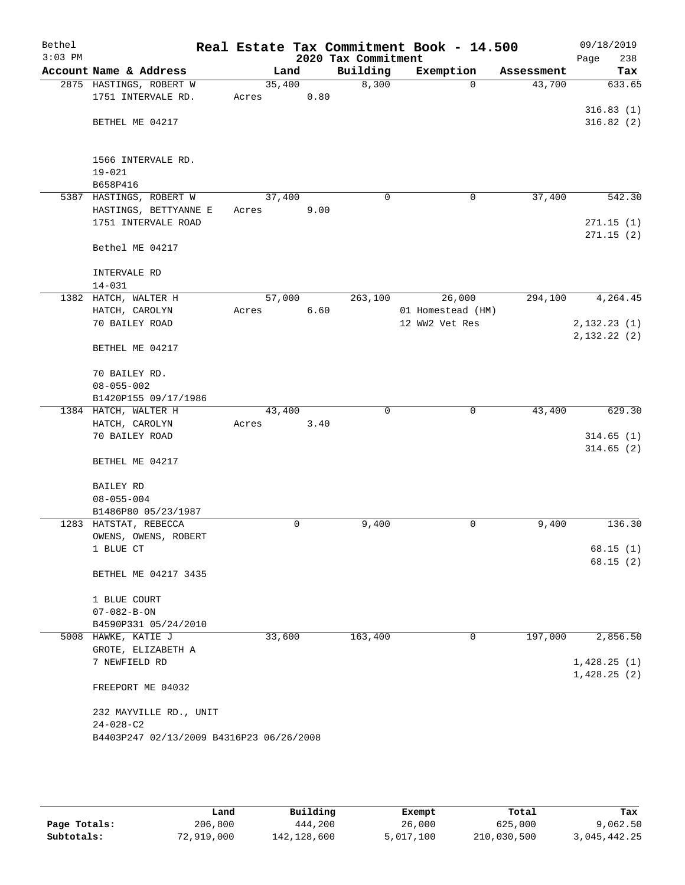# Bethel — Real Estate Tax Commitment Book - 14.500 — 2020 Tax Commitment

3:03 PM — 09/18/2019

| Account | Name & Address | Land | Building | Exemption | Assessment | Tax |
|---|---|---|---|---|---|---|
| 2875 | HASTINGS, ROBERT W<br>1751 INTERVALE RD.<br><br>BETHEL ME 04217<br><br>1566 INTERVALE RD.<br>19-021<br>B658P416 | 35,400<br>Acres 0.80 | 8,300 | 0 | 43,700 | 633.65<br><br>316.83 (1)<br>316.82 (2) |
| 5387 | HASTINGS, ROBERT W<br>HASTINGS, BETTYANNE E<br>1751 INTERVALE ROAD<br><br>Bethel ME 04217<br><br>INTERVALE RD<br>14-031 | 37,400<br>Acres 9.00 | 0 | 0 | 37,400 | 542.30<br><br>271.15 (1)<br>271.15 (2) |
| 1382 | HATCH, WALTER H<br>HATCH, CAROLYN<br>70 BAILEY ROAD<br><br>BETHEL ME 04217<br><br>70 BAILEY RD.<br>08-055-002<br>B1420P155 09/17/1986 | 57,000<br>Acres 6.60 | 263,100 | 26,000<br>01 Homestead (HM)<br>12 WW2 Vet Res | 294,100 | 4,264.45<br><br>2,132.23 (1)<br>2,132.22 (2) |
| 1384 | HATCH, WALTER H<br>HATCH, CAROLYN<br>70 BAILEY ROAD<br><br>BETHEL ME 04217<br><br>BAILEY RD<br>08-055-004<br>B1486P80 05/23/1987 | 43,400<br>Acres 3.40 | 0 | 0 | 43,400 | 629.30<br><br>314.65 (1)<br>314.65 (2) |
| 1283 | HATSTAT, REBECCA<br>OWENS, OWENS, ROBERT<br>1 BLUE CT<br><br>BETHEL ME 04217 3435<br><br>1 BLUE COURT<br>07-082-B-ON<br>B4590P331 05/24/2010 | 0 | 9,400 | 0 | 9,400 | 136.30<br><br>68.15 (1)<br>68.15 (2) |
| 5008 | HAWKE, KATIE J<br>GROTE, ELIZABETH A<br>7 NEWFIELD RD<br><br>FREEPORT ME 04032<br><br>232 MAYVILLE RD., UNIT<br>24-028-C2<br>B4403P247 02/13/2009 B4316P23 06/26/2008 | 33,600 | 163,400 | 0 | 197,000 | 2,856.50<br><br>1,428.25 (1)<br>1,428.25 (2) |

| | Land | Building | Exempt | Total | Tax |
|---|---|---|---|---|---|
| Page Totals: | 206,800 | 444,200 | 26,000 | 625,000 | 9,062.50 |
| Subtotals: | 72,919,000 | 142,128,600 | 5,017,100 | 210,030,500 | 3,045,442.25 |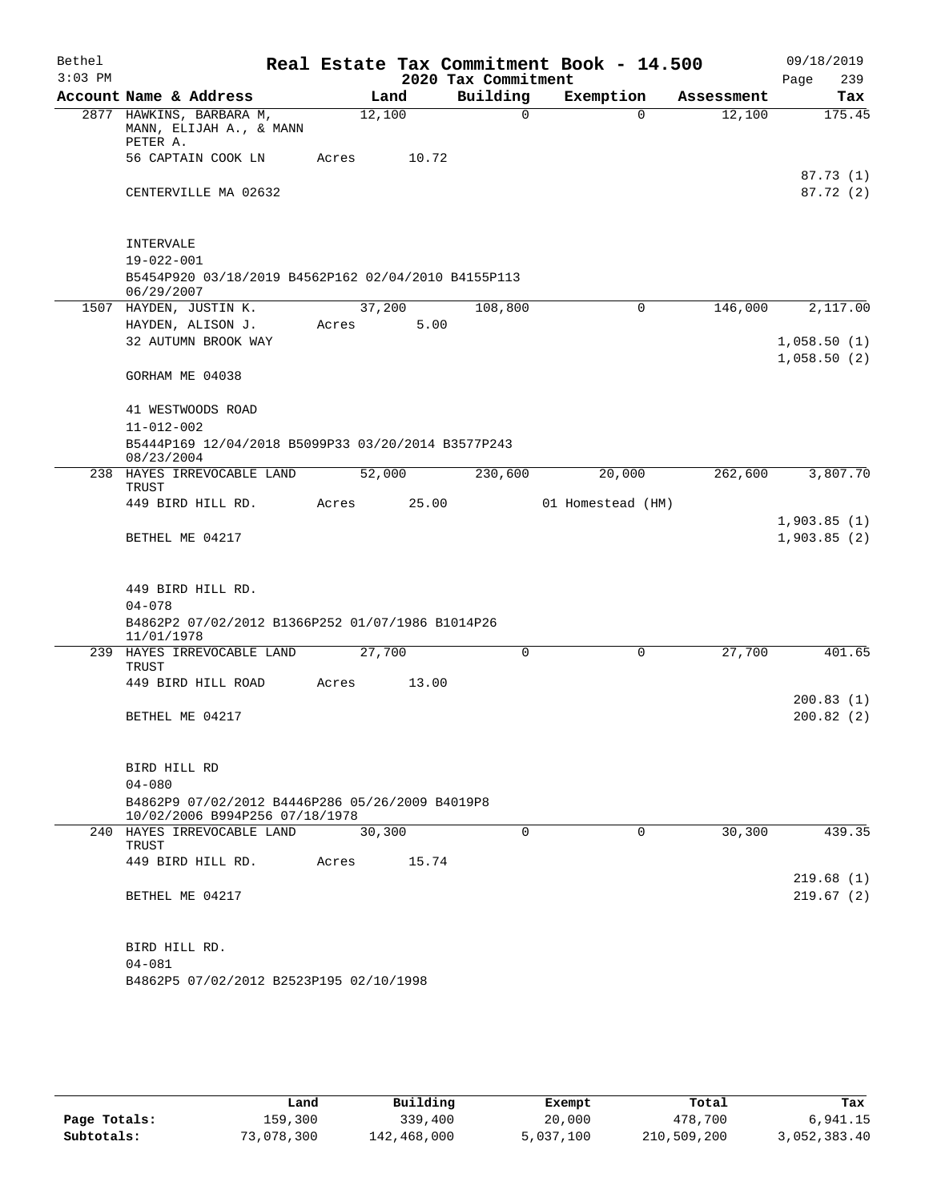# Real Estate Tax Commitment Book - 14.500

Bethel 3:03 PM — 2020 Tax Commitment — 09/18/2019

| Account Name & Address | Land | Building | Exemption | Assessment | Tax |
|---|---|---|---|---|---|
| 2877 HAWKINS, BARBARA M, MANN, ELIJAH A., & MANN PETER A. | 12,100 | 0 | 0 | 12,100 | 175.45 |
| 56 CAPTAIN COOK LN | Acres 10.72 | | | | |
| | | | | | 87.73 (1) |
| CENTERVILLE MA 02632 | | | | | 87.72 (2) |
| INTERVALE | | | | | |
| 19-022-001 | | | | | |
| B5454P920 03/18/2019 B4562P162 02/04/2010 B4155P113 06/29/2007 | | | | | |
| 1507 HAYDEN, JUSTIN K. | 37,200 | 108,800 | 0 | 146,000 | 2,117.00 |
| HAYDEN, ALISON J. | Acres 5.00 | | | | |
| 32 AUTUMN BROOK WAY | | | | | 1,058.50 (1) |
| | | | | | 1,058.50 (2) |
| GORHAM ME 04038 | | | | | |
| 41 WESTWOODS ROAD | | | | | |
| 11-012-002 | | | | | |
| B5444P169 12/04/2018 B5099P33 03/20/2014 B3577P243 08/23/2004 | | | | | |
| 238 HAYES IRREVOCABLE LAND TRUST | 52,000 | 230,600 | 20,000 | 262,600 | 3,807.70 |
| 449 BIRD HILL RD. | Acres 25.00 | | 01 Homestead (HM) | | |
| | | | | | 1,903.85 (1) |
| BETHEL ME 04217 | | | | | 1,903.85 (2) |
| 449 BIRD HILL RD. | | | | | |
| 04-078 | | | | | |
| B4862P2 07/02/2012 B1366P252 01/07/1986 B1014P26 11/01/1978 | | | | | |
| 239 HAYES IRREVOCABLE LAND TRUST | 27,700 | 0 | 0 | 27,700 | 401.65 |
| 449 BIRD HILL ROAD | Acres 13.00 | | | | |
| | | | | | 200.83 (1) |
| BETHEL ME 04217 | | | | | 200.82 (2) |
| BIRD HILL RD | | | | | |
| 04-080 | | | | | |
| B4862P9 07/02/2012 B4446P286 05/26/2009 B4019P8 10/02/2006 B994P256 07/18/1978 | | | | | |
| 240 HAYES IRREVOCABLE LAND TRUST | 30,300 | 0 | 0 | 30,300 | 439.35 |
| 449 BIRD HILL RD. | Acres 15.74 | | | | |
| | | | | | 219.68 (1) |
| BETHEL ME 04217 | | | | | 219.67 (2) |
| BIRD HILL RD. | | | | | |
| 04-081 | | | | | |
| B4862P5 07/02/2012 B2523P195 02/10/1998 | | | | | |

| | Land | Building | Exempt | Total | Tax |
|---|---|---|---|---|---|
| Page Totals: | 159,300 | 339,400 | 20,000 | 478,700 | 6,941.15 |
| Subtotals: | 73,078,300 | 142,468,000 | 5,037,100 | 210,509,200 | 3,052,383.40 |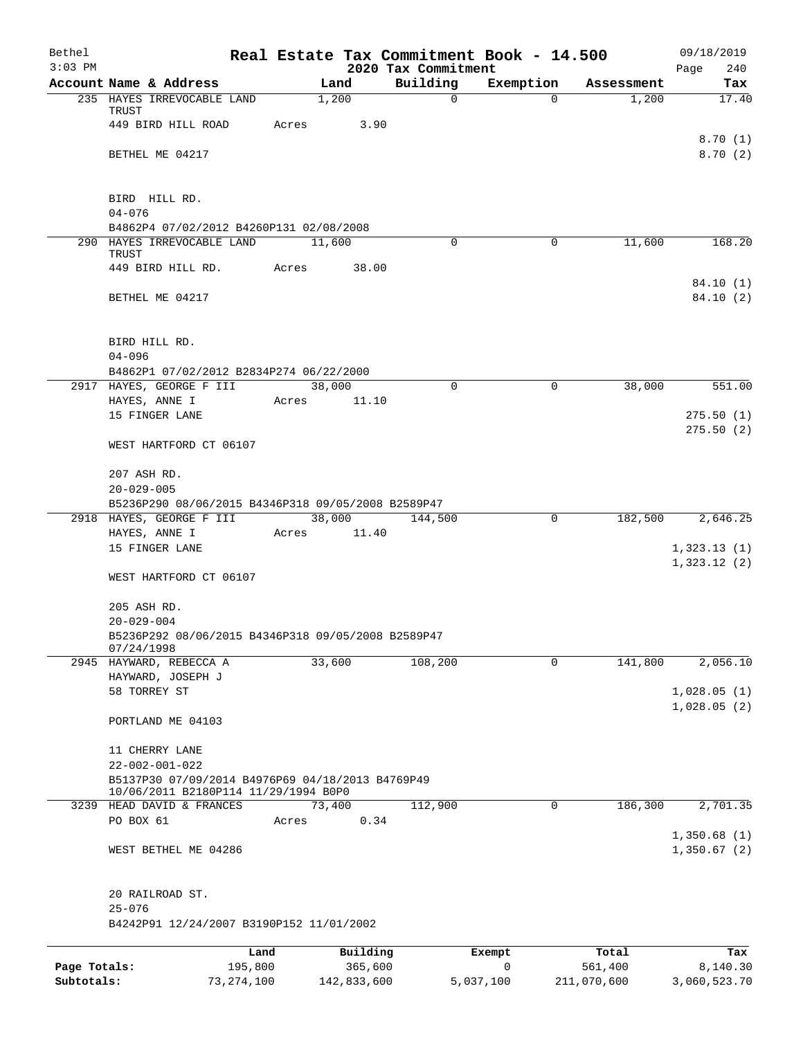# Real Estate Tax Commitment Book - 14.500

Bethel 09/18/2019
3:03 PM 2020 Tax Commitment

| Account Name & Address | Land | Building | Exemption | Assessment | Tax |
|---|---|---|---|---|---|
| 235 HAYES IRREVOCABLE LAND TRUST | 1,200 | 0 | 0 | 1,200 | 17.40 |
| 449 BIRD HILL ROAD | Acres 3.90 | | | | |
| | | | | | 8.70 (1) |
| BETHEL ME 04217 | | | | | 8.70 (2) |
| BIRD HILL RD. | | | | | |
| 04-076 | | | | | |
| B4862P4 07/02/2012 B4260P131 02/08/2008 | | | | | |
| 290 HAYES IRREVOCABLE LAND TRUST | 11,600 | 0 | 0 | 11,600 | 168.20 |
| 449 BIRD HILL RD. | Acres 38.00 | | | | |
| | | | | | 84.10 (1) |
| BETHEL ME 04217 | | | | | 84.10 (2) |
| BIRD HILL RD. | | | | | |
| 04-096 | | | | | |
| B4862P1 07/02/2012 B2834P274 06/22/2000 | | | | | |
| 2917 HAYES, GEORGE F III | 38,000 | 0 | 0 | 38,000 | 551.00 |
| HAYES, ANNE I | Acres 11.10 | | | | |
| 15 FINGER LANE | | | | | 275.50 (1) |
| | | | | | 275.50 (2) |
| WEST HARTFORD CT 06107 | | | | | |
| 207 ASH RD. | | | | | |
| 20-029-005 | | | | | |
| B5236P290 08/06/2015 B4346P318 09/05/2008 B2589P47 | | | | | |
| 2918 HAYES, GEORGE F III | 38,000 | 144,500 | 0 | 182,500 | 2,646.25 |
| HAYES, ANNE I | Acres 11.40 | | | | |
| 15 FINGER LANE | | | | | 1,323.13 (1) |
| | | | | | 1,323.12 (2) |
| WEST HARTFORD CT 06107 | | | | | |
| 205 ASH RD. | | | | | |
| 20-029-004 | | | | | |
| B5236P292 08/06/2015 B4346P318 09/05/2008 B2589P47 07/24/1998 | | | | | |
| 2945 HAYWARD, REBECCA A | 33,600 | 108,200 | 0 | 141,800 | 2,056.10 |
| HAYWARD, JOSEPH J | | | | | |
| 58 TORREY ST | | | | | 1,028.05 (1) |
| | | | | | 1,028.05 (2) |
| PORTLAND ME 04103 | | | | | |
| 11 CHERRY LANE | | | | | |
| 22-002-001-022 | | | | | |
| B5137P30 07/09/2014 B4976P69 04/18/2013 B4769P49 10/06/2011 B2180P114 11/29/1994 B0P0 | | | | | |
| 3239 HEAD DAVID & FRANCES | 73,400 | 112,900 | 0 | 186,300 | 2,701.35 |
| PO BOX 61 | Acres 0.34 | | | | |
| | | | | | 1,350.68 (1) |
| WEST BETHEL ME 04286 | | | | | 1,350.67 (2) |
| 20 RAILROAD ST. | | | | | |
| 25-076 | | | | | |
| B4242P91 12/24/2007 B3190P152 11/01/2002 | | | | | |

| | Land | Building | Exempt | Total | Tax |
|---|---|---|---|---|---|
| Page Totals: | 195,800 | 365,600 | 0 | 561,400 | 8,140.30 |
| Subtotals: | 73,274,100 | 142,833,600 | 5,037,100 | 211,070,600 | 3,060,523.70 |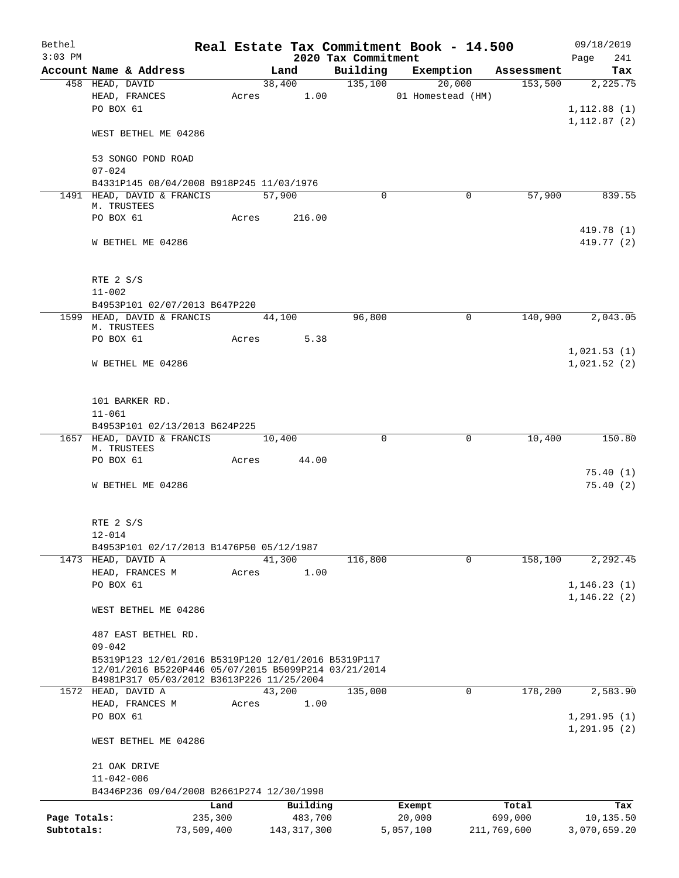# Real Estate Tax Commitment Book - 14.500

Bethel
3:03 PM

2020 Tax Commitment

09/18/2019
Page 241

| Account | Name & Address | Land | Building | Exemption | Assessment | Tax |
|---|---|---|---|---|---|---|
| 458 | HEAD, DAVID<br>HEAD, FRANCES<br>PO BOX 61<br><br>WEST BETHEL ME 04286<br><br>53 SONGO POND ROAD<br>07-024<br>B4331P145 08/04/2008 B918P245 11/03/1976 | 38,400<br>Acres 1.00 | 135,100 | 20,000<br>01 Homestead (HM) | 153,500 | 2,225.75<br><br>1,112.88 (1)<br>1,112.87 (2) |
| 1491 | HEAD, DAVID & FRANCIS M. TRUSTEES<br>PO BOX 61<br><br>W BETHEL ME 04286<br><br>RTE 2 S/S<br>11-002<br>B4953P101 02/07/2013 B647P220 | 57,900<br>Acres 216.00 | 0 | 0 | 57,900 | 839.55<br><br>419.78 (1)<br>419.77 (2) |
| 1599 | HEAD, DAVID & FRANCIS M. TRUSTEES<br>PO BOX 61<br><br>W BETHEL ME 04286<br><br>101 BARKER RD.<br>11-061<br>B4953P101 02/13/2013 B624P225 | 44,100<br>Acres 5.38 | 96,800 | 0 | 140,900 | 2,043.05<br><br>1,021.53 (1)<br>1,021.52 (2) |
| 1657 | HEAD, DAVID & FRANCIS M. TRUSTEES<br>PO BOX 61<br><br>W BETHEL ME 04286<br><br>RTE 2 S/S<br>12-014<br>B4953P101 02/17/2013 B1476P50 05/12/1987 | 10,400<br>Acres 44.00 | 0 | 0 | 10,400 | 150.80<br><br>75.40 (1)<br>75.40 (2) |
| 1473 | HEAD, DAVID A<br>HEAD, FRANCES M<br>PO BOX 61<br><br>WEST BETHEL ME 04286<br><br>487 EAST BETHEL RD.<br>09-042<br>B5319P123 12/01/2016 B5319P120 12/01/2016 B5319P117 12/01/2016 B5220P446 05/07/2015 B5099P214 03/21/2014 B4981P317 05/03/2012 B3613P226 11/25/2004 | 41,300<br>Acres 1.00 | 116,800 | 0 | 158,100 | 2,292.45<br><br>1,146.23 (1)<br>1,146.22 (2) |
| 1572 | HEAD, DAVID A<br>HEAD, FRANCES M<br>PO BOX 61<br><br>WEST BETHEL ME 04286<br><br>21 OAK DRIVE<br>11-042-006<br>B4346P236 09/04/2008 B2661P274 12/30/1998 | 43,200<br>Acres 1.00 | 135,000 | 0 | 178,200 | 2,583.90<br><br>1,291.95 (1)<br>1,291.95 (2) |

| | Land | Building | Exempt | Total | Tax |
|---|---|---|---|---|---|
| Page Totals: | 235,300 | 483,700 | 20,000 | 699,000 | 10,135.50 |
| Subtotals: | 73,509,400 | 143,317,300 | 5,057,100 | 211,769,600 | 3,070,659.20 |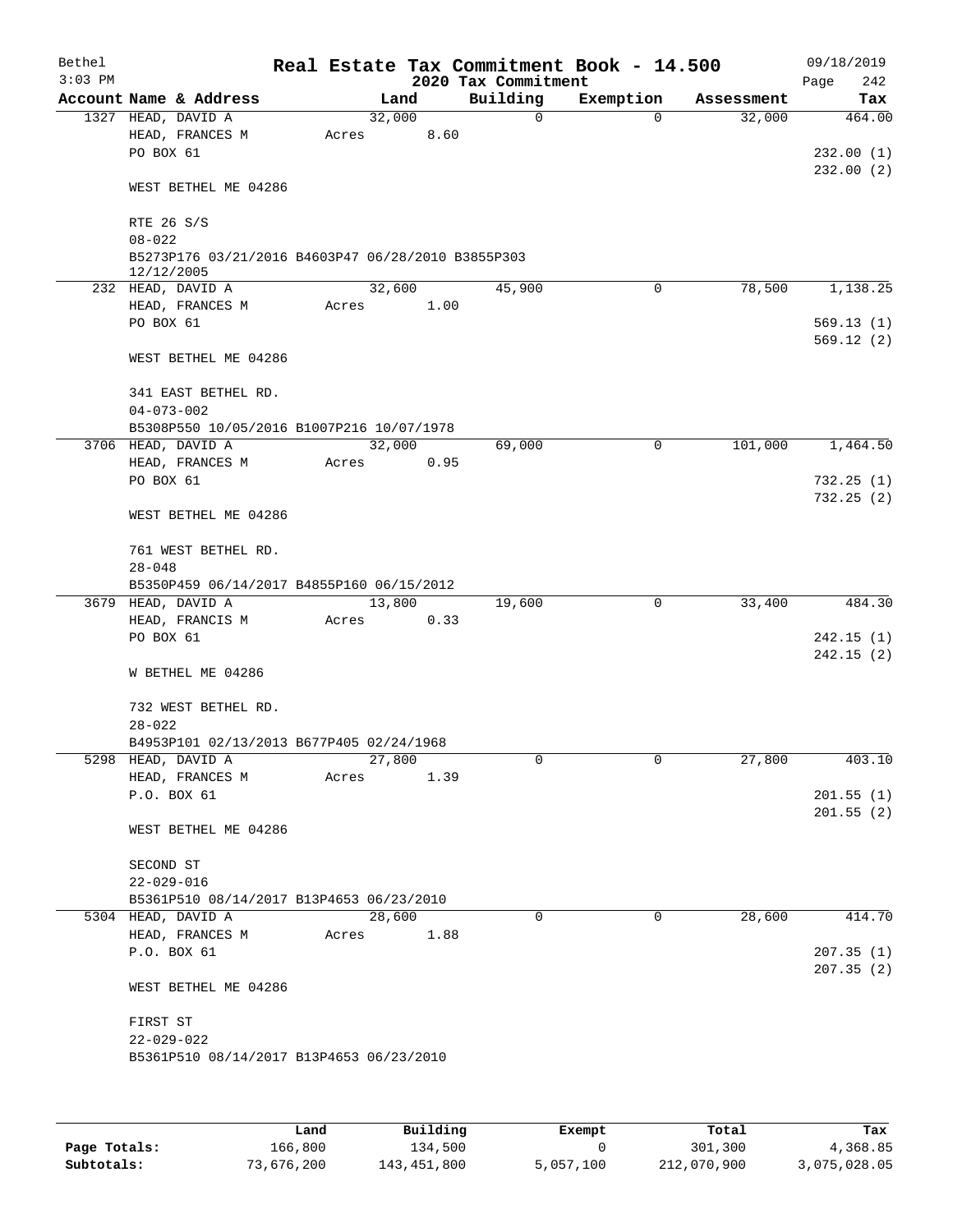Bethel 3:03 PM

# Real Estate Tax Commitment Book - 14.500

## 2020 Tax Commitment

09/18/2019 Page 242

| Account Name & Address | Land | Building | Exemption | Assessment | Tax |
|---|---|---|---|---|---|
| 1327 HEAD, DAVID A | 32,000 | 0 | 0 | 32,000 | 464.00 |
| HEAD, FRANCES M | Acres 8.60 | | | | |
| PO BOX 61 | | | | | 232.00 (1) |
| | | | | | 232.00 (2) |
| WEST BETHEL ME 04286 | | | | | |
| RTE 26 S/S | | | | | |
| 08-022 | | | | | |
| B5273P176 03/21/2016 B4603P47 06/28/2010 B3855P303 12/12/2005 | | | | | |
| 232 HEAD, DAVID A | 32,600 | 45,900 | 0 | 78,500 | 1,138.25 |
| HEAD, FRANCES M | Acres 1.00 | | | | |
| PO BOX 61 | | | | | 569.13 (1) |
| | | | | | 569.12 (2) |
| WEST BETHEL ME 04286 | | | | | |
| 341 EAST BETHEL RD. | | | | | |
| 04-073-002 | | | | | |
| B5308P550 10/05/2016 B1007P216 10/07/1978 | | | | | |
| 3706 HEAD, DAVID A | 32,000 | 69,000 | 0 | 101,000 | 1,464.50 |
| HEAD, FRANCES M | Acres 0.95 | | | | |
| PO BOX 61 | | | | | 732.25 (1) |
| | | | | | 732.25 (2) |
| WEST BETHEL ME 04286 | | | | | |
| 761 WEST BETHEL RD. | | | | | |
| 28-048 | | | | | |
| B5350P459 06/14/2017 B4855P160 06/15/2012 | | | | | |
| 3679 HEAD, DAVID A | 13,800 | 19,600 | 0 | 33,400 | 484.30 |
| HEAD, FRANCIS M | Acres 0.33 | | | | |
| PO BOX 61 | | | | | 242.15 (1) |
| | | | | | 242.15 (2) |
| W BETHEL ME 04286 | | | | | |
| 732 WEST BETHEL RD. | | | | | |
| 28-022 | | | | | |
| B4953P101 02/13/2013 B677P405 02/24/1968 | | | | | |
| 5298 HEAD, DAVID A | 27,800 | 0 | 0 | 27,800 | 403.10 |
| HEAD, FRANCES M | Acres 1.39 | | | | |
| P.O. BOX 61 | | | | | 201.55 (1) |
| | | | | | 201.55 (2) |
| WEST BETHEL ME 04286 | | | | | |
| SECOND ST | | | | | |
| 22-029-016 | | | | | |
| B5361P510 08/14/2017 B13P4653 06/23/2010 | | | | | |
| 5304 HEAD, DAVID A | 28,600 | 0 | 0 | 28,600 | 414.70 |
| HEAD, FRANCES M | Acres 1.88 | | | | |
| P.O. BOX 61 | | | | | 207.35 (1) |
| | | | | | 207.35 (2) |
| WEST BETHEL ME 04286 | | | | | |
| FIRST ST | | | | | |
| 22-029-022 | | | | | |
| B5361P510 08/14/2017 B13P4653 06/23/2010 | | | | | |

| | Land | Building | Exempt | Total | Tax |
|---|---|---|---|---|---|
| Page Totals: | 166,800 | 134,500 | 0 | 301,300 | 4,368.85 |
| Subtotals: | 73,676,200 | 143,451,800 | 5,057,100 | 212,070,900 | 3,075,028.05 |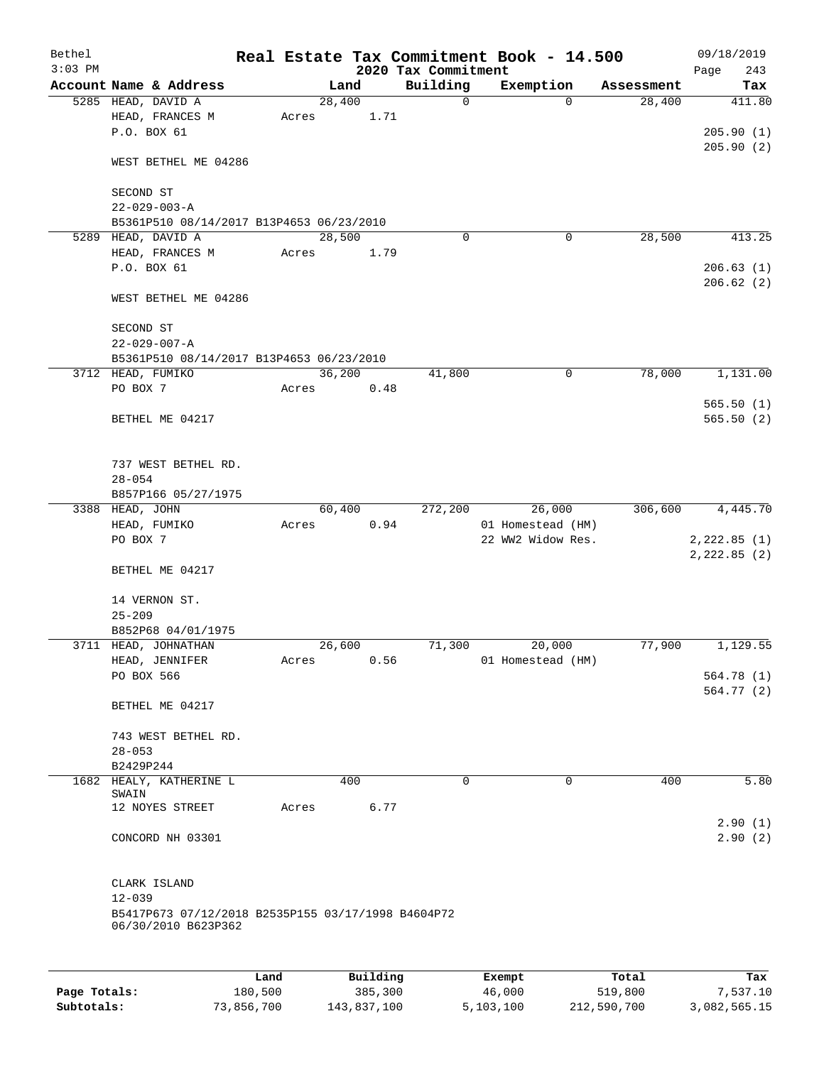# Real Estate Tax Commitment Book - 14.500

Bethel 3:03 PM — 2020 Tax Commitment — 09/18/2019

| Account | Name & Address | Land | Building | Exemption | Assessment | Tax |
|---|---|---|---|---|---|---|
| 5285 | HEAD, DAVID A<br>HEAD, FRANCES M<br>P.O. BOX 61<br><br>WEST BETHEL ME 04286<br><br>SECOND ST<br>22-029-003-A<br>B5361P510 08/14/2017 B13P4653 06/23/2010 | 28,400<br>Acres 1.71 | 0 | 0 | 28,400 | 411.80<br><br>205.90 (1)<br>205.90 (2) |
| 5289 | HEAD, DAVID A<br>HEAD, FRANCES M<br>P.O. BOX 61<br><br>WEST BETHEL ME 04286<br><br>SECOND ST<br>22-029-007-A<br>B5361P510 08/14/2017 B13P4653 06/23/2010 | 28,500<br>Acres 1.79 | 0 | 0 | 28,500 | 413.25<br><br>206.63 (1)<br>206.62 (2) |
| 3712 | HEAD, FUMIKO<br>PO BOX 7<br><br>BETHEL ME 04217<br><br>737 WEST BETHEL RD.<br>28-054<br>B857P166 05/27/1975 | 36,200<br>Acres 0.48 | 41,800 | 0 | 78,000 | 1,131.00<br><br>565.50 (1)<br>565.50 (2) |
| 3388 | HEAD, JOHN<br>HEAD, FUMIKO<br>PO BOX 7<br><br>BETHEL ME 04217<br><br>14 VERNON ST.<br>25-209<br>B852P68 04/01/1975 | 60,400<br>Acres 0.94 | 272,200 | 26,000<br>01 Homestead (HM)<br>22 WW2 Widow Res. | 306,600 | 4,445.70<br><br>2,222.85 (1)<br>2,222.85 (2) |
| 3711 | HEAD, JOHNATHAN<br>HEAD, JENNIFER<br>PO BOX 566<br><br>BETHEL ME 04217<br><br>743 WEST BETHEL RD.<br>28-053<br>B2429P244 | 26,600<br>Acres 0.56 | 71,300 | 20,000<br>01 Homestead (HM) | 77,900 | 1,129.55<br><br>564.78 (1)<br>564.77 (2) |
| 1682 | HEALY, KATHERINE L<br>SWAIN<br>12 NOYES STREET<br><br>CONCORD NH 03301<br><br>CLARK ISLAND<br>12-039<br>B5417P673 07/12/2018 B2535P155 03/17/1998 B4604P72 06/30/2010 B623P362 | 400<br>Acres 6.77 | 0 | 0 | 400 | 5.80<br><br>2.90 (1)<br>2.90 (2) |

| | Land | Building | Exempt | Total | Tax |
|---|---|---|---|---|---|
| **Page Totals:** | 180,500 | 385,300 | 46,000 | 519,800 | 7,537.10 |
| **Subtotals:** | 73,856,700 | 143,837,100 | 5,103,100 | 212,590,700 | 3,082,565.15 |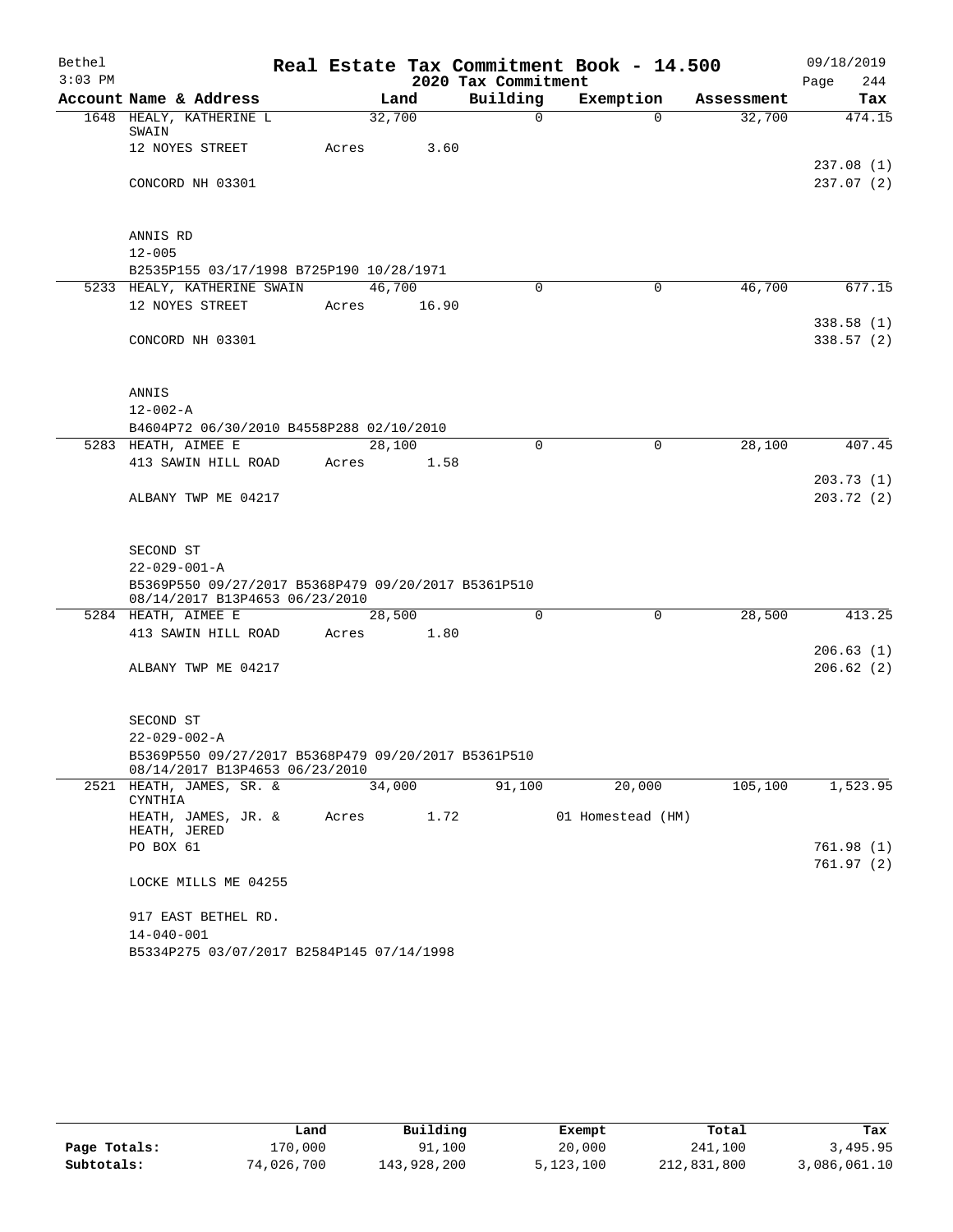Bethel 3:03 PM

# Real Estate Tax Commitment Book - 14.500

## 2020 Tax Commitment

09/18/2019

| Account Name & Address | Land | Building | Exemption | Assessment | Tax |
|---|---|---|---|---|---|
| 1648 HEALY, KATHERINE L SWAIN | 32,700 | 0 | 0 | 32,700 | 474.15 |
| 12 NOYES STREET | Acres 3.60 | | | | |
| | | | | | 237.08 (1) |
| CONCORD NH 03301 | | | | | 237.07 (2) |
| ANNIS RD | | | | | |
| 12-005 | | | | | |
| B2535P155 03/17/1998 B725P190 10/28/1971 | | | | | |
| 5233 HEALY, KATHERINE SWAIN | 46,700 | 0 | 0 | 46,700 | 677.15 |
| 12 NOYES STREET | Acres 16.90 | | | | |
| | | | | | 338.58 (1) |
| CONCORD NH 03301 | | | | | 338.57 (2) |
| ANNIS | | | | | |
| 12-002-A | | | | | |
| B4604P72 06/30/2010 B4558P288 02/10/2010 | | | | | |
| 5283 HEATH, AIMEE E | 28,100 | 0 | 0 | 28,100 | 407.45 |
| 413 SAWIN HILL ROAD | Acres 1.58 | | | | |
| | | | | | 203.73 (1) |
| ALBANY TWP ME 04217 | | | | | 203.72 (2) |
| SECOND ST | | | | | |
| 22-029-001-A | | | | | |
| B5369P550 09/27/2017 B5368P479 09/20/2017 B5361P510 08/14/2017 B13P4653 06/23/2010 | | | | | |
| 5284 HEATH, AIMEE E | 28,500 | 0 | 0 | 28,500 | 413.25 |
| 413 SAWIN HILL ROAD | Acres 1.80 | | | | |
| | | | | | 206.63 (1) |
| ALBANY TWP ME 04217 | | | | | 206.62 (2) |
| SECOND ST | | | | | |
| 22-029-002-A | | | | | |
| B5369P550 09/27/2017 B5368P479 09/20/2017 B5361P510 08/14/2017 B13P4653 06/23/2010 | | | | | |
| 2521 HEATH, JAMES, SR. & CYNTHIA | 34,000 | 91,100 | 20,000 | 105,100 | 1,523.95 |
| HEATH, JAMES, JR. & HEATH, JERED | Acres 1.72 | | 01 Homestead (HM) | | |
| PO BOX 61 | | | | | 761.98 (1) |
| | | | | | 761.97 (2) |
| LOCKE MILLS ME 04255 | | | | | |
| 917 EAST BETHEL RD. | | | | | |
| 14-040-001 | | | | | |
| B5334P275 03/07/2017 B2584P145 07/14/1998 | | | | | |

| | Land | Building | Exempt | Total | Tax |
|---|---|---|---|---|---|
| Page Totals: | 170,000 | 91,100 | 20,000 | 241,100 | 3,495.95 |
| Subtotals: | 74,026,700 | 143,928,200 | 5,123,100 | 212,831,800 | 3,086,061.10 |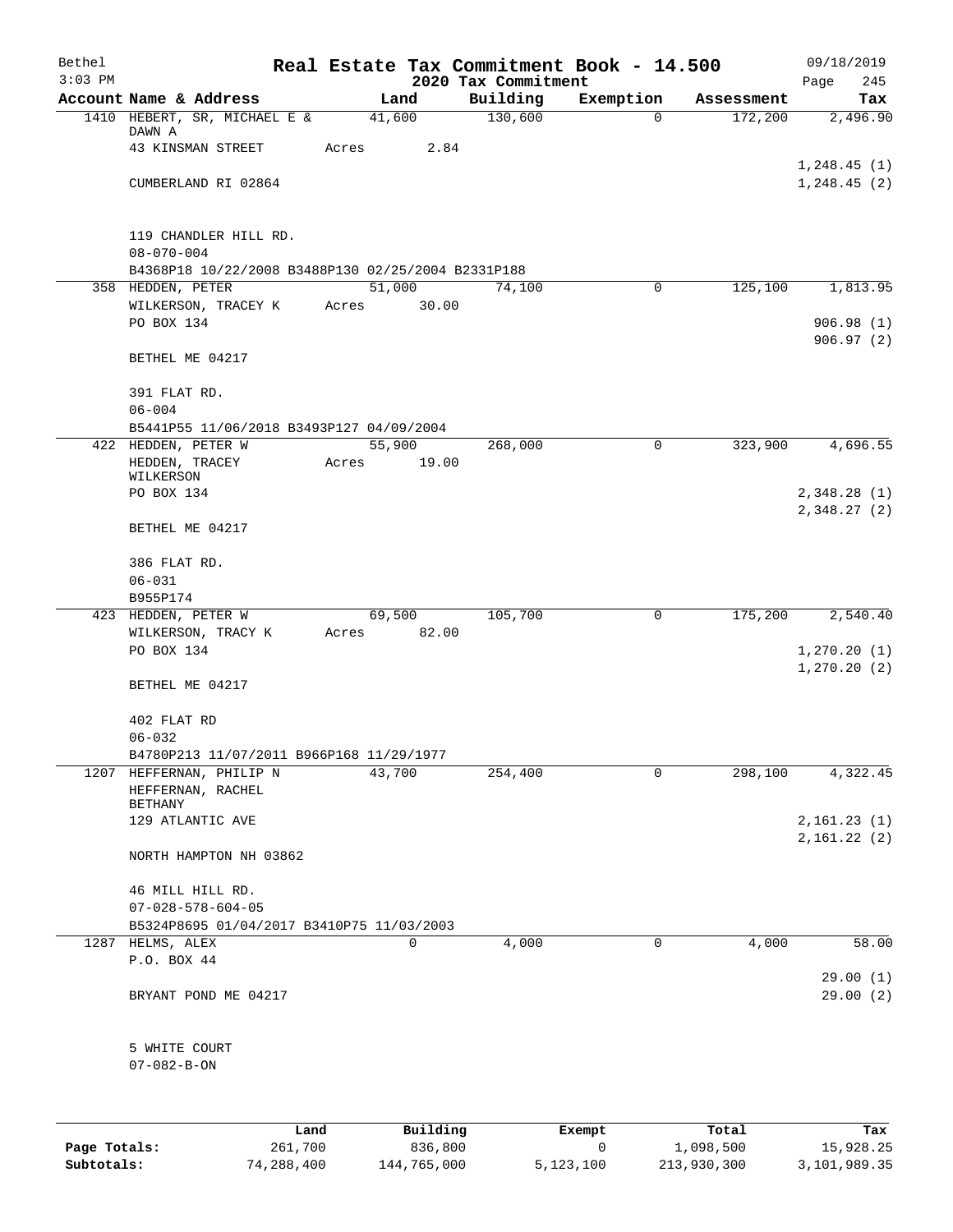Bethel 3:03 PM — Real Estate Tax Commitment Book - 14.500 — 2020 Tax Commitment — 09/18/2019 Page 245

| Account Name & Address | Land | Building | Exemption | Assessment | Tax |
|---|---|---|---|---|---|
| 1410 HEBERT, SR, MICHAEL E & DAWN A | 41,600 | 130,600 | 0 | 172,200 | 2,496.90 |
| 43 KINSMAN STREET | Acres 2.84 | | | | |
| | | | | | 1,248.45 (1) |
| CUMBERLAND RI 02864 | | | | | 1,248.45 (2) |
| 119 CHANDLER HILL RD. | | | | | |
| 08-070-004 | | | | | |
| B4368P18 10/22/2008 B3488P130 02/25/2004 B2331P188 | | | | | |
| 358 HEDDEN, PETER | 51,000 | 74,100 | 0 | 125,100 | 1,813.95 |
| WILKERSON, TRACEY K | Acres 30.00 | | | | |
| PO BOX 134 | | | | | 906.98 (1) |
| | | | | | 906.97 (2) |
| BETHEL ME 04217 | | | | | |
| 391 FLAT RD. | | | | | |
| 06-004 | | | | | |
| B5441P55 11/06/2018 B3493P127 04/09/2004 | | | | | |
| 422 HEDDEN, PETER W | 55,900 | 268,000 | 0 | 323,900 | 4,696.55 |
| HEDDEN, TRACEY WILKERSON | Acres 19.00 | | | | |
| PO BOX 134 | | | | | 2,348.28 (1) |
| | | | | | 2,348.27 (2) |
| BETHEL ME 04217 | | | | | |
| 386 FLAT RD. | | | | | |
| 06-031 | | | | | |
| B955P174 | | | | | |
| 423 HEDDEN, PETER W | 69,500 | 105,700 | 0 | 175,200 | 2,540.40 |
| WILKERSON, TRACY K | Acres 82.00 | | | | |
| PO BOX 134 | | | | | 1,270.20 (1) |
| | | | | | 1,270.20 (2) |
| BETHEL ME 04217 | | | | | |
| 402 FLAT RD | | | | | |
| 06-032 | | | | | |
| B4780P213 11/07/2011 B966P168 11/29/1977 | | | | | |
| 1207 HEFFERNAN, PHILIP N | 43,700 | 254,400 | 0 | 298,100 | 4,322.45 |
| HEFFERNAN, RACHEL BETHANY | | | | | |
| 129 ATLANTIC AVE | | | | | 2,161.23 (1) |
| | | | | | 2,161.22 (2) |
| NORTH HAMPTON NH 03862 | | | | | |
| 46 MILL HILL RD. | | | | | |
| 07-028-578-604-05 | | | | | |
| B5324P8695 01/04/2017 B3410P75 11/03/2003 | | | | | |
| 1287 HELMS, ALEX | 0 | 4,000 | 0 | 4,000 | 58.00 |
| P.O. BOX 44 | | | | | |
| | | | | | 29.00 (1) |
| BRYANT POND ME 04217 | | | | | 29.00 (2) |
| 5 WHITE COURT | | | | | |
| 07-082-B-ON | | | | | |

| | Land | Building | Exempt | Total | Tax |
|---|---|---|---|---|---|
| Page Totals: | 261,700 | 836,800 | 0 | 1,098,500 | 15,928.25 |
| Subtotals: | 74,288,400 | 144,765,000 | 5,123,100 | 213,930,300 | 3,101,989.35 |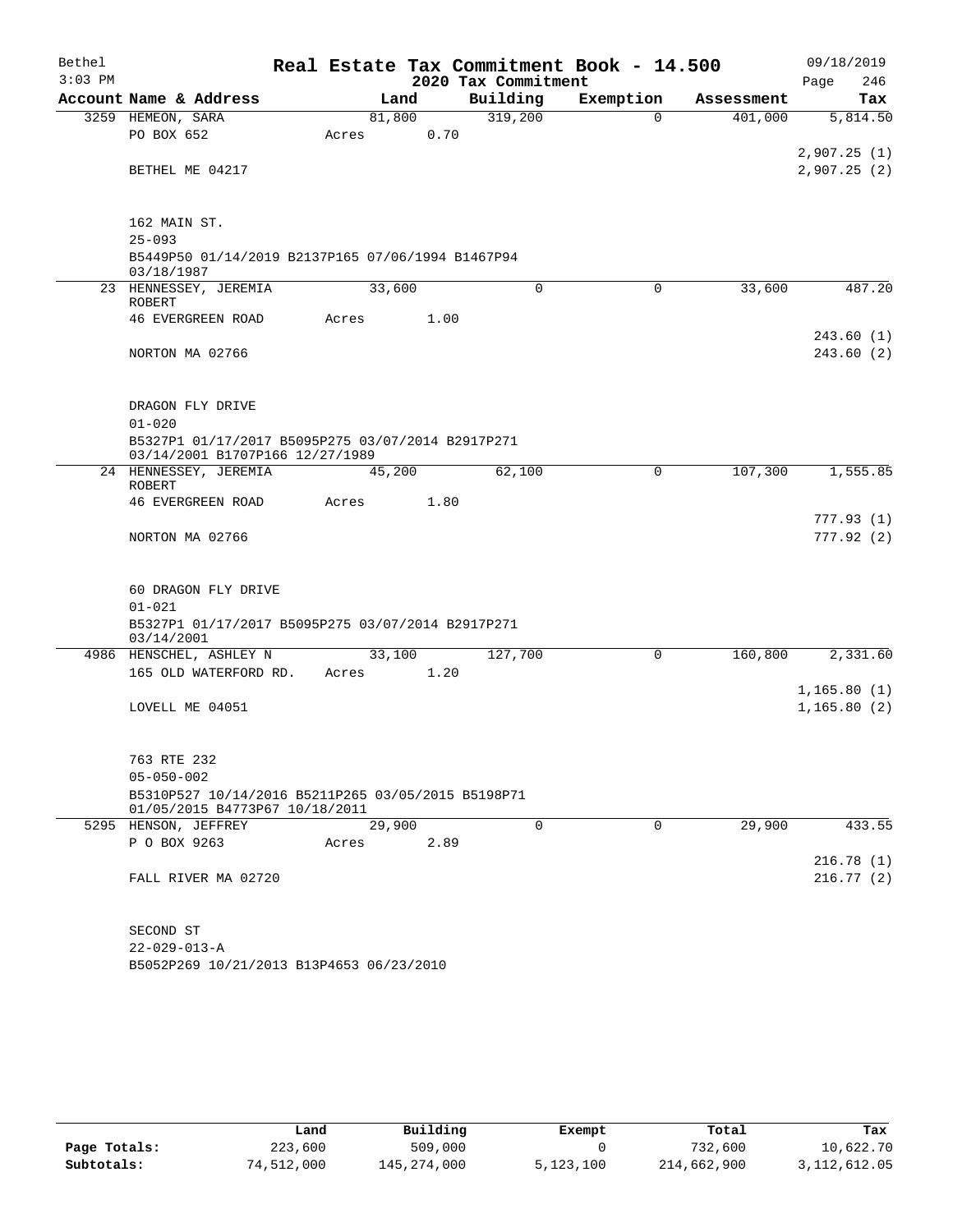Bethel — Real Estate Tax Commitment Book - 14.500 — 09/18/2019
3:03 PM — 2020 Tax Commitment — Page 246

| Account Name & Address | Land | Building | Exemption | Assessment | Tax |
|---|---|---|---|---|---|
| 3259 HEMEON, SARA | 81,800 | 319,200 | 0 | 401,000 | 5,814.50 |
| PO BOX 652 | Acres 0.70 | | | | |
| | | | | | 2,907.25 (1) |
| BETHEL ME 04217 | | | | | 2,907.25 (2) |
| 162 MAIN ST. | | | | | |
| 25-093 | | | | | |
| B5449P50 01/14/2019 B2137P165 07/06/1994 B1467P94 03/18/1987 | | | | | |
| 23 HENNESSEY, JEREMIA ROBERT | 33,600 | 0 | 0 | 33,600 | 487.20 |
| 46 EVERGREEN ROAD | Acres 1.00 | | | | |
| | | | | | 243.60 (1) |
| NORTON MA 02766 | | | | | 243.60 (2) |
| DRAGON FLY DRIVE | | | | | |
| 01-020 | | | | | |
| B5327P1 01/17/2017 B5095P275 03/07/2014 B2917P271 03/14/2001 B1707P166 12/27/1989 | | | | | |
| 24 HENNESSEY, JEREMIA ROBERT | 45,200 | 62,100 | 0 | 107,300 | 1,555.85 |
| 46 EVERGREEN ROAD | Acres 1.80 | | | | |
| | | | | | 777.93 (1) |
| NORTON MA 02766 | | | | | 777.92 (2) |
| 60 DRAGON FLY DRIVE | | | | | |
| 01-021 | | | | | |
| B5327P1 01/17/2017 B5095P275 03/07/2014 B2917P271 03/14/2001 | | | | | |
| 4986 HENSCHEL, ASHLEY N | 33,100 | 127,700 | 0 | 160,800 | 2,331.60 |
| 165 OLD WATERFORD RD. | Acres 1.20 | | | | |
| | | | | | 1,165.80 (1) |
| LOVELL ME 04051 | | | | | 1,165.80 (2) |
| 763 RTE 232 | | | | | |
| 05-050-002 | | | | | |
| B5310P527 10/14/2016 B5211P265 03/05/2015 B5198P71 01/05/2015 B4773P67 10/18/2011 | | | | | |
| 5295 HENSON, JEFFREY | 29,900 | 0 | 0 | 29,900 | 433.55 |
| P O BOX 9263 | Acres 2.89 | | | | |
| | | | | | 216.78 (1) |
| FALL RIVER MA 02720 | | | | | 216.77 (2) |
| SECOND ST | | | | | |
| 22-029-013-A | | | | | |
| B5052P269 10/21/2013 B13P4653 06/23/2010 | | | | | |

| | Land | Building | Exempt | Total | Tax |
|---|---|---|---|---|---|
| Page Totals: | 223,600 | 509,000 | 0 | 732,600 | 10,622.70 |
| Subtotals: | 74,512,000 | 145,274,000 | 5,123,100 | 214,662,900 | 3,112,612.05 |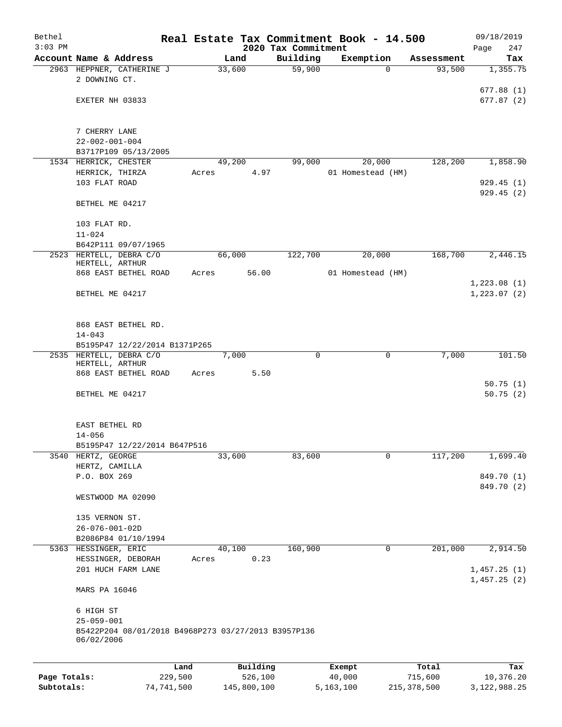Bethel 3:03 PM

# Real Estate Tax Commitment Book - 14.500

## 2020 Tax Commitment

09/18/2019

| Account | Name & Address | Land | Building | Exemption | Assessment | Tax |
|---|---|---|---|---|---|---|
| 2963 | HEPPNER, CATHERINE J<br>2 DOWNING CT.<br><br>EXETER NH 03833<br><br>7 CHERRY LANE<br>22-002-001-004<br>B3717P109 05/13/2005 | 33,600 | 59,900 | 0 | 93,500 | 1,355.75<br><br>677.88 (1)<br>677.87 (2) |
| 1534 | HERRICK, CHESTER<br>HERRICK, THIRZA<br>103 FLAT ROAD<br><br>BETHEL ME 04217<br><br>103 FLAT RD.<br>11-024<br>B642P111 09/07/1965 | 49,200<br>Acres 4.97 | 99,000 | 20,000<br>01 Homestead (HM) | 128,200 | 1,858.90<br><br>929.45 (1)<br>929.45 (2) |
| 2523 | HERTELL, DEBRA C/O<br>HERTELL, ARTHUR<br>868 EAST BETHEL ROAD<br><br>BETHEL ME 04217<br><br>868 EAST BETHEL RD.<br>14-043<br>B5195P47 12/22/2014 B1371P265 | 66,000<br>Acres 56.00 | 122,700 | 20,000<br>01 Homestead (HM) | 168,700 | 2,446.15<br><br>1,223.08 (1)<br>1,223.07 (2) |
| 2535 | HERTELL, DEBRA C/O<br>HERTELL, ARTHUR<br>868 EAST BETHEL ROAD<br><br>BETHEL ME 04217<br><br>EAST BETHEL RD<br>14-056<br>B5195P47 12/22/2014 B647P516 | 7,000<br>Acres 5.50 | 0 | 0 | 7,000 | 101.50<br><br>50.75 (1)<br>50.75 (2) |
| 3540 | HERTZ, GEORGE<br>HERTZ, CAMILLA<br>P.O. BOX 269<br><br>WESTWOOD MA 02090<br><br>135 VERNON ST.<br>26-076-001-02D<br>B2086P84 01/10/1994 | 33,600 | 83,600 | 0 | 117,200 | 1,699.40<br><br>849.70 (1)<br>849.70 (2) |
| 5363 | HESSINGER, ERIC<br>HESSINGER, DEBORAH<br>201 HUCH FARM LANE<br><br>MARS PA 16046<br><br>6 HIGH ST<br>25-059-001<br>B5422P204 08/01/2018 B4968P273 03/27/2013 B3957P136 06/02/2006 | 40,100<br>Acres 0.23 | 160,900 | 0 | 201,000 | 2,914.50<br><br>1,457.25 (1)<br>1,457.25 (2) |

| | Land | Building | Exempt | Total | Tax |
|---|---|---|---|---|---|
| Page Totals: | 229,500 | 526,100 | 40,000 | 715,600 | 10,376.20 |
| Subtotals: | 74,741,500 | 145,800,100 | 5,163,100 | 215,378,500 | 3,122,988.25 |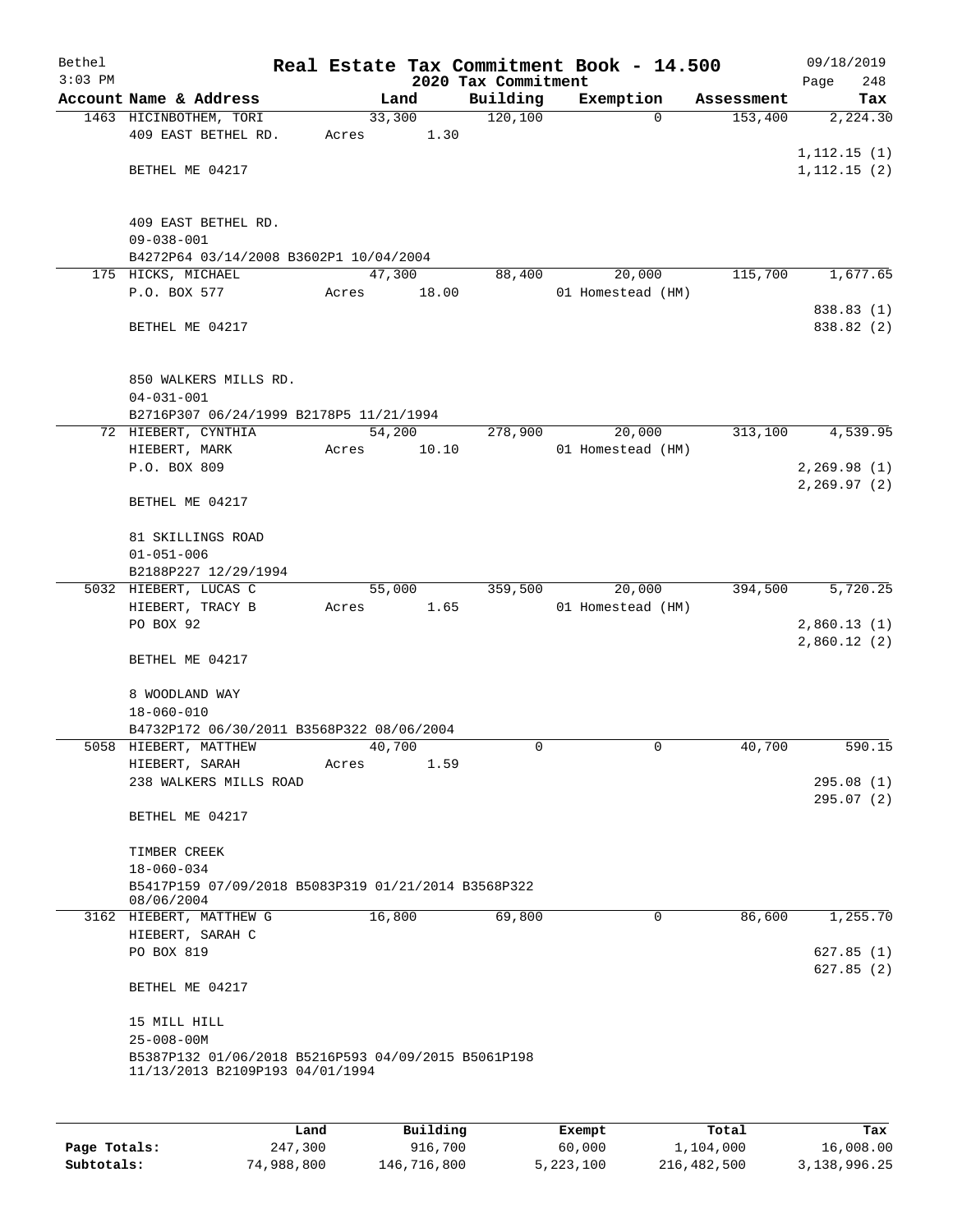# Real Estate Tax Commitment Book - 14.500

Bethel, 3:03 PM — 2020 Tax Commitment — 09/18/2019

| Account Name & Address | Land | Building | Exemption | Assessment | Tax |
|---|---|---|---|---|---|
| 1463 HICINBOTHEM, TORI | 33,300 | 120,100 | 0 | 153,400 | 2,224.30 |
| 409 EAST BETHEL RD. | Acres 1.30 | | | | |
| | | | | | 1,112.15 (1) |
| BETHEL ME 04217 | | | | | 1,112.15 (2) |
| 409 EAST BETHEL RD. | | | | | |
| 09-038-001 | | | | | |
| B4272P64 03/14/2008 B3602P1 10/04/2004 | | | | | |
| 175 HICKS, MICHAEL | 47,300 | 88,400 | 20,000 | 115,700 | 1,677.65 |
| P.O. BOX 577 | Acres 18.00 | | 01 Homestead (HM) | | |
| | | | | | 838.83 (1) |
| BETHEL ME 04217 | | | | | 838.82 (2) |
| 850 WALKERS MILLS RD. | | | | | |
| 04-031-001 | | | | | |
| B2716P307 06/24/1999 B2178P5 11/21/1994 | | | | | |
| 72 HIEBERT, CYNTHIA | 54,200 | 278,900 | 20,000 | 313,100 | 4,539.95 |
| HIEBERT, MARK | Acres 10.10 | | 01 Homestead (HM) | | |
| P.O. BOX 809 | | | | | 2,269.98 (1) |
| | | | | | 2,269.97 (2) |
| BETHEL ME 04217 | | | | | |
| 81 SKILLINGS ROAD | | | | | |
| 01-051-006 | | | | | |
| B2188P227 12/29/1994 | | | | | |
| 5032 HIEBERT, LUCAS C | 55,000 | 359,500 | 20,000 | 394,500 | 5,720.25 |
| HIEBERT, TRACY B | Acres 1.65 | | 01 Homestead (HM) | | |
| PO BOX 92 | | | | | 2,860.13 (1) |
| | | | | | 2,860.12 (2) |
| BETHEL ME 04217 | | | | | |
| 8 WOODLAND WAY | | | | | |
| 18-060-010 | | | | | |
| B4732P172 06/30/2011 B3568P322 08/06/2004 | | | | | |
| 5058 HIEBERT, MATTHEW | 40,700 | 0 | 0 | 40,700 | 590.15 |
| HIEBERT, SARAH | Acres 1.59 | | | | |
| 238 WALKERS MILLS ROAD | | | | | 295.08 (1) |
| | | | | | 295.07 (2) |
| BETHEL ME 04217 | | | | | |
| TIMBER CREEK | | | | | |
| 18-060-034 | | | | | |
| B5417P159 07/09/2018 B5083P319 01/21/2014 B3568P322 08/06/2004 | | | | | |
| 3162 HIEBERT, MATTHEW G | 16,800 | 69,800 | 0 | 86,600 | 1,255.70 |
| HIEBERT, SARAH C | | | | | |
| PO BOX 819 | | | | | 627.85 (1) |
| | | | | | 627.85 (2) |
| BETHEL ME 04217 | | | | | |
| 15 MILL HILL | | | | | |
| 25-008-00M | | | | | |
| B5387P132 01/06/2018 B5216P593 04/09/2015 B5061P198 11/13/2013 B2109P193 04/01/1994 | | | | | |

| | Land | Building | Exempt | Total | Tax |
|---|---|---|---|---|---|
| Page Totals: | 247,300 | 916,700 | 60,000 | 1,104,000 | 16,008.00 |
| Subtotals: | 74,988,800 | 146,716,800 | 5,223,100 | 216,482,500 | 3,138,996.25 |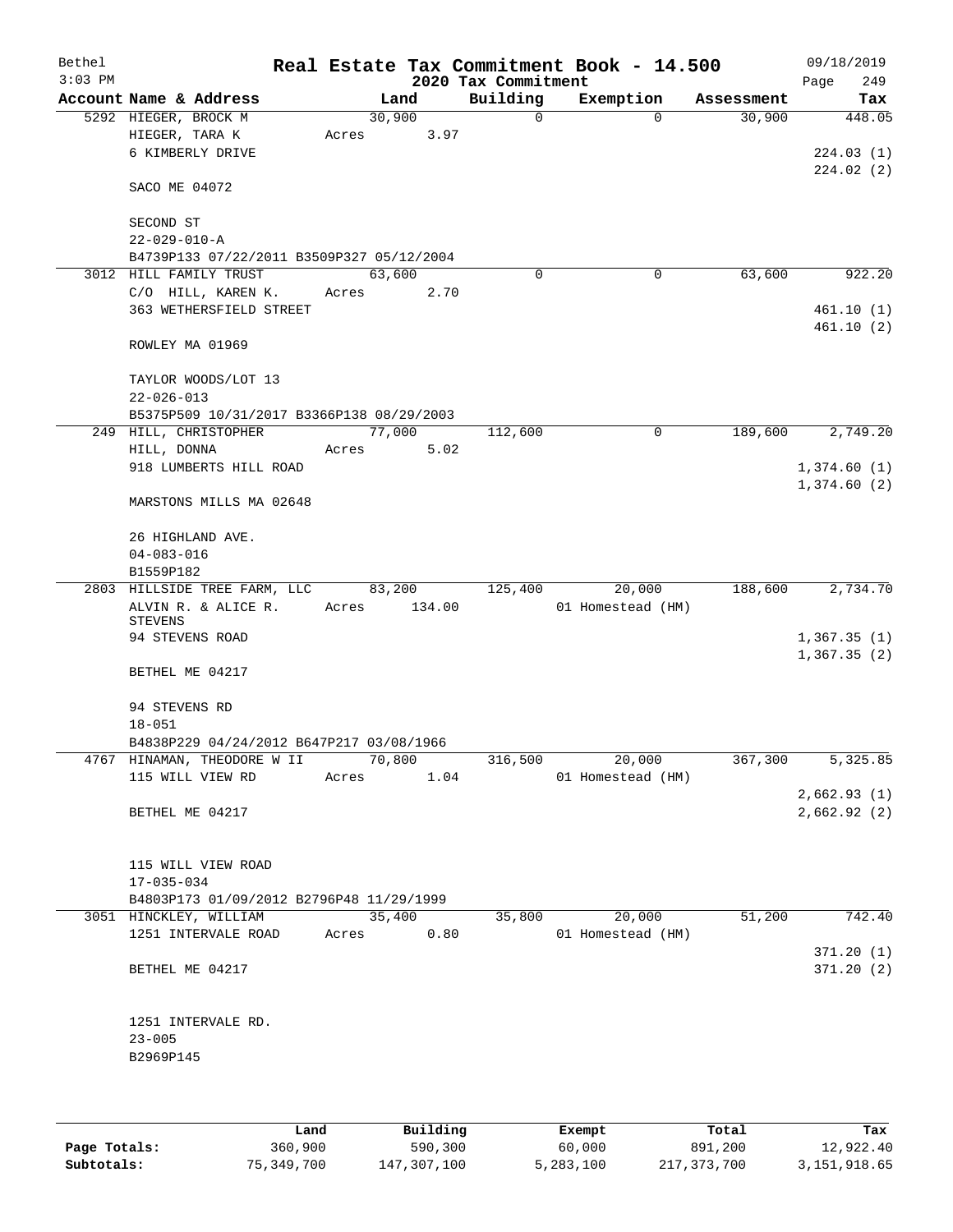# Real Estate Tax Commitment Book - 14.500

Bethel 09/18/2019
3:03 PM 2020 Tax Commitment Page 249

| Account Name & Address | Land | Building | Exemption | Assessment | Tax |
|---|---|---|---|---|---|
| 5292 HIEGER, BROCK M | 30,900 | 0 | 0 | 30,900 | 448.05 |
| HIEGER, TARA K | Acres 3.97 | | | | |
| 6 KIMBERLY DRIVE | | | | | 224.03 (1) |
| | | | | | 224.02 (2) |
| SACO ME 04072 | | | | | |
| SECOND ST | | | | | |
| 22-029-010-A | | | | | |
| B4739P133 07/22/2011 B3509P327 05/12/2004 | | | | | |
| 3012 HILL FAMILY TRUST | 63,600 | 0 | 0 | 63,600 | 922.20 |
| C/O HILL, KAREN K. | Acres 2.70 | | | | |
| 363 WETHERSFIELD STREET | | | | | 461.10 (1) |
| | | | | | 461.10 (2) |
| ROWLEY MA 01969 | | | | | |
| TAYLOR WOODS/LOT 13 | | | | | |
| 22-026-013 | | | | | |
| B5375P509 10/31/2017 B3366P138 08/29/2003 | | | | | |
| 249 HILL, CHRISTOPHER | 77,000 | 112,600 | 0 | 189,600 | 2,749.20 |
| HILL, DONNA | Acres 5.02 | | | | |
| 918 LUMBERTS HILL ROAD | | | | | 1,374.60 (1) |
| | | | | | 1,374.60 (2) |
| MARSTONS MILLS MA 02648 | | | | | |
| 26 HIGHLAND AVE. | | | | | |
| 04-083-016 | | | | | |
| B1559P182 | | | | | |
| 2803 HILLSIDE TREE FARM, LLC | 83,200 | 125,400 | 20,000 | 188,600 | 2,734.70 |
| ALVIN R. & ALICE R. STEVENS | Acres 134.00 | | 01 Homestead (HM) | | |
| 94 STEVENS ROAD | | | | | 1,367.35 (1) |
| | | | | | 1,367.35 (2) |
| BETHEL ME 04217 | | | | | |
| 94 STEVENS RD | | | | | |
| 18-051 | | | | | |
| B4838P229 04/24/2012 B647P217 03/08/1966 | | | | | |
| 4767 HINAMAN, THEODORE W II | 70,800 | 316,500 | 20,000 | 367,300 | 5,325.85 |
| 115 WILL VIEW RD | Acres 1.04 | | 01 Homestead (HM) | | |
| | | | | | 2,662.93 (1) |
| BETHEL ME 04217 | | | | | 2,662.92 (2) |
| 115 WILL VIEW ROAD | | | | | |
| 17-035-034 | | | | | |
| B4803P173 01/09/2012 B2796P48 11/29/1999 | | | | | |
| 3051 HINCKLEY, WILLIAM | 35,400 | 35,800 | 20,000 | 51,200 | 742.40 |
| 1251 INTERVALE ROAD | Acres 0.80 | | 01 Homestead (HM) | | |
| | | | | | 371.20 (1) |
| BETHEL ME 04217 | | | | | 371.20 (2) |
| 1251 INTERVALE RD. | | | | | |
| 23-005 | | | | | |
| B2969P145 | | | | | |

| | Land | Building | Exempt | Total | Tax |
|---|---|---|---|---|---|
| Page Totals: | 360,900 | 590,300 | 60,000 | 891,200 | 12,922.40 |
| Subtotals: | 75,349,700 | 147,307,100 | 5,283,100 | 217,373,700 | 3,151,918.65 |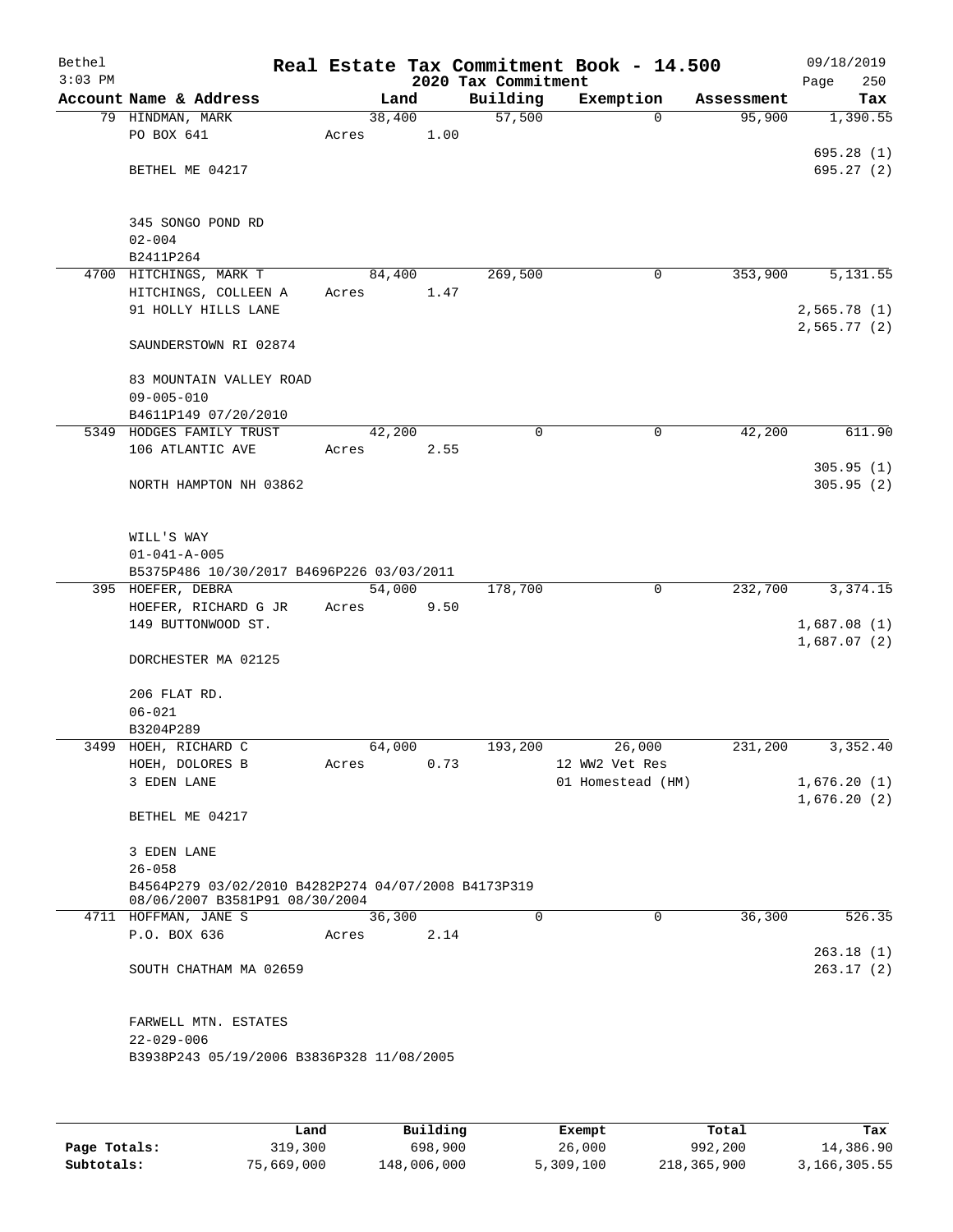# Real Estate Tax Commitment Book - 14.500

Bethel 3:03 PM — 2020 Tax Commitment — 09/18/2019

| Account Name & Address | Land | Building | Exemption | Assessment | Tax |
|---|---|---|---|---|---|
| 79 HINDMAN, MARK<br>PO BOX 641<br><br>BETHEL ME 04217<br><br>345 SONGO POND RD<br>02-004<br>B2411P264 | 38,400<br>Acres 1.00 | 57,500 | 0 | 95,900 | 1,390.55<br><br>695.28 (1)<br>695.27 (2) |
| 4700 HITCHINGS, MARK T<br>HITCHINGS, COLLEEN A<br>91 HOLLY HILLS LANE<br><br>SAUNDERSTOWN RI 02874<br><br>83 MOUNTAIN VALLEY ROAD<br>09-005-010<br>B4611P149 07/20/2010 | 84,400<br>Acres 1.47 | 269,500 | 0 | 353,900 | 5,131.55<br><br>2,565.78 (1)<br>2,565.77 (2) |
| 5349 HODGES FAMILY TRUST<br>106 ATLANTIC AVE<br><br>NORTH HAMPTON NH 03862<br><br>WILL'S WAY<br>01-041-A-005<br>B5375P486 10/30/2017 B4696P226 03/03/2011 | 42,200<br>Acres 2.55 | 0 | 0 | 42,200 | 611.90<br><br>305.95 (1)<br>305.95 (2) |
| 395 HOEFER, DEBRA<br>HOEFER, RICHARD G JR<br>149 BUTTONWOOD ST.<br><br>DORCHESTER MA 02125<br><br>206 FLAT RD.<br>06-021<br>B3204P289 | 54,000<br>Acres 9.50 | 178,700 | 0 | 232,700 | 3,374.15<br><br>1,687.08 (1)<br>1,687.07 (2) |
| 3499 HOEH, RICHARD C<br>HOEH, DOLORES B<br>3 EDEN LANE<br><br>BETHEL ME 04217<br><br>3 EDEN LANE<br>26-058<br>B4564P279 03/02/2010 B4282P274 04/07/2008 B4173P319 08/06/2007 B3581P91 08/30/2004 | 64,000<br>Acres 0.73 | 193,200 | 26,000<br>12 WW2 Vet Res<br>01 Homestead (HM) | 231,200 | 3,352.40<br><br>1,676.20 (1)<br>1,676.20 (2) |
| 4711 HOFFMAN, JANE S<br>P.O. BOX 636<br><br>SOUTH CHATHAM MA 02659<br><br>FARWELL MTN. ESTATES<br>22-029-006<br>B3938P243 05/19/2006 B3836P328 11/08/2005 | 36,300<br>Acres 2.14 | 0 | 0 | 36,300 | 526.35<br><br>263.18 (1)<br>263.17 (2) |

| | Land | Building | Exempt | Total | Tax |
|---|---|---|---|---|---|
| Page Totals: | 319,300 | 698,900 | 26,000 | 992,200 | 14,386.90 |
| Subtotals: | 75,669,000 | 148,006,000 | 5,309,100 | 218,365,900 | 3,166,305.55 |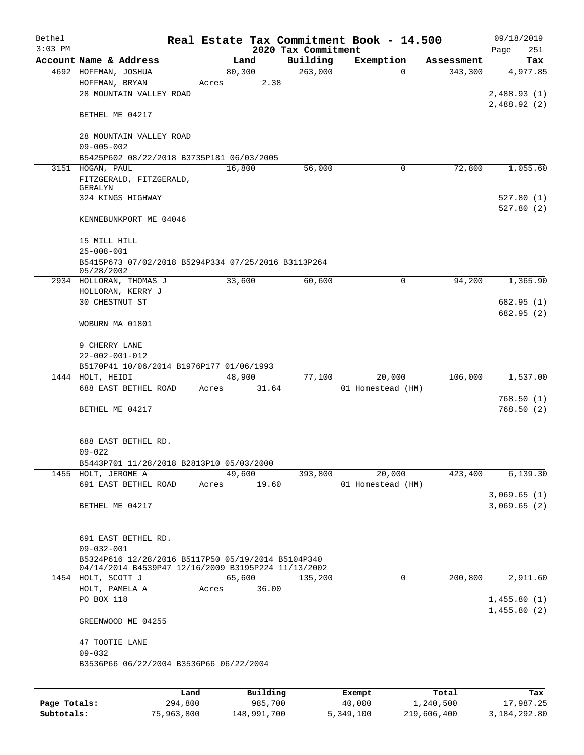Bethel 3:03 PM

# Real Estate Tax Commitment Book - 14.500

## 2020 Tax Commitment

09/18/2019 Page 251

| Account | Name & Address | Land | Building | Exemption | Assessment | Tax |
|---|---|---|---|---|---|---|
| 4692 | HOFFMAN, JOSHUA<br>HOFFMAN, BRYAN<br>28 MOUNTAIN VALLEY ROAD<br><br>BETHEL ME 04217<br><br>28 MOUNTAIN VALLEY ROAD<br>09-005-002<br>B5425P602 08/22/2018 B3735P181 06/03/2005 | 80,300<br>Acres 2.38 | 263,000 | 0 | 343,300 | 4,977.85<br><br>2,488.93 (1)<br>2,488.92 (2) |
| 3151 | HOGAN, PAUL<br>FITZGERALD, FITZGERALD, GERALYN<br>324 KINGS HIGHWAY<br><br>KENNEBUNKPORT ME 04046<br><br>15 MILL HILL<br>25-008-001<br>B5415P673 07/02/2018 B5294P334 07/25/2016 B3113P264 05/28/2002 | 16,800 | 56,000 | 0 | 72,800 | 1,055.60<br><br>527.80 (1)<br>527.80 (2) |
| 2934 | HOLLORAN, THOMAS J<br>HOLLORAN, KERRY J<br>30 CHESTNUT ST<br><br>WOBURN MA 01801<br><br>9 CHERRY LANE<br>22-002-001-012<br>B5170P41 10/06/2014 B1976P177 01/06/1993 | 33,600 | 60,600 | 0 | 94,200 | 1,365.90<br><br>682.95 (1)<br>682.95 (2) |
| 1444 | HOLT, HEIDI<br>688 EAST BETHEL ROAD<br><br>BETHEL ME 04217<br><br>688 EAST BETHEL RD.<br>09-022<br>B5443P701 11/28/2018 B2813P10 05/03/2000 | 48,900<br>Acres 31.64 | 77,100 | 20,000<br>01 Homestead (HM) | 106,000 | 1,537.00<br><br>768.50 (1)<br>768.50 (2) |
| 1455 | HOLT, JEROME A<br>691 EAST BETHEL ROAD<br><br>BETHEL ME 04217<br><br>691 EAST BETHEL RD.<br>09-032-001<br>B5324P616 12/28/2016 B5117P50 05/19/2014 B5104P340 04/14/2014 B4539P47 12/16/2009 B3195P224 11/13/2002 | 49,600<br>Acres 19.60 | 393,800 | 20,000<br>01 Homestead (HM) | 423,400 | 6,139.30<br><br>3,069.65 (1)<br>3,069.65 (2) |
| 1454 | HOLT, SCOTT J<br>HOLT, PAMELA A<br>PO BOX 118<br><br>GREENWOOD ME 04255<br><br>47 TOOTIE LANE<br>09-032<br>B3536P66 06/22/2004 B3536P66 06/22/2004 | 65,600<br>Acres 36.00 | 135,200 | 0 | 200,800 | 2,911.60<br><br>1,455.80 (1)<br>1,455.80 (2) |

| | Land | Building | Exempt | Total | Tax |
|---|---|---|---|---|---|
| Page Totals: | 294,800 | 985,700 | 40,000 | 1,240,500 | 17,987.25 |
| Subtotals: | 75,963,800 | 148,991,700 | 5,349,100 | 219,606,400 | 3,184,292.80 |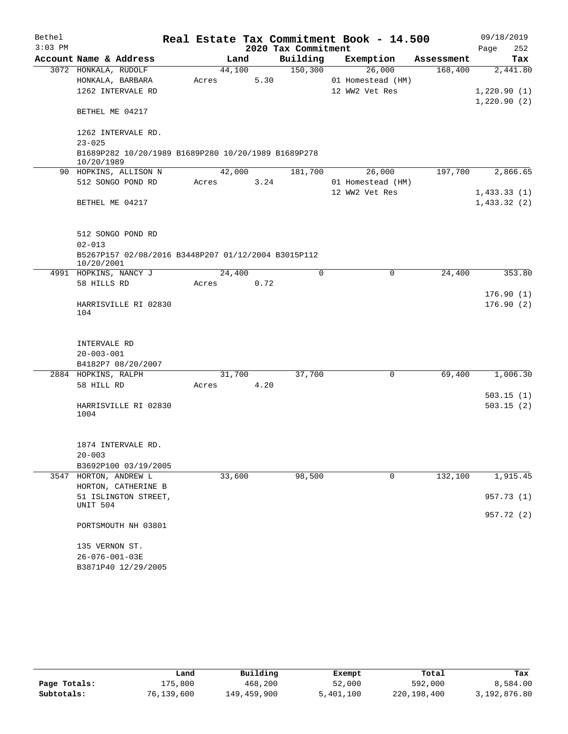# Real Estate Tax Commitment Book - 14.500

Bethel 3:03 PM — 2020 Tax Commitment — 09/18/2019

| Account Name & Address | Land | Building | Exemption | Assessment | Tax |
|---|---|---|---|---|---|
| 3072 HONKALA, RUDOLF | 44,100 | 150,300 | 26,000 | 168,400 | 2,441.80 |
| HONKALA, BARBARA | Acres 5.30 | | 01 Homestead (HM) | | |
| 1262 INTERVALE RD | | | 12 WW2 Vet Res | | 1,220.90 (1) |
| | | | | | 1,220.90 (2) |
| BETHEL ME 04217 | | | | | |
| 1262 INTERVALE RD. | | | | | |
| 23-025 | | | | | |
| B1689P282 10/20/1989 B1689P280 10/20/1989 B1689P278 10/20/1989 | | | | | |
| 90 HOPKINS, ALLISON N | 42,000 | 181,700 | 26,000 | 197,700 | 2,866.65 |
| 512 SONGO POND RD | Acres 3.24 | | 01 Homestead (HM) | | |
| | | | 12 WW2 Vet Res | | 1,433.33 (1) |
| BETHEL ME 04217 | | | | | 1,433.32 (2) |
| 512 SONGO POND RD | | | | | |
| 02-013 | | | | | |
| B5267P157 02/08/2016 B3448P207 01/12/2004 B3015P112 10/20/2001 | | | | | |
| 4991 HOPKINS, NANCY J | 24,400 | 0 | 0 | 24,400 | 353.80 |
| 58 HILLS RD | Acres 0.72 | | | | |
| | | | | | 176.90 (1) |
| HARRISVILLE RI 02830 104 | | | | | 176.90 (2) |
| INTERVALE RD | | | | | |
| 20-003-001 | | | | | |
| B4182P7 08/20/2007 | | | | | |
| 2884 HOPKINS, RALPH | 31,700 | 37,700 | 0 | 69,400 | 1,006.30 |
| 58 HILL RD | Acres 4.20 | | | | |
| | | | | | 503.15 (1) |
| HARRISVILLE RI 02830 1004 | | | | | 503.15 (2) |
| 1874 INTERVALE RD. | | | | | |
| 20-003 | | | | | |
| B3692P100 03/19/2005 | | | | | |
| 3547 HORTON, ANDREW L | 33,600 | 98,500 | 0 | 132,100 | 1,915.45 |
| HORTON, CATHERINE B | | | | | |
| 51 ISLINGTON STREET, UNIT 504 | | | | | 957.73 (1) |
| | | | | | 957.72 (2) |
| PORTSMOUTH NH 03801 | | | | | |
| 135 VERNON ST. | | | | | |
| 26-076-001-03E | | | | | |
| B3871P40 12/29/2005 | | | | | |

| | Land | Building | Exempt | Total | Tax |
|---|---|---|---|---|---|
| Page Totals: | 175,800 | 468,200 | 52,000 | 592,000 | 8,584.00 |
| Subtotals: | 76,139,600 | 149,459,900 | 5,401,100 | 220,198,400 | 3,192,876.80 |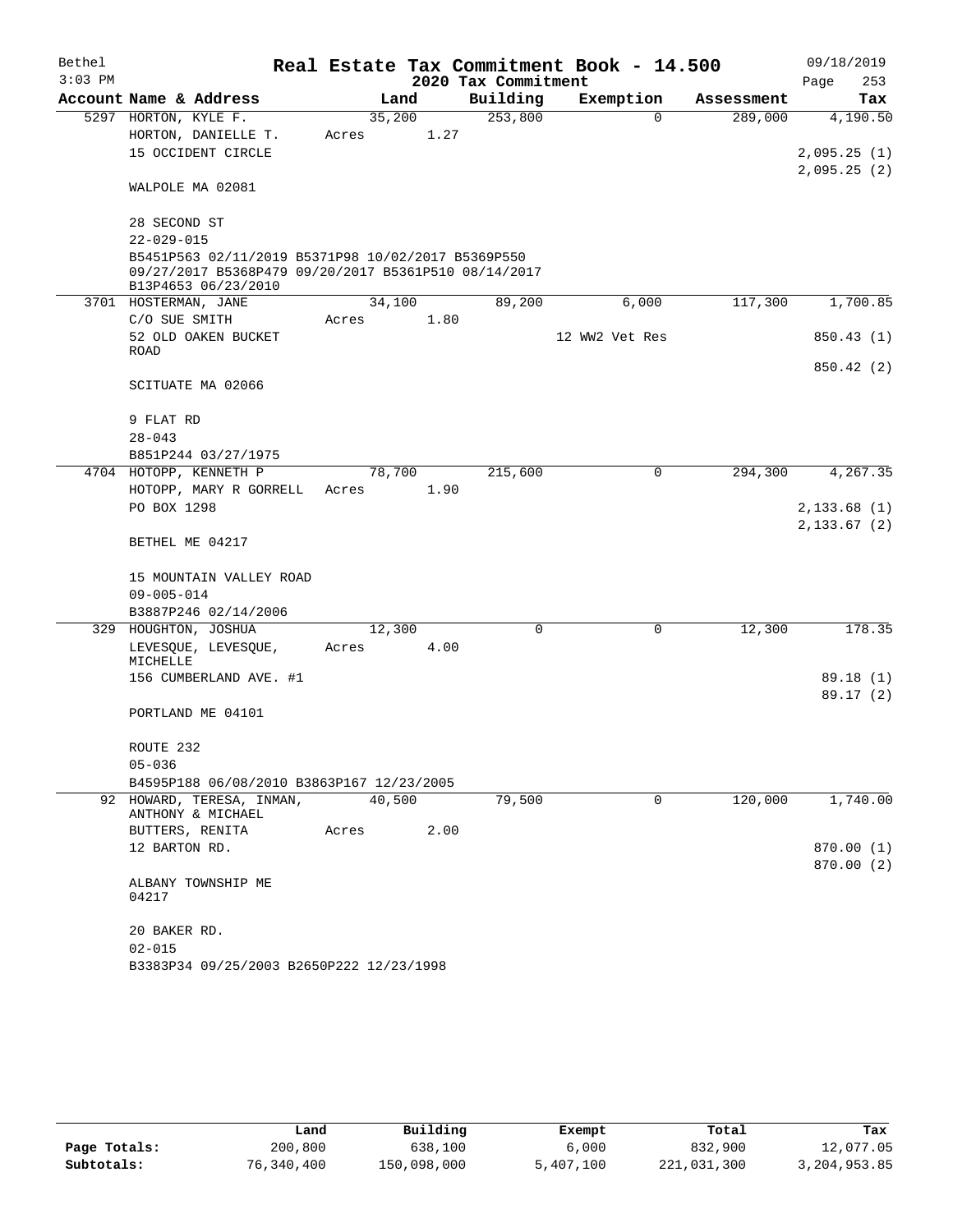Bethel 3:03 PM

# Real Estate Tax Commitment Book - 14.500

## 2020 Tax Commitment

09/18/2019 Page 253

| Account Name & Address | Land | Building | Exemption | Assessment | Tax |
|---|---|---|---|---|---|
| 5297 HORTON, KYLE F. | 35,200 | 253,800 | 0 | 289,000 | 4,190.50 |
| HORTON, DANIELLE T. | Acres 1.27 | | | | |
| 15 OCCIDENT CIRCLE | | | | | 2,095.25 (1) |
| | | | | | 2,095.25 (2) |
| WALPOLE MA 02081 | | | | | |
| 28 SECOND ST | | | | | |
| 22-029-015 | | | | | |
| B5451P563 02/11/2019 B5371P98 10/02/2017 B5369P550 09/27/2017 B5368P479 09/20/2017 B5361P510 08/14/2017 B13P4653 06/23/2010 | | | | | |
| 3701 HOSTERMAN, JANE | 34,100 | 89,200 | 6,000 | 117,300 | 1,700.85 |
| C/O SUE SMITH | Acres 1.80 | | | | |
| 52 OLD OAKEN BUCKET ROAD | | | 12 WW2 Vet Res | | 850.43 (1) |
| | | | | | 850.42 (2) |
| SCITUATE MA 02066 | | | | | |
| 9 FLAT RD | | | | | |
| 28-043 | | | | | |
| B851P244 03/27/1975 | | | | | |
| 4704 HOTOPP, KENNETH P | 78,700 | 215,600 | 0 | 294,300 | 4,267.35 |
| HOTOPP, MARY R GORRELL | Acres 1.90 | | | | |
| PO BOX 1298 | | | | | 2,133.68 (1) |
| | | | | | 2,133.67 (2) |
| BETHEL ME 04217 | | | | | |
| 15 MOUNTAIN VALLEY ROAD | | | | | |
| 09-005-014 | | | | | |
| B3887P246 02/14/2006 | | | | | |
| 329 HOUGHTON, JOSHUA | 12,300 | 0 | 0 | 12,300 | 178.35 |
| LEVESQUE, LEVESQUE, MICHELLE | Acres 4.00 | | | | |
| 156 CUMBERLAND AVE. #1 | | | | | 89.18 (1) |
| | | | | | 89.17 (2) |
| PORTLAND ME 04101 | | | | | |
| ROUTE 232 | | | | | |
| 05-036 | | | | | |
| B4595P188 06/08/2010 B3863P167 12/23/2005 | | | | | |
| 92 HOWARD, TERESA, INMAN, ANTHONY & MICHAEL | 40,500 | 79,500 | 0 | 120,000 | 1,740.00 |
| BUTTERS, RENITA | Acres 2.00 | | | | |
| 12 BARTON RD. | | | | | 870.00 (1) |
| | | | | | 870.00 (2) |
| ALBANY TOWNSHIP ME 04217 | | | | | |
| 20 BAKER RD. | | | | | |
| 02-015 | | | | | |
| B3383P34 09/25/2003 B2650P222 12/23/1998 | | | | | |

| | Land | Building | Exempt | Total | Tax |
|---|---|---|---|---|---|
| Page Totals: | 200,800 | 638,100 | 6,000 | 832,900 | 12,077.05 |
| Subtotals: | 76,340,400 | 150,098,000 | 5,407,100 | 221,031,300 | 3,204,953.85 |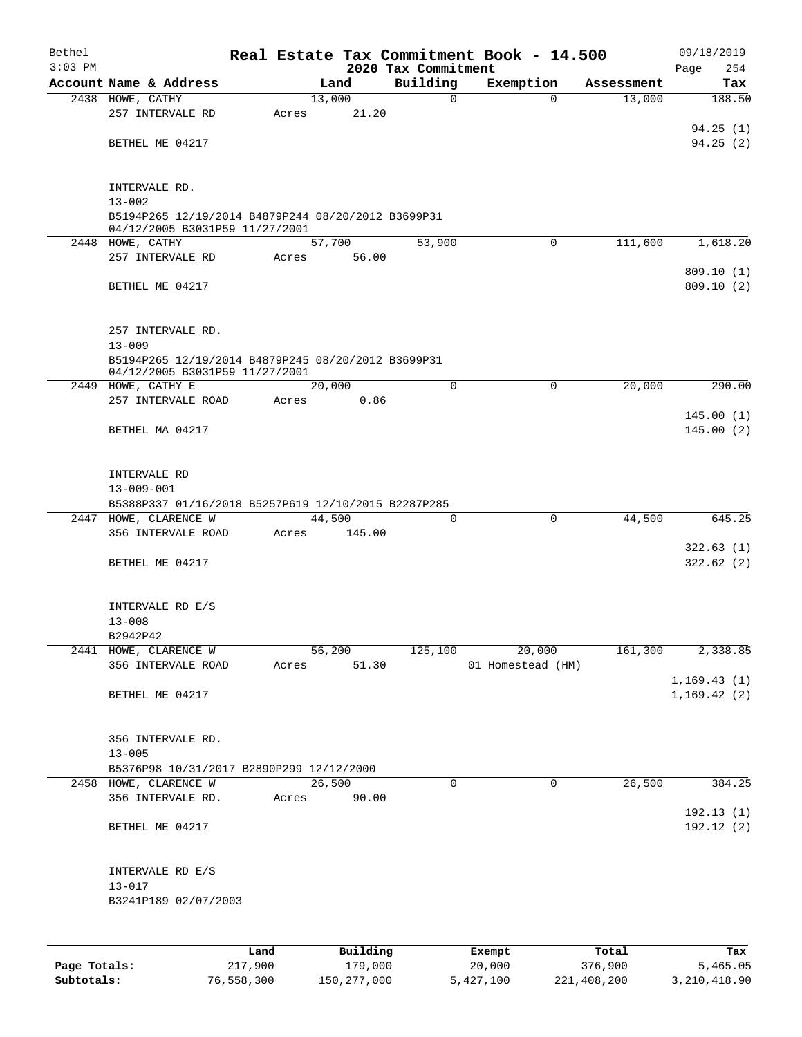Bethel
3:03 PM

# Real Estate Tax Commitment Book - 14.500

2020 Tax Commitment

09/18/2019

| Account Name & Address | Land | Building | Exemption | Assessment | Tax |
|---|---|---|---|---|---|
| 2438 HOWE, CATHY | 13,000 | 0 | 0 | 13,000 | 188.50 |
| 257 INTERVALE RD | Acres 21.20 | | | | |
| | | | | | 94.25 (1) |
| BETHEL ME 04217 | | | | | 94.25 (2) |
| INTERVALE RD. | | | | | |
| 13-002 | | | | | |
| B5194P265 12/19/2014 B4879P244 08/20/2012 B3699P31 04/12/2005 B3031P59 11/27/2001 | | | | | |
| 2448 HOWE, CATHY | 57,700 | 53,900 | 0 | 111,600 | 1,618.20 |
| 257 INTERVALE RD | Acres 56.00 | | | | |
| | | | | | 809.10 (1) |
| BETHEL ME 04217 | | | | | 809.10 (2) |
| 257 INTERVALE RD. | | | | | |
| 13-009 | | | | | |
| B5194P265 12/19/2014 B4879P245 08/20/2012 B3699P31 04/12/2005 B3031P59 11/27/2001 | | | | | |
| 2449 HOWE, CATHY E | 20,000 | 0 | 0 | 20,000 | 290.00 |
| 257 INTERVALE ROAD | Acres 0.86 | | | | |
| | | | | | 145.00 (1) |
| BETHEL MA 04217 | | | | | 145.00 (2) |
| INTERVALE RD | | | | | |
| 13-009-001 | | | | | |
| B5388P337 01/16/2018 B5257P619 12/10/2015 B2287P285 | | | | | |
| 2447 HOWE, CLARENCE W | 44,500 | 0 | 0 | 44,500 | 645.25 |
| 356 INTERVALE ROAD | Acres 145.00 | | | | |
| | | | | | 322.63 (1) |
| BETHEL ME 04217 | | | | | 322.62 (2) |
| INTERVALE RD E/S | | | | | |
| 13-008 | | | | | |
| B2942P42 | | | | | |
| 2441 HOWE, CLARENCE W | 56,200 | 125,100 | 20,000 | 161,300 | 2,338.85 |
| 356 INTERVALE ROAD | Acres 51.30 | | 01 Homestead (HM) | | |
| | | | | | 1,169.43 (1) |
| BETHEL ME 04217 | | | | | 1,169.42 (2) |
| 356 INTERVALE RD. | | | | | |
| 13-005 | | | | | |
| B5376P98 10/31/2017 B2890P299 12/12/2000 | | | | | |
| 2458 HOWE, CLARENCE W | 26,500 | 0 | 0 | 26,500 | 384.25 |
| 356 INTERVALE RD. | Acres 90.00 | | | | |
| | | | | | 192.13 (1) |
| BETHEL ME 04217 | | | | | 192.12 (2) |
| INTERVALE RD E/S | | | | | |
| 13-017 | | | | | |
| B3241P189 02/07/2003 | | | | | |

| | Land | Building | Exempt | Total | Tax |
|---|---|---|---|---|---|
| Page Totals: | 217,900 | 179,000 | 20,000 | 376,900 | 5,465.05 |
| Subtotals: | 76,558,300 | 150,277,000 | 5,427,100 | 221,408,200 | 3,210,418.90 |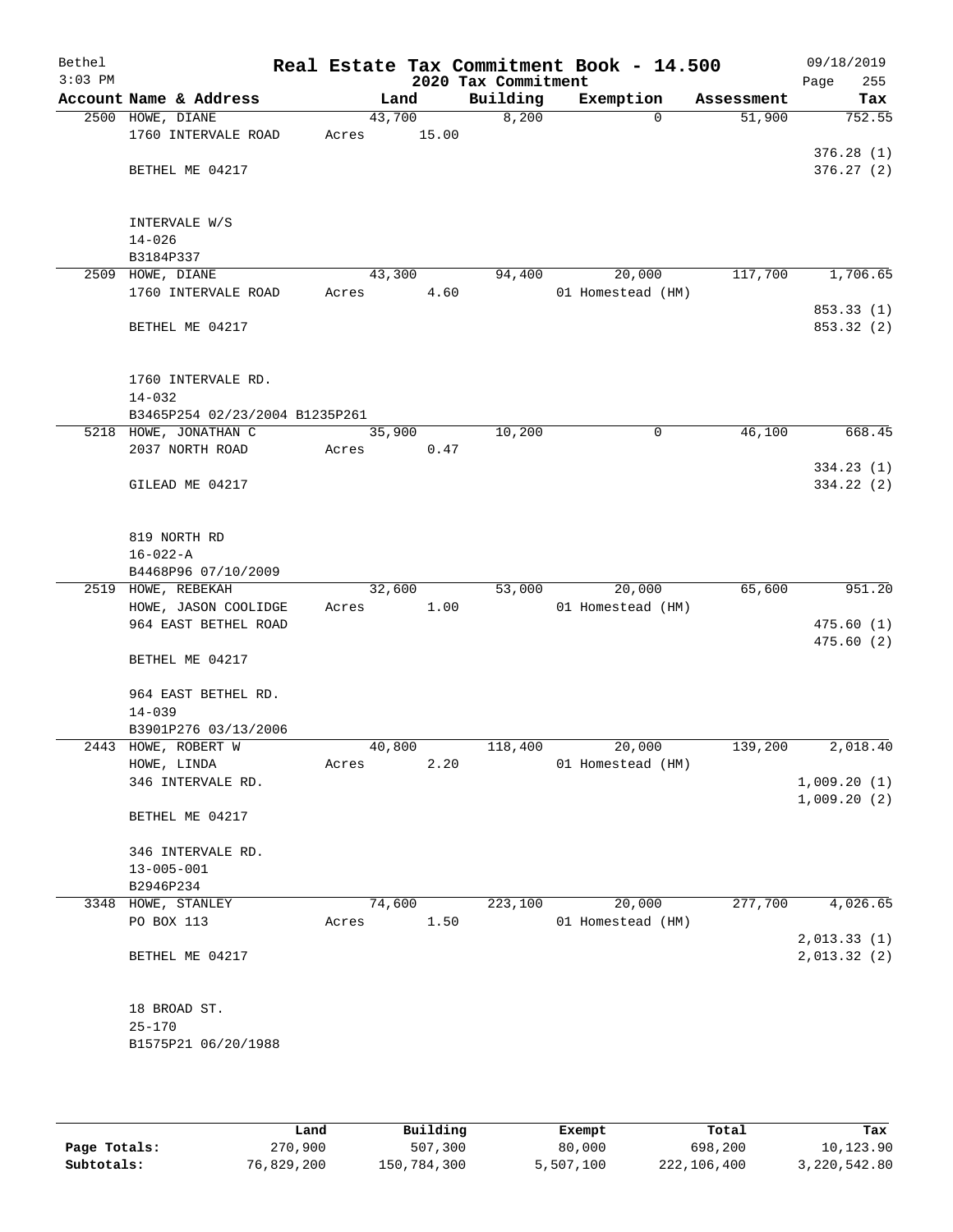Bethel 3:03 PM

# Real Estate Tax Commitment Book - 14.500

## 2020 Tax Commitment

09/18/2019 Page 255

| Account | Name & Address | Land | Building | Exemption | Assessment | Tax |
|---|---|---|---|---|---|---|
| 2500 | HOWE, DIANE<br>1760 INTERVALE ROAD<br><br>BETHEL ME 04217<br><br>INTERVALE W/S<br>14-026<br>B3184P337 | 43,700<br>Acres 15.00 | 8,200 | 0 | 51,900 | 752.55<br>376.28 (1)<br>376.27 (2) |
| 2509 | HOWE, DIANE<br>1760 INTERVALE ROAD<br><br>BETHEL ME 04217<br><br>1760 INTERVALE RD.<br>14-032<br>B3465P254 02/23/2004 B1235P261 | 43,300<br>Acres 4.60 | 94,400 | 20,000<br>01 Homestead (HM) | 117,700 | 1,706.65<br>853.33 (1)<br>853.32 (2) |
| 5218 | HOWE, JONATHAN C<br>2037 NORTH ROAD<br><br>GILEAD ME 04217<br><br>819 NORTH RD<br>16-022-A<br>B4468P96 07/10/2009 | 35,900<br>Acres 0.47 | 10,200 | 0 | 46,100 | 668.45<br>334.23 (1)<br>334.22 (2) |
| 2519 | HOWE, REBEKAH<br>HOWE, JASON COOLIDGE<br>964 EAST BETHEL ROAD<br><br>BETHEL ME 04217<br><br>964 EAST BETHEL RD.<br>14-039<br>B3901P276 03/13/2006 | 32,600<br>Acres 1.00 | 53,000 | 20,000<br>01 Homestead (HM) | 65,600 | 951.20<br>475.60 (1)<br>475.60 (2) |
| 2443 | HOWE, ROBERT W<br>HOWE, LINDA<br>346 INTERVALE RD.<br><br>BETHEL ME 04217<br><br>346 INTERVALE RD.<br>13-005-001<br>B2946P234 | 40,800<br>Acres 2.20 | 118,400 | 20,000<br>01 Homestead (HM) | 139,200 | 2,018.40<br>1,009.20 (1)<br>1,009.20 (2) |
| 3348 | HOWE, STANLEY<br>PO BOX 113<br><br>BETHEL ME 04217<br><br>18 BROAD ST.<br>25-170<br>B1575P21 06/20/1988 | 74,600<br>Acres 1.50 | 223,100 | 20,000<br>01 Homestead (HM) | 277,700 | 4,026.65<br>2,013.33 (1)<br>2,013.32 (2) |

| | Land | Building | Exempt | Total | Tax |
|---|---|---|---|---|---|
| Page Totals: | 270,900 | 507,300 | 80,000 | 698,200 | 10,123.90 |
| Subtotals: | 76,829,200 | 150,784,300 | 5,507,100 | 222,106,400 | 3,220,542.80 |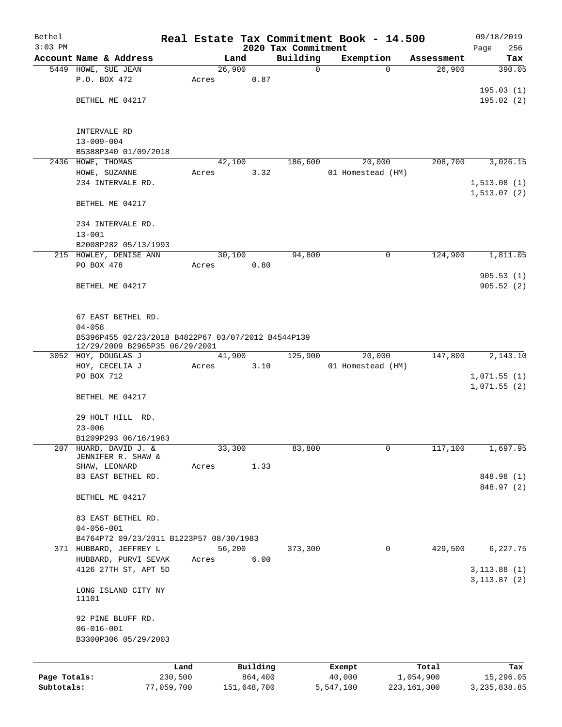# Real Estate Tax Commitment Book - 14.500

Bethel
3:03 PM
2020 Tax Commitment
09/18/2019

| Account Name & Address | Land | Building | Exemption | Assessment | Tax |
|---|---|---|---|---|---|
| 5449 HOWE, SUE JEAN | 26,900 | 0 | 0 | 26,900 | 390.05 |
| P.O. BOX 472 | Acres 0.87 | | | | |
| | | | | | 195.03 (1) |
| BETHEL ME 04217 | | | | | 195.02 (2) |
| INTERVALE RD | | | | | |
| 13-009-004 | | | | | |
| B5388P340 01/09/2018 | | | | | |
| 2436 HOWE, THOMAS | 42,100 | 186,600 | 20,000 | 208,700 | 3,026.15 |
| HOWE, SUZANNE | Acres 3.32 | | 01 Homestead (HM) | | |
| 234 INTERVALE RD. | | | | | 1,513.08 (1) |
| | | | | | 1,513.07 (2) |
| BETHEL ME 04217 | | | | | |
| 234 INTERVALE RD. | | | | | |
| 13-001 | | | | | |
| B2008P282 05/13/1993 | | | | | |
| 215 HOWLEY, DENISE ANN | 30,100 | 94,800 | 0 | 124,900 | 1,811.05 |
| PO BOX 478 | Acres 0.80 | | | | |
| | | | | | 905.53 (1) |
| BETHEL ME 04217 | | | | | 905.52 (2) |
| 67 EAST BETHEL RD. | | | | | |
| 04-058 | | | | | |
| B5396P455 02/23/2018 B4822P67 03/07/2012 B4544P139 12/29/2009 B2965P35 06/29/2001 | | | | | |
| 3052 HOY, DOUGLAS J | 41,900 | 125,900 | 20,000 | 147,800 | 2,143.10 |
| HOY, CECELIA J | Acres 3.10 | | 01 Homestead (HM) | | |
| PO BOX 712 | | | | | 1,071.55 (1) |
| | | | | | 1,071.55 (2) |
| BETHEL ME 04217 | | | | | |
| 29 HOLT HILL RD. | | | | | |
| 23-006 | | | | | |
| B1209P293 06/16/1983 | | | | | |
| 207 HUARD, DAVID J. & | 33,300 | 83,800 | 0 | 117,100 | 1,697.95 |
| JENNIFER R. SHAW & | | | | | |
| SHAW, LEONARD | Acres 1.33 | | | | |
| 83 EAST BETHEL RD. | | | | | 848.98 (1) |
| | | | | | 848.97 (2) |
| BETHEL ME 04217 | | | | | |
| 83 EAST BETHEL RD. | | | | | |
| 04-056-001 | | | | | |
| B4764P72 09/23/2011 B1223P57 08/30/1983 | | | | | |
| 371 HUBBARD, JEFFREY L | 56,200 | 373,300 | 0 | 429,500 | 6,227.75 |
| HUBBARD, PURVI SEVAK | Acres 6.00 | | | | |
| 4126 27TH ST, APT 5D | | | | | 3,113.88 (1) |
| | | | | | 3,113.87 (2) |
| LONG ISLAND CITY NY 11101 | | | | | |
| 92 PINE BLUFF RD. | | | | | |
| 06-016-001 | | | | | |
| B3300P306 05/29/2003 | | | | | |

| | Land | Building | Exempt | Total | Tax |
|---|---|---|---|---|---|
| Page Totals: | 230,500 | 864,400 | 40,000 | 1,054,900 | 15,296.05 |
| Subtotals: | 77,059,700 | 151,648,700 | 5,547,100 | 223,161,300 | 3,235,838.85 |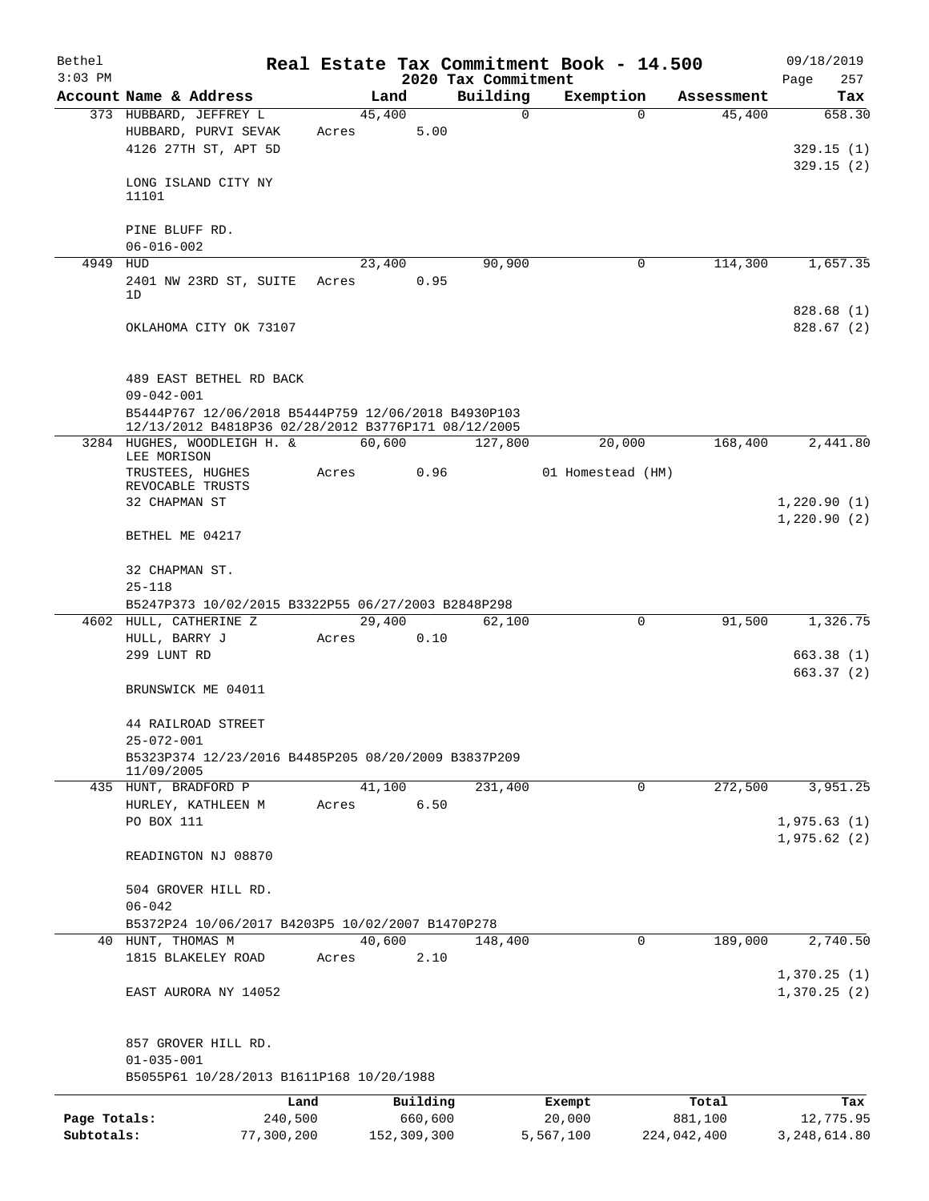Bethel
$3:03 PM

# Real Estate Tax Commitment Book - 14.500

## 2020 Tax Commitment

09/18/2019
Page 257

| Account | Name & Address | Land | Building | Exemption | Assessment | Tax |
|---|---|---|---|---|---|---|
| 373 | HUBBARD, JEFFREY L<br>HUBBARD, PURVI SEVAK<br>4126 27TH ST, APT 5D<br><br>LONG ISLAND CITY NY 11101<br><br>PINE BLUFF RD.<br>06-016-002 | 45,400<br>Acres 5.00 | 0 | 0 | 45,400 | 658.30<br><br>329.15 (1)<br>329.15 (2) |
| 4949 | HUD<br>2401 NW 23RD ST, SUITE 1D<br><br>OKLAHOMA CITY OK 73107<br><br>489 EAST BETHEL RD BACK<br>09-042-001<br>B5444P767 12/06/2018 B5444P759 12/06/2018 B4930P103 12/13/2012 B4818P36 02/28/2012 B3776P171 08/12/2005 | 23,400<br>Acres 0.95 | 90,900 | 0 | 114,300 | 1,657.35<br><br>828.68 (1)<br>828.67 (2) |
| 3284 | HUGHES, WOODLEIGH H. & LEE MORISON<br>TRUSTEES, HUGHES REVOCABLE TRUSTS<br>32 CHAPMAN ST<br><br>BETHEL ME 04217<br><br>32 CHAPMAN ST.<br>25-118<br>B5247P373 10/02/2015 B3322P55 06/27/2003 B2848P298 | 60,600<br>Acres 0.96 | 127,800 | 20,000<br>01 Homestead (HM) | 168,400 | 2,441.80<br><br>1,220.90 (1)<br>1,220.90 (2) |
| 4602 | HULL, CATHERINE Z<br>HULL, BARRY J<br>299 LUNT RD<br><br>BRUNSWICK ME 04011<br><br>44 RAILROAD STREET<br>25-072-001<br>B5323P374 12/23/2016 B4485P205 08/20/2009 B3837P209 11/09/2005 | 29,400<br>Acres 0.10 | 62,100 | 0 | 91,500 | 1,326.75<br><br>663.38 (1)<br>663.37 (2) |
| 435 | HUNT, BRADFORD P<br>HURLEY, KATHLEEN M<br>PO BOX 111<br><br>READINGTON NJ 08870<br><br>504 GROVER HILL RD.<br>06-042<br>B5372P24 10/06/2017 B4203P5 10/02/2007 B1470P278 | 41,100<br>Acres 6.50 | 231,400 | 0 | 272,500 | 3,951.25<br><br>1,975.63 (1)<br>1,975.62 (2) |
| 40 | HUNT, THOMAS M<br>1815 BLAKELEY ROAD<br><br>EAST AURORA NY 14052<br><br>857 GROVER HILL RD.<br>01-035-001<br>B5055P61 10/28/2013 B1611P168 10/20/1988 | 40,600<br>Acres 2.10 | 148,400 | 0 | 189,000 | 2,740.50<br><br>1,370.25 (1)<br>1,370.25 (2) |

| | Land | Building | Exempt | Total | Tax |
|---|---|---|---|---|---|
| Page Totals: | 240,500 | 660,600 | 20,000 | 881,100 | 12,775.95 |
| Subtotals: | 77,300,200 | 152,309,300 | 5,567,100 | 224,042,400 | 3,248,614.80 |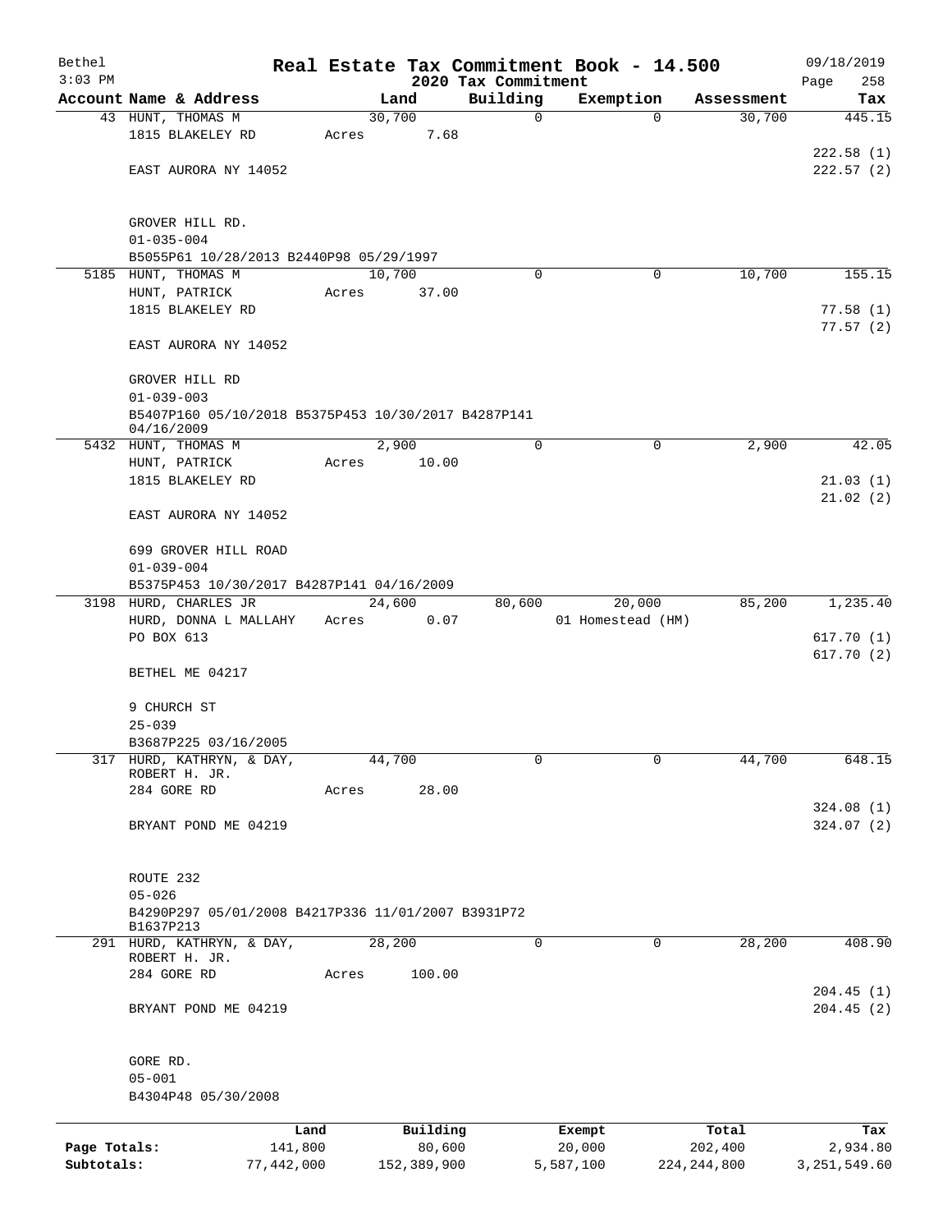Bethel 3:03 PM

# Real Estate Tax Commitment Book - 14.500

## 2020 Tax Commitment

09/18/2019

| Account Name & Address | Land | Building | Exemption | Assessment | Tax |
|---|---|---|---|---|---|
| 43 HUNT, THOMAS M<br>1815 BLAKELEY RD<br><br>EAST AURORA NY 14052<br><br>GROVER HILL RD.<br>01-035-004<br>B5055P61 10/28/2013 B2440P98 05/29/1997 | 30,700<br>Acres 7.68 | 0 | 0 | 30,700 | 445.15<br><br>222.58 (1)<br>222.57 (2) |
| 5185 HUNT, THOMAS M<br>HUNT, PATRICK<br>1815 BLAKELEY RD<br><br>EAST AURORA NY 14052<br><br>GROVER HILL RD<br>01-039-003<br>B5407P160 05/10/2018 B5375P453 10/30/2017 B4287P141 04/16/2009 | 10,700<br>Acres 37.00 | 0 | 0 | 10,700 | 155.15<br><br>77.58 (1)<br>77.57 (2) |
| 5432 HUNT, THOMAS M<br>HUNT, PATRICK<br>1815 BLAKELEY RD<br><br>EAST AURORA NY 14052<br><br>699 GROVER HILL ROAD<br>01-039-004<br>B5375P453 10/30/2017 B4287P141 04/16/2009 | 2,900<br>Acres 10.00 | 0 | 0 | 2,900 | 42.05<br><br>21.03 (1)<br>21.02 (2) |
| 3198 HURD, CHARLES JR<br>HURD, DONNA L MALLAHY<br>PO BOX 613<br><br>BETHEL ME 04217<br><br>9 CHURCH ST<br>25-039<br>B3687P225 03/16/2005 | 24,600<br>Acres 0.07 | 80,600 | 20,000<br>01 Homestead (HM) | 85,200 | 1,235.40<br><br>617.70 (1)<br>617.70 (2) |
| 317 HURD, KATHRYN, & DAY, ROBERT H. JR.<br>284 GORE RD<br><br>BRYANT POND ME 04219<br><br>ROUTE 232<br>05-026<br>B4290P297 05/01/2008 B4217P336 11/01/2007 B3931P72 B1637P213 | 44,700<br>Acres 28.00 | 0 | 0 | 44,700 | 648.15<br><br>324.08 (1)<br>324.07 (2) |
| 291 HURD, KATHRYN, & DAY, ROBERT H. JR.<br>284 GORE RD<br><br>BRYANT POND ME 04219<br><br>GORE RD.<br>05-001<br>B4304P48 05/30/2008 | 28,200<br>Acres 100.00 | 0 | 0 | 28,200 | 408.90<br><br>204.45 (1)<br>204.45 (2) |

| | Land | Building | Exempt | Total | Tax |
|---|---|---|---|---|---|
| Page Totals: | 141,800 | 80,600 | 20,000 | 202,400 | 2,934.80 |
| Subtotals: | 77,442,000 | 152,389,900 | 5,587,100 | 224,244,800 | 3,251,549.60 |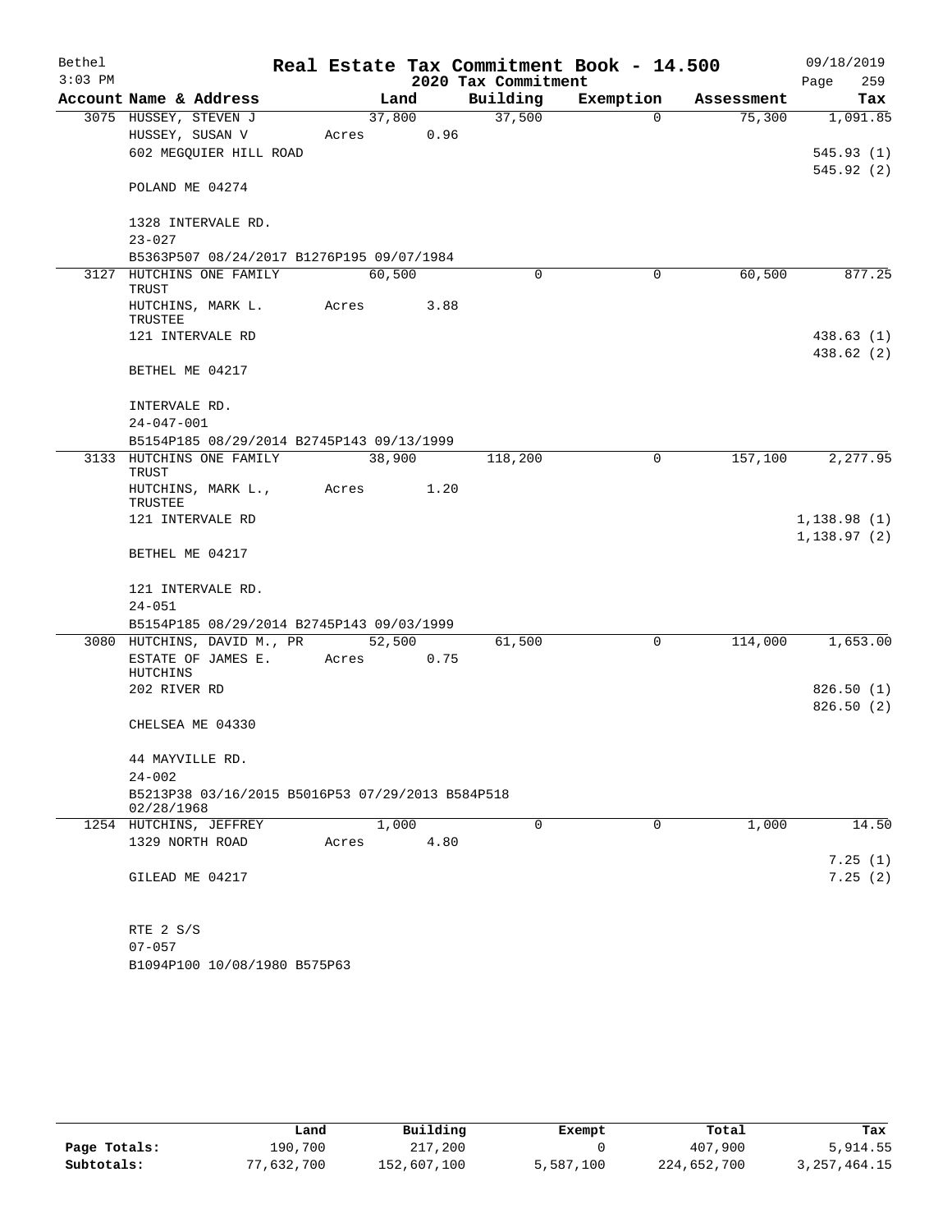# Real Estate Tax Commitment Book - 14.500

Bethel 3:03 PM — 2020 Tax Commitment — 09/18/2019

| Account Name & Address | Land | Building | Exemption | Assessment | Tax |
|---|---|---|---|---|---|
| 3075 HUSSEY, STEVEN J | 37,800 | 37,500 | 0 | 75,300 | 1,091.85 |
| HUSSEY, SUSAN V | Acres 0.96 | | | | |
| 602 MEGQUIER HILL ROAD | | | | | 545.93 (1) |
| | | | | | 545.92 (2) |
| POLAND ME 04274 | | | | | |
| 1328 INTERVALE RD. | | | | | |
| 23-027 | | | | | |
| B5363P507 08/24/2017 B1276P195 09/07/1984 | | | | | |
| 3127 HUTCHINS ONE FAMILY TRUST | 60,500 | 0 | 0 | 60,500 | 877.25 |
| HUTCHINS, MARK L. TRUSTEE | Acres 3.88 | | | | |
| 121 INTERVALE RD | | | | | 438.63 (1) |
| | | | | | 438.62 (2) |
| BETHEL ME 04217 | | | | | |
| INTERVALE RD. | | | | | |
| 24-047-001 | | | | | |
| B5154P185 08/29/2014 B2745P143 09/13/1999 | | | | | |
| 3133 HUTCHINS ONE FAMILY TRUST | 38,900 | 118,200 | 0 | 157,100 | 2,277.95 |
| HUTCHINS, MARK L., TRUSTEE | Acres 1.20 | | | | |
| 121 INTERVALE RD | | | | | 1,138.98 (1) |
| | | | | | 1,138.97 (2) |
| BETHEL ME 04217 | | | | | |
| 121 INTERVALE RD. | | | | | |
| 24-051 | | | | | |
| B5154P185 08/29/2014 B2745P143 09/03/1999 | | | | | |
| 3080 HUTCHINS, DAVID M., PR | 52,500 | 61,500 | 0 | 114,000 | 1,653.00 |
| ESTATE OF JAMES E. HUTCHINS | Acres 0.75 | | | | |
| 202 RIVER RD | | | | | 826.50 (1) |
| | | | | | 826.50 (2) |
| CHELSEA ME 04330 | | | | | |
| 44 MAYVILLE RD. | | | | | |
| 24-002 | | | | | |
| B5213P38 03/16/2015 B5016P53 07/29/2013 B584P518 02/28/1968 | | | | | |
| 1254 HUTCHINS, JEFFREY | 1,000 | 0 | 0 | 1,000 | 14.50 |
| 1329 NORTH ROAD | Acres 4.80 | | | | |
| | | | | | 7.25 (1) |
| GILEAD ME 04217 | | | | | 7.25 (2) |
| RTE 2 S/S | | | | | |
| 07-057 | | | | | |
| B1094P100 10/08/1980 B575P63 | | | | | |

| | Land | Building | Exempt | Total | Tax |
|---|---|---|---|---|---|
| Page Totals: | 190,700 | 217,200 | 0 | 407,900 | 5,914.55 |
| Subtotals: | 77,632,700 | 152,607,100 | 5,587,100 | 224,652,700 | 3,257,464.15 |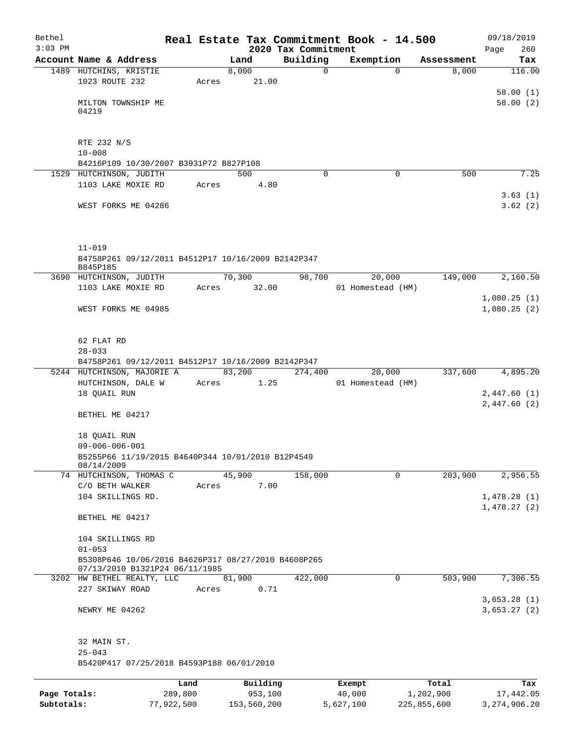Bethel 3:03 PM

# Real Estate Tax Commitment Book - 14.500

2020 Tax Commitment

09/18/2019

| Account Name & Address | Land | Building | Exemption | Assessment | Tax |
|---|---|---|---|---|---|
| 1489 HUTCHINS, KRISTIE | 8,000 | 0 | 0 | 8,000 | 116.00 |
| 1023 ROUTE 232 | Acres 21.00 | | | | |
| | | | | | 58.00 (1) |
| MILTON TOWNSHIP ME 04219 | | | | | 58.00 (2) |
| RTE 232 N/S | | | | | |
| 10-008 | | | | | |
| B4216P109 10/30/2007 B3931P72 B827P108 | | | | | |
| 1529 HUTCHINSON, JUDITH | 500 | 0 | 0 | 500 | 7.25 |
| 1103 LAKE MOXIE RD | Acres 4.80 | | | | |
| | | | | | 3.63 (1) |
| WEST FORKS ME 04286 | | | | | 3.62 (2) |
| 11-019 | | | | | |
| B4758P261 09/12/2011 B4512P17 10/16/2009 B2142P347 B845P185 | | | | | |
| 3690 HUTCHINSON, JUDITH | 70,300 | 98,700 | 20,000 | 149,000 | 2,160.50 |
| 1103 LAKE MOXIE RD | Acres 32.00 | | 01 Homestead (HM) | | |
| | | | | | 1,080.25 (1) |
| WEST FORKS ME 04985 | | | | | 1,080.25 (2) |
| 62 FLAT RD | | | | | |
| 28-033 | | | | | |
| B4758P261 09/12/2011 B4512P17 10/16/2009 B2142P347 | | | | | |
| 5244 HUTCHINSON, MAJORIE A | 83,200 | 274,400 | 20,000 | 337,600 | 4,895.20 |
| HUTCHINSON, DALE W | Acres 1.25 | | 01 Homestead (HM) | | |
| 18 QUAIL RUN | | | | | 2,447.60 (1) |
| | | | | | 2,447.60 (2) |
| BETHEL ME 04217 | | | | | |
| 18 QUAIL RUN | | | | | |
| 09-006-006-001 | | | | | |
| B5255P66 11/19/2015 B4640P344 10/01/2010 B12P4549 08/14/2009 | | | | | |
| 74 HUTCHINSON, THOMAS C | 45,900 | 158,000 | 0 | 203,900 | 2,956.55 |
| C/O BETH WALKER | Acres 7.00 | | | | |
| 104 SKILLINGS RD. | | | | | 1,478.28 (1) |
| | | | | | 1,478.27 (2) |
| BETHEL ME 04217 | | | | | |
| 104 SKILLINGS RD | | | | | |
| 01-053 | | | | | |
| B5308P646 10/06/2016 B4626P317 08/27/2010 B4608P265 07/13/2010 B1321P24 06/11/1985 | | | | | |
| 3202 HW BETHEL REALTY, LLC | 81,900 | 422,000 | 0 | 503,900 | 7,306.55 |
| 227 SKIWAY ROAD | Acres 0.71 | | | | |
| | | | | | 3,653.28 (1) |
| NEWRY ME 04262 | | | | | 3,653.27 (2) |
| 32 MAIN ST. | | | | | |
| 25-043 | | | | | |
| B5420P417 07/25/2018 B4593P188 06/01/2010 | | | | | |

| | Land | Building | Exempt | Total | Tax |
|---|---|---|---|---|---|
| Page Totals: | 289,800 | 953,100 | 40,000 | 1,202,900 | 17,442.05 |
| Subtotals: | 77,922,500 | 153,560,200 | 5,627,100 | 225,855,600 | 3,274,906.20 |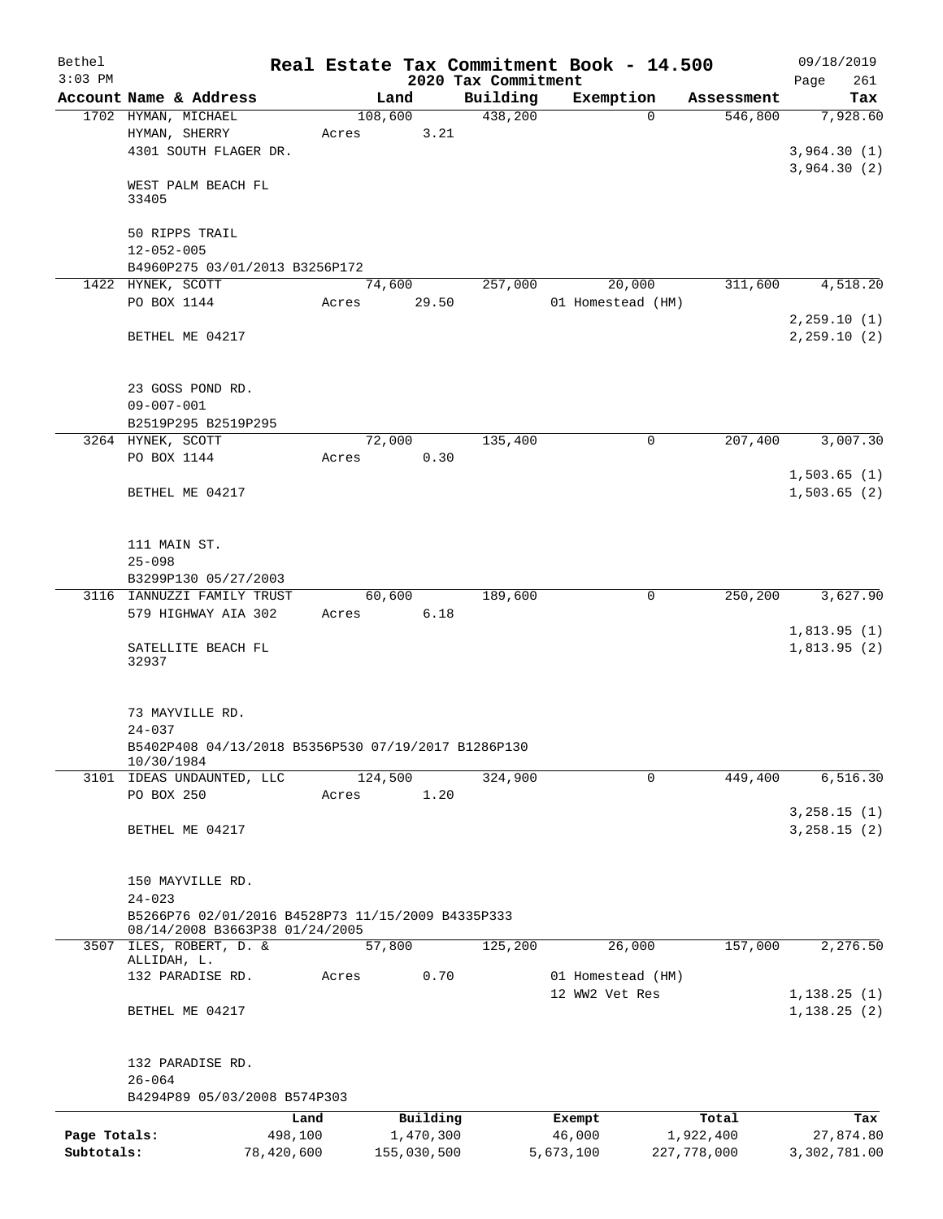Bethel 3:03 PM

# Real Estate Tax Commitment Book - 14.500
## 2020 Tax Commitment

09/18/2019 Page 261

| Account Name & Address | Land | Building | Exemption | Assessment | Tax |
|---|---|---|---|---|---|
| 1702 HYMAN, MICHAEL | 108,600 | 438,200 | 0 | 546,800 | 7,928.60 |
| HYMAN, SHERRY | Acres 3.21 | | | | |
| 4301 SOUTH FLAGER DR. | | | | | 3,964.30 (1) |
| | | | | | 3,964.30 (2) |
| WEST PALM BEACH FL 33405 | | | | | |
| 50 RIPPS TRAIL | | | | | |
| 12-052-005 | | | | | |
| B4960P275 03/01/2013 B3256P172 | | | | | |
| 1422 HYNEK, SCOTT | 74,600 | 257,000 | 20,000 | 311,600 | 4,518.20 |
| PO BOX 1144 | Acres 29.50 | | 01 Homestead (HM) | | |
| | | | | | 2,259.10 (1) |
| BETHEL ME 04217 | | | | | 2,259.10 (2) |
| 23 GOSS POND RD. | | | | | |
| 09-007-001 | | | | | |
| B2519P295 B2519P295 | | | | | |
| 3264 HYNEK, SCOTT | 72,000 | 135,400 | 0 | 207,400 | 3,007.30 |
| PO BOX 1144 | Acres 0.30 | | | | |
| | | | | | 1,503.65 (1) |
| BETHEL ME 04217 | | | | | 1,503.65 (2) |
| 111 MAIN ST. | | | | | |
| 25-098 | | | | | |
| B3299P130 05/27/2003 | | | | | |
| 3116 IANNUZZI FAMILY TRUST | 60,600 | 189,600 | 0 | 250,200 | 3,627.90 |
| 579 HIGHWAY AIA 302 | Acres 6.18 | | | | |
| | | | | | 1,813.95 (1) |
| SATELLITE BEACH FL 32937 | | | | | 1,813.95 (2) |
| 73 MAYVILLE RD. | | | | | |
| 24-037 | | | | | |
| B5402P408 04/13/2018 B5356P530 07/19/2017 B1286P130 10/30/1984 | | | | | |
| 3101 IDEAS UNDAUNTED, LLC | 124,500 | 324,900 | 0 | 449,400 | 6,516.30 |
| PO BOX 250 | Acres 1.20 | | | | |
| | | | | | 3,258.15 (1) |
| BETHEL ME 04217 | | | | | 3,258.15 (2) |
| 150 MAYVILLE RD. | | | | | |
| 24-023 | | | | | |
| B5266P76 02/01/2016 B4528P73 11/15/2009 B4335P333 08/14/2008 B3663P38 01/24/2005 | | | | | |
| 3507 ILES, ROBERT, D. & ALLIDAH, L. | 57,800 | 125,200 | 26,000 | 157,000 | 2,276.50 |
| 132 PARADISE RD. | Acres 0.70 | | 01 Homestead (HM) | | |
| | | | 12 WW2 Vet Res | | 1,138.25 (1) |
| BETHEL ME 04217 | | | | | 1,138.25 (2) |
| 132 PARADISE RD. | | | | | |
| 26-064 | | | | | |
| B4294P89 05/03/2008 B574P303 | | | | | |

| | Land | Building | Exempt | Total | Tax |
|---|---|---|---|---|---|
| Page Totals: | 498,100 | 1,470,300 | 46,000 | 1,922,400 | 27,874.80 |
| Subtotals: | 78,420,600 | 155,030,500 | 5,673,100 | 227,778,000 | 3,302,781.00 |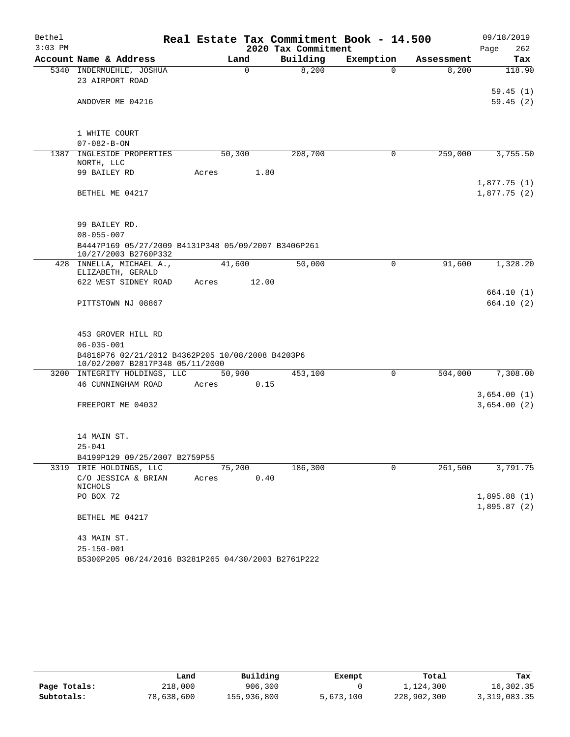# Real Estate Tax Commitment Book - 14.500

Bethel 3:03 PM — 2020 Tax Commitment — 09/18/2019

| Account Name & Address | Land | Building | Exemption | Assessment | Tax |
|---|---|---|---|---|---|
| 5340 INDERMUEHLE, JOSHUA<br>23 AIRPORT ROAD<br><br>ANDOVER ME 04216<br><br>1 WHITE COURT<br>07-082-B-ON | 0 | 8,200 | 0 | 8,200 | 118.90<br><br>59.45 (1)<br>59.45 (2) |
| 1387 INGLESIDE PROPERTIES NORTH, LLC<br>99 BAILEY RD<br><br>BETHEL ME 04217<br><br>99 BAILEY RD.<br>08-055-007<br>B4447P169 05/27/2009 B4131P348 05/09/2007 B3406P261 10/27/2003 B2760P332 | 50,300<br>Acres 1.80 | 208,700 | 0 | 259,000 | 3,755.50<br><br>1,877.75 (1)<br>1,877.75 (2) |
| 428 INNELLA, MICHAEL A., ELIZABETH, GERALD<br>622 WEST SIDNEY ROAD<br><br>PITTSTOWN NJ 08867<br><br>453 GROVER HILL RD<br>06-035-001<br>B4816P76 02/21/2012 B4362P205 10/08/2008 B4203P6 10/02/2007 B2817P348 05/11/2000 | 41,600<br>Acres 12.00 | 50,000 | 0 | 91,600 | 1,328.20<br><br>664.10 (1)<br>664.10 (2) |
| 3200 INTEGRITY HOLDINGS, LLC<br>46 CUNNINGHAM ROAD<br><br>FREEPORT ME 04032<br><br>14 MAIN ST.<br>25-041<br>B4199P129 09/25/2007 B2759P55 | 50,900<br>Acres 0.15 | 453,100 | 0 | 504,000 | 7,308.00<br><br>3,654.00 (1)<br>3,654.00 (2) |
| 3319 IRIE HOLDINGS, LLC<br>C/O JESSICA & BRIAN NICHOLS<br>PO BOX 72<br><br>BETHEL ME 04217<br><br>43 MAIN ST.<br>25-150-001<br>B5300P205 08/24/2016 B3281P265 04/30/2003 B2761P222 | 75,200<br>Acres 0.40 | 186,300 | 0 | 261,500 | 3,791.75<br><br>1,895.88 (1)<br>1,895.87 (2) |

| | Land | Building | Exempt | Total | Tax |
|---|---|---|---|---|---|
| Page Totals: | 218,000 | 906,300 | 0 | 1,124,300 | 16,302.35 |
| Subtotals: | 78,638,600 | 155,936,800 | 5,673,100 | 228,902,300 | 3,319,083.35 |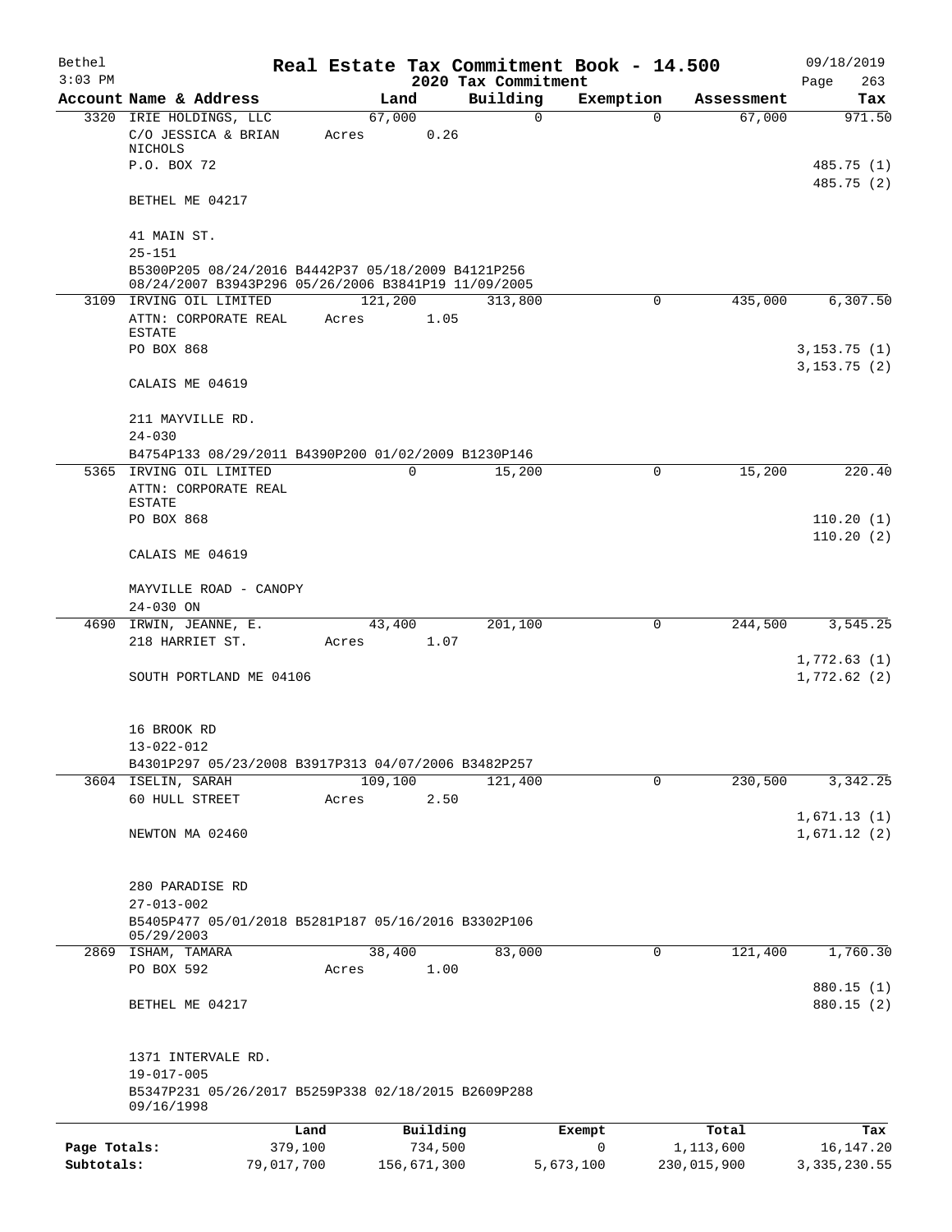Bethel — Real Estate Tax Commitment Book - 14.500 — 09/18/2019
3:03 PM — 2020 Tax Commitment

| Account Name & Address | Land | Building | Exemption | Assessment | Tax |
|---|---|---|---|---|---|
| 3320 IRIE HOLDINGS, LLC | 67,000 | 0 | 0 | 67,000 | 971.50 |
| C/O JESSICA & BRIAN NICHOLS | Acres 0.26 | | | | |
| P.O. BOX 72 | | | | | 485.75 (1) |
| | | | | | 485.75 (2) |
| BETHEL ME 04217 | | | | | |
| 41 MAIN ST. | | | | | |
| 25-151 | | | | | |
| B5300P205 08/24/2016 B4442P37 05/18/2009 B4121P256 08/24/2007 B3943P296 05/26/2006 B3841P19 11/09/2005 | | | | | |
| 3109 IRVING OIL LIMITED | 121,200 | 313,800 | 0 | 435,000 | 6,307.50 |
| ATTN: CORPORATE REAL ESTATE | Acres 1.05 | | | | |
| PO BOX 868 | | | | | 3,153.75 (1) |
| | | | | | 3,153.75 (2) |
| CALAIS ME 04619 | | | | | |
| 211 MAYVILLE RD. | | | | | |
| 24-030 | | | | | |
| B4754P133 08/29/2011 B4390P200 01/02/2009 B1230P146 | | | | | |
| 5365 IRVING OIL LIMITED | 0 | 15,200 | 0 | 15,200 | 220.40 |
| ATTN: CORPORATE REAL ESTATE | | | | | |
| PO BOX 868 | | | | | 110.20 (1) |
| | | | | | 110.20 (2) |
| CALAIS ME 04619 | | | | | |
| MAYVILLE ROAD - CANOPY | | | | | |
| 24-030 ON | | | | | |
| 4690 IRWIN, JEANNE, E. | 43,400 | 201,100 | 0 | 244,500 | 3,545.25 |
| 218 HARRIET ST. | Acres 1.07 | | | | |
| | | | | | 1,772.63 (1) |
| SOUTH PORTLAND ME 04106 | | | | | 1,772.62 (2) |
| 16 BROOK RD | | | | | |
| 13-022-012 | | | | | |
| B4301P297 05/23/2008 B3917P313 04/07/2006 B3482P257 | | | | | |
| 3604 ISELIN, SARAH | 109,100 | 121,400 | 0 | 230,500 | 3,342.25 |
| 60 HULL STREET | Acres 2.50 | | | | |
| | | | | | 1,671.13 (1) |
| NEWTON MA 02460 | | | | | 1,671.12 (2) |
| 280 PARADISE RD | | | | | |
| 27-013-002 | | | | | |
| B5405P477 05/01/2018 B5281P187 05/16/2016 B3302P106 05/29/2003 | | | | | |
| 2869 ISHAM, TAMARA | 38,400 | 83,000 | 0 | 121,400 | 1,760.30 |
| PO BOX 592 | Acres 1.00 | | | | |
| | | | | | 880.15 (1) |
| BETHEL ME 04217 | | | | | 880.15 (2) |
| 1371 INTERVALE RD. | | | | | |
| 19-017-005 | | | | | |
| B5347P231 05/26/2017 B5259P338 02/18/2015 B2609P288 09/16/1998 | | | | | |

| | Land | Building | Exempt | Total | Tax |
|---|---|---|---|---|---|
| Page Totals: | 379,100 | 734,500 | 0 | 1,113,600 | 16,147.20 |
| Subtotals: | 79,017,700 | 156,671,300 | 5,673,100 | 230,015,900 | 3,335,230.55 |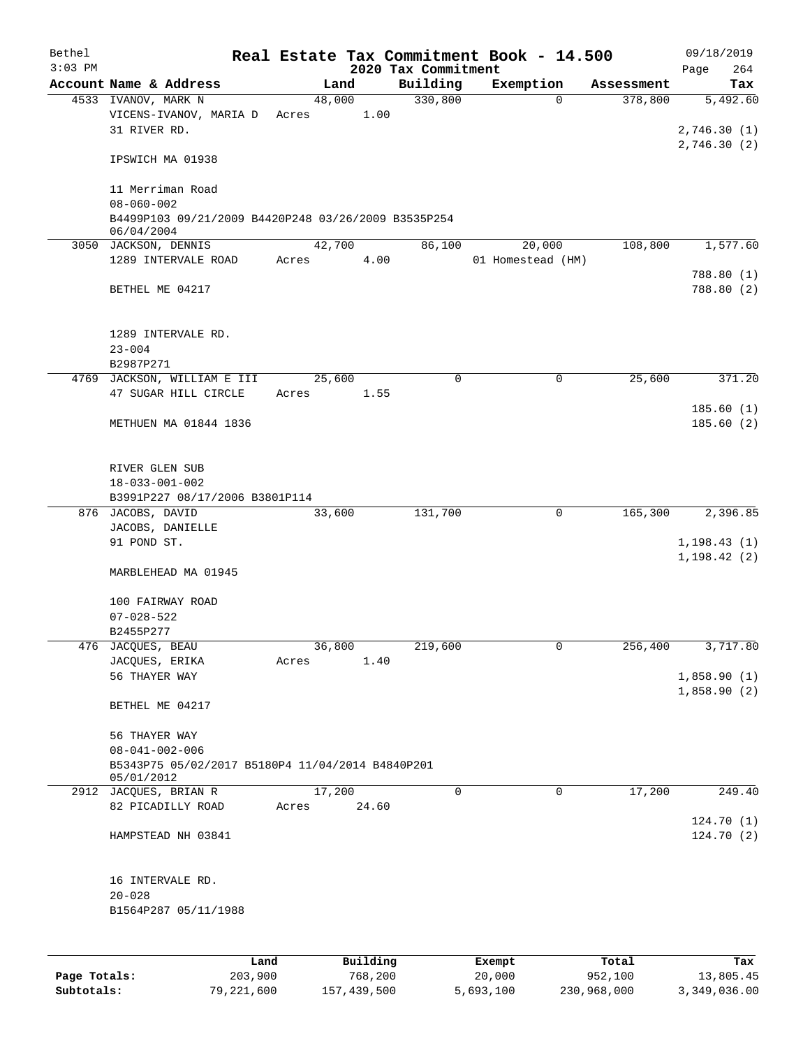# Real Estate Tax Commitment Book - 14.500

Bethel 3:03 PM — 2020 Tax Commitment — 09/18/2019

| Account Name & Address | Land | Building | Exemption | Assessment | Tax |
|---|---|---|---|---|---|
| 4533 IVANOV, MARK N<br>VICENS-IVANOV, MARIA D<br>31 RIVER RD.<br><br>IPSWICH MA 01938<br><br>11 Merriman Road<br>08-060-002<br>B4499P103 09/21/2009 B4420P248 03/26/2009 B3535P254 06/04/2004 | 48,000<br>Acres 1.00 | 330,800 | 0 | 378,800 | 5,492.60<br><br>2,746.30 (1)<br>2,746.30 (2) |
| 3050 JACKSON, DENNIS<br>1289 INTERVALE ROAD<br><br>BETHEL ME 04217<br><br>1289 INTERVALE RD.<br>23-004<br>B2987P271 | 42,700<br>Acres 4.00 | 86,100 | 20,000<br>01 Homestead (HM) | 108,800 | 1,577.60<br><br>788.80 (1)<br>788.80 (2) |
| 4769 JACKSON, WILLIAM E III<br>47 SUGAR HILL CIRCLE<br><br>METHUEN MA 01844 1836<br><br>RIVER GLEN SUB<br>18-033-001-002<br>B3991P227 08/17/2006 B3801P114 | 25,600<br>Acres 1.55 | 0 | 0 | 25,600 | 371.20<br><br>185.60 (1)<br>185.60 (2) |
| 876 JACOBS, DAVID<br>JACOBS, DANIELLE<br>91 POND ST.<br><br>MARBLEHEAD MA 01945<br><br>100 FAIRWAY ROAD<br>07-028-522<br>B2455P277 | 33,600 | 131,700 | 0 | 165,300 | 2,396.85<br><br>1,198.43 (1)<br>1,198.42 (2) |
| 476 JACQUES, BEAU<br>JACQUES, ERIKA<br>56 THAYER WAY<br><br>BETHEL ME 04217<br><br>56 THAYER WAY<br>08-041-002-006<br>B5343P75 05/02/2017 B5180P4 11/04/2014 B4840P201 05/01/2012 | 36,800<br>Acres 1.40 | 219,600 | 0 | 256,400 | 3,717.80<br><br>1,858.90 (1)<br>1,858.90 (2) |
| 2912 JACQUES, BRIAN R<br>82 PICADILLY ROAD<br><br>HAMPSTEAD NH 03841<br><br>16 INTERVALE RD.<br>20-028<br>B1564P287 05/11/1988 | 17,200<br>Acres 24.60 | 0 | 0 | 17,200 | 249.40<br><br>124.70 (1)<br>124.70 (2) |

| | Land | Building | Exempt | Total | Tax |
|---|---|---|---|---|---|
| Page Totals: | 203,900 | 768,200 | 20,000 | 952,100 | 13,805.45 |
| Subtotals: | 79,221,600 | 157,439,500 | 5,693,100 | 230,968,000 | 3,349,036.00 |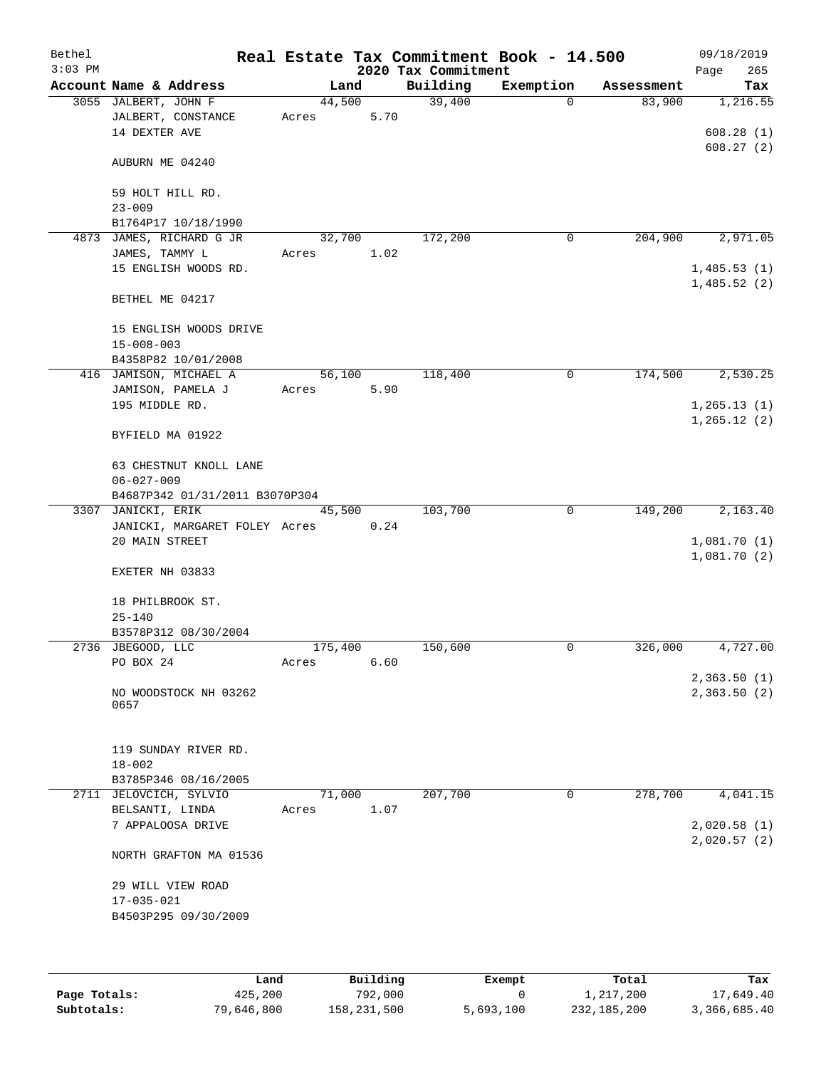# Real Estate Tax Commitment Book - 14.500

Bethel 09/18/2019
3:03 PM 2020 Tax Commitment

| Account Name & Address | Land | Building | Exemption | Assessment | Tax |
|---|---|---|---|---|---|
| 3055 JALBERT, JOHN F | 44,500 | 39,400 | 0 | 83,900 | 1,216.55 |
| JALBERT, CONSTANCE | Acres 5.70 | | | | |
| 14 DEXTER AVE | | | | | 608.28 (1) |
| | | | | | 608.27 (2) |
| AUBURN ME 04240 | | | | | |
| 59 HOLT HILL RD. | | | | | |
| 23-009 | | | | | |
| B1764P17 10/18/1990 | | | | | |
| 4873 JAMES, RICHARD G JR | 32,700 | 172,200 | 0 | 204,900 | 2,971.05 |
| JAMES, TAMMY L | Acres 1.02 | | | | |
| 15 ENGLISH WOODS RD. | | | | | 1,485.53 (1) |
| | | | | | 1,485.52 (2) |
| BETHEL ME 04217 | | | | | |
| 15 ENGLISH WOODS DRIVE | | | | | |
| 15-008-003 | | | | | |
| B4358P82 10/01/2008 | | | | | |
| 416 JAMISON, MICHAEL A | 56,100 | 118,400 | 0 | 174,500 | 2,530.25 |
| JAMISON, PAMELA J | Acres 5.90 | | | | |
| 195 MIDDLE RD. | | | | | 1,265.13 (1) |
| | | | | | 1,265.12 (2) |
| BYFIELD MA 01922 | | | | | |
| 63 CHESTNUT KNOLL LANE | | | | | |
| 06-027-009 | | | | | |
| B4687P342 01/31/2011 B3070P304 | | | | | |
| 3307 JANICKI, ERIK | 45,500 | 103,700 | 0 | 149,200 | 2,163.40 |
| JANICKI, MARGARET FOLEY | Acres 0.24 | | | | |
| 20 MAIN STREET | | | | | 1,081.70 (1) |
| | | | | | 1,081.70 (2) |
| EXETER NH 03833 | | | | | |
| 18 PHILBROOK ST. | | | | | |
| 25-140 | | | | | |
| B3578P312 08/30/2004 | | | | | |
| 2736 JBEGOOD, LLC | 175,400 | 150,600 | 0 | 326,000 | 4,727.00 |
| PO BOX 24 | Acres 6.60 | | | | |
| | | | | | 2,363.50 (1) |
| NO WOODSTOCK NH 03262 0657 | | | | | 2,363.50 (2) |
| 119 SUNDAY RIVER RD. | | | | | |
| 18-002 | | | | | |
| B3785P346 08/16/2005 | | | | | |
| 2711 JELOVCICH, SYLVIO | 71,000 | 207,700 | 0 | 278,700 | 4,041.15 |
| BELSANTI, LINDA | Acres 1.07 | | | | |
| 7 APPALOOSA DRIVE | | | | | 2,020.58 (1) |
| | | | | | 2,020.57 (2) |
| NORTH GRAFTON MA 01536 | | | | | |
| 29 WILL VIEW ROAD | | | | | |
| 17-035-021 | | | | | |
| B4503P295 09/30/2009 | | | | | |

| | Land | Building | Exempt | Total | Tax |
|---|---|---|---|---|---|
| Page Totals: | 425,200 | 792,000 | 0 | 1,217,200 | 17,649.40 |
| Subtotals: | 79,646,800 | 158,231,500 | 5,693,100 | 232,185,200 | 3,366,685.40 |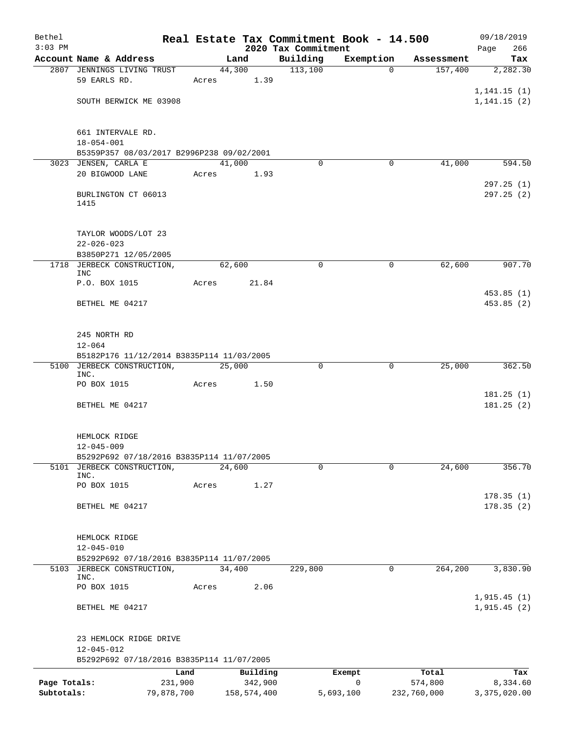Bethel 3:03 PM — Real Estate Tax Commitment Book - 14.500 — 2020 Tax Commitment — 09/18/2019

| Account | Name & Address | Land | Building | Exemption | Assessment | Tax |
|---|---|---|---|---|---|---|
| 2807 | JENNINGS LIVING TRUST<br>59 EARLS RD.<br>SOUTH BERWICK ME 03908<br><br>661 INTERVALE RD.<br>18-054-001<br>B5359P357 08/03/2017 B2996P238 09/02/2001 | 44,300<br>Acres 1.39 | 113,100 | 0 | 157,400 | 2,282.30<br>1,141.15 (1)<br>1,141.15 (2) |
| 3023 | JENSEN, CARLA E<br>20 BIGWOOD LANE<br>BURLINGTON CT 06013<br>1415<br><br>TAYLOR WOODS/LOT 23<br>22-026-023<br>B3850P271 12/05/2005 | 41,000<br>Acres 1.93 | 0 | 0 | 41,000 | 594.50<br>297.25 (1)<br>297.25 (2) |
| 1718 | JERBECK CONSTRUCTION, INC<br>P.O. BOX 1015<br>BETHEL ME 04217<br><br>245 NORTH RD<br>12-064<br>B5182P176 11/12/2014 B3835P114 11/03/2005 | 62,600<br>Acres 21.84 | 0 | 0 | 62,600 | 907.70<br>453.85 (1)<br>453.85 (2) |
| 5100 | JERBECK CONSTRUCTION, INC.<br>PO BOX 1015<br>BETHEL ME 04217<br><br>HEMLOCK RIDGE<br>12-045-009<br>B5292P692 07/18/2016 B3835P114 11/07/2005 | 25,000<br>Acres 1.50 | 0 | 0 | 25,000 | 362.50<br>181.25 (1)<br>181.25 (2) |
| 5101 | JERBECK CONSTRUCTION, INC.<br>PO BOX 1015<br>BETHEL ME 04217<br><br>HEMLOCK RIDGE<br>12-045-010<br>B5292P692 07/18/2016 B3835P114 11/07/2005 | 24,600<br>Acres 1.27 | 0 | 0 | 24,600 | 356.70<br>178.35 (1)<br>178.35 (2) |
| 5103 | JERBECK CONSTRUCTION, INC.<br>PO BOX 1015<br>BETHEL ME 04217<br><br>23 HEMLOCK RIDGE DRIVE<br>12-045-012<br>B5292P692 07/18/2016 B3835P114 11/07/2005 | 34,400<br>Acres 2.06 | 229,800 | 0 | 264,200 | 3,830.90<br>1,915.45 (1)<br>1,915.45 (2) |

| | Land | Building | Exempt | Total | Tax |
|---|---|---|---|---|---|
| Page Totals: | 231,900 | 342,900 | 0 | 574,800 | 8,334.60 |
| Subtotals: | 79,878,700 | 158,574,400 | 5,693,100 | 232,760,000 | 3,375,020.00 |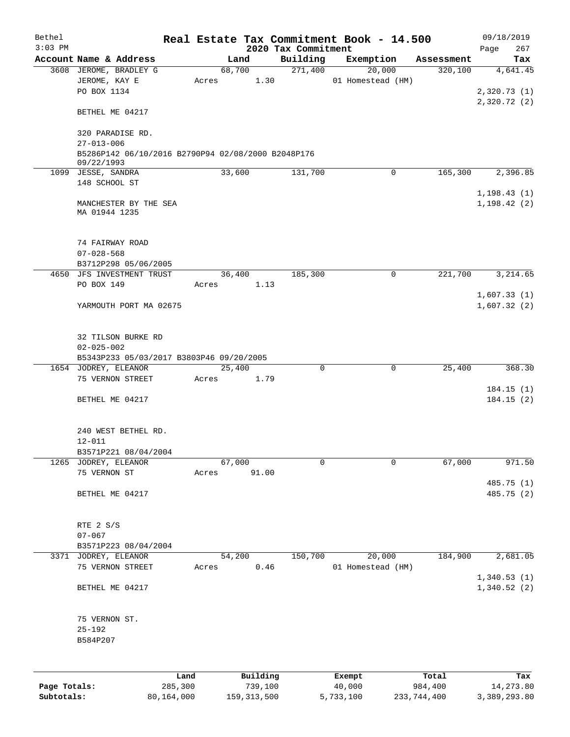Bethel 3:03 PM

# Real Estate Tax Commitment Book - 14.500

## 2020 Tax Commitment

09/18/2019

| Account | Name & Address | Land | Building | Exemption | Assessment | Tax |
|---|---|---|---|---|---|---|
| 3608 | JEROME, BRADLEY G<br>JEROME, KAY E<br>PO BOX 1134<br><br>BETHEL ME 04217<br><br>320 PARADISE RD.<br>27-013-006<br>B5286P142 06/10/2016 B2790P94 02/08/2000 B2048P176 09/22/1993 | 68,700<br>Acres 1.30 | 271,400 | 20,000<br>01 Homestead (HM) | 320,100 | 4,641.45<br><br>2,320.73 (1)<br>2,320.72 (2) |
| 1099 | JESSE, SANDRA<br>148 SCHOOL ST<br><br>MANCHESTER BY THE SEA MA 01944 1235<br><br>74 FAIRWAY ROAD<br>07-028-568<br>B3712P298 05/06/2005 | 33,600 | 131,700 | 0 | 165,300 | 2,396.85<br><br>1,198.43 (1)<br>1,198.42 (2) |
| 4650 | JFS INVESTMENT TRUST<br>PO BOX 149<br><br>YARMOUTH PORT MA 02675<br><br>32 TILSON BURKE RD<br>02-025-002<br>B5343P233 05/03/2017 B3803P46 09/20/2005 | 36,400<br>Acres 1.13 | 185,300 | 0 | 221,700 | 3,214.65<br><br>1,607.33 (1)<br>1,607.32 (2) |
| 1654 | JODREY, ELEANOR<br>75 VERNON STREET<br><br>BETHEL ME 04217<br><br>240 WEST BETHEL RD.<br>12-011<br>B3571P221 08/04/2004 | 25,400<br>Acres 1.79 | 0 | 0 | 25,400 | 368.30<br><br>184.15 (1)<br>184.15 (2) |
| 1265 | JODREY, ELEANOR<br>75 VERNON ST<br><br>BETHEL ME 04217<br><br>RTE 2 S/S<br>07-067<br>B3571P223 08/04/2004 | 67,000<br>Acres 91.00 | 0 | 0 | 67,000 | 971.50<br><br>485.75 (1)<br>485.75 (2) |
| 3371 | JODREY, ELEANOR<br>75 VERNON STREET<br><br>BETHEL ME 04217<br><br>75 VERNON ST.<br>25-192<br>B584P207 | 54,200<br>Acres 0.46 | 150,700 | 20,000<br>01 Homestead (HM) | 184,900 | 2,681.05<br><br>1,340.53 (1)<br>1,340.52 (2) |

| | Land | Building | Exempt | Total | Tax |
|---|---|---|---|---|---|
| Page Totals: | 285,300 | 739,100 | 40,000 | 984,400 | 14,273.80 |
| Subtotals: | 80,164,000 | 159,313,500 | 5,733,100 | 233,744,400 | 3,389,293.80 |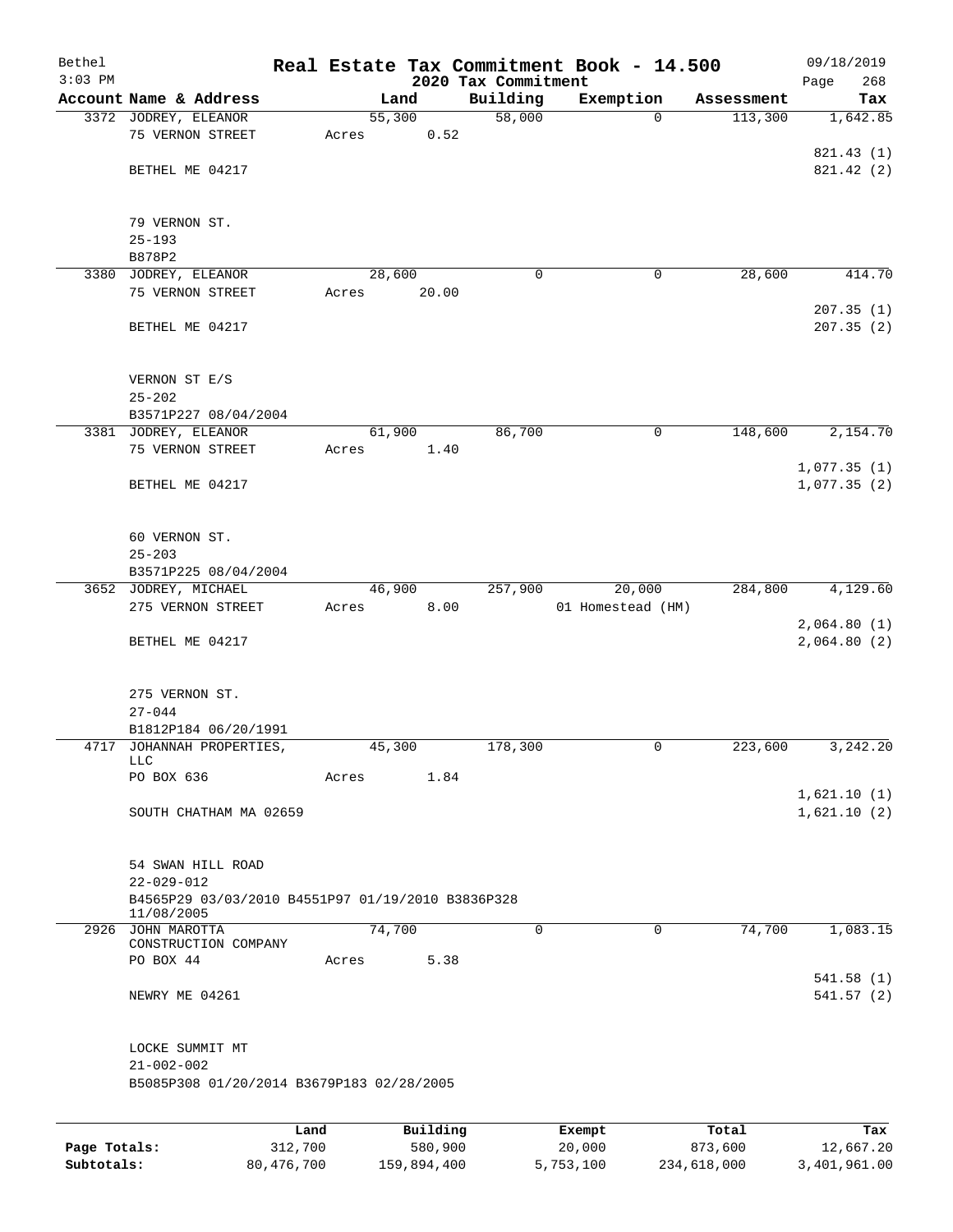Bethel 3:03 PM

# Real Estate Tax Commitment Book - 14.500

## 2020 Tax Commitment

09/18/2019

| Account | Name & Address | Land | Building | Exemption | Assessment | Tax |
|---|---|---|---|---|---|---|
| 3372 | JODREY, ELEANOR<br>75 VERNON STREET<br><br>BETHEL ME 04217<br><br>79 VERNON ST.<br>25-193<br>B878P2 | 55,300<br>Acres 0.52 | 58,000 | 0 | 113,300 | 1,642.85<br><br>821.43 (1)<br>821.42 (2) |
| 3380 | JODREY, ELEANOR<br>75 VERNON STREET<br><br>BETHEL ME 04217<br><br>VERNON ST E/S<br>25-202<br>B3571P227 08/04/2004 | 28,600<br>Acres 20.00 | 0 | 0 | 28,600 | 414.70<br><br>207.35 (1)<br>207.35 (2) |
| 3381 | JODREY, ELEANOR<br>75 VERNON STREET<br><br>BETHEL ME 04217<br><br>60 VERNON ST.<br>25-203<br>B3571P225 08/04/2004 | 61,900<br>Acres 1.40 | 86,700 | 0 | 148,600 | 2,154.70<br><br>1,077.35 (1)<br>1,077.35 (2) |
| 3652 | JODREY, MICHAEL<br>275 VERNON STREET<br><br>BETHEL ME 04217<br><br>275 VERNON ST.<br>27-044<br>B1812P184 06/20/1991 | 46,900<br>Acres 8.00 | 257,900 | 20,000<br>01 Homestead (HM) | 284,800 | 4,129.60<br><br>2,064.80 (1)<br>2,064.80 (2) |
| 4717 | JOHANNAH PROPERTIES, LLC<br>PO BOX 636<br><br>SOUTH CHATHAM MA 02659<br><br>54 SWAN HILL ROAD<br>22-029-012<br>B4565P29 03/03/2010 B4551P97 01/19/2010 B3836P328 11/08/2005 | 45,300<br>Acres 1.84 | 178,300 | 0 | 223,600 | 3,242.20<br><br>1,621.10 (1)<br>1,621.10 (2) |
| 2926 | JOHN MAROTTA CONSTRUCTION COMPANY<br>PO BOX 44<br><br>NEWRY ME 04261<br><br>LOCKE SUMMIT MT<br>21-002-002<br>B5085P308 01/20/2014 B3679P183 02/28/2005 | 74,700<br>Acres 5.38 | 0 | 0 | 74,700 | 1,083.15<br><br>541.58 (1)<br>541.57 (2) |

| | Land | Building | Exempt | Total | Tax |
|---|---|---|---|---|---|
| Page Totals: | 312,700 | 580,900 | 20,000 | 873,600 | 12,667.20 |
| Subtotals: | 80,476,700 | 159,894,400 | 5,753,100 | 234,618,000 | 3,401,961.00 |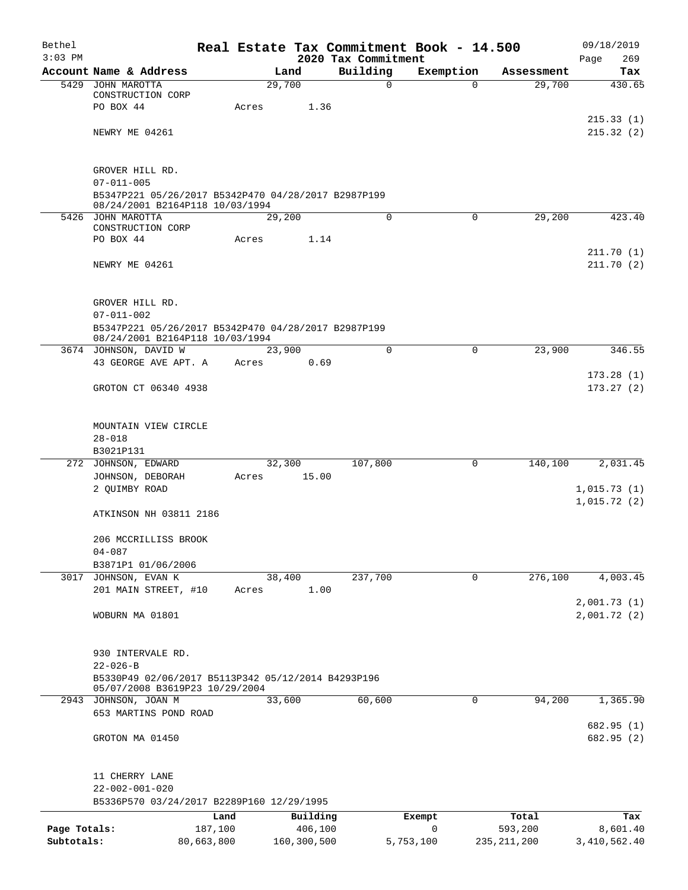Bethel 3:03 PM

# Real Estate Tax Commitment Book - 14.500

## 2020 Tax Commitment

09/18/2019

| Account | Name & Address | Land | Building | Exemption | Assessment | Tax |
|---|---|---|---|---|---|---|
| 5429 | JOHN MAROTTA CONSTRUCTION CORP<br>PO BOX 44<br>NEWRY ME 04261<br>GROVER HILL RD.<br>07-011-005<br>B5347P221 05/26/2017 B5342P470 04/28/2017 B2987P199 08/24/2001 B2164P118 10/03/1994 | 29,700<br>Acres 1.36 | 0 | 0 | 29,700 | 430.65<br>215.33 (1)<br>215.32 (2) |
| 5426 | JOHN MAROTTA CONSTRUCTION CORP<br>PO BOX 44<br>NEWRY ME 04261<br>GROVER HILL RD.<br>07-011-002<br>B5347P221 05/26/2017 B5342P470 04/28/2017 B2987P199 08/24/2001 B2164P118 10/03/1994 | 29,200<br>Acres 1.14 | 0 | 0 | 29,200 | 423.40<br>211.70 (1)<br>211.70 (2) |
| 3674 | JOHNSON, DAVID W<br>43 GEORGE AVE APT. A<br>GROTON CT 06340 4938<br>MOUNTAIN VIEW CIRCLE<br>28-018<br>B3021P131 | 23,900<br>Acres 0.69 | 0 | 0 | 23,900 | 346.55<br>173.28 (1)<br>173.27 (2) |
| 272 | JOHNSON, EDWARD<br>JOHNSON, DEBORAH<br>2 QUIMBY ROAD<br>ATKINSON NH 03811 2186<br>206 MCCRILLISS BROOK<br>04-087<br>B3871P1 01/06/2006 | 32,300<br>Acres 15.00 | 107,800 | 0 | 140,100 | 2,031.45<br>1,015.73 (1)<br>1,015.72 (2) |
| 3017 | JOHNSON, EVAN K<br>201 MAIN STREET, #10<br>WOBURN MA 01801<br>930 INTERVALE RD.<br>22-026-B<br>B5330P49 02/06/2017 B5113P342 05/12/2014 B4293P196 05/07/2008 B3619P23 10/29/2004 | 38,400<br>Acres 1.00 | 237,700 | 0 | 276,100 | 4,003.45<br>2,001.73 (1)<br>2,001.72 (2) |
| 2943 | JOHNSON, JOAN M<br>653 MARTINS POND ROAD<br>GROTON MA 01450<br>11 CHERRY LANE<br>22-002-001-020<br>B5336P570 03/24/2017 B2289P160 12/29/1995 | 33,600 | 60,600 | 0 | 94,200 | 1,365.90<br>682.95 (1)<br>682.95 (2) |

| | Land | Building | Exempt | Total | Tax |
|---|---|---|---|---|---|
| Page Totals: | 187,100 | 406,100 | 0 | 593,200 | 8,601.40 |
| Subtotals: | 80,663,800 | 160,300,500 | 5,753,100 | 235,211,200 | 3,410,562.40 |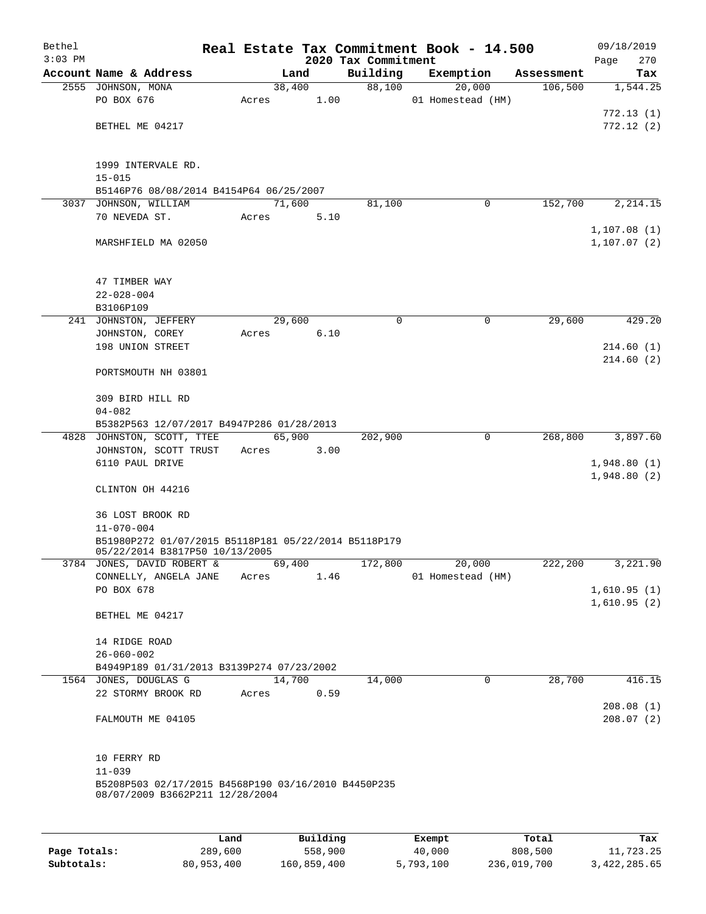# Real Estate Tax Commitment Book - 14.500

Bethel 3:03 PM — 2020 Tax Commitment — 09/18/2019

| Account Name & Address | Land | Building | Exemption | Assessment | Tax |
|---|---|---|---|---|---|
| 2555 JOHNSON, MONA | 38,400 | 88,100 | 20,000 | 106,500 | 1,544.25 |
| PO BOX 676 | Acres 1.00 | | 01 Homestead (HM) | | |
| | | | | | 772.13 (1) |
| BETHEL ME 04217 | | | | | 772.12 (2) |
| 1999 INTERVALE RD. | | | | | |
| 15-015 | | | | | |
| B5146P76 08/08/2014 B4154P64 06/25/2007 | | | | | |
| 3037 JOHNSON, WILLIAM | 71,600 | 81,100 | 0 | 152,700 | 2,214.15 |
| 70 NEVEDA ST. | Acres 5.10 | | | | |
| | | | | | 1,107.08 (1) |
| MARSHFIELD MA 02050 | | | | | 1,107.07 (2) |
| 47 TIMBER WAY | | | | | |
| 22-028-004 | | | | | |
| B3106P109 | | | | | |
| 241 JOHNSTON, JEFFERY | 29,600 | 0 | 0 | 29,600 | 429.20 |
| JOHNSTON, COREY | Acres 6.10 | | | | |
| 198 UNION STREET | | | | | 214.60 (1) |
| | | | | | 214.60 (2) |
| PORTSMOUTH NH 03801 | | | | | |
| 309 BIRD HILL RD | | | | | |
| 04-082 | | | | | |
| B5382P563 12/07/2017 B4947P286 01/28/2013 | | | | | |
| 4828 JOHNSTON, SCOTT, TTEE | 65,900 | 202,900 | 0 | 268,800 | 3,897.60 |
| JOHNSTON, SCOTT TRUST | Acres 3.00 | | | | |
| 6110 PAUL DRIVE | | | | | 1,948.80 (1) |
| | | | | | 1,948.80 (2) |
| CLINTON OH 44216 | | | | | |
| 36 LOST BROOK RD | | | | | |
| 11-070-004 | | | | | |
| B51980P272 01/07/2015 B5118P181 05/22/2014 B5118P179 05/22/2014 B3817P50 10/13/2005 | | | | | |
| 3784 JONES, DAVID ROBERT & | 69,400 | 172,800 | 20,000 | 222,200 | 3,221.90 |
| CONNELLY, ANGELA JANE | Acres 1.46 | | 01 Homestead (HM) | | |
| PO BOX 678 | | | | | 1,610.95 (1) |
| | | | | | 1,610.95 (2) |
| BETHEL ME 04217 | | | | | |
| 14 RIDGE ROAD | | | | | |
| 26-060-002 | | | | | |
| B4949P189 01/31/2013 B3139P274 07/23/2002 | | | | | |
| 1564 JONES, DOUGLAS G | 14,700 | 14,000 | 0 | 28,700 | 416.15 |
| 22 STORMY BROOK RD | Acres 0.59 | | | | |
| | | | | | 208.08 (1) |
| FALMOUTH ME 04105 | | | | | 208.07 (2) |
| 10 FERRY RD | | | | | |
| 11-039 | | | | | |
| B5208P503 02/17/2015 B4568P190 03/16/2010 B4450P235 08/07/2009 B3662P211 12/28/2004 | | | | | |

| | Land | Building | Exempt | Total | Tax |
|---|---|---|---|---|---|
| Page Totals: | 289,600 | 558,900 | 40,000 | 808,500 | 11,723.25 |
| Subtotals: | 80,953,400 | 160,859,400 | 5,793,100 | 236,019,700 | 3,422,285.65 |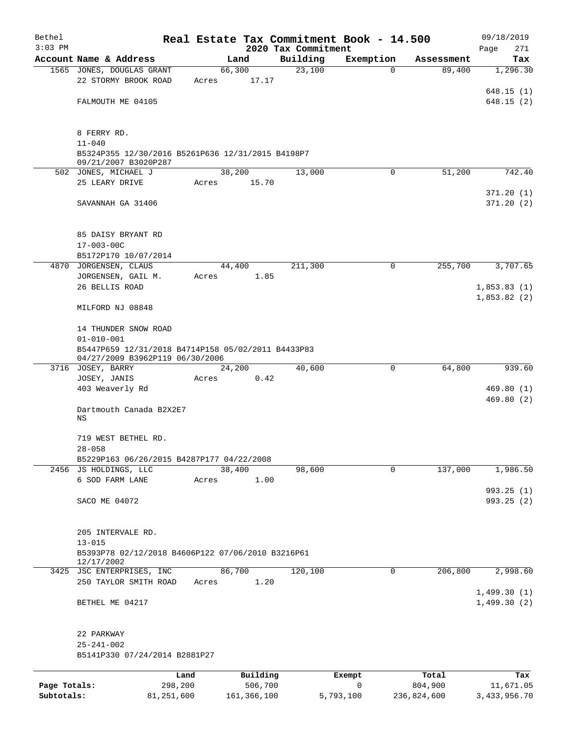# Real Estate Tax Commitment Book - 14.500

## 2020 Tax Commitment

Bethel 09/18/2019
3:03 PM

| Account | Name & Address | Land | Building | Exemption | Assessment | Tax |
|---|---|---|---|---|---|---|
| 1565 | JONES, DOUGLAS GRANT<br>22 STORMY BROOK ROAD<br><br>FALMOUTH ME 04105<br><br>8 FERRY RD.<br>11-040<br>B5324P355 12/30/2016 B5261P636 12/31/2015 B4198P7 09/21/2007 B3020P287 | 66,300<br>Acres 17.17 | 23,100 | 0 | 89,400 | 1,296.30<br><br>648.15 (1)<br>648.15 (2) |
| 502 | JONES, MICHAEL J<br>25 LEARY DRIVE<br><br>SAVANNAH GA 31406<br><br>85 DAISY BRYANT RD<br>17-003-00C<br>B5172P170 10/07/2014 | 38,200<br>Acres 15.70 | 13,000 | 0 | 51,200 | 742.40<br><br>371.20 (1)<br>371.20 (2) |
| 4870 | JORGENSEN, CLAUS<br>JORGENSEN, GAIL M.<br>26 BELLIS ROAD<br><br>MILFORD NJ 08848<br><br>14 THUNDER SNOW ROAD<br>01-010-001<br>B5447P659 12/31/2018 B4714P158 05/02/2011 B4433P83 04/27/2009 B3962P119 06/30/2006 | 44,400<br>Acres 1.85 | 211,300 | 0 | 255,700 | 3,707.65<br><br>1,853.83 (1)<br>1,853.82 (2) |
| 3716 | JOSEY, BARRY<br>JOSEY, JANIS<br>403 Weaverly Rd<br><br>Dartmouth Canada B2X2E7<br>NS<br><br>719 WEST BETHEL RD.<br>28-058<br>B5229P163 06/26/2015 B4287P177 04/22/2008 | 24,200<br>Acres 0.42 | 40,600 | 0 | 64,800 | 939.60<br><br>469.80 (1)<br>469.80 (2) |
| 2456 | JS HOLDINGS, LLC<br>6 SOD FARM LANE<br><br>SACO ME 04072<br><br>205 INTERVALE RD.<br>13-015<br>B5393P78 02/12/2018 B4606P122 07/06/2010 B3216P61 12/17/2002 | 38,400<br>Acres 1.00 | 98,600 | 0 | 137,000 | 1,986.50<br><br>993.25 (1)<br>993.25 (2) |
| 3425 | JSC ENTERPRISES, INC<br>250 TAYLOR SMITH ROAD<br><br>BETHEL ME 04217<br><br>22 PARKWAY<br>25-241-002<br>B5141P330 07/24/2014 B2881P27 | 86,700<br>Acres 1.20 | 120,100 | 0 | 206,800 | 2,998.60<br><br>1,499.30 (1)<br>1,499.30 (2) |

| | Land | Building | Exempt | Total | Tax |
|---|---|---|---|---|---|
| Page Totals: | 298,200 | 506,700 | 0 | 804,900 | 11,671.05 |
| Subtotals: | 81,251,600 | 161,366,100 | 5,793,100 | 236,824,600 | 3,433,956.70 |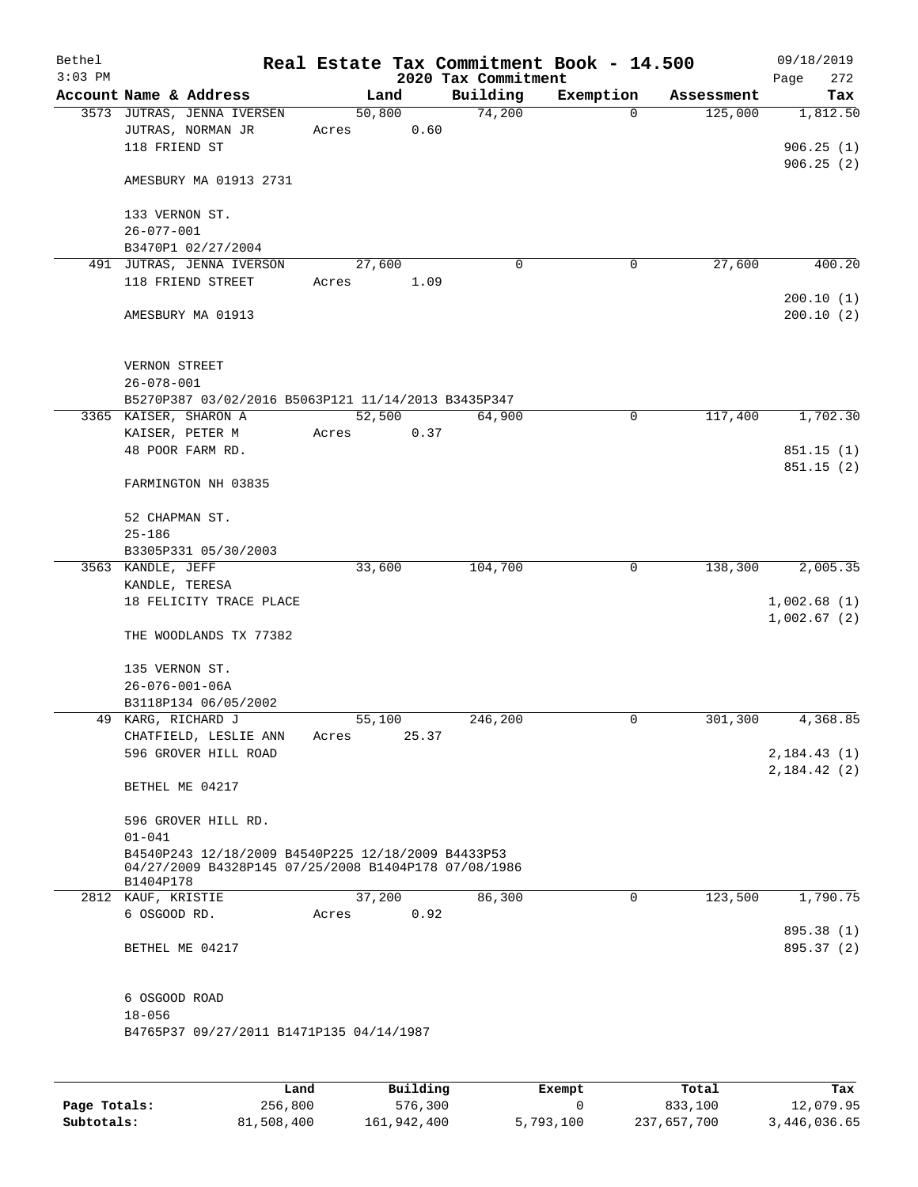Bethel 3:03 PM

# Real Estate Tax Commitment Book - 14.500

## 2020 Tax Commitment

09/18/2019

| Account Name & Address | Land | Building | Exemption | Assessment | Tax |
|---|---|---|---|---|---|
| 3573 JUTRAS, JENNA IVERSEN | 50,800 | 74,200 | 0 | 125,000 | 1,812.50 |
| JUTRAS, NORMAN JR | Acres 0.60 | | | | |
| 118 FRIEND ST | | | | | 906.25 (1) |
| | | | | | 906.25 (2) |
| AMESBURY MA 01913 2731 | | | | | |
| 133 VERNON ST. | | | | | |
| 26-077-001 | | | | | |
| B3470P1 02/27/2004 | | | | | |
| 491 JUTRAS, JENNA IVERSON | 27,600 | 0 | 0 | 27,600 | 400.20 |
| 118 FRIEND STREET | Acres 1.09 | | | | |
| | | | | | 200.10 (1) |
| AMESBURY MA 01913 | | | | | 200.10 (2) |
| VERNON STREET | | | | | |
| 26-078-001 | | | | | |
| B5270P387 03/02/2016 B5063P121 11/14/2013 B3435P347 | | | | | |
| 3365 KAISER, SHARON A | 52,500 | 64,900 | 0 | 117,400 | 1,702.30 |
| KAISER, PETER M | Acres 0.37 | | | | |
| 48 POOR FARM RD. | | | | | 851.15 (1) |
| | | | | | 851.15 (2) |
| FARMINGTON NH 03835 | | | | | |
| 52 CHAPMAN ST. | | | | | |
| 25-186 | | | | | |
| B3305P331 05/30/2003 | | | | | |
| 3563 KANDLE, JEFF | 33,600 | 104,700 | 0 | 138,300 | 2,005.35 |
| KANDLE, TERESA | | | | | |
| 18 FELICITY TRACE PLACE | | | | | 1,002.68 (1) |
| | | | | | 1,002.67 (2) |
| THE WOODLANDS TX 77382 | | | | | |
| 135 VERNON ST. | | | | | |
| 26-076-001-06A | | | | | |
| B3118P134 06/05/2002 | | | | | |
| 49 KARG, RICHARD J | 55,100 | 246,200 | 0 | 301,300 | 4,368.85 |
| CHATFIELD, LESLIE ANN | Acres 25.37 | | | | |
| 596 GROVER HILL ROAD | | | | | 2,184.43 (1) |
| | | | | | 2,184.42 (2) |
| BETHEL ME 04217 | | | | | |
| 596 GROVER HILL RD. | | | | | |
| 01-041 | | | | | |
| B4540P243 12/18/2009 B4540P225 12/18/2009 B4433P53 04/27/2009 B4328P145 07/25/2008 B1404P178 07/08/1986 B1404P178 | | | | | |
| 2812 KAUF, KRISTIE | 37,200 | 86,300 | 0 | 123,500 | 1,790.75 |
| 6 OSGOOD RD. | Acres 0.92 | | | | |
| | | | | | 895.38 (1) |
| BETHEL ME 04217 | | | | | 895.37 (2) |
| 6 OSGOOD ROAD | | | | | |
| 18-056 | | | | | |
| B4765P37 09/27/2011 B1471P135 04/14/1987 | | | | | |

| | Land | Building | Exempt | Total | Tax |
|---|---|---|---|---|---|
| Page Totals: | 256,800 | 576,300 | 0 | 833,100 | 12,079.95 |
| Subtotals: | 81,508,400 | 161,942,400 | 5,793,100 | 237,657,700 | 3,446,036.65 |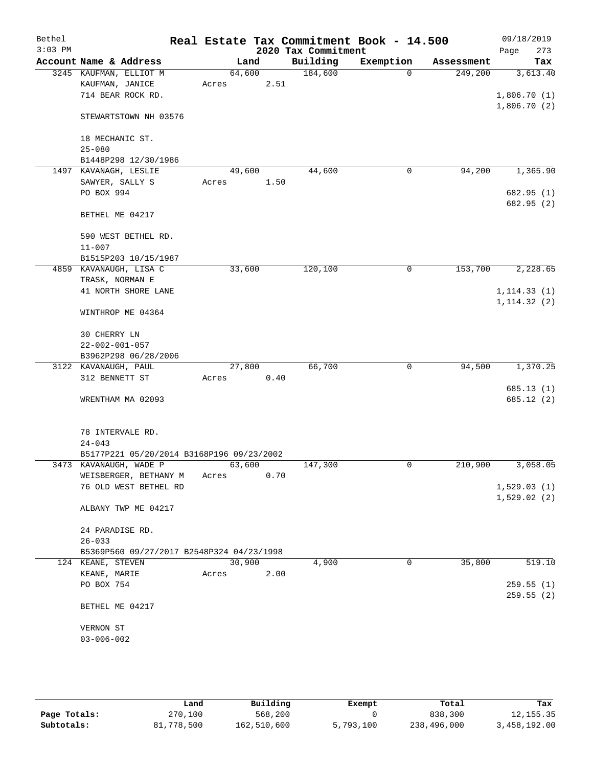Bethel 3:03 PM

# Real Estate Tax Commitment Book - 14.500

2020 Tax Commitment

09/18/2019 Page 273

| Account Name & Address | Land | Building | Exemption | Assessment | Tax |
|---|---|---|---|---|---|
| 3245 KAUFMAN, ELLIOT M<br>KAUFMAN, JANICE<br>714 BEAR ROCK RD.<br><br>STEWARTSTOWN NH 03576<br><br>18 MECHANIC ST.<br>25-080<br>B1448P298 12/30/1986 | 64,600<br>Acres 2.51 | 184,600 | 0 | 249,200 | 3,613.40<br><br>1,806.70 (1)<br>1,806.70 (2) |
| 1497 KAVANAGH, LESLIE<br>SAWYER, SALLY S<br>PO BOX 994<br><br>BETHEL ME 04217<br><br>590 WEST BETHEL RD.<br>11-007<br>B1515P203 10/15/1987 | 49,600<br>Acres 1.50 | 44,600 | 0 | 94,200 | 1,365.90<br><br>682.95 (1)<br>682.95 (2) |
| 4859 KAVANAUGH, LISA C<br>TRASK, NORMAN E<br>41 NORTH SHORE LANE<br><br>WINTHROP ME 04364<br><br>30 CHERRY LN<br>22-002-001-057<br>B3962P298 06/28/2006 | 33,600 | 120,100 | 0 | 153,700 | 2,228.65<br><br>1,114.33 (1)<br>1,114.32 (2) |
| 3122 KAVANAUGH, PAUL<br>312 BENNETT ST<br><br>WRENTHAM MA 02093<br><br>78 INTERVALE RD.<br>24-043<br>B5177P221 05/20/2014 B3168P196 09/23/2002 | 27,800<br>Acres 0.40 | 66,700 | 0 | 94,500 | 1,370.25<br><br>685.13 (1)<br>685.12 (2) |
| 3473 KAVANAUGH, WADE P<br>WEISBERGER, BETHANY M<br>76 OLD WEST BETHEL RD<br><br>ALBANY TWP ME 04217<br><br>24 PARADISE RD.<br>26-033<br>B5369P560 09/27/2017 B2548P324 04/23/1998 | 63,600<br>Acres 0.70 | 147,300 | 0 | 210,900 | 3,058.05<br><br>1,529.03 (1)<br>1,529.02 (2) |
| 124 KEANE, STEVEN<br>KEANE, MARIE<br>PO BOX 754<br><br>BETHEL ME 04217<br><br>VERNON ST<br>03-006-002 | 30,900<br>Acres 2.00 | 4,900 | 0 | 35,800 | 519.10<br><br>259.55 (1)<br>259.55 (2) |

| | Land | Building | Exempt | Total | Tax |
|---|---|---|---|---|---|
| Page Totals: | 270,100 | 568,200 | 0 | 838,300 | 12,155.35 |
| Subtotals: | 81,778,500 | 162,510,600 | 5,793,100 | 238,496,000 | 3,458,192.00 |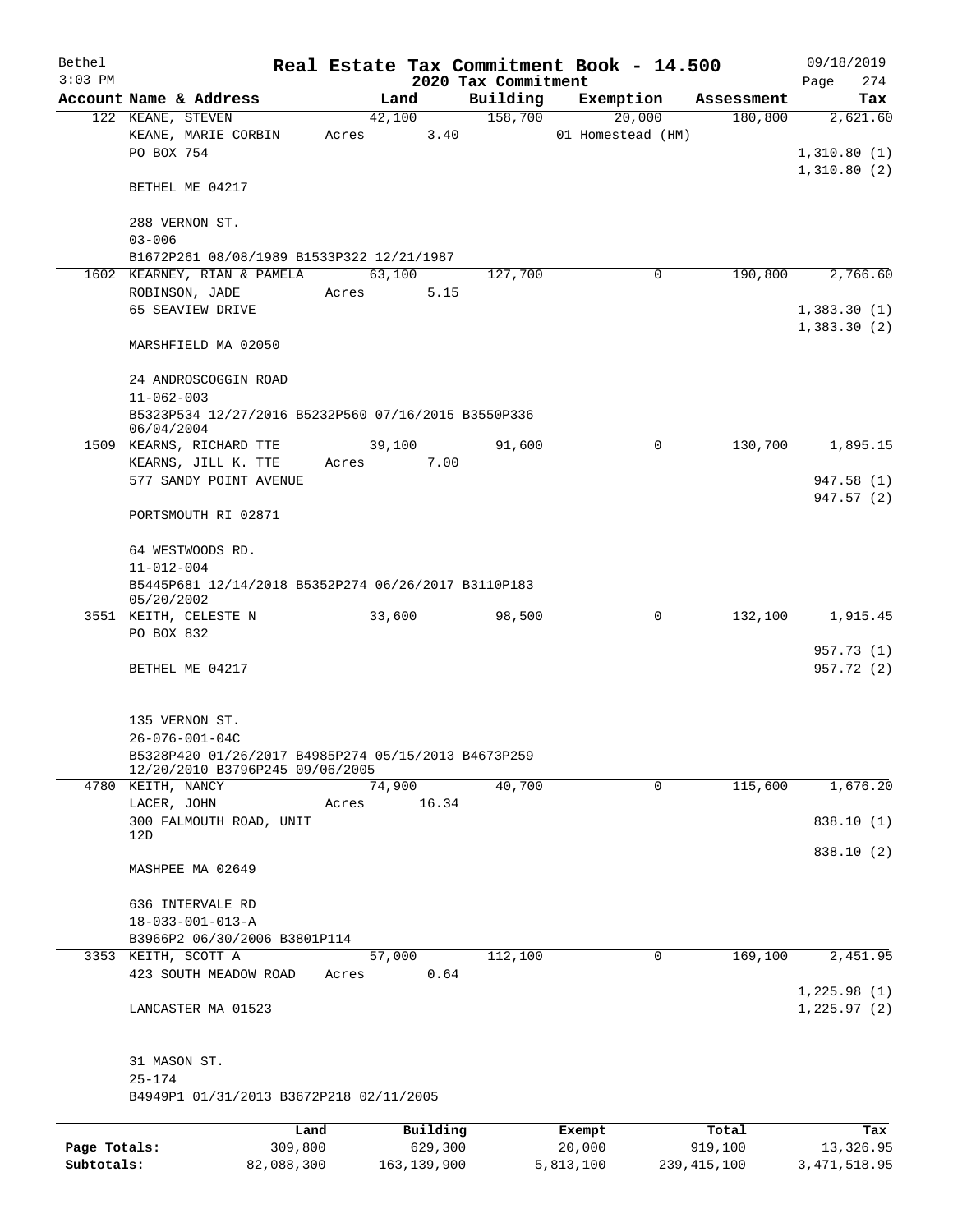Bethel 3:03 PM

# Real Estate Tax Commitment Book - 14.500

## 2020 Tax Commitment

09/18/2019 Page 274

| Account Name & Address | Land | Building | Exemption | Assessment | Tax |
|---|---|---|---|---|---|
| 122 KEANE, STEVEN | 42,100 | 158,700 | 20,000 | 180,800 | 2,621.60 |
| KEANE, MARIE CORBIN | Acres 3.40 | | 01 Homestead (HM) | | |
| PO BOX 754 | | | | | 1,310.80 (1) |
| | | | | | 1,310.80 (2) |
| BETHEL ME 04217 | | | | | |
| 288 VERNON ST. | | | | | |
| 03-006 | | | | | |
| B1672P261 08/08/1989 B1533P322 12/21/1987 | | | | | |
| 1602 KEARNEY, RIAN & PAMELA | 63,100 | 127,700 | 0 | 190,800 | 2,766.60 |
| ROBINSON, JADE | Acres 5.15 | | | | |
| 65 SEAVIEW DRIVE | | | | | 1,383.30 (1) |
| | | | | | 1,383.30 (2) |
| MARSHFIELD MA 02050 | | | | | |
| 24 ANDROSCOGGIN ROAD | | | | | |
| 11-062-003 | | | | | |
| B5323P534 12/27/2016 B5232P560 07/16/2015 B3550P336 06/04/2004 | | | | | |
| 1509 KEARNS, RICHARD TTE | 39,100 | 91,600 | 0 | 130,700 | 1,895.15 |
| KEARNS, JILL K. TTE | Acres 7.00 | | | | |
| 577 SANDY POINT AVENUE | | | | | 947.58 (1) |
| | | | | | 947.57 (2) |
| PORTSMOUTH RI 02871 | | | | | |
| 64 WESTWOODS RD. | | | | | |
| 11-012-004 | | | | | |
| B5445P681 12/14/2018 B5352P274 06/26/2017 B3110P183 05/20/2002 | | | | | |
| 3551 KEITH, CELESTE N | 33,600 | 98,500 | 0 | 132,100 | 1,915.45 |
| PO BOX 832 | | | | | |
| | | | | | 957.73 (1) |
| BETHEL ME 04217 | | | | | 957.72 (2) |
| 135 VERNON ST. | | | | | |
| 26-076-001-04C | | | | | |
| B5328P420 01/26/2017 B4985P274 05/15/2013 B4673P259 12/20/2010 B3796P245 09/06/2005 | | | | | |
| 4780 KEITH, NANCY | 74,900 | 40,700 | 0 | 115,600 | 1,676.20 |
| LACER, JOHN | Acres 16.34 | | | | |
| 300 FALMOUTH ROAD, UNIT 12D | | | | | 838.10 (1) |
| | | | | | 838.10 (2) |
| MASHPEE MA 02649 | | | | | |
| 636 INTERVALE RD | | | | | |
| 18-033-001-013-A | | | | | |
| B3966P2 06/30/2006 B3801P114 | | | | | |
| 3353 KEITH, SCOTT A | 57,000 | 112,100 | 0 | 169,100 | 2,451.95 |
| 423 SOUTH MEADOW ROAD | Acres 0.64 | | | | |
| | | | | | 1,225.98 (1) |
| LANCASTER MA 01523 | | | | | 1,225.97 (2) |
| 31 MASON ST. | | | | | |
| 25-174 | | | | | |
| B4949P1 01/31/2013 B3672P218 02/11/2005 | | | | | |

| | Land | Building | Exempt | Total | Tax |
|---|---|---|---|---|---|
| Page Totals: | 309,800 | 629,300 | 20,000 | 919,100 | 13,326.95 |
| Subtotals: | 82,088,300 | 163,139,900 | 5,813,100 | 239,415,100 | 3,471,518.95 |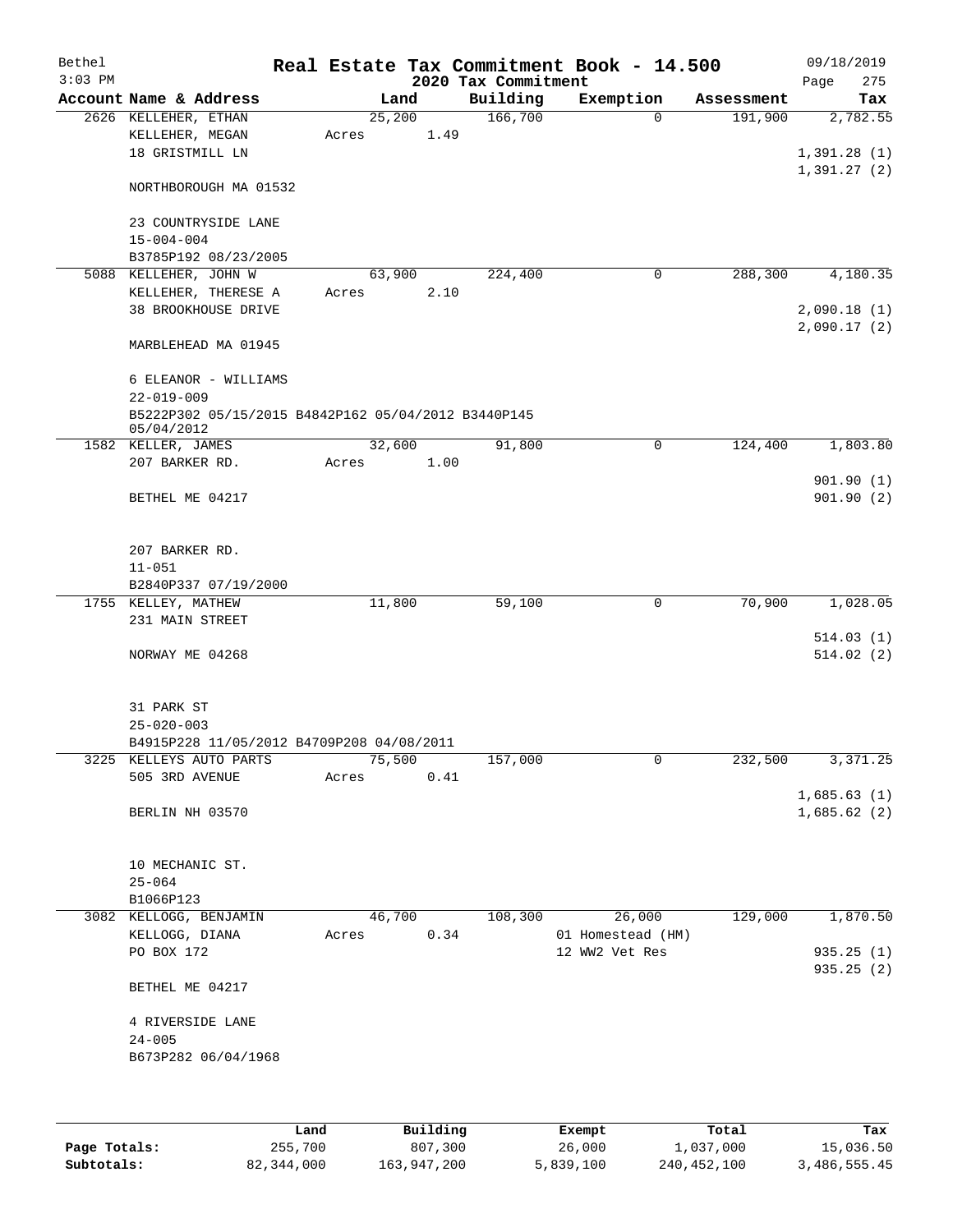Bethel 3:03 PM

# Real Estate Tax Commitment Book - 14.500

## 2020 Tax Commitment

09/18/2019

| Account | Name & Address | Land | Building | Exemption | Assessment | Tax |
|---|---|---|---|---|---|---|
| 2626 | KELLEHER, ETHAN<br>KELLEHER, MEGAN<br>18 GRISTMILL LN<br><br>NORTHBOROUGH MA 01532<br><br>23 COUNTRYSIDE LANE<br>15-004-004<br>B3785P192 08/23/2005 | 25,200<br>Acres 1.49 | 166,700 | 0 | 191,900 | 2,782.55<br><br>1,391.28 (1)<br>1,391.27 (2) |
| 5088 | KELLEHER, JOHN W<br>KELLEHER, THERESE A<br>38 BROOKHOUSE DRIVE<br><br>MARBLEHEAD MA 01945<br><br>6 ELEANOR - WILLIAMS<br>22-019-009<br>B5222P302 05/15/2015 B4842P162 05/04/2012 B3440P145 05/04/2012 | 63,900<br>Acres 2.10 | 224,400 | 0 | 288,300 | 4,180.35<br><br>2,090.18 (1)<br>2,090.17 (2) |
| 1582 | KELLER, JAMES<br>207 BARKER RD.<br><br>BETHEL ME 04217<br><br>207 BARKER RD.<br>11-051<br>B2840P337 07/19/2000 | 32,600<br>Acres 1.00 | 91,800 | 0 | 124,400 | 1,803.80<br><br>901.90 (1)<br>901.90 (2) |
| 1755 | KELLEY, MATHEW<br>231 MAIN STREET<br><br>NORWAY ME 04268<br><br>31 PARK ST<br>25-020-003<br>B4915P228 11/05/2012 B4709P208 04/08/2011 | 11,800 | 59,100 | 0 | 70,900 | 1,028.05<br><br>514.03 (1)<br>514.02 (2) |
| 3225 | KELLEYS AUTO PARTS<br>505 3RD AVENUE<br><br>BERLIN NH 03570<br><br>10 MECHANIC ST.<br>25-064<br>B1066P123 | 75,500<br>Acres 0.41 | 157,000 | 0 | 232,500 | 3,371.25<br><br>1,685.63 (1)<br>1,685.62 (2) |
| 3082 | KELLOGG, BENJAMIN<br>KELLOGG, DIANA<br>PO BOX 172<br><br>BETHEL ME 04217<br><br>4 RIVERSIDE LANE<br>24-005<br>B673P282 06/04/1968 | 46,700<br>Acres 0.34 | 108,300 | 26,000<br>01 Homestead (HM)<br>12 WW2 Vet Res | 129,000 | 1,870.50<br><br>935.25 (1)<br>935.25 (2) |

| | Land | Building | Exempt | Total | Tax |
|---|---|---|---|---|---|
| Page Totals: | 255,700 | 807,300 | 26,000 | 1,037,000 | 15,036.50 |
| Subtotals: | 82,344,000 | 163,947,200 | 5,839,100 | 240,452,100 | 3,486,555.45 |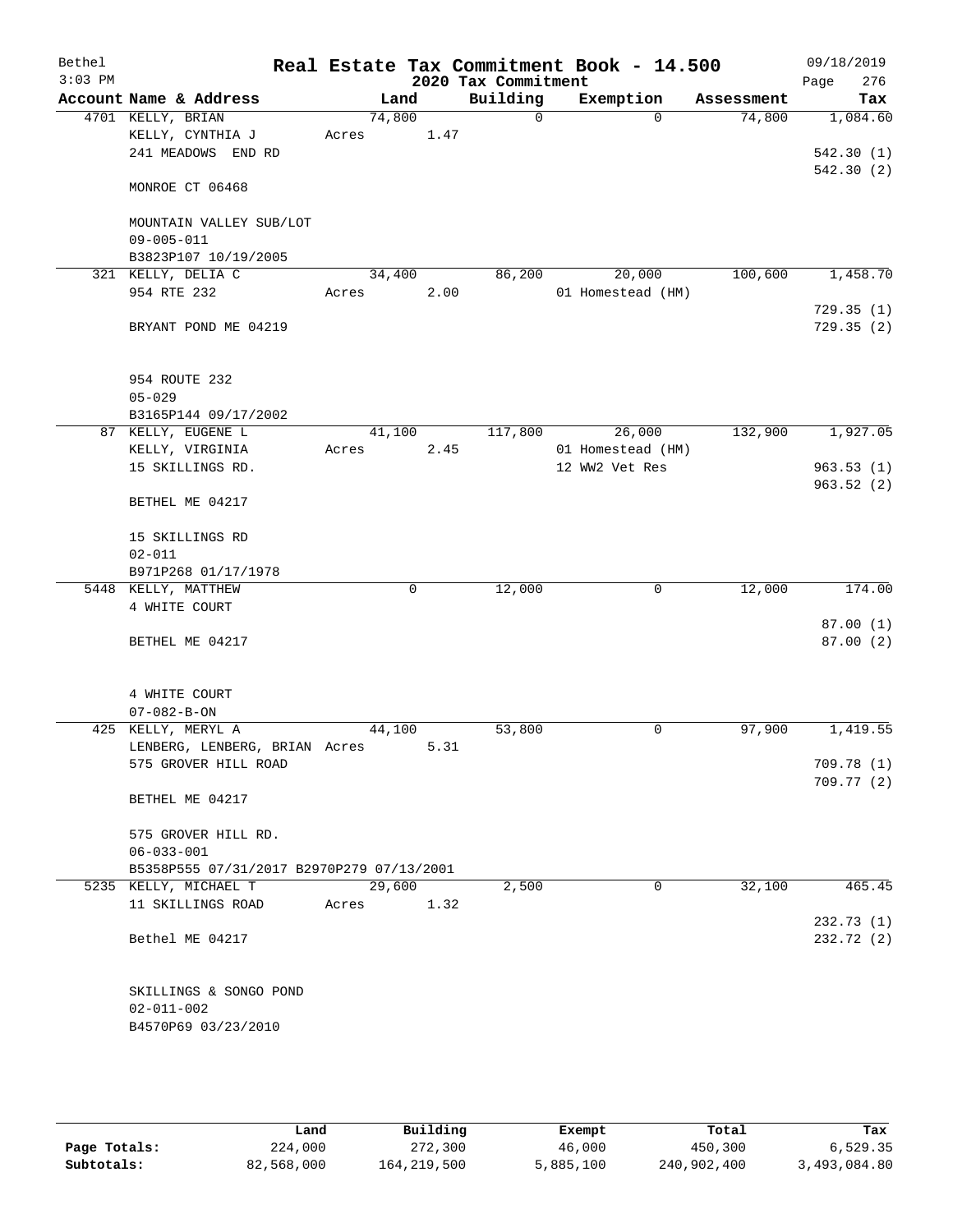Bethel 3:03 PM

# Real Estate Tax Commitment Book - 14.500

2020 Tax Commitment

09/18/2019

| Account Name & Address | Land | Building | Exemption | Assessment | Tax |
|---|---|---|---|---|---|
| 4701 KELLY, BRIAN | 74,800 | 0 | 0 | 74,800 | 1,084.60 |
| KELLY, CYNTHIA J | Acres 1.47 | | | | |
| 241 MEADOWS END RD | | | | | 542.30 (1) |
| | | | | | 542.30 (2) |
| MONROE CT 06468 | | | | | |
| MOUNTAIN VALLEY SUB/LOT | | | | | |
| 09-005-011 | | | | | |
| B3823P107 10/19/2005 | | | | | |
| 321 KELLY, DELIA C | 34,400 | 86,200 | 20,000 | 100,600 | 1,458.70 |
| 954 RTE 232 | Acres 2.00 | | 01 Homestead (HM) | | |
| | | | | | 729.35 (1) |
| BRYANT POND ME 04219 | | | | | 729.35 (2) |
| 954 ROUTE 232 | | | | | |
| 05-029 | | | | | |
| B3165P144 09/17/2002 | | | | | |
| 87 KELLY, EUGENE L | 41,100 | 117,800 | 26,000 | 132,900 | 1,927.05 |
| KELLY, VIRGINIA | Acres 2.45 | | 01 Homestead (HM) | | |
| 15 SKILLINGS RD. | | | 12 WW2 Vet Res | | 963.53 (1) |
| | | | | | 963.52 (2) |
| BETHEL ME 04217 | | | | | |
| 15 SKILLINGS RD | | | | | |
| 02-011 | | | | | |
| B971P268 01/17/1978 | | | | | |
| 5448 KELLY, MATTHEW | 0 | 12,000 | 0 | 12,000 | 174.00 |
| 4 WHITE COURT | | | | | |
| | | | | | 87.00 (1) |
| BETHEL ME 04217 | | | | | 87.00 (2) |
| 4 WHITE COURT | | | | | |
| 07-082-B-ON | | | | | |
| 425 KELLY, MERYL A | 44,100 | 53,800 | 0 | 97,900 | 1,419.55 |
| LENBERG, LENBERG, BRIAN | Acres 5.31 | | | | |
| 575 GROVER HILL ROAD | | | | | 709.78 (1) |
| | | | | | 709.77 (2) |
| BETHEL ME 04217 | | | | | |
| 575 GROVER HILL RD. | | | | | |
| 06-033-001 | | | | | |
| B5358P555 07/31/2017 B2970P279 07/13/2001 | | | | | |
| 5235 KELLY, MICHAEL T | 29,600 | 2,500 | 0 | 32,100 | 465.45 |
| 11 SKILLINGS ROAD | Acres 1.32 | | | | |
| | | | | | 232.73 (1) |
| Bethel ME 04217 | | | | | 232.72 (2) |
| SKILLINGS & SONGO POND | | | | | |
| 02-011-002 | | | | | |
| B4570P69 03/23/2010 | | | | | |

| | Land | Building | Exempt | Total | Tax |
|---|---|---|---|---|---|
| Page Totals: | 224,000 | 272,300 | 46,000 | 450,300 | 6,529.35 |
| Subtotals: | 82,568,000 | 164,219,500 | 5,885,100 | 240,902,400 | 3,493,084.80 |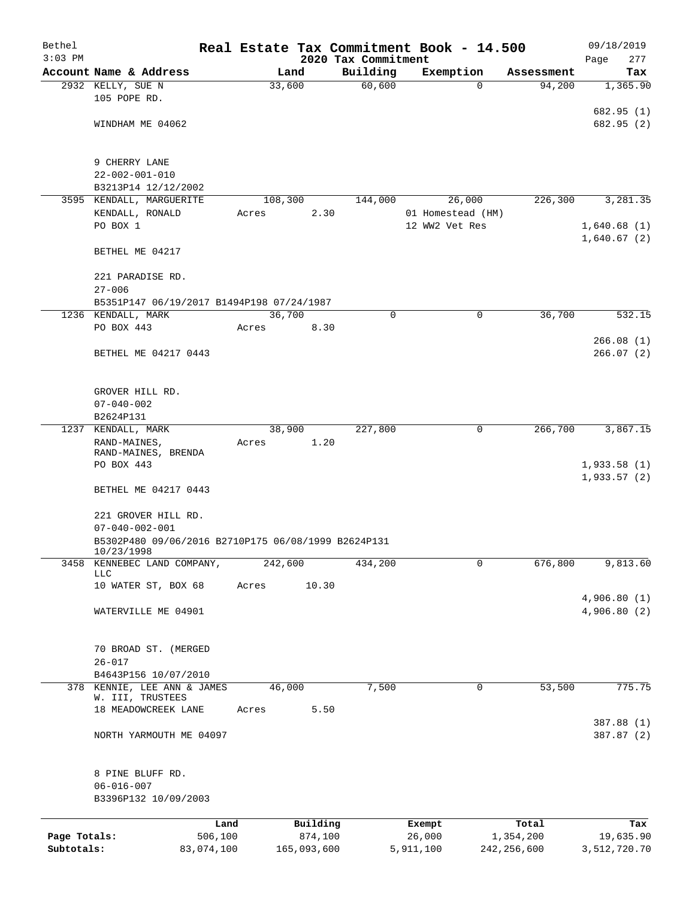# Real Estate Tax Commitment Book - 14.500

Bethel
3:03 PM

2020 Tax Commitment

09/18/2019

| Account Name & Address | Land | Building | Exemption | Assessment | Tax |
|---|---|---|---|---|---|
| 2932 KELLY, SUE N | 33,600 | 60,600 | 0 | 94,200 | 1,365.90 |
| 105 POPE RD. | | | | | |
| | | | | | 682.95 (1) |
| WINDHAM ME 04062 | | | | | 682.95 (2) |
| 9 CHERRY LANE | | | | | |
| 22-002-001-010 | | | | | |
| B3213P14 12/12/2002 | | | | | |
| 3595 KENDALL, MARGUERITE | 108,300 | 144,000 | 26,000 | 226,300 | 3,281.35 |
| KENDALL, RONALD | Acres 2.30 | | 01 Homestead (HM) | | |
| PO BOX 1 | | | 12 WW2 Vet Res | | 1,640.68 (1) |
| | | | | | 1,640.67 (2) |
| BETHEL ME 04217 | | | | | |
| 221 PARADISE RD. | | | | | |
| 27-006 | | | | | |
| B5351P147 06/19/2017 B1494P198 07/24/1987 | | | | | |
| 1236 KENDALL, MARK | 36,700 | 0 | 0 | 36,700 | 532.15 |
| PO BOX 443 | Acres 8.30 | | | | |
| | | | | | 266.08 (1) |
| BETHEL ME 04217 0443 | | | | | 266.07 (2) |
| GROVER HILL RD. | | | | | |
| 07-040-002 | | | | | |
| B2624P131 | | | | | |
| 1237 KENDALL, MARK | 38,900 | 227,800 | 0 | 266,700 | 3,867.15 |
| RAND-MAINES, | Acres 1.20 | | | | |
| RAND-MAINES, BRENDA | | | | | |
| PO BOX 443 | | | | | 1,933.58 (1) |
| | | | | | 1,933.57 (2) |
| BETHEL ME 04217 0443 | | | | | |
| 221 GROVER HILL RD. | | | | | |
| 07-040-002-001 | | | | | |
| B5302P480 09/06/2016 B2710P175 06/08/1999 B2624P131 10/23/1998 | | | | | |
| 3458 KENNEBEC LAND COMPANY, LLC | 242,600 | 434,200 | 0 | 676,800 | 9,813.60 |
| 10 WATER ST, BOX 68 | Acres 10.30 | | | | |
| | | | | | 4,906.80 (1) |
| WATERVILLE ME 04901 | | | | | 4,906.80 (2) |
| 70 BROAD ST. (MERGED | | | | | |
| 26-017 | | | | | |
| B4643P156 10/07/2010 | | | | | |
| 378 KENNIE, LEE ANN & JAMES W. III, TRUSTEES | 46,000 | 7,500 | 0 | 53,500 | 775.75 |
| 18 MEADOWCREEK LANE | Acres 5.50 | | | | |
| | | | | | 387.88 (1) |
| NORTH YARMOUTH ME 04097 | | | | | 387.87 (2) |
| 8 PINE BLUFF RD. | | | | | |
| 06-016-007 | | | | | |
| B3396P132 10/09/2003 | | | | | |

| | Land | Building | Exempt | Total | Tax |
|---|---|---|---|---|---|
| Page Totals: | 506,100 | 874,100 | 26,000 | 1,354,200 | 19,635.90 |
| Subtotals: | 83,074,100 | 165,093,600 | 5,911,100 | 242,256,600 | 3,512,720.70 |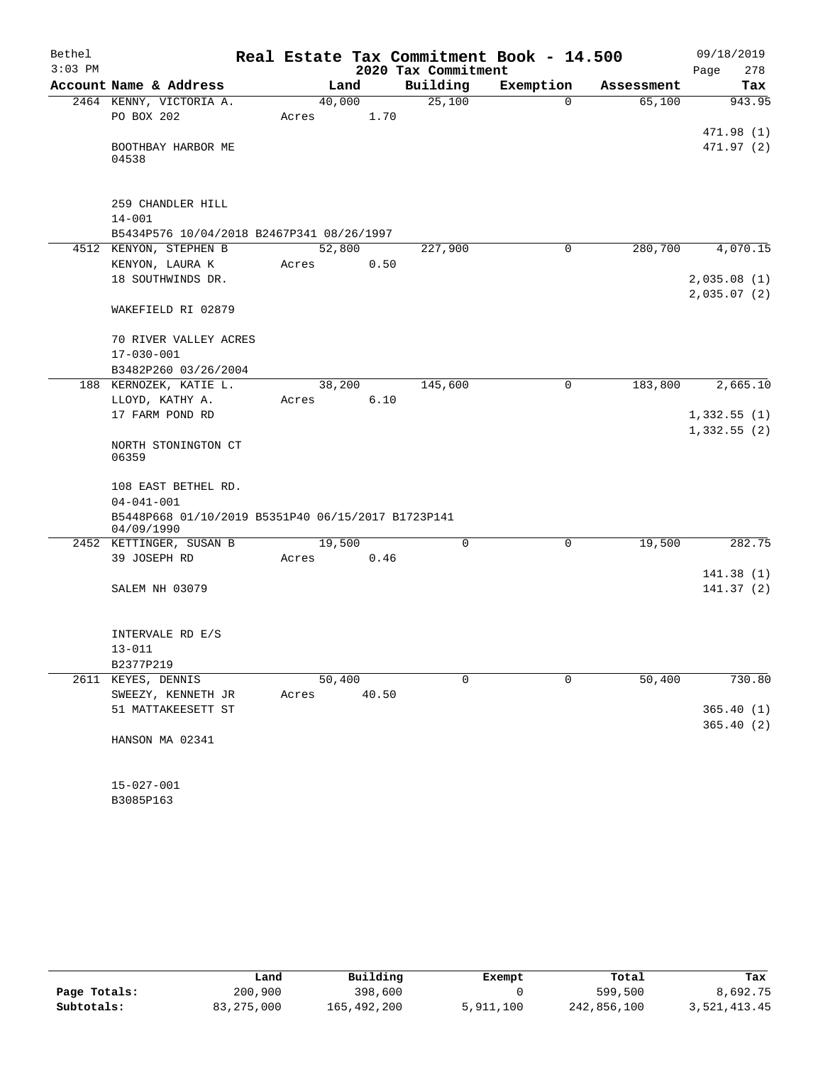# Real Estate Tax Commitment Book - 14.500

Bethel 3:03 PM — 2020 Tax Commitment — 09/18/2019

| Account Name & Address | Land | Building | Exemption | Assessment | Tax |
|---|---|---|---|---|---|
| 2464 KENNY, VICTORIA A.<br>PO BOX 202<br><br>BOOTHBAY HARBOR ME<br>04538<br><br>259 CHANDLER HILL<br>14-001<br>B5434P576 10/04/2018 B2467P341 08/26/1997 | 40,000<br>Acres 1.70 | 25,100 | 0 | 65,100 | 943.95<br><br>471.98 (1)<br>471.97 (2) |
| 4512 KENYON, STEPHEN B<br>KENYON, LAURA K<br>18 SOUTHWINDS DR.<br><br>WAKEFIELD RI 02879<br><br>70 RIVER VALLEY ACRES<br>17-030-001<br>B3482P260 03/26/2004 | 52,800<br>Acres 0.50 | 227,900 | 0 | 280,700 | 4,070.15<br><br>2,035.08 (1)<br>2,035.07 (2) |
| 188 KERNOZEK, KATIE L.<br>LLOYD, KATHY A.<br>17 FARM POND RD<br><br>NORTH STONINGTON CT<br>06359<br><br>108 EAST BETHEL RD.<br>04-041-001<br>B5448P668 01/10/2019 B5351P40 06/15/2017 B1723P141 04/09/1990 | 38,200<br>Acres 6.10 | 145,600 | 0 | 183,800 | 2,665.10<br><br>1,332.55 (1)<br>1,332.55 (2) |
| 2452 KETTINGER, SUSAN B<br>39 JOSEPH RD<br><br>SALEM NH 03079<br><br>INTERVALE RD E/S<br>13-011<br>B2377P219 | 19,500<br>Acres 0.46 | 0 | 0 | 19,500 | 282.75<br><br>141.38 (1)<br>141.37 (2) |
| 2611 KEYES, DENNIS<br>SWEEZY, KENNETH JR<br>51 MATTAKEESETT ST<br><br>HANSON MA 02341<br><br>15-027-001<br>B3085P163 | 50,400<br>Acres 40.50 | 0 | 0 | 50,400 | 730.80<br><br>365.40 (1)<br>365.40 (2) |

| | Land | Building | Exempt | Total | Tax |
|---|---|---|---|---|---|
| Page Totals: | 200,900 | 398,600 | 0 | 599,500 | 8,692.75 |
| Subtotals: | 83,275,000 | 165,492,200 | 5,911,100 | 242,856,100 | 3,521,413.45 |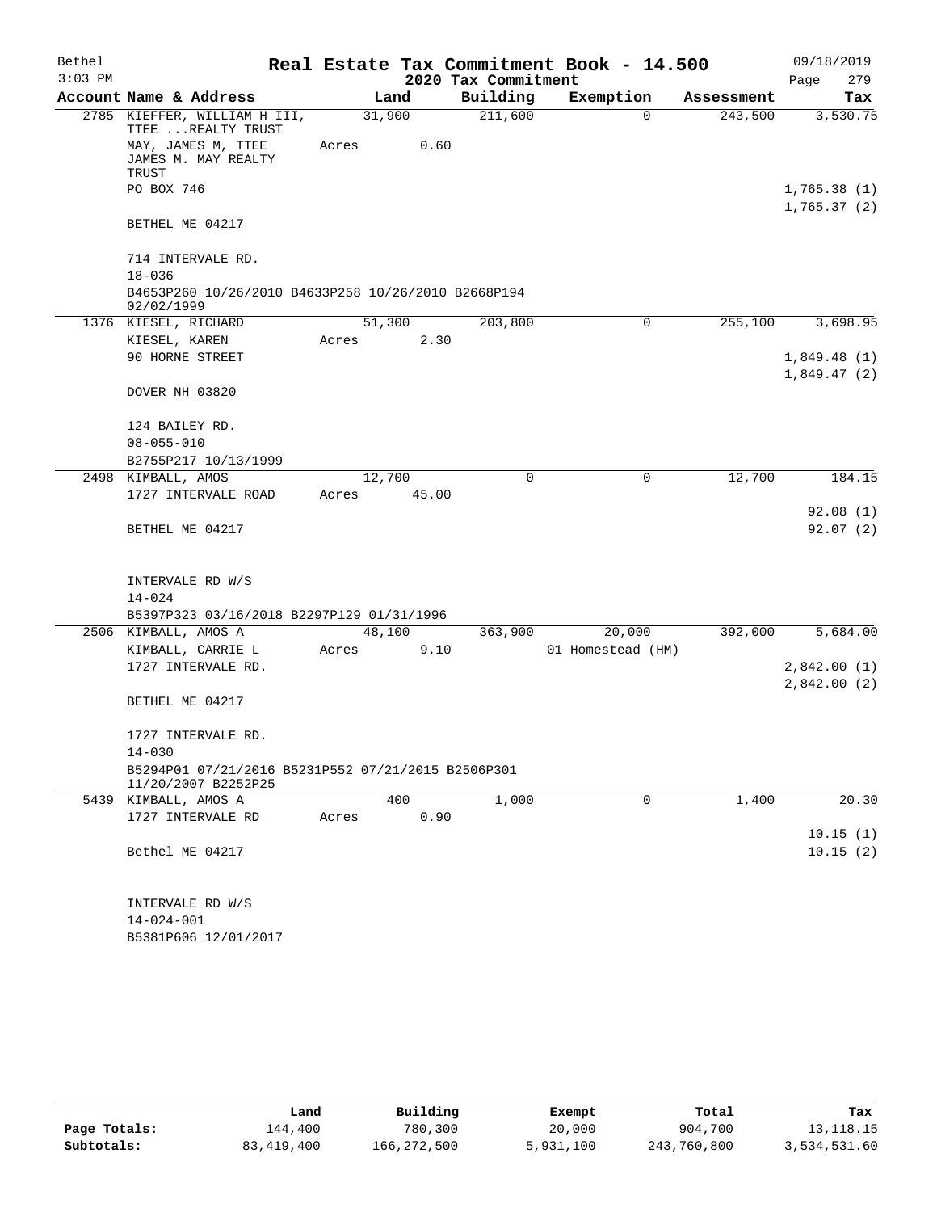Bethel 3:03 PM

# Real Estate Tax Commitment Book - 14.500

## 2020 Tax Commitment

09/18/2019

| Account | Name & Address | Land | Building | Exemption | Assessment | Tax |
|---|---|---|---|---|---|---|
| 2785 | KIEFFER, WILLIAM H III, TTEE ...REALTY TRUST<br>MAY, JAMES M, TTEE<br>JAMES M. MAY REALTY TRUST<br>PO BOX 746<br><br>BETHEL ME 04217<br><br>714 INTERVALE RD.<br>18-036<br>B4653P260 10/26/2010 B4633P258 10/26/2010 B2668P194 02/02/1999 | 31,900<br>Acres 0.60 | 211,600 | 0 | 243,500 | 3,530.75<br><br>1,765.38 (1)<br>1,765.37 (2) |
| 1376 | KIESEL, RICHARD<br>KIESEL, KAREN<br>90 HORNE STREET<br><br>DOVER NH 03820<br><br>124 BAILEY RD.<br>08-055-010<br>B2755P217 10/13/1999 | 51,300<br>Acres 2.30 | 203,800 | 0 | 255,100 | 3,698.95<br><br>1,849.48 (1)<br>1,849.47 (2) |
| 2498 | KIMBALL, AMOS<br>1727 INTERVALE ROAD<br><br>BETHEL ME 04217<br><br>INTERVALE RD W/S<br>14-024<br>B5397P323 03/16/2018 B2297P129 01/31/1996 | 12,700<br>Acres 45.00 | 0 | 0 | 12,700 | 184.15<br><br>92.08 (1)<br>92.07 (2) |
| 2506 | KIMBALL, AMOS A<br>KIMBALL, CARRIE L<br>1727 INTERVALE RD.<br><br>BETHEL ME 04217<br><br>1727 INTERVALE RD.<br>14-030<br>B5294P01 07/21/2016 B5231P552 07/21/2015 B2506P301 11/20/2007 B2252P25 | 48,100<br>Acres 9.10 | 363,900 | 20,000<br>01 Homestead (HM) | 392,000 | 5,684.00<br><br>2,842.00 (1)<br>2,842.00 (2) |
| 5439 | KIMBALL, AMOS A<br>1727 INTERVALE RD<br><br>Bethel ME 04217<br><br>INTERVALE RD W/S<br>14-024-001<br>B5381P606 12/01/2017 | 400<br>Acres 0.90 | 1,000 | 0 | 1,400 | 20.30<br><br>10.15 (1)<br>10.15 (2) |

| | Land | Building | Exempt | Total | Tax |
|---|---|---|---|---|---|
| Page Totals: | 144,400 | 780,300 | 20,000 | 904,700 | 13,118.15 |
| Subtotals: | 83,419,400 | 166,272,500 | 5,931,100 | 243,760,800 | 3,534,531.60 |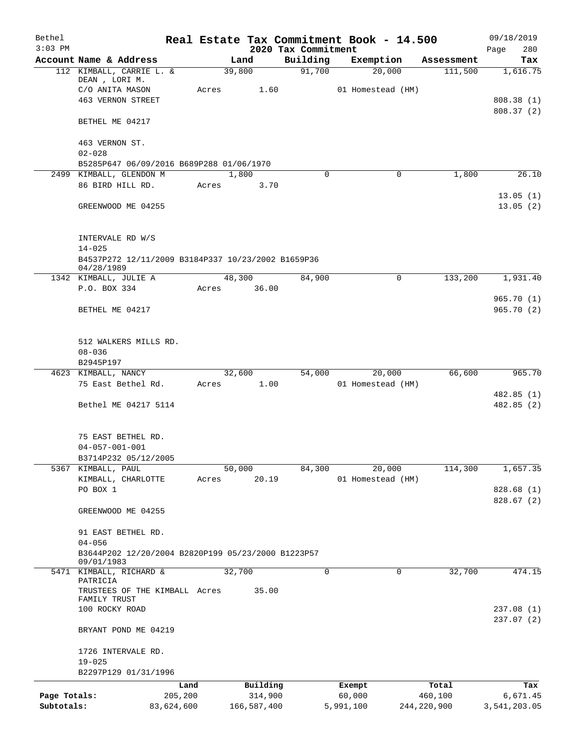Bethel 3:03 PM

# Real Estate Tax Commitment Book - 14.500

## 2020 Tax Commitment

09/18/2019 Page 280

| Account | Name & Address | Land | Building | Exemption | Assessment | Tax |
|---|---|---|---|---|---|---|
| 112 | KIMBALL, CARRIE L. & DEAN , LORI M. | 39,800 | 91,700 | 20,000 | 111,500 | 1,616.75 |
| | C/O ANITA MASON | Acres 1.60 | | 01 Homestead (HM) | | |
| | 463 VERNON STREET | | | | | 808.38 (1) |
| | | | | | | 808.37 (2) |
| | BETHEL ME 04217 | | | | | |
| | 463 VERNON ST. | | | | | |
| | 02-028 | | | | | |
| | B5285P647 06/09/2016 B689P288 01/06/1970 | | | | | |
| 2499 | KIMBALL, GLENDON M | 1,800 | 0 | 0 | 1,800 | 26.10 |
| | 86 BIRD HILL RD. | Acres 3.70 | | | | |
| | | | | | | 13.05 (1) |
| | GREENWOOD ME 04255 | | | | | 13.05 (2) |
| | INTERVALE RD W/S | | | | | |
| | 14-025 | | | | | |
| | B4537P272 12/11/2009 B3184P337 10/23/2002 B1659P36 04/28/1989 | | | | | |
| 1342 | KIMBALL, JULIE A | 48,300 | 84,900 | 0 | 133,200 | 1,931.40 |
| | P.O. BOX 334 | Acres 36.00 | | | | |
| | | | | | | 965.70 (1) |
| | BETHEL ME 04217 | | | | | 965.70 (2) |
| | 512 WALKERS MILLS RD. | | | | | |
| | 08-036 | | | | | |
| | B2945P197 | | | | | |
| 4623 | KIMBALL, NANCY | 32,600 | 54,000 | 20,000 | 66,600 | 965.70 |
| | 75 East Bethel Rd. | Acres 1.00 | | 01 Homestead (HM) | | |
| | | | | | | 482.85 (1) |
| | Bethel ME 04217 5114 | | | | | 482.85 (2) |
| | 75 EAST BETHEL RD. | | | | | |
| | 04-057-001-001 | | | | | |
| | B3714P232 05/12/2005 | | | | | |
| 5367 | KIMBALL, PAUL | 50,000 | 84,300 | 20,000 | 114,300 | 1,657.35 |
| | KIMBALL, CHARLOTTE | Acres 20.19 | | 01 Homestead (HM) | | |
| | PO BOX 1 | | | | | 828.68 (1) |
| | | | | | | 828.67 (2) |
| | GREENWOOD ME 04255 | | | | | |
| | 91 EAST BETHEL RD. | | | | | |
| | 04-056 | | | | | |
| | B3644P202 12/20/2004 B2820P199 05/23/2000 B1223P57 09/01/1983 | | | | | |
| 5471 | KIMBALL, RICHARD & PATRICIA | 32,700 | 0 | 0 | 32,700 | 474.15 |
| | TRUSTEES OF THE KIMBALL FAMILY TRUST | Acres 35.00 | | | | |
| | 100 ROCKY ROAD | | | | | 237.08 (1) |
| | | | | | | 237.07 (2) |
| | BRYANT POND ME 04219 | | | | | |
| | 1726 INTERVALE RD. | | | | | |
| | 19-025 | | | | | |
| | B2297P129 01/31/1996 | | | | | |

| | Land | Building | Exempt | Total | Tax |
|---|---|---|---|---|---|
| Page Totals: | 205,200 | 314,900 | 60,000 | 460,100 | 6,671.45 |
| Subtotals: | 83,624,600 | 166,587,400 | 5,991,100 | 244,220,900 | 3,541,203.05 |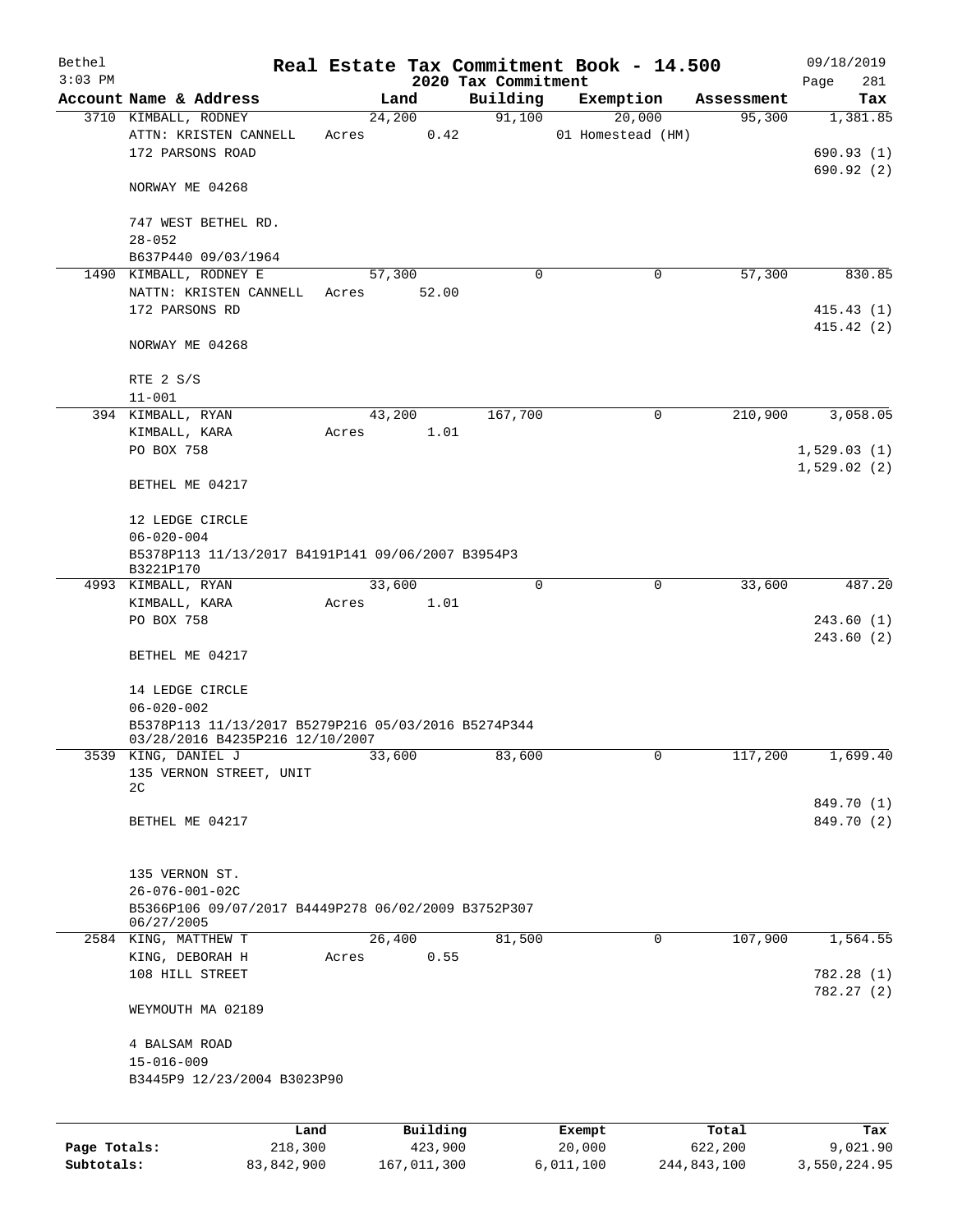Bethel 3:03 PM

# Real Estate Tax Commitment Book - 14.500

## 2020 Tax Commitment

09/18/2019 Page 281

| Account Name & Address | Land | Building | Exemption | Assessment | Tax |
|---|---|---|---|---|---|
| 3710 KIMBALL, RODNEY | 24,200 | 91,100 | 20,000 | 95,300 | 1,381.85 |
| ATTN: KRISTEN CANNELL | Acres 0.42 | | 01 Homestead (HM) | | |
| 172 PARSONS ROAD | | | | | 690.93 (1) |
| | | | | | 690.92 (2) |
| NORWAY ME 04268 | | | | | |
| 747 WEST BETHEL RD. | | | | | |
| 28-052 | | | | | |
| B637P440 09/03/1964 | | | | | |
| 1490 KIMBALL, RODNEY E | 57,300 | 0 | 0 | 57,300 | 830.85 |
| NATTN: KRISTEN CANNELL | Acres 52.00 | | | | |
| 172 PARSONS RD | | | | | 415.43 (1) |
| | | | | | 415.42 (2) |
| NORWAY ME 04268 | | | | | |
| RTE 2 S/S | | | | | |
| 11-001 | | | | | |
| 394 KIMBALL, RYAN | 43,200 | 167,700 | 0 | 210,900 | 3,058.05 |
| KIMBALL, KARA | Acres 1.01 | | | | |
| PO BOX 758 | | | | | 1,529.03 (1) |
| | | | | | 1,529.02 (2) |
| BETHEL ME 04217 | | | | | |
| 12 LEDGE CIRCLE | | | | | |
| 06-020-004 | | | | | |
| B5378P113 11/13/2017 B4191P141 09/06/2007 B3954P3 B3221P170 | | | | | |
| 4993 KIMBALL, RYAN | 33,600 | 0 | 0 | 33,600 | 487.20 |
| KIMBALL, KARA | Acres 1.01 | | | | |
| PO BOX 758 | | | | | 243.60 (1) |
| | | | | | 243.60 (2) |
| BETHEL ME 04217 | | | | | |
| 14 LEDGE CIRCLE | | | | | |
| 06-020-002 | | | | | |
| B5378P113 11/13/2017 B5279P216 05/03/2016 B5274P344 03/28/2016 B4235P216 12/10/2007 | | | | | |
| 3539 KING, DANIEL J | 33,600 | 83,600 | 0 | 117,200 | 1,699.40 |
| 135 VERNON STREET, UNIT 2C | | | | | |
| | | | | | 849.70 (1) |
| BETHEL ME 04217 | | | | | 849.70 (2) |
| 135 VERNON ST. | | | | | |
| 26-076-001-02C | | | | | |
| B5366P106 09/07/2017 B4449P278 06/02/2009 B3752P307 06/27/2005 | | | | | |
| 2584 KING, MATTHEW T | 26,400 | 81,500 | 0 | 107,900 | 1,564.55 |
| KING, DEBORAH H | Acres 0.55 | | | | |
| 108 HILL STREET | | | | | 782.28 (1) |
| | | | | | 782.27 (2) |
| WEYMOUTH MA 02189 | | | | | |
| 4 BALSAM ROAD | | | | | |
| 15-016-009 | | | | | |
| B3445P9 12/23/2004 B3023P90 | | | | | |

| | Land | Building | Exempt | Total | Tax |
|---|---|---|---|---|---|
| Page Totals: | 218,300 | 423,900 | 20,000 | 622,200 | 9,021.90 |
| Subtotals: | 83,842,900 | 167,011,300 | 6,011,100 | 244,843,100 | 3,550,224.95 |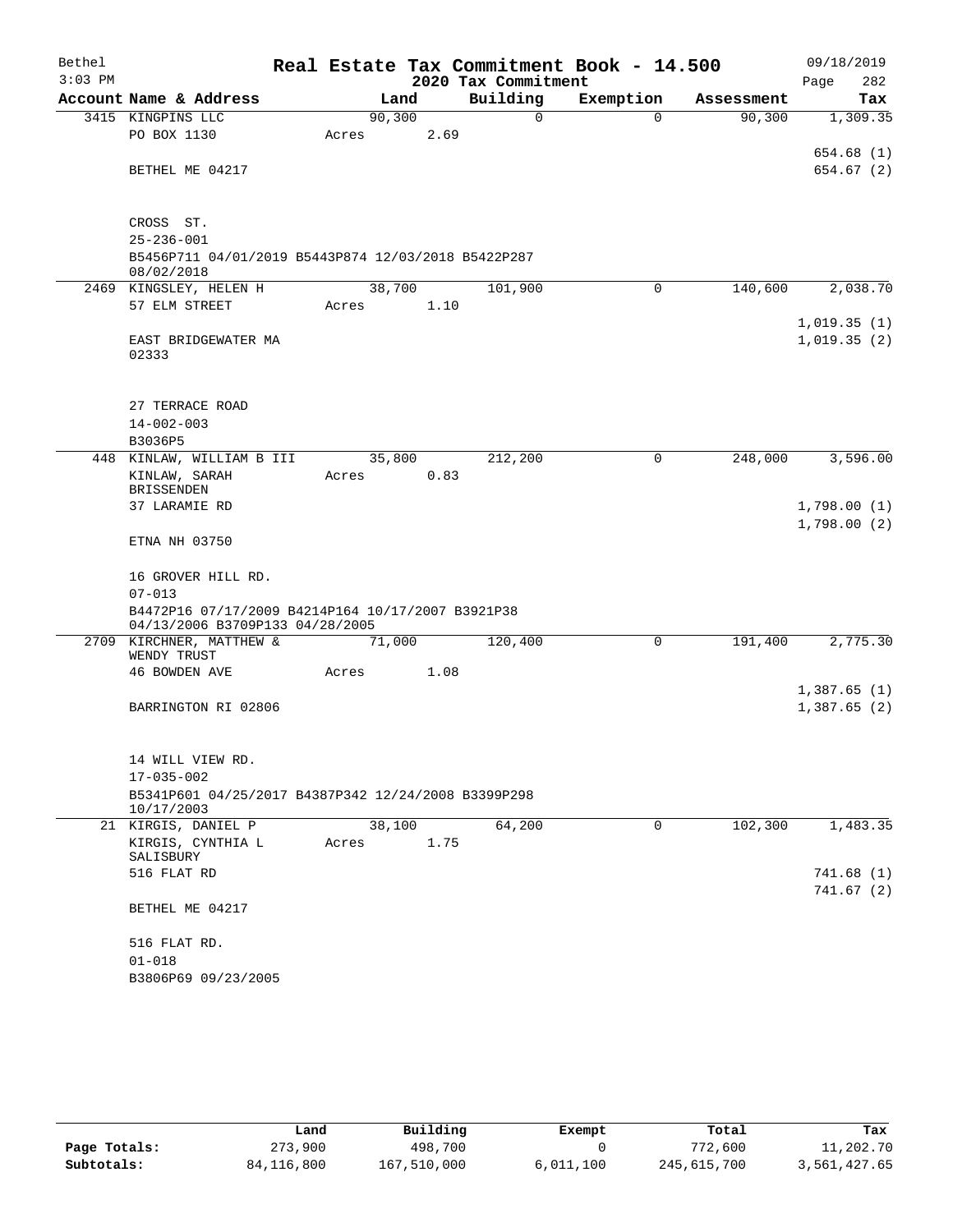Bethel 3:03 PM

**Real Estate Tax Commitment Book - 14.500**
**2020 Tax Commitment**

09/18/2019 Page 282

| Account Name & Address | Land | Building | Exemption | Assessment | Tax |
|---|---|---|---|---|---|
| 3415 KINGPINS LLC | 90,300 | 0 | 0 | 90,300 | 1,309.35 |
| PO BOX 1130 | Acres 2.69 | | | | |
| | | | | | 654.68 (1) |
| BETHEL ME 04217 | | | | | 654.67 (2) |
| CROSS ST. | | | | | |
| 25-236-001 | | | | | |
| B5456P711 04/01/2019 B5443P874 12/03/2018 B5422P287 08/02/2018 | | | | | |
| 2469 KINGSLEY, HELEN H | 38,700 | 101,900 | 0 | 140,600 | 2,038.70 |
| 57 ELM STREET | Acres 1.10 | | | | |
| | | | | | 1,019.35 (1) |
| EAST BRIDGEWATER MA 02333 | | | | | 1,019.35 (2) |
| 27 TERRACE ROAD | | | | | |
| 14-002-003 | | | | | |
| B3036P5 | | | | | |
| 448 KINLAW, WILLIAM B III | 35,800 | 212,200 | 0 | 248,000 | 3,596.00 |
| KINLAW, SARAH BRISSENDEN | Acres 0.83 | | | | |
| 37 LARAMIE RD | | | | | 1,798.00 (1) |
| | | | | | 1,798.00 (2) |
| ETNA NH 03750 | | | | | |
| 16 GROVER HILL RD. | | | | | |
| 07-013 | | | | | |
| B4472P16 07/17/2009 B4214P164 10/17/2007 B3921P38 04/13/2006 B3709P133 04/28/2005 | | | | | |
| 2709 KIRCHNER, MATTHEW & WENDY TRUST | 71,000 | 120,400 | 0 | 191,400 | 2,775.30 |
| 46 BOWDEN AVE | Acres 1.08 | | | | |
| | | | | | 1,387.65 (1) |
| BARRINGTON RI 02806 | | | | | 1,387.65 (2) |
| 14 WILL VIEW RD. | | | | | |
| 17-035-002 | | | | | |
| B5341P601 04/25/2017 B4387P342 12/24/2008 B3399P298 10/17/2003 | | | | | |
| 21 KIRGIS, DANIEL P | 38,100 | 64,200 | 0 | 102,300 | 1,483.35 |
| KIRGIS, CYNTHIA L SALISBURY | Acres 1.75 | | | | |
| 516 FLAT RD | | | | | 741.68 (1) |
| | | | | | 741.67 (2) |
| BETHEL ME 04217 | | | | | |
| 516 FLAT RD. | | | | | |
| 01-018 | | | | | |
| B3806P69 09/23/2005 | | | | | |

| | Land | Building | Exempt | Total | Tax |
|---|---|---|---|---|---|
| Page Totals: | 273,900 | 498,700 | 0 | 772,600 | 11,202.70 |
| Subtotals: | 84,116,800 | 167,510,000 | 6,011,100 | 245,615,700 | 3,561,427.65 |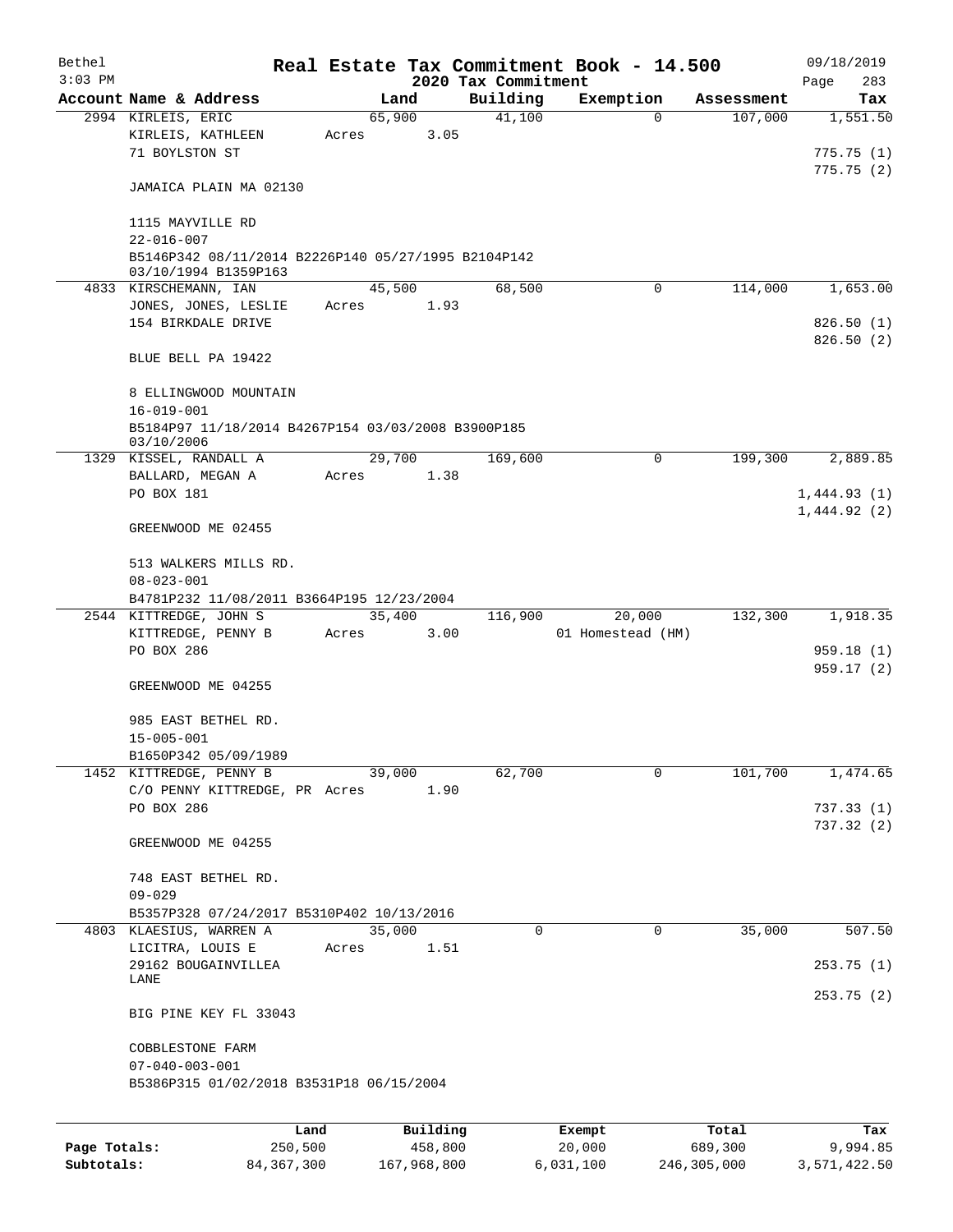Bethel 3:03 PM

# Real Estate Tax Commitment Book - 14.500

## 2020 Tax Commitment

09/18/2019

| Account | Name & Address | Land | Building | Exemption | Assessment | Tax |
|---|---|---|---|---|---|---|
| 2994 | KIRLEIS, ERIC<br>KIRLEIS, KATHLEEN<br>71 BOYLSTON ST<br><br>JAMAICA PLAIN MA 02130<br><br>1115 MAYVILLE RD<br>22-016-007<br>B5146P342 08/11/2014 B2226P140 05/27/1995 B2104P142 03/10/1994 B1359P163 | 65,900<br>Acres 3.05 | 41,100 | 0 | 107,000 | 1,551.50<br><br>775.75 (1)<br>775.75 (2) |
| 4833 | KIRSCHEMANN, IAN<br>JONES, JONES, LESLIE<br>154 BIRKDALE DRIVE<br><br>BLUE BELL PA 19422<br><br>8 ELLINGWOOD MOUNTAIN<br>16-019-001<br>B5184P97 11/18/2014 B4267P154 03/03/2008 B3900P185 03/10/2006 | 45,500<br>Acres 1.93 | 68,500 | 0 | 114,000 | 1,653.00<br><br>826.50 (1)<br>826.50 (2) |
| 1329 | KISSEL, RANDALL A<br>BALLARD, MEGAN A<br>PO BOX 181<br><br>GREENWOOD ME 02455<br><br>513 WALKERS MILLS RD.<br>08-023-001<br>B4781P232 11/08/2011 B3664P195 12/23/2004 | 29,700<br>Acres 1.38 | 169,600 | 0 | 199,300 | 2,889.85<br><br>1,444.93 (1)<br>1,444.92 (2) |
| 2544 | KITTREDGE, JOHN S<br>KITTREDGE, PENNY B<br>PO BOX 286<br><br>GREENWOOD ME 04255<br><br>985 EAST BETHEL RD.<br>15-005-001<br>B1650P342 05/09/1989 | 35,400<br>Acres 3.00 | 116,900 | 20,000<br>01 Homestead (HM) | 132,300 | 1,918.35<br><br>959.18 (1)<br>959.17 (2) |
| 1452 | KITTREDGE, PENNY B<br>C/O PENNY KITTREDGE, PR<br>PO BOX 286<br><br>GREENWOOD ME 04255<br><br>748 EAST BETHEL RD.<br>09-029<br>B5357P328 07/24/2017 B5310P402 10/13/2016 | 39,000<br>Acres 1.90 | 62,700 | 0 | 101,700 | 1,474.65<br><br>737.33 (1)<br>737.32 (2) |
| 4803 | KLAESIUS, WARREN A<br>LICITRA, LOUIS E<br>29162 BOUGAINVILLEA LANE<br><br>BIG PINE KEY FL 33043<br><br>COBBLESTONE FARM<br>07-040-003-001<br>B5386P315 01/02/2018 B3531P18 06/15/2004 | 35,000<br>Acres 1.51 | 0 | 0 | 35,000 | 507.50<br><br>253.75 (1)<br>253.75 (2) |

| | Land | Building | Exempt | Total | Tax |
|---|---|---|---|---|---|
| **Page Totals:** | 250,500 | 458,800 | 20,000 | 689,300 | 9,994.85 |
| **Subtotals:** | 84,367,300 | 167,968,800 | 6,031,100 | 246,305,000 | 3,571,422.50 |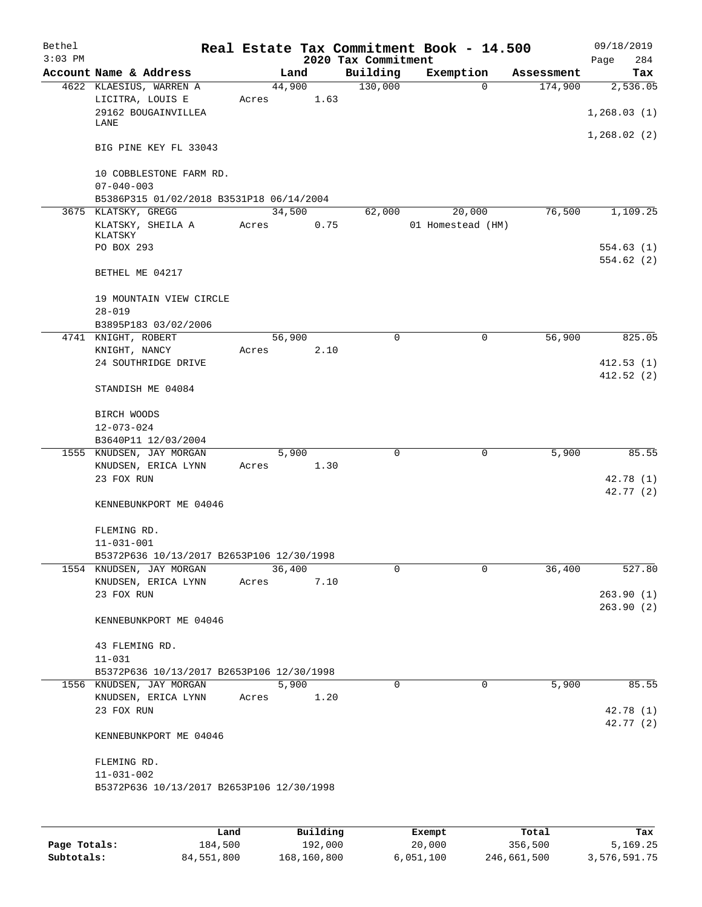# Real Estate Tax Commitment Book - 14.500

## 2020 Tax Commitment

Bethel
3:03 PM

09/18/2019
Page 284

| Account Name & Address | Land | Building | Exemption | Assessment | Tax |
|---|---|---|---|---|---|
| 4622 KLAESIUS, WARREN A | 44,900 | 130,000 | 0 | 174,900 | 2,536.05 |
| LICITRA, LOUIS E | Acres 1.63 | | | | |
| 29162 BOUGAINVILLEA LANE | | | | | 1,268.03 (1) |
| | | | | | 1,268.02 (2) |
| BIG PINE KEY FL 33043 | | | | | |
| 10 COBBLESTONE FARM RD. | | | | | |
| 07-040-003 | | | | | |
| B5386P315 01/02/2018 B3531P18 06/14/2004 | | | | | |
| 3675 KLATSKY, GREGG | 34,500 | 62,000 | 20,000 | 76,500 | 1,109.25 |
| KLATSKY, SHEILA A KLATSKY | Acres 0.75 | | 01 Homestead (HM) | | |
| PO BOX 293 | | | | | 554.63 (1) |
| | | | | | 554.62 (2) |
| BETHEL ME 04217 | | | | | |
| 19 MOUNTAIN VIEW CIRCLE | | | | | |
| 28-019 | | | | | |
| B3895P183 03/02/2006 | | | | | |
| 4741 KNIGHT, ROBERT | 56,900 | 0 | 0 | 56,900 | 825.05 |
| KNIGHT, NANCY | Acres 2.10 | | | | |
| 24 SOUTHRIDGE DRIVE | | | | | 412.53 (1) |
| | | | | | 412.52 (2) |
| STANDISH ME 04084 | | | | | |
| BIRCH WOODS | | | | | |
| 12-073-024 | | | | | |
| B3640P11 12/03/2004 | | | | | |
| 1555 KNUDSEN, JAY MORGAN | 5,900 | 0 | 0 | 5,900 | 85.55 |
| KNUDSEN, ERICA LYNN | Acres 1.30 | | | | |
| 23 FOX RUN | | | | | 42.78 (1) |
| | | | | | 42.77 (2) |
| KENNEBUNKPORT ME 04046 | | | | | |
| FLEMING RD. | | | | | |
| 11-031-001 | | | | | |
| B5372P636 10/13/2017 B2653P106 12/30/1998 | | | | | |
| 1554 KNUDSEN, JAY MORGAN | 36,400 | 0 | 0 | 36,400 | 527.80 |
| KNUDSEN, ERICA LYNN | Acres 7.10 | | | | |
| 23 FOX RUN | | | | | 263.90 (1) |
| | | | | | 263.90 (2) |
| KENNEBUNKPORT ME 04046 | | | | | |
| 43 FLEMING RD. | | | | | |
| 11-031 | | | | | |
| B5372P636 10/13/2017 B2653P106 12/30/1998 | | | | | |
| 1556 KNUDSEN, JAY MORGAN | 5,900 | 0 | 0 | 5,900 | 85.55 |
| KNUDSEN, ERICA LYNN | Acres 1.20 | | | | |
| 23 FOX RUN | | | | | 42.78 (1) |
| | | | | | 42.77 (2) |
| KENNEBUNKPORT ME 04046 | | | | | |
| FLEMING RD. | | | | | |
| 11-031-002 | | | | | |
| B5372P636 10/13/2017 B2653P106 12/30/1998 | | | | | |

| | Land | Building | Exempt | Total | Tax |
|---|---|---|---|---|---|
| Page Totals: | 184,500 | 192,000 | 20,000 | 356,500 | 5,169.25 |
| Subtotals: | 84,551,800 | 168,160,800 | 6,051,100 | 246,661,500 | 3,576,591.75 |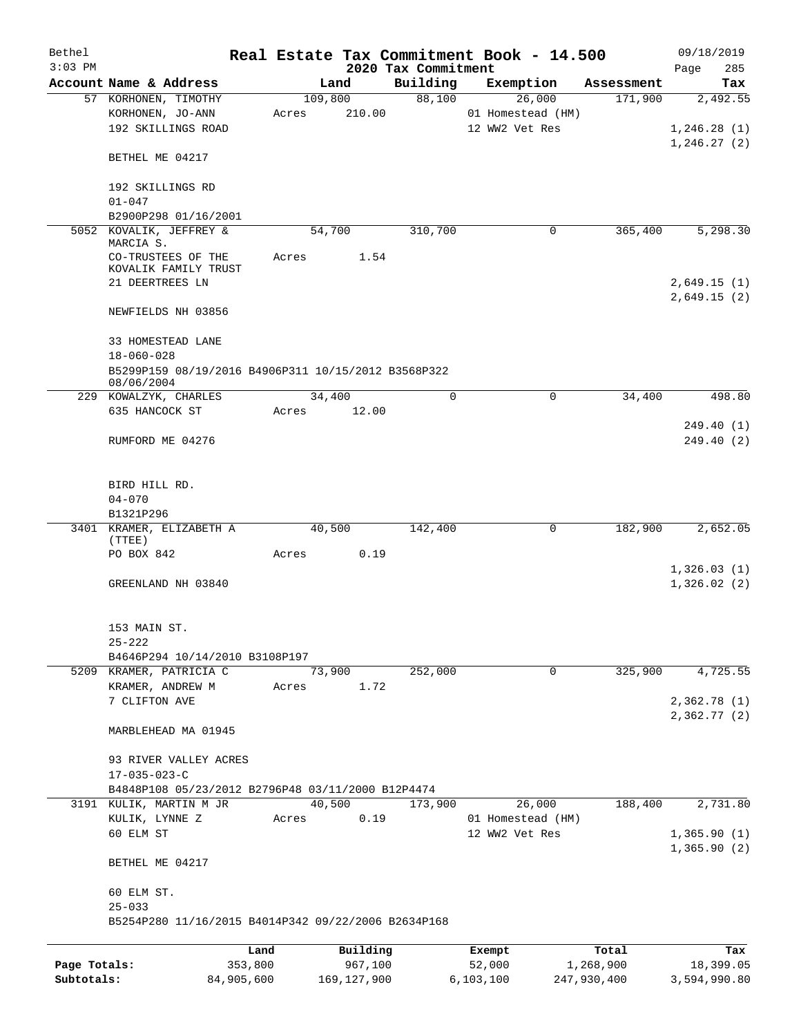Bethel 3:03 PM

# Real Estate Tax Commitment Book - 14.500

## 2020 Tax Commitment

09/18/2019 Page 285

| Account Name & Address | Land | Building | Exemption | Assessment | Tax |
|---|---|---|---|---|---|
| 57 KORHONEN, TIMOTHY<br>KORHONEN, JO-ANN<br>192 SKILLINGS ROAD<br><br>BETHEL ME 04217<br><br>192 SKILLINGS RD<br>01-047<br>B2900P298 01/16/2001 | 109,800<br>Acres 210.00 | 88,100 | 26,000<br>01 Homestead (HM)<br>12 WW2 Vet Res | 171,900 | 2,492.55<br><br>1,246.28 (1)<br>1,246.27 (2) |
| 5052 KOVALIK, JEFFREY & MARCIA S.<br>CO-TRUSTEES OF THE KOVALIK FAMILY TRUST<br>21 DEERTREES LN<br><br>NEWFIELDS NH 03856<br><br>33 HOMESTEAD LANE<br>18-060-028<br>B5299P159 08/19/2016 B4906P311 10/15/2012 B3568P322 08/06/2004 | 54,700<br>Acres 1.54 | 310,700 | 0 | 365,400 | 5,298.30<br><br>2,649.15 (1)<br>2,649.15 (2) |
| 229 KOWALZYK, CHARLES<br>635 HANCOCK ST<br><br>RUMFORD ME 04276<br><br>BIRD HILL RD.<br>04-070<br>B1321P296 | 34,400<br>Acres 12.00 | 0 | 0 | 34,400 | 498.80<br><br>249.40 (1)<br>249.40 (2) |
| 3401 KRAMER, ELIZABETH A (TTEE)<br>PO BOX 842<br><br>GREENLAND NH 03840<br><br>153 MAIN ST.<br>25-222<br>B4646P294 10/14/2010 B3108P197 | 40,500<br>Acres 0.19 | 142,400 | 0 | 182,900 | 2,652.05<br><br>1,326.03 (1)<br>1,326.02 (2) |
| 5209 KRAMER, PATRICIA C<br>KRAMER, ANDREW M<br>7 CLIFTON AVE<br><br>MARBLEHEAD MA 01945<br><br>93 RIVER VALLEY ACRES<br>17-035-023-C<br>B4848P108 05/23/2012 B2796P48 03/11/2000 B12P4474 | 73,900<br>Acres 1.72 | 252,000 | 0 | 325,900 | 4,725.55<br><br>2,362.78 (1)<br>2,362.77 (2) |
| 3191 KULIK, MARTIN M JR<br>KULIK, LYNNE Z<br>60 ELM ST<br><br>BETHEL ME 04217<br><br>60 ELM ST.<br>25-033<br>B5254P280 11/16/2015 B4014P342 09/22/2006 B2634P168 | 40,500<br>Acres 0.19 | 173,900 | 26,000<br>01 Homestead (HM)<br>12 WW2 Vet Res | 188,400 | 2,731.80<br><br>1,365.90 (1)<br>1,365.90 (2) |

| | Land | Building | Exempt | Total | Tax |
|---|---|---|---|---|---|
| Page Totals: | 353,800 | 967,100 | 52,000 | 1,268,900 | 18,399.05 |
| Subtotals: | 84,905,600 | 169,127,900 | 6,103,100 | 247,930,400 | 3,594,990.80 |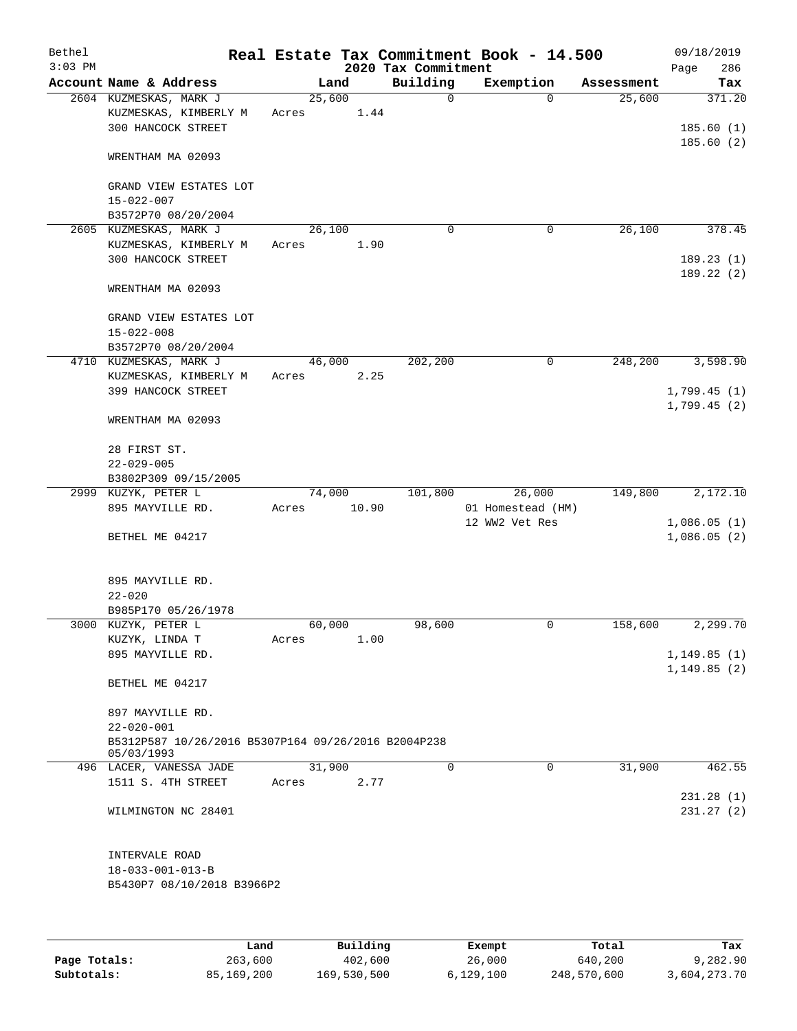Bethel
3:03 PM

# Real Estate Tax Commitment Book - 14.500

## 2020 Tax Commitment

09/18/2019

| Account Name & Address | Land | Building | Exemption | Assessment | Tax |
|---|---|---|---|---|---|
| 2604 KUZMESKAS, MARK J | 25,600 | 0 | 0 | 25,600 | 371.20 |
| KUZMESKAS, KIMBERLY M | Acres 1.44 | | | | |
| 300 HANCOCK STREET | | | | | 185.60 (1) |
| | | | | | 185.60 (2) |
| WRENTHAM MA 02093 | | | | | |
| GRAND VIEW ESTATES LOT | | | | | |
| 15-022-007 | | | | | |
| B3572P70 08/20/2004 | | | | | |
| 2605 KUZMESKAS, MARK J | 26,100 | 0 | 0 | 26,100 | 378.45 |
| KUZMESKAS, KIMBERLY M | Acres 1.90 | | | | |
| 300 HANCOCK STREET | | | | | 189.23 (1) |
| | | | | | 189.22 (2) |
| WRENTHAM MA 02093 | | | | | |
| GRAND VIEW ESTATES LOT | | | | | |
| 15-022-008 | | | | | |
| B3572P70 08/20/2004 | | | | | |
| 4710 KUZMESKAS, MARK J | 46,000 | 202,200 | 0 | 248,200 | 3,598.90 |
| KUZMESKAS, KIMBERLY M | Acres 2.25 | | | | |
| 399 HANCOCK STREET | | | | | 1,799.45 (1) |
| | | | | | 1,799.45 (2) |
| WRENTHAM MA 02093 | | | | | |
| 28 FIRST ST. | | | | | |
| 22-029-005 | | | | | |
| B3802P309 09/15/2005 | | | | | |
| 2999 KUZYK, PETER L | 74,000 | 101,800 | 26,000 | 149,800 | 2,172.10 |
| 895 MAYVILLE RD. | Acres 10.90 | | 01 Homestead (HM) | | |
| | | | 12 WW2 Vet Res | | 1,086.05 (1) |
| BETHEL ME 04217 | | | | | 1,086.05 (2) |
| 895 MAYVILLE RD. | | | | | |
| 22-020 | | | | | |
| B985P170 05/26/1978 | | | | | |
| 3000 KUZYK, PETER L | 60,000 | 98,600 | 0 | 158,600 | 2,299.70 |
| KUZYK, LINDA T | Acres 1.00 | | | | |
| 895 MAYVILLE RD. | | | | | 1,149.85 (1) |
| | | | | | 1,149.85 (2) |
| BETHEL ME 04217 | | | | | |
| 897 MAYVILLE RD. | | | | | |
| 22-020-001 | | | | | |
| B5312P587 10/26/2016 B5307P164 09/26/2016 B2004P238 05/03/1993 | | | | | |
| 496 LACER, VANESSA JADE | 31,900 | 0 | 0 | 31,900 | 462.55 |
| 1511 S. 4TH STREET | Acres 2.77 | | | | |
| | | | | | 231.28 (1) |
| WILMINGTON NC 28401 | | | | | 231.27 (2) |
| INTERVALE ROAD | | | | | |
| 18-033-001-013-B | | | | | |
| B5430P7 08/10/2018 B3966P2 | | | | | |

| | Land | Building | Exempt | Total | Tax |
|---|---|---|---|---|---|
| Page Totals: | 263,600 | 402,600 | 26,000 | 640,200 | 9,282.90 |
| Subtotals: | 85,169,200 | 169,530,500 | 6,129,100 | 248,570,600 | 3,604,273.70 |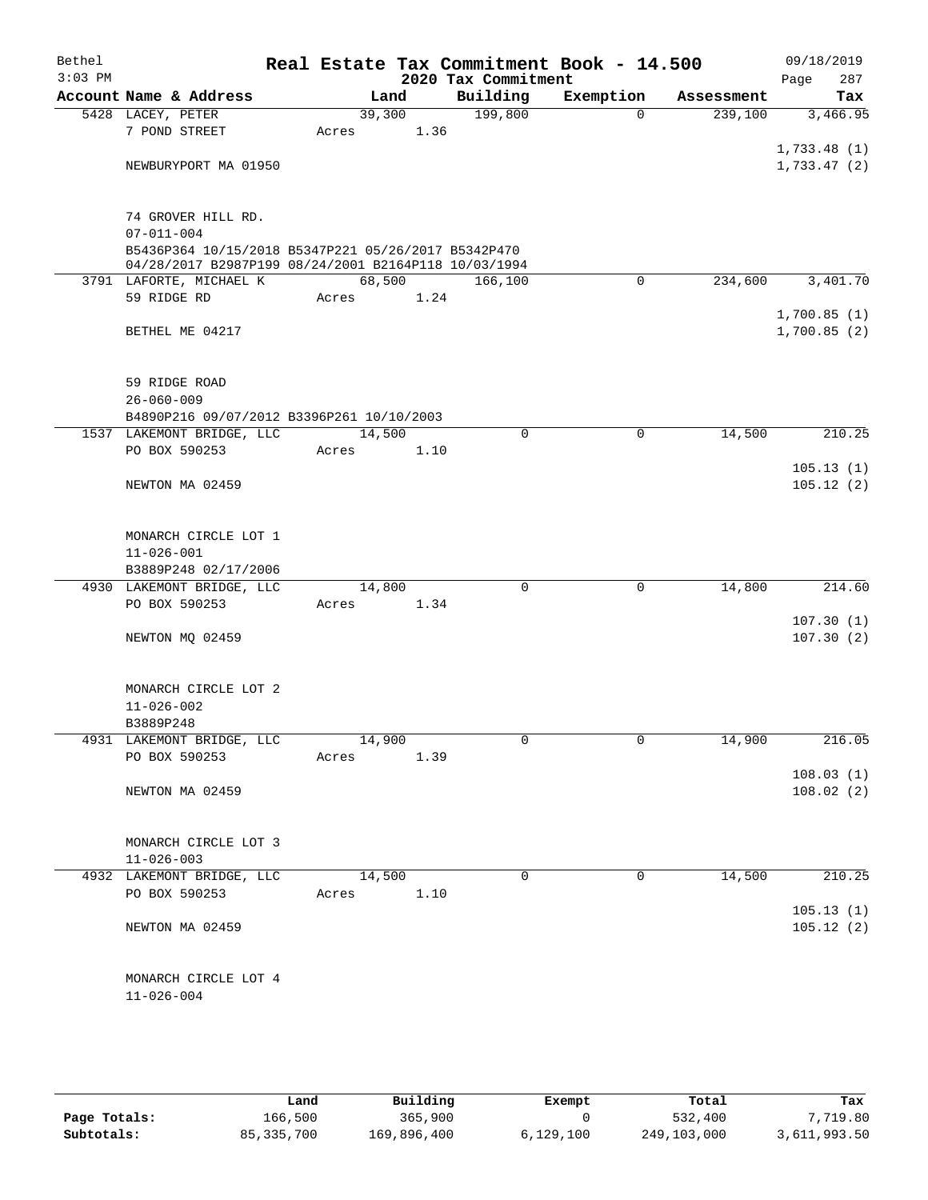Bethel | Real Estate Tax Commitment Book - 14.500 | 09/18/2019
$3:03$ PM | 2020 Tax Commitment | Page 287

| Account Name & Address | Land | Building | Exemption | Assessment | Tax |
|---|---|---|---|---|---|
| 5428 LACEY, PETER | 39,300 | 199,800 | 0 | 239,100 | 3,466.95 |
| 7 POND STREET | Acres 1.36 | | | | |
| | | | | | 1,733.48 (1) |
| NEWBURYPORT MA 01950 | | | | | 1,733.47 (2) |
| 74 GROVER HILL RD. | | | | | |
| 07-011-004 | | | | | |
| B5436P364 10/15/2018 B5347P221 05/26/2017 B5342P470 04/28/2017 B2987P199 08/24/2001 B2164P118 10/03/1994 | | | | | |
| 3791 LAFORTE, MICHAEL K | 68,500 | 166,100 | 0 | 234,600 | 3,401.70 |
| 59 RIDGE RD | Acres 1.24 | | | | |
| | | | | | 1,700.85 (1) |
| BETHEL ME 04217 | | | | | 1,700.85 (2) |
| 59 RIDGE ROAD | | | | | |
| 26-060-009 | | | | | |
| B4890P216 09/07/2012 B3396P261 10/10/2003 | | | | | |
| 1537 LAKEMONT BRIDGE, LLC | 14,500 | 0 | 0 | 14,500 | 210.25 |
| PO BOX 590253 | Acres 1.10 | | | | |
| | | | | | 105.13 (1) |
| NEWTON MA 02459 | | | | | 105.12 (2) |
| MONARCH CIRCLE LOT 1 | | | | | |
| 11-026-001 | | | | | |
| B3889P248 02/17/2006 | | | | | |
| 4930 LAKEMONT BRIDGE, LLC | 14,800 | 0 | 0 | 14,800 | 214.60 |
| PO BOX 590253 | Acres 1.34 | | | | |
| | | | | | 107.30 (1) |
| NEWTON MQ 02459 | | | | | 107.30 (2) |
| MONARCH CIRCLE LOT 2 | | | | | |
| 11-026-002 | | | | | |
| B3889P248 | | | | | |
| 4931 LAKEMONT BRIDGE, LLC | 14,900 | 0 | 0 | 14,900 | 216.05 |
| PO BOX 590253 | Acres 1.39 | | | | |
| | | | | | 108.03 (1) |
| NEWTON MA 02459 | | | | | 108.02 (2) |
| MONARCH CIRCLE LOT 3 | | | | | |
| 11-026-003 | | | | | |
| 4932 LAKEMONT BRIDGE, LLC | 14,500 | 0 | 0 | 14,500 | 210.25 |
| PO BOX 590253 | Acres 1.10 | | | | |
| | | | | | 105.13 (1) |
| NEWTON MA 02459 | | | | | 105.12 (2) |
| MONARCH CIRCLE LOT 4 | | | | | |
| 11-026-004 | | | | | |

| | Land | Building | Exempt | Total | Tax |
|---|---|---|---|---|---|
| Page Totals: | 166,500 | 365,900 | 0 | 532,400 | 7,719.80 |
| Subtotals: | 85,335,700 | 169,896,400 | 6,129,100 | 249,103,000 | 3,611,993.50 |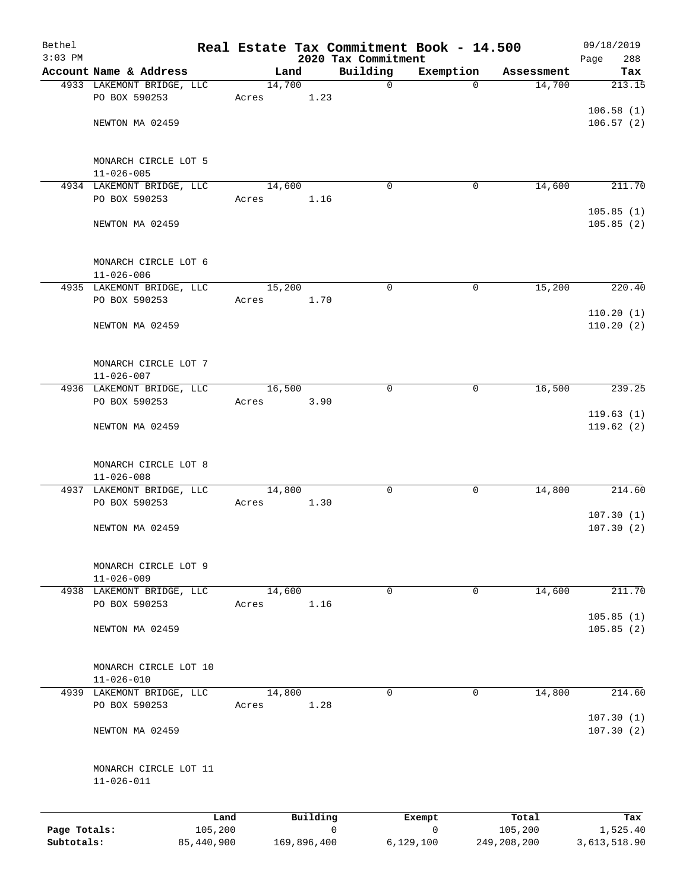# Real Estate Tax Commitment Book - 14.500

Bethel
3:03 PM

2020 Tax Commitment

09/18/2019

| Account Name & Address | Land | Building | Exemption | Assessment | Tax |
|---|---|---|---|---|---|
| 4933 LAKEMONT BRIDGE, LLC<br>PO BOX 590253<br><br>NEWTON MA 02459<br><br>MONARCH CIRCLE LOT 5<br>11-026-005 | 14,700<br>Acres 1.23 | 0 | 0 | 14,700 | 213.15<br><br>106.58 (1)<br>106.57 (2) |
| 4934 LAKEMONT BRIDGE, LLC<br>PO BOX 590253<br><br>NEWTON MA 02459<br><br>MONARCH CIRCLE LOT 6<br>11-026-006 | 14,600<br>Acres 1.16 | 0 | 0 | 14,600 | 211.70<br><br>105.85 (1)<br>105.85 (2) |
| 4935 LAKEMONT BRIDGE, LLC<br>PO BOX 590253<br><br>NEWTON MA 02459<br><br>MONARCH CIRCLE LOT 7<br>11-026-007 | 15,200<br>Acres 1.70 | 0 | 0 | 15,200 | 220.40<br><br>110.20 (1)<br>110.20 (2) |
| 4936 LAKEMONT BRIDGE, LLC<br>PO BOX 590253<br><br>NEWTON MA 02459<br><br>MONARCH CIRCLE LOT 8<br>11-026-008 | 16,500<br>Acres 3.90 | 0 | 0 | 16,500 | 239.25<br><br>119.63 (1)<br>119.62 (2) |
| 4937 LAKEMONT BRIDGE, LLC<br>PO BOX 590253<br><br>NEWTON MA 02459<br><br>MONARCH CIRCLE LOT 9<br>11-026-009 | 14,800<br>Acres 1.30 | 0 | 0 | 14,800 | 214.60<br><br>107.30 (1)<br>107.30 (2) |
| 4938 LAKEMONT BRIDGE, LLC<br>PO BOX 590253<br><br>NEWTON MA 02459<br><br>MONARCH CIRCLE LOT 10<br>11-026-010 | 14,600<br>Acres 1.16 | 0 | 0 | 14,600 | 211.70<br><br>105.85 (1)<br>105.85 (2) |
| 4939 LAKEMONT BRIDGE, LLC<br>PO BOX 590253<br><br>NEWTON MA 02459<br><br>MONARCH CIRCLE LOT 11<br>11-026-011 | 14,800<br>Acres 1.28 | 0 | 0 | 14,800 | 214.60<br><br>107.30 (1)<br>107.30 (2) |

| | Land | Building | Exempt | Total | Tax |
|---|---|---|---|---|---|
| Page Totals: | 105,200 | 0 | 0 | 105,200 | 1,525.40 |
| Subtotals: | 85,440,900 | 169,896,400 | 6,129,100 | 249,208,200 | 3,613,518.90 |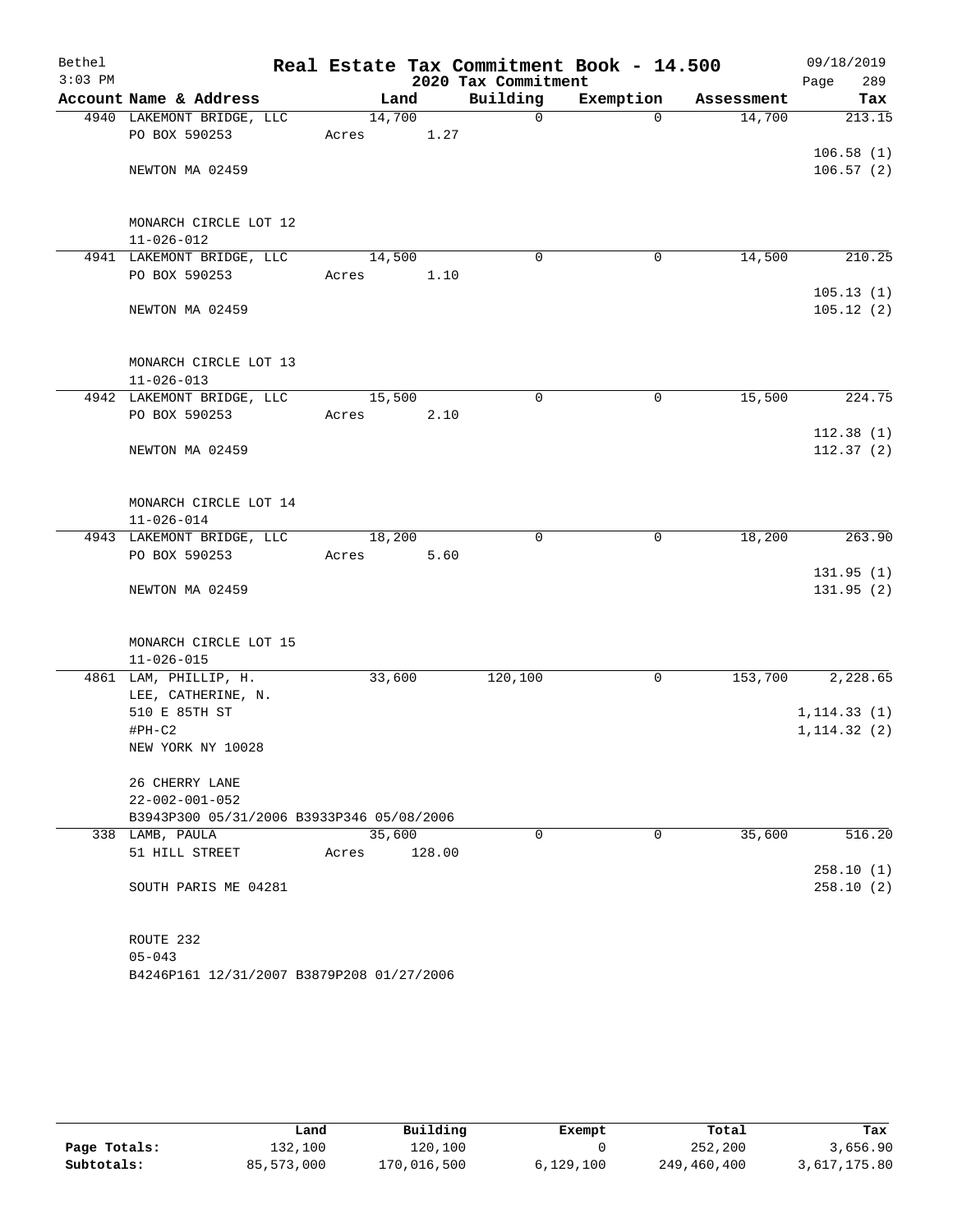Bethel 3:03 PM

# Real Estate Tax Commitment Book - 14.500

## 2020 Tax Commitment

09/18/2019

| Account Name & Address | Land | Building | Exemption | Assessment | Tax |
|---|---|---|---|---|---|
| 4940 LAKEMONT BRIDGE, LLC | 14,700 | 0 | 0 | 14,700 | 213.15 |
| PO BOX 590253 | Acres 1.27 | | | | |
| | | | | | 106.58 (1) |
| NEWTON MA 02459 | | | | | 106.57 (2) |
| MONARCH CIRCLE LOT 12 | | | | | |
| 11-026-012 | | | | | |
| 4941 LAKEMONT BRIDGE, LLC | 14,500 | 0 | 0 | 14,500 | 210.25 |
| PO BOX 590253 | Acres 1.10 | | | | |
| | | | | | 105.13 (1) |
| NEWTON MA 02459 | | | | | 105.12 (2) |
| MONARCH CIRCLE LOT 13 | | | | | |
| 11-026-013 | | | | | |
| 4942 LAKEMONT BRIDGE, LLC | 15,500 | 0 | 0 | 15,500 | 224.75 |
| PO BOX 590253 | Acres 2.10 | | | | |
| | | | | | 112.38 (1) |
| NEWTON MA 02459 | | | | | 112.37 (2) |
| MONARCH CIRCLE LOT 14 | | | | | |
| 11-026-014 | | | | | |
| 4943 LAKEMONT BRIDGE, LLC | 18,200 | 0 | 0 | 18,200 | 263.90 |
| PO BOX 590253 | Acres 5.60 | | | | |
| | | | | | 131.95 (1) |
| NEWTON MA 02459 | | | | | 131.95 (2) |
| MONARCH CIRCLE LOT 15 | | | | | |
| 11-026-015 | | | | | |
| 4861 LAM, PHILLIP, H. | 33,600 | 120,100 | 0 | 153,700 | 2,228.65 |
| LEE, CATHERINE, N. | | | | | |
| 510 E 85TH ST | | | | | 1,114.33 (1) |
| #PH-C2 | | | | | 1,114.32 (2) |
| NEW YORK NY 10028 | | | | | |
| 26 CHERRY LANE | | | | | |
| 22-002-001-052 | | | | | |
| B3943P300 05/31/2006 B3933P346 05/08/2006 | | | | | |
| 338 LAMB, PAULA | 35,600 | 0 | 0 | 35,600 | 516.20 |
| 51 HILL STREET | Acres 128.00 | | | | |
| | | | | | 258.10 (1) |
| SOUTH PARIS ME 04281 | | | | | 258.10 (2) |
| ROUTE 232 | | | | | |
| 05-043 | | | | | |
| B4246P161 12/31/2007 B3879P208 01/27/2006 | | | | | |

| | Land | Building | Exempt | Total | Tax |
|---|---|---|---|---|---|
| Page Totals: | 132,100 | 120,100 | 0 | 252,200 | 3,656.90 |
| Subtotals: | 85,573,000 | 170,016,500 | 6,129,100 | 249,460,400 | 3,617,175.80 |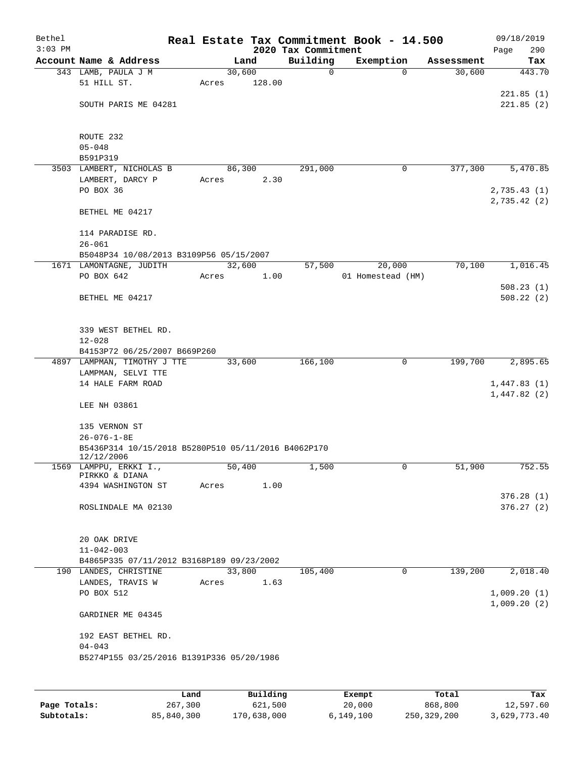Bethel  
3:03 PM

# Real Estate Tax Commitment Book - 14.500
## 2020 Tax Commitment

09/18/2019  
Page 290

| Account | Name & Address | Land | Building | Exemption | Assessment | Tax |
|---|---|---|---|---|---|---|
| 343 | LAMB, PAULA J M<br>51 HILL ST.<br><br>SOUTH PARIS ME 04281<br><br>ROUTE 232<br>05-048<br>B591P319 | 30,600<br>Acres 128.00 | 0 | 0 | 30,600 | 443.70<br><br>221.85 (1)<br>221.85 (2) |
| 3503 | LAMBERT, NICHOLAS B<br>LAMBERT, DARCY P<br>PO BOX 36<br><br>BETHEL ME 04217<br><br>114 PARADISE RD.<br>26-061<br>B5048P34 10/08/2013 B3109P56 05/15/2007 | 86,300<br>Acres 2.30 | 291,000 | 0 | 377,300 | 5,470.85<br><br>2,735.43 (1)<br>2,735.42 (2) |
| 1671 | LAMONTAGNE, JUDITH<br>PO BOX 642<br><br>BETHEL ME 04217<br><br>339 WEST BETHEL RD.<br>12-028<br>B4153P72 06/25/2007 B669P260 | 32,600<br>Acres 1.00 | 57,500 | 20,000<br>01 Homestead (HM) | 70,100 | 1,016.45<br><br>508.23 (1)<br>508.22 (2) |
| 4897 | LAMPMAN, TIMOTHY J TTE<br>LAMPMAN, SELVI TTE<br>14 HALE FARM ROAD<br><br>LEE NH 03861<br><br>135 VERNON ST<br>26-076-1-8E<br>B5436P314 10/15/2018 B5280P510 05/11/2016 B4062P170 12/12/2006 | 33,600 | 166,100 | 0 | 199,700 | 2,895.65<br><br>1,447.83 (1)<br>1,447.82 (2) |
| 1569 | LAMPPU, ERKKI I.,<br>PIRKKO & DIANA<br>4394 WASHINGTON ST<br><br>ROSLINDALE MA 02130<br><br>20 OAK DRIVE<br>11-042-003<br>B4865P335 07/11/2012 B3168P189 09/23/2002 | 50,400<br>Acres 1.00 | 1,500 | 0 | 51,900 | 752.55<br><br>376.28 (1)<br>376.27 (2) |
| 190 | LANDES, CHRISTINE<br>LANDES, TRAVIS W<br>PO BOX 512<br><br>GARDINER ME 04345<br><br>192 EAST BETHEL RD.<br>04-043<br>B5274P155 03/25/2016 B1391P336 05/20/1986 | 33,800<br>Acres 1.63 | 105,400 | 0 | 139,200 | 2,018.40<br><br>1,009.20 (1)<br>1,009.20 (2) |

| | Land | Building | Exempt | Total | Tax |
|---|---|---|---|---|---|
| Page Totals: | 267,300 | 621,500 | 20,000 | 868,800 | 12,597.60 |
| Subtotals: | 85,840,300 | 170,638,000 | 6,149,100 | 250,329,200 | 3,629,773.40 |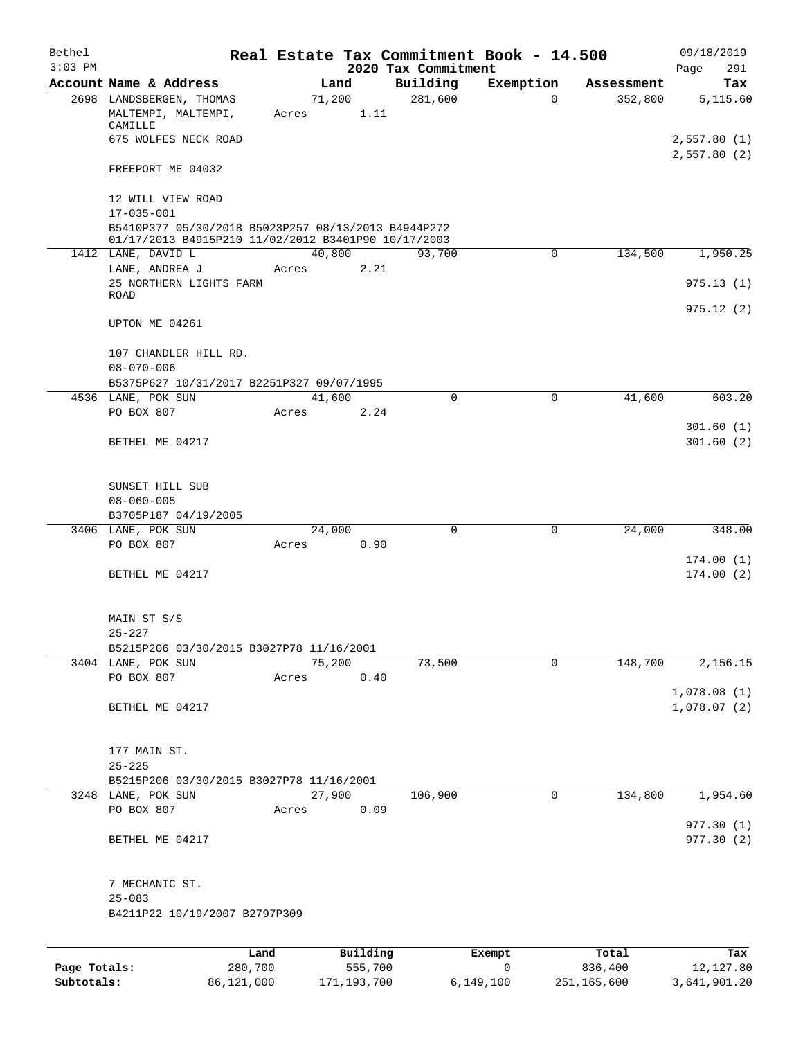# Real Estate Tax Commitment Book - 14.500

Bethel
3:03 PM

## 2020 Tax Commitment

09/18/2019
Page 291

| Account | Name & Address | Land | Building | Exemption | Assessment | Tax |
|---|---|---|---|---|---|---|
| 2698 | LANDSBERGEN, THOMAS | 71,200 | 281,600 | 0 | 352,800 | 5,115.60 |
| | MALTEMPI, MALTEMPI, CAMILLE | Acres 1.11 | | | | |
| | 675 WOLFES NECK ROAD | | | | | 2,557.80 (1) |
| | | | | | | 2,557.80 (2) |
| | FREEPORT ME 04032 | | | | | |
| | 12 WILL VIEW ROAD | | | | | |
| | 17-035-001 | | | | | |
| | B5410P377 05/30/2018 B5023P257 08/13/2013 B4944P272 01/17/2013 B4915P210 11/02/2012 B3401P90 10/17/2003 | | | | | |
| 1412 | LANE, DAVID L | 40,800 | 93,700 | 0 | 134,500 | 1,950.25 |
| | LANE, ANDREA J | Acres 2.21 | | | | |
| | 25 NORTHERN LIGHTS FARM ROAD | | | | | 975.13 (1) |
| | | | | | | 975.12 (2) |
| | UPTON ME 04261 | | | | | |
| | 107 CHANDLER HILL RD. | | | | | |
| | 08-070-006 | | | | | |
| | B5375P627 10/31/2017 B2251P327 09/07/1995 | | | | | |
| 4536 | LANE, POK SUN | 41,600 | 0 | 0 | 41,600 | 603.20 |
| | PO BOX 807 | Acres 2.24 | | | | |
| | | | | | | 301.60 (1) |
| | BETHEL ME 04217 | | | | | 301.60 (2) |
| | SUNSET HILL SUB | | | | | |
| | 08-060-005 | | | | | |
| | B3705P187 04/19/2005 | | | | | |
| 3406 | LANE, POK SUN | 24,000 | 0 | 0 | 24,000 | 348.00 |
| | PO BOX 807 | Acres 0.90 | | | | |
| | | | | | | 174.00 (1) |
| | BETHEL ME 04217 | | | | | 174.00 (2) |
| | MAIN ST S/S | | | | | |
| | 25-227 | | | | | |
| | B5215P206 03/30/2015 B3027P78 11/16/2001 | | | | | |
| 3404 | LANE, POK SUN | 75,200 | 73,500 | 0 | 148,700 | 2,156.15 |
| | PO BOX 807 | Acres 0.40 | | | | |
| | | | | | | 1,078.08 (1) |
| | BETHEL ME 04217 | | | | | 1,078.07 (2) |
| | 177 MAIN ST. | | | | | |
| | 25-225 | | | | | |
| | B5215P206 03/30/2015 B3027P78 11/16/2001 | | | | | |
| 3248 | LANE, POK SUN | 27,900 | 106,900 | 0 | 134,800 | 1,954.60 |
| | PO BOX 807 | Acres 0.09 | | | | |
| | | | | | | 977.30 (1) |
| | BETHEL ME 04217 | | | | | 977.30 (2) |
| | 7 MECHANIC ST. | | | | | |
| | 25-083 | | | | | |
| | B4211P22 10/19/2007 B2797P309 | | | | | |

| | Land | Building | Exempt | Total | Tax |
|---|---|---|---|---|---|
| Page Totals: | 280,700 | 555,700 | 0 | 836,400 | 12,127.80 |
| Subtotals: | 86,121,000 | 171,193,700 | 6,149,100 | 251,165,600 | 3,641,901.20 |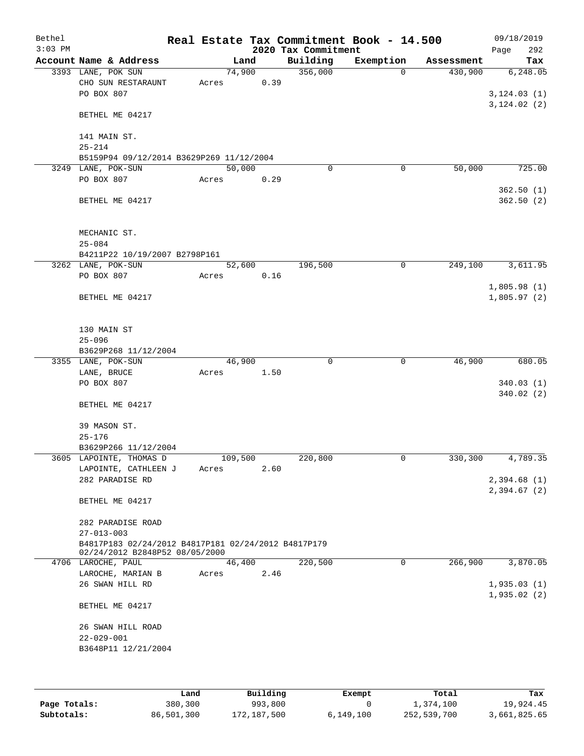Bethel | | Real Estate Tax Commitment Book - 14.500 | 09/18/2019
3:03 PM | | 2020 Tax Commitment |

| Account Name & Address | Land | Building | Exemption | Assessment | Tax |
|---|---|---|---|---|---|
| 3393 LANE, POK SUN | 74,900 | 356,000 | 0 | 430,900 | 6,248.05 |
| CHO SUN RESTARAUNT | Acres 0.39 | | | | |
| PO BOX 807 | | | | | 3,124.03 (1) |
| | | | | | 3,124.02 (2) |
| BETHEL ME 04217 | | | | | |
| 141 MAIN ST. | | | | | |
| 25-214 | | | | | |
| B5159P94 09/12/2014 B3629P269 11/12/2004 | | | | | |
| 3249 LANE, POK-SUN | 50,000 | 0 | 0 | 50,000 | 725.00 |
| PO BOX 807 | Acres 0.29 | | | | |
| | | | | | 362.50 (1) |
| BETHEL ME 04217 | | | | | 362.50 (2) |
| MECHANIC ST. | | | | | |
| 25-084 | | | | | |
| B4211P22 10/19/2007 B2798P161 | | | | | |
| 3262 LANE, POK-SUN | 52,600 | 196,500 | 0 | 249,100 | 3,611.95 |
| PO BOX 807 | Acres 0.16 | | | | |
| | | | | | 1,805.98 (1) |
| BETHEL ME 04217 | | | | | 1,805.97 (2) |
| 130 MAIN ST | | | | | |
| 25-096 | | | | | |
| B3629P268 11/12/2004 | | | | | |
| 3355 LANE, POK-SUN | 46,900 | 0 | 0 | 46,900 | 680.05 |
| LANE, BRUCE | Acres 1.50 | | | | |
| PO BOX 807 | | | | | 340.03 (1) |
| | | | | | 340.02 (2) |
| BETHEL ME 04217 | | | | | |
| 39 MASON ST. | | | | | |
| 25-176 | | | | | |
| B3629P266 11/12/2004 | | | | | |
| 3605 LAPOINTE, THOMAS D | 109,500 | 220,800 | 0 | 330,300 | 4,789.35 |
| LAPOINTE, CATHLEEN J | Acres 2.60 | | | | |
| 282 PARADISE RD | | | | | 2,394.68 (1) |
| | | | | | 2,394.67 (2) |
| BETHEL ME 04217 | | | | | |
| 282 PARADISE ROAD | | | | | |
| 27-013-003 | | | | | |
| B4817P183 02/24/2012 B4817P181 02/24/2012 B4817P179 02/24/2012 B2848P52 08/05/2000 | | | | | |
| 4706 LAROCHE, PAUL | 46,400 | 220,500 | 0 | 266,900 | 3,870.05 |
| LAROCHE, MARIAN B | Acres 2.46 | | | | |
| 26 SWAN HILL RD | | | | | 1,935.03 (1) |
| | | | | | 1,935.02 (2) |
| BETHEL ME 04217 | | | | | |
| 26 SWAN HILL ROAD | | | | | |
| 22-029-001 | | | | | |
| B3648P11 12/21/2004 | | | | | |

| | Land | Building | Exempt | Total | Tax |
|---|---|---|---|---|---|
| Page Totals: | 380,300 | 993,800 | 0 | 1,374,100 | 19,924.45 |
| Subtotals: | 86,501,300 | 172,187,500 | 6,149,100 | 252,539,700 | 3,661,825.65 |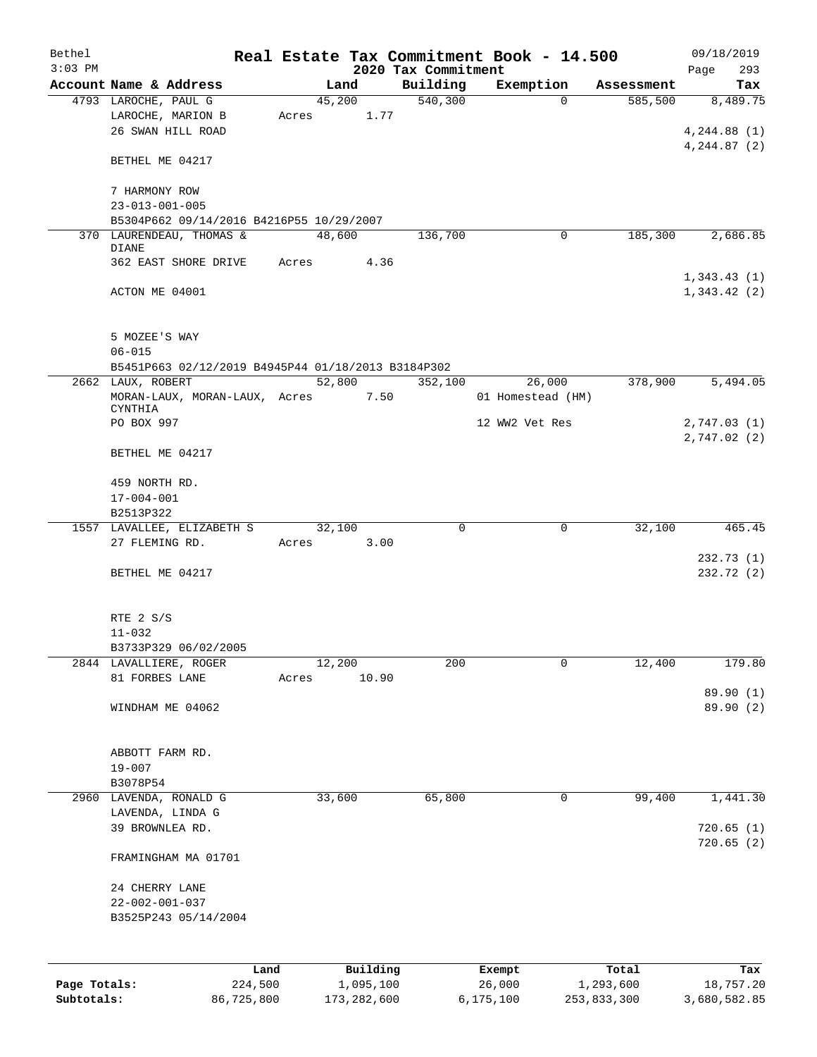Bethel 3:03 PM

# Real Estate Tax Commitment Book - 14.500

## 2020 Tax Commitment

09/18/2019

| Account Name & Address | Land | Building | Exemption | Assessment | Tax |
|---|---|---|---|---|---|
| 4793 LAROCHE, PAUL G | 45,200 | 540,300 | 0 | 585,500 | 8,489.75 |
| LAROCHE, MARION B | Acres 1.77 | | | | |
| 26 SWAN HILL ROAD | | | | | 4,244.88 (1) |
| | | | | | 4,244.87 (2) |
| BETHEL ME 04217 | | | | | |
| 7 HARMONY ROW | | | | | |
| 23-013-001-005 | | | | | |
| B5304P662 09/14/2016 B4216P55 10/29/2007 | | | | | |
| 370 LAURENDEAU, THOMAS & DIANE | 48,600 | 136,700 | 0 | 185,300 | 2,686.85 |
| 362 EAST SHORE DRIVE | Acres 4.36 | | | | |
| | | | | | 1,343.43 (1) |
| ACTON ME 04001 | | | | | 1,343.42 (2) |
| 5 MOZEE'S WAY | | | | | |
| 06-015 | | | | | |
| B5451P663 02/12/2019 B4945P44 01/18/2013 B3184P302 | | | | | |
| 2662 LAUX, ROBERT | 52,800 | 352,100 | 26,000 | 378,900 | 5,494.05 |
| MORAN-LAUX, MORAN-LAUX, CYNTHIA | Acres 7.50 | | 01 Homestead (HM) | | |
| PO BOX 997 | | | 12 WW2 Vet Res | | 2,747.03 (1) |
| | | | | | 2,747.02 (2) |
| BETHEL ME 04217 | | | | | |
| 459 NORTH RD. | | | | | |
| 17-004-001 | | | | | |
| B2513P322 | | | | | |
| 1557 LAVALLEE, ELIZABETH S | 32,100 | 0 | 0 | 32,100 | 465.45 |
| 27 FLEMING RD. | Acres 3.00 | | | | |
| | | | | | 232.73 (1) |
| BETHEL ME 04217 | | | | | 232.72 (2) |
| RTE 2 S/S | | | | | |
| 11-032 | | | | | |
| B3733P329 06/02/2005 | | | | | |
| 2844 LAVALLIERE, ROGER | 12,200 | 200 | 0 | 12,400 | 179.80 |
| 81 FORBES LANE | Acres 10.90 | | | | |
| | | | | | 89.90 (1) |
| WINDHAM ME 04062 | | | | | 89.90 (2) |
| ABBOTT FARM RD. | | | | | |
| 19-007 | | | | | |
| B3078P54 | | | | | |
| 2960 LAVENDA, RONALD G | 33,600 | 65,800 | 0 | 99,400 | 1,441.30 |
| LAVENDA, LINDA G | | | | | |
| 39 BROWNLEA RD. | | | | | 720.65 (1) |
| | | | | | 720.65 (2) |
| FRAMINGHAM MA 01701 | | | | | |
| 24 CHERRY LANE | | | | | |
| 22-002-001-037 | | | | | |
| B3525P243 05/14/2004 | | | | | |

| | Land | Building | Exempt | Total | Tax |
|---|---|---|---|---|---|
| Page Totals: | 224,500 | 1,095,100 | 26,000 | 1,293,600 | 18,757.20 |
| Subtotals: | 86,725,800 | 173,282,600 | 6,175,100 | 253,833,300 | 3,680,582.85 |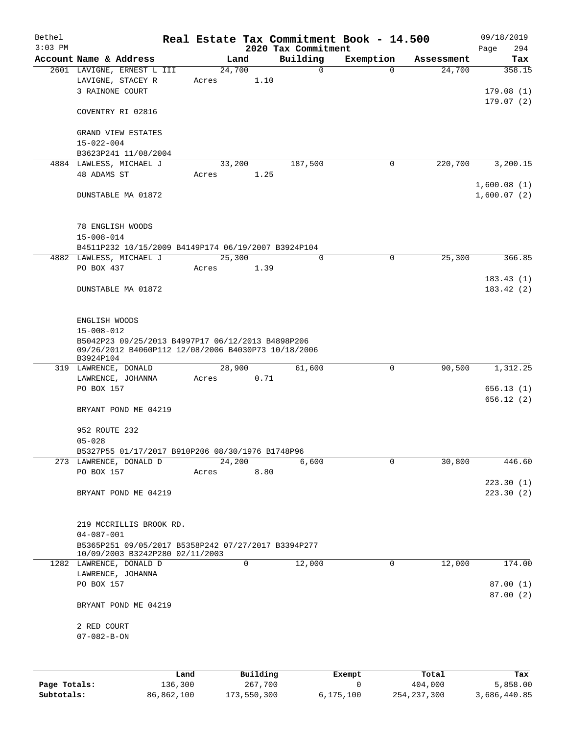Bethel 3:03 PM

# Real Estate Tax Commitment Book - 14.500

## 2020 Tax Commitment

09/18/2019

| Account | Name & Address | Land | Building | Exemption | Assessment | Tax |
|---|---|---|---|---|---|---|
| 2601 | LAVIGNE, ERNEST L III | 24,700 | 0 | 0 | 24,700 | 358.15 |
| | LAVIGNE, STACEY R | Acres 1.10 | | | | |
| | 3 RAINONE COURT | | | | | 179.08 (1) |
| | | | | | | 179.07 (2) |
| | COVENTRY RI 02816 | | | | | |
| | GRAND VIEW ESTATES | | | | | |
| | 15-022-004 | | | | | |
| | B3623P241 11/08/2004 | | | | | |
| 4884 | LAWLESS, MICHAEL J | 33,200 | 187,500 | 0 | 220,700 | 3,200.15 |
| | 48 ADAMS ST | Acres 1.25 | | | | |
| | | | | | | 1,600.08 (1) |
| | DUNSTABLE MA 01872 | | | | | 1,600.07 (2) |
| | 78 ENGLISH WOODS | | | | | |
| | 15-008-014 | | | | | |
| | B4511P232 10/15/2009 B4149P174 06/19/2007 B3924P104 | | | | | |
| 4882 | LAWLESS, MICHAEL J | 25,300 | 0 | 0 | 25,300 | 366.85 |
| | PO BOX 437 | Acres 1.39 | | | | |
| | | | | | | 183.43 (1) |
| | DUNSTABLE MA 01872 | | | | | 183.42 (2) |
| | ENGLISH WOODS | | | | | |
| | 15-008-012 | | | | | |
| | B5042P23 09/25/2013 B4997P17 06/12/2013 B4898P206 09/26/2012 B4060P112 12/08/2006 B4030P73 10/18/2006 B3924P104 | | | | | |
| 319 | LAWRENCE, DONALD | 28,900 | 61,600 | 0 | 90,500 | 1,312.25 |
| | LAWRENCE, JOHANNA | Acres 0.71 | | | | |
| | PO BOX 157 | | | | | 656.13 (1) |
| | | | | | | 656.12 (2) |
| | BRYANT POND ME 04219 | | | | | |
| | 952 ROUTE 232 | | | | | |
| | 05-028 | | | | | |
| | B5327P55 01/17/2017 B910P206 08/30/1976 B1748P96 | | | | | |
| 273 | LAWRENCE, DONALD D | 24,200 | 6,600 | 0 | 30,800 | 446.60 |
| | PO BOX 157 | Acres 8.80 | | | | |
| | | | | | | 223.30 (1) |
| | BRYANT POND ME 04219 | | | | | 223.30 (2) |
| | 219 MCCRILLIS BROOK RD. | | | | | |
| | 04-087-001 | | | | | |
| | B5365P251 09/05/2017 B5358P242 07/27/2017 B3394P277 10/09/2003 B3242P280 02/11/2003 | | | | | |
| 1282 | LAWRENCE, DONALD D | 0 | 12,000 | 0 | 12,000 | 174.00 |
| | LAWRENCE, JOHANNA | | | | | |
| | PO BOX 157 | | | | | 87.00 (1) |
| | | | | | | 87.00 (2) |
| | BRYANT POND ME 04219 | | | | | |
| | 2 RED COURT | | | | | |
| | 07-082-B-ON | | | | | |

| | Land | Building | Exempt | Total | Tax |
|---|---|---|---|---|---|
| Page Totals: | 136,300 | 267,700 | 0 | 404,000 | 5,858.00 |
| Subtotals: | 86,862,100 | 173,550,300 | 6,175,100 | 254,237,300 | 3,686,440.85 |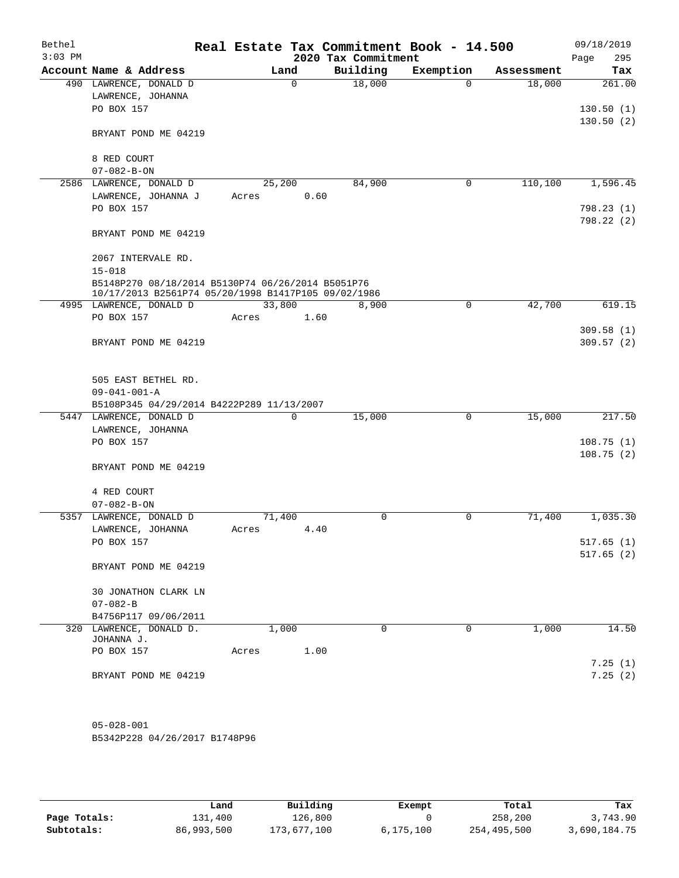# Real Estate Tax Commitment Book - 14.500

Bethel
3:03 PM

2020 Tax Commitment

09/18/2019

| Account | Name & Address | Land | Building | Exemption | Assessment | Tax |
|---|---|---|---|---|---|---|
| 490 | LAWRENCE, DONALD D<br>LAWRENCE, JOHANNA<br>PO BOX 157<br><br>BRYANT POND ME 04219<br><br>8 RED COURT<br>07-082-B-ON | 0 | 18,000 | 0 | 18,000 | 261.00<br><br>130.50 (1)<br>130.50 (2) |
| 2586 | LAWRENCE, DONALD D<br>LAWRENCE, JOHANNA J<br>PO BOX 157<br><br>BRYANT POND ME 04219<br><br>2067 INTERVALE RD.<br>15-018<br>B5148P270 08/18/2014 B5130P74 06/26/2014 B5051P76 10/17/2013 B2561P74 05/20/1998 B1417P105 09/02/1986 | 25,200<br>Acres 0.60 | 84,900 | 0 | 110,100 | 1,596.45<br><br>798.23 (1)<br>798.22 (2) |
| 4995 | LAWRENCE, DONALD D<br>PO BOX 157<br><br>BRYANT POND ME 04219<br><br>505 EAST BETHEL RD.<br>09-041-001-A<br>B5108P345 04/29/2014 B4222P289 11/13/2007 | 33,800<br>Acres 1.60 | 8,900 | 0 | 42,700 | 619.15<br><br>309.58 (1)<br>309.57 (2) |
| 5447 | LAWRENCE, DONALD D<br>LAWRENCE, JOHANNA<br>PO BOX 157<br><br>BRYANT POND ME 04219<br><br>4 RED COURT<br>07-082-B-ON | 0 | 15,000 | 0 | 15,000 | 217.50<br><br>108.75 (1)<br>108.75 (2) |
| 5357 | LAWRENCE, DONALD D<br>LAWRENCE, JOHANNA<br>PO BOX 157<br><br>BRYANT POND ME 04219<br><br>30 JONATHON CLARK LN<br>07-082-B<br>B4756P117 09/06/2011 | 71,400<br>Acres 4.40 | 0 | 0 | 71,400 | 1,035.30<br><br>517.65 (1)<br>517.65 (2) |
| 320 | LAWRENCE, DONALD D.<br>JOHANNA J.<br>PO BOX 157<br><br>BRYANT POND ME 04219<br><br>05-028-001<br>B5342P228 04/26/2017 B1748P96 | 1,000<br>Acres 1.00 | 0 | 0 | 1,000 | 14.50<br><br>7.25 (1)<br>7.25 (2) |

| | Land | Building | Exempt | Total | Tax |
|---|---|---|---|---|---|
| **Page Totals:** | 131,400 | 126,800 | 0 | 258,200 | 3,743.90 |
| **Subtotals:** | 86,993,500 | 173,677,100 | 6,175,100 | 254,495,500 | 3,690,184.75 |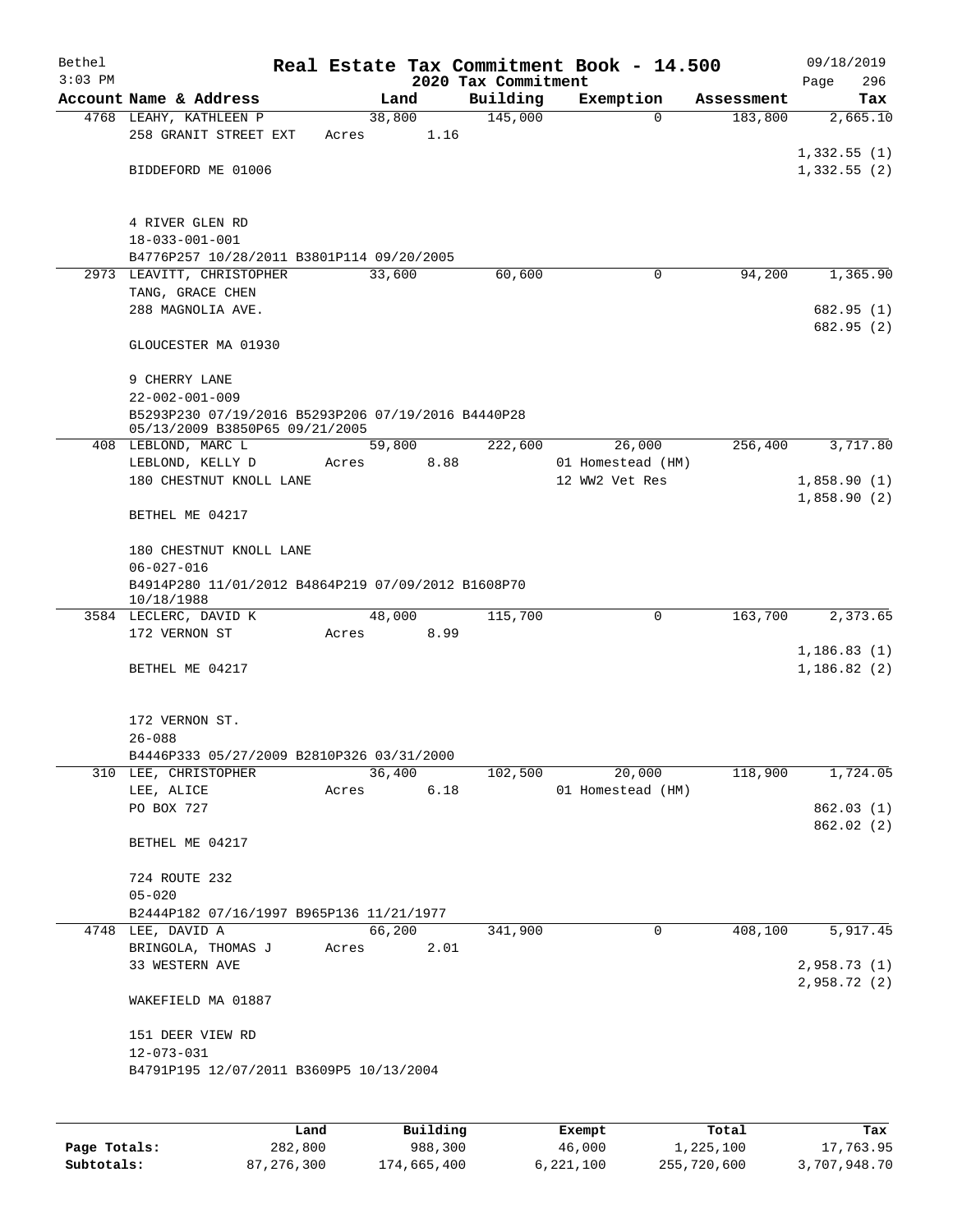# Real Estate Tax Commitment Book - 14.500

Bethel
3:03 PM

09/18/2019
Page 296

2020 Tax Commitment

| Account Name & Address | Land | Building | Exemption | Assessment | Tax |
|---|---|---|---|---|---|
| 4768 LEAHY, KATHLEEN P | 38,800 | 145,000 | 0 | 183,800 | 2,665.10 |
| 258 GRANIT STREET EXT | Acres 1.16 | | | | |
| | | | | | 1,332.55 (1) |
| BIDDEFORD ME 01006 | | | | | 1,332.55 (2) |
| 4 RIVER GLEN RD | | | | | |
| 18-033-001-001 | | | | | |
| B4776P257 10/28/2011 B3801P114 09/20/2005 | | | | | |
| 2973 LEAVITT, CHRISTOPHER | 33,600 | 60,600 | 0 | 94,200 | 1,365.90 |
| TANG, GRACE CHEN | | | | | |
| 288 MAGNOLIA AVE. | | | | | 682.95 (1) |
| | | | | | 682.95 (2) |
| GLOUCESTER MA 01930 | | | | | |
| 9 CHERRY LANE | | | | | |
| 22-002-001-009 | | | | | |
| B5293P230 07/19/2016 B5293P206 07/19/2016 B4440P28 05/13/2009 B3850P65 09/21/2005 | | | | | |
| 408 LEBLOND, MARC L | 59,800 | 222,600 | 26,000 | 256,400 | 3,717.80 |
| LEBLOND, KELLY D | Acres 8.88 | | 01 Homestead (HM) | | |
| 180 CHESTNUT KNOLL LANE | | | 12 WW2 Vet Res | | 1,858.90 (1) |
| | | | | | 1,858.90 (2) |
| BETHEL ME 04217 | | | | | |
| 180 CHESTNUT KNOLL LANE | | | | | |
| 06-027-016 | | | | | |
| B4914P280 11/01/2012 B4864P219 07/09/2012 B1608P70 10/18/1988 | | | | | |
| 3584 LECLERC, DAVID K | 48,000 | 115,700 | 0 | 163,700 | 2,373.65 |
| 172 VERNON ST | Acres 8.99 | | | | |
| | | | | | 1,186.83 (1) |
| BETHEL ME 04217 | | | | | 1,186.82 (2) |
| 172 VERNON ST. | | | | | |
| 26-088 | | | | | |
| B4446P333 05/27/2009 B2810P326 03/31/2000 | | | | | |
| 310 LEE, CHRISTOPHER | 36,400 | 102,500 | 20,000 | 118,900 | 1,724.05 |
| LEE, ALICE | Acres 6.18 | | 01 Homestead (HM) | | |
| PO BOX 727 | | | | | 862.03 (1) |
| | | | | | 862.02 (2) |
| BETHEL ME 04217 | | | | | |
| 724 ROUTE 232 | | | | | |
| 05-020 | | | | | |
| B2444P182 07/16/1997 B965P136 11/21/1977 | | | | | |
| 4748 LEE, DAVID A | 66,200 | 341,900 | 0 | 408,100 | 5,917.45 |
| BRINGOLA, THOMAS J | Acres 2.01 | | | | |
| 33 WESTERN AVE | | | | | 2,958.73 (1) |
| | | | | | 2,958.72 (2) |
| WAKEFIELD MA 01887 | | | | | |
| 151 DEER VIEW RD | | | | | |
| 12-073-031 | | | | | |
| B4791P195 12/07/2011 B3609P5 10/13/2004 | | | | | |

| | Land | Building | Exempt | Total | Tax |
|---|---|---|---|---|---|
| Page Totals: | 282,800 | 988,300 | 46,000 | 1,225,100 | 17,763.95 |
| Subtotals: | 87,276,300 | 174,665,400 | 6,221,100 | 255,720,600 | 3,707,948.70 |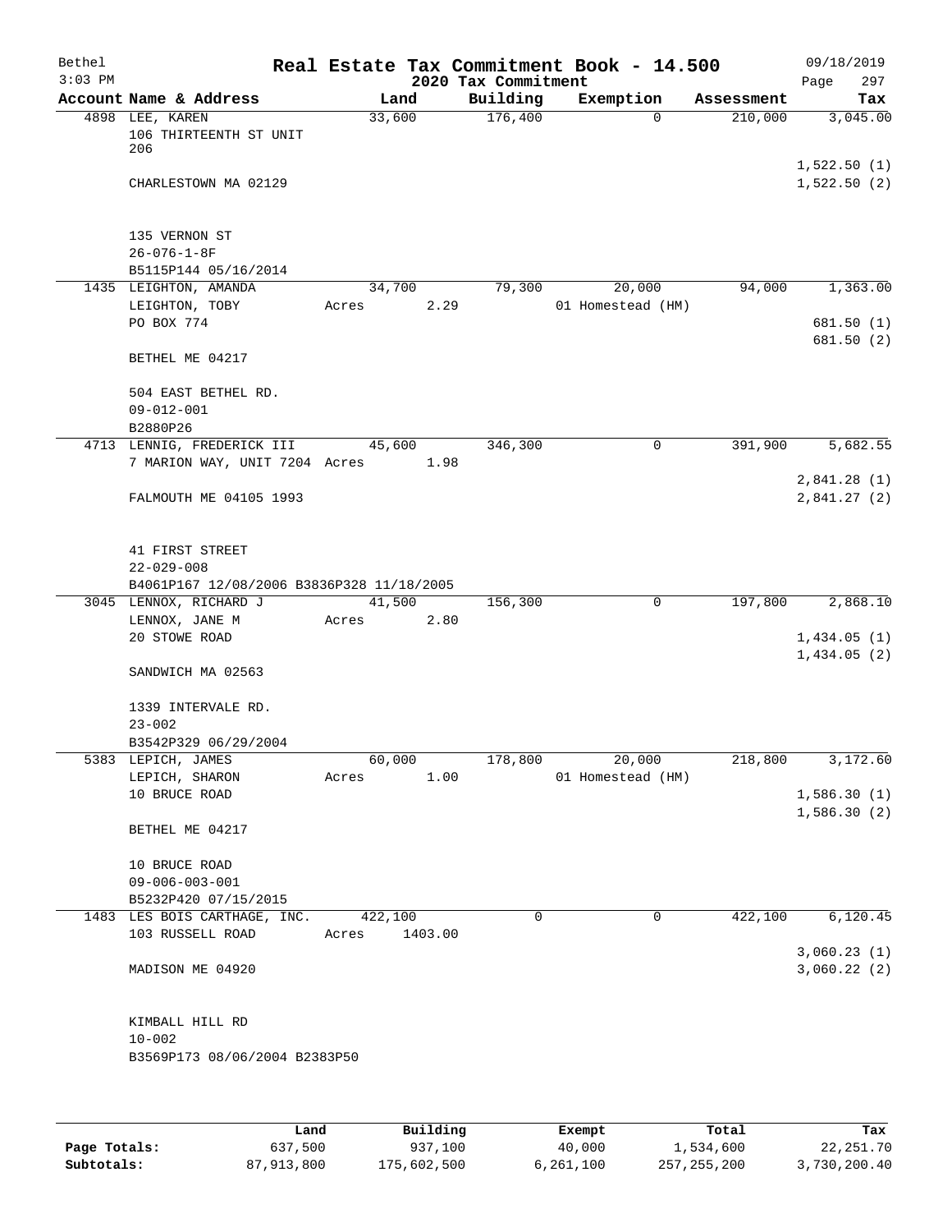Bethel — Real Estate Tax Commitment Book - 14.500 — 09/18/2019
3:03 PM — 2020 Tax Commitment — Page 297

| Account Name & Address | Land | Building | Exemption | Assessment | Tax |
|---|---|---|---|---|---|
| 4898 LEE, KAREN<br>106 THIRTEENTH ST UNIT 206<br><br>CHARLESTOWN MA 02129<br><br>135 VERNON ST<br>26-076-1-8F<br>B5115P144 05/16/2014 | 33,600 | 176,400 | 0 | 210,000 | 3,045.00<br><br>1,522.50 (1)<br>1,522.50 (2) |
| 1435 LEIGHTON, AMANDA<br>LEIGHTON, TOBY<br>PO BOX 774<br><br>BETHEL ME 04217<br><br>504 EAST BETHEL RD.<br>09-012-001<br>B2880P26 | 34,700<br>Acres 2.29 | 79,300 | 20,000<br>01 Homestead (HM) | 94,000 | 1,363.00<br><br>681.50 (1)<br>681.50 (2) |
| 4713 LENNIG, FREDERICK III<br>7 MARION WAY, UNIT 7204<br><br>FALMOUTH ME 04105 1993<br><br>41 FIRST STREET<br>22-029-008<br>B4061P167 12/08/2006 B3836P328 11/18/2005 | 45,600<br>Acres 1.98 | 346,300 | 0 | 391,900 | 5,682.55<br><br>2,841.28 (1)<br>2,841.27 (2) |
| 3045 LENNOX, RICHARD J<br>LENNOX, JANE M<br>20 STOWE ROAD<br><br>SANDWICH MA 02563<br><br>1339 INTERVALE RD.<br>23-002<br>B3542P329 06/29/2004 | 41,500<br>Acres 2.80 | 156,300 | 0 | 197,800 | 2,868.10<br><br>1,434.05 (1)<br>1,434.05 (2) |
| 5383 LEPICH, JAMES<br>LEPICH, SHARON<br>10 BRUCE ROAD<br><br>BETHEL ME 04217<br><br>10 BRUCE ROAD<br>09-006-003-001<br>B5232P420 07/15/2015 | 60,000<br>Acres 1.00 | 178,800 | 20,000<br>01 Homestead (HM) | 218,800 | 3,172.60<br><br>1,586.30 (1)<br>1,586.30 (2) |
| 1483 LES BOIS CARTHAGE, INC.<br>103 RUSSELL ROAD<br><br>MADISON ME 04920<br><br>KIMBALL HILL RD<br>10-002<br>B3569P173 08/06/2004 B2383P50 | 422,100<br>Acres 1403.00 | 0 | 0 | 422,100 | 6,120.45<br><br>3,060.23 (1)<br>3,060.22 (2) |

| | Land | Building | Exempt | Total | Tax |
|---|---|---|---|---|---|
| Page Totals: | 637,500 | 937,100 | 40,000 | 1,534,600 | 22,251.70 |
| Subtotals: | 87,913,800 | 175,602,500 | 6,261,100 | 257,255,200 | 3,730,200.40 |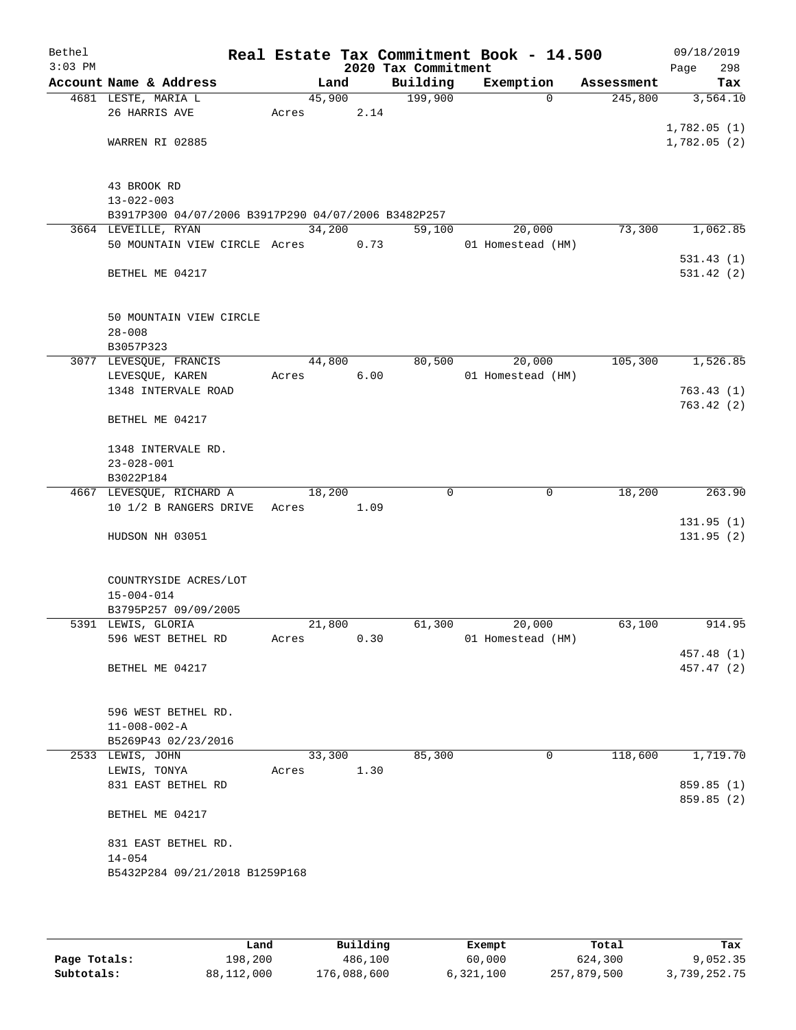# Real Estate Tax Commitment Book - 14.500

Bethel 3:03 PM — 2020 Tax Commitment — 09/18/2019

| Account Name & Address | Land | Building | Exemption | Assessment | Tax |
|---|---|---|---|---|---|
| 4681 LESTE, MARIA L | 45,900 | 199,900 | 0 | 245,800 | 3,564.10 |
| 26 HARRIS AVE | Acres 2.14 | | | | |
| | | | | | 1,782.05 (1) |
| WARREN RI 02885 | | | | | 1,782.05 (2) |
| 43 BROOK RD | | | | | |
| 13-022-003 | | | | | |
| B3917P300 04/07/2006 B3917P290 04/07/2006 B3482P257 | | | | | |
| 3664 LEVEILLE, RYAN | 34,200 | 59,100 | 20,000 | 73,300 | 1,062.85 |
| 50 MOUNTAIN VIEW CIRCLE | Acres 0.73 | | 01 Homestead (HM) | | |
| | | | | | 531.43 (1) |
| BETHEL ME 04217 | | | | | 531.42 (2) |
| 50 MOUNTAIN VIEW CIRCLE | | | | | |
| 28-008 | | | | | |
| B3057P323 | | | | | |
| 3077 LEVESQUE, FRANCIS | 44,800 | 80,500 | 20,000 | 105,300 | 1,526.85 |
| LEVESQUE, KAREN | Acres 6.00 | | 01 Homestead (HM) | | |
| 1348 INTERVALE ROAD | | | | | 763.43 (1) |
| | | | | | 763.42 (2) |
| BETHEL ME 04217 | | | | | |
| 1348 INTERVALE RD. | | | | | |
| 23-028-001 | | | | | |
| B3022P184 | | | | | |
| 4667 LEVESQUE, RICHARD A | 18,200 | 0 | 0 | 18,200 | 263.90 |
| 10 1/2 B RANGERS DRIVE | Acres 1.09 | | | | |
| | | | | | 131.95 (1) |
| HUDSON NH 03051 | | | | | 131.95 (2) |
| COUNTRYSIDE ACRES/LOT | | | | | |
| 15-004-014 | | | | | |
| B3795P257 09/09/2005 | | | | | |
| 5391 LEWIS, GLORIA | 21,800 | 61,300 | 20,000 | 63,100 | 914.95 |
| 596 WEST BETHEL RD | Acres 0.30 | | 01 Homestead (HM) | | |
| | | | | | 457.48 (1) |
| BETHEL ME 04217 | | | | | 457.47 (2) |
| 596 WEST BETHEL RD. | | | | | |
| 11-008-002-A | | | | | |
| B5269P43 02/23/2016 | | | | | |
| 2533 LEWIS, JOHN | 33,300 | 85,300 | 0 | 118,600 | 1,719.70 |
| LEWIS, TONYA | Acres 1.30 | | | | |
| 831 EAST BETHEL RD | | | | | 859.85 (1) |
| | | | | | 859.85 (2) |
| BETHEL ME 04217 | | | | | |
| 831 EAST BETHEL RD. | | | | | |
| 14-054 | | | | | |
| B5432P284 09/21/2018 B1259P168 | | | | | |

| | Land | Building | Exempt | Total | Tax |
|---|---|---|---|---|---|
| Page Totals: | 198,200 | 486,100 | 60,000 | 624,300 | 9,052.35 |
| Subtotals: | 88,112,000 | 176,088,600 | 6,321,100 | 257,879,500 | 3,739,252.75 |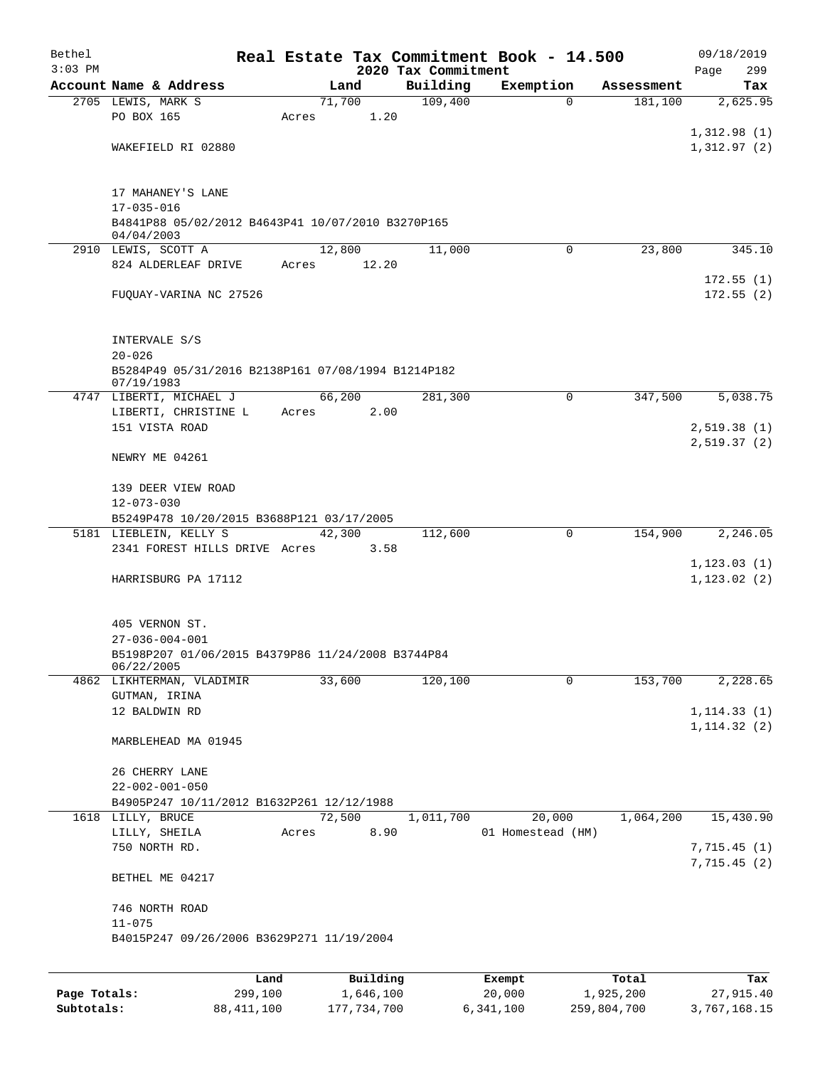Bethel 3:03 PM

# Real Estate Tax Commitment Book - 14.500

## 2020 Tax Commitment

09/18/2019 Page 299

| Account Name & Address | Land | Building | Exemption | Assessment | Tax |
|---|---|---|---|---|---|
| 2705 LEWIS, MARK S | 71,700 | 109,400 | 0 | 181,100 | 2,625.95 |
| PO BOX 165 | Acres 1.20 | | | | |
| | | | | | 1,312.98 (1) |
| WAKEFIELD RI 02880 | | | | | 1,312.97 (2) |
| 17 MAHANEY'S LANE | | | | | |
| 17-035-016 | | | | | |
| B4841P88 05/02/2012 B4643P41 10/07/2010 B3270P165 04/04/2003 | | | | | |
| 2910 LEWIS, SCOTT A | 12,800 | 11,000 | 0 | 23,800 | 345.10 |
| 824 ALDERLEAF DRIVE | Acres 12.20 | | | | |
| | | | | | 172.55 (1) |
| FUQUAY-VARINA NC 27526 | | | | | 172.55 (2) |
| INTERVALE S/S | | | | | |
| 20-026 | | | | | |
| B5284P49 05/31/2016 B2138P161 07/08/1994 B1214P182 07/19/1983 | | | | | |
| 4747 LIBERTI, MICHAEL J | 66,200 | 281,300 | 0 | 347,500 | 5,038.75 |
| LIBERTI, CHRISTINE L | Acres 2.00 | | | | |
| 151 VISTA ROAD | | | | | 2,519.38 (1) |
| | | | | | 2,519.37 (2) |
| NEWRY ME 04261 | | | | | |
| 139 DEER VIEW ROAD | | | | | |
| 12-073-030 | | | | | |
| B5249P478 10/20/2015 B3688P121 03/17/2005 | | | | | |
| 5181 LIEBLEIN, KELLY S | 42,300 | 112,600 | 0 | 154,900 | 2,246.05 |
| 2341 FOREST HILLS DRIVE | Acres 3.58 | | | | |
| | | | | | 1,123.03 (1) |
| HARRISBURG PA 17112 | | | | | 1,123.02 (2) |
| 405 VERNON ST. | | | | | |
| 27-036-004-001 | | | | | |
| B5198P207 01/06/2015 B4379P86 11/24/2008 B3744P84 06/22/2005 | | | | | |
| 4862 LIKHTERMAN, VLADIMIR | 33,600 | 120,100 | 0 | 153,700 | 2,228.65 |
| GUTMAN, IRINA | | | | | |
| 12 BALDWIN RD | | | | | 1,114.33 (1) |
| | | | | | 1,114.32 (2) |
| MARBLEHEAD MA 01945 | | | | | |
| 26 CHERRY LANE | | | | | |
| 22-002-001-050 | | | | | |
| B4905P247 10/11/2012 B1632P261 12/12/1988 | | | | | |
| 1618 LILLY, BRUCE | 72,500 | 1,011,700 | 20,000 | 1,064,200 | 15,430.90 |
| LILLY, SHEILA | Acres 8.90 | | 01 Homestead (HM) | | |
| 750 NORTH RD. | | | | | 7,715.45 (1) |
| | | | | | 7,715.45 (2) |
| BETHEL ME 04217 | | | | | |
| 746 NORTH ROAD | | | | | |
| 11-075 | | | | | |
| B4015P247 09/26/2006 B3629P271 11/19/2004 | | | | | |

| | Land | Building | Exempt | Total | Tax |
|---|---|---|---|---|---|
| Page Totals: | 299,100 | 1,646,100 | 20,000 | 1,925,200 | 27,915.40 |
| Subtotals: | 88,411,100 | 177,734,700 | 6,341,100 | 259,804,700 | 3,767,168.15 |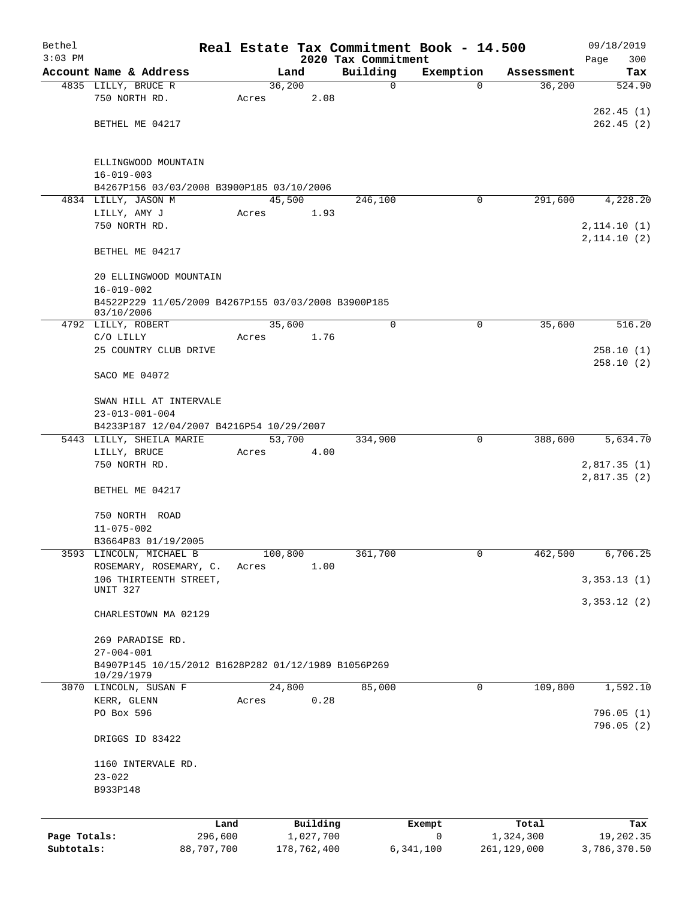# Real Estate Tax Commitment Book - 14.500

Bethel
3:03 PM

2020 Tax Commitment

09/18/2019
Page 300

| Account | Name & Address | Land | Building | Exemption | Assessment | Tax |
|---|---|---|---|---|---|---|
| 4835 | LILLY, BRUCE R<br>750 NORTH RD.<br><br>BETHEL ME 04217<br><br>ELLINGWOOD MOUNTAIN<br>16-019-003<br>B4267P156 03/03/2008 B3900P185 03/10/2006 | 36,200<br>Acres 2.08 | 0 | 0 | 36,200 | 524.90<br><br>262.45 (1)<br>262.45 (2) |
| 4834 | LILLY, JASON M<br>LILLY, AMY J<br>750 NORTH RD.<br><br>BETHEL ME 04217<br><br>20 ELLINGWOOD MOUNTAIN<br>16-019-002<br>B4522P229 11/05/2009 B4267P155 03/03/2008 B3900P185 03/10/2006 | 45,500<br>Acres 1.93 | 246,100 | 0 | 291,600 | 4,228.20<br><br>2,114.10 (1)<br>2,114.10 (2) |
| 4792 | LILLY, ROBERT<br>C/O LILLY<br>25 COUNTRY CLUB DRIVE<br><br>SACO ME 04072<br><br>SWAN HILL AT INTERVALE<br>23-013-001-004<br>B4233P187 12/04/2007 B4216P54 10/29/2007 | 35,600<br>Acres 1.76 | 0 | 0 | 35,600 | 516.20<br><br>258.10 (1)<br>258.10 (2) |
| 5443 | LILLY, SHEILA MARIE<br>LILLY, BRUCE<br>750 NORTH RD.<br><br>BETHEL ME 04217<br><br>750 NORTH ROAD<br>11-075-002<br>B3664P83 01/19/2005 | 53,700<br>Acres 4.00 | 334,900 | 0 | 388,600 | 5,634.70<br><br>2,817.35 (1)<br>2,817.35 (2) |
| 3593 | LINCOLN, MICHAEL B<br>ROSEMARY, ROSEMARY, C.<br>106 THIRTEENTH STREET, UNIT 327<br><br>CHARLESTOWN MA 02129<br><br>269 PARADISE RD.<br>27-004-001<br>B4907P145 10/15/2012 B1628P282 01/12/1989 B1056P269 10/29/1979 | 100,800<br>Acres 1.00 | 361,700 | 0 | 462,500 | 6,706.25<br><br>3,353.13 (1)<br>3,353.12 (2) |
| 3070 | LINCOLN, SUSAN F<br>KERR, GLENN<br>PO Box 596<br><br>DRIGGS ID 83422<br><br>1160 INTERVALE RD.<br>23-022<br>B933P148 | 24,800<br>Acres 0.28 | 85,000 | 0 | 109,800 | 1,592.10<br><br>796.05 (1)<br>796.05 (2) |

| | Land | Building | Exempt | Total | Tax |
|---|---|---|---|---|---|
| Page Totals: | 296,600 | 1,027,700 | 0 | 1,324,300 | 19,202.35 |
| Subtotals: | 88,707,700 | 178,762,400 | 6,341,100 | 261,129,000 | 3,786,370.50 |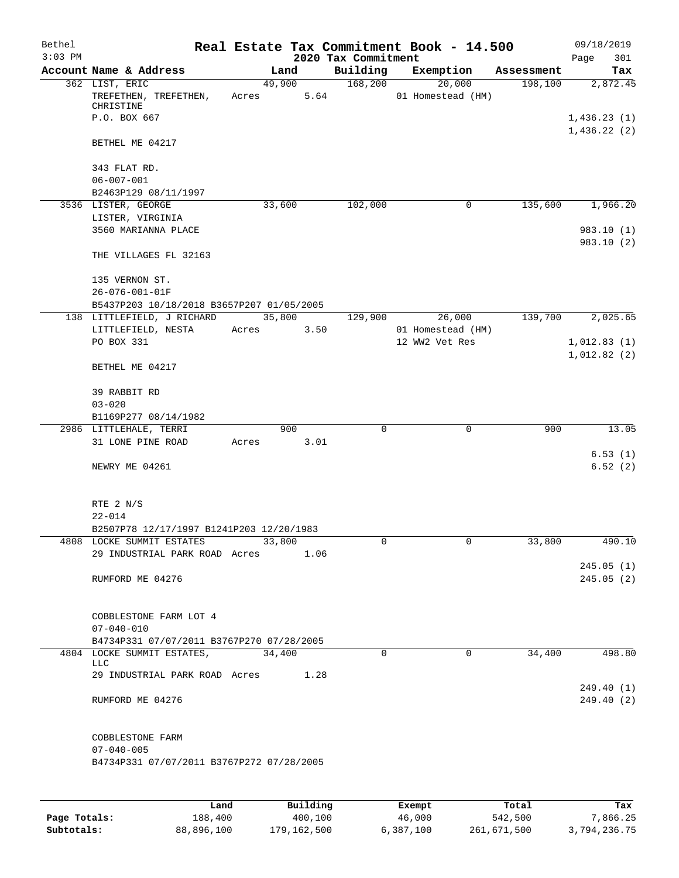Bethel 3:03 PM

# Real Estate Tax Commitment Book - 14.500

## 2020 Tax Commitment

09/18/2019 Page 301

| Account | Name & Address | Land | Building | Exemption | Assessment | Tax |
|---|---|---|---|---|---|---|
| 362 | LIST, ERIC<br>TREFETHEN, TREFETHEN, CHRISTINE<br>P.O. BOX 667<br>BETHEL ME 04217<br>343 FLAT RD.<br>06-007-001<br>B2463P129 08/11/1997 | 49,900<br>Acres 5.64 | 168,200 | 20,000<br>01 Homestead (HM) | 198,100 | 2,872.45<br>1,436.23 (1)<br>1,436.22 (2) |
| 3536 | LISTER, GEORGE<br>LISTER, VIRGINIA<br>3560 MARIANNA PLACE<br>THE VILLAGES FL 32163<br>135 VERNON ST.<br>26-076-001-01F<br>B5437P203 10/18/2018 B3657P207 01/05/2005 | 33,600 | 102,000 | 0 | 135,600 | 1,966.20<br>983.10 (1)<br>983.10 (2) |
| 138 | LITTLEFIELD, J RICHARD<br>LITTLEFIELD, NESTA<br>PO BOX 331<br>BETHEL ME 04217<br>39 RABBIT RD<br>03-020<br>B1169P277 08/14/1982 | 35,800<br>Acres 3.50 | 129,900 | 26,000<br>01 Homestead (HM)<br>12 WW2 Vet Res | 139,700 | 2,025.65<br>1,012.83 (1)<br>1,012.82 (2) |
| 2986 | LITTLEHALE, TERRI<br>31 LONE PINE ROAD<br>NEWRY ME 04261<br>RTE 2 N/S<br>22-014<br>B2507P78 12/17/1997 B1241P203 12/20/1983 | 900<br>Acres 3.01 | 0 | 0 | 900 | 13.05<br>6.53 (1)<br>6.52 (2) |
| 4808 | LOCKE SUMMIT ESTATES<br>29 INDUSTRIAL PARK ROAD<br>RUMFORD ME 04276<br>COBBLESTONE FARM LOT 4<br>07-040-010<br>B4734P331 07/07/2011 B3767P270 07/28/2005 | 33,800<br>Acres 1.06 | 0 | 0 | 33,800 | 490.10<br>245.05 (1)<br>245.05 (2) |
| 4804 | LOCKE SUMMIT ESTATES, LLC<br>29 INDUSTRIAL PARK ROAD<br>RUMFORD ME 04276<br>COBBLESTONE FARM<br>07-040-005<br>B4734P331 07/07/2011 B3767P272 07/28/2005 | 34,400<br>Acres 1.28 | 0 | 0 | 34,400 | 498.80<br>249.40 (1)<br>249.40 (2) |

| | Land | Building | Exempt | Total | Tax |
|---|---|---|---|---|---|
| Page Totals: | 188,400 | 400,100 | 46,000 | 542,500 | 7,866.25 |
| Subtotals: | 88,896,100 | 179,162,500 | 6,387,100 | 261,671,500 | 3,794,236.75 |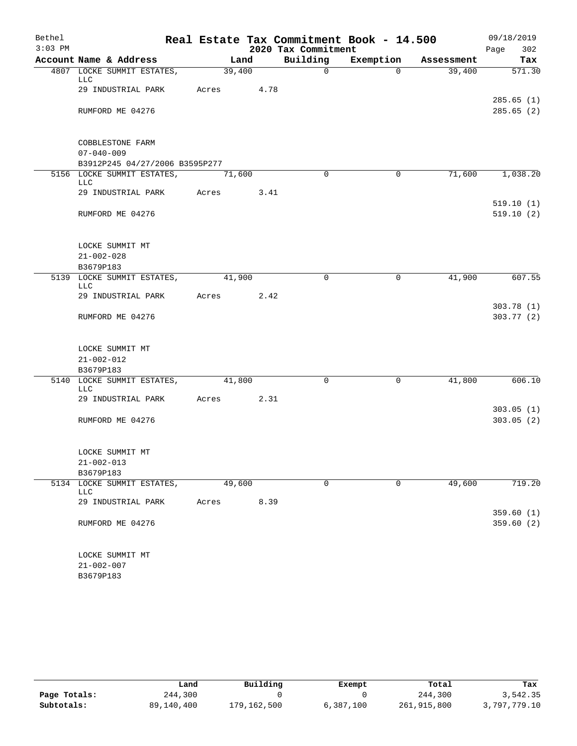Bethel 3:03 PM

# Real Estate Tax Commitment Book - 14.500

## 2020 Tax Commitment

09/18/2019

| Account Name & Address | Land | Building | Exemption | Assessment | Tax |
|---|---|---|---|---|---|
| 4807 LOCKE SUMMIT ESTATES, LLC | 39,400 | 0 | 0 | 39,400 | 571.30 |
| 29 INDUSTRIAL PARK | Acres 4.78 | | | | |
| | | | | | 285.65 (1) |
| RUMFORD ME 04276 | | | | | 285.65 (2) |
| COBBLESTONE FARM | | | | | |
| 07-040-009 | | | | | |
| B3912P245 04/27/2006 B3595P277 | | | | | |
| 5156 LOCKE SUMMIT ESTATES, LLC | 71,600 | 0 | 0 | 71,600 | 1,038.20 |
| 29 INDUSTRIAL PARK | Acres 3.41 | | | | |
| | | | | | 519.10 (1) |
| RUMFORD ME 04276 | | | | | 519.10 (2) |
| LOCKE SUMMIT MT | | | | | |
| 21-002-028 | | | | | |
| B3679P183 | | | | | |
| 5139 LOCKE SUMMIT ESTATES, LLC | 41,900 | 0 | 0 | 41,900 | 607.55 |
| 29 INDUSTRIAL PARK | Acres 2.42 | | | | |
| | | | | | 303.78 (1) |
| RUMFORD ME 04276 | | | | | 303.77 (2) |
| LOCKE SUMMIT MT | | | | | |
| 21-002-012 | | | | | |
| B3679P183 | | | | | |
| 5140 LOCKE SUMMIT ESTATES, LLC | 41,800 | 0 | 0 | 41,800 | 606.10 |
| 29 INDUSTRIAL PARK | Acres 2.31 | | | | |
| | | | | | 303.05 (1) |
| RUMFORD ME 04276 | | | | | 303.05 (2) |
| LOCKE SUMMIT MT | | | | | |
| 21-002-013 | | | | | |
| B3679P183 | | | | | |
| 5134 LOCKE SUMMIT ESTATES, LLC | 49,600 | 0 | 0 | 49,600 | 719.20 |
| 29 INDUSTRIAL PARK | Acres 8.39 | | | | |
| | | | | | 359.60 (1) |
| RUMFORD ME 04276 | | | | | 359.60 (2) |
| LOCKE SUMMIT MT | | | | | |
| 21-002-007 | | | | | |
| B3679P183 | | | | | |

| | Land | Building | Exempt | Total | Tax |
|---|---|---|---|---|---|
| Page Totals: | 244,300 | 0 | 0 | 244,300 | 3,542.35 |
| Subtotals: | 89,140,400 | 179,162,500 | 6,387,100 | 261,915,800 | 3,797,779.10 |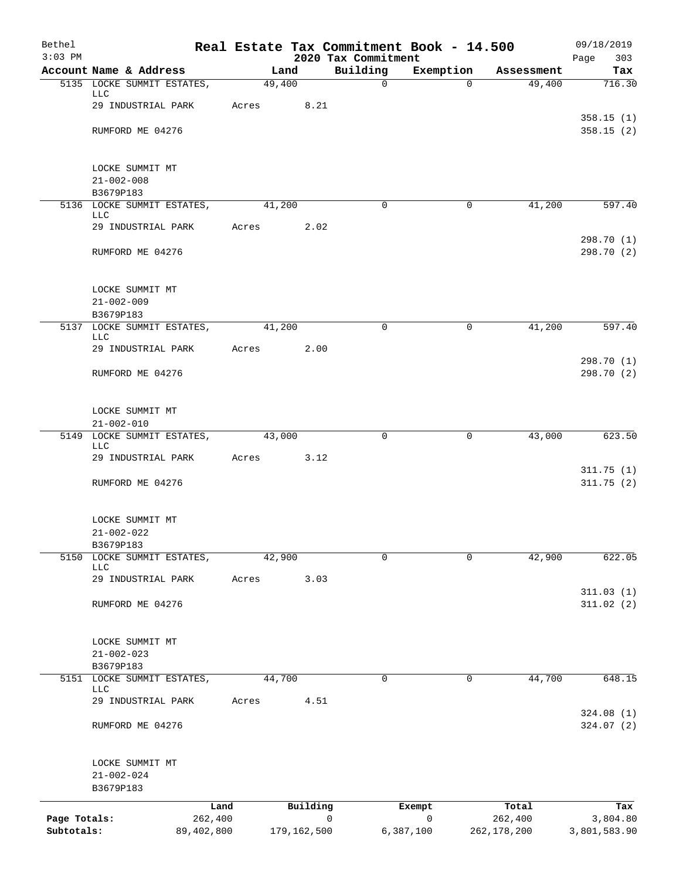# Real Estate Tax Commitment Book - 14.500

Bethel
3:03 PM

2020 Tax Commitment

09/18/2019
Page 303

| Account Name & Address | Land | Building | Exemption | Assessment | Tax |
|---|---|---|---|---|---|
| 5135 LOCKE SUMMIT ESTATES, LLC | 49,400 | 0 | 0 | 49,400 | 716.30 |
| 29 INDUSTRIAL PARK | Acres 8.21 | | | | |
| | | | | | 358.15 (1) |
| RUMFORD ME 04276 | | | | | 358.15 (2) |
| LOCKE SUMMIT MT | | | | | |
| 21-002-008 | | | | | |
| B3679P183 | | | | | |
| 5136 LOCKE SUMMIT ESTATES, LLC | 41,200 | 0 | 0 | 41,200 | 597.40 |
| 29 INDUSTRIAL PARK | Acres 2.02 | | | | |
| | | | | | 298.70 (1) |
| RUMFORD ME 04276 | | | | | 298.70 (2) |
| LOCKE SUMMIT MT | | | | | |
| 21-002-009 | | | | | |
| B3679P183 | | | | | |
| 5137 LOCKE SUMMIT ESTATES, LLC | 41,200 | 0 | 0 | 41,200 | 597.40 |
| 29 INDUSTRIAL PARK | Acres 2.00 | | | | |
| | | | | | 298.70 (1) |
| RUMFORD ME 04276 | | | | | 298.70 (2) |
| LOCKE SUMMIT MT | | | | | |
| 21-002-010 | | | | | |
| 5149 LOCKE SUMMIT ESTATES, LLC | 43,000 | 0 | 0 | 43,000 | 623.50 |
| 29 INDUSTRIAL PARK | Acres 3.12 | | | | |
| | | | | | 311.75 (1) |
| RUMFORD ME 04276 | | | | | 311.75 (2) |
| LOCKE SUMMIT MT | | | | | |
| 21-002-022 | | | | | |
| B3679P183 | | | | | |
| 5150 LOCKE SUMMIT ESTATES, LLC | 42,900 | 0 | 0 | 42,900 | 622.05 |
| 29 INDUSTRIAL PARK | Acres 3.03 | | | | |
| | | | | | 311.03 (1) |
| RUMFORD ME 04276 | | | | | 311.02 (2) |
| LOCKE SUMMIT MT | | | | | |
| 21-002-023 | | | | | |
| B3679P183 | | | | | |
| 5151 LOCKE SUMMIT ESTATES, LLC | 44,700 | 0 | 0 | 44,700 | 648.15 |
| 29 INDUSTRIAL PARK | Acres 4.51 | | | | |
| | | | | | 324.08 (1) |
| RUMFORD ME 04276 | | | | | 324.07 (2) |
| LOCKE SUMMIT MT | | | | | |
| 21-002-024 | | | | | |
| B3679P183 | | | | | |

| | Land | Building | Exempt | Total | Tax |
|---|---|---|---|---|---|
| Page Totals: | 262,400 | 0 | 0 | 262,400 | 3,804.80 |
| Subtotals: | 89,402,800 | 179,162,500 | 6,387,100 | 262,178,200 | 3,801,583.90 |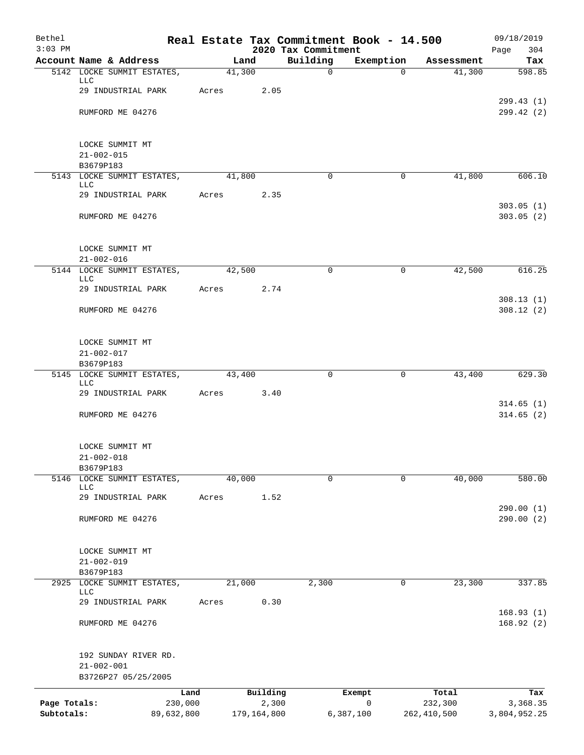# Real Estate Tax Commitment Book - 14.500

## 2020 Tax Commitment

Bethel 3:03 PM — 09/18/2019

| Account | Name & Address | Land | Building | Exemption | Assessment | Tax |
|---|---|---|---|---|---|---|
| 5142 | LOCKE SUMMIT ESTATES, LLC | 41,300 | 0 | 0 | 41,300 | 598.85 |
| | 29 INDUSTRIAL PARK | Acres 2.05 | | | | |
| | | | | | | 299.43 (1) |
| | RUMFORD ME 04276 | | | | | 299.42 (2) |
| | LOCKE SUMMIT MT | | | | | |
| | 21-002-015 | | | | | |
| | B3679P183 | | | | | |
| 5143 | LOCKE SUMMIT ESTATES, LLC | 41,800 | 0 | 0 | 41,800 | 606.10 |
| | 29 INDUSTRIAL PARK | Acres 2.35 | | | | |
| | | | | | | 303.05 (1) |
| | RUMFORD ME 04276 | | | | | 303.05 (2) |
| | LOCKE SUMMIT MT | | | | | |
| | 21-002-016 | | | | | |
| 5144 | LOCKE SUMMIT ESTATES, LLC | 42,500 | 0 | 0 | 42,500 | 616.25 |
| | 29 INDUSTRIAL PARK | Acres 2.74 | | | | |
| | | | | | | 308.13 (1) |
| | RUMFORD ME 04276 | | | | | 308.12 (2) |
| | LOCKE SUMMIT MT | | | | | |
| | 21-002-017 | | | | | |
| | B3679P183 | | | | | |
| 5145 | LOCKE SUMMIT ESTATES, LLC | 43,400 | 0 | 0 | 43,400 | 629.30 |
| | 29 INDUSTRIAL PARK | Acres 3.40 | | | | |
| | | | | | | 314.65 (1) |
| | RUMFORD ME 04276 | | | | | 314.65 (2) |
| | LOCKE SUMMIT MT | | | | | |
| | 21-002-018 | | | | | |
| | B3679P183 | | | | | |
| 5146 | LOCKE SUMMIT ESTATES, LLC | 40,000 | 0 | 0 | 40,000 | 580.00 |
| | 29 INDUSTRIAL PARK | Acres 1.52 | | | | |
| | | | | | | 290.00 (1) |
| | RUMFORD ME 04276 | | | | | 290.00 (2) |
| | LOCKE SUMMIT MT | | | | | |
| | 21-002-019 | | | | | |
| | B3679P183 | | | | | |
| 2925 | LOCKE SUMMIT ESTATES, LLC | 21,000 | 2,300 | 0 | 23,300 | 337.85 |
| | 29 INDUSTRIAL PARK | Acres 0.30 | | | | |
| | | | | | | 168.93 (1) |
| | RUMFORD ME 04276 | | | | | 168.92 (2) |
| | 192 SUNDAY RIVER RD. | | | | | |
| | 21-002-001 | | | | | |
| | B3726P27 05/25/2005 | | | | | |

| | Land | Building | Exempt | Total | Tax |
|---|---|---|---|---|---|
| Page Totals: | 230,000 | 2,300 | 0 | 232,300 | 3,368.35 |
| Subtotals: | 89,632,800 | 179,164,800 | 6,387,100 | 262,410,500 | 3,804,952.25 |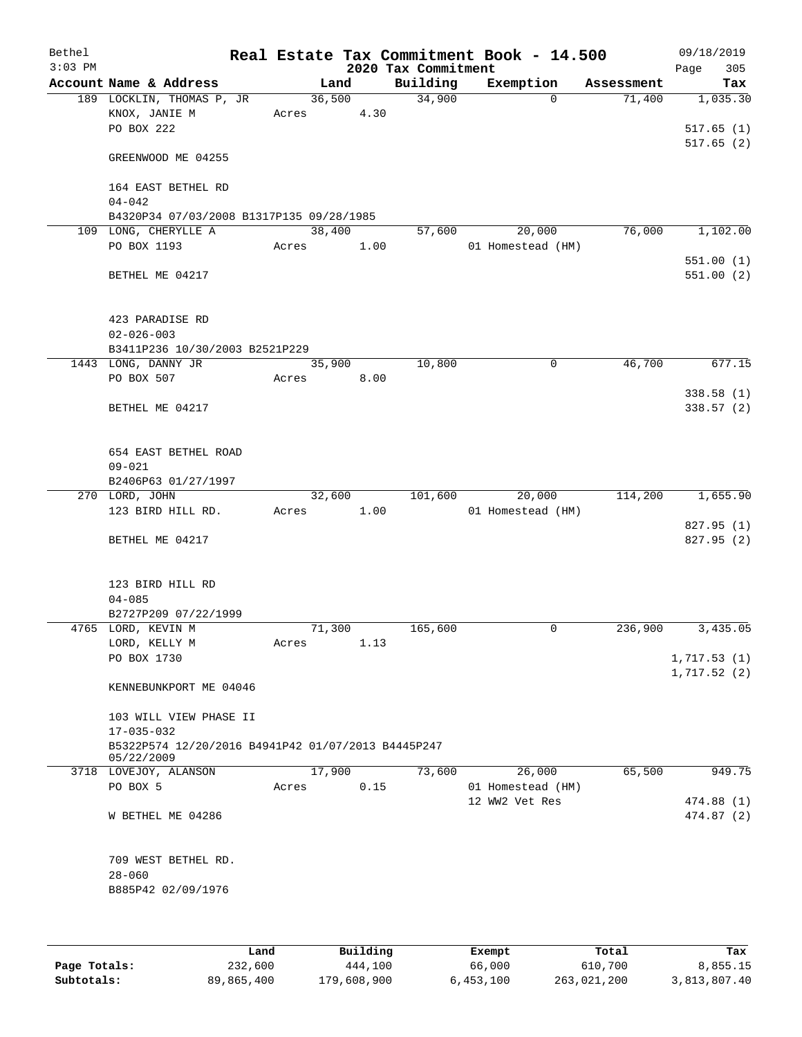Bethel 3:03 PM

# Real Estate Tax Commitment Book - 14.500

## 2020 Tax Commitment

09/18/2019 Page 305

| Account | Name & Address | Land | Building | Exemption | Assessment | Tax |
|---|---|---|---|---|---|---|
| 189 | LOCKLIN, THOMAS P, JR | 36,500 | 34,900 | 0 | 71,400 | 1,035.30 |
| | KNOX, JANIE M | Acres 4.30 | | | | |
| | PO BOX 222 | | | | | 517.65 (1) |
| | | | | | | 517.65 (2) |
| | GREENWOOD ME 04255 | | | | | |
| | 164 EAST BETHEL RD | | | | | |
| | 04-042 | | | | | |
| | B4320P34 07/03/2008 B1317P135 09/28/1985 | | | | | |
| 109 | LONG, CHERYLLE A | 38,400 | 57,600 | 20,000 | 76,000 | 1,102.00 |
| | PO BOX 1193 | Acres 1.00 | | 01 Homestead (HM) | | |
| | | | | | | 551.00 (1) |
| | BETHEL ME 04217 | | | | | 551.00 (2) |
| | 423 PARADISE RD | | | | | |
| | 02-026-003 | | | | | |
| | B3411P236 10/30/2003 B2521P229 | | | | | |
| 1443 | LONG, DANNY JR | 35,900 | 10,800 | 0 | 46,700 | 677.15 |
| | PO BOX 507 | Acres 8.00 | | | | |
| | | | | | | 338.58 (1) |
| | BETHEL ME 04217 | | | | | 338.57 (2) |
| | 654 EAST BETHEL ROAD | | | | | |
| | 09-021 | | | | | |
| | B2406P63 01/27/1997 | | | | | |
| 270 | LORD, JOHN | 32,600 | 101,600 | 20,000 | 114,200 | 1,655.90 |
| | 123 BIRD HILL RD. | Acres 1.00 | | 01 Homestead (HM) | | |
| | | | | | | 827.95 (1) |
| | BETHEL ME 04217 | | | | | 827.95 (2) |
| | 123 BIRD HILL RD | | | | | |
| | 04-085 | | | | | |
| | B2727P209 07/22/1999 | | | | | |
| 4765 | LORD, KEVIN M | 71,300 | 165,600 | 0 | 236,900 | 3,435.05 |
| | LORD, KELLY M | Acres 1.13 | | | | |
| | PO BOX 1730 | | | | | 1,717.53 (1) |
| | | | | | | 1,717.52 (2) |
| | KENNEBUNKPORT ME 04046 | | | | | |
| | 103 WILL VIEW PHASE II | | | | | |
| | 17-035-032 | | | | | |
| | B5322P574 12/20/2016 B4941P42 01/07/2013 B4445P247 05/22/2009 | | | | | |
| 3718 | LOVEJOY, ALANSON | 17,900 | 73,600 | 26,000 | 65,500 | 949.75 |
| | PO BOX 5 | Acres 0.15 | | 01 Homestead (HM) | | |
| | | | | 12 WW2 Vet Res | | 474.88 (1) |
| | W BETHEL ME 04286 | | | | | 474.87 (2) |
| | 709 WEST BETHEL RD. | | | | | |
| | 28-060 | | | | | |
| | B885P42 02/09/1976 | | | | | |

| | Land | Building | Exempt | Total | Tax |
|---|---|---|---|---|---|
| Page Totals: | 232,600 | 444,100 | 66,000 | 610,700 | 8,855.15 |
| Subtotals: | 89,865,400 | 179,608,900 | 6,453,100 | 263,021,200 | 3,813,807.40 |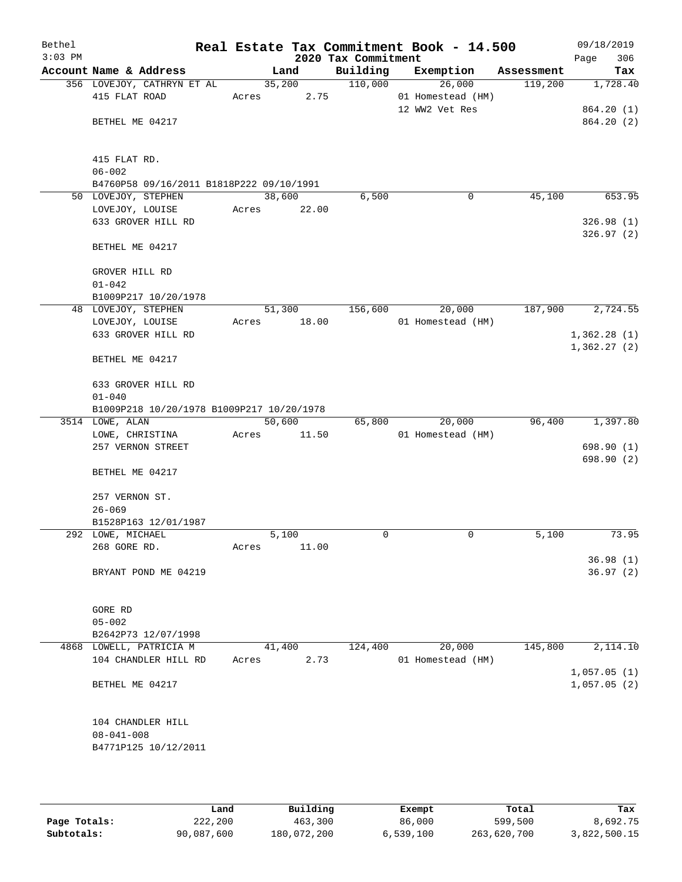Bethel 3:03 PM

# Real Estate Tax Commitment Book - 14.500

## 2020 Tax Commitment

09/18/2019

| Account Name & Address | Land | Building | Exemption | Assessment | Tax |
|---|---|---|---|---|---|
| 356 LOVEJOY, CATHRYN ET AL | 35,200 | 110,000 | 26,000 | 119,200 | 1,728.40 |
| 415 FLAT ROAD | Acres 2.75 | | 01 Homestead (HM) | | |
| | | | 12 WW2 Vet Res | | 864.20 (1) |
| BETHEL ME 04217 | | | | | 864.20 (2) |
| 415 FLAT RD. | | | | | |
| 06-002 | | | | | |
| B4760P58 09/16/2011 B1818P222 09/10/1991 | | | | | |
| 50 LOVEJOY, STEPHEN | 38,600 | 6,500 | 0 | 45,100 | 653.95 |
| LOVEJOY, LOUISE | Acres 22.00 | | | | |
| 633 GROVER HILL RD | | | | | 326.98 (1) |
| | | | | | 326.97 (2) |
| BETHEL ME 04217 | | | | | |
| GROVER HILL RD | | | | | |
| 01-042 | | | | | |
| B1009P217 10/20/1978 | | | | | |
| 48 LOVEJOY, STEPHEN | 51,300 | 156,600 | 20,000 | 187,900 | 2,724.55 |
| LOVEJOY, LOUISE | Acres 18.00 | | 01 Homestead (HM) | | |
| 633 GROVER HILL RD | | | | | 1,362.28 (1) |
| | | | | | 1,362.27 (2) |
| BETHEL ME 04217 | | | | | |
| 633 GROVER HILL RD | | | | | |
| 01-040 | | | | | |
| B1009P218 10/20/1978 B1009P217 10/20/1978 | | | | | |
| 3514 LOWE, ALAN | 50,600 | 65,800 | 20,000 | 96,400 | 1,397.80 |
| LOWE, CHRISTINA | Acres 11.50 | | 01 Homestead (HM) | | |
| 257 VERNON STREET | | | | | 698.90 (1) |
| | | | | | 698.90 (2) |
| BETHEL ME 04217 | | | | | |
| 257 VERNON ST. | | | | | |
| 26-069 | | | | | |
| B1528P163 12/01/1987 | | | | | |
| 292 LOWE, MICHAEL | 5,100 | 0 | 0 | 5,100 | 73.95 |
| 268 GORE RD. | Acres 11.00 | | | | |
| | | | | | 36.98 (1) |
| BRYANT POND ME 04219 | | | | | 36.97 (2) |
| GORE RD | | | | | |
| 05-002 | | | | | |
| B2642P73 12/07/1998 | | | | | |
| 4868 LOWELL, PATRICIA M | 41,400 | 124,400 | 20,000 | 145,800 | 2,114.10 |
| 104 CHANDLER HILL RD | Acres 2.73 | | 01 Homestead (HM) | | |
| | | | | | 1,057.05 (1) |
| BETHEL ME 04217 | | | | | 1,057.05 (2) |
| 104 CHANDLER HILL | | | | | |
| 08-041-008 | | | | | |
| B4771P125 10/12/2011 | | | | | |

| | Land | Building | Exempt | Total | Tax |
|---|---|---|---|---|---|
| Page Totals: | 222,200 | 463,300 | 86,000 | 599,500 | 8,692.75 |
| Subtotals: | 90,087,600 | 180,072,200 | 6,539,100 | 263,620,700 | 3,822,500.15 |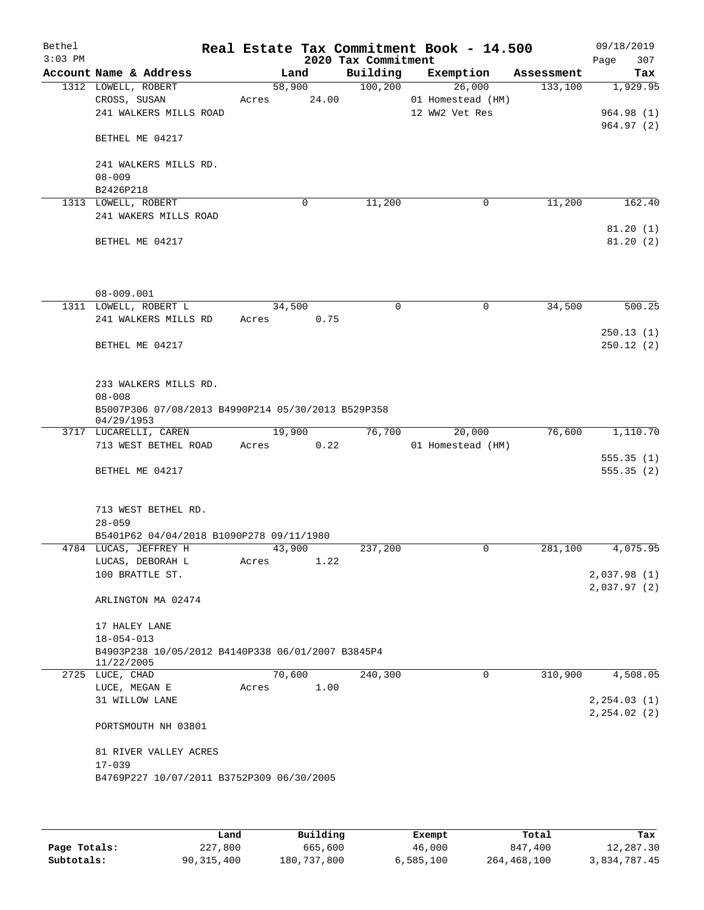Bethel — Real Estate Tax Commitment Book - 14.500 — 09/18/2019
3:03 PM — 2020 Tax Commitment — Page 307

| Account Name & Address | Land | Building | Exemption | Assessment | Tax |
|---|---|---|---|---|---|
| 1312 LOWELL, ROBERT | 58,900 | 100,200 | 26,000 | 133,100 | 1,929.95 |
| CROSS, SUSAN | Acres 24.00 | | 01 Homestead (HM) | | |
| 241 WALKERS MILLS ROAD | | | 12 WW2 Vet Res | | 964.98 (1) |
| | | | | | 964.97 (2) |
| BETHEL ME 04217 | | | | | |
| 241 WALKERS MILLS RD. | | | | | |
| 08-009 | | | | | |
| B2426P218 | | | | | |
| 1313 LOWELL, ROBERT | 0 | 11,200 | 0 | 11,200 | 162.40 |
| 241 WAKERS MILLS ROAD | | | | | |
| | | | | | 81.20 (1) |
| BETHEL ME 04217 | | | | | 81.20 (2) |
| 08-009.001 | | | | | |
| 1311 LOWELL, ROBERT L | 34,500 | 0 | 0 | 34,500 | 500.25 |
| 241 WALKERS MILLS RD | Acres 0.75 | | | | |
| | | | | | 250.13 (1) |
| BETHEL ME 04217 | | | | | 250.12 (2) |
| 233 WALKERS MILLS RD. | | | | | |
| 08-008 | | | | | |
| B5007P306 07/08/2013 B4990P214 05/30/2013 B529P358 04/29/1953 | | | | | |
| 3717 LUCARELLI, CAREN | 19,900 | 76,700 | 20,000 | 76,600 | 1,110.70 |
| 713 WEST BETHEL ROAD | Acres 0.22 | | 01 Homestead (HM) | | |
| | | | | | 555.35 (1) |
| BETHEL ME 04217 | | | | | 555.35 (2) |
| 713 WEST BETHEL RD. | | | | | |
| 28-059 | | | | | |
| B5401P62 04/04/2018 B1090P278 09/11/1980 | | | | | |
| 4784 LUCAS, JEFFREY H | 43,900 | 237,200 | 0 | 281,100 | 4,075.95 |
| LUCAS, DEBORAH L | Acres 1.22 | | | | |
| 100 BRATTLE ST. | | | | | 2,037.98 (1) |
| | | | | | 2,037.97 (2) |
| ARLINGTON MA 02474 | | | | | |
| 17 HALEY LANE | | | | | |
| 18-054-013 | | | | | |
| B4903P238 10/05/2012 B4140P338 06/01/2007 B3845P4 11/22/2005 | | | | | |
| 2725 LUCE, CHAD | 70,600 | 240,300 | 0 | 310,900 | 4,508.05 |
| LUCE, MEGAN E | Acres 1.00 | | | | |
| 31 WILLOW LANE | | | | | 2,254.03 (1) |
| | | | | | 2,254.02 (2) |
| PORTSMOUTH NH 03801 | | | | | |
| 81 RIVER VALLEY ACRES | | | | | |
| 17-039 | | | | | |
| B4769P227 10/07/2011 B3752P309 06/30/2005 | | | | | |

| | Land | Building | Exempt | Total | Tax |
|---|---|---|---|---|---|
| Page Totals: | 227,800 | 665,600 | 46,000 | 847,400 | 12,287.30 |
| Subtotals: | 90,315,400 | 180,737,800 | 6,585,100 | 264,468,100 | 3,834,787.45 |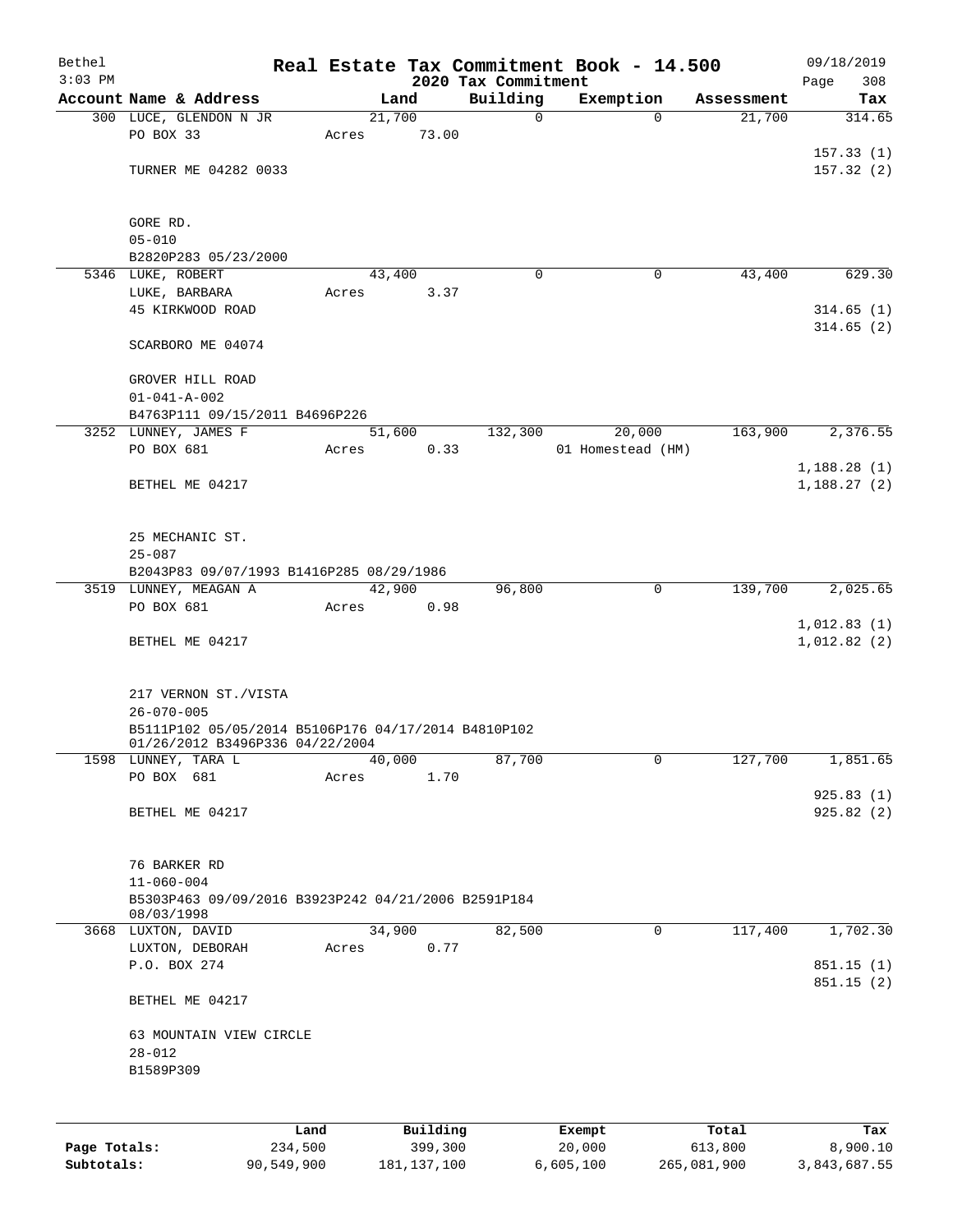# Real Estate Tax Commitment Book - 14.500

Bethel
3:03 PM

09/18/2019

## 2020 Tax Commitment

| Account Name & Address | Land | Building | Exemption | Assessment | Tax |
|---|---|---|---|---|---|
| 300 LUCE, GLENDON N JR | 21,700 | 0 | 0 | 21,700 | 314.65 |
| PO BOX 33 | Acres 73.00 | | | | |
| | | | | | 157.33 (1) |
| TURNER ME 04282 0033 | | | | | 157.32 (2) |
| GORE RD. | | | | | |
| 05-010 | | | | | |
| B2820P283 05/23/2000 | | | | | |
| 5346 LUKE, ROBERT | 43,400 | 0 | 0 | 43,400 | 629.30 |
| LUKE, BARBARA | Acres 3.37 | | | | |
| 45 KIRKWOOD ROAD | | | | | 314.65 (1) |
| | | | | | 314.65 (2) |
| SCARBORO ME 04074 | | | | | |
| GROVER HILL ROAD | | | | | |
| 01-041-A-002 | | | | | |
| B4763P111 09/15/2011 B4696P226 | | | | | |
| 3252 LUNNEY, JAMES F | 51,600 | 132,300 | 20,000 | 163,900 | 2,376.55 |
| PO BOX 681 | Acres 0.33 | | 01 Homestead (HM) | | |
| | | | | | 1,188.28 (1) |
| BETHEL ME 04217 | | | | | 1,188.27 (2) |
| 25 MECHANIC ST. | | | | | |
| 25-087 | | | | | |
| B2043P83 09/07/1993 B1416P285 08/29/1986 | | | | | |
| 3519 LUNNEY, MEAGAN A | 42,900 | 96,800 | 0 | 139,700 | 2,025.65 |
| PO BOX 681 | Acres 0.98 | | | | |
| | | | | | 1,012.83 (1) |
| BETHEL ME 04217 | | | | | 1,012.82 (2) |
| 217 VERNON ST./VISTA | | | | | |
| 26-070-005 | | | | | |
| B5111P102 05/05/2014 B5106P176 04/17/2014 B4810P102 01/26/2012 B3496P336 04/22/2004 | | | | | |
| 1598 LUNNEY, TARA L | 40,000 | 87,700 | 0 | 127,700 | 1,851.65 |
| PO BOX 681 | Acres 1.70 | | | | |
| | | | | | 925.83 (1) |
| BETHEL ME 04217 | | | | | 925.82 (2) |
| 76 BARKER RD | | | | | |
| 11-060-004 | | | | | |
| B5303P463 09/09/2016 B3923P242 04/21/2006 B2591P184 08/03/1998 | | | | | |
| 3668 LUXTON, DAVID | 34,900 | 82,500 | 0 | 117,400 | 1,702.30 |
| LUXTON, DEBORAH | Acres 0.77 | | | | |
| P.O. BOX 274 | | | | | 851.15 (1) |
| | | | | | 851.15 (2) |
| BETHEL ME 04217 | | | | | |
| 63 MOUNTAIN VIEW CIRCLE | | | | | |
| 28-012 | | | | | |
| B1589P309 | | | | | |

| | Land | Building | Exempt | Total | Tax |
|---|---|---|---|---|---|
| Page Totals: | 234,500 | 399,300 | 20,000 | 613,800 | 8,900.10 |
| Subtotals: | 90,549,900 | 181,137,100 | 6,605,100 | 265,081,900 | 3,843,687.55 |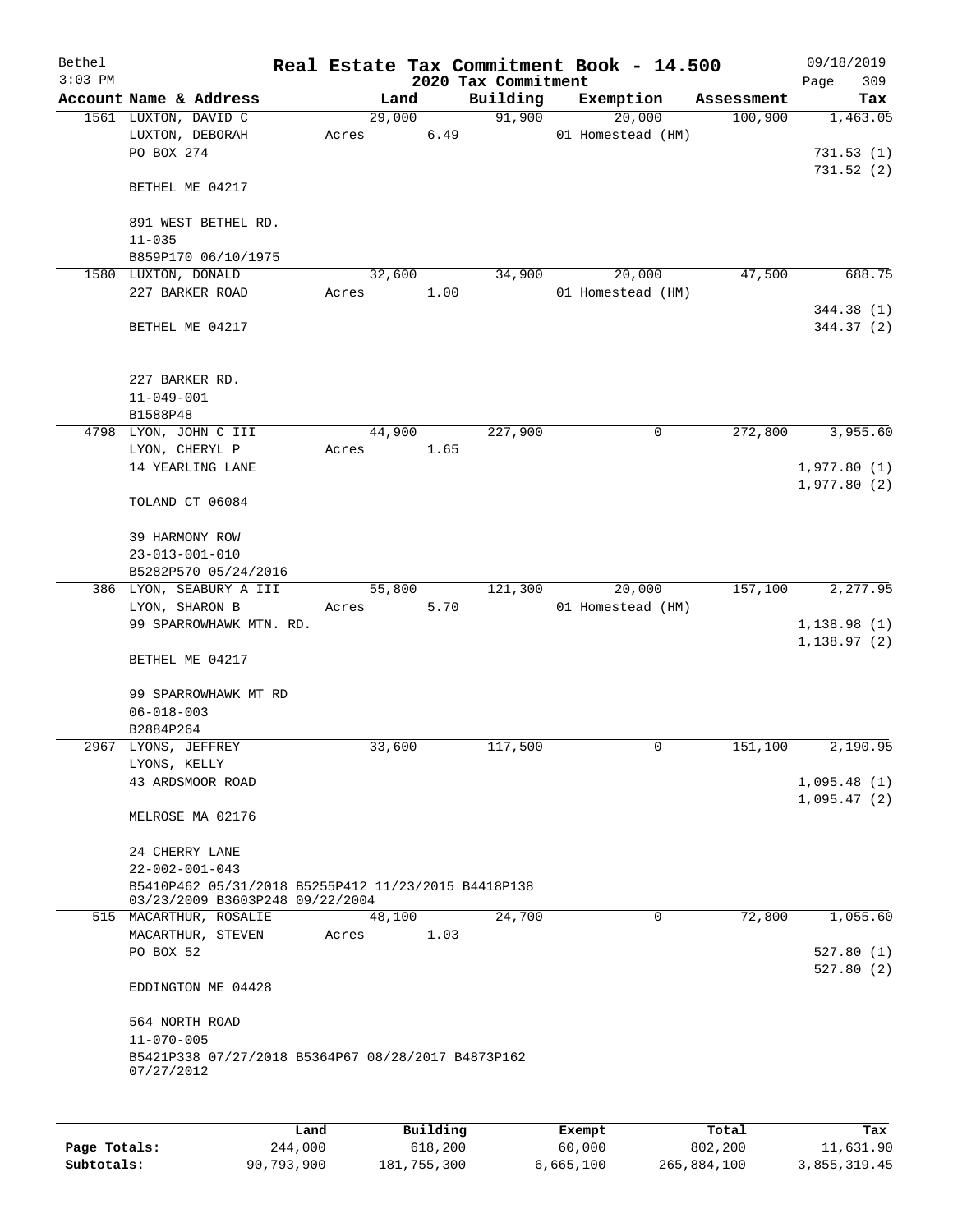Bethel 3:03 PM

# Real Estate Tax Commitment Book - 14.500

09/18/2019

## 2020 Tax Commitment

| Account Name & Address | Land | Building | Exemption | Assessment | Tax |
|---|---|---|---|---|---|
| 1561 LUXTON, DAVID C | 29,000 | 91,900 | 20,000 | 100,900 | 1,463.05 |
| LUXTON, DEBORAH | Acres 6.49 | | 01 Homestead (HM) | | |
| PO BOX 274 | | | | | 731.53 (1) |
| | | | | | 731.52 (2) |
| BETHEL ME 04217 | | | | | |
| 891 WEST BETHEL RD. | | | | | |
| 11-035 | | | | | |
| B859P170 06/10/1975 | | | | | |
| 1580 LUXTON, DONALD | 32,600 | 34,900 | 20,000 | 47,500 | 688.75 |
| 227 BARKER ROAD | Acres 1.00 | | 01 Homestead (HM) | | |
| | | | | | 344.38 (1) |
| BETHEL ME 04217 | | | | | 344.37 (2) |
| 227 BARKER RD. | | | | | |
| 11-049-001 | | | | | |
| B1588P48 | | | | | |
| 4798 LYON, JOHN C III | 44,900 | 227,900 | 0 | 272,800 | 3,955.60 |
| LYON, CHERYL P | Acres 1.65 | | | | |
| 14 YEARLING LANE | | | | | 1,977.80 (1) |
| | | | | | 1,977.80 (2) |
| TOLAND CT 06084 | | | | | |
| 39 HARMONY ROW | | | | | |
| 23-013-001-010 | | | | | |
| B5282P570 05/24/2016 | | | | | |
| 386 LYON, SEABURY A III | 55,800 | 121,300 | 20,000 | 157,100 | 2,277.95 |
| LYON, SHARON B | Acres 5.70 | | 01 Homestead (HM) | | |
| 99 SPARROWHAWK MTN. RD. | | | | | 1,138.98 (1) |
| | | | | | 1,138.97 (2) |
| BETHEL ME 04217 | | | | | |
| 99 SPARROWHAWK MT RD | | | | | |
| 06-018-003 | | | | | |
| B2884P264 | | | | | |
| 2967 LYONS, JEFFREY | 33,600 | 117,500 | 0 | 151,100 | 2,190.95 |
| LYONS, KELLY | | | | | |
| 43 ARDSMOOR ROAD | | | | | 1,095.48 (1) |
| | | | | | 1,095.47 (2) |
| MELROSE MA 02176 | | | | | |
| 24 CHERRY LANE | | | | | |
| 22-002-001-043 | | | | | |
| B5410P462 05/31/2018 B5255P412 11/23/2015 B4418P138 03/23/2009 B3603P248 09/22/2004 | | | | | |
| 515 MACARTHUR, ROSALIE | 48,100 | 24,700 | 0 | 72,800 | 1,055.60 |
| MACARTHUR, STEVEN | Acres 1.03 | | | | |
| PO BOX 52 | | | | | 527.80 (1) |
| | | | | | 527.80 (2) |
| EDDINGTON ME 04428 | | | | | |
| 564 NORTH ROAD | | | | | |
| 11-070-005 | | | | | |
| B5421P338 07/27/2018 B5364P67 08/28/2017 B4873P162 07/27/2012 | | | | | |

| | Land | Building | Exempt | Total | Tax |
|---|---|---|---|---|---|
| Page Totals: | 244,000 | 618,200 | 60,000 | 802,200 | 11,631.90 |
| Subtotals: | 90,793,900 | 181,755,300 | 6,665,100 | 265,884,100 | 3,855,319.45 |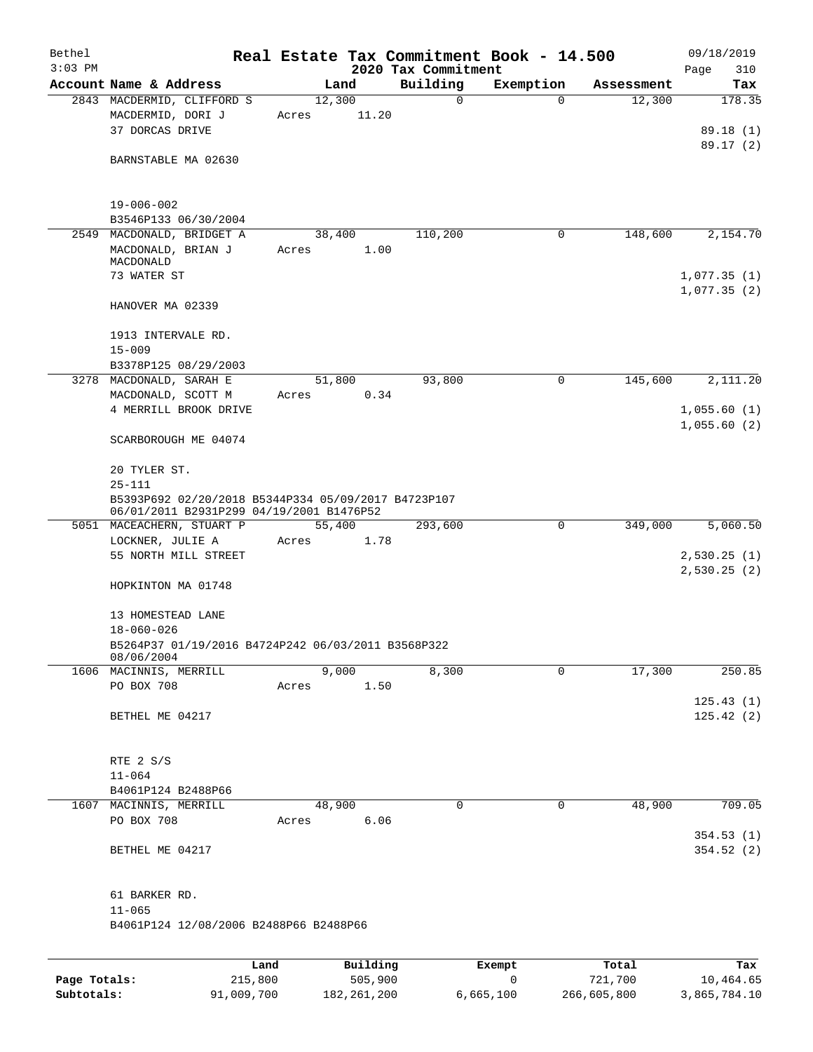# Real Estate Tax Commitment Book - 14.500

Bethel
3:03 PM

2020 Tax Commitment

09/18/2019
Page 310

| Account Name & Address | Land | Building | Exemption | Assessment | Tax |
|---|---|---|---|---|---|
| 2843 MACDERMID, CLIFFORD S | 12,300 | 0 | 0 | 12,300 | 178.35 |
| MACDERMID, DORI J | Acres 11.20 | | | | |
| 37 DORCAS DRIVE | | | | | 89.18 (1) |
| | | | | | 89.17 (2) |
| BARNSTABLE MA 02630 | | | | | |
| 19-006-002 | | | | | |
| B3546P133 06/30/2004 | | | | | |
| 2549 MACDONALD, BRIDGET A | 38,400 | 110,200 | 0 | 148,600 | 2,154.70 |
| MACDONALD, BRIAN J MACDONALD | Acres 1.00 | | | | |
| 73 WATER ST | | | | | 1,077.35 (1) |
| | | | | | 1,077.35 (2) |
| HANOVER MA 02339 | | | | | |
| 1913 INTERVALE RD. | | | | | |
| 15-009 | | | | | |
| B3378P125 08/29/2003 | | | | | |
| 3278 MACDONALD, SARAH E | 51,800 | 93,800 | 0 | 145,600 | 2,111.20 |
| MACDONALD, SCOTT M | Acres 0.34 | | | | |
| 4 MERRILL BROOK DRIVE | | | | | 1,055.60 (1) |
| | | | | | 1,055.60 (2) |
| SCARBOROUGH ME 04074 | | | | | |
| 20 TYLER ST. | | | | | |
| 25-111 | | | | | |
| B5393P692 02/20/2018 B5344P334 05/09/2017 B4723P107 06/01/2011 B2931P299 04/19/2001 B1476P52 | | | | | |
| 5051 MACEACHERN, STUART P | 55,400 | 293,600 | 0 | 349,000 | 5,060.50 |
| LOCKNER, JULIE A | Acres 1.78 | | | | |
| 55 NORTH MILL STREET | | | | | 2,530.25 (1) |
| | | | | | 2,530.25 (2) |
| HOPKINTON MA 01748 | | | | | |
| 13 HOMESTEAD LANE | | | | | |
| 18-060-026 | | | | | |
| B5264P37 01/19/2016 B4724P242 06/03/2011 B3568P322 08/06/2004 | | | | | |
| 1606 MACINNIS, MERRILL | 9,000 | 8,300 | 0 | 17,300 | 250.85 |
| PO BOX 708 | Acres 1.50 | | | | |
| | | | | | 125.43 (1) |
| BETHEL ME 04217 | | | | | 125.42 (2) |
| RTE 2 S/S | | | | | |
| 11-064 | | | | | |
| B4061P124 B2488P66 | | | | | |
| 1607 MACINNIS, MERRILL | 48,900 | 0 | 0 | 48,900 | 709.05 |
| PO BOX 708 | Acres 6.06 | | | | |
| | | | | | 354.53 (1) |
| BETHEL ME 04217 | | | | | 354.52 (2) |
| 61 BARKER RD. | | | | | |
| 11-065 | | | | | |
| B4061P124 12/08/2006 B2488P66 B2488P66 | | | | | |

| | Land | Building | Exempt | Total | Tax |
|---|---|---|---|---|---|
| Page Totals: | 215,800 | 505,900 | 0 | 721,700 | 10,464.65 |
| Subtotals: | 91,009,700 | 182,261,200 | 6,665,100 | 266,605,800 | 3,865,784.10 |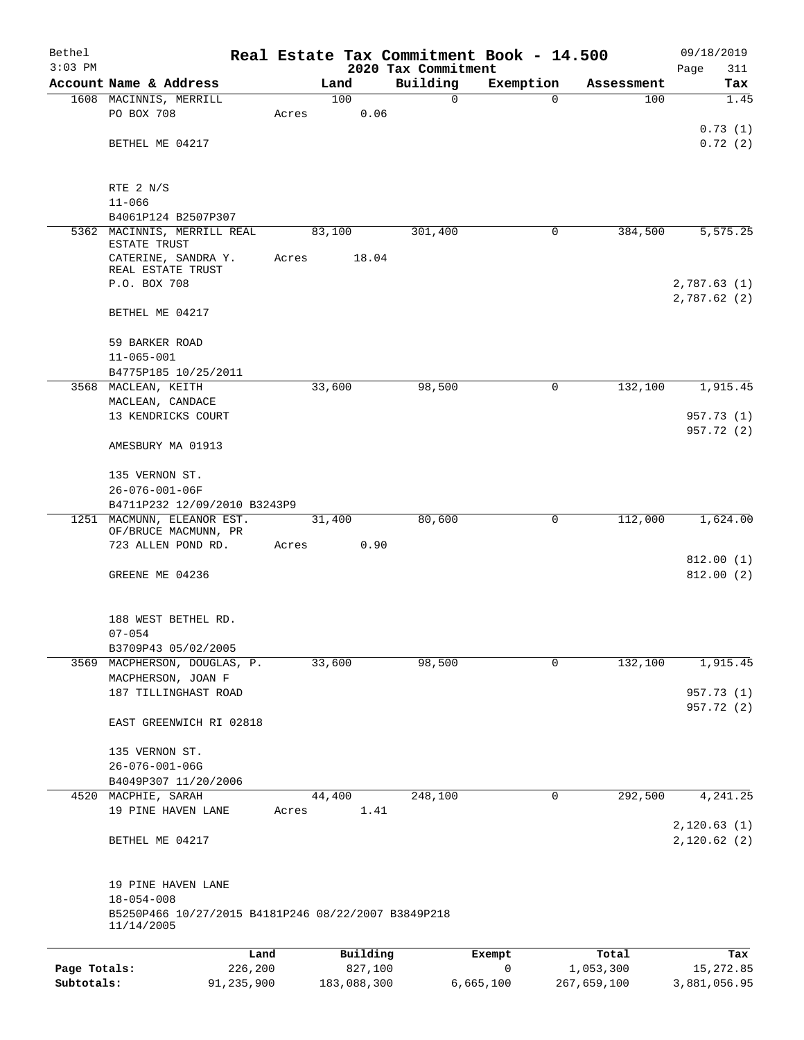# Real Estate Tax Commitment Book - 14.500

Bethel
3:03 PM

2020 Tax Commitment

09/18/2019
Page 311

| Account Name & Address | Land | Building | Exemption | Assessment | Tax |
|---|---|---|---|---|---|
| 1608 MACINNIS, MERRILL<br>PO BOX 708<br><br>BETHEL ME 04217<br><br>RTE 2 N/S<br>11-066<br>B4061P124 B2507P307 | 100<br>Acres 0.06 | 0 | 0 | 100 | 1.45<br><br>0.73 (1)<br>0.72 (2) |
| 5362 MACINNIS, MERRILL REAL ESTATE TRUST<br>CATERINE, SANDRA Y. REAL ESTATE TRUST<br>P.O. BOX 708<br><br>BETHEL ME 04217<br><br>59 BARKER ROAD<br>11-065-001<br>B4775P185 10/25/2011 | 83,100<br>Acres 18.04 | 301,400 | 0 | 384,500 | 5,575.25<br><br>2,787.63 (1)<br>2,787.62 (2) |
| 3568 MACLEAN, KEITH<br>MACLEAN, CANDACE<br>13 KENDRICKS COURT<br><br>AMESBURY MA 01913<br><br>135 VERNON ST.<br>26-076-001-06F<br>B4711P232 12/09/2010 B3243P9 | 33,600 | 98,500 | 0 | 132,100 | 1,915.45<br><br>957.73 (1)<br>957.72 (2) |
| 1251 MACMUNN, ELEANOR EST. OF/BRUCE MACMUNN, PR<br>723 ALLEN POND RD.<br><br>GREENE ME 04236<br><br>188 WEST BETHEL RD.<br>07-054<br>B3709P43 05/02/2005 | 31,400<br>Acres 0.90 | 80,600 | 0 | 112,000 | 1,624.00<br><br>812.00 (1)<br>812.00 (2) |
| 3569 MACPHERSON, DOUGLAS, P.<br>MACPHERSON, JOAN F<br>187 TILLINGHAST ROAD<br><br>EAST GREENWICH RI 02818<br><br>135 VERNON ST.<br>26-076-001-06G<br>B4049P307 11/20/2006 | 33,600 | 98,500 | 0 | 132,100 | 1,915.45<br><br>957.73 (1)<br>957.72 (2) |
| 4520 MACPHIE, SARAH<br>19 PINE HAVEN LANE<br><br>BETHEL ME 04217<br><br>19 PINE HAVEN LANE<br>18-054-008<br>B5250P466 10/27/2015 B4181P246 08/22/2007 B3849P218 11/14/2005 | 44,400<br>Acres 1.41 | 248,100 | 0 | 292,500 | 4,241.25<br><br>2,120.63 (1)<br>2,120.62 (2) |

| | Land | Building | Exempt | Total | Tax |
|---|---|---|---|---|---|
| Page Totals: | 226,200 | 827,100 | 0 | 1,053,300 | 15,272.85 |
| Subtotals: | 91,235,900 | 183,088,300 | 6,665,100 | 267,659,100 | 3,881,056.95 |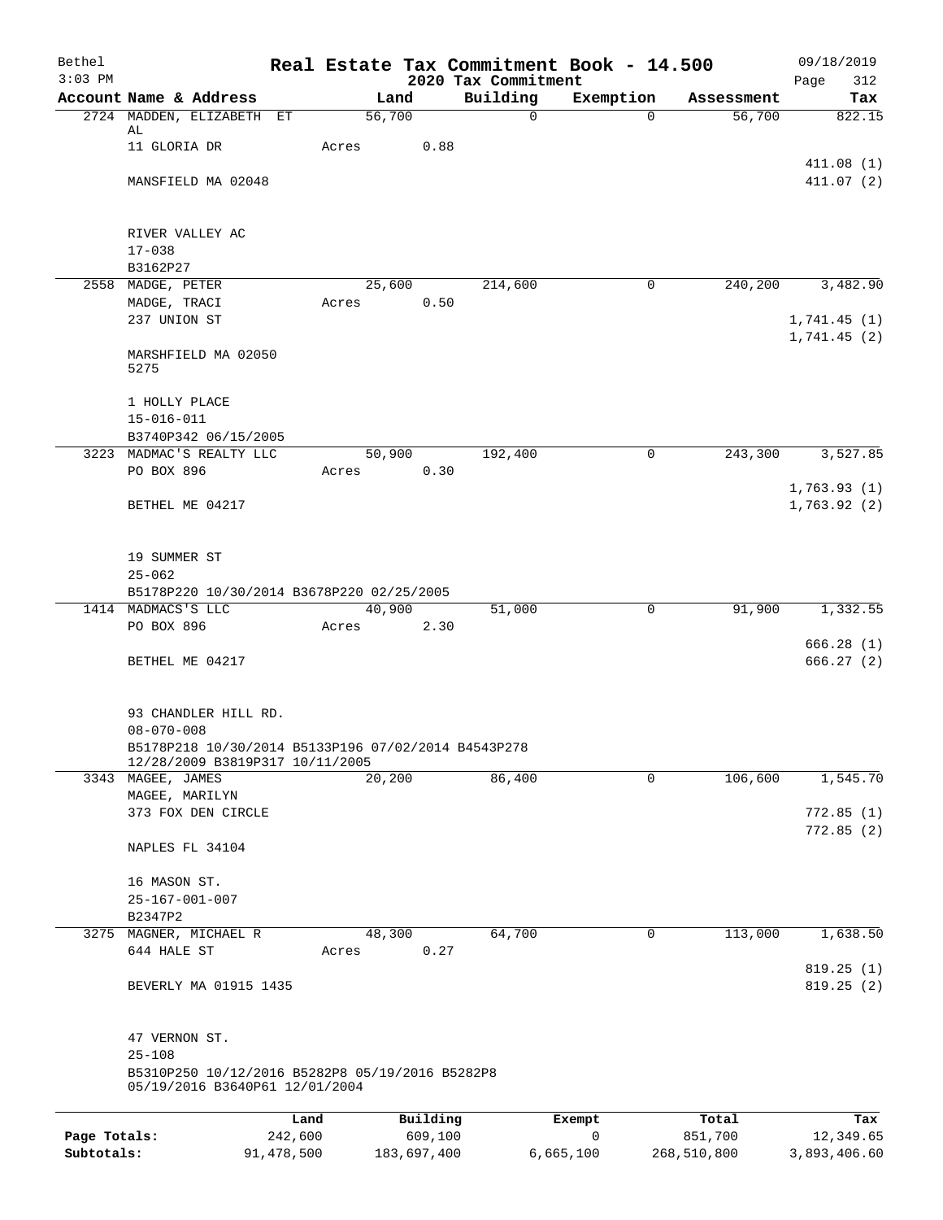Bethel 3:03 PM

# Real Estate Tax Commitment Book - 14.500

## 2020 Tax Commitment

09/18/2019 Page 312

| Account Name & Address | Land | Building | Exemption | Assessment | Tax |
|---|---|---|---|---|---|
| 2724 MADDEN, ELIZABETH ET AL | 56,700 | 0 | 0 | 56,700 | 822.15 |
| 11 GLORIA DR | Acres 0.88 | | | | |
| | | | | | 411.08 (1) |
| MANSFIELD MA 02048 | | | | | 411.07 (2) |
| RIVER VALLEY AC | | | | | |
| 17-038 | | | | | |
| B3162P27 | | | | | |
| 2558 MADGE, PETER | 25,600 | 214,600 | 0 | 240,200 | 3,482.90 |
| MADGE, TRACI | Acres 0.50 | | | | |
| 237 UNION ST | | | | | 1,741.45 (1) |
| | | | | | 1,741.45 (2) |
| MARSHFIELD MA 02050 5275 | | | | | |
| 1 HOLLY PLACE | | | | | |
| 15-016-011 | | | | | |
| B3740P342 06/15/2005 | | | | | |
| 3223 MADMAC'S REALTY LLC | 50,900 | 192,400 | 0 | 243,300 | 3,527.85 |
| PO BOX 896 | Acres 0.30 | | | | |
| | | | | | 1,763.93 (1) |
| BETHEL ME 04217 | | | | | 1,763.92 (2) |
| 19 SUMMER ST | | | | | |
| 25-062 | | | | | |
| B5178P220 10/30/2014 B3678P220 02/25/2005 | | | | | |
| 1414 MADMACS'S LLC | 40,900 | 51,000 | 0 | 91,900 | 1,332.55 |
| PO BOX 896 | Acres 2.30 | | | | |
| | | | | | 666.28 (1) |
| BETHEL ME 04217 | | | | | 666.27 (2) |
| 93 CHANDLER HILL RD. | | | | | |
| 08-070-008 | | | | | |
| B5178P218 10/30/2014 B5133P196 07/02/2014 B4543P278 12/28/2009 B3819P317 10/11/2005 | | | | | |
| 3343 MAGEE, JAMES | 20,200 | 86,400 | 0 | 106,600 | 1,545.70 |
| MAGEE, MARILYN | | | | | |
| 373 FOX DEN CIRCLE | | | | | 772.85 (1) |
| | | | | | 772.85 (2) |
| NAPLES FL 34104 | | | | | |
| 16 MASON ST. | | | | | |
| 25-167-001-007 | | | | | |
| B2347P2 | | | | | |
| 3275 MAGNER, MICHAEL R | 48,300 | 64,700 | 0 | 113,000 | 1,638.50 |
| 644 HALE ST | Acres 0.27 | | | | |
| | | | | | 819.25 (1) |
| BEVERLY MA 01915 1435 | | | | | 819.25 (2) |
| 47 VERNON ST. | | | | | |
| 25-108 | | | | | |
| B5310P250 10/12/2016 B5282P8 05/19/2016 B5282P8 05/19/2016 B3640P61 12/01/2004 | | | | | |

| | Land | Building | Exempt | Total | Tax |
|---|---|---|---|---|---|
| Page Totals: | 242,600 | 609,100 | 0 | 851,700 | 12,349.65 |
| Subtotals: | 91,478,500 | 183,697,400 | 6,665,100 | 268,510,800 | 3,893,406.60 |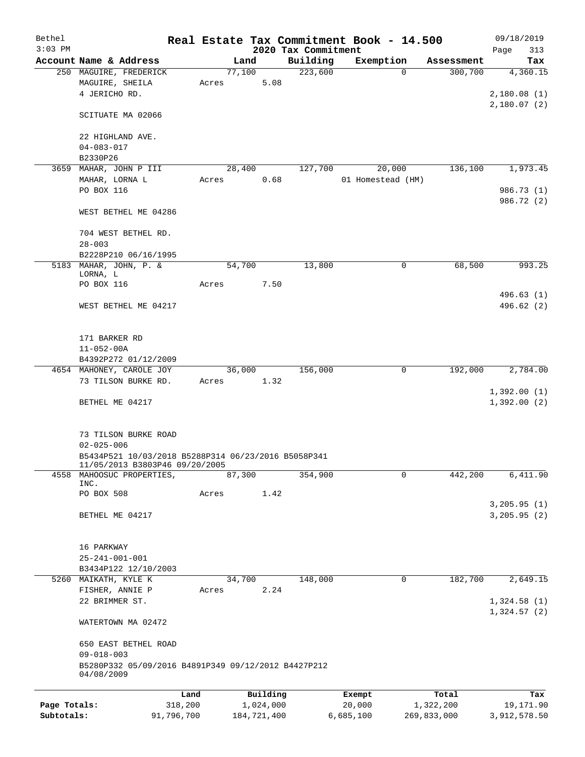Bethel 3:03 PM

# Real Estate Tax Commitment Book - 14.500

## 2020 Tax Commitment

09/18/2019

| Account Name & Address | Land | Building | Exemption | Assessment | Tax |
|---|---|---|---|---|---|
| 250 MAGUIRE, FREDERICK<br>MAGUIRE, SHEILA<br>4 JERICHO RD.<br><br>SCITUATE MA 02066<br><br>22 HIGHLAND AVE.<br>04-083-017<br>B2330P26 | 77,100<br>Acres 5.08 | 223,600 | 0 | 300,700 | 4,360.15<br><br>2,180.08 (1)<br>2,180.07 (2) |
| 3659 MAHAR, JOHN P III<br>MAHAR, LORNA L<br>PO BOX 116<br><br>WEST BETHEL ME 04286<br><br>704 WEST BETHEL RD.<br>28-003<br>B2228P210 06/16/1995 | 28,400<br>Acres 0.68 | 127,700 | 20,000<br>01 Homestead (HM) | 136,100 | 1,973.45<br><br>986.73 (1)<br>986.72 (2) |
| 5183 MAHAR, JOHN, P. &<br>LORNA, L<br>PO BOX 116<br><br>WEST BETHEL ME 04217<br><br>171 BARKER RD<br>11-052-00A<br>B4392P272 01/12/2009 | 54,700<br>Acres 7.50 | 13,800 | 0 | 68,500 | 993.25<br><br>496.63 (1)<br>496.62 (2) |
| 4654 MAHONEY, CAROLE JOY<br>73 TILSON BURKE RD.<br><br>BETHEL ME 04217<br><br>73 TILSON BURKE ROAD<br>02-025-006<br>B5434P521 10/03/2018 B5288P314 06/23/2016 B5058P341 11/05/2013 B3803P46 09/20/2005 | 36,000<br>Acres 1.32 | 156,000 | 0 | 192,000 | 2,784.00<br><br>1,392.00 (1)<br>1,392.00 (2) |
| 4558 MAHOOSUC PROPERTIES,<br>INC.<br>PO BOX 508<br><br>BETHEL ME 04217<br><br>16 PARKWAY<br>25-241-001-001<br>B3434P122 12/10/2003 | 87,300<br>Acres 1.42 | 354,900 | 0 | 442,200 | 6,411.90<br><br>3,205.95 (1)<br>3,205.95 (2) |
| 5260 MAIKATH, KYLE K<br>FISHER, ANNIE P<br>22 BRIMMER ST.<br><br>WATERTOWN MA 02472<br><br>650 EAST BETHEL ROAD<br>09-018-003<br>B5280P332 05/09/2016 B4891P349 09/12/2012 B4427P212 04/08/2009 | 34,700<br>Acres 2.24 | 148,000 | 0 | 182,700 | 2,649.15<br><br>1,324.58 (1)<br>1,324.57 (2) |

| | Land | Building | Exempt | Total | Tax |
|---|---|---|---|---|---|
| Page Totals: | 318,200 | 1,024,000 | 20,000 | 1,322,200 | 19,171.90 |
| Subtotals: | 91,796,700 | 184,721,400 | 6,685,100 | 269,833,000 | 3,912,578.50 |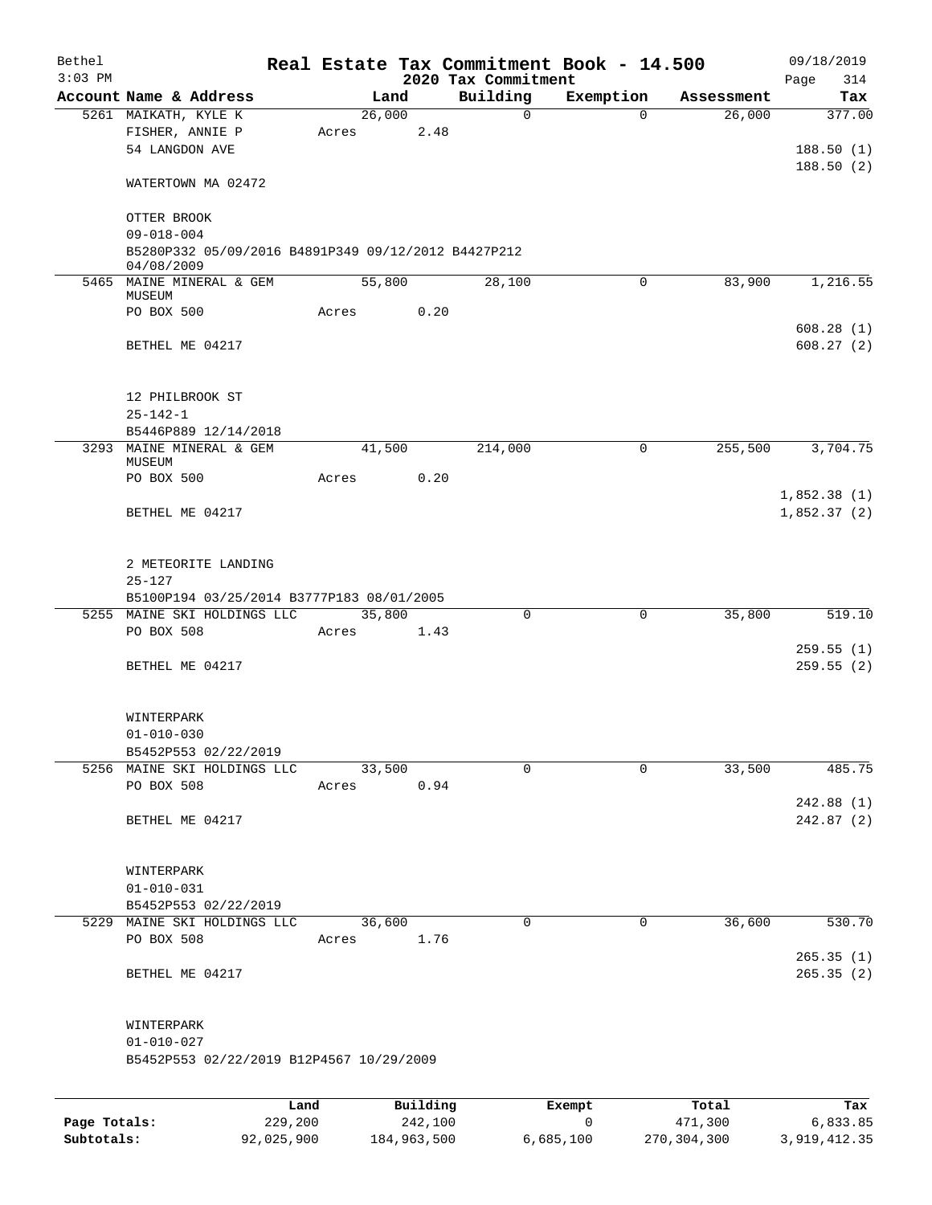Bethel
3:03 PM

# Real Estate Tax Commitment Book - 14.500

## 2020 Tax Commitment

09/18/2019

| Account Name & Address | Land | Building | Exemption | Assessment | Tax |
|---|---|---|---|---|---|
| 5261 MAIKATH, KYLE K<br>FISHER, ANNIE P<br>54 LANGDON AVE<br><br>WATERTOWN MA 02472<br><br>OTTER BROOK<br>09-018-004<br>B5280P332 05/09/2016 B4891P349 09/12/2012 B4427P212 04/08/2009 | 26,000<br>Acres 2.48 | 0 | 0 | 26,000 | 377.00<br><br>188.50 (1)<br>188.50 (2) |
| 5465 MAINE MINERAL & GEM MUSEUM<br>PO BOX 500<br><br>BETHEL ME 04217<br><br>12 PHILBROOK ST<br>25-142-1<br>B5446P889 12/14/2018 | 55,800<br>Acres 0.20 | 28,100 | 0 | 83,900 | 1,216.55<br><br>608.28 (1)<br>608.27 (2) |
| 3293 MAINE MINERAL & GEM MUSEUM<br>PO BOX 500<br><br>BETHEL ME 04217<br><br>2 METEORITE LANDING<br>25-127<br>B5100P194 03/25/2014 B3777P183 08/01/2005 | 41,500<br>Acres 0.20 | 214,000 | 0 | 255,500 | 3,704.75<br><br>1,852.38 (1)<br>1,852.37 (2) |
| 5255 MAINE SKI HOLDINGS LLC<br>PO BOX 508<br><br>BETHEL ME 04217<br><br>WINTERPARK<br>01-010-030<br>B5452P553 02/22/2019 | 35,800<br>Acres 1.43 | 0 | 0 | 35,800 | 519.10<br><br>259.55 (1)<br>259.55 (2) |
| 5256 MAINE SKI HOLDINGS LLC<br>PO BOX 508<br><br>BETHEL ME 04217<br><br>WINTERPARK<br>01-010-031<br>B5452P553 02/22/2019 | 33,500<br>Acres 0.94 | 0 | 0 | 33,500 | 485.75<br><br>242.88 (1)<br>242.87 (2) |
| 5229 MAINE SKI HOLDINGS LLC<br>PO BOX 508<br><br>BETHEL ME 04217<br><br>WINTERPARK<br>01-010-027<br>B5452P553 02/22/2019 B12P4567 10/29/2009 | 36,600<br>Acres 1.76 | 0 | 0 | 36,600 | 530.70<br><br>265.35 (1)<br>265.35 (2) |

| | Land | Building | Exempt | Total | Tax |
|---|---|---|---|---|---|
| Page Totals: | 229,200 | 242,100 | 0 | 471,300 | 6,833.85 |
| Subtotals: | 92,025,900 | 184,963,500 | 6,685,100 | 270,304,300 | 3,919,412.35 |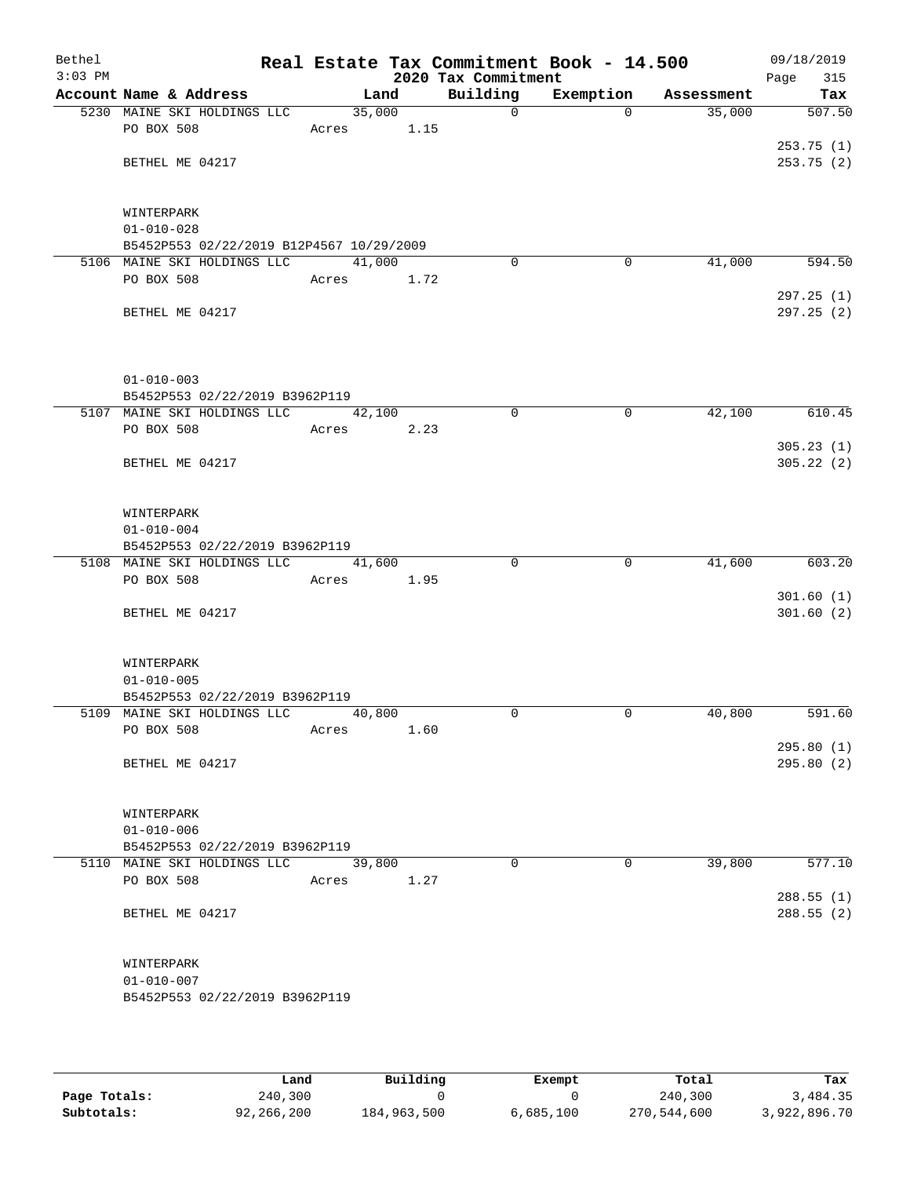Bethel 3:03 PM

# Real Estate Tax Commitment Book - 14.500

## 2020 Tax Commitment

09/18/2019

| Account | Name & Address | Land | Building | Exemption | Assessment | Tax |
|---|---|---|---|---|---|---|
| 5230 | MAINE SKI HOLDINGS LLC | 35,000 | 0 | 0 | 35,000 | 507.50 |
| | PO BOX 508 | Acres 1.15 | | | | |
| | | | | | | 253.75 (1) |
| | BETHEL ME 04217 | | | | | 253.75 (2) |
| | WINTERPARK | | | | | |
| | 01-010-028 | | | | | |
| | B5452P553 02/22/2019 B12P4567 10/29/2009 | | | | | |
| 5106 | MAINE SKI HOLDINGS LLC | 41,000 | 0 | 0 | 41,000 | 594.50 |
| | PO BOX 508 | Acres 1.72 | | | | |
| | | | | | | 297.25 (1) |
| | BETHEL ME 04217 | | | | | 297.25 (2) |
| | 01-010-003 | | | | | |
| | B5452P553 02/22/2019 B3962P119 | | | | | |
| 5107 | MAINE SKI HOLDINGS LLC | 42,100 | 0 | 0 | 42,100 | 610.45 |
| | PO BOX 508 | Acres 2.23 | | | | |
| | | | | | | 305.23 (1) |
| | BETHEL ME 04217 | | | | | 305.22 (2) |
| | WINTERPARK | | | | | |
| | 01-010-004 | | | | | |
| | B5452P553 02/22/2019 B3962P119 | | | | | |
| 5108 | MAINE SKI HOLDINGS LLC | 41,600 | 0 | 0 | 41,600 | 603.20 |
| | PO BOX 508 | Acres 1.95 | | | | |
| | | | | | | 301.60 (1) |
| | BETHEL ME 04217 | | | | | 301.60 (2) |
| | WINTERPARK | | | | | |
| | 01-010-005 | | | | | |
| | B5452P553 02/22/2019 B3962P119 | | | | | |
| 5109 | MAINE SKI HOLDINGS LLC | 40,800 | 0 | 0 | 40,800 | 591.60 |
| | PO BOX 508 | Acres 1.60 | | | | |
| | | | | | | 295.80 (1) |
| | BETHEL ME 04217 | | | | | 295.80 (2) |
| | WINTERPARK | | | | | |
| | 01-010-006 | | | | | |
| | B5452P553 02/22/2019 B3962P119 | | | | | |
| 5110 | MAINE SKI HOLDINGS LLC | 39,800 | 0 | 0 | 39,800 | 577.10 |
| | PO BOX 508 | Acres 1.27 | | | | |
| | | | | | | 288.55 (1) |
| | BETHEL ME 04217 | | | | | 288.55 (2) |
| | WINTERPARK | | | | | |
| | 01-010-007 | | | | | |
| | B5452P553 02/22/2019 B3962P119 | | | | | |

| | Land | Building | Exempt | Total | Tax |
|---|---|---|---|---|---|
| Page Totals: | 240,300 | 0 | 0 | 240,300 | 3,484.35 |
| Subtotals: | 92,266,200 | 184,963,500 | 6,685,100 | 270,544,600 | 3,922,896.70 |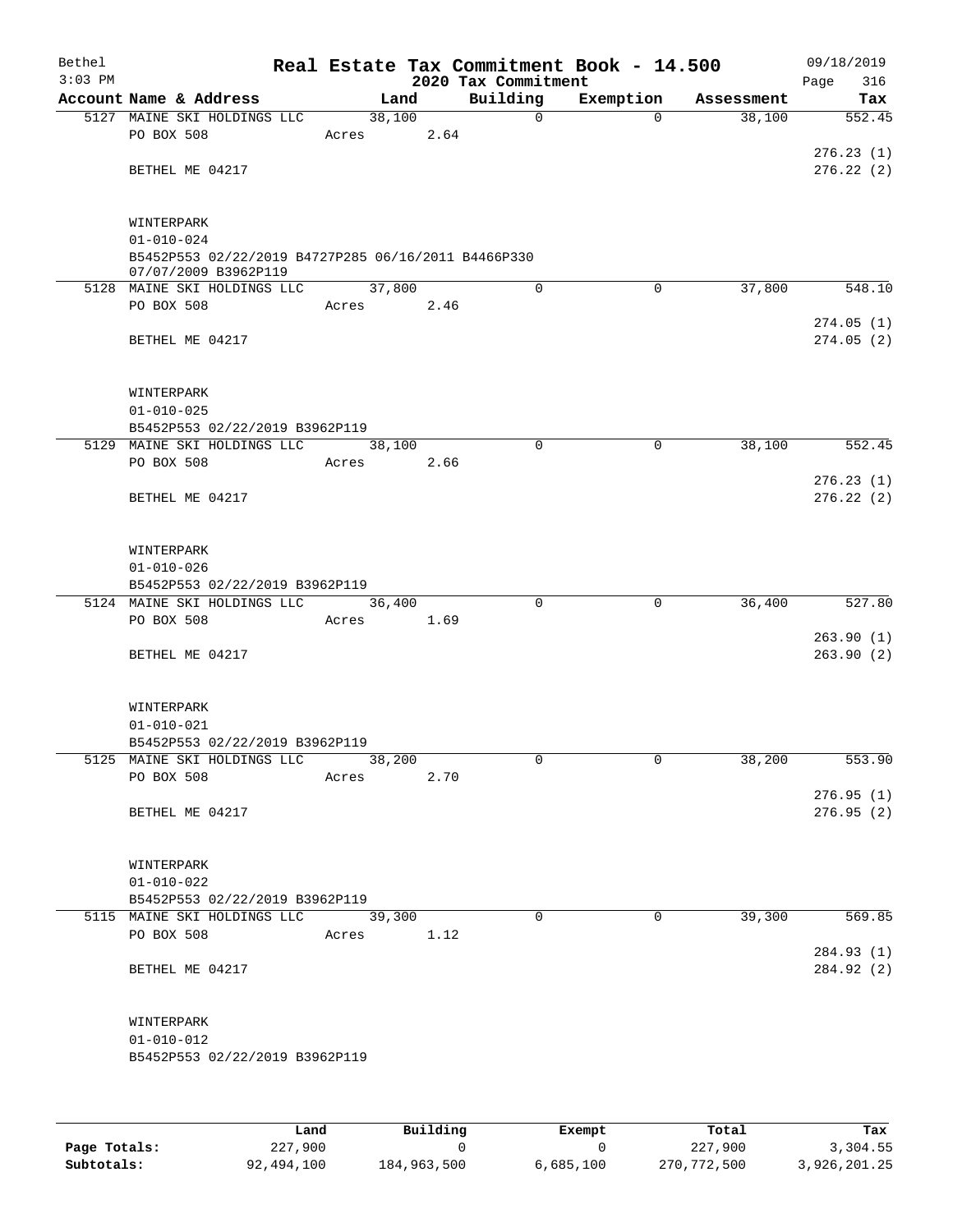Bethel 3:03 PM

# Real Estate Tax Commitment Book - 14.500

## 2020 Tax Commitment

09/18/2019

| Account | Name & Address | Land | Building | Exemption | Assessment | Tax |
|---|---|---|---|---|---|---|
| 5127 | MAINE SKI HOLDINGS LLC | 38,100 | 0 | 0 | 38,100 | 552.45 |
| | PO BOX 508 | Acres 2.64 | | | | |
| | | | | | | 276.23 (1) |
| | BETHEL ME 04217 | | | | | 276.22 (2) |
| | WINTERPARK | | | | | |
| | 01-010-024 | | | | | |
| | B5452P553 02/22/2019 B4727P285 06/16/2011 B4466P330 07/07/2009 B3962P119 | | | | | |
| 5128 | MAINE SKI HOLDINGS LLC | 37,800 | 0 | 0 | 37,800 | 548.10 |
| | PO BOX 508 | Acres 2.46 | | | | |
| | | | | | | 274.05 (1) |
| | BETHEL ME 04217 | | | | | 274.05 (2) |
| | WINTERPARK | | | | | |
| | 01-010-025 | | | | | |
| | B5452P553 02/22/2019 B3962P119 | | | | | |
| 5129 | MAINE SKI HOLDINGS LLC | 38,100 | 0 | 0 | 38,100 | 552.45 |
| | PO BOX 508 | Acres 2.66 | | | | |
| | | | | | | 276.23 (1) |
| | BETHEL ME 04217 | | | | | 276.22 (2) |
| | WINTERPARK | | | | | |
| | 01-010-026 | | | | | |
| | B5452P553 02/22/2019 B3962P119 | | | | | |
| 5124 | MAINE SKI HOLDINGS LLC | 36,400 | 0 | 0 | 36,400 | 527.80 |
| | PO BOX 508 | Acres 1.69 | | | | |
| | | | | | | 263.90 (1) |
| | BETHEL ME 04217 | | | | | 263.90 (2) |
| | WINTERPARK | | | | | |
| | 01-010-021 | | | | | |
| | B5452P553 02/22/2019 B3962P119 | | | | | |
| 5125 | MAINE SKI HOLDINGS LLC | 38,200 | 0 | 0 | 38,200 | 553.90 |
| | PO BOX 508 | Acres 2.70 | | | | |
| | | | | | | 276.95 (1) |
| | BETHEL ME 04217 | | | | | 276.95 (2) |
| | WINTERPARK | | | | | |
| | 01-010-022 | | | | | |
| | B5452P553 02/22/2019 B3962P119 | | | | | |
| 5115 | MAINE SKI HOLDINGS LLC | 39,300 | 0 | 0 | 39,300 | 569.85 |
| | PO BOX 508 | Acres 1.12 | | | | |
| | | | | | | 284.93 (1) |
| | BETHEL ME 04217 | | | | | 284.92 (2) |
| | WINTERPARK | | | | | |
| | 01-010-012 | | | | | |
| | B5452P553 02/22/2019 B3962P119 | | | | | |

| | Land | Building | Exempt | Total | Tax |
|---|---|---|---|---|---|
| Page Totals: | 227,900 | 0 | 0 | 227,900 | 3,304.55 |
| Subtotals: | 92,494,100 | 184,963,500 | 6,685,100 | 270,772,500 | 3,926,201.25 |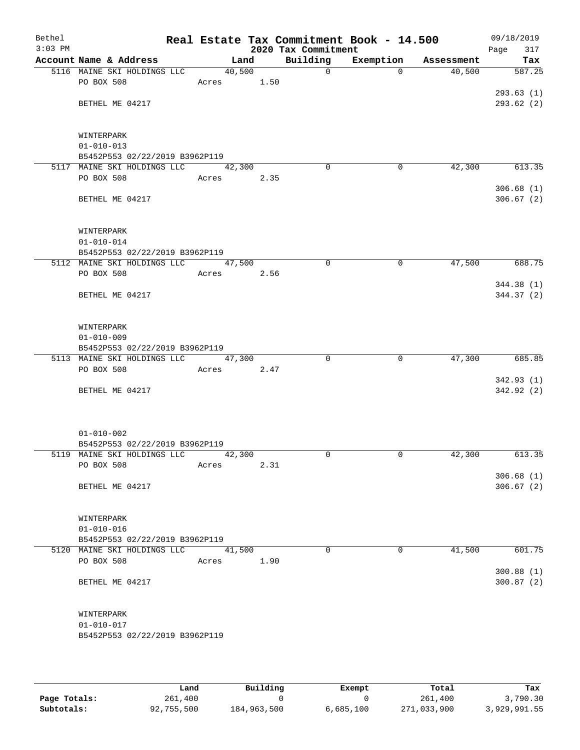Bethel
3:03 PM

# Real Estate Tax Commitment Book - 14.500

## 2020 Tax Commitment

09/18/2019

| Account | Name & Address | Land | Building | Exemption | Assessment | Tax |
|---|---|---|---|---|---|---|
| 5116 | MAINE SKI HOLDINGS LLC | 40,500 | 0 | 0 | 40,500 | 587.25 |
| | PO BOX 508 | Acres 1.50 | | | | |
| | | | | | | 293.63 (1) |
| | BETHEL ME 04217 | | | | | 293.62 (2) |
| | WINTERPARK | | | | | |
| | 01-010-013 | | | | | |
| | B5452P553 02/22/2019 B3962P119 | | | | | |
| 5117 | MAINE SKI HOLDINGS LLC | 42,300 | 0 | 0 | 42,300 | 613.35 |
| | PO BOX 508 | Acres 2.35 | | | | |
| | | | | | | 306.68 (1) |
| | BETHEL ME 04217 | | | | | 306.67 (2) |
| | WINTERPARK | | | | | |
| | 01-010-014 | | | | | |
| | B5452P553 02/22/2019 B3962P119 | | | | | |
| 5112 | MAINE SKI HOLDINGS LLC | 47,500 | 0 | 0 | 47,500 | 688.75 |
| | PO BOX 508 | Acres 2.56 | | | | |
| | | | | | | 344.38 (1) |
| | BETHEL ME 04217 | | | | | 344.37 (2) |
| | WINTERPARK | | | | | |
| | 01-010-009 | | | | | |
| | B5452P553 02/22/2019 B3962P119 | | | | | |
| 5113 | MAINE SKI HOLDINGS LLC | 47,300 | 0 | 0 | 47,300 | 685.85 |
| | PO BOX 508 | Acres 2.47 | | | | |
| | | | | | | 342.93 (1) |
| | BETHEL ME 04217 | | | | | 342.92 (2) |
| | 01-010-002 | | | | | |
| | B5452P553 02/22/2019 B3962P119 | | | | | |
| 5119 | MAINE SKI HOLDINGS LLC | 42,300 | 0 | 0 | 42,300 | 613.35 |
| | PO BOX 508 | Acres 2.31 | | | | |
| | | | | | | 306.68 (1) |
| | BETHEL ME 04217 | | | | | 306.67 (2) |
| | WINTERPARK | | | | | |
| | 01-010-016 | | | | | |
| | B5452P553 02/22/2019 B3962P119 | | | | | |
| 5120 | MAINE SKI HOLDINGS LLC | 41,500 | 0 | 0 | 41,500 | 601.75 |
| | PO BOX 508 | Acres 1.90 | | | | |
| | | | | | | 300.88 (1) |
| | BETHEL ME 04217 | | | | | 300.87 (2) |
| | WINTERPARK | | | | | |
| | 01-010-017 | | | | | |
| | B5452P553 02/22/2019 B3962P119 | | | | | |

| | Land | Building | Exempt | Total | Tax |
|---|---|---|---|---|---|
| Page Totals: | 261,400 | 0 | 0 | 261,400 | 3,790.30 |
| Subtotals: | 92,755,500 | 184,963,500 | 6,685,100 | 271,033,900 | 3,929,991.55 |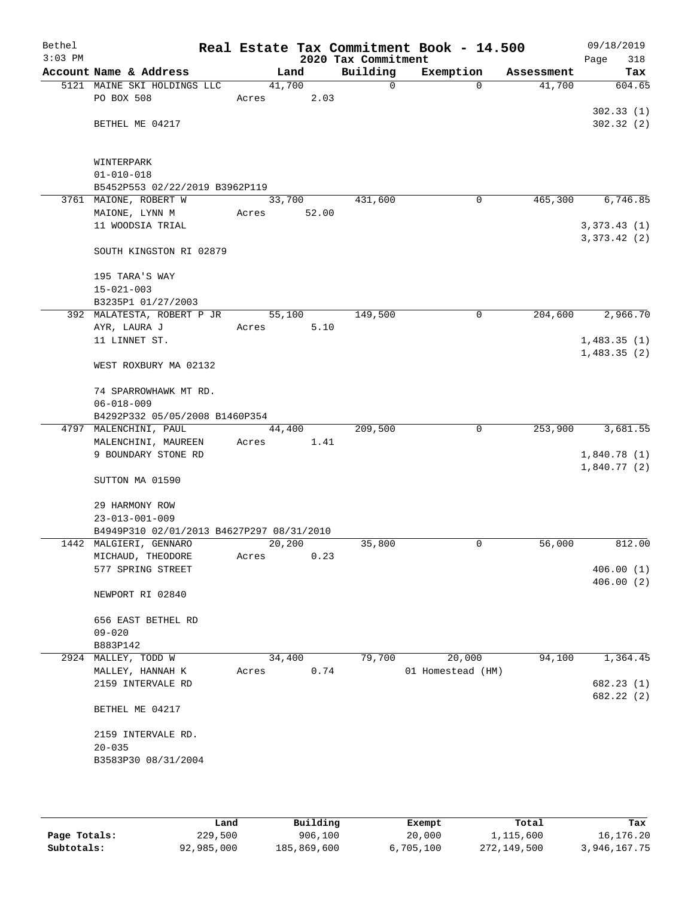Bethel 3:03 PM

# Real Estate Tax Commitment Book - 14.500

## 2020 Tax Commitment

09/18/2019 Page 318

| Account | Name & Address | Land | Building | Exemption | Assessment | Tax |
|---|---|---|---|---|---|---|
| 5121 | MAINE SKI HOLDINGS LLC<br>PO BOX 508<br><br>BETHEL ME 04217<br><br>WINTERPARK<br>01-010-018<br>B5452P553 02/22/2019 B3962P119 | 41,700<br>Acres 2.03 | 0 | 0 | 41,700 | 604.65<br><br>302.33 (1)<br>302.32 (2) |
| 3761 | MAIONE, ROBERT W<br>MAIONE, LYNN M<br>11 WOODSIA TRIAL<br><br>SOUTH KINGSTON RI 02879<br><br>195 TARA'S WAY<br>15-021-003<br>B3235P1 01/27/2003 | 33,700<br>Acres 52.00 | 431,600 | 0 | 465,300 | 6,746.85<br><br>3,373.43 (1)<br>3,373.42 (2) |
| 392 | MALATESTA, ROBERT P JR<br>AYR, LAURA J<br>11 LINNET ST.<br><br>WEST ROXBURY MA 02132<br><br>74 SPARROWHAWK MT RD.<br>06-018-009<br>B4292P332 05/05/2008 B1460P354 | 55,100<br>Acres 5.10 | 149,500 | 0 | 204,600 | 2,966.70<br><br>1,483.35 (1)<br>1,483.35 (2) |
| 4797 | MALENCHINI, PAUL<br>MALENCHINI, MAUREEN<br>9 BOUNDARY STONE RD<br><br>SUTTON MA 01590<br><br>29 HARMONY ROW<br>23-013-001-009<br>B4949P310 02/01/2013 B4627P297 08/31/2010 | 44,400<br>Acres 1.41 | 209,500 | 0 | 253,900 | 3,681.55<br><br>1,840.78 (1)<br>1,840.77 (2) |
| 1442 | MALGIERI, GENNARO<br>MICHAUD, THEODORE<br>577 SPRING STREET<br><br>NEWPORT RI 02840<br><br>656 EAST BETHEL RD<br>09-020<br>B883P142 | 20,200<br>Acres 0.23 | 35,800 | 0 | 56,000 | 812.00<br><br>406.00 (1)<br>406.00 (2) |
| 2924 | MALLEY, TODD W<br>MALLEY, HANNAH K<br>2159 INTERVALE RD<br><br>BETHEL ME 04217<br><br>2159 INTERVALE RD.<br>20-035<br>B3583P30 08/31/2004 | 34,400<br>Acres 0.74 | 79,700 | 20,000<br>01 Homestead (HM) | 94,100 | 1,364.45<br><br>682.23 (1)<br>682.22 (2) |

| | Land | Building | Exempt | Total | Tax |
|---|---|---|---|---|---|
| Page Totals: | 229,500 | 906,100 | 20,000 | 1,115,600 | 16,176.20 |
| Subtotals: | 92,985,000 | 185,869,600 | 6,705,100 | 272,149,500 | 3,946,167.75 |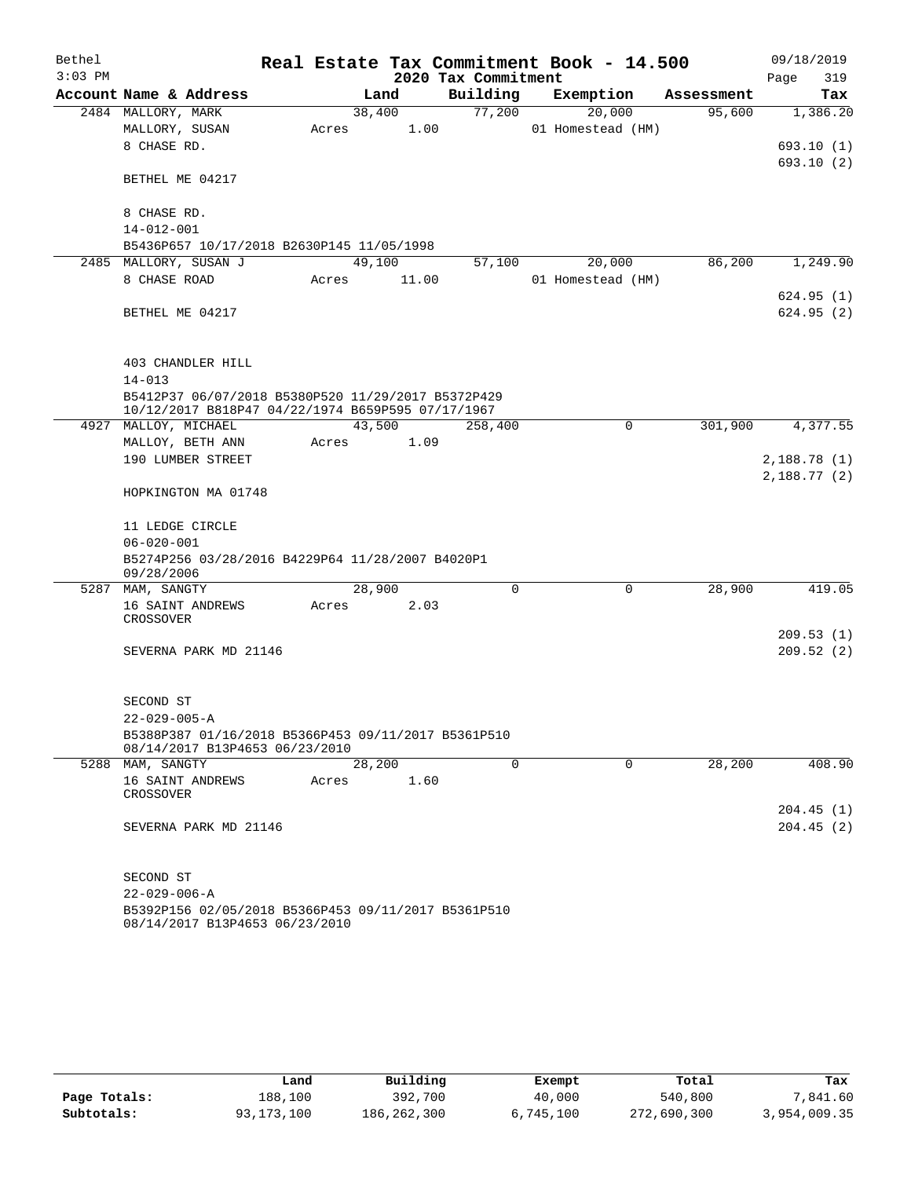Bethel — Real Estate Tax Commitment Book - 14.500 — 09/18/2019
3:03 PM — 2020 Tax Commitment

| Account Name & Address | Land | Building | Exemption | Assessment | Tax |
|---|---|---|---|---|---|
| 2484 MALLORY, MARK | 38,400 | 77,200 | 20,000 | 95,600 | 1,386.20 |
| MALLORY, SUSAN | Acres 1.00 | | 01 Homestead (HM) | | |
| 8 CHASE RD. | | | | | 693.10 (1) |
| | | | | | 693.10 (2) |
| BETHEL ME 04217 | | | | | |
| 8 CHASE RD. | | | | | |
| 14-012-001 | | | | | |
| B5436P657 10/17/2018 B2630P145 11/05/1998 | | | | | |
| 2485 MALLORY, SUSAN J | 49,100 | 57,100 | 20,000 | 86,200 | 1,249.90 |
| 8 CHASE ROAD | Acres 11.00 | | 01 Homestead (HM) | | |
| | | | | | 624.95 (1) |
| BETHEL ME 04217 | | | | | 624.95 (2) |
| 403 CHANDLER HILL | | | | | |
| 14-013 | | | | | |
| B5412P37 06/07/2018 B5380P520 11/29/2017 B5372P429 10/12/2017 B818P47 04/22/1974 B659P595 07/17/1967 | | | | | |
| 4927 MALLOY, MICHAEL | 43,500 | 258,400 | 0 | 301,900 | 4,377.55 |
| MALLOY, BETH ANN | Acres 1.09 | | | | |
| 190 LUMBER STREET | | | | | 2,188.78 (1) |
| | | | | | 2,188.77 (2) |
| HOPKINGTON MA 01748 | | | | | |
| 11 LEDGE CIRCLE | | | | | |
| 06-020-001 | | | | | |
| B5274P256 03/28/2016 B4229P64 11/28/2007 B4020P1 09/28/2006 | | | | | |
| 5287 MAM, SANGTY | 28,900 | 0 | 0 | 28,900 | 419.05 |
| 16 SAINT ANDREWS CROSSOVER | Acres 2.03 | | | | |
| | | | | | 209.53 (1) |
| SEVERNA PARK MD 21146 | | | | | 209.52 (2) |
| SECOND ST | | | | | |
| 22-029-005-A | | | | | |
| B5388P387 01/16/2018 B5366P453 09/11/2017 B5361P510 08/14/2017 B13P4653 06/23/2010 | | | | | |
| 5288 MAM, SANGTY | 28,200 | 0 | 0 | 28,200 | 408.90 |
| 16 SAINT ANDREWS CROSSOVER | Acres 1.60 | | | | |
| | | | | | 204.45 (1) |
| SEVERNA PARK MD 21146 | | | | | 204.45 (2) |
| SECOND ST | | | | | |
| 22-029-006-A | | | | | |
| B5392P156 02/05/2018 B5366P453 09/11/2017 B5361P510 08/14/2017 B13P4653 06/23/2010 | | | | | |

| | Land | Building | Exempt | Total | Tax |
|---|---|---|---|---|---|
| Page Totals: | 188,100 | 392,700 | 40,000 | 540,800 | 7,841.60 |
| Subtotals: | 93,173,100 | 186,262,300 | 6,745,100 | 272,690,300 | 3,954,009.35 |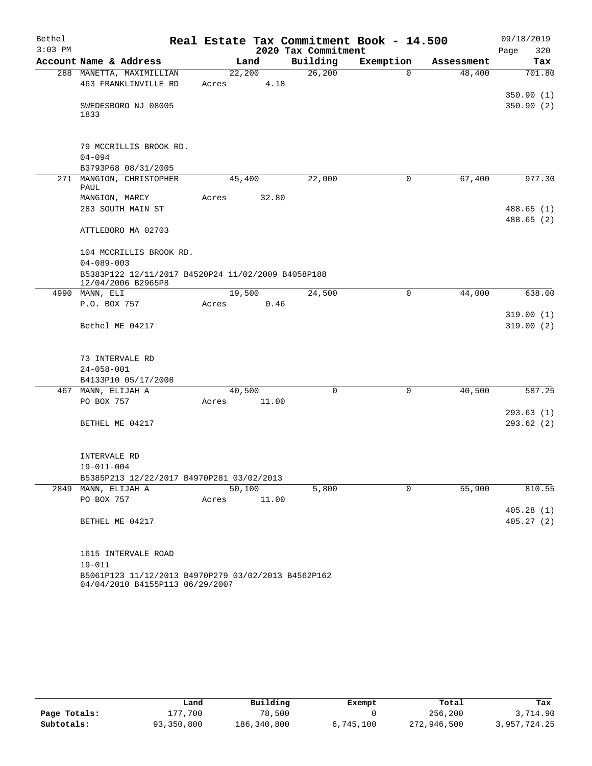Bethel 3:03 PM

# Real Estate Tax Commitment Book - 14.500

## 2020 Tax Commitment

09/18/2019

| Account | Name & Address | Land | Building | Exemption | Assessment | Tax |
|---|---|---|---|---|---|---|
| 288 | MANETTA, MAXIMILLIAN | 22,200 | 26,200 | 0 | 48,400 | 701.80 |
| | 463 FRANKLINVILLE RD | Acres 4.18 | | | | |
| | | | | | | 350.90 (1) |
| | SWEDESBORO NJ 08005 1833 | | | | | 350.90 (2) |
| | 79 MCCRILLIS BROOK RD. | | | | | |
| | 04-094 | | | | | |
| | B3793P68 08/31/2005 | | | | | |
| 271 | MANGION, CHRISTOPHER PAUL | 45,400 | 22,000 | 0 | 67,400 | 977.30 |
| | MANGION, MARCY | Acres 32.80 | | | | |
| | 283 SOUTH MAIN ST | | | | | 488.65 (1) |
| | | | | | | 488.65 (2) |
| | ATTLEBORO MA 02703 | | | | | |
| | 104 MCCRILLIS BROOK RD. | | | | | |
| | 04-089-003 | | | | | |
| | B5383P122 12/11/2017 B4520P24 11/02/2009 B4058P188 12/04/2006 B2965P8 | | | | | |
| 4990 | MANN, ELI | 19,500 | 24,500 | 0 | 44,000 | 638.00 |
| | P.O. BOX 757 | Acres 0.46 | | | | |
| | | | | | | 319.00 (1) |
| | Bethel ME 04217 | | | | | 319.00 (2) |
| | 73 INTERVALE RD | | | | | |
| | 24-058-001 | | | | | |
| | B4133P10 05/17/2008 | | | | | |
| 467 | MANN, ELIJAH A | 40,500 | 0 | 0 | 40,500 | 587.25 |
| | PO BOX 757 | Acres 11.00 | | | | |
| | | | | | | 293.63 (1) |
| | BETHEL ME 04217 | | | | | 293.62 (2) |
| | INTERVALE RD | | | | | |
| | 19-011-004 | | | | | |
| | B5385P213 12/22/2017 B4970P281 03/02/2013 | | | | | |
| 2849 | MANN, ELIJAH A | 50,100 | 5,800 | 0 | 55,900 | 810.55 |
| | PO BOX 757 | Acres 11.00 | | | | |
| | | | | | | 405.28 (1) |
| | BETHEL ME 04217 | | | | | 405.27 (2) |
| | 1615 INTERVALE ROAD | | | | | |
| | 19-011 | | | | | |
| | B5061P123 11/12/2013 B4970P279 03/02/2013 B4562P162 04/04/2010 B4155P113 06/29/2007 | | | | | |

| | Land | Building | Exempt | Total | Tax |
|---|---|---|---|---|---|
| Page Totals: | 177,700 | 78,500 | 0 | 256,200 | 3,714.90 |
| Subtotals: | 93,350,800 | 186,340,800 | 6,745,100 | 272,946,500 | 3,957,724.25 |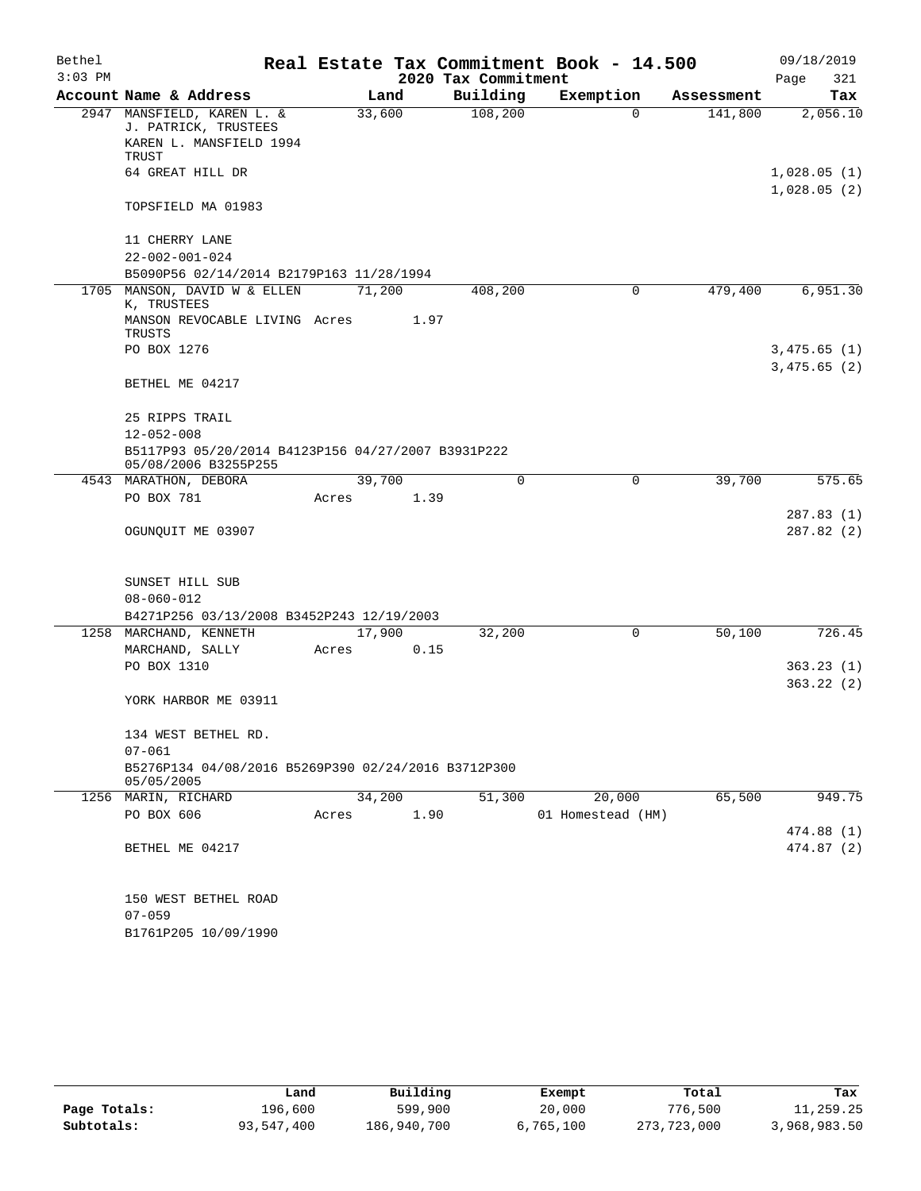Bethel 3:03 PM

# Real Estate Tax Commitment Book - 14.500

2020 Tax Commitment

09/18/2019 Page 321

| Account Name & Address | Land | Building | Exemption | Assessment | Tax |
|---|---|---|---|---|---|
| 2947 MANSFIELD, KAREN L. & J. PATRICK, TRUSTEES | 33,600 | 108,200 | 0 | 141,800 | 2,056.10 |
| KAREN L. MANSFIELD 1994 TRUST | | | | | |
| 64 GREAT HILL DR | | | | | 1,028.05 (1) |
| | | | | | 1,028.05 (2) |
| TOPSFIELD MA 01983 | | | | | |
| 11 CHERRY LANE | | | | | |
| 22-002-001-024 | | | | | |
| B5090P56 02/14/2014 B2179P163 11/28/1994 | | | | | |
| 1705 MANSON, DAVID W & ELLEN K, TRUSTEES | 71,200 | 408,200 | 0 | 479,400 | 6,951.30 |
| MANSON REVOCABLE LIVING TRUSTS | Acres 1.97 | | | | |
| PO BOX 1276 | | | | | 3,475.65 (1) |
| | | | | | 3,475.65 (2) |
| BETHEL ME 04217 | | | | | |
| 25 RIPPS TRAIL | | | | | |
| 12-052-008 | | | | | |
| B5117P93 05/20/2014 B4123P156 04/27/2007 B3931P222 05/08/2006 B3255P255 | | | | | |
| 4543 MARATHON, DEBORA | 39,700 | 0 | 0 | 39,700 | 575.65 |
| PO BOX 781 | Acres 1.39 | | | | |
| | | | | | 287.83 (1) |
| OGUNQUIT ME 03907 | | | | | 287.82 (2) |
| SUNSET HILL SUB | | | | | |
| 08-060-012 | | | | | |
| B4271P256 03/13/2008 B3452P243 12/19/2003 | | | | | |
| 1258 MARCHAND, KENNETH | 17,900 | 32,200 | 0 | 50,100 | 726.45 |
| MARCHAND, SALLY | Acres 0.15 | | | | |
| PO BOX 1310 | | | | | 363.23 (1) |
| | | | | | 363.22 (2) |
| YORK HARBOR ME 03911 | | | | | |
| 134 WEST BETHEL RD. | | | | | |
| 07-061 | | | | | |
| B5276P134 04/08/2016 B5269P390 02/24/2016 B3712P300 05/05/2005 | | | | | |
| 1256 MARIN, RICHARD | 34,200 | 51,300 | 20,000 | 65,500 | 949.75 |
| PO BOX 606 | Acres 1.90 | | 01 Homestead (HM) | | |
| | | | | | 474.88 (1) |
| BETHEL ME 04217 | | | | | 474.87 (2) |
| 150 WEST BETHEL ROAD | | | | | |
| 07-059 | | | | | |
| B1761P205 10/09/1990 | | | | | |

| | Land | Building | Exempt | Total | Tax |
|---|---|---|---|---|---|
| Page Totals: | 196,600 | 599,900 | 20,000 | 776,500 | 11,259.25 |
| Subtotals: | 93,547,400 | 186,940,700 | 6,765,100 | 273,723,000 | 3,968,983.50 |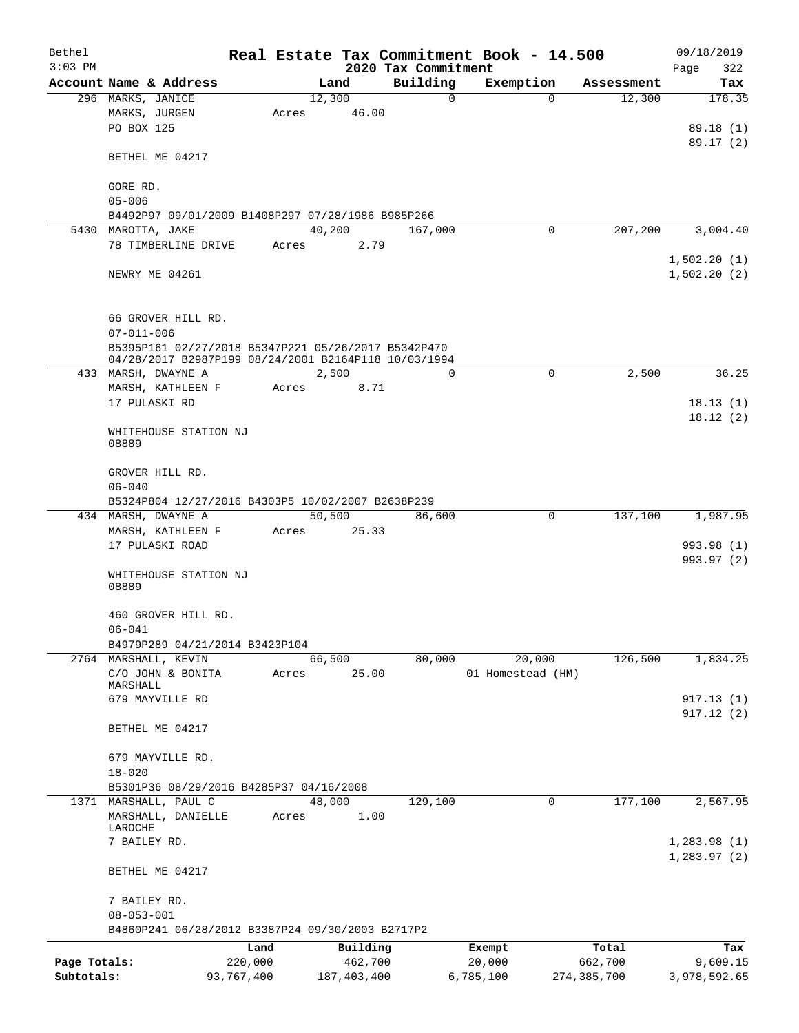# Real Estate Tax Commitment Book - 14.500

Bethel
3:03 PM

2020 Tax Commitment

09/18/2019
Page 322

| Account Name & Address | Land | Building | Exemption | Assessment | Tax |
|---|---|---|---|---|---|
| 296 MARKS, JANICE | 12,300 | 0 | 0 | 12,300 | 178.35 |
| MARKS, JURGEN | Acres 46.00 | | | | |
| PO BOX 125 | | | | | 89.18 (1) |
| | | | | | 89.17 (2) |
| BETHEL ME 04217 | | | | | |
| GORE RD. | | | | | |
| 05-006 | | | | | |
| B4492P97 09/01/2009 B1408P297 07/28/1986 B985P266 | | | | | |
| 5430 MAROTTA, JAKE | 40,200 | 167,000 | 0 | 207,200 | 3,004.40 |
| 78 TIMBERLINE DRIVE | Acres 2.79 | | | | |
| | | | | | 1,502.20 (1) |
| NEWRY ME 04261 | | | | | 1,502.20 (2) |
| 66 GROVER HILL RD. | | | | | |
| 07-011-006 | | | | | |
| B5395P161 02/27/2018 B5347P221 05/26/2017 B5342P470 04/28/2017 B2987P199 08/24/2001 B2164P118 10/03/1994 | | | | | |
| 433 MARSH, DWAYNE A | 2,500 | 0 | 0 | 2,500 | 36.25 |
| MARSH, KATHLEEN F | Acres 8.71 | | | | |
| 17 PULASKI RD | | | | | 18.13 (1) |
| | | | | | 18.12 (2) |
| WHITEHOUSE STATION NJ 08889 | | | | | |
| GROVER HILL RD. | | | | | |
| 06-040 | | | | | |
| B5324P804 12/27/2016 B4303P5 10/02/2007 B2638P239 | | | | | |
| 434 MARSH, DWAYNE A | 50,500 | 86,600 | 0 | 137,100 | 1,987.95 |
| MARSH, KATHLEEN F | Acres 25.33 | | | | |
| 17 PULASKI ROAD | | | | | 993.98 (1) |
| | | | | | 993.97 (2) |
| WHITEHOUSE STATION NJ 08889 | | | | | |
| 460 GROVER HILL RD. | | | | | |
| 06-041 | | | | | |
| B4979P289 04/21/2014 B3423P104 | | | | | |
| 2764 MARSHALL, KEVIN | 66,500 | 80,000 | 20,000 | 126,500 | 1,834.25 |
| C/O JOHN & BONITA MARSHALL | Acres 25.00 | | 01 Homestead (HM) | | |
| 679 MAYVILLE RD | | | | | 917.13 (1) |
| | | | | | 917.12 (2) |
| BETHEL ME 04217 | | | | | |
| 679 MAYVILLE RD. | | | | | |
| 18-020 | | | | | |
| B5301P36 08/29/2016 B4285P37 04/16/2008 | | | | | |
| 1371 MARSHALL, PAUL C | 48,000 | 129,100 | 0 | 177,100 | 2,567.95 |
| MARSHALL, DANIELLE LAROCHE | Acres 1.00 | | | | |
| 7 BAILEY RD. | | | | | 1,283.98 (1) |
| | | | | | 1,283.97 (2) |
| BETHEL ME 04217 | | | | | |
| 7 BAILEY RD. | | | | | |
| 08-053-001 | | | | | |
| B4860P241 06/28/2012 B3387P24 09/30/2003 B2717P2 | | | | | |

| | Land | Building | Exempt | Total | Tax |
|---|---|---|---|---|---|
| Page Totals: | 220,000 | 462,700 | 20,000 | 662,700 | 9,609.15 |
| Subtotals: | 93,767,400 | 187,403,400 | 6,785,100 | 274,385,700 | 3,978,592.65 |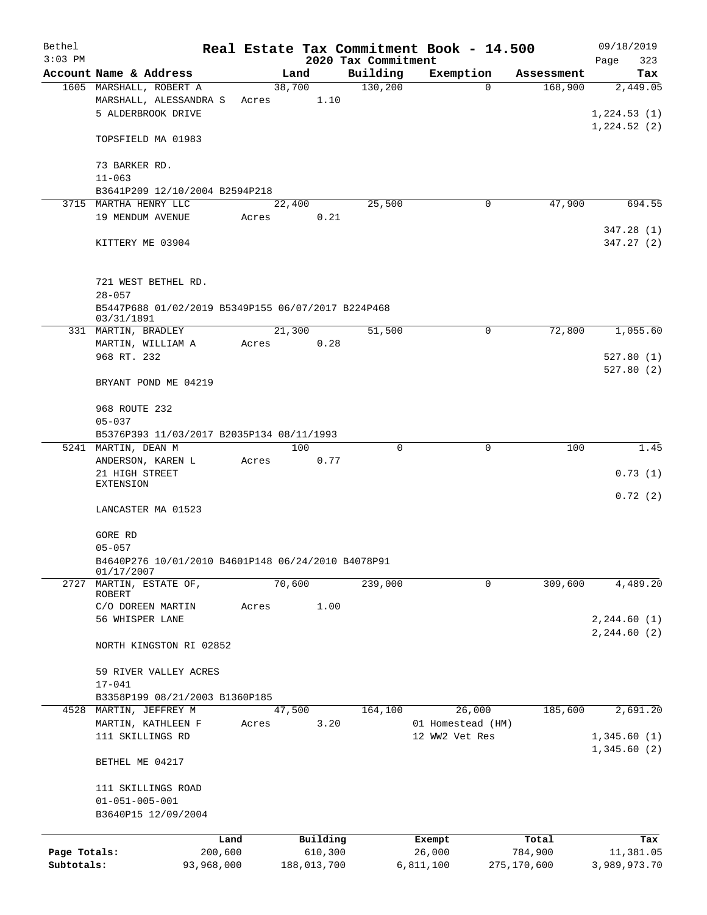Bethel — Real Estate Tax Commitment Book - 14.500 — 09/18/2019
3:03 PM — 2020 Tax Commitment

| Account Name & Address | Land | Building | Exemption | Assessment | Tax |
|---|---|---|---|---|---|
| 1605 MARSHALL, ROBERT A | 38,700 | 130,200 | 0 | 168,900 | 2,449.05 |
| MARSHALL, ALESSANDRA S | Acres 1.10 | | | | |
| 5 ALDERBROOK DRIVE | | | | | 1,224.53 (1) |
| | | | | | 1,224.52 (2) |
| TOPSFIELD MA 01983 | | | | | |
| 73 BARKER RD. | | | | | |
| 11-063 | | | | | |
| B3641P209 12/10/2004 B2594P218 | | | | | |
| 3715 MARTHA HENRY LLC | 22,400 | 25,500 | 0 | 47,900 | 694.55 |
| 19 MENDUM AVENUE | Acres 0.21 | | | | |
| | | | | | 347.28 (1) |
| KITTERY ME 03904 | | | | | 347.27 (2) |
| 721 WEST BETHEL RD. | | | | | |
| 28-057 | | | | | |
| B5447P688 01/02/2019 B5349P155 06/07/2017 B224P468 03/31/1891 | | | | | |
| 331 MARTIN, BRADLEY | 21,300 | 51,500 | 0 | 72,800 | 1,055.60 |
| MARTIN, WILLIAM A | Acres 0.28 | | | | |
| 968 RT. 232 | | | | | 527.80 (1) |
| | | | | | 527.80 (2) |
| BRYANT POND ME 04219 | | | | | |
| 968 ROUTE 232 | | | | | |
| 05-037 | | | | | |
| B5376P393 11/03/2017 B2035P134 08/11/1993 | | | | | |
| 5241 MARTIN, DEAN M | 100 | 0 | 0 | 100 | 1.45 |
| ANDERSON, KAREN L | Acres 0.77 | | | | |
| 21 HIGH STREET EXTENSION | | | | | 0.73 (1) |
| | | | | | 0.72 (2) |
| LANCASTER MA 01523 | | | | | |
| GORE RD | | | | | |
| 05-057 | | | | | |
| B4640P276 10/01/2010 B4601P148 06/24/2010 B4078P91 01/17/2007 | | | | | |
| 2727 MARTIN, ESTATE OF, ROBERT | 70,600 | 239,000 | 0 | 309,600 | 4,489.20 |
| C/O DOREEN MARTIN | Acres 1.00 | | | | |
| 56 WHISPER LANE | | | | | 2,244.60 (1) |
| | | | | | 2,244.60 (2) |
| NORTH KINGSTON RI 02852 | | | | | |
| 59 RIVER VALLEY ACRES | | | | | |
| 17-041 | | | | | |
| B3358P199 08/21/2003 B1360P185 | | | | | |
| 4528 MARTIN, JEFFREY M | 47,500 | 164,100 | 26,000 | 185,600 | 2,691.20 |
| MARTIN, KATHLEEN F | Acres 3.20 | | 01 Homestead (HM) | | |
| 111 SKILLINGS RD | | | 12 WW2 Vet Res | | 1,345.60 (1) |
| | | | | | 1,345.60 (2) |
| BETHEL ME 04217 | | | | | |
| 111 SKILLINGS ROAD | | | | | |
| 01-051-005-001 | | | | | |
| B3640P15 12/09/2004 | | | | | |

| | Land | Building | Exempt | Total | Tax |
|---|---|---|---|---|---|
| Page Totals: | 200,600 | 610,300 | 26,000 | 784,900 | 11,381.05 |
| Subtotals: | 93,968,000 | 188,013,700 | 6,811,100 | 275,170,600 | 3,989,973.70 |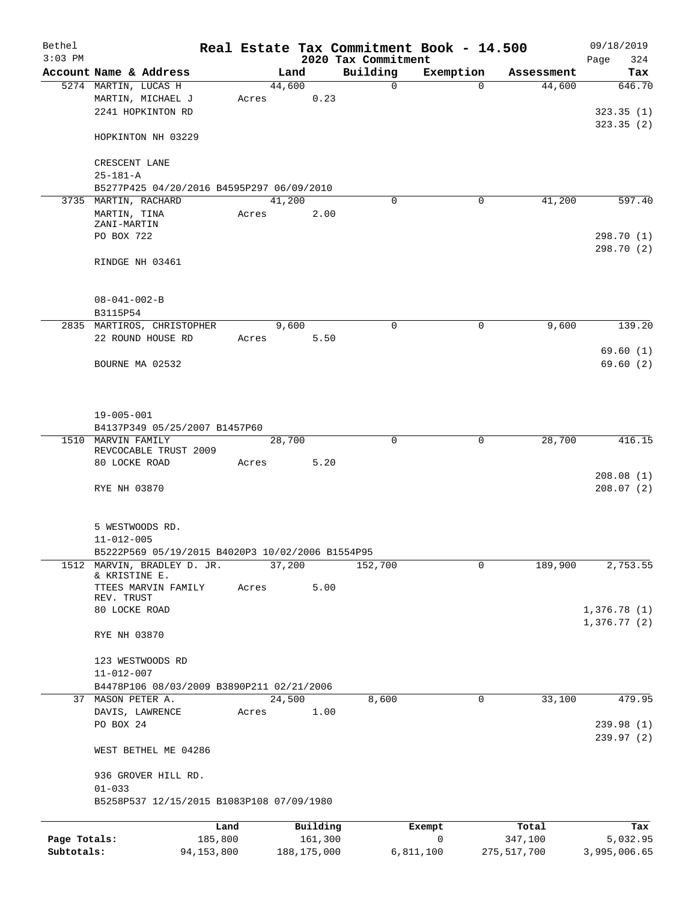Bethel — Real Estate Tax Commitment Book - 14.500 — 09/18/2019
3:03 PM — 2020 Tax Commitment

| Account Name & Address | Land | Building | Exemption | Assessment | Tax |
|---|---|---|---|---|---|
| 5274 MARTIN, LUCAS H | 44,600 | 0 | 0 | 44,600 | 646.70 |
| MARTIN, MICHAEL J | Acres 0.23 | | | | |
| 2241 HOPKINTON RD | | | | | 323.35 (1) |
| | | | | | 323.35 (2) |
| HOPKINTON NH 03229 | | | | | |
| CRESCENT LANE | | | | | |
| 25-181-A | | | | | |
| B5277P425 04/20/2016 B4595P297 06/09/2010 | | | | | |
| 3735 MARTIN, RACHARD | 41,200 | 0 | 0 | 41,200 | 597.40 |
| MARTIN, TINA ZANI-MARTIN | Acres 2.00 | | | | |
| PO BOX 722 | | | | | 298.70 (1) |
| | | | | | 298.70 (2) |
| RINDGE NH 03461 | | | | | |
| 08-041-002-B | | | | | |
| B3115P54 | | | | | |
| 2835 MARTIROS, CHRISTOPHER | 9,600 | 0 | 0 | 9,600 | 139.20 |
| 22 ROUND HOUSE RD | Acres 5.50 | | | | |
| | | | | | 69.60 (1) |
| BOURNE MA 02532 | | | | | 69.60 (2) |
| 19-005-001 | | | | | |
| B4137P349 05/25/2007 B1457P60 | | | | | |
| 1510 MARVIN FAMILY REVCOCABLE TRUST 2009 | 28,700 | 0 | 0 | 28,700 | 416.15 |
| 80 LOCKE ROAD | Acres 5.20 | | | | |
| | | | | | 208.08 (1) |
| RYE NH 03870 | | | | | 208.07 (2) |
| 5 WESTWOODS RD. | | | | | |
| 11-012-005 | | | | | |
| B5222P569 05/19/2015 B4020P3 10/02/2006 B1554P95 | | | | | |
| 1512 MARVIN, BRADLEY D. JR. & KRISTINE E. | 37,200 | 152,700 | 0 | 189,900 | 2,753.55 |
| TTEES MARVIN FAMILY REV. TRUST | Acres 5.00 | | | | |
| 80 LOCKE ROAD | | | | | 1,376.78 (1) |
| | | | | | 1,376.77 (2) |
| RYE NH 03870 | | | | | |
| 123 WESTWOODS RD | | | | | |
| 11-012-007 | | | | | |
| B4478P106 08/03/2009 B3890P211 02/21/2006 | | | | | |
| 37 MASON PETER A. | 24,500 | 8,600 | 0 | 33,100 | 479.95 |
| DAVIS, LAWRENCE | Acres 1.00 | | | | |
| PO BOX 24 | | | | | 239.98 (1) |
| | | | | | 239.97 (2) |
| WEST BETHEL ME 04286 | | | | | |
| 936 GROVER HILL RD. | | | | | |
| 01-033 | | | | | |
| B5258P537 12/15/2015 B1083P108 07/09/1980 | | | | | |

| | Land | Building | Exempt | Total | Tax |
|---|---|---|---|---|---|
| Page Totals: | 185,800 | 161,300 | 0 | 347,100 | 5,032.95 |
| Subtotals: | 94,153,800 | 188,175,000 | 6,811,100 | 275,517,700 | 3,995,006.65 |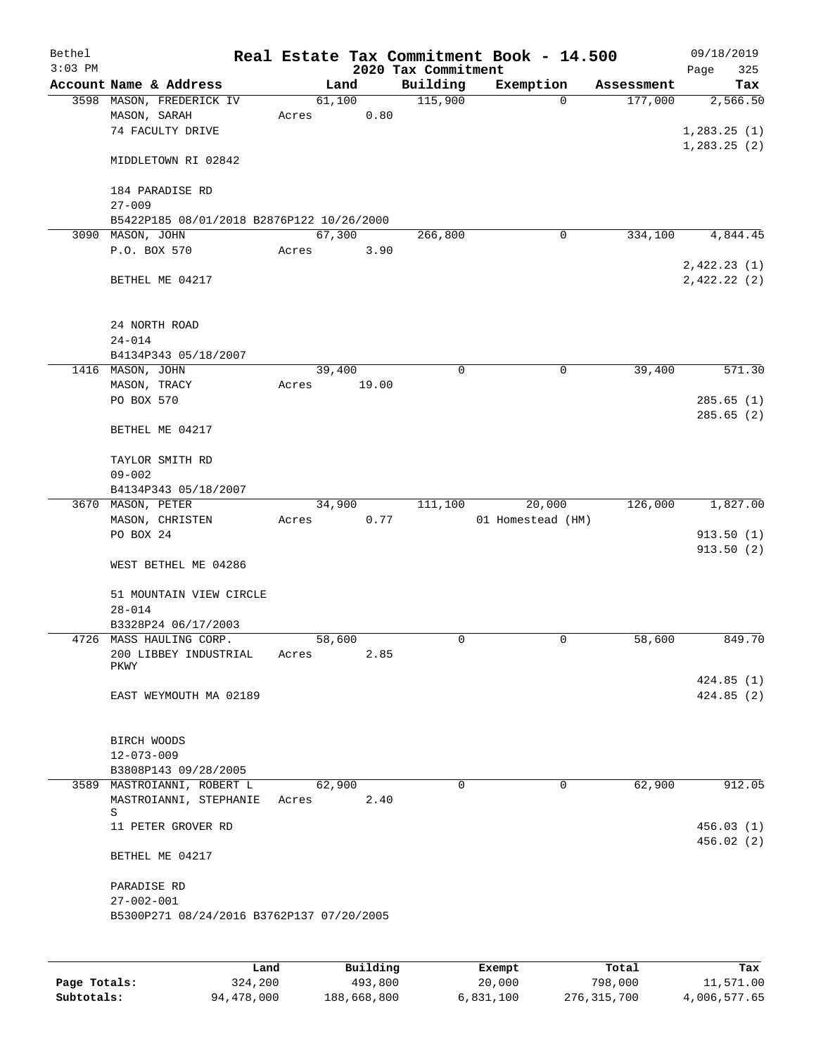Bethel 3:03 PM

# Real Estate Tax Commitment Book - 14.500

## 2020 Tax Commitment

09/18/2019 Page 325

| Account | Name & Address | Land | Building | Exemption | Assessment | Tax |
|---|---|---|---|---|---|---|
| 3598 | MASON, FREDERICK IV<br>MASON, SARAH<br>74 FACULTY DRIVE<br><br>MIDDLETOWN RI 02842<br><br>184 PARADISE RD<br>27-009<br>B5422P185 08/01/2018 B2876P122 10/26/2000 | 61,100<br>Acres 0.80 | 115,900 | 0 | 177,000 | 2,566.50<br><br>1,283.25 (1)<br>1,283.25 (2) |
| 3090 | MASON, JOHN<br>P.O. BOX 570<br><br>BETHEL ME 04217<br><br>24 NORTH ROAD<br>24-014<br>B4134P343 05/18/2007 | 67,300<br>Acres 3.90 | 266,800 | 0 | 334,100 | 4,844.45<br><br>2,422.23 (1)<br>2,422.22 (2) |
| 1416 | MASON, JOHN<br>MASON, TRACY<br>PO BOX 570<br><br>BETHEL ME 04217<br><br>TAYLOR SMITH RD<br>09-002<br>B4134P343 05/18/2007 | 39,400<br>Acres 19.00 | 0 | 0 | 39,400 | 571.30<br><br>285.65 (1)<br>285.65 (2) |
| 3670 | MASON, PETER<br>MASON, CHRISTEN<br>PO BOX 24<br><br>WEST BETHEL ME 04286<br><br>51 MOUNTAIN VIEW CIRCLE<br>28-014<br>B3328P24 06/17/2003 | 34,900<br>Acres 0.77 | 111,100 | 20,000<br>01 Homestead (HM) | 126,000 | 1,827.00<br><br>913.50 (1)<br>913.50 (2) |
| 4726 | MASS HAULING CORP.<br>200 LIBBEY INDUSTRIAL PKWY<br><br>EAST WEYMOUTH MA 02189<br><br>BIRCH WOODS<br>12-073-009<br>B3808P143 09/28/2005 | 58,600<br>Acres 2.85 | 0 | 0 | 58,600 | 849.70<br><br>424.85 (1)<br>424.85 (2) |
| 3589 | MASTROIANNI, ROBERT L<br>MASTROIANNI, STEPHANIE S<br>11 PETER GROVER RD<br><br>BETHEL ME 04217<br><br>PARADISE RD<br>27-002-001<br>B5300P271 08/24/2016 B3762P137 07/20/2005 | 62,900<br>Acres 2.40 | 0 | 0 | 62,900 | 912.05<br><br>456.03 (1)<br>456.02 (2) |

| | Land | Building | Exempt | Total | Tax |
|---|---|---|---|---|---|
| **Page Totals:** | 324,200 | 493,800 | 20,000 | 798,000 | 11,571.00 |
| **Subtotals:** | 94,478,000 | 188,668,800 | 6,831,100 | 276,315,700 | 4,006,577.65 |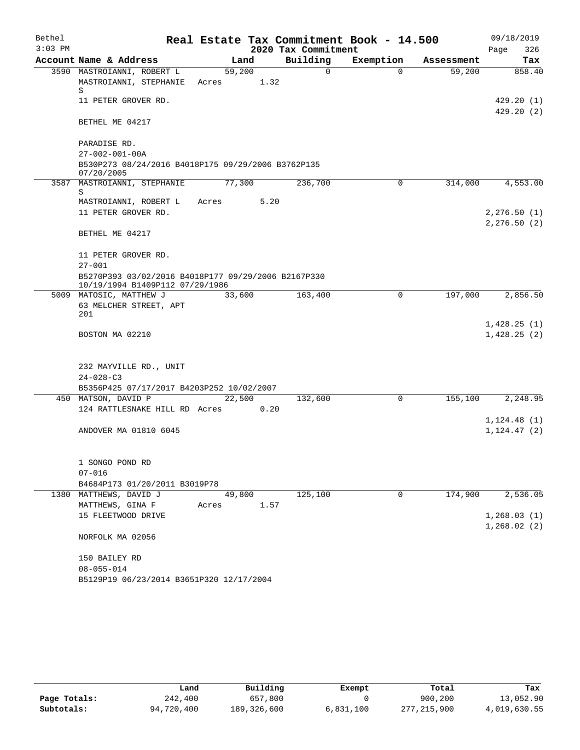Bethel · 3:03 PM

# Real Estate Tax Commitment Book - 14.500

## 2020 Tax Commitment

09/18/2019 · Page 326

| Account Name & Address | Land | Building | Exemption | Assessment | Tax |
|---|---|---|---|---|---|
| 3590 MASTROIANNI, ROBERT L | 59,200 | 0 | 0 | 59,200 | 858.40 |
| MASTROIANNI, STEPHANIE S | Acres 1.32 | | | | |
| 11 PETER GROVER RD. | | | | | 429.20 (1) |
| | | | | | 429.20 (2) |
| BETHEL ME 04217 | | | | | |
| PARADISE RD. | | | | | |
| 27-002-001-00A | | | | | |
| B530P273 08/24/2016 B4018P175 09/29/2006 B3762P135 07/20/2005 | | | | | |
| 3587 MASTROIANNI, STEPHANIE S | 77,300 | 236,700 | 0 | 314,000 | 4,553.00 |
| MASTROIANNI, ROBERT L | Acres 5.20 | | | | |
| 11 PETER GROVER RD. | | | | | 2,276.50 (1) |
| | | | | | 2,276.50 (2) |
| BETHEL ME 04217 | | | | | |
| 11 PETER GROVER RD. | | | | | |
| 27-001 | | | | | |
| B5270P393 03/02/2016 B4018P177 09/29/2006 B2167P330 10/19/1994 B1409P112 07/29/1986 | | | | | |
| 5009 MATOSIC, MATTHEW J | 33,600 | 163,400 | 0 | 197,000 | 2,856.50 |
| 63 MELCHER STREET, APT 201 | | | | | |
| | | | | | 1,428.25 (1) |
| BOSTON MA 02210 | | | | | 1,428.25 (2) |
| 232 MAYVILLE RD., UNIT | | | | | |
| 24-028-C3 | | | | | |
| B5356P425 07/17/2017 B4203P252 10/02/2007 | | | | | |
| 450 MATSON, DAVID P | 22,500 | 132,600 | 0 | 155,100 | 2,248.95 |
| 124 RATTLESNAKE HILL RD | Acres 0.20 | | | | |
| | | | | | 1,124.48 (1) |
| ANDOVER MA 01810 6045 | | | | | 1,124.47 (2) |
| 1 SONGO POND RD | | | | | |
| 07-016 | | | | | |
| B4684P173 01/20/2011 B3019P78 | | | | | |
| 1380 MATTHEWS, DAVID J | 49,800 | 125,100 | 0 | 174,900 | 2,536.05 |
| MATTHEWS, GINA F | Acres 1.57 | | | | |
| 15 FLEETWOOD DRIVE | | | | | 1,268.03 (1) |
| | | | | | 1,268.02 (2) |
| NORFOLK MA 02056 | | | | | |
| 150 BAILEY RD | | | | | |
| 08-055-014 | | | | | |
| B5129P19 06/23/2014 B3651P320 12/17/2004 | | | | | |

| | Land | Building | Exempt | Total | Tax |
|---|---|---|---|---|---|
| Page Totals: | 242,400 | 657,800 | 0 | 900,200 | 13,052.90 |
| Subtotals: | 94,720,400 | 189,326,600 | 6,831,100 | 277,215,900 | 4,019,630.55 |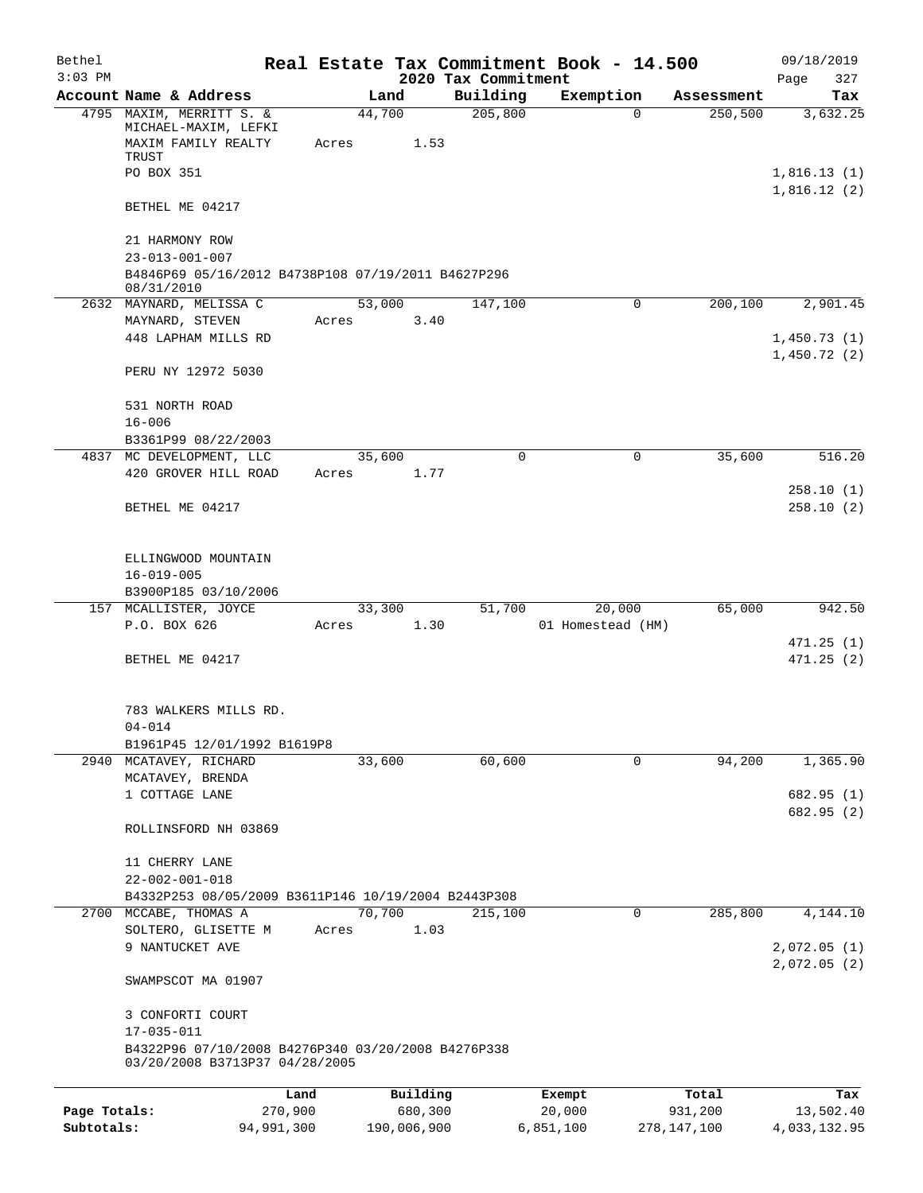Bethel
$3:03 PM

# Real Estate Tax Commitment Book - 14.500

## 2020 Tax Commitment

09/18/2019
Page 327

| Account Name & Address | Land | Building | Exemption | Assessment | Tax |
|---|---|---|---|---|---|
| 4795 MAXIM, MERRITT S. & MICHAEL-MAXIM, LEFKI MAXIM FAMILY REALTY TRUST PO BOX 351 BETHEL ME 04217 | 44,700 Acres 1.53 | 205,800 | 0 | 250,500 | 3,632.25 1,816.13 (1) 1,816.12 (2) |
| 21 HARMONY ROW 23-013-001-007 B4846P69 05/16/2012 B4738P108 07/19/2011 B4627P296 08/31/2010 | | | | | |
| 2632 MAYNARD, MELISSA C MAYNARD, STEVEN 448 LAPHAM MILLS RD PERU NY 12972 5030 | 53,000 Acres 3.40 | 147,100 | 0 | 200,100 | 2,901.45 1,450.73 (1) 1,450.72 (2) |
| 531 NORTH ROAD 16-006 B3361P99 08/22/2003 | | | | | |
| 4837 MC DEVELOPMENT, LLC 420 GROVER HILL ROAD BETHEL ME 04217 | 35,600 Acres 1.77 | 0 | 0 | 35,600 | 516.20 258.10 (1) 258.10 (2) |
| ELLINGWOOD MOUNTAIN 16-019-005 B3900P185 03/10/2006 | | | | | |
| 157 MCALLISTER, JOYCE P.O. BOX 626 BETHEL ME 04217 | 33,300 Acres 1.30 | 51,700 | 20,000 01 Homestead (HM) | 65,000 | 942.50 471.25 (1) 471.25 (2) |
| 783 WALKERS MILLS RD. 04-014 B1961P45 12/01/1992 B1619P8 | | | | | |
| 2940 MCATAVEY, RICHARD MCATAVEY, BRENDA 1 COTTAGE LANE ROLLINSFORD NH 03869 | 33,600 | 60,600 | 0 | 94,200 | 1,365.90 682.95 (1) 682.95 (2) |
| 11 CHERRY LANE 22-002-001-018 B4332P253 08/05/2009 B3611P146 10/19/2004 B2443P308 | | | | | |
| 2700 MCCABE, THOMAS A SOLTERO, GLISETTE M 9 NANTUCKET AVE SWAMPSCOTT MA 01907 | 70,700 Acres 1.03 | 215,100 | 0 | 285,800 | 4,144.10 2,072.05 (1) 2,072.05 (2) |
| 3 CONFORTI COURT 17-035-011 B4322P96 07/10/2008 B4276P340 03/20/2008 B4276P338 03/20/2008 B3713P37 04/28/2005 | | | | | |

| | Land | Building | Exempt | Total | Tax |
|---|---|---|---|---|---|
| Page Totals: | 270,900 | 680,300 | 20,000 | 931,200 | 13,502.40 |
| Subtotals: | 94,991,300 | 190,006,900 | 6,851,100 | 278,147,100 | 4,033,132.95 |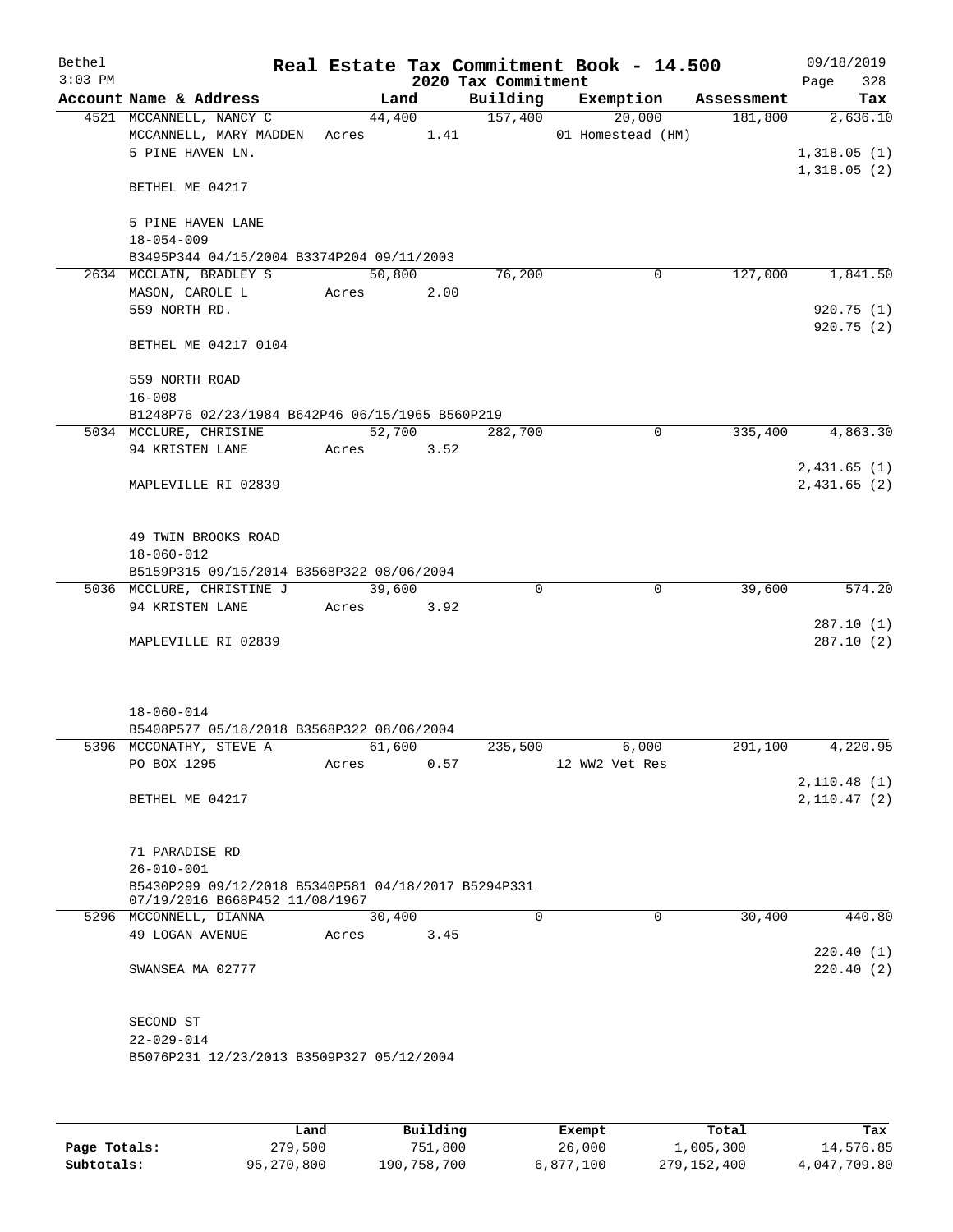Bethel 3:03 PM

# Real Estate Tax Commitment Book - 14.500

## 2020 Tax Commitment

09/18/2019

| Account | Name & Address | Land | Building | Exemption | Assessment | Tax |
|---|---|---|---|---|---|---|
| 4521 | MCCANNELL, NANCY C | 44,400 | 157,400 | 20,000 | 181,800 | 2,636.10 |
| | MCCANNELL, MARY MADDEN | Acres 1.41 | | 01 Homestead (HM) | | |
| | 5 PINE HAVEN LN. | | | | | 1,318.05 (1) |
| | BETHEL ME 04217 | | | | | 1,318.05 (2) |
| | 5 PINE HAVEN LANE | | | | | |
| | 18-054-009 | | | | | |
| | B3495P344 04/15/2004 B3374P204 09/11/2003 | | | | | |
| 2634 | MCCLAIN, BRADLEY S | 50,800 | 76,200 | 0 | 127,000 | 1,841.50 |
| | MASON, CAROLE L | Acres 2.00 | | | | |
| | 559 NORTH RD. | | | | | 920.75 (1) |
| | BETHEL ME 04217 0104 | | | | | 920.75 (2) |
| | 559 NORTH ROAD | | | | | |
| | 16-008 | | | | | |
| | B1248P76 02/23/1984 B642P46 06/15/1965 B560P219 | | | | | |
| 5034 | MCCLURE, CHRISINE | 52,700 | 282,700 | 0 | 335,400 | 4,863.30 |
| | 94 KRISTEN LANE | Acres 3.52 | | | | |
| | | | | | | 2,431.65 (1) |
| | MAPLEVILLE RI 02839 | | | | | 2,431.65 (2) |
| | 49 TWIN BROOKS ROAD | | | | | |
| | 18-060-012 | | | | | |
| | B5159P315 09/15/2014 B3568P322 08/06/2004 | | | | | |
| 5036 | MCCLURE, CHRISTINE J | 39,600 | 0 | 0 | 39,600 | 574.20 |
| | 94 KRISTEN LANE | Acres 3.92 | | | | |
| | | | | | | 287.10 (1) |
| | MAPLEVILLE RI 02839 | | | | | 287.10 (2) |
| | 18-060-014 | | | | | |
| | B5408P577 05/18/2018 B3568P322 08/06/2004 | | | | | |
| 5396 | MCCONATHY, STEVE A | 61,600 | 235,500 | 6,000 | 291,100 | 4,220.95 |
| | PO BOX 1295 | Acres 0.57 | | 12 WW2 Vet Res | | |
| | | | | | | 2,110.48 (1) |
| | BETHEL ME 04217 | | | | | 2,110.47 (2) |
| | 71 PARADISE RD | | | | | |
| | 26-010-001 | | | | | |
| | B5430P299 09/12/2018 B5340P581 04/18/2017 B5294P331 07/19/2016 B668P452 11/08/1967 | | | | | |
| 5296 | MCCONNELL, DIANNA | 30,400 | 0 | 0 | 30,400 | 440.80 |
| | 49 LOGAN AVENUE | Acres 3.45 | | | | |
| | | | | | | 220.40 (1) |
| | SWANSEA MA 02777 | | | | | 220.40 (2) |
| | SECOND ST | | | | | |
| | 22-029-014 | | | | | |
| | B5076P231 12/23/2013 B3509P327 05/12/2004 | | | | | |

| | Land | Building | Exempt | Total | Tax |
|---|---|---|---|---|---|
| Page Totals: | 279,500 | 751,800 | 26,000 | 1,005,300 | 14,576.85 |
| Subtotals: | 95,270,800 | 190,758,700 | 6,877,100 | 279,152,400 | 4,047,709.80 |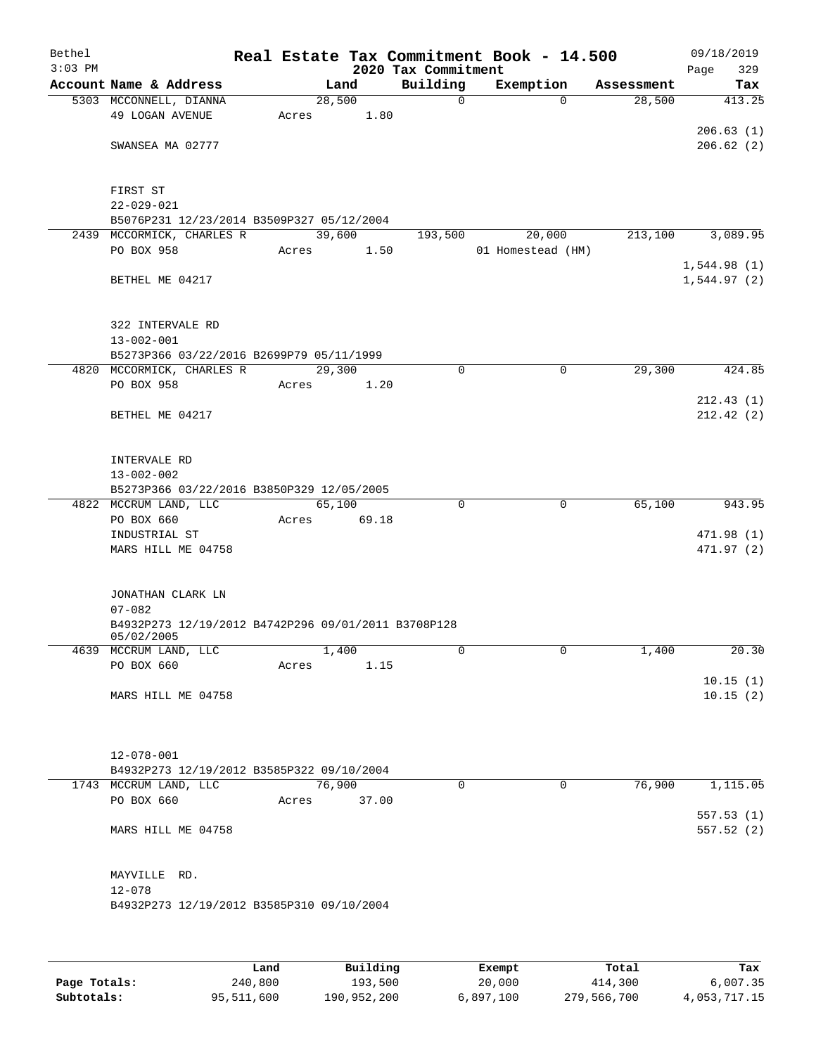Bethel
$3:03 PM

# Real Estate Tax Commitment Book - 14.500

## 2020 Tax Commitment

09/18/2019
Page 329

| Account Name & Address | Land | Building | Exemption | Assessment | Tax |
|---|---|---|---|---|---|
| 5303 MCCONNELL, DIANNA | 28,500 | 0 | 0 | 28,500 | 413.25 |
| 49 LOGAN AVENUE | Acres 1.80 | | | | |
| | | | | | 206.63 (1) |
| SWANSEA MA 02777 | | | | | 206.62 (2) |
| FIRST ST | | | | | |
| 22-029-021 | | | | | |
| B5076P231 12/23/2014 B3509P327 05/12/2004 | | | | | |
| 2439 MCCORMICK, CHARLES R | 39,600 | 193,500 | 20,000 | 213,100 | 3,089.95 |
| PO BOX 958 | Acres 1.50 | | 01 Homestead (HM) | | |
| | | | | | 1,544.98 (1) |
| BETHEL ME 04217 | | | | | 1,544.97 (2) |
| 322 INTERVALE RD | | | | | |
| 13-002-001 | | | | | |
| B5273P366 03/22/2016 B2699P79 05/11/1999 | | | | | |
| 4820 MCCORMICK, CHARLES R | 29,300 | 0 | 0 | 29,300 | 424.85 |
| PO BOX 958 | Acres 1.20 | | | | |
| | | | | | 212.43 (1) |
| BETHEL ME 04217 | | | | | 212.42 (2) |
| INTERVALE RD | | | | | |
| 13-002-002 | | | | | |
| B5273P366 03/22/2016 B3850P329 12/05/2005 | | | | | |
| 4822 MCCRUM LAND, LLC | 65,100 | 0 | 0 | 65,100 | 943.95 |
| PO BOX 660 | Acres 69.18 | | | | |
| INDUSTRIAL ST | | | | | 471.98 (1) |
| MARS HILL ME 04758 | | | | | 471.97 (2) |
| JONATHAN CLARK LN | | | | | |
| 07-082 | | | | | |
| B4932P273 12/19/2012 B4742P296 09/01/2011 B3708P128 05/02/2005 | | | | | |
| 4639 MCCRUM LAND, LLC | 1,400 | 0 | 0 | 1,400 | 20.30 |
| PO BOX 660 | Acres 1.15 | | | | |
| | | | | | 10.15 (1) |
| MARS HILL ME 04758 | | | | | 10.15 (2) |
| 12-078-001 | | | | | |
| B4932P273 12/19/2012 B3585P322 09/10/2004 | | | | | |
| 1743 MCCRUM LAND, LLC | 76,900 | 0 | 0 | 76,900 | 1,115.05 |
| PO BOX 660 | Acres 37.00 | | | | |
| | | | | | 557.53 (1) |
| MARS HILL ME 04758 | | | | | 557.52 (2) |
| MAYVILLE RD. | | | | | |
| 12-078 | | | | | |
| B4932P273 12/19/2012 B3585P310 09/10/2004 | | | | | |

| | Land | Building | Exempt | Total | Tax |
|---|---|---|---|---|---|
| Page Totals: | 240,800 | 193,500 | 20,000 | 414,300 | 6,007.35 |
| Subtotals: | 95,511,600 | 190,952,200 | 6,897,100 | 279,566,700 | 4,053,717.15 |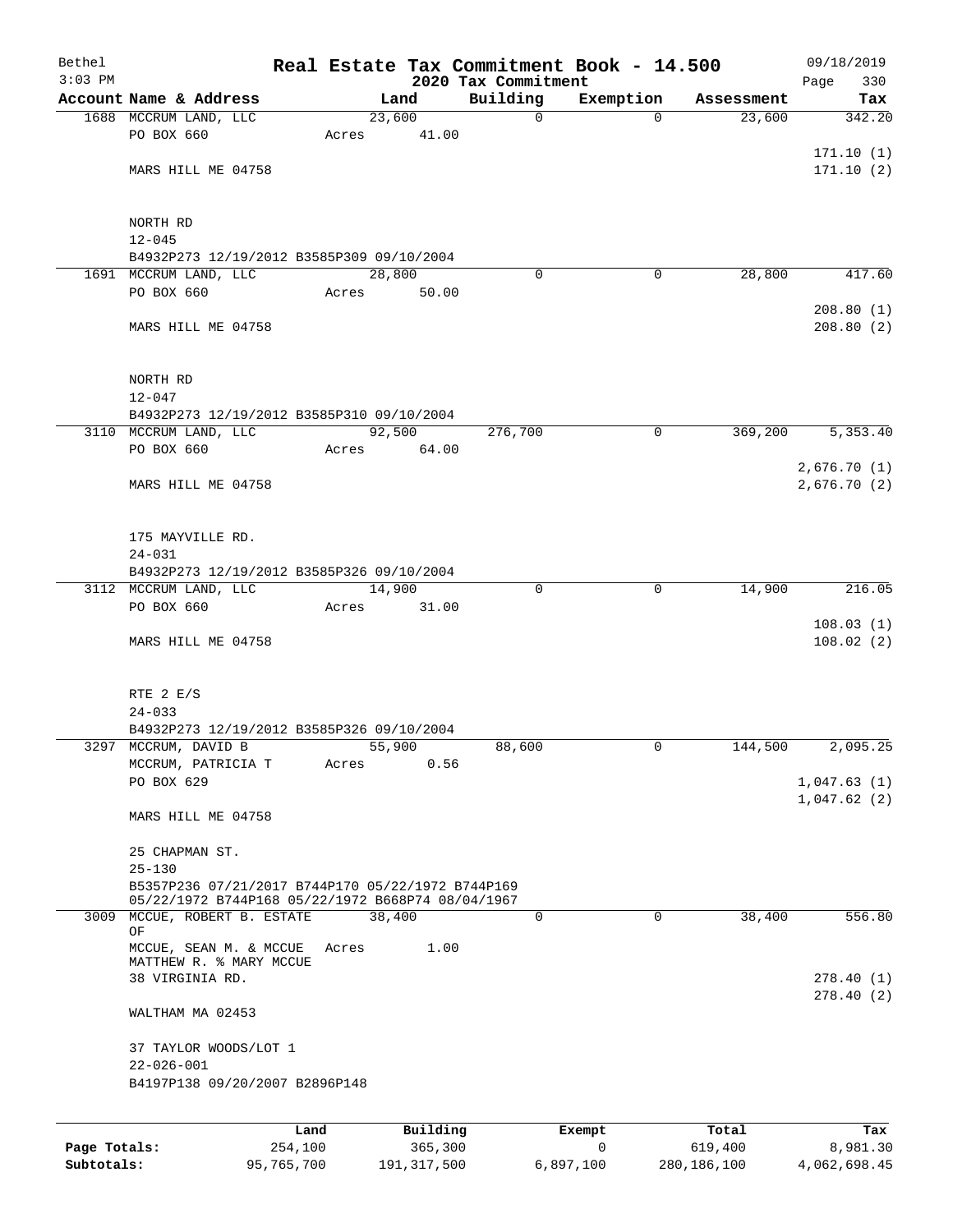Bethel
3:03 PM

# Real Estate Tax Commitment Book - 14.500

2020 Tax Commitment

09/18/2019

| Account Name & Address | Land | Building | Exemption | Assessment | Tax |
|---|---|---|---|---|---|
| 1688 MCCRUM LAND, LLC | 23,600 | 0 | 0 | 23,600 | 342.20 |
| PO BOX 660 | Acres 41.00 | | | | |
| | | | | | 171.10 (1) |
| MARS HILL ME 04758 | | | | | 171.10 (2) |
| NORTH RD | | | | | |
| 12-045 | | | | | |
| B4932P273 12/19/2012 B3585P309 09/10/2004 | | | | | |
| 1691 MCCRUM LAND, LLC | 28,800 | 0 | 0 | 28,800 | 417.60 |
| PO BOX 660 | Acres 50.00 | | | | |
| | | | | | 208.80 (1) |
| MARS HILL ME 04758 | | | | | 208.80 (2) |
| NORTH RD | | | | | |
| 12-047 | | | | | |
| B4932P273 12/19/2012 B3585P310 09/10/2004 | | | | | |
| 3110 MCCRUM LAND, LLC | 92,500 | 276,700 | 0 | 369,200 | 5,353.40 |
| PO BOX 660 | Acres 64.00 | | | | |
| | | | | | 2,676.70 (1) |
| MARS HILL ME 04758 | | | | | 2,676.70 (2) |
| 175 MAYVILLE RD. | | | | | |
| 24-031 | | | | | |
| B4932P273 12/19/2012 B3585P326 09/10/2004 | | | | | |
| 3112 MCCRUM LAND, LLC | 14,900 | 0 | 0 | 14,900 | 216.05 |
| PO BOX 660 | Acres 31.00 | | | | |
| | | | | | 108.03 (1) |
| MARS HILL ME 04758 | | | | | 108.02 (2) |
| RTE 2 E/S | | | | | |
| 24-033 | | | | | |
| B4932P273 12/19/2012 B3585P326 09/10/2004 | | | | | |
| 3297 MCCRUM, DAVID B | 55,900 | 88,600 | 0 | 144,500 | 2,095.25 |
| MCCRUM, PATRICIA T | Acres 0.56 | | | | |
| PO BOX 629 | | | | | 1,047.63 (1) |
| | | | | | 1,047.62 (2) |
| MARS HILL ME 04758 | | | | | |
| 25 CHAPMAN ST. | | | | | |
| 25-130 | | | | | |
| B5357P236 07/21/2017 B744P170 05/22/1972 B744P169 05/22/1972 B744P168 05/22/1972 B668P74 08/04/1967 | | | | | |
| 3009 MCCUE, ROBERT B. ESTATE OF | 38,400 | 0 | 0 | 38,400 | 556.80 |
| MCCUE, SEAN M. & MCCUE MATTHEW R. % MARY MCCUE | Acres 1.00 | | | | |
| 38 VIRGINIA RD. | | | | | 278.40 (1) |
| | | | | | 278.40 (2) |
| WALTHAM MA 02453 | | | | | |
| 37 TAYLOR WOODS/LOT 1 | | | | | |
| 22-026-001 | | | | | |
| B4197P138 09/20/2007 B2896P148 | | | | | |

| | Land | Building | Exempt | Total | Tax |
|---|---|---|---|---|---|
| Page Totals: | 254,100 | 365,300 | 0 | 619,400 | 8,981.30 |
| Subtotals: | 95,765,700 | 191,317,500 | 6,897,100 | 280,186,100 | 4,062,698.45 |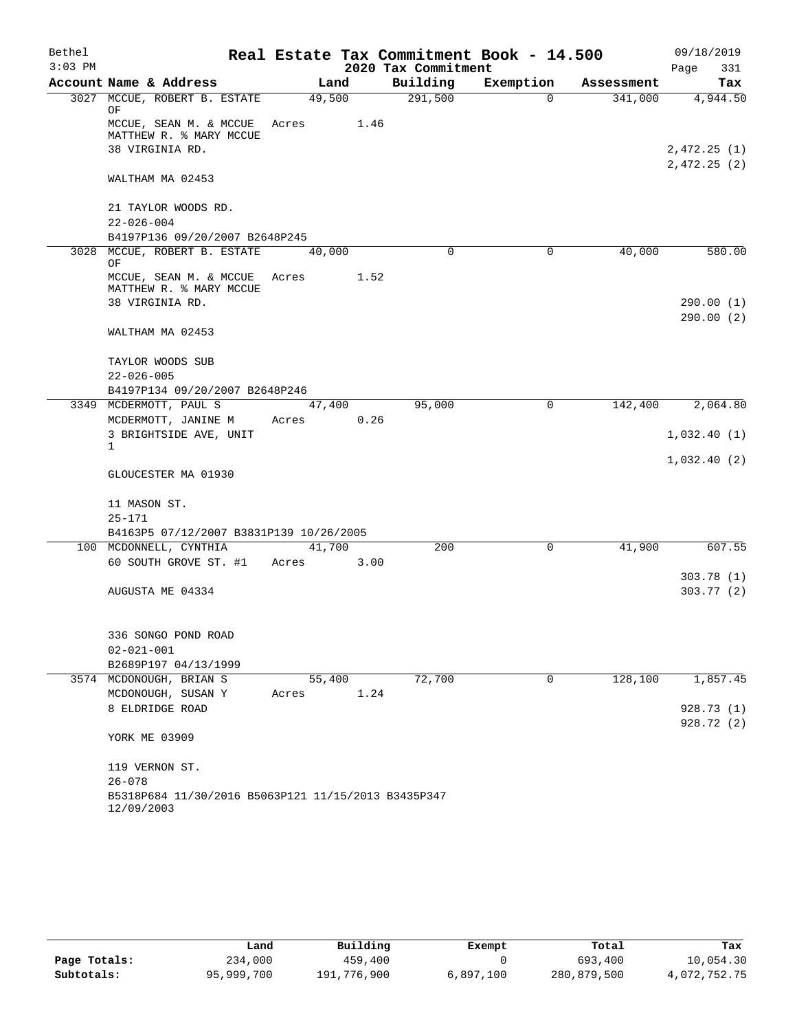Bethel — Real Estate Tax Commitment Book - 14.500 — 09/18/2019
3:03 PM — 2020 Tax Commitment

| Account | Name & Address | Land | Building | Exemption | Assessment | Tax |
|---|---|---|---|---|---|---|
| 3027 | MCCUE, ROBERT B. ESTATE OF | 49,500 | 291,500 | 0 | 341,000 | 4,944.50 |
| | MCCUE, SEAN M. & MCCUE MATTHEW R. % MARY MCCUE | Acres 1.46 | | | | |
| | 38 VIRGINIA RD. | | | | | 2,472.25 (1) |
| | | | | | | 2,472.25 (2) |
| | WALTHAM MA 02453 | | | | | |
| | 21 TAYLOR WOODS RD. | | | | | |
| | 22-026-004 | | | | | |
| | B4197P136 09/20/2007 B2648P245 | | | | | |
| 3028 | MCCUE, ROBERT B. ESTATE OF | 40,000 | 0 | 0 | 40,000 | 580.00 |
| | MCCUE, SEAN M. & MCCUE MATTHEW R. % MARY MCCUE | Acres 1.52 | | | | |
| | 38 VIRGINIA RD. | | | | | 290.00 (1) |
| | | | | | | 290.00 (2) |
| | WALTHAM MA 02453 | | | | | |
| | TAYLOR WOODS SUB | | | | | |
| | 22-026-005 | | | | | |
| | B4197P134 09/20/2007 B2648P246 | | | | | |
| 3349 | MCDERMOTT, PAUL S | 47,400 | 95,000 | 0 | 142,400 | 2,064.80 |
| | MCDERMOTT, JANINE M | Acres 0.26 | | | | |
| | 3 BRIGHTSIDE AVE, UNIT 1 | | | | | 1,032.40 (1) |
| | | | | | | 1,032.40 (2) |
| | GLOUCESTER MA 01930 | | | | | |
| | 11 MASON ST. | | | | | |
| | 25-171 | | | | | |
| | B4163P5 07/12/2007 B3831P139 10/26/2005 | | | | | |
| 100 | MCDONNELL, CYNTHIA | 41,700 | 200 | 0 | 41,900 | 607.55 |
| | 60 SOUTH GROVE ST. #1 | Acres 3.00 | | | | |
| | | | | | | 303.78 (1) |
| | AUGUSTA ME 04334 | | | | | 303.77 (2) |
| | 336 SONGO POND ROAD | | | | | |
| | 02-021-001 | | | | | |
| | B2689P197 04/13/1999 | | | | | |
| 3574 | MCDONOUGH, BRIAN S | 55,400 | 72,700 | 0 | 128,100 | 1,857.45 |
| | MCDONOUGH, SUSAN Y | Acres 1.24 | | | | |
| | 8 ELDRIDGE ROAD | | | | | 928.73 (1) |
| | | | | | | 928.72 (2) |
| | YORK ME 03909 | | | | | |
| | 119 VERNON ST. | | | | | |
| | 26-078 | | | | | |
| | B5318P684 11/30/2016 B5063P121 11/15/2013 B3435P347 12/09/2003 | | | | | |

| | Land | Building | Exempt | Total | Tax |
|---|---|---|---|---|---|
| Page Totals: | 234,000 | 459,400 | 0 | 693,400 | 10,054.30 |
| Subtotals: | 95,999,700 | 191,776,900 | 6,897,100 | 280,879,500 | 4,072,752.75 |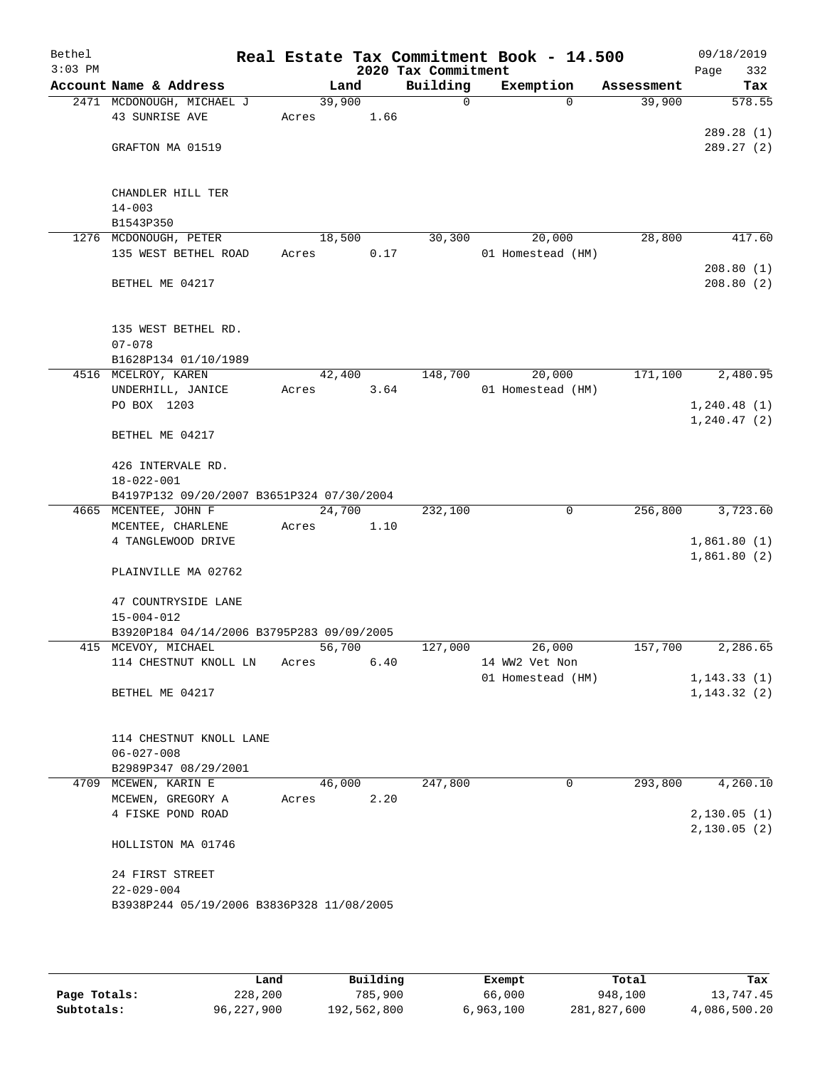Bethel
$3:03 PM

# Real Estate Tax Commitment Book - 14.500
## 2020 Tax Commitment

09/18/2019
Page 332

| Account Name & Address | Land | Building | Exemption | Assessment | Tax |
|---|---|---|---|---|---|
| 2471 MCDONOUGH, MICHAEL J<br>43 SUNRISE AVE<br><br>GRAFTON MA 01519<br><br>CHANDLER HILL TER<br>14-003<br>B1543P350 | 39,900<br>Acres 1.66 | 0 | 0 | 39,900 | 578.55<br><br>289.28 (1)<br>289.27 (2) |
| 1276 MCDONOUGH, PETER<br>135 WEST BETHEL ROAD<br><br>BETHEL ME 04217<br><br>135 WEST BETHEL RD.<br>07-078<br>B1628P134 01/10/1989 | 18,500<br>Acres 0.17 | 30,300 | 20,000<br>01 Homestead (HM) | 28,800 | 417.60<br><br>208.80 (1)<br>208.80 (2) |
| 4516 MCELROY, KAREN<br>UNDERHILL, JANICE<br>PO BOX 1203<br><br>BETHEL ME 04217<br><br>426 INTERVALE RD.<br>18-022-001<br>B4197P132 09/20/2007 B3651P324 07/30/2004 | 42,400<br>Acres 3.64 | 148,700 | 20,000<br>01 Homestead (HM) | 171,100 | 2,480.95<br><br>1,240.48 (1)<br>1,240.47 (2) |
| 4665 MCENTEE, JOHN F<br>MCENTEE, CHARLENE<br>4 TANGLEWOOD DRIVE<br><br>PLAINVILLE MA 02762<br><br>47 COUNTRYSIDE LANE<br>15-004-012<br>B3920P184 04/14/2006 B3795P283 09/09/2005 | 24,700<br>Acres 1.10 | 232,100 | 0 | 256,800 | 3,723.60<br><br>1,861.80 (1)<br>1,861.80 (2) |
| 415 MCEVOY, MICHAEL<br>114 CHESTNUT KNOLL LN<br><br>BETHEL ME 04217<br><br>114 CHESTNUT KNOLL LANE<br>06-027-008<br>B2989P347 08/29/2001 | 56,700<br>Acres 6.40 | 127,000 | 26,000<br>14 WW2 Vet Non<br>01 Homestead (HM) | 157,700 | 2,286.65<br><br>1,143.33 (1)<br>1,143.32 (2) |
| 4709 MCEWEN, KARIN E<br>MCEWEN, GREGORY A<br>4 FISKE POND ROAD<br><br>HOLLISTON MA 01746<br><br>24 FIRST STREET<br>22-029-004<br>B3938P244 05/19/2006 B3836P328 11/08/2005 | 46,000<br>Acres 2.20 | 247,800 | 0 | 293,800 | 4,260.10<br><br>2,130.05 (1)<br>2,130.05 (2) |

| | Land | Building | Exempt | Total | Tax |
|---|---|---|---|---|---|
| **Page Totals:** | 228,200 | 785,900 | 66,000 | 948,100 | 13,747.45 |
| **Subtotals:** | 96,227,900 | 192,562,800 | 6,963,100 | 281,827,600 | 4,086,500.20 |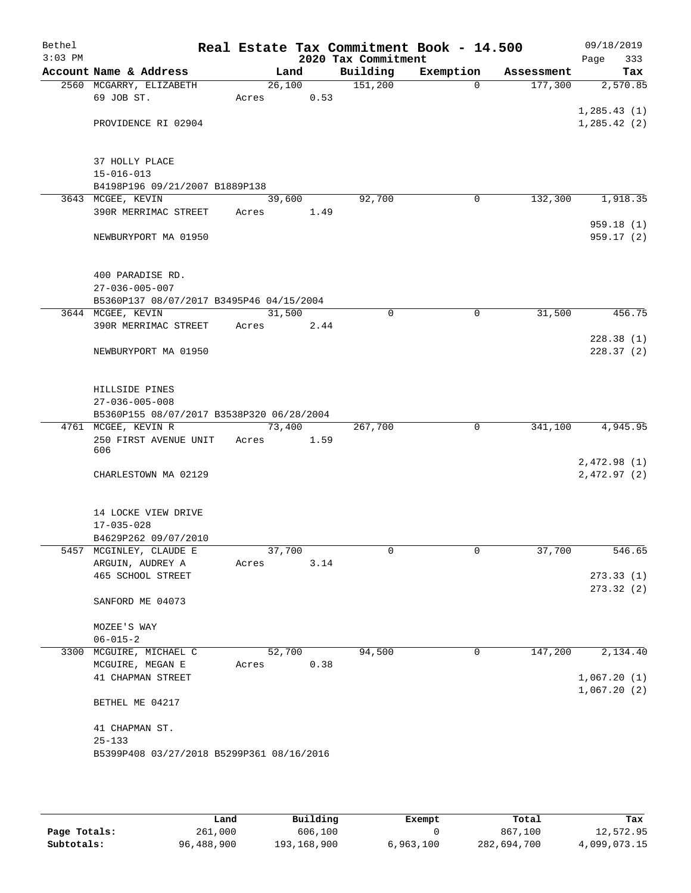# Real Estate Tax Commitment Book - 14.500

Bethel
3:03 PM

2020 Tax Commitment

09/18/2019

| Account | Name & Address | Land | Building | Exemption | Assessment | Tax |
|---|---|---|---|---|---|---|
| 2560 | MCGARRY, ELIZABETH<br>69 JOB ST.<br><br>PROVIDENCE RI 02904<br><br>37 HOLLY PLACE<br>15-016-013<br>B4198P196 09/21/2007 B1889P138 | 26,100<br>Acres 0.53 | 151,200 | 0 | 177,300 | 2,570.85<br><br>1,285.43 (1)<br>1,285.42 (2) |
| 3643 | MCGEE, KEVIN<br>390R MERRIMAC STREET<br><br>NEWBURYPORT MA 01950<br><br>400 PARADISE RD.<br>27-036-005-007<br>B5360P137 08/07/2017 B3495P46 04/15/2004 | 39,600<br>Acres 1.49 | 92,700 | 0 | 132,300 | 1,918.35<br><br>959.18 (1)<br>959.17 (2) |
| 3644 | MCGEE, KEVIN<br>390R MERRIMAC STREET<br><br>NEWBURYPORT MA 01950<br><br>HILLSIDE PINES<br>27-036-005-008<br>B5360P155 08/07/2017 B3538P320 06/28/2004 | 31,500<br>Acres 2.44 | 0 | 0 | 31,500 | 456.75<br><br>228.38 (1)<br>228.37 (2) |
| 4761 | MCGEE, KEVIN R<br>250 FIRST AVENUE UNIT 606<br><br>CHARLESTOWN MA 02129<br><br>14 LOCKE VIEW DRIVE<br>17-035-028<br>B4629P262 09/07/2010 | 73,400<br>Acres 1.59 | 267,700 | 0 | 341,100 | 4,945.95<br><br>2,472.98 (1)<br>2,472.97 (2) |
| 5457 | MCGINLEY, CLAUDE E<br>ARGUIN, AUDREY A<br>465 SCHOOL STREET<br><br>SANFORD ME 04073<br><br>MOZEE'S WAY<br>06-015-2 | 37,700<br>Acres 3.14 | 0 | 0 | 37,700 | 546.65<br><br>273.33 (1)<br>273.32 (2) |
| 3300 | MCGUIRE, MICHAEL C<br>MCGUIRE, MEGAN E<br>41 CHAPMAN STREET<br><br>BETHEL ME 04217<br><br>41 CHAPMAN ST.<br>25-133<br>B5399P408 03/27/2018 B5299P361 08/16/2016 | 52,700<br>Acres 0.38 | 94,500 | 0 | 147,200 | 2,134.40<br><br>1,067.20 (1)<br>1,067.20 (2) |

| | Land | Building | Exempt | Total | Tax |
|---|---|---|---|---|---|
| Page Totals: | 261,000 | 606,100 | 0 | 867,100 | 12,572.95 |
| Subtotals: | 96,488,900 | 193,168,900 | 6,963,100 | 282,694,700 | 4,099,073.15 |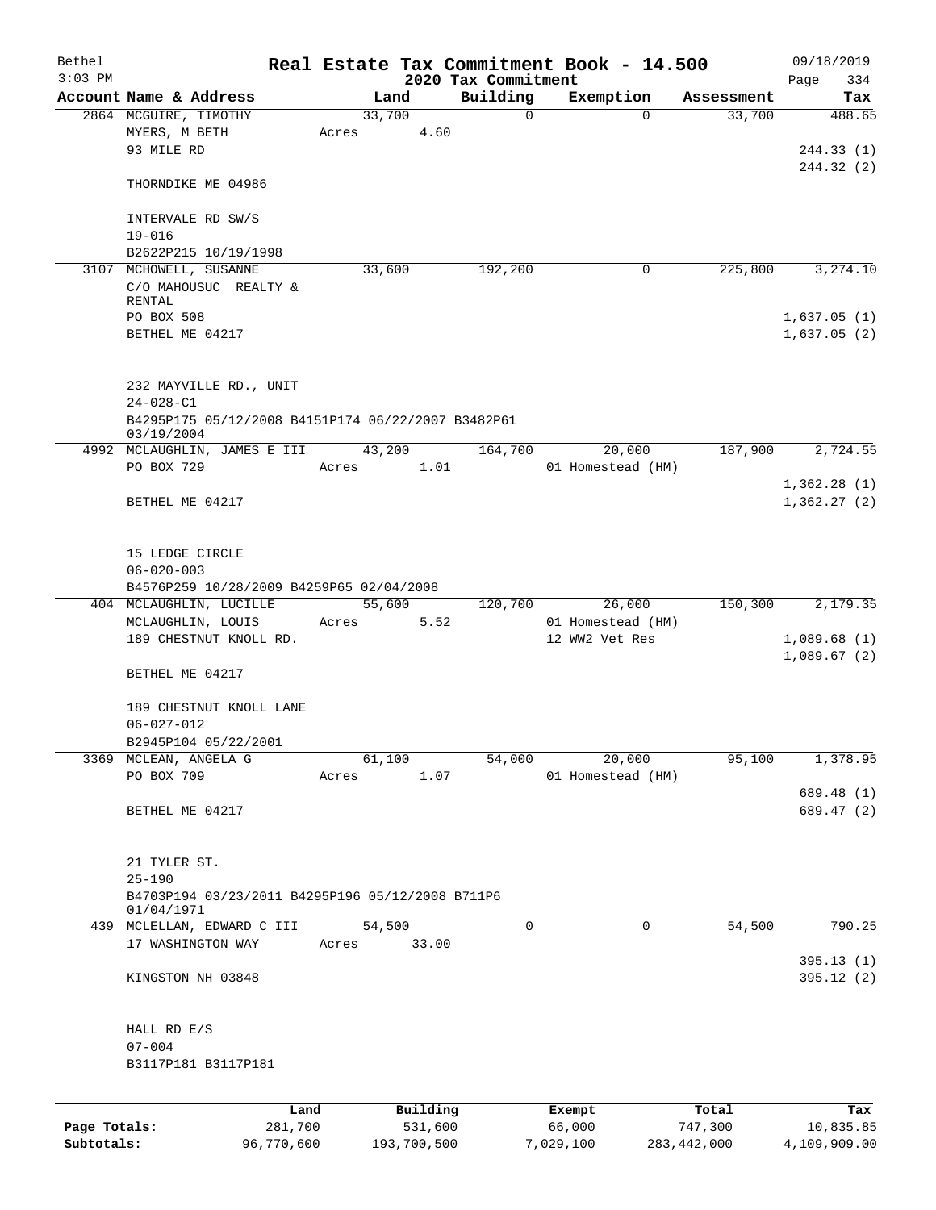# Real Estate Tax Commitment Book - 14.500

Bethel
3:03 PM

2020 Tax Commitment

09/18/2019
Page 334

| Account Name & Address | Land | Building | Exemption | Assessment | Tax |
|---|---|---|---|---|---|
| 2864 MCGUIRE, TIMOTHY | 33,700 | 0 | 0 | 33,700 | 488.65 |
| MYERS, M BETH | Acres 4.60 | | | | |
| 93 MILE RD | | | | | 244.33 (1) |
| | | | | | 244.32 (2) |
| THORNDIKE ME 04986 | | | | | |
| INTERVALE RD SW/S | | | | | |
| 19-016 | | | | | |
| B2622P215 10/19/1998 | | | | | |
| 3107 MCHOWELL, SUSANNE | 33,600 | 192,200 | 0 | 225,800 | 3,274.10 |
| C/O MAHOUSUC REALTY & RENTAL | | | | | |
| PO BOX 508 | | | | | 1,637.05 (1) |
| BETHEL ME 04217 | | | | | 1,637.05 (2) |
| 232 MAYVILLE RD., UNIT | | | | | |
| 24-028-C1 | | | | | |
| B4295P175 05/12/2008 B4151P174 06/22/2007 B3482P61 03/19/2004 | | | | | |
| 4992 MCLAUGHLIN, JAMES E III | 43,200 | 164,700 | 20,000 | 187,900 | 2,724.55 |
| PO BOX 729 | Acres 1.01 | | 01 Homestead (HM) | | |
| | | | | | 1,362.28 (1) |
| BETHEL ME 04217 | | | | | 1,362.27 (2) |
| 15 LEDGE CIRCLE | | | | | |
| 06-020-003 | | | | | |
| B4576P259 10/28/2009 B4259P65 02/04/2008 | | | | | |
| 404 MCLAUGHLIN, LUCILLE | 55,600 | 120,700 | 26,000 | 150,300 | 2,179.35 |
| MCLAUGHLIN, LOUIS | Acres 5.52 | | 01 Homestead (HM) | | |
| 189 CHESTNUT KNOLL RD. | | | 12 WW2 Vet Res | | 1,089.68 (1) |
| | | | | | 1,089.67 (2) |
| BETHEL ME 04217 | | | | | |
| 189 CHESTNUT KNOLL LANE | | | | | |
| 06-027-012 | | | | | |
| B2945P104 05/22/2001 | | | | | |
| 3369 MCLEAN, ANGELA G | 61,100 | 54,000 | 20,000 | 95,100 | 1,378.95 |
| PO BOX 709 | Acres 1.07 | | 01 Homestead (HM) | | |
| | | | | | 689.48 (1) |
| BETHEL ME 04217 | | | | | 689.47 (2) |
| 21 TYLER ST. | | | | | |
| 25-190 | | | | | |
| B4703P194 03/23/2011 B4295P196 05/12/2008 B711P6 01/04/1971 | | | | | |
| 439 MCLELLAN, EDWARD C III | 54,500 | 0 | 0 | 54,500 | 790.25 |
| 17 WASHINGTON WAY | Acres 33.00 | | | | |
| | | | | | 395.13 (1) |
| KINGSTON NH 03848 | | | | | 395.12 (2) |
| HALL RD E/S | | | | | |
| 07-004 | | | | | |
| B3117P181 B3117P181 | | | | | |

| | Land | Building | Exempt | Total | Tax |
|---|---|---|---|---|---|
| Page Totals: | 281,700 | 531,600 | 66,000 | 747,300 | 10,835.85 |
| Subtotals: | 96,770,600 | 193,700,500 | 7,029,100 | 283,442,000 | 4,109,909.00 |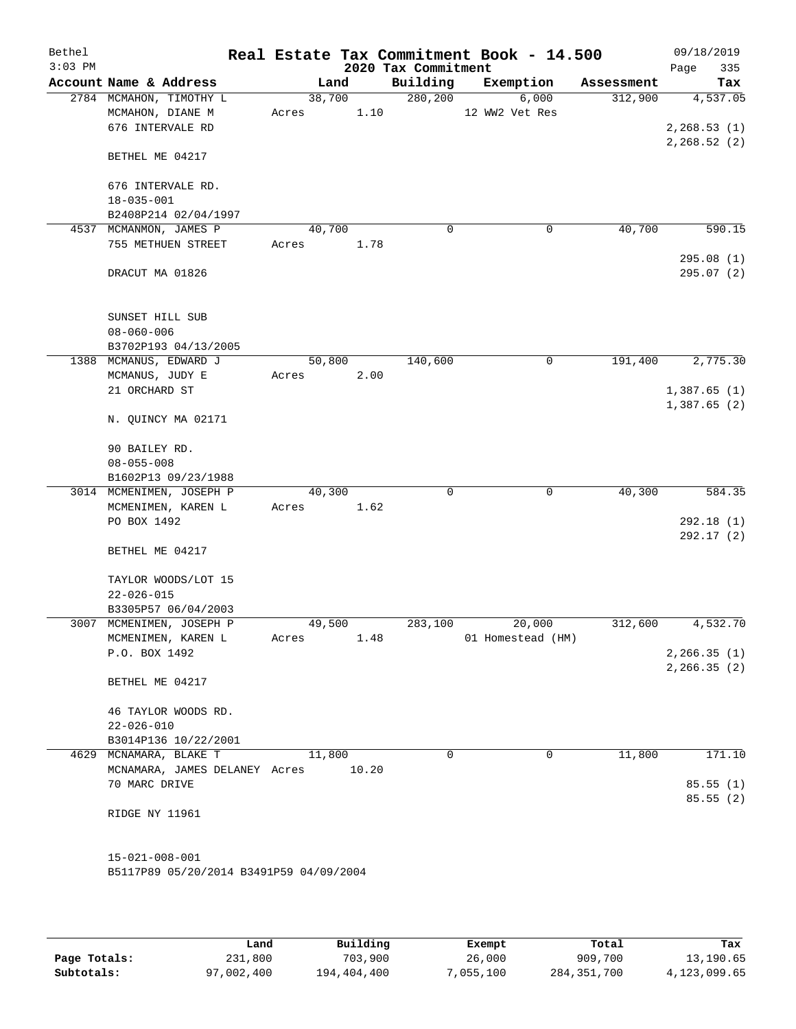Bethel 3:03 PM

# Real Estate Tax Commitment Book - 14.500

## 2020 Tax Commitment

09/18/2019 Page 335

| Account | Name & Address | Land | Building | Exemption | Assessment | Tax |
|---|---|---|---|---|---|---|
| 2784 | MCMAHON, TIMOTHY L | 38,700 | 280,200 | 6,000 | 312,900 | 4,537.05 |
| | MCMAHON, DIANE M | Acres 1.10 | | 12 WW2 Vet Res | | |
| | 676 INTERVALE RD | | | | | 2,268.53 (1) |
| | | | | | | 2,268.52 (2) |
| | BETHEL ME 04217 | | | | | |
| | 676 INTERVALE RD. | | | | | |
| | 18-035-001 | | | | | |
| | B2408P214 02/04/1997 | | | | | |
| 4537 | MCMANMON, JAMES P | 40,700 | 0 | 0 | 40,700 | 590.15 |
| | 755 METHUEN STREET | Acres 1.78 | | | | |
| | | | | | | 295.08 (1) |
| | DRACUT MA 01826 | | | | | 295.07 (2) |
| | SUNSET HILL SUB | | | | | |
| | 08-060-006 | | | | | |
| | B3702P193 04/13/2005 | | | | | |
| 1388 | MCMANUS, EDWARD J | 50,800 | 140,600 | 0 | 191,400 | 2,775.30 |
| | MCMANUS, JUDY E | Acres 2.00 | | | | |
| | 21 ORCHARD ST | | | | | 1,387.65 (1) |
| | | | | | | 1,387.65 (2) |
| | N. QUINCY MA 02171 | | | | | |
| | 90 BAILEY RD. | | | | | |
| | 08-055-008 | | | | | |
| | B1602P13 09/23/1988 | | | | | |
| 3014 | MCMENIMEN, JOSEPH P | 40,300 | 0 | 0 | 40,300 | 584.35 |
| | MCMENIMEN, KAREN L | Acres 1.62 | | | | |
| | PO BOX 1492 | | | | | 292.18 (1) |
| | | | | | | 292.17 (2) |
| | BETHEL ME 04217 | | | | | |
| | TAYLOR WOODS/LOT 15 | | | | | |
| | 22-026-015 | | | | | |
| | B3305P57 06/04/2003 | | | | | |
| 3007 | MCMENIMEN, JOSEPH P | 49,500 | 283,100 | 20,000 | 312,600 | 4,532.70 |
| | MCMENIMEN, KAREN L | Acres 1.48 | | 01 Homestead (HM) | | |
| | P.O. BOX 1492 | | | | | 2,266.35 (1) |
| | | | | | | 2,266.35 (2) |
| | BETHEL ME 04217 | | | | | |
| | 46 TAYLOR WOODS RD. | | | | | |
| | 22-026-010 | | | | | |
| | B3014P136 10/22/2001 | | | | | |
| 4629 | MCNAMARA, BLAKE T | 11,800 | 0 | 0 | 11,800 | 171.10 |
| | MCNAMARA, JAMES DELANEY | Acres 10.20 | | | | |
| | 70 MARC DRIVE | | | | | 85.55 (1) |
| | | | | | | 85.55 (2) |
| | RIDGE NY 11961 | | | | | |
| | 15-021-008-001 | | | | | |
| | B5117P89 05/20/2014 B3491P59 04/09/2004 | | | | | |

| | Land | Building | Exempt | Total | Tax |
|---|---|---|---|---|---|
| Page Totals: | 231,800 | 703,900 | 26,000 | 909,700 | 13,190.65 |
| Subtotals: | 97,002,400 | 194,404,400 | 7,055,100 | 284,351,700 | 4,123,099.65 |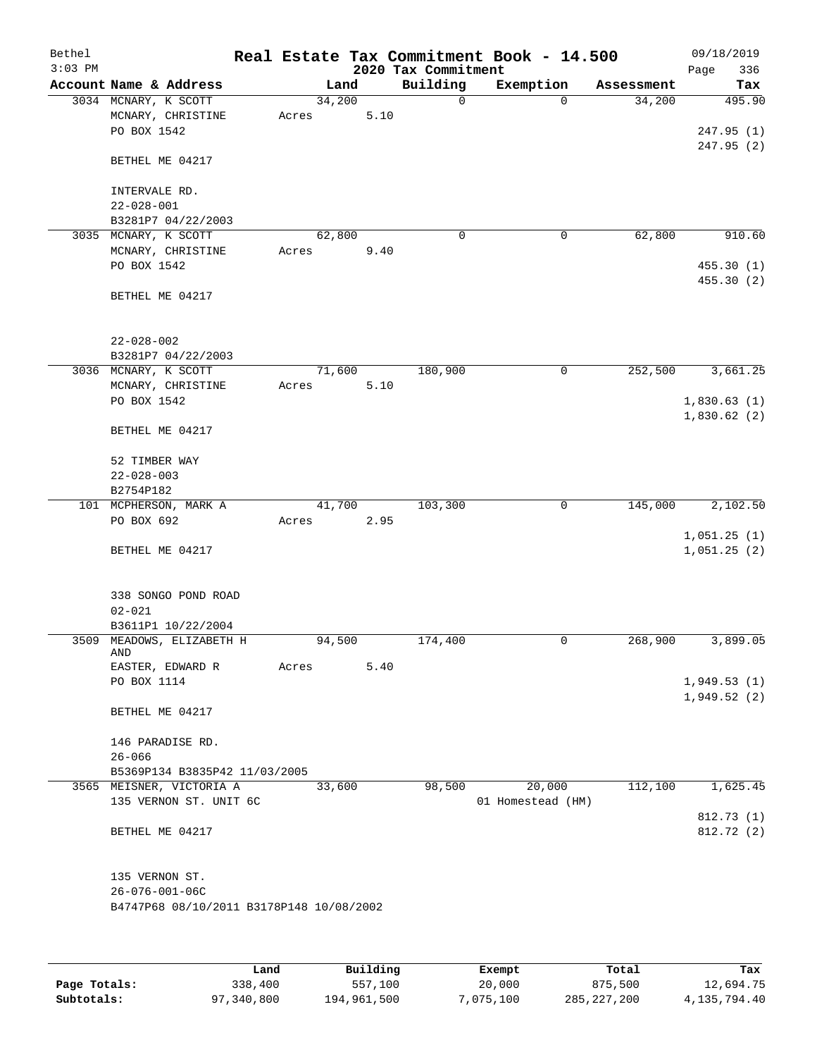# Real Estate Tax Commitment Book - 14.500

Bethel
3:03 PM

2020 Tax Commitment

09/18/2019

| Account | Name & Address | Land | Building | Exemption | Assessment | Tax |
|---|---|---|---|---|---|---|
| 3034 | MCNARY, K SCOTT | 34,200 | 0 | 0 | 34,200 | 495.90 |
| | MCNARY, CHRISTINE | Acres 5.10 | | | | |
| | PO BOX 1542 | | | | | 247.95 (1) |
| | | | | | | 247.95 (2) |
| | BETHEL ME 04217 | | | | | |
| | INTERVALE RD. | | | | | |
| | 22-028-001 | | | | | |
| | B3281P7 04/22/2003 | | | | | |
| 3035 | MCNARY, K SCOTT | 62,800 | 0 | 0 | 62,800 | 910.60 |
| | MCNARY, CHRISTINE | Acres 9.40 | | | | |
| | PO BOX 1542 | | | | | 455.30 (1) |
| | | | | | | 455.30 (2) |
| | BETHEL ME 04217 | | | | | |
| | 22-028-002 | | | | | |
| | B3281P7 04/22/2003 | | | | | |
| 3036 | MCNARY, K SCOTT | 71,600 | 180,900 | 0 | 252,500 | 3,661.25 |
| | MCNARY, CHRISTINE | Acres 5.10 | | | | |
| | PO BOX 1542 | | | | | 1,830.63 (1) |
| | | | | | | 1,830.62 (2) |
| | BETHEL ME 04217 | | | | | |
| | 52 TIMBER WAY | | | | | |
| | 22-028-003 | | | | | |
| | B2754P182 | | | | | |
| 101 | MCPHERSON, MARK A | 41,700 | 103,300 | 0 | 145,000 | 2,102.50 |
| | PO BOX 692 | Acres 2.95 | | | | |
| | | | | | | 1,051.25 (1) |
| | BETHEL ME 04217 | | | | | 1,051.25 (2) |
| | 338 SONGO POND ROAD | | | | | |
| | 02-021 | | | | | |
| | B3611P1 10/22/2004 | | | | | |
| 3509 | MEADOWS, ELIZABETH H AND | 94,500 | 174,400 | 0 | 268,900 | 3,899.05 |
| | EASTER, EDWARD R | Acres 5.40 | | | | |
| | PO BOX 1114 | | | | | 1,949.53 (1) |
| | | | | | | 1,949.52 (2) |
| | BETHEL ME 04217 | | | | | |
| | 146 PARADISE RD. | | | | | |
| | 26-066 | | | | | |
| | B5369P134 B3835P42 11/03/2005 | | | | | |
| 3565 | MEISNER, VICTORIA A | 33,600 | 98,500 | 20,000 | 112,100 | 1,625.45 |
| | 135 VERNON ST. UNIT 6C | | | 01 Homestead (HM) | | |
| | | | | | | 812.73 (1) |
| | BETHEL ME 04217 | | | | | 812.72 (2) |
| | 135 VERNON ST. | | | | | |
| | 26-076-001-06C | | | | | |
| | B4747P68 08/10/2011 B3178P148 10/08/2002 | | | | | |

| | Land | Building | Exempt | Total | Tax |
|---|---|---|---|---|---|
| **Page Totals:** | 338,400 | 557,100 | 20,000 | 875,500 | 12,694.75 |
| **Subtotals:** | 97,340,800 | 194,961,500 | 7,075,100 | 285,227,200 | 4,135,794.40 |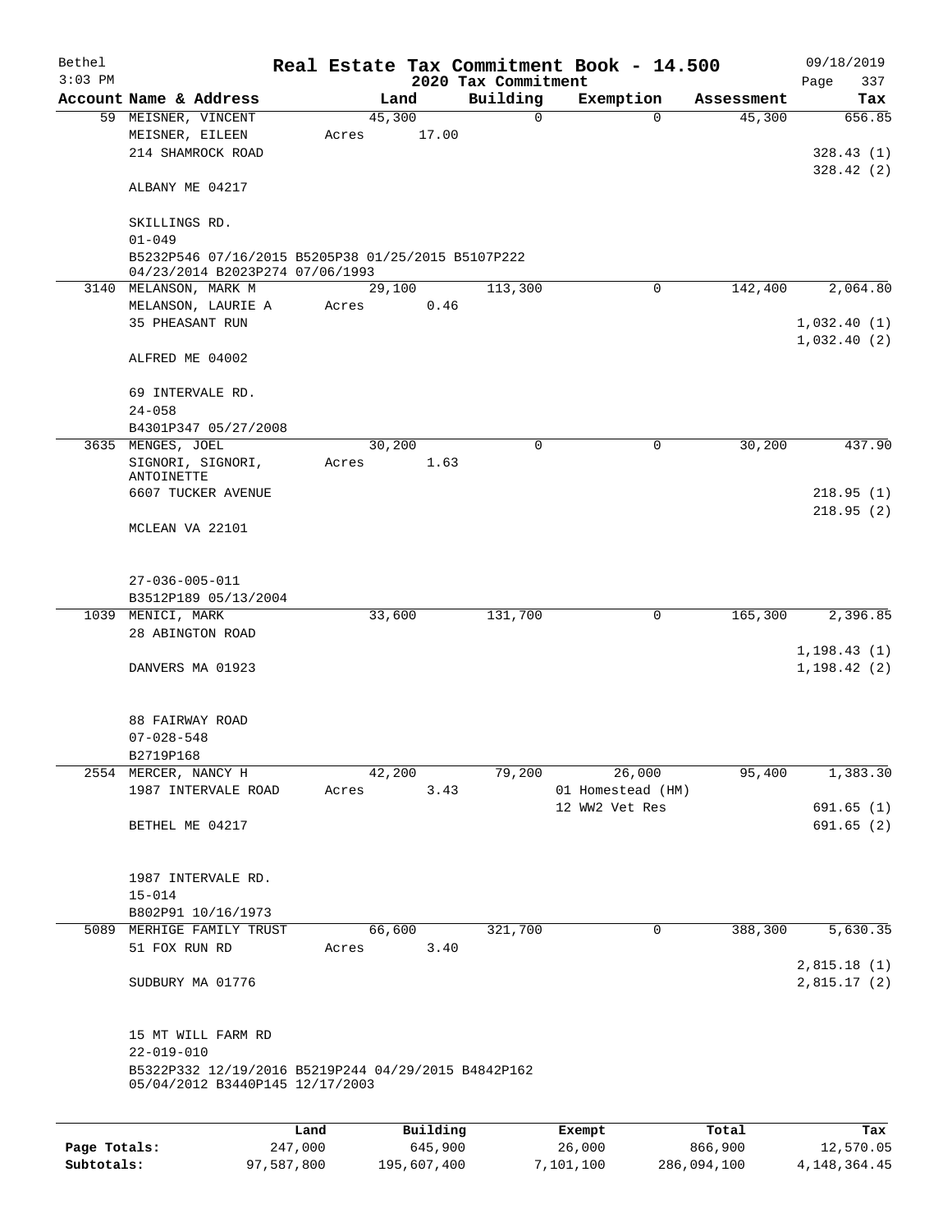Bethel 3:03 PM

# Real Estate Tax Commitment Book - 14.500

## 2020 Tax Commitment

09/18/2019

| Account | Name & Address | Land | Building | Exemption | Assessment | Tax |
|---|---|---|---|---|---|---|
| 59 | MEISNER, VINCENT<br>MEISNER, EILEEN<br>214 SHAMROCK ROAD<br><br>ALBANY ME 04217<br><br>SKILLINGS RD.<br>01-049<br>B5232P546 07/16/2015 B5205P38 01/25/2015 B5107P222 04/23/2014 B2023P274 07/06/1993 | 45,300<br>Acres 17.00 | 0 | 0 | 45,300 | 656.85<br><br>328.43 (1)<br>328.42 (2) |
| 3140 | MELANSON, MARK M<br>MELANSON, LAURIE A<br>35 PHEASANT RUN<br><br>ALFRED ME 04002<br><br>69 INTERVALE RD.<br>24-058<br>B4301P347 05/27/2008 | 29,100<br>Acres 0.46 | 113,300 | 0 | 142,400 | 2,064.80<br><br>1,032.40 (1)<br>1,032.40 (2) |
| 3635 | MENGES, JOEL<br>SIGNORI, SIGNORI, ANTOINETTE<br>6607 TUCKER AVENUE<br><br>MCLEAN VA 22101<br><br>27-036-005-011<br>B3512P189 05/13/2004 | 30,200<br>Acres 1.63 | 0 | 0 | 30,200 | 437.90<br><br>218.95 (1)<br>218.95 (2) |
| 1039 | MENICI, MARK<br>28 ABINGTON ROAD<br><br>DANVERS MA 01923<br><br>88 FAIRWAY ROAD<br>07-028-548<br>B2719P168 | 33,600 | 131,700 | 0 | 165,300 | 2,396.85<br><br>1,198.43 (1)<br>1,198.42 (2) |
| 2554 | MERCER, NANCY H<br>1987 INTERVALE ROAD<br><br>BETHEL ME 04217<br><br>1987 INTERVALE RD.<br>15-014<br>B802P91 10/16/1973 | 42,200<br>Acres 3.43 | 79,200 | 26,000<br>01 Homestead (HM)<br>12 WW2 Vet Res | 95,400 | 1,383.30<br><br>691.65 (1)<br>691.65 (2) |
| 5089 | MERHIGE FAMILY TRUST<br>51 FOX RUN RD<br><br>SUDBURY MA 01776<br><br>15 MT WILL FARM RD<br>22-019-010<br>B5322P332 12/19/2016 B5219P244 04/29/2015 B4842P162 05/04/2012 B3440P145 12/17/2003 | 66,600<br>Acres 3.40 | 321,700 | 0 | 388,300 | 5,630.35<br><br>2,815.18 (1)<br>2,815.17 (2) |

| | Land | Building | Exempt | Total | Tax |
|---|---|---|---|---|---|
| Page Totals: | 247,000 | 645,900 | 26,000 | 866,900 | 12,570.05 |
| Subtotals: | 97,587,800 | 195,607,400 | 7,101,100 | 286,094,100 | 4,148,364.45 |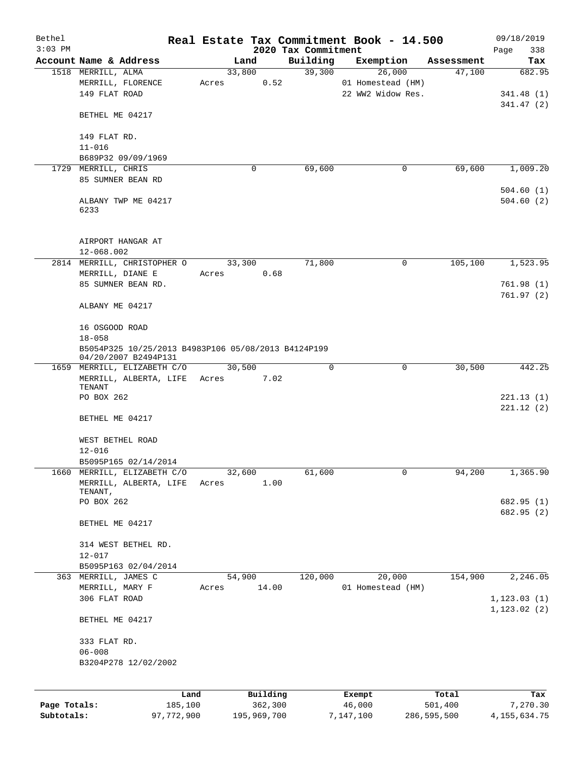Bethel 3:03 PM

# Real Estate Tax Commitment Book - 14.500

## 2020 Tax Commitment

09/18/2019

| Account Name & Address | Land | Building | Exemption | Assessment | Tax |
|---|---|---|---|---|---|
| 1518 MERRILL, ALMA | 33,800 | 39,300 | 26,000 | 47,100 | 682.95 |
| MERRILL, FLORENCE | Acres 0.52 | | 01 Homestead (HM) | | |
| 149 FLAT ROAD | | | 22 WW2 Widow Res. | | 341.48 (1) |
| | | | | | 341.47 (2) |
| BETHEL ME 04217 | | | | | |
| 149 FLAT RD. | | | | | |
| 11-016 | | | | | |
| B689P32 09/09/1969 | | | | | |
| 1729 MERRILL, CHRIS | 0 | 69,600 | 0 | 69,600 | 1,009.20 |
| 85 SUMNER BEAN RD | | | | | |
| | | | | | 504.60 (1) |
| ALBANY TWP ME 04217 6233 | | | | | 504.60 (2) |
| AIRPORT HANGAR AT | | | | | |
| 12-068.002 | | | | | |
| 2814 MERRILL, CHRISTOPHER O | 33,300 | 71,800 | 0 | 105,100 | 1,523.95 |
| MERRILL, DIANE E | Acres 0.68 | | | | |
| 85 SUMNER BEAN RD. | | | | | 761.98 (1) |
| | | | | | 761.97 (2) |
| ALBANY ME 04217 | | | | | |
| 16 OSGOOD ROAD | | | | | |
| 18-058 | | | | | |
| B5054P325 10/25/2013 B4983P106 05/08/2013 B4124P199 04/20/2007 B2494P131 | | | | | |
| 1659 MERRILL, ELIZABETH C/O | 30,500 | 0 | 0 | 30,500 | 442.25 |
| MERRILL, ALBERTA, LIFE TENANT | Acres 7.02 | | | | |
| PO BOX 262 | | | | | 221.13 (1) |
| | | | | | 221.12 (2) |
| BETHEL ME 04217 | | | | | |
| WEST BETHEL ROAD | | | | | |
| 12-016 | | | | | |
| B5095P165 02/14/2014 | | | | | |
| 1660 MERRILL, ELIZABETH C/O | 32,600 | 61,600 | 0 | 94,200 | 1,365.90 |
| MERRILL, ALBERTA, LIFE TENANT, | Acres 1.00 | | | | |
| PO BOX 262 | | | | | 682.95 (1) |
| | | | | | 682.95 (2) |
| BETHEL ME 04217 | | | | | |
| 314 WEST BETHEL RD. | | | | | |
| 12-017 | | | | | |
| B5095P163 02/04/2014 | | | | | |
| 363 MERRILL, JAMES C | 54,900 | 120,000 | 20,000 | 154,900 | 2,246.05 |
| MERRILL, MARY F | Acres 14.00 | | 01 Homestead (HM) | | |
| 306 FLAT ROAD | | | | | 1,123.03 (1) |
| | | | | | 1,123.02 (2) |
| BETHEL ME 04217 | | | | | |
| 333 FLAT RD. | | | | | |
| 06-008 | | | | | |
| B3204P278 12/02/2002 | | | | | |

| | Land | Building | Exempt | Total | Tax |
|---|---|---|---|---|---|
| Page Totals: | 185,100 | 362,300 | 46,000 | 501,400 | 7,270.30 |
| Subtotals: | 97,772,900 | 195,969,700 | 7,147,100 | 286,595,500 | 4,155,634.75 |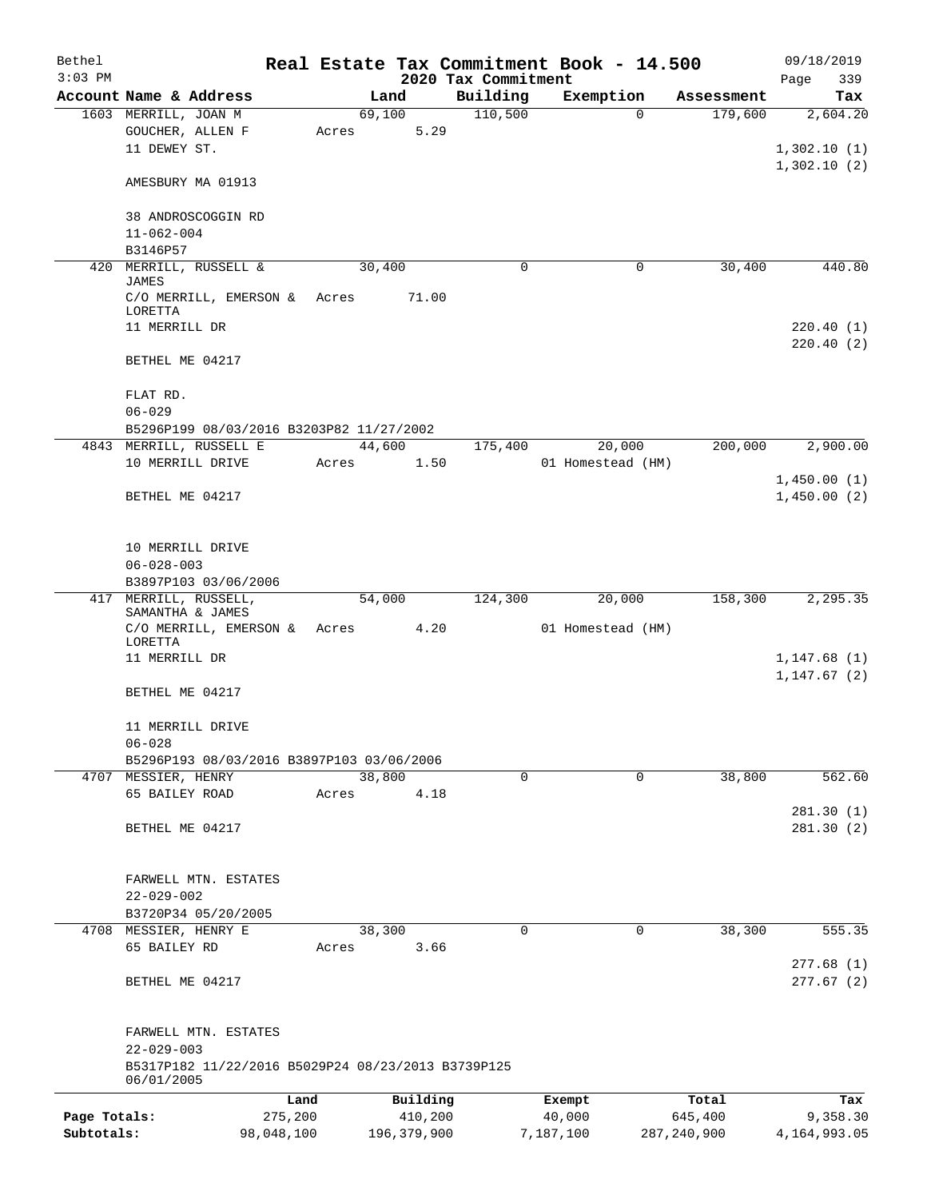Bethel 3:03 PM

# Real Estate Tax Commitment Book - 14.500

2020 Tax Commitment

09/18/2019 Page 339

| Account | Name & Address | Land | Building | Exemption | Assessment | Tax |
|---|---|---|---|---|---|---|
| 1603 | MERRILL, JOAN M<br>GOUCHER, ALLEN F<br>11 DEWEY ST.<br><br>AMESBURY MA 01913<br><br>38 ANDROSCOGGIN RD<br>11-062-004<br>B3146P57 | 69,100<br>Acres 5.29 | 110,500 | 0 | 179,600 | 2,604.20<br><br>1,302.10 (1)<br>1,302.10 (2) |
| 420 | MERRILL, RUSSELL & JAMES<br>C/O MERRILL, EMERSON & LORETTA<br>11 MERRILL DR<br><br>BETHEL ME 04217<br><br>FLAT RD.<br>06-029<br>B5296P199 08/03/2016 B3203P82 11/27/2002 | 30,400<br>Acres 71.00 | 0 | 0 | 30,400 | 440.80<br><br>220.40 (1)<br>220.40 (2) |
| 4843 | MERRILL, RUSSELL E<br>10 MERRILL DRIVE<br><br>BETHEL ME 04217<br><br>10 MERRILL DRIVE<br>06-028-003<br>B3897P103 03/06/2006 | 44,600<br>Acres 1.50 | 175,400 | 20,000<br>01 Homestead (HM) | 200,000 | 2,900.00<br><br>1,450.00 (1)<br>1,450.00 (2) |
| 417 | MERRILL, RUSSELL, SAMANTHA & JAMES<br>C/O MERRILL, EMERSON & LORETTA<br>11 MERRILL DR<br><br>BETHEL ME 04217<br><br>11 MERRILL DRIVE<br>06-028<br>B5296P193 08/03/2016 B3897P103 03/06/2006 | 54,000<br>Acres 4.20 | 124,300 | 20,000<br>01 Homestead (HM) | 158,300 | 2,295.35<br><br>1,147.68 (1)<br>1,147.67 (2) |
| 4707 | MESSIER, HENRY<br>65 BAILEY ROAD<br><br>BETHEL ME 04217<br><br>FARWELL MTN. ESTATES<br>22-029-002<br>B3720P34 05/20/2005 | 38,800<br>Acres 4.18 | 0 | 0 | 38,800 | 562.60<br><br>281.30 (1)<br>281.30 (2) |
| 4708 | MESSIER, HENRY E<br>65 BAILEY RD<br><br>BETHEL ME 04217<br><br>FARWELL MTN. ESTATES<br>22-029-003<br>B5317P182 11/22/2016 B5029P24 08/23/2013 B3739P125 06/01/2005 | 38,300<br>Acres 3.66 | 0 | 0 | 38,300 | 555.35<br><br>277.68 (1)<br>277.67 (2) |

| | Land | Building | Exempt | Total | Tax |
|---|---|---|---|---|---|
| Page Totals: | 275,200 | 410,200 | 40,000 | 645,400 | 9,358.30 |
| Subtotals: | 98,048,100 | 196,379,900 | 7,187,100 | 287,240,900 | 4,164,993.05 |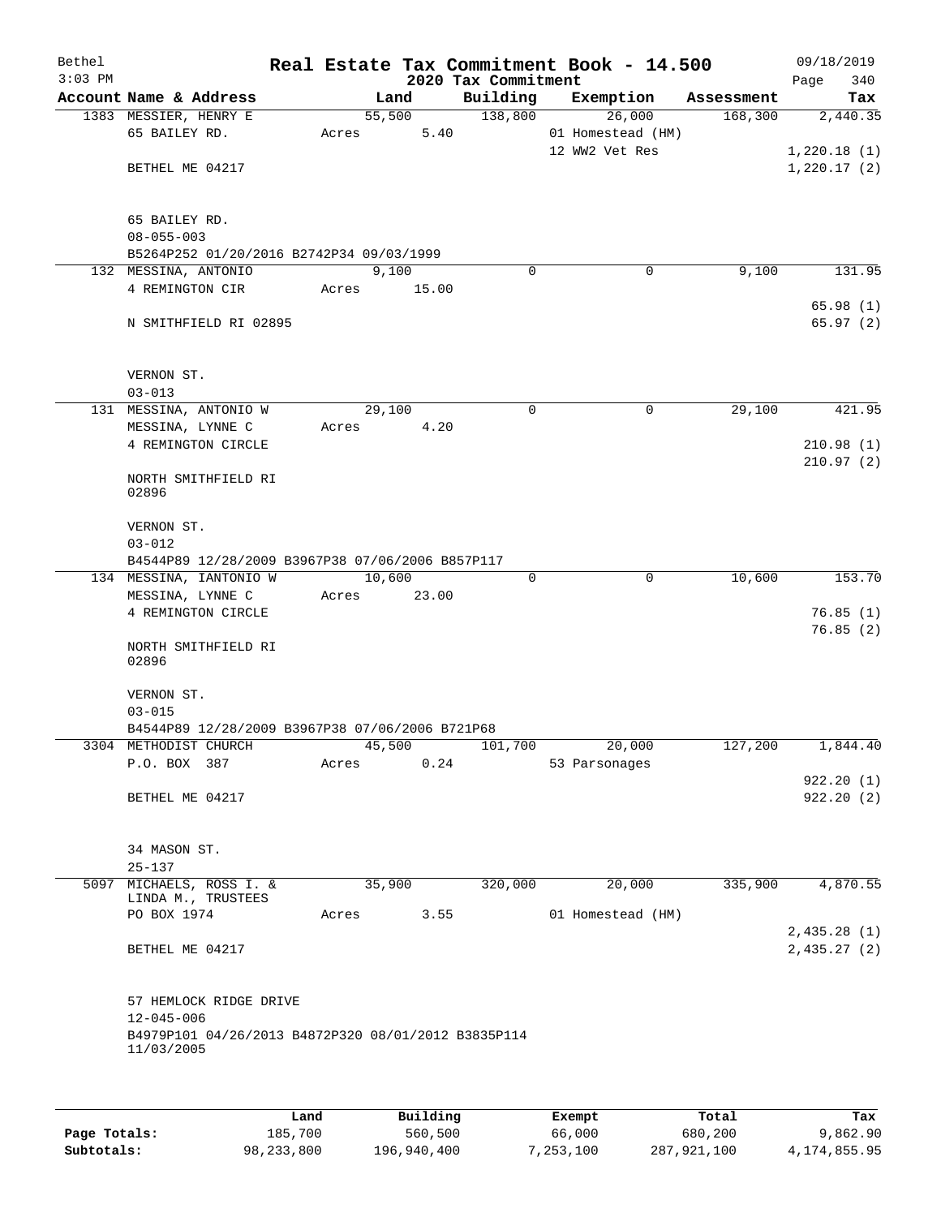Bethel 3:03 PM

# Real Estate Tax Commitment Book - 14.500

## 2020 Tax Commitment

09/18/2019 Page 340

| Account | Name & Address | Land | Building | Exemption | Assessment | Tax |
|---|---|---|---|---|---|---|
| 1383 | MESSIER, HENRY E<br>65 BAILEY RD.<br><br>BETHEL ME 04217<br><br>65 BAILEY RD.<br>08-055-003<br>B5264P252 01/20/2016 B2742P34 09/03/1999 | 55,500<br>Acres 5.40 | 138,800 | 26,000<br>01 Homestead (HM)<br>12 WW2 Vet Res | 168,300 | 2,440.35<br><br>1,220.18 (1)<br>1,220.17 (2) |
| 132 | MESSINA, ANTONIO<br>4 REMINGTON CIR<br><br>N SMITHFIELD RI 02895<br><br>VERNON ST.<br>03-013 | 9,100<br>Acres 15.00 | 0 | 0 | 9,100 | 131.95<br><br>65.98 (1)<br>65.97 (2) |
| 131 | MESSINA, ANTONIO W<br>MESSINA, LYNNE C<br>4 REMINGTON CIRCLE<br><br>NORTH SMITHFIELD RI 02896<br><br>VERNON ST.<br>03-012<br>B4544P89 12/28/2009 B3967P38 07/06/2006 B857P117 | 29,100<br>Acres 4.20 | 0 | 0 | 29,100 | 421.95<br><br>210.98 (1)<br>210.97 (2) |
| 134 | MESSINA, IANTONIO W<br>MESSINA, LYNNE C<br>4 REMINGTON CIRCLE<br><br>NORTH SMITHFIELD RI 02896<br><br>VERNON ST.<br>03-015<br>B4544P89 12/28/2009 B3967P38 07/06/2006 B721P68 | 10,600<br>Acres 23.00 | 0 | 0 | 10,600 | 153.70<br><br>76.85 (1)<br>76.85 (2) |
| 3304 | METHODIST CHURCH<br>P.O. BOX 387<br><br>BETHEL ME 04217<br><br>34 MASON ST.<br>25-137 | 45,500<br>Acres 0.24 | 101,700 | 20,000<br>53 Parsonages | 127,200 | 1,844.40<br><br>922.20 (1)<br>922.20 (2) |
| 5097 | MICHAELS, ROSS I. &<br>LINDA M., TRUSTEES<br>PO BOX 1974<br><br>BETHEL ME 04217<br><br>57 HEMLOCK RIDGE DRIVE<br>12-045-006<br>B4979P101 04/26/2013 B4872P320 08/01/2012 B3835P114 11/03/2005 | 35,900<br>Acres 3.55 | 320,000 | 20,000<br>01 Homestead (HM) | 335,900 | 4,870.55<br><br>2,435.28 (1)<br>2,435.27 (2) |

| | Land | Building | Exempt | Total | Tax |
|---|---|---|---|---|---|
| **Page Totals:** | 185,700 | 560,500 | 66,000 | 680,200 | 9,862.90 |
| **Subtotals:** | 98,233,800 | 196,940,400 | 7,253,100 | 287,921,100 | 4,174,855.95 |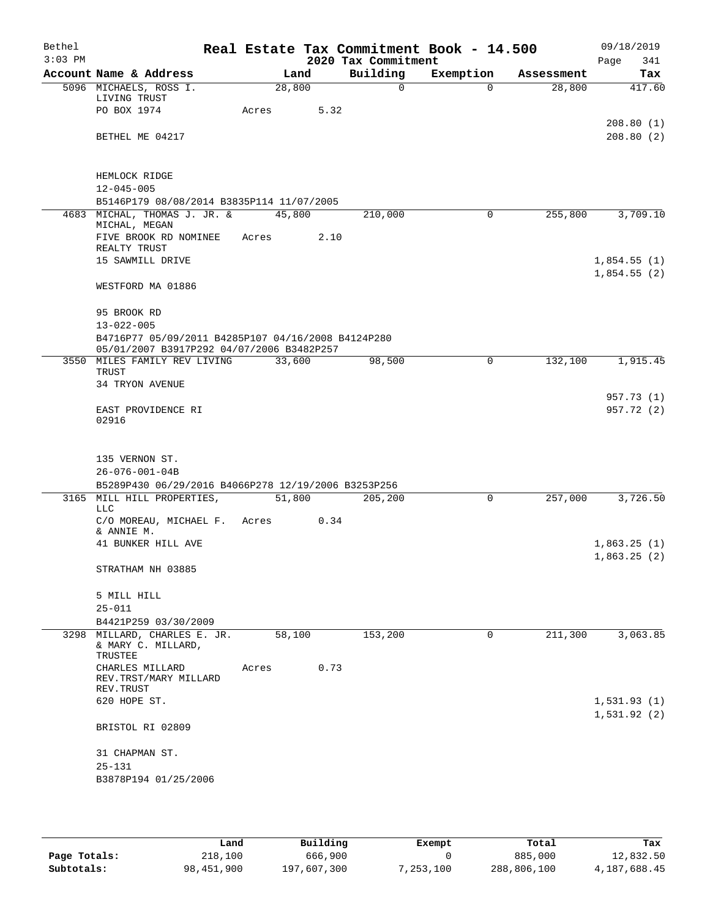Bethel 3:03 PM

**Real Estate Tax Commitment Book - 14.500**

2020 Tax Commitment

09/18/2019

| Account Name & Address | Land | Building | Exemption | Assessment | Tax |
|---|---|---|---|---|---|
| 5096 MICHAELS, ROSS I. LIVING TRUST | 28,800 | 0 | 0 | 28,800 | 417.60 |
| PO BOX 1974 | Acres 5.32 | | | | |
| | | | | | 208.80 (1) |
| BETHEL ME 04217 | | | | | 208.80 (2) |
| HEMLOCK RIDGE | | | | | |
| 12-045-005 | | | | | |
| B5146P179 08/08/2014 B3835P114 11/07/2005 | | | | | |
| 4683 MICHAL, THOMAS J. JR. & MICHAL, MEGAN | 45,800 | 210,000 | 0 | 255,800 | 3,709.10 |
| FIVE BROOK RD NOMINEE REALTY TRUST | Acres 2.10 | | | | |
| 15 SAWMILL DRIVE | | | | | 1,854.55 (1) |
| | | | | | 1,854.55 (2) |
| WESTFORD MA 01886 | | | | | |
| 95 BROOK RD | | | | | |
| 13-022-005 | | | | | |
| B4716P77 05/09/2011 B4285P107 04/16/2008 B4124P280 05/01/2007 B3917P292 04/07/2006 B3482P257 | | | | | |
| 3550 MILES FAMILY REV LIVING TRUST | 33,600 | 98,500 | 0 | 132,100 | 1,915.45 |
| 34 TRYON AVENUE | | | | | |
| | | | | | 957.73 (1) |
| EAST PROVIDENCE RI 02916 | | | | | 957.72 (2) |
| 135 VERNON ST. | | | | | |
| 26-076-001-04B | | | | | |
| B5289P430 06/29/2016 B4066P278 12/19/2006 B3253P256 | | | | | |
| 3165 MILL HILL PROPERTIES, LLC | 51,800 | 205,200 | 0 | 257,000 | 3,726.50 |
| C/O MOREAU, MICHAEL F. & ANNIE M. | Acres 0.34 | | | | |
| 41 BUNKER HILL AVE | | | | | 1,863.25 (1) |
| | | | | | 1,863.25 (2) |
| STRATHAM NH 03885 | | | | | |
| 5 MILL HILL | | | | | |
| 25-011 | | | | | |
| B4421P259 03/30/2009 | | | | | |
| 3298 MILLARD, CHARLES E. JR. & MARY C. MILLARD, TRUSTEE | 58,100 | 153,200 | 0 | 211,300 | 3,063.85 |
| CHARLES MILLARD REV.TRST/MARY MILLARD REV.TRUST | Acres 0.73 | | | | |
| 620 HOPE ST. | | | | | 1,531.93 (1) |
| | | | | | 1,531.92 (2) |
| BRISTOL RI 02809 | | | | | |
| 31 CHAPMAN ST. | | | | | |
| 25-131 | | | | | |
| B3878P194 01/25/2006 | | | | | |

| | Land | Building | Exempt | Total | Tax |
|---|---|---|---|---|---|
| Page Totals: | 218,100 | 666,900 | 0 | 885,000 | 12,832.50 |
| Subtotals: | 98,451,900 | 197,607,300 | 7,253,100 | 288,806,100 | 4,187,688.45 |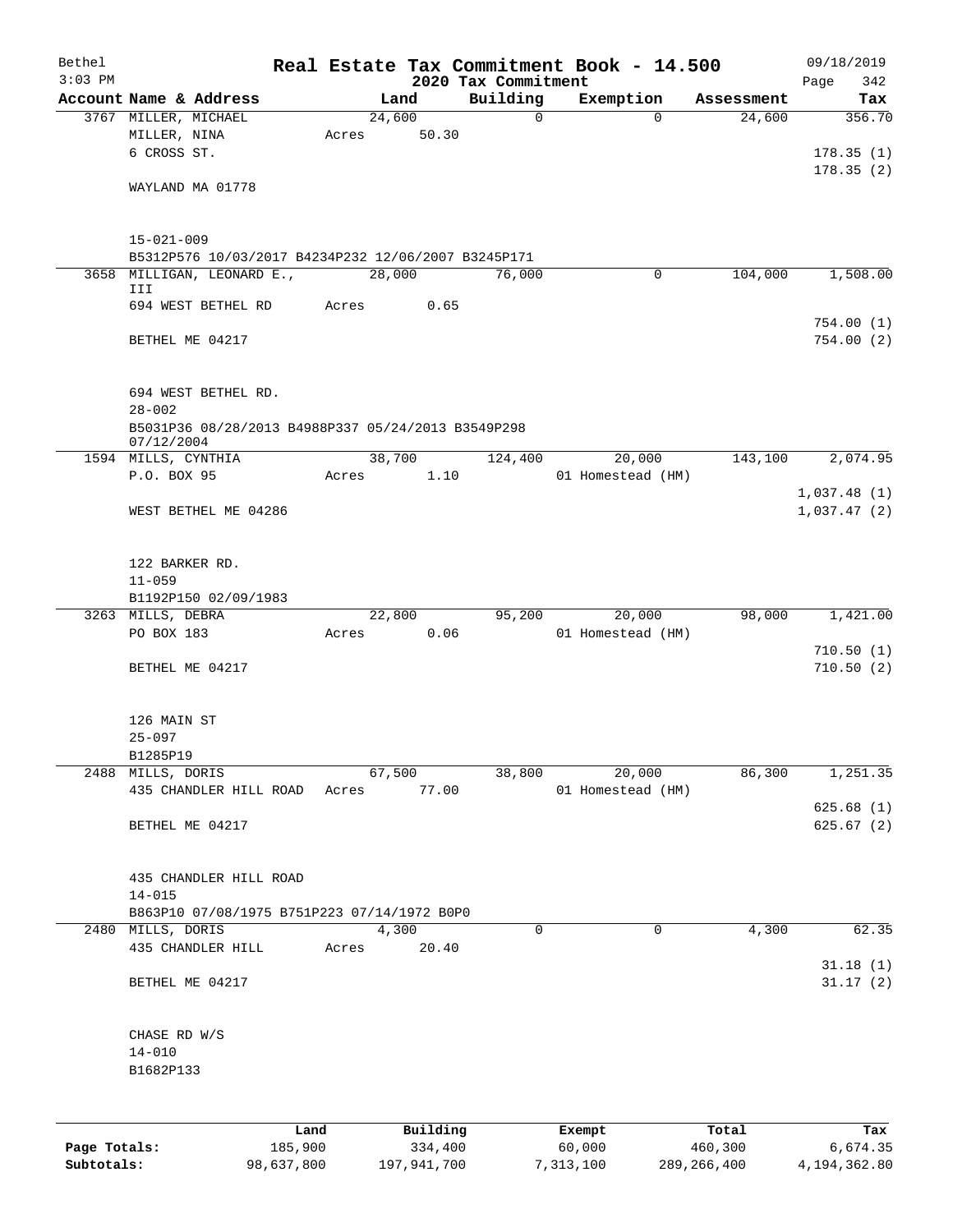Bethel 3:03 PM

# Real Estate Tax Commitment Book - 14.500

## 2020 Tax Commitment

09/18/2019

| Account | Name & Address | Land | Building | Exemption | Assessment | Tax |
|---|---|---|---|---|---|---|
| 3767 | MILLER, MICHAEL<br>MILLER, NINA<br>6 CROSS ST.<br><br>WAYLAND MA 01778<br><br>15-021-009<br>B5312P576 10/03/2017 B4234P232 12/06/2007 B3245P171 | 24,600<br>Acres 50.30 | 0 | 0 | 24,600 | 356.70<br><br>178.35 (1)<br>178.35 (2) |
| 3658 | MILLIGAN, LEONARD E., III<br>694 WEST BETHEL RD<br><br>BETHEL ME 04217<br><br>694 WEST BETHEL RD.<br>28-002<br>B5031P36 08/28/2013 B4988P337 05/24/2013 B3549P298 07/12/2004 | 28,000<br>Acres 0.65 | 76,000 | 0 | 104,000 | 1,508.00<br><br>754.00 (1)<br>754.00 (2) |
| 1594 | MILLS, CYNTHIA<br>P.O. BOX 95<br><br>WEST BETHEL ME 04286<br><br>122 BARKER RD.<br>11-059<br>B1192P150 02/09/1983 | 38,700<br>Acres 1.10 | 124,400 | 20,000<br>01 Homestead (HM) | 143,100 | 2,074.95<br><br>1,037.48 (1)<br>1,037.47 (2) |
| 3263 | MILLS, DEBRA<br>PO BOX 183<br><br>BETHEL ME 04217<br><br>126 MAIN ST<br>25-097<br>B1285P19 | 22,800<br>Acres 0.06 | 95,200 | 20,000<br>01 Homestead (HM) | 98,000 | 1,421.00<br><br>710.50 (1)<br>710.50 (2) |
| 2488 | MILLS, DORIS<br>435 CHANDLER HILL ROAD<br><br>BETHEL ME 04217<br><br>435 CHANDLER HILL ROAD<br>14-015<br>B863P10 07/08/1975 B751P223 07/14/1972 B0P0 | 67,500<br>Acres 77.00 | 38,800 | 20,000<br>01 Homestead (HM) | 86,300 | 1,251.35<br><br>625.68 (1)<br>625.67 (2) |
| 2480 | MILLS, DORIS<br>435 CHANDLER HILL<br><br>BETHEL ME 04217<br><br>CHASE RD W/S<br>14-010<br>B1682P133 | 4,300<br>Acres 20.40 | 0 | 0 | 4,300 | 62.35<br><br>31.18 (1)<br>31.17 (2) |

| | Land | Building | Exempt | Total | Tax |
|---|---|---|---|---|---|
| Page Totals: | 185,900 | 334,400 | 60,000 | 460,300 | 6,674.35 |
| Subtotals: | 98,637,800 | 197,941,700 | 7,313,100 | 289,266,400 | 4,194,362.80 |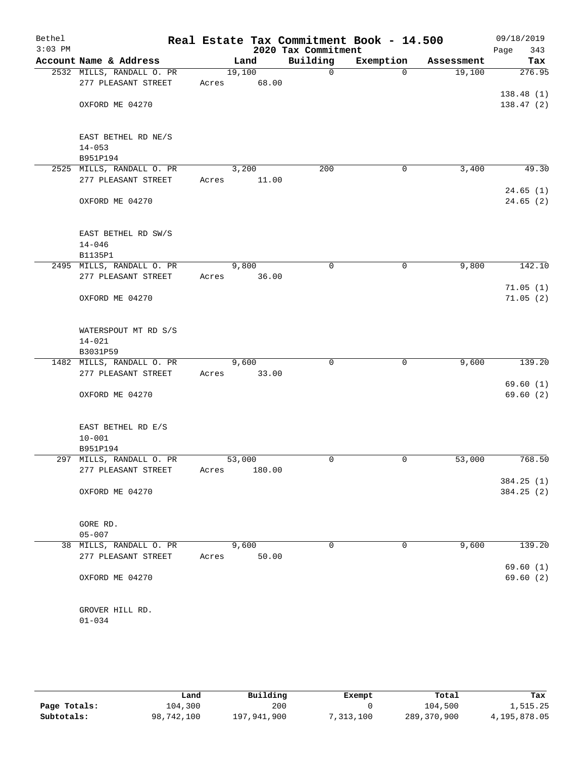Bethel  
3:03 PM

# Real Estate Tax Commitment Book - 14.500

## 2020 Tax Commitment

09/18/2019  
Page 343

| Account Name & Address | Land | Building | Exemption | Assessment | Tax |
|---|---|---|---|---|---|
| 2532 MILLS, RANDALL O. PR<br>277 PLEASANT STREET<br><br>OXFORD ME 04270<br><br>EAST BETHEL RD NE/S<br>14-053<br>B951P194 | 19,100<br>Acres 68.00 | 0 | 0 | 19,100 | 276.95<br><br>138.48 (1)<br>138.47 (2) |
| 2525 MILLS, RANDALL O. PR<br>277 PLEASANT STREET<br><br>OXFORD ME 04270<br><br>EAST BETHEL RD SW/S<br>14-046<br>B1135P1 | 3,200<br>Acres 11.00 | 200 | 0 | 3,400 | 49.30<br><br>24.65 (1)<br>24.65 (2) |
| 2495 MILLS, RANDALL O. PR<br>277 PLEASANT STREET<br><br>OXFORD ME 04270<br><br>WATERSPOUT MT RD S/S<br>14-021<br>B3031P59 | 9,800<br>Acres 36.00 | 0 | 0 | 9,800 | 142.10<br><br>71.05 (1)<br>71.05 (2) |
| 1482 MILLS, RANDALL O. PR<br>277 PLEASANT STREET<br><br>OXFORD ME 04270<br><br>EAST BETHEL RD E/S<br>10-001<br>B951P194 | 9,600<br>Acres 33.00 | 0 | 0 | 9,600 | 139.20<br><br>69.60 (1)<br>69.60 (2) |
| 297 MILLS, RANDALL O. PR<br>277 PLEASANT STREET<br><br>OXFORD ME 04270<br><br>GORE RD.<br>05-007 | 53,000<br>Acres 180.00 | 0 | 0 | 53,000 | 768.50<br><br>384.25 (1)<br>384.25 (2) |
| 38 MILLS, RANDALL O. PR<br>277 PLEASANT STREET<br><br>OXFORD ME 04270<br><br>GROVER HILL RD.<br>01-034 | 9,600<br>Acres 50.00 | 0 | 0 | 9,600 | 139.20<br><br>69.60 (1)<br>69.60 (2) |

| | Land | Building | Exempt | Total | Tax |
|---|---|---|---|---|---|
| Page Totals: | 104,300 | 200 | 0 | 104,500 | 1,515.25 |
| Subtotals: | 98,742,100 | 197,941,900 | 7,313,100 | 289,370,900 | 4,195,878.05 |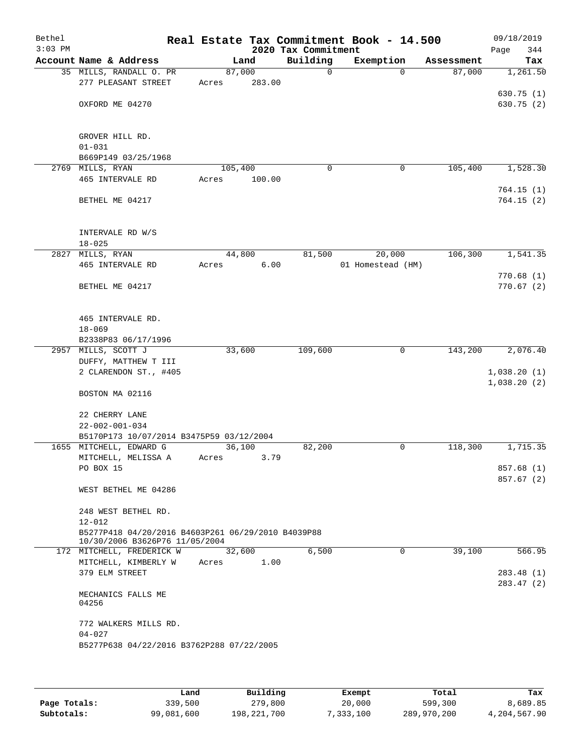Bethel | Real Estate Tax Commitment Book - 14.500 | 09/18/2019
3:03 PM | 2020 Tax Commitment | Page 344

| Account | Name & Address | Land | Building | Exemption | Assessment | Tax |
|---|---|---|---|---|---|---|
| 35 | MILLS, RANDALL O. PR<br>277 PLEASANT STREET<br><br>OXFORD ME 04270<br><br>GROVER HILL RD.<br>01-031<br>B669P149 03/25/1968 | 87,000<br>Acres 283.00 | 0 | 0 | 87,000 | 1,261.50<br><br>630.75 (1)<br>630.75 (2) |
| 2769 | MILLS, RYAN<br>465 INTERVALE RD<br><br>BETHEL ME 04217<br><br>INTERVALE RD W/S<br>18-025 | 105,400<br>Acres 100.00 | 0 | 0 | 105,400 | 1,528.30<br><br>764.15 (1)<br>764.15 (2) |
| 2827 | MILLS, RYAN<br>465 INTERVALE RD<br><br>BETHEL ME 04217<br><br>465 INTERVALE RD.<br>18-069<br>B2338P83 06/17/1996 | 44,800<br>Acres 6.00 | 81,500 | 20,000<br>01 Homestead (HM) | 106,300 | 1,541.35<br><br>770.68 (1)<br>770.67 (2) |
| 2957 | MILLS, SCOTT J<br>DUFFY, MATTHEW T III<br>2 CLARENDON ST., #405<br><br>BOSTON MA 02116<br><br>22 CHERRY LANE<br>22-002-001-034<br>B5170P173 10/07/2014 B3475P59 03/12/2004 | 33,600 | 109,600 | 0 | 143,200 | 2,076.40<br><br>1,038.20 (1)<br>1,038.20 (2) |
| 1655 | MITCHELL, EDWARD G<br>MITCHELL, MELISSA A<br>PO BOX 15<br><br>WEST BETHEL ME 04286<br><br>248 WEST BETHEL RD.<br>12-012<br>B5277P418 04/20/2016 B4603P261 06/29/2010 B4039P88 10/30/2006 B3626P76 11/05/2004 | 36,100<br>Acres 3.79 | 82,200 | 0 | 118,300 | 1,715.35<br><br>857.68 (1)<br>857.67 (2) |
| 172 | MITCHELL, FREDERICK W<br>MITCHELL, KIMBERLY W<br>379 ELM STREET<br><br>MECHANICS FALLS ME 04256<br><br>772 WALKERS MILLS RD.<br>04-027<br>B5277P638 04/22/2016 B3762P288 07/22/2005 | 32,600<br>Acres 1.00 | 6,500 | 0 | 39,100 | 566.95<br><br>283.48 (1)<br>283.47 (2) |

| | Land | Building | Exempt | Total | Tax |
|---|---|---|---|---|---|
| Page Totals: | 339,500 | 279,800 | 20,000 | 599,300 | 8,689.85 |
| Subtotals: | 99,081,600 | 198,221,700 | 7,333,100 | 289,970,200 | 4,204,567.90 |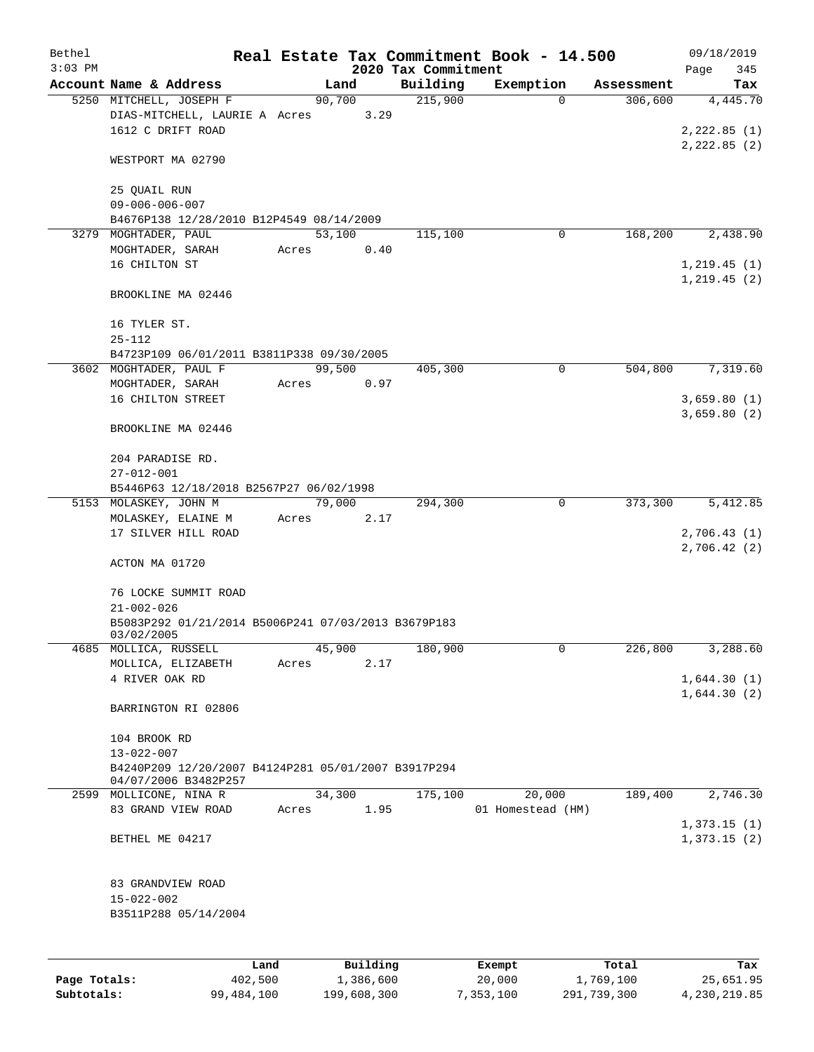Bethel 3:03 PM

# Real Estate Tax Commitment Book - 14.500

2020 Tax Commitment

09/18/2019 Page 345

| Account | Name & Address | Land | Building | Exemption | Assessment | Tax |
|---|---|---|---|---|---|---|
| 5250 | MITCHELL, JOSEPH F | 90,700 | 215,900 | 0 | 306,600 | 4,445.70 |
| | DIAS-MITCHELL, LAURIE A Acres 3.29 | | | | | |
| | 1612 C DRIFT ROAD | | | | | 2,222.85 (1) |
| | | | | | | 2,222.85 (2) |
| | WESTPORT MA 02790 | | | | | |
| | 25 QUAIL RUN | | | | | |
| | 09-006-006-007 | | | | | |
| | B4676P138 12/28/2010 B12P4549 08/14/2009 | | | | | |
| 3279 | MOGHTADER, PAUL | 53,100 | 115,100 | 0 | 168,200 | 2,438.90 |
| | MOGHTADER, SARAH Acres 0.40 | | | | | |
| | 16 CHILTON ST | | | | | 1,219.45 (1) |
| | | | | | | 1,219.45 (2) |
| | BROOKLINE MA 02446 | | | | | |
| | 16 TYLER ST. | | | | | |
| | 25-112 | | | | | |
| | B4723P109 06/01/2011 B3811P338 09/30/2005 | | | | | |
| 3602 | MOGHTADER, PAUL F | 99,500 | 405,300 | 0 | 504,800 | 7,319.60 |
| | MOGHTADER, SARAH Acres 0.97 | | | | | |
| | 16 CHILTON STREET | | | | | 3,659.80 (1) |
| | | | | | | 3,659.80 (2) |
| | BROOKLINE MA 02446 | | | | | |
| | 204 PARADISE RD. | | | | | |
| | 27-012-001 | | | | | |
| | B5446P63 12/18/2018 B2567P27 06/02/1998 | | | | | |
| 5153 | MOLASKEY, JOHN M | 79,000 | 294,300 | 0 | 373,300 | 5,412.85 |
| | MOLASKEY, ELAINE M Acres 2.17 | | | | | |
| | 17 SILVER HILL ROAD | | | | | 2,706.43 (1) |
| | | | | | | 2,706.42 (2) |
| | ACTON MA 01720 | | | | | |
| | 76 LOCKE SUMMIT ROAD | | | | | |
| | 21-002-026 | | | | | |
| | B5083P292 01/21/2014 B5006P241 07/03/2013 B3679P183 03/02/2005 | | | | | |
| 4685 | MOLLICA, RUSSELL | 45,900 | 180,900 | 0 | 226,800 | 3,288.60 |
| | MOLLICA, ELIZABETH Acres 2.17 | | | | | |
| | 4 RIVER OAK RD | | | | | 1,644.30 (1) |
| | | | | | | 1,644.30 (2) |
| | BARRINGTON RI 02806 | | | | | |
| | 104 BROOK RD | | | | | |
| | 13-022-007 | | | | | |
| | B4240P209 12/20/2007 B4124P281 05/01/2007 B3917P294 04/07/2006 B3482P257 | | | | | |
| 2599 | MOLLICONE, NINA R | 34,300 | 175,100 | 20,000 | 189,400 | 2,746.30 |
| | 83 GRAND VIEW ROAD Acres 1.95 | | | 01 Homestead (HM) | | |
| | | | | | | 1,373.15 (1) |
| | BETHEL ME 04217 | | | | | 1,373.15 (2) |
| | 83 GRANDVIEW ROAD | | | | | |
| | 15-022-002 | | | | | |
| | B3511P288 05/14/2004 | | | | | |

| | Land | Building | Exempt | Total | Tax |
|---|---|---|---|---|---|
| Page Totals: | 402,500 | 1,386,600 | 20,000 | 1,769,100 | 25,651.95 |
| Subtotals: | 99,484,100 | 199,608,300 | 7,353,100 | 291,739,300 | 4,230,219.85 |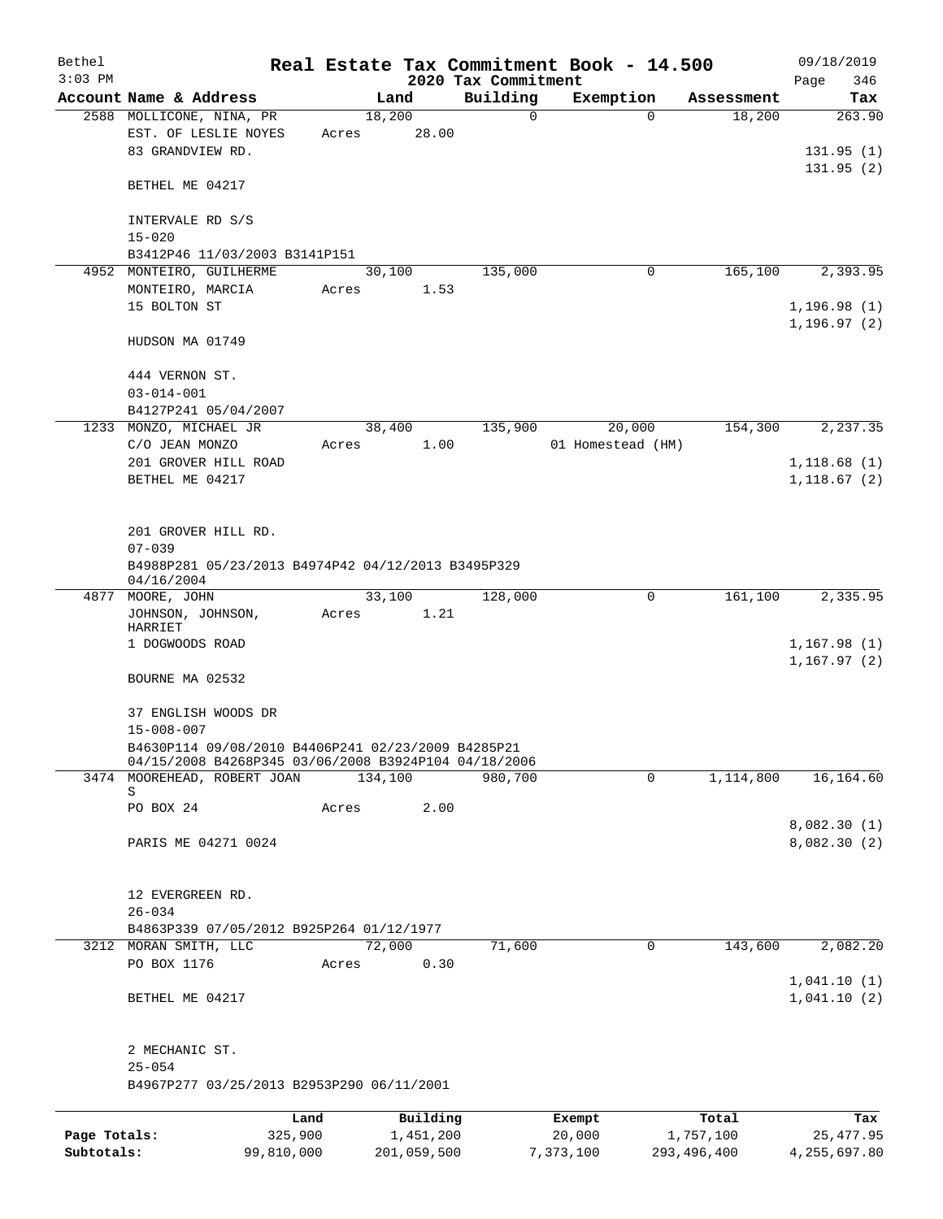Bethel 3:03 PM

# Real Estate Tax Commitment Book - 14.500

2020 Tax Commitment

09/18/2019 Page 346

| Account Name & Address | Land | Building | Exemption | Assessment | Tax |
|---|---|---|---|---|---|
| 2588 MOLLICONE, NINA, PR | 18,200 | 0 | 0 | 18,200 | 263.90 |
| EST. OF LESLIE NOYES | Acres 28.00 | | | | |
| 83 GRANDVIEW RD. | | | | | 131.95 (1) |
| | | | | | 131.95 (2) |
| BETHEL ME 04217 | | | | | |
| INTERVALE RD S/S | | | | | |
| 15-020 | | | | | |
| B3412P46 11/03/2003 B3141P151 | | | | | |
| 4952 MONTEIRO, GUILHERME | 30,100 | 135,000 | 0 | 165,100 | 2,393.95 |
| MONTEIRO, MARCIA | Acres 1.53 | | | | |
| 15 BOLTON ST | | | | | 1,196.98 (1) |
| | | | | | 1,196.97 (2) |
| HUDSON MA 01749 | | | | | |
| 444 VERNON ST. | | | | | |
| 03-014-001 | | | | | |
| B4127P241 05/04/2007 | | | | | |
| 1233 MONZO, MICHAEL JR | 38,400 | 135,900 | 20,000 | 154,300 | 2,237.35 |
| C/O JEAN MONZO | Acres 1.00 | | 01 Homestead (HM) | | |
| 201 GROVER HILL ROAD | | | | | 1,118.68 (1) |
| BETHEL ME 04217 | | | | | 1,118.67 (2) |
| 201 GROVER HILL RD. | | | | | |
| 07-039 | | | | | |
| B4988P281 05/23/2013 B4974P42 04/12/2013 B3495P329 04/16/2004 | | | | | |
| 4877 MOORE, JOHN | 33,100 | 128,000 | 0 | 161,100 | 2,335.95 |
| JOHNSON, JOHNSON, HARRIET | Acres 1.21 | | | | |
| 1 DOGWOODS ROAD | | | | | 1,167.98 (1) |
| | | | | | 1,167.97 (2) |
| BOURNE MA 02532 | | | | | |
| 37 ENGLISH WOODS DR | | | | | |
| 15-008-007 | | | | | |
| B4630P114 09/08/2010 B4406P241 02/23/2009 B4285P21 04/15/2008 B4268P345 03/06/2008 B3924P104 04/18/2006 | | | | | |
| 3474 MOOREHEAD, ROBERT JOAN S | 134,100 | 980,700 | 0 | 1,114,800 | 16,164.60 |
| PO BOX 24 | Acres 2.00 | | | | |
| | | | | | 8,082.30 (1) |
| PARIS ME 04271 0024 | | | | | 8,082.30 (2) |
| 12 EVERGREEN RD. | | | | | |
| 26-034 | | | | | |
| B4863P339 07/05/2012 B925P264 01/12/1977 | | | | | |
| 3212 MORAN SMITH, LLC | 72,000 | 71,600 | 0 | 143,600 | 2,082.20 |
| PO BOX 1176 | Acres 0.30 | | | | |
| | | | | | 1,041.10 (1) |
| BETHEL ME 04217 | | | | | 1,041.10 (2) |
| 2 MECHANIC ST. | | | | | |
| 25-054 | | | | | |
| B4967P277 03/25/2013 B2953P290 06/11/2001 | | | | | |

| | Land | Building | Exempt | Total | Tax |
|---|---|---|---|---|---|
| Page Totals: | 325,900 | 1,451,200 | 20,000 | 1,757,100 | 25,477.95 |
| Subtotals: | 99,810,000 | 201,059,500 | 7,373,100 | 293,496,400 | 4,255,697.80 |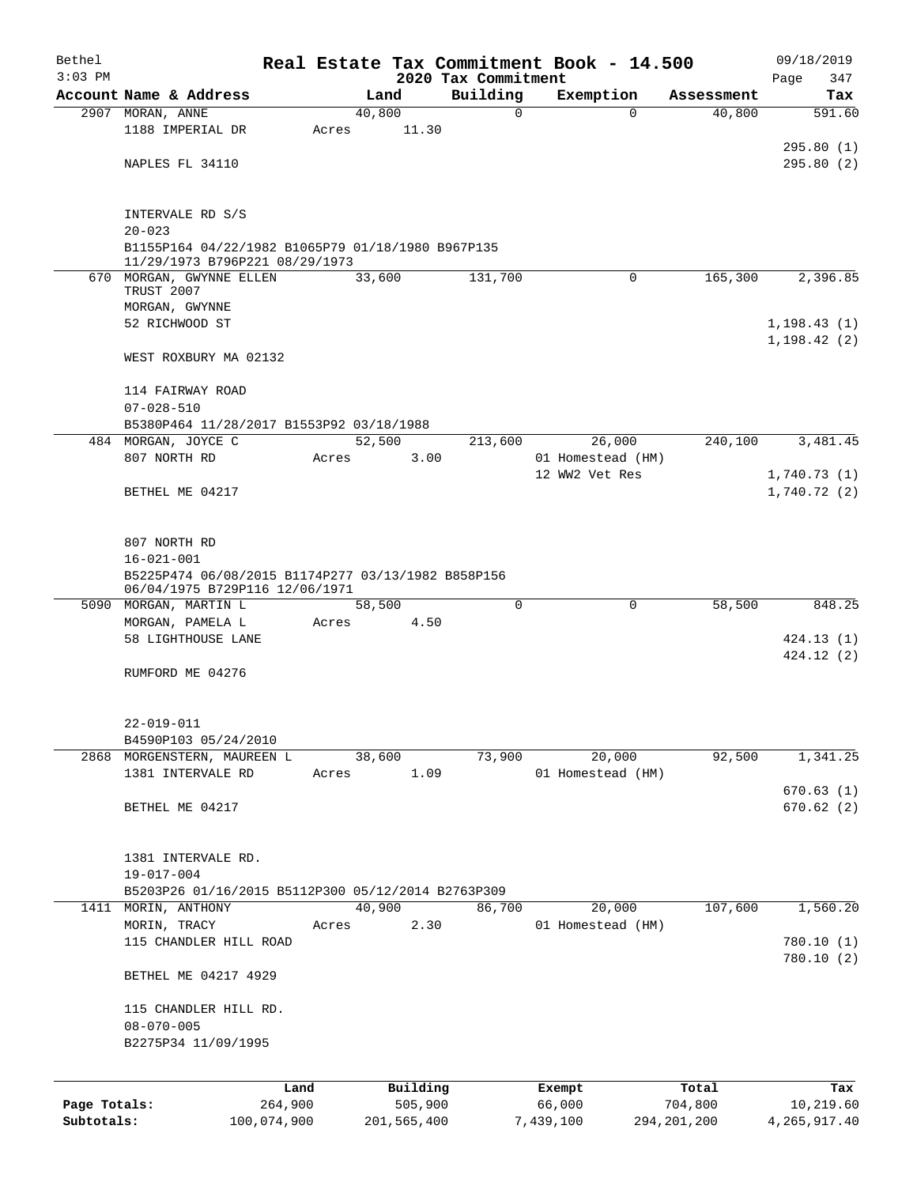# Real Estate Tax Commitment Book - 14.500

Bethel
3:03 PM

2020 Tax Commitment

09/18/2019
Page 347

| Account | Name & Address | Land | Building | Exemption | Assessment | Tax |
|---|---|---|---|---|---|---|
| 2907 | MORAN, ANNE<br>1188 IMPERIAL DR<br><br>NAPLES FL 34110<br><br>INTERVALE RD S/S<br>20-023<br>B1155P164 04/22/1982 B1065P79 01/18/1980 B967P135 11/29/1973 B796P221 08/29/1973 | 40,800<br>Acres 11.30 | 0 | 0 | 40,800 | 591.60<br>295.80 (1)<br>295.80 (2) |
| 670 | MORGAN, GWYNNE ELLEN TRUST 2007<br>MORGAN, GWYNNE<br>52 RICHWOOD ST<br><br>WEST ROXBURY MA 02132<br><br>114 FAIRWAY ROAD<br>07-028-510<br>B5380P464 11/28/2017 B1553P92 03/18/1988 | 33,600 | 131,700 | 0 | 165,300 | 2,396.85<br>1,198.43 (1)<br>1,198.42 (2) |
| 484 | MORGAN, JOYCE C<br>807 NORTH RD<br><br>BETHEL ME 04217<br><br>807 NORTH RD<br>16-021-001<br>B5225P474 06/08/2015 B1174P277 03/13/1982 B858P156 06/04/1975 B729P116 12/06/1971 | 52,500<br>Acres 3.00 | 213,600 | 26,000<br>01 Homestead (HM)<br>12 WW2 Vet Res | 240,100 | 3,481.45<br>1,740.73 (1)<br>1,740.72 (2) |
| 5090 | MORGAN, MARTIN L<br>MORGAN, PAMELA L<br>58 LIGHTHOUSE LANE<br><br>RUMFORD ME 04276<br><br>22-019-011<br>B4590P103 05/24/2010 | 58,500<br>Acres 4.50 | 0 | 0 | 58,500 | 848.25<br>424.13 (1)<br>424.12 (2) |
| 2868 | MORGENSTERN, MAUREEN L<br>1381 INTERVALE RD<br><br>BETHEL ME 04217<br><br>1381 INTERVALE RD.<br>19-017-004<br>B5203P26 01/16/2015 B5112P300 05/12/2014 B2763P309 | 38,600<br>Acres 1.09 | 73,900 | 20,000<br>01 Homestead (HM) | 92,500 | 1,341.25<br>670.63 (1)<br>670.62 (2) |
| 1411 | MORIN, ANTHONY<br>MORIN, TRACY<br>115 CHANDLER HILL ROAD<br><br>BETHEL ME 04217 4929<br><br>115 CHANDLER HILL RD.<br>08-070-005<br>B2275P34 11/09/1995 | 40,900<br>Acres 2.30 | 86,700 | 20,000<br>01 Homestead (HM) | 107,600 | 1,560.20<br>780.10 (1)<br>780.10 (2) |

| | Land | Building | Exempt | Total | Tax |
|---|---|---|---|---|---|
| Page Totals: | 264,900 | 505,900 | 66,000 | 704,800 | 10,219.60 |
| Subtotals: | 100,074,900 | 201,565,400 | 7,439,100 | 294,201,200 | 4,265,917.40 |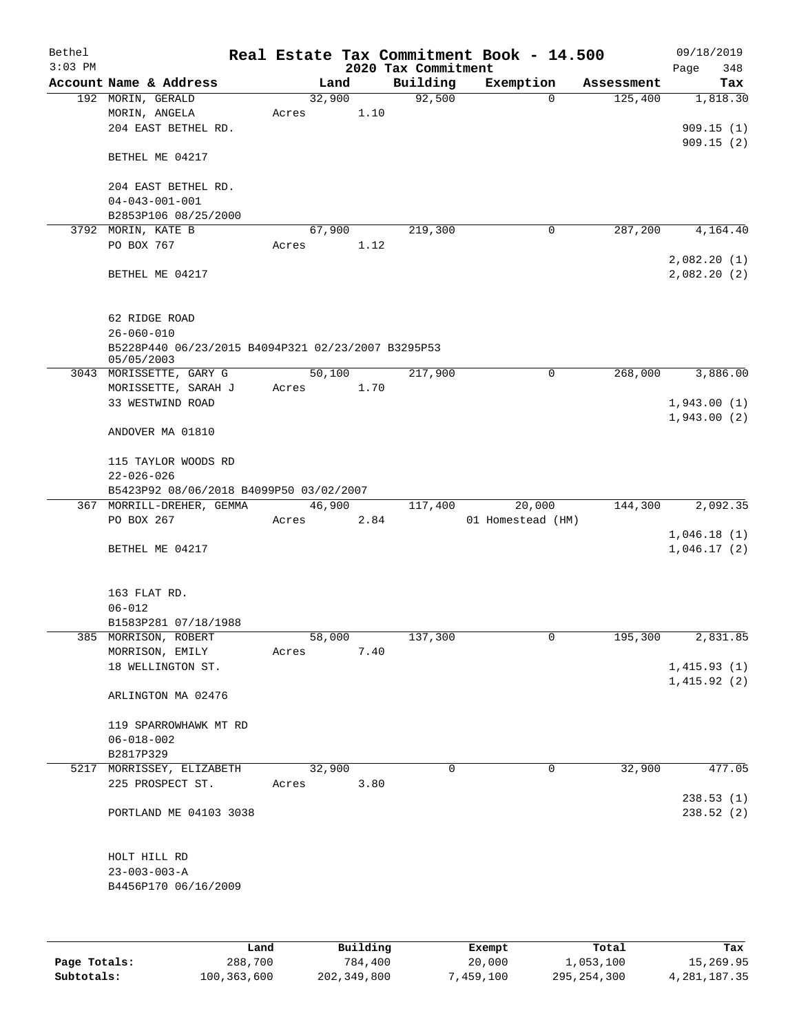Bethel 3:03 PM

# Real Estate Tax Commitment Book - 14.500

2020 Tax Commitment

09/18/2019 Page 348

| Account | Name & Address | Land | Building | Exemption | Assessment | Tax |
|---|---|---|---|---|---|---|
| 192 | MORIN, GERALD | 32,900 | 92,500 | 0 | 125,400 | 1,818.30 |
| | MORIN, ANGELA | Acres 1.10 | | | | |
| | 204 EAST BETHEL RD. | | | | | 909.15 (1) |
| | | | | | | 909.15 (2) |
| | BETHEL ME 04217 | | | | | |
| | 204 EAST BETHEL RD. | | | | | |
| | 04-043-001-001 | | | | | |
| | B2853P106 08/25/2000 | | | | | |
| 3792 | MORIN, KATE B | 67,900 | 219,300 | 0 | 287,200 | 4,164.40 |
| | PO BOX 767 | Acres 1.12 | | | | |
| | | | | | | 2,082.20 (1) |
| | BETHEL ME 04217 | | | | | 2,082.20 (2) |
| | 62 RIDGE ROAD | | | | | |
| | 26-060-010 | | | | | |
| | B5228P440 06/23/2015 B4094P321 02/23/2007 B3295P53 05/05/2003 | | | | | |
| 3043 | MORISSETTE, GARY G | 50,100 | 217,900 | 0 | 268,000 | 3,886.00 |
| | MORISSETTE, SARAH J | Acres 1.70 | | | | |
| | 33 WESTWIND ROAD | | | | | 1,943.00 (1) |
| | | | | | | 1,943.00 (2) |
| | ANDOVER MA 01810 | | | | | |
| | 115 TAYLOR WOODS RD | | | | | |
| | 22-026-026 | | | | | |
| | B5423P92 08/06/2018 B4099P50 03/02/2007 | | | | | |
| 367 | MORRILL-DREHER, GEMMA | 46,900 | 117,400 | 20,000 | 144,300 | 2,092.35 |
| | PO BOX 267 | Acres 2.84 | | 01 Homestead (HM) | | |
| | | | | | | 1,046.18 (1) |
| | BETHEL ME 04217 | | | | | 1,046.17 (2) |
| | 163 FLAT RD. | | | | | |
| | 06-012 | | | | | |
| | B1583P281 07/18/1988 | | | | | |
| 385 | MORRISON, ROBERT | 58,000 | 137,300 | 0 | 195,300 | 2,831.85 |
| | MORRISON, EMILY | Acres 7.40 | | | | |
| | 18 WELLINGTON ST. | | | | | 1,415.93 (1) |
| | | | | | | 1,415.92 (2) |
| | ARLINGTON MA 02476 | | | | | |
| | 119 SPARROWHAWK MT RD | | | | | |
| | 06-018-002 | | | | | |
| | B2817P329 | | | | | |
| 5217 | MORRISSEY, ELIZABETH | 32,900 | 0 | 0 | 32,900 | 477.05 |
| | 225 PROSPECT ST. | Acres 3.80 | | | | |
| | | | | | | 238.53 (1) |
| | PORTLAND ME 04103 3038 | | | | | 238.52 (2) |
| | HOLT HILL RD | | | | | |
| | 23-003-003-A | | | | | |
| | B4456P170 06/16/2009 | | | | | |

| | Land | Building | Exempt | Total | Tax |
|---|---|---|---|---|---|
| Page Totals: | 288,700 | 784,400 | 20,000 | 1,053,100 | 15,269.95 |
| Subtotals: | 100,363,600 | 202,349,800 | 7,459,100 | 295,254,300 | 4,281,187.35 |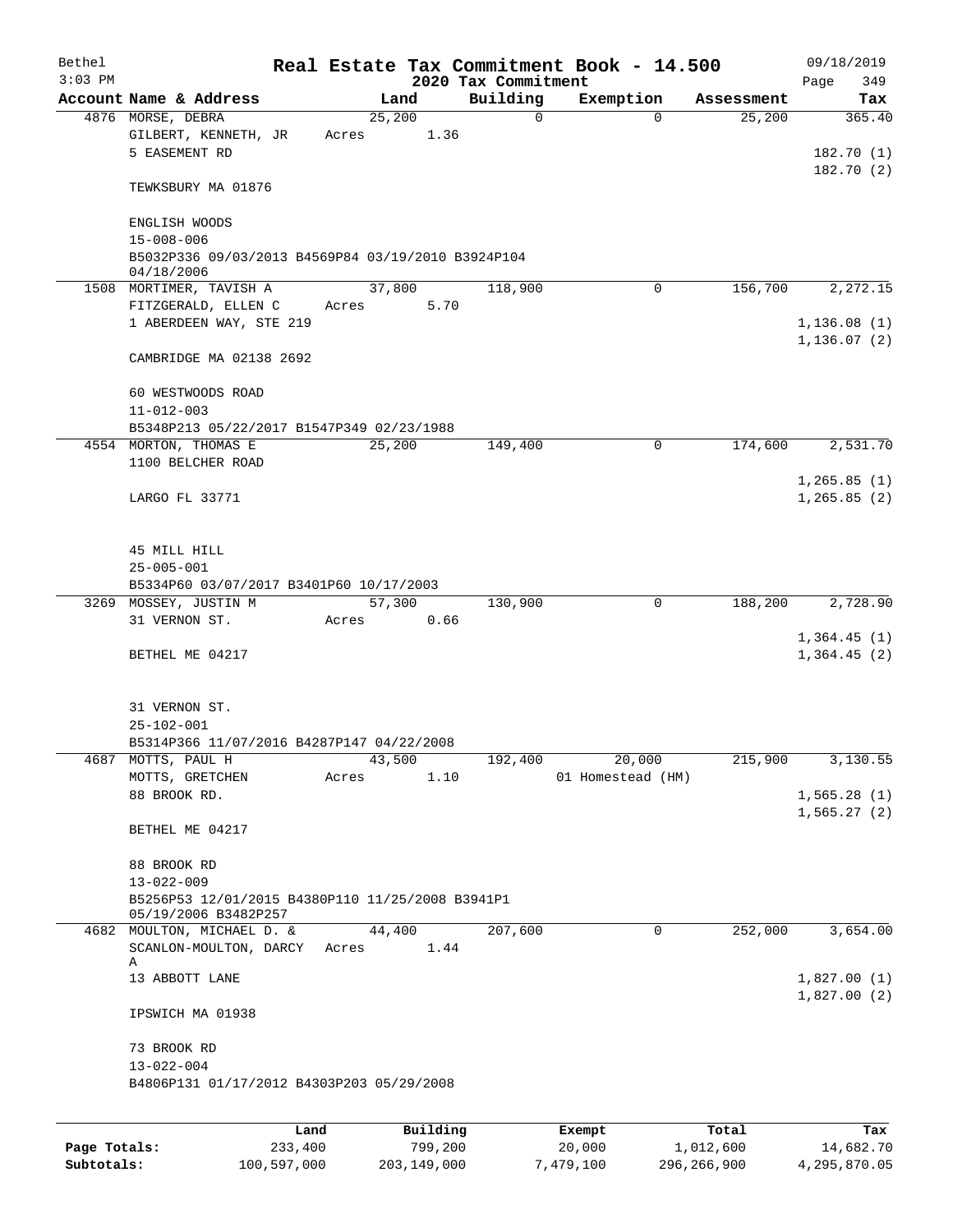Bethel · Real Estate Tax Commitment Book - 14.500 · 09/18/2019

3:03 PM · 2020 Tax Commitment · Page 349

| Account Name & Address | Land | Building | Exemption | Assessment | Tax |
|---|---|---|---|---|---|
| 4876 MORSE, DEBRA | 25,200 | 0 | 0 | 25,200 | 365.40 |
| GILBERT, KENNETH, JR | Acres 1.36 | | | | |
| 5 EASEMENT RD | | | | | 182.70 (1) |
| | | | | | 182.70 (2) |
| TEWKSBURY MA 01876 | | | | | |
| ENGLISH WOODS | | | | | |
| 15-008-006 | | | | | |
| B5032P336 09/03/2013 B4569P84 03/19/2010 B3924P104 04/18/2006 | | | | | |
| 1508 MORTIMER, TAVISH A | 37,800 | 118,900 | 0 | 156,700 | 2,272.15 |
| FITZGERALD, ELLEN C | Acres 5.70 | | | | |
| 1 ABERDEEN WAY, STE 219 | | | | | 1,136.08 (1) |
| | | | | | 1,136.07 (2) |
| CAMBRIDGE MA 02138 2692 | | | | | |
| 60 WESTWOODS ROAD | | | | | |
| 11-012-003 | | | | | |
| B5348P213 05/22/2017 B1547P349 02/23/1988 | | | | | |
| 4554 MORTON, THOMAS E | 25,200 | 149,400 | 0 | 174,600 | 2,531.70 |
| 1100 BELCHER ROAD | | | | | |
| | | | | | 1,265.85 (1) |
| LARGO FL 33771 | | | | | 1,265.85 (2) |
| 45 MILL HILL | | | | | |
| 25-005-001 | | | | | |
| B5334P60 03/07/2017 B3401P60 10/17/2003 | | | | | |
| 3269 MOSSEY, JUSTIN M | 57,300 | 130,900 | 0 | 188,200 | 2,728.90 |
| 31 VERNON ST. | Acres 0.66 | | | | |
| | | | | | 1,364.45 (1) |
| BETHEL ME 04217 | | | | | 1,364.45 (2) |
| 31 VERNON ST. | | | | | |
| 25-102-001 | | | | | |
| B5314P366 11/07/2016 B4287P147 04/22/2008 | | | | | |
| 4687 MOTTS, PAUL H | 43,500 | 192,400 | 20,000 | 215,900 | 3,130.55 |
| MOTTS, GRETCHEN | Acres 1.10 | | 01 Homestead (HM) | | |
| 88 BROOK RD. | | | | | 1,565.28 (1) |
| | | | | | 1,565.27 (2) |
| BETHEL ME 04217 | | | | | |
| 88 BROOK RD | | | | | |
| 13-022-009 | | | | | |
| B5256P53 12/01/2015 B4380P110 11/25/2008 B3941P1 05/19/2006 B3482P257 | | | | | |
| 4682 MOULTON, MICHAEL D. & | 44,400 | 207,600 | 0 | 252,000 | 3,654.00 |
| SCANLON-MOULTON, DARCY A | Acres 1.44 | | | | |
| 13 ABBOTT LANE | | | | | 1,827.00 (1) |
| | | | | | 1,827.00 (2) |
| IPSWICH MA 01938 | | | | | |
| 73 BROOK RD | | | | | |
| 13-022-004 | | | | | |
| B4806P131 01/17/2012 B4303P203 05/29/2008 | | | | | |

| | Land | Building | Exempt | Total | Tax |
|---|---|---|---|---|---|
| Page Totals: | 233,400 | 799,200 | 20,000 | 1,012,600 | 14,682.70 |
| Subtotals: | 100,597,000 | 203,149,000 | 7,479,100 | 296,266,900 | 4,295,870.05 |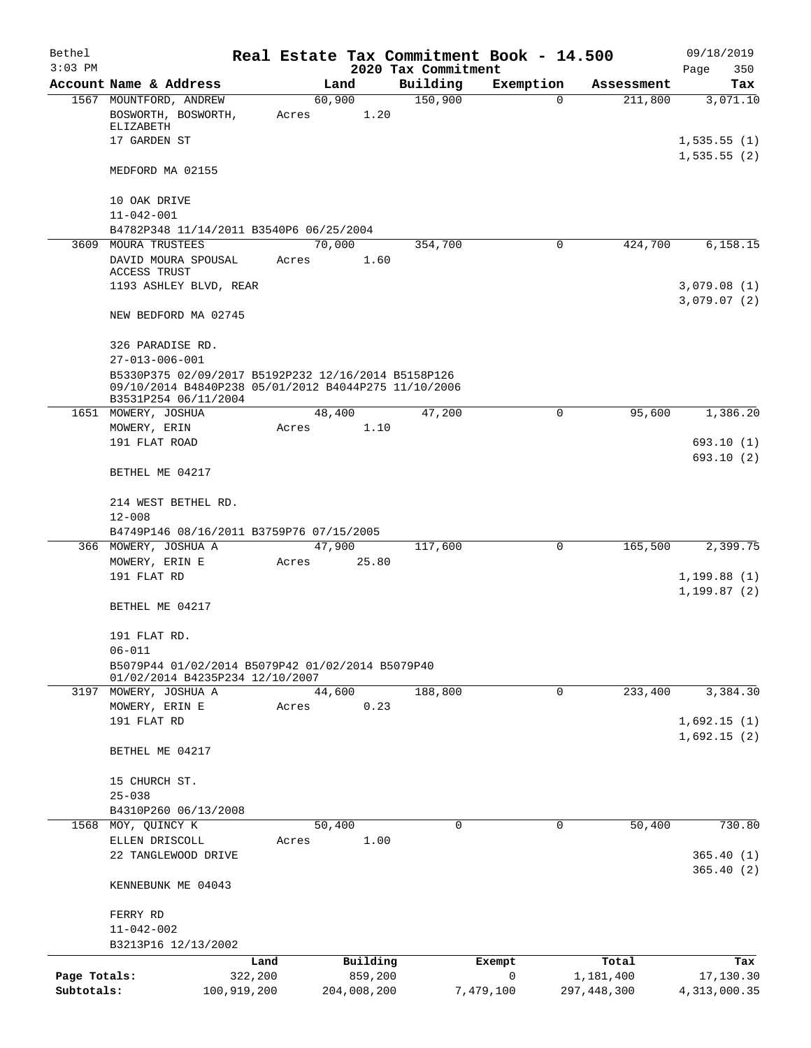# Real Estate Tax Commitment Book - 14.500

Bethel 09/18/2019
3:03 PM — 2020 Tax Commitment — Page 350

| Account Name & Address | Land | Building | Exemption | Assessment | Tax |
|---|---|---|---|---|---|
| 1567 MOUNTFORD, ANDREW | 60,900 | 150,900 | 0 | 211,800 | 3,071.10 |
| BOSWORTH, BOSWORTH, ELIZABETH | Acres 1.20 | | | | |
| 17 GARDEN ST | | | | | 1,535.55 (1) |
| | | | | | 1,535.55 (2) |
| MEDFORD MA 02155 | | | | | |
| 10 OAK DRIVE | | | | | |
| 11-042-001 | | | | | |
| B4782P348 11/14/2011 B3540P6 06/25/2004 | | | | | |
| 3609 MOURA TRUSTEES | 70,000 | 354,700 | 0 | 424,700 | 6,158.15 |
| DAVID MOURA SPOUSAL ACCESS TRUST | Acres 1.60 | | | | |
| 1193 ASHLEY BLVD, REAR | | | | | 3,079.08 (1) |
| | | | | | 3,079.07 (2) |
| NEW BEDFORD MA 02745 | | | | | |
| 326 PARADISE RD. | | | | | |
| 27-013-006-001 | | | | | |
| B5330P375 02/09/2017 B5192P232 12/16/2014 B5158P126 09/10/2014 B4840P238 05/01/2012 B4044P275 11/10/2006 B3531P254 06/11/2004 | | | | | |
| 1651 MOWERY, JOSHUA | 48,400 | 47,200 | 0 | 95,600 | 1,386.20 |
| MOWERY, ERIN | Acres 1.10 | | | | |
| 191 FLAT ROAD | | | | | 693.10 (1) |
| | | | | | 693.10 (2) |
| BETHEL ME 04217 | | | | | |
| 214 WEST BETHEL RD. | | | | | |
| 12-008 | | | | | |
| B4749P146 08/16/2011 B3759P76 07/15/2005 | | | | | |
| 366 MOWERY, JOSHUA A | 47,900 | 117,600 | 0 | 165,500 | 2,399.75 |
| MOWERY, ERIN E | Acres 25.80 | | | | |
| 191 FLAT RD | | | | | 1,199.88 (1) |
| | | | | | 1,199.87 (2) |
| BETHEL ME 04217 | | | | | |
| 191 FLAT RD. | | | | | |
| 06-011 | | | | | |
| B5079P44 01/02/2014 B5079P42 01/02/2014 B5079P40 01/02/2014 B4235P234 12/10/2007 | | | | | |
| 3197 MOWERY, JOSHUA A | 44,600 | 188,800 | 0 | 233,400 | 3,384.30 |
| MOWERY, ERIN E | Acres 0.23 | | | | |
| 191 FLAT RD | | | | | 1,692.15 (1) |
| | | | | | 1,692.15 (2) |
| BETHEL ME 04217 | | | | | |
| 15 CHURCH ST. | | | | | |
| 25-038 | | | | | |
| B4310P260 06/13/2008 | | | | | |
| 1568 MOY, QUINCY K | 50,400 | 0 | 0 | 50,400 | 730.80 |
| ELLEN DRISCOLL | Acres 1.00 | | | | |
| 22 TANGLEWOOD DRIVE | | | | | 365.40 (1) |
| | | | | | 365.40 (2) |
| KENNEBUNK ME 04043 | | | | | |
| FERRY RD | | | | | |
| 11-042-002 | | | | | |
| B3213P16 12/13/2002 | | | | | |

| | Land | Building | Exempt | Total | Tax |
|---|---|---|---|---|---|
| Page Totals: | 322,200 | 859,200 | 0 | 1,181,400 | 17,130.30 |
| Subtotals: | 100,919,200 | 204,008,200 | 7,479,100 | 297,448,300 | 4,313,000.35 |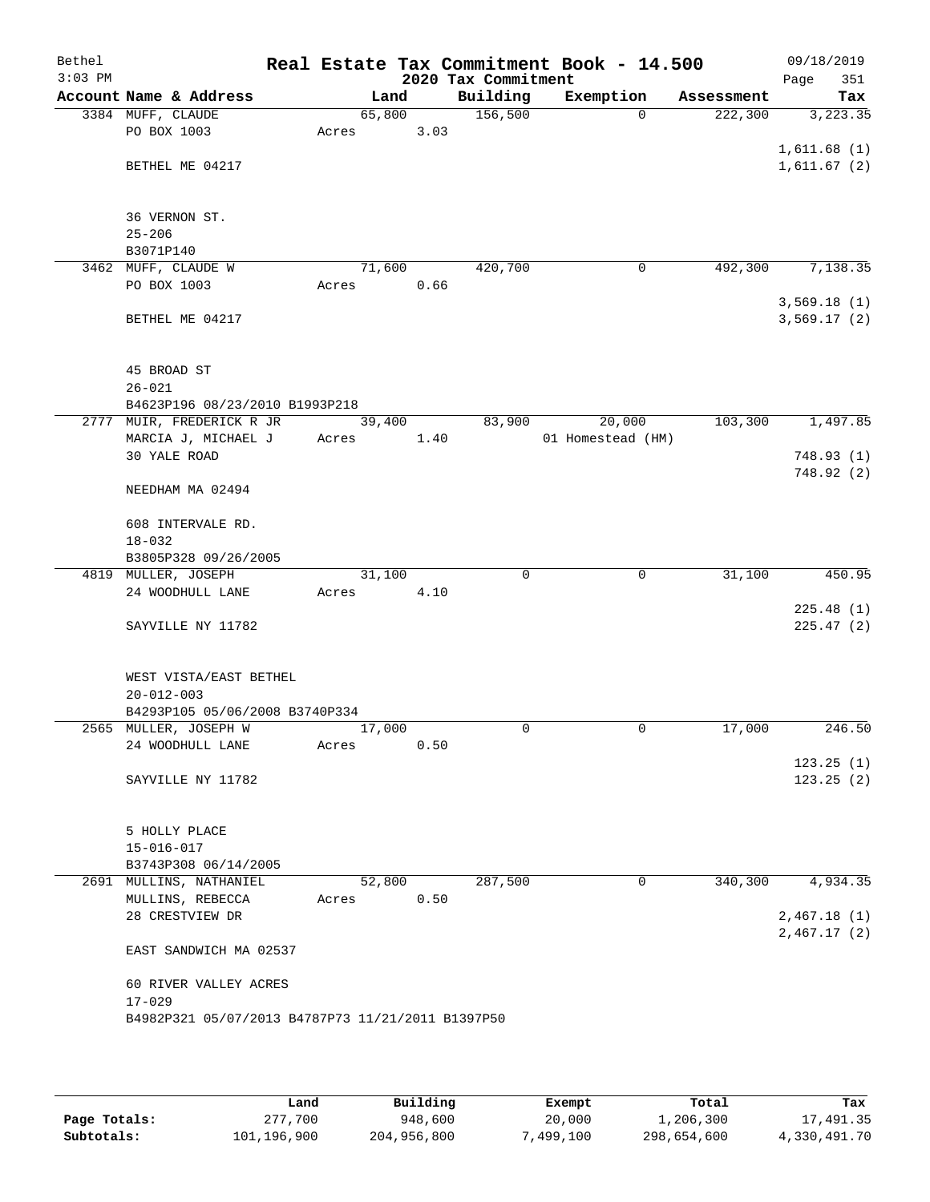# Real Estate Tax Commitment Book - 14.500

Bethel
3:03 PM

2020 Tax Commitment

09/18/2019
Page 351

| Account Name & Address | Land | Building | Exemption | Assessment | Tax |
|---|---|---|---|---|---|
| 3384 MUFF, CLAUDE<br>PO BOX 1003<br><br>BETHEL ME 04217<br><br>36 VERNON ST.<br>25-206<br>B3071P140 | 65,800<br>Acres 3.03 | 156,500 | 0 | 222,300 | 3,223.35<br><br>1,611.68 (1)<br>1,611.67 (2) |
| 3462 MUFF, CLAUDE W<br>PO BOX 1003<br><br>BETHEL ME 04217<br><br>45 BROAD ST<br>26-021<br>B4623P196 08/23/2010 B1993P218 | 71,600<br>Acres 0.66 | 420,700 | 0 | 492,300 | 7,138.35<br><br>3,569.18 (1)<br>3,569.17 (2) |
| 2777 MUIR, FREDERICK R JR<br>MARCIA J, MICHAEL J<br>30 YALE ROAD<br><br>NEEDHAM MA 02494<br><br>608 INTERVALE RD.<br>18-032<br>B3805P328 09/26/2005 | 39,400<br>Acres 1.40 | 83,900 | 20,000<br>01 Homestead (HM) | 103,300 | 1,497.85<br><br>748.93 (1)<br>748.92 (2) |
| 4819 MULLER, JOSEPH<br>24 WOODHULL LANE<br><br>SAYVILLE NY 11782<br><br>WEST VISTA/EAST BETHEL<br>20-012-003<br>B4293P105 05/06/2008 B3740P334 | 31,100<br>Acres 4.10 | 0 | 0 | 31,100 | 450.95<br><br>225.48 (1)<br>225.47 (2) |
| 2565 MULLER, JOSEPH W<br>24 WOODHULL LANE<br><br>SAYVILLE NY 11782<br><br>5 HOLLY PLACE<br>15-016-017<br>B3743P308 06/14/2005 | 17,000<br>Acres 0.50 | 0 | 0 | 17,000 | 246.50<br><br>123.25 (1)<br>123.25 (2) |
| 2691 MULLINS, NATHANIEL<br>MULLINS, REBECCA<br>28 CRESTVIEW DR<br><br>EAST SANDWICH MA 02537<br><br>60 RIVER VALLEY ACRES<br>17-029<br>B4982P321 05/07/2013 B4787P73 11/21/2011 B1397P50 | 52,800<br>Acres 0.50 | 287,500 | 0 | 340,300 | 4,934.35<br><br>2,467.18 (1)<br>2,467.17 (2) |

| | Land | Building | Exempt | Total | Tax |
|---|---|---|---|---|---|
| Page Totals: | 277,700 | 948,600 | 20,000 | 1,206,300 | 17,491.35 |
| Subtotals: | 101,196,900 | 204,956,800 | 7,499,100 | 298,654,600 | 4,330,491.70 |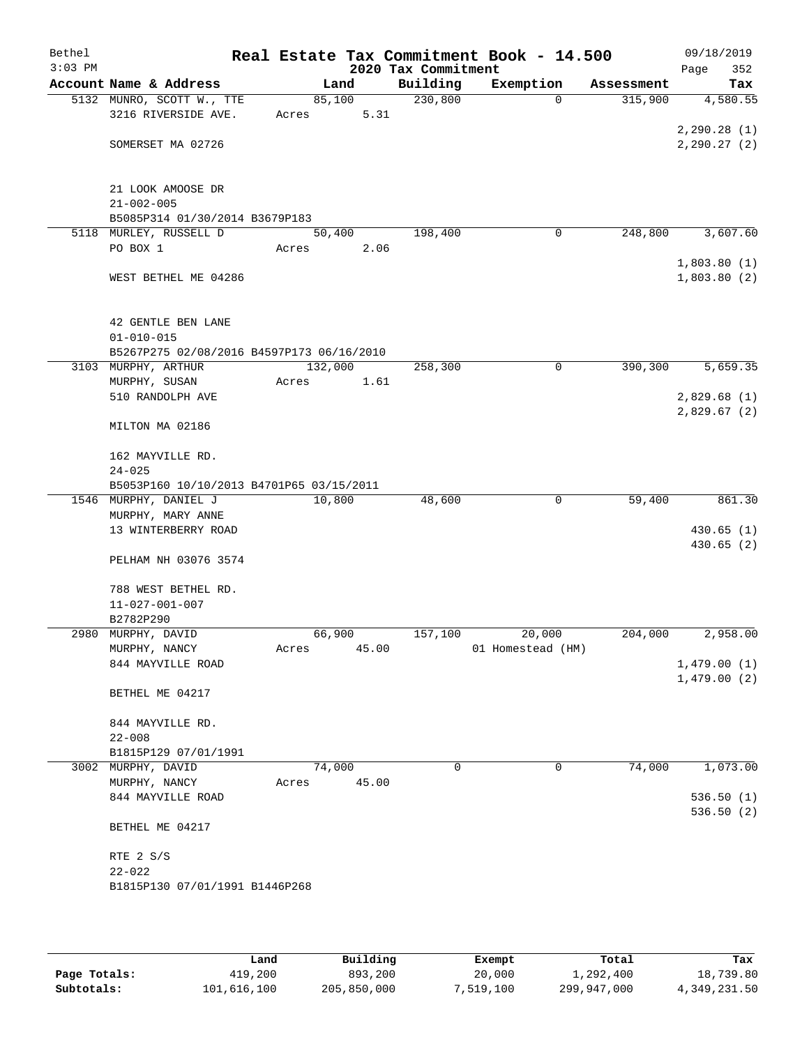# Real Estate Tax Commitment Book - 14.500

Bethel 09/18/2019
3:03 PM
2020 Tax Commitment

| Account | Name & Address | Land | Building | Exemption | Assessment | Tax |
|---|---|---|---|---|---|---|
| 5132 | MUNRO, SCOTT W., TTE<br>3216 RIVERSIDE AVE.<br>SOMERSET MA 02726<br><br>21 LOOK AMOOSE DR<br>21-002-005<br>B5085P314 01/30/2014 B3679P183 | 85,100<br>Acres 5.31 | 230,800 | 0 | 315,900 | 4,580.55<br>2,290.28 (1)<br>2,290.27 (2) |
| 5118 | MURLEY, RUSSELL D<br>PO BOX 1<br>WEST BETHEL ME 04286<br><br>42 GENTLE BEN LANE<br>01-010-015<br>B5267P275 02/08/2016 B4597P173 06/16/2010 | 50,400<br>Acres 2.06 | 198,400 | 0 | 248,800 | 3,607.60<br>1,803.80 (1)<br>1,803.80 (2) |
| 3103 | MURPHY, ARTHUR<br>MURPHY, SUSAN<br>510 RANDOLPH AVE<br>MILTON MA 02186<br><br>162 MAYVILLE RD.<br>24-025<br>B5053P160 10/10/2013 B4701P65 03/15/2011 | 132,000<br>Acres 1.61 | 258,300 | 0 | 390,300 | 5,659.35<br>2,829.68 (1)<br>2,829.67 (2) |
| 1546 | MURPHY, DANIEL J<br>MURPHY, MARY ANNE<br>13 WINTERBERRY ROAD<br>PELHAM NH 03076 3574<br><br>788 WEST BETHEL RD.<br>11-027-001-007<br>B2782P290 | 10,800 | 48,600 | 0 | 59,400 | 861.30<br>430.65 (1)<br>430.65 (2) |
| 2980 | MURPHY, DAVID<br>MURPHY, NANCY<br>844 MAYVILLE ROAD<br>BETHEL ME 04217<br><br>844 MAYVILLE RD.<br>22-008<br>B1815P129 07/01/1991 | 66,900<br>Acres 45.00 | 157,100 | 20,000<br>01 Homestead (HM) | 204,000 | 2,958.00<br>1,479.00 (1)<br>1,479.00 (2) |
| 3002 | MURPHY, DAVID<br>MURPHY, NANCY<br>844 MAYVILLE ROAD<br>BETHEL ME 04217<br><br>RTE 2 S/S<br>22-022<br>B1815P130 07/01/1991 B1446P268 | 74,000<br>Acres 45.00 | 0 | 0 | 74,000 | 1,073.00<br>536.50 (1)<br>536.50 (2) |

| | Land | Building | Exempt | Total | Tax |
|---|---|---|---|---|---|
| Page Totals: | 419,200 | 893,200 | 20,000 | 1,292,400 | 18,739.80 |
| Subtotals: | 101,616,100 | 205,850,000 | 7,519,100 | 299,947,000 | 4,349,231.50 |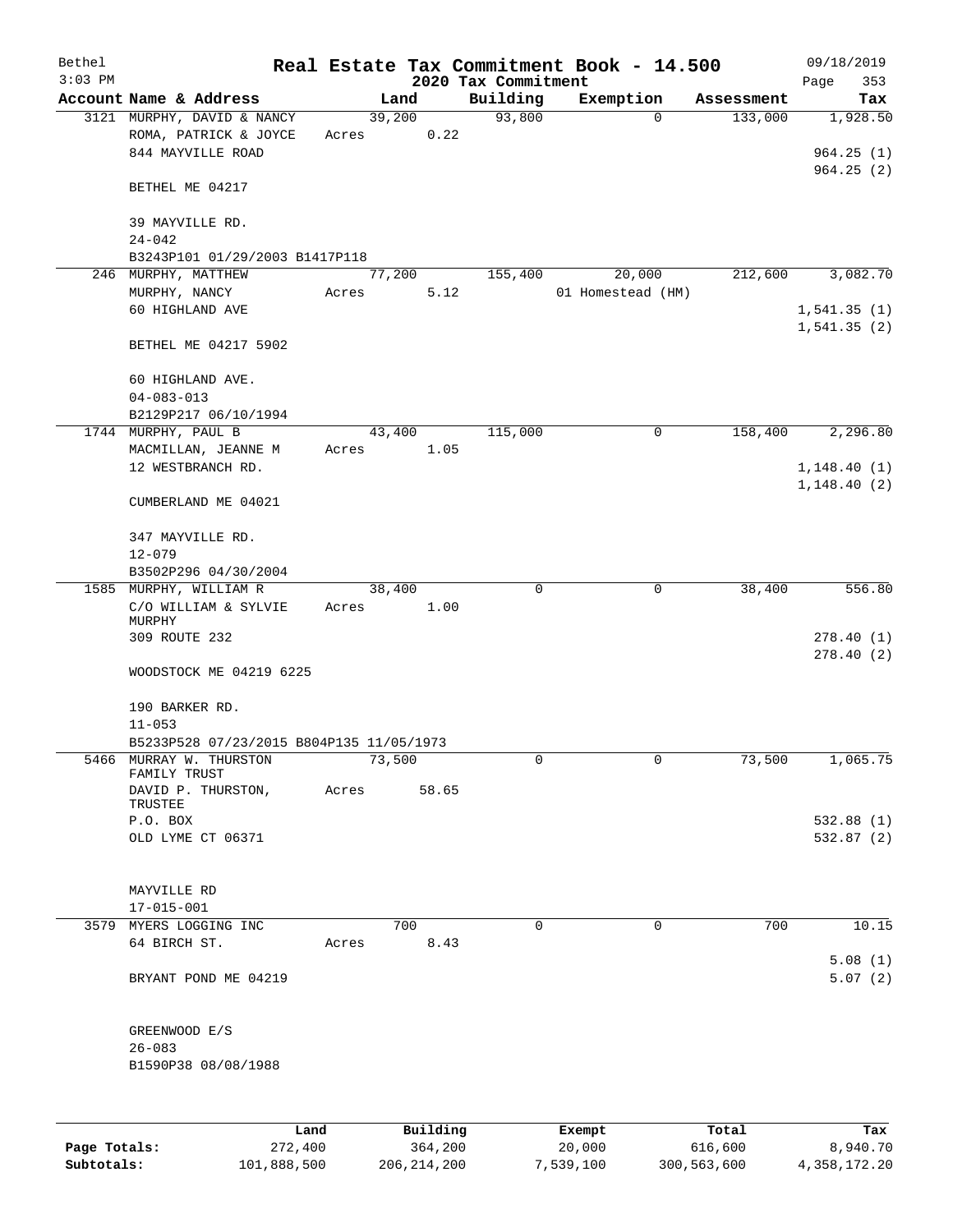Bethel
3:03 PM

# Real Estate Tax Commitment Book - 14.500

## 2020 Tax Commitment

09/18/2019

| Account | Name & Address | Land | Building | Exemption | Assessment | Tax |
|---|---|---|---|---|---|---|
| 3121 | MURPHY, DAVID & NANCY | 39,200 | 93,800 | 0 | 133,000 | 1,928.50 |
| | ROMA, PATRICK & JOYCE | Acres 0.22 | | | | |
| | 844 MAYVILLE ROAD | | | | | 964.25 (1) |
| | | | | | | 964.25 (2) |
| | BETHEL ME 04217 | | | | | |
| | 39 MAYVILLE RD. | | | | | |
| | 24-042 | | | | | |
| | B3243P101 01/29/2003 B1417P118 | | | | | |
| 246 | MURPHY, MATTHEW | 77,200 | 155,400 | 20,000 | 212,600 | 3,082.70 |
| | MURPHY, NANCY | Acres 5.12 | | 01 Homestead (HM) | | |
| | 60 HIGHLAND AVE | | | | | 1,541.35 (1) |
| | | | | | | 1,541.35 (2) |
| | BETHEL ME 04217 5902 | | | | | |
| | 60 HIGHLAND AVE. | | | | | |
| | 04-083-013 | | | | | |
| | B2129P217 06/10/1994 | | | | | |
| 1744 | MURPHY, PAUL B | 43,400 | 115,000 | 0 | 158,400 | 2,296.80 |
| | MACMILLAN, JEANNE M | Acres 1.05 | | | | |
| | 12 WESTBRANCH RD. | | | | | 1,148.40 (1) |
| | | | | | | 1,148.40 (2) |
| | CUMBERLAND ME 04021 | | | | | |
| | 347 MAYVILLE RD. | | | | | |
| | 12-079 | | | | | |
| | B3502P296 04/30/2004 | | | | | |
| 1585 | MURPHY, WILLIAM R | 38,400 | 0 | 0 | 38,400 | 556.80 |
| | C/O WILLIAM & SYLVIE MURPHY | Acres 1.00 | | | | |
| | 309 ROUTE 232 | | | | | 278.40 (1) |
| | | | | | | 278.40 (2) |
| | WOODSTOCK ME 04219 6225 | | | | | |
| | 190 BARKER RD. | | | | | |
| | 11-053 | | | | | |
| | B5233P528 07/23/2015 B804P135 11/05/1973 | | | | | |
| 5466 | MURRAY W. THURSTON FAMILY TRUST | 73,500 | 0 | 0 | 73,500 | 1,065.75 |
| | DAVID P. THURSTON, TRUSTEE | Acres 58.65 | | | | |
| | P.O. BOX | | | | | 532.88 (1) |
| | OLD LYME CT 06371 | | | | | 532.87 (2) |
| | MAYVILLE RD | | | | | |
| | 17-015-001 | | | | | |
| 3579 | MYERS LOGGING INC | 700 | 0 | 0 | 700 | 10.15 |
| | 64 BIRCH ST. | Acres 8.43 | | | | |
| | | | | | | 5.08 (1) |
| | BRYANT POND ME 04219 | | | | | 5.07 (2) |
| | GREENWOOD E/S | | | | | |
| | 26-083 | | | | | |
| | B1590P38 08/08/1988 | | | | | |

| | Land | Building | Exempt | Total | Tax |
|---|---|---|---|---|---|
| Page Totals: | 272,400 | 364,200 | 20,000 | 616,600 | 8,940.70 |
| Subtotals: | 101,888,500 | 206,214,200 | 7,539,100 | 300,563,600 | 4,358,172.20 |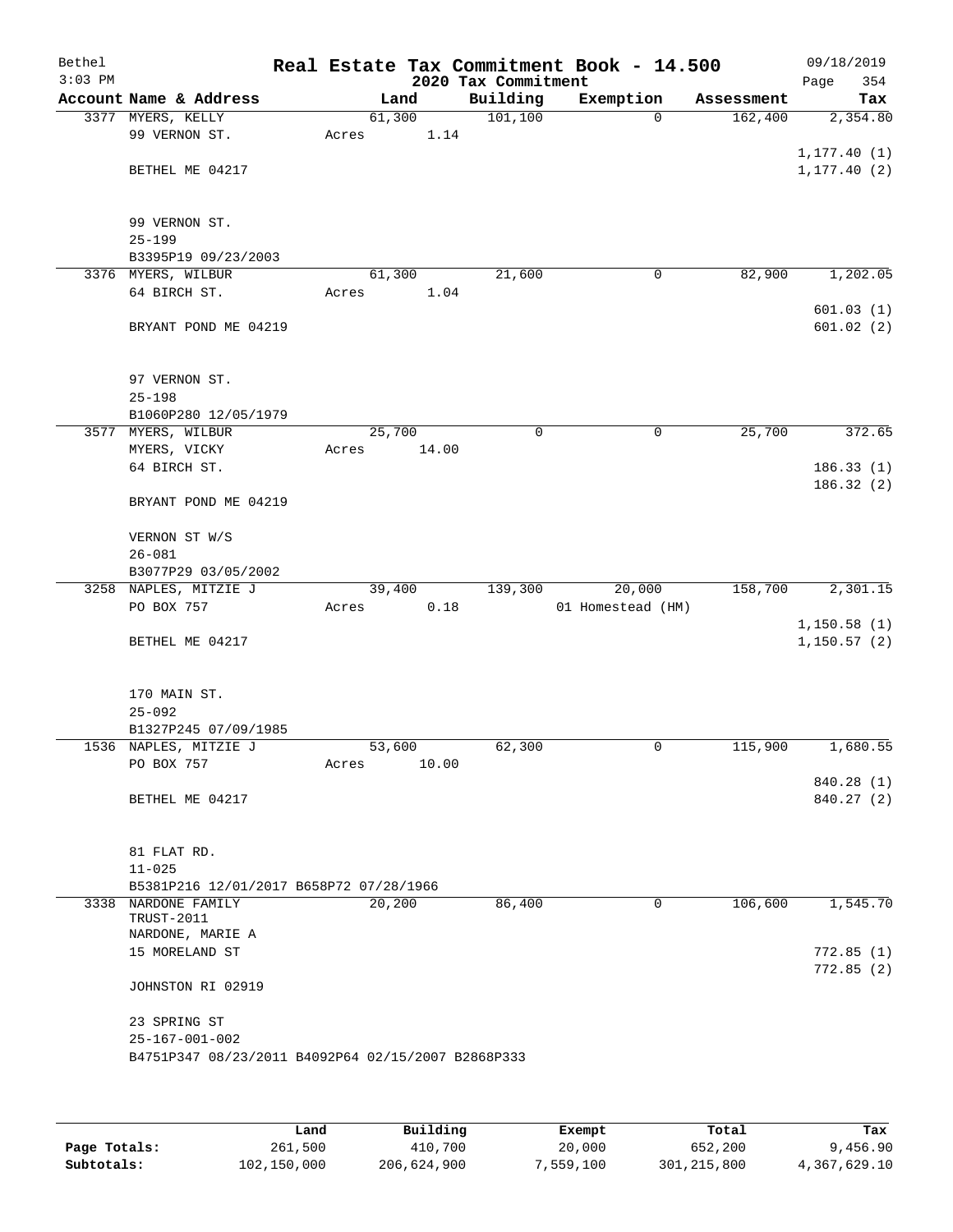Bethel 3:03 PM

# Real Estate Tax Commitment Book - 14.500

## 2020 Tax Commitment

09/18/2019 Page 354

| Account Name & Address | Land | Building | Exemption | Assessment | Tax |
|---|---|---|---|---|---|
| 3377 MYERS, KELLY<br>99 VERNON ST.<br><br>BETHEL ME 04217<br><br>99 VERNON ST.<br>25-199<br>B3395P19 09/23/2003 | 61,300<br>Acres 1.14 | 101,100 | 0 | 162,400 | 2,354.80<br><br>1,177.40 (1)<br>1,177.40 (2) |
| 3376 MYERS, WILBUR<br>64 BIRCH ST.<br><br>BRYANT POND ME 04219<br><br>97 VERNON ST.<br>25-198<br>B1060P280 12/05/1979 | 61,300<br>Acres 1.04 | 21,600 | 0 | 82,900 | 1,202.05<br><br>601.03 (1)<br>601.02 (2) |
| 3577 MYERS, WILBUR<br>MYERS, VICKY<br>64 BIRCH ST.<br><br>BRYANT POND ME 04219<br><br>VERNON ST W/S<br>26-081<br>B3077P29 03/05/2002 | 25,700<br>Acres 14.00 | 0 | 0 | 25,700 | 372.65<br><br>186.33 (1)<br>186.32 (2) |
| 3258 NAPLES, MITZIE J<br>PO BOX 757<br><br>BETHEL ME 04217<br><br>170 MAIN ST.<br>25-092<br>B1327P245 07/09/1985 | 39,400<br>Acres 0.18 | 139,300 | 20,000<br>01 Homestead (HM) | 158,700 | 2,301.15<br><br>1,150.58 (1)<br>1,150.57 (2) |
| 1536 NAPLES, MITZIE J<br>PO BOX 757<br><br>BETHEL ME 04217<br><br>81 FLAT RD.<br>11-025<br>B5381P216 12/01/2017 B658P72 07/28/1966 | 53,600<br>Acres 10.00 | 62,300 | 0 | 115,900 | 1,680.55<br><br>840.28 (1)<br>840.27 (2) |
| 3338 NARDONE FAMILY TRUST-2011<br>NARDONE, MARIE A<br>15 MORELAND ST<br><br>JOHNSTON RI 02919<br><br>23 SPRING ST<br>25-167-001-002<br>B4751P347 08/23/2011 B4092P64 02/15/2007 B2868P333 | 20,200 | 86,400 | 0 | 106,600 | 1,545.70<br><br>772.85 (1)<br>772.85 (2) |

| | Land | Building | Exempt | Total | Tax |
|---|---|---|---|---|---|
| **Page Totals:** | 261,500 | 410,700 | 20,000 | 652,200 | 9,456.90 |
| **Subtotals:** | 102,150,000 | 206,624,900 | 7,559,100 | 301,215,800 | 4,367,629.10 |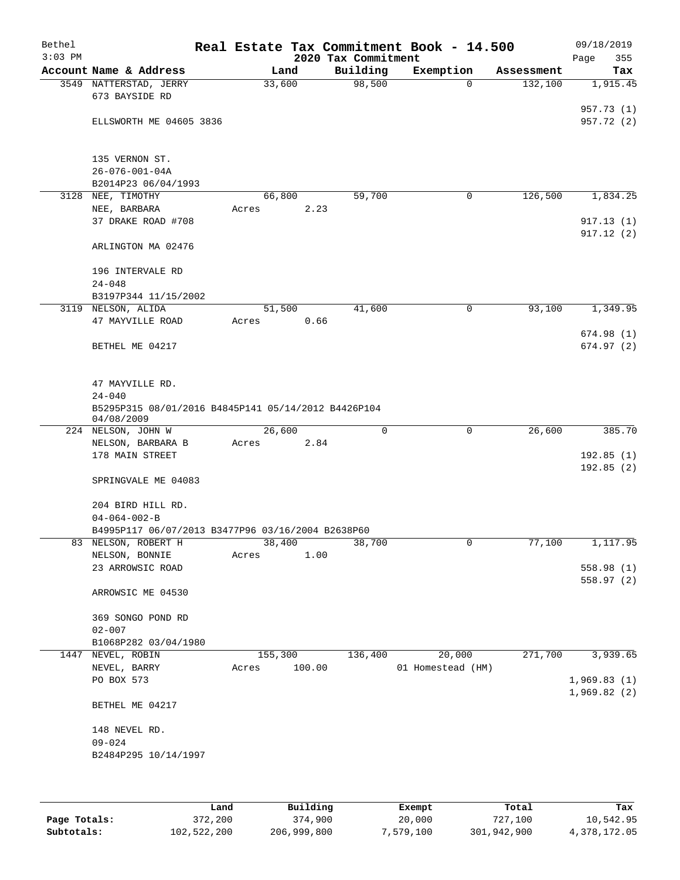# Real Estate Tax Commitment Book - 14.500

Bethel 3:03 PM — 2020 Tax Commitment — 09/18/2019

| Account Name & Address | Land | Building | Exemption | Assessment | Tax |
|---|---|---|---|---|---|
| 3549 NATTERSTAD, JERRY<br>673 BAYSIDE RD<br><br>ELLSWORTH ME 04605 3836<br><br>135 VERNON ST.<br>26-076-001-04A<br>B2014P23 06/04/1993 | 33,600 | 98,500 | 0 | 132,100 | 1,915.45<br><br>957.73 (1)<br>957.72 (2) |
| 3128 NEE, TIMOTHY<br>NEE, BARBARA<br>37 DRAKE ROAD #708<br><br>ARLINGTON MA 02476<br><br>196 INTERVALE RD<br>24-048<br>B3197P344 11/15/2002 | 66,800<br>Acres 2.23 | 59,700 | 0 | 126,500 | 1,834.25<br><br>917.13 (1)<br>917.12 (2) |
| 3119 NELSON, ALIDA<br>47 MAYVILLE ROAD<br><br>BETHEL ME 04217<br><br>47 MAYVILLE RD.<br>24-040<br>B5295P315 08/01/2016 B4845P141 05/14/2012 B4426P104 04/08/2009 | 51,500<br>Acres 0.66 | 41,600 | 0 | 93,100 | 1,349.95<br><br>674.98 (1)<br>674.97 (2) |
| 224 NELSON, JOHN W<br>NELSON, BARBARA B<br>178 MAIN STREET<br><br>SPRINGVALE ME 04083<br><br>204 BIRD HILL RD.<br>04-064-002-B<br>B4995P117 06/07/2013 B3477P96 03/16/2004 B2638P60 | 26,600<br>Acres 2.84 | 0 | 0 | 26,600 | 385.70<br><br>192.85 (1)<br>192.85 (2) |
| 83 NELSON, ROBERT H<br>NELSON, BONNIE<br>23 ARROWSIC ROAD<br><br>ARROWSIC ME 04530<br><br>369 SONGO POND RD<br>02-007<br>B1068P282 03/04/1980 | 38,400<br>Acres 1.00 | 38,700 | 0 | 77,100 | 1,117.95<br><br>558.98 (1)<br>558.97 (2) |
| 1447 NEVEL, ROBIN<br>NEVEL, BARRY<br>PO BOX 573<br><br>BETHEL ME 04217<br><br>148 NEVEL RD.<br>09-024<br>B2484P295 10/14/1997 | 155,300<br>Acres 100.00 | 136,400 | 20,000<br>01 Homestead (HM) | 271,700 | 3,939.65<br><br>1,969.83 (1)<br>1,969.82 (2) |

| | Land | Building | Exempt | Total | Tax |
|---|---|---|---|---|---|
| Page Totals: | 372,200 | 374,900 | 20,000 | 727,100 | 10,542.95 |
| Subtotals: | 102,522,200 | 206,999,800 | 7,579,100 | 301,942,900 | 4,378,172.05 |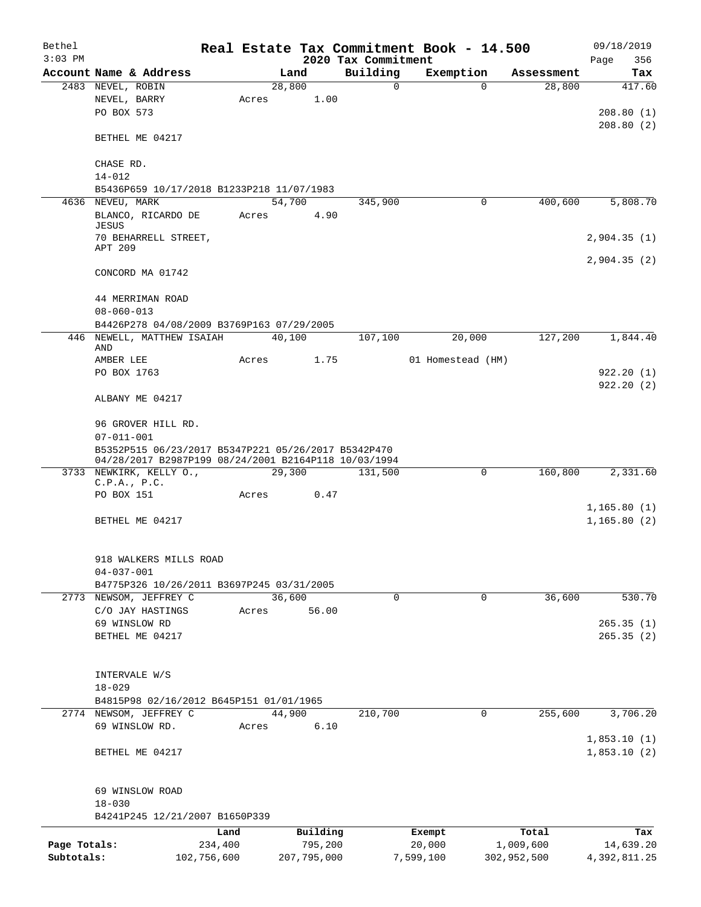Bethel
3:03 PM

# Real Estate Tax Commitment Book - 14.500

## 2020 Tax Commitment

09/18/2019

| Account | Name & Address | Land | Building | Exemption | Assessment | Tax |
|---|---|---|---|---|---|---|
| 2483 | NEVEL, ROBIN | 28,800 | 0 | 0 | 28,800 | 417.60 |
| | NEVEL, BARRY | Acres 1.00 | | | | |
| | PO BOX 573 | | | | | 208.80 (1) |
| | | | | | | 208.80 (2) |
| | BETHEL ME 04217 | | | | | |
| | CHASE RD. | | | | | |
| | 14-012 | | | | | |
| | B5436P659 10/17/2018 B1233P218 11/07/1983 | | | | | |
| 4636 | NEVEU, MARK | 54,700 | 345,900 | 0 | 400,600 | 5,808.70 |
| | BLANCO, RICARDO DE JESUS | Acres 4.90 | | | | |
| | 70 BEHARRELL STREET, APT 209 | | | | | 2,904.35 (1) |
| | | | | | | 2,904.35 (2) |
| | CONCORD MA 01742 | | | | | |
| | 44 MERRIMAN ROAD | | | | | |
| | 08-060-013 | | | | | |
| | B4426P278 04/08/2009 B3769P163 07/29/2005 | | | | | |
| 446 | NEWELL, MATTHEW ISAIAH AND | 40,100 | 107,100 | 20,000 | 127,200 | 1,844.40 |
| | AMBER LEE | Acres 1.75 | | 01 Homestead (HM) | | |
| | PO BOX 1763 | | | | | 922.20 (1) |
| | | | | | | 922.20 (2) |
| | ALBANY ME 04217 | | | | | |
| | 96 GROVER HILL RD. | | | | | |
| | 07-011-001 | | | | | |
| | B5352P515 06/23/2017 B5347P221 05/26/2017 B5342P470 04/28/2017 B2987P199 08/24/2001 B2164P118 10/03/1994 | | | | | |
| 3733 | NEWKIRK, KELLY O., C.P.A., P.C. | 29,300 | 131,500 | 0 | 160,800 | 2,331.60 |
| | PO BOX 151 | Acres 0.47 | | | | |
| | | | | | | 1,165.80 (1) |
| | BETHEL ME 04217 | | | | | 1,165.80 (2) |
| | 918 WALKERS MILLS ROAD | | | | | |
| | 04-037-001 | | | | | |
| | B4775P326 10/26/2011 B3697P245 03/31/2005 | | | | | |
| 2773 | NEWSOM, JEFFREY C | 36,600 | 0 | 0 | 36,600 | 530.70 |
| | C/O JAY HASTINGS | Acres 56.00 | | | | |
| | 69 WINSLOW RD | | | | | 265.35 (1) |
| | BETHEL ME 04217 | | | | | 265.35 (2) |
| | INTERVALE W/S | | | | | |
| | 18-029 | | | | | |
| | B4815P98 02/16/2012 B645P151 01/01/1965 | | | | | |
| 2774 | NEWSOM, JEFFREY C | 44,900 | 210,700 | 0 | 255,600 | 3,706.20 |
| | 69 WINSLOW RD. | Acres 6.10 | | | | |
| | | | | | | 1,853.10 (1) |
| | BETHEL ME 04217 | | | | | 1,853.10 (2) |
| | 69 WINSLOW ROAD | | | | | |
| | 18-030 | | | | | |
| | B4241P245 12/21/2007 B1650P339 | | | | | |

| | Land | Building | Exempt | Total | Tax |
|---|---|---|---|---|---|
| Page Totals: | 234,400 | 795,200 | 20,000 | 1,009,600 | 14,639.20 |
| Subtotals: | 102,756,600 | 207,795,000 | 7,599,100 | 302,952,500 | 4,392,811.25 |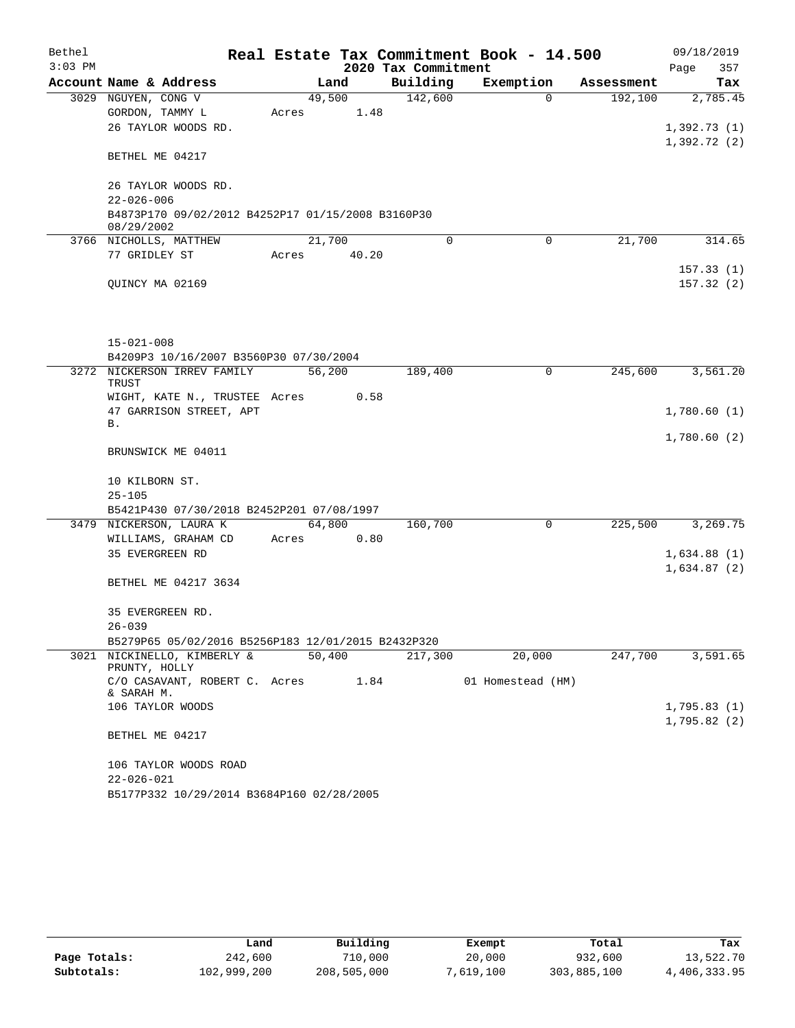# Real Estate Tax Commitment Book - 14.500

Bethel
3:03 PM

2020 Tax Commitment

09/18/2019

| Account Name & Address | Land | Building | Exemption | Assessment | Tax |
|---|---|---|---|---|---|
| 3029 NGUYEN, CONG V | 49,500 | 142,600 | 0 | 192,100 | 2,785.45 |
| GORDON, TAMMY L | Acres 1.48 | | | | |
| 26 TAYLOR WOODS RD. | | | | | 1,392.73 (1) |
| | | | | | 1,392.72 (2) |
| BETHEL ME 04217 | | | | | |
| 26 TAYLOR WOODS RD. | | | | | |
| 22-026-006 | | | | | |
| B4873P170 09/02/2012 B4252P17 01/15/2008 B3160P30 08/29/2002 | | | | | |
| 3766 NICHOLLS, MATTHEW | 21,700 | 0 | 0 | 21,700 | 314.65 |
| 77 GRIDLEY ST | Acres 40.20 | | | | |
| | | | | | 157.33 (1) |
| QUINCY MA 02169 | | | | | 157.32 (2) |
| 15-021-008 | | | | | |
| B4209P3 10/16/2007 B3560P30 07/30/2004 | | | | | |
| 3272 NICKERSON IRREV FAMILY TRUST | 56,200 | 189,400 | 0 | 245,600 | 3,561.20 |
| WIGHT, KATE N., TRUSTEE | Acres 0.58 | | | | |
| 47 GARRISON STREET, APT B. | | | | | 1,780.60 (1) |
| | | | | | 1,780.60 (2) |
| BRUNSWICK ME 04011 | | | | | |
| 10 KILBORN ST. | | | | | |
| 25-105 | | | | | |
| B5421P430 07/30/2018 B2452P201 07/08/1997 | | | | | |
| 3479 NICKERSON, LAURA K | 64,800 | 160,700 | 0 | 225,500 | 3,269.75 |
| WILLIAMS, GRAHAM CD | Acres 0.80 | | | | |
| 35 EVERGREEN RD | | | | | 1,634.88 (1) |
| | | | | | 1,634.87 (2) |
| BETHEL ME 04217 3634 | | | | | |
| 35 EVERGREEN RD. | | | | | |
| 26-039 | | | | | |
| B5279P65 05/02/2016 B5256P183 12/01/2015 B2432P320 | | | | | |
| 3021 NICKINELLO, KIMBERLY & PRUNTY, HOLLY | 50,400 | 217,300 | 20,000 | 247,700 | 3,591.65 |
| C/O CASAVANT, ROBERT C. & SARAH M. | Acres 1.84 | | 01 Homestead (HM) | | |
| 106 TAYLOR WOODS | | | | | 1,795.83 (1) |
| | | | | | 1,795.82 (2) |
| BETHEL ME 04217 | | | | | |
| 106 TAYLOR WOODS ROAD | | | | | |
| 22-026-021 | | | | | |
| B5177P332 10/29/2014 B3684P160 02/28/2005 | | | | | |

| | Land | Building | Exempt | Total | Tax |
|---|---|---|---|---|---|
| Page Totals: | 242,600 | 710,000 | 20,000 | 932,600 | 13,522.70 |
| Subtotals: | 102,999,200 | 208,505,000 | 7,619,100 | 303,885,100 | 4,406,333.95 |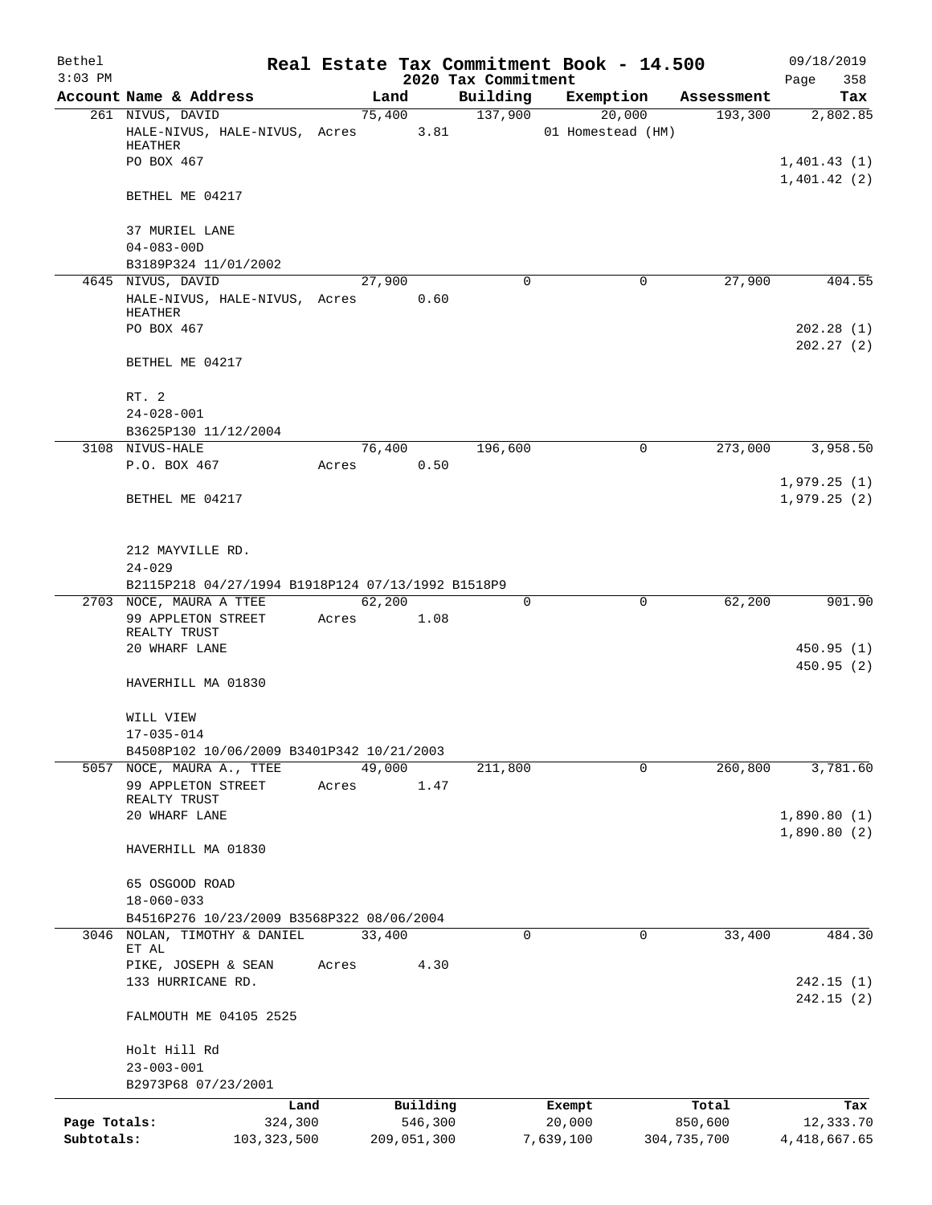# Bethel — Real Estate Tax Commitment Book - 14.500

3:03 PM — 2020 Tax Commitment — 09/18/2019

| Account Name & Address | Land | Building | Exemption | Assessment | Tax |
|---|---|---|---|---|---|
| 261 NIVUS, DAVID | 75,400 | 137,900 | 20,000 | 193,300 | 2,802.85 |
| HALE-NIVUS, HALE-NIVUS, HEATHER | Acres 3.81 | | 01 Homestead (HM) | | |
| PO BOX 467 | | | | | 1,401.43 (1) |
| | | | | | 1,401.42 (2) |
| BETHEL ME 04217 | | | | | |
| 37 MURIEL LANE | | | | | |
| 04-083-00D | | | | | |
| B3189P324 11/01/2002 | | | | | |
| 4645 NIVUS, DAVID | 27,900 | 0 | 0 | 27,900 | 404.55 |
| HALE-NIVUS, HALE-NIVUS, HEATHER | Acres 0.60 | | | | |
| PO BOX 467 | | | | | 202.28 (1) |
| | | | | | 202.27 (2) |
| BETHEL ME 04217 | | | | | |
| RT. 2 | | | | | |
| 24-028-001 | | | | | |
| B3625P130 11/12/2004 | | | | | |
| 3108 NIVUS-HALE | 76,400 | 196,600 | 0 | 273,000 | 3,958.50 |
| P.O. BOX 467 | Acres 0.50 | | | | |
| | | | | | 1,979.25 (1) |
| BETHEL ME 04217 | | | | | 1,979.25 (2) |
| 212 MAYVILLE RD. | | | | | |
| 24-029 | | | | | |
| B2115P218 04/27/1994 B1918P124 07/13/1992 B1518P9 | | | | | |
| 2703 NOCE, MAURA A TTEE | 62,200 | 0 | 0 | 62,200 | 901.90 |
| 99 APPLETON STREET REALTY TRUST | Acres 1.08 | | | | |
| 20 WHARF LANE | | | | | 450.95 (1) |
| | | | | | 450.95 (2) |
| HAVERHILL MA 01830 | | | | | |
| WILL VIEW | | | | | |
| 17-035-014 | | | | | |
| B4508P102 10/06/2009 B3401P342 10/21/2003 | | | | | |
| 5057 NOCE, MAURA A., TTEE | 49,000 | 211,800 | 0 | 260,800 | 3,781.60 |
| 99 APPLETON STREET REALTY TRUST | Acres 1.47 | | | | |
| 20 WHARF LANE | | | | | 1,890.80 (1) |
| | | | | | 1,890.80 (2) |
| HAVERHILL MA 01830 | | | | | |
| 65 OSGOOD ROAD | | | | | |
| 18-060-033 | | | | | |
| B4516P276 10/23/2009 B3568P322 08/06/2004 | | | | | |
| 3046 NOLAN, TIMOTHY & DANIEL ET AL | 33,400 | 0 | 0 | 33,400 | 484.30 |
| PIKE, JOSEPH & SEAN | Acres 4.30 | | | | |
| 133 HURRICANE RD. | | | | | 242.15 (1) |
| | | | | | 242.15 (2) |
| FALMOUTH ME 04105 2525 | | | | | |
| Holt Hill Rd | | | | | |
| 23-003-001 | | | | | |
| B2973P68 07/23/2001 | | | | | |

| | Land | Building | Exempt | Total | Tax |
|---|---|---|---|---|---|
| Page Totals: | 324,300 | 546,300 | 20,000 | 850,600 | 12,333.70 |
| Subtotals: | 103,323,500 | 209,051,300 | 7,639,100 | 304,735,700 | 4,418,667.65 |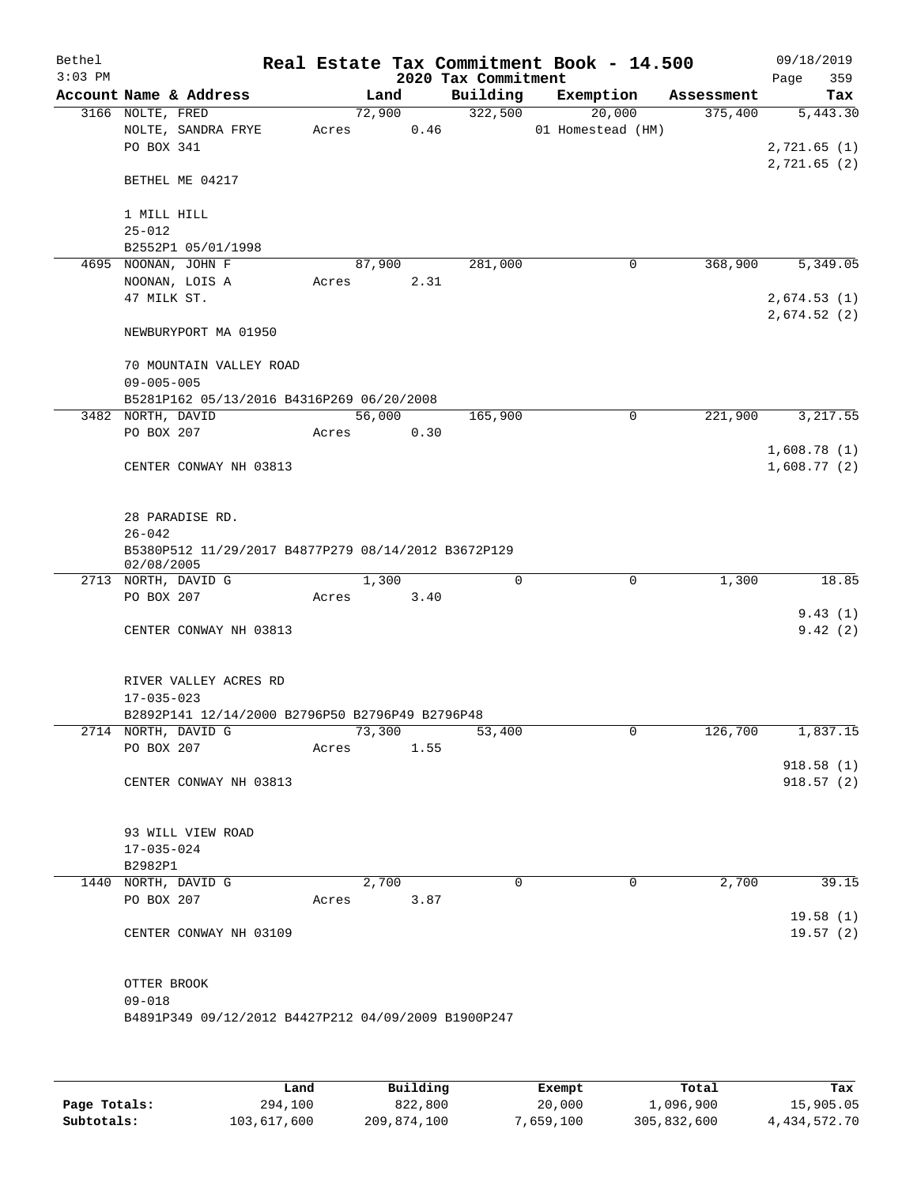Bethel 3:03 PM

# Real Estate Tax Commitment Book - 14.500

## 2020 Tax Commitment

09/18/2019 Page 359

| Account Name & Address | Land | Building | Exemption | Assessment | Tax |
|---|---|---|---|---|---|
| 3166 NOLTE, FRED | 72,900 | 322,500 | 20,000 | 375,400 | 5,443.30 |
| NOLTE, SANDRA FRYE | Acres 0.46 | | 01 Homestead (HM) | | |
| PO BOX 341 | | | | | 2,721.65 (1) |
| | | | | | 2,721.65 (2) |
| BETHEL ME 04217 | | | | | |
| 1 MILL HILL | | | | | |
| 25-012 | | | | | |
| B2552P1 05/01/1998 | | | | | |
| 4695 NOONAN, JOHN F | 87,900 | 281,000 | 0 | 368,900 | 5,349.05 |
| NOONAN, LOIS A | Acres 2.31 | | | | |
| 47 MILK ST. | | | | | 2,674.53 (1) |
| | | | | | 2,674.52 (2) |
| NEWBURYPORT MA 01950 | | | | | |
| 70 MOUNTAIN VALLEY ROAD | | | | | |
| 09-005-005 | | | | | |
| B5281P162 05/13/2016 B4316P269 06/20/2008 | | | | | |
| 3482 NORTH, DAVID | 56,000 | 165,900 | 0 | 221,900 | 3,217.55 |
| PO BOX 207 | Acres 0.30 | | | | |
| | | | | | 1,608.78 (1) |
| CENTER CONWAY NH 03813 | | | | | 1,608.77 (2) |
| 28 PARADISE RD. | | | | | |
| 26-042 | | | | | |
| B5380P512 11/29/2017 B4877P279 08/14/2012 B3672P129 02/08/2005 | | | | | |
| 2713 NORTH, DAVID G | 1,300 | 0 | 0 | 1,300 | 18.85 |
| PO BOX 207 | Acres 3.40 | | | | |
| | | | | | 9.43 (1) |
| CENTER CONWAY NH 03813 | | | | | 9.42 (2) |
| RIVER VALLEY ACRES RD | | | | | |
| 17-035-023 | | | | | |
| B2892P141 12/14/2000 B2796P50 B2796P49 B2796P48 | | | | | |
| 2714 NORTH, DAVID G | 73,300 | 53,400 | 0 | 126,700 | 1,837.15 |
| PO BOX 207 | Acres 1.55 | | | | |
| | | | | | 918.58 (1) |
| CENTER CONWAY NH 03813 | | | | | 918.57 (2) |
| 93 WILL VIEW ROAD | | | | | |
| 17-035-024 | | | | | |
| B2982P1 | | | | | |
| 1440 NORTH, DAVID G | 2,700 | 0 | 0 | 2,700 | 39.15 |
| PO BOX 207 | Acres 3.87 | | | | |
| | | | | | 19.58 (1) |
| CENTER CONWAY NH 03109 | | | | | 19.57 (2) |
| OTTER BROOK | | | | | |
| 09-018 | | | | | |
| B4891P349 09/12/2012 B4427P212 04/09/2009 B1900P247 | | | | | |

| | Land | Building | Exempt | Total | Tax |
|---|---|---|---|---|---|
| Page Totals: | 294,100 | 822,800 | 20,000 | 1,096,900 | 15,905.05 |
| Subtotals: | 103,617,600 | 209,874,100 | 7,659,100 | 305,832,600 | 4,434,572.70 |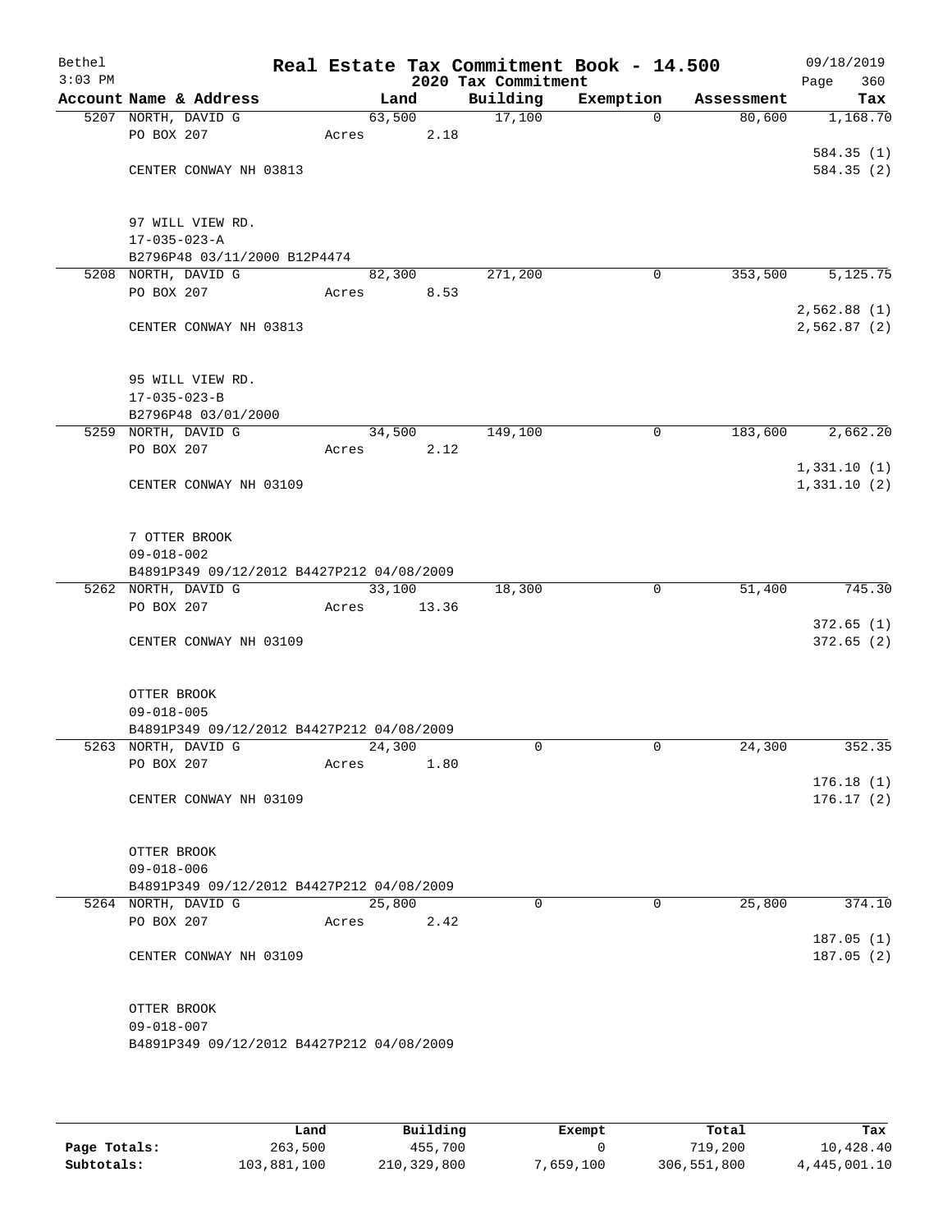Bethel | Real Estate Tax Commitment Book - 14.500 | 09/18/2019
3:03 PM | 2020 Tax Commitment | Page 360

| Account Name & Address | Land | Building | Exemption | Assessment | Tax |
|---|---|---|---|---|---|
| 5207 NORTH, DAVID G | 63,500 | 17,100 | 0 | 80,600 | 1,168.70 |
| PO BOX 207 | Acres 2.18 | | | | |
| | | | | | 584.35 (1) |
| CENTER CONWAY NH 03813 | | | | | 584.35 (2) |
| 97 WILL VIEW RD. | | | | | |
| 17-035-023-A | | | | | |
| B2796P48 03/11/2000 B12P4474 | | | | | |
| 5208 NORTH, DAVID G | 82,300 | 271,200 | 0 | 353,500 | 5,125.75 |
| PO BOX 207 | Acres 8.53 | | | | |
| | | | | | 2,562.88 (1) |
| CENTER CONWAY NH 03813 | | | | | 2,562.87 (2) |
| 95 WILL VIEW RD. | | | | | |
| 17-035-023-B | | | | | |
| B2796P48 03/01/2000 | | | | | |
| 5259 NORTH, DAVID G | 34,500 | 149,100 | 0 | 183,600 | 2,662.20 |
| PO BOX 207 | Acres 2.12 | | | | |
| | | | | | 1,331.10 (1) |
| CENTER CONWAY NH 03109 | | | | | 1,331.10 (2) |
| 7 OTTER BROOK | | | | | |
| 09-018-002 | | | | | |
| B4891P349 09/12/2012 B4427P212 04/08/2009 | | | | | |
| 5262 NORTH, DAVID G | 33,100 | 18,300 | 0 | 51,400 | 745.30 |
| PO BOX 207 | Acres 13.36 | | | | |
| | | | | | 372.65 (1) |
| CENTER CONWAY NH 03109 | | | | | 372.65 (2) |
| OTTER BROOK | | | | | |
| 09-018-005 | | | | | |
| B4891P349 09/12/2012 B4427P212 04/08/2009 | | | | | |
| 5263 NORTH, DAVID G | 24,300 | 0 | 0 | 24,300 | 352.35 |
| PO BOX 207 | Acres 1.80 | | | | |
| | | | | | 176.18 (1) |
| CENTER CONWAY NH 03109 | | | | | 176.17 (2) |
| OTTER BROOK | | | | | |
| 09-018-006 | | | | | |
| B4891P349 09/12/2012 B4427P212 04/08/2009 | | | | | |
| 5264 NORTH, DAVID G | 25,800 | 0 | 0 | 25,800 | 374.10 |
| PO BOX 207 | Acres 2.42 | | | | |
| | | | | | 187.05 (1) |
| CENTER CONWAY NH 03109 | | | | | 187.05 (2) |
| OTTER BROOK | | | | | |
| 09-018-007 | | | | | |
| B4891P349 09/12/2012 B4427P212 04/08/2009 | | | | | |

| | Land | Building | Exempt | Total | Tax |
|---|---|---|---|---|---|
| Page Totals: | 263,500 | 455,700 | 0 | 719,200 | 10,428.40 |
| Subtotals: | 103,881,100 | 210,329,800 | 7,659,100 | 306,551,800 | 4,445,001.10 |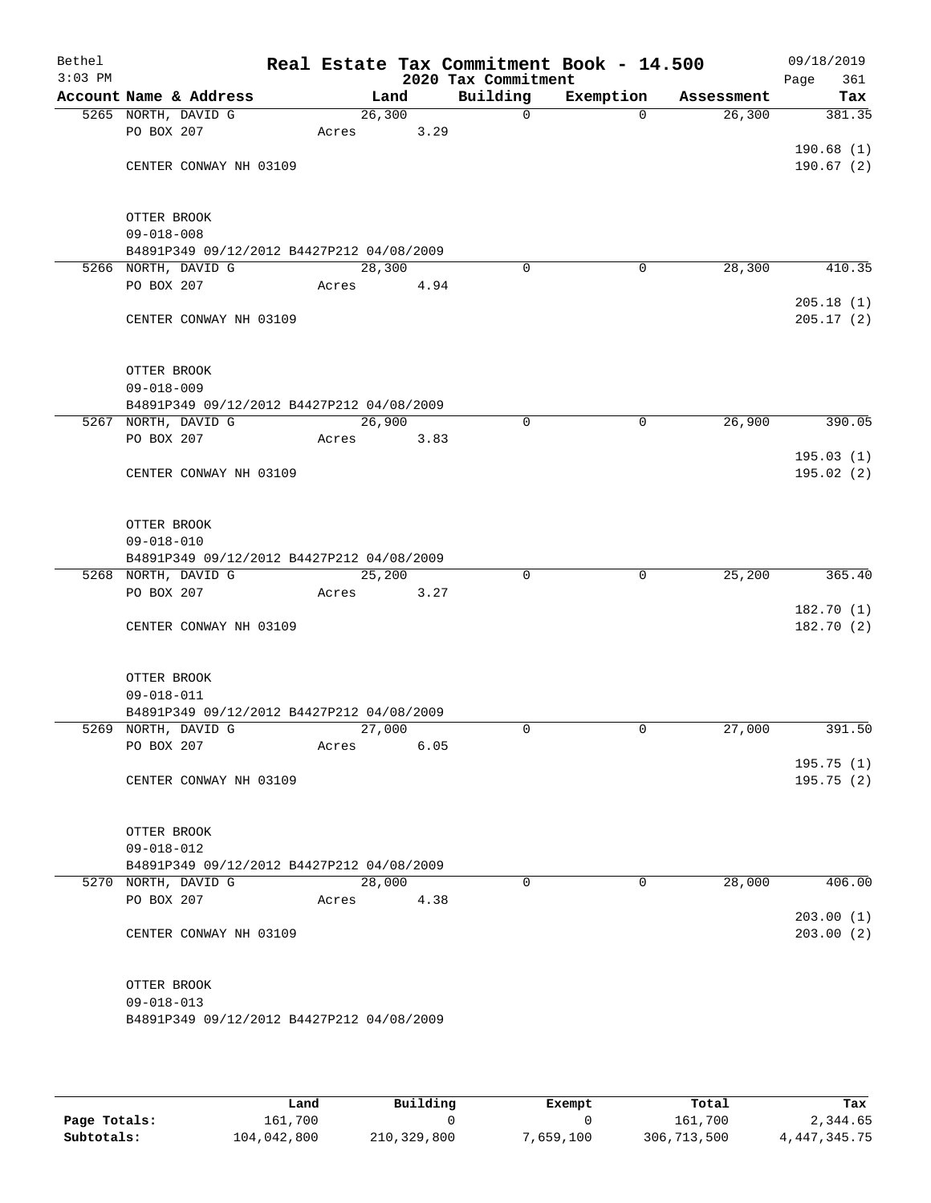Bethel 3:03 PM

# Real Estate Tax Commitment Book - 14.500

## 2020 Tax Commitment

09/18/2019

| Account | Name & Address | Land | Building | Exemption | Assessment | Tax |
|---|---|---|---|---|---|---|
| 5265 | NORTH, DAVID G | 26,300 | 0 | 0 | 26,300 | 381.35 |
| | PO BOX 207 | Acres 3.29 | | | | |
| | | | | | | 190.68 (1) |
| | CENTER CONWAY NH 03109 | | | | | 190.67 (2) |
| | OTTER BROOK | | | | | |
| | 09-018-008 | | | | | |
| | B4891P349 09/12/2012 B4427P212 04/08/2009 | | | | | |
| 5266 | NORTH, DAVID G | 28,300 | 0 | 0 | 28,300 | 410.35 |
| | PO BOX 207 | Acres 4.94 | | | | |
| | | | | | | 205.18 (1) |
| | CENTER CONWAY NH 03109 | | | | | 205.17 (2) |
| | OTTER BROOK | | | | | |
| | 09-018-009 | | | | | |
| | B4891P349 09/12/2012 B4427P212 04/08/2009 | | | | | |
| 5267 | NORTH, DAVID G | 26,900 | 0 | 0 | 26,900 | 390.05 |
| | PO BOX 207 | Acres 3.83 | | | | |
| | | | | | | 195.03 (1) |
| | CENTER CONWAY NH 03109 | | | | | 195.02 (2) |
| | OTTER BROOK | | | | | |
| | 09-018-010 | | | | | |
| | B4891P349 09/12/2012 B4427P212 04/08/2009 | | | | | |
| 5268 | NORTH, DAVID G | 25,200 | 0 | 0 | 25,200 | 365.40 |
| | PO BOX 207 | Acres 3.27 | | | | |
| | | | | | | 182.70 (1) |
| | CENTER CONWAY NH 03109 | | | | | 182.70 (2) |
| | OTTER BROOK | | | | | |
| | 09-018-011 | | | | | |
| | B4891P349 09/12/2012 B4427P212 04/08/2009 | | | | | |
| 5269 | NORTH, DAVID G | 27,000 | 0 | 0 | 27,000 | 391.50 |
| | PO BOX 207 | Acres 6.05 | | | | |
| | | | | | | 195.75 (1) |
| | CENTER CONWAY NH 03109 | | | | | 195.75 (2) |
| | OTTER BROOK | | | | | |
| | 09-018-012 | | | | | |
| | B4891P349 09/12/2012 B4427P212 04/08/2009 | | | | | |
| 5270 | NORTH, DAVID G | 28,000 | 0 | 0 | 28,000 | 406.00 |
| | PO BOX 207 | Acres 4.38 | | | | |
| | | | | | | 203.00 (1) |
| | CENTER CONWAY NH 03109 | | | | | 203.00 (2) |
| | OTTER BROOK | | | | | |
| | 09-018-013 | | | | | |
| | B4891P349 09/12/2012 B4427P212 04/08/2009 | | | | | |

| | Land | Building | Exempt | Total | Tax |
|---|---|---|---|---|---|
| Page Totals: | 161,700 | 0 | 0 | 161,700 | 2,344.65 |
| Subtotals: | 104,042,800 | 210,329,800 | 7,659,100 | 306,713,500 | 4,447,345.75 |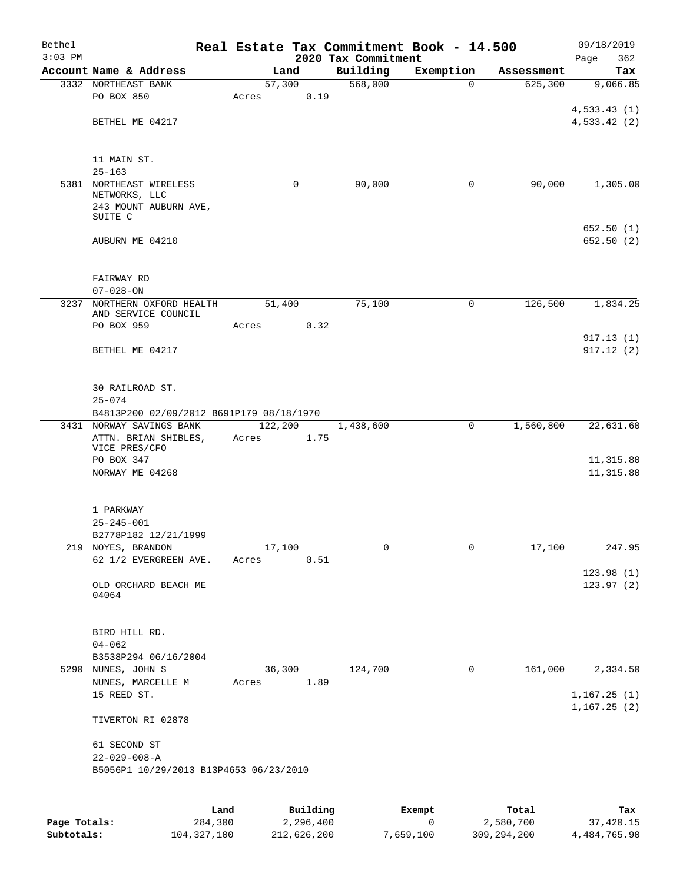Bethel 3:03 PM

# Real Estate Tax Commitment Book - 14.500

## 2020 Tax Commitment

09/18/2019 Page 362

| Account Name & Address | Land | Building | Exemption | Assessment | Tax |
|---|---|---|---|---|---|
| 3332 NORTHEAST BANK<br>PO BOX 850<br><br>BETHEL ME 04217<br><br>11 MAIN ST.<br>25-163 | 57,300<br>Acres 0.19 | 568,000 | 0 | 625,300 | 9,066.85<br><br>4,533.43 (1)<br>4,533.42 (2) |
| 5381 NORTHEAST WIRELESS NETWORKS, LLC<br>243 MOUNT AUBURN AVE, SUITE C<br><br>AUBURN ME 04210<br><br>FAIRWAY RD<br>07-028-ON | 0 | 90,000 | 0 | 90,000 | 1,305.00<br><br>652.50 (1)<br>652.50 (2) |
| 3237 NORTHERN OXFORD HEALTH AND SERVICE COUNCIL<br>PO BOX 959<br><br>BETHEL ME 04217<br><br>30 RAILROAD ST.<br>25-074<br>B4813P200 02/09/2012 B691P179 08/18/1970 | 51,400<br>Acres 0.32 | 75,100 | 0 | 126,500 | 1,834.25<br><br>917.13 (1)<br>917.12 (2) |
| 3431 NORWAY SAVINGS BANK<br>ATTN. BRIAN SHIBLES, VICE PRES/CFO<br>PO BOX 347<br>NORWAY ME 04268<br><br>1 PARKWAY<br>25-245-001<br>B2778P182 12/21/1999 | 122,200<br>Acres 1.75 | 1,438,600 | 0 | 1,560,800 | 22,631.60<br><br>11,315.80<br>11,315.80 |
| 219 NOYES, BRANDON<br>62 1/2 EVERGREEN AVE.<br><br>OLD ORCHARD BEACH ME 04064<br><br>BIRD HILL RD.<br>04-062<br>B3538P294 06/16/2004 | 17,100<br>Acres 0.51 | 0 | 0 | 17,100 | 247.95<br><br>123.98 (1)<br>123.97 (2) |
| 5290 NUNES, JOHN S<br>NUNES, MARCELLE M<br>15 REED ST.<br><br>TIVERTON RI 02878<br><br>61 SECOND ST<br>22-029-008-A<br>B5056P1 10/29/2013 B13P4653 06/23/2010 | 36,300<br>Acres 1.89 | 124,700 | 0 | 161,000 | 2,334.50<br><br>1,167.25 (1)<br>1,167.25 (2) |

| | Land | Building | Exempt | Total | Tax |
|---|---|---|---|---|---|
| Page Totals: | 284,300 | 2,296,400 | 0 | 2,580,700 | 37,420.15 |
| Subtotals: | 104,327,100 | 212,626,200 | 7,659,100 | 309,294,200 | 4,484,765.90 |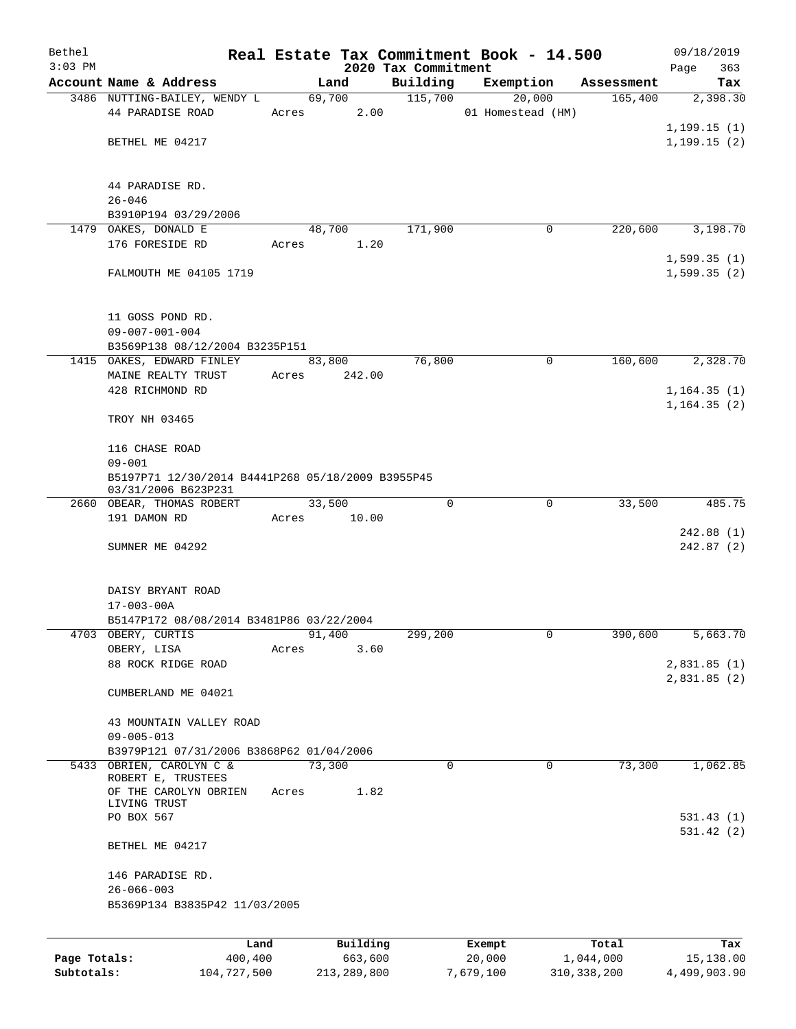Bethel 3:03 PM

**Real Estate Tax Commitment Book - 14.500**

**2020 Tax Commitment**

09/18/2019 Page 363

| Account Name & Address | Land | Building | Exemption | Assessment | Tax |
|---|---|---|---|---|---|
| 3486 NUTTING-BAILEY, WENDY L | 69,700 | 115,700 | 20,000 | 165,400 | 2,398.30 |
| 44 PARADISE ROAD | Acres 2.00 | | 01 Homestead (HM) | | |
| | | | | | 1,199.15 (1) |
| BETHEL ME 04217 | | | | | 1,199.15 (2) |
| 44 PARADISE RD. | | | | | |
| 26-046 | | | | | |
| B3910P194 03/29/2006 | | | | | |
| 1479 OAKES, DONALD E | 48,700 | 171,900 | 0 | 220,600 | 3,198.70 |
| 176 FORESIDE RD | Acres 1.20 | | | | |
| | | | | | 1,599.35 (1) |
| FALMOUTH ME 04105 1719 | | | | | 1,599.35 (2) |
| 11 GOSS POND RD. | | | | | |
| 09-007-001-004 | | | | | |
| B3569P138 08/12/2004 B3235P151 | | | | | |
| 1415 OAKES, EDWARD FINLEY | 83,800 | 76,800 | 0 | 160,600 | 2,328.70 |
| MAINE REALTY TRUST | Acres 242.00 | | | | |
| 428 RICHMOND RD | | | | | 1,164.35 (1) |
| | | | | | 1,164.35 (2) |
| TROY NH 03465 | | | | | |
| 116 CHASE ROAD | | | | | |
| 09-001 | | | | | |
| B5197P71 12/30/2014 B4441P268 05/18/2009 B3955P45 03/31/2006 B623P231 | | | | | |
| 2660 OBEAR, THOMAS ROBERT | 33,500 | 0 | 0 | 33,500 | 485.75 |
| 191 DAMON RD | Acres 10.00 | | | | |
| | | | | | 242.88 (1) |
| SUMNER ME 04292 | | | | | 242.87 (2) |
| DAISY BRYANT ROAD | | | | | |
| 17-003-00A | | | | | |
| B5147P172 08/08/2014 B3481P86 03/22/2004 | | | | | |
| 4703 OBERY, CURTIS | 91,400 | 299,200 | 0 | 390,600 | 5,663.70 |
| OBERY, LISA | Acres 3.60 | | | | |
| 88 ROCK RIDGE ROAD | | | | | 2,831.85 (1) |
| | | | | | 2,831.85 (2) |
| CUMBERLAND ME 04021 | | | | | |
| 43 MOUNTAIN VALLEY ROAD | | | | | |
| 09-005-013 | | | | | |
| B3979P121 07/31/2006 B3868P62 01/04/2006 | | | | | |
| 5433 OBRIEN, CAROLYN C & ROBERT E, TRUSTEES | 73,300 | 0 | 0 | 73,300 | 1,062.85 |
| OF THE CAROLYN OBRIEN LIVING TRUST | Acres 1.82 | | | | |
| PO BOX 567 | | | | | 531.43 (1) |
| | | | | | 531.42 (2) |
| BETHEL ME 04217 | | | | | |
| 146 PARADISE RD. | | | | | |
| 26-066-003 | | | | | |
| B5369P134 B3835P42 11/03/2005 | | | | | |

| | Land | Building | Exempt | Total | Tax |
|---|---|---|---|---|---|
| Page Totals: | 400,400 | 663,600 | 20,000 | 1,044,000 | 15,138.00 |
| Subtotals: | 104,727,500 | 213,289,800 | 7,679,100 | 310,338,200 | 4,499,903.90 |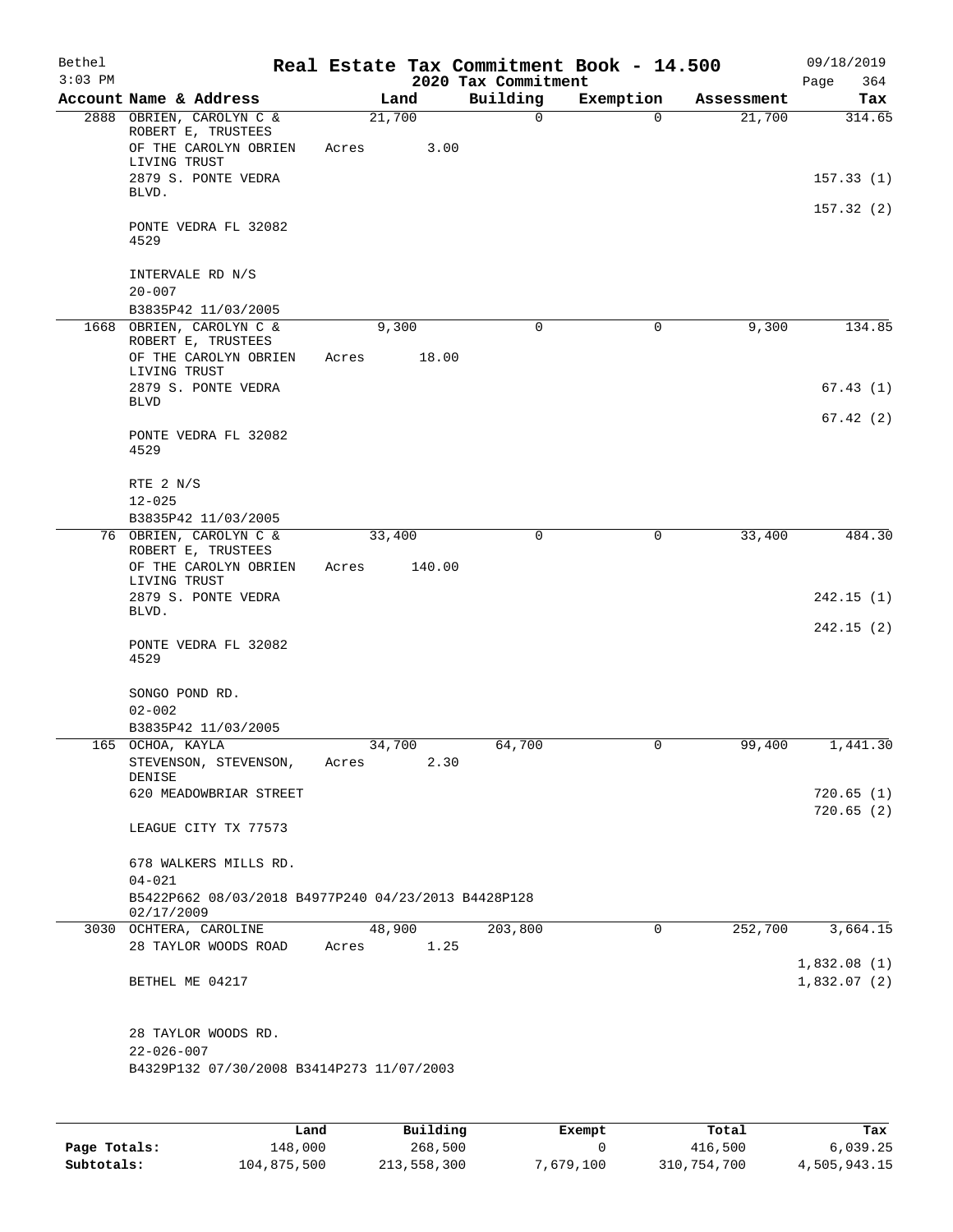Bethel 3:03 PM

# Real Estate Tax Commitment Book - 14.500

## 2020 Tax Commitment

09/18/2019

| Account | Name & Address | Land | Building | Exemption | Assessment | Tax |
|---|---|---|---|---|---|---|
| 2888 | OBRIEN, CAROLYN C & ROBERT E, TRUSTEES | 21,700 | 0 | 0 | 21,700 | 314.65 |
| | OF THE CAROLYN OBRIEN LIVING TRUST | Acres 3.00 | | | | |
| | 2879 S. PONTE VEDRA BLVD. | | | | | 157.33 (1) |
| | | | | | | 157.32 (2) |
| | PONTE VEDRA FL 32082 4529 | | | | | |
| | INTERVALE RD N/S | | | | | |
| | 20-007 | | | | | |
| | B3835P42 11/03/2005 | | | | | |
| 1668 | OBRIEN, CAROLYN C & ROBERT E, TRUSTEES | 9,300 | 0 | 0 | 9,300 | 134.85 |
| | OF THE CAROLYN OBRIEN LIVING TRUST | Acres 18.00 | | | | |
| | 2879 S. PONTE VEDRA BLVD | | | | | 67.43 (1) |
| | | | | | | 67.42 (2) |
| | PONTE VEDRA FL 32082 4529 | | | | | |
| | RTE 2 N/S | | | | | |
| | 12-025 | | | | | |
| | B3835P42 11/03/2005 | | | | | |
| 76 | OBRIEN, CAROLYN C & ROBERT E, TRUSTEES | 33,400 | 0 | 0 | 33,400 | 484.30 |
| | OF THE CAROLYN OBRIEN LIVING TRUST | Acres 140.00 | | | | |
| | 2879 S. PONTE VEDRA BLVD. | | | | | 242.15 (1) |
| | | | | | | 242.15 (2) |
| | PONTE VEDRA FL 32082 4529 | | | | | |
| | SONGO POND RD. | | | | | |
| | 02-002 | | | | | |
| | B3835P42 11/03/2005 | | | | | |
| 165 | OCHOA, KAYLA | 34,700 | 64,700 | 0 | 99,400 | 1,441.30 |
| | STEVENSON, STEVENSON, DENISE | Acres 2.30 | | | | |
| | 620 MEADOWBRIAR STREET | | | | | 720.65 (1) |
| | | | | | | 720.65 (2) |
| | LEAGUE CITY TX 77573 | | | | | |
| | 678 WALKERS MILLS RD. | | | | | |
| | 04-021 | | | | | |
| | B5422P662 08/03/2018 B4977P240 04/23/2013 B4428P128 02/17/2009 | | | | | |
| 3030 | OCHTERA, CAROLINE | 48,900 | 203,800 | 0 | 252,700 | 3,664.15 |
| | 28 TAYLOR WOODS ROAD | Acres 1.25 | | | | |
| | | | | | | 1,832.08 (1) |
| | BETHEL ME 04217 | | | | | 1,832.07 (2) |
| | 28 TAYLOR WOODS RD. | | | | | |
| | 22-026-007 | | | | | |
| | B4329P132 07/30/2008 B3414P273 11/07/2003 | | | | | |

| | Land | Building | Exempt | Total | Tax |
|---|---|---|---|---|---|
| Page Totals: | 148,000 | 268,500 | 0 | 416,500 | 6,039.25 |
| Subtotals: | 104,875,500 | 213,558,300 | 7,679,100 | 310,754,700 | 4,505,943.15 |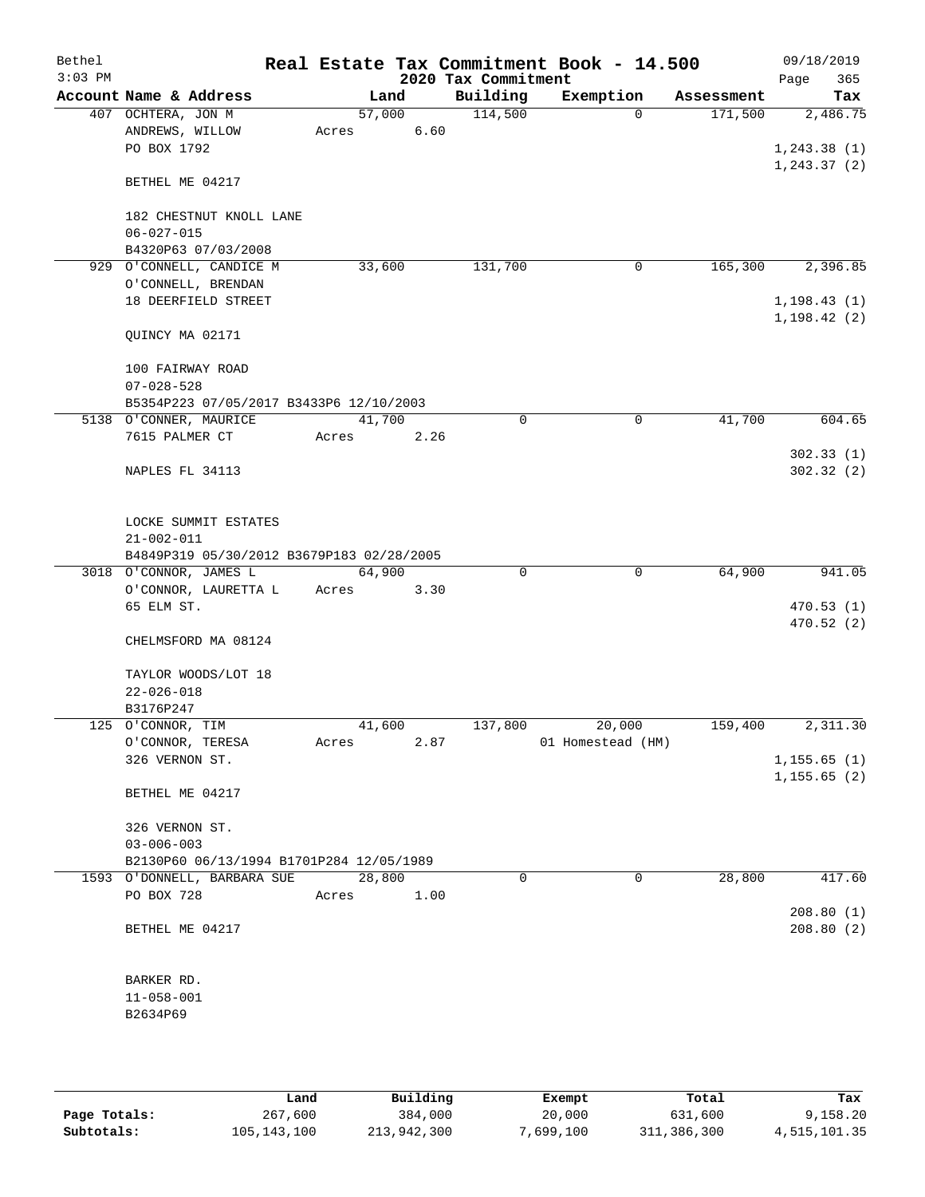# Real Estate Tax Commitment Book - 14.500

Bethel
3:03 PM

09/18/2019
2020 Tax Commitment

| Account Name & Address | Land | Building | Exemption | Assessment | Tax |
|---|---|---|---|---|---|
| 407 OCHTERA, JON M | 57,000 | 114,500 | 0 | 171,500 | 2,486.75 |
| ANDREWS, WILLOW | Acres 6.60 | | | | |
| PO BOX 1792 | | | | | 1,243.38 (1) |
| | | | | | 1,243.37 (2) |
| BETHEL ME 04217 | | | | | |
| 182 CHESTNUT KNOLL LANE | | | | | |
| 06-027-015 | | | | | |
| B4320P63 07/03/2008 | | | | | |
| 929 O'CONNELL, CANDICE M | 33,600 | 131,700 | 0 | 165,300 | 2,396.85 |
| O'CONNELL, BRENDAN | | | | | |
| 18 DEERFIELD STREET | | | | | 1,198.43 (1) |
| | | | | | 1,198.42 (2) |
| QUINCY MA 02171 | | | | | |
| 100 FAIRWAY ROAD | | | | | |
| 07-028-528 | | | | | |
| B5354P223 07/05/2017 B3433P6 12/10/2003 | | | | | |
| 5138 O'CONNER, MAURICE | 41,700 | 0 | 0 | 41,700 | 604.65 |
| 7615 PALMER CT | Acres 2.26 | | | | |
| | | | | | 302.33 (1) |
| NAPLES FL 34113 | | | | | 302.32 (2) |
| LOCKE SUMMIT ESTATES | | | | | |
| 21-002-011 | | | | | |
| B4849P319 05/30/2012 B3679P183 02/28/2005 | | | | | |
| 3018 O'CONNOR, JAMES L | 64,900 | 0 | 0 | 64,900 | 941.05 |
| O'CONNOR, LAURETTA L | Acres 3.30 | | | | |
| 65 ELM ST. | | | | | 470.53 (1) |
| | | | | | 470.52 (2) |
| CHELMSFORD MA 08124 | | | | | |
| TAYLOR WOODS/LOT 18 | | | | | |
| 22-026-018 | | | | | |
| B3176P247 | | | | | |
| 125 O'CONNOR, TIM | 41,600 | 137,800 | 20,000 | 159,400 | 2,311.30 |
| O'CONNOR, TERESA | Acres 2.87 | | 01 Homestead (HM) | | |
| 326 VERNON ST. | | | | | 1,155.65 (1) |
| | | | | | 1,155.65 (2) |
| BETHEL ME 04217 | | | | | |
| 326 VERNON ST. | | | | | |
| 03-006-003 | | | | | |
| B2130P60 06/13/1994 B1701P284 12/05/1989 | | | | | |
| 1593 O'DONNELL, BARBARA SUE | 28,800 | 0 | 0 | 28,800 | 417.60 |
| PO BOX 728 | Acres 1.00 | | | | |
| | | | | | 208.80 (1) |
| BETHEL ME 04217 | | | | | 208.80 (2) |
| BARKER RD. | | | | | |
| 11-058-001 | | | | | |
| B2634P69 | | | | | |

| | Land | Building | Exempt | Total | Tax |
|---|---|---|---|---|---|
| Page Totals: | 267,600 | 384,000 | 20,000 | 631,600 | 9,158.20 |
| Subtotals: | 105,143,100 | 213,942,300 | 7,699,100 | 311,386,300 | 4,515,101.35 |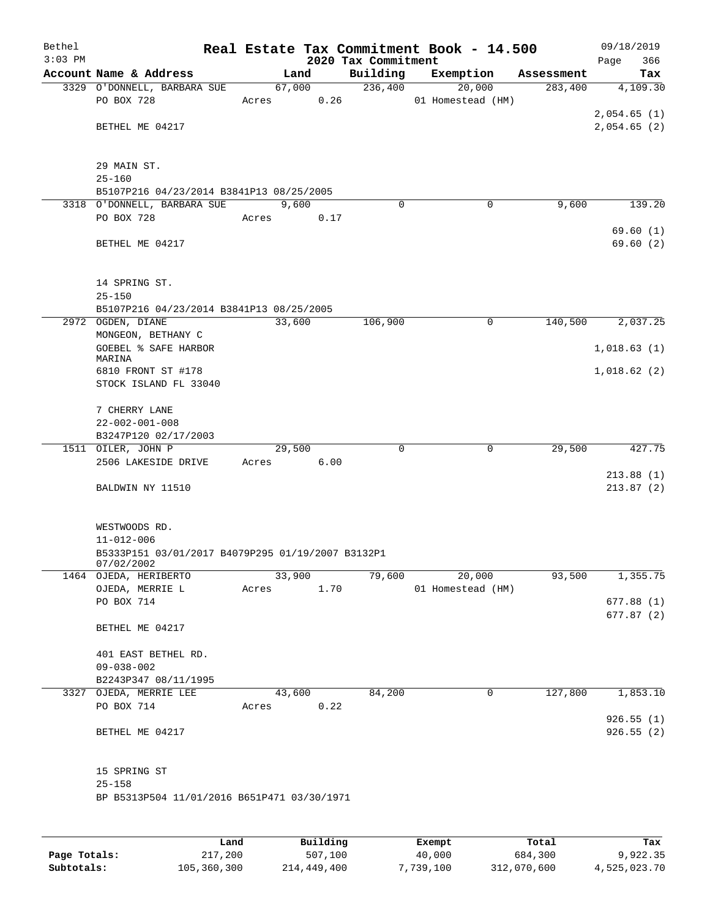Bethel  3:03 PM

# Real Estate Tax Commitment Book - 14.500

2020 Tax Commitment

09/18/2019  Page 366

| Account Name & Address | Land | Building | Exemption | Assessment | Tax |
|---|---|---|---|---|---|
| 3329 O'DONNELL, BARBARA SUE | 67,000 | 236,400 | 20,000 | 283,400 | 4,109.30 |
| PO BOX 728 | Acres 0.26 | | 01 Homestead (HM) | | |
| | | | | | 2,054.65 (1) |
| BETHEL ME 04217 | | | | | 2,054.65 (2) |
| 29 MAIN ST. | | | | | |
| 25-160 | | | | | |
| B5107P216 04/23/2014 B3841P13 08/25/2005 | | | | | |
| 3318 O'DONNELL, BARBARA SUE | 9,600 | 0 | 0 | 9,600 | 139.20 |
| PO BOX 728 | Acres 0.17 | | | | |
| | | | | | 69.60 (1) |
| BETHEL ME 04217 | | | | | 69.60 (2) |
| 14 SPRING ST. | | | | | |
| 25-150 | | | | | |
| B5107P216 04/23/2014 B3841P13 08/25/2005 | | | | | |
| 2972 OGDEN, DIANE | 33,600 | 106,900 | 0 | 140,500 | 2,037.25 |
| MONGEON, BETHANY C | | | | | |
| GOEBEL % SAFE HARBOR MARINA | | | | | 1,018.63 (1) |
| 6810 FRONT ST #178 | | | | | 1,018.62 (2) |
| STOCK ISLAND FL 33040 | | | | | |
| 7 CHERRY LANE | | | | | |
| 22-002-001-008 | | | | | |
| B3247P120 02/17/2003 | | | | | |
| 1511 OILER, JOHN P | 29,500 | 0 | 0 | 29,500 | 427.75 |
| 2506 LAKESIDE DRIVE | Acres 6.00 | | | | |
| | | | | | 213.88 (1) |
| BALDWIN NY 11510 | | | | | 213.87 (2) |
| WESTWOODS RD. | | | | | |
| 11-012-006 | | | | | |
| B5333P151 03/01/2017 B4079P295 01/19/2007 B3132P1 07/02/2002 | | | | | |
| 1464 OJEDA, HERIBERTO | 33,900 | 79,600 | 20,000 | 93,500 | 1,355.75 |
| OJEDA, MERRIE L | Acres 1.70 | | 01 Homestead (HM) | | |
| PO BOX 714 | | | | | 677.88 (1) |
| | | | | | 677.87 (2) |
| BETHEL ME 04217 | | | | | |
| 401 EAST BETHEL RD. | | | | | |
| 09-038-002 | | | | | |
| B2243P347 08/11/1995 | | | | | |
| 3327 OJEDA, MERRIE LEE | 43,600 | 84,200 | 0 | 127,800 | 1,853.10 |
| PO BOX 714 | Acres 0.22 | | | | |
| | | | | | 926.55 (1) |
| BETHEL ME 04217 | | | | | 926.55 (2) |
| 15 SPRING ST | | | | | |
| 25-158 | | | | | |
| BP B5313P504 11/01/2016 B651P471 03/30/1971 | | | | | |

| | Land | Building | Exempt | Total | Tax |
|---|---|---|---|---|---|
| Page Totals: | 217,200 | 507,100 | 40,000 | 684,300 | 9,922.35 |
| Subtotals: | 105,360,300 | 214,449,400 | 7,739,100 | 312,070,600 | 4,525,023.70 |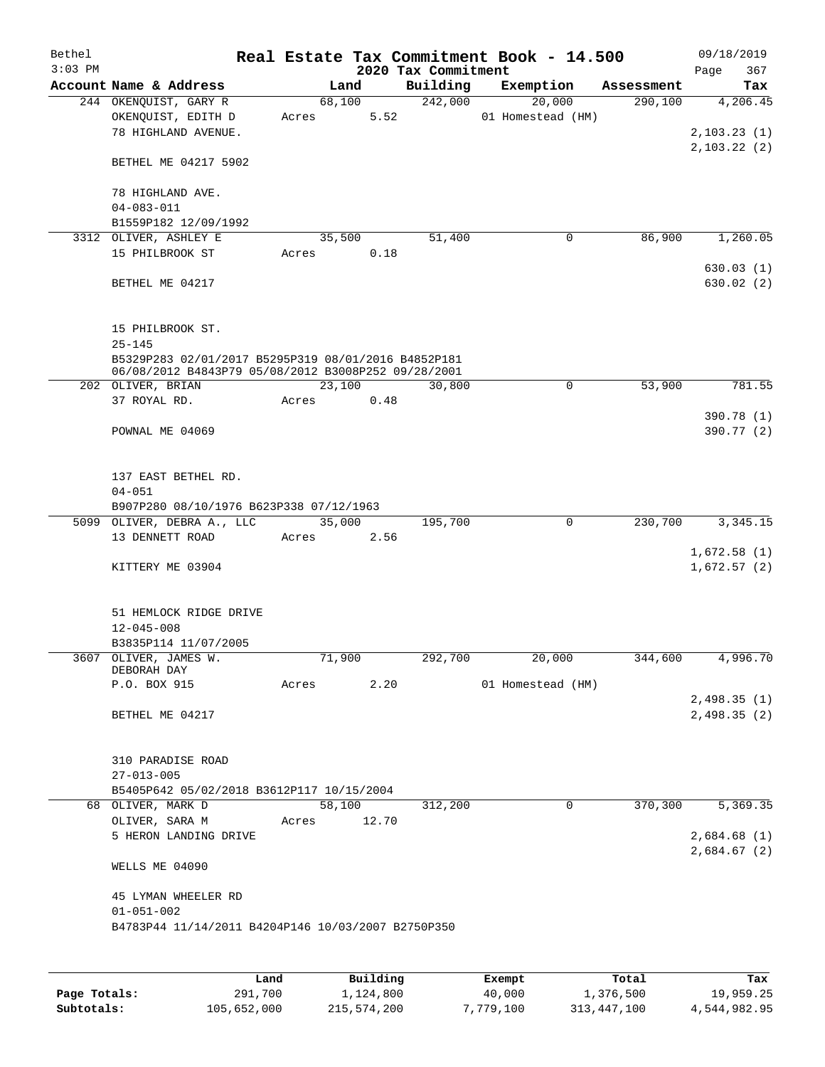Bethel — Real Estate Tax Commitment Book - 14.500 — 09/18/2019
3:03 PM — 2020 Tax Commitment — Page 367

| Account Name & Address | Land | Building | Exemption | Assessment | Tax |
|---|---|---|---|---|---|
| 244 OKENQUIST, GARY R | 68,100 | 242,000 | 20,000 | 290,100 | 4,206.45 |
| OKENQUIST, EDITH D | Acres 5.52 | | 01 Homestead (HM) | | |
| 78 HIGHLAND AVENUE. | | | | | 2,103.23 (1) |
| | | | | | 2,103.22 (2) |
| BETHEL ME 04217 5902 | | | | | |
| 78 HIGHLAND AVE. | | | | | |
| 04-083-011 | | | | | |
| B1559P182 12/09/1992 | | | | | |
| 3312 OLIVER, ASHLEY E | 35,500 | 51,400 | 0 | 86,900 | 1,260.05 |
| 15 PHILBROOK ST | Acres 0.18 | | | | |
| | | | | | 630.03 (1) |
| BETHEL ME 04217 | | | | | 630.02 (2) |
| 15 PHILBROOK ST. | | | | | |
| 25-145 | | | | | |
| B5329P283 02/01/2017 B5295P319 08/01/2016 B4852P181 06/08/2012 B4843P79 05/08/2012 B3008P252 09/28/2001 | | | | | |
| 202 OLIVER, BRIAN | 23,100 | 30,800 | 0 | 53,900 | 781.55 |
| 37 ROYAL RD. | Acres 0.48 | | | | |
| | | | | | 390.78 (1) |
| POWNAL ME 04069 | | | | | 390.77 (2) |
| 137 EAST BETHEL RD. | | | | | |
| 04-051 | | | | | |
| B907P280 08/10/1976 B623P338 07/12/1963 | | | | | |
| 5099 OLIVER, DEBRA A., LLC | 35,000 | 195,700 | 0 | 230,700 | 3,345.15 |
| 13 DENNETT ROAD | Acres 2.56 | | | | |
| | | | | | 1,672.58 (1) |
| KITTERY ME 03904 | | | | | 1,672.57 (2) |
| 51 HEMLOCK RIDGE DRIVE | | | | | |
| 12-045-008 | | | | | |
| B3835P114 11/07/2005 | | | | | |
| 3607 OLIVER, JAMES W. | 71,900 | 292,700 | 20,000 | 344,600 | 4,996.70 |
| DEBORAH DAY | | | | | |
| P.O. BOX 915 | Acres 2.20 | | 01 Homestead (HM) | | |
| | | | | | 2,498.35 (1) |
| BETHEL ME 04217 | | | | | 2,498.35 (2) |
| 310 PARADISE ROAD | | | | | |
| 27-013-005 | | | | | |
| B5405P642 05/02/2018 B3612P117 10/15/2004 | | | | | |
| 68 OLIVER, MARK D | 58,100 | 312,200 | 0 | 370,300 | 5,369.35 |
| OLIVER, SARA M | Acres 12.70 | | | | |
| 5 HERON LANDING DRIVE | | | | | 2,684.68 (1) |
| | | | | | 2,684.67 (2) |
| WELLS ME 04090 | | | | | |
| 45 LYMAN WHEELER RD | | | | | |
| 01-051-002 | | | | | |
| B4783P44 11/14/2011 B4204P146 10/03/2007 B2750P350 | | | | | |

| | Land | Building | Exempt | Total | Tax |
|---|---|---|---|---|---|
| Page Totals: | 291,700 | 1,124,800 | 40,000 | 1,376,500 | 19,959.25 |
| Subtotals: | 105,652,000 | 215,574,200 | 7,779,100 | 313,447,100 | 4,544,982.95 |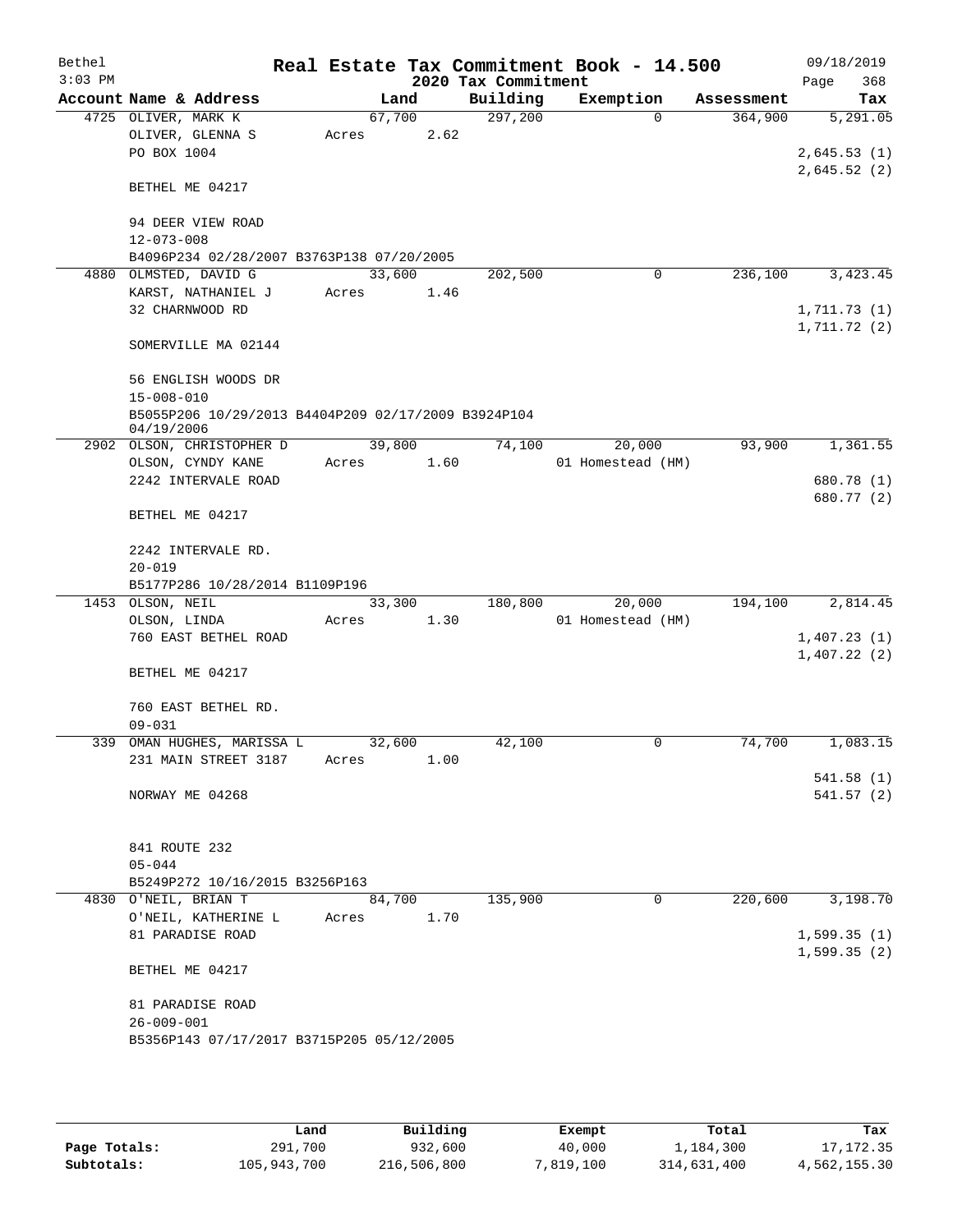Bethel 3:03 PM — Real Estate Tax Commitment Book - 14.500 — 2020 Tax Commitment — 09/18/2019

| Account | Name & Address | Land | Building | Exemption | Assessment | Tax |
|---|---|---|---|---|---|---|
| 4725 | OLIVER, MARK K<br>OLIVER, GLENNA S<br>PO BOX 1004<br>BETHEL ME 04217<br>94 DEER VIEW ROAD<br>12-073-008<br>B4096P234 02/28/2007 B3763P138 07/20/2005 | 67,700<br>Acres 2.62 | 297,200 | 0 | 364,900 | 5,291.05<br>2,645.53 (1)<br>2,645.52 (2) |
| 4880 | OLMSTED, DAVID G<br>KARST, NATHANIEL J<br>32 CHARNWOOD RD<br>SOMERVILLE MA 02144<br>56 ENGLISH WOODS DR<br>15-008-010<br>B5055P206 10/29/2013 B4404P209 02/17/2009 B3924P104 04/19/2006 | 33,600<br>Acres 1.46 | 202,500 | 0 | 236,100 | 3,423.45<br>1,711.73 (1)<br>1,711.72 (2) |
| 2902 | OLSON, CHRISTOPHER D<br>OLSON, CYNDY KANE<br>2242 INTERVALE ROAD<br>BETHEL ME 04217<br>2242 INTERVALE RD.<br>20-019<br>B5177P286 10/28/2014 B1109P196 | 39,800<br>Acres 1.60 | 74,100 | 20,000<br>01 Homestead (HM) | 93,900 | 1,361.55<br>680.78 (1)<br>680.77 (2) |
| 1453 | OLSON, NEIL<br>OLSON, LINDA<br>760 EAST BETHEL ROAD<br>BETHEL ME 04217<br>760 EAST BETHEL RD.<br>09-031 | 33,300<br>Acres 1.30 | 180,800 | 20,000<br>01 Homestead (HM) | 194,100 | 2,814.45<br>1,407.23 (1)<br>1,407.22 (2) |
| 339 | OMAN HUGHES, MARISSA L<br>231 MAIN STREET 3187<br>NORWAY ME 04268<br>841 ROUTE 232<br>05-044<br>B5249P272 10/16/2015 B3256P163 | 32,600<br>Acres 1.00 | 42,100 | 0 | 74,700 | 1,083.15<br>541.58 (1)<br>541.57 (2) |
| 4830 | O'NEIL, BRIAN T<br>O'NEIL, KATHERINE L<br>81 PARADISE ROAD<br>BETHEL ME 04217<br>81 PARADISE ROAD<br>26-009-001<br>B5356P143 07/17/2017 B3715P205 05/12/2005 | 84,700<br>Acres 1.70 | 135,900 | 0 | 220,600 | 3,198.70<br>1,599.35 (1)<br>1,599.35 (2) |

| | Land | Building | Exempt | Total | Tax |
|---|---|---|---|---|---|
| Page Totals: | 291,700 | 932,600 | 40,000 | 1,184,300 | 17,172.35 |
| Subtotals: | 105,943,700 | 216,506,800 | 7,819,100 | 314,631,400 | 4,562,155.30 |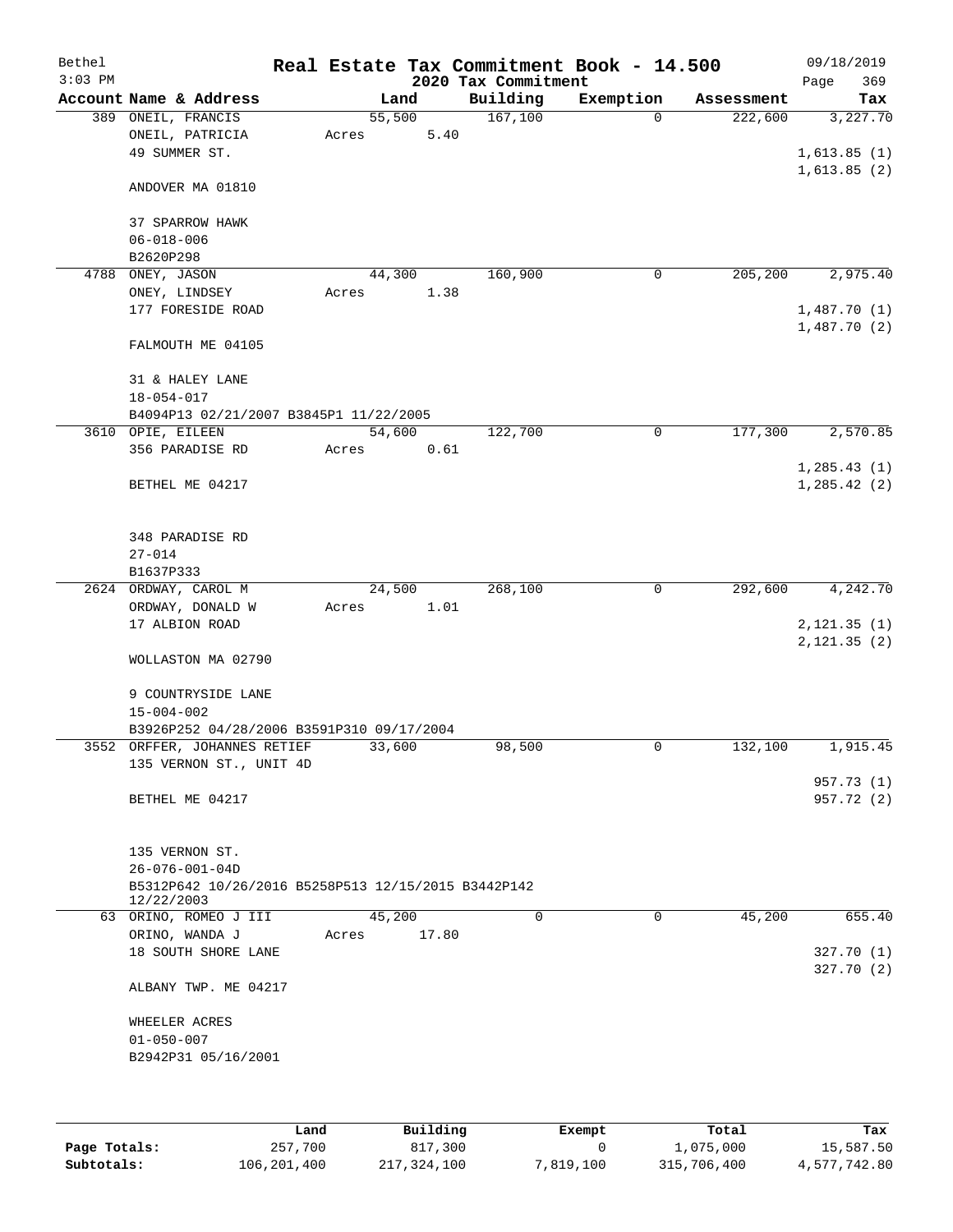Bethel — Real Estate Tax Commitment Book - 14.500 — 09/18/2019

3:03 PM — 2020 Tax Commitment

| Account Name & Address | Land | Building | Exemption | Assessment | Tax |
|---|---|---|---|---|---|
| 389 ONEIL, FRANCIS | 55,500 | 167,100 | 0 | 222,600 | 3,227.70 |
| ONEIL, PATRICIA | Acres 5.40 | | | | |
| 49 SUMMER ST. | | | | | 1,613.85 (1) |
| | | | | | 1,613.85 (2) |
| ANDOVER MA 01810 | | | | | |
| 37 SPARROW HAWK | | | | | |
| 06-018-006 | | | | | |
| B2620P298 | | | | | |
| 4788 ONEY, JASON | 44,300 | 160,900 | 0 | 205,200 | 2,975.40 |
| ONEY, LINDSEY | Acres 1.38 | | | | |
| 177 FORESIDE ROAD | | | | | 1,487.70 (1) |
| | | | | | 1,487.70 (2) |
| FALMOUTH ME 04105 | | | | | |
| 31 & HALEY LANE | | | | | |
| 18-054-017 | | | | | |
| B4094P13 02/21/2007 B3845P1 11/22/2005 | | | | | |
| 3610 OPIE, EILEEN | 54,600 | 122,700 | 0 | 177,300 | 2,570.85 |
| 356 PARADISE RD | Acres 0.61 | | | | |
| | | | | | 1,285.43 (1) |
| BETHEL ME 04217 | | | | | 1,285.42 (2) |
| 348 PARADISE RD | | | | | |
| 27-014 | | | | | |
| B1637P333 | | | | | |
| 2624 ORDWAY, CAROL M | 24,500 | 268,100 | 0 | 292,600 | 4,242.70 |
| ORDWAY, DONALD W | Acres 1.01 | | | | |
| 17 ALBION ROAD | | | | | 2,121.35 (1) |
| | | | | | 2,121.35 (2) |
| WOLLASTON MA 02790 | | | | | |
| 9 COUNTRYSIDE LANE | | | | | |
| 15-004-002 | | | | | |
| B3926P252 04/28/2006 B3591P310 09/17/2004 | | | | | |
| 3552 ORFFER, JOHANNES RETIEF | 33,600 | 98,500 | 0 | 132,100 | 1,915.45 |
| 135 VERNON ST., UNIT 4D | | | | | |
| | | | | | 957.73 (1) |
| BETHEL ME 04217 | | | | | 957.72 (2) |
| 135 VERNON ST. | | | | | |
| 26-076-001-04D | | | | | |
| B5312P642 10/26/2016 B5258P513 12/15/2015 B3442P142 12/22/2003 | | | | | |
| 63 ORINO, ROMEO J III | 45,200 | 0 | 0 | 45,200 | 655.40 |
| ORINO, WANDA J | Acres 17.80 | | | | |
| 18 SOUTH SHORE LANE | | | | | 327.70 (1) |
| | | | | | 327.70 (2) |
| ALBANY TWP. ME 04217 | | | | | |
| WHEELER ACRES | | | | | |
| 01-050-007 | | | | | |
| B2942P31 05/16/2001 | | | | | |

| | Land | Building | Exempt | Total | Tax |
|---|---|---|---|---|---|
| Page Totals: | 257,700 | 817,300 | 0 | 1,075,000 | 15,587.50 |
| Subtotals: | 106,201,400 | 217,324,100 | 7,819,100 | 315,706,400 | 4,577,742.80 |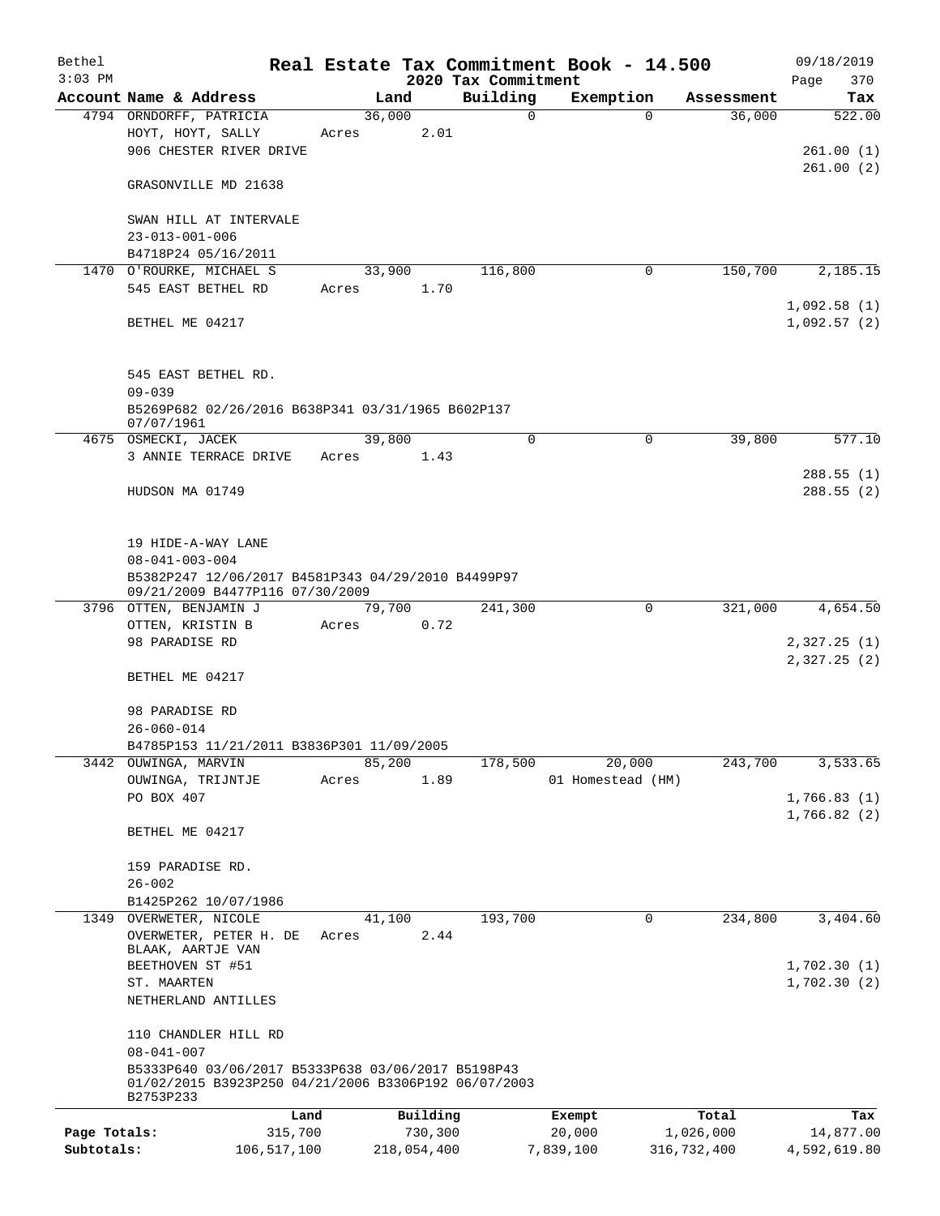Bethel
3:03 PM

# Real Estate Tax Commitment Book - 14.500

## 2020 Tax Commitment

09/18/2019

| Account Name & Address | Land | Building | Exemption | Assessment | Tax |
|---|---|---|---|---|---|
| 4794 ORNDORFF, PATRICIA | 36,000 | 0 | 0 | 36,000 | 522.00 |
| HOYT, HOYT, SALLY | Acres 2.01 | | | | |
| 906 CHESTER RIVER DRIVE | | | | | 261.00 (1) |
| | | | | | 261.00 (2) |
| GRASONVILLE MD 21638 | | | | | |
| SWAN HILL AT INTERVALE | | | | | |
| 23-013-001-006 | | | | | |
| B4718P24 05/16/2011 | | | | | |
| 1470 O'ROURKE, MICHAEL S | 33,900 | 116,800 | 0 | 150,700 | 2,185.15 |
| 545 EAST BETHEL RD | Acres 1.70 | | | | |
| | | | | | 1,092.58 (1) |
| BETHEL ME 04217 | | | | | 1,092.57 (2) |
| 545 EAST BETHEL RD. | | | | | |
| 09-039 | | | | | |
| B5269P682 02/26/2016 B638P341 03/31/1965 B602P137 07/07/1961 | | | | | |
| 4675 OSMECKI, JACEK | 39,800 | 0 | 0 | 39,800 | 577.10 |
| 3 ANNIE TERRACE DRIVE | Acres 1.43 | | | | |
| | | | | | 288.55 (1) |
| HUDSON MA 01749 | | | | | 288.55 (2) |
| 19 HIDE-A-WAY LANE | | | | | |
| 08-041-003-004 | | | | | |
| B5382P247 12/06/2017 B4581P343 04/29/2010 B4499P97 09/21/2009 B4477P116 07/30/2009 | | | | | |
| 3796 OTTEN, BENJAMIN J | 79,700 | 241,300 | 0 | 321,000 | 4,654.50 |
| OTTEN, KRISTIN B | Acres 0.72 | | | | |
| 98 PARADISE RD | | | | | 2,327.25 (1) |
| | | | | | 2,327.25 (2) |
| BETHEL ME 04217 | | | | | |
| 98 PARADISE RD | | | | | |
| 26-060-014 | | | | | |
| B4785P153 11/21/2011 B3836P301 11/09/2005 | | | | | |
| 3442 OUWINGA, MARVIN | 85,200 | 178,500 | 20,000 | 243,700 | 3,533.65 |
| OUWINGA, TRIJNTJE | Acres 1.89 | | 01 Homestead (HM) | | |
| PO BOX 407 | | | | | 1,766.83 (1) |
| | | | | | 1,766.82 (2) |
| BETHEL ME 04217 | | | | | |
| 159 PARADISE RD. | | | | | |
| 26-002 | | | | | |
| B1425P262 10/07/1986 | | | | | |
| 1349 OVERWETER, NICOLE | 41,100 | 193,700 | 0 | 234,800 | 3,404.60 |
| OVERWETER, PETER H. DE BLAAK, AARTJE VAN | Acres 2.44 | | | | |
| BEETHOVEN ST #51 | | | | | 1,702.30 (1) |
| ST. MAARTEN | | | | | 1,702.30 (2) |
| NETHERLAND ANTILLES | | | | | |
| 110 CHANDLER HILL RD | | | | | |
| 08-041-007 | | | | | |
| B5333P640 03/06/2017 B5333P638 03/06/2017 B5198P43 01/02/2015 B3923P250 04/21/2006 B3306P192 06/07/2003 B2753P233 | | | | | |

| | Land | Building | Exempt | Total | Tax |
|---|---|---|---|---|---|
| Page Totals: | 315,700 | 730,300 | 20,000 | 1,026,000 | 14,877.00 |
| Subtotals: | 106,517,100 | 218,054,400 | 7,839,100 | 316,732,400 | 4,592,619.80 |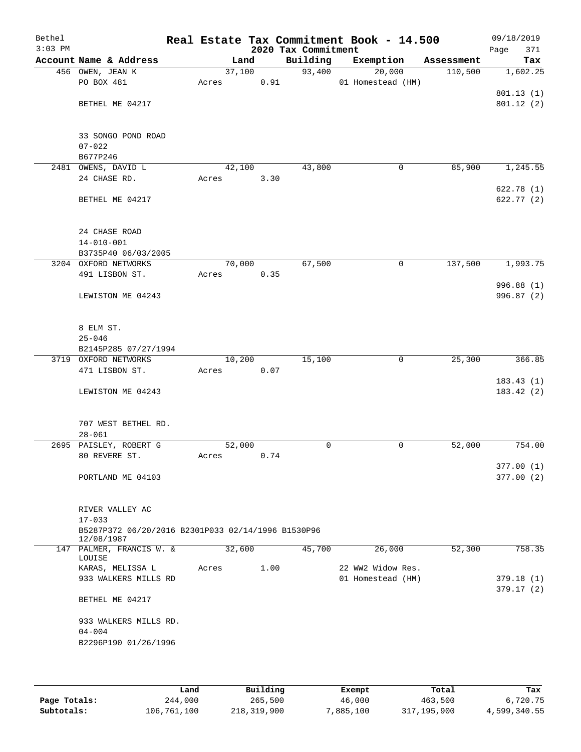Bethel
$3:03 PM

# Real Estate Tax Commitment Book - 14.500

## 2020 Tax Commitment

09/18/2019
Page 371

| Account Name & Address | Land | Building | Exemption | Assessment | Tax |
|---|---|---|---|---|---|
| 456 OWEN, JEAN K | 37,100 | 93,400 | 20,000 | 110,500 | 1,602.25 |
| PO BOX 481 | Acres 0.91 | | 01 Homestead (HM) | | |
| | | | | | 801.13 (1) |
| BETHEL ME 04217 | | | | | 801.12 (2) |
| 33 SONGO POND ROAD | | | | | |
| 07-022 | | | | | |
| B677P246 | | | | | |
| 2481 OWENS, DAVID L | 42,100 | 43,800 | 0 | 85,900 | 1,245.55 |
| 24 CHASE RD. | Acres 3.30 | | | | |
| | | | | | 622.78 (1) |
| BETHEL ME 04217 | | | | | 622.77 (2) |
| 24 CHASE ROAD | | | | | |
| 14-010-001 | | | | | |
| B3735P40 06/03/2005 | | | | | |
| 3204 OXFORD NETWORKS | 70,000 | 67,500 | 0 | 137,500 | 1,993.75 |
| 491 LISBON ST. | Acres 0.35 | | | | |
| | | | | | 996.88 (1) |
| LEWISTON ME 04243 | | | | | 996.87 (2) |
| 8 ELM ST. | | | | | |
| 25-046 | | | | | |
| B2145P285 07/27/1994 | | | | | |
| 3719 OXFORD NETWORKS | 10,200 | 15,100 | 0 | 25,300 | 366.85 |
| 471 LISBON ST. | Acres 0.07 | | | | |
| | | | | | 183.43 (1) |
| LEWISTON ME 04243 | | | | | 183.42 (2) |
| 707 WEST BETHEL RD. | | | | | |
| 28-061 | | | | | |
| 2695 PAISLEY, ROBERT G | 52,000 | 0 | 0 | 52,000 | 754.00 |
| 80 REVERE ST. | Acres 0.74 | | | | |
| | | | | | 377.00 (1) |
| PORTLAND ME 04103 | | | | | 377.00 (2) |
| RIVER VALLEY AC | | | | | |
| 17-033 | | | | | |
| B5287P372 06/20/2016 B2301P033 02/14/1996 B1530P96 12/08/1987 | | | | | |
| 147 PALMER, FRANCIS W. & LOUISE | 32,600 | 45,700 | 26,000 | 52,300 | 758.35 |
| KARAS, MELISSA L | Acres 1.00 | | 22 WW2 Widow Res. | | |
| 933 WALKERS MILLS RD | | | 01 Homestead (HM) | | 379.18 (1) |
| | | | | | 379.17 (2) |
| BETHEL ME 04217 | | | | | |
| 933 WALKERS MILLS RD. | | | | | |
| 04-004 | | | | | |
| B2296P190 01/26/1996 | | | | | |

| | Land | Building | Exempt | Total | Tax |
|---|---|---|---|---|---|
| Page Totals: | 244,000 | 265,500 | 46,000 | 463,500 | 6,720.75 |
| Subtotals: | 106,761,100 | 218,319,900 | 7,885,100 | 317,195,900 | 4,599,340.55 |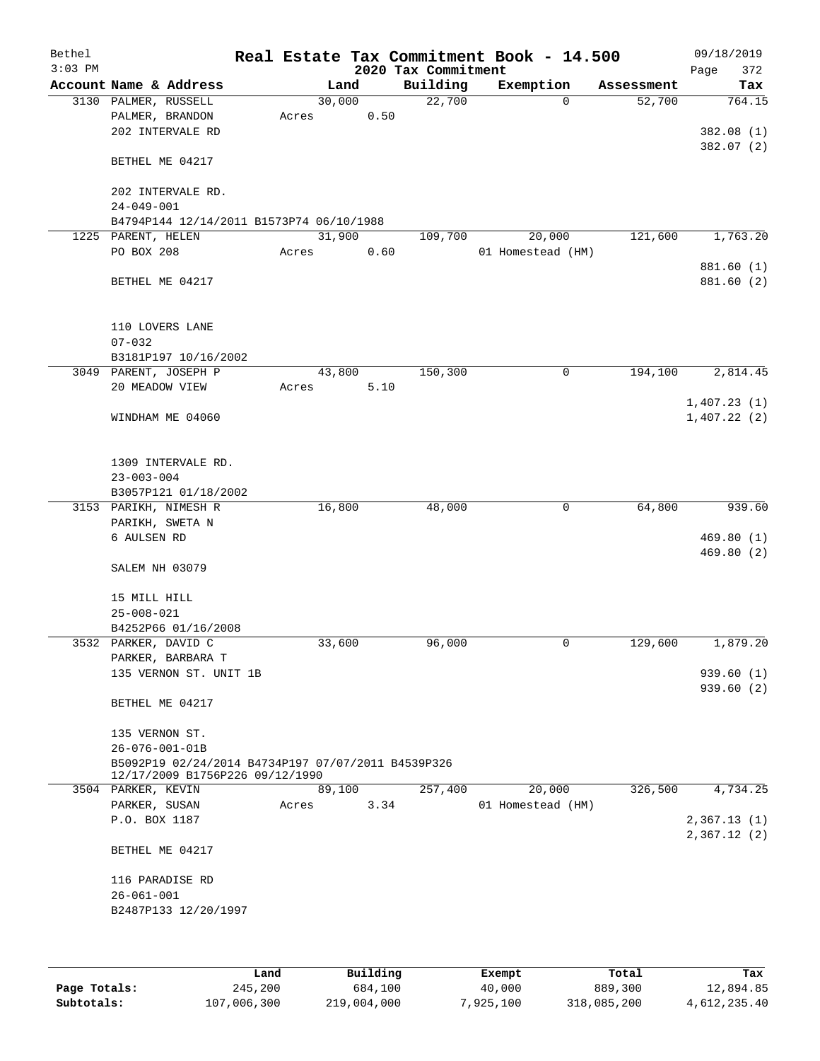Bethel 3:03 PM

# Real Estate Tax Commitment Book - 14.500

2020 Tax Commitment

09/18/2019 Page 372

| Account Name & Address | Land | Building | Exemption | Assessment | Tax |
|---|---|---|---|---|---|
| 3130 PALMER, RUSSELL<br>PALMER, BRANDON<br>202 INTERVALE RD<br><br>BETHEL ME 04217<br><br>202 INTERVALE RD.<br>24-049-001<br>B4794P144 12/14/2011 B1573P74 06/10/1988 | 30,000<br>Acres 0.50 | 22,700 | 0 | 52,700 | 764.15<br><br>382.08 (1)<br>382.07 (2) |
| 1225 PARENT, HELEN<br>PO BOX 208<br><br>BETHEL ME 04217<br><br>110 LOVERS LANE<br>07-032<br>B3181P197 10/16/2002 | 31,900<br>Acres 0.60 | 109,700 | 20,000<br>01 Homestead (HM) | 121,600 | 1,763.20<br><br>881.60 (1)<br>881.60 (2) |
| 3049 PARENT, JOSEPH P<br>20 MEADOW VIEW<br><br>WINDHAM ME 04060<br><br>1309 INTERVALE RD.<br>23-003-004<br>B3057P121 01/18/2002 | 43,800<br>Acres 5.10 | 150,300 | 0 | 194,100 | 2,814.45<br><br>1,407.23 (1)<br>1,407.22 (2) |
| 3153 PARIKH, NIMESH R<br>PARIKH, SWETA N<br>6 AULSEN RD<br><br>SALEM NH 03079<br><br>15 MILL HILL<br>25-008-021<br>B4252P66 01/16/2008 | 16,800 | 48,000 | 0 | 64,800 | 939.60<br><br>469.80 (1)<br>469.80 (2) |
| 3532 PARKER, DAVID C<br>PARKER, BARBARA T<br>135 VERNON ST. UNIT 1B<br><br>BETHEL ME 04217<br><br>135 VERNON ST.<br>26-076-001-01B<br>B5092P19 02/24/2014 B4734P197 07/07/2011 B4539P326 12/17/2009 B1756P226 09/12/1990 | 33,600 | 96,000 | 0 | 129,600 | 1,879.20<br><br>939.60 (1)<br>939.60 (2) |
| 3504 PARKER, KEVIN<br>PARKER, SUSAN<br>P.O. BOX 1187<br><br>BETHEL ME 04217<br><br>116 PARADISE RD<br>26-061-001<br>B2487P133 12/20/1997 | 89,100<br>Acres 3.34 | 257,400 | 20,000<br>01 Homestead (HM) | 326,500 | 4,734.25<br><br>2,367.13 (1)<br>2,367.12 (2) |

| | Land | Building | Exempt | Total | Tax |
|---|---|---|---|---|---|
| Page Totals: | 245,200 | 684,100 | 40,000 | 889,300 | 12,894.85 |
| Subtotals: | 107,006,300 | 219,004,000 | 7,925,100 | 318,085,200 | 4,612,235.40 |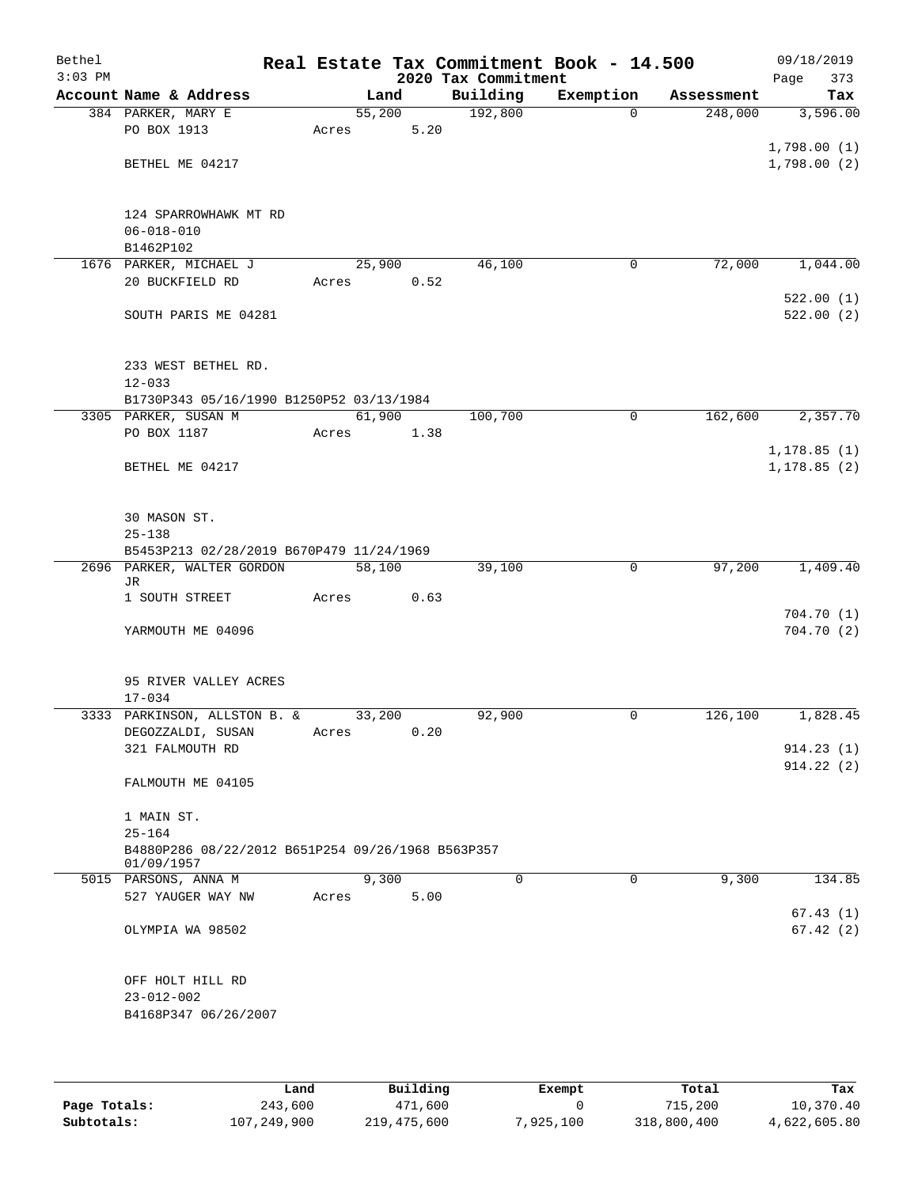Bethel 3:03 PM

# Real Estate Tax Commitment Book - 14.500

2020 Tax Commitment

09/18/2019

| Account | Name & Address | Land | Building | Exemption | Assessment | Tax |
|---|---|---|---|---|---|---|
| 384 | PARKER, MARY E<br>PO BOX 1913<br>BETHEL ME 04217<br>124 SPARROWHAWK MT RD<br>06-018-010<br>B1462P102 | 55,200<br>Acres 5.20 | 192,800 | 0 | 248,000 | 3,596.00<br>1,798.00 (1)<br>1,798.00 (2) |
| 1676 | PARKER, MICHAEL J<br>20 BUCKFIELD RD<br>SOUTH PARIS ME 04281<br>233 WEST BETHEL RD.<br>12-033<br>B1730P343 05/16/1990 B1250P52 03/13/1984 | 25,900<br>Acres 0.52 | 46,100 | 0 | 72,000 | 1,044.00<br>522.00 (1)<br>522.00 (2) |
| 3305 | PARKER, SUSAN M<br>PO BOX 1187<br>BETHEL ME 04217<br>30 MASON ST.<br>25-138<br>B5453P213 02/28/2019 B670P479 11/24/1969 | 61,900<br>Acres 1.38 | 100,700 | 0 | 162,600 | 2,357.70<br>1,178.85 (1)<br>1,178.85 (2) |
| 2696 | PARKER, WALTER GORDON JR<br>1 SOUTH STREET<br>YARMOUTH ME 04096<br>95 RIVER VALLEY ACRES<br>17-034 | 58,100<br>Acres 0.63 | 39,100 | 0 | 97,200 | 1,409.40<br>704.70 (1)<br>704.70 (2) |
| 3333 | PARKINSON, ALLSTON B. &<br>DEGOZZALDI, SUSAN<br>321 FALMOUTH RD<br>FALMOUTH ME 04105<br>1 MAIN ST.<br>25-164<br>B4880P286 08/22/2012 B651P254 09/26/1968 B563P357 01/09/1957 | 33,200<br>Acres 0.20 | 92,900 | 0 | 126,100 | 1,828.45<br>914.23 (1)<br>914.22 (2) |
| 5015 | PARSONS, ANNA M<br>527 YAUGER WAY NW<br>OLYMPIA WA 98502<br>OFF HOLT HILL RD<br>23-012-002<br>B4168P347 06/26/2007 | 9,300<br>Acres 5.00 | 0 | 0 | 9,300 | 134.85<br>67.43 (1)<br>67.42 (2) |

| | Land | Building | Exempt | Total | Tax |
|---|---|---|---|---|---|
| Page Totals: | 243,600 | 471,600 | 0 | 715,200 | 10,370.40 |
| Subtotals: | 107,249,900 | 219,475,600 | 7,925,100 | 318,800,400 | 4,622,605.80 |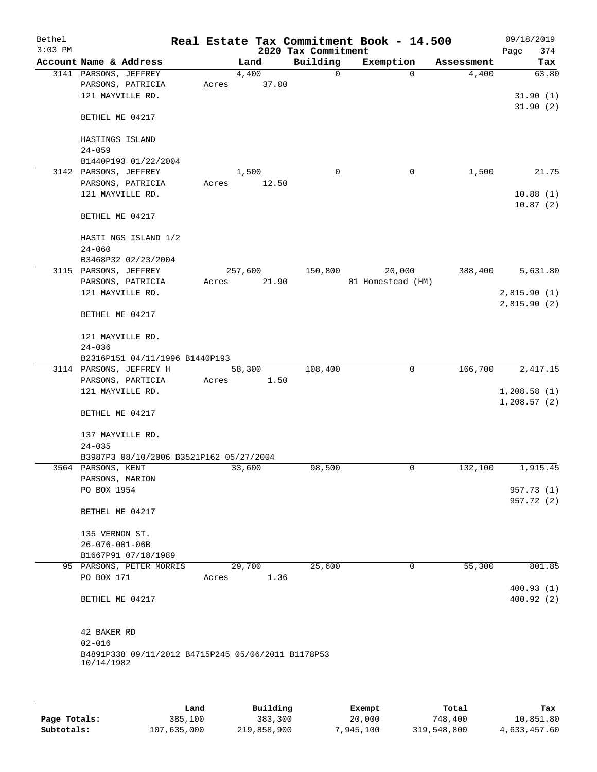Bethel 3:03 PM

# Real Estate Tax Commitment Book - 14.500

## 2020 Tax Commitment

09/18/2019

| Account Name & Address | Land | Building | Exemption | Assessment | Tax |
|---|---|---|---|---|---|
| 3141 PARSONS, JEFFREY<br>PARSONS, PATRICIA<br>121 MAYVILLE RD.<br><br>BETHEL ME 04217<br><br>HASTINGS ISLAND<br>24-059<br>B1440P193 01/22/2004 | 4,400<br>Acres 37.00 | 0 | 0 | 4,400 | 63.80<br><br>31.90 (1)<br>31.90 (2) |
| 3142 PARSONS, JEFFREY<br>PARSONS, PATRICIA<br>121 MAYVILLE RD.<br><br>BETHEL ME 04217<br><br>HASTI NGS ISLAND 1/2<br>24-060<br>B3468P32 02/23/2004 | 1,500<br>Acres 12.50 | 0 | 0 | 1,500 | 21.75<br><br>10.88 (1)<br>10.87 (2) |
| 3115 PARSONS, JEFFREY<br>PARSONS, PATRICIA<br>121 MAYVILLE RD.<br><br>BETHEL ME 04217<br><br>121 MAYVILLE RD.<br>24-036<br>B2316P151 04/11/1996 B1440P193 | 257,600<br>Acres 21.90 | 150,800 | 20,000<br>01 Homestead (HM) | 388,400 | 5,631.80<br><br>2,815.90 (1)<br>2,815.90 (2) |
| 3114 PARSONS, JEFFREY H<br>PARSONS, PARTICIA<br>121 MAYVILLE RD.<br><br>BETHEL ME 04217<br><br>137 MAYVILLE RD.<br>24-035<br>B3987P3 08/10/2006 B3521P162 05/27/2004 | 58,300<br>Acres 1.50 | 108,400 | 0 | 166,700 | 2,417.15<br><br>1,208.58 (1)<br>1,208.57 (2) |
| 3564 PARSONS, KENT<br>PARSONS, MARION<br>PO BOX 1954<br><br>BETHEL ME 04217<br><br>135 VERNON ST.<br>26-076-001-06B<br>B1667P91 07/18/1989 | 33,600 | 98,500 | 0 | 132,100 | 1,915.45<br><br>957.73 (1)<br>957.72 (2) |
| 95 PARSONS, PETER MORRIS<br>PO BOX 171<br><br>BETHEL ME 04217<br><br>42 BAKER RD<br>02-016<br>B4891P338 09/11/2012 B4715P245 05/06/2011 B1178P53 10/14/1982 | 29,700<br>Acres 1.36 | 25,600 | 0 | 55,300 | 801.85<br><br>400.93 (1)<br>400.92 (2) |

| | Land | Building | Exempt | Total | Tax |
|---|---|---|---|---|---|
| Page Totals: | 385,100 | 383,300 | 20,000 | 748,400 | 10,851.80 |
| Subtotals: | 107,635,000 | 219,858,900 | 7,945,100 | 319,548,800 | 4,633,457.60 |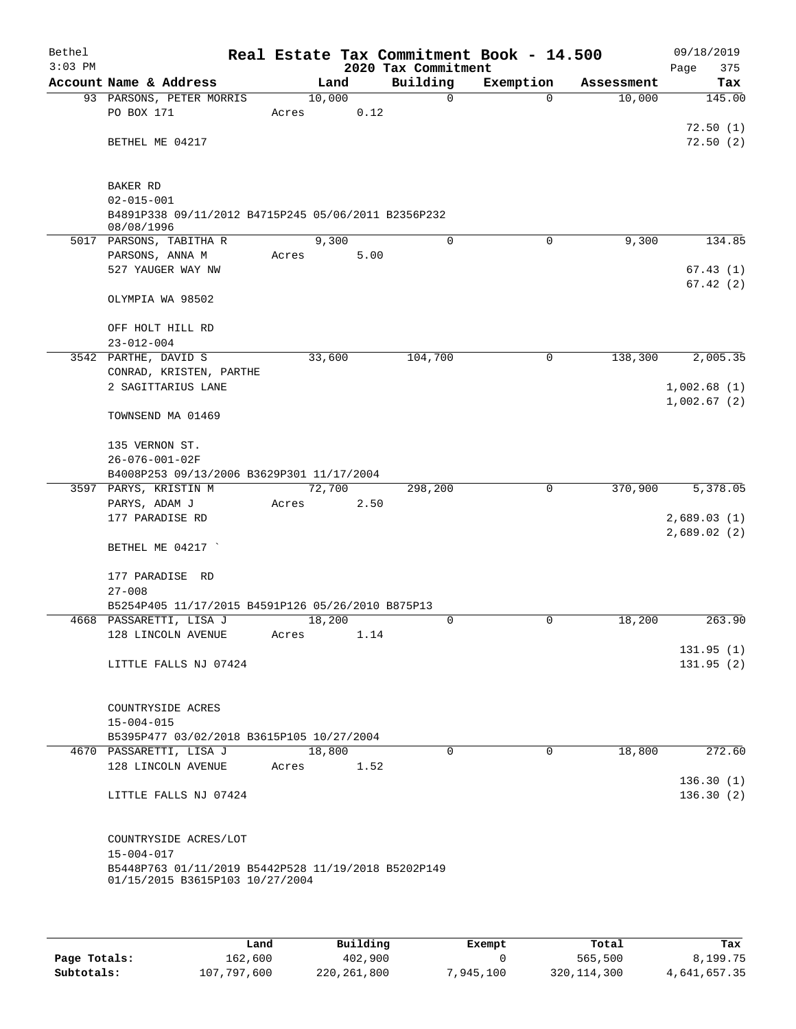Bethel 3:03 PM

# Real Estate Tax Commitment Book - 14.500

2020 Tax Commitment

09/18/2019 Page 375

| Account Name & Address | Land | Building | Exemption | Assessment | Tax |
|---|---|---|---|---|---|
| 93 PARSONS, PETER MORRIS<br>PO BOX 171<br><br>BETHEL ME 04217<br><br>BAKER RD<br>02-015-001<br>B4891P338 09/11/2012 B4715P245 05/06/2011 B2356P232 08/08/1996 | 10,000<br>Acres 0.12 | 0 | 0 | 10,000 | 145.00<br><br>72.50 (1)<br>72.50 (2) |
| 5017 PARSONS, TABITHA R<br>PARSONS, ANNA M<br>527 YAUGER WAY NW<br><br>OLYMPIA WA 98502<br><br>OFF HOLT HILL RD<br>23-012-004 | 9,300<br>Acres 5.00 | 0 | 0 | 9,300 | 134.85<br><br>67.43 (1)<br>67.42 (2) |
| 3542 PARTHE, DAVID S<br>CONRAD, KRISTEN, PARTHE<br>2 SAGITTARIUS LANE<br><br>TOWNSEND MA 01469<br><br>135 VERNON ST.<br>26-076-001-02F<br>B4008P253 09/13/2006 B3629P301 11/17/2004 | 33,600 | 104,700 | 0 | 138,300 | 2,005.35<br><br>1,002.68 (1)<br>1,002.67 (2) |
| 3597 PARYS, KRISTIN M<br>PARYS, ADAM J<br>177 PARADISE RD<br><br>BETHEL ME 04217 `<br><br>177 PARADISE RD<br>27-008<br>B5254P405 11/17/2015 B4591P126 05/26/2010 B875P13 | 72,700<br>Acres 2.50 | 298,200 | 0 | 370,900 | 5,378.05<br><br>2,689.03 (1)<br>2,689.02 (2) |
| 4668 PASSARETTI, LISA J<br>128 LINCOLN AVENUE<br><br>LITTLE FALLS NJ 07424<br><br>COUNTRYSIDE ACRES<br>15-004-015<br>B5395P477 03/02/2018 B3615P105 10/27/2004 | 18,200<br>Acres 1.14 | 0 | 0 | 18,200 | 263.90<br><br>131.95 (1)<br>131.95 (2) |
| 4670 PASSARETTI, LISA J<br>128 LINCOLN AVENUE<br><br>LITTLE FALLS NJ 07424<br><br>COUNTRYSIDE ACRES/LOT<br>15-004-017<br>B5448P763 01/11/2019 B5442P528 11/19/2018 B5202P149 01/15/2015 B3615P103 10/27/2004 | 18,800<br>Acres 1.52 | 0 | 0 | 18,800 | 272.60<br><br>136.30 (1)<br>136.30 (2) |

| | Land | Building | Exempt | Total | Tax |
|---|---|---|---|---|---|
| Page Totals: | 162,600 | 402,900 | 0 | 565,500 | 8,199.75 |
| Subtotals: | 107,797,600 | 220,261,800 | 7,945,100 | 320,114,300 | 4,641,657.35 |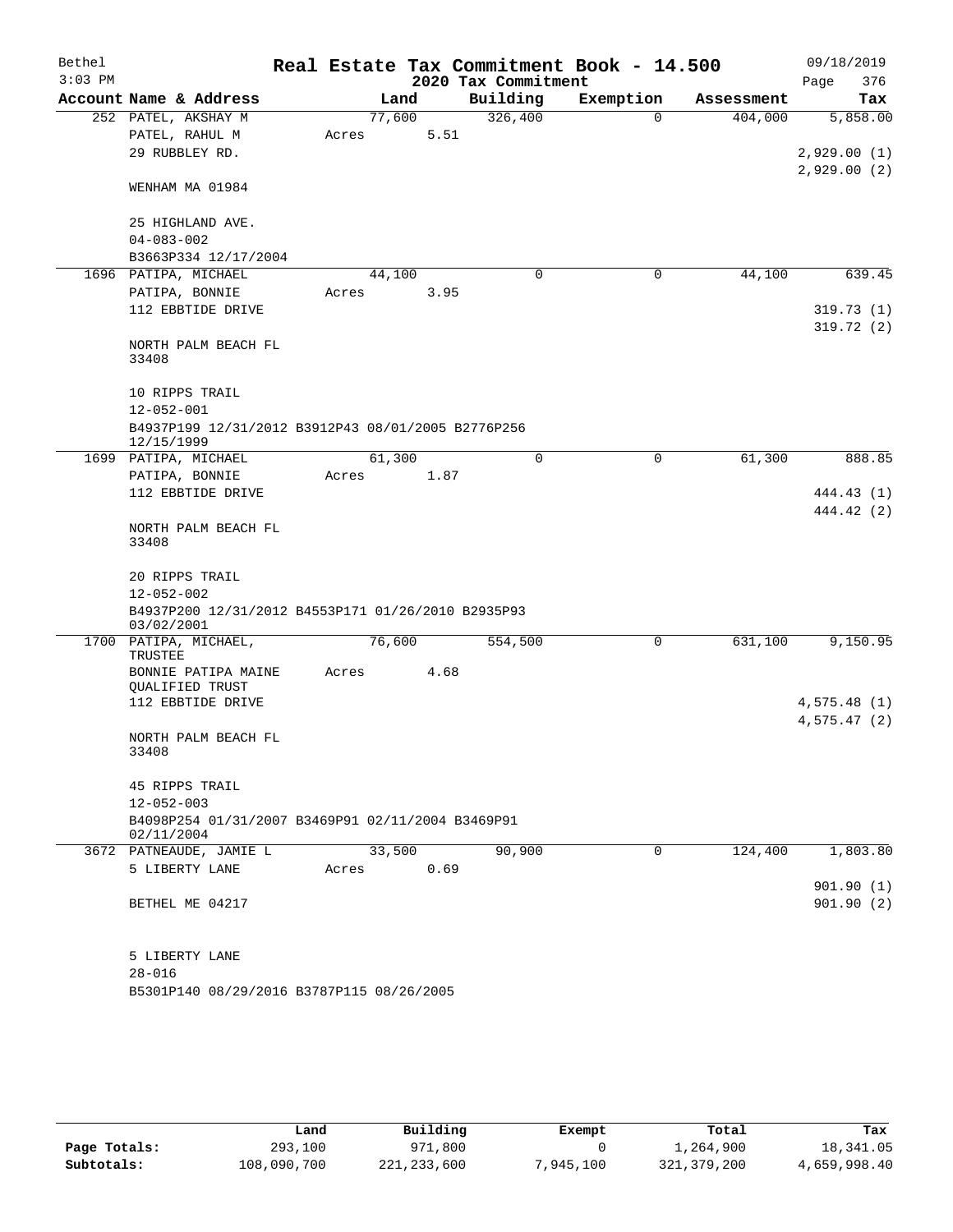Bethel 3:03 PM

# Real Estate Tax Commitment Book - 14.500

2020 Tax Commitment

09/18/2019 Page 376

| Account | Name & Address | Land | Building | Exemption | Assessment | Tax |
|---|---|---|---|---|---|---|
| 252 | PATEL, AKSHAY M | 77,600 | 326,400 | 0 | 404,000 | 5,858.00 |
| | PATEL, RAHUL M | Acres 5.51 | | | | |
| | 29 RUBBLEY RD. | | | | | 2,929.00 (1) |
| | | | | | | 2,929.00 (2) |
| | WENHAM MA 01984 | | | | | |
| | 25 HIGHLAND AVE. | | | | | |
| | 04-083-002 | | | | | |
| | B3663P334 12/17/2004 | | | | | |
| 1696 | PATIPA, MICHAEL | 44,100 | 0 | 0 | 44,100 | 639.45 |
| | PATIPA, BONNIE | Acres 3.95 | | | | |
| | 112 EBBTIDE DRIVE | | | | | 319.73 (1) |
| | | | | | | 319.72 (2) |
| | NORTH PALM BEACH FL 33408 | | | | | |
| | 10 RIPPS TRAIL | | | | | |
| | 12-052-001 | | | | | |
| | B4937P199 12/31/2012 B3912P43 08/01/2005 B2776P256 12/15/1999 | | | | | |
| 1699 | PATIPA, MICHAEL | 61,300 | 0 | 0 | 61,300 | 888.85 |
| | PATIPA, BONNIE | Acres 1.87 | | | | |
| | 112 EBBTIDE DRIVE | | | | | 444.43 (1) |
| | | | | | | 444.42 (2) |
| | NORTH PALM BEACH FL 33408 | | | | | |
| | 20 RIPPS TRAIL | | | | | |
| | 12-052-002 | | | | | |
| | B4937P200 12/31/2012 B4553P171 01/26/2010 B2935P93 03/02/2001 | | | | | |
| 1700 | PATIPA, MICHAEL, TRUSTEE | 76,600 | 554,500 | 0 | 631,100 | 9,150.95 |
| | BONNIE PATIPA MAINE QUALIFIED TRUST | Acres 4.68 | | | | |
| | 112 EBBTIDE DRIVE | | | | | 4,575.48 (1) |
| | | | | | | 4,575.47 (2) |
| | NORTH PALM BEACH FL 33408 | | | | | |
| | 45 RIPPS TRAIL | | | | | |
| | 12-052-003 | | | | | |
| | B4098P254 01/31/2007 B3469P91 02/11/2004 B3469P91 02/11/2004 | | | | | |
| 3672 | PATNEAUDE, JAMIE L | 33,500 | 90,900 | 0 | 124,400 | 1,803.80 |
| | 5 LIBERTY LANE | Acres 0.69 | | | | |
| | | | | | | 901.90 (1) |
| | BETHEL ME 04217 | | | | | 901.90 (2) |
| | 5 LIBERTY LANE | | | | | |
| | 28-016 | | | | | |
| | B5301P140 08/29/2016 B3787P115 08/26/2005 | | | | | |

| | Land | Building | Exempt | Total | Tax |
|---|---|---|---|---|---|
| Page Totals: | 293,100 | 971,800 | 0 | 1,264,900 | 18,341.05 |
| Subtotals: | 108,090,700 | 221,233,600 | 7,945,100 | 321,379,200 | 4,659,998.40 |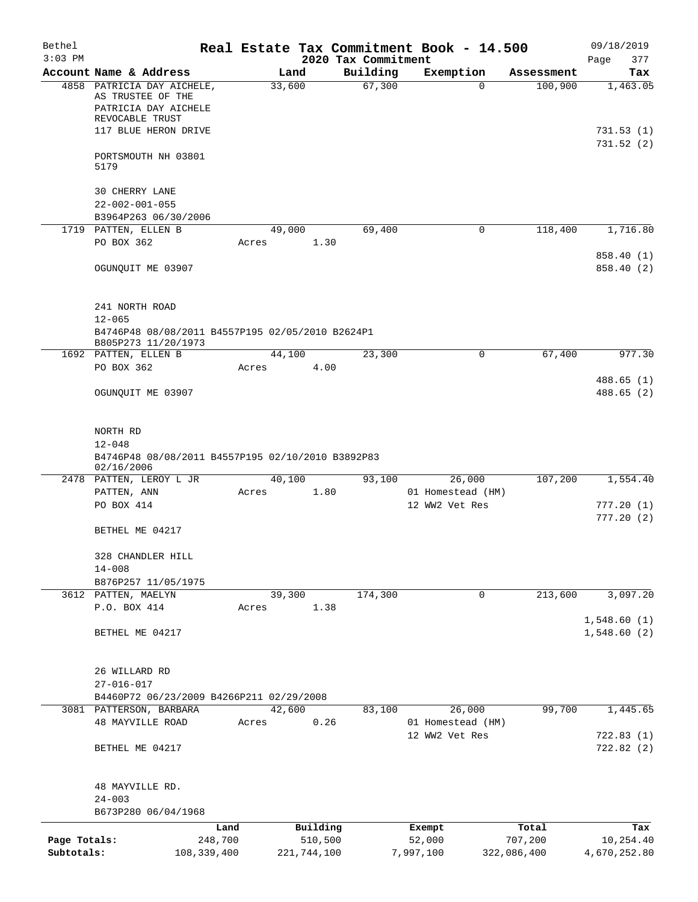# Real Estate Tax Commitment Book - 14.500

Bethel 3:03 PM — 2020 Tax Commitment — 09/18/2019

| Account Name & Address | Land | Building | Exemption | Assessment | Tax |
|---|---|---|---|---|---|
| 4858 PATRICIA DAY AICHELE, AS TRUSTEE OF THE PATRICIA DAY AICHELE REVOCABLE TRUST<br>117 BLUE HERON DRIVE<br>PORTSMOUTH NH 03801 5179<br>30 CHERRY LANE<br>22-002-001-055<br>B3964P263 06/30/2006 | 33,600 | 67,300 | 0 | 100,900 | 1,463.05<br>731.53 (1)<br>731.52 (2) |
| 1719 PATTEN, ELLEN B<br>PO BOX 362<br>OGUNQUIT ME 03907<br>241 NORTH ROAD<br>12-065<br>B4746P48 08/08/2011 B4557P195 02/05/2010 B2624P1 B805P273 11/20/1973 | 49,000<br>Acres 1.30 | 69,400 | 0 | 118,400 | 1,716.80<br>858.40 (1)<br>858.40 (2) |
| 1692 PATTEN, ELLEN B<br>PO BOX 362<br>OGUNQUIT ME 03907<br>NORTH RD<br>12-048<br>B4746P48 08/08/2011 B4557P195 02/10/2010 B3892P83 02/16/2006 | 44,100<br>Acres 4.00 | 23,300 | 0 | 67,400 | 977.30<br>488.65 (1)<br>488.65 (2) |
| 2478 PATTEN, LEROY L JR<br>PATTEN, ANN<br>PO BOX 414<br>BETHEL ME 04217<br>328 CHANDLER HILL<br>14-008<br>B876P257 11/05/1975 | 40,100<br>Acres 1.80 | 93,100 | 26,000<br>01 Homestead (HM)<br>12 WW2 Vet Res | 107,200 | 1,554.40<br>777.20 (1)<br>777.20 (2) |
| 3612 PATTEN, MAELYN<br>P.O. BOX 414<br>BETHEL ME 04217<br>26 WILLARD RD<br>27-016-017<br>B4460P72 06/23/2009 B4266P211 02/29/2008 | 39,300<br>Acres 1.38 | 174,300 | 0 | 213,600 | 3,097.20<br>1,548.60 (1)<br>1,548.60 (2) |
| 3081 PATTERSON, BARBARA<br>48 MAYVILLE ROAD<br>BETHEL ME 04217<br>48 MAYVILLE RD.<br>24-003<br>B673P280 06/04/1968 | 42,600<br>Acres 0.26 | 83,100 | 26,000<br>01 Homestead (HM)<br>12 WW2 Vet Res | 99,700 | 1,445.65<br>722.83 (1)<br>722.82 (2) |

| | Land | Building | Exempt | Total | Tax |
|---|---|---|---|---|---|
| Page Totals: | 248,700 | 510,500 | 52,000 | 707,200 | 10,254.40 |
| Subtotals: | 108,339,400 | 221,744,100 | 7,997,100 | 322,086,400 | 4,670,252.80 |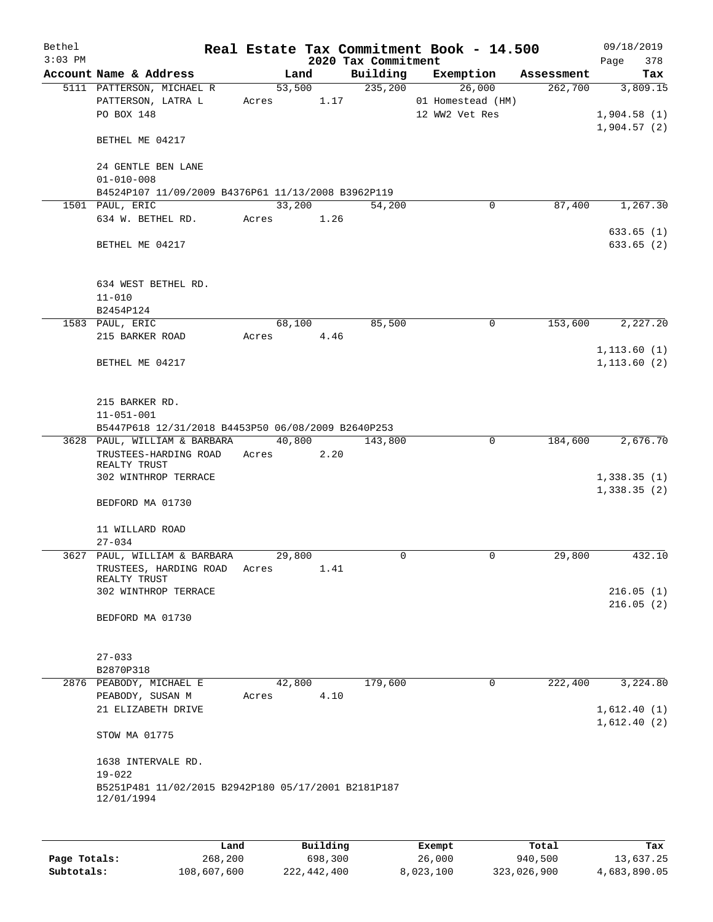Bethel
$3:03 PM

# Real Estate Tax Commitment Book - 14.500

## 2020 Tax Commitment

09/18/2019
Page 378

| Account Name & Address | Land | Building | Exemption | Assessment | Tax |
|---|---|---|---|---|---|
| 5111 PATTERSON, MICHAEL R | 53,500 | 235,200 | 26,000 | 262,700 | 3,809.15 |
| PATTERSON, LATRA L | Acres 1.17 | | 01 Homestead (HM) | | |
| PO BOX 148 | | | 12 WW2 Vet Res | | 1,904.58 (1) |
| | | | | | 1,904.57 (2) |
| BETHEL ME 04217 | | | | | |
| 24 GENTLE BEN LANE | | | | | |
| 01-010-008 | | | | | |
| B4524P107 11/09/2009 B4376P61 11/13/2008 B3962P119 | | | | | |
| 1501 PAUL, ERIC | 33,200 | 54,200 | 0 | 87,400 | 1,267.30 |
| 634 W. BETHEL RD. | Acres 1.26 | | | | |
| | | | | | 633.65 (1) |
| BETHEL ME 04217 | | | | | 633.65 (2) |
| 634 WEST BETHEL RD. | | | | | |
| 11-010 | | | | | |
| B2454P124 | | | | | |
| 1583 PAUL, ERIC | 68,100 | 85,500 | 0 | 153,600 | 2,227.20 |
| 215 BARKER ROAD | Acres 4.46 | | | | |
| | | | | | 1,113.60 (1) |
| BETHEL ME 04217 | | | | | 1,113.60 (2) |
| 215 BARKER RD. | | | | | |
| 11-051-001 | | | | | |
| B5447P618 12/31/2018 B4453P50 06/08/2009 B2640P253 | | | | | |
| 3628 PAUL, WILLIAM & BARBARA | 40,800 | 143,800 | 0 | 184,600 | 2,676.70 |
| TRUSTEES-HARDING ROAD REALTY TRUST | Acres 2.20 | | | | |
| 302 WINTHROP TERRACE | | | | | 1,338.35 (1) |
| | | | | | 1,338.35 (2) |
| BEDFORD MA 01730 | | | | | |
| 11 WILLARD ROAD | | | | | |
| 27-034 | | | | | |
| 3627 PAUL, WILLIAM & BARBARA | 29,800 | 0 | 0 | 29,800 | 432.10 |
| TRUSTEES, HARDING ROAD REALTY TRUST | Acres 1.41 | | | | |
| 302 WINTHROP TERRACE | | | | | 216.05 (1) |
| | | | | | 216.05 (2) |
| BEDFORD MA 01730 | | | | | |
| 27-033 | | | | | |
| B2870P318 | | | | | |
| 2876 PEABODY, MICHAEL E | 42,800 | 179,600 | 0 | 222,400 | 3,224.80 |
| PEABODY, SUSAN M | Acres 4.10 | | | | |
| 21 ELIZABETH DRIVE | | | | | 1,612.40 (1) |
| | | | | | 1,612.40 (2) |
| STOW MA 01775 | | | | | |
| 1638 INTERVALE RD. | | | | | |
| 19-022 | | | | | |
| B5251P481 11/02/2015 B2942P180 05/17/2001 B2181P187 12/01/1994 | | | | | |

| | Land | Building | Exempt | Total | Tax |
|---|---|---|---|---|---|
| Page Totals: | 268,200 | 698,300 | 26,000 | 940,500 | 13,637.25 |
| Subtotals: | 108,607,600 | 222,442,400 | 8,023,100 | 323,026,900 | 4,683,890.05 |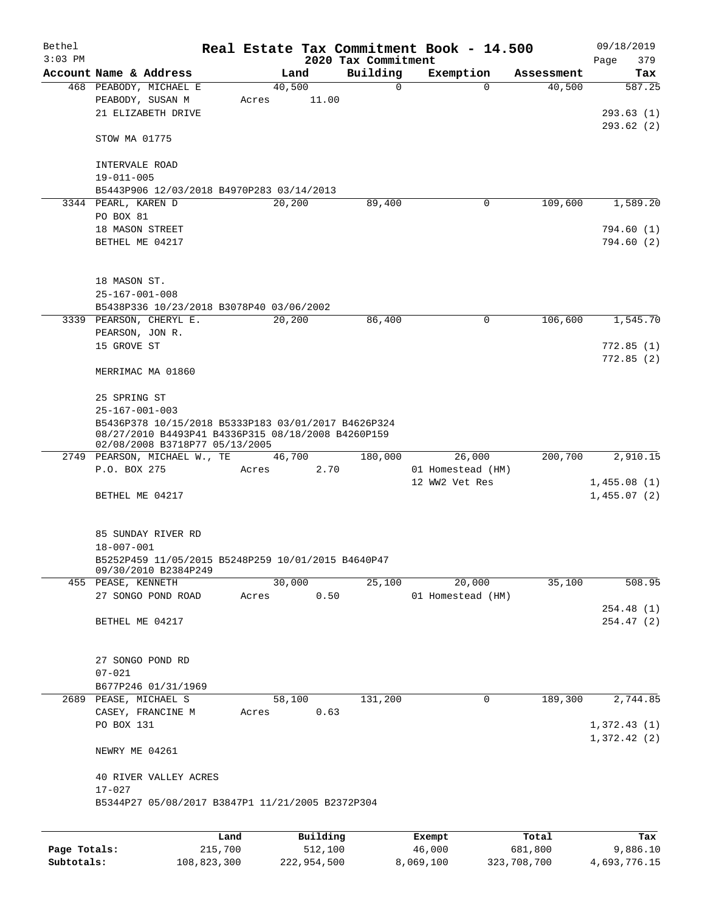Bethel
$3:03 PM

# Real Estate Tax Commitment Book - 14.500

## 2020 Tax Commitment

09/18/2019
Page 379

| Account Name & Address | Land | Building | Exemption | Assessment | Tax |
|---|---|---|---|---|---|
| 468 PEABODY, MICHAEL E | 40,500 | 0 | 0 | 40,500 | 587.25 |
| PEABODY, SUSAN M | Acres 11.00 | | | | |
| 21 ELIZABETH DRIVE | | | | | 293.63 (1) |
| | | | | | 293.62 (2) |
| STOW MA 01775 | | | | | |
| INTERVALE ROAD | | | | | |
| 19-011-005 | | | | | |
| B5443P906 12/03/2018 B4970P283 03/14/2013 | | | | | |
| 3344 PEARL, KAREN D | 20,200 | 89,400 | 0 | 109,600 | 1,589.20 |
| PO BOX 81 | | | | | |
| 18 MASON STREET | | | | | 794.60 (1) |
| BETHEL ME 04217 | | | | | 794.60 (2) |
| 18 MASON ST. | | | | | |
| 25-167-001-008 | | | | | |
| B5438P336 10/23/2018 B3078P40 03/06/2002 | | | | | |
| 3339 PEARSON, CHERYL E. | 20,200 | 86,400 | 0 | 106,600 | 1,545.70 |
| PEARSON, JON R. | | | | | |
| 15 GROVE ST | | | | | 772.85 (1) |
| | | | | | 772.85 (2) |
| MERRIMAC MA 01860 | | | | | |
| 25 SPRING ST | | | | | |
| 25-167-001-003 | | | | | |
| B5436P378 10/15/2018 B5333P183 03/01/2017 B4626P324 08/27/2010 B4493P41 B4336P315 08/18/2008 B4260P159 02/08/2008 B3718P77 05/13/2005 | | | | | |
| 2749 PEARSON, MICHAEL W., TE | 46,700 | 180,000 | 26,000 | 200,700 | 2,910.15 |
| P.O. BOX 275 | Acres 2.70 | | 01 Homestead (HM) | | |
| | | | 12 WW2 Vet Res | | 1,455.08 (1) |
| BETHEL ME 04217 | | | | | 1,455.07 (2) |
| 85 SUNDAY RIVER RD | | | | | |
| 18-007-001 | | | | | |
| B5252P459 11/05/2015 B5248P259 10/01/2015 B4640P47 09/30/2010 B2384P249 | | | | | |
| 455 PEASE, KENNETH | 30,000 | 25,100 | 20,000 | 35,100 | 508.95 |
| 27 SONGO POND ROAD | Acres 0.50 | | 01 Homestead (HM) | | |
| | | | | | 254.48 (1) |
| BETHEL ME 04217 | | | | | 254.47 (2) |
| 27 SONGO POND RD | | | | | |
| 07-021 | | | | | |
| B677P246 01/31/1969 | | | | | |
| 2689 PEASE, MICHAEL S | 58,100 | 131,200 | 0 | 189,300 | 2,744.85 |
| CASEY, FRANCINE M | Acres 0.63 | | | | |
| PO BOX 131 | | | | | 1,372.43 (1) |
| | | | | | 1,372.42 (2) |
| NEWRY ME 04261 | | | | | |
| 40 RIVER VALLEY ACRES | | | | | |
| 17-027 | | | | | |
| B5344P27 05/08/2017 B3847P1 11/21/2005 B2372P304 | | | | | |

| | Land | Building | Exempt | Total | Tax |
|---|---|---|---|---|---|
| Page Totals: | 215,700 | 512,100 | 46,000 | 681,800 | 9,886.10 |
| Subtotals: | 108,823,300 | 222,954,500 | 8,069,100 | 323,708,700 | 4,693,776.15 |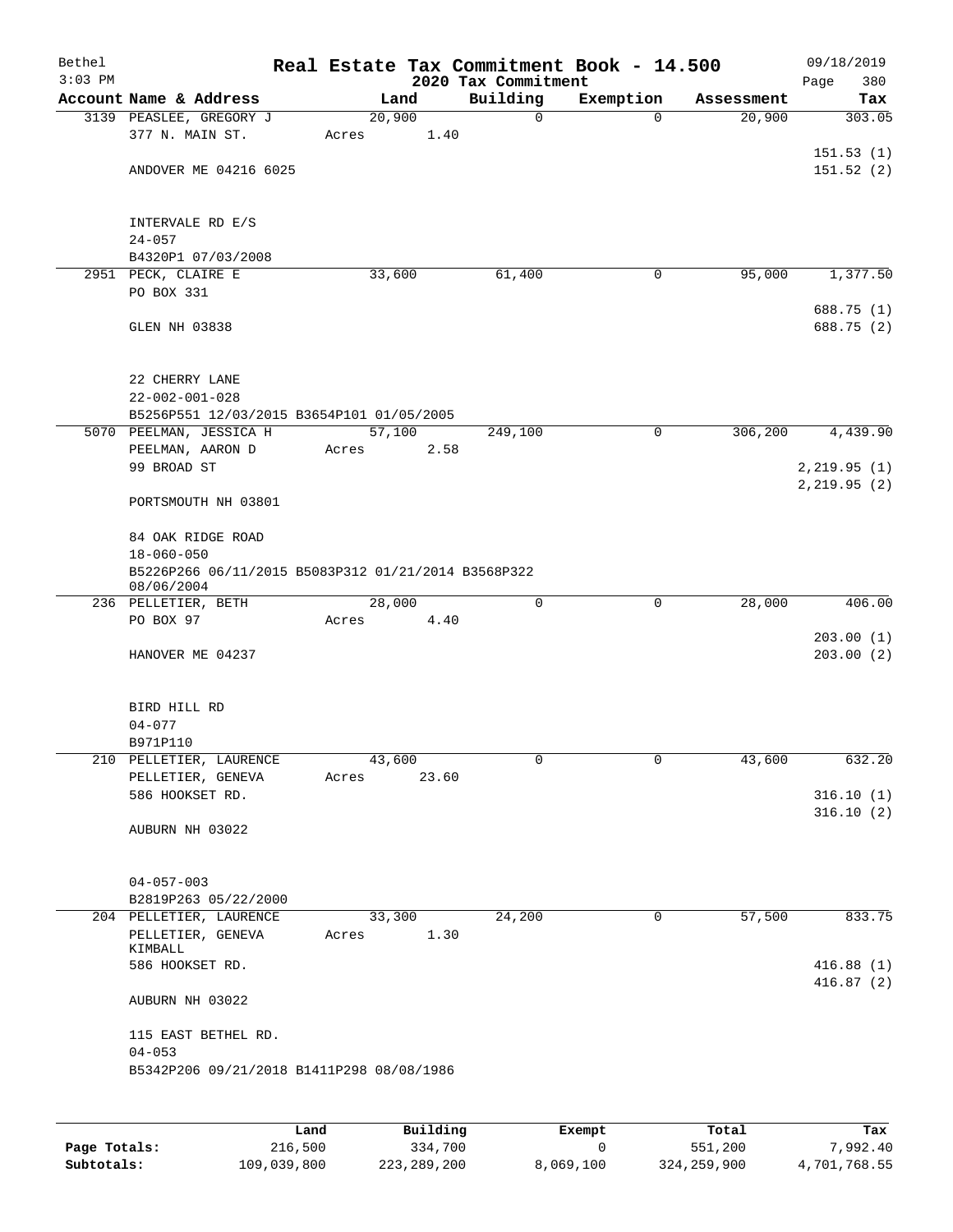# Real Estate Tax Commitment Book - 14.500

Bethel 09/18/2019
3:03 PM — 2020 Tax Commitment

| Account Name & Address | Land | Building | Exemption | Assessment | Tax |
|---|---|---|---|---|---|
| 3139 PEASLEE, GREGORY J | 20,900 | 0 | 0 | 20,900 | 303.05 |
| 377 N. MAIN ST. | Acres 1.40 | | | | |
| | | | | | 151.53 (1) |
| ANDOVER ME 04216 6025 | | | | | 151.52 (2) |
| INTERVALE RD E/S | | | | | |
| 24-057 | | | | | |
| B4320P1 07/03/2008 | | | | | |
| 2951 PECK, CLAIRE E | 33,600 | 61,400 | 0 | 95,000 | 1,377.50 |
| PO BOX 331 | | | | | |
| | | | | | 688.75 (1) |
| GLEN NH 03838 | | | | | 688.75 (2) |
| 22 CHERRY LANE | | | | | |
| 22-002-001-028 | | | | | |
| B5256P551 12/03/2015 B3654P101 01/05/2005 | | | | | |
| 5070 PEELMAN, JESSICA H | 57,100 | 249,100 | 0 | 306,200 | 4,439.90 |
| PEELMAN, AARON D | Acres 2.58 | | | | |
| 99 BROAD ST | | | | | 2,219.95 (1) |
| | | | | | 2,219.95 (2) |
| PORTSMOUTH NH 03801 | | | | | |
| 84 OAK RIDGE ROAD | | | | | |
| 18-060-050 | | | | | |
| B5226P266 06/11/2015 B5083P312 01/21/2014 B3568P322 08/06/2004 | | | | | |
| 236 PELLETIER, BETH | 28,000 | 0 | 0 | 28,000 | 406.00 |
| PO BOX 97 | Acres 4.40 | | | | |
| | | | | | 203.00 (1) |
| HANOVER ME 04237 | | | | | 203.00 (2) |
| BIRD HILL RD | | | | | |
| 04-077 | | | | | |
| B971P110 | | | | | |
| 210 PELLETIER, LAURENCE | 43,600 | 0 | 0 | 43,600 | 632.20 |
| PELLETIER, GENEVA | Acres 23.60 | | | | |
| 586 HOOKSET RD. | | | | | 316.10 (1) |
| | | | | | 316.10 (2) |
| AUBURN NH 03022 | | | | | |
| 04-057-003 | | | | | |
| B2819P263 05/22/2000 | | | | | |
| 204 PELLETIER, LAURENCE | 33,300 | 24,200 | 0 | 57,500 | 833.75 |
| PELLETIER, GENEVA KIMBALL | Acres 1.30 | | | | |
| 586 HOOKSET RD. | | | | | 416.88 (1) |
| | | | | | 416.87 (2) |
| AUBURN NH 03022 | | | | | |
| 115 EAST BETHEL RD. | | | | | |
| 04-053 | | | | | |
| B5342P206 09/21/2018 B1411P298 08/08/1986 | | | | | |

| | Land | Building | Exempt | Total | Tax |
|---|---|---|---|---|---|
| Page Totals: | 216,500 | 334,700 | 0 | 551,200 | 7,992.40 |
| Subtotals: | 109,039,800 | 223,289,200 | 8,069,100 | 324,259,900 | 4,701,768.55 |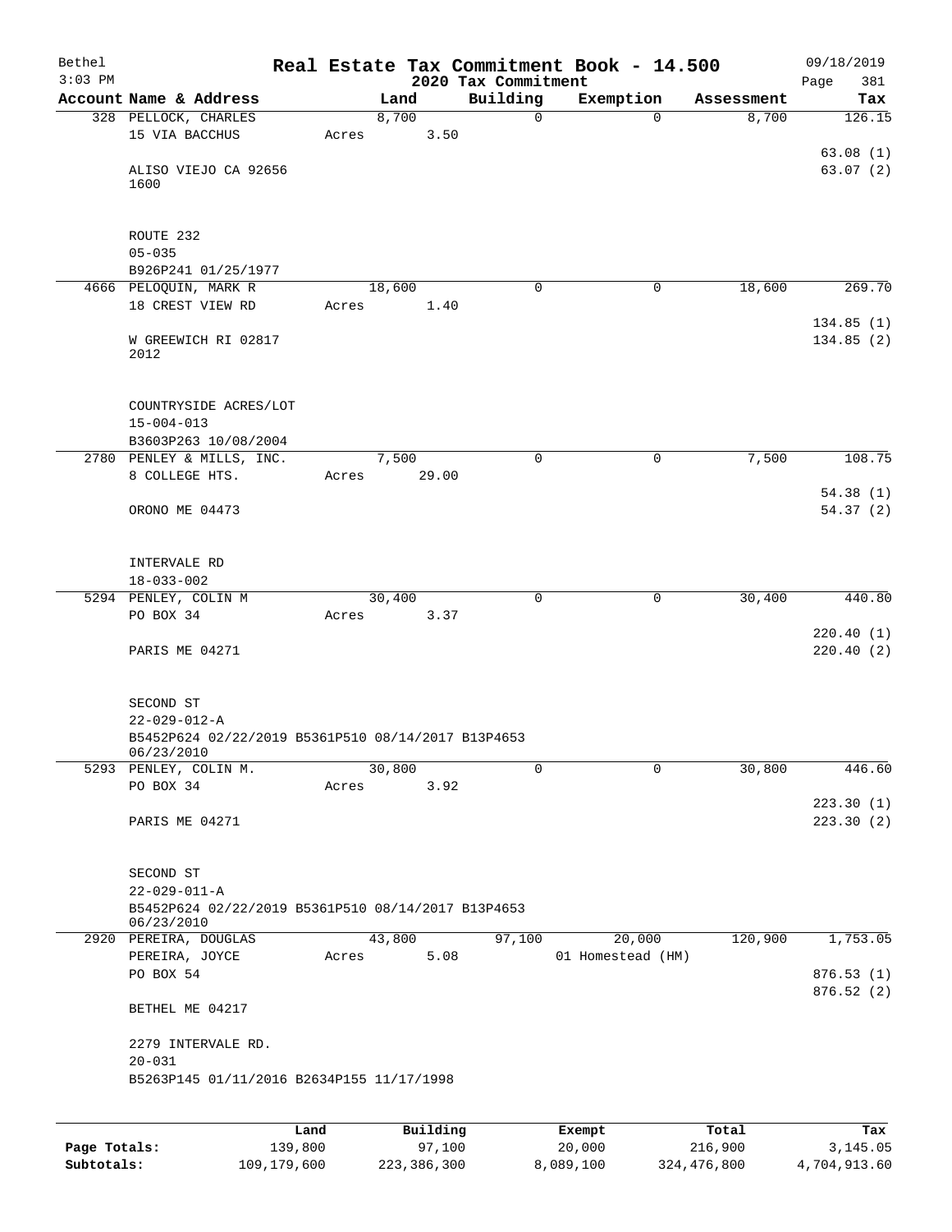# Real Estate Tax Commitment Book - 14.500

Bethel
3:03 PM

2020 Tax Commitment

09/18/2019
Page 381

| Account Name & Address | Land | Building | Exemption | Assessment | Tax |
|---|---|---|---|---|---|
| 328 PELLOCK, CHARLES | 8,700 | 0 | 0 | 8,700 | 126.15 |
| 15 VIA BACCHUS | Acres 3.50 | | | | |
| | | | | | 63.08 (1) |
| ALISO VIEJO CA 92656 1600 | | | | | 63.07 (2) |
| ROUTE 232 | | | | | |
| 05-035 | | | | | |
| B926P241 01/25/1977 | | | | | |
| 4666 PELOQUIN, MARK R | 18,600 | 0 | 0 | 18,600 | 269.70 |
| 18 CREST VIEW RD | Acres 1.40 | | | | |
| | | | | | 134.85 (1) |
| W GREEWICH RI 02817 2012 | | | | | 134.85 (2) |
| COUNTRYSIDE ACRES/LOT | | | | | |
| 15-004-013 | | | | | |
| B3603P263 10/08/2004 | | | | | |
| 2780 PENLEY & MILLS, INC. | 7,500 | 0 | 0 | 7,500 | 108.75 |
| 8 COLLEGE HTS. | Acres 29.00 | | | | |
| | | | | | 54.38 (1) |
| ORONO ME 04473 | | | | | 54.37 (2) |
| INTERVALE RD | | | | | |
| 18-033-002 | | | | | |
| 5294 PENLEY, COLIN M | 30,400 | 0 | 0 | 30,400 | 440.80 |
| PO BOX 34 | Acres 3.37 | | | | |
| | | | | | 220.40 (1) |
| PARIS ME 04271 | | | | | 220.40 (2) |
| SECOND ST | | | | | |
| 22-029-012-A | | | | | |
| B5452P624 02/22/2019 B5361P510 08/14/2017 B13P4653 06/23/2010 | | | | | |
| 5293 PENLEY, COLIN M. | 30,800 | 0 | 0 | 30,800 | 446.60 |
| PO BOX 34 | Acres 3.92 | | | | |
| | | | | | 223.30 (1) |
| PARIS ME 04271 | | | | | 223.30 (2) |
| SECOND ST | | | | | |
| 22-029-011-A | | | | | |
| B5452P624 02/22/2019 B5361P510 08/14/2017 B13P4653 06/23/2010 | | | | | |
| 2920 PEREIRA, DOUGLAS | 43,800 | 97,100 | 20,000 | 120,900 | 1,753.05 |
| PEREIRA, JOYCE | Acres 5.08 | | 01 Homestead (HM) | | |
| PO BOX 54 | | | | | 876.53 (1) |
| | | | | | 876.52 (2) |
| BETHEL ME 04217 | | | | | |
| 2279 INTERVALE RD. | | | | | |
| 20-031 | | | | | |
| B5263P145 01/11/2016 B2634P155 11/17/1998 | | | | | |

| | Land | Building | Exempt | Total | Tax |
|---|---|---|---|---|---|
| Page Totals: | 139,800 | 97,100 | 20,000 | 216,900 | 3,145.05 |
| Subtotals: | 109,179,600 | 223,386,300 | 8,089,100 | 324,476,800 | 4,704,913.60 |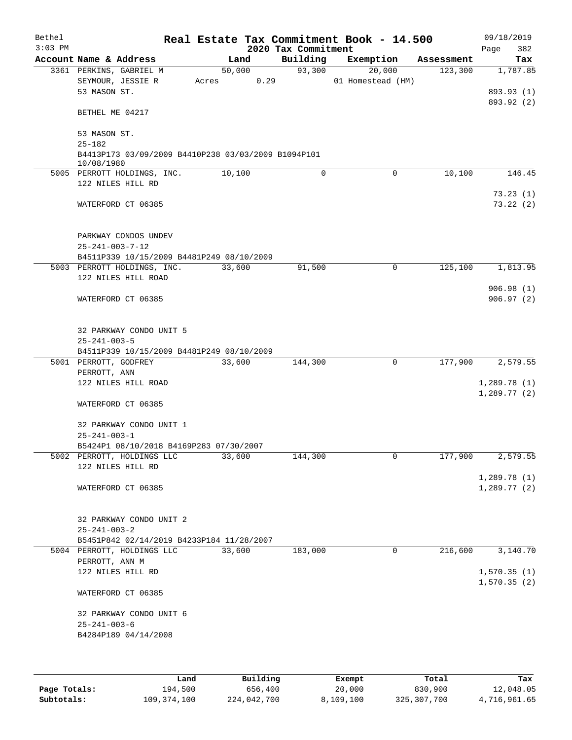Bethel
3:03 PM

# Real Estate Tax Commitment Book - 14.500

## 2020 Tax Commitment

09/18/2019
Page 382

| Account Name & Address | Land | Building | Exemption | Assessment | Tax |
|---|---|---|---|---|---|
| 3361 PERKINS, GABRIEL M | 50,000 | 93,300 | 20,000 | 123,300 | 1,787.85 |
| SEYMOUR, JESSIE R | Acres 0.29 | | 01 Homestead (HM) | | |
| 53 MASON ST. | | | | | 893.93 (1) |
| | | | | | 893.92 (2) |
| BETHEL ME 04217 | | | | | |
| 53 MASON ST. | | | | | |
| 25-182 | | | | | |
| B4413P173 03/09/2009 B4410P238 03/03/2009 B1094P101 10/08/1980 | | | | | |
| 5005 PERROTT HOLDINGS, INC. | 10,100 | 0 | 0 | 10,100 | 146.45 |
| 122 NILES HILL RD | | | | | 73.23 (1) |
| WATERFORD CT 06385 | | | | | 73.22 (2) |
| PARKWAY CONDOS UNDEV | | | | | |
| 25-241-003-7-12 | | | | | |
| B4511P339 10/15/2009 B4481P249 08/10/2009 | | | | | |
| 5003 PERROTT HOLDINGS, INC. | 33,600 | 91,500 | 0 | 125,100 | 1,813.95 |
| 122 NILES HILL ROAD | | | | | 906.98 (1) |
| WATERFORD CT 06385 | | | | | 906.97 (2) |
| 32 PARKWAY CONDO UNIT 5 | | | | | |
| 25-241-003-5 | | | | | |
| B4511P339 10/15/2009 B4481P249 08/10/2009 | | | | | |
| 5001 PERROTT, GODFREY | 33,600 | 144,300 | 0 | 177,900 | 2,579.55 |
| PERROTT, ANN | | | | | |
| 122 NILES HILL ROAD | | | | | 1,289.78 (1) |
| | | | | | 1,289.77 (2) |
| WATERFORD CT 06385 | | | | | |
| 32 PARKWAY CONDO UNIT 1 | | | | | |
| 25-241-003-1 | | | | | |
| B5424P1 08/10/2018 B4169P283 07/30/2007 | | | | | |
| 5002 PERROTT, HOLDINGS LLC | 33,600 | 144,300 | 0 | 177,900 | 2,579.55 |
| 122 NILES HILL RD | | | | | 1,289.78 (1) |
| WATERFORD CT 06385 | | | | | 1,289.77 (2) |
| 32 PARKWAY CONDO UNIT 2 | | | | | |
| 25-241-003-2 | | | | | |
| B5451P842 02/14/2019 B4233P184 11/28/2007 | | | | | |
| 5004 PERROTT, HOLDINGS LLC | 33,600 | 183,000 | 0 | 216,600 | 3,140.70 |
| PERROTT, ANN M | | | | | |
| 122 NILES HILL RD | | | | | 1,570.35 (1) |
| | | | | | 1,570.35 (2) |
| WATERFORD CT 06385 | | | | | |
| 32 PARKWAY CONDO UNIT 6 | | | | | |
| 25-241-003-6 | | | | | |
| B4284P189 04/14/2008 | | | | | |

| | Land | Building | Exempt | Total | Tax |
|---|---|---|---|---|---|
| Page Totals: | 194,500 | 656,400 | 20,000 | 830,900 | 12,048.05 |
| Subtotals: | 109,374,100 | 224,042,700 | 8,109,100 | 325,307,700 | 4,716,961.65 |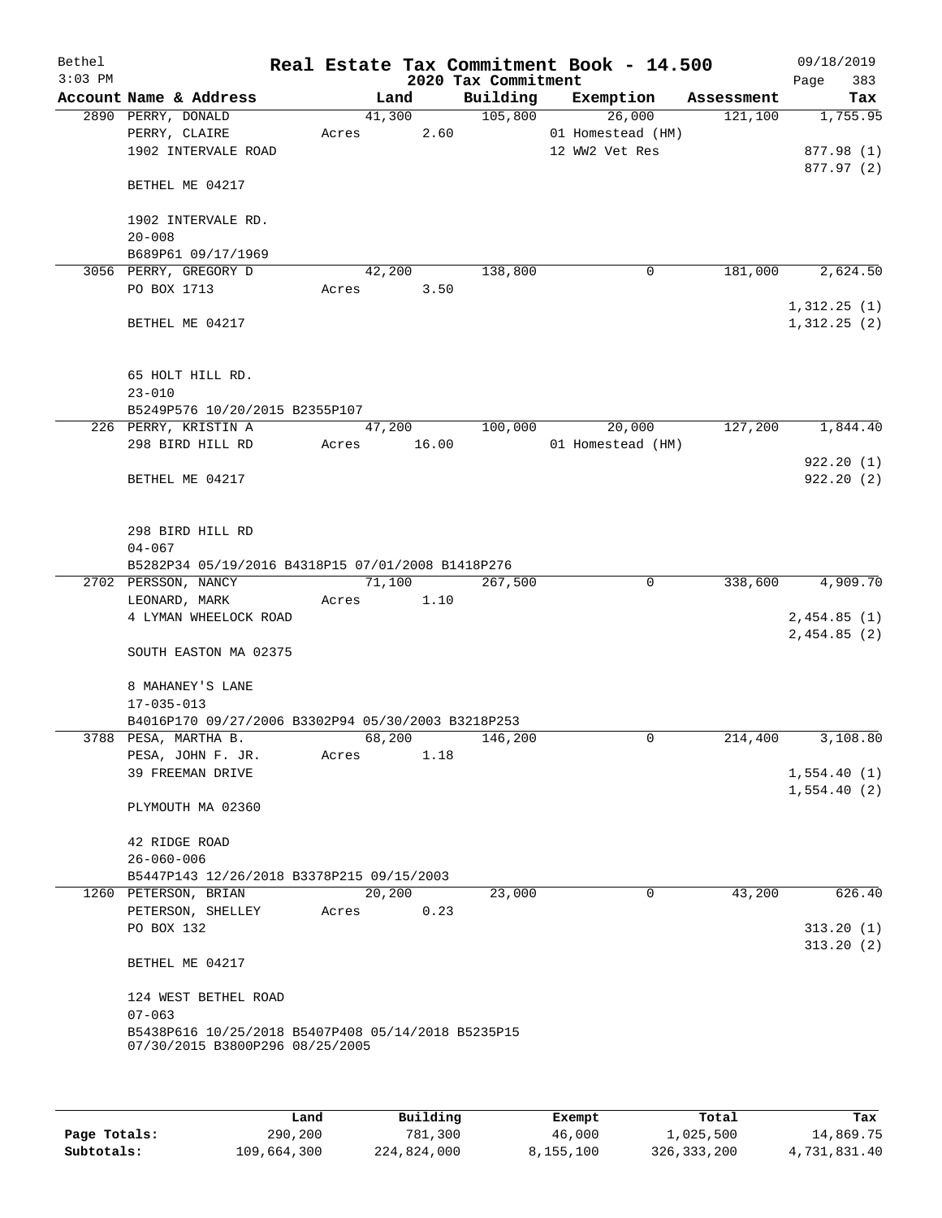Bethel 3:03 PM

# Real Estate Tax Commitment Book - 14.500

## 2020 Tax Commitment

09/18/2019

| Account | Name & Address | Land | Building | Exemption | Assessment | Tax |
|---|---|---|---|---|---|---|
| 2890 | PERRY, DONALD<br>PERRY, CLAIRE<br>1902 INTERVALE ROAD<br><br>BETHEL ME 04217<br><br>1902 INTERVALE RD.<br>20-008<br>B689P61 09/17/1969 | 41,300<br>Acres 2.60 | 105,800 | 26,000<br>01 Homestead (HM)<br>12 WW2 Vet Res | 121,100 | 1,755.95<br><br>877.98 (1)<br>877.97 (2) |
| 3056 | PERRY, GREGORY D<br>PO BOX 1713<br><br>BETHEL ME 04217<br><br>65 HOLT HILL RD.<br>23-010<br>B5249P576 10/20/2015 B2355P107 | 42,200<br>Acres 3.50 | 138,800 | 0 | 181,000 | 2,624.50<br><br>1,312.25 (1)<br>1,312.25 (2) |
| 226 | PERRY, KRISTIN A<br>298 BIRD HILL RD<br><br>BETHEL ME 04217<br><br>298 BIRD HILL RD<br>04-067<br>B5282P34 05/19/2016 B4318P15 07/01/2008 B1418P276 | 47,200<br>Acres 16.00 | 100,000 | 20,000<br>01 Homestead (HM) | 127,200 | 1,844.40<br><br>922.20 (1)<br>922.20 (2) |
| 2702 | PERSSON, NANCY<br>LEONARD, MARK<br>4 LYMAN WHEELOCK ROAD<br><br>SOUTH EASTON MA 02375<br><br>8 MAHANEY'S LANE<br>17-035-013<br>B4016P170 09/27/2006 B3302P94 05/30/2003 B3218P253 | 71,100<br>Acres 1.10 | 267,500 | 0 | 338,600 | 4,909.70<br><br>2,454.85 (1)<br>2,454.85 (2) |
| 3788 | PESA, MARTHA B.<br>PESA, JOHN F. JR.<br>39 FREEMAN DRIVE<br><br>PLYMOUTH MA 02360<br><br>42 RIDGE ROAD<br>26-060-006<br>B5447P143 12/26/2018 B3378P215 09/15/2003 | 68,200<br>Acres 1.18 | 146,200 | 0 | 214,400 | 3,108.80<br><br>1,554.40 (1)<br>1,554.40 (2) |
| 1260 | PETERSON, BRIAN<br>PETERSON, SHELLEY<br>PO BOX 132<br><br>BETHEL ME 04217<br><br>124 WEST BETHEL ROAD<br>07-063<br>B5438P616 10/25/2018 B5407P408 05/14/2018 B5235P15 07/30/2015 B3800P296 08/25/2005 | 20,200<br>Acres 0.23 | 23,000 | 0 | 43,200 | 626.40<br><br>313.20 (1)<br>313.20 (2) |

| | Land | Building | Exempt | Total | Tax |
|---|---|---|---|---|---|
| Page Totals: | 290,200 | 781,300 | 46,000 | 1,025,500 | 14,869.75 |
| Subtotals: | 109,664,300 | 224,824,000 | 8,155,100 | 326,333,200 | 4,731,831.40 |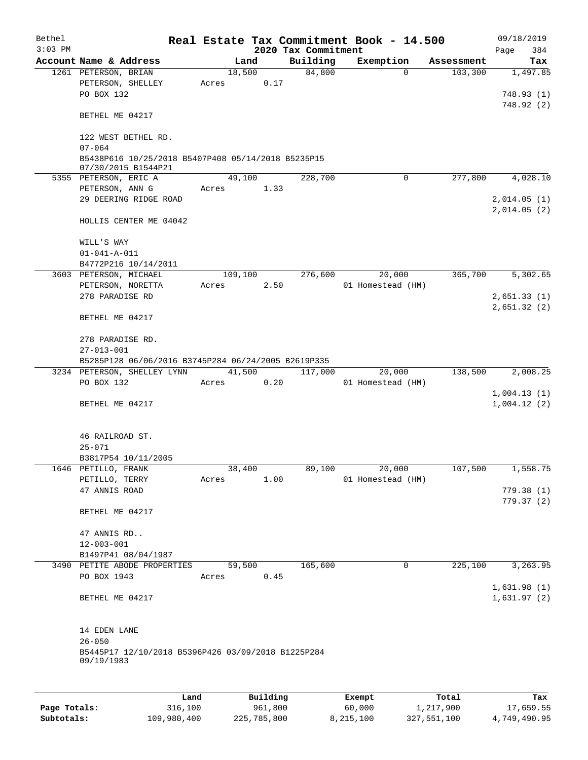Bethel
3:03 PM

# Real Estate Tax Commitment Book - 14.500

2020 Tax Commitment

09/18/2019

| Account | Name & Address | Land | Building | Exemption | Assessment | Tax |
|---|---|---|---|---|---|---|
| 1261 | PETERSON, BRIAN<br>PETERSON, SHELLEY<br>PO BOX 132<br><br>BETHEL ME 04217<br><br>122 WEST BETHEL RD.<br>07-064<br>B5438P616 10/25/2018 B5407P408 05/14/2018 B5235P15 07/30/2015 B1544P21 | 18,500<br>Acres 0.17 | 84,800 | 0 | 103,300 | 1,497.85<br><br>748.93 (1)<br>748.92 (2) |
| 5355 | PETERSON, ERIC A<br>PETERSON, ANN G<br>29 DEERING RIDGE ROAD<br><br>HOLLIS CENTER ME 04042<br><br>WILL'S WAY<br>01-041-A-011<br>B4772P216 10/14/2011 | 49,100<br>Acres 1.33 | 228,700 | 0 | 277,800 | 4,028.10<br><br>2,014.05 (1)<br>2,014.05 (2) |
| 3603 | PETERSON, MICHAEL<br>PETERSON, NORETTA<br>278 PARADISE RD<br><br>BETHEL ME 04217<br><br>278 PARADISE RD.<br>27-013-001<br>B5285P128 06/06/2016 B3745P284 06/24/2005 B2619P335 | 109,100<br>Acres 2.50 | 276,600 | 20,000<br>01 Homestead (HM) | 365,700 | 5,302.65<br><br>2,651.33 (1)<br>2,651.32 (2) |
| 3234 | PETERSON, SHELLEY LYNN<br>PO BOX 132<br><br>BETHEL ME 04217<br><br>46 RAILROAD ST.<br>25-071<br>B3817P54 10/11/2005 | 41,500<br>Acres 0.20 | 117,000 | 20,000<br>01 Homestead (HM) | 138,500 | 2,008.25<br><br>1,004.13 (1)<br>1,004.12 (2) |
| 1646 | PETILLO, FRANK<br>PETILLO, TERRY<br>47 ANNIS ROAD<br><br>BETHEL ME 04217<br><br>47 ANNIS RD..<br>12-003-001<br>B1497P41 08/04/1987 | 38,400<br>Acres 1.00 | 89,100 | 20,000<br>01 Homestead (HM) | 107,500 | 1,558.75<br><br>779.38 (1)<br>779.37 (2) |
| 3490 | PETITE ABODE PROPERTIES<br>PO BOX 1943<br><br>BETHEL ME 04217<br><br>14 EDEN LANE<br>26-050<br>B5445P17 12/10/2018 B5396P426 03/09/2018 B1225P284 09/19/1983 | 59,500<br>Acres 0.45 | 165,600 | 0 | 225,100 | 3,263.95<br><br>1,631.98 (1)<br>1,631.97 (2) |

| | Land | Building | Exempt | Total | Tax |
|---|---|---|---|---|---|
| Page Totals: | 316,100 | 961,800 | 60,000 | 1,217,900 | 17,659.55 |
| Subtotals: | 109,980,400 | 225,785,800 | 8,215,100 | 327,551,100 | 4,749,490.95 |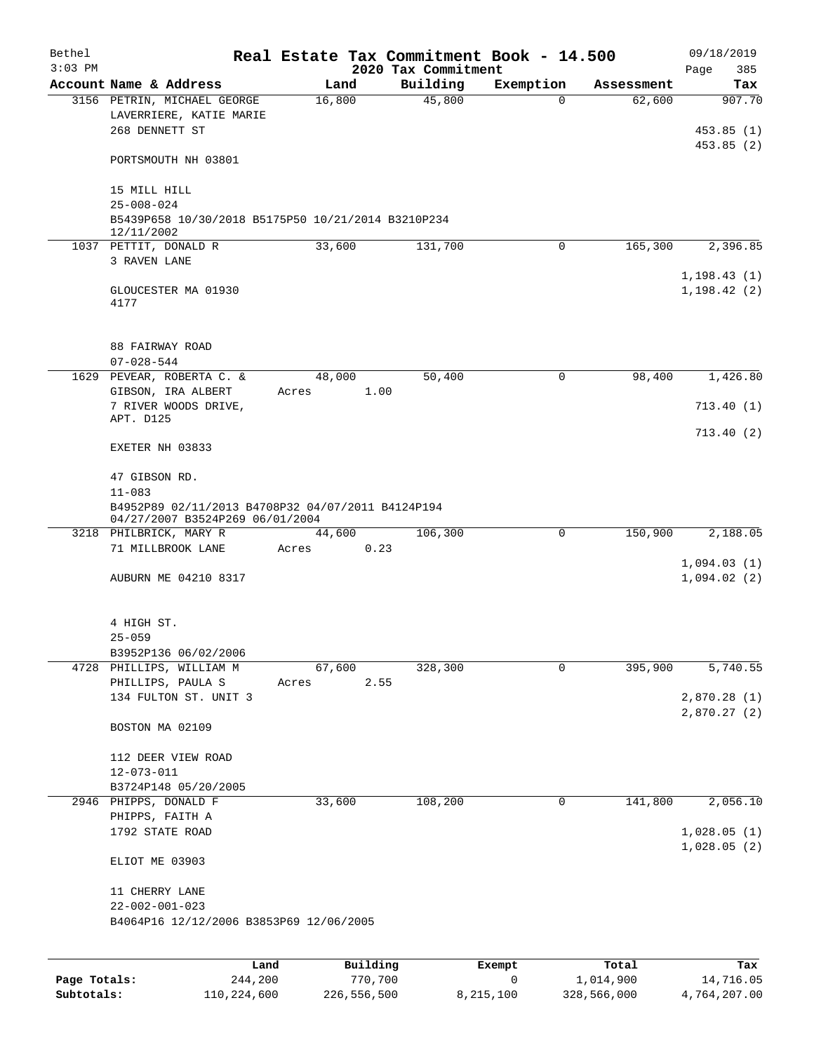Bethel
3:03 PM

# Real Estate Tax Commitment Book - 14.500

## 2020 Tax Commitment

09/18/2019

| Account Name & Address | Land | Building | Exemption | Assessment | Tax |
|---|---|---|---|---|---|
| 3156 PETRIN, MICHAEL GEORGE<br>LAVERRIERE, KATIE MARIE<br>268 DENNETT ST<br><br>PORTSMOUTH NH 03801<br><br>15 MILL HILL<br>25-008-024<br>B5439P658 10/30/2018 B5175P50 10/21/2014 B3210P234 12/11/2002 | 16,800 | 45,800 | 0 | 62,600 | 907.70<br><br>453.85 (1)<br>453.85 (2) |
| 1037 PETTIT, DONALD R<br>3 RAVEN LANE<br><br>GLOUCESTER MA 01930<br>4177<br><br>88 FAIRWAY ROAD<br>07-028-544 | 33,600 | 131,700 | 0 | 165,300 | 2,396.85<br><br>1,198.43 (1)<br>1,198.42 (2) |
| 1629 PEVEAR, ROBERTA C. &<br>GIBSON, IRA ALBERT<br>7 RIVER WOODS DRIVE,<br>APT. D125<br><br>EXETER NH 03833<br><br>47 GIBSON RD.<br>11-083<br>B4952P89 02/11/2013 B4708P32 04/07/2011 B4124P194 04/27/2007 B3524P269 06/01/2004 | 48,000<br>Acres 1.00 | 50,400 | 0 | 98,400 | 1,426.80<br><br>713.40 (1)<br><br>713.40 (2) |
| 3218 PHILBRICK, MARY R<br>71 MILLBROOK LANE<br><br>AUBURN ME 04210 8317<br><br>4 HIGH ST.<br>25-059<br>B3952P136 06/02/2006 | 44,600<br>Acres 0.23 | 106,300 | 0 | 150,900 | 2,188.05<br><br>1,094.03 (1)<br>1,094.02 (2) |
| 4728 PHILLIPS, WILLIAM M<br>PHILLIPS, PAULA S<br>134 FULTON ST. UNIT 3<br><br>BOSTON MA 02109<br><br>112 DEER VIEW ROAD<br>12-073-011<br>B3724P148 05/20/2005 | 67,600<br>Acres 2.55 | 328,300 | 0 | 395,900 | 5,740.55<br><br>2,870.28 (1)<br>2,870.27 (2) |
| 2946 PHIPPS, DONALD F<br>PHIPPS, FAITH A<br>1792 STATE ROAD<br><br>ELIOT ME 03903<br><br>11 CHERRY LANE<br>22-002-001-023<br>B4064P16 12/12/2006 B3853P69 12/06/2005 | 33,600 | 108,200 | 0 | 141,800 | 2,056.10<br><br>1,028.05 (1)<br>1,028.05 (2) |

| | Land | Building | Exempt | Total | Tax |
|---|---|---|---|---|---|
| **Page Totals:** | 244,200 | 770,700 | 0 | 1,014,900 | 14,716.05 |
| **Subtotals:** | 110,224,600 | 226,556,500 | 8,215,100 | 328,566,000 | 4,764,207.00 |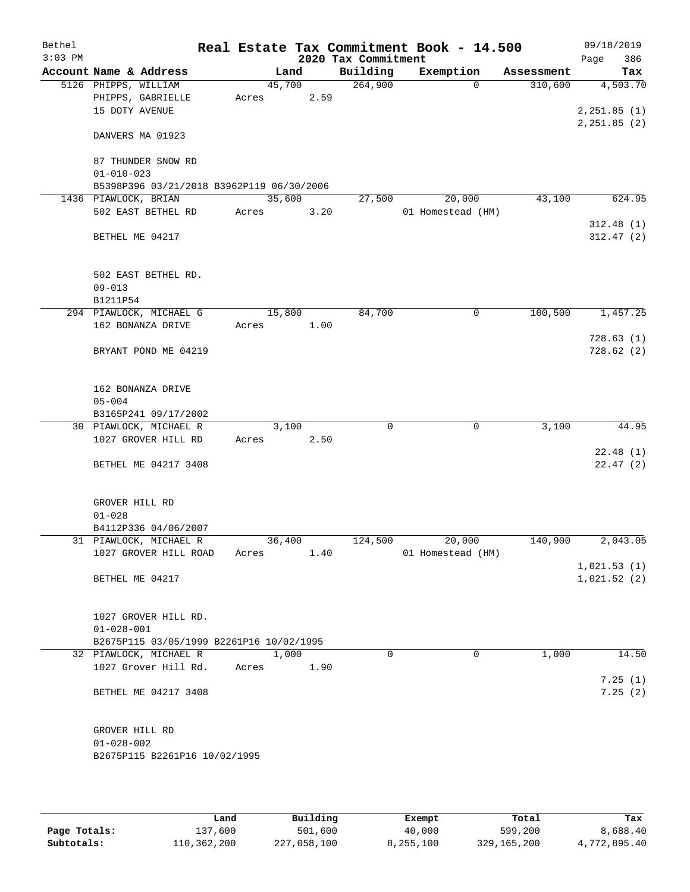Bethel 3:03 PM

# Real Estate Tax Commitment Book - 14.500

2020 Tax Commitment

09/18/2019

| Account Name & Address | Land | Building | Exemption | Assessment | Tax |
|---|---|---|---|---|---|
| 5126 PHIPPS, WILLIAM | 45,700 | 264,900 | 0 | 310,600 | 4,503.70 |
| PHIPPS, GABRIELLE | Acres 2.59 | | | | |
| 15 DOTY AVENUE | | | | | 2,251.85 (1) |
| | | | | | 2,251.85 (2) |
| DANVERS MA 01923 | | | | | |
| 87 THUNDER SNOW RD | | | | | |
| 01-010-023 | | | | | |
| B5398P396 03/21/2018 B3962P119 06/30/2006 | | | | | |
| 1436 PIAWLOCK, BRIAN | 35,600 | 27,500 | 20,000 | 43,100 | 624.95 |
| 502 EAST BETHEL RD | Acres 3.20 | | 01 Homestead (HM) | | |
| | | | | | 312.48 (1) |
| BETHEL ME 04217 | | | | | 312.47 (2) |
| 502 EAST BETHEL RD. | | | | | |
| 09-013 | | | | | |
| B1211P54 | | | | | |
| 294 PIAWLOCK, MICHAEL G | 15,800 | 84,700 | 0 | 100,500 | 1,457.25 |
| 162 BONANZA DRIVE | Acres 1.00 | | | | |
| | | | | | 728.63 (1) |
| BRYANT POND ME 04219 | | | | | 728.62 (2) |
| 162 BONANZA DRIVE | | | | | |
| 05-004 | | | | | |
| B3165P241 09/17/2002 | | | | | |
| 30 PIAWLOCK, MICHAEL R | 3,100 | 0 | 0 | 3,100 | 44.95 |
| 1027 GROVER HILL RD | Acres 2.50 | | | | |
| | | | | | 22.48 (1) |
| BETHEL ME 04217 3408 | | | | | 22.47 (2) |
| GROVER HILL RD | | | | | |
| 01-028 | | | | | |
| B4112P336 04/06/2007 | | | | | |
| 31 PIAWLOCK, MICHAEL R | 36,400 | 124,500 | 20,000 | 140,900 | 2,043.05 |
| 1027 GROVER HILL ROAD | Acres 1.40 | | 01 Homestead (HM) | | |
| | | | | | 1,021.53 (1) |
| BETHEL ME 04217 | | | | | 1,021.52 (2) |
| 1027 GROVER HILL RD. | | | | | |
| 01-028-001 | | | | | |
| B2675P115 03/05/1999 B2261P16 10/02/1995 | | | | | |
| 32 PIAWLOCK, MICHAEL R | 1,000 | 0 | 0 | 1,000 | 14.50 |
| 1027 Grover Hill Rd. | Acres 1.90 | | | | |
| | | | | | 7.25 (1) |
| BETHEL ME 04217 3408 | | | | | 7.25 (2) |
| GROVER HILL RD | | | | | |
| 01-028-002 | | | | | |
| B2675P115 B2261P16 10/02/1995 | | | | | |

| | Land | Building | Exempt | Total | Tax |
|---|---|---|---|---|---|
| Page Totals: | 137,600 | 501,600 | 40,000 | 599,200 | 8,688.40 |
| Subtotals: | 110,362,200 | 227,058,100 | 8,255,100 | 329,165,200 | 4,772,895.40 |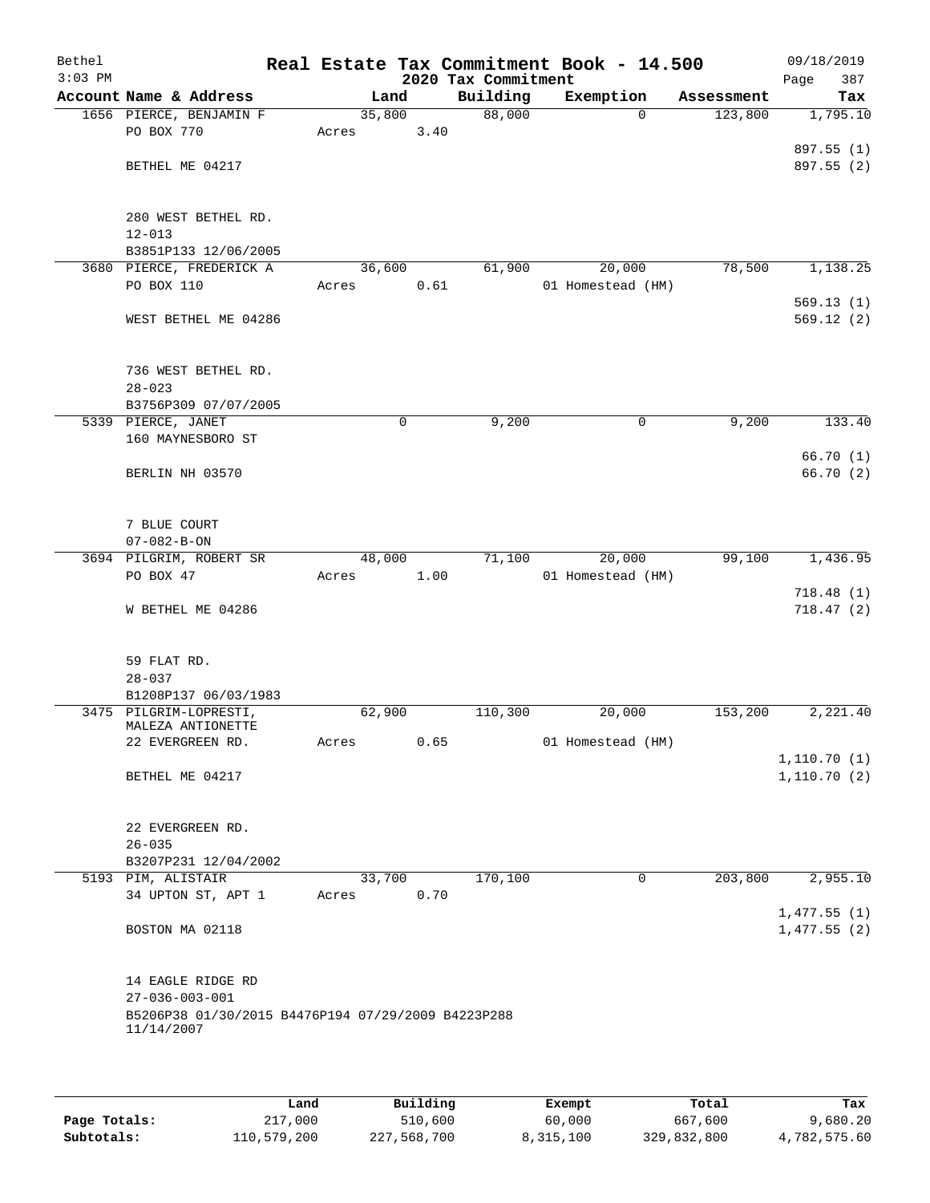# Real Estate Tax Commitment Book - 14.500

Bethel
3:03 PM

2020 Tax Commitment

09/18/2019
Page 387

| Account | Name & Address | Land | Building | Exemption | Assessment | Tax |
|---|---|---|---|---|---|---|
| 1656 | PIERCE, BENJAMIN F | 35,800 | 88,000 | 0 | 123,800 | 1,795.10 |
| | PO BOX 770 | Acres 3.40 | | | | |
| | | | | | | 897.55 (1) |
| | BETHEL ME 04217 | | | | | 897.55 (2) |
| | 280 WEST BETHEL RD. | | | | | |
| | 12-013 | | | | | |
| | B3851P133 12/06/2005 | | | | | |
| 3680 | PIERCE, FREDERICK A | 36,600 | 61,900 | 20,000 | 78,500 | 1,138.25 |
| | PO BOX 110 | Acres 0.61 | | 01 Homestead (HM) | | |
| | | | | | | 569.13 (1) |
| | WEST BETHEL ME 04286 | | | | | 569.12 (2) |
| | 736 WEST BETHEL RD. | | | | | |
| | 28-023 | | | | | |
| | B3756P309 07/07/2005 | | | | | |
| 5339 | PIERCE, JANET | 0 | 9,200 | 0 | 9,200 | 133.40 |
| | 160 MAYNESBORO ST | | | | | |
| | | | | | | 66.70 (1) |
| | BERLIN NH 03570 | | | | | 66.70 (2) |
| | 7 BLUE COURT | | | | | |
| | 07-082-B-ON | | | | | |
| 3694 | PILGRIM, ROBERT SR | 48,000 | 71,100 | 20,000 | 99,100 | 1,436.95 |
| | PO BOX 47 | Acres 1.00 | | 01 Homestead (HM) | | |
| | | | | | | 718.48 (1) |
| | W BETHEL ME 04286 | | | | | 718.47 (2) |
| | 59 FLAT RD. | | | | | |
| | 28-037 | | | | | |
| | B1208P137 06/03/1983 | | | | | |
| 3475 | PILGRIM-LOPRESTI, MALEZA ANTIONETTE | 62,900 | 110,300 | 20,000 | 153,200 | 2,221.40 |
| | 22 EVERGREEN RD. | Acres 0.65 | | 01 Homestead (HM) | | |
| | | | | | | 1,110.70 (1) |
| | BETHEL ME 04217 | | | | | 1,110.70 (2) |
| | 22 EVERGREEN RD. | | | | | |
| | 26-035 | | | | | |
| | B3207P231 12/04/2002 | | | | | |
| 5193 | PIM, ALISTAIR | 33,700 | 170,100 | 0 | 203,800 | 2,955.10 |
| | 34 UPTON ST, APT 1 | Acres 0.70 | | | | |
| | | | | | | 1,477.55 (1) |
| | BOSTON MA 02118 | | | | | 1,477.55 (2) |
| | 14 EAGLE RIDGE RD | | | | | |
| | 27-036-003-001 | | | | | |
| | B5206P38 01/30/2015 B4476P194 07/29/2009 B4223P288 11/14/2007 | | | | | |

| | Land | Building | Exempt | Total | Tax |
|---|---|---|---|---|---|
| Page Totals: | 217,000 | 510,600 | 60,000 | 667,600 | 9,680.20 |
| Subtotals: | 110,579,200 | 227,568,700 | 8,315,100 | 329,832,800 | 4,782,575.60 |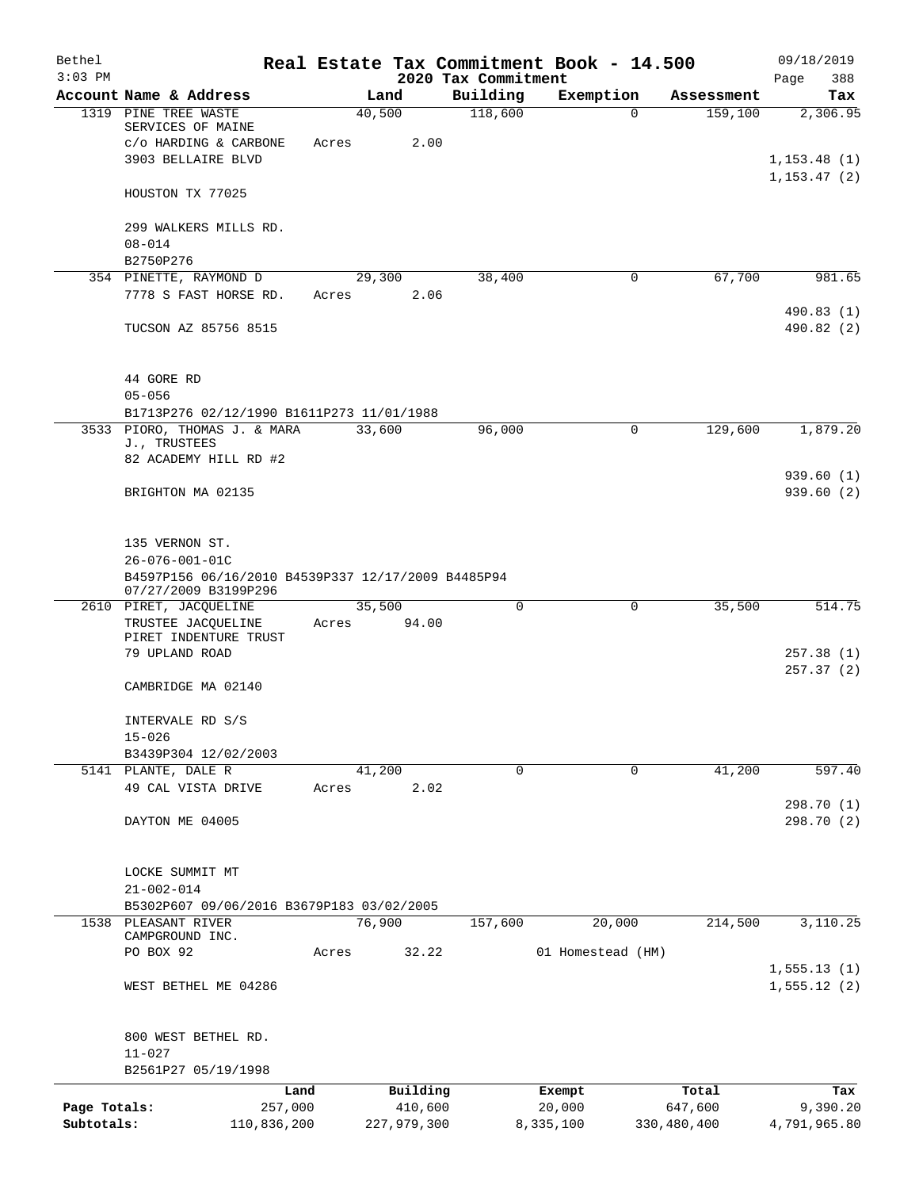# Real Estate Tax Commitment Book - 14.500

Bethel
3:03 PM

2020 Tax Commitment

09/18/2019
Page 388

| Account | Name & Address | Land | Building | Exemption | Assessment | Tax |
|---|---|---|---|---|---|---|
| 1319 | PINE TREE WASTE SERVICES OF MAINE<br>c/o HARDING & CARBONE<br>3903 BELLAIRE BLVD<br><br>HOUSTON TX 77025<br><br>299 WALKERS MILLS RD.<br>08-014<br>B2750P276 | 40,500<br>Acres 2.00 | 118,600 | 0 | 159,100 | 2,306.95<br><br>1,153.48 (1)<br>1,153.47 (2) |
| 354 | PINETTE, RAYMOND D<br>7778 S FAST HORSE RD.<br><br>TUCSON AZ 85756 8515<br><br>44 GORE RD<br>05-056<br>B1713P276 02/12/1990 B1611P273 11/01/1988 | 29,300<br>Acres 2.06 | 38,400 | 0 | 67,700 | 981.65<br><br>490.83 (1)<br>490.82 (2) |
| 3533 | PIORO, THOMAS J. & MARA J., TRUSTEES<br>82 ACADEMY HILL RD #2<br><br>BRIGHTON MA 02135<br><br>135 VERNON ST.<br>26-076-001-01C<br>B4597P156 06/16/2010 B4539P337 12/17/2009 B4485P94 07/27/2009 B3199P296 | 33,600 | 96,000 | 0 | 129,600 | 1,879.20<br><br>939.60 (1)<br>939.60 (2) |
| 2610 | PIRET, JACQUELINE<br>TRUSTEE JACQUELINE PIRET INDENTURE TRUST<br>79 UPLAND ROAD<br><br>CAMBRIDGE MA 02140<br><br>INTERVALE RD S/S<br>15-026<br>B3439P304 12/02/2003 | 35,500<br>Acres 94.00 | 0 | 0 | 35,500 | 514.75<br><br>257.38 (1)<br>257.37 (2) |
| 5141 | PLANTE, DALE R<br>49 CAL VISTA DRIVE<br><br>DAYTON ME 04005<br><br>LOCKE SUMMIT MT<br>21-002-014<br>B5302P607 09/06/2016 B3679P183 03/02/2005 | 41,200<br>Acres 2.02 | 0 | 0 | 41,200 | 597.40<br><br>298.70 (1)<br>298.70 (2) |
| 1538 | PLEASANT RIVER CAMPGROUND INC.<br>PO BOX 92<br><br>WEST BETHEL ME 04286<br><br>800 WEST BETHEL RD.<br>11-027<br>B2561P27 05/19/1998 | 76,900<br>Acres 32.22 | 157,600 | 20,000<br>01 Homestead (HM) | 214,500 | 3,110.25<br><br>1,555.13 (1)<br>1,555.12 (2) |

| | Land | Building | Exempt | Total | Tax |
|---|---|---|---|---|---|
| Page Totals: | 257,000 | 410,600 | 20,000 | 647,600 | 9,390.20 |
| Subtotals: | 110,836,200 | 227,979,300 | 8,335,100 | 330,480,400 | 4,791,965.80 |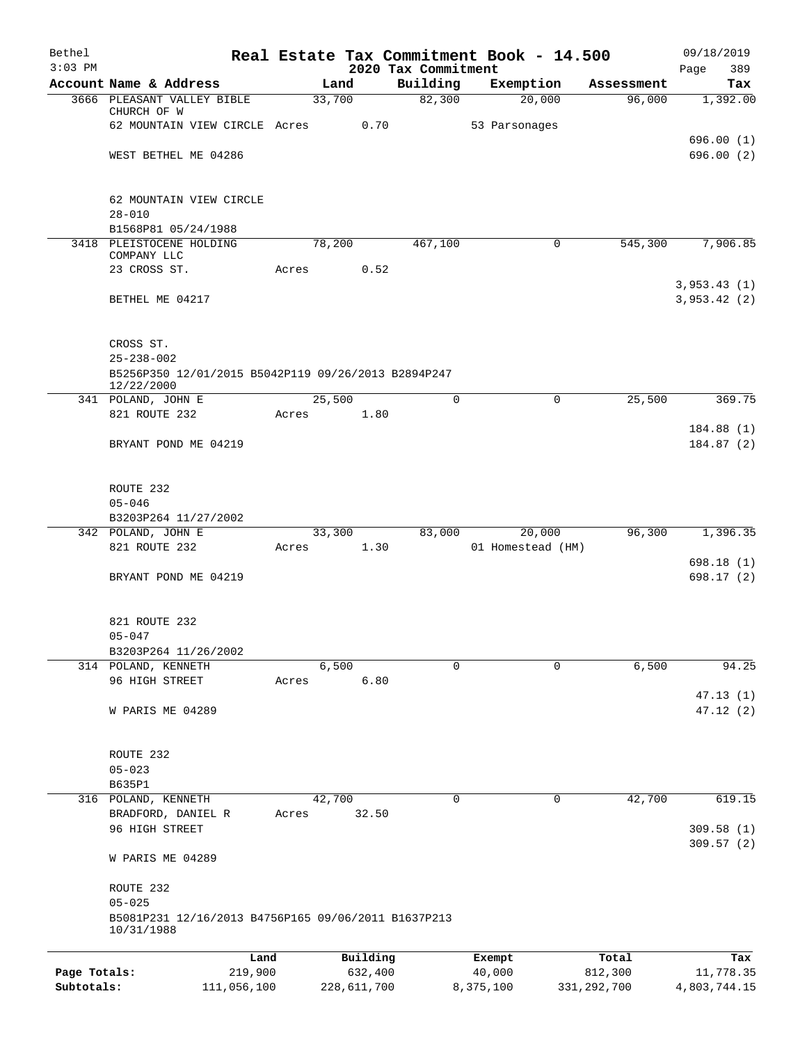Bethel | Real Estate Tax Commitment Book - 14.500 | 09/18/2019
3:03 PM | 2020 Tax Commitment | Page 389

| Account Name & Address | Land | Building | Exemption | Assessment | Tax |
|---|---|---|---|---|---|
| 3666 PLEASANT VALLEY BIBLE CHURCH OF W | 33,700 | 82,300 | 20,000 | 96,000 | 1,392.00 |
| 62 MOUNTAIN VIEW CIRCLE Acres 0.70 | | | 53 Parsonages | | |
| | | | | | 696.00 (1) |
| WEST BETHEL ME 04286 | | | | | 696.00 (2) |
| 62 MOUNTAIN VIEW CIRCLE | | | | | |
| 28-010 | | | | | |
| B1568P81 05/24/1988 | | | | | |
| 3418 PLEISTOCENE HOLDING COMPANY LLC | 78,200 | 467,100 | 0 | 545,300 | 7,906.85 |
| 23 CROSS ST. Acres 0.52 | | | | | |
| | | | | | 3,953.43 (1) |
| BETHEL ME 04217 | | | | | 3,953.42 (2) |
| CROSS ST. | | | | | |
| 25-238-002 | | | | | |
| B5256P350 12/01/2015 B5042P119 09/26/2013 B2894P247 12/22/2000 | | | | | |
| 341 POLAND, JOHN E | 25,500 | 0 | 0 | 25,500 | 369.75 |
| 821 ROUTE 232 Acres 1.80 | | | | | |
| | | | | | 184.88 (1) |
| BRYANT POND ME 04219 | | | | | 184.87 (2) |
| ROUTE 232 | | | | | |
| 05-046 | | | | | |
| B3203P264 11/27/2002 | | | | | |
| 342 POLAND, JOHN E | 33,300 | 83,000 | 20,000 | 96,300 | 1,396.35 |
| 821 ROUTE 232 Acres 1.30 | | | 01 Homestead (HM) | | |
| | | | | | 698.18 (1) |
| BRYANT POND ME 04219 | | | | | 698.17 (2) |
| 821 ROUTE 232 | | | | | |
| 05-047 | | | | | |
| B3203P264 11/26/2002 | | | | | |
| 314 POLAND, KENNETH | 6,500 | 0 | 0 | 6,500 | 94.25 |
| 96 HIGH STREET Acres 6.80 | | | | | |
| | | | | | 47.13 (1) |
| W PARIS ME 04289 | | | | | 47.12 (2) |
| ROUTE 232 | | | | | |
| 05-023 | | | | | |
| B635P1 | | | | | |
| 316 POLAND, KENNETH | 42,700 | 0 | 0 | 42,700 | 619.15 |
| BRADFORD, DANIEL R Acres 32.50 | | | | | |
| 96 HIGH STREET | | | | | 309.58 (1) |
| | | | | | 309.57 (2) |
| W PARIS ME 04289 | | | | | |
| ROUTE 232 | | | | | |
| 05-025 | | | | | |
| B5081P231 12/16/2013 B4756P165 09/06/2011 B1637P213 10/31/1988 | | | | | |

| | Land | Building | Exempt | Total | Tax |
|---|---|---|---|---|---|
| Page Totals: | 219,900 | 632,400 | 40,000 | 812,300 | 11,778.35 |
| Subtotals: | 111,056,100 | 228,611,700 | 8,375,100 | 331,292,700 | 4,803,744.15 |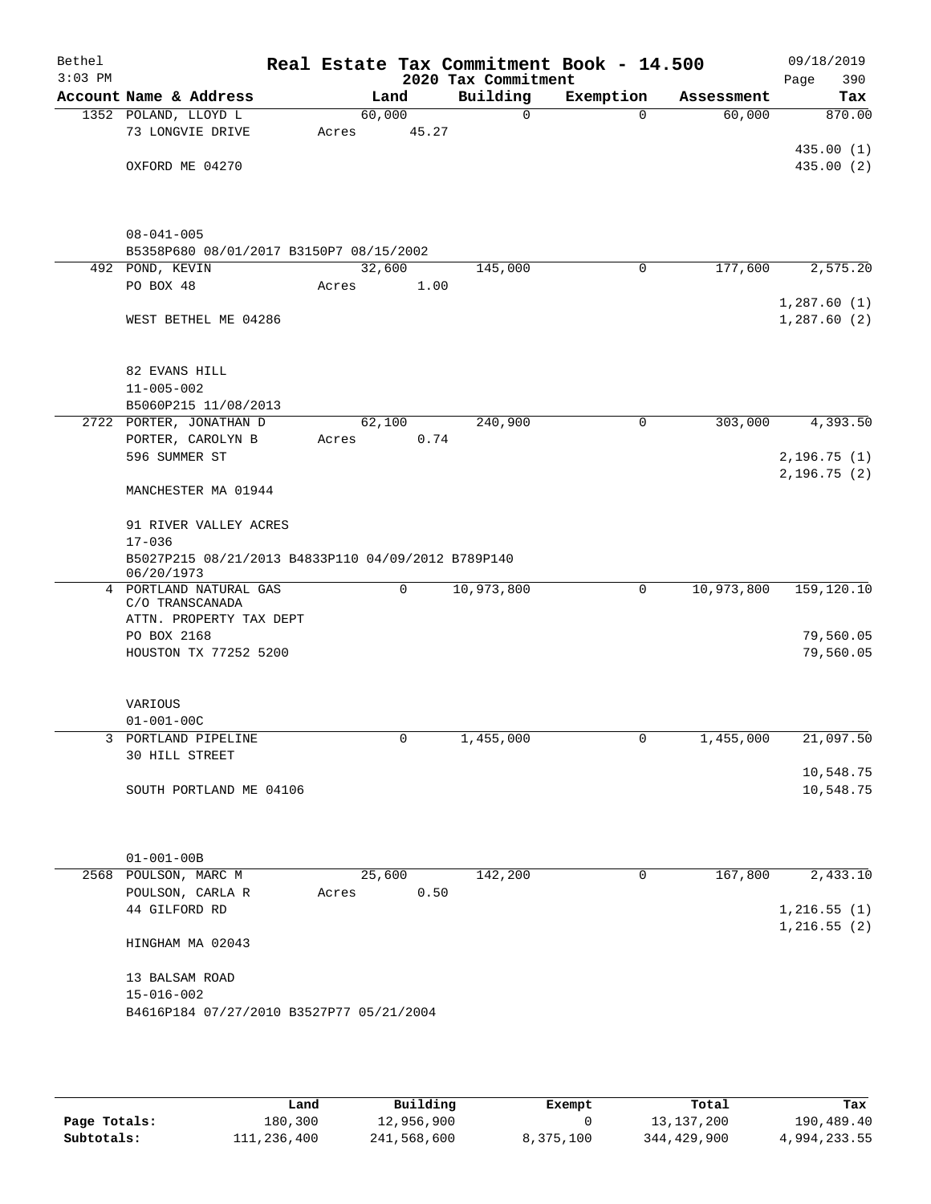# Real Estate Tax Commitment Book - 14.500

Bethel
3:03 PM

2020 Tax Commitment

09/18/2019
Page 390

| Account | Name & Address | Land | Building | Exemption | Assessment | Tax |
|---|---|---|---|---|---|---|
| 1352 | POLAND, LLOYD L<br>73 LONGVIE DRIVE<br>OXFORD ME 04270<br><br>08-041-005<br>B5358P680 08/01/2017 B3150P7 08/15/2002 | 60,000<br>Acres 45.27 | 0 | 0 | 60,000 | 870.00<br>435.00 (1)<br>435.00 (2) |
| 492 | POND, KEVIN<br>PO BOX 48<br>WEST BETHEL ME 04286<br><br>82 EVANS HILL<br>11-005-002<br>B5060P215 11/08/2013 | 32,600<br>Acres 1.00 | 145,000 | 0 | 177,600 | 2,575.20<br>1,287.60 (1)<br>1,287.60 (2) |
| 2722 | PORTER, JONATHAN D<br>PORTER, CAROLYN B<br>596 SUMMER ST<br>MANCHESTER MA 01944<br><br>91 RIVER VALLEY ACRES<br>17-036<br>B5027P215 08/21/2013 B4833P110 04/09/2012 B789P140 06/20/1973 | 62,100<br>Acres 0.74 | 240,900 | 0 | 303,000 | 4,393.50<br>2,196.75 (1)<br>2,196.75 (2) |
| 4 | PORTLAND NATURAL GAS<br>C/O TRANSCANADA<br>ATTN. PROPERTY TAX DEPT<br>PO BOX 2168<br>HOUSTON TX 77252 5200<br><br>VARIOUS<br>01-001-00C | 0 | 10,973,800 | 0 | 10,973,800 | 159,120.10<br>79,560.05<br>79,560.05 |
| 3 | PORTLAND PIPELINE<br>30 HILL STREET<br>SOUTH PORTLAND ME 04106<br><br>01-001-00B | 0 | 1,455,000 | 0 | 1,455,000 | 21,097.50<br>10,548.75<br>10,548.75 |
| 2568 | POULSON, MARC M<br>POULSON, CARLA R<br>44 GILFORD RD<br>HINGHAM MA 02043<br><br>13 BALSAM ROAD<br>15-016-002<br>B4616P184 07/27/2010 B3527P77 05/21/2004 | 25,600<br>Acres 0.50 | 142,200 | 0 | 167,800 | 2,433.10<br>1,216.55 (1)<br>1,216.55 (2) |

| | Land | Building | Exempt | Total | Tax |
|---|---|---|---|---|---|
| Page Totals: | 180,300 | 12,956,900 | 0 | 13,137,200 | 190,489.40 |
| Subtotals: | 111,236,400 | 241,568,600 | 8,375,100 | 344,429,900 | 4,994,233.55 |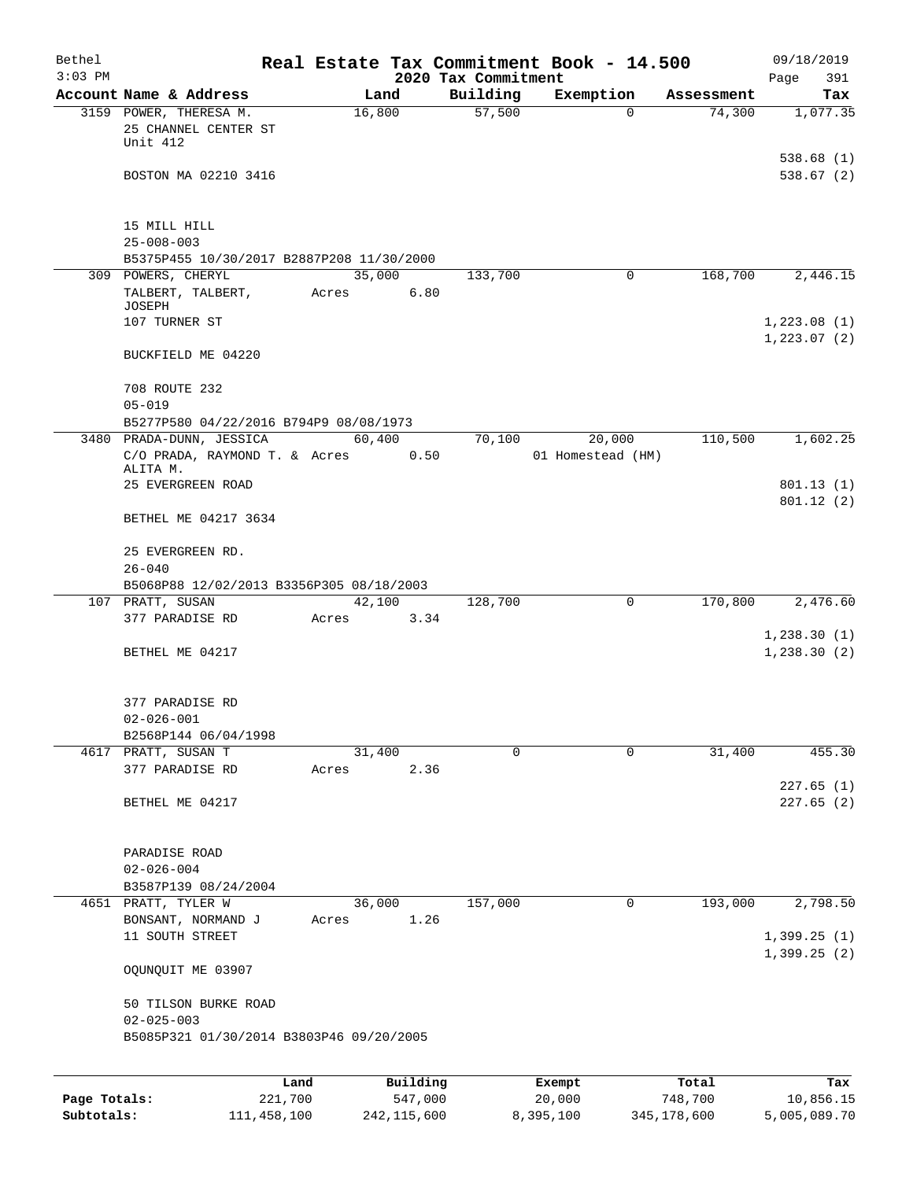Bethel 3:03 PM

# Real Estate Tax Commitment Book - 14.500

## 2020 Tax Commitment

09/18/2019 Page 391

| Account | Name & Address | Land | Building | Exemption | Assessment | Tax |
|---|---|---|---|---|---|---|
| 3159 | POWER, THERESA M.<br>25 CHANNEL CENTER ST<br>Unit 412<br><br>BOSTON MA 02210 3416<br><br>15 MILL HILL<br>25-008-003<br>B5375P455 10/30/2017 B2887P208 11/30/2000 | 16,800 | 57,500 | 0 | 74,300 | 1,077.35<br><br>538.68 (1)<br>538.67 (2) |
| 309 | POWERS, CHERYL<br>TALBERT, TALBERT, JOSEPH<br>107 TURNER ST<br><br>BUCKFIELD ME 04220<br><br>708 ROUTE 232<br>05-019<br>B5277P580 04/22/2016 B794P9 08/08/1973 | 35,000<br>Acres 6.80 | 133,700 | 0 | 168,700 | 2,446.15<br><br>1,223.08 (1)<br>1,223.07 (2) |
| 3480 | PRADA-DUNN, JESSICA<br>C/O PRADA, RAYMOND T. & ALITA M.<br>25 EVERGREEN ROAD<br><br>BETHEL ME 04217 3634<br><br>25 EVERGREEN RD.<br>26-040<br>B5068P88 12/02/2013 B3356P305 08/18/2003 | 60,400<br>Acres 0.50 | 70,100 | 20,000<br>01 Homestead (HM) | 110,500 | 1,602.25<br><br>801.13 (1)<br>801.12 (2) |
| 107 | PRATT, SUSAN<br>377 PARADISE RD<br><br>BETHEL ME 04217<br><br>377 PARADISE RD<br>02-026-001<br>B2568P144 06/04/1998 | 42,100<br>Acres 3.34 | 128,700 | 0 | 170,800 | 2,476.60<br><br>1,238.30 (1)<br>1,238.30 (2) |
| 4617 | PRATT, SUSAN T<br>377 PARADISE RD<br><br>BETHEL ME 04217<br><br>PARADISE ROAD<br>02-026-004<br>B3587P139 08/24/2004 | 31,400<br>Acres 2.36 | 0 | 0 | 31,400 | 455.30<br><br>227.65 (1)<br>227.65 (2) |
| 4651 | PRATT, TYLER W<br>BONSANT, NORMAND J<br>11 SOUTH STREET<br><br>OQUNQUIT ME 03907<br><br>50 TILSON BURKE ROAD<br>02-025-003<br>B5085P321 01/30/2014 B3803P46 09/20/2005 | 36,000<br>Acres 1.26 | 157,000 | 0 | 193,000 | 2,798.50<br><br>1,399.25 (1)<br>1,399.25 (2) |

| | Land | Building | Exempt | Total | Tax |
|---|---|---|---|---|---|
| Page Totals: | 221,700 | 547,000 | 20,000 | 748,700 | 10,856.15 |
| Subtotals: | 111,458,100 | 242,115,600 | 8,395,100 | 345,178,600 | 5,005,089.70 |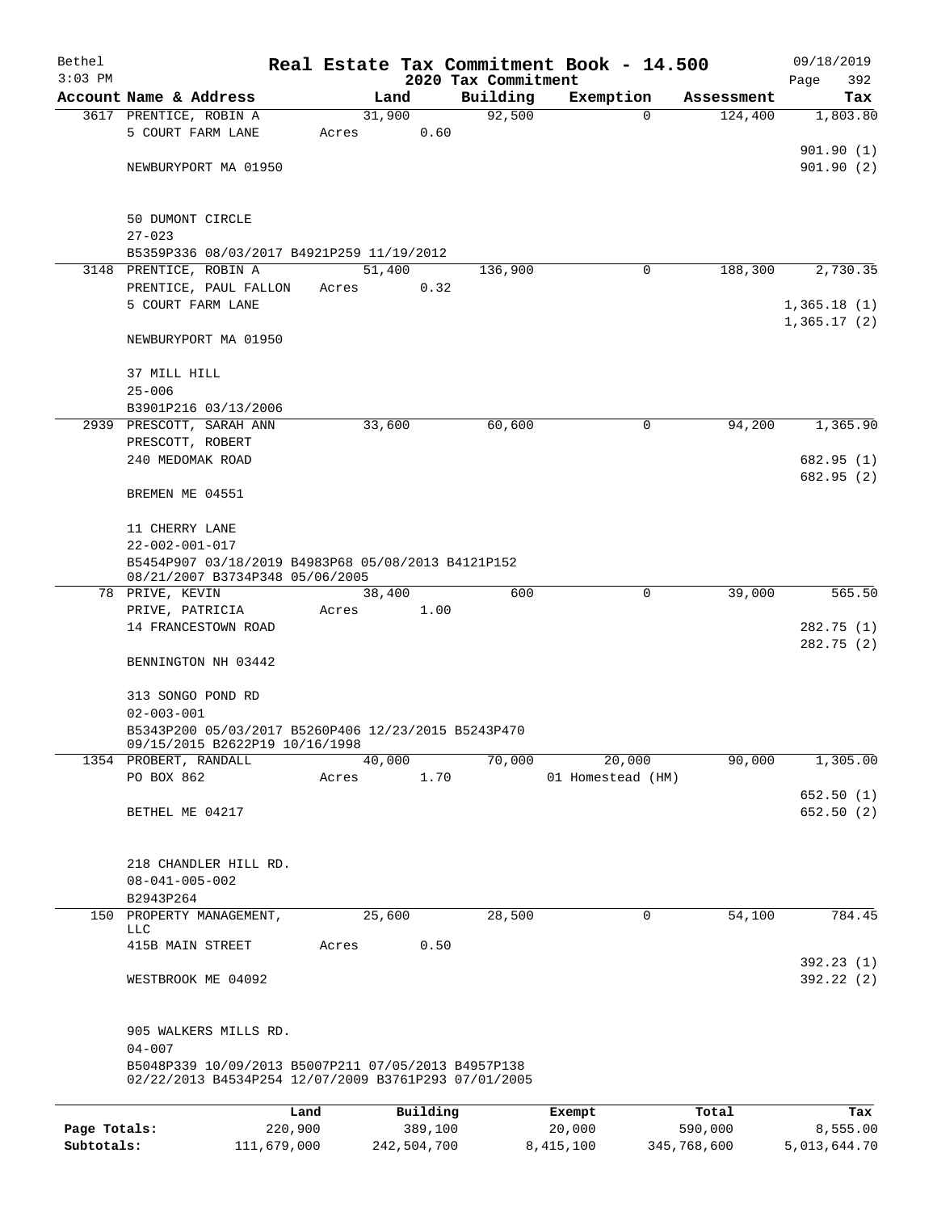Bethel 3:03 PM

# Real Estate Tax Commitment Book - 14.500

2020 Tax Commitment

09/18/2019

| Account Name & Address | Land | Building | Exemption | Assessment | Tax |
|---|---|---|---|---|---|
| 3617 PRENTICE, ROBIN A | 31,900 | 92,500 | 0 | 124,400 | 1,803.80 |
| 5 COURT FARM LANE | Acres 0.60 | | | | |
| | | | | | 901.90 (1) |
| NEWBURYPORT MA 01950 | | | | | 901.90 (2) |
| 50 DUMONT CIRCLE | | | | | |
| 27-023 | | | | | |
| B5359P336 08/03/2017 B4921P259 11/19/2012 | | | | | |
| 3148 PRENTICE, ROBIN A | 51,400 | 136,900 | 0 | 188,300 | 2,730.35 |
| PRENTICE, PAUL FALLON | Acres 0.32 | | | | |
| 5 COURT FARM LANE | | | | | 1,365.18 (1) |
| | | | | | 1,365.17 (2) |
| NEWBURYPORT MA 01950 | | | | | |
| 37 MILL HILL | | | | | |
| 25-006 | | | | | |
| B3901P216 03/13/2006 | | | | | |
| 2939 PRESCOTT, SARAH ANN | 33,600 | 60,600 | 0 | 94,200 | 1,365.90 |
| PRESCOTT, ROBERT | | | | | |
| 240 MEDOMAK ROAD | | | | | 682.95 (1) |
| | | | | | 682.95 (2) |
| BREMEN ME 04551 | | | | | |
| 11 CHERRY LANE | | | | | |
| 22-002-001-017 | | | | | |
| B5454P907 03/18/2019 B4983P68 05/08/2013 B4121P152 08/21/2007 B3734P348 05/06/2005 | | | | | |
| 78 PRIVE, KEVIN | 38,400 | 600 | 0 | 39,000 | 565.50 |
| PRIVE, PATRICIA | Acres 1.00 | | | | |
| 14 FRANCESTOWN ROAD | | | | | 282.75 (1) |
| | | | | | 282.75 (2) |
| BENNINGTON NH 03442 | | | | | |
| 313 SONGO POND RD | | | | | |
| 02-003-001 | | | | | |
| B5343P200 05/03/2017 B5260P406 12/23/2015 B5243P470 09/15/2015 B2622P19 10/16/1998 | | | | | |
| 1354 PROBERT, RANDALL | 40,000 | 70,000 | 20,000 | 90,000 | 1,305.00 |
| PO BOX 862 | Acres 1.70 | | 01 Homestead (HM) | | |
| | | | | | 652.50 (1) |
| BETHEL ME 04217 | | | | | 652.50 (2) |
| 218 CHANDLER HILL RD. | | | | | |
| 08-041-005-002 | | | | | |
| B2943P264 | | | | | |
| 150 PROPERTY MANAGEMENT, LLC | 25,600 | 28,500 | 0 | 54,100 | 784.45 |
| 415B MAIN STREET | Acres 0.50 | | | | |
| | | | | | 392.23 (1) |
| WESTBROOK ME 04092 | | | | | 392.22 (2) |
| 905 WALKERS MILLS RD. | | | | | |
| 04-007 | | | | | |
| B5048P339 10/09/2013 B5007P211 07/05/2013 B4957P138 02/22/2013 B4534P254 12/07/2009 B3761P293 07/01/2005 | | | | | |

| | Land | Building | Exempt | Total | Tax |
|---|---|---|---|---|---|
| Page Totals: | 220,900 | 389,100 | 20,000 | 590,000 | 8,555.00 |
| Subtotals: | 111,679,000 | 242,504,700 | 8,415,100 | 345,768,600 | 5,013,644.70 |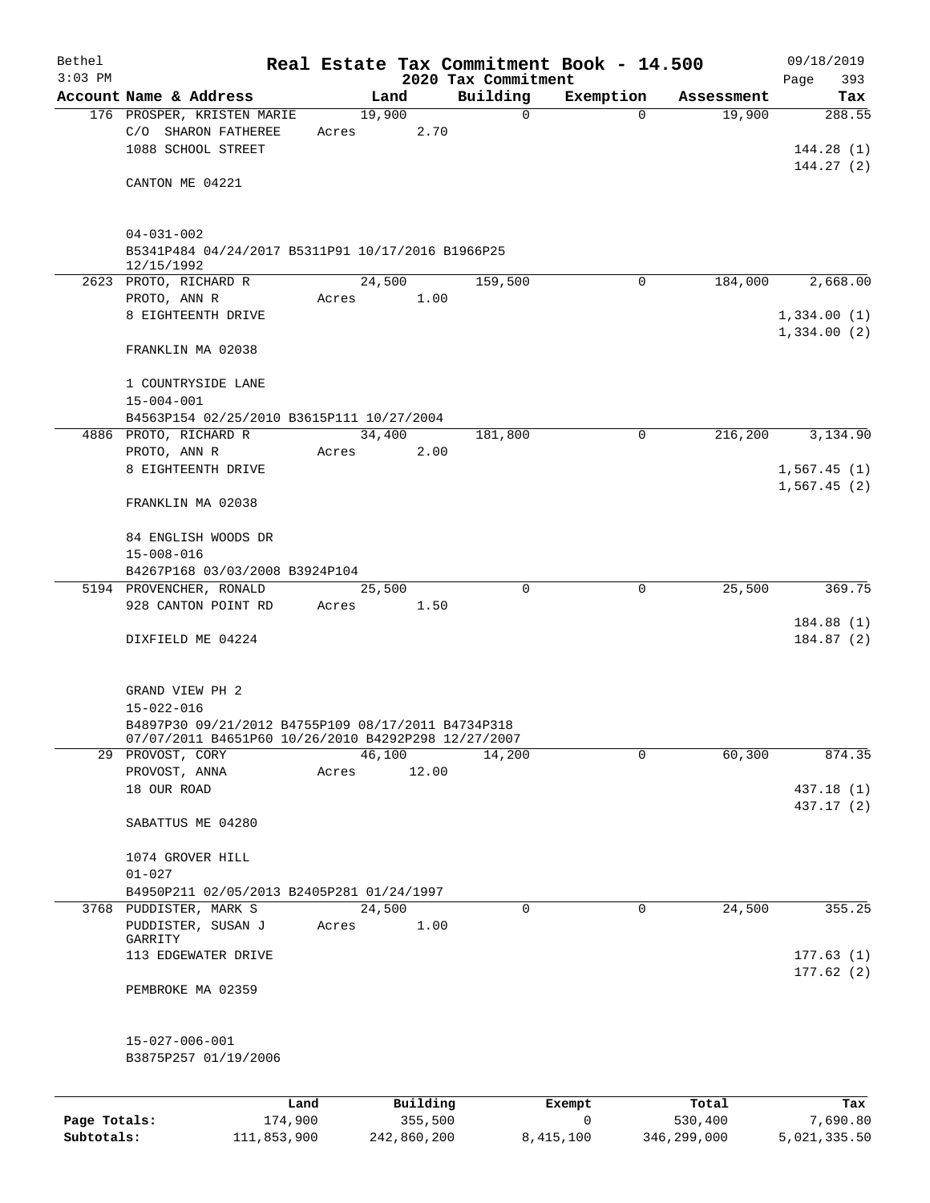# Bethel — Real Estate Tax Commitment Book - 14.500

2020 Tax Commitment

3:03 PM — 09/18/2019

| Account Name & Address | Land | Building | Exemption | Assessment | Tax |
|---|---|---|---|---|---|
| 176 PROSPER, KRISTEN MARIE | 19,900 | 0 | 0 | 19,900 | 288.55 |
| C/O SHARON FATHEREE | Acres 2.70 | | | | |
| 1088 SCHOOL STREET | | | | | 144.28 (1) |
| | | | | | 144.27 (2) |
| CANTON ME 04221 | | | | | |
| 04-031-002 | | | | | |
| B5341P484 04/24/2017 B5311P91 10/17/2016 B1966P25 12/15/1992 | | | | | |
| 2623 PROTO, RICHARD R | 24,500 | 159,500 | 0 | 184,000 | 2,668.00 |
| PROTO, ANN R | Acres 1.00 | | | | |
| 8 EIGHTEENTH DRIVE | | | | | 1,334.00 (1) |
| | | | | | 1,334.00 (2) |
| FRANKLIN MA 02038 | | | | | |
| 1 COUNTRYSIDE LANE | | | | | |
| 15-004-001 | | | | | |
| B4563P154 02/25/2010 B3615P111 10/27/2004 | | | | | |
| 4886 PROTO, RICHARD R | 34,400 | 181,800 | 0 | 216,200 | 3,134.90 |
| PROTO, ANN R | Acres 2.00 | | | | |
| 8 EIGHTEENTH DRIVE | | | | | 1,567.45 (1) |
| | | | | | 1,567.45 (2) |
| FRANKLIN MA 02038 | | | | | |
| 84 ENGLISH WOODS DR | | | | | |
| 15-008-016 | | | | | |
| B4267P168 03/03/2008 B3924P104 | | | | | |
| 5194 PROVENCHER, RONALD | 25,500 | 0 | 0 | 25,500 | 369.75 |
| 928 CANTON POINT RD | Acres 1.50 | | | | |
| | | | | | 184.88 (1) |
| DIXFIELD ME 04224 | | | | | 184.87 (2) |
| GRAND VIEW PH 2 | | | | | |
| 15-022-016 | | | | | |
| B4897P30 09/21/2012 B4755P109 08/17/2011 B4734P318 07/07/2011 B4651P60 10/26/2010 B4292P298 12/27/2007 | | | | | |
| 29 PROVOST, CORY | 46,100 | 14,200 | 0 | 60,300 | 874.35 |
| PROVOST, ANNA | Acres 12.00 | | | | |
| 18 OUR ROAD | | | | | 437.18 (1) |
| | | | | | 437.17 (2) |
| SABATTUS ME 04280 | | | | | |
| 1074 GROVER HILL | | | | | |
| 01-027 | | | | | |
| B4950P211 02/05/2013 B2405P281 01/24/1997 | | | | | |
| 3768 PUDDISTER, MARK S | 24,500 | 0 | 0 | 24,500 | 355.25 |
| PUDDISTER, SUSAN J GARRITY | Acres 1.00 | | | | |
| 113 EDGEWATER DRIVE | | | | | 177.63 (1) |
| | | | | | 177.62 (2) |
| PEMBROKE MA 02359 | | | | | |
| 15-027-006-001 | | | | | |
| B3875P257 01/19/2006 | | | | | |

| | Land | Building | Exempt | Total | Tax |
|---|---|---|---|---|---|
| Page Totals: | 174,900 | 355,500 | 0 | 530,400 | 7,690.80 |
| Subtotals: | 111,853,900 | 242,860,200 | 8,415,100 | 346,299,000 | 5,021,335.50 |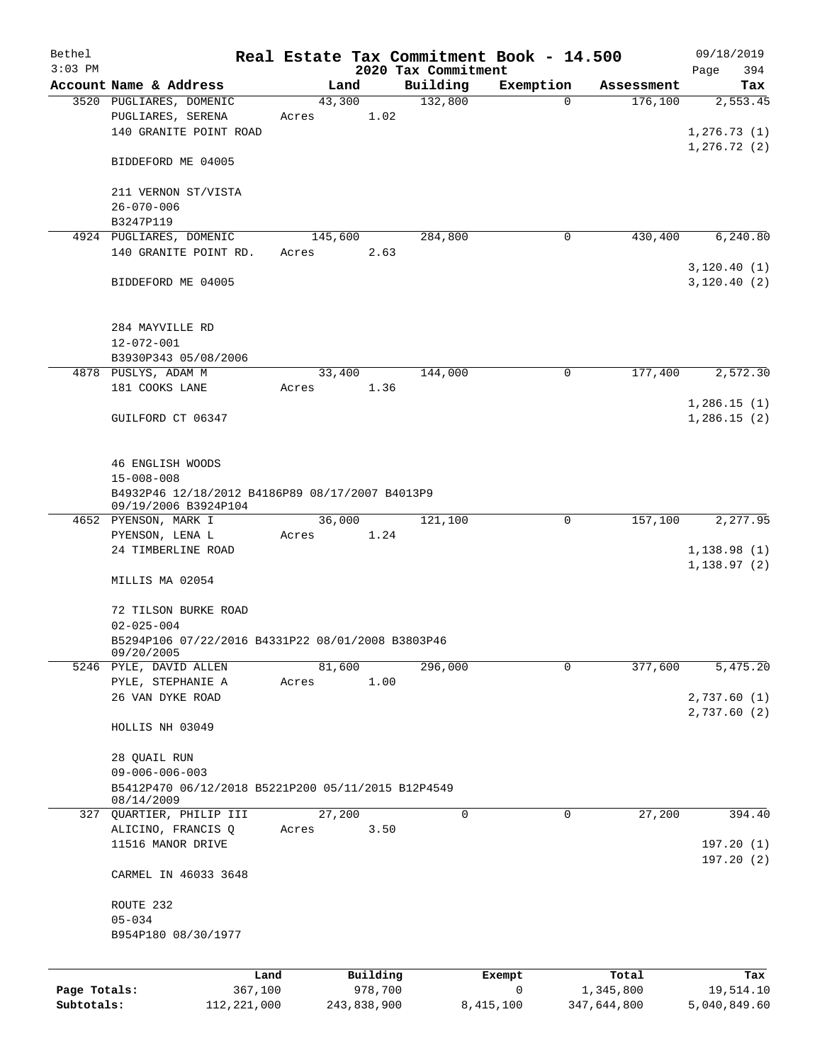Bethel — Real Estate Tax Commitment Book - 14.500 — 09/18/2019
3:03 PM — 2020 Tax Commitment

| Account Name & Address | Land | Building | Exemption | Assessment | Tax |
|---|---|---|---|---|---|
| 3520 PUGLIARES, DOMENIC<br>PUGLIARES, SERENA<br>140 GRANITE POINT ROAD<br><br>BIDDEFORD ME 04005<br><br>211 VERNON ST/VISTA<br>26-070-006<br>B3247P119 | 43,300<br>Acres 1.02 | 132,800 | 0 | 176,100 | 2,553.45<br><br>1,276.73 (1)<br>1,276.72 (2) |
| 4924 PUGLIARES, DOMENIC<br>140 GRANITE POINT RD.<br><br>BIDDEFORD ME 04005<br><br>284 MAYVILLE RD<br>12-072-001<br>B3930P343 05/08/2006 | 145,600<br>Acres 2.63 | 284,800 | 0 | 430,400 | 6,240.80<br><br>3,120.40 (1)<br>3,120.40 (2) |
| 4878 PUSLYS, ADAM M<br>181 COOKS LANE<br><br>GUILFORD CT 06347<br><br>46 ENGLISH WOODS<br>15-008-008<br>B4932P46 12/18/2012 B4186P89 08/17/2007 B4013P9 09/19/2006 B3924P104 | 33,400<br>Acres 1.36 | 144,000 | 0 | 177,400 | 2,572.30<br><br>1,286.15 (1)<br>1,286.15 (2) |
| 4652 PYENSON, MARK I<br>PYENSON, LENA L<br>24 TIMBERLINE ROAD<br><br>MILLIS MA 02054<br><br>72 TILSON BURKE ROAD<br>02-025-004<br>B5294P106 07/22/2016 B4331P22 08/01/2008 B3803P46 09/20/2005 | 36,000<br>Acres 1.24 | 121,100 | 0 | 157,100 | 2,277.95<br><br>1,138.98 (1)<br>1,138.97 (2) |
| 5246 PYLE, DAVID ALLEN<br>PYLE, STEPHANIE A<br>26 VAN DYKE ROAD<br><br>HOLLIS NH 03049<br><br>28 QUAIL RUN<br>09-006-006-003<br>B5412P470 06/12/2018 B5221P200 05/11/2015 B12P4549 08/14/2009 | 81,600<br>Acres 1.00 | 296,000 | 0 | 377,600 | 5,475.20<br><br>2,737.60 (1)<br>2,737.60 (2) |
| 327 QUARTIER, PHILIP III<br>ALICINO, FRANCIS Q<br>11516 MANOR DRIVE<br><br>CARMEL IN 46033 3648<br><br>ROUTE 232<br>05-034<br>B954P180 08/30/1977 | 27,200<br>Acres 3.50 | 0 | 0 | 27,200 | 394.40<br><br>197.20 (1)<br>197.20 (2) |

| | Land | Building | Exempt | Total | Tax |
|---|---|---|---|---|---|
| Page Totals: | 367,100 | 978,700 | 0 | 1,345,800 | 19,514.10 |
| Subtotals: | 112,221,000 | 243,838,900 | 8,415,100 | 347,644,800 | 5,040,849.60 |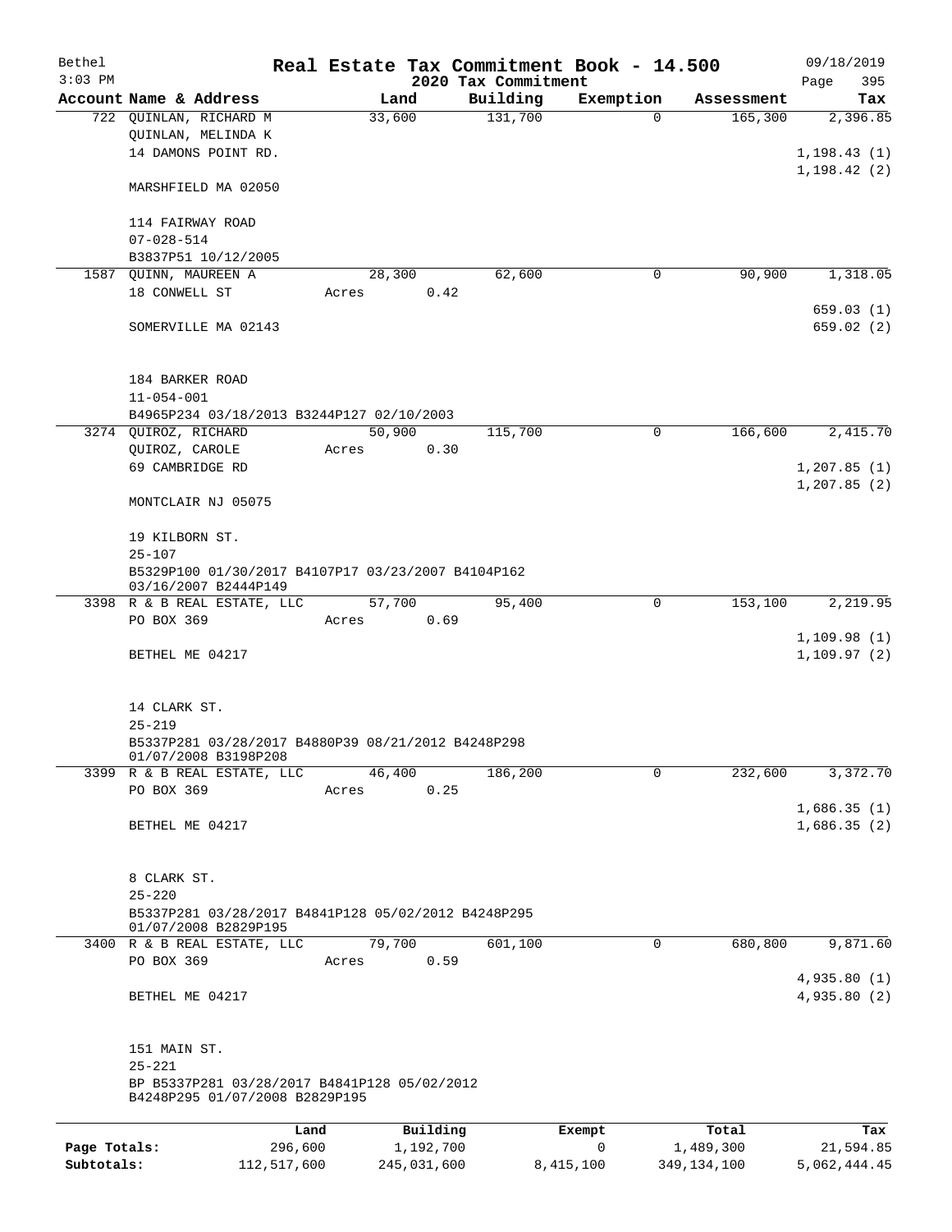Bethel 3:03 PM

# Real Estate Tax Commitment Book - 14.500

2020 Tax Commitment

09/18/2019 Page 395

| Account Name & Address | Land | Building | Exemption | Assessment | Tax |
|---|---|---|---|---|---|
| 722 QUINLAN, RICHARD M<br>QUINLAN, MELINDA K<br>14 DAMONS POINT RD.<br><br>MARSHFIELD MA 02050<br><br>114 FAIRWAY ROAD<br>07-028-514<br>B3837P51 10/12/2005 | 33,600 | 131,700 | 0 | 165,300 | 2,396.85<br><br>1,198.43 (1)<br>1,198.42 (2) |
| 1587 QUINN, MAUREEN A<br>18 CONWELL ST<br><br>SOMERVILLE MA 02143<br><br>184 BARKER ROAD<br>11-054-001<br>B4965P234 03/18/2013 B3244P127 02/10/2003 | 28,300<br>Acres 0.42 | 62,600 | 0 | 90,900 | 1,318.05<br><br>659.03 (1)<br>659.02 (2) |
| 3274 QUIROZ, RICHARD<br>QUIROZ, CAROLE<br>69 CAMBRIDGE RD<br><br>MONTCLAIR NJ 05075<br><br>19 KILBORN ST.<br>25-107<br>B5329P100 01/30/2017 B4107P17 03/23/2007 B4104P162 03/16/2007 B2444P149 | 50,900<br>Acres 0.30 | 115,700 | 0 | 166,600 | 2,415.70<br><br>1,207.85 (1)<br>1,207.85 (2) |
| 3398 R & B REAL ESTATE, LLC<br>PO BOX 369<br><br>BETHEL ME 04217<br><br>14 CLARK ST.<br>25-219<br>B5337P281 03/28/2017 B4880P39 08/21/2012 B4248P298 01/07/2008 B3198P208 | 57,700<br>Acres 0.69 | 95,400 | 0 | 153,100 | 2,219.95<br><br>1,109.98 (1)<br>1,109.97 (2) |
| 3399 R & B REAL ESTATE, LLC<br>PO BOX 369<br><br>BETHEL ME 04217<br><br>8 CLARK ST.<br>25-220<br>B5337P281 03/28/2017 B4841P128 05/02/2012 B4248P295 01/07/2008 B2829P195 | 46,400<br>Acres 0.25 | 186,200 | 0 | 232,600 | 3,372.70<br><br>1,686.35 (1)<br>1,686.35 (2) |
| 3400 R & B REAL ESTATE, LLC<br>PO BOX 369<br><br>BETHEL ME 04217<br><br>151 MAIN ST.<br>25-221<br>BP B5337P281 03/28/2017 B4841P128 05/02/2012 B4248P295 01/07/2008 B2829P195 | 79,700<br>Acres 0.59 | 601,100 | 0 | 680,800 | 9,871.60<br><br>4,935.80 (1)<br>4,935.80 (2) |

| | Land | Building | Exempt | Total | Tax |
|---|---|---|---|---|---|
| Page Totals: | 296,600 | 1,192,700 | 0 | 1,489,300 | 21,594.85 |
| Subtotals: | 112,517,600 | 245,031,600 | 8,415,100 | 349,134,100 | 5,062,444.45 |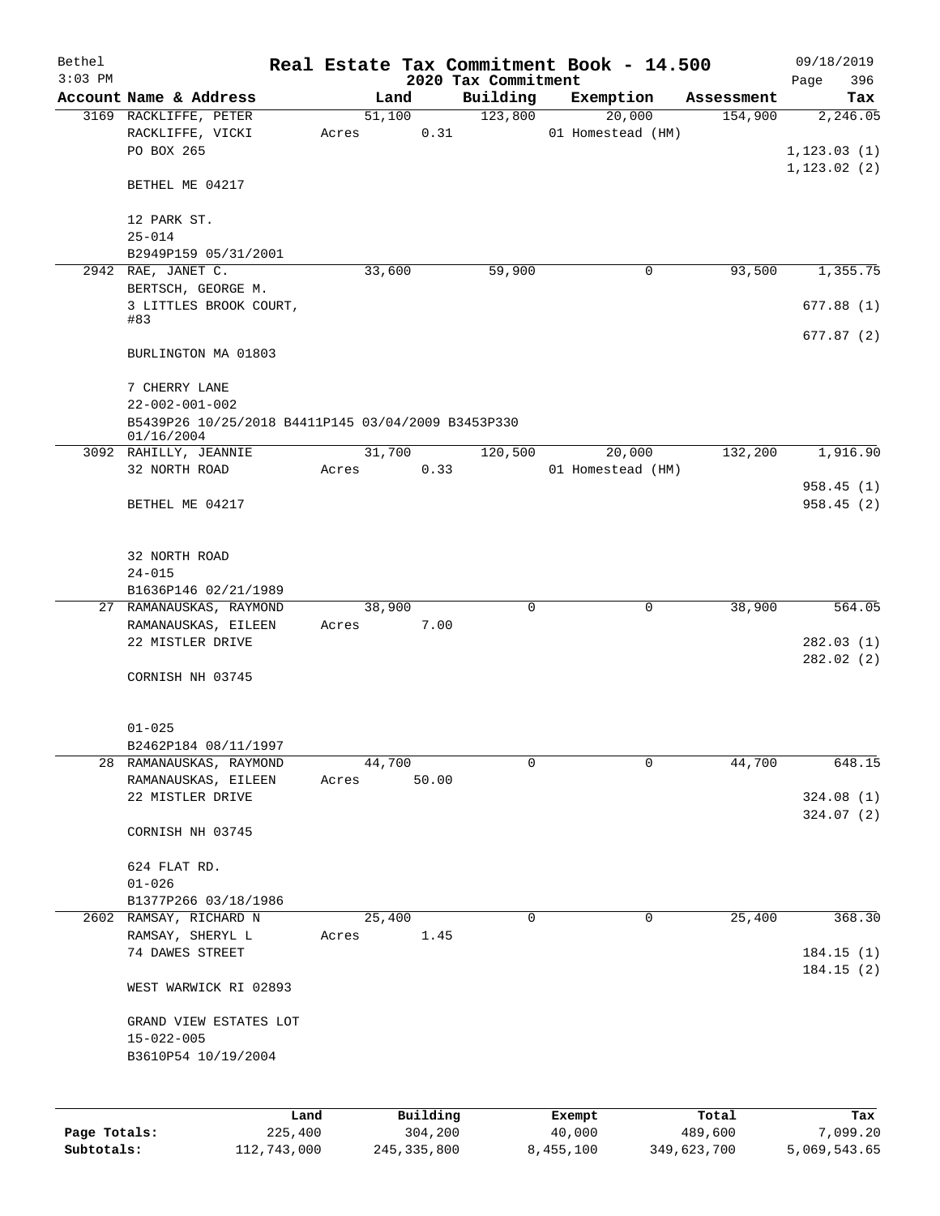Bethel 3:03 PM

# Real Estate Tax Commitment Book - 14.500

## 2020 Tax Commitment

09/18/2019 Page 396

| Account Name & Address | Land | Building | Exemption | Assessment | Tax |
|---|---|---|---|---|---|
| 3169 RACKLIFFE, PETER<br>RACKLIFFE, VICKI<br>PO BOX 265<br><br>BETHEL ME 04217<br><br>12 PARK ST.<br>25-014<br>B2949P159 05/31/2001 | 51,100<br>Acres 0.31 | 123,800 | 20,000<br>01 Homestead (HM) | 154,900 | 2,246.05<br><br>1,123.03 (1)<br>1,123.02 (2) |
| 2942 RAE, JANET C.<br>BERTSCH, GEORGE M.<br>3 LITTLES BROOK COURT, #83<br><br>BURLINGTON MA 01803<br><br>7 CHERRY LANE<br>22-002-001-002<br>B5439P26 10/25/2018 B4411P145 03/04/2009 B3453P330 01/16/2004 | 33,600 | 59,900 | 0 | 93,500 | 1,355.75<br><br>677.88 (1)<br><br>677.87 (2) |
| 3092 RAHILLY, JEANNIE<br>32 NORTH ROAD<br><br>BETHEL ME 04217<br><br>32 NORTH ROAD<br>24-015<br>B1636P146 02/21/1989 | 31,700<br>Acres 0.33 | 120,500 | 20,000<br>01 Homestead (HM) | 132,200 | 1,916.90<br><br>958.45 (1)<br>958.45 (2) |
| 27 RAMANAUSKAS, RAYMOND<br>RAMANAUSKAS, EILEEN<br>22 MISTLER DRIVE<br><br>CORNISH NH 03745<br><br>01-025<br>B2462P184 08/11/1997 | 38,900<br>Acres 7.00 | 0 | 0 | 38,900 | 564.05<br><br>282.03 (1)<br>282.02 (2) |
| 28 RAMANAUSKAS, RAYMOND<br>RAMANAUSKAS, EILEEN<br>22 MISTLER DRIVE<br><br>CORNISH NH 03745<br><br>624 FLAT RD.<br>01-026<br>B1377P266 03/18/1986 | 44,700<br>Acres 50.00 | 0 | 0 | 44,700 | 648.15<br><br>324.08 (1)<br>324.07 (2) |
| 2602 RAMSAY, RICHARD N<br>RAMSAY, SHERYL L<br>74 DAWES STREET<br><br>WEST WARWICK RI 02893<br><br>GRAND VIEW ESTATES LOT<br>15-022-005<br>B3610P54 10/19/2004 | 25,400<br>Acres 1.45 | 0 | 0 | 25,400 | 368.30<br><br>184.15 (1)<br>184.15 (2) |

| | Land | Building | Exempt | Total | Tax |
|---|---|---|---|---|---|
| Page Totals: | 225,400 | 304,200 | 40,000 | 489,600 | 7,099.20 |
| Subtotals: | 112,743,000 | 245,335,800 | 8,455,100 | 349,623,700 | 5,069,543.65 |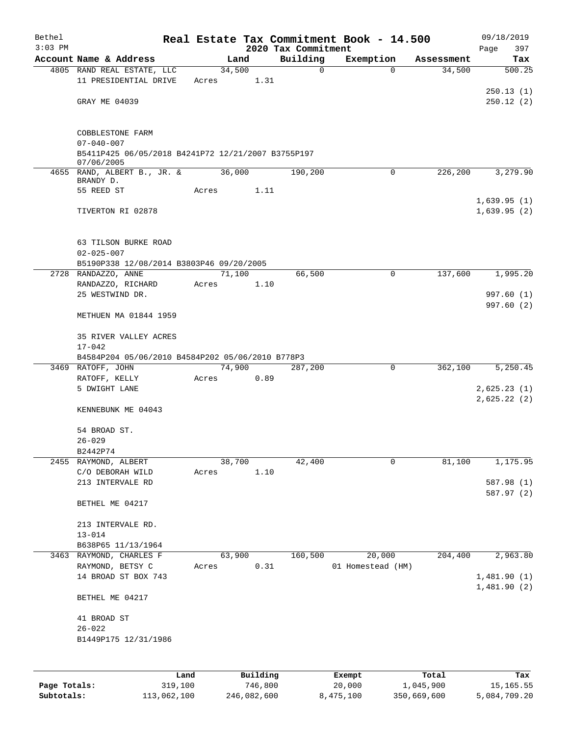Bethel 3:03 PM

# Real Estate Tax Commitment Book - 14.500

## 2020 Tax Commitment

09/18/2019 Page 397

| Account Name & Address | Land | Building | Exemption | Assessment | Tax |
|---|---|---|---|---|---|
| 4805 RAND REAL ESTATE, LLC | 34,500 | 0 | 0 | 34,500 | 500.25 |
| 11 PRESIDENTIAL DRIVE | Acres 1.31 | | | | |
| | | | | | 250.13 (1) |
| GRAY ME 04039 | | | | | 250.12 (2) |
| COBBLESTONE FARM | | | | | |
| 07-040-007 | | | | | |
| B5411P425 06/05/2018 B4241P72 12/21/2007 B3755P197 07/06/2005 | | | | | |
| 4655 RAND, ALBERT B., JR. & BRANDY D. | 36,000 | 190,200 | 0 | 226,200 | 3,279.90 |
| 55 REED ST | Acres 1.11 | | | | |
| | | | | | 1,639.95 (1) |
| TIVERTON RI 02878 | | | | | 1,639.95 (2) |
| 63 TILSON BURKE ROAD | | | | | |
| 02-025-007 | | | | | |
| B5190P338 12/08/2014 B3803P46 09/20/2005 | | | | | |
| 2728 RANDAZZO, ANNE | 71,100 | 66,500 | 0 | 137,600 | 1,995.20 |
| RANDAZZO, RICHARD | Acres 1.10 | | | | |
| 25 WESTWIND DR. | | | | | 997.60 (1) |
| | | | | | 997.60 (2) |
| METHUEN MA 01844 1959 | | | | | |
| 35 RIVER VALLEY ACRES | | | | | |
| 17-042 | | | | | |
| B4584P204 05/06/2010 B4584P202 05/06/2010 B778P3 | | | | | |
| 3469 RATOFF, JOHN | 74,900 | 287,200 | 0 | 362,100 | 5,250.45 |
| RATOFF, KELLY | Acres 0.89 | | | | |
| 5 DWIGHT LANE | | | | | 2,625.23 (1) |
| | | | | | 2,625.22 (2) |
| KENNEBUNK ME 04043 | | | | | |
| 54 BROAD ST. | | | | | |
| 26-029 | | | | | |
| B2442P74 | | | | | |
| 2455 RAYMOND, ALBERT | 38,700 | 42,400 | 0 | 81,100 | 1,175.95 |
| C/O DEBORAH WILD | Acres 1.10 | | | | |
| 213 INTERVALE RD | | | | | 587.98 (1) |
| | | | | | 587.97 (2) |
| BETHEL ME 04217 | | | | | |
| 213 INTERVALE RD. | | | | | |
| 13-014 | | | | | |
| B638P65 11/13/1964 | | | | | |
| 3463 RAYMOND, CHARLES F | 63,900 | 160,500 | 20,000 | 204,400 | 2,963.80 |
| RAYMOND, BETSY C | Acres 0.31 | | 01 Homestead (HM) | | |
| 14 BROAD ST BOX 743 | | | | | 1,481.90 (1) |
| | | | | | 1,481.90 (2) |
| BETHEL ME 04217 | | | | | |
| 41 BROAD ST | | | | | |
| 26-022 | | | | | |
| B1449P175 12/31/1986 | | | | | |

| | Land | Building | Exempt | Total | Tax |
|---|---|---|---|---|---|
| Page Totals: | 319,100 | 746,800 | 20,000 | 1,045,900 | 15,165.55 |
| Subtotals: | 113,062,100 | 246,082,600 | 8,475,100 | 350,669,600 | 5,084,709.20 |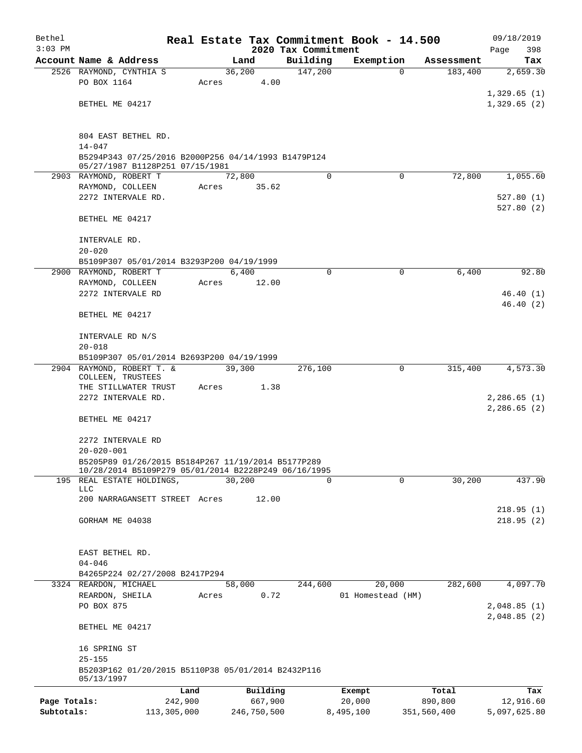Bethel 3:03 PM

# Real Estate Tax Commitment Book - 14.500

## 2020 Tax Commitment

09/18/2019 Page 398

| Account | Name & Address | Land | Building | Exemption | Assessment | Tax |
|---|---|---|---|---|---|---|
| 2526 | RAYMOND, CYNTHIA S<br>PO BOX 1164<br><br>BETHEL ME 04217<br><br>804 EAST BETHEL RD.<br>14-047<br>B5294P343 07/25/2016 B2000P256 04/14/1993 B1479P124 05/27/1987 B1128P251 07/15/1981 | 36,200<br>Acres 4.00 | 147,200 | 0 | 183,400 | 2,659.30<br><br>1,329.65 (1)<br>1,329.65 (2) |
| 2903 | RAYMOND, ROBERT T<br>RAYMOND, COLLEEN<br>2272 INTERVALE RD.<br><br>BETHEL ME 04217<br><br>INTERVALE RD.<br>20-020<br>B5109P307 05/01/2014 B3293P200 04/19/1999 | 72,800<br>Acres 35.62 | 0 | 0 | 72,800 | 1,055.60<br><br>527.80 (1)<br>527.80 (2) |
| 2900 | RAYMOND, ROBERT T<br>RAYMOND, COLLEEN<br>2272 INTERVALE RD<br><br>BETHEL ME 04217<br><br>INTERVALE RD N/S<br>20-018<br>B5109P307 05/01/2014 B2693P200 04/19/1999 | 6,400<br>Acres 12.00 | 0 | 0 | 6,400 | 92.80<br><br>46.40 (1)<br>46.40 (2) |
| 2904 | RAYMOND, ROBERT T. &<br>COLLEEN, TRUSTEES<br>THE STILLWATER TRUST<br>2272 INTERVALE RD.<br><br>BETHEL ME 04217<br><br>2272 INTERVALE RD<br>20-020-001<br>B5205P89 01/26/2015 B5184P267 11/19/2014 B5177P289 10/28/2014 B5109P279 05/01/2014 B2228P249 06/16/1995 | 39,300<br>Acres 1.38 | 276,100 | 0 | 315,400 | 4,573.30<br><br>2,286.65 (1)<br>2,286.65 (2) |
| 195 | REAL ESTATE HOLDINGS,<br>LLC<br>200 NARRAGANSETT STREET<br><br>GORHAM ME 04038<br><br>EAST BETHEL RD.<br>04-046<br>B4265P224 02/27/2008 B2417P294 | 30,200<br>Acres 12.00 | 0 | 0 | 30,200 | 437.90<br><br>218.95 (1)<br>218.95 (2) |
| 3324 | REARDON, MICHAEL<br>REARDON, SHEILA<br>PO BOX 875<br><br>BETHEL ME 04217<br><br>16 SPRING ST<br>25-155<br>B5203P162 01/20/2015 B5110P38 05/01/2014 B2432P116 05/13/1997 | 58,000<br>Acres 0.72 | 244,600 | 20,000<br>01 Homestead (HM) | 282,600 | 4,097.70<br><br>2,048.85 (1)<br>2,048.85 (2) |

| | Land | Building | Exempt | Total | Tax |
|---|---|---|---|---|---|
| Page Totals: | 242,900 | 667,900 | 20,000 | 890,800 | 12,916.60 |
| Subtotals: | 113,305,000 | 246,750,500 | 8,495,100 | 351,560,400 | 5,097,625.80 |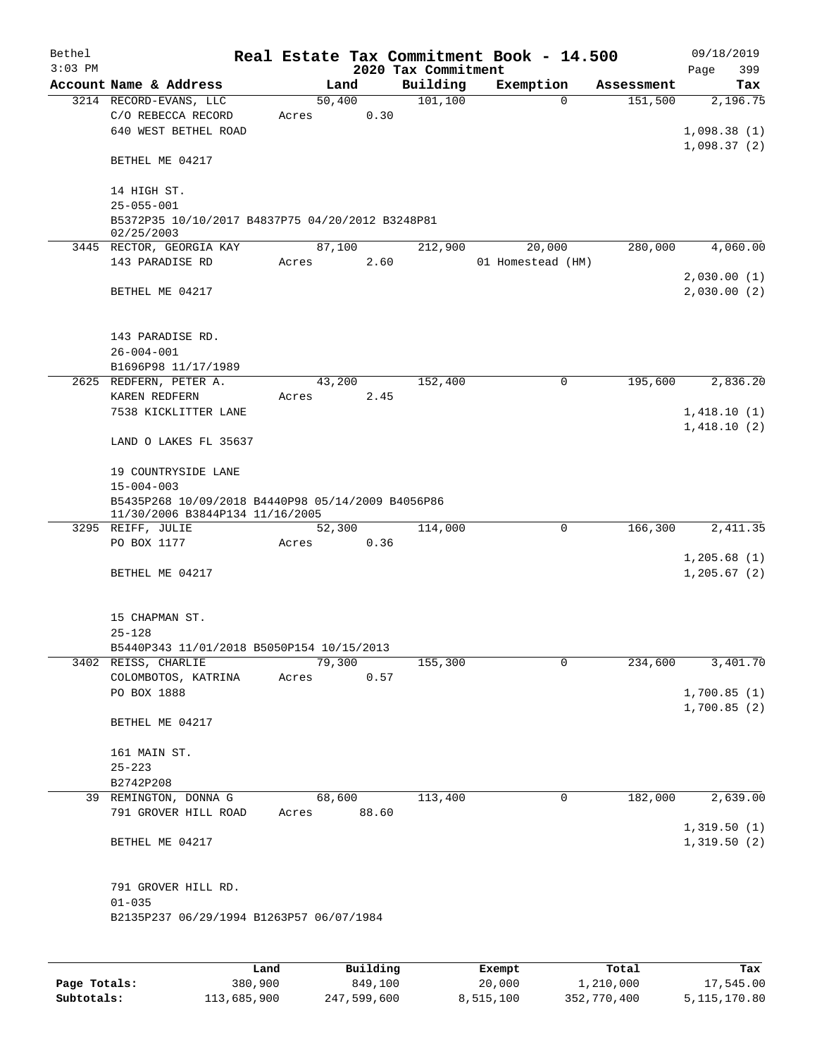Bethel 3:03 PM

# Real Estate Tax Commitment Book - 14.500

2020 Tax Commitment

09/18/2019 Page 399

| Account Name & Address | Land | Building | Exemption | Assessment | Tax |
|---|---|---|---|---|---|
| 3214 RECORD-EVANS, LLC | 50,400 | 101,100 | 0 | 151,500 | 2,196.75 |
| C/O REBECCA RECORD | Acres 0.30 | | | | |
| 640 WEST BETHEL ROAD | | | | | 1,098.38 (1) |
| | | | | | 1,098.37 (2) |
| BETHEL ME 04217 | | | | | |
| 14 HIGH ST. | | | | | |
| 25-055-001 | | | | | |
| B5372P35 10/10/2017 B4837P75 04/20/2012 B3248P81 02/25/2003 | | | | | |
| 3445 RECTOR, GEORGIA KAY | 87,100 | 212,900 | 20,000 | 280,000 | 4,060.00 |
| 143 PARADISE RD | Acres 2.60 | | 01 Homestead (HM) | | |
| | | | | | 2,030.00 (1) |
| BETHEL ME 04217 | | | | | 2,030.00 (2) |
| 143 PARADISE RD. | | | | | |
| 26-004-001 | | | | | |
| B1696P98 11/17/1989 | | | | | |
| 2625 REDFERN, PETER A. | 43,200 | 152,400 | 0 | 195,600 | 2,836.20 |
| KAREN REDFERN | Acres 2.45 | | | | |
| 7538 KICKLITTER LANE | | | | | 1,418.10 (1) |
| | | | | | 1,418.10 (2) |
| LAND O LAKES FL 35637 | | | | | |
| 19 COUNTRYSIDE LANE | | | | | |
| 15-004-003 | | | | | |
| B5435P268 10/09/2018 B4440P98 05/14/2009 B4056P86 11/30/2006 B3844P134 11/16/2005 | | | | | |
| 3295 REIFF, JULIE | 52,300 | 114,000 | 0 | 166,300 | 2,411.35 |
| PO BOX 1177 | Acres 0.36 | | | | |
| | | | | | 1,205.68 (1) |
| BETHEL ME 04217 | | | | | 1,205.67 (2) |
| 15 CHAPMAN ST. | | | | | |
| 25-128 | | | | | |
| B5440P343 11/01/2018 B5050P154 10/15/2013 | | | | | |
| 3402 REISS, CHARLIE | 79,300 | 155,300 | 0 | 234,600 | 3,401.70 |
| COLOMBOTOS, KATRINA | Acres 0.57 | | | | |
| PO BOX 1888 | | | | | 1,700.85 (1) |
| | | | | | 1,700.85 (2) |
| BETHEL ME 04217 | | | | | |
| 161 MAIN ST. | | | | | |
| 25-223 | | | | | |
| B2742P208 | | | | | |
| 39 REMINGTON, DONNA G | 68,600 | 113,400 | 0 | 182,000 | 2,639.00 |
| 791 GROVER HILL ROAD | Acres 88.60 | | | | |
| | | | | | 1,319.50 (1) |
| BETHEL ME 04217 | | | | | 1,319.50 (2) |
| 791 GROVER HILL RD. | | | | | |
| 01-035 | | | | | |
| B2135P237 06/29/1994 B1263P57 06/07/1984 | | | | | |

| | Land | Building | Exempt | Total | Tax |
|---|---|---|---|---|---|
| Page Totals: | 380,900 | 849,100 | 20,000 | 1,210,000 | 17,545.00 |
| Subtotals: | 113,685,900 | 247,599,600 | 8,515,100 | 352,770,400 | 5,115,170.80 |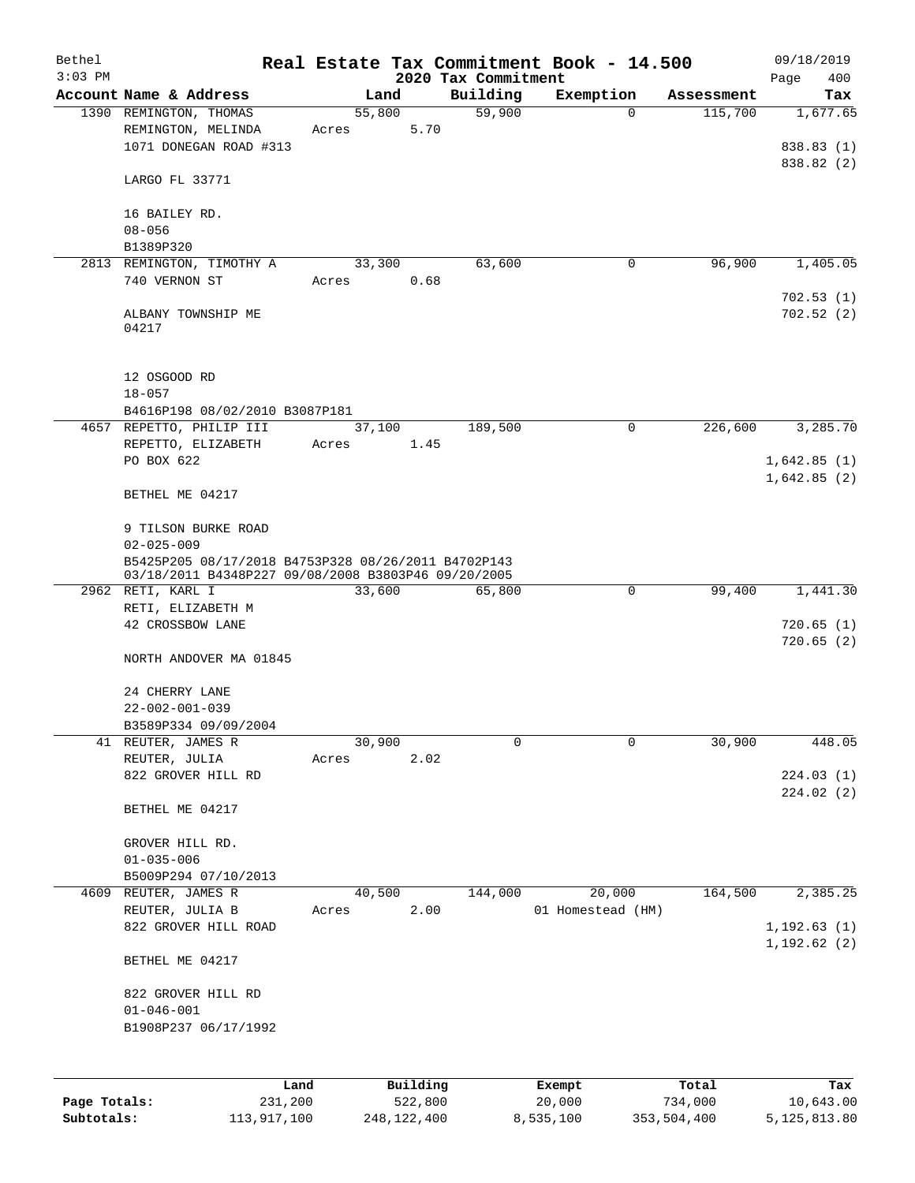Bethel 3:03 PM — **Real Estate Tax Commitment Book - 14.500** — 2020 Tax Commitment — 09/18/2019

| Account Name & Address | Land | Building | Exemption | Assessment | Tax |
|---|---|---|---|---|---|
| 1390 REMINGTON, THOMAS | 55,800 | 59,900 | 0 | 115,700 | 1,677.65 |
| REMINGTON, MELINDA | Acres 5.70 | | | | |
| 1071 DONEGAN ROAD #313 | | | | | 838.83 (1) |
| | | | | | 838.82 (2) |
| LARGO FL 33771 | | | | | |
| 16 BAILEY RD. | | | | | |
| 08-056 | | | | | |
| B1389P320 | | | | | |
| 2813 REMINGTON, TIMOTHY A | 33,300 | 63,600 | 0 | 96,900 | 1,405.05 |
| 740 VERNON ST | Acres 0.68 | | | | |
| | | | | | 702.53 (1) |
| ALBANY TOWNSHIP ME 04217 | | | | | 702.52 (2) |
| 12 OSGOOD RD | | | | | |
| 18-057 | | | | | |
| B4616P198 08/02/2010 B3087P181 | | | | | |
| 4657 REPETTO, PHILIP III | 37,100 | 189,500 | 0 | 226,600 | 3,285.70 |
| REPETTO, ELIZABETH | Acres 1.45 | | | | |
| PO BOX 622 | | | | | 1,642.85 (1) |
| | | | | | 1,642.85 (2) |
| BETHEL ME 04217 | | | | | |
| 9 TILSON BURKE ROAD | | | | | |
| 02-025-009 | | | | | |
| B5425P205 08/17/2018 B4753P328 08/26/2011 B4702P143 03/18/2011 B4348P227 09/08/2008 B3803P46 09/20/2005 | | | | | |
| 2962 RETI, KARL I | 33,600 | 65,800 | 0 | 99,400 | 1,441.30 |
| RETI, ELIZABETH M | | | | | |
| 42 CROSSBOW LANE | | | | | 720.65 (1) |
| | | | | | 720.65 (2) |
| NORTH ANDOVER MA 01845 | | | | | |
| 24 CHERRY LANE | | | | | |
| 22-002-001-039 | | | | | |
| B3589P334 09/09/2004 | | | | | |
| 41 REUTER, JAMES R | 30,900 | 0 | 0 | 30,900 | 448.05 |
| REUTER, JULIA | Acres 2.02 | | | | |
| 822 GROVER HILL RD | | | | | 224.03 (1) |
| | | | | | 224.02 (2) |
| BETHEL ME 04217 | | | | | |
| GROVER HILL RD. | | | | | |
| 01-035-006 | | | | | |
| B5009P294 07/10/2013 | | | | | |
| 4609 REUTER, JAMES R | 40,500 | 144,000 | 20,000 | 164,500 | 2,385.25 |
| REUTER, JULIA B | Acres 2.00 | | 01 Homestead (HM) | | |
| 822 GROVER HILL ROAD | | | | | 1,192.63 (1) |
| | | | | | 1,192.62 (2) |
| BETHEL ME 04217 | | | | | |
| 822 GROVER HILL RD | | | | | |
| 01-046-001 | | | | | |
| B1908P237 06/17/1992 | | | | | |

| | Land | Building | Exempt | Total | Tax |
|---|---|---|---|---|---|
| Page Totals: | 231,200 | 522,800 | 20,000 | 734,000 | 10,643.00 |
| Subtotals: | 113,917,100 | 248,122,400 | 8,535,100 | 353,504,400 | 5,125,813.80 |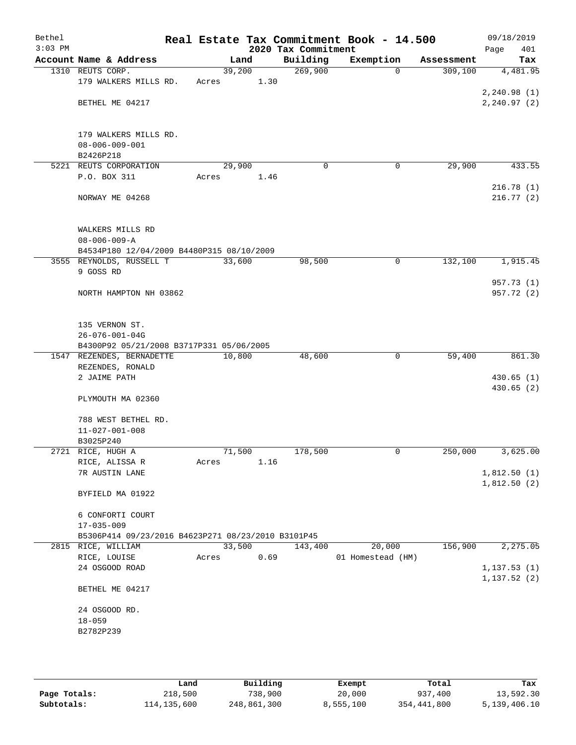# Real Estate Tax Commitment Book - 14.500

## 2020 Tax Commitment

Bethel 3:03 PM — 09/18/2019

| Account Name & Address | Land | Building | Exemption | Assessment | Tax |
|---|---|---|---|---|---|
| 1310 REUTS CORP. | 39,200 | 269,900 | 0 | 309,100 | 4,481.95 |
| 179 WALKERS MILLS RD. | Acres 1.30 | | | | |
| | | | | | 2,240.98 (1) |
| BETHEL ME 04217 | | | | | 2,240.97 (2) |
| 179 WALKERS MILLS RD. | | | | | |
| 08-006-009-001 | | | | | |
| B2426P218 | | | | | |
| 5221 REUTS CORPORATION | 29,900 | 0 | 0 | 29,900 | 433.55 |
| P.O. BOX 311 | Acres 1.46 | | | | |
| | | | | | 216.78 (1) |
| NORWAY ME 04268 | | | | | 216.77 (2) |
| WALKERS MILLS RD | | | | | |
| 08-006-009-A | | | | | |
| B4534P180 12/04/2009 B4480P315 08/10/2009 | | | | | |
| 3555 REYNOLDS, RUSSELL T | 33,600 | 98,500 | 0 | 132,100 | 1,915.45 |
| 9 GOSS RD | | | | | |
| | | | | | 957.73 (1) |
| NORTH HAMPTON NH 03862 | | | | | 957.72 (2) |
| 135 VERNON ST. | | | | | |
| 26-076-001-04G | | | | | |
| B4300P92 05/21/2008 B3717P331 05/06/2005 | | | | | |
| 1547 REZENDES, BERNADETTE | 10,800 | 48,600 | 0 | 59,400 | 861.30 |
| REZENDES, RONALD | | | | | |
| 2 JAIME PATH | | | | | 430.65 (1) |
| | | | | | 430.65 (2) |
| PLYMOUTH MA 02360 | | | | | |
| 788 WEST BETHEL RD. | | | | | |
| 11-027-001-008 | | | | | |
| B3025P240 | | | | | |
| 2721 RICE, HUGH A | 71,500 | 178,500 | 0 | 250,000 | 3,625.00 |
| RICE, ALISSA R | Acres 1.16 | | | | |
| 7R AUSTIN LANE | | | | | 1,812.50 (1) |
| | | | | | 1,812.50 (2) |
| BYFIELD MA 01922 | | | | | |
| 6 CONFORTI COURT | | | | | |
| 17-035-009 | | | | | |
| B5306P414 09/23/2016 B4623P271 08/23/2010 B3101P45 | | | | | |
| 2815 RICE, WILLIAM | 33,500 | 143,400 | 20,000 | 156,900 | 2,275.05 |
| RICE, LOUISE | Acres 0.69 | | 01 Homestead (HM) | | |
| 24 OSGOOD ROAD | | | | | 1,137.53 (1) |
| | | | | | 1,137.52 (2) |
| BETHEL ME 04217 | | | | | |
| 24 OSGOOD RD. | | | | | |
| 18-059 | | | | | |
| B2782P239 | | | | | |

| | Land | Building | Exempt | Total | Tax |
|---|---|---|---|---|---|
| Page Totals: | 218,500 | 738,900 | 20,000 | 937,400 | 13,592.30 |
| Subtotals: | 114,135,600 | 248,861,300 | 8,555,100 | 354,441,800 | 5,139,406.10 |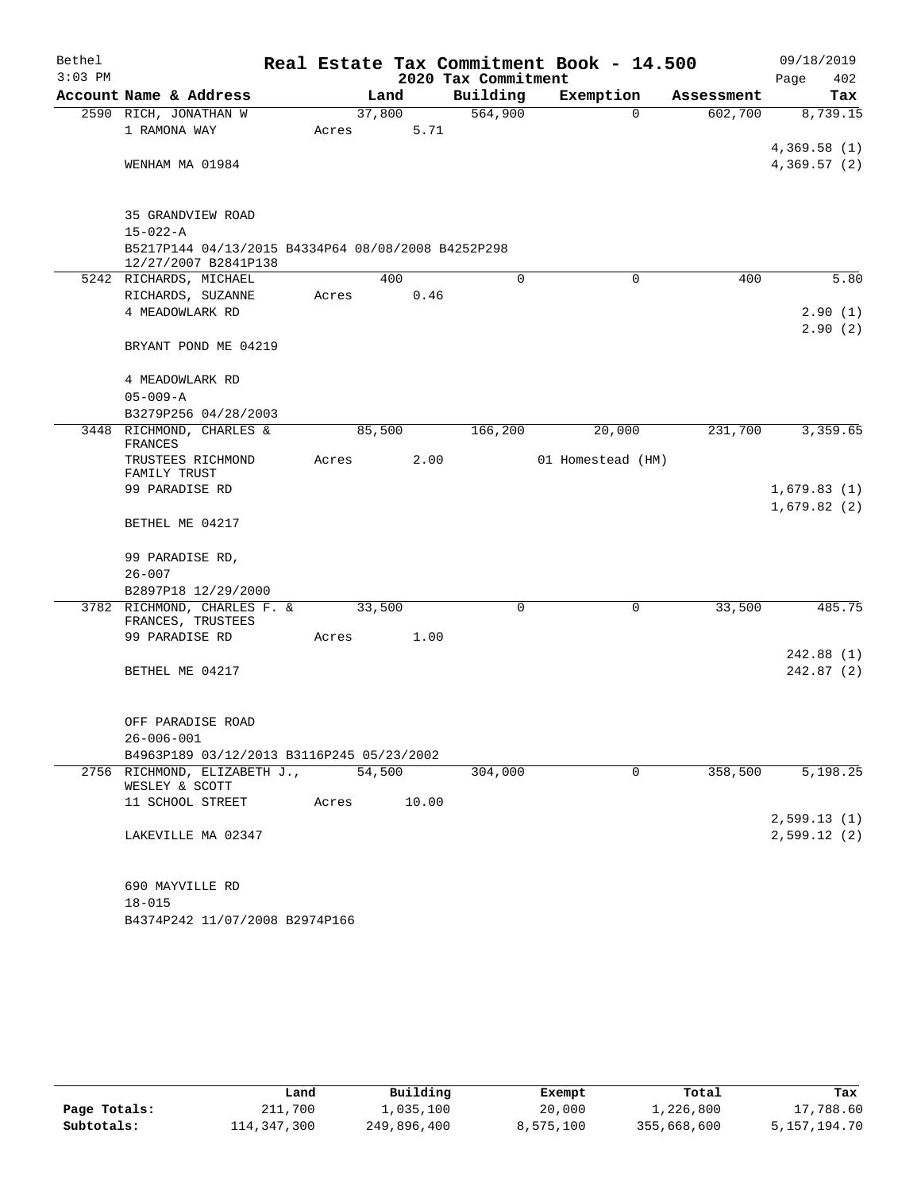Bethel — Real Estate Tax Commitment Book - 14.500 — 09/18/2019
3:03 PM — 2020 Tax Commitment — Page 402

| Account Name & Address | Land | Building | Exemption | Assessment | Tax |
|---|---|---|---|---|---|
| 2590 RICH, JONATHAN W | 37,800 | 564,900 | 0 | 602,700 | 8,739.15 |
| 1 RAMONA WAY | Acres 5.71 | | | | |
| | | | | | 4,369.58 (1) |
| WENHAM MA 01984 | | | | | 4,369.57 (2) |
| 35 GRANDVIEW ROAD | | | | | |
| 15-022-A | | | | | |
| B5217P144 04/13/2015 B4334P64 08/08/2008 B4252P298 12/27/2007 B2841P138 | | | | | |
| 5242 RICHARDS, MICHAEL | 400 | 0 | 0 | 400 | 5.80 |
| RICHARDS, SUZANNE | Acres 0.46 | | | | |
| 4 MEADOWLARK RD | | | | | 2.90 (1) |
| | | | | | 2.90 (2) |
| BRYANT POND ME 04219 | | | | | |
| 4 MEADOWLARK RD | | | | | |
| 05-009-A | | | | | |
| B3279P256 04/28/2003 | | | | | |
| 3448 RICHMOND, CHARLES & FRANCES | 85,500 | 166,200 | 20,000 | 231,700 | 3,359.65 |
| TRUSTEES RICHMOND FAMILY TRUST | Acres 2.00 | | 01 Homestead (HM) | | |
| 99 PARADISE RD | | | | | 1,679.83 (1) |
| | | | | | 1,679.82 (2) |
| BETHEL ME 04217 | | | | | |
| 99 PARADISE RD, | | | | | |
| 26-007 | | | | | |
| B2897P18 12/29/2000 | | | | | |
| 3782 RICHMOND, CHARLES F. & FRANCES, TRUSTEES | 33,500 | 0 | 0 | 33,500 | 485.75 |
| 99 PARADISE RD | Acres 1.00 | | | | |
| | | | | | 242.88 (1) |
| BETHEL ME 04217 | | | | | 242.87 (2) |
| OFF PARADISE ROAD | | | | | |
| 26-006-001 | | | | | |
| B4963P189 03/12/2013 B3116P245 05/23/2002 | | | | | |
| 2756 RICHMOND, ELIZABETH J., WESLEY & SCOTT | 54,500 | 304,000 | 0 | 358,500 | 5,198.25 |
| 11 SCHOOL STREET | Acres 10.00 | | | | |
| | | | | | 2,599.13 (1) |
| LAKEVILLE MA 02347 | | | | | 2,599.12 (2) |
| 690 MAYVILLE RD | | | | | |
| 18-015 | | | | | |
| B4374P242 11/07/2008 B2974P166 | | | | | |

| | Land | Building | Exempt | Total | Tax |
|---|---|---|---|---|---|
| Page Totals: | 211,700 | 1,035,100 | 20,000 | 1,226,800 | 17,788.60 |
| Subtotals: | 114,347,300 | 249,896,400 | 8,575,100 | 355,668,600 | 5,157,194.70 |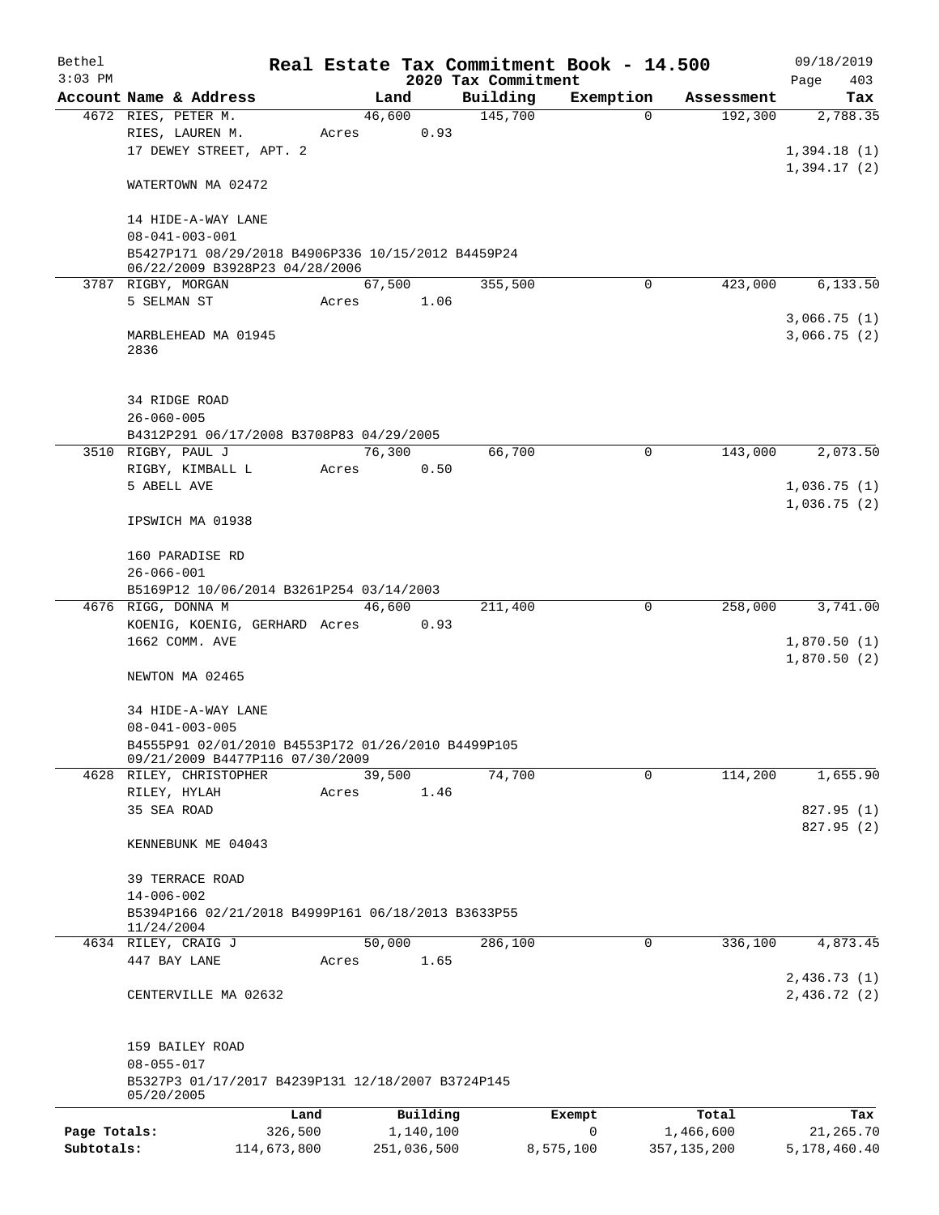Bethel 3:03 PM

# Real Estate Tax Commitment Book - 14.500

2020 Tax Commitment

09/18/2019

| Account | Name & Address | Land | Building | Exemption | Assessment | Tax |
|---|---|---|---|---|---|---|
| 4672 | RIES, PETER M. | 46,600 | 145,700 | 0 | 192,300 | 2,788.35 |
| | RIES, LAUREN M. | Acres 0.93 | | | | |
| | 17 DEWEY STREET, APT. 2 | | | | | 1,394.18 (1) |
| | | | | | | 1,394.17 (2) |
| | WATERTOWN MA 02472 | | | | | |
| | 14 HIDE-A-WAY LANE | | | | | |
| | 08-041-003-001 | | | | | |
| | B5427P171 08/29/2018 B4906P336 10/15/2012 B4459P24 06/22/2009 B3928P23 04/28/2006 | | | | | |
| 3787 | RIGBY, MORGAN | 67,500 | 355,500 | 0 | 423,000 | 6,133.50 |
| | 5 SELMAN ST | Acres 1.06 | | | | |
| | | | | | | 3,066.75 (1) |
| | MARBLEHEAD MA 01945 2836 | | | | | 3,066.75 (2) |
| | 34 RIDGE ROAD | | | | | |
| | 26-060-005 | | | | | |
| | B4312P291 06/17/2008 B3708P83 04/29/2005 | | | | | |
| 3510 | RIGBY, PAUL J | 76,300 | 66,700 | 0 | 143,000 | 2,073.50 |
| | RIGBY, KIMBALL L | Acres 0.50 | | | | |
| | 5 ABELL AVE | | | | | 1,036.75 (1) |
| | | | | | | 1,036.75 (2) |
| | IPSWICH MA 01938 | | | | | |
| | 160 PARADISE RD | | | | | |
| | 26-066-001 | | | | | |
| | B5169P12 10/06/2014 B3261P254 03/14/2003 | | | | | |
| 4676 | RIGG, DONNA M | 46,600 | 211,400 | 0 | 258,000 | 3,741.00 |
| | KOENIG, KOENIG, GERHARD | Acres 0.93 | | | | |
| | 1662 COMM. AVE | | | | | 1,870.50 (1) |
| | | | | | | 1,870.50 (2) |
| | NEWTON MA 02465 | | | | | |
| | 34 HIDE-A-WAY LANE | | | | | |
| | 08-041-003-005 | | | | | |
| | B4555P91 02/01/2010 B4553P172 01/26/2010 B4499P105 09/21/2009 B4477P116 07/30/2009 | | | | | |
| 4628 | RILEY, CHRISTOPHER | 39,500 | 74,700 | 0 | 114,200 | 1,655.90 |
| | RILEY, HYLAH | Acres 1.46 | | | | |
| | 35 SEA ROAD | | | | | 827.95 (1) |
| | | | | | | 827.95 (2) |
| | KENNEBUNK ME 04043 | | | | | |
| | 39 TERRACE ROAD | | | | | |
| | 14-006-002 | | | | | |
| | B5394P166 02/21/2018 B4999P161 06/18/2013 B3633P55 11/24/2004 | | | | | |
| 4634 | RILEY, CRAIG J | 50,000 | 286,100 | 0 | 336,100 | 4,873.45 |
| | 447 BAY LANE | Acres 1.65 | | | | |
| | | | | | | 2,436.73 (1) |
| | CENTERVILLE MA 02632 | | | | | 2,436.72 (2) |
| | 159 BAILEY ROAD | | | | | |
| | 08-055-017 | | | | | |
| | B5327P3 01/17/2017 B4239P131 12/18/2007 B3724P145 05/20/2005 | | | | | |

| | Land | Building | Exempt | Total | Tax |
|---|---|---|---|---|---|
| Page Totals: | 326,500 | 1,140,100 | 0 | 1,466,600 | 21,265.70 |
| Subtotals: | 114,673,800 | 251,036,500 | 8,575,100 | 357,135,200 | 5,178,460.40 |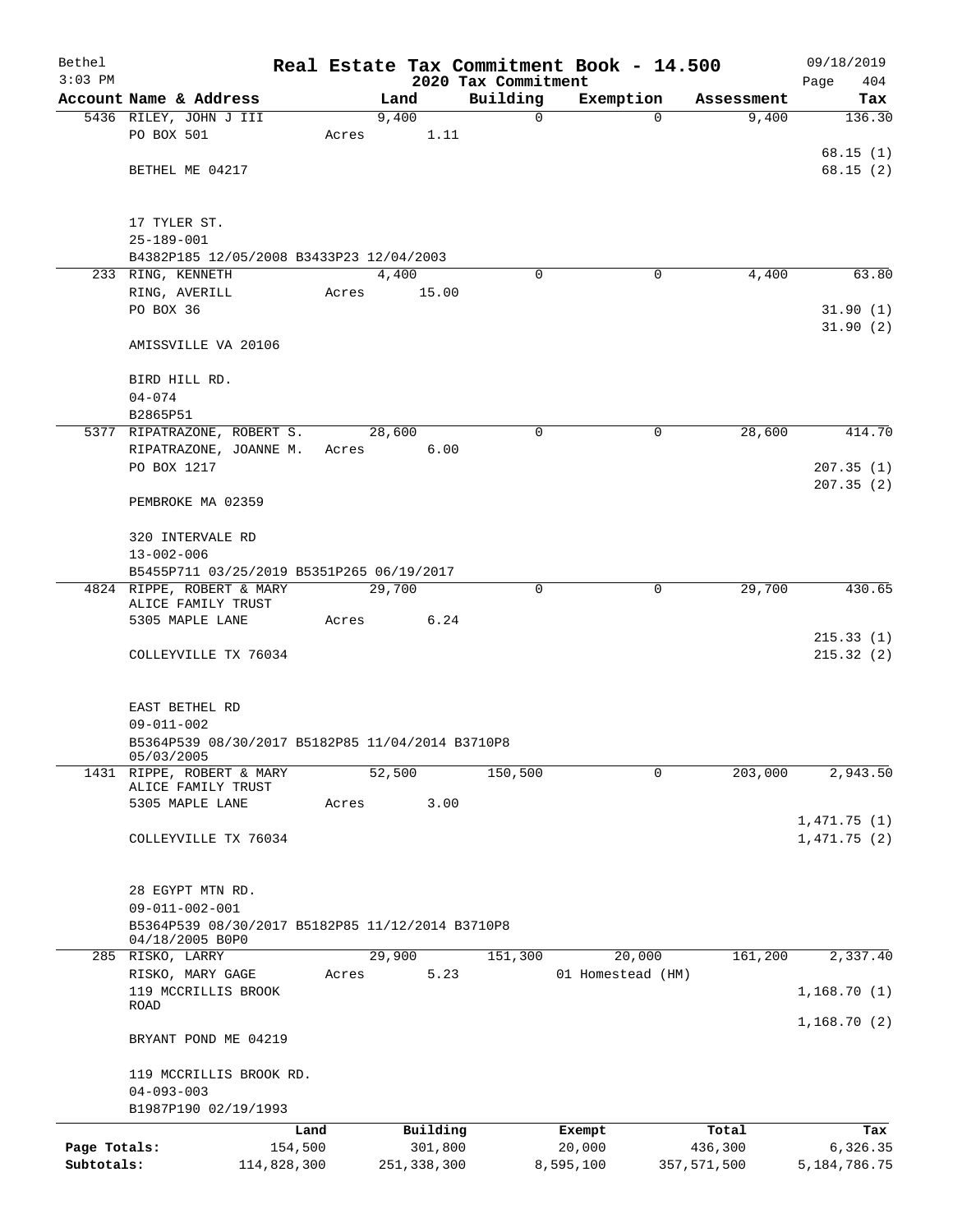Bethel — Real Estate Tax Commitment Book - 14.500 — 09/18/2019

3:03 PM — 2020 Tax Commitment

| Account | Name & Address | Land | Building | Exemption | Assessment | Tax |
|---|---|---|---|---|---|---|
| 5436 | RILEY, JOHN J III<br>PO BOX 501<br>BETHEL ME 04217<br>17 TYLER ST.<br>25-189-001<br>B4382P185 12/05/2008 B3433P23 12/04/2003 | 9,400<br>Acres 1.11 | 0 | 0 | 9,400 | 136.30<br>68.15 (1)<br>68.15 (2) |
| 233 | RING, KENNETH<br>RING, AVERILL<br>PO BOX 36<br>AMISSVILLE VA 20106<br>BIRD HILL RD.<br>04-074<br>B2865P51 | 4,400<br>Acres 15.00 | 0 | 0 | 4,400 | 63.80<br>31.90 (1)<br>31.90 (2) |
| 5377 | RIPATRAZONE, ROBERT S.<br>RIPATRAZONE, JOANNE M.<br>PO BOX 1217<br>PEMBROKE MA 02359<br>320 INTERVALE RD<br>13-002-006<br>B5455P711 03/25/2019 B5351P265 06/19/2017 | 28,600<br>Acres 6.00 | 0 | 0 | 28,600 | 414.70<br>207.35 (1)<br>207.35 (2) |
| 4824 | RIPPE, ROBERT & MARY<br>ALICE FAMILY TRUST<br>5305 MAPLE LANE<br>COLLEYVILLE TX 76034<br>EAST BETHEL RD<br>09-011-002<br>B5364P539 08/30/2017 B5182P85 11/04/2014 B3710P8 05/03/2005 | 29,700<br>Acres 6.24 | 0 | 0 | 29,700 | 430.65<br>215.33 (1)<br>215.32 (2) |
| 1431 | RIPPE, ROBERT & MARY<br>ALICE FAMILY TRUST<br>5305 MAPLE LANE<br>COLLEYVILLE TX 76034<br>28 EGYPT MTN RD.<br>09-011-002-001<br>B5364P539 08/30/2017 B5182P85 11/12/2014 B3710P8 04/18/2005 B0P0 | 52,500<br>Acres 3.00 | 150,500 | 0 | 203,000 | 2,943.50<br>1,471.75 (1)<br>1,471.75 (2) |
| 285 | RISKO, LARRY<br>RISKO, MARY GAGE<br>119 MCCRILLIS BROOK ROAD<br>BRYANT POND ME 04219<br>119 MCCRILLIS BROOK RD.<br>04-093-003<br>B1987P190 02/19/1993 | 29,900<br>Acres 5.23 | 151,300 | 20,000<br>01 Homestead (HM) | 161,200 | 2,337.40<br>1,168.70 (1)<br>1,168.70 (2) |

| | Land | Building | Exempt | Total | Tax |
|---|---|---|---|---|---|
| Page Totals: | 154,500 | 301,800 | 20,000 | 436,300 | 6,326.35 |
| Subtotals: | 114,828,300 | 251,338,300 | 8,595,100 | 357,571,500 | 5,184,786.75 |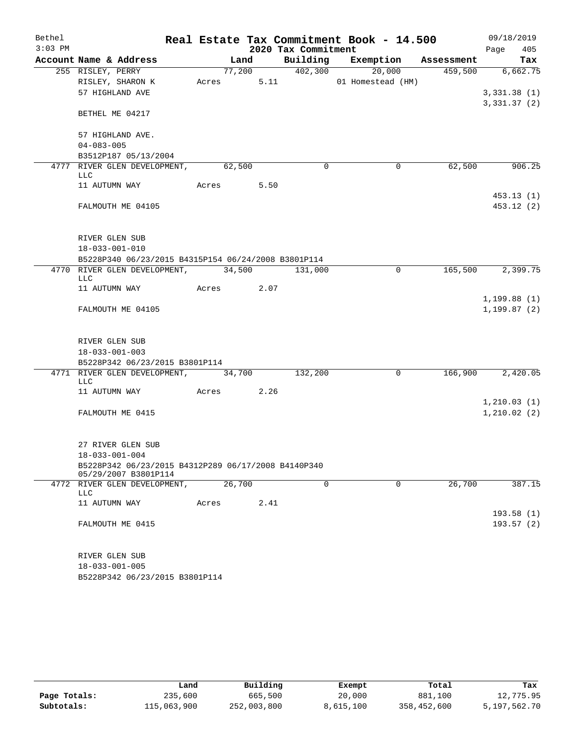Bethel 3:03 PM

# Real Estate Tax Commitment Book - 14.500

## 2020 Tax Commitment

09/18/2019

| Account Name & Address | Land | Building | Exemption | Assessment | Tax |
|---|---|---|---|---|---|
| 255 RISLEY, PERRY | 77,200 | 402,300 | 20,000 | 459,500 | 6,662.75 |
| RISLEY, SHARON K | Acres 5.11 | | 01 Homestead (HM) | | |
| 57 HIGHLAND AVE | | | | | 3,331.38 (1) |
| | | | | | 3,331.37 (2) |
| BETHEL ME 04217 | | | | | |
| 57 HIGHLAND AVE. | | | | | |
| 04-083-005 | | | | | |
| B3512P187 05/13/2004 | | | | | |
| 4777 RIVER GLEN DEVELOPMENT, LLC | 62,500 | 0 | 0 | 62,500 | 906.25 |
| 11 AUTUMN WAY | Acres 5.50 | | | | |
| | | | | | 453.13 (1) |
| FALMOUTH ME 04105 | | | | | 453.12 (2) |
| RIVER GLEN SUB | | | | | |
| 18-033-001-010 | | | | | |
| B5228P340 06/23/2015 B4315P154 06/24/2008 B3801P114 | | | | | |
| 4770 RIVER GLEN DEVELOPMENT, LLC | 34,500 | 131,000 | 0 | 165,500 | 2,399.75 |
| 11 AUTUMN WAY | Acres 2.07 | | | | |
| | | | | | 1,199.88 (1) |
| FALMOUTH ME 04105 | | | | | 1,199.87 (2) |
| RIVER GLEN SUB | | | | | |
| 18-033-001-003 | | | | | |
| B5228P342 06/23/2015 B3801P114 | | | | | |
| 4771 RIVER GLEN DEVELOPMENT, LLC | 34,700 | 132,200 | 0 | 166,900 | 2,420.05 |
| 11 AUTUMN WAY | Acres 2.26 | | | | |
| | | | | | 1,210.03 (1) |
| FALMOUTH ME 0415 | | | | | 1,210.02 (2) |
| 27 RIVER GLEN SUB | | | | | |
| 18-033-001-004 | | | | | |
| B5228P342 06/23/2015 B4312P289 06/17/2008 B4140P340 05/29/2007 B3801P114 | | | | | |
| 4772 RIVER GLEN DEVELOPMENT, LLC | 26,700 | 0 | 0 | 26,700 | 387.15 |
| 11 AUTUMN WAY | Acres 2.41 | | | | |
| | | | | | 193.58 (1) |
| FALMOUTH ME 0415 | | | | | 193.57 (2) |
| RIVER GLEN SUB | | | | | |
| 18-033-001-005 | | | | | |
| B5228P342 06/23/2015 B3801P114 | | | | | |

| | Land | Building | Exempt | Total | Tax |
|---|---|---|---|---|---|
| Page Totals: | 235,600 | 665,500 | 20,000 | 881,100 | 12,775.95 |
| Subtotals: | 115,063,900 | 252,003,800 | 8,615,100 | 358,452,600 | 5,197,562.70 |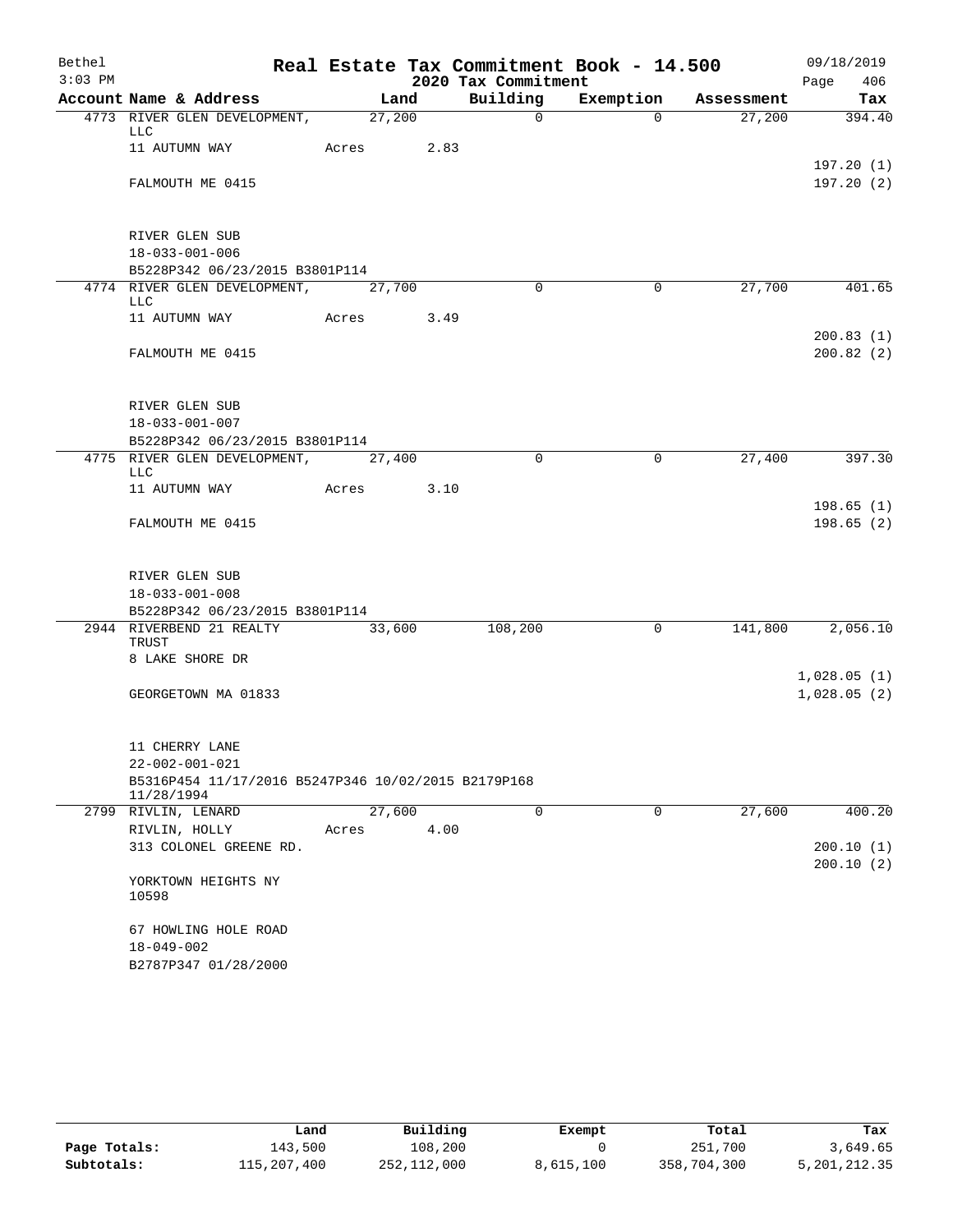Bethel | Real Estate Tax Commitment Book - 14.500 | 09/18/2019
3:03 PM | 2020 Tax Commitment | Page 406

| Account Name & Address | Land | Building | Exemption | Assessment | Tax |
|---|---|---|---|---|---|
| 4773 RIVER GLEN DEVELOPMENT, LLC | 27,200 | 0 | 0 | 27,200 | 394.40 |
| 11 AUTUMN WAY | Acres 2.83 | | | | |
| | | | | | 197.20 (1) |
| FALMOUTH ME 0415 | | | | | 197.20 (2) |
| RIVER GLEN SUB | | | | | |
| 18-033-001-006 | | | | | |
| B5228P342 06/23/2015 B3801P114 | | | | | |
| 4774 RIVER GLEN DEVELOPMENT, LLC | 27,700 | 0 | 0 | 27,700 | 401.65 |
| 11 AUTUMN WAY | Acres 3.49 | | | | |
| | | | | | 200.83 (1) |
| FALMOUTH ME 0415 | | | | | 200.82 (2) |
| RIVER GLEN SUB | | | | | |
| 18-033-001-007 | | | | | |
| B5228P342 06/23/2015 B3801P114 | | | | | |
| 4775 RIVER GLEN DEVELOPMENT, LLC | 27,400 | 0 | 0 | 27,400 | 397.30 |
| 11 AUTUMN WAY | Acres 3.10 | | | | |
| | | | | | 198.65 (1) |
| FALMOUTH ME 0415 | | | | | 198.65 (2) |
| RIVER GLEN SUB | | | | | |
| 18-033-001-008 | | | | | |
| B5228P342 06/23/2015 B3801P114 | | | | | |
| 2944 RIVERBEND 21 REALTY TRUST | 33,600 | 108,200 | 0 | 141,800 | 2,056.10 |
| 8 LAKE SHORE DR | | | | | |
| | | | | | 1,028.05 (1) |
| GEORGETOWN MA 01833 | | | | | 1,028.05 (2) |
| 11 CHERRY LANE | | | | | |
| 22-002-001-021 | | | | | |
| B5316P454 11/17/2016 B5247P346 10/02/2015 B2179P168 11/28/1994 | | | | | |
| 2799 RIVLIN, LENARD | 27,600 | 0 | 0 | 27,600 | 400.20 |
| RIVLIN, HOLLY | Acres 4.00 | | | | |
| 313 COLONEL GREENE RD. | | | | | 200.10 (1) |
| | | | | | 200.10 (2) |
| YORKTOWN HEIGHTS NY 10598 | | | | | |
| 67 HOWLING HOLE ROAD | | | | | |
| 18-049-002 | | | | | |
| B2787P347 01/28/2000 | | | | | |

| | Land | Building | Exempt | Total | Tax |
|---|---|---|---|---|---|
| Page Totals: | 143,500 | 108,200 | 0 | 251,700 | 3,649.65 |
| Subtotals: | 115,207,400 | 252,112,000 | 8,615,100 | 358,704,300 | 5,201,212.35 |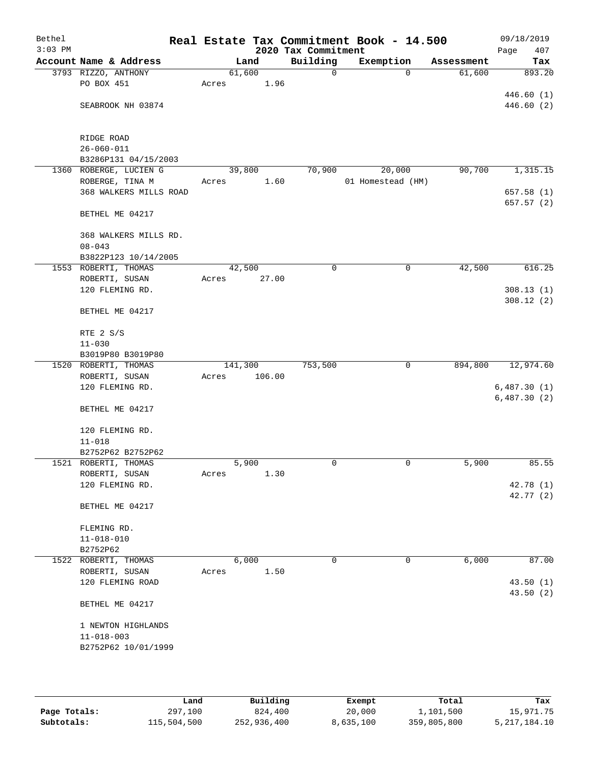Bethel — Real Estate Tax Commitment Book - 14.500 — 09/18/2019
3:03 PM — 2020 Tax Commitment

| Account | Name & Address | Land | Building | Exemption | Assessment | Tax |
|---|---|---|---|---|---|---|
| 3793 | RIZZO, ANTHONY<br>PO BOX 451<br><br>SEABROOK NH 03874<br><br>RIDGE ROAD<br>26-060-011<br>B3286P131 04/15/2003 | 61,600<br>Acres 1.96 | 0 | 0 | 61,600 | 893.20<br><br>446.60 (1)<br>446.60 (2) |
| 1360 | ROBERGE, LUCIEN G<br>ROBERGE, TINA M<br>368 WALKERS MILLS ROAD<br><br>BETHEL ME 04217<br><br>368 WALKERS MILLS RD.<br>08-043<br>B3822P123 10/14/2005 | 39,800<br>Acres 1.60 | 70,900 | 20,000<br>01 Homestead (HM) | 90,700 | 1,315.15<br><br>657.58 (1)<br>657.57 (2) |
| 1553 | ROBERTI, THOMAS<br>ROBERTI, SUSAN<br>120 FLEMING RD.<br><br>BETHEL ME 04217<br><br>RTE 2 S/S<br>11-030<br>B3019P80 B3019P80 | 42,500<br>Acres 27.00 | 0 | 0 | 42,500 | 616.25<br><br>308.13 (1)<br>308.12 (2) |
| 1520 | ROBERTI, THOMAS<br>ROBERTI, SUSAN<br>120 FLEMING RD.<br><br>BETHEL ME 04217<br><br>120 FLEMING RD.<br>11-018<br>B2752P62 B2752P62 | 141,300<br>Acres 106.00 | 753,500 | 0 | 894,800 | 12,974.60<br><br>6,487.30 (1)<br>6,487.30 (2) |
| 1521 | ROBERTI, THOMAS<br>ROBERTI, SUSAN<br>120 FLEMING RD.<br><br>BETHEL ME 04217<br><br>FLEMING RD.<br>11-018-010<br>B2752P62 | 5,900<br>Acres 1.30 | 0 | 0 | 5,900 | 85.55<br><br>42.78 (1)<br>42.77 (2) |
| 1522 | ROBERTI, THOMAS<br>ROBERTI, SUSAN<br>120 FLEMING ROAD<br><br>BETHEL ME 04217<br><br>1 NEWTON HIGHLANDS<br>11-018-003<br>B2752P62 10/01/1999 | 6,000<br>Acres 1.50 | 0 | 0 | 6,000 | 87.00<br><br>43.50 (1)<br>43.50 (2) |

| | Land | Building | Exempt | Total | Tax |
|---|---|---|---|---|---|
| Page Totals: | 297,100 | 824,400 | 20,000 | 1,101,500 | 15,971.75 |
| Subtotals: | 115,504,500 | 252,936,400 | 8,635,100 | 359,805,800 | 5,217,184.10 |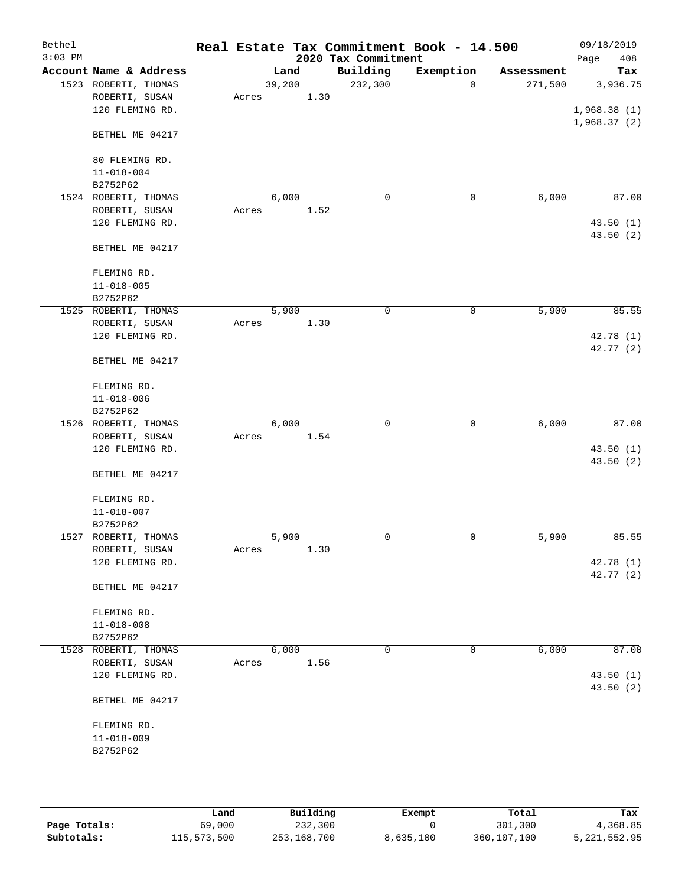Bethel 3:03 PM

# Real Estate Tax Commitment Book - 14.500

## 2020 Tax Commitment

09/18/2019

| Account Name & Address | Land | Building | Exemption | Assessment | Tax |
|---|---|---|---|---|---|
| 1523 ROBERTI, THOMAS | 39,200 | 232,300 | 0 | 271,500 | 3,936.75 |
| ROBERTI, SUSAN | Acres 1.30 | | | | |
| 120 FLEMING RD. | | | | | 1,968.38 (1) |
| | | | | | 1,968.37 (2) |
| BETHEL ME 04217 | | | | | |
| 80 FLEMING RD. | | | | | |
| 11-018-004 | | | | | |
| B2752P62 | | | | | |
| 1524 ROBERTI, THOMAS | 6,000 | 0 | 0 | 6,000 | 87.00 |
| ROBERTI, SUSAN | Acres 1.52 | | | | |
| 120 FLEMING RD. | | | | | 43.50 (1) |
| | | | | | 43.50 (2) |
| BETHEL ME 04217 | | | | | |
| FLEMING RD. | | | | | |
| 11-018-005 | | | | | |
| B2752P62 | | | | | |
| 1525 ROBERTI, THOMAS | 5,900 | 0 | 0 | 5,900 | 85.55 |
| ROBERTI, SUSAN | Acres 1.30 | | | | |
| 120 FLEMING RD. | | | | | 42.78 (1) |
| | | | | | 42.77 (2) |
| BETHEL ME 04217 | | | | | |
| FLEMING RD. | | | | | |
| 11-018-006 | | | | | |
| B2752P62 | | | | | |
| 1526 ROBERTI, THOMAS | 6,000 | 0 | 0 | 6,000 | 87.00 |
| ROBERTI, SUSAN | Acres 1.54 | | | | |
| 120 FLEMING RD. | | | | | 43.50 (1) |
| | | | | | 43.50 (2) |
| BETHEL ME 04217 | | | | | |
| FLEMING RD. | | | | | |
| 11-018-007 | | | | | |
| B2752P62 | | | | | |
| 1527 ROBERTI, THOMAS | 5,900 | 0 | 0 | 5,900 | 85.55 |
| ROBERTI, SUSAN | Acres 1.30 | | | | |
| 120 FLEMING RD. | | | | | 42.78 (1) |
| | | | | | 42.77 (2) |
| BETHEL ME 04217 | | | | | |
| FLEMING RD. | | | | | |
| 11-018-008 | | | | | |
| B2752P62 | | | | | |
| 1528 ROBERTI, THOMAS | 6,000 | 0 | 0 | 6,000 | 87.00 |
| ROBERTI, SUSAN | Acres 1.56 | | | | |
| 120 FLEMING RD. | | | | | 43.50 (1) |
| | | | | | 43.50 (2) |
| BETHEL ME 04217 | | | | | |
| FLEMING RD. | | | | | |
| 11-018-009 | | | | | |
| B2752P62 | | | | | |

| | Land | Building | Exempt | Total | Tax |
|---|---|---|---|---|---|
| Page Totals: | 69,000 | 232,300 | 0 | 301,300 | 4,368.85 |
| Subtotals: | 115,573,500 | 253,168,700 | 8,635,100 | 360,107,100 | 5,221,552.95 |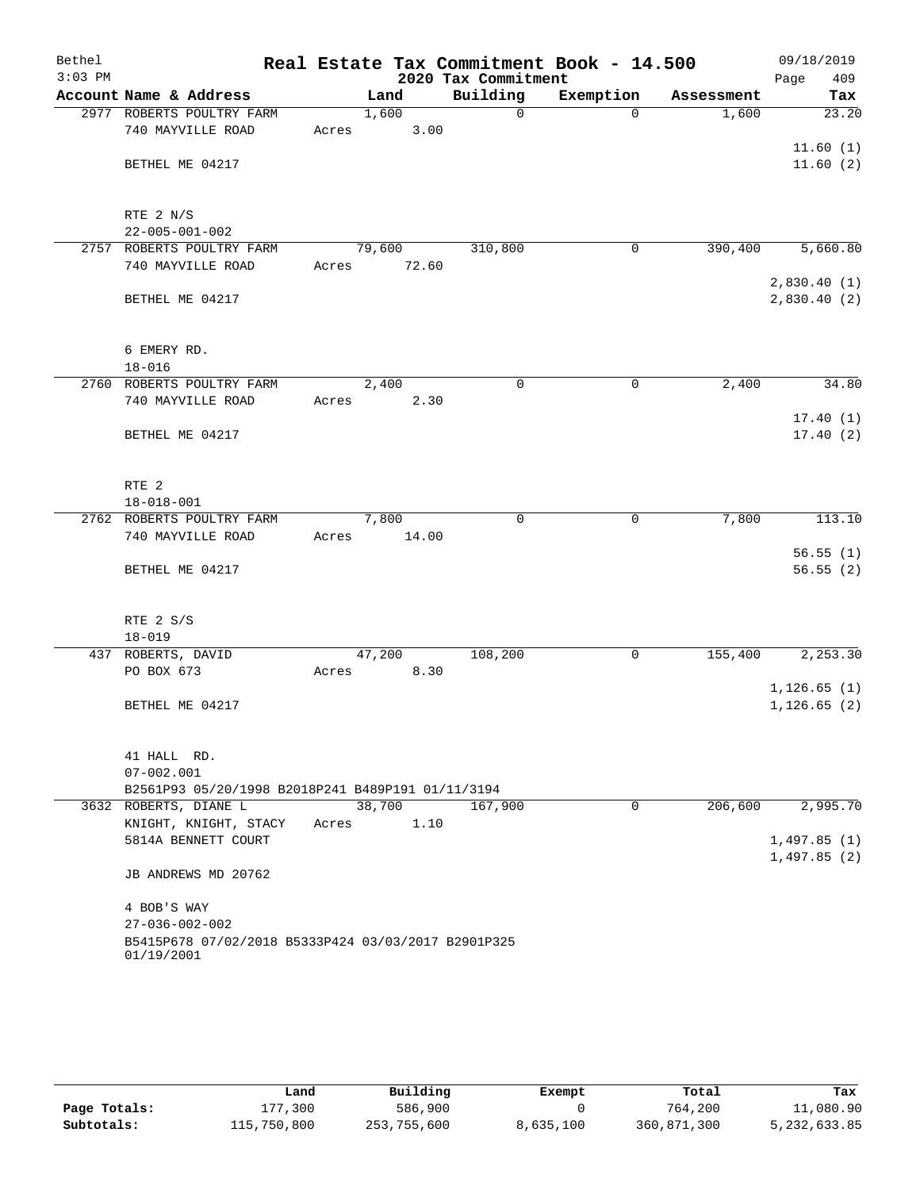Bethel 3:03 PM

# Real Estate Tax Commitment Book - 14.500

## 2020 Tax Commitment

09/18/2019 Page 409

| Account | Name & Address | Land | Building | Exemption | Assessment | Tax |
|---|---|---|---|---|---|---|
| 2977 | ROBERTS POULTRY FARM<br>740 MAYVILLE ROAD<br><br>BETHEL ME 04217<br><br>RTE 2 N/S<br>22-005-001-002 | 1,600<br>Acres 3.00 | 0 | 0 | 1,600 | 23.20<br><br>11.60 (1)<br>11.60 (2) |
| 2757 | ROBERTS POULTRY FARM<br>740 MAYVILLE ROAD<br><br>BETHEL ME 04217<br><br>6 EMERY RD.<br>18-016 | 79,600<br>Acres 72.60 | 310,800 | 0 | 390,400 | 5,660.80<br><br>2,830.40 (1)<br>2,830.40 (2) |
| 2760 | ROBERTS POULTRY FARM<br>740 MAYVILLE ROAD<br><br>BETHEL ME 04217<br><br>RTE 2<br>18-018-001 | 2,400<br>Acres 2.30 | 0 | 0 | 2,400 | 34.80<br><br>17.40 (1)<br>17.40 (2) |
| 2762 | ROBERTS POULTRY FARM<br>740 MAYVILLE ROAD<br><br>BETHEL ME 04217<br><br>RTE 2 S/S<br>18-019 | 7,800<br>Acres 14.00 | 0 | 0 | 7,800 | 113.10<br><br>56.55 (1)<br>56.55 (2) |
| 437 | ROBERTS, DAVID<br>PO BOX 673<br><br>BETHEL ME 04217<br><br>41 HALL RD.<br>07-002.001<br>B2561P93 05/20/1998 B2018P241 B489P191 01/11/3194 | 47,200<br>Acres 8.30 | 108,200 | 0 | 155,400 | 2,253.30<br><br>1,126.65 (1)<br>1,126.65 (2) |
| 3632 | ROBERTS, DIANE L<br>KNIGHT, KNIGHT, STACY<br>5814A BENNETT COURT<br><br>JB ANDREWS MD 20762<br><br>4 BOB'S WAY<br>27-036-002-002<br>B5415P678 07/02/2018 B5333P424 03/03/2017 B2901P325 01/19/2001 | 38,700<br>Acres 1.10 | 167,900 | 0 | 206,600 | 2,995.70<br><br>1,497.85 (1)<br>1,497.85 (2) |

| | Land | Building | Exempt | Total | Tax |
|---|---|---|---|---|---|
| **Page Totals:** | 177,300 | 586,900 | 0 | 764,200 | 11,080.90 |
| **Subtotals:** | 115,750,800 | 253,755,600 | 8,635,100 | 360,871,300 | 5,232,633.85 |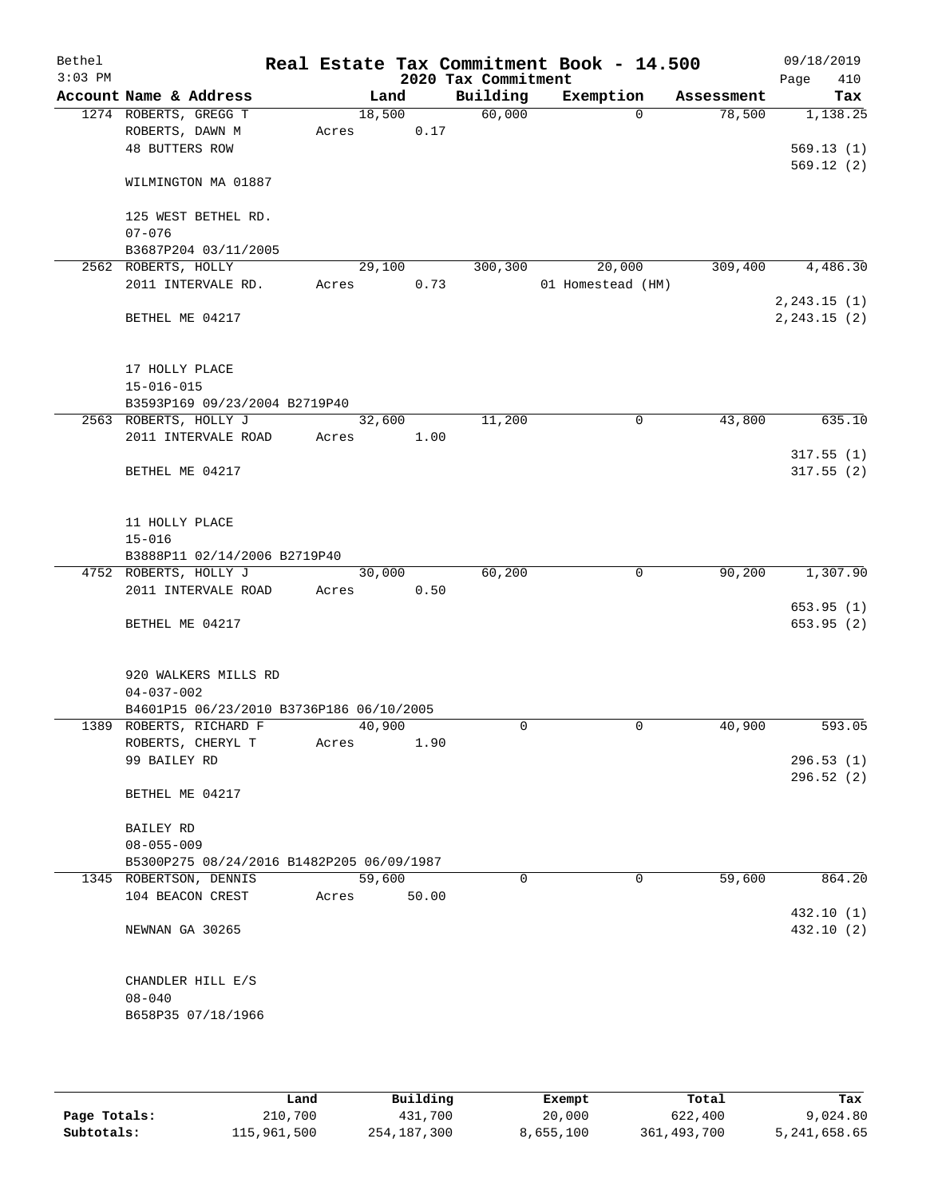# Real Estate Tax Commitment Book - 14.500

Bethel
3:03 PM

2020 Tax Commitment

09/18/2019

| Account | Name & Address | Land | Building | Exemption | Assessment | Tax |
|---|---|---|---|---|---|---|
| 1274 | ROBERTS, GREGG T<br>ROBERTS, DAWN M<br>48 BUTTERS ROW<br><br>WILMINGTON MA 01887<br><br>125 WEST BETHEL RD.<br>07-076<br>B3687P204 03/11/2005 | 18,500<br>Acres 0.17 | 60,000 | 0 | 78,500 | 1,138.25<br><br>569.13 (1)<br>569.12 (2) |
| 2562 | ROBERTS, HOLLY<br>2011 INTERVALE RD.<br><br>BETHEL ME 04217<br><br>17 HOLLY PLACE<br>15-016-015<br>B3593P169 09/23/2004 B2719P40 | 29,100<br>Acres 0.73 | 300,300 | 20,000<br>01 Homestead (HM) | 309,400 | 4,486.30<br><br>2,243.15 (1)<br>2,243.15 (2) |
| 2563 | ROBERTS, HOLLY J<br>2011 INTERVALE ROAD<br><br>BETHEL ME 04217<br><br>11 HOLLY PLACE<br>15-016<br>B3888P11 02/14/2006 B2719P40 | 32,600<br>Acres 1.00 | 11,200 | 0 | 43,800 | 635.10<br><br>317.55 (1)<br>317.55 (2) |
| 4752 | ROBERTS, HOLLY J<br>2011 INTERVALE ROAD<br><br>BETHEL ME 04217<br><br>920 WALKERS MILLS RD<br>04-037-002<br>B4601P15 06/23/2010 B3736P186 06/10/2005 | 30,000<br>Acres 0.50 | 60,200 | 0 | 90,200 | 1,307.90<br><br>653.95 (1)<br>653.95 (2) |
| 1389 | ROBERTS, RICHARD F<br>ROBERTS, CHERYL T<br>99 BAILEY RD<br><br>BETHEL ME 04217<br><br>BAILEY RD<br>08-055-009<br>B5300P275 08/24/2016 B1482P205 06/09/1987 | 40,900<br>Acres 1.90 | 0 | 0 | 40,900 | 593.05<br><br>296.53 (1)<br>296.52 (2) |
| 1345 | ROBERTSON, DENNIS<br>104 BEACON CREST<br><br>NEWNAN GA 30265<br><br>CHANDLER HILL E/S<br>08-040<br>B658P35 07/18/1966 | 59,600<br>Acres 50.00 | 0 | 0 | 59,600 | 864.20<br><br>432.10 (1)<br>432.10 (2) |

| | Land | Building | Exempt | Total | Tax |
|---|---|---|---|---|---|
| Page Totals: | 210,700 | 431,700 | 20,000 | 622,400 | 9,024.80 |
| Subtotals: | 115,961,500 | 254,187,300 | 8,655,100 | 361,493,700 | 5,241,658.65 |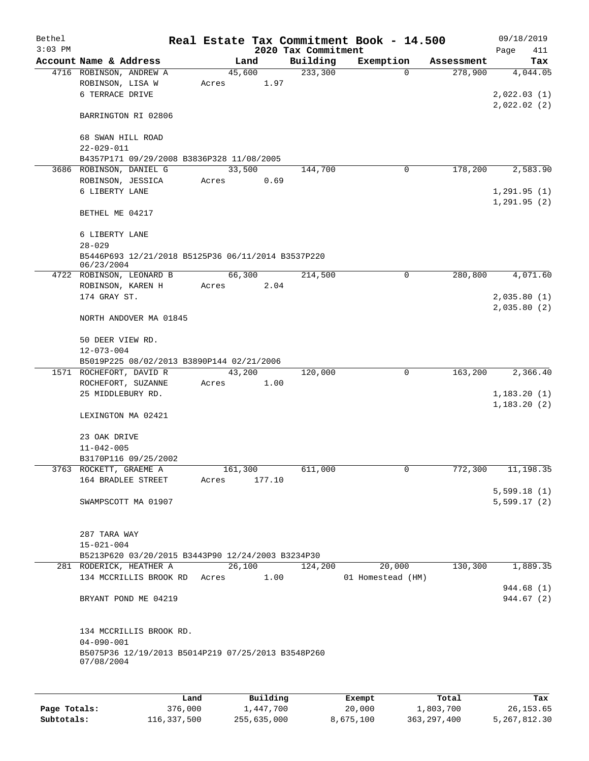# Real Estate Tax Commitment Book - 14.500

Bethel
3:03 PM

2020 Tax Commitment

09/18/2019

| Account Name & Address | Land | Building | Exemption | Assessment | Tax |
|---|---|---|---|---|---|
| 4716 ROBINSON, ANDREW A<br>ROBINSON, LISA W<br>6 TERRACE DRIVE<br><br>BARRINGTON RI 02806<br><br>68 SWAN HILL ROAD<br>22-029-011<br>B4357P171 09/29/2008 B3836P328 11/08/2005 | 45,600<br>Acres 1.97 | 233,300 | 0 | 278,900 | 4,044.05<br><br>2,022.03 (1)<br>2,022.02 (2) |
| 3686 ROBINSON, DANIEL G<br>ROBINSON, JESSICA<br>6 LIBERTY LANE<br><br>BETHEL ME 04217<br><br>6 LIBERTY LANE<br>28-029<br>B5446P693 12/21/2018 B5125P36 06/11/2014 B3537P220 06/23/2004 | 33,500<br>Acres 0.69 | 144,700 | 0 | 178,200 | 2,583.90<br><br>1,291.95 (1)<br>1,291.95 (2) |
| 4722 ROBINSON, LEONARD B<br>ROBINSON, KAREN H<br>174 GRAY ST.<br><br>NORTH ANDOVER MA 01845<br><br>50 DEER VIEW RD.<br>12-073-004<br>B5019P225 08/02/2013 B3890P144 02/21/2006 | 66,300<br>Acres 2.04 | 214,500 | 0 | 280,800 | 4,071.60<br><br>2,035.80 (1)<br>2,035.80 (2) |
| 1571 ROCHEFORT, DAVID R<br>ROCHEFORT, SUZANNE<br>25 MIDDLEBURY RD.<br><br>LEXINGTON MA 02421<br><br>23 OAK DRIVE<br>11-042-005<br>B3170P116 09/25/2002 | 43,200<br>Acres 1.00 | 120,000 | 0 | 163,200 | 2,366.40<br><br>1,183.20 (1)<br>1,183.20 (2) |
| 3763 ROCKETT, GRAEME A<br>164 BRADLEE STREET<br><br>SWAMPSCOTT MA 01907<br><br>287 TARA WAY<br>15-021-004<br>B5213P620 03/20/2015 B3443P90 12/24/2003 B3234P30 | 161,300<br>Acres 177.10 | 611,000 | 0 | 772,300 | 11,198.35<br><br>5,599.18 (1)<br>5,599.17 (2) |
| 281 RODERICK, HEATHER A<br>134 MCCRILLIS BROOK RD<br><br>BRYANT POND ME 04219<br><br>134 MCCRILLIS BROOK RD.<br>04-090-001<br>B5075P36 12/19/2013 B5014P219 07/25/2013 B3548P260 07/08/2004 | 26,100<br>Acres 1.00 | 124,200 | 20,000<br>01 Homestead (HM) | 130,300 | 1,889.35<br><br>944.68 (1)<br>944.67 (2) |

| | Land | Building | Exempt | Total | Tax |
|---|---|---|---|---|---|
| Page Totals: | 376,000 | 1,447,700 | 20,000 | 1,803,700 | 26,153.65 |
| Subtotals: | 116,337,500 | 255,635,000 | 8,675,100 | 363,297,400 | 5,267,812.30 |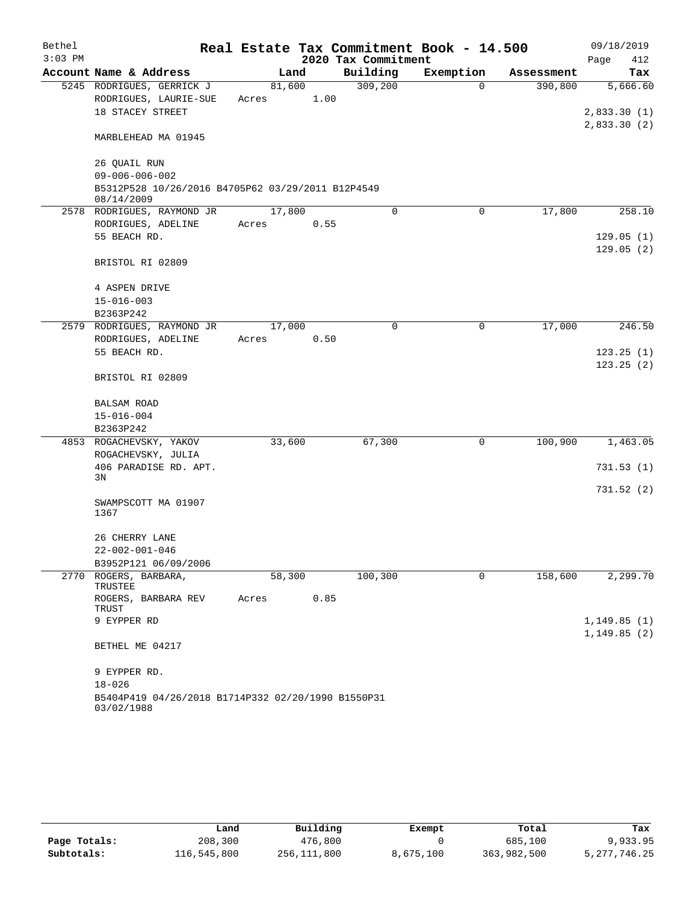Bethel 3:03 PM — **Real Estate Tax Commitment Book - 14.500** — 2020 Tax Commitment — 09/18/2019

| Account Name & Address | Land | Building | Exemption | Assessment | Tax |
|---|---|---|---|---|---|
| 5245 RODRIGUES, GERRICK J | 81,600 | 309,200 | 0 | 390,800 | 5,666.60 |
| RODRIGUES, LAURIE-SUE | Acres 1.00 | | | | |
| 18 STACEY STREET | | | | | 2,833.30 (1) |
| | | | | | 2,833.30 (2) |
| MARBLEHEAD MA 01945 | | | | | |
| 26 QUAIL RUN | | | | | |
| 09-006-006-002 | | | | | |
| B5312P528 10/26/2016 B4705P62 03/29/2011 B12P4549 08/14/2009 | | | | | |
| 2578 RODRIGUES, RAYMOND JR | 17,800 | 0 | 0 | 17,800 | 258.10 |
| RODRIGUES, ADELINE | Acres 0.55 | | | | |
| 55 BEACH RD. | | | | | 129.05 (1) |
| | | | | | 129.05 (2) |
| BRISTOL RI 02809 | | | | | |
| 4 ASPEN DRIVE | | | | | |
| 15-016-003 | | | | | |
| B2363P242 | | | | | |
| 2579 RODRIGUES, RAYMOND JR | 17,000 | 0 | 0 | 17,000 | 246.50 |
| RODRIGUES, ADELINE | Acres 0.50 | | | | |
| 55 BEACH RD. | | | | | 123.25 (1) |
| | | | | | 123.25 (2) |
| BRISTOL RI 02809 | | | | | |
| BALSAM ROAD | | | | | |
| 15-016-004 | | | | | |
| B2363P242 | | | | | |
| 4853 ROGACHEVSKY, YAKOV | 33,600 | 67,300 | 0 | 100,900 | 1,463.05 |
| ROGACHEVSKY, JULIA | | | | | |
| 406 PARADISE RD. APT. 3N | | | | | 731.53 (1) |
| | | | | | 731.52 (2) |
| SWAMPSCOTT MA 01907 1367 | | | | | |
| 26 CHERRY LANE | | | | | |
| 22-002-001-046 | | | | | |
| B3952P121 06/09/2006 | | | | | |
| 2770 ROGERS, BARBARA, TRUSTEE | 58,300 | 100,300 | 0 | 158,600 | 2,299.70 |
| ROGERS, BARBARA REV TRUST | Acres 0.85 | | | | |
| 9 EYPPER RD | | | | | 1,149.85 (1) |
| | | | | | 1,149.85 (2) |
| BETHEL ME 04217 | | | | | |
| 9 EYPPER RD. | | | | | |
| 18-026 | | | | | |
| B5404P419 04/26/2018 B1714P332 02/20/1990 B1550P31 03/02/1988 | | | | | |

| | Land | Building | Exempt | Total | Tax |
|---|---|---|---|---|---|
| Page Totals: | 208,300 | 476,800 | 0 | 685,100 | 9,933.95 |
| Subtotals: | 116,545,800 | 256,111,800 | 8,675,100 | 363,982,500 | 5,277,746.25 |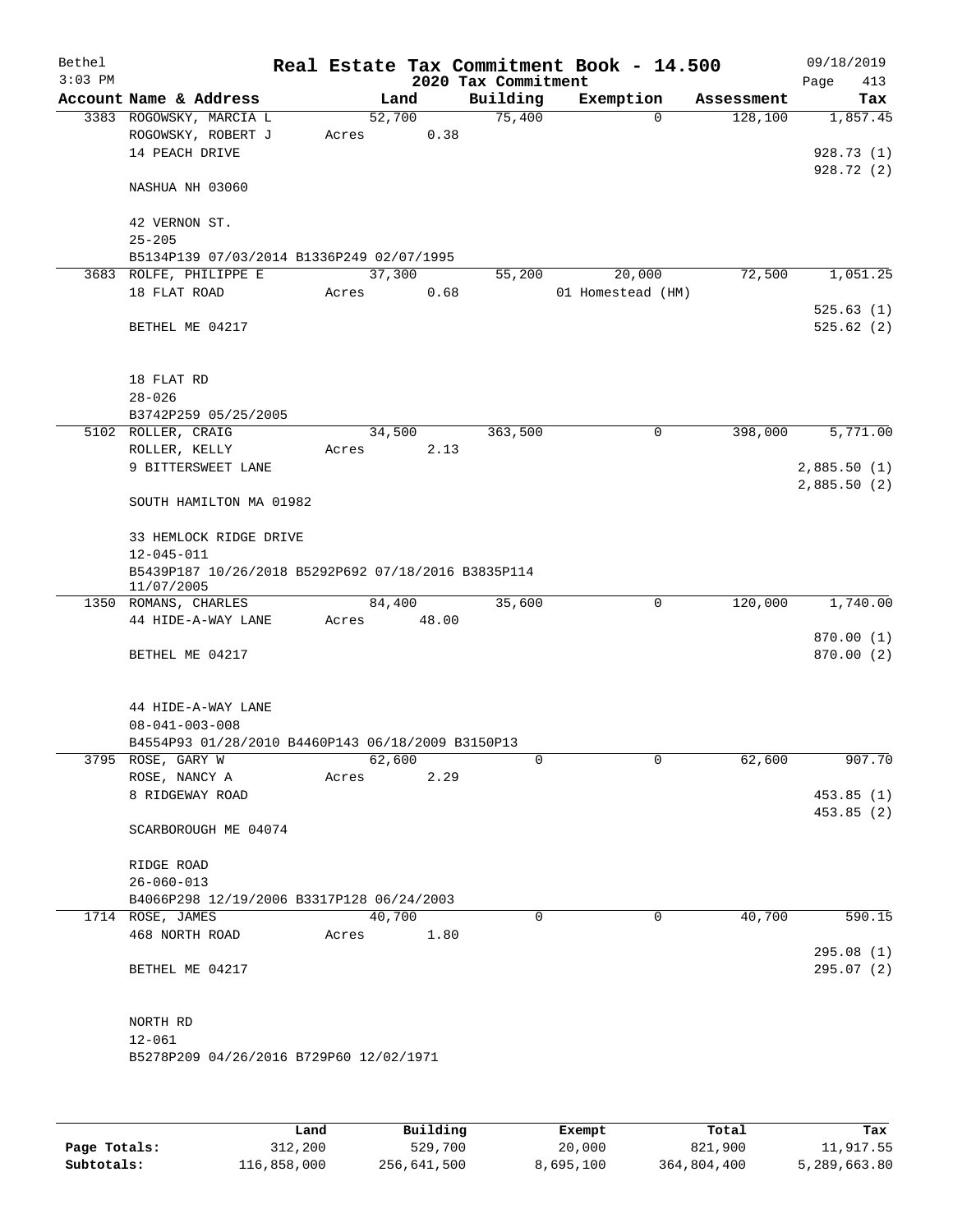Bethel 3:03 PM

# Real Estate Tax Commitment Book - 14.500

## 2020 Tax Commitment

09/18/2019

| Account Name & Address | Land | Building | Exemption | Assessment | Tax |
|---|---|---|---|---|---|
| 3383 ROGOWSKY, MARCIA L | 52,700 | 75,400 | 0 | 128,100 | 1,857.45 |
| ROGOWSKY, ROBERT J | Acres 0.38 | | | | |
| 14 PEACH DRIVE | | | | | 928.73 (1) |
| | | | | | 928.72 (2) |
| NASHUA NH 03060 | | | | | |
| 42 VERNON ST. | | | | | |
| 25-205 | | | | | |
| B5134P139 07/03/2014 B1336P249 02/07/1995 | | | | | |
| 3683 ROLFE, PHILIPPE E | 37,300 | 55,200 | 20,000 | 72,500 | 1,051.25 |
| 18 FLAT ROAD | Acres 0.68 | | 01 Homestead (HM) | | |
| | | | | | 525.63 (1) |
| BETHEL ME 04217 | | | | | 525.62 (2) |
| 18 FLAT RD | | | | | |
| 28-026 | | | | | |
| B3742P259 05/25/2005 | | | | | |
| 5102 ROLLER, CRAIG | 34,500 | 363,500 | 0 | 398,000 | 5,771.00 |
| ROLLER, KELLY | Acres 2.13 | | | | |
| 9 BITTERSWEET LANE | | | | | 2,885.50 (1) |
| | | | | | 2,885.50 (2) |
| SOUTH HAMILTON MA 01982 | | | | | |
| 33 HEMLOCK RIDGE DRIVE | | | | | |
| 12-045-011 | | | | | |
| B5439P187 10/26/2018 B5292P692 07/18/2016 B3835P114 11/07/2005 | | | | | |
| 1350 ROMANS, CHARLES | 84,400 | 35,600 | 0 | 120,000 | 1,740.00 |
| 44 HIDE-A-WAY LANE | Acres 48.00 | | | | |
| | | | | | 870.00 (1) |
| BETHEL ME 04217 | | | | | 870.00 (2) |
| 44 HIDE-A-WAY LANE | | | | | |
| 08-041-003-008 | | | | | |
| B4554P93 01/28/2010 B4460P143 06/18/2009 B3150P13 | | | | | |
| 3795 ROSE, GARY W | 62,600 | 0 | 0 | 62,600 | 907.70 |
| ROSE, NANCY A | Acres 2.29 | | | | |
| 8 RIDGEWAY ROAD | | | | | 453.85 (1) |
| | | | | | 453.85 (2) |
| SCARBOROUGH ME 04074 | | | | | |
| RIDGE ROAD | | | | | |
| 26-060-013 | | | | | |
| B4066P298 12/19/2006 B3317P128 06/24/2003 | | | | | |
| 1714 ROSE, JAMES | 40,700 | 0 | 0 | 40,700 | 590.15 |
| 468 NORTH ROAD | Acres 1.80 | | | | |
| | | | | | 295.08 (1) |
| BETHEL ME 04217 | | | | | 295.07 (2) |
| NORTH RD | | | | | |
| 12-061 | | | | | |
| B5278P209 04/26/2016 B729P60 12/02/1971 | | | | | |

| | Land | Building | Exempt | Total | Tax |
|---|---|---|---|---|---|
| Page Totals: | 312,200 | 529,700 | 20,000 | 821,900 | 11,917.55 |
| Subtotals: | 116,858,000 | 256,641,500 | 8,695,100 | 364,804,400 | 5,289,663.80 |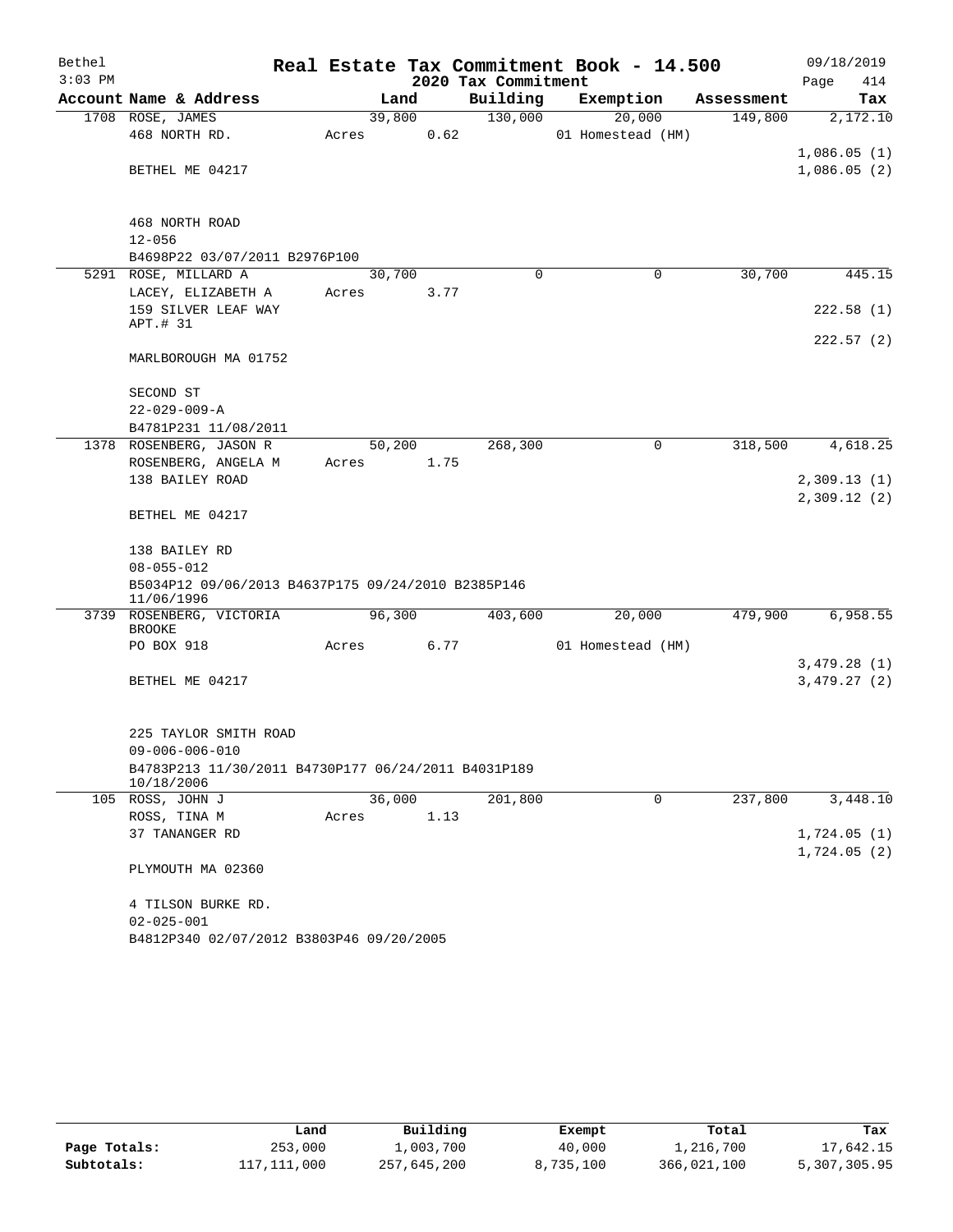Bethel 3:03 PM

# Real Estate Tax Commitment Book - 14.500

## 2020 Tax Commitment

09/18/2019 Page 414

| Account Name & Address | Land | Building | Exemption | Assessment | Tax |
|---|---|---|---|---|---|
| 1708 ROSE, JAMES | 39,800 | 130,000 | 20,000 | 149,800 | 2,172.10 |
| 468 NORTH RD. | Acres 0.62 | | 01 Homestead (HM) | | |
| | | | | | 1,086.05 (1) |
| BETHEL ME 04217 | | | | | 1,086.05 (2) |
| 468 NORTH ROAD | | | | | |
| 12-056 | | | | | |
| B4698P22 03/07/2011 B2976P100 | | | | | |
| 5291 ROSE, MILLARD A | 30,700 | 0 | 0 | 30,700 | 445.15 |
| LACEY, ELIZABETH A | Acres 3.77 | | | | |
| 159 SILVER LEAF WAY | | | | | 222.58 (1) |
| APT.# 31 | | | | | 222.57 (2) |
| MARLBOROUGH MA 01752 | | | | | |
| SECOND ST | | | | | |
| 22-029-009-A | | | | | |
| B4781P231 11/08/2011 | | | | | |
| 1378 ROSENBERG, JASON R | 50,200 | 268,300 | 0 | 318,500 | 4,618.25 |
| ROSENBERG, ANGELA M | Acres 1.75 | | | | |
| 138 BAILEY ROAD | | | | | 2,309.13 (1) |
| | | | | | 2,309.12 (2) |
| BETHEL ME 04217 | | | | | |
| 138 BAILEY RD | | | | | |
| 08-055-012 | | | | | |
| B5034P12 09/06/2013 B4637P175 09/24/2010 B2385P146 11/06/1996 | | | | | |
| 3739 ROSENBERG, VICTORIA BROOKE | 96,300 | 403,600 | 20,000 | 479,900 | 6,958.55 |
| PO BOX 918 | Acres 6.77 | | 01 Homestead (HM) | | |
| | | | | | 3,479.28 (1) |
| BETHEL ME 04217 | | | | | 3,479.27 (2) |
| 225 TAYLOR SMITH ROAD | | | | | |
| 09-006-006-010 | | | | | |
| B4783P213 11/30/2011 B4730P177 06/24/2011 B4031P189 10/18/2006 | | | | | |
| 105 ROSS, JOHN J | 36,000 | 201,800 | 0 | 237,800 | 3,448.10 |
| ROSS, TINA M | Acres 1.13 | | | | |
| 37 TANANGER RD | | | | | 1,724.05 (1) |
| | | | | | 1,724.05 (2) |
| PLYMOUTH MA 02360 | | | | | |
| 4 TILSON BURKE RD. | | | | | |
| 02-025-001 | | | | | |
| B4812P340 02/07/2012 B3803P46 09/20/2005 | | | | | |

| | Land | Building | Exempt | Total | Tax |
|---|---|---|---|---|---|
| Page Totals: | 253,000 | 1,003,700 | 40,000 | 1,216,700 | 17,642.15 |
| Subtotals: | 117,111,000 | 257,645,200 | 8,735,100 | 366,021,100 | 5,307,305.95 |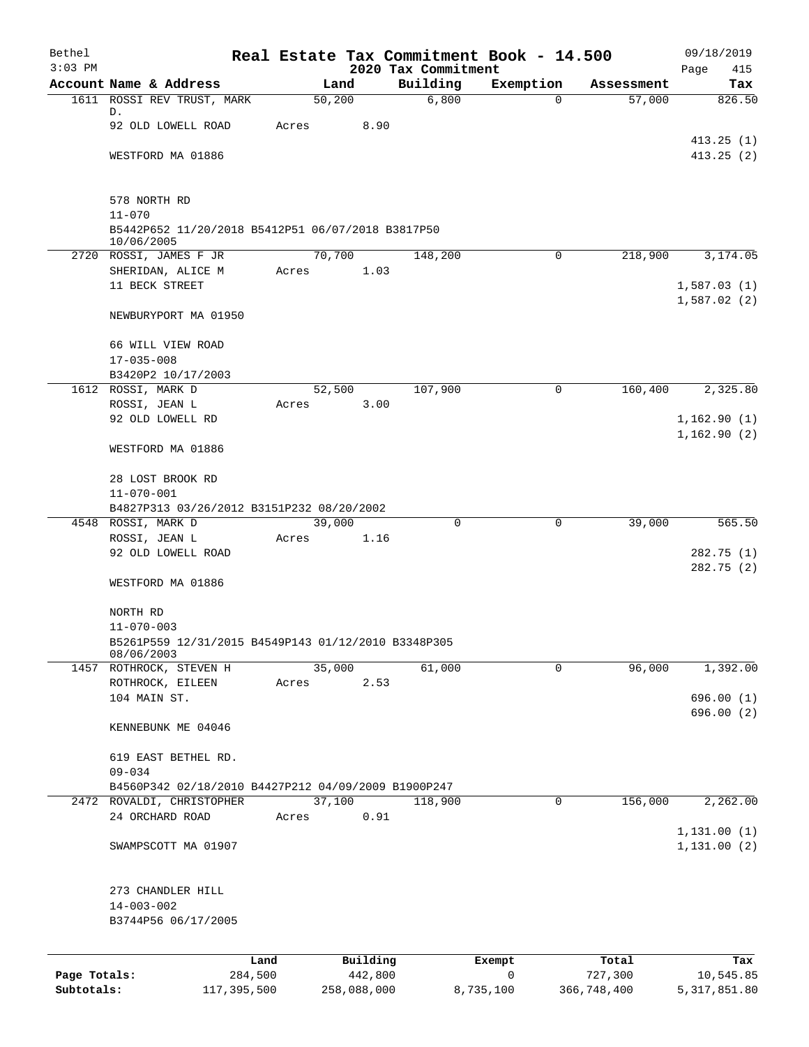# Real Estate Tax Commitment Book - 14.500

Bethel
3:03 PM

2020 Tax Commitment

09/18/2019

| Account | Name & Address | Land | Building | Exemption | Assessment | Tax |
|---|---|---|---|---|---|---|
| 1611 | ROSSI REV TRUST, MARK D.<br>92 OLD LOWELL ROAD<br><br>WESTFORD MA 01886<br><br>578 NORTH RD<br>11-070<br>B5442P652 11/20/2018 B5412P51 06/07/2018 B3817P50 10/06/2005 | 50,200<br>Acres 8.90 | 6,800 | 0 | 57,000 | 826.50<br><br>413.25 (1)<br>413.25 (2) |
| 2720 | ROSSI, JAMES F JR<br>SHERIDAN, ALICE M<br>11 BECK STREET<br><br>NEWBURYPORT MA 01950<br><br>66 WILL VIEW ROAD<br>17-035-008<br>B3420P2 10/17/2003 | 70,700<br>Acres 1.03 | 148,200 | 0 | 218,900 | 3,174.05<br><br>1,587.03 (1)<br>1,587.02 (2) |
| 1612 | ROSSI, MARK D<br>ROSSI, JEAN L<br>92 OLD LOWELL RD<br><br>WESTFORD MA 01886<br><br>28 LOST BROOK RD<br>11-070-001<br>B4827P313 03/26/2012 B3151P232 08/20/2002 | 52,500<br>Acres 3.00 | 107,900 | 0 | 160,400 | 2,325.80<br><br>1,162.90 (1)<br>1,162.90 (2) |
| 4548 | ROSSI, MARK D<br>ROSSI, JEAN L<br>92 OLD LOWELL ROAD<br><br>WESTFORD MA 01886<br><br>NORTH RD<br>11-070-003<br>B5261P559 12/31/2015 B4549P143 01/12/2010 B3348P305 08/06/2003 | 39,000<br>Acres 1.16 | 0 | 0 | 39,000 | 565.50<br><br>282.75 (1)<br>282.75 (2) |
| 1457 | ROTHROCK, STEVEN H<br>ROTHROCK, EILEEN<br>104 MAIN ST.<br><br>KENNEBUNK ME 04046<br><br>619 EAST BETHEL RD.<br>09-034<br>B4560P342 02/18/2010 B4427P212 04/09/2009 B1900P247 | 35,000<br>Acres 2.53 | 61,000 | 0 | 96,000 | 1,392.00<br><br>696.00 (1)<br>696.00 (2) |
| 2472 | ROVALDI, CHRISTOPHER<br>24 ORCHARD ROAD<br><br>SWAMPSCOTT MA 01907<br><br>273 CHANDLER HILL<br>14-003-002<br>B3744P56 06/17/2005 | 37,100<br>Acres 0.91 | 118,900 | 0 | 156,000 | 2,262.00<br><br>1,131.00 (1)<br>1,131.00 (2) |

| | Land | Building | Exempt | Total | Tax |
|---|---|---|---|---|---|
| Page Totals: | 284,500 | 442,800 | 0 | 727,300 | 10,545.85 |
| Subtotals: | 117,395,500 | 258,088,000 | 8,735,100 | 366,748,400 | 5,317,851.80 |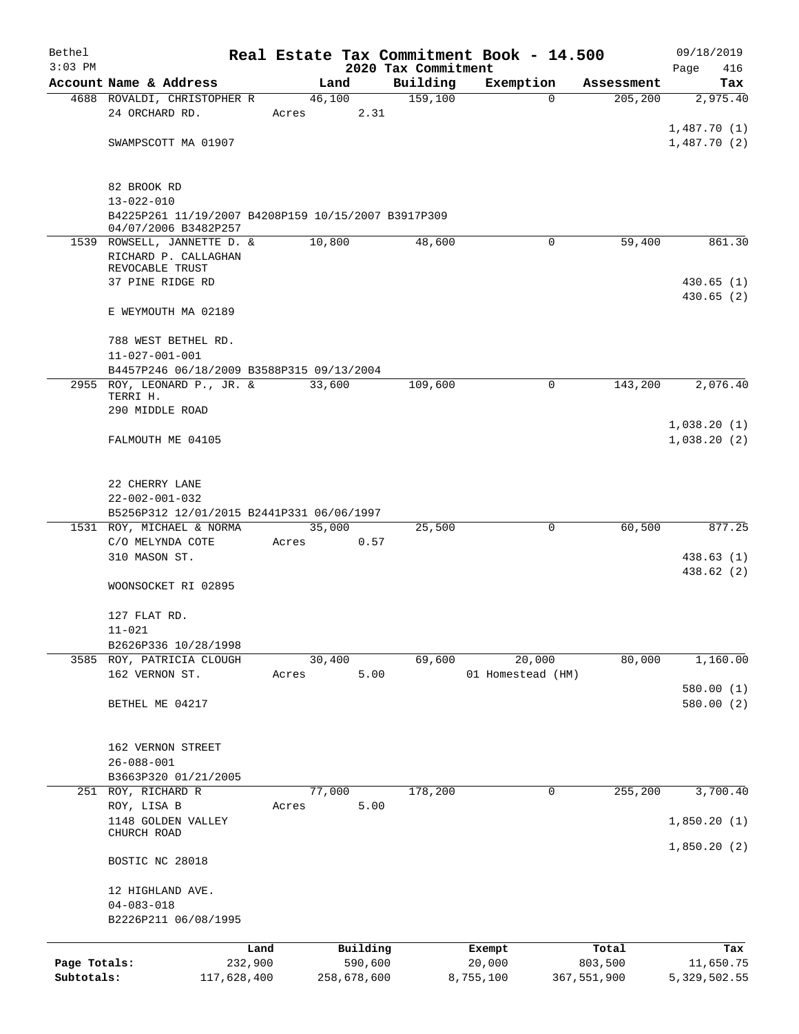Bethel 3:03 PM

# Real Estate Tax Commitment Book - 14.500

## 2020 Tax Commitment

09/18/2019 Page 416

| Account Name & Address | Land | Building | Exemption | Assessment | Tax |
|---|---|---|---|---|---|
| 4688 ROVALDI, CHRISTOPHER R | 46,100 | 159,100 | 0 | 205,200 | 2,975.40 |
| 24 ORCHARD RD. | Acres 2.31 | | | | |
| | | | | | 1,487.70 (1) |
| SWAMPSCOTT MA 01907 | | | | | 1,487.70 (2) |
| 82 BROOK RD | | | | | |
| 13-022-010 | | | | | |
| B4225P261 11/19/2007 B4208P159 10/15/2007 B3917P309 04/07/2006 B3482P257 | | | | | |
| 1539 ROWSELL, JANNETTE D. & | 10,800 | 48,600 | 0 | 59,400 | 861.30 |
| RICHARD P. CALLAGHAN REVOCABLE TRUST | | | | | |
| 37 PINE RIDGE RD | | | | | 430.65 (1) |
| | | | | | 430.65 (2) |
| E WEYMOUTH MA 02189 | | | | | |
| 788 WEST BETHEL RD. | | | | | |
| 11-027-001-001 | | | | | |
| B4457P246 06/18/2009 B3588P315 09/13/2004 | | | | | |
| 2955 ROY, LEONARD P., JR. & | 33,600 | 109,600 | 0 | 143,200 | 2,076.40 |
| TERRI H. | | | | | |
| 290 MIDDLE ROAD | | | | | |
| | | | | | 1,038.20 (1) |
| FALMOUTH ME 04105 | | | | | 1,038.20 (2) |
| 22 CHERRY LANE | | | | | |
| 22-002-001-032 | | | | | |
| B5256P312 12/01/2015 B2441P331 06/06/1997 | | | | | |
| 1531 ROY, MICHAEL & NORMA | 35,000 | 25,500 | 0 | 60,500 | 877.25 |
| C/O MELYNDA COTE | Acres 0.57 | | | | |
| 310 MASON ST. | | | | | 438.63 (1) |
| | | | | | 438.62 (2) |
| WOONSOCKET RI 02895 | | | | | |
| 127 FLAT RD. | | | | | |
| 11-021 | | | | | |
| B2626P336 10/28/1998 | | | | | |
| 3585 ROY, PATRICIA CLOUGH | 30,400 | 69,600 | 20,000 | 80,000 | 1,160.00 |
| 162 VERNON ST. | Acres 5.00 | | 01 Homestead (HM) | | |
| | | | | | 580.00 (1) |
| BETHEL ME 04217 | | | | | 580.00 (2) |
| 162 VERNON STREET | | | | | |
| 26-088-001 | | | | | |
| B3663P320 01/21/2005 | | | | | |
| 251 ROY, RICHARD R | 77,000 | 178,200 | 0 | 255,200 | 3,700.40 |
| ROY, LISA B | Acres 5.00 | | | | |
| 1148 GOLDEN VALLEY CHURCH ROAD | | | | | 1,850.20 (1) |
| | | | | | 1,850.20 (2) |
| BOSTIC NC 28018 | | | | | |
| 12 HIGHLAND AVE. | | | | | |
| 04-083-018 | | | | | |
| B2226P211 06/08/1995 | | | | | |

| | Land | Building | Exempt | Total | Tax |
|---|---|---|---|---|---|
| Page Totals: | 232,900 | 590,600 | 20,000 | 803,500 | 11,650.75 |
| Subtotals: | 117,628,400 | 258,678,600 | 8,755,100 | 367,551,900 | 5,329,502.55 |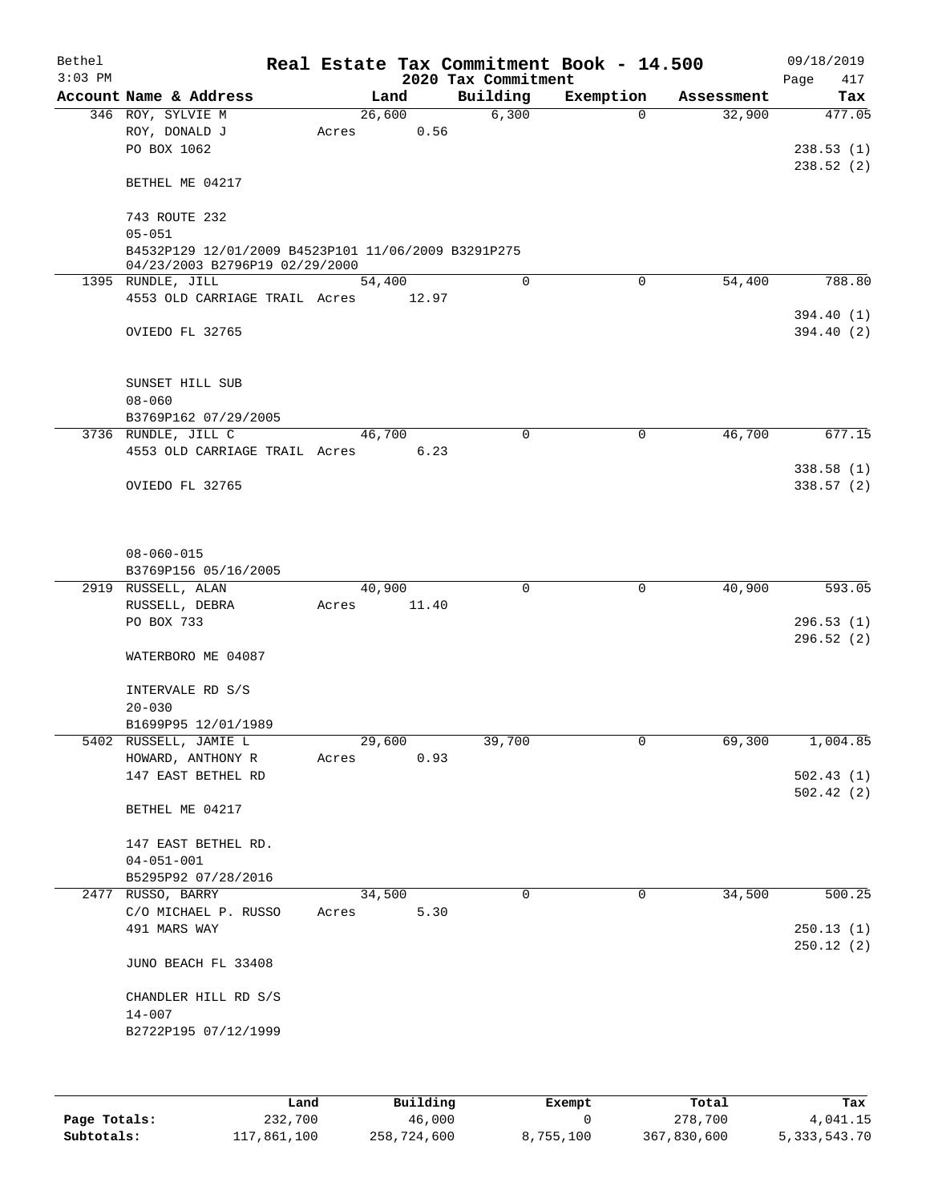Bethel  
3:03 PM

# Real Estate Tax Commitment Book - 14.500

## 2020 Tax Commitment

09/18/2019  
Page 417

| Account | Name & Address | Land | Building | Exemption | Assessment | Tax |
|---|---|---|---|---|---|---|
| 346 | ROY, SYLVIE M<br>ROY, DONALD J<br>PO BOX 1062<br><br>BETHEL ME 04217<br><br>743 ROUTE 232<br>05-051<br>B4532P129 12/01/2009 B4523P101 11/06/2009 B3291P275 04/23/2003 B2796P19 02/29/2000 | 26,600<br>Acres 0.56 | 6,300 | 0 | 32,900 | 477.05<br><br>238.53 (1)<br>238.52 (2) |
| 1395 | RUNDLE, JILL<br>4553 OLD CARRIAGE TRAIL<br><br>OVIEDO FL 32765<br><br>SUNSET HILL SUB<br>08-060<br>B3769P162 07/29/2005 | 54,400<br>Acres 12.97 | 0 | 0 | 54,400 | 788.80<br><br>394.40 (1)<br>394.40 (2) |
| 3736 | RUNDLE, JILL C<br>4553 OLD CARRIAGE TRAIL<br><br>OVIEDO FL 32765<br><br>08-060-015<br>B3769P156 05/16/2005 | 46,700<br>Acres 6.23 | 0 | 0 | 46,700 | 677.15<br><br>338.58 (1)<br>338.57 (2) |
| 2919 | RUSSELL, ALAN<br>RUSSELL, DEBRA<br>PO BOX 733<br><br>WATERBORO ME 04087<br><br>INTERVALE RD S/S<br>20-030<br>B1699P95 12/01/1989 | 40,900<br>Acres 11.40 | 0 | 0 | 40,900 | 593.05<br><br>296.53 (1)<br>296.52 (2) |
| 5402 | RUSSELL, JAMIE L<br>HOWARD, ANTHONY R<br>147 EAST BETHEL RD<br><br>BETHEL ME 04217<br><br>147 EAST BETHEL RD.<br>04-051-001<br>B5295P92 07/28/2016 | 29,600<br>Acres 0.93 | 39,700 | 0 | 69,300 | 1,004.85<br><br>502.43 (1)<br>502.42 (2) |
| 2477 | RUSSO, BARRY<br>C/O MICHAEL P. RUSSO<br>491 MARS WAY<br><br>JUNO BEACH FL 33408<br><br>CHANDLER HILL RD S/S<br>14-007<br>B2722P195 07/12/1999 | 34,500<br>Acres 5.30 | 0 | 0 | 34,500 | 500.25<br><br>250.13 (1)<br>250.12 (2) |

| | Land | Building | Exempt | Total | Tax |
|---|---|---|---|---|---|
| Page Totals: | 232,700 | 46,000 | 0 | 278,700 | 4,041.15 |
| Subtotals: | 117,861,100 | 258,724,600 | 8,755,100 | 367,830,600 | 5,333,543.70 |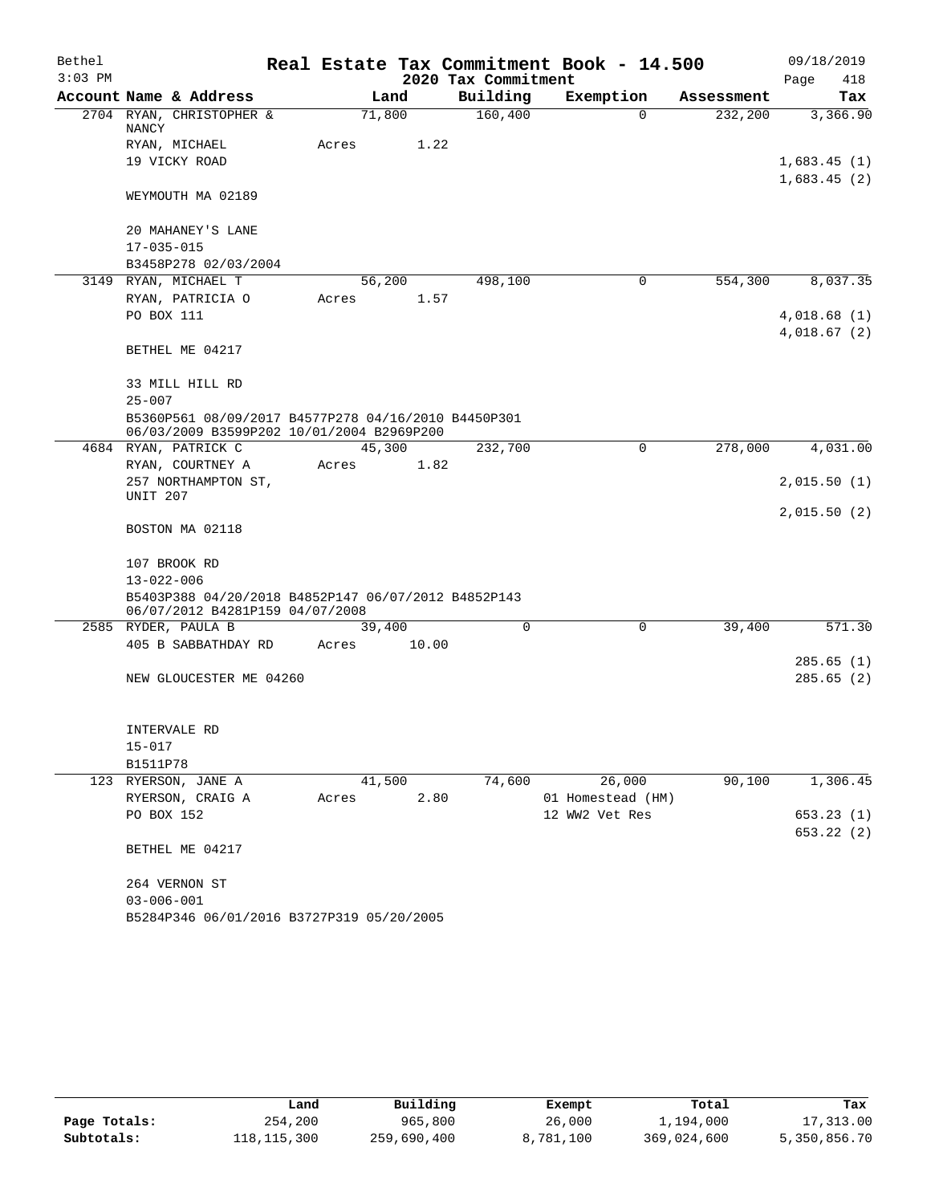Bethel 3:03 PM

# Real Estate Tax Commitment Book - 14.500

## 2020 Tax Commitment

09/18/2019

| Account | Name & Address | Land | Building | Exemption | Assessment | Tax |
|---|---|---|---|---|---|---|
| 2704 | RYAN, CHRISTOPHER & NANCY<br>RYAN, MICHAEL<br>19 VICKY ROAD<br>WEYMOUTH MA 02189<br><br>20 MAHANEY'S LANE<br>17-035-015<br>B3458P278 02/03/2004 | 71,800<br>Acres 1.22 | 160,400 | 0 | 232,200 | 3,366.90<br><br>1,683.45 (1)<br>1,683.45 (2) |
| 3149 | RYAN, MICHAEL T<br>RYAN, PATRICIA O<br>PO BOX 111<br>BETHEL ME 04217<br><br>33 MILL HILL RD<br>25-007<br>B5360P561 08/09/2017 B4577P278 04/16/2010 B4450P301 06/03/2009 B3599P202 10/01/2004 B2969P200 | 56,200<br>Acres 1.57 | 498,100 | 0 | 554,300 | 8,037.35<br><br>4,018.68 (1)<br>4,018.67 (2) |
| 4684 | RYAN, PATRICK C<br>RYAN, COURTNEY A<br>257 NORTHAMPTON ST, UNIT 207<br>BOSTON MA 02118<br><br>107 BROOK RD<br>13-022-006<br>B5403P388 04/20/2018 B4852P147 06/07/2012 B4852P143 06/07/2012 B4281P159 04/07/2008 | 45,300<br>Acres 1.82 | 232,700 | 0 | 278,000 | 4,031.00<br><br>2,015.50 (1)<br>2,015.50 (2) |
| 2585 | RYDER, PAULA B<br>405 B SABBATHDAY RD<br>NEW GLOUCESTER ME 04260<br><br>INTERVALE RD<br>15-017<br>B1511P78 | 39,400<br>Acres 10.00 | 0 | 0 | 39,400 | 571.30<br><br>285.65 (1)<br>285.65 (2) |
| 123 | RYERSON, JANE A<br>RYERSON, CRAIG A<br>PO BOX 152<br>BETHEL ME 04217<br><br>264 VERNON ST<br>03-006-001<br>B5284P346 06/01/2016 B3727P319 05/20/2005 | 41,500<br>Acres 2.80 | 74,600 | 26,000<br>01 Homestead (HM)<br>12 WW2 Vet Res | 90,100 | 1,306.45<br><br>653.23 (1)<br>653.22 (2) |

| | Land | Building | Exempt | Total | Tax |
|---|---|---|---|---|---|
| Page Totals: | 254,200 | 965,800 | 26,000 | 1,194,000 | 17,313.00 |
| Subtotals: | 118,115,300 | 259,690,400 | 8,781,100 | 369,024,600 | 5,350,856.70 |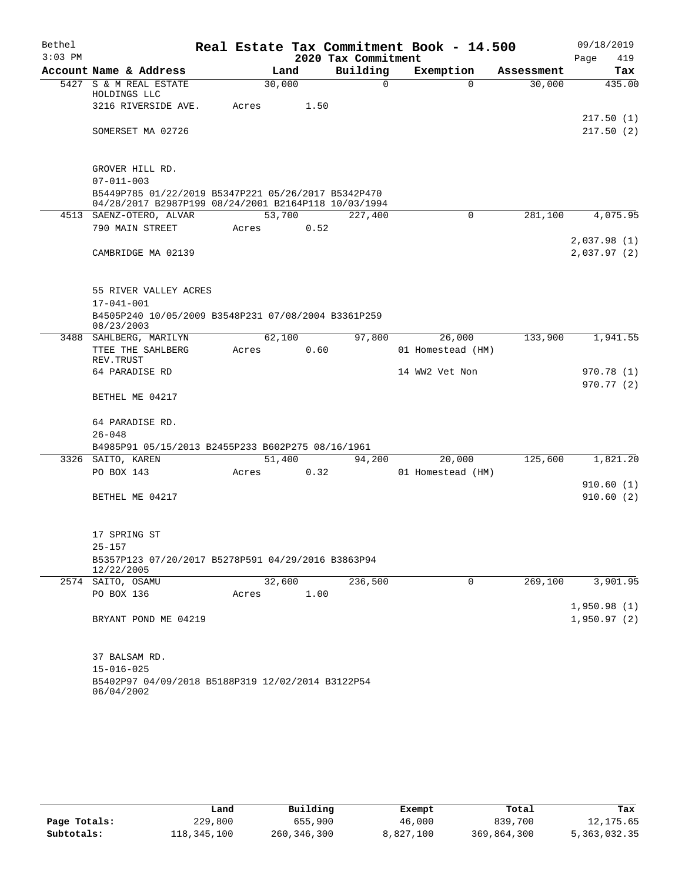Bethel 3:03 PM

# Real Estate Tax Commitment Book - 14.500

## 2020 Tax Commitment

09/18/2019 Page 419

| Account Name & Address | Land | Building | Exemption | Assessment | Tax |
|---|---|---|---|---|---|
| 5427 S & M REAL ESTATE HOLDINGS LLC | 30,000 | 0 | 0 | 30,000 | 435.00 |
| 3216 RIVERSIDE AVE. | Acres 1.50 | | | | |
| | | | | | 217.50 (1) |
| SOMERSET MA 02726 | | | | | 217.50 (2) |
| GROVER HILL RD. | | | | | |
| 07-011-003 | | | | | |
| B5449P785 01/22/2019 B5347P221 05/26/2017 B5342P470 04/28/2017 B2987P199 08/24/2001 B2164P118 10/03/1994 | | | | | |
| 4513 SAENZ-OTERO, ALVAR | 53,700 | 227,400 | 0 | 281,100 | 4,075.95 |
| 790 MAIN STREET | Acres 0.52 | | | | |
| | | | | | 2,037.98 (1) |
| CAMBRIDGE MA 02139 | | | | | 2,037.97 (2) |
| 55 RIVER VALLEY ACRES | | | | | |
| 17-041-001 | | | | | |
| B4505P240 10/05/2009 B3548P231 07/08/2004 B3361P259 08/23/2003 | | | | | |
| 3488 SAHLBERG, MARILYN | 62,100 | 97,800 | 26,000 | 133,900 | 1,941.55 |
| TTEE THE SAHLBERG REV.TRUST | Acres 0.60 | | 01 Homestead (HM) | | |
| 64 PARADISE RD | | | 14 WW2 Vet Non | | 970.78 (1) |
| | | | | | 970.77 (2) |
| BETHEL ME 04217 | | | | | |
| 64 PARADISE RD. | | | | | |
| 26-048 | | | | | |
| B4985P91 05/15/2013 B2455P233 B602P275 08/16/1961 | | | | | |
| 3326 SAITO, KAREN | 51,400 | 94,200 | 20,000 | 125,600 | 1,821.20 |
| PO BOX 143 | Acres 0.32 | | 01 Homestead (HM) | | |
| | | | | | 910.60 (1) |
| BETHEL ME 04217 | | | | | 910.60 (2) |
| 17 SPRING ST | | | | | |
| 25-157 | | | | | |
| B5357P123 07/20/2017 B5278P591 04/29/2016 B3863P94 12/22/2005 | | | | | |
| 2574 SAITO, OSAMU | 32,600 | 236,500 | 0 | 269,100 | 3,901.95 |
| PO BOX 136 | Acres 1.00 | | | | |
| | | | | | 1,950.98 (1) |
| BRYANT POND ME 04219 | | | | | 1,950.97 (2) |
| 37 BALSAM RD. | | | | | |
| 15-016-025 | | | | | |
| B5402P97 04/09/2018 B5188P319 12/02/2014 B3122P54 06/04/2002 | | | | | |

| | Land | Building | Exempt | Total | Tax |
|---|---|---|---|---|---|
| Page Totals: | 229,800 | 655,900 | 46,000 | 839,700 | 12,175.65 |
| Subtotals: | 118,345,100 | 260,346,300 | 8,827,100 | 369,864,300 | 5,363,032.35 |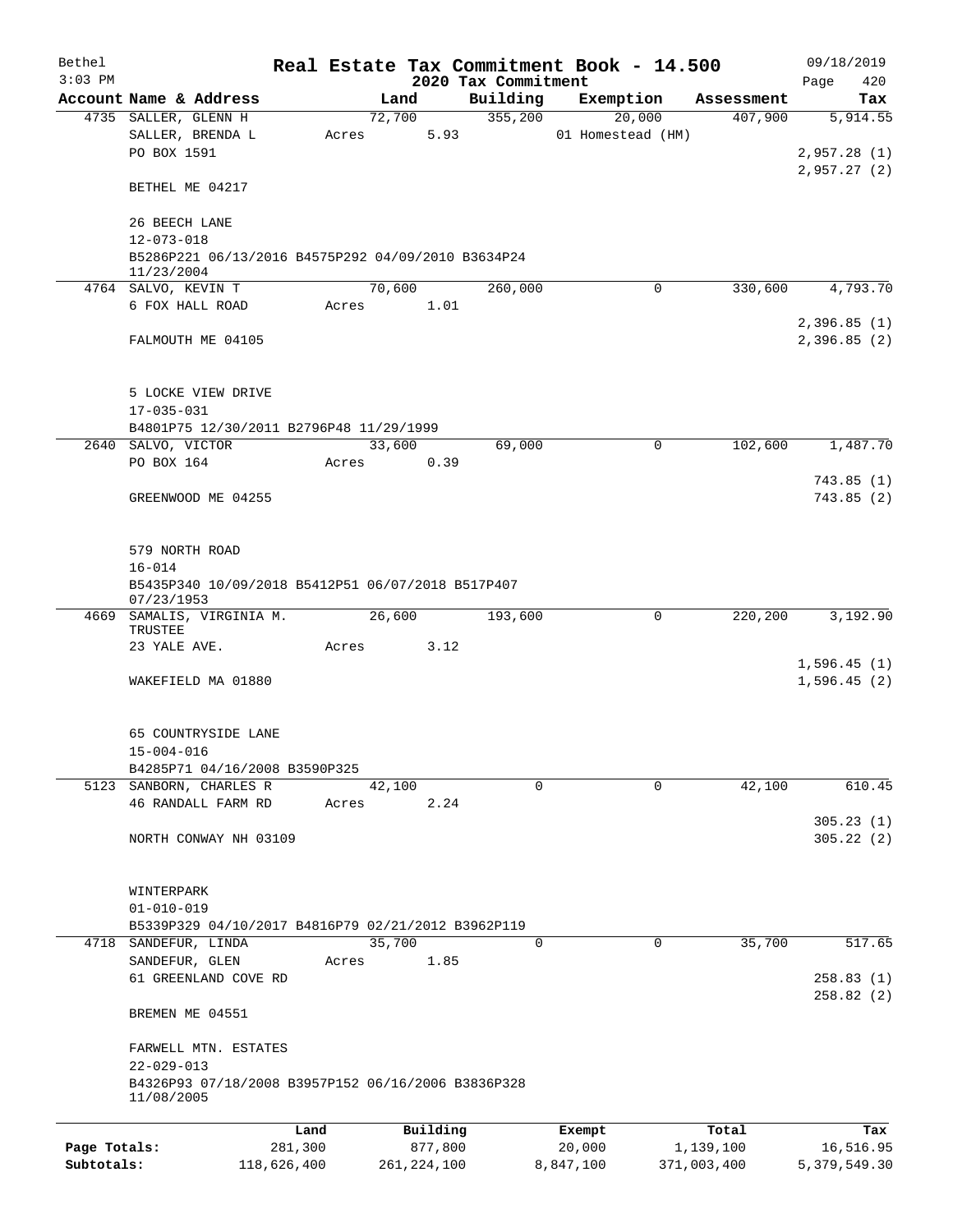Bethel 3:03 PM

# Real Estate Tax Commitment Book - 14.500

2020 Tax Commitment

09/18/2019 Page 420

| Account Name & Address | Land | Building | Exemption | Assessment | Tax |
|---|---|---|---|---|---|
| 4735 SALLER, GLENN H | 72,700 | 355,200 | 20,000 | 407,900 | 5,914.55 |
| SALLER, BRENDA L | Acres 5.93 | | 01 Homestead (HM) | | |
| PO BOX 1591 | | | | | 2,957.28 (1) |
| | | | | | 2,957.27 (2) |
| BETHEL ME 04217 | | | | | |
| 26 BEECH LANE | | | | | |
| 12-073-018 | | | | | |
| B5286P221 06/13/2016 B4575P292 04/09/2010 B3634P24 11/23/2004 | | | | | |
| 4764 SALVO, KEVIN T | 70,600 | 260,000 | 0 | 330,600 | 4,793.70 |
| 6 FOX HALL ROAD | Acres 1.01 | | | | |
| | | | | | 2,396.85 (1) |
| FALMOUTH ME 04105 | | | | | 2,396.85 (2) |
| 5 LOCKE VIEW DRIVE | | | | | |
| 17-035-031 | | | | | |
| B4801P75 12/30/2011 B2796P48 11/29/1999 | | | | | |
| 2640 SALVO, VICTOR | 33,600 | 69,000 | 0 | 102,600 | 1,487.70 |
| PO BOX 164 | Acres 0.39 | | | | |
| | | | | | 743.85 (1) |
| GREENWOOD ME 04255 | | | | | 743.85 (2) |
| 579 NORTH ROAD | | | | | |
| 16-014 | | | | | |
| B5435P340 10/09/2018 B5412P51 06/07/2018 B517P407 07/23/1953 | | | | | |
| 4669 SAMALIS, VIRGINIA M. TRUSTEE | 26,600 | 193,600 | 0 | 220,200 | 3,192.90 |
| 23 YALE AVE. | Acres 3.12 | | | | |
| | | | | | 1,596.45 (1) |
| WAKEFIELD MA 01880 | | | | | 1,596.45 (2) |
| 65 COUNTRYSIDE LANE | | | | | |
| 15-004-016 | | | | | |
| B4285P71 04/16/2008 B3590P325 | | | | | |
| 5123 SANBORN, CHARLES R | 42,100 | 0 | 0 | 42,100 | 610.45 |
| 46 RANDALL FARM RD | Acres 2.24 | | | | |
| | | | | | 305.23 (1) |
| NORTH CONWAY NH 03109 | | | | | 305.22 (2) |
| WINTERPARK | | | | | |
| 01-010-019 | | | | | |
| B5339P329 04/10/2017 B4816P79 02/21/2012 B3962P119 | | | | | |
| 4718 SANDEFUR, LINDA | 35,700 | 0 | 0 | 35,700 | 517.65 |
| SANDEFUR, GLEN | Acres 1.85 | | | | |
| 61 GREENLAND COVE RD | | | | | 258.83 (1) |
| | | | | | 258.82 (2) |
| BREMEN ME 04551 | | | | | |
| FARWELL MTN. ESTATES | | | | | |
| 22-029-013 | | | | | |
| B4326P93 07/18/2008 B3957P152 06/16/2006 B3836P328 11/08/2005 | | | | | |

| | Land | Building | Exempt | Total | Tax |
|---|---|---|---|---|---|
| Page Totals: | 281,300 | 877,800 | 20,000 | 1,139,100 | 16,516.95 |
| Subtotals: | 118,626,400 | 261,224,100 | 8,847,100 | 371,003,400 | 5,379,549.30 |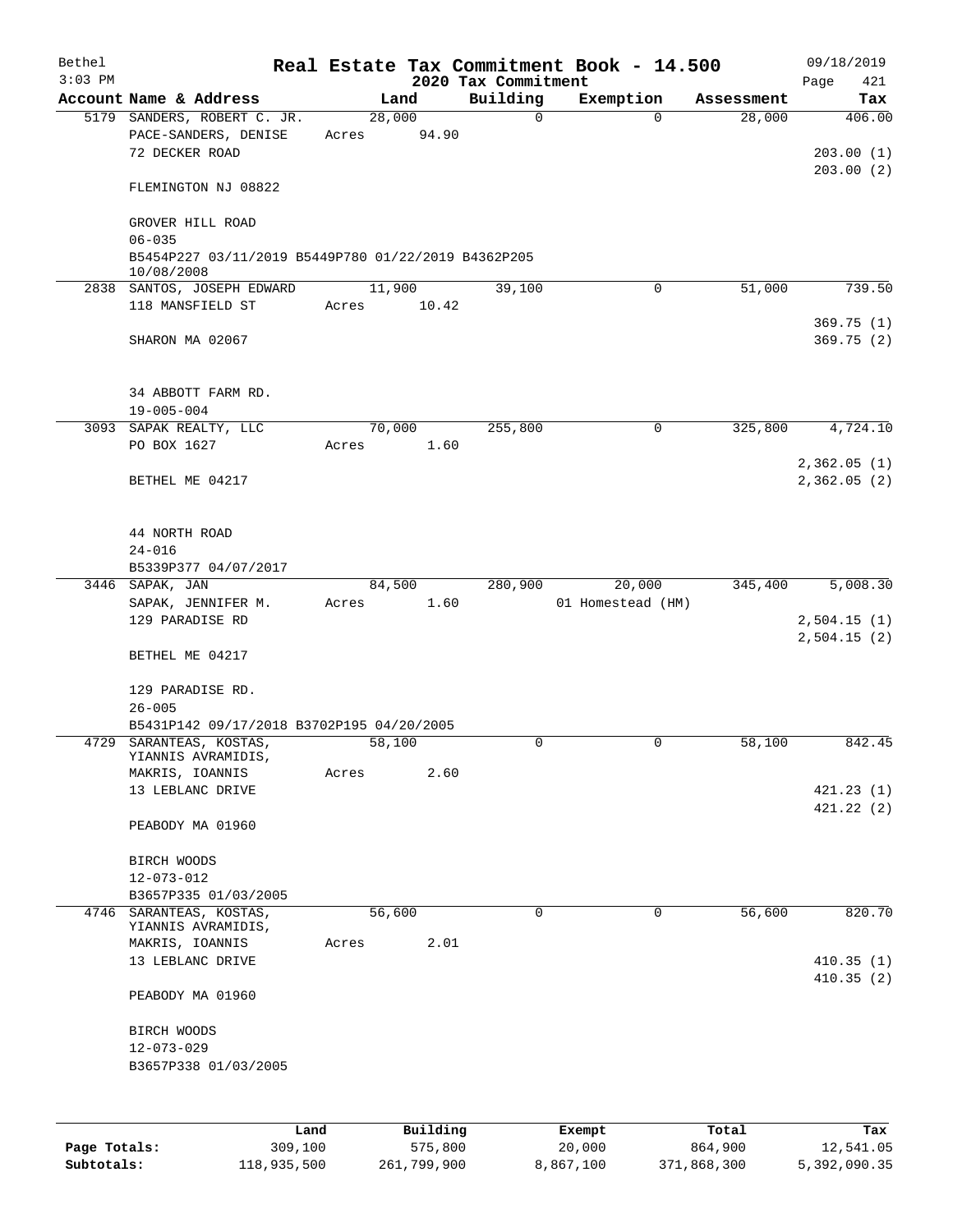# Real Estate Tax Commitment Book - 14.500

Bethel 09/18/2019
3:03 PM
2020 Tax Commitment

| Account | Name & Address | Land | Building | Exemption | Assessment | Tax |
|---|---|---|---|---|---|---|
| 5179 | SANDERS, ROBERT C. JR.<br>PACE-SANDERS, DENISE<br>72 DECKER ROAD<br><br>FLEMINGTON NJ 08822<br><br>GROVER HILL ROAD<br>06-035<br>B5454P227 03/11/2019 B5449P780 01/22/2019 B4362P205 10/08/2008 | 28,000<br>Acres 94.90 | 0 | 0 | 28,000 | 406.00<br><br>203.00 (1)<br>203.00 (2) |
| 2838 | SANTOS, JOSEPH EDWARD<br>118 MANSFIELD ST<br><br>SHARON MA 02067<br><br>34 ABBOTT FARM RD.<br>19-005-004 | 11,900<br>Acres 10.42 | 39,100 | 0 | 51,000 | 739.50<br><br>369.75 (1)<br>369.75 (2) |
| 3093 | SAPAK REALTY, LLC<br>PO BOX 1627<br><br>BETHEL ME 04217<br><br>44 NORTH ROAD<br>24-016<br>B5339P377 04/07/2017 | 70,000<br>Acres 1.60 | 255,800 | 0 | 325,800 | 4,724.10<br><br>2,362.05 (1)<br>2,362.05 (2) |
| 3446 | SAPAK, JAN<br>SAPAK, JENNIFER M.<br>129 PARADISE RD<br><br>BETHEL ME 04217<br><br>129 PARADISE RD.<br>26-005<br>B5431P142 09/17/2018 B3702P195 04/20/2005 | 84,500<br>Acres 1.60 | 280,900 | 20,000<br>01 Homestead (HM) | 345,400 | 5,008.30<br><br>2,504.15 (1)<br>2,504.15 (2) |
| 4729 | SARANTEAS, KOSTAS,<br>YIANNIS AVRAMIDIS,<br>MAKRIS, IOANNIS<br>13 LEBLANC DRIVE<br><br>PEABODY MA 01960<br><br>BIRCH WOODS<br>12-073-012<br>B3657P335 01/03/2005 | 58,100<br>Acres 2.60 | 0 | 0 | 58,100 | 842.45<br><br>421.23 (1)<br>421.22 (2) |
| 4746 | SARANTEAS, KOSTAS,<br>YIANNIS AVRAMIDIS,<br>MAKRIS, IOANNIS<br>13 LEBLANC DRIVE<br><br>PEABODY MA 01960<br><br>BIRCH WOODS<br>12-073-029<br>B3657P338 01/03/2005 | 56,600<br>Acres 2.01 | 0 | 0 | 56,600 | 820.70<br><br>410.35 (1)<br>410.35 (2) |

| | Land | Building | Exempt | Total | Tax |
|---|---|---|---|---|---|
| Page Totals: | 309,100 | 575,800 | 20,000 | 864,900 | 12,541.05 |
| Subtotals: | 118,935,500 | 261,799,900 | 8,867,100 | 371,868,300 | 5,392,090.35 |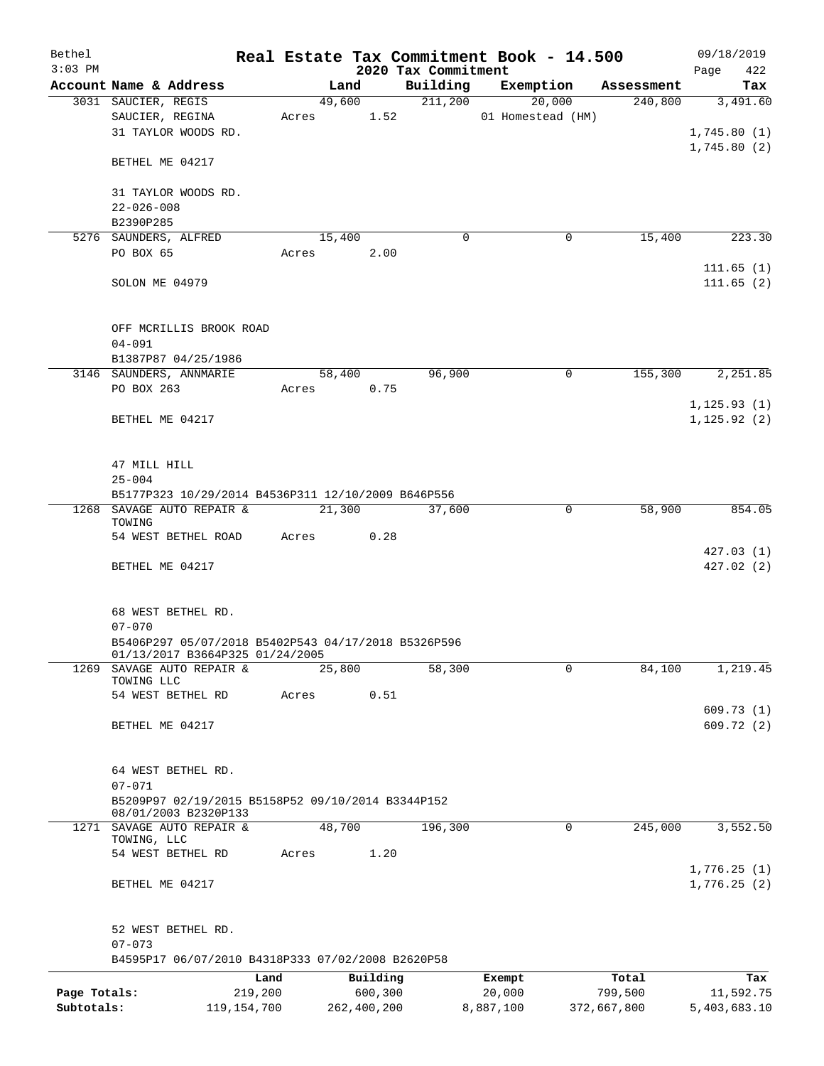Bethel 3:03 PM

# Real Estate Tax Commitment Book - 14.500

## 2020 Tax Commitment

09/18/2019

| Account Name & Address | Land | Building | Exemption | Assessment | Tax |
|---|---|---|---|---|---|
| 3031 SAUCIER, REGIS | 49,600 | 211,200 | 20,000 | 240,800 | 3,491.60 |
| SAUCIER, REGINA | Acres 1.52 | | 01 Homestead (HM) | | |
| 31 TAYLOR WOODS RD. | | | | | 1,745.80 (1) |
| | | | | | 1,745.80 (2) |
| BETHEL ME 04217 | | | | | |
| 31 TAYLOR WOODS RD. | | | | | |
| 22-026-008 | | | | | |
| B2390P285 | | | | | |
| 5276 SAUNDERS, ALFRED | 15,400 | 0 | 0 | 15,400 | 223.30 |
| PO BOX 65 | Acres 2.00 | | | | |
| | | | | | 111.65 (1) |
| SOLON ME 04979 | | | | | 111.65 (2) |
| OFF MCRILLIS BROOK ROAD | | | | | |
| 04-091 | | | | | |
| B1387P87 04/25/1986 | | | | | |
| 3146 SAUNDERS, ANNMARIE | 58,400 | 96,900 | 0 | 155,300 | 2,251.85 |
| PO BOX 263 | Acres 0.75 | | | | |
| | | | | | 1,125.93 (1) |
| BETHEL ME 04217 | | | | | 1,125.92 (2) |
| 47 MILL HILL | | | | | |
| 25-004 | | | | | |
| B5177P323 10/29/2014 B4536P311 12/10/2009 B646P556 | | | | | |
| 1268 SAVAGE AUTO REPAIR & TOWING | 21,300 | 37,600 | 0 | 58,900 | 854.05 |
| 54 WEST BETHEL ROAD | Acres 0.28 | | | | |
| | | | | | 427.03 (1) |
| BETHEL ME 04217 | | | | | 427.02 (2) |
| 68 WEST BETHEL RD. | | | | | |
| 07-070 | | | | | |
| B5406P297 05/07/2018 B5402P543 04/17/2018 B5326P596 01/13/2017 B3664P325 01/24/2005 | | | | | |
| 1269 SAVAGE AUTO REPAIR & TOWING LLC | 25,800 | 58,300 | 0 | 84,100 | 1,219.45 |
| 54 WEST BETHEL RD | Acres 0.51 | | | | |
| | | | | | 609.73 (1) |
| BETHEL ME 04217 | | | | | 609.72 (2) |
| 64 WEST BETHEL RD. | | | | | |
| 07-071 | | | | | |
| B5209P97 02/19/2015 B5158P52 09/10/2014 B3344P152 08/01/2003 B2320P133 | | | | | |
| 1271 SAVAGE AUTO REPAIR & TOWING, LLC | 48,700 | 196,300 | 0 | 245,000 | 3,552.50 |
| 54 WEST BETHEL RD | Acres 1.20 | | | | |
| | | | | | 1,776.25 (1) |
| BETHEL ME 04217 | | | | | 1,776.25 (2) |
| 52 WEST BETHEL RD. | | | | | |
| 07-073 | | | | | |
| B4595P17 06/07/2010 B4318P333 07/02/2008 B2620P58 | | | | | |

| | Land | Building | Exempt | Total | Tax |
|---|---|---|---|---|---|
| Page Totals: | 219,200 | 600,300 | 20,000 | 799,500 | 11,592.75 |
| Subtotals: | 119,154,700 | 262,400,200 | 8,887,100 | 372,667,800 | 5,403,683.10 |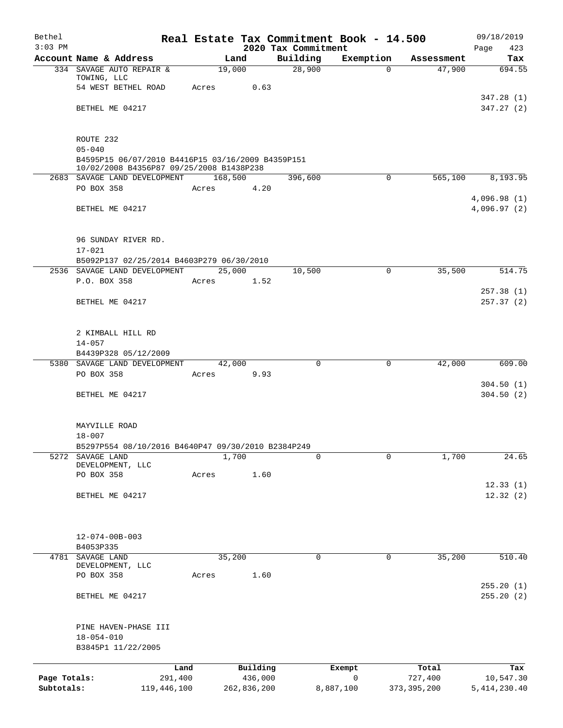# Bethel — Real Estate Tax Commitment Book - 14.500 — 2020 Tax Commitment

3:03 PM — 09/18/2019 — Page 423

| Account | Name & Address | Land | Building | Exemption | Assessment | Tax |
|---|---|---|---|---|---|---|
| 334 | SAVAGE AUTO REPAIR & TOWING, LLC<br>54 WEST BETHEL ROAD<br>BETHEL ME 04217<br>ROUTE 232<br>05-040<br>B4595P15 06/07/2010 B4416P15 03/16/2009 B4359P151 10/02/2008 B4356P87 09/25/2008 B1438P238 | 19,000<br>Acres 0.63 | 28,900 | 0 | 47,900 | 694.55<br>347.28 (1)<br>347.27 (2) |
| 2683 | SAVAGE LAND DEVELOPMENT<br>PO BOX 358<br>BETHEL ME 04217<br>96 SUNDAY RIVER RD.<br>17-021<br>B5092P137 02/25/2014 B4603P279 06/30/2010 | 168,500<br>Acres 4.20 | 396,600 | 0 | 565,100 | 8,193.95<br>4,096.98 (1)<br>4,096.97 (2) |
| 2536 | SAVAGE LAND DEVELOPMENT<br>P.O. BOX 358<br>BETHEL ME 04217<br>2 KIMBALL HILL RD<br>14-057<br>B4439P328 05/12/2009 | 25,000<br>Acres 1.52 | 10,500 | 0 | 35,500 | 514.75<br>257.38 (1)<br>257.37 (2) |
| 5380 | SAVAGE LAND DEVELOPMENT<br>PO BOX 358<br>BETHEL ME 04217<br>MAYVILLE ROAD<br>18-007<br>B5297P554 08/10/2016 B4640P47 09/30/2010 B2384P249 | 42,000<br>Acres 9.93 | 0 | 0 | 42,000 | 609.00<br>304.50 (1)<br>304.50 (2) |
| 5272 | SAVAGE LAND DEVELOPMENT, LLC<br>PO BOX 358<br>BETHEL ME 04217<br>12-074-00B-003<br>B4053P335 | 1,700<br>Acres 1.60 | 0 | 0 | 1,700 | 24.65<br>12.33 (1)<br>12.32 (2) |
| 4781 | SAVAGE LAND DEVELOPMENT, LLC<br>PO BOX 358<br>BETHEL ME 04217<br>PINE HAVEN-PHASE III<br>18-054-010<br>B3845P1 11/22/2005 | 35,200<br>Acres 1.60 | 0 | 0 | 35,200 | 510.40<br>255.20 (1)<br>255.20 (2) |

| | Land | Building | Exempt | Total | Tax |
|---|---|---|---|---|---|
| Page Totals: | 291,400 | 436,000 | 0 | 727,400 | 10,547.30 |
| Subtotals: | 119,446,100 | 262,836,200 | 8,887,100 | 373,395,200 | 5,414,230.40 |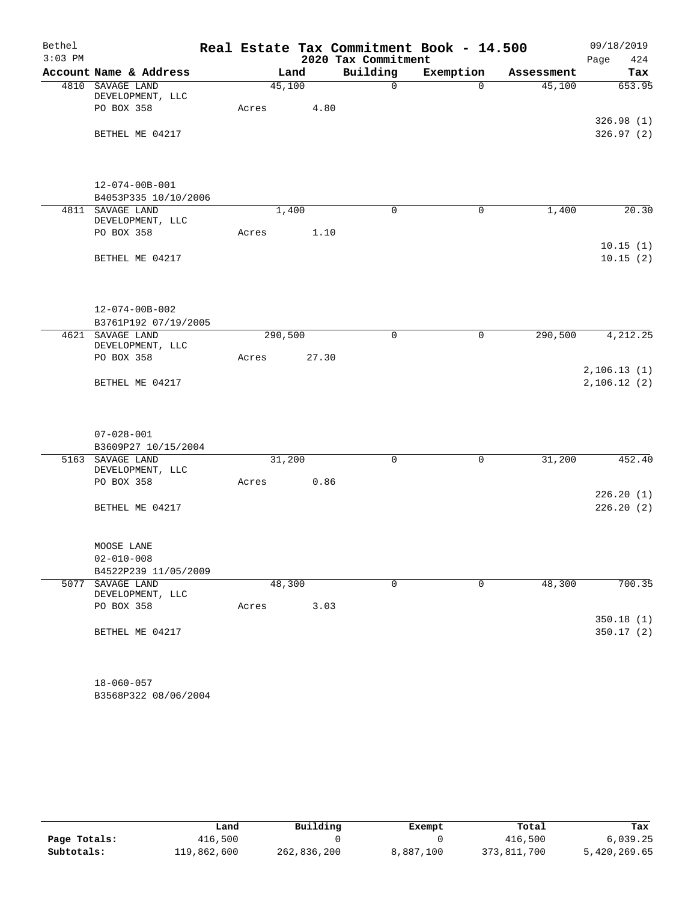Bethel
3:03 PM

# Real Estate Tax Commitment Book - 14.500

## 2020 Tax Commitment

09/18/2019

| Account Name & Address | Land | Building | Exemption | Assessment | Tax |
|---|---|---|---|---|---|
| 4810 SAVAGE LAND DEVELOPMENT, LLC | 45,100 | 0 | 0 | 45,100 | 653.95 |
| PO BOX 358 | Acres 4.80 | | | | |
| | | | | | 326.98 (1) |
| BETHEL ME 04217 | | | | | 326.97 (2) |
| 12-074-00B-001 | | | | | |
| B4053P335 10/10/2006 | | | | | |
| 4811 SAVAGE LAND DEVELOPMENT, LLC | 1,400 | 0 | 0 | 1,400 | 20.30 |
| PO BOX 358 | Acres 1.10 | | | | |
| | | | | | 10.15 (1) |
| BETHEL ME 04217 | | | | | 10.15 (2) |
| 12-074-00B-002 | | | | | |
| B3761P192 07/19/2005 | | | | | |
| 4621 SAVAGE LAND DEVELOPMENT, LLC | 290,500 | 0 | 0 | 290,500 | 4,212.25 |
| PO BOX 358 | Acres 27.30 | | | | |
| | | | | | 2,106.13 (1) |
| BETHEL ME 04217 | | | | | 2,106.12 (2) |
| 07-028-001 | | | | | |
| B3609P27 10/15/2004 | | | | | |
| 5163 SAVAGE LAND DEVELOPMENT, LLC | 31,200 | 0 | 0 | 31,200 | 452.40 |
| PO BOX 358 | Acres 0.86 | | | | |
| | | | | | 226.20 (1) |
| BETHEL ME 04217 | | | | | 226.20 (2) |
| MOOSE LANE | | | | | |
| 02-010-008 | | | | | |
| B4522P239 11/05/2009 | | | | | |
| 5077 SAVAGE LAND DEVELOPMENT, LLC | 48,300 | 0 | 0 | 48,300 | 700.35 |
| PO BOX 358 | Acres 3.03 | | | | |
| | | | | | 350.18 (1) |
| BETHEL ME 04217 | | | | | 350.17 (2) |
| 18-060-057 | | | | | |
| B3568P322 08/06/2004 | | | | | |

| | Land | Building | Exempt | Total | Tax |
|---|---|---|---|---|---|
| Page Totals: | 416,500 | 0 | 0 | 416,500 | 6,039.25 |
| Subtotals: | 119,862,600 | 262,836,200 | 8,887,100 | 373,811,700 | 5,420,269.65 |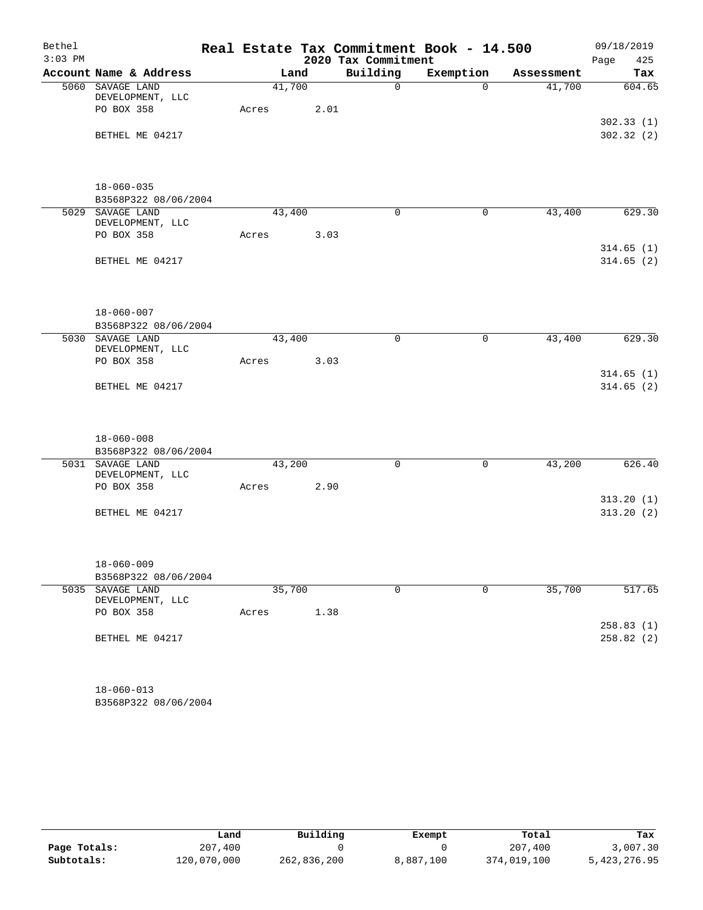Bethel 3:03 PM

# Real Estate Tax Commitment Book - 14.500

2020 Tax Commitment

09/18/2019

| Account | Name & Address | Land | Building | Exemption | Assessment | Tax |
|---|---|---|---|---|---|---|
| 5060 | SAVAGE LAND DEVELOPMENT, LLC<br>PO BOX 358<br><br>BETHEL ME 04217<br><br>18-060-035<br>B3568P322 08/06/2004 | 41,700<br>Acres 2.01 | 0 | 0 | 41,700 | 604.65<br><br>302.33 (1)<br>302.32 (2) |
| 5029 | SAVAGE LAND DEVELOPMENT, LLC<br>PO BOX 358<br><br>BETHEL ME 04217<br><br>18-060-007<br>B3568P322 08/06/2004 | 43,400<br>Acres 3.03 | 0 | 0 | 43,400 | 629.30<br><br>314.65 (1)<br>314.65 (2) |
| 5030 | SAVAGE LAND DEVELOPMENT, LLC<br>PO BOX 358<br><br>BETHEL ME 04217<br><br>18-060-008<br>B3568P322 08/06/2004 | 43,400<br>Acres 3.03 | 0 | 0 | 43,400 | 629.30<br><br>314.65 (1)<br>314.65 (2) |
| 5031 | SAVAGE LAND DEVELOPMENT, LLC<br>PO BOX 358<br><br>BETHEL ME 04217<br><br>18-060-009<br>B3568P322 08/06/2004 | 43,200<br>Acres 2.90 | 0 | 0 | 43,200 | 626.40<br><br>313.20 (1)<br>313.20 (2) |
| 5035 | SAVAGE LAND DEVELOPMENT, LLC<br>PO BOX 358<br><br>BETHEL ME 04217<br><br>18-060-013<br>B3568P322 08/06/2004 | 35,700<br>Acres 1.38 | 0 | 0 | 35,700 | 517.65<br><br>258.83 (1)<br>258.82 (2) |

| | Land | Building | Exempt | Total | Tax |
|---|---|---|---|---|---|
| Page Totals: | 207,400 | 0 | 0 | 207,400 | 3,007.30 |
| Subtotals: | 120,070,000 | 262,836,200 | 8,887,100 | 374,019,100 | 5,423,276.95 |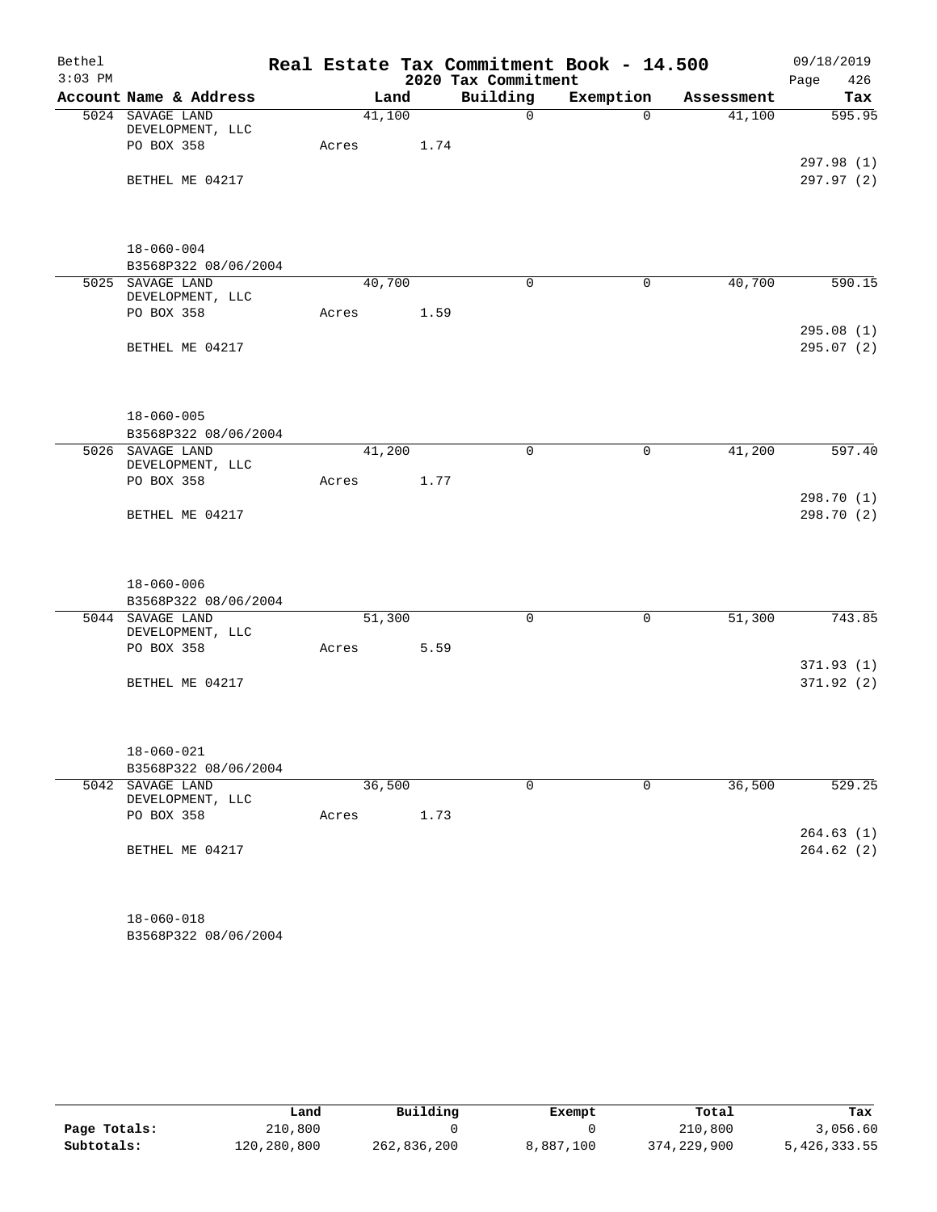# Real Estate Tax Commitment Book - 14.500

Bethel
3:03 PM

2020 Tax Commitment

09/18/2019

| Account Name & Address | Land | Building | Exemption | Assessment | Tax |
|---|---|---|---|---|---|
| 5024 SAVAGE LAND DEVELOPMENT, LLC | 41,100 | 0 | 0 | 41,100 | 595.95 |
| PO BOX 358 | Acres 1.74 | | | | |
| | | | | | 297.98 (1) |
| BETHEL ME 04217 | | | | | 297.97 (2) |
| 18-060-004 | | | | | |
| B3568P322 08/06/2004 | | | | | |
| 5025 SAVAGE LAND DEVELOPMENT, LLC | 40,700 | 0 | 0 | 40,700 | 590.15 |
| PO BOX 358 | Acres 1.59 | | | | |
| | | | | | 295.08 (1) |
| BETHEL ME 04217 | | | | | 295.07 (2) |
| 18-060-005 | | | | | |
| B3568P322 08/06/2004 | | | | | |
| 5026 SAVAGE LAND DEVELOPMENT, LLC | 41,200 | 0 | 0 | 41,200 | 597.40 |
| PO BOX 358 | Acres 1.77 | | | | |
| | | | | | 298.70 (1) |
| BETHEL ME 04217 | | | | | 298.70 (2) |
| 18-060-006 | | | | | |
| B3568P322 08/06/2004 | | | | | |
| 5044 SAVAGE LAND DEVELOPMENT, LLC | 51,300 | 0 | 0 | 51,300 | 743.85 |
| PO BOX 358 | Acres 5.59 | | | | |
| | | | | | 371.93 (1) |
| BETHEL ME 04217 | | | | | 371.92 (2) |
| 18-060-021 | | | | | |
| B3568P322 08/06/2004 | | | | | |
| 5042 SAVAGE LAND DEVELOPMENT, LLC | 36,500 | 0 | 0 | 36,500 | 529.25 |
| PO BOX 358 | Acres 1.73 | | | | |
| | | | | | 264.63 (1) |
| BETHEL ME 04217 | | | | | 264.62 (2) |
| 18-060-018 | | | | | |
| B3568P322 08/06/2004 | | | | | |

| | Land | Building | Exempt | Total | Tax |
|---|---|---|---|---|---|
| Page Totals: | 210,800 | 0 | 0 | 210,800 | 3,056.60 |
| Subtotals: | 120,280,800 | 262,836,200 | 8,887,100 | 374,229,900 | 5,426,333.55 |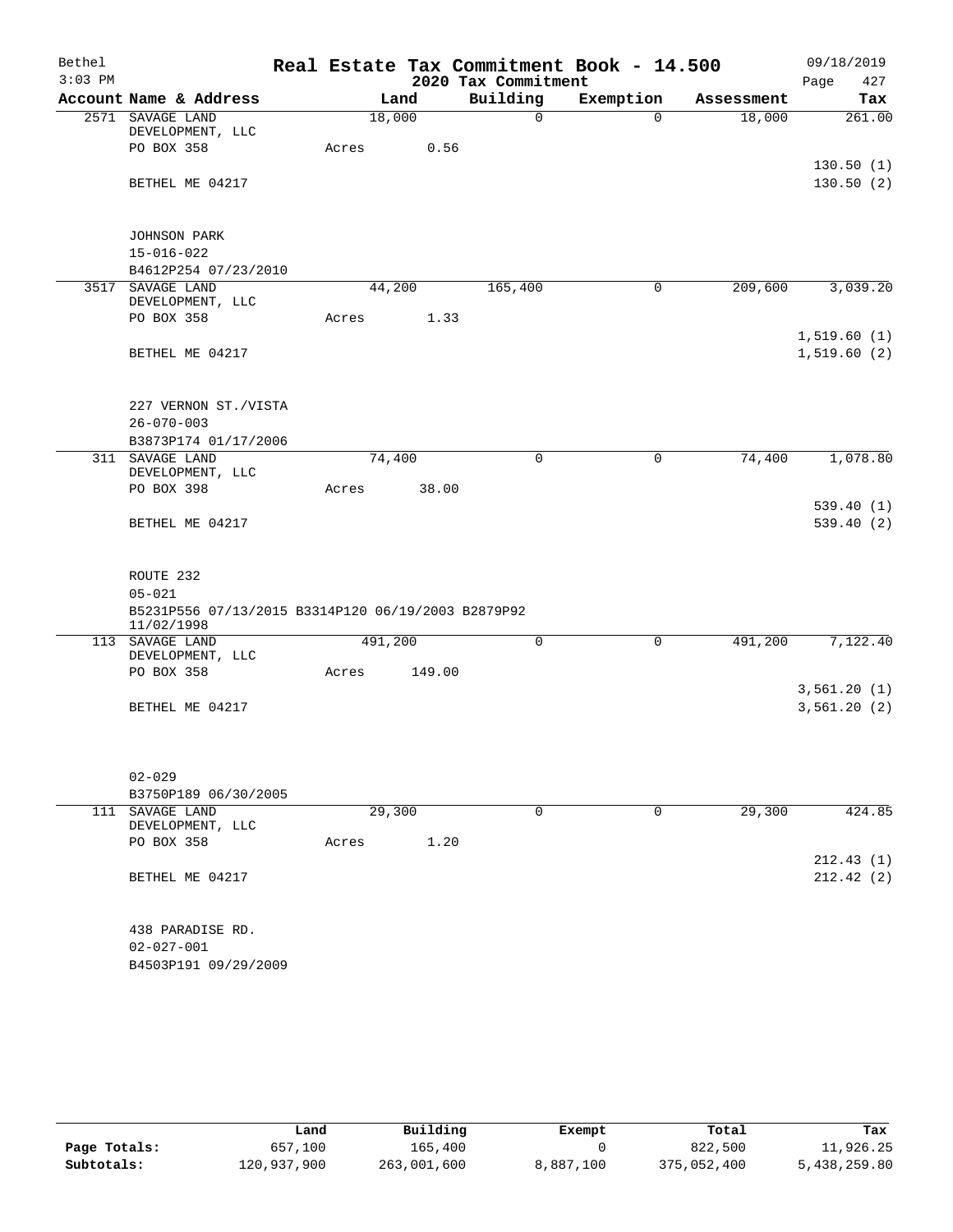# Real Estate Tax Commitment Book - 14.500

Bethel
3:03 PM

2020 Tax Commitment

09/18/2019
Page 427

| Account Name & Address | Land | Building | Exemption | Assessment | Tax |
|---|---|---|---|---|---|
| 2571 SAVAGE LAND DEVELOPMENT, LLC | 18,000 | 0 | 0 | 18,000 | 261.00 |
| PO BOX 358 | Acres 0.56 | | | | |
| | | | | | 130.50 (1) |
| BETHEL ME 04217 | | | | | 130.50 (2) |
| JOHNSON PARK | | | | | |
| 15-016-022 | | | | | |
| B4612P254 07/23/2010 | | | | | |
| 3517 SAVAGE LAND DEVELOPMENT, LLC | 44,200 | 165,400 | 0 | 209,600 | 3,039.20 |
| PO BOX 358 | Acres 1.33 | | | | |
| | | | | | 1,519.60 (1) |
| BETHEL ME 04217 | | | | | 1,519.60 (2) |
| 227 VERNON ST./VISTA | | | | | |
| 26-070-003 | | | | | |
| B3873P174 01/17/2006 | | | | | |
| 311 SAVAGE LAND DEVELOPMENT, LLC | 74,400 | 0 | 0 | 74,400 | 1,078.80 |
| PO BOX 398 | Acres 38.00 | | | | |
| | | | | | 539.40 (1) |
| BETHEL ME 04217 | | | | | 539.40 (2) |
| ROUTE 232 | | | | | |
| 05-021 | | | | | |
| B5231P556 07/13/2015 B3314P120 06/19/2003 B2879P92 11/02/1998 | | | | | |
| 113 SAVAGE LAND DEVELOPMENT, LLC | 491,200 | 0 | 0 | 491,200 | 7,122.40 |
| PO BOX 358 | Acres 149.00 | | | | |
| | | | | | 3,561.20 (1) |
| BETHEL ME 04217 | | | | | 3,561.20 (2) |
| 02-029 | | | | | |
| B3750P189 06/30/2005 | | | | | |
| 111 SAVAGE LAND DEVELOPMENT, LLC | 29,300 | 0 | 0 | 29,300 | 424.85 |
| PO BOX 358 | Acres 1.20 | | | | |
| | | | | | 212.43 (1) |
| BETHEL ME 04217 | | | | | 212.42 (2) |
| 438 PARADISE RD. | | | | | |
| 02-027-001 | | | | | |
| B4503P191 09/29/2009 | | | | | |

| | Land | Building | Exempt | Total | Tax |
|---|---|---|---|---|---|
| Page Totals: | 657,100 | 165,400 | 0 | 822,500 | 11,926.25 |
| Subtotals: | 120,937,900 | 263,001,600 | 8,887,100 | 375,052,400 | 5,438,259.80 |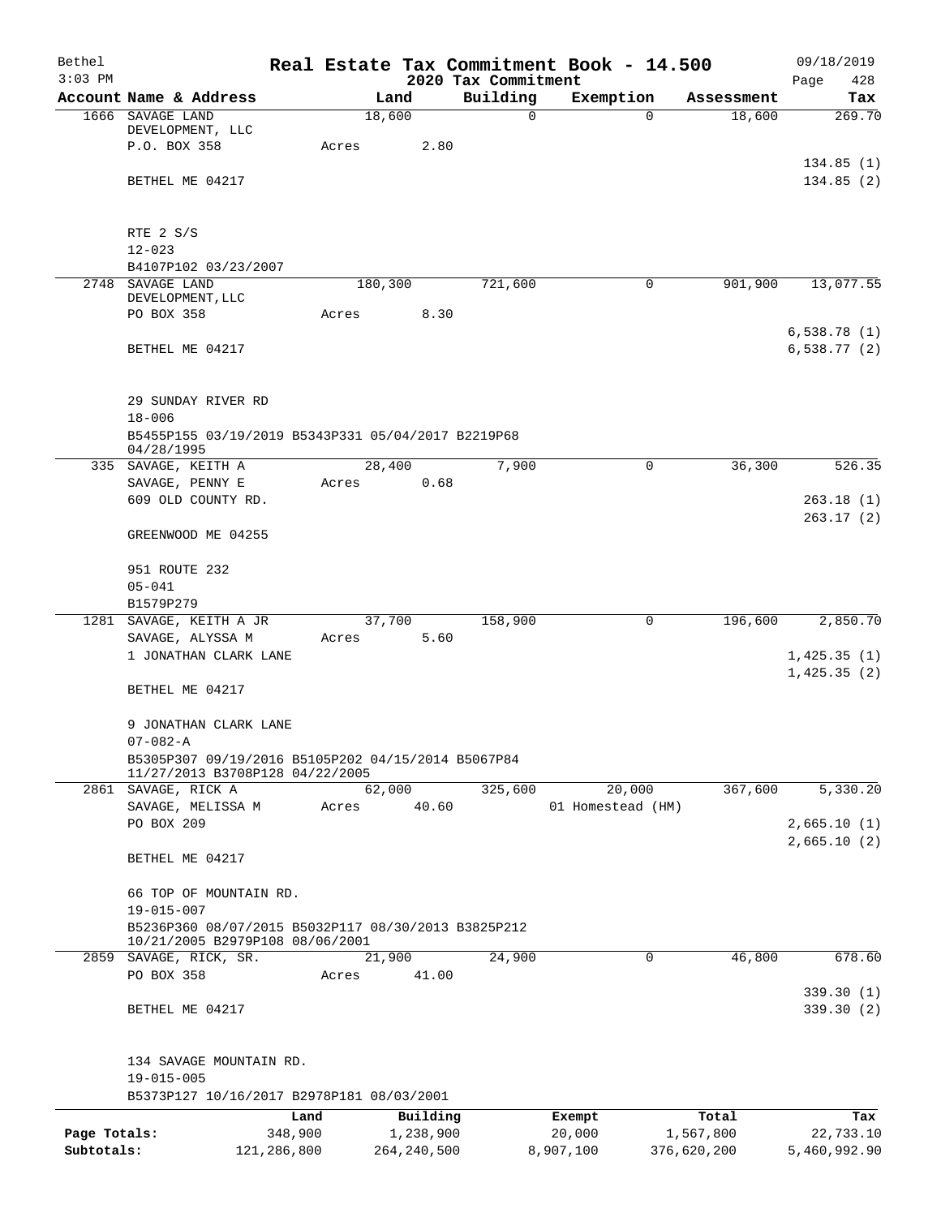# Real Estate Tax Commitment Book - 14.500

Bethel
3:03 PM

09/18/2019

2020 Tax Commitment

| Account Name & Address | Land | Building | Exemption | Assessment | Tax |
|---|---|---|---|---|---|
| 1666 SAVAGE LAND DEVELOPMENT, LLC | 18,600 | 0 | 0 | 18,600 | 269.70 |
| P.O. BOX 358 | Acres 2.80 | | | | |
| | | | | | 134.85 (1) |
| BETHEL ME 04217 | | | | | 134.85 (2) |
| RTE 2 S/S | | | | | |
| 12-023 | | | | | |
| B4107P102 03/23/2007 | | | | | |
| 2748 SAVAGE LAND DEVELOPMENT,LLC | 180,300 | 721,600 | 0 | 901,900 | 13,077.55 |
| PO BOX 358 | Acres 8.30 | | | | |
| | | | | | 6,538.78 (1) |
| BETHEL ME 04217 | | | | | 6,538.77 (2) |
| 29 SUNDAY RIVER RD | | | | | |
| 18-006 | | | | | |
| B5455P155 03/19/2019 B5343P331 05/04/2017 B2219P68 04/28/1995 | | | | | |
| 335 SAVAGE, KEITH A | 28,400 | 7,900 | 0 | 36,300 | 526.35 |
| SAVAGE, PENNY E | Acres 0.68 | | | | |
| 609 OLD COUNTY RD. | | | | | 263.18 (1) |
| | | | | | 263.17 (2) |
| GREENWOOD ME 04255 | | | | | |
| 951 ROUTE 232 | | | | | |
| 05-041 | | | | | |
| B1579P279 | | | | | |
| 1281 SAVAGE, KEITH A JR | 37,700 | 158,900 | 0 | 196,600 | 2,850.70 |
| SAVAGE, ALYSSA M | Acres 5.60 | | | | |
| 1 JONATHAN CLARK LANE | | | | | 1,425.35 (1) |
| | | | | | 1,425.35 (2) |
| BETHEL ME 04217 | | | | | |
| 9 JONATHAN CLARK LANE | | | | | |
| 07-082-A | | | | | |
| B5305P307 09/19/2016 B5105P202 04/15/2014 B5067P84 11/27/2013 B3708P128 04/22/2005 | | | | | |
| 2861 SAVAGE, RICK A | 62,000 | 325,600 | 20,000 | 367,600 | 5,330.20 |
| SAVAGE, MELISSA M | Acres 40.60 | | 01 Homestead (HM) | | |
| PO BOX 209 | | | | | 2,665.10 (1) |
| | | | | | 2,665.10 (2) |
| BETHEL ME 04217 | | | | | |
| 66 TOP OF MOUNTAIN RD. | | | | | |
| 19-015-007 | | | | | |
| B5236P360 08/07/2015 B5032P117 08/30/2013 B3825P212 10/21/2005 B2979P108 08/06/2001 | | | | | |
| 2859 SAVAGE, RICK, SR. | 21,900 | 24,900 | 0 | 46,800 | 678.60 |
| PO BOX 358 | Acres 41.00 | | | | |
| | | | | | 339.30 (1) |
| BETHEL ME 04217 | | | | | 339.30 (2) |
| 134 SAVAGE MOUNTAIN RD. | | | | | |
| 19-015-005 | | | | | |
| B5373P127 10/16/2017 B2978P181 08/03/2001 | | | | | |

| | Land | Building | Exempt | Total | Tax |
|---|---|---|---|---|---|
| Page Totals: | 348,900 | 1,238,900 | 20,000 | 1,567,800 | 22,733.10 |
| Subtotals: | 121,286,800 | 264,240,500 | 8,907,100 | 376,620,200 | 5,460,992.90 |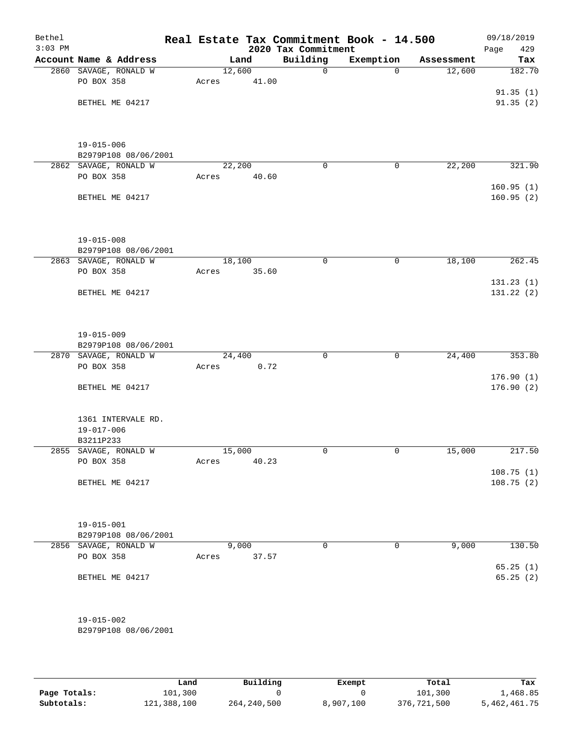# Real Estate Tax Commitment Book - 14.500

Bethel
3:03 PM

2020 Tax Commitment

09/18/2019
Page 429

| Account | Name & Address | Land | Building | Exemption | Assessment | Tax |
|---|---|---|---|---|---|---|
| 2860 | SAVAGE, RONALD W<br>PO BOX 358<br>BETHEL ME 04217<br>19-015-006<br>B2979P108 08/06/2001 | 12,600<br>Acres 41.00 | 0 | 0 | 12,600 | 182.70<br>91.35 (1)<br>91.35 (2) |
| 2862 | SAVAGE, RONALD W<br>PO BOX 358<br>BETHEL ME 04217<br>19-015-008<br>B2979P108 08/06/2001 | 22,200<br>Acres 40.60 | 0 | 0 | 22,200 | 321.90<br>160.95 (1)<br>160.95 (2) |
| 2863 | SAVAGE, RONALD W<br>PO BOX 358<br>BETHEL ME 04217<br>19-015-009<br>B2979P108 08/06/2001 | 18,100<br>Acres 35.60 | 0 | 0 | 18,100 | 262.45<br>131.23 (1)<br>131.22 (2) |
| 2870 | SAVAGE, RONALD W<br>PO BOX 358<br>BETHEL ME 04217<br>1361 INTERVALE RD.<br>19-017-006<br>B3211P233 | 24,400<br>Acres 0.72 | 0 | 0 | 24,400 | 353.80<br>176.90 (1)<br>176.90 (2) |
| 2855 | SAVAGE, RONALD W<br>PO BOX 358<br>BETHEL ME 04217<br>19-015-001<br>B2979P108 08/06/2001 | 15,000<br>Acres 40.23 | 0 | 0 | 15,000 | 217.50<br>108.75 (1)<br>108.75 (2) |
| 2856 | SAVAGE, RONALD W<br>PO BOX 358<br>BETHEL ME 04217<br>19-015-002<br>B2979P108 08/06/2001 | 9,000<br>Acres 37.57 | 0 | 0 | 9,000 | 130.50<br>65.25 (1)<br>65.25 (2) |

| | Land | Building | Exempt | Total | Tax |
|---|---|---|---|---|---|
| Page Totals: | 101,300 | 0 | 0 | 101,300 | 1,468.85 |
| Subtotals: | 121,388,100 | 264,240,500 | 8,907,100 | 376,721,500 | 5,462,461.75 |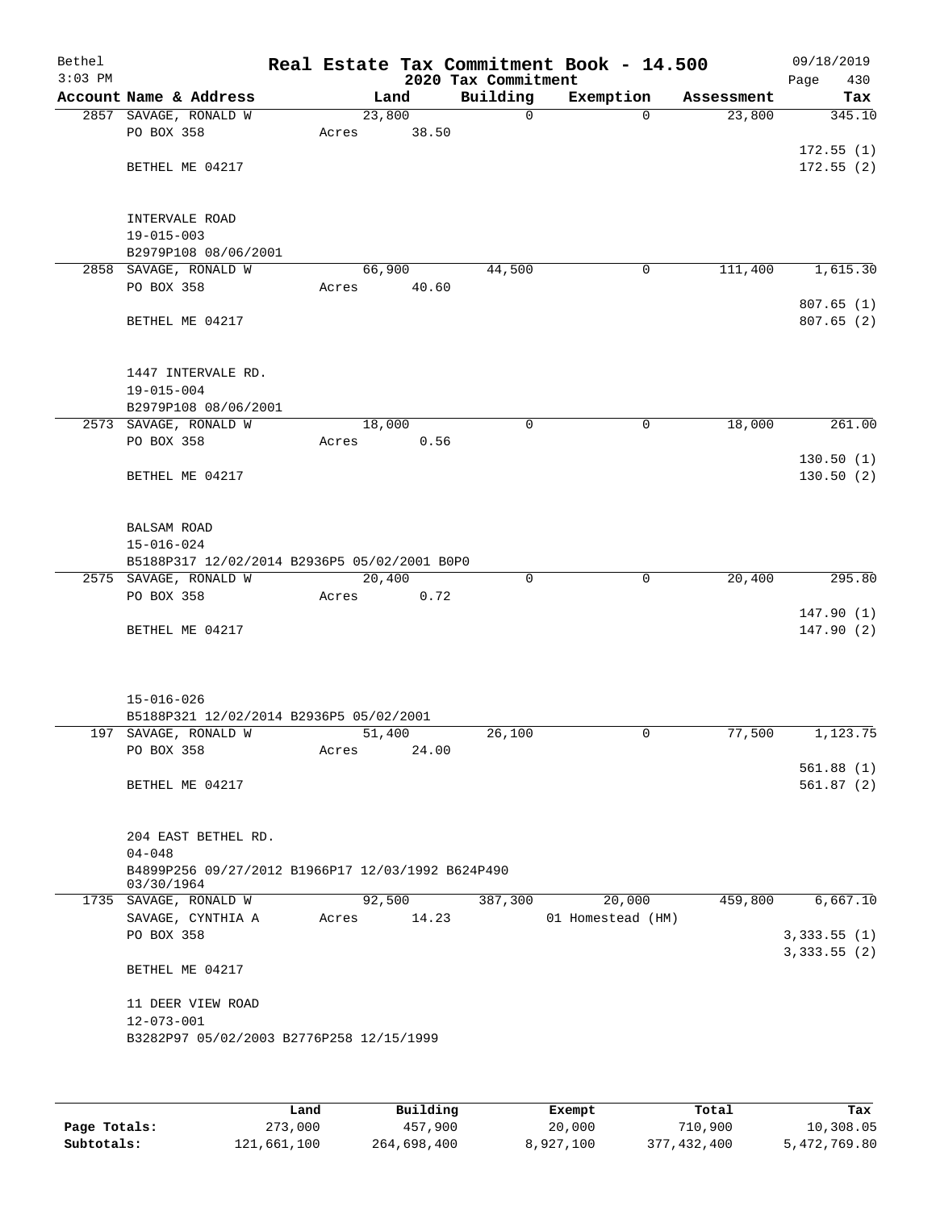Bethel 3:03 PM

# Real Estate Tax Commitment Book - 14.500

## 2020 Tax Commitment

09/18/2019 Page 430

| Account | Name & Address | Land | Building | Exemption | Assessment | Tax |
|---|---|---|---|---|---|---|
| 2857 | SAVAGE, RONALD W<br>PO BOX 358<br>BETHEL ME 04217<br><br>INTERVALE ROAD<br>19-015-003<br>B2979P108 08/06/2001 | 23,800<br>Acres 38.50 | 0 | 0 | 23,800 | 345.10<br>172.55 (1)<br>172.55 (2) |
| 2858 | SAVAGE, RONALD W<br>PO BOX 358<br>BETHEL ME 04217<br><br>1447 INTERVALE RD.<br>19-015-004<br>B2979P108 08/06/2001 | 66,900<br>Acres 40.60 | 44,500 | 0 | 111,400 | 1,615.30<br>807.65 (1)<br>807.65 (2) |
| 2573 | SAVAGE, RONALD W<br>PO BOX 358<br>BETHEL ME 04217<br><br>BALSAM ROAD<br>15-016-024<br>B5188P317 12/02/2014 B2936P5 05/02/2001 B0P0 | 18,000<br>Acres 0.56 | 0 | 0 | 18,000 | 261.00<br>130.50 (1)<br>130.50 (2) |
| 2575 | SAVAGE, RONALD W<br>PO BOX 358<br>BETHEL ME 04217<br><br>15-016-026<br>B5188P321 12/02/2014 B2936P5 05/02/2001 | 20,400<br>Acres 0.72 | 0 | 0 | 20,400 | 295.80<br>147.90 (1)<br>147.90 (2) |
| 197 | SAVAGE, RONALD W<br>PO BOX 358<br>BETHEL ME 04217<br><br>204 EAST BETHEL RD.<br>04-048<br>B4899P256 09/27/2012 B1966P17 12/03/1992 B624P490 03/30/1964 | 51,400<br>Acres 24.00 | 26,100 | 0 | 77,500 | 1,123.75<br>561.88 (1)<br>561.87 (2) |
| 1735 | SAVAGE, RONALD W<br>SAVAGE, CYNTHIA A<br>PO BOX 358<br>BETHEL ME 04217<br><br>11 DEER VIEW ROAD<br>12-073-001<br>B3282P97 05/02/2003 B2776P258 12/15/1999 | 92,500<br>Acres 14.23 | 387,300 | 20,000<br>01 Homestead (HM) | 459,800 | 6,667.10<br>3,333.55 (1)<br>3,333.55 (2) |

| | Land | Building | Exempt | Total | Tax |
|---|---|---|---|---|---|
| **Page Totals:** | 273,000 | 457,900 | 20,000 | 710,900 | 10,308.05 |
| **Subtotals:** | 121,661,100 | 264,698,400 | 8,927,100 | 377,432,400 | 5,472,769.80 |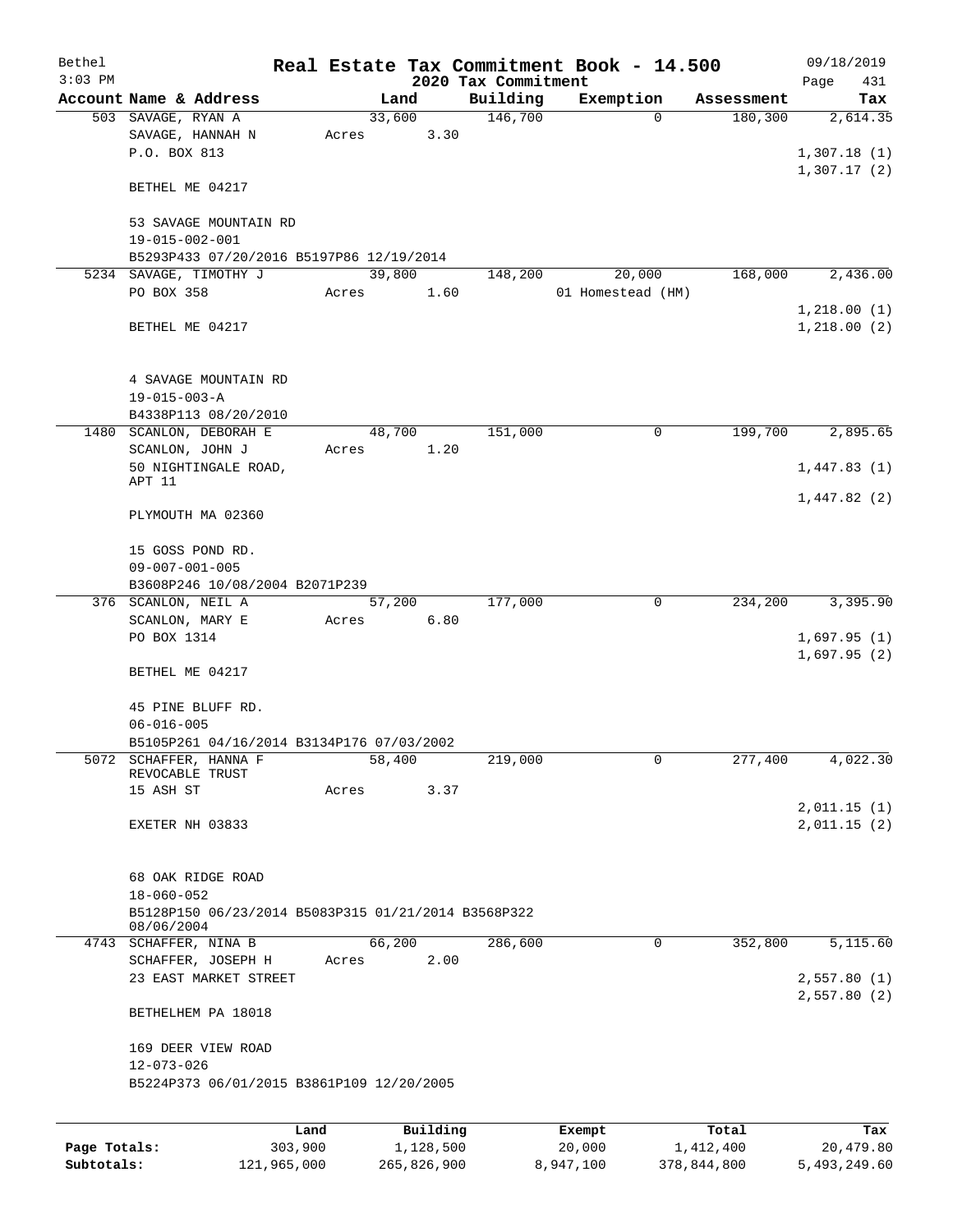Bethel — Real Estate Tax Commitment Book - 14.500 — 09/18/2019
3:03 PM — 2020 Tax Commitment

| Account | Name & Address | Land | Building | Exemption | Assessment | Tax |
|---|---|---|---|---|---|---|
| 503 | SAVAGE, RYAN A | 33,600 | 146,700 | 0 | 180,300 | 2,614.35 |
| | SAVAGE, HANNAH N | Acres 3.30 | | | | |
| | P.O. BOX 813 | | | | | 1,307.18 (1) |
| | | | | | | 1,307.17 (2) |
| | BETHEL ME 04217 | | | | | |
| | 53 SAVAGE MOUNTAIN RD | | | | | |
| | 19-015-002-001 | | | | | |
| | B5293P433 07/20/2016 B5197P86 12/19/2014 | | | | | |
| 5234 | SAVAGE, TIMOTHY J | 39,800 | 148,200 | 20,000 | 168,000 | 2,436.00 |
| | PO BOX 358 | Acres 1.60 | | 01 Homestead (HM) | | |
| | | | | | | 1,218.00 (1) |
| | BETHEL ME 04217 | | | | | 1,218.00 (2) |
| | 4 SAVAGE MOUNTAIN RD | | | | | |
| | 19-015-003-A | | | | | |
| | B4338P113 08/20/2010 | | | | | |
| 1480 | SCANLON, DEBORAH E | 48,700 | 151,000 | 0 | 199,700 | 2,895.65 |
| | SCANLON, JOHN J | Acres 1.20 | | | | |
| | 50 NIGHTINGALE ROAD, APT 11 | | | | | 1,447.83 (1) |
| | | | | | | 1,447.82 (2) |
| | PLYMOUTH MA 02360 | | | | | |
| | 15 GOSS POND RD. | | | | | |
| | 09-007-001-005 | | | | | |
| | B3608P246 10/08/2004 B2071P239 | | | | | |
| 376 | SCANLON, NEIL A | 57,200 | 177,000 | 0 | 234,200 | 3,395.90 |
| | SCANLON, MARY E | Acres 6.80 | | | | |
| | PO BOX 1314 | | | | | 1,697.95 (1) |
| | | | | | | 1,697.95 (2) |
| | BETHEL ME 04217 | | | | | |
| | 45 PINE BLUFF RD. | | | | | |
| | 06-016-005 | | | | | |
| | B5105P261 04/16/2014 B3134P176 07/03/2002 | | | | | |
| 5072 | SCHAFFER, HANNA F REVOCABLE TRUST | 58,400 | 219,000 | 0 | 277,400 | 4,022.30 |
| | 15 ASH ST | Acres 3.37 | | | | |
| | | | | | | 2,011.15 (1) |
| | EXETER NH 03833 | | | | | 2,011.15 (2) |
| | 68 OAK RIDGE ROAD | | | | | |
| | 18-060-052 | | | | | |
| | B5128P150 06/23/2014 B5083P315 01/21/2014 B3568P322 08/06/2004 | | | | | |
| 4743 | SCHAFFER, NINA B | 66,200 | 286,600 | 0 | 352,800 | 5,115.60 |
| | SCHAFFER, JOSEPH H | Acres 2.00 | | | | |
| | 23 EAST MARKET STREET | | | | | 2,557.80 (1) |
| | | | | | | 2,557.80 (2) |
| | BETHELHEM PA 18018 | | | | | |
| | 169 DEER VIEW ROAD | | | | | |
| | 12-073-026 | | | | | |
| | B5224P373 06/01/2015 B3861P109 12/20/2005 | | | | | |

| | Land | Building | Exempt | Total | Tax |
|---|---|---|---|---|---|
| Page Totals: | 303,900 | 1,128,500 | 20,000 | 1,412,400 | 20,479.80 |
| Subtotals: | 121,965,000 | 265,826,900 | 8,947,100 | 378,844,800 | 5,493,249.60 |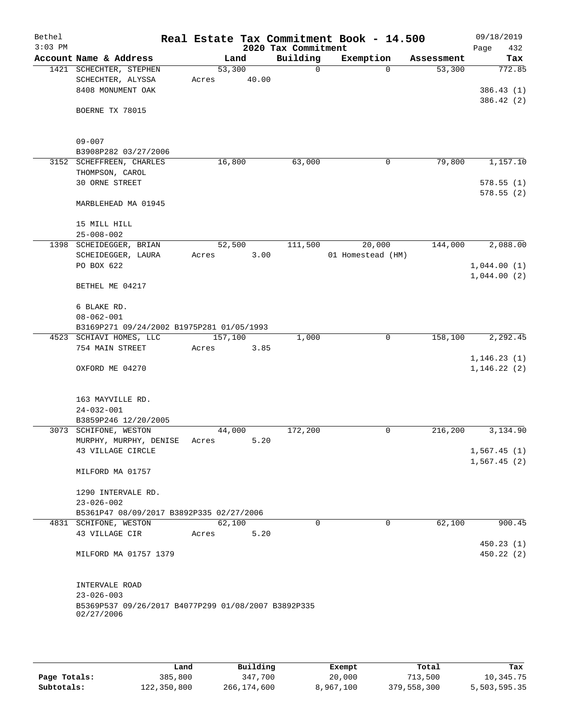# Real Estate Tax Commitment Book - 14.500

## 2020 Tax Commitment

| Account | Name & Address | Land | Building | Exemption | Assessment | Tax |
|---|---|---|---|---|---|---|
| 1421 | SCHECHTER, STEPHEN<br>SCHECHTER, ALYSSA<br>8408 MONUMENT OAK<br><br>BOERNE TX 78015<br><br>09-007<br>B3908P282 03/27/2006 | 53,300<br>Acres 40.00 | 0 | 0 | 53,300 | 772.85<br><br>386.43 (1)<br>386.42 (2) |
| 3152 | SCHEFFREEN, CHARLES<br>THOMPSON, CAROL<br>30 ORNE STREET<br><br>MARBLEHEAD MA 01945<br><br>15 MILL HILL<br>25-008-002 | 16,800 | 63,000 | 0 | 79,800 | 1,157.10<br><br>578.55 (1)<br>578.55 (2) |
| 1398 | SCHEIDEGGER, BRIAN<br>SCHEIDEGGER, LAURA<br>PO BOX 622<br><br>BETHEL ME 04217<br><br>6 BLAKE RD.<br>08-062-001<br>B3169P271 09/24/2002 B1975P281 01/05/1993 | 52,500<br>Acres 3.00 | 111,500 | 20,000<br>01 Homestead (HM) | 144,000 | 2,088.00<br><br>1,044.00 (1)<br>1,044.00 (2) |
| 4523 | SCHIAVI HOMES, LLC<br>754 MAIN STREET<br><br>OXFORD ME 04270<br><br>163 MAYVILLE RD.<br>24-032-001<br>B3859P246 12/20/2005 | 157,100<br>Acres 3.85 | 1,000 | 0 | 158,100 | 2,292.45<br><br>1,146.23 (1)<br>1,146.22 (2) |
| 3073 | SCHIFONE, WESTON<br>MURPHY, MURPHY, DENISE<br>43 VILLAGE CIRCLE<br><br>MILFORD MA 01757<br><br>1290 INTERVALE RD.<br>23-026-002<br>B5361P47 08/09/2017 B3892P335 02/27/2006 | 44,000<br>Acres 5.20 | 172,200 | 0 | 216,200 | 3,134.90<br><br>1,567.45 (1)<br>1,567.45 (2) |
| 4831 | SCHIFONE, WESTON<br>43 VILLAGE CIR<br><br>MILFORD MA 01757 1379<br><br>INTERVALE ROAD<br>23-026-003<br>B5369P537 09/26/2017 B4077P299 01/08/2007 B3892P335 02/27/2006 | 62,100<br>Acres 5.20 | 0 | 0 | 62,100 | 900.45<br><br>450.23 (1)<br>450.22 (2) |

| | Land | Building | Exempt | Total | Tax |
|---|---|---|---|---|---|
| **Page Totals:** | 385,800 | 347,700 | 20,000 | 713,500 | 10,345.75 |
| **Subtotals:** | 122,350,800 | 266,174,600 | 8,967,100 | 379,558,300 | 5,503,595.35 |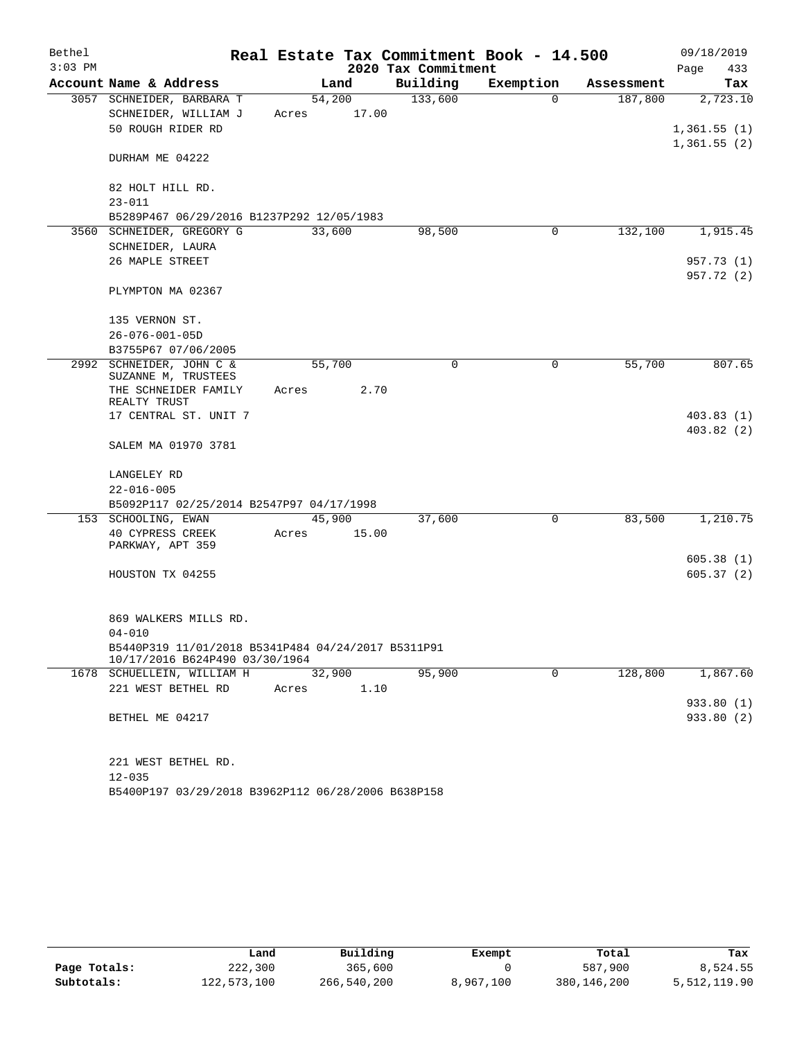Bethel 3:03 PM

## Real Estate Tax Commitment Book - 14.500

2020 Tax Commitment

09/18/2019 Page 433

| Account | Name & Address | Land | Building | Exemption | Assessment | Tax |
|---|---|---|---|---|---|---|
| 3057 | SCHNEIDER, BARBARA T | 54,200 | 133,600 | 0 | 187,800 | 2,723.10 |
| | SCHNEIDER, WILLIAM J | Acres 17.00 | | | | |
| | 50 ROUGH RIDER RD | | | | | 1,361.55 (1) |
| | | | | | | 1,361.55 (2) |
| | DURHAM ME 04222 | | | | | |
| | 82 HOLT HILL RD. | | | | | |
| | 23-011 | | | | | |
| | B5289P467 06/29/2016 B1237P292 12/05/1983 | | | | | |
| 3560 | SCHNEIDER, GREGORY G | 33,600 | 98,500 | 0 | 132,100 | 1,915.45 |
| | SCHNEIDER, LAURA | | | | | |
| | 26 MAPLE STREET | | | | | 957.73 (1) |
| | | | | | | 957.72 (2) |
| | PLYMPTON MA 02367 | | | | | |
| | 135 VERNON ST. | | | | | |
| | 26-076-001-05D | | | | | |
| | B3755P67 07/06/2005 | | | | | |
| 2992 | SCHNEIDER, JOHN C & SUZANNE M, TRUSTEES | 55,700 | 0 | 0 | 55,700 | 807.65 |
| | THE SCHNEIDER FAMILY REALTY TRUST | Acres 2.70 | | | | |
| | 17 CENTRAL ST. UNIT 7 | | | | | 403.83 (1) |
| | | | | | | 403.82 (2) |
| | SALEM MA 01970 3781 | | | | | |
| | LANGELEY RD | | | | | |
| | 22-016-005 | | | | | |
| | B5092P117 02/25/2014 B2547P97 04/17/1998 | | | | | |
| 153 | SCHOOLING, EWAN | 45,900 | 37,600 | 0 | 83,500 | 1,210.75 |
| | 40 CYPRESS CREEK PARKWAY, APT 359 | Acres 15.00 | | | | |
| | | | | | | 605.38 (1) |
| | HOUSTON TX 04255 | | | | | 605.37 (2) |
| | 869 WALKERS MILLS RD. | | | | | |
| | 04-010 | | | | | |
| | B5440P319 11/01/2018 B5341P484 04/24/2017 B5311P91 10/17/2016 B624P490 03/30/1964 | | | | | |
| 1678 | SCHUELLEIN, WILLIAM H | 32,900 | 95,900 | 0 | 128,800 | 1,867.60 |
| | 221 WEST BETHEL RD | Acres 1.10 | | | | |
| | | | | | | 933.80 (1) |
| | BETHEL ME 04217 | | | | | 933.80 (2) |
| | 221 WEST BETHEL RD. | | | | | |
| | 12-035 | | | | | |
| | B5400P197 03/29/2018 B3962P112 06/28/2006 B638P158 | | | | | |

| | Land | Building | Exempt | Total | Tax |
|---|---|---|---|---|---|
| Page Totals: | 222,300 | 365,600 | 0 | 587,900 | 8,524.55 |
| Subtotals: | 122,573,100 | 266,540,200 | 8,967,100 | 380,146,200 | 5,512,119.90 |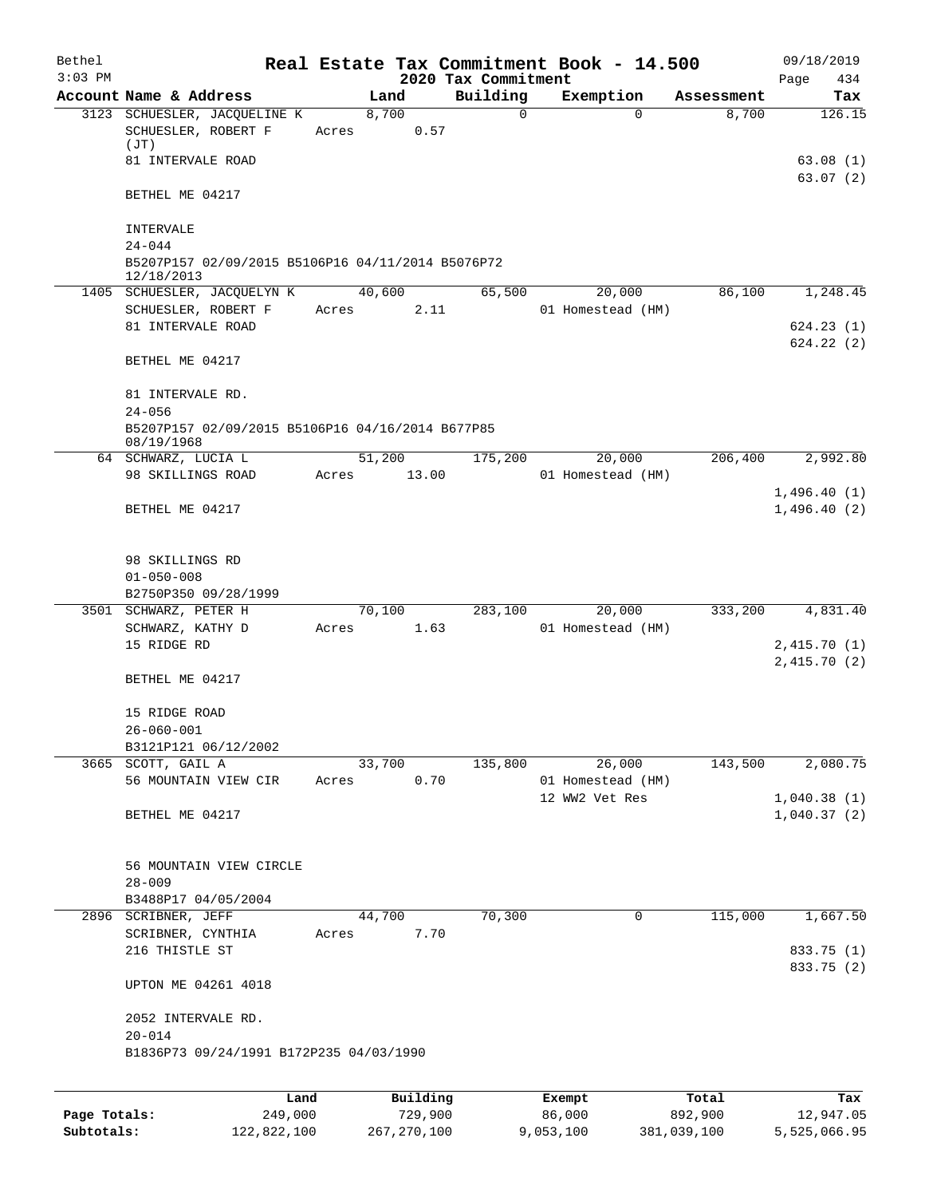# Real Estate Tax Commitment Book - 14.500

Bethel
3:03 PM

2020 Tax Commitment

09/18/2019
Page 434

| Account | Name & Address | Land | Building | Exemption | Assessment | Tax |
|---|---|---|---|---|---|---|
| 3123 | SCHUESLER, JACQUELINE K | 8,700 | 0 | 0 | 8,700 | 126.15 |
| | SCHUESLER, ROBERT F (JT) | Acres 0.57 | | | | |
| | 81 INTERVALE ROAD | | | | | 63.08 (1) |
| | | | | | | 63.07 (2) |
| | BETHEL ME 04217 | | | | | |
| | INTERVALE | | | | | |
| | 24-044 | | | | | |
| | B5207P157 02/09/2015 B5106P16 04/11/2014 B5076P72 12/18/2013 | | | | | |
| 1405 | SCHUESLER, JACQUELYN K | 40,600 | 65,500 | 20,000 | 86,100 | 1,248.45 |
| | SCHUESLER, ROBERT F | Acres 2.11 | | 01 Homestead (HM) | | |
| | 81 INTERVALE ROAD | | | | | 624.23 (1) |
| | | | | | | 624.22 (2) |
| | BETHEL ME 04217 | | | | | |
| | 81 INTERVALE RD. | | | | | |
| | 24-056 | | | | | |
| | B5207P157 02/09/2015 B5106P16 04/16/2014 B677P85 08/19/1968 | | | | | |
| 64 | SCHWARZ, LUCIA L | 51,200 | 175,200 | 20,000 | 206,400 | 2,992.80 |
| | 98 SKILLINGS ROAD | Acres 13.00 | | 01 Homestead (HM) | | |
| | | | | | | 1,496.40 (1) |
| | BETHEL ME 04217 | | | | | 1,496.40 (2) |
| | 98 SKILLINGS RD | | | | | |
| | 01-050-008 | | | | | |
| | B2750P350 09/28/1999 | | | | | |
| 3501 | SCHWARZ, PETER H | 70,100 | 283,100 | 20,000 | 333,200 | 4,831.40 |
| | SCHWARZ, KATHY D | Acres 1.63 | | 01 Homestead (HM) | | |
| | 15 RIDGE RD | | | | | 2,415.70 (1) |
| | | | | | | 2,415.70 (2) |
| | BETHEL ME 04217 | | | | | |
| | 15 RIDGE ROAD | | | | | |
| | 26-060-001 | | | | | |
| | B3121P121 06/12/2002 | | | | | |
| 3665 | SCOTT, GAIL A | 33,700 | 135,800 | 26,000 | 143,500 | 2,080.75 |
| | 56 MOUNTAIN VIEW CIR | Acres 0.70 | | 01 Homestead (HM) | | |
| | | | | 12 WW2 Vet Res | | 1,040.38 (1) |
| | BETHEL ME 04217 | | | | | 1,040.37 (2) |
| | 56 MOUNTAIN VIEW CIRCLE | | | | | |
| | 28-009 | | | | | |
| | B3488P17 04/05/2004 | | | | | |
| 2896 | SCRIBNER, JEFF | 44,700 | 70,300 | 0 | 115,000 | 1,667.50 |
| | SCRIBNER, CYNTHIA | Acres 7.70 | | | | |
| | 216 THISTLE ST | | | | | 833.75 (1) |
| | | | | | | 833.75 (2) |
| | UPTON ME 04261 4018 | | | | | |
| | 2052 INTERVALE RD. | | | | | |
| | 20-014 | | | | | |
| | B1836P73 09/24/1991 B172P235 04/03/1990 | | | | | |

| | Land | Building | Exempt | Total | Tax |
|---|---|---|---|---|---|
| Page Totals: | 249,000 | 729,900 | 86,000 | 892,900 | 12,947.05 |
| Subtotals: | 122,822,100 | 267,270,100 | 9,053,100 | 381,039,100 | 5,525,066.95 |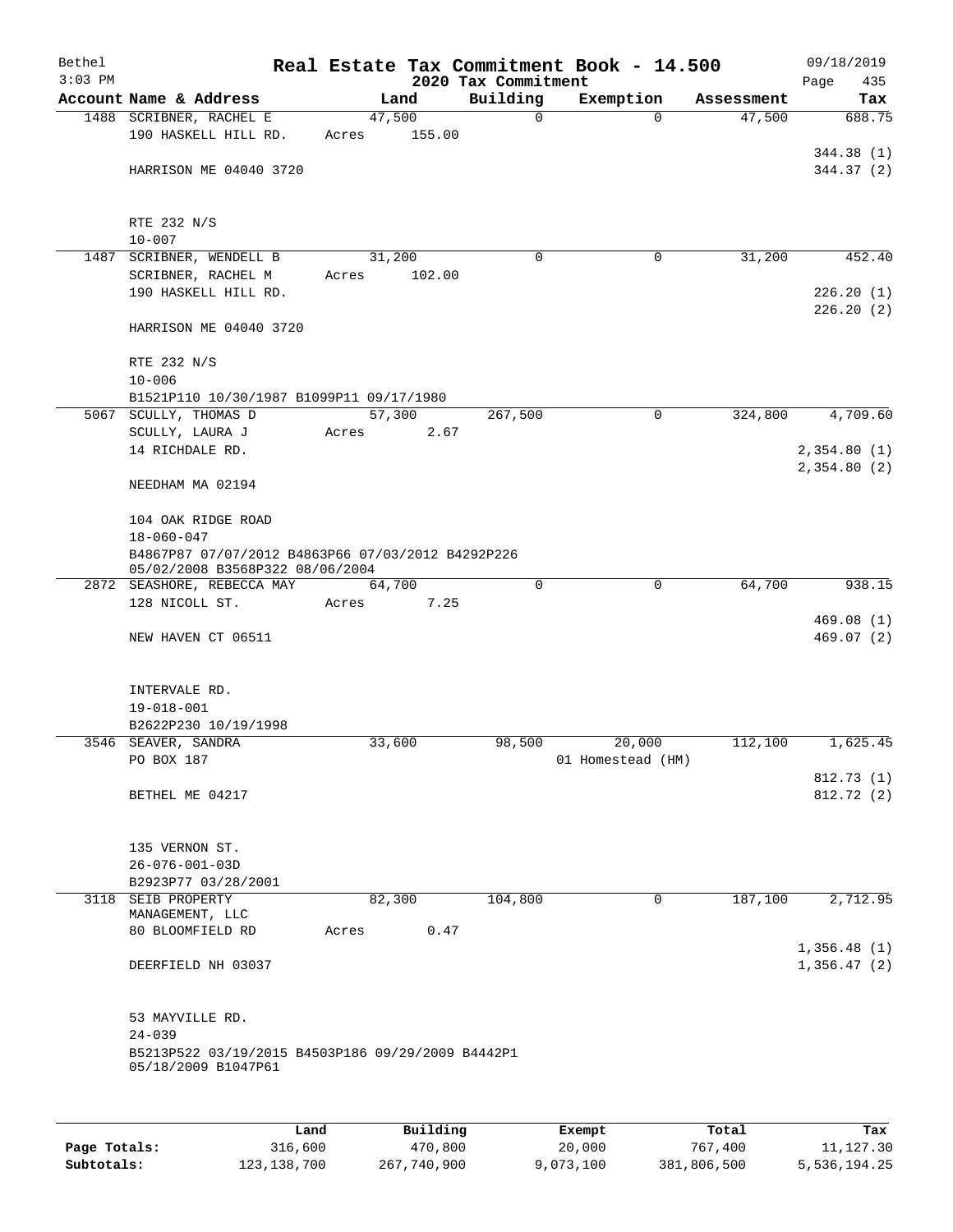Bethel 3:03 PM

# Real Estate Tax Commitment Book - 14.500

## 2020 Tax Commitment

09/18/2019

| Account | Name & Address | Land | Building | Exemption | Assessment | Tax |
|---|---|---|---|---|---|---|
| 1488 | SCRIBNER, RACHEL E<br>190 HASKELL HILL RD.<br><br>HARRISON ME 04040 3720<br><br>RTE 232 N/S<br>10-007 | 47,500<br>Acres 155.00 | 0 | 0 | 47,500 | 688.75<br><br>344.38 (1)<br>344.37 (2) |
| 1487 | SCRIBNER, WENDELL B<br>SCRIBNER, RACHEL M<br>190 HASKELL HILL RD.<br><br>HARRISON ME 04040 3720<br><br>RTE 232 N/S<br>10-006<br>B1521P110 10/30/1987 B1099P11 09/17/1980 | 31,200<br>Acres 102.00 | 0 | 0 | 31,200 | 452.40<br><br>226.20 (1)<br>226.20 (2) |
| 5067 | SCULLY, THOMAS D<br>SCULLY, LAURA J<br>14 RICHDALE RD.<br><br>NEEDHAM MA 02194<br><br>104 OAK RIDGE ROAD<br>18-060-047<br>B4867P87 07/07/2012 B4863P66 07/03/2012 B4292P226 05/02/2008 B3568P322 08/06/2004 | 57,300<br>Acres 2.67 | 267,500 | 0 | 324,800 | 4,709.60<br><br>2,354.80 (1)<br>2,354.80 (2) |
| 2872 | SEASHORE, REBECCA MAY<br>128 NICOLL ST.<br><br>NEW HAVEN CT 06511<br><br>INTERVALE RD.<br>19-018-001<br>B2622P230 10/19/1998 | 64,700<br>Acres 7.25 | 0 | 0 | 64,700 | 938.15<br><br>469.08 (1)<br>469.07 (2) |
| 3546 | SEAVER, SANDRA<br>PO BOX 187<br><br>BETHEL ME 04217<br><br>135 VERNON ST.<br>26-076-001-03D<br>B2923P77 03/28/2001 | 33,600 | 98,500 | 20,000<br>01 Homestead (HM) | 112,100 | 1,625.45<br><br>812.73 (1)<br>812.72 (2) |
| 3118 | SEIB PROPERTY MANAGEMENT, LLC<br>80 BLOOMFIELD RD<br><br>DEERFIELD NH 03037<br><br>53 MAYVILLE RD.<br>24-039<br>B5213P522 03/19/2015 B4503P186 09/29/2009 B4442P1 05/18/2009 B1047P61 | 82,300<br>Acres 0.47 | 104,800 | 0 | 187,100 | 2,712.95<br><br>1,356.48 (1)<br>1,356.47 (2) |

| | Land | Building | Exempt | Total | Tax |
|---|---|---|---|---|---|
| Page Totals: | 316,600 | 470,800 | 20,000 | 767,400 | 11,127.30 |
| Subtotals: | 123,138,700 | 267,740,900 | 9,073,100 | 381,806,500 | 5,536,194.25 |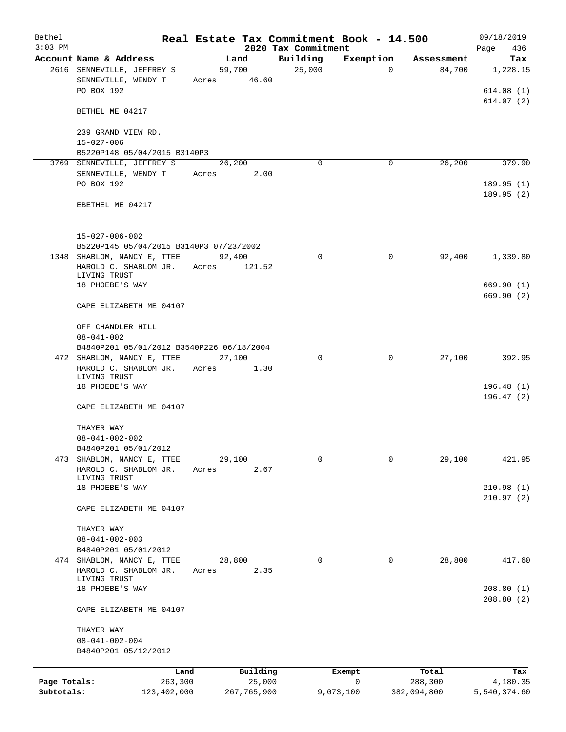# Real Estate Tax Commitment Book - 14.500

Bethel
3:03 PM
2020 Tax Commitment
09/18/2019

| Account Name & Address | Land | Building | Exemption | Assessment | Tax |
|---|---|---|---|---|---|
| 2616 SENNEVILLE, JEFFREY S | 59,700 | 25,000 | 0 | 84,700 | 1,228.15 |
| SENNEVILLE, WENDY T | Acres 46.60 | | | | |
| PO BOX 192 | | | | | 614.08 (1) |
| | | | | | 614.07 (2) |
| BETHEL ME 04217 | | | | | |
| 239 GRAND VIEW RD. | | | | | |
| 15-027-006 | | | | | |
| B5220P148 05/04/2015 B3140P3 | | | | | |
| 3769 SENNEVILLE, JEFFREY S | 26,200 | 0 | 0 | 26,200 | 379.90 |
| SENNEVILLE, WENDY T | Acres 2.00 | | | | |
| PO BOX 192 | | | | | 189.95 (1) |
| | | | | | 189.95 (2) |
| EBETHEL ME 04217 | | | | | |
| 15-027-006-002 | | | | | |
| B5220P145 05/04/2015 B3140P3 07/23/2002 | | | | | |
| 1348 SHABLOM, NANCY E, TTEE | 92,400 | 0 | 0 | 92,400 | 1,339.80 |
| HAROLD C. SHABLOM JR. LIVING TRUST | Acres 121.52 | | | | |
| 18 PHOEBE'S WAY | | | | | 669.90 (1) |
| | | | | | 669.90 (2) |
| CAPE ELIZABETH ME 04107 | | | | | |
| OFF CHANDLER HILL | | | | | |
| 08-041-002 | | | | | |
| B4840P201 05/01/2012 B3540P226 06/18/2004 | | | | | |
| 472 SHABLOM, NANCY E, TTEE | 27,100 | 0 | 0 | 27,100 | 392.95 |
| HAROLD C. SHABLOM JR. LIVING TRUST | Acres 1.30 | | | | |
| 18 PHOEBE'S WAY | | | | | 196.48 (1) |
| | | | | | 196.47 (2) |
| CAPE ELIZABETH ME 04107 | | | | | |
| THAYER WAY | | | | | |
| 08-041-002-002 | | | | | |
| B4840P201 05/01/2012 | | | | | |
| 473 SHABLOM, NANCY E, TTEE | 29,100 | 0 | 0 | 29,100 | 421.95 |
| HAROLD C. SHABLOM JR. LIVING TRUST | Acres 2.67 | | | | |
| 18 PHOEBE'S WAY | | | | | 210.98 (1) |
| | | | | | 210.97 (2) |
| CAPE ELIZABETH ME 04107 | | | | | |
| THAYER WAY | | | | | |
| 08-041-002-003 | | | | | |
| B4840P201 05/01/2012 | | | | | |
| 474 SHABLOM, NANCY E, TTEE | 28,800 | 0 | 0 | 28,800 | 417.60 |
| HAROLD C. SHABLOM JR. LIVING TRUST | Acres 2.35 | | | | |
| 18 PHOEBE'S WAY | | | | | 208.80 (1) |
| | | | | | 208.80 (2) |
| CAPE ELIZABETH ME 04107 | | | | | |
| THAYER WAY | | | | | |
| 08-041-002-004 | | | | | |
| B4840P201 05/12/2012 | | | | | |

| | Land | Building | Exempt | Total | Tax |
|---|---|---|---|---|---|
| Page Totals: | 263,300 | 25,000 | 0 | 288,300 | 4,180.35 |
| Subtotals: | 123,402,000 | 267,765,900 | 9,073,100 | 382,094,800 | 5,540,374.60 |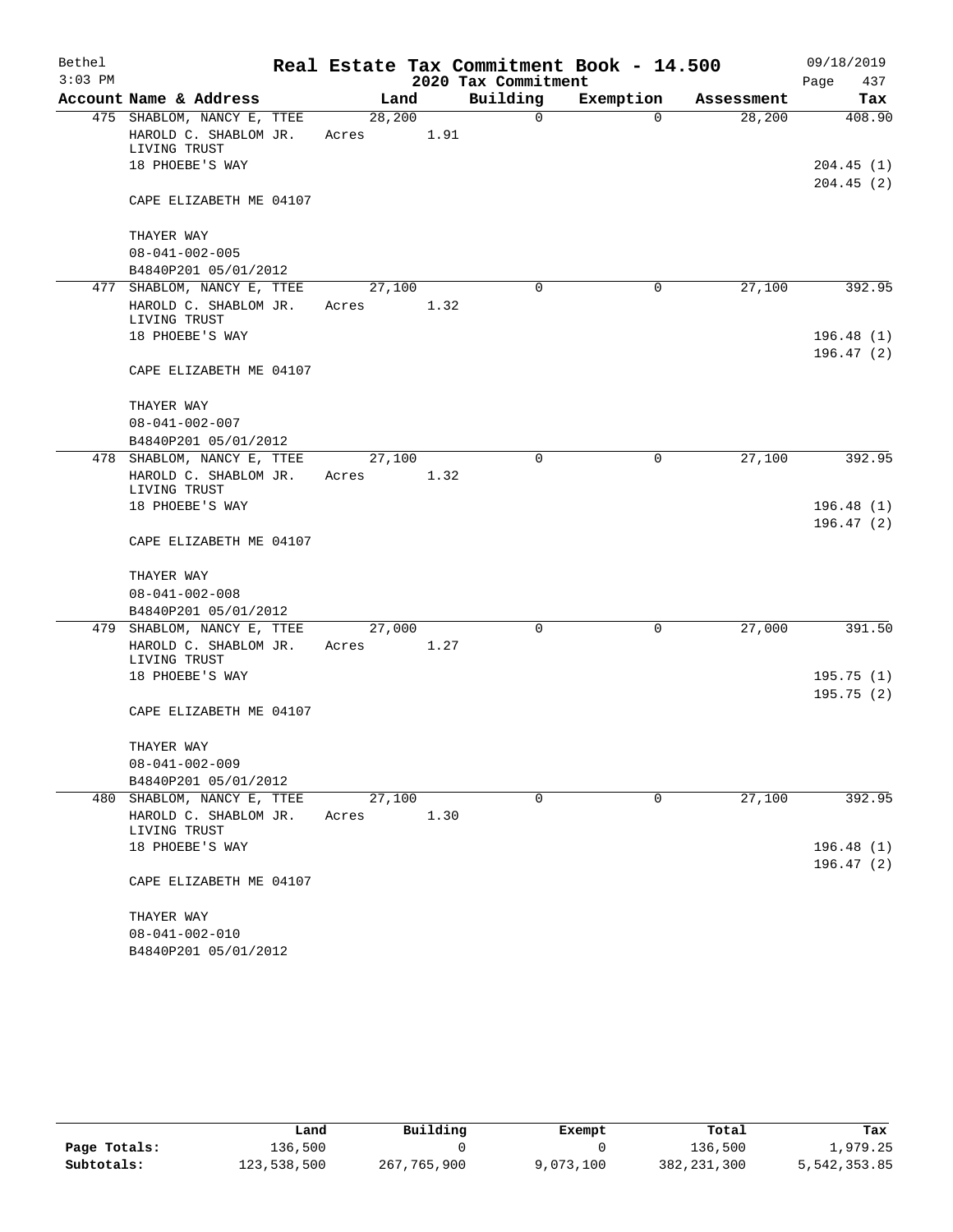# Real Estate Tax Commitment Book - 14.500

Bethel
3:03 PM

2020 Tax Commitment

09/18/2019

| Account Name & Address | Land | Building | Exemption | Assessment | Tax |
|---|---|---|---|---|---|
| 475 SHABLOM, NANCY E, TTEE | 28,200 | 0 | 0 | 28,200 | 408.90 |
| HAROLD C. SHABLOM JR. LIVING TRUST | Acres 1.91 | | | | |
| 18 PHOEBE'S WAY | | | | | 204.45 (1) |
| | | | | | 204.45 (2) |
| CAPE ELIZABETH ME 04107 | | | | | |
| THAYER WAY | | | | | |
| 08-041-002-005 | | | | | |
| B4840P201 05/01/2012 | | | | | |
| 477 SHABLOM, NANCY E, TTEE | 27,100 | 0 | 0 | 27,100 | 392.95 |
| HAROLD C. SHABLOM JR. LIVING TRUST | Acres 1.32 | | | | |
| 18 PHOEBE'S WAY | | | | | 196.48 (1) |
| | | | | | 196.47 (2) |
| CAPE ELIZABETH ME 04107 | | | | | |
| THAYER WAY | | | | | |
| 08-041-002-007 | | | | | |
| B4840P201 05/01/2012 | | | | | |
| 478 SHABLOM, NANCY E, TTEE | 27,100 | 0 | 0 | 27,100 | 392.95 |
| HAROLD C. SHABLOM JR. LIVING TRUST | Acres 1.32 | | | | |
| 18 PHOEBE'S WAY | | | | | 196.48 (1) |
| | | | | | 196.47 (2) |
| CAPE ELIZABETH ME 04107 | | | | | |
| THAYER WAY | | | | | |
| 08-041-002-008 | | | | | |
| B4840P201 05/01/2012 | | | | | |
| 479 SHABLOM, NANCY E, TTEE | 27,000 | 0 | 0 | 27,000 | 391.50 |
| HAROLD C. SHABLOM JR. LIVING TRUST | Acres 1.27 | | | | |
| 18 PHOEBE'S WAY | | | | | 195.75 (1) |
| | | | | | 195.75 (2) |
| CAPE ELIZABETH ME 04107 | | | | | |
| THAYER WAY | | | | | |
| 08-041-002-009 | | | | | |
| B4840P201 05/01/2012 | | | | | |
| 480 SHABLOM, NANCY E, TTEE | 27,100 | 0 | 0 | 27,100 | 392.95 |
| HAROLD C. SHABLOM JR. LIVING TRUST | Acres 1.30 | | | | |
| 18 PHOEBE'S WAY | | | | | 196.48 (1) |
| | | | | | 196.47 (2) |
| CAPE ELIZABETH ME 04107 | | | | | |
| THAYER WAY | | | | | |
| 08-041-002-010 | | | | | |
| B4840P201 05/01/2012 | | | | | |

| | Land | Building | Exempt | Total | Tax |
|---|---|---|---|---|---|
| Page Totals: | 136,500 | 0 | 0 | 136,500 | 1,979.25 |
| Subtotals: | 123,538,500 | 267,765,900 | 9,073,100 | 382,231,300 | 5,542,353.85 |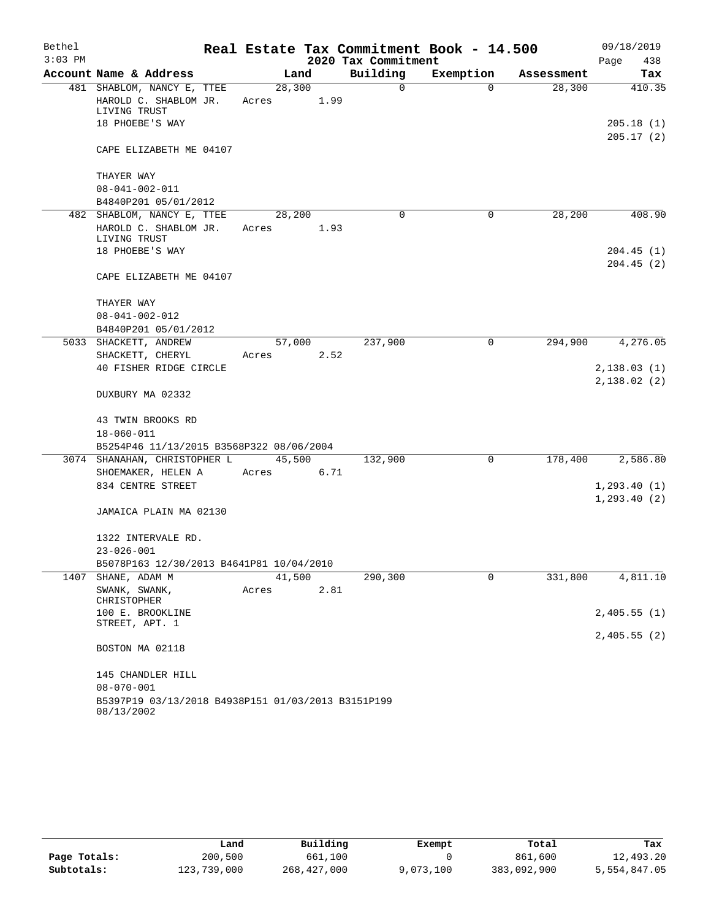Bethel 3:03 PM

# Real Estate Tax Commitment Book - 14.500

2020 Tax Commitment

09/18/2019 Page 438

| Account Name & Address | Land | Building | Exemption | Assessment | Tax |
|---|---|---|---|---|---|
| 481 SHABLOM, NANCY E, TTEE | 28,300 | 0 | 0 | 28,300 | 410.35 |
| HAROLD C. SHABLOM JR. LIVING TRUST | Acres 1.99 | | | | |
| 18 PHOEBE'S WAY | | | | | 205.18 (1) |
| | | | | | 205.17 (2) |
| CAPE ELIZABETH ME 04107 | | | | | |
| THAYER WAY | | | | | |
| 08-041-002-011 | | | | | |
| B4840P201 05/01/2012 | | | | | |
| 482 SHABLOM, NANCY E, TTEE | 28,200 | 0 | 0 | 28,200 | 408.90 |
| HAROLD C. SHABLOM JR. LIVING TRUST | Acres 1.93 | | | | |
| 18 PHOEBE'S WAY | | | | | 204.45 (1) |
| | | | | | 204.45 (2) |
| CAPE ELIZABETH ME 04107 | | | | | |
| THAYER WAY | | | | | |
| 08-041-002-012 | | | | | |
| B4840P201 05/01/2012 | | | | | |
| 5033 SHACKETT, ANDREW | 57,000 | 237,900 | 0 | 294,900 | 4,276.05 |
| SHACKETT, CHERYL | Acres 2.52 | | | | |
| 40 FISHER RIDGE CIRCLE | | | | | 2,138.03 (1) |
| | | | | | 2,138.02 (2) |
| DUXBURY MA 02332 | | | | | |
| 43 TWIN BROOKS RD | | | | | |
| 18-060-011 | | | | | |
| B5254P46 11/13/2015 B3568P322 08/06/2004 | | | | | |
| 3074 SHANAHAN, CHRISTOPHER L | 45,500 | 132,900 | 0 | 178,400 | 2,586.80 |
| SHOEMAKER, HELEN A | Acres 6.71 | | | | |
| 834 CENTRE STREET | | | | | 1,293.40 (1) |
| | | | | | 1,293.40 (2) |
| JAMAICA PLAIN MA 02130 | | | | | |
| 1322 INTERVALE RD. | | | | | |
| 23-026-001 | | | | | |
| B5078P163 12/30/2013 B4641P81 10/04/2010 | | | | | |
| 1407 SHANE, ADAM M | 41,500 | 290,300 | 0 | 331,800 | 4,811.10 |
| SWANK, SWANK, CHRISTOPHER | Acres 2.81 | | | | |
| 100 E. BROOKLINE STREET, APT. 1 | | | | | 2,405.55 (1) |
| | | | | | 2,405.55 (2) |
| BOSTON MA 02118 | | | | | |
| 145 CHANDLER HILL | | | | | |
| 08-070-001 | | | | | |
| B5397P19 03/13/2018 B4938P151 01/03/2013 B3151P199 08/13/2002 | | | | | |

| | Land | Building | Exempt | Total | Tax |
|---|---|---|---|---|---|
| Page Totals: | 200,500 | 661,100 | 0 | 861,600 | 12,493.20 |
| Subtotals: | 123,739,000 | 268,427,000 | 9,073,100 | 383,092,900 | 5,554,847.05 |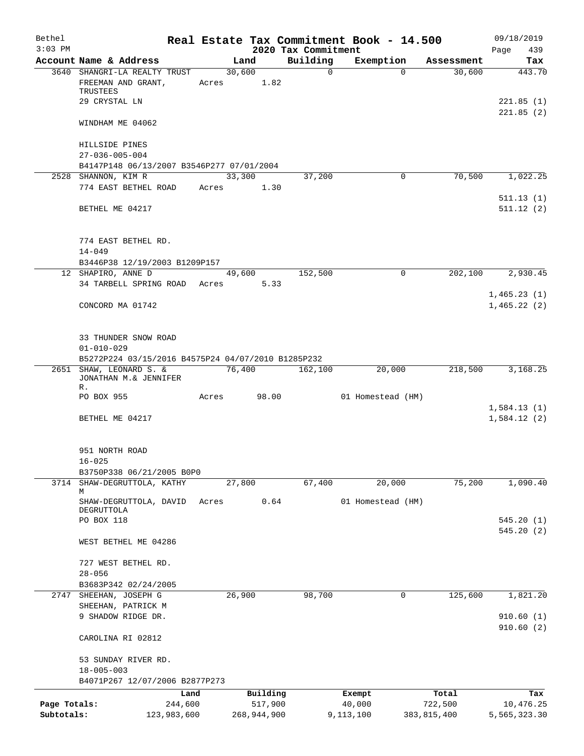# Real Estate Tax Commitment Book - 14.500

Bethel
3:03 PM

2020 Tax Commitment

09/18/2019

| Account | Name & Address | Land | Building | Exemption | Assessment | Tax |
|---|---|---|---|---|---|---|
| 3640 | SHANGRI-LA REALTY TRUST | 30,600 | 0 | 0 | 30,600 | 443.70 |
| | FREEMAN AND GRANT, TRUSTEES | Acres 1.82 | | | | |
| | 29 CRYSTAL LN | | | | | 221.85 (1) |
| | | | | | | 221.85 (2) |
| | WINDHAM ME 04062 | | | | | |
| | HILLSIDE PINES | | | | | |
| | 27-036-005-004 | | | | | |
| | B4147P148 06/13/2007 B3546P277 07/01/2004 | | | | | |
| 2528 | SHANNON, KIM R | 33,300 | 37,200 | 0 | 70,500 | 1,022.25 |
| | 774 EAST BETHEL ROAD | Acres 1.30 | | | | |
| | | | | | | 511.13 (1) |
| | BETHEL ME 04217 | | | | | 511.12 (2) |
| | 774 EAST BETHEL RD. | | | | | |
| | 14-049 | | | | | |
| | B3446P38 12/19/2003 B1209P157 | | | | | |
| 12 | SHAPIRO, ANNE D | 49,600 | 152,500 | 0 | 202,100 | 2,930.45 |
| | 34 TARBELL SPRING ROAD | Acres 5.33 | | | | |
| | | | | | | 1,465.23 (1) |
| | CONCORD MA 01742 | | | | | 1,465.22 (2) |
| | 33 THUNDER SNOW ROAD | | | | | |
| | 01-010-029 | | | | | |
| | B5272P224 03/15/2016 B4575P24 04/07/2010 B1285P232 | | | | | |
| 2651 | SHAW, LEONARD S. & JONATHAN M.& JENNIFER R. | 76,400 | 162,100 | 20,000 | 218,500 | 3,168.25 |
| | PO BOX 955 | Acres 98.00 | | 01 Homestead (HM) | | |
| | | | | | | 1,584.13 (1) |
| | BETHEL ME 04217 | | | | | 1,584.12 (2) |
| | 951 NORTH ROAD | | | | | |
| | 16-025 | | | | | |
| | B3750P338 06/21/2005 B0P0 | | | | | |
| 3714 | SHAW-DEGRUTTOLA, KATHY M | 27,800 | 67,400 | 20,000 | 75,200 | 1,090.40 |
| | SHAW-DEGRUTTOLA, DAVID DEGRUTTOLA | Acres 0.64 | | 01 Homestead (HM) | | |
| | PO BOX 118 | | | | | 545.20 (1) |
| | | | | | | 545.20 (2) |
| | WEST BETHEL ME 04286 | | | | | |
| | 727 WEST BETHEL RD. | | | | | |
| | 28-056 | | | | | |
| | B3683P342 02/24/2005 | | | | | |
| 2747 | SHEEHAN, JOSEPH G | 26,900 | 98,700 | 0 | 125,600 | 1,821.20 |
| | SHEEHAN, PATRICK M | | | | | |
| | 9 SHADOW RIDGE DR. | | | | | 910.60 (1) |
| | | | | | | 910.60 (2) |
| | CAROLINA RI 02812 | | | | | |
| | 53 SUNDAY RIVER RD. | | | | | |
| | 18-005-003 | | | | | |
| | B4071P267 12/07/2006 B2877P273 | | | | | |

| | Land | Building | Exempt | Total | Tax |
|---|---|---|---|---|---|
| Page Totals: | 244,600 | 517,900 | 40,000 | 722,500 | 10,476.25 |
| Subtotals: | 123,983,600 | 268,944,900 | 9,113,100 | 383,815,400 | 5,565,323.30 |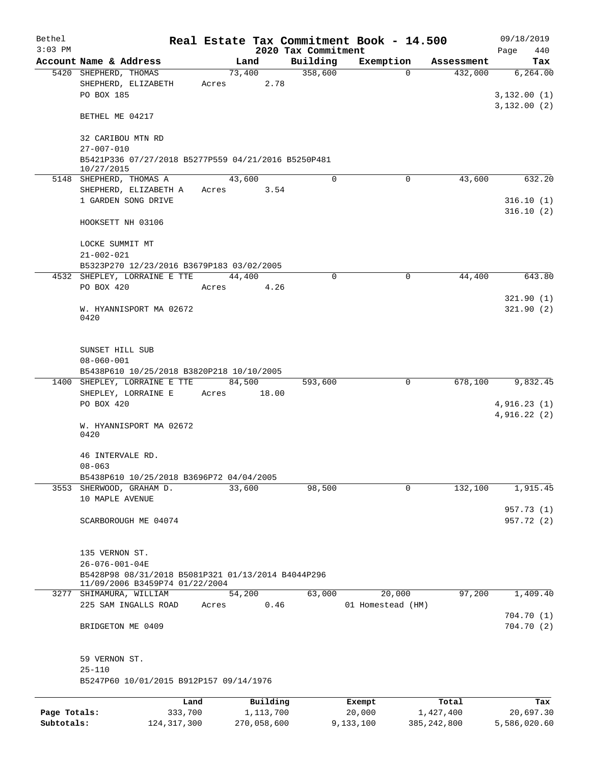# Real Estate Tax Commitment Book - 14.500

## 2020 Tax Commitment

Bethel 09/18/2019
3:03 PM

| Account | Name & Address | Land | Building | Exemption | Assessment | Tax |
|---|---|---|---|---|---|---|
| 5420 | SHEPHERD, THOMAS<br>SHEPHERD, ELIZABETH<br>PO BOX 185<br><br>BETHEL ME 04217<br><br>32 CARIBOU MTN RD<br>27-007-010<br>B5421P336 07/27/2018 B5277P559 04/21/2016 B5250P481 10/27/2015 | 73,400<br>Acres 2.78 | 358,600 | 0 | 432,000 | 6,264.00<br><br>3,132.00 (1)<br>3,132.00 (2) |
| 5148 | SHEPHERD, THOMAS A<br>SHEPHERD, ELIZABETH A<br>1 GARDEN SONG DRIVE<br><br>HOOKSETT NH 03106<br><br>LOCKE SUMMIT MT<br>21-002-021<br>B5323P270 12/23/2016 B3679P183 03/02/2005 | 43,600<br>Acres 3.54 | 0 | 0 | 43,600 | 632.20<br><br>316.10 (1)<br>316.10 (2) |
| 4532 | SHEPLEY, LORRAINE E TTE<br>PO BOX 420<br><br>W. HYANNISPORT MA 02672<br>0420<br><br>SUNSET HILL SUB<br>08-060-001<br>B5438P610 10/25/2018 B3820P218 10/10/2005 | 44,400<br>Acres 4.26 | 0 | 0 | 44,400 | 643.80<br><br>321.90 (1)<br>321.90 (2) |
| 1400 | SHEPLEY, LORRAINE E TTE<br>SHEPLEY, LORRAINE E<br>PO BOX 420<br><br>W. HYANNISPORT MA 02672<br>0420<br><br>46 INTERVALE RD.<br>08-063<br>B5438P610 10/25/2018 B3696P72 04/04/2005 | 84,500<br>Acres 18.00 | 593,600 | 0 | 678,100 | 9,832.45<br><br>4,916.23 (1)<br>4,916.22 (2) |
| 3553 | SHERWOOD, GRAHAM D.<br>10 MAPLE AVENUE<br><br>SCARBOROUGH ME 04074<br><br>135 VERNON ST.<br>26-076-001-04E<br>B5428P98 08/31/2018 B5081P321 01/13/2014 B4044P296 11/09/2006 B3459P74 01/22/2004 | 33,600 | 98,500 | 0 | 132,100 | 1,915.45<br><br>957.73 (1)<br>957.72 (2) |
| 3277 | SHIMAMURA, WILLIAM<br>225 SAM INGALLS ROAD<br><br>BRIDGETON ME 0409<br><br>59 VERNON ST.<br>25-110<br>B5247P60 10/01/2015 B912P157 09/14/1976 | 54,200<br>Acres 0.46 | 63,000 | 20,000<br>01 Homestead (HM) | 97,200 | 1,409.40<br><br>704.70 (1)<br>704.70 (2) |

| | Land | Building | Exempt | Total | Tax |
|---|---|---|---|---|---|
| Page Totals: | 333,700 | 1,113,700 | 20,000 | 1,427,400 | 20,697.30 |
| Subtotals: | 124,317,300 | 270,058,600 | 9,133,100 | 385,242,800 | 5,586,020.60 |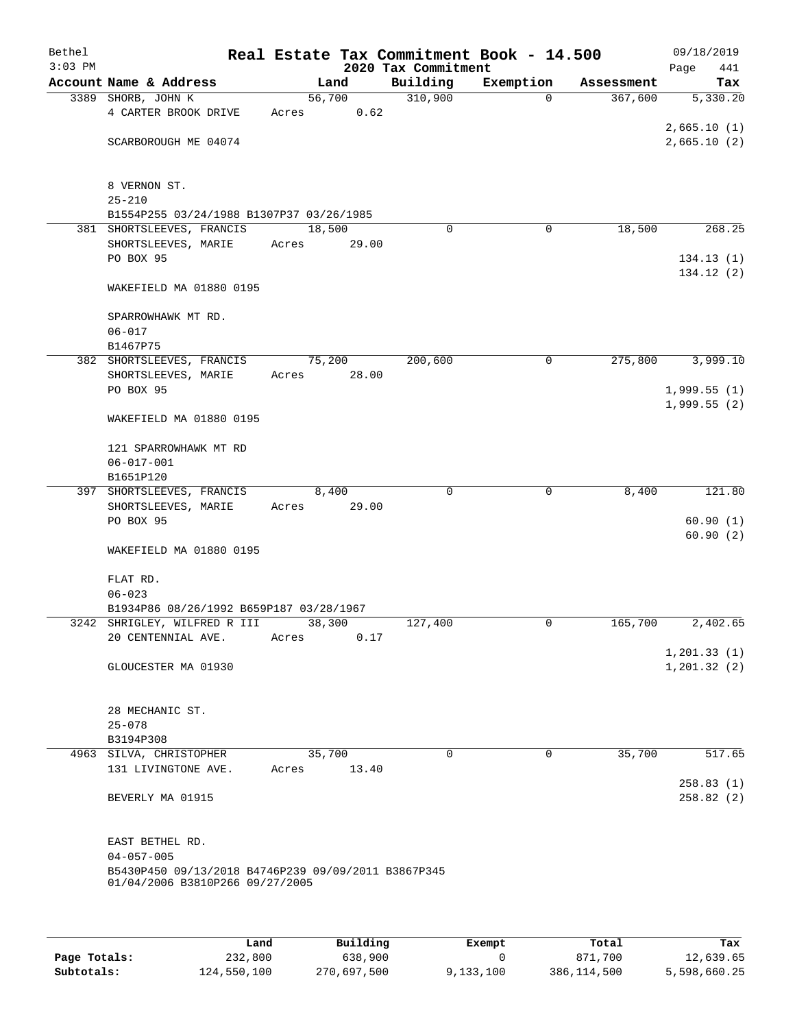Bethel — Real Estate Tax Commitment Book - 14.500 — 09/18/2019
3:03 PM — 2020 Tax Commitment

| Account Name & Address | Land | Building | Exemption | Assessment | Tax |
|---|---|---|---|---|---|
| 3389 SHORB, JOHN K | 56,700 | 310,900 | 0 | 367,600 | 5,330.20 |
| 4 CARTER BROOK DRIVE | Acres 0.62 | | | | |
| | | | | | 2,665.10 (1) |
| SCARBOROUGH ME 04074 | | | | | 2,665.10 (2) |
| 8 VERNON ST. | | | | | |
| 25-210 | | | | | |
| B1554P255 03/24/1988 B1307P37 03/26/1985 | | | | | |
| 381 SHORTSLEEVES, FRANCIS | 18,500 | 0 | 0 | 18,500 | 268.25 |
| SHORTSLEEVES, MARIE | Acres 29.00 | | | | |
| PO BOX 95 | | | | | 134.13 (1) |
| | | | | | 134.12 (2) |
| WAKEFIELD MA 01880 0195 | | | | | |
| SPARROWHAWK MT RD. | | | | | |
| 06-017 | | | | | |
| B1467P75 | | | | | |
| 382 SHORTSLEEVES, FRANCIS | 75,200 | 200,600 | 0 | 275,800 | 3,999.10 |
| SHORTSLEEVES, MARIE | Acres 28.00 | | | | |
| PO BOX 95 | | | | | 1,999.55 (1) |
| | | | | | 1,999.55 (2) |
| WAKEFIELD MA 01880 0195 | | | | | |
| 121 SPARROWHAWK MT RD | | | | | |
| 06-017-001 | | | | | |
| B1651P120 | | | | | |
| 397 SHORTSLEEVES, FRANCIS | 8,400 | 0 | 0 | 8,400 | 121.80 |
| SHORTSLEEVES, MARIE | Acres 29.00 | | | | |
| PO BOX 95 | | | | | 60.90 (1) |
| | | | | | 60.90 (2) |
| WAKEFIELD MA 01880 0195 | | | | | |
| FLAT RD. | | | | | |
| 06-023 | | | | | |
| B1934P86 08/26/1992 B659P187 03/28/1967 | | | | | |
| 3242 SHRIGLEY, WILFRED R III | 38,300 | 127,400 | 0 | 165,700 | 2,402.65 |
| 20 CENTENNIAL AVE. | Acres 0.17 | | | | |
| | | | | | 1,201.33 (1) |
| GLOUCESTER MA 01930 | | | | | 1,201.32 (2) |
| 28 MECHANIC ST. | | | | | |
| 25-078 | | | | | |
| B3194P308 | | | | | |
| 4963 SILVA, CHRISTOPHER | 35,700 | 0 | 0 | 35,700 | 517.65 |
| 131 LIVINGTONE AVE. | Acres 13.40 | | | | |
| | | | | | 258.83 (1) |
| BEVERLY MA 01915 | | | | | 258.82 (2) |
| EAST BETHEL RD. | | | | | |
| 04-057-005 | | | | | |
| B5430P450 09/13/2018 B4746P239 09/09/2011 B3867P345 01/04/2006 B3810P266 09/27/2005 | | | | | |

| | Land | Building | Exempt | Total | Tax |
|---|---|---|---|---|---|
| Page Totals: | 232,800 | 638,900 | 0 | 871,700 | 12,639.65 |
| Subtotals: | 124,550,100 | 270,697,500 | 9,133,100 | 386,114,500 | 5,598,660.25 |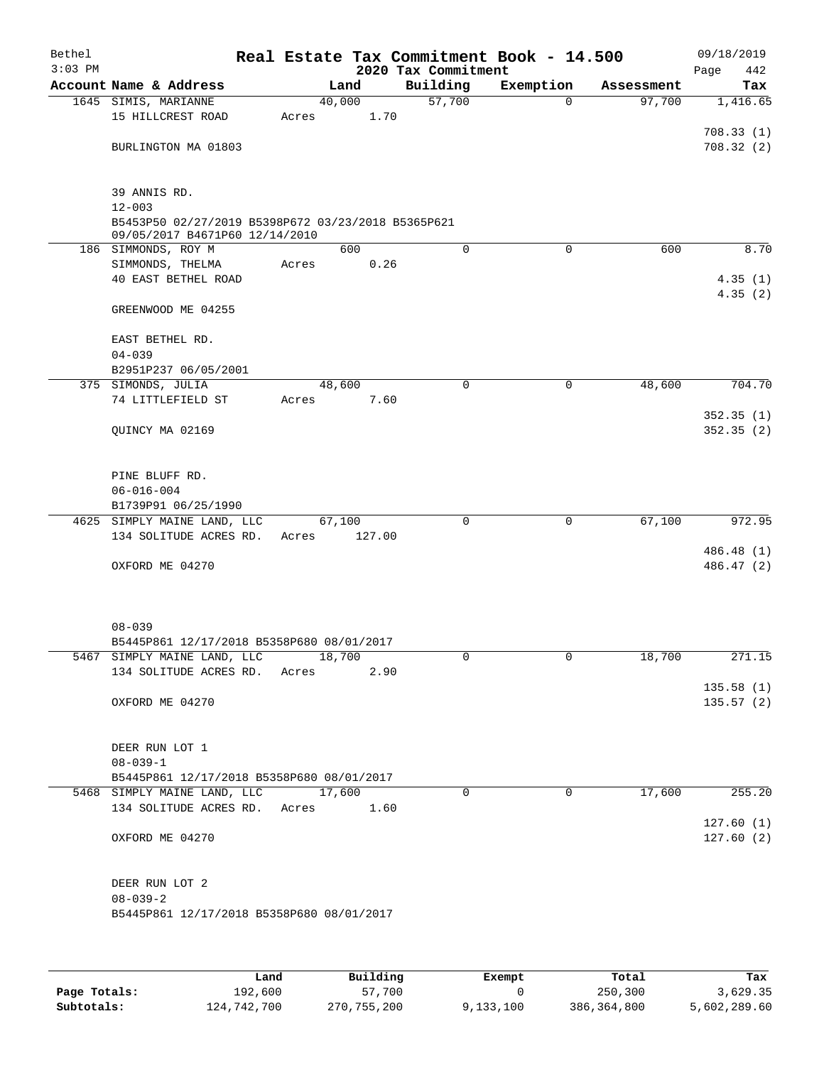Bethel 3:03 PM

# Real Estate Tax Commitment Book - 14.500

2020 Tax Commitment

09/18/2019 Page 442

| Account Name & Address | Land | Building | Exemption | Assessment | Tax |
|---|---|---|---|---|---|
| 1645 SIMIS, MARIANNE | 40,000 | 57,700 | 0 | 97,700 | 1,416.65 |
| 15 HILLCREST ROAD | Acres 1.70 | | | | |
| | | | | | 708.33 (1) |
| BURLINGTON MA 01803 | | | | | 708.32 (2) |
| 39 ANNIS RD. | | | | | |
| 12-003 | | | | | |
| B5453P50 02/27/2019 B5398P672 03/23/2018 B5365P621 09/05/2017 B4671P60 12/14/2010 | | | | | |
| 186 SIMMONDS, ROY M | 600 | 0 | 0 | 600 | 8.70 |
| SIMMONDS, THELMA | Acres 0.26 | | | | |
| 40 EAST BETHEL ROAD | | | | | 4.35 (1) |
| | | | | | 4.35 (2) |
| GREENWOOD ME 04255 | | | | | |
| EAST BETHEL RD. | | | | | |
| 04-039 | | | | | |
| B2951P237 06/05/2001 | | | | | |
| 375 SIMONDS, JULIA | 48,600 | 0 | 0 | 48,600 | 704.70 |
| 74 LITTLEFIELD ST | Acres 7.60 | | | | |
| | | | | | 352.35 (1) |
| QUINCY MA 02169 | | | | | 352.35 (2) |
| PINE BLUFF RD. | | | | | |
| 06-016-004 | | | | | |
| B1739P91 06/25/1990 | | | | | |
| 4625 SIMPLY MAINE LAND, LLC | 67,100 | 0 | 0 | 67,100 | 972.95 |
| 134 SOLITUDE ACRES RD. | Acres 127.00 | | | | |
| | | | | | 486.48 (1) |
| OXFORD ME 04270 | | | | | 486.47 (2) |
| 08-039 | | | | | |
| B5445P861 12/17/2018 B5358P680 08/01/2017 | | | | | |
| 5467 SIMPLY MAINE LAND, LLC | 18,700 | 0 | 0 | 18,700 | 271.15 |
| 134 SOLITUDE ACRES RD. | Acres 2.90 | | | | |
| | | | | | 135.58 (1) |
| OXFORD ME 04270 | | | | | 135.57 (2) |
| DEER RUN LOT 1 | | | | | |
| 08-039-1 | | | | | |
| B5445P861 12/17/2018 B5358P680 08/01/2017 | | | | | |
| 5468 SIMPLY MAINE LAND, LLC | 17,600 | 0 | 0 | 17,600 | 255.20 |
| 134 SOLITUDE ACRES RD. | Acres 1.60 | | | | |
| | | | | | 127.60 (1) |
| OXFORD ME 04270 | | | | | 127.60 (2) |
| DEER RUN LOT 2 | | | | | |
| 08-039-2 | | | | | |
| B5445P861 12/17/2018 B5358P680 08/01/2017 | | | | | |

| | Land | Building | Exempt | Total | Tax |
|---|---|---|---|---|---|
| Page Totals: | 192,600 | 57,700 | 0 | 250,300 | 3,629.35 |
| Subtotals: | 124,742,700 | 270,755,200 | 9,133,100 | 386,364,800 | 5,602,289.60 |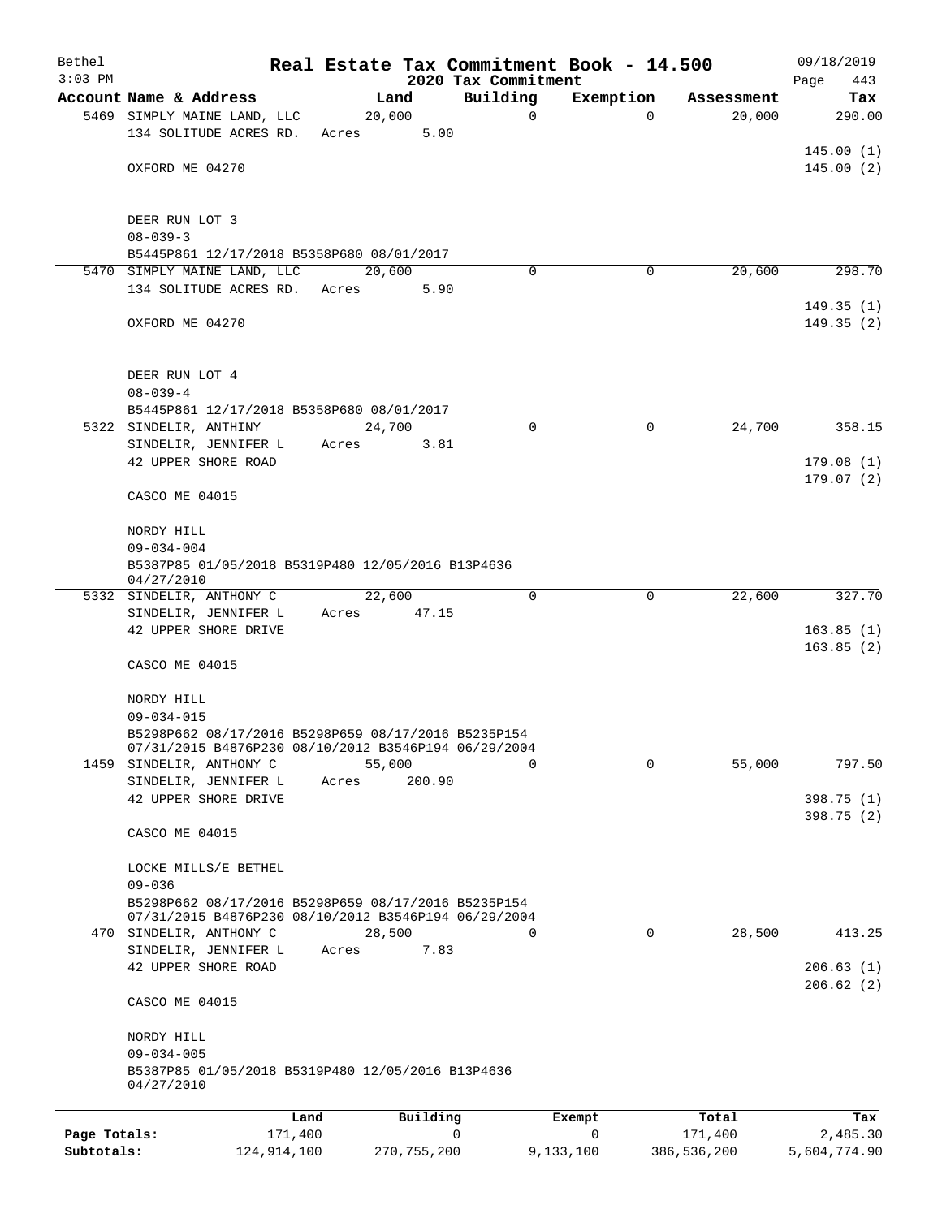Bethel
3:03 PM

# Real Estate Tax Commitment Book - 14.500

## 2020 Tax Commitment

09/18/2019

| Account Name & Address | Land | Building | Exemption | Assessment | Tax |
|---|---|---|---|---|---|
| 5469 SIMPLY MAINE LAND, LLC<br>134 SOLITUDE ACRES RD.<br>OXFORD ME 04270<br>DEER RUN LOT 3<br>08-039-3<br>B5445P861 12/17/2018 B5358P680 08/01/2017 | 20,000<br>Acres 5.00 | 0 | 0 | 20,000 | 290.00<br>145.00 (1)<br>145.00 (2) |
| 5470 SIMPLY MAINE LAND, LLC<br>134 SOLITUDE ACRES RD.<br>OXFORD ME 04270<br>DEER RUN LOT 4<br>08-039-4<br>B5445P861 12/17/2018 B5358P680 08/01/2017 | 20,600<br>Acres 5.90 | 0 | 0 | 20,600 | 298.70<br>149.35 (1)<br>149.35 (2) |
| 5322 SINDELIR, ANTHINY<br>SINDELIR, JENNIFER L<br>42 UPPER SHORE ROAD<br>CASCO ME 04015<br>NORDY HILL<br>09-034-004<br>B5387P85 01/05/2018 B5319P480 12/05/2016 B13P4636 04/27/2010 | 24,700<br>Acres 3.81 | 0 | 0 | 24,700 | 358.15<br>179.08 (1)<br>179.07 (2) |
| 5332 SINDELIR, ANTHONY C<br>SINDELIR, JENNIFER L<br>42 UPPER SHORE DRIVE<br>CASCO ME 04015<br>NORDY HILL<br>09-034-015<br>B5298P662 08/17/2016 B5298P659 08/17/2016 B5235P154 07/31/2015 B4876P230 08/10/2012 B3546P194 06/29/2004 | 22,600<br>Acres 47.15 | 0 | 0 | 22,600 | 327.70<br>163.85 (1)<br>163.85 (2) |
| 1459 SINDELIR, ANTHONY C<br>SINDELIR, JENNIFER L<br>42 UPPER SHORE DRIVE<br>CASCO ME 04015<br>LOCKE MILLS/E BETHEL<br>09-036<br>B5298P662 08/17/2016 B5298P659 08/17/2016 B5235P154 07/31/2015 B4876P230 08/10/2012 B3546P194 06/29/2004 | 55,000<br>Acres 200.90 | 0 | 0 | 55,000 | 797.50<br>398.75 (1)<br>398.75 (2) |
| 470 SINDELIR, ANTHONY C<br>SINDELIR, JENNIFER L<br>42 UPPER SHORE ROAD<br>CASCO ME 04015<br>NORDY HILL<br>09-034-005<br>B5387P85 01/05/2018 B5319P480 12/05/2016 B13P4636 04/27/2010 | 28,500<br>Acres 7.83 | 0 | 0 | 28,500 | 413.25<br>206.63 (1)<br>206.62 (2) |

| | Land | Building | Exempt | Total | Tax |
|---|---|---|---|---|---|
| Page Totals: | 171,400 | 0 | 0 | 171,400 | 2,485.30 |
| Subtotals: | 124,914,100 | 270,755,200 | 9,133,100 | 386,536,200 | 5,604,774.90 |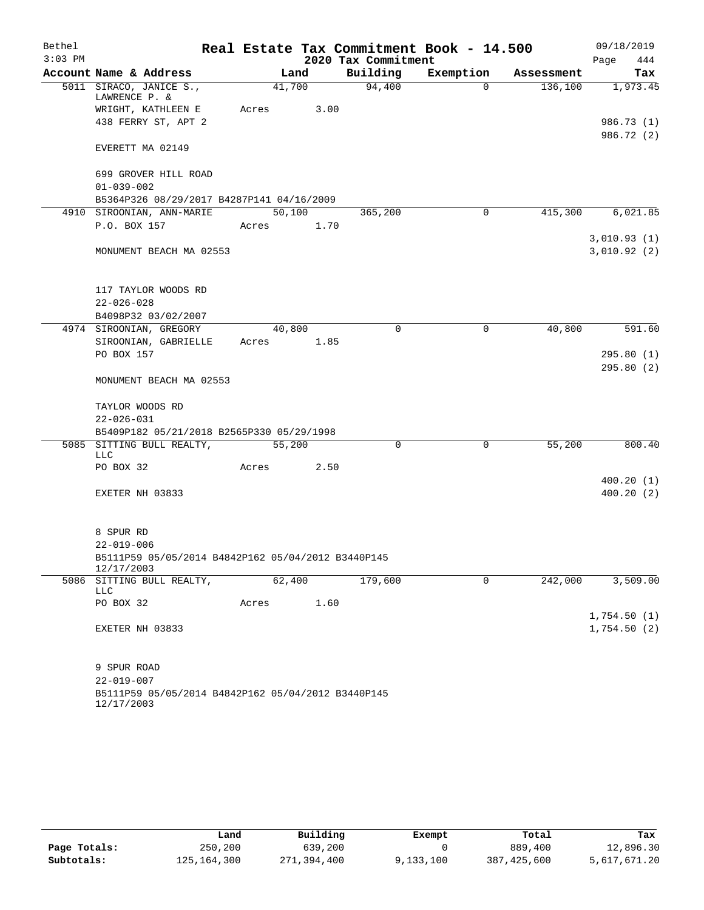Bethel 3:03 PM

# Real Estate Tax Commitment Book - 14.500

## 2020 Tax Commitment

09/18/2019 Page 444

| Account Name & Address | Land | Building | Exemption | Assessment | Tax |
|---|---|---|---|---|---|
| 5011 SIRACO, JANICE S., LAWRENCE P. & | 41,700 | 94,400 | 0 | 136,100 | 1,973.45 |
| WRIGHT, KATHLEEN E | Acres 3.00 | | | | |
| 438 FERRY ST, APT 2 | | | | | 986.73 (1) |
| | | | | | 986.72 (2) |
| EVERETT MA 02149 | | | | | |
| 699 GROVER HILL ROAD | | | | | |
| 01-039-002 | | | | | |
| B5364P326 08/29/2017 B4287P141 04/16/2009 | | | | | |
| 4910 SIROONIAN, ANN-MARIE | 50,100 | 365,200 | 0 | 415,300 | 6,021.85 |
| P.O. BOX 157 | Acres 1.70 | | | | |
| | | | | | 3,010.93 (1) |
| MONUMENT BEACH MA 02553 | | | | | 3,010.92 (2) |
| 117 TAYLOR WOODS RD | | | | | |
| 22-026-028 | | | | | |
| B4098P32 03/02/2007 | | | | | |
| 4974 SIROONIAN, GREGORY | 40,800 | 0 | 0 | 40,800 | 591.60 |
| SIROONIAN, GABRIELLE | Acres 1.85 | | | | |
| PO BOX 157 | | | | | 295.80 (1) |
| | | | | | 295.80 (2) |
| MONUMENT BEACH MA 02553 | | | | | |
| TAYLOR WOODS RD | | | | | |
| 22-026-031 | | | | | |
| B5409P182 05/21/2018 B2565P330 05/29/1998 | | | | | |
| 5085 SITTING BULL REALTY, LLC | 55,200 | 0 | 0 | 55,200 | 800.40 |
| PO BOX 32 | Acres 2.50 | | | | |
| | | | | | 400.20 (1) |
| EXETER NH 03833 | | | | | 400.20 (2) |
| 8 SPUR RD | | | | | |
| 22-019-006 | | | | | |
| B5111P59 05/05/2014 B4842P162 05/04/2012 B3440P145 12/17/2003 | | | | | |
| 5086 SITTING BULL REALTY, LLC | 62,400 | 179,600 | 0 | 242,000 | 3,509.00 |
| PO BOX 32 | Acres 1.60 | | | | |
| | | | | | 1,754.50 (1) |
| EXETER NH 03833 | | | | | 1,754.50 (2) |
| 9 SPUR ROAD | | | | | |
| 22-019-007 | | | | | |
| B5111P59 05/05/2014 B4842P162 05/04/2012 B3440P145 12/17/2003 | | | | | |

| | Land | Building | Exempt | Total | Tax |
|---|---|---|---|---|---|
| Page Totals: | 250,200 | 639,200 | 0 | 889,400 | 12,896.30 |
| Subtotals: | 125,164,300 | 271,394,400 | 9,133,100 | 387,425,600 | 5,617,671.20 |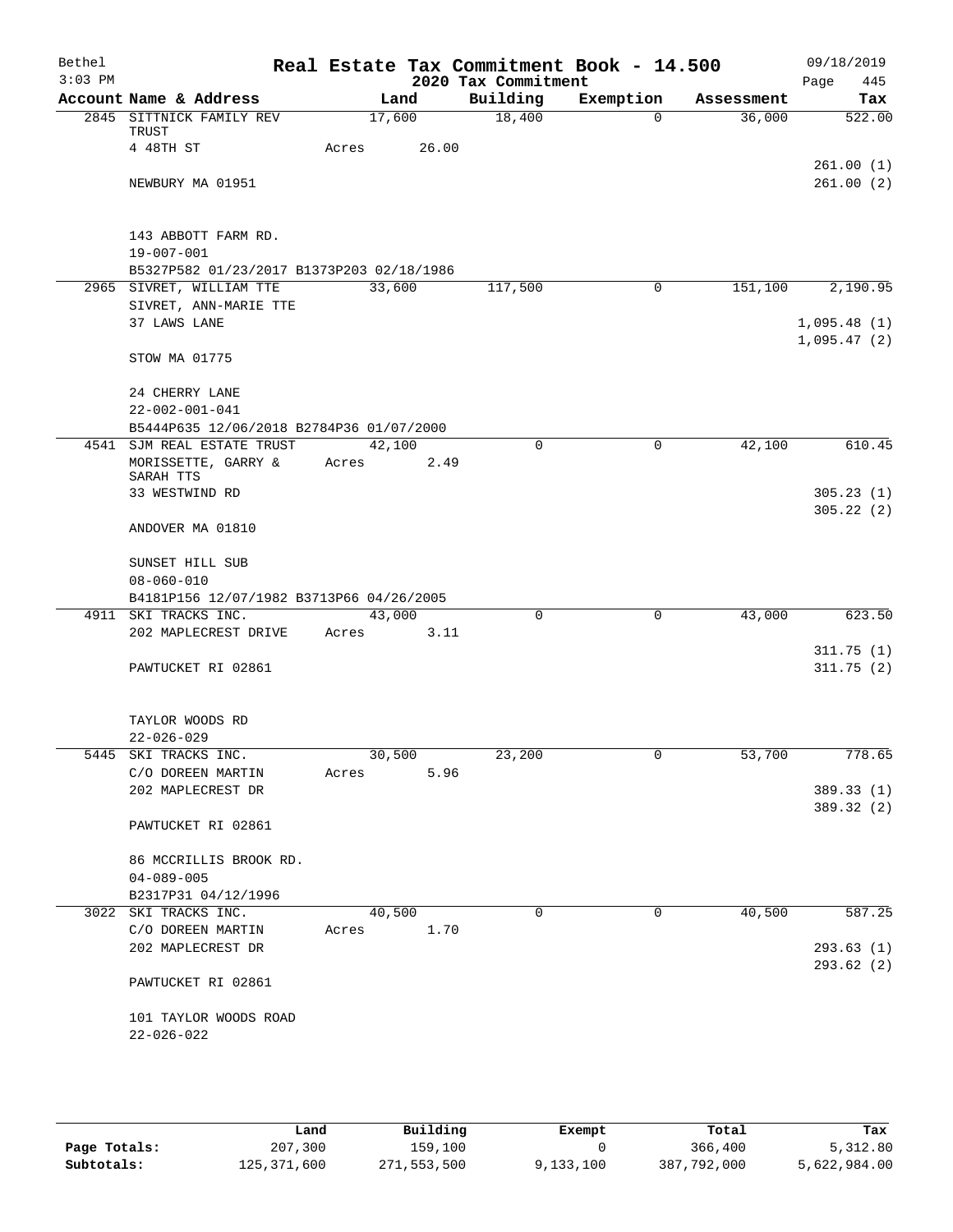Bethel 3:03 PM

# Real Estate Tax Commitment Book - 14.500

## 2020 Tax Commitment

09/18/2019

| Account Name & Address | Land | Building | Exemption | Assessment | Tax |
|---|---|---|---|---|---|
| 2845 SITTNICK FAMILY REV TRUST | 17,600 | 18,400 | 0 | 36,000 | 522.00 |
| 4 48TH ST | Acres 26.00 | | | | |
| | | | | | 261.00 (1) |
| NEWBURY MA 01951 | | | | | 261.00 (2) |
| 143 ABBOTT FARM RD. | | | | | |
| 19-007-001 | | | | | |
| B5327P582 01/23/2017 B1373P203 02/18/1986 | | | | | |
| 2965 SIVRET, WILLIAM TTE | 33,600 | 117,500 | 0 | 151,100 | 2,190.95 |
| SIVRET, ANN-MARIE TTE | | | | | |
| 37 LAWS LANE | | | | | 1,095.48 (1) |
| | | | | | 1,095.47 (2) |
| STOW MA 01775 | | | | | |
| 24 CHERRY LANE | | | | | |
| 22-002-001-041 | | | | | |
| B5444P635 12/06/2018 B2784P36 01/07/2000 | | | | | |
| 4541 SJM REAL ESTATE TRUST | 42,100 | 0 | 0 | 42,100 | 610.45 |
| MORISSETTE, GARRY & SARAH TTS | Acres 2.49 | | | | |
| 33 WESTWIND RD | | | | | 305.23 (1) |
| | | | | | 305.22 (2) |
| ANDOVER MA 01810 | | | | | |
| SUNSET HILL SUB | | | | | |
| 08-060-010 | | | | | |
| B4181P156 12/07/1982 B3713P66 04/26/2005 | | | | | |
| 4911 SKI TRACKS INC. | 43,000 | 0 | 0 | 43,000 | 623.50 |
| 202 MAPLECREST DRIVE | Acres 3.11 | | | | |
| | | | | | 311.75 (1) |
| PAWTUCKET RI 02861 | | | | | 311.75 (2) |
| TAYLOR WOODS RD | | | | | |
| 22-026-029 | | | | | |
| 5445 SKI TRACKS INC. | 30,500 | 23,200 | 0 | 53,700 | 778.65 |
| C/O DOREEN MARTIN | Acres 5.96 | | | | |
| 202 MAPLECREST DR | | | | | 389.33 (1) |
| | | | | | 389.32 (2) |
| PAWTUCKET RI 02861 | | | | | |
| 86 MCCRILLIS BROOK RD. | | | | | |
| 04-089-005 | | | | | |
| B2317P31 04/12/1996 | | | | | |
| 3022 SKI TRACKS INC. | 40,500 | 0 | 0 | 40,500 | 587.25 |
| C/O DOREEN MARTIN | Acres 1.70 | | | | |
| 202 MAPLECREST DR | | | | | 293.63 (1) |
| | | | | | 293.62 (2) |
| PAWTUCKET RI 02861 | | | | | |
| 101 TAYLOR WOODS ROAD | | | | | |
| 22-026-022 | | | | | |

| | Land | Building | Exempt | Total | Tax |
|---|---|---|---|---|---|
| Page Totals: | 207,300 | 159,100 | 0 | 366,400 | 5,312.80 |
| Subtotals: | 125,371,600 | 271,553,500 | 9,133,100 | 387,792,000 | 5,622,984.00 |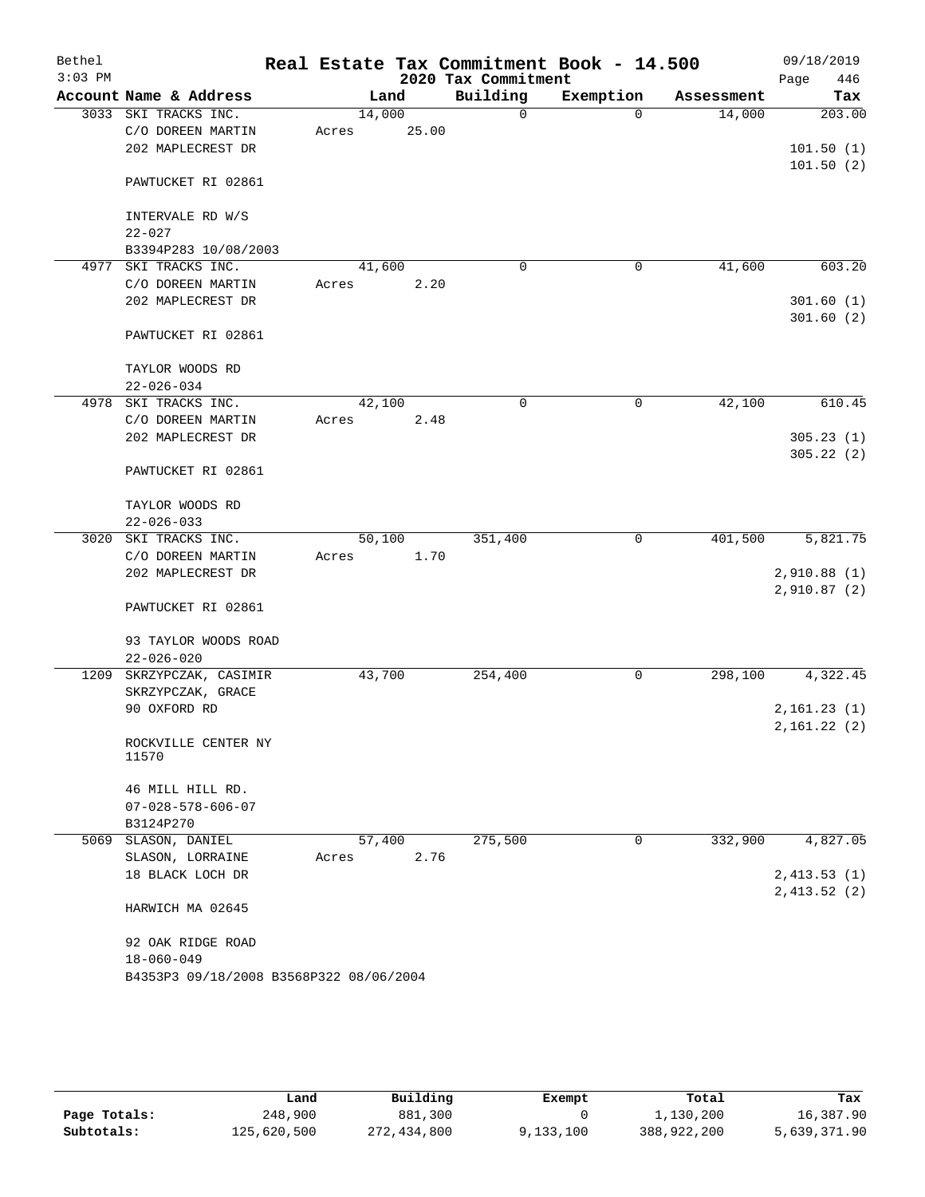Bethel 3:03 PM

**Real Estate Tax Commitment Book - 14.500**

**2020 Tax Commitment**

09/18/2019

| Account | Name & Address | Land | Building | Exemption | Assessment | Tax |
|---|---|---|---|---|---|---|
| 3033 | SKI TRACKS INC.<br>C/O DOREEN MARTIN<br>202 MAPLECREST DR<br><br>PAWTUCKET RI 02861<br><br>INTERVALE RD W/S<br>22-027<br>B3394P283 10/08/2003 | 14,000<br>Acres 25.00 | 0 | 0 | 14,000 | 203.00<br><br>101.50 (1)<br>101.50 (2) |
| 4977 | SKI TRACKS INC.<br>C/O DOREEN MARTIN<br>202 MAPLECREST DR<br><br>PAWTUCKET RI 02861<br><br>TAYLOR WOODS RD<br>22-026-034 | 41,600<br>Acres 2.20 | 0 | 0 | 41,600 | 603.20<br><br>301.60 (1)<br>301.60 (2) |
| 4978 | SKI TRACKS INC.<br>C/O DOREEN MARTIN<br>202 MAPLECREST DR<br><br>PAWTUCKET RI 02861<br><br>TAYLOR WOODS RD<br>22-026-033 | 42,100<br>Acres 2.48 | 0 | 0 | 42,100 | 610.45<br><br>305.23 (1)<br>305.22 (2) |
| 3020 | SKI TRACKS INC.<br>C/O DOREEN MARTIN<br>202 MAPLECREST DR<br><br>PAWTUCKET RI 02861<br><br>93 TAYLOR WOODS ROAD<br>22-026-020 | 50,100<br>Acres 1.70 | 351,400 | 0 | 401,500 | 5,821.75<br><br>2,910.88 (1)<br>2,910.87 (2) |
| 1209 | SKRZYPCZAK, CASIMIR<br>SKRZYPCZAK, GRACE<br>90 OXFORD RD<br><br>ROCKVILLE CENTER NY 11570<br><br>46 MILL HILL RD.<br>07-028-578-606-07<br>B3124P270 | 43,700 | 254,400 | 0 | 298,100 | 4,322.45<br><br>2,161.23 (1)<br>2,161.22 (2) |
| 5069 | SLASON, DANIEL<br>SLASON, LORRAINE<br>18 BLACK LOCH DR<br><br>HARWICH MA 02645<br><br>92 OAK RIDGE ROAD<br>18-060-049<br>B4353P3 09/18/2008 B3568P322 08/06/2004 | 57,400<br>Acres 2.76 | 275,500 | 0 | 332,900 | 4,827.05<br><br>2,413.53 (1)<br>2,413.52 (2) |

| | Land | Building | Exempt | Total | Tax |
|---|---|---|---|---|---|
| **Page Totals:** | 248,900 | 881,300 | 0 | 1,130,200 | 16,387.90 |
| **Subtotals:** | 125,620,500 | 272,434,800 | 9,133,100 | 388,922,200 | 5,639,371.90 |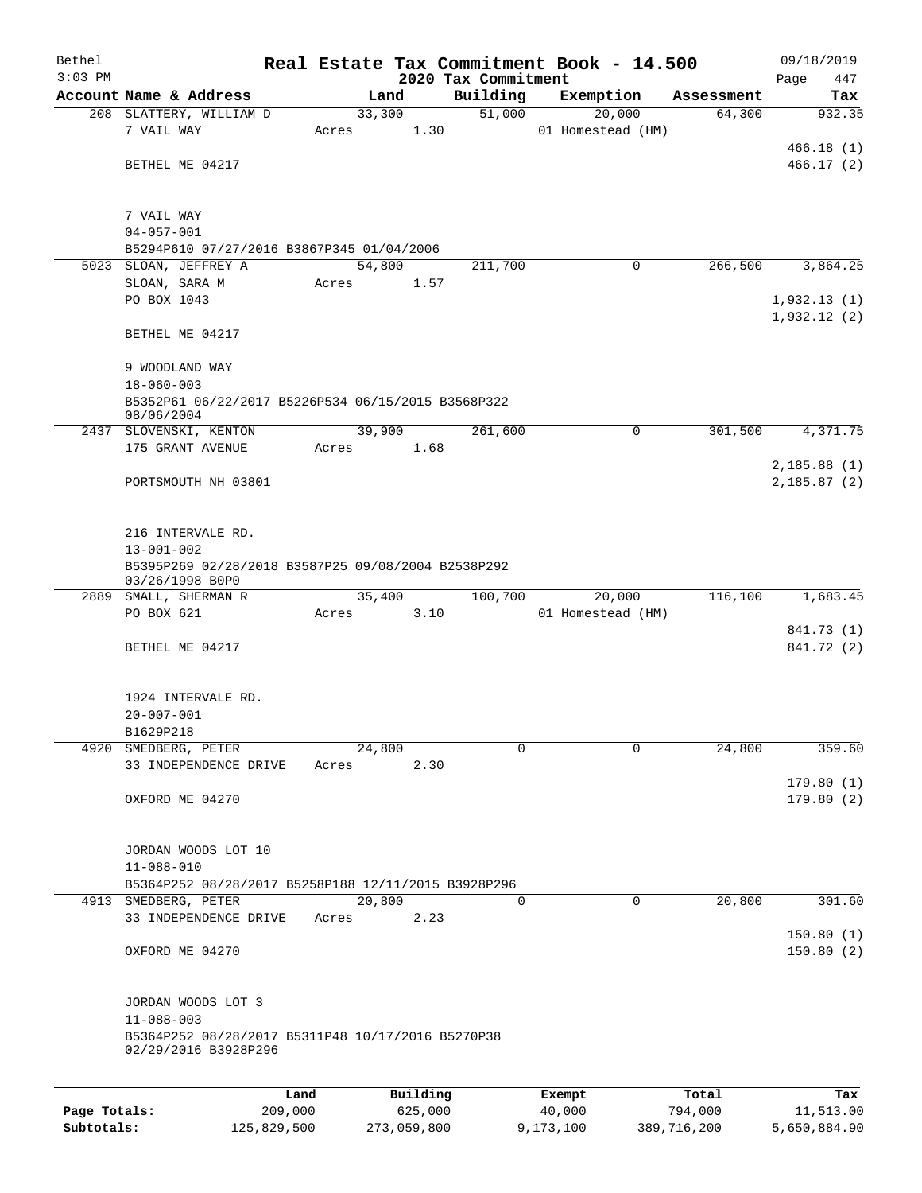Bethel 3:03 PM

# Real Estate Tax Commitment Book - 14.500

## 2020 Tax Commitment

09/18/2019

| Account Name & Address | Land | Building | Exemption | Assessment | Tax |
|---|---|---|---|---|---|
| 208 SLATTERY, WILLIAM D | 33,300 | 51,000 | 20,000 | 64,300 | 932.35 |
| 7 VAIL WAY | Acres 1.30 | | 01 Homestead (HM) | | |
| | | | | | 466.18 (1) |
| BETHEL ME 04217 | | | | | 466.17 (2) |
| 7 VAIL WAY | | | | | |
| 04-057-001 | | | | | |
| B5294P610 07/27/2016 B3867P345 01/04/2006 | | | | | |
| 5023 SLOAN, JEFFREY A | 54,800 | 211,700 | 0 | 266,500 | 3,864.25 |
| SLOAN, SARA M | Acres 1.57 | | | | |
| PO BOX 1043 | | | | | 1,932.13 (1) |
| | | | | | 1,932.12 (2) |
| BETHEL ME 04217 | | | | | |
| 9 WOODLAND WAY | | | | | |
| 18-060-003 | | | | | |
| B5352P61 06/22/2017 B5226P534 06/15/2015 B3568P322 08/06/2004 | | | | | |
| 2437 SLOVENSKI, KENTON | 39,900 | 261,600 | 0 | 301,500 | 4,371.75 |
| 175 GRANT AVENUE | Acres 1.68 | | | | |
| | | | | | 2,185.88 (1) |
| PORTSMOUTH NH 03801 | | | | | 2,185.87 (2) |
| 216 INTERVALE RD. | | | | | |
| 13-001-002 | | | | | |
| B5395P269 02/28/2018 B3587P25 09/08/2004 B2538P292 03/26/1998 B0P0 | | | | | |
| 2889 SMALL, SHERMAN R | 35,400 | 100,700 | 20,000 | 116,100 | 1,683.45 |
| PO BOX 621 | Acres 3.10 | | 01 Homestead (HM) | | |
| | | | | | 841.73 (1) |
| BETHEL ME 04217 | | | | | 841.72 (2) |
| 1924 INTERVALE RD. | | | | | |
| 20-007-001 | | | | | |
| B1629P218 | | | | | |
| 4920 SMEDBERG, PETER | 24,800 | 0 | 0 | 24,800 | 359.60 |
| 33 INDEPENDENCE DRIVE | Acres 2.30 | | | | |
| | | | | | 179.80 (1) |
| OXFORD ME 04270 | | | | | 179.80 (2) |
| JORDAN WOODS LOT 10 | | | | | |
| 11-088-010 | | | | | |
| B5364P252 08/28/2017 B5258P188 12/11/2015 B3928P296 | | | | | |
| 4913 SMEDBERG, PETER | 20,800 | 0 | 0 | 20,800 | 301.60 |
| 33 INDEPENDENCE DRIVE | Acres 2.23 | | | | |
| | | | | | 150.80 (1) |
| OXFORD ME 04270 | | | | | 150.80 (2) |
| JORDAN WOODS LOT 3 | | | | | |
| 11-088-003 | | | | | |
| B5364P252 08/28/2017 B5311P48 10/17/2016 B5270P38 02/29/2016 B3928P296 | | | | | |

| | Land | Building | Exempt | Total | Tax |
|---|---|---|---|---|---|
| Page Totals: | 209,000 | 625,000 | 40,000 | 794,000 | 11,513.00 |
| Subtotals: | 125,829,500 | 273,059,800 | 9,173,100 | 389,716,200 | 5,650,884.90 |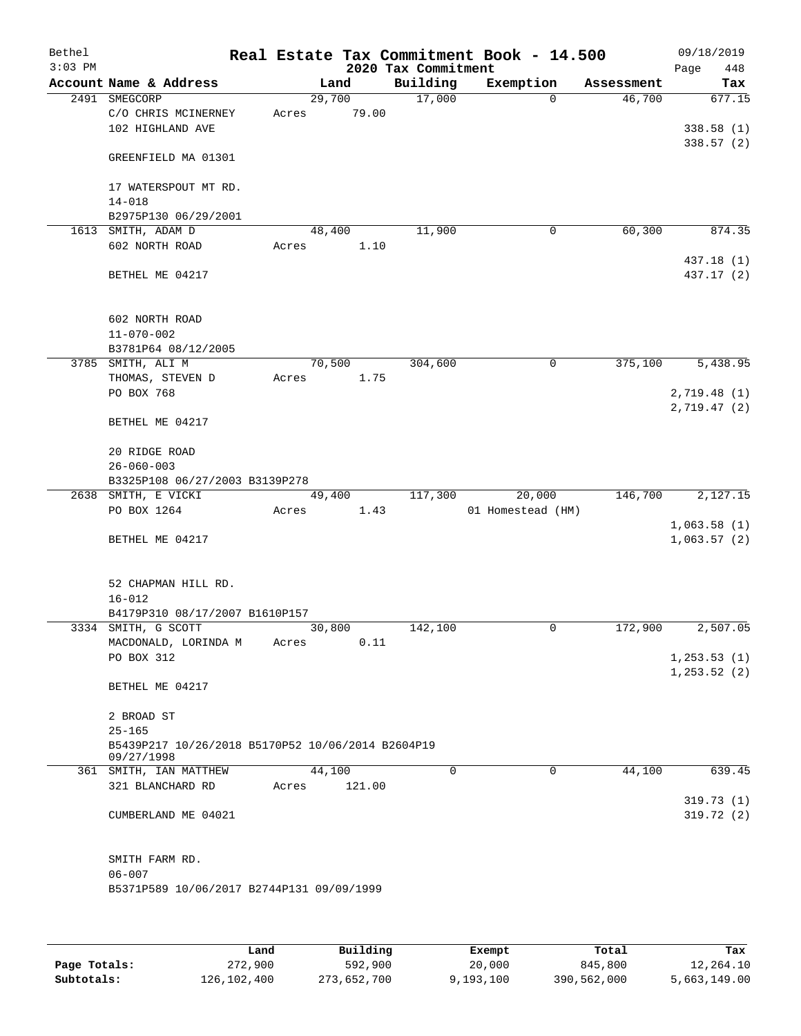# Real Estate Tax Commitment Book - 14.500

Bethel, 3:03 PM — 2020 Tax Commitment — 09/18/2019

| Account Name & Address | Land | Building | Exemption | Assessment | Tax |
|---|---|---|---|---|---|
| 2491 SMEGCORP<br>C/O CHRIS MCINERNEY<br>102 HIGHLAND AVE<br><br>GREENFIELD MA 01301<br><br>17 WATERSPOUT MT RD.<br>14-018<br>B2975P130 06/29/2001 | 29,700<br>Acres 79.00 | 17,000 | 0 | 46,700 | 677.15<br><br>338.58 (1)<br>338.57 (2) |
| 1613 SMITH, ADAM D<br>602 NORTH ROAD<br><br>BETHEL ME 04217<br><br>602 NORTH ROAD<br>11-070-002<br>B3781P64 08/12/2005 | 48,400<br>Acres 1.10 | 11,900 | 0 | 60,300 | 874.35<br><br>437.18 (1)<br>437.17 (2) |
| 3785 SMITH, ALI M<br>THOMAS, STEVEN D<br>PO BOX 768<br><br>BETHEL ME 04217<br><br>20 RIDGE ROAD<br>26-060-003<br>B3325P108 06/27/2003 B3139P278 | 70,500<br>Acres 1.75 | 304,600 | 0 | 375,100 | 5,438.95<br><br>2,719.48 (1)<br>2,719.47 (2) |
| 2638 SMITH, E VICKI<br>PO BOX 1264<br><br>BETHEL ME 04217<br><br>52 CHAPMAN HILL RD.<br>16-012<br>B4179P310 08/17/2007 B1610P157 | 49,400<br>Acres 1.43 | 117,300 | 20,000<br>01 Homestead (HM) | 146,700 | 2,127.15<br><br>1,063.58 (1)<br>1,063.57 (2) |
| 3334 SMITH, G SCOTT<br>MACDONALD, LORINDA M<br>PO BOX 312<br><br>BETHEL ME 04217<br><br>2 BROAD ST<br>25-165<br>B5439P217 10/26/2018 B5170P52 10/06/2014 B2604P19 09/27/1998 | 30,800<br>Acres 0.11 | 142,100 | 0 | 172,900 | 2,507.05<br><br>1,253.53 (1)<br>1,253.52 (2) |
| 361 SMITH, IAN MATTHEW<br>321 BLANCHARD RD<br><br>CUMBERLAND ME 04021<br><br>SMITH FARM RD.<br>06-007<br>B5371P589 10/06/2017 B2744P131 09/09/1999 | 44,100<br>Acres 121.00 | 0 | 0 | 44,100 | 639.45<br><br>319.73 (1)<br>319.72 (2) |

| | Land | Building | Exempt | Total | Tax |
|---|---|---|---|---|---|
| Page Totals: | 272,900 | 592,900 | 20,000 | 845,800 | 12,264.10 |
| Subtotals: | 126,102,400 | 273,652,700 | 9,193,100 | 390,562,000 | 5,663,149.00 |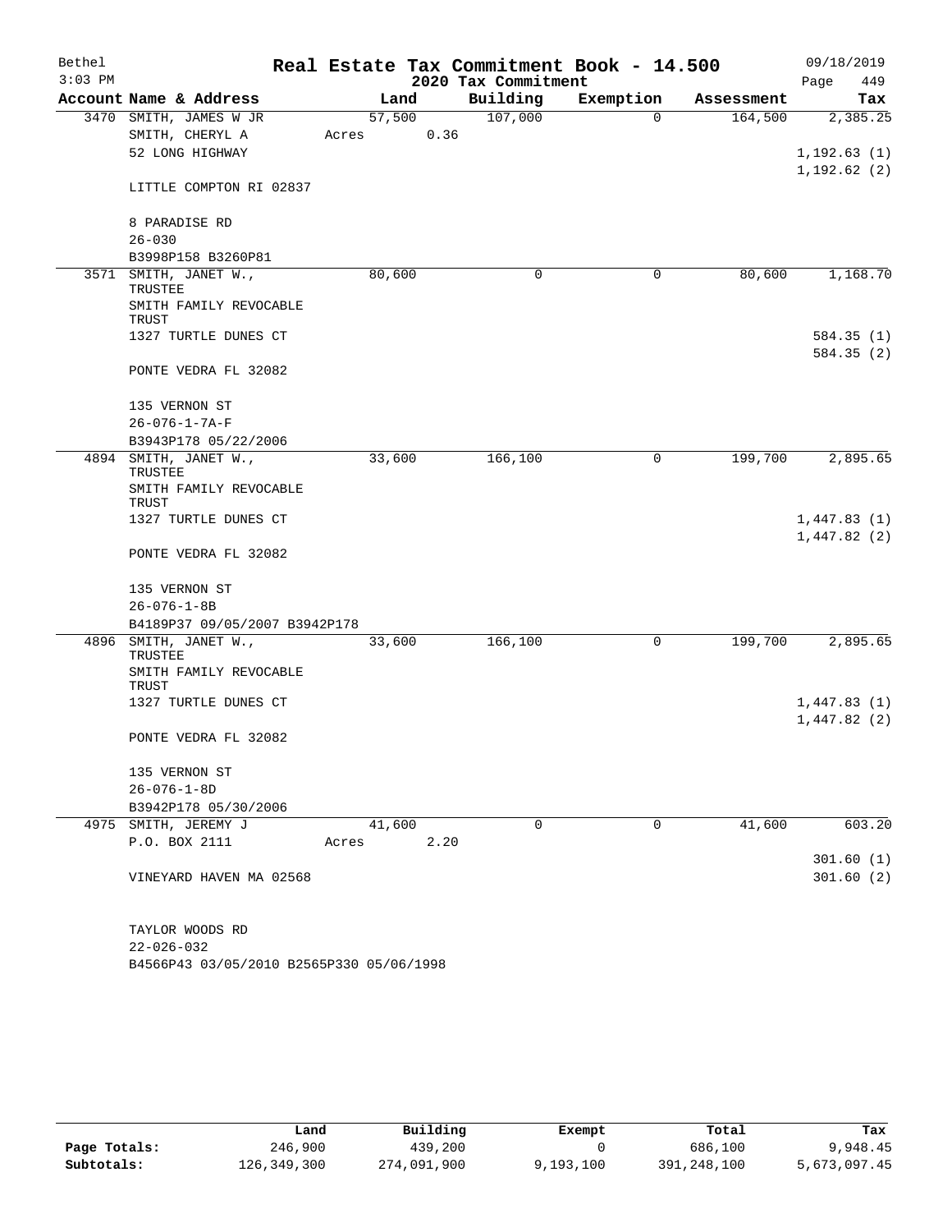# Real Estate Tax Commitment Book - 14.500

Bethel
3:03 PM

2020 Tax Commitment

09/18/2019

| Account Name & Address | Land | Building | Exemption | Assessment | Tax |
|---|---|---|---|---|---|
| 3470 SMITH, JAMES W JR | 57,500 | 107,000 | 0 | 164,500 | 2,385.25 |
| SMITH, CHERYL A | Acres 0.36 | | | | |
| 52 LONG HIGHWAY | | | | | 1,192.63 (1) |
| | | | | | 1,192.62 (2) |
| LITTLE COMPTON RI 02837 | | | | | |
| 8 PARADISE RD | | | | | |
| 26-030 | | | | | |
| B3998P158 B3260P81 | | | | | |
| 3571 SMITH, JANET W., TRUSTEE | 80,600 | 0 | 0 | 80,600 | 1,168.70 |
| SMITH FAMILY REVOCABLE TRUST | | | | | |
| 1327 TURTLE DUNES CT | | | | | 584.35 (1) |
| | | | | | 584.35 (2) |
| PONTE VEDRA FL 32082 | | | | | |
| 135 VERNON ST | | | | | |
| 26-076-1-7A-F | | | | | |
| B3943P178 05/22/2006 | | | | | |
| 4894 SMITH, JANET W., TRUSTEE | 33,600 | 166,100 | 0 | 199,700 | 2,895.65 |
| SMITH FAMILY REVOCABLE TRUST | | | | | |
| 1327 TURTLE DUNES CT | | | | | 1,447.83 (1) |
| | | | | | 1,447.82 (2) |
| PONTE VEDRA FL 32082 | | | | | |
| 135 VERNON ST | | | | | |
| 26-076-1-8B | | | | | |
| B4189P37 09/05/2007 B3942P178 | | | | | |
| 4896 SMITH, JANET W., TRUSTEE | 33,600 | 166,100 | 0 | 199,700 | 2,895.65 |
| SMITH FAMILY REVOCABLE TRUST | | | | | |
| 1327 TURTLE DUNES CT | | | | | 1,447.83 (1) |
| | | | | | 1,447.82 (2) |
| PONTE VEDRA FL 32082 | | | | | |
| 135 VERNON ST | | | | | |
| 26-076-1-8D | | | | | |
| B3942P178 05/30/2006 | | | | | |
| 4975 SMITH, JEREMY J | 41,600 | 0 | 0 | 41,600 | 603.20 |
| P.O. BOX 2111 | Acres 2.20 | | | | |
| | | | | | 301.60 (1) |
| VINEYARD HAVEN MA 02568 | | | | | 301.60 (2) |
| TAYLOR WOODS RD | | | | | |
| 22-026-032 | | | | | |
| B4566P43 03/05/2010 B2565P330 05/06/1998 | | | | | |

| | Land | Building | Exempt | Total | Tax |
|---|---|---|---|---|---|
| Page Totals: | 246,900 | 439,200 | 0 | 686,100 | 9,948.45 |
| Subtotals: | 126,349,300 | 274,091,900 | 9,193,100 | 391,248,100 | 5,673,097.45 |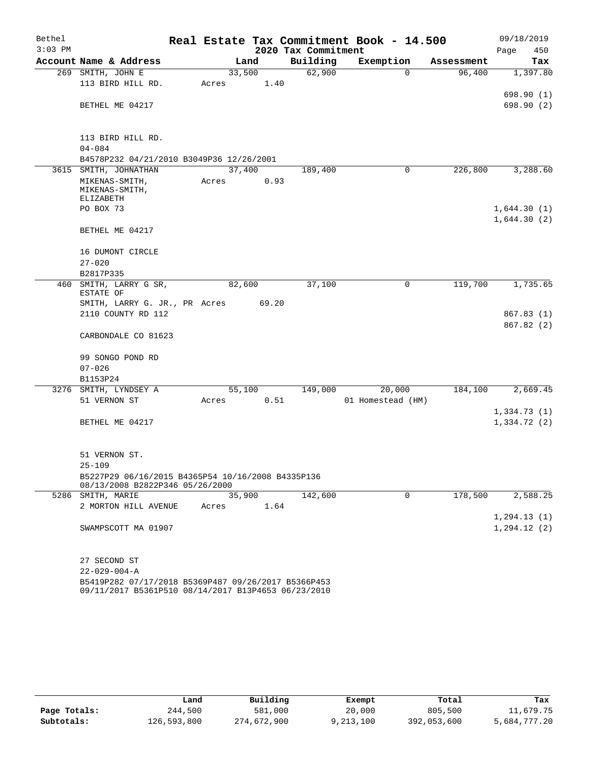Bethel 3:03 PM

# Real Estate Tax Commitment Book - 14.500

## 2020 Tax Commitment

09/18/2019

| Account | Name & Address | Land | Building | Exemption | Assessment | Tax |
|---|---|---|---|---|---|---|
| 269 | SMITH, JOHN E | 33,500 | 62,900 | 0 | 96,400 | 1,397.80 |
| | 113 BIRD HILL RD. | Acres 1.40 | | | | |
| | | | | | | 698.90 (1) |
| | BETHEL ME 04217 | | | | | 698.90 (2) |
| | 113 BIRD HILL RD. | | | | | |
| | 04-084 | | | | | |
| | B4578P232 04/21/2010 B3049P36 12/26/2001 | | | | | |
| 3615 | SMITH, JOHNATHAN | 37,400 | 189,400 | 0 | 226,800 | 3,288.60 |
| | MIKENAS-SMITH, MIKENAS-SMITH, ELIZABETH | Acres 0.93 | | | | |
| | PO BOX 73 | | | | | 1,644.30 (1) |
| | | | | | | 1,644.30 (2) |
| | BETHEL ME 04217 | | | | | |
| | 16 DUMONT CIRCLE | | | | | |
| | 27-020 | | | | | |
| | B2817P335 | | | | | |
| 460 | SMITH, LARRY G SR, ESTATE OF | 82,600 | 37,100 | 0 | 119,700 | 1,735.65 |
| | SMITH, LARRY G. JR., PR | Acres 69.20 | | | | |
| | 2110 COUNTY RD 112 | | | | | 867.83 (1) |
| | | | | | | 867.82 (2) |
| | CARBONDALE CO 81623 | | | | | |
| | 99 SONGO POND RD | | | | | |
| | 07-026 | | | | | |
| | B1153P24 | | | | | |
| 3276 | SMITH, LYNDSEY A | 55,100 | 149,000 | 20,000 | 184,100 | 2,669.45 |
| | 51 VERNON ST | Acres 0.51 | | 01 Homestead (HM) | | |
| | | | | | | 1,334.73 (1) |
| | BETHEL ME 04217 | | | | | 1,334.72 (2) |
| | 51 VERNON ST. | | | | | |
| | 25-109 | | | | | |
| | B5227P29 06/16/2015 B4365P54 10/16/2008 B4335P136 08/13/2008 B2822P346 05/26/2000 | | | | | |
| 5286 | SMITH, MARIE | 35,900 | 142,600 | 0 | 178,500 | 2,588.25 |
| | 2 MORTON HILL AVENUE | Acres 1.64 | | | | |
| | | | | | | 1,294.13 (1) |
| | SWAMPSCOTT MA 01907 | | | | | 1,294.12 (2) |
| | 27 SECOND ST | | | | | |
| | 22-029-004-A | | | | | |
| | B5419P282 07/17/2018 B5369P487 09/26/2017 B5366P453 09/11/2017 B5361P510 08/14/2017 B13P4653 06/23/2010 | | | | | |

| | Land | Building | Exempt | Total | Tax |
|---|---|---|---|---|---|
| Page Totals: | 244,500 | 581,000 | 20,000 | 805,500 | 11,679.75 |
| Subtotals: | 126,593,800 | 274,672,900 | 9,213,100 | 392,053,600 | 5,684,777.20 |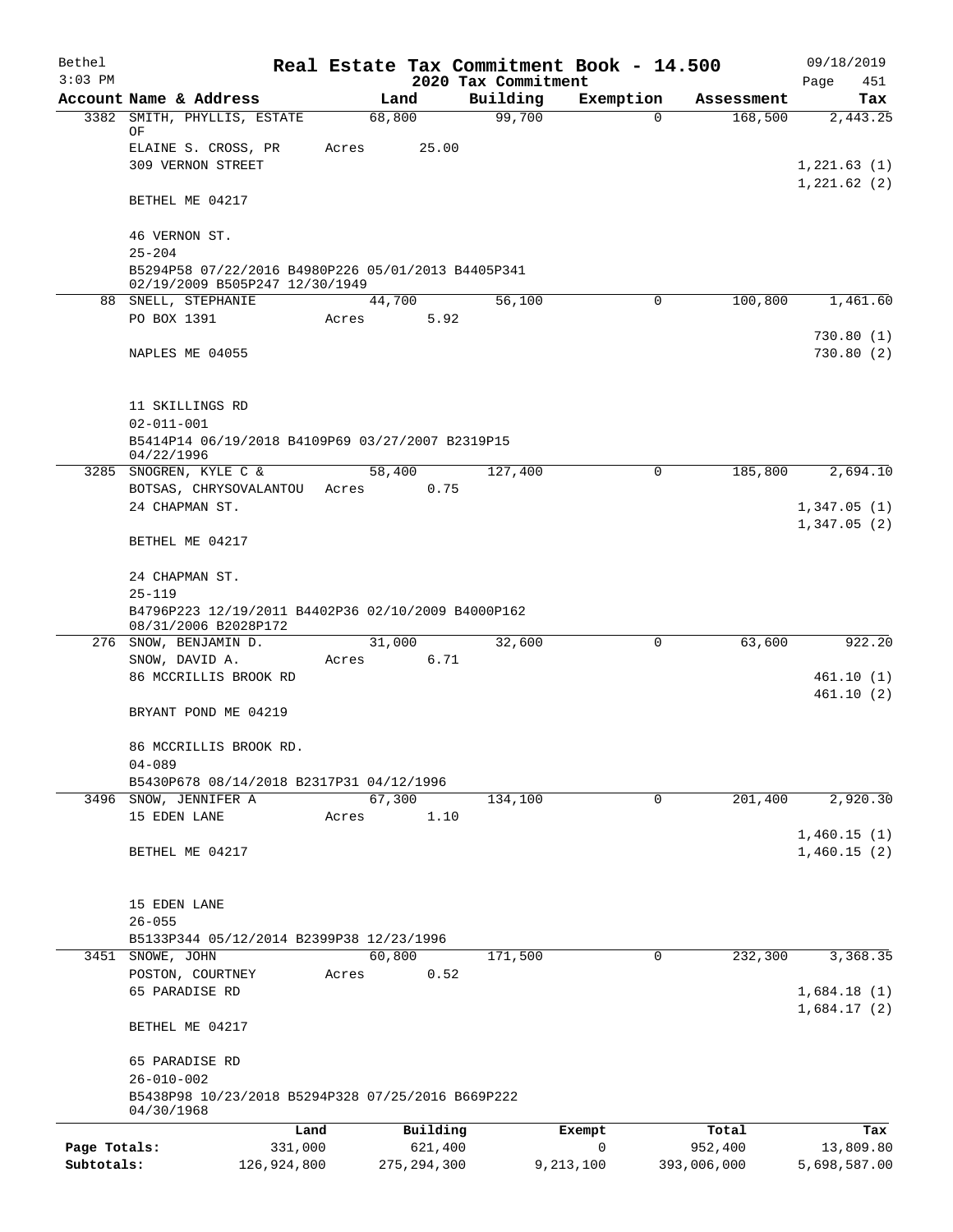Bethel 3:03 PM

# Real Estate Tax Commitment Book - 14.500

## 2020 Tax Commitment

09/18/2019 Page 451

| Account Name & Address | Land | Building | Exemption | Assessment | Tax |
|---|---|---|---|---|---|
| 3382 SMITH, PHYLLIS, ESTATE OF | 68,800 | 99,700 | 0 | 168,500 | 2,443.25 |
| ELAINE S. CROSS, PR | Acres 25.00 | | | | |
| 309 VERNON STREET | | | | | 1,221.63 (1) |
| | | | | | 1,221.62 (2) |
| BETHEL ME 04217 | | | | | |
| 46 VERNON ST. | | | | | |
| 25-204 | | | | | |
| B5294P58 07/22/2016 B4980P226 05/01/2013 B4405P341 02/19/2009 B505P247 12/30/1949 | | | | | |
| 88 SNELL, STEPHANIE | 44,700 | 56,100 | 0 | 100,800 | 1,461.60 |
| PO BOX 1391 | Acres 5.92 | | | | |
| | | | | | 730.80 (1) |
| NAPLES ME 04055 | | | | | 730.80 (2) |
| 11 SKILLINGS RD | | | | | |
| 02-011-001 | | | | | |
| B5414P14 06/19/2018 B4109P69 03/27/2007 B2319P15 04/22/1996 | | | | | |
| 3285 SNOGREN, KYLE C & | 58,400 | 127,400 | 0 | 185,800 | 2,694.10 |
| BOTSAS, CHRYSOVALANTOU | Acres 0.75 | | | | |
| 24 CHAPMAN ST. | | | | | 1,347.05 (1) |
| | | | | | 1,347.05 (2) |
| BETHEL ME 04217 | | | | | |
| 24 CHAPMAN ST. | | | | | |
| 25-119 | | | | | |
| B4796P223 12/19/2011 B4402P36 02/10/2009 B4000P162 08/31/2006 B2028P172 | | | | | |
| 276 SNOW, BENJAMIN D. | 31,000 | 32,600 | 0 | 63,600 | 922.20 |
| SNOW, DAVID A. | Acres 6.71 | | | | |
| 86 MCCRILLIS BROOK RD | | | | | 461.10 (1) |
| | | | | | 461.10 (2) |
| BRYANT POND ME 04219 | | | | | |
| 86 MCCRILLIS BROOK RD. | | | | | |
| 04-089 | | | | | |
| B5430P678 08/14/2018 B2317P31 04/12/1996 | | | | | |
| 3496 SNOW, JENNIFER A | 67,300 | 134,100 | 0 | 201,400 | 2,920.30 |
| 15 EDEN LANE | Acres 1.10 | | | | |
| | | | | | 1,460.15 (1) |
| BETHEL ME 04217 | | | | | 1,460.15 (2) |
| 15 EDEN LANE | | | | | |
| 26-055 | | | | | |
| B5133P344 05/12/2014 B2399P38 12/23/1996 | | | | | |
| 3451 SNOWE, JOHN | 60,800 | 171,500 | 0 | 232,300 | 3,368.35 |
| POSTON, COURTNEY | Acres 0.52 | | | | |
| 65 PARADISE RD | | | | | 1,684.18 (1) |
| | | | | | 1,684.17 (2) |
| BETHEL ME 04217 | | | | | |
| 65 PARADISE RD | | | | | |
| 26-010-002 | | | | | |
| B5438P98 10/23/2018 B5294P328 07/25/2016 B669P222 04/30/1968 | | | | | |

| | Land | Building | Exempt | Total | Tax |
|---|---|---|---|---|---|
| Page Totals: | 331,000 | 621,400 | 0 | 952,400 | 13,809.80 |
| Subtotals: | 126,924,800 | 275,294,300 | 9,213,100 | 393,006,000 | 5,698,587.00 |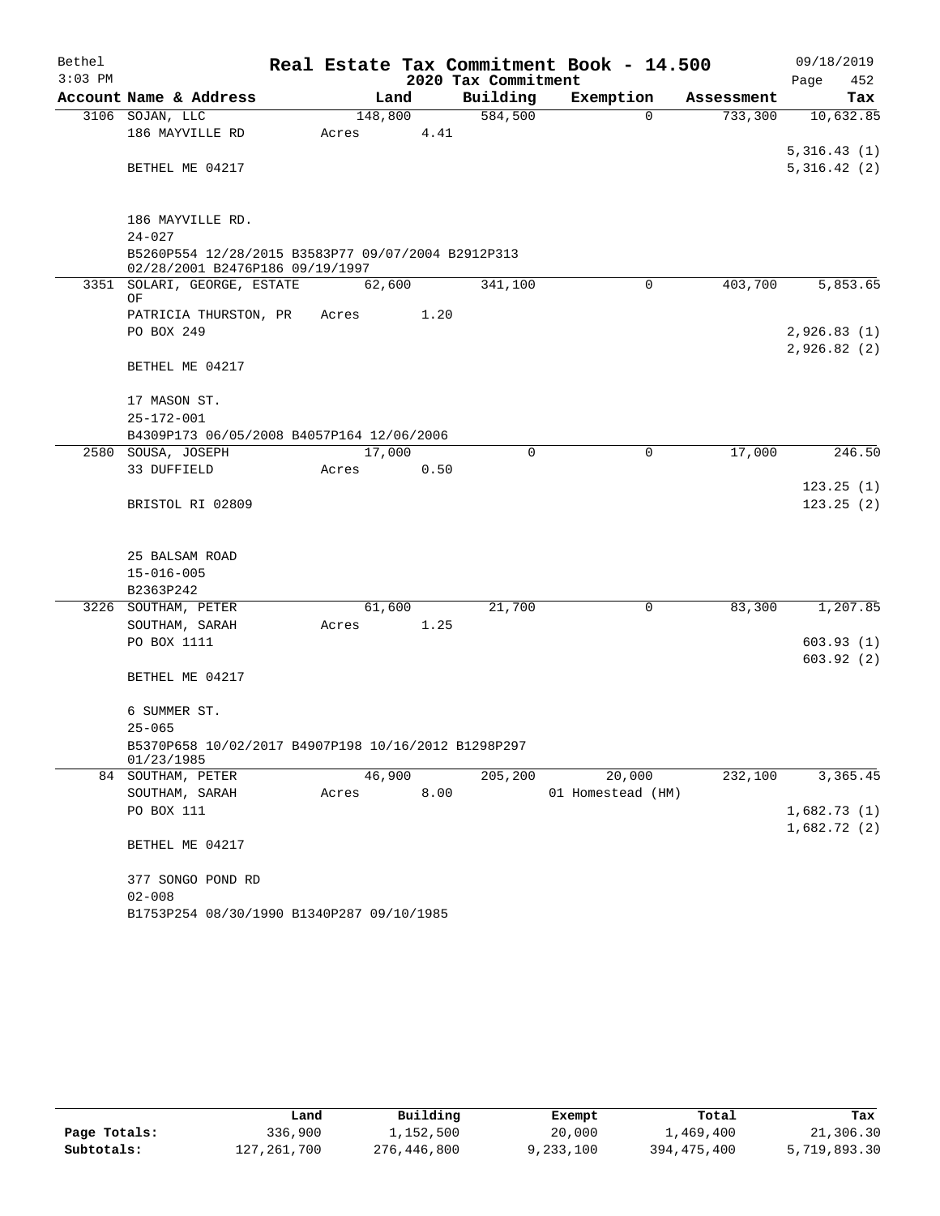Bethel
3:03 PM

**Real Estate Tax Commitment Book - 14.500**
**2020 Tax Commitment**

09/18/2019
Page 452

| Account Name & Address | Land | Building | Exemption | Assessment | Tax |
|---|---|---|---|---|---|
| 3106 SOJAN, LLC | 148,800 | 584,500 | 0 | 733,300 | 10,632.85 |
| 186 MAYVILLE RD | Acres 4.41 | | | | |
| | | | | | 5,316.43 (1) |
| BETHEL ME 04217 | | | | | 5,316.42 (2) |
| 186 MAYVILLE RD. | | | | | |
| 24-027 | | | | | |
| B5260P554 12/28/2015 B3583P77 09/07/2004 B2912P313 02/28/2001 B2476P186 09/19/1997 | | | | | |
| 3351 SOLARI, GEORGE, ESTATE OF | 62,600 | 341,100 | 0 | 403,700 | 5,853.65 |
| PATRICIA THURSTON, PR | Acres 1.20 | | | | |
| PO BOX 249 | | | | | 2,926.83 (1) |
| | | | | | 2,926.82 (2) |
| BETHEL ME 04217 | | | | | |
| 17 MASON ST. | | | | | |
| 25-172-001 | | | | | |
| B4309P173 06/05/2008 B4057P164 12/06/2006 | | | | | |
| 2580 SOUSA, JOSEPH | 17,000 | 0 | 0 | 17,000 | 246.50 |
| 33 DUFFIELD | Acres 0.50 | | | | |
| | | | | | 123.25 (1) |
| BRISTOL RI 02809 | | | | | 123.25 (2) |
| 25 BALSAM ROAD | | | | | |
| 15-016-005 | | | | | |
| B2363P242 | | | | | |
| 3226 SOUTHAM, PETER | 61,600 | 21,700 | 0 | 83,300 | 1,207.85 |
| SOUTHAM, SARAH | Acres 1.25 | | | | |
| PO BOX 1111 | | | | | 603.93 (1) |
| | | | | | 603.92 (2) |
| BETHEL ME 04217 | | | | | |
| 6 SUMMER ST. | | | | | |
| 25-065 | | | | | |
| B5370P658 10/02/2017 B4907P198 10/16/2012 B1298P297 01/23/1985 | | | | | |
| 84 SOUTHAM, PETER | 46,900 | 205,200 | 20,000 | 232,100 | 3,365.45 |
| SOUTHAM, SARAH | Acres 8.00 | | 01 Homestead (HM) | | |
| PO BOX 111 | | | | | 1,682.73 (1) |
| | | | | | 1,682.72 (2) |
| BETHEL ME 04217 | | | | | |
| 377 SONGO POND RD | | | | | |
| 02-008 | | | | | |
| B1753P254 08/30/1990 B1340P287 09/10/1985 | | | | | |

| | Land | Building | Exempt | Total | Tax |
|---|---|---|---|---|---|
| **Page Totals:** | 336,900 | 1,152,500 | 20,000 | 1,469,400 | 21,306.30 |
| **Subtotals:** | 127,261,700 | 276,446,800 | 9,233,100 | 394,475,400 | 5,719,893.30 |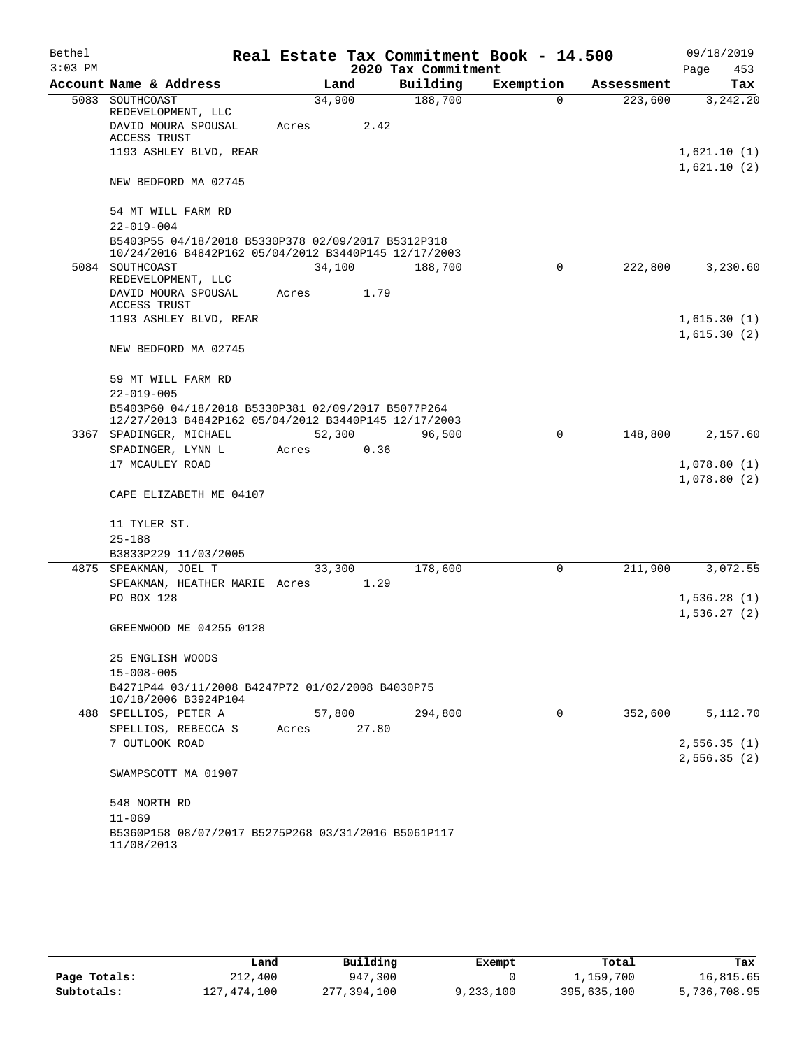Bethel 3:03 PM

# Real Estate Tax Commitment Book - 14.500

2020 Tax Commitment

09/18/2019 Page 453

| Account | Name & Address | Land | Building | Exemption | Assessment | Tax |
|---|---|---|---|---|---|---|
| 5083 | SOUTHCOAST REDEVELOPMENT, LLC | 34,900 | 188,700 | 0 | 223,600 | 3,242.20 |
| | DAVID MOURA SPOUSAL ACCESS TRUST | Acres 2.42 | | | | |
| | 1193 ASHLEY BLVD, REAR | | | | | 1,621.10 (1) |
| | | | | | | 1,621.10 (2) |
| | NEW BEDFORD MA 02745 | | | | | |
| | 54 MT WILL FARM RD | | | | | |
| | 22-019-004 | | | | | |
| | B5403P55 04/18/2018 B5330P378 02/09/2017 B5312P318 10/24/2016 B4842P162 05/04/2012 B3440P145 12/17/2003 | | | | | |
| 5084 | SOUTHCOAST REDEVELOPMENT, LLC | 34,100 | 188,700 | 0 | 222,800 | 3,230.60 |
| | DAVID MOURA SPOUSAL ACCESS TRUST | Acres 1.79 | | | | |
| | 1193 ASHLEY BLVD, REAR | | | | | 1,615.30 (1) |
| | | | | | | 1,615.30 (2) |
| | NEW BEDFORD MA 02745 | | | | | |
| | 59 MT WILL FARM RD | | | | | |
| | 22-019-005 | | | | | |
| | B5403P60 04/18/2018 B5330P381 02/09/2017 B5077P264 12/27/2013 B4842P162 05/04/2012 B3440P145 12/17/2003 | | | | | |
| 3367 | SPADINGER, MICHAEL | 52,300 | 96,500 | 0 | 148,800 | 2,157.60 |
| | SPADINGER, LYNN L | Acres 0.36 | | | | |
| | 17 MCAULEY ROAD | | | | | 1,078.80 (1) |
| | | | | | | 1,078.80 (2) |
| | CAPE ELIZABETH ME 04107 | | | | | |
| | 11 TYLER ST. | | | | | |
| | 25-188 | | | | | |
| | B3833P229 11/03/2005 | | | | | |
| 4875 | SPEAKMAN, JOEL T | 33,300 | 178,600 | 0 | 211,900 | 3,072.55 |
| | SPEAKMAN, HEATHER MARIE | Acres 1.29 | | | | |
| | PO BOX 128 | | | | | 1,536.28 (1) |
| | | | | | | 1,536.27 (2) |
| | GREENWOOD ME 04255 0128 | | | | | |
| | 25 ENGLISH WOODS | | | | | |
| | 15-008-005 | | | | | |
| | B4271P44 03/11/2008 B4247P72 01/02/2008 B4030P75 10/18/2006 B3924P104 | | | | | |
| 488 | SPELLIOS, PETER A | 57,800 | 294,800 | 0 | 352,600 | 5,112.70 |
| | SPELLIOS, REBECCA S | Acres 27.80 | | | | |
| | 7 OUTLOOK ROAD | | | | | 2,556.35 (1) |
| | | | | | | 2,556.35 (2) |
| | SWAMPSCOTT MA 01907 | | | | | |
| | 548 NORTH RD | | | | | |
| | 11-069 | | | | | |
| | B5360P158 08/07/2017 B5275P268 03/31/2016 B5061P117 11/08/2013 | | | | | |

| | Land | Building | Exempt | Total | Tax |
|---|---|---|---|---|---|
| Page Totals: | 212,400 | 947,300 | 0 | 1,159,700 | 16,815.65 |
| Subtotals: | 127,474,100 | 277,394,100 | 9,233,100 | 395,635,100 | 5,736,708.95 |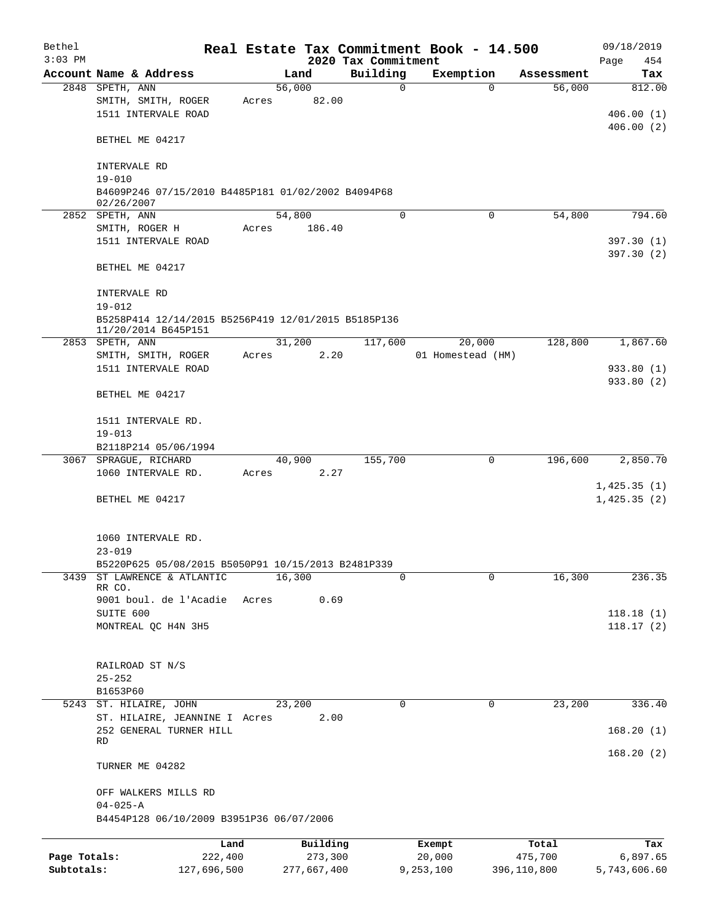# Real Estate Tax Commitment Book - 14.500

Bethel
3:03 PM

09/18/2019

## 2020 Tax Commitment

| Account | Name & Address | Land | Building | Exemption | Assessment | Tax |
|---|---|---|---|---|---|---|
| 2848 | SPETH, ANN<br>SMITH, SMITH, ROGER<br>1511 INTERVALE ROAD<br><br>BETHEL ME 04217<br><br>INTERVALE RD<br>19-010<br>B4609P246 07/15/2010 B4485P181 01/02/2002 B4094P68 02/26/2007 | 56,000<br>Acres 82.00 | 0 | 0 | 56,000 | 812.00<br><br>406.00 (1)<br>406.00 (2) |
| 2852 | SPETH, ANN<br>SMITH, ROGER H<br>1511 INTERVALE ROAD<br><br>BETHEL ME 04217<br><br>INTERVALE RD<br>19-012<br>B5258P414 12/14/2015 B5256P419 12/01/2015 B5185P136 11/20/2014 B645P151 | 54,800<br>Acres 186.40 | 0 | 0 | 54,800 | 794.60<br><br>397.30 (1)<br>397.30 (2) |
| 2853 | SPETH, ANN<br>SMITH, SMITH, ROGER<br>1511 INTERVALE ROAD<br><br>BETHEL ME 04217<br><br>1511 INTERVALE RD.<br>19-013<br>B2118P214 05/06/1994 | 31,200<br>Acres 2.20 | 117,600 | 20,000<br>01 Homestead (HM) | 128,800 | 1,867.60<br><br>933.80 (1)<br>933.80 (2) |
| 3067 | SPRAGUE, RICHARD<br>1060 INTERVALE RD.<br><br>BETHEL ME 04217<br><br>1060 INTERVALE RD.<br>23-019<br>B5220P625 05/08/2015 B5050P91 10/15/2013 B2481P339 | 40,900<br>Acres 2.27 | 155,700 | 0 | 196,600 | 2,850.70<br><br>1,425.35 (1)<br>1,425.35 (2) |
| 3439 | ST LAWRENCE & ATLANTIC RR CO.<br>9001 boul. de l'Acadie<br>SUITE 600<br>MONTREAL QC H4N 3H5<br><br>RAILROAD ST N/S<br>25-252<br>B1653P60 | 16,300<br>Acres 0.69 | 0 | 0 | 16,300 | 236.35<br><br>118.18 (1)<br>118.17 (2) |
| 5243 | ST. HILAIRE, JOHN<br>ST. HILAIRE, JEANNINE I<br>252 GENERAL TURNER HILL RD<br><br>TURNER ME 04282<br><br>OFF WALKERS MILLS RD<br>04-025-A<br>B4454P128 06/10/2009 B3951P36 06/07/2006 | 23,200<br>Acres 2.00 | 0 | 0 | 23,200 | 336.40<br><br>168.20 (1)<br>168.20 (2) |

| | Land | Building | Exempt | Total | Tax |
|---|---|---|---|---|---|
| Page Totals: | 222,400 | 273,300 | 20,000 | 475,700 | 6,897.65 |
| Subtotals: | 127,696,500 | 277,667,400 | 9,253,100 | 396,110,800 | 5,743,606.60 |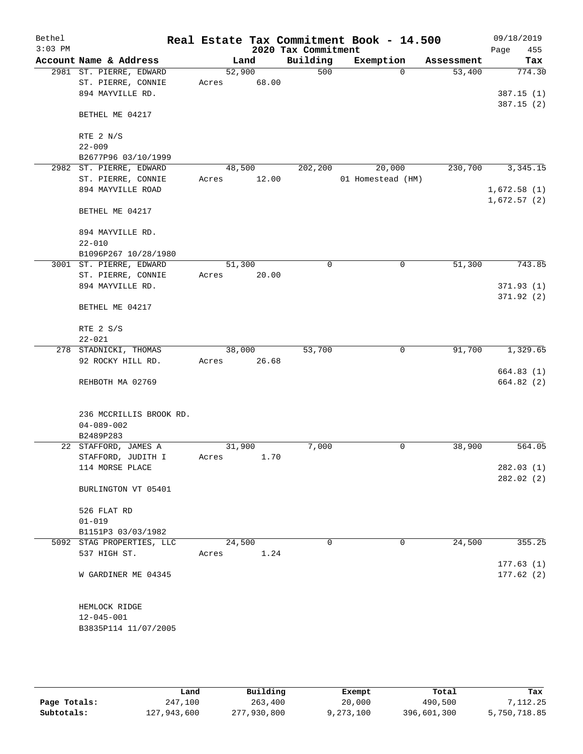Bethel 3:03 PM

# Real Estate Tax Commitment Book - 14.500

## 2020 Tax Commitment

09/18/2019 Page 455

| Account Name & Address | Land | Building | Exemption | Assessment | Tax |
|---|---|---|---|---|---|
| 2981 ST. PIERRE, EDWARD | 52,900 | 500 | 0 | 53,400 | 774.30 |
| ST. PIERRE, CONNIE | Acres 68.00 | | | | |
| 894 MAYVILLE RD. | | | | | 387.15 (1) |
| | | | | | 387.15 (2) |
| BETHEL ME 04217 | | | | | |
| RTE 2 N/S | | | | | |
| 22-009 | | | | | |
| B2677P96 03/10/1999 | | | | | |
| 2982 ST. PIERRE, EDWARD | 48,500 | 202,200 | 20,000 | 230,700 | 3,345.15 |
| ST. PIERRE, CONNIE | Acres 12.00 | | 01 Homestead (HM) | | |
| 894 MAYVILLE ROAD | | | | | 1,672.58 (1) |
| | | | | | 1,672.57 (2) |
| BETHEL ME 04217 | | | | | |
| 894 MAYVILLE RD. | | | | | |
| 22-010 | | | | | |
| B1096P267 10/28/1980 | | | | | |
| 3001 ST. PIERRE, EDWARD | 51,300 | 0 | 0 | 51,300 | 743.85 |
| ST. PIERRE, CONNIE | Acres 20.00 | | | | |
| 894 MAYVILLE RD. | | | | | 371.93 (1) |
| | | | | | 371.92 (2) |
| BETHEL ME 04217 | | | | | |
| RTE 2 S/S | | | | | |
| 22-021 | | | | | |
| 278 STADNICKI, THOMAS | 38,000 | 53,700 | 0 | 91,700 | 1,329.65 |
| 92 ROCKY HILL RD. | Acres 26.68 | | | | |
| | | | | | 664.83 (1) |
| REHBOTH MA 02769 | | | | | 664.82 (2) |
| 236 MCCRILLIS BROOK RD. | | | | | |
| 04-089-002 | | | | | |
| B2489P283 | | | | | |
| 22 STAFFORD, JAMES A | 31,900 | 7,000 | 0 | 38,900 | 564.05 |
| STAFFORD, JUDITH I | Acres 1.70 | | | | |
| 114 MORSE PLACE | | | | | 282.03 (1) |
| | | | | | 282.02 (2) |
| BURLINGTON VT 05401 | | | | | |
| 526 FLAT RD | | | | | |
| 01-019 | | | | | |
| B1151P3 03/03/1982 | | | | | |
| 5092 STAG PROPERTIES, LLC | 24,500 | 0 | 0 | 24,500 | 355.25 |
| 537 HIGH ST. | Acres 1.24 | | | | |
| | | | | | 177.63 (1) |
| W GARDINER ME 04345 | | | | | 177.62 (2) |
| HEMLOCK RIDGE | | | | | |
| 12-045-001 | | | | | |
| B3835P114 11/07/2005 | | | | | |

| | Land | Building | Exempt | Total | Tax |
|---|---|---|---|---|---|
| Page Totals: | 247,100 | 263,400 | 20,000 | 490,500 | 7,112.25 |
| Subtotals: | 127,943,600 | 277,930,800 | 9,273,100 | 396,601,300 | 5,750,718.85 |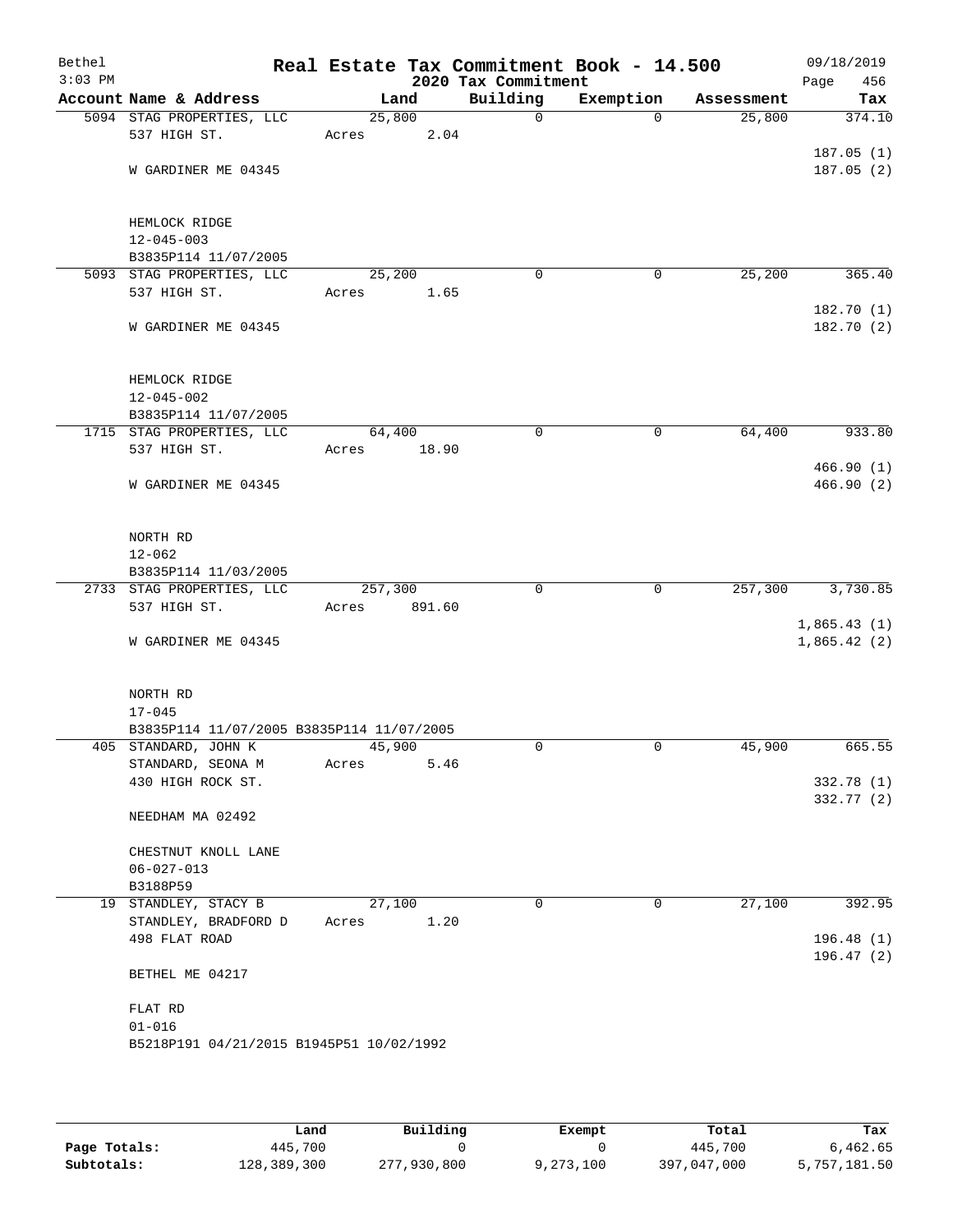Bethel 3:03 PM

# Real Estate Tax Commitment Book - 14.500

## 2020 Tax Commitment

09/18/2019

| Account | Name & Address | Land | Building | Exemption | Assessment | Tax |
|---|---|---|---|---|---|---|
| 5094 | STAG PROPERTIES, LLC<br>537 HIGH ST.<br><br>W GARDINER ME 04345<br><br>HEMLOCK RIDGE<br>12-045-003<br>B3835P114 11/07/2005 | 25,800<br>Acres 2.04 | 0 | 0 | 25,800 | 374.10<br><br>187.05 (1)<br>187.05 (2) |
| 5093 | STAG PROPERTIES, LLC<br>537 HIGH ST.<br><br>W GARDINER ME 04345<br><br>HEMLOCK RIDGE<br>12-045-002<br>B3835P114 11/07/2005 | 25,200<br>Acres 1.65 | 0 | 0 | 25,200 | 365.40<br><br>182.70 (1)<br>182.70 (2) |
| 1715 | STAG PROPERTIES, LLC<br>537 HIGH ST.<br><br>W GARDINER ME 04345<br><br>NORTH RD<br>12-062<br>B3835P114 11/03/2005 | 64,400<br>Acres 18.90 | 0 | 0 | 64,400 | 933.80<br><br>466.90 (1)<br>466.90 (2) |
| 2733 | STAG PROPERTIES, LLC<br>537 HIGH ST.<br><br>W GARDINER ME 04345<br><br>NORTH RD<br>17-045<br>B3835P114 11/07/2005 B3835P114 11/07/2005 | 257,300<br>Acres 891.60 | 0 | 0 | 257,300 | 3,730.85<br><br>1,865.43 (1)<br>1,865.42 (2) |
| 405 | STANDARD, JOHN K<br>STANDARD, SEONA M<br>430 HIGH ROCK ST.<br><br>NEEDHAM MA 02492<br><br>CHESTNUT KNOLL LANE<br>06-027-013<br>B3188P59 | 45,900<br>Acres 5.46 | 0 | 0 | 45,900 | 665.55<br><br>332.78 (1)<br>332.77 (2) |
| 19 | STANDLEY, STACY B<br>STANDLEY, BRADFORD D<br>498 FLAT ROAD<br><br>BETHEL ME 04217<br><br>FLAT RD<br>01-016<br>B5218P191 04/21/2015 B1945P51 10/02/1992 | 27,100<br>Acres 1.20 | 0 | 0 | 27,100 | 392.95<br><br>196.48 (1)<br>196.47 (2) |

| | Land | Building | Exempt | Total | Tax |
|---|---|---|---|---|---|
| Page Totals: | 445,700 | 0 | 0 | 445,700 | 6,462.65 |
| Subtotals: | 128,389,300 | 277,930,800 | 9,273,100 | 397,047,000 | 5,757,181.50 |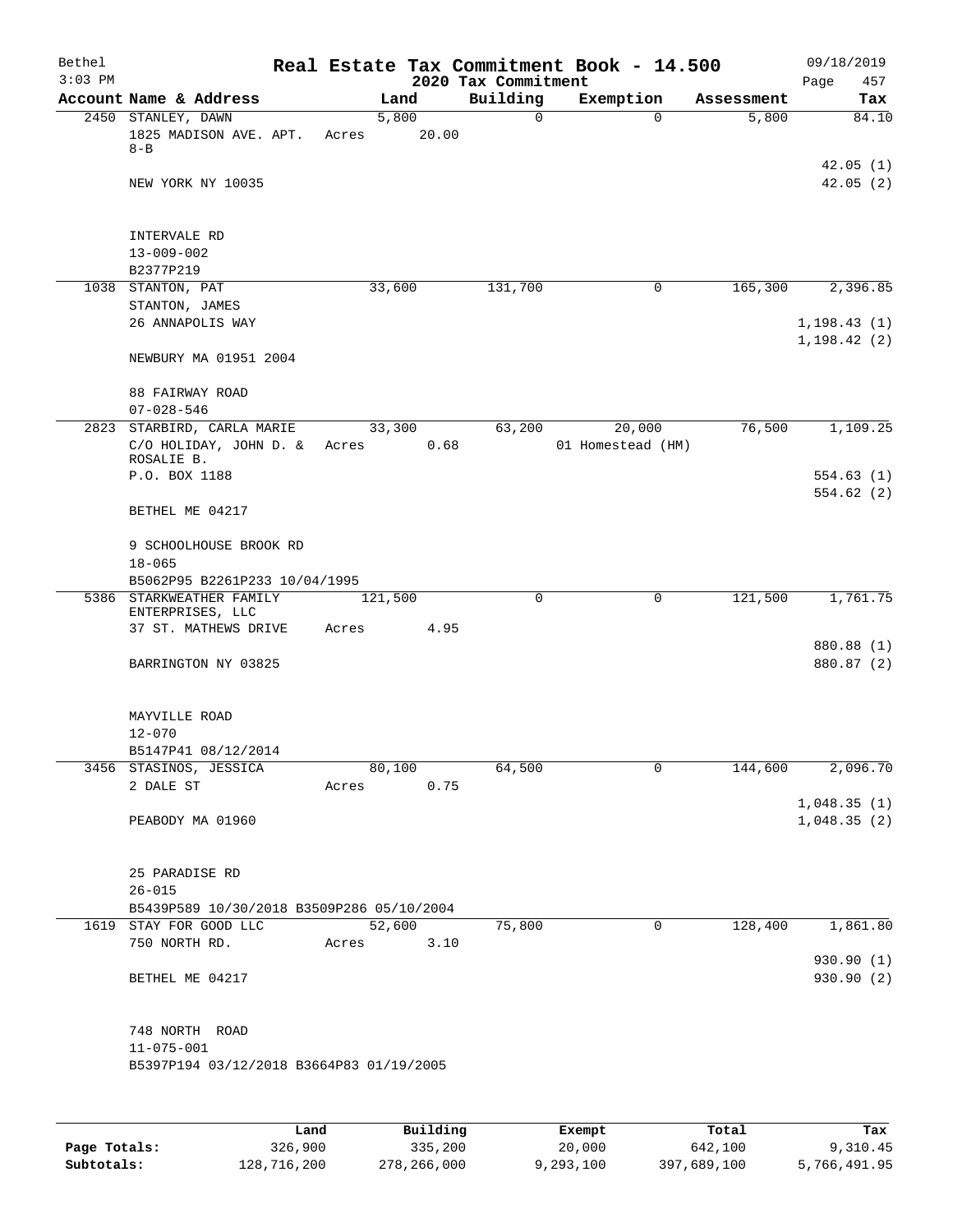Bethel 3:03 PM

# Real Estate Tax Commitment Book - 14.500

2020 Tax Commitment

09/18/2019 Page 457

| Account | Name & Address | Land | Building | Exemption | Assessment | Tax |
|---|---|---|---|---|---|---|
| 2450 | STANLEY, DAWN<br>1825 MADISON AVE. APT. 8-B<br>NEW YORK NY 10035<br>INTERVALE RD<br>13-009-002<br>B2377P219 | 5,800<br>Acres 20.00 | 0 | 0 | 5,800 | 84.10<br>42.05 (1)<br>42.05 (2) |
| 1038 | STANTON, PAT<br>STANTON, JAMES<br>26 ANNAPOLIS WAY<br>NEWBURY MA 01951 2004<br>88 FAIRWAY ROAD<br>07-028-546 | 33,600 | 131,700 | 0 | 165,300 | 2,396.85<br>1,198.43 (1)<br>1,198.42 (2) |
| 2823 | STARBIRD, CARLA MARIE<br>C/O HOLIDAY, JOHN D. & ROSALIE B.<br>P.O. BOX 1188<br>BETHEL ME 04217<br>9 SCHOOLHOUSE BROOK RD<br>18-065<br>B5062P95 B2261P233 10/04/1995 | 33,300<br>Acres 0.68 | 63,200 | 20,000<br>01 Homestead (HM) | 76,500 | 1,109.25<br>554.63 (1)<br>554.62 (2) |
| 5386 | STARKWEATHER FAMILY ENTERPRISES, LLC<br>37 ST. MATHEWS DRIVE<br>BARRINGTON NY 03825<br>MAYVILLE ROAD<br>12-070<br>B5147P41 08/12/2014 | 121,500<br>Acres 4.95 | 0 | 0 | 121,500 | 1,761.75<br>880.88 (1)<br>880.87 (2) |
| 3456 | STASINOS, JESSICA<br>2 DALE ST<br>PEABODY MA 01960<br>25 PARADISE RD<br>26-015<br>B5439P589 10/30/2018 B3509P286 05/10/2004 | 80,100<br>Acres 0.75 | 64,500 | 0 | 144,600 | 2,096.70<br>1,048.35 (1)<br>1,048.35 (2) |
| 1619 | STAY FOR GOOD LLC<br>750 NORTH RD.<br>BETHEL ME 04217<br>748 NORTH ROAD<br>11-075-001<br>B5397P194 03/12/2018 B3664P83 01/19/2005 | 52,600<br>Acres 3.10 | 75,800 | 0 | 128,400 | 1,861.80<br>930.90 (1)<br>930.90 (2) |

| | Land | Building | Exempt | Total | Tax |
|---|---|---|---|---|---|
| Page Totals: | 326,900 | 335,200 | 20,000 | 642,100 | 9,310.45 |
| Subtotals: | 128,716,200 | 278,266,000 | 9,293,100 | 397,689,100 | 5,766,491.95 |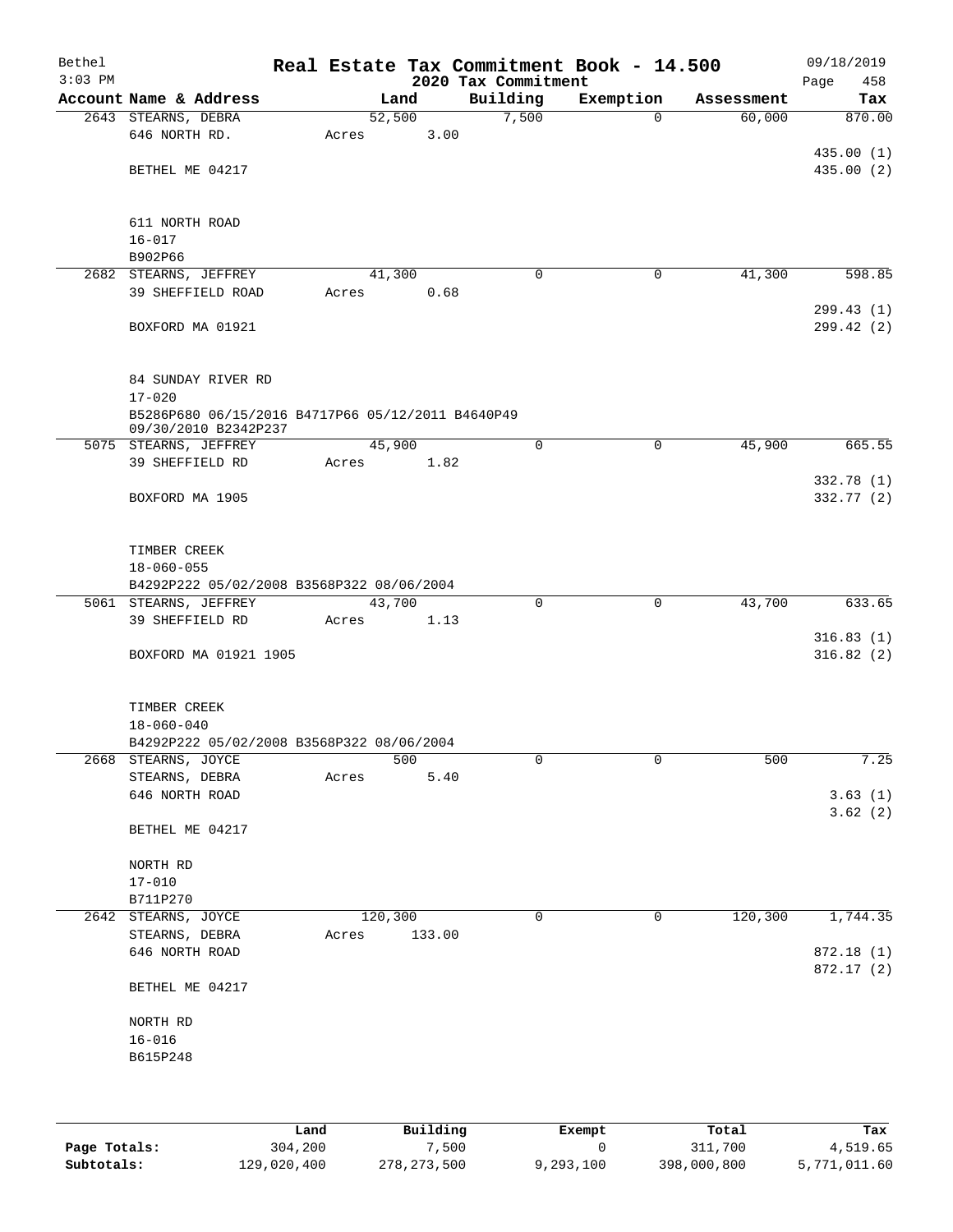Bethel — Real Estate Tax Commitment Book - 14.500 — 09/18/2019
3:03 PM — 2020 Tax Commitment

| Account | Name & Address | Land | Building | Exemption | Assessment | Tax |
|---|---|---|---|---|---|---|
| 2643 | STEARNS, DEBRA | 52,500 | 7,500 | 0 | 60,000 | 870.00 |
| | 646 NORTH RD. | Acres 3.00 | | | | |
| | | | | | | 435.00 (1) |
| | BETHEL ME 04217 | | | | | 435.00 (2) |
| | 611 NORTH ROAD | | | | | |
| | 16-017 | | | | | |
| | B902P66 | | | | | |
| 2682 | STEARNS, JEFFREY | 41,300 | 0 | 0 | 41,300 | 598.85 |
| | 39 SHEFFIELD ROAD | Acres 0.68 | | | | |
| | | | | | | 299.43 (1) |
| | BOXFORD MA 01921 | | | | | 299.42 (2) |
| | 84 SUNDAY RIVER RD | | | | | |
| | 17-020 | | | | | |
| | B5286P680 06/15/2016 B4717P66 05/12/2011 B4640P49 09/30/2010 B2342P237 | | | | | |
| 5075 | STEARNS, JEFFREY | 45,900 | 0 | 0 | 45,900 | 665.55 |
| | 39 SHEFFIELD RD | Acres 1.82 | | | | |
| | | | | | | 332.78 (1) |
| | BOXFORD MA 1905 | | | | | 332.77 (2) |
| | TIMBER CREEK | | | | | |
| | 18-060-055 | | | | | |
| | B4292P222 05/02/2008 B3568P322 08/06/2004 | | | | | |
| 5061 | STEARNS, JEFFREY | 43,700 | 0 | 0 | 43,700 | 633.65 |
| | 39 SHEFFIELD RD | Acres 1.13 | | | | |
| | | | | | | 316.83 (1) |
| | BOXFORD MA 01921 1905 | | | | | 316.82 (2) |
| | TIMBER CREEK | | | | | |
| | 18-060-040 | | | | | |
| | B4292P222 05/02/2008 B3568P322 08/06/2004 | | | | | |
| 2668 | STEARNS, JOYCE | 500 | 0 | 0 | 500 | 7.25 |
| | STEARNS, DEBRA | Acres 5.40 | | | | |
| | 646 NORTH ROAD | | | | | 3.63 (1) |
| | | | | | | 3.62 (2) |
| | BETHEL ME 04217 | | | | | |
| | NORTH RD | | | | | |
| | 17-010 | | | | | |
| | B711P270 | | | | | |
| 2642 | STEARNS, JOYCE | 120,300 | 0 | 0 | 120,300 | 1,744.35 |
| | STEARNS, DEBRA | Acres 133.00 | | | | |
| | 646 NORTH ROAD | | | | | 872.18 (1) |
| | | | | | | 872.17 (2) |
| | BETHEL ME 04217 | | | | | |
| | NORTH RD | | | | | |
| | 16-016 | | | | | |
| | B615P248 | | | | | |

| | Land | Building | Exempt | Total | Tax |
|---|---|---|---|---|---|
| Page Totals: | 304,200 | 7,500 | 0 | 311,700 | 4,519.65 |
| Subtotals: | 129,020,400 | 278,273,500 | 9,293,100 | 398,000,800 | 5,771,011.60 |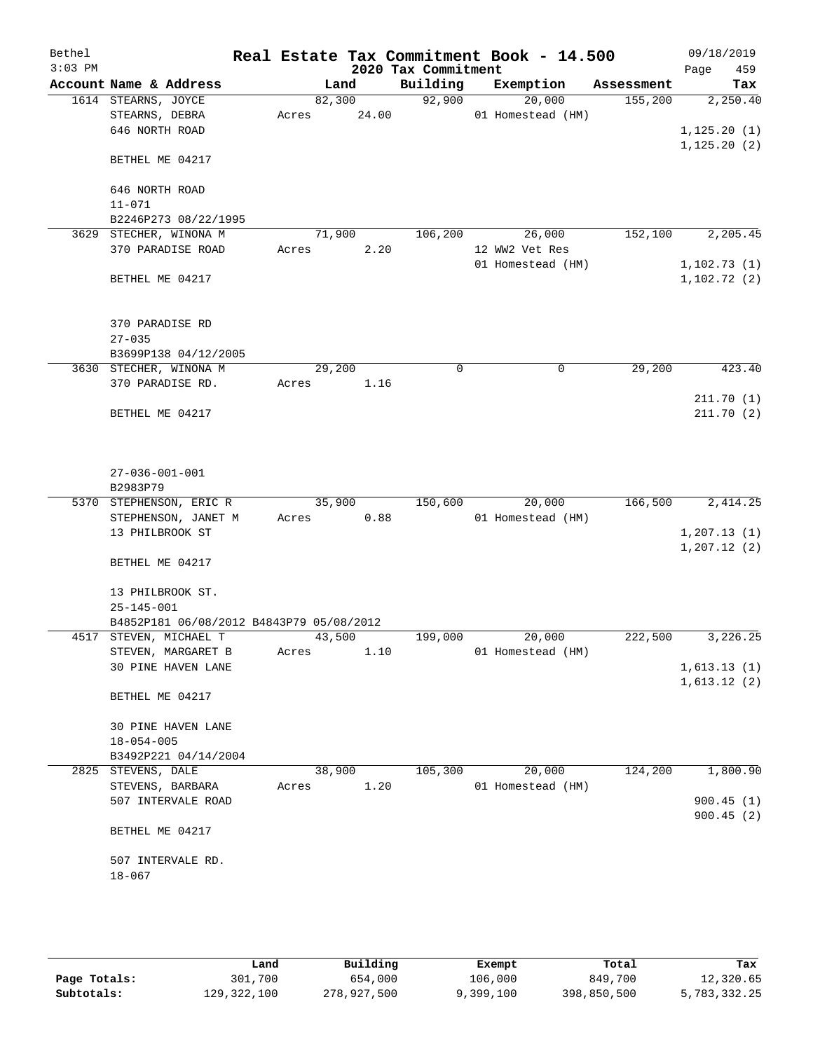Bethel — Real Estate Tax Commitment Book - 14.500 — 09/18/2019
3:03 PM — 2020 Tax Commitment

| Account Name & Address | Land | Building | Exemption | Assessment | Tax |
|---|---|---|---|---|---|
| 1614 STEARNS, JOYCE | 82,300 | 92,900 | 20,000 | 155,200 | 2,250.40 |
| STEARNS, DEBRA | Acres 24.00 | | 01 Homestead (HM) | | |
| 646 NORTH ROAD | | | | | 1,125.20 (1) |
| | | | | | 1,125.20 (2) |
| BETHEL ME 04217 | | | | | |
| 646 NORTH ROAD | | | | | |
| 11-071 | | | | | |
| B2246P273 08/22/1995 | | | | | |
| 3629 STECHER, WINONA M | 71,900 | 106,200 | 26,000 | 152,100 | 2,205.45 |
| 370 PARADISE ROAD | Acres 2.20 | | 12 WW2 Vet Res | | |
| | | | 01 Homestead (HM) | | 1,102.73 (1) |
| BETHEL ME 04217 | | | | | 1,102.72 (2) |
| 370 PARADISE RD | | | | | |
| 27-035 | | | | | |
| B3699P138 04/12/2005 | | | | | |
| 3630 STECHER, WINONA M | 29,200 | 0 | 0 | 29,200 | 423.40 |
| 370 PARADISE RD. | Acres 1.16 | | | | |
| | | | | | 211.70 (1) |
| BETHEL ME 04217 | | | | | 211.70 (2) |
| 27-036-001-001 | | | | | |
| B2983P79 | | | | | |
| 5370 STEPHENSON, ERIC R | 35,900 | 150,600 | 20,000 | 166,500 | 2,414.25 |
| STEPHENSON, JANET M | Acres 0.88 | | 01 Homestead (HM) | | |
| 13 PHILBROOK ST | | | | | 1,207.13 (1) |
| | | | | | 1,207.12 (2) |
| BETHEL ME 04217 | | | | | |
| 13 PHILBROOK ST. | | | | | |
| 25-145-001 | | | | | |
| B4852P181 06/08/2012 B4843P79 05/08/2012 | | | | | |
| 4517 STEVEN, MICHAEL T | 43,500 | 199,000 | 20,000 | 222,500 | 3,226.25 |
| STEVEN, MARGARET B | Acres 1.10 | | 01 Homestead (HM) | | |
| 30 PINE HAVEN LANE | | | | | 1,613.13 (1) |
| | | | | | 1,613.12 (2) |
| BETHEL ME 04217 | | | | | |
| 30 PINE HAVEN LANE | | | | | |
| 18-054-005 | | | | | |
| B3492P221 04/14/2004 | | | | | |
| 2825 STEVENS, DALE | 38,900 | 105,300 | 20,000 | 124,200 | 1,800.90 |
| STEVENS, BARBARA | Acres 1.20 | | 01 Homestead (HM) | | |
| 507 INTERVALE ROAD | | | | | 900.45 (1) |
| | | | | | 900.45 (2) |
| BETHEL ME 04217 | | | | | |
| 507 INTERVALE RD. | | | | | |
| 18-067 | | | | | |

| | Land | Building | Exempt | Total | Tax |
|---|---|---|---|---|---|
| Page Totals: | 301,700 | 654,000 | 106,000 | 849,700 | 12,320.65 |
| Subtotals: | 129,322,100 | 278,927,500 | 9,399,100 | 398,850,500 | 5,783,332.25 |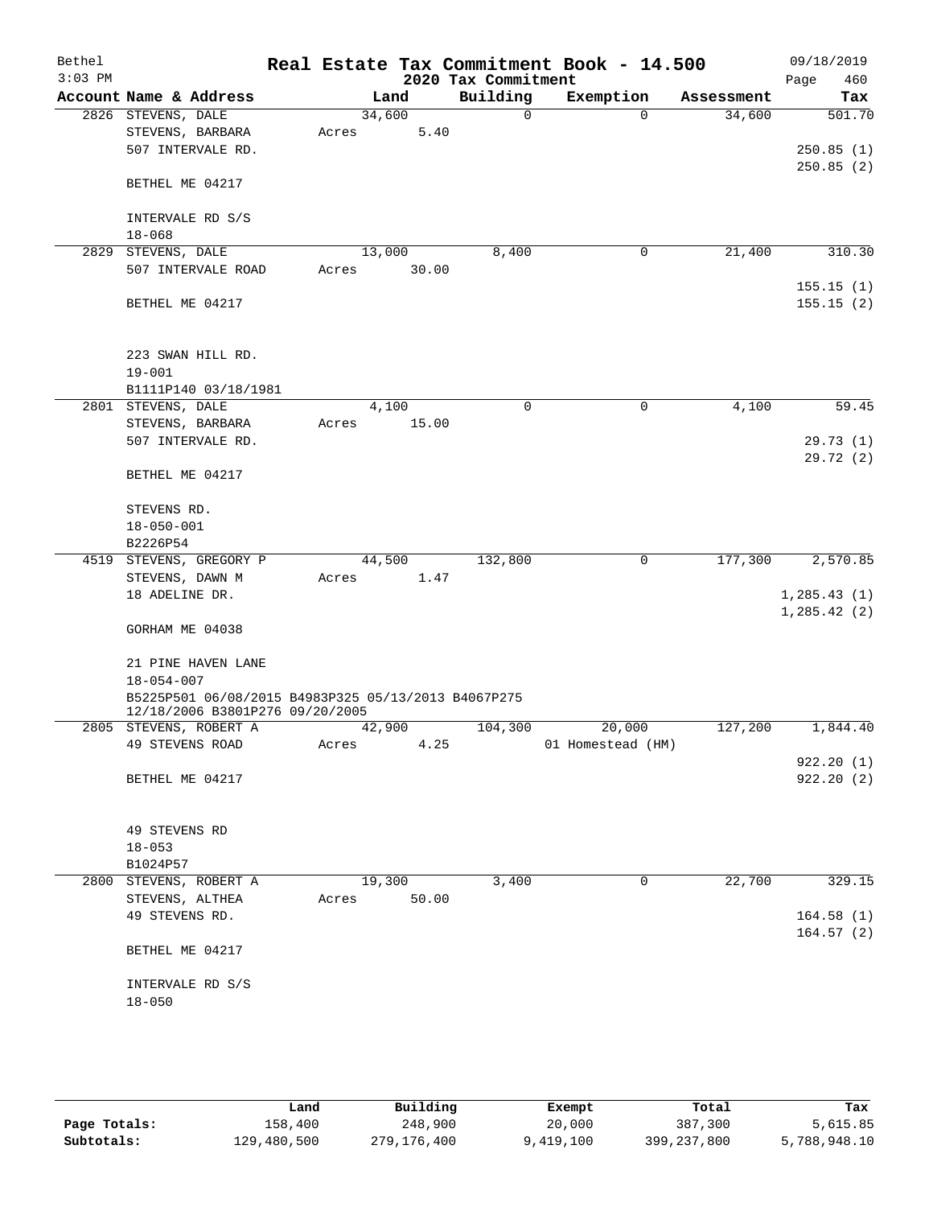Bethel 3:03 PM

# Real Estate Tax Commitment Book - 14.500

2020 Tax Commitment

09/18/2019 Page 460

| Account Name & Address | Land | Building | Exemption | Assessment | Tax |
|---|---|---|---|---|---|
| 2826 STEVENS, DALE<br>STEVENS, BARBARA<br>507 INTERVALE RD.<br><br>BETHEL ME 04217<br><br>INTERVALE RD S/S<br>18-068 | 34,600<br>Acres 5.40 | 0 | 0 | 34,600 | 501.70<br><br>250.85 (1)<br>250.85 (2) |
| 2829 STEVENS, DALE<br>507 INTERVALE ROAD<br><br>BETHEL ME 04217<br><br>223 SWAN HILL RD.<br>19-001<br>B1111P140 03/18/1981 | 13,000<br>Acres 30.00 | 8,400 | 0 | 21,400 | 310.30<br><br>155.15 (1)<br>155.15 (2) |
| 2801 STEVENS, DALE<br>STEVENS, BARBARA<br>507 INTERVALE RD.<br><br>BETHEL ME 04217<br><br>STEVENS RD.<br>18-050-001<br>B2226P54 | 4,100<br>Acres 15.00 | 0 | 0 | 4,100 | 59.45<br><br>29.73 (1)<br>29.72 (2) |
| 4519 STEVENS, GREGORY P<br>STEVENS, DAWN M<br>18 ADELINE DR.<br><br>GORHAM ME 04038<br><br>21 PINE HAVEN LANE<br>18-054-007<br>B5225P501 06/08/2015 B4983P325 05/13/2013 B4067P275 12/18/2006 B3801P276 09/20/2005 | 44,500<br>Acres 1.47 | 132,800 | 0 | 177,300 | 2,570.85<br><br>1,285.43 (1)<br>1,285.42 (2) |
| 2805 STEVENS, ROBERT A<br>49 STEVENS ROAD<br><br>BETHEL ME 04217<br><br>49 STEVENS RD<br>18-053<br>B1024P57 | 42,900<br>Acres 4.25 | 104,300 | 20,000<br>01 Homestead (HM) | 127,200 | 1,844.40<br><br>922.20 (1)<br>922.20 (2) |
| 2800 STEVENS, ROBERT A<br>STEVENS, ALTHEA<br>49 STEVENS RD.<br><br>BETHEL ME 04217<br><br>INTERVALE RD S/S<br>18-050 | 19,300<br>Acres 50.00 | 3,400 | 0 | 22,700 | 329.15<br><br>164.58 (1)<br>164.57 (2) |

| | Land | Building | Exempt | Total | Tax |
|---|---|---|---|---|---|
| Page Totals: | 158,400 | 248,900 | 20,000 | 387,300 | 5,615.85 |
| Subtotals: | 129,480,500 | 279,176,400 | 9,419,100 | 399,237,800 | 5,788,948.10 |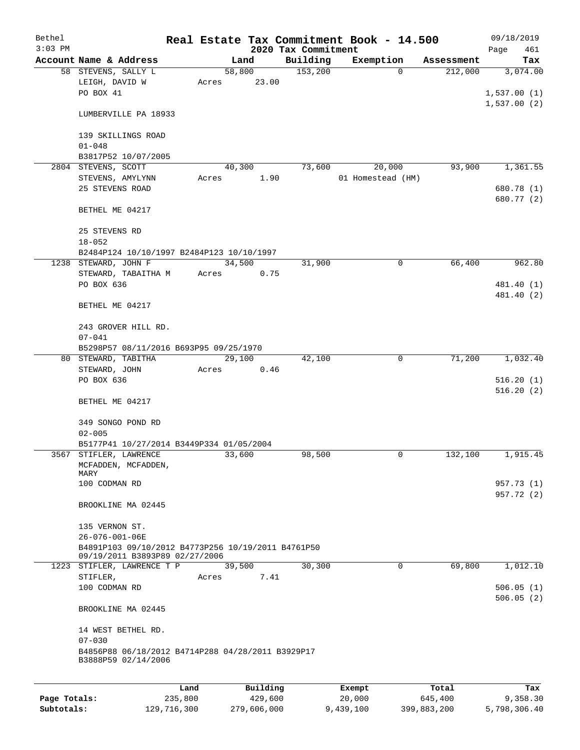Bethel 3:03 PM

# Real Estate Tax Commitment Book - 14.500

2020 Tax Commitment

09/18/2019 Page 461

| Account Name & Address | Land | Building | Exemption | Assessment | Tax |
|---|---|---|---|---|---|
| 58 STEVENS, SALLY L<br>LEIGH, DAVID W<br>PO BOX 41<br><br>LUMBERVILLE PA 18933<br><br>139 SKILLINGS ROAD<br>01-048<br>B3817P52 10/07/2005 | 58,800<br>Acres 23.00 | 153,200 | 0 | 212,000 | 3,074.00<br><br>1,537.00 (1)<br>1,537.00 (2) |
| 2804 STEVENS, SCOTT<br>STEVENS, AMYLYNN<br>25 STEVENS ROAD<br><br>BETHEL ME 04217<br><br>25 STEVENS RD<br>18-052<br>B2484P124 10/10/1997 B2484P123 10/10/1997 | 40,300<br>Acres 1.90 | 73,600 | 20,000<br>01 Homestead (HM) | 93,900 | 1,361.55<br><br>680.78 (1)<br>680.77 (2) |
| 1238 STEWARD, JOHN F<br>STEWARD, TABAITHA M<br>PO BOX 636<br><br>BETHEL ME 04217<br><br>243 GROVER HILL RD.<br>07-041<br>B5298P57 08/11/2016 B693P95 09/25/1970 | 34,500<br>Acres 0.75 | 31,900 | 0 | 66,400 | 962.80<br><br>481.40 (1)<br>481.40 (2) |
| 80 STEWARD, TABITHA<br>STEWARD, JOHN<br>PO BOX 636<br><br>BETHEL ME 04217<br><br>349 SONGO POND RD<br>02-005<br>B5177P41 10/27/2014 B3449P334 01/05/2004 | 29,100<br>Acres 0.46 | 42,100 | 0 | 71,200 | 1,032.40<br><br>516.20 (1)<br>516.20 (2) |
| 3567 STIFLER, LAWRENCE<br>MCFADDEN, MCFADDEN, MARY<br>100 CODMAN RD<br><br>BROOKLINE MA 02445<br><br>135 VERNON ST.<br>26-076-001-06E<br>B4891P103 09/10/2012 B4773P256 10/19/2011 B4761P50 09/19/2011 B3893P89 02/27/2006 | 33,600 | 98,500 | 0 | 132,100 | 1,915.45<br><br>957.73 (1)<br>957.72 (2) |
| 1223 STIFLER, LAWRENCE T P<br>STIFLER,<br>100 CODMAN RD<br><br>BROOKLINE MA 02445<br><br>14 WEST BETHEL RD.<br>07-030<br>B4856P88 06/18/2012 B4714P288 04/28/2011 B3929P17 B3888P59 02/14/2006 | 39,500<br>Acres 7.41 | 30,300 | 0 | 69,800 | 1,012.10<br><br>506.05 (1)<br>506.05 (2) |

| | Land | Building | Exempt | Total | Tax |
|---|---|---|---|---|---|
| Page Totals: | 235,800 | 429,600 | 20,000 | 645,400 | 9,358.30 |
| Subtotals: | 129,716,300 | 279,606,000 | 9,439,100 | 399,883,200 | 5,798,306.40 |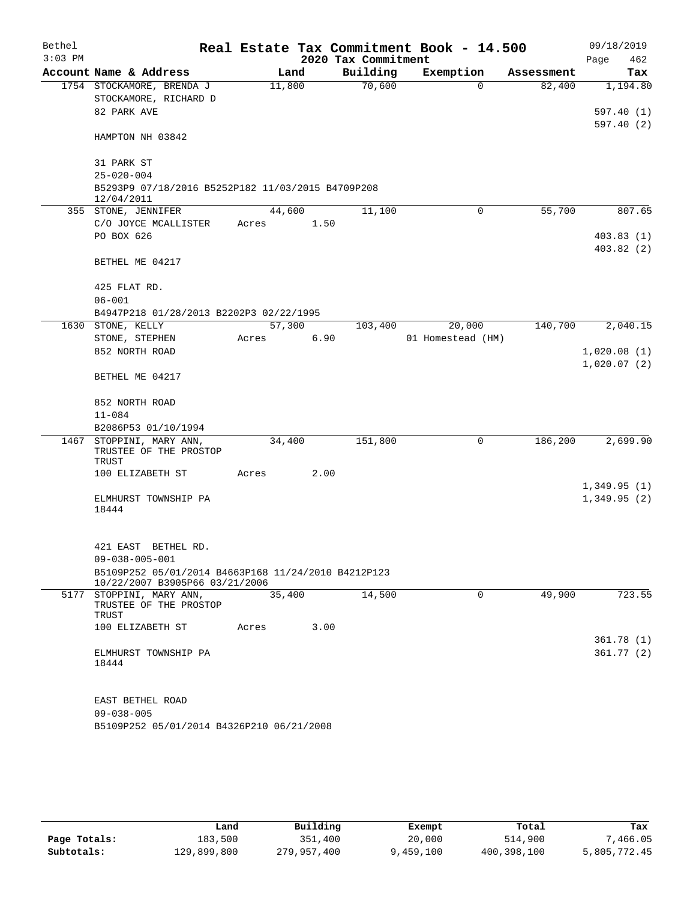Bethel 3:03 PM

# Real Estate Tax Commitment Book - 14.500

## 2020 Tax Commitment

09/18/2019 Page 462

| Account Name & Address | Land | Building | Exemption | Assessment | Tax |
|---|---|---|---|---|---|
| 1754 STOCKAMORE, BRENDA J | 11,800 | 70,600 | 0 | 82,400 | 1,194.80 |
| STOCKAMORE, RICHARD D | | | | | |
| 82 PARK AVE | | | | | 597.40 (1) |
| | | | | | 597.40 (2) |
| HAMPTON NH 03842 | | | | | |
| 31 PARK ST | | | | | |
| 25-020-004 | | | | | |
| B5293P9 07/18/2016 B5252P182 11/03/2015 B4709P208 12/04/2011 | | | | | |
| 355 STONE, JENNIFER | 44,600 | 11,100 | 0 | 55,700 | 807.65 |
| C/O JOYCE MCALLISTER | Acres 1.50 | | | | |
| PO BOX 626 | | | | | 403.83 (1) |
| | | | | | 403.82 (2) |
| BETHEL ME 04217 | | | | | |
| 425 FLAT RD. | | | | | |
| 06-001 | | | | | |
| B4947P218 01/28/2013 B2202P3 02/22/1995 | | | | | |
| 1630 STONE, KELLY | 57,300 | 103,400 | 20,000 | 140,700 | 2,040.15 |
| STONE, STEPHEN | Acres 6.90 | | 01 Homestead (HM) | | |
| 852 NORTH ROAD | | | | | 1,020.08 (1) |
| | | | | | 1,020.07 (2) |
| BETHEL ME 04217 | | | | | |
| 852 NORTH ROAD | | | | | |
| 11-084 | | | | | |
| B2086P53 01/10/1994 | | | | | |
| 1467 STOPPINI, MARY ANN, TRUSTEE OF THE PROSTOP TRUST | 34,400 | 151,800 | 0 | 186,200 | 2,699.90 |
| 100 ELIZABETH ST | Acres 2.00 | | | | |
| | | | | | 1,349.95 (1) |
| ELMHURST TOWNSHIP PA 18444 | | | | | 1,349.95 (2) |
| 421 EAST BETHEL RD. | | | | | |
| 09-038-005-001 | | | | | |
| B5109P252 05/01/2014 B4663P168 11/24/2010 B4212P123 10/22/2007 B3905P66 03/21/2006 | | | | | |
| 5177 STOPPINI, MARY ANN, TRUSTEE OF THE PROSTOP TRUST | 35,400 | 14,500 | 0 | 49,900 | 723.55 |
| 100 ELIZABETH ST | Acres 3.00 | | | | |
| | | | | | 361.78 (1) |
| ELMHURST TOWNSHIP PA 18444 | | | | | 361.77 (2) |
| EAST BETHEL ROAD | | | | | |
| 09-038-005 | | | | | |
| B5109P252 05/01/2014 B4326P210 06/21/2008 | | | | | |

| | Land | Building | Exempt | Total | Tax |
|---|---|---|---|---|---|
| Page Totals: | 183,500 | 351,400 | 20,000 | 514,900 | 7,466.05 |
| Subtotals: | 129,899,800 | 279,957,400 | 9,459,100 | 400,398,100 | 5,805,772.45 |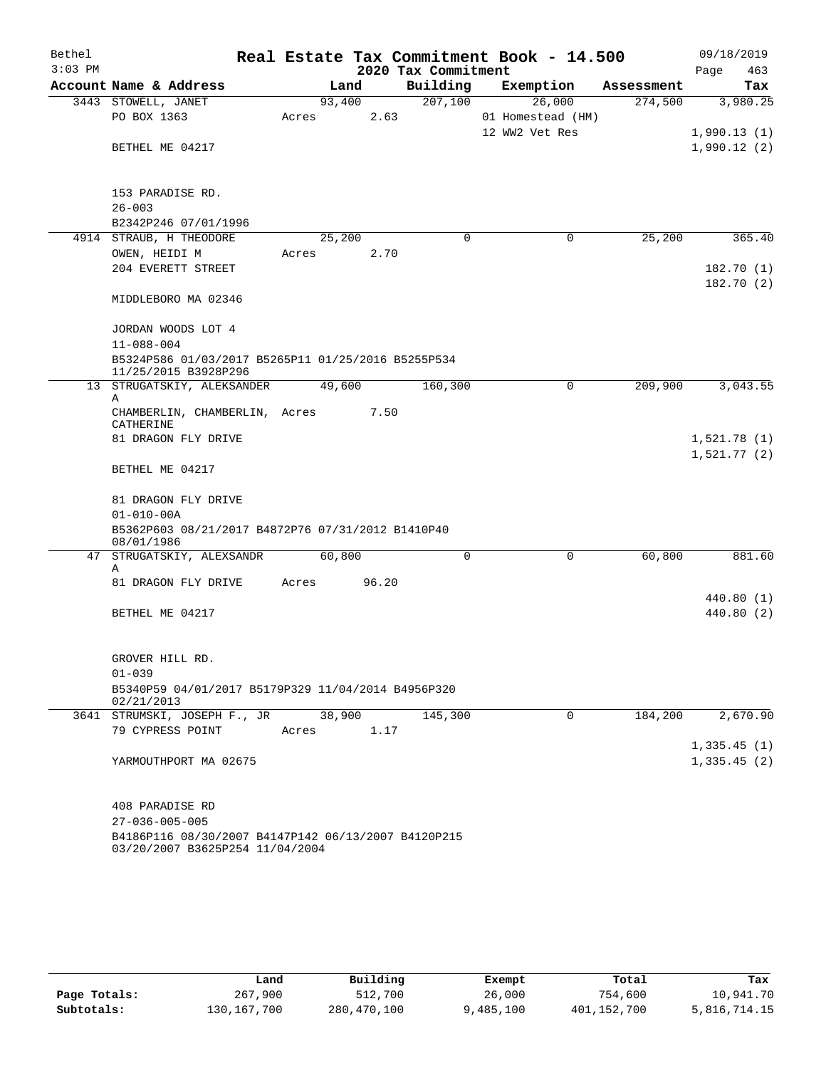# Real Estate Tax Commitment Book - 14.500

## 2020 Tax Commitment

Bethel 09/18/2019
3:03 PM

| Account Name & Address | Land | Building | Exemption | Assessment | Tax |
|---|---|---|---|---|---|
| 3443 STOWELL, JANET | 93,400 | 207,100 | 26,000 | 274,500 | 3,980.25 |
| PO BOX 1363 | Acres 2.63 | | 01 Homestead (HM) | | |
| | | | 12 WW2 Vet Res | | 1,990.13 (1) |
| BETHEL ME 04217 | | | | | 1,990.12 (2) |
| 153 PARADISE RD. | | | | | |
| 26-003 | | | | | |
| B2342P246 07/01/1996 | | | | | |
| 4914 STRAUB, H THEODORE | 25,200 | 0 | 0 | 25,200 | 365.40 |
| OWEN, HEIDI M | Acres 2.70 | | | | |
| 204 EVERETT STREET | | | | | 182.70 (1) |
| | | | | | 182.70 (2) |
| MIDDLEBORO MA 02346 | | | | | |
| JORDAN WOODS LOT 4 | | | | | |
| 11-088-004 | | | | | |
| B5324P586 01/03/2017 B5265P11 01/25/2016 B5255P534 11/25/2015 B3928P296 | | | | | |
| 13 STRUGATSKIY, ALEKSANDER A | 49,600 | 160,300 | 0 | 209,900 | 3,043.55 |
| CHAMBERLIN, CHAMBERLIN, CATHERINE | Acres 7.50 | | | | |
| 81 DRAGON FLY DRIVE | | | | | 1,521.78 (1) |
| | | | | | 1,521.77 (2) |
| BETHEL ME 04217 | | | | | |
| 81 DRAGON FLY DRIVE | | | | | |
| 01-010-00A | | | | | |
| B5362P603 08/21/2017 B4872P76 07/31/2012 B1410P40 08/01/1986 | | | | | |
| 47 STRUGATSKIY, ALEXSANDR A | 60,800 | 0 | 0 | 60,800 | 881.60 |
| 81 DRAGON FLY DRIVE | Acres 96.20 | | | | |
| | | | | | 440.80 (1) |
| BETHEL ME 04217 | | | | | 440.80 (2) |
| GROVER HILL RD. | | | | | |
| 01-039 | | | | | |
| B5340P59 04/01/2017 B5179P329 11/04/2014 B4956P320 02/21/2013 | | | | | |
| 3641 STRUMSKI, JOSEPH F., JR | 38,900 | 145,300 | 0 | 184,200 | 2,670.90 |
| 79 CYPRESS POINT | Acres 1.17 | | | | |
| | | | | | 1,335.45 (1) |
| YARMOUTHPORT MA 02675 | | | | | 1,335.45 (2) |
| 408 PARADISE RD | | | | | |
| 27-036-005-005 | | | | | |
| B4186P116 08/30/2007 B4147P142 06/13/2007 B4120P215 03/20/2007 B3625P254 11/04/2004 | | | | | |

| | Land | Building | Exempt | Total | Tax |
|---|---|---|---|---|---|
| Page Totals: | 267,900 | 512,700 | 26,000 | 754,600 | 10,941.70 |
| Subtotals: | 130,167,700 | 280,470,100 | 9,485,100 | 401,152,700 | 5,816,714.15 |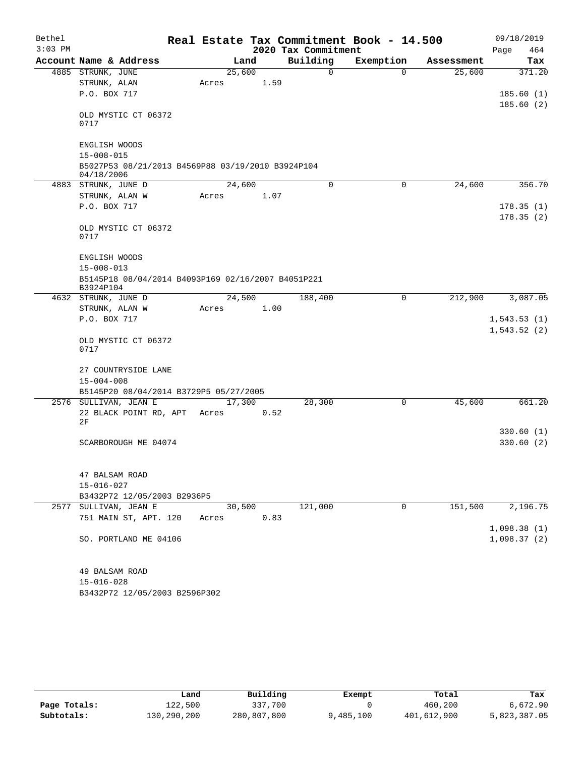Bethel — Real Estate Tax Commitment Book - 14.500 — 09/18/2019
3:03 PM — 2020 Tax Commitment

| Account Name & Address | Land | Building | Exemption | Assessment | Tax |
|---|---|---|---|---|---|
| 4885 STRUNK, JUNE<br>STRUNK, ALAN<br>P.O. BOX 717<br><br>OLD MYSTIC CT 06372<br>0717<br><br>ENGLISH WOODS<br>15-008-015<br>B5027P53 08/21/2013 B4569P88 03/19/2010 B3924P104 04/18/2006 | 25,600<br>Acres 1.59 | 0 | 0 | 25,600 | 371.20<br><br>185.60 (1)<br>185.60 (2) |
| 4883 STRUNK, JUNE D<br>STRUNK, ALAN W<br>P.O. BOX 717<br><br>OLD MYSTIC CT 06372<br>0717<br><br>ENGLISH WOODS<br>15-008-013<br>B5145P18 08/04/2014 B4093P169 02/16/2007 B4051P221 B3924P104 | 24,600<br>Acres 1.07 | 0 | 0 | 24,600 | 356.70<br><br>178.35 (1)<br>178.35 (2) |
| 4632 STRUNK, JUNE D<br>STRUNK, ALAN W<br>P.O. BOX 717<br><br>OLD MYSTIC CT 06372<br>0717<br><br>27 COUNTRYSIDE LANE<br>15-004-008<br>B5145P20 08/04/2014 B3729P5 05/27/2005 | 24,500<br>Acres 1.00 | 188,400 | 0 | 212,900 | 3,087.05<br><br>1,543.53 (1)<br>1,543.52 (2) |
| 2576 SULLIVAN, JEAN E<br>22 BLACK POINT RD, APT 2F<br><br>SCARBOROUGH ME 04074<br><br>47 BALSAM ROAD<br>15-016-027<br>B3432P72 12/05/2003 B2936P5 | 17,300<br>Acres 0.52 | 28,300 | 0 | 45,600 | 661.20<br><br>330.60 (1)<br>330.60 (2) |
| 2577 SULLIVAN, JEAN E<br>751 MAIN ST, APT. 120<br><br>SO. PORTLAND ME 04106<br><br>49 BALSAM ROAD<br>15-016-028<br>B3432P72 12/05/2003 B2596P302 | 30,500<br>Acres 0.83 | 121,000 | 0 | 151,500 | 2,196.75<br><br>1,098.38 (1)<br>1,098.37 (2) |

| | Land | Building | Exempt | Total | Tax |
|---|---|---|---|---|---|
| Page Totals: | 122,500 | 337,700 | 0 | 460,200 | 6,672.90 |
| Subtotals: | 130,290,200 | 280,807,800 | 9,485,100 | 401,612,900 | 5,823,387.05 |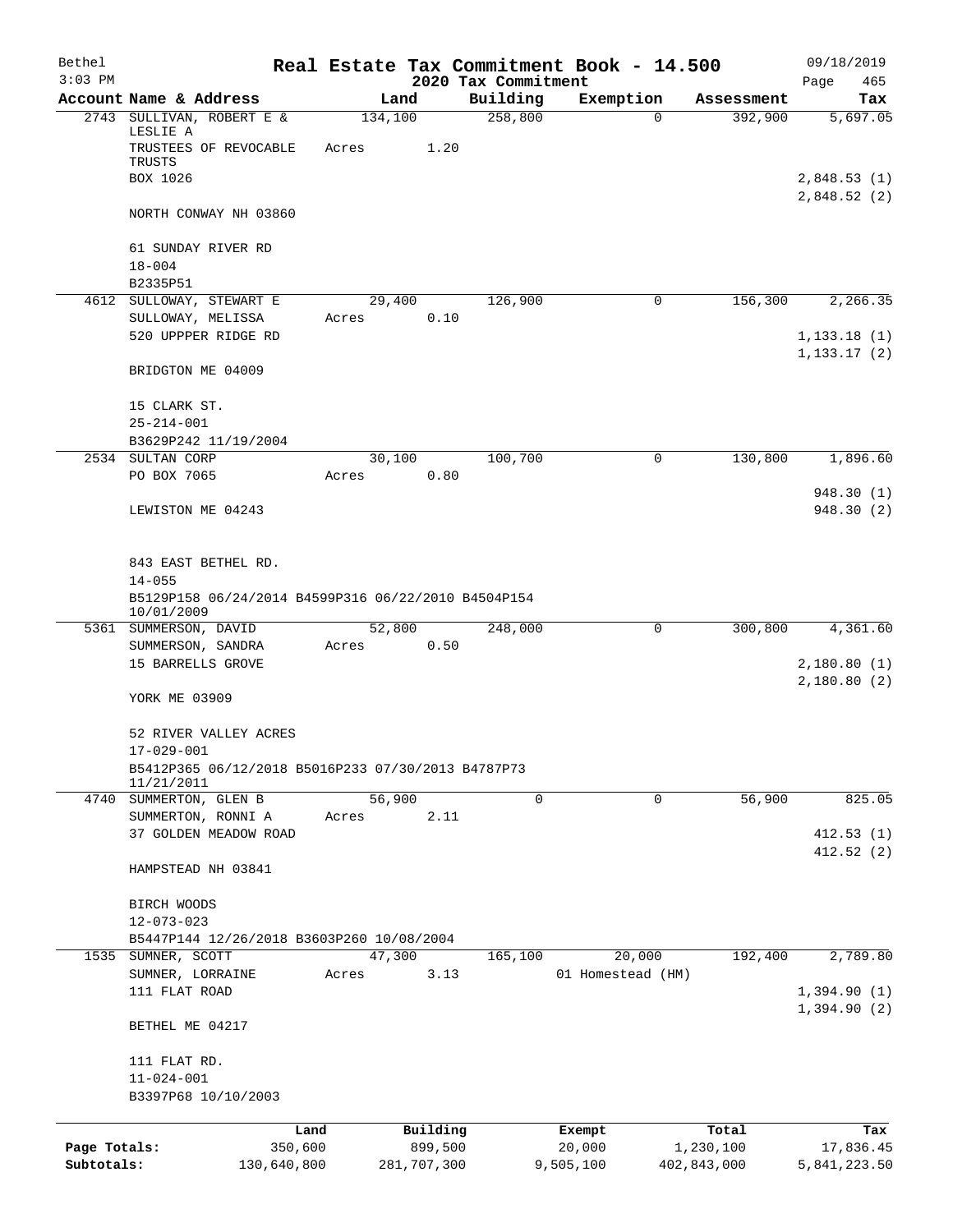Bethel 3:03 PM

# Real Estate Tax Commitment Book - 14.500

## 2020 Tax Commitment

09/18/2019

| Account | Name & Address | Land | Building | Exemption | Assessment | Tax |
|---|---|---|---|---|---|---|
| 2743 | SULLIVAN, ROBERT E & LESLIE A<br>TRUSTEES OF REVOCABLE TRUSTS<br>BOX 1026<br><br>NORTH CONWAY NH 03860<br><br>61 SUNDAY RIVER RD<br>18-004<br>B2335P51 | 134,100<br>Acres 1.20 | 258,800 | 0 | 392,900 | 5,697.05<br><br>2,848.53 (1)<br>2,848.52 (2) |
| 4612 | SULLOWAY, STEWART E<br>SULLOWAY, MELISSA<br>520 UPPPER RIDGE RD<br><br>BRIDGTON ME 04009<br><br>15 CLARK ST.<br>25-214-001<br>B3629P242 11/19/2004 | 29,400<br>Acres 0.10 | 126,900 | 0 | 156,300 | 2,266.35<br><br>1,133.18 (1)<br>1,133.17 (2) |
| 2534 | SULTAN CORP<br>PO BOX 7065<br><br>LEWISTON ME 04243<br><br>843 EAST BETHEL RD.<br>14-055<br>B5129P158 06/24/2014 B4599P316 06/22/2010 B4504P154 10/01/2009 | 30,100<br>Acres 0.80 | 100,700 | 0 | 130,800 | 1,896.60<br><br>948.30 (1)<br>948.30 (2) |
| 5361 | SUMMERSON, DAVID<br>SUMMERSON, SANDRA<br>15 BARRELLS GROVE<br><br>YORK ME 03909<br><br>52 RIVER VALLEY ACRES<br>17-029-001<br>B5412P365 06/12/2018 B5016P233 07/30/2013 B4787P73 11/21/2011 | 52,800<br>Acres 0.50 | 248,000 | 0 | 300,800 | 4,361.60<br><br>2,180.80 (1)<br>2,180.80 (2) |
| 4740 | SUMMERTON, GLEN B<br>SUMMERTON, RONNI A<br>37 GOLDEN MEADOW ROAD<br><br>HAMPSTEAD NH 03841<br><br>BIRCH WOODS<br>12-073-023<br>B5447P144 12/26/2018 B3603P260 10/08/2004 | 56,900<br>Acres 2.11 | 0 | 0 | 56,900 | 825.05<br><br>412.53 (1)<br>412.52 (2) |
| 1535 | SUMNER, SCOTT<br>SUMNER, LORRAINE<br>111 FLAT ROAD<br><br>BETHEL ME 04217<br><br>111 FLAT RD.<br>11-024-001<br>B3397P68 10/10/2003 | 47,300<br>Acres 3.13 | 165,100 | 20,000<br>01 Homestead (HM) | 192,400 | 2,789.80<br><br>1,394.90 (1)<br>1,394.90 (2) |

| | Land | Building | Exempt | Total | Tax |
|---|---|---|---|---|---|
| Page Totals: | 350,600 | 899,500 | 20,000 | 1,230,100 | 17,836.45 |
| Subtotals: | 130,640,800 | 281,707,300 | 9,505,100 | 402,843,000 | 5,841,223.50 |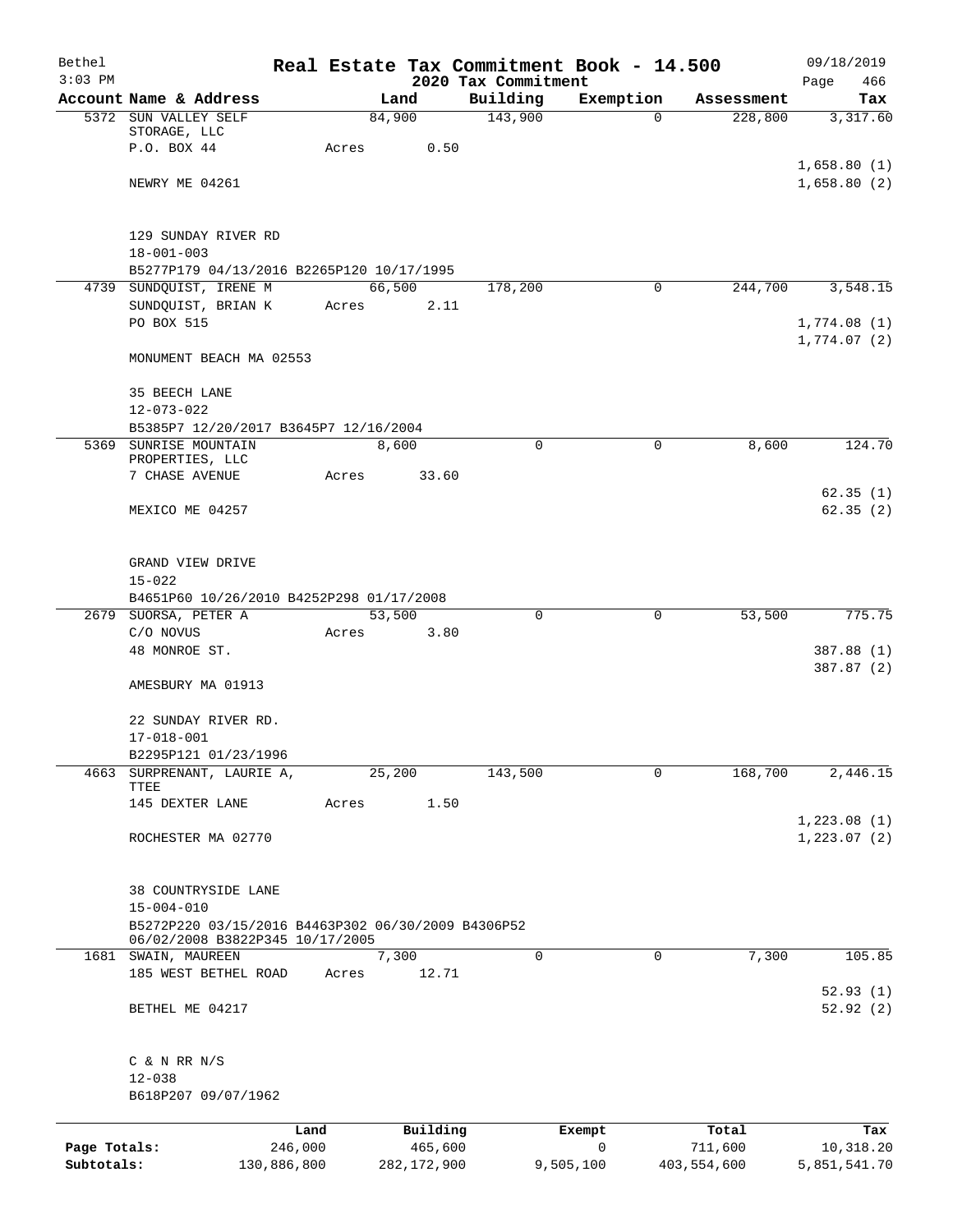Bethel 3:03 PM

# Real Estate Tax Commitment Book - 14.500
## 2020 Tax Commitment

09/18/2019 Page 466

| Account Name & Address | Land | Building | Exemption | Assessment | Tax |
|---|---|---|---|---|---|
| 5372 SUN VALLEY SELF STORAGE, LLC<br>P.O. BOX 44<br><br>NEWRY ME 04261<br><br>129 SUNDAY RIVER RD<br>18-001-003<br>B5277P179 04/13/2016 B2265P120 10/17/1995 | 84,900<br>Acres 0.50 | 143,900 | 0 | 228,800 | 3,317.60<br><br>1,658.80 (1)<br>1,658.80 (2) |
| 4739 SUNDQUIST, IRENE M<br>SUNDQUIST, BRIAN K<br>PO BOX 515<br><br>MONUMENT BEACH MA 02553<br><br>35 BEECH LANE<br>12-073-022<br>B5385P7 12/20/2017 B3645P7 12/16/2004 | 66,500<br>Acres 2.11 | 178,200 | 0 | 244,700 | 3,548.15<br><br>1,774.08 (1)<br>1,774.07 (2) |
| 5369 SUNRISE MOUNTAIN PROPERTIES, LLC<br>7 CHASE AVENUE<br><br>MEXICO ME 04257<br><br>GRAND VIEW DRIVE<br>15-022<br>B4651P60 10/26/2010 B4252P298 01/17/2008 | 8,600<br>Acres 33.60 | 0 | 0 | 8,600 | 124.70<br><br>62.35 (1)<br>62.35 (2) |
| 2679 SUORSA, PETER A<br>C/O NOVUS<br>48 MONROE ST.<br><br>AMESBURY MA 01913<br><br>22 SUNDAY RIVER RD.<br>17-018-001<br>B2295P121 01/23/1996 | 53,500<br>Acres 3.80 | 0 | 0 | 53,500 | 775.75<br><br>387.88 (1)<br>387.87 (2) |
| 4663 SURPRENANT, LAURIE A, TTEE<br>145 DEXTER LANE<br><br>ROCHESTER MA 02770<br><br>38 COUNTRYSIDE LANE<br>15-004-010<br>B5272P220 03/15/2016 B4463P302 06/30/2009 B4306P52 06/02/2008 B3822P345 10/17/2005 | 25,200<br>Acres 1.50 | 143,500 | 0 | 168,700 | 2,446.15<br><br>1,223.08 (1)<br>1,223.07 (2) |
| 1681 SWAIN, MAUREEN<br>185 WEST BETHEL ROAD<br><br>BETHEL ME 04217<br><br>C & N RR N/S<br>12-038<br>B618P207 09/07/1962 | 7,300<br>Acres 12.71 | 0 | 0 | 7,300 | 105.85<br><br>52.93 (1)<br>52.92 (2) |

| | Land | Building | Exempt | Total | Tax |
|---|---|---|---|---|---|
| Page Totals: | 246,000 | 465,600 | 0 | 711,600 | 10,318.20 |
| Subtotals: | 130,886,800 | 282,172,900 | 9,505,100 | 403,554,600 | 5,851,541.70 |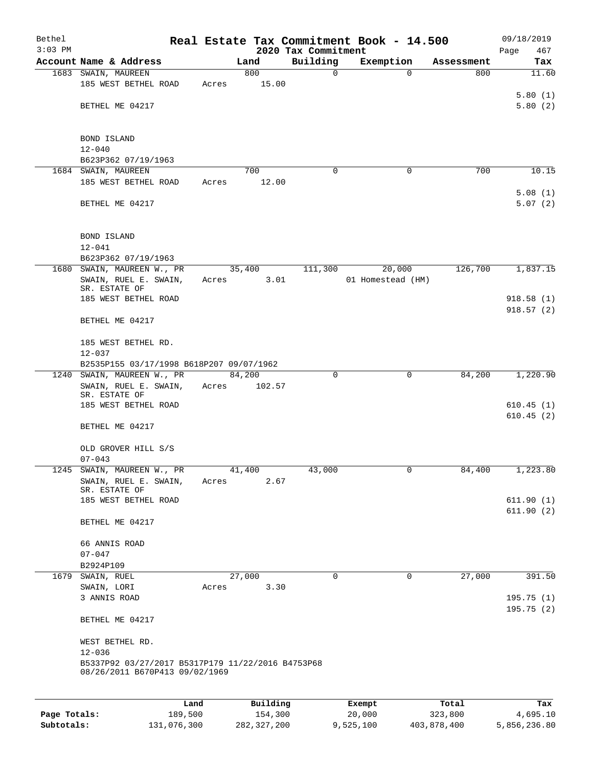# Real Estate Tax Commitment Book - 14.500

Bethel
3:03 PM

2020 Tax Commitment

09/18/2019

| Account | Name & Address | Land | Building | Exemption | Assessment | Tax |
|---|---|---|---|---|---|---|
| 1683 | SWAIN, MAUREEN<br>185 WEST BETHEL ROAD<br>BETHEL ME 04217<br>BOND ISLAND<br>12-040<br>B623P362 07/19/1963 | 800<br>Acres 15.00 | 0 | 0 | 800 | 11.60<br>5.80 (1)<br>5.80 (2) |
| 1684 | SWAIN, MAUREEN<br>185 WEST BETHEL ROAD<br>BETHEL ME 04217<br>BOND ISLAND<br>12-041<br>B623P362 07/19/1963 | 700<br>Acres 12.00 | 0 | 0 | 700 | 10.15<br>5.08 (1)<br>5.07 (2) |
| 1680 | SWAIN, MAUREEN W., PR<br>SWAIN, RUEL E. SWAIN, SR. ESTATE OF<br>185 WEST BETHEL ROAD<br>BETHEL ME 04217<br>185 WEST BETHEL RD.<br>12-037<br>B2535P155 03/17/1998 B618P207 09/07/1962 | 35,400<br>Acres 3.01 | 111,300 | 20,000<br>01 Homestead (HM) | 126,700 | 1,837.15<br>918.58 (1)<br>918.57 (2) |
| 1240 | SWAIN, MAUREEN W., PR<br>SWAIN, RUEL E. SWAIN, SR. ESTATE OF<br>185 WEST BETHEL ROAD<br>BETHEL ME 04217<br>OLD GROVER HILL S/S<br>07-043 | 84,200<br>Acres 102.57 | 0 | 0 | 84,200 | 1,220.90<br>610.45 (1)<br>610.45 (2) |
| 1245 | SWAIN, MAUREEN W., PR<br>SWAIN, RUEL E. SWAIN, SR. ESTATE OF<br>185 WEST BETHEL ROAD<br>BETHEL ME 04217<br>66 ANNIS ROAD<br>07-047<br>B2924P109 | 41,400<br>Acres 2.67 | 43,000 | 0 | 84,400 | 1,223.80<br>611.90 (1)<br>611.90 (2) |
| 1679 | SWAIN, RUEL<br>SWAIN, LORI<br>3 ANNIS ROAD<br>BETHEL ME 04217<br>WEST BETHEL RD.<br>12-036<br>B5337P92 03/27/2017 B5317P179 11/22/2016 B4753P68 08/26/2011 B670P413 09/02/1969 | 27,000<br>Acres 3.30 | 0 | 0 | 27,000 | 391.50<br>195.75 (1)<br>195.75 (2) |

| | Land | Building | Exempt | Total | Tax |
|---|---|---|---|---|---|
| Page Totals: | 189,500 | 154,300 | 20,000 | 323,800 | 4,695.10 |
| Subtotals: | 131,076,300 | 282,327,200 | 9,525,100 | 403,878,400 | 5,856,236.80 |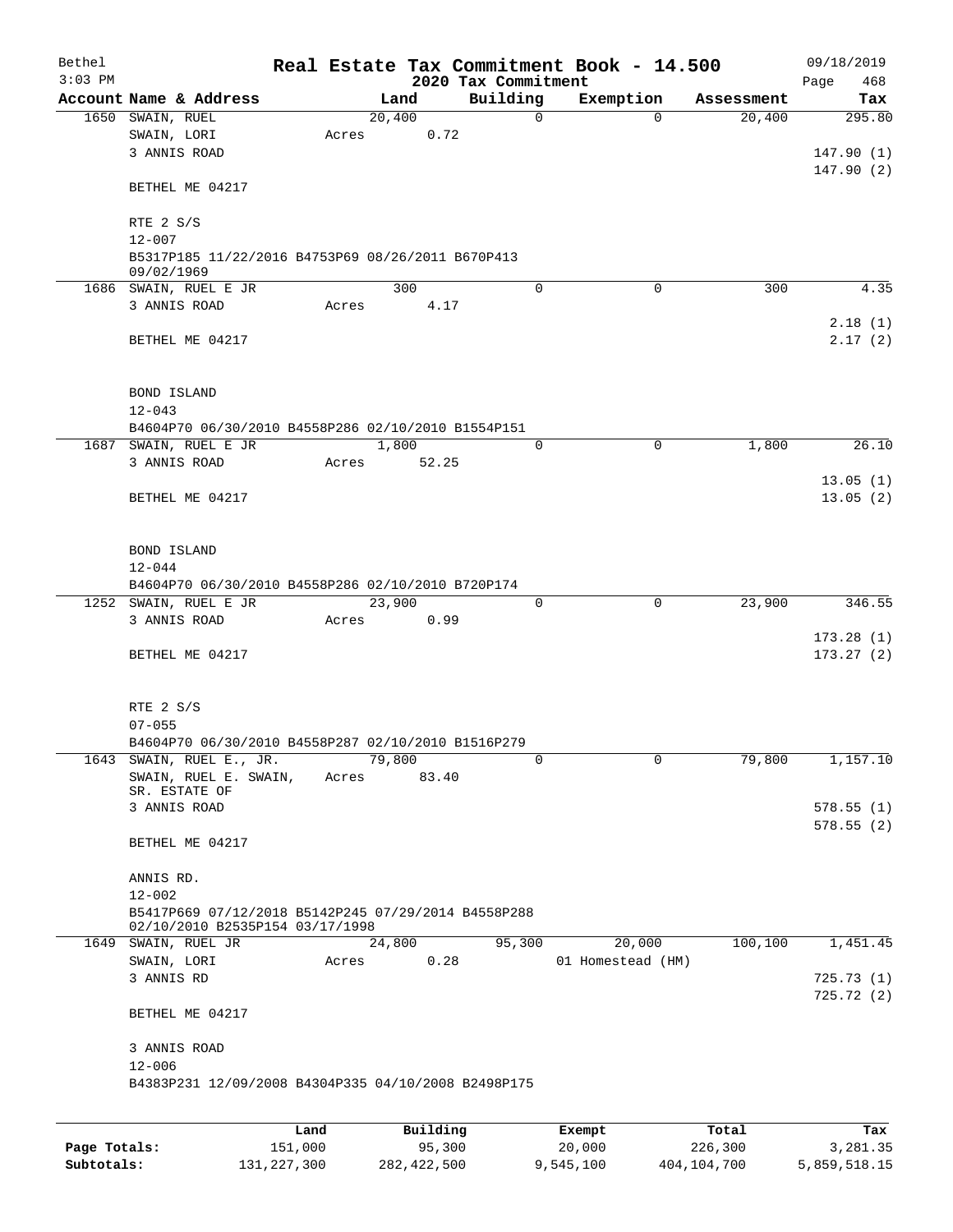Bethel 3:03 PM

# Real Estate Tax Commitment Book - 14.500

## 2020 Tax Commitment

09/18/2019 Page 468

| Account Name & Address | Land | Building | Exemption | Assessment | Tax |
|---|---|---|---|---|---|
| 1650 SWAIN, RUEL | 20,400 | 0 | 0 | 20,400 | 295.80 |
| SWAIN, LORI | Acres 0.72 | | | | |
| 3 ANNIS ROAD | | | | | 147.90 (1) |
| | | | | | 147.90 (2) |
| BETHEL ME 04217 | | | | | |
| RTE 2 S/S | | | | | |
| 12-007 | | | | | |
| B5317P185 11/22/2016 B4753P69 08/26/2011 B670P413 09/02/1969 | | | | | |
| 1686 SWAIN, RUEL E JR | 300 | 0 | 0 | 300 | 4.35 |
| 3 ANNIS ROAD | Acres 4.17 | | | | |
| | | | | | 2.18 (1) |
| BETHEL ME 04217 | | | | | 2.17 (2) |
| BOND ISLAND | | | | | |
| 12-043 | | | | | |
| B4604P70 06/30/2010 B4558P286 02/10/2010 B1554P151 | | | | | |
| 1687 SWAIN, RUEL E JR | 1,800 | 0 | 0 | 1,800 | 26.10 |
| 3 ANNIS ROAD | Acres 52.25 | | | | |
| | | | | | 13.05 (1) |
| BETHEL ME 04217 | | | | | 13.05 (2) |
| BOND ISLAND | | | | | |
| 12-044 | | | | | |
| B4604P70 06/30/2010 B4558P286 02/10/2010 B720P174 | | | | | |
| 1252 SWAIN, RUEL E JR | 23,900 | 0 | 0 | 23,900 | 346.55 |
| 3 ANNIS ROAD | Acres 0.99 | | | | |
| | | | | | 173.28 (1) |
| BETHEL ME 04217 | | | | | 173.27 (2) |
| RTE 2 S/S | | | | | |
| 07-055 | | | | | |
| B4604P70 06/30/2010 B4558P287 02/10/2010 B1516P279 | | | | | |
| 1643 SWAIN, RUEL E., JR. | 79,800 | 0 | 0 | 79,800 | 1,157.10 |
| SWAIN, RUEL E. SWAIN, SR. ESTATE OF | Acres 83.40 | | | | |
| 3 ANNIS ROAD | | | | | 578.55 (1) |
| | | | | | 578.55 (2) |
| BETHEL ME 04217 | | | | | |
| ANNIS RD. | | | | | |
| 12-002 | | | | | |
| B5417P669 07/12/2018 B5142P245 07/29/2014 B4558P288 02/10/2010 B2535P154 03/17/1998 | | | | | |
| 1649 SWAIN, RUEL JR | 24,800 | 95,300 | 20,000 | 100,100 | 1,451.45 |
| SWAIN, LORI | Acres 0.28 | | 01 Homestead (HM) | | |
| 3 ANNIS RD | | | | | 725.73 (1) |
| | | | | | 725.72 (2) |
| BETHEL ME 04217 | | | | | |
| 3 ANNIS ROAD | | | | | |
| 12-006 | | | | | |
| B4383P231 12/09/2008 B4304P335 04/10/2008 B2498P175 | | | | | |

| | Land | Building | Exempt | Total | Tax |
|---|---|---|---|---|---|
| Page Totals: | 151,000 | 95,300 | 20,000 | 226,300 | 3,281.35 |
| Subtotals: | 131,227,300 | 282,422,500 | 9,545,100 | 404,104,700 | 5,859,518.15 |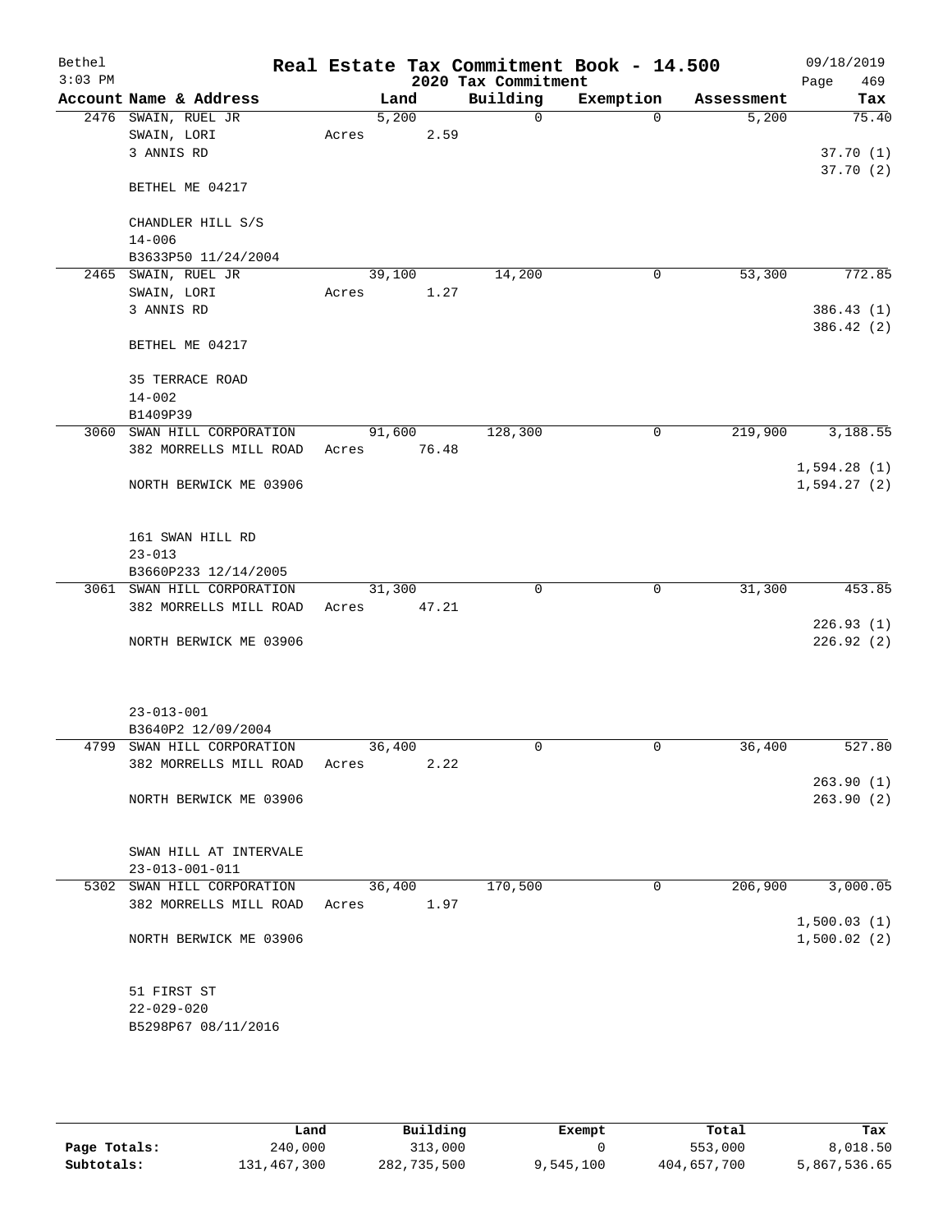# Real Estate Tax Commitment Book - 14.500

Bethel
3:03 PM

2020 Tax Commitment

09/18/2019

| Account Name & Address | Land | Building | Exemption | Assessment | Tax |
|---|---|---|---|---|---|
| 2476 SWAIN, RUEL JR | 5,200 | 0 | 0 | 5,200 | 75.40 |
| SWAIN, LORI | Acres 2.59 | | | | |
| 3 ANNIS RD | | | | | 37.70 (1) |
| | | | | | 37.70 (2) |
| BETHEL ME 04217 | | | | | |
| CHANDLER HILL S/S | | | | | |
| 14-006 | | | | | |
| B3633P50 11/24/2004 | | | | | |
| 2465 SWAIN, RUEL JR | 39,100 | 14,200 | 0 | 53,300 | 772.85 |
| SWAIN, LORI | Acres 1.27 | | | | |
| 3 ANNIS RD | | | | | 386.43 (1) |
| | | | | | 386.42 (2) |
| BETHEL ME 04217 | | | | | |
| 35 TERRACE ROAD | | | | | |
| 14-002 | | | | | |
| B1409P39 | | | | | |
| 3060 SWAN HILL CORPORATION | 91,600 | 128,300 | 0 | 219,900 | 3,188.55 |
| 382 MORRELLS MILL ROAD | Acres 76.48 | | | | |
| | | | | | 1,594.28 (1) |
| NORTH BERWICK ME 03906 | | | | | 1,594.27 (2) |
| 161 SWAN HILL RD | | | | | |
| 23-013 | | | | | |
| B3660P233 12/14/2005 | | | | | |
| 3061 SWAN HILL CORPORATION | 31,300 | 0 | 0 | 31,300 | 453.85 |
| 382 MORRELLS MILL ROAD | Acres 47.21 | | | | |
| | | | | | 226.93 (1) |
| NORTH BERWICK ME 03906 | | | | | 226.92 (2) |
| 23-013-001 | | | | | |
| B3640P2 12/09/2004 | | | | | |
| 4799 SWAN HILL CORPORATION | 36,400 | 0 | 0 | 36,400 | 527.80 |
| 382 MORRELLS MILL ROAD | Acres 2.22 | | | | |
| | | | | | 263.90 (1) |
| NORTH BERWICK ME 03906 | | | | | 263.90 (2) |
| SWAN HILL AT INTERVALE | | | | | |
| 23-013-001-011 | | | | | |
| 5302 SWAN HILL CORPORATION | 36,400 | 170,500 | 0 | 206,900 | 3,000.05 |
| 382 MORRELLS MILL ROAD | Acres 1.97 | | | | |
| | | | | | 1,500.03 (1) |
| NORTH BERWICK ME 03906 | | | | | 1,500.02 (2) |
| 51 FIRST ST | | | | | |
| 22-029-020 | | | | | |
| B5298P67 08/11/2016 | | | | | |

| | Land | Building | Exempt | Total | Tax |
|---|---|---|---|---|---|
| Page Totals: | 240,000 | 313,000 | 0 | 553,000 | 8,018.50 |
| Subtotals: | 131,467,300 | 282,735,500 | 9,545,100 | 404,657,700 | 5,867,536.65 |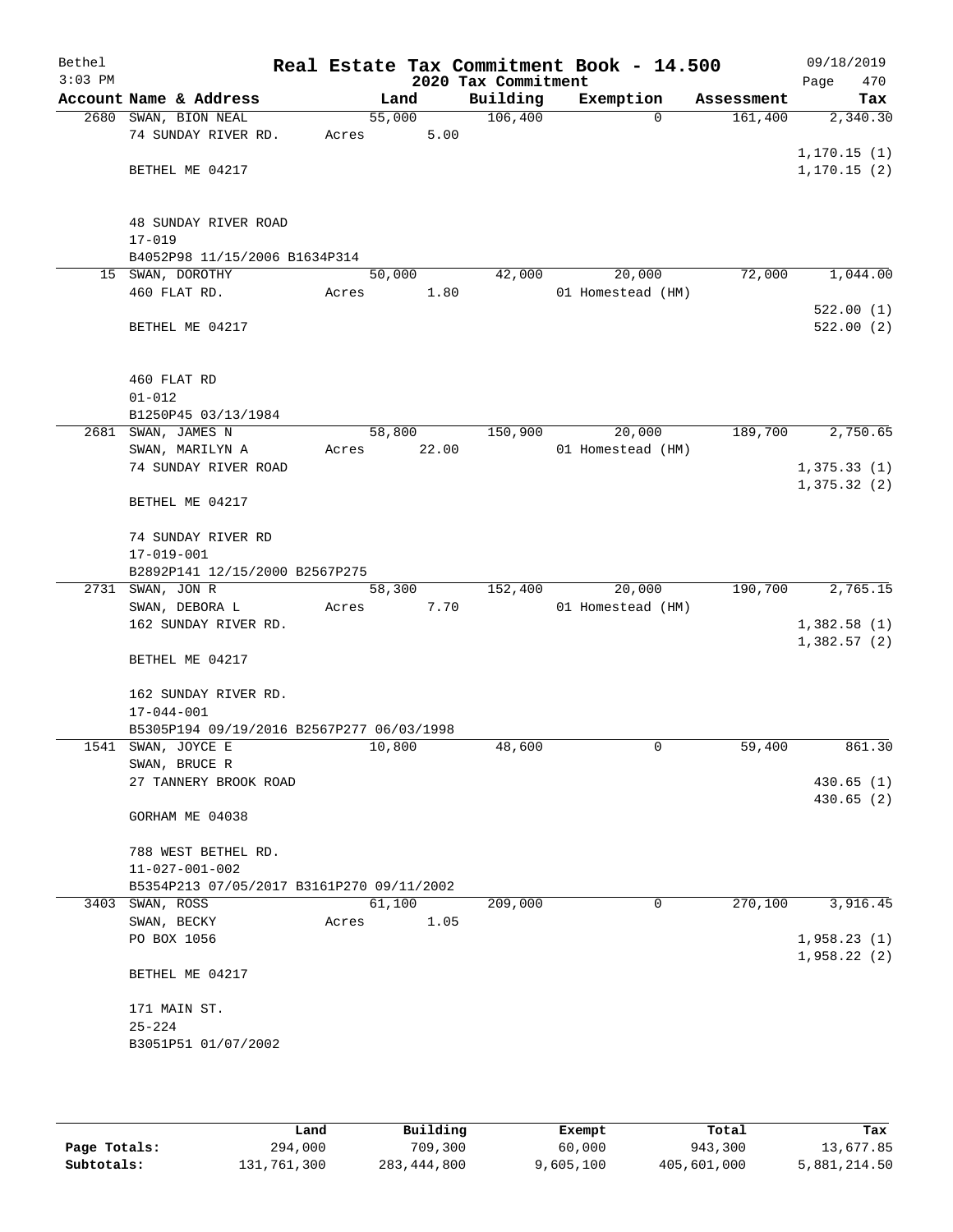Bethel 3:03 PM

# Real Estate Tax Commitment Book - 14.500

## 2020 Tax Commitment

09/18/2019 Page 470

| Account | Name & Address | Land | Building | Exemption | Assessment | Tax |
|---|---|---|---|---|---|---|
| 2680 | SWAN, BION NEAL<br>74 SUNDAY RIVER RD.<br>BETHEL ME 04217<br><br>48 SUNDAY RIVER ROAD<br>17-019<br>B4052P98 11/15/2006 B1634P314 | 55,000<br>Acres 5.00 | 106,400 | 0 | 161,400 | 2,340.30<br>1,170.15 (1)<br>1,170.15 (2) |
| 15 | SWAN, DOROTHY<br>460 FLAT RD.<br>BETHEL ME 04217<br><br>460 FLAT RD<br>01-012<br>B1250P45 03/13/1984 | 50,000<br>Acres 1.80 | 42,000 | 20,000<br>01 Homestead (HM) | 72,000 | 1,044.00<br>522.00 (1)<br>522.00 (2) |
| 2681 | SWAN, JAMES N<br>SWAN, MARILYN A<br>74 SUNDAY RIVER ROAD<br>BETHEL ME 04217<br><br>74 SUNDAY RIVER RD<br>17-019-001<br>B2892P141 12/15/2000 B2567P275 | 58,800<br>Acres 22.00 | 150,900 | 20,000<br>01 Homestead (HM) | 189,700 | 2,750.65<br>1,375.33 (1)<br>1,375.32 (2) |
| 2731 | SWAN, JON R<br>SWAN, DEBORA L<br>162 SUNDAY RIVER RD.<br>BETHEL ME 04217<br><br>162 SUNDAY RIVER RD.<br>17-044-001<br>B5305P194 09/19/2016 B2567P277 06/03/1998 | 58,300<br>Acres 7.70 | 152,400 | 20,000<br>01 Homestead (HM) | 190,700 | 2,765.15<br>1,382.58 (1)<br>1,382.57 (2) |
| 1541 | SWAN, JOYCE E<br>SWAN, BRUCE R<br>27 TANNERY BROOK ROAD<br>GORHAM ME 04038<br><br>788 WEST BETHEL RD.<br>11-027-001-002<br>B5354P213 07/05/2017 B3161P270 09/11/2002 | 10,800 | 48,600 | 0 | 59,400 | 861.30<br>430.65 (1)<br>430.65 (2) |
| 3403 | SWAN, ROSS<br>SWAN, BECKY<br>PO BOX 1056<br>BETHEL ME 04217<br><br>171 MAIN ST.<br>25-224<br>B3051P51 01/07/2002 | 61,100<br>Acres 1.05 | 209,000 | 0 | 270,100 | 3,916.45<br>1,958.23 (1)<br>1,958.22 (2) |

| | Land | Building | Exempt | Total | Tax |
|---|---|---|---|---|---|
| Page Totals: | 294,000 | 709,300 | 60,000 | 943,300 | 13,677.85 |
| Subtotals: | 131,761,300 | 283,444,800 | 9,605,100 | 405,601,000 | 5,881,214.50 |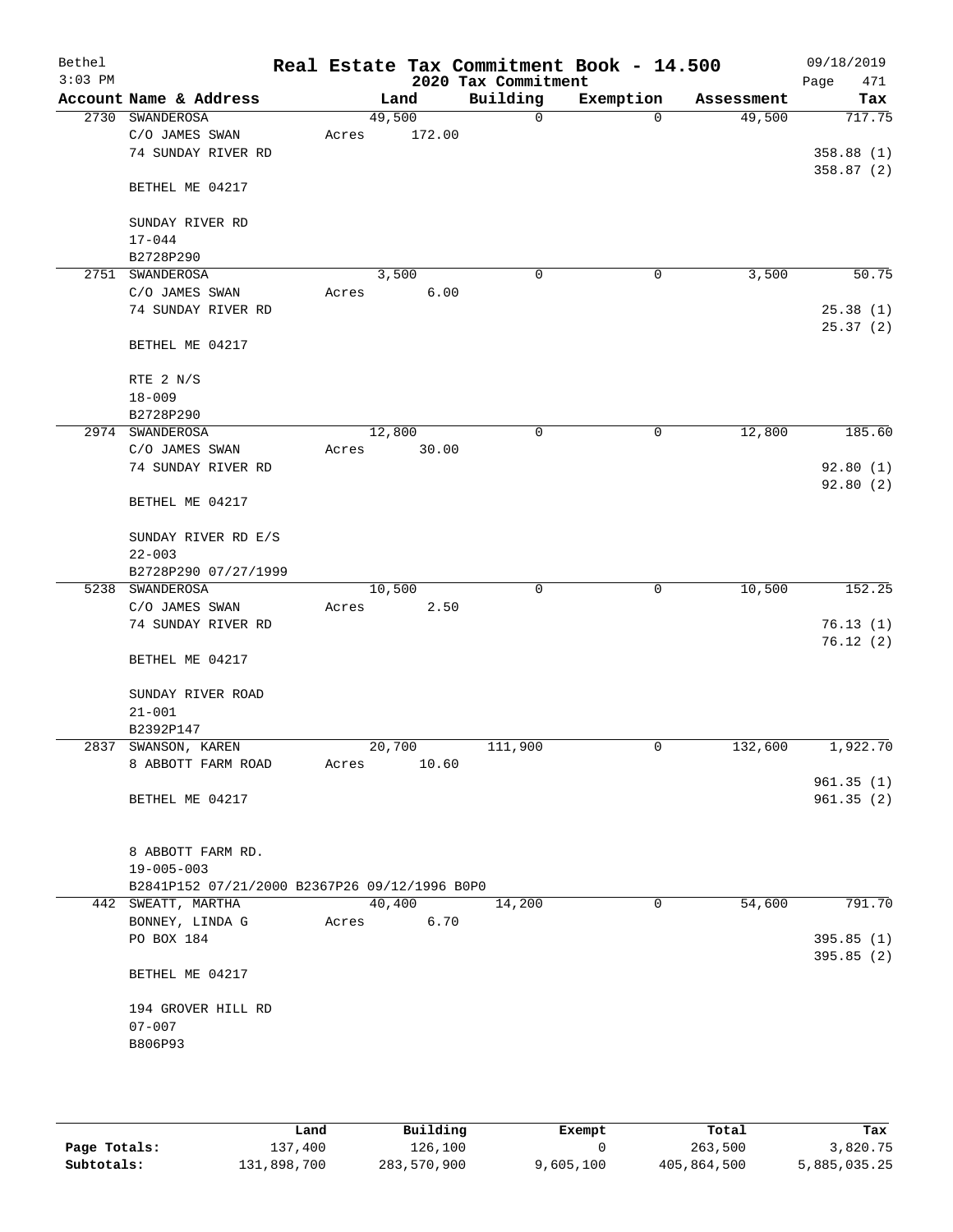Bethel 3:03 PM

# Real Estate Tax Commitment Book - 14.500

## 2020 Tax Commitment

09/18/2019 Page 471

| Account Name & Address | Land | Building | Exemption | Assessment | Tax |
|---|---|---|---|---|---|
| 2730 SWANDEROSA | 49,500 | 0 | 0 | 49,500 | 717.75 |
| C/O JAMES SWAN | Acres 172.00 | | | | |
| 74 SUNDAY RIVER RD | | | | | 358.88 (1) |
| | | | | | 358.87 (2) |
| BETHEL ME 04217 | | | | | |
| SUNDAY RIVER RD | | | | | |
| 17-044 | | | | | |
| B2728P290 | | | | | |
| 2751 SWANDEROSA | 3,500 | 0 | 0 | 3,500 | 50.75 |
| C/O JAMES SWAN | Acres 6.00 | | | | |
| 74 SUNDAY RIVER RD | | | | | 25.38 (1) |
| | | | | | 25.37 (2) |
| BETHEL ME 04217 | | | | | |
| RTE 2 N/S | | | | | |
| 18-009 | | | | | |
| B2728P290 | | | | | |
| 2974 SWANDEROSA | 12,800 | 0 | 0 | 12,800 | 185.60 |
| C/O JAMES SWAN | Acres 30.00 | | | | |
| 74 SUNDAY RIVER RD | | | | | 92.80 (1) |
| | | | | | 92.80 (2) |
| BETHEL ME 04217 | | | | | |
| SUNDAY RIVER RD E/S | | | | | |
| 22-003 | | | | | |
| B2728P290 07/27/1999 | | | | | |
| 5238 SWANDEROSA | 10,500 | 0 | 0 | 10,500 | 152.25 |
| C/O JAMES SWAN | Acres 2.50 | | | | |
| 74 SUNDAY RIVER RD | | | | | 76.13 (1) |
| | | | | | 76.12 (2) |
| BETHEL ME 04217 | | | | | |
| SUNDAY RIVER ROAD | | | | | |
| 21-001 | | | | | |
| B2392P147 | | | | | |
| 2837 SWANSON, KAREN | 20,700 | 111,900 | 0 | 132,600 | 1,922.70 |
| 8 ABBOTT FARM ROAD | Acres 10.60 | | | | |
| | | | | | 961.35 (1) |
| BETHEL ME 04217 | | | | | 961.35 (2) |
| 8 ABBOTT FARM RD. | | | | | |
| 19-005-003 | | | | | |
| B2841P152 07/21/2000 B2367P26 09/12/1996 B0P0 | | | | | |
| 442 SWEATT, MARTHA | 40,400 | 14,200 | 0 | 54,600 | 791.70 |
| BONNEY, LINDA G | Acres 6.70 | | | | |
| PO BOX 184 | | | | | 395.85 (1) |
| | | | | | 395.85 (2) |
| BETHEL ME 04217 | | | | | |
| 194 GROVER HILL RD | | | | | |
| 07-007 | | | | | |
| B806P93 | | | | | |

| | Land | Building | Exempt | Total | Tax |
|---|---|---|---|---|---|
| Page Totals: | 137,400 | 126,100 | 0 | 263,500 | 3,820.75 |
| Subtotals: | 131,898,700 | 283,570,900 | 9,605,100 | 405,864,500 | 5,885,035.25 |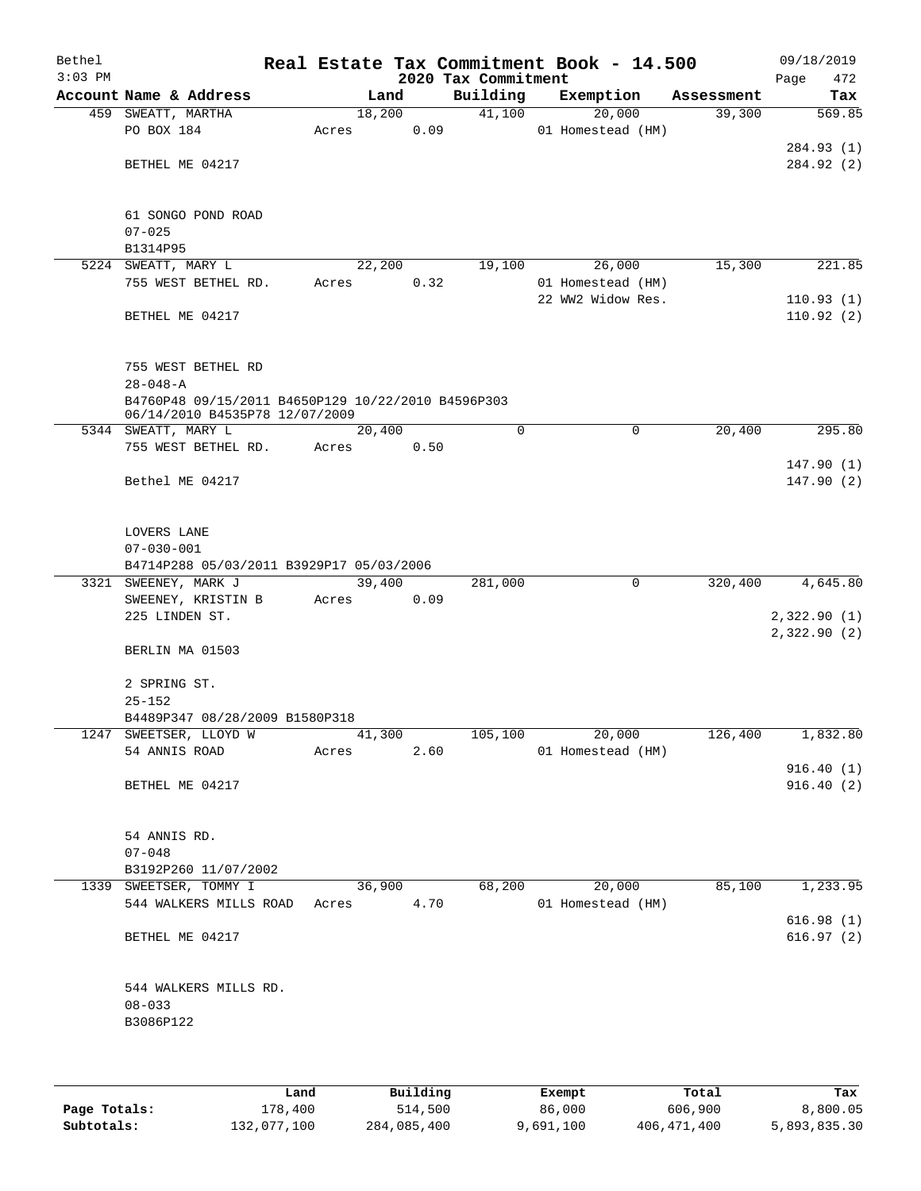# Real Estate Tax Commitment Book - 14.500

Bethel
3:03 PM

2020 Tax Commitment

09/18/2019

| Account | Name & Address | Land | Building | Exemption | Assessment | Tax |
|---|---|---|---|---|---|---|
| 459 | SWEATT, MARTHA | 18,200 | 41,100 | 20,000 | 39,300 | 569.85 |
| | PO BOX 184 | Acres 0.09 | | 01 Homestead (HM) | | |
| | | | | | | 284.93 (1) |
| | BETHEL ME 04217 | | | | | 284.92 (2) |
| | 61 SONGO POND ROAD | | | | | |
| | 07-025 | | | | | |
| | B1314P95 | | | | | |
| 5224 | SWEATT, MARY L | 22,200 | 19,100 | 26,000 | 15,300 | 221.85 |
| | 755 WEST BETHEL RD. | Acres 0.32 | | 01 Homestead (HM) | | |
| | | | | 22 WW2 Widow Res. | | 110.93 (1) |
| | BETHEL ME 04217 | | | | | 110.92 (2) |
| | 755 WEST BETHEL RD | | | | | |
| | 28-048-A | | | | | |
| | B4760P48 09/15/2011 B4650P129 10/22/2010 B4596P303 06/14/2010 B4535P78 12/07/2009 | | | | | |
| 5344 | SWEATT, MARY L | 20,400 | 0 | 0 | 20,400 | 295.80 |
| | 755 WEST BETHEL RD. | Acres 0.50 | | | | |
| | | | | | | 147.90 (1) |
| | Bethel ME 04217 | | | | | 147.90 (2) |
| | LOVERS LANE | | | | | |
| | 07-030-001 | | | | | |
| | B4714P288 05/03/2011 B3929P17 05/03/2006 | | | | | |
| 3321 | SWEENEY, MARK J | 39,400 | 281,000 | 0 | 320,400 | 4,645.80 |
| | SWEENEY, KRISTIN B | Acres 0.09 | | | | |
| | 225 LINDEN ST. | | | | | 2,322.90 (1) |
| | | | | | | 2,322.90 (2) |
| | BERLIN MA 01503 | | | | | |
| | 2 SPRING ST. | | | | | |
| | 25-152 | | | | | |
| | B4489P347 08/28/2009 B1580P318 | | | | | |
| 1247 | SWEETSER, LLOYD W | 41,300 | 105,100 | 20,000 | 126,400 | 1,832.80 |
| | 54 ANNIS ROAD | Acres 2.60 | | 01 Homestead (HM) | | |
| | | | | | | 916.40 (1) |
| | BETHEL ME 04217 | | | | | 916.40 (2) |
| | 54 ANNIS RD. | | | | | |
| | 07-048 | | | | | |
| | B3192P260 11/07/2002 | | | | | |
| 1339 | SWEETSER, TOMMY I | 36,900 | 68,200 | 20,000 | 85,100 | 1,233.95 |
| | 544 WALKERS MILLS ROAD | Acres 4.70 | | 01 Homestead (HM) | | |
| | | | | | | 616.98 (1) |
| | BETHEL ME 04217 | | | | | 616.97 (2) |
| | 544 WALKERS MILLS RD. | | | | | |
| | 08-033 | | | | | |
| | B3086P122 | | | | | |

| | Land | Building | Exempt | Total | Tax |
|---|---|---|---|---|---|
| Page Totals: | 178,400 | 514,500 | 86,000 | 606,900 | 8,800.05 |
| Subtotals: | 132,077,100 | 284,085,400 | 9,691,100 | 406,471,400 | 5,893,835.30 |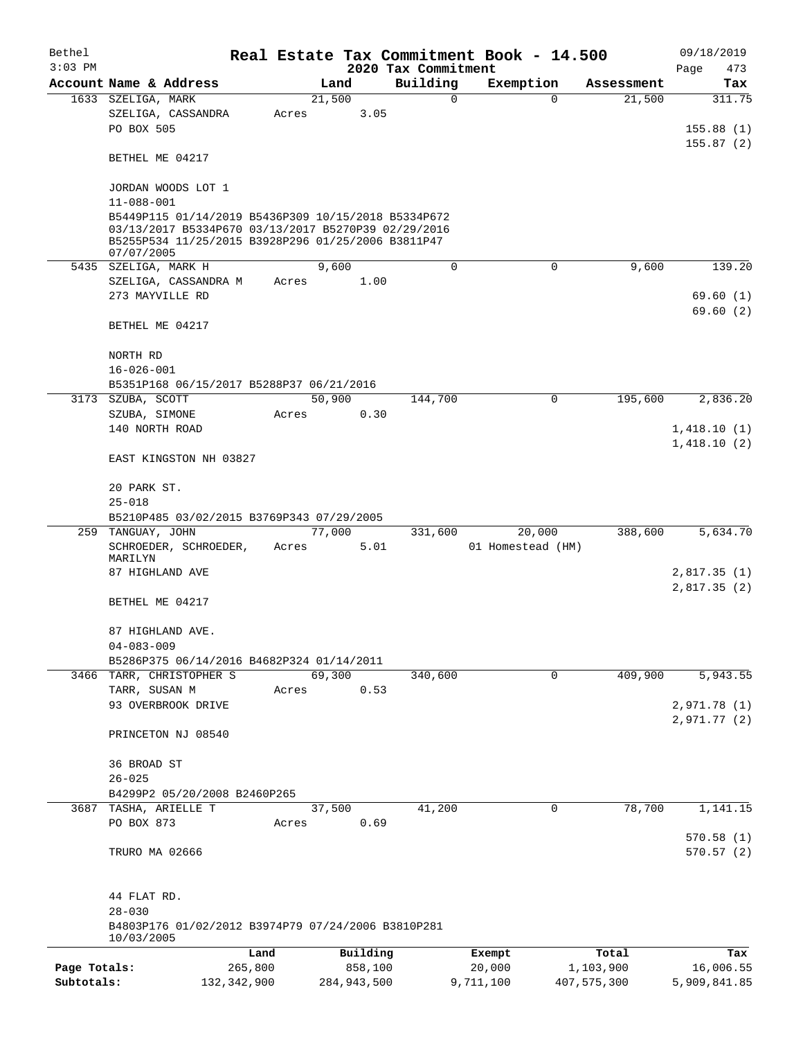Bethel 3:03 PM

# Real Estate Tax Commitment Book - 14.500

## 2020 Tax Commitment

09/18/2019 Page 473

| Account | Name & Address | Land | Building | Exemption | Assessment | Tax |
|---|---|---|---|---|---|---|
| 1633 | SZELIGA, MARK<br>SZELIGA, CASSANDRA<br>PO BOX 505<br><br>BETHEL ME 04217<br><br>JORDAN WOODS LOT 1<br>11-088-001<br>B5449P115 01/14/2019 B5436P309 10/15/2018 B5334P672 03/13/2017 B5334P670 03/13/2017 B5270P39 02/29/2016 B5255P534 11/25/2015 B3928P296 01/25/2006 B3811P47 07/07/2005 | 21,500<br>Acres 3.05 | 0 | 0 | 21,500 | 311.75<br><br>155.88 (1)<br>155.87 (2) |
| 5435 | SZELIGA, MARK H<br>SZELIGA, CASSANDRA M<br>273 MAYVILLE RD<br><br>BETHEL ME 04217<br><br>NORTH RD<br>16-026-001<br>B5351P168 06/15/2017 B5288P37 06/21/2016 | 9,600<br>Acres 1.00 | 0 | 0 | 9,600 | 139.20<br><br>69.60 (1)<br>69.60 (2) |
| 3173 | SZUBA, SCOTT<br>SZUBA, SIMONE<br>140 NORTH ROAD<br><br>EAST KINGSTON NH 03827<br><br>20 PARK ST.<br>25-018<br>B5210P485 03/02/2015 B3769P343 07/29/2005 | 50,900<br>Acres 0.30 | 144,700 | 0 | 195,600 | 2,836.20<br><br>1,418.10 (1)<br>1,418.10 (2) |
| 259 | TANGUAY, JOHN<br>SCHROEDER, SCHROEDER, MARILYN<br>87 HIGHLAND AVE<br><br>BETHEL ME 04217<br><br>87 HIGHLAND AVE.<br>04-083-009<br>B5286P375 06/14/2016 B4682P324 01/14/2011 | 77,000<br>Acres 5.01 | 331,600 | 20,000<br>01 Homestead (HM) | 388,600 | 5,634.70<br><br>2,817.35 (1)<br>2,817.35 (2) |
| 3466 | TARR, CHRISTOPHER S<br>TARR, SUSAN M<br>93 OVERBROOK DRIVE<br><br>PRINCETON NJ 08540<br><br>36 BROAD ST<br>26-025<br>B4299P2 05/20/2008 B2460P265 | 69,300<br>Acres 0.53 | 340,600 | 0 | 409,900 | 5,943.55<br><br>2,971.78 (1)<br>2,971.77 (2) |
| 3687 | TASHA, ARIELLE T<br>PO BOX 873<br><br>TRURO MA 02666<br><br>44 FLAT RD.<br>28-030<br>B4803P176 01/02/2012 B3974P79 07/24/2006 B3810P281 10/03/2005 | 37,500<br>Acres 0.69 | 41,200 | 0 | 78,700 | 1,141.15<br><br>570.58 (1)<br>570.57 (2) |

| | Land | Building | Exempt | Total | Tax |
|---|---|---|---|---|---|
| Page Totals: | 265,800 | 858,100 | 20,000 | 1,103,900 | 16,006.55 |
| Subtotals: | 132,342,900 | 284,943,500 | 9,711,100 | 407,575,300 | 5,909,841.85 |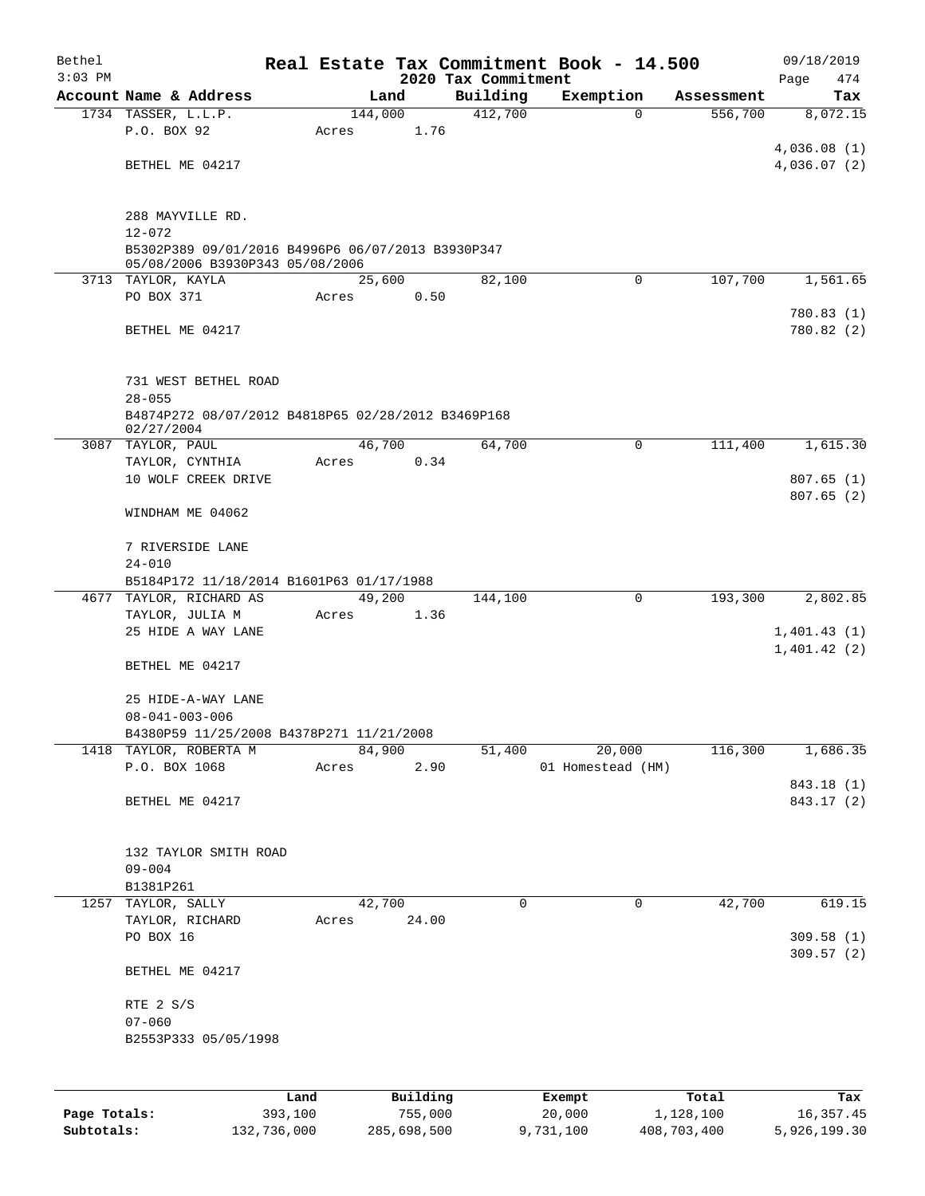Bethel
3:03 PM

# Real Estate Tax Commitment Book - 14.500

## 2020 Tax Commitment

09/18/2019
Page 474

| Account Name & Address | Land | Building | Exemption | Assessment | Tax |
|---|---|---|---|---|---|
| 1734 TASSER, L.L.P. | 144,000 | 412,700 | 0 | 556,700 | 8,072.15 |
| P.O. BOX 92 | Acres 1.76 | | | | |
| | | | | | 4,036.08 (1) |
| BETHEL ME 04217 | | | | | 4,036.07 (2) |
| 288 MAYVILLE RD. | | | | | |
| 12-072 | | | | | |
| B5302P389 09/01/2016 B4996P6 06/07/2013 B3930P347 05/08/2006 B3930P343 05/08/2006 | | | | | |
| 3713 TAYLOR, KAYLA | 25,600 | 82,100 | 0 | 107,700 | 1,561.65 |
| PO BOX 371 | Acres 0.50 | | | | |
| | | | | | 780.83 (1) |
| BETHEL ME 04217 | | | | | 780.82 (2) |
| 731 WEST BETHEL ROAD | | | | | |
| 28-055 | | | | | |
| B4874P272 08/07/2012 B4818P65 02/28/2012 B3469P168 02/27/2004 | | | | | |
| 3087 TAYLOR, PAUL | 46,700 | 64,700 | 0 | 111,400 | 1,615.30 |
| TAYLOR, CYNTHIA | Acres 0.34 | | | | |
| 10 WOLF CREEK DRIVE | | | | | 807.65 (1) |
| | | | | | 807.65 (2) |
| WINDHAM ME 04062 | | | | | |
| 7 RIVERSIDE LANE | | | | | |
| 24-010 | | | | | |
| B5184P172 11/18/2014 B1601P63 01/17/1988 | | | | | |
| 4677 TAYLOR, RICHARD AS | 49,200 | 144,100 | 0 | 193,300 | 2,802.85 |
| TAYLOR, JULIA M | Acres 1.36 | | | | |
| 25 HIDE A WAY LANE | | | | | 1,401.43 (1) |
| | | | | | 1,401.42 (2) |
| BETHEL ME 04217 | | | | | |
| 25 HIDE-A-WAY LANE | | | | | |
| 08-041-003-006 | | | | | |
| B4380P59 11/25/2008 B4378P271 11/21/2008 | | | | | |
| 1418 TAYLOR, ROBERTA M | 84,900 | 51,400 | 20,000 | 116,300 | 1,686.35 |
| P.O. BOX 1068 | Acres 2.90 | | 01 Homestead (HM) | | |
| | | | | | 843.18 (1) |
| BETHEL ME 04217 | | | | | 843.17 (2) |
| 132 TAYLOR SMITH ROAD | | | | | |
| 09-004 | | | | | |
| B1381P261 | | | | | |
| 1257 TAYLOR, SALLY | 42,700 | 0 | 0 | 42,700 | 619.15 |
| TAYLOR, RICHARD | Acres 24.00 | | | | |
| PO BOX 16 | | | | | 309.58 (1) |
| | | | | | 309.57 (2) |
| BETHEL ME 04217 | | | | | |
| RTE 2 S/S | | | | | |
| 07-060 | | | | | |
| B2553P333 05/05/1998 | | | | | |

| | Land | Building | Exempt | Total | Tax |
|---|---|---|---|---|---|
| Page Totals: | 393,100 | 755,000 | 20,000 | 1,128,100 | 16,357.45 |
| Subtotals: | 132,736,000 | 285,698,500 | 9,731,100 | 408,703,400 | 5,926,199.30 |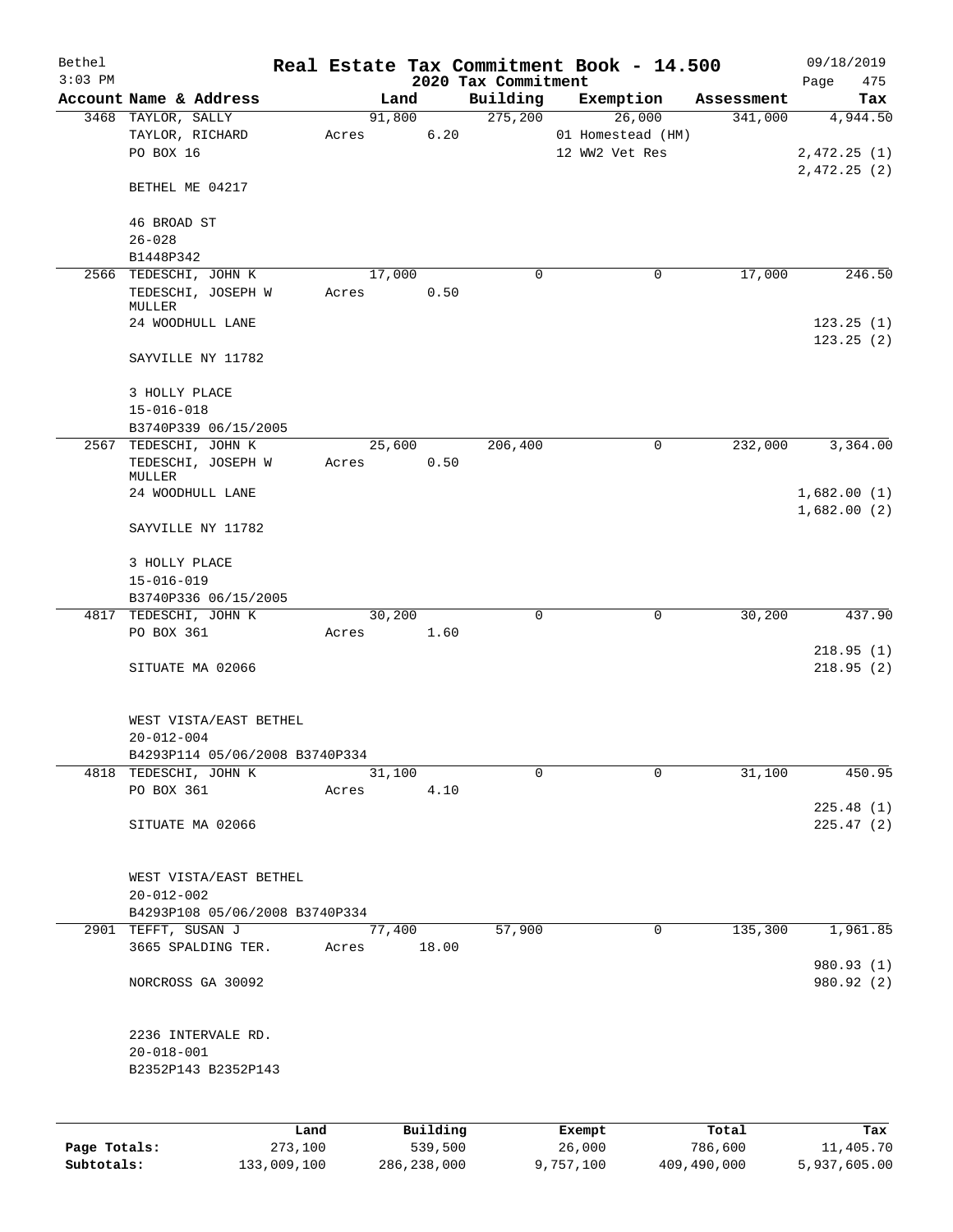# Real Estate Tax Commitment Book - 14.500

Bethel
3:03 PM

2020 Tax Commitment

09/18/2019
Page 475

| Account | Name & Address | Land | Building | Exemption | Assessment | Tax |
|---|---|---|---|---|---|---|
| 3468 | TAYLOR, SALLY<br>TAYLOR, RICHARD<br>PO BOX 16<br><br>BETHEL ME 04217<br><br>46 BROAD ST<br>26-028<br>B1448P342 | 91,800<br>Acres 6.20 | 275,200 | 26,000<br>01 Homestead (HM)<br>12 WW2 Vet Res | 341,000 | 4,944.50<br><br>2,472.25 (1)<br>2,472.25 (2) |
| 2566 | TEDESCHI, JOHN K<br>TEDESCHI, JOSEPH W MULLER<br>24 WOODHULL LANE<br><br>SAYVILLE NY 11782<br><br>3 HOLLY PLACE<br>15-016-018<br>B3740P339 06/15/2005 | 17,000<br>Acres 0.50 | 0 | 0 | 17,000 | 246.50<br><br>123.25 (1)<br>123.25 (2) |
| 2567 | TEDESCHI, JOHN K<br>TEDESCHI, JOSEPH W MULLER<br>24 WOODHULL LANE<br><br>SAYVILLE NY 11782<br><br>3 HOLLY PLACE<br>15-016-019<br>B3740P336 06/15/2005 | 25,600<br>Acres 0.50 | 206,400 | 0 | 232,000 | 3,364.00<br><br>1,682.00 (1)<br>1,682.00 (2) |
| 4817 | TEDESCHI, JOHN K<br>PO BOX 361<br><br>SITUATE MA 02066<br><br>WEST VISTA/EAST BETHEL<br>20-012-004<br>B4293P114 05/06/2008 B3740P334 | 30,200<br>Acres 1.60 | 0 | 0 | 30,200 | 437.90<br><br>218.95 (1)<br>218.95 (2) |
| 4818 | TEDESCHI, JOHN K<br>PO BOX 361<br><br>SITUATE MA 02066<br><br>WEST VISTA/EAST BETHEL<br>20-012-002<br>B4293P108 05/06/2008 B3740P334 | 31,100<br>Acres 4.10 | 0 | 0 | 31,100 | 450.95<br><br>225.48 (1)<br>225.47 (2) |
| 2901 | TEFFT, SUSAN J<br>3665 SPALDING TER.<br><br>NORCROSS GA 30092<br><br>2236 INTERVALE RD.<br>20-018-001<br>B2352P143 B2352P143 | 77,400<br>Acres 18.00 | 57,900 | 0 | 135,300 | 1,961.85<br><br>980.93 (1)<br>980.92 (2) |

| | Land | Building | Exempt | Total | Tax |
|---|---|---|---|---|---|
| Page Totals: | 273,100 | 539,500 | 26,000 | 786,600 | 11,405.70 |
| Subtotals: | 133,009,100 | 286,238,000 | 9,757,100 | 409,490,000 | 5,937,605.00 |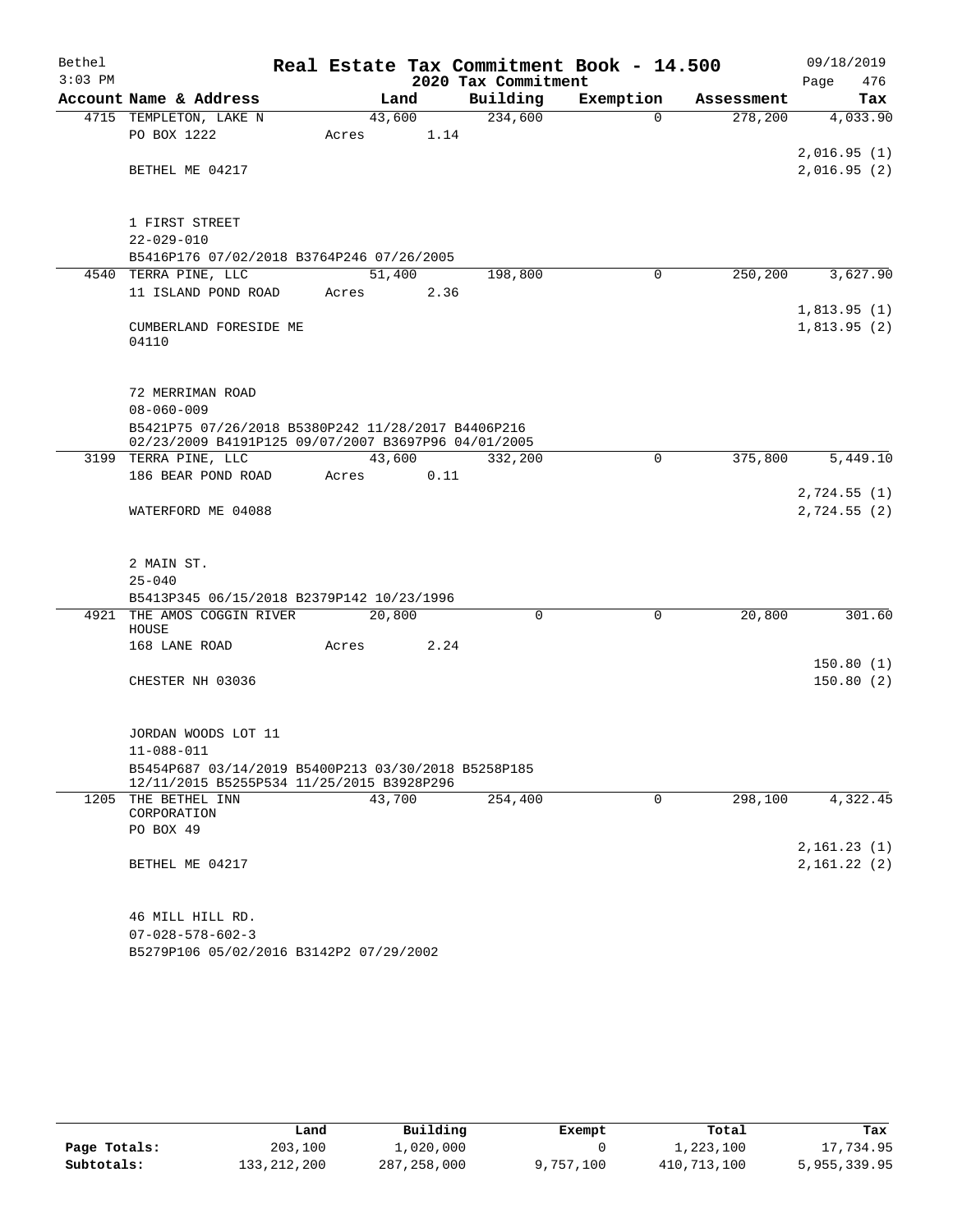Bethel 3:03 PM

# Real Estate Tax Commitment Book - 14.500

## 2020 Tax Commitment

09/18/2019 Page 476

| Account Name & Address | Land | Building | Exemption | Assessment | Tax |
|---|---|---|---|---|---|
| 4715 TEMPLETON, LAKE N | 43,600 | 234,600 | 0 | 278,200 | 4,033.90 |
| PO BOX 1222 | Acres 1.14 | | | | |
| | | | | | 2,016.95 (1) |
| BETHEL ME 04217 | | | | | 2,016.95 (2) |
| 1 FIRST STREET | | | | | |
| 22-029-010 | | | | | |
| B5416P176 07/02/2018 B3764P246 07/26/2005 | | | | | |
| 4540 TERRA PINE, LLC | 51,400 | 198,800 | 0 | 250,200 | 3,627.90 |
| 11 ISLAND POND ROAD | Acres 2.36 | | | | |
| | | | | | 1,813.95 (1) |
| CUMBERLAND FORESIDE ME 04110 | | | | | 1,813.95 (2) |
| 72 MERRIMAN ROAD | | | | | |
| 08-060-009 | | | | | |
| B5421P75 07/26/2018 B5380P242 11/28/2017 B4406P216 02/23/2009 B4191P125 09/07/2007 B3697P96 04/01/2005 | | | | | |
| 3199 TERRA PINE, LLC | 43,600 | 332,200 | 0 | 375,800 | 5,449.10 |
| 186 BEAR POND ROAD | Acres 0.11 | | | | |
| | | | | | 2,724.55 (1) |
| WATERFORD ME 04088 | | | | | 2,724.55 (2) |
| 2 MAIN ST. | | | | | |
| 25-040 | | | | | |
| B5413P345 06/15/2018 B2379P142 10/23/1996 | | | | | |
| 4921 THE AMOS COGGIN RIVER HOUSE | 20,800 | 0 | 0 | 20,800 | 301.60 |
| 168 LANE ROAD | Acres 2.24 | | | | |
| | | | | | 150.80 (1) |
| CHESTER NH 03036 | | | | | 150.80 (2) |
| JORDAN WOODS LOT 11 | | | | | |
| 11-088-011 | | | | | |
| B5454P687 03/14/2019 B5400P213 03/30/2018 B5258P185 12/11/2015 B5255P534 11/25/2015 B3928P296 | | | | | |
| 1205 THE BETHEL INN CORPORATION | 43,700 | 254,400 | 0 | 298,100 | 4,322.45 |
| PO BOX 49 | | | | | |
| | | | | | 2,161.23 (1) |
| BETHEL ME 04217 | | | | | 2,161.22 (2) |
| 46 MILL HILL RD. | | | | | |
| 07-028-578-602-3 | | | | | |
| B5279P106 05/02/2016 B3142P2 07/29/2002 | | | | | |

| | Land | Building | Exempt | Total | Tax |
|---|---|---|---|---|---|
| Page Totals: | 203,100 | 1,020,000 | 0 | 1,223,100 | 17,734.95 |
| Subtotals: | 133,212,200 | 287,258,000 | 9,757,100 | 410,713,100 | 5,955,339.95 |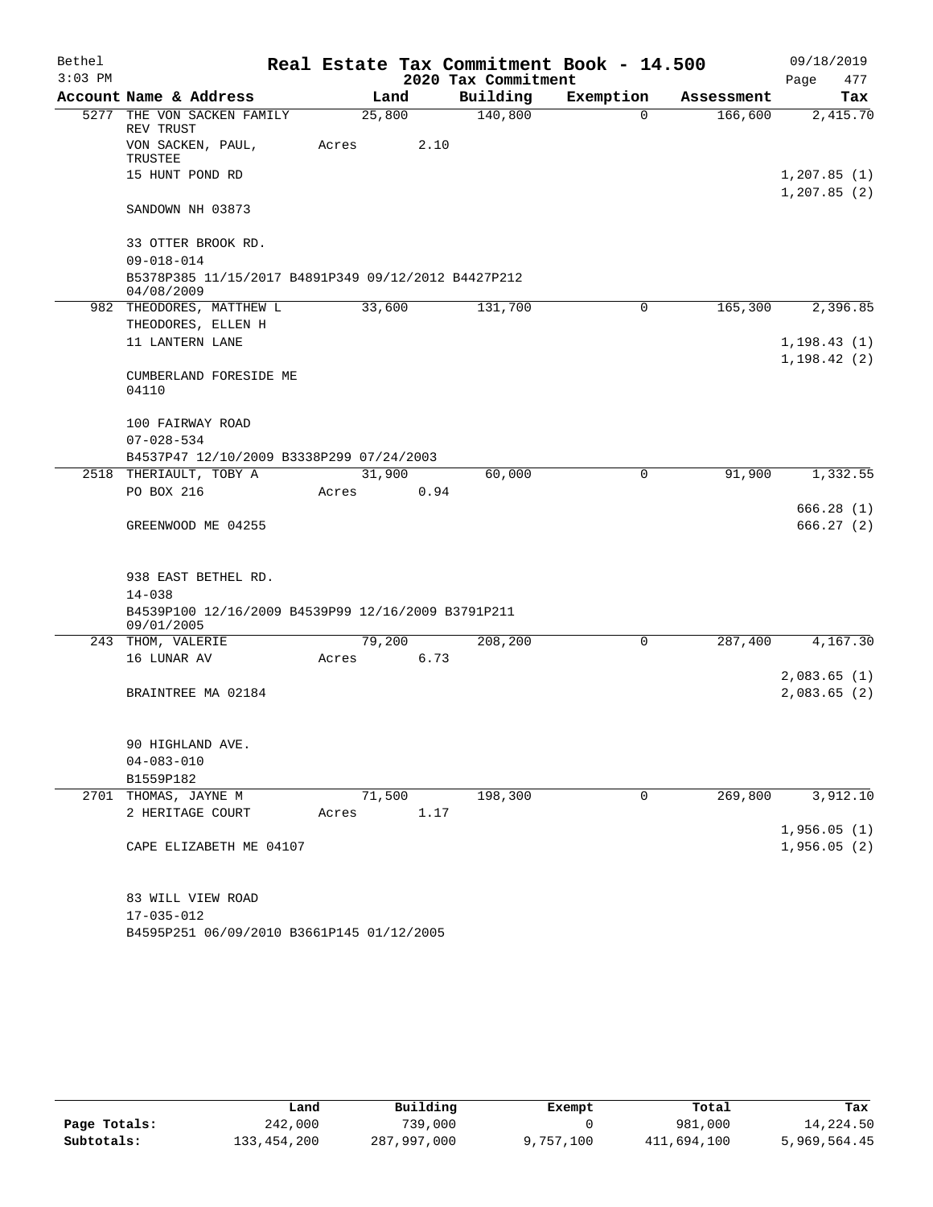Bethel — Real Estate Tax Commitment Book - 14.500 — 09/18/2019
3:03 PM — 2020 Tax Commitment — Page 477

| Account Name & Address | Land | Building | Exemption | Assessment | Tax |
|---|---|---|---|---|---|
| 5277 THE VON SACKEN FAMILY REV TRUST<br>VON SACKEN, PAUL, TRUSTEE<br>15 HUNT POND RD<br><br>SANDOWN NH 03873<br><br>33 OTTER BROOK RD.<br>09-018-014<br>B5378P385 11/15/2017 B4891P349 09/12/2012 B4427P212 04/08/2009 | 25,800<br>Acres 2.10 | 140,800 | 0 | 166,600 | 2,415.70<br><br>1,207.85 (1)<br>1,207.85 (2) |
| 982 THEODORES, MATTHEW L<br>THEODORES, ELLEN H<br>11 LANTERN LANE<br><br>CUMBERLAND FORESIDE ME 04110<br><br>100 FAIRWAY ROAD<br>07-028-534<br>B4537P47 12/10/2009 B3338P299 07/24/2003 | 33,600 | 131,700 | 0 | 165,300 | 2,396.85<br><br>1,198.43 (1)<br>1,198.42 (2) |
| 2518 THERIAULT, TOBY A<br>PO BOX 216<br><br>GREENWOOD ME 04255<br><br>938 EAST BETHEL RD.<br>14-038<br>B4539P100 12/16/2009 B4539P99 12/16/2009 B3791P211 09/01/2005 | 31,900<br>Acres 0.94 | 60,000 | 0 | 91,900 | 1,332.55<br><br>666.28 (1)<br>666.27 (2) |
| 243 THOM, VALERIE<br>16 LUNAR AV<br><br>BRAINTREE MA 02184<br><br>90 HIGHLAND AVE.<br>04-083-010<br>B1559P182 | 79,200<br>Acres 6.73 | 208,200 | 0 | 287,400 | 4,167.30<br><br>2,083.65 (1)<br>2,083.65 (2) |
| 2701 THOMAS, JAYNE M<br>2 HERITAGE COURT<br><br>CAPE ELIZABETH ME 04107<br><br>83 WILL VIEW ROAD<br>17-035-012<br>B4595P251 06/09/2010 B3661P145 01/12/2005 | 71,500<br>Acres 1.17 | 198,300 | 0 | 269,800 | 3,912.10<br><br>1,956.05 (1)<br>1,956.05 (2) |

| | Land | Building | Exempt | Total | Tax |
|---|---|---|---|---|---|
| Page Totals: | 242,000 | 739,000 | 0 | 981,000 | 14,224.50 |
| Subtotals: | 133,454,200 | 287,997,000 | 9,757,100 | 411,694,100 | 5,969,564.45 |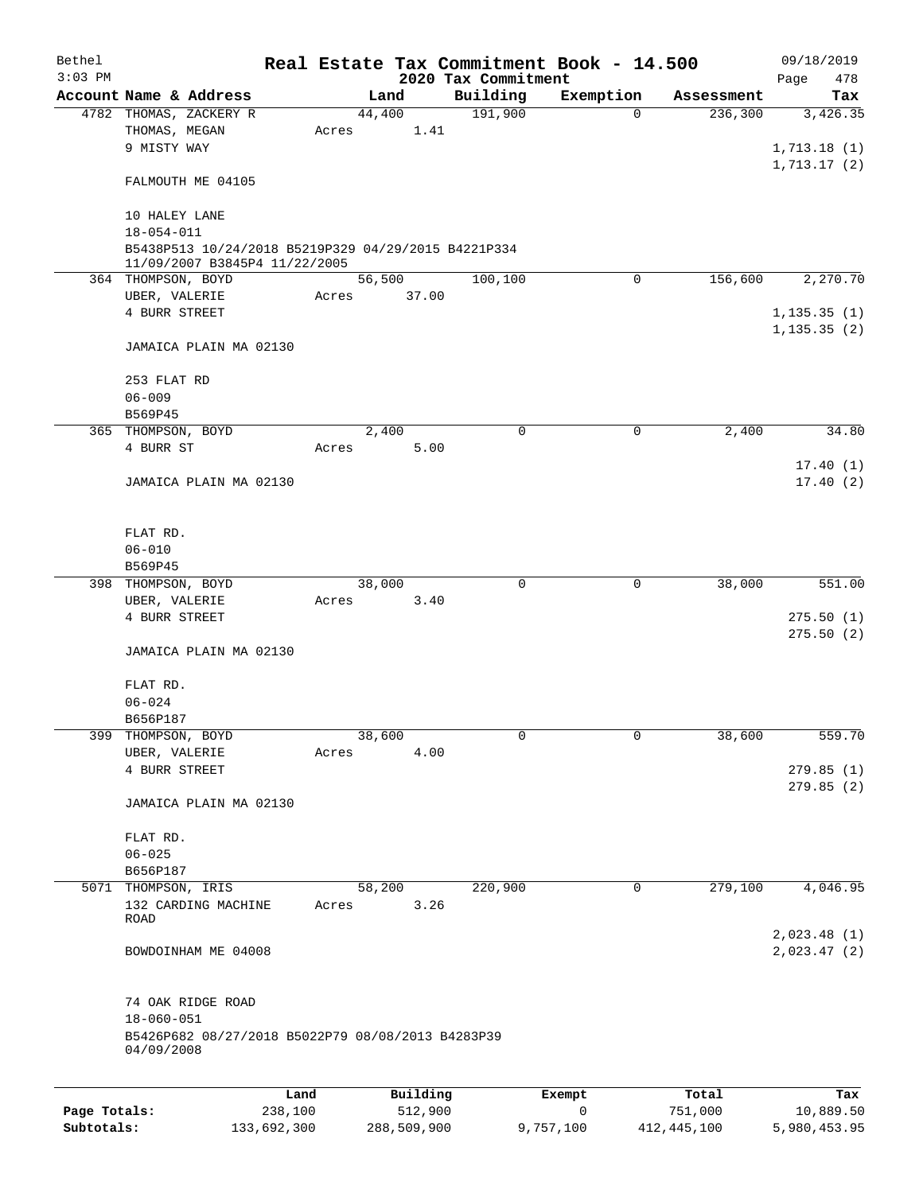# Real Estate Tax Commitment Book - 14.500

Bethel
3:03 PM

2020 Tax Commitment

09/18/2019

| Account | Name & Address | Land | Building | Exemption | Assessment | Tax |
|---|---|---|---|---|---|---|
| 4782 | THOMAS, ZACKERY R<br>THOMAS, MEGAN<br>9 MISTY WAY<br><br>FALMOUTH ME 04105<br><br>10 HALEY LANE<br>18-054-011<br>B5438P513 10/24/2018 B5219P329 04/29/2015 B4221P334 11/09/2007 B3845P4 11/22/2005 | 44,400<br>Acres 1.41 | 191,900 | 0 | 236,300 | 3,426.35<br><br>1,713.18 (1)<br>1,713.17 (2) |
| 364 | THOMPSON, BOYD<br>UBER, VALERIE<br>4 BURR STREET<br><br>JAMAICA PLAIN MA 02130<br><br>253 FLAT RD<br>06-009<br>B569P45 | 56,500<br>Acres 37.00 | 100,100 | 0 | 156,600 | 2,270.70<br><br>1,135.35 (1)<br>1,135.35 (2) |
| 365 | THOMPSON, BOYD<br>4 BURR ST<br><br>JAMAICA PLAIN MA 02130<br><br>FLAT RD.<br>06-010<br>B569P45 | 2,400<br>Acres 5.00 | 0 | 0 | 2,400 | 34.80<br><br>17.40 (1)<br>17.40 (2) |
| 398 | THOMPSON, BOYD<br>UBER, VALERIE<br>4 BURR STREET<br><br>JAMAICA PLAIN MA 02130<br><br>FLAT RD.<br>06-024<br>B656P187 | 38,000<br>Acres 3.40 | 0 | 0 | 38,000 | 551.00<br><br>275.50 (1)<br>275.50 (2) |
| 399 | THOMPSON, BOYD<br>UBER, VALERIE<br>4 BURR STREET<br><br>JAMAICA PLAIN MA 02130<br><br>FLAT RD.<br>06-025<br>B656P187 | 38,600<br>Acres 4.00 | 0 | 0 | 38,600 | 559.70<br><br>279.85 (1)<br>279.85 (2) |
| 5071 | THOMPSON, IRIS<br>132 CARDING MACHINE ROAD<br><br>BOWDOINHAM ME 04008<br><br>74 OAK RIDGE ROAD<br>18-060-051<br>B5426P682 08/27/2018 B5022P79 08/08/2013 B4283P39 04/09/2008 | 58,200<br>Acres 3.26 | 220,900 | 0 | 279,100 | 4,046.95<br><br>2,023.48 (1)<br>2,023.47 (2) |

| | Land | Building | Exempt | Total | Tax |
|---|---|---|---|---|---|
| **Page Totals:** | 238,100 | 512,900 | 0 | 751,000 | 10,889.50 |
| **Subtotals:** | 133,692,300 | 288,509,900 | 9,757,100 | 412,445,100 | 5,980,453.95 |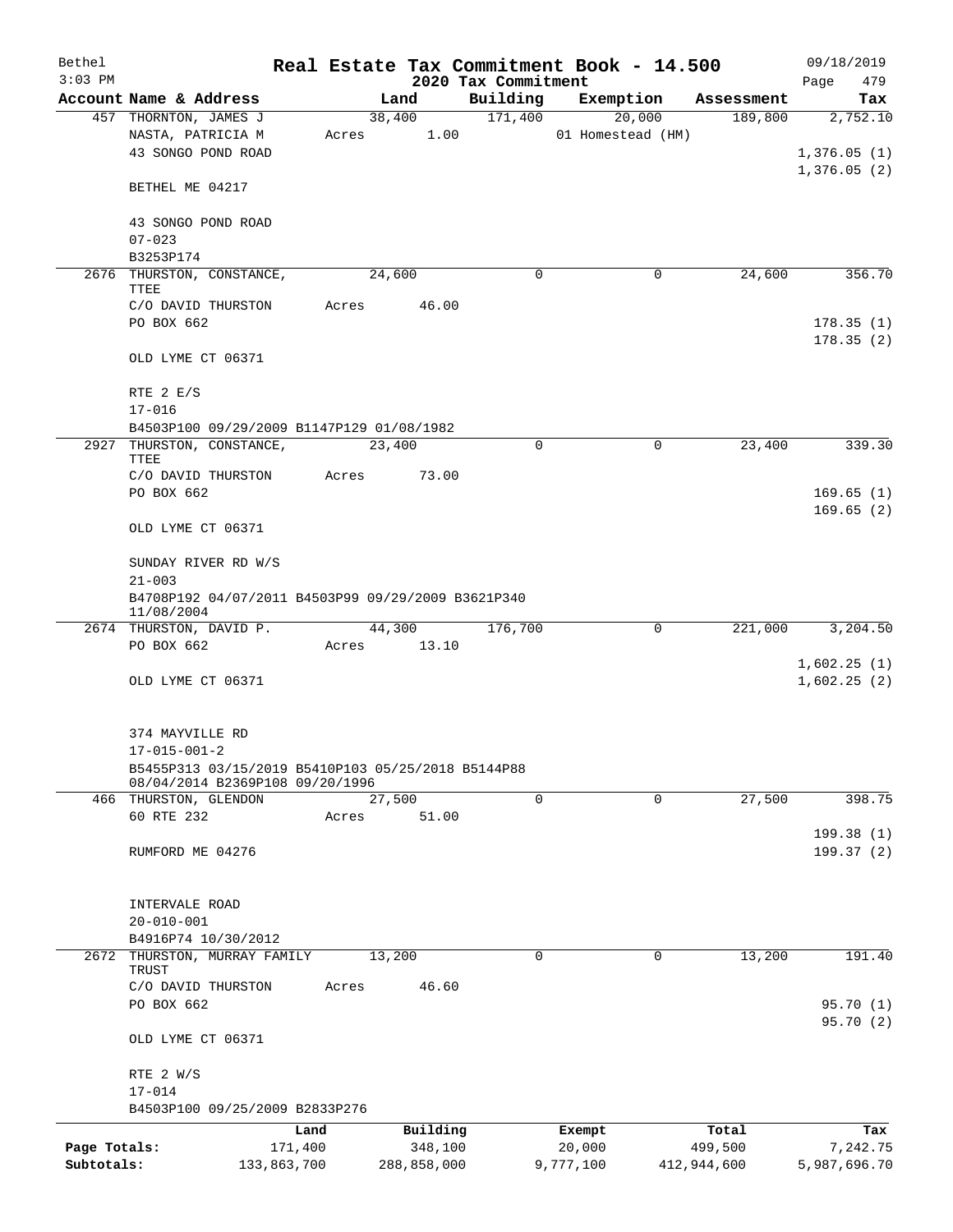Bethel 3:03 PM

# Real Estate Tax Commitment Book - 14.500
## 2020 Tax Commitment

09/18/2019

| Account | Name & Address | Land | Building | Exemption | Assessment | Tax |
|---|---|---|---|---|---|---|
| 457 | THORNTON, JAMES J<br>NASTA, PATRICIA M<br>43 SONGO POND ROAD<br><br>BETHEL ME 04217<br><br>43 SONGO POND ROAD<br>07-023<br>B3253P174 | 38,400<br>Acres 1.00 | 171,400 | 20,000<br>01 Homestead (HM) | 189,800 | 2,752.10<br><br>1,376.05 (1)<br>1,376.05 (2) |
| 2676 | THURSTON, CONSTANCE, TTEE<br>C/O DAVID THURSTON<br>PO BOX 662<br><br>OLD LYME CT 06371<br><br>RTE 2 E/S<br>17-016<br>B4503P100 09/29/2009 B1147P129 01/08/1982 | 24,600<br>Acres 46.00 | 0 | 0 | 24,600 | 356.70<br><br>178.35 (1)<br>178.35 (2) |
| 2927 | THURSTON, CONSTANCE, TTEE<br>C/O DAVID THURSTON<br>PO BOX 662<br><br>OLD LYME CT 06371<br><br>SUNDAY RIVER RD W/S<br>21-003<br>B4708P192 04/07/2011 B4503P99 09/29/2009 B3621P340 11/08/2004 | 23,400<br>Acres 73.00 | 0 | 0 | 23,400 | 339.30<br><br>169.65 (1)<br>169.65 (2) |
| 2674 | THURSTON, DAVID P.<br>PO BOX 662<br><br>OLD LYME CT 06371<br><br>374 MAYVILLE RD<br>17-015-001-2<br>B5455P313 03/15/2019 B5410P103 05/25/2018 B5144P88 08/04/2014 B2369P108 09/20/1996 | 44,300<br>Acres 13.10 | 176,700 | 0 | 221,000 | 3,204.50<br><br>1,602.25 (1)<br>1,602.25 (2) |
| 466 | THURSTON, GLENDON<br>60 RTE 232<br><br>RUMFORD ME 04276<br><br>INTERVALE ROAD<br>20-010-001<br>B4916P74 10/30/2012 | 27,500<br>Acres 51.00 | 0 | 0 | 27,500 | 398.75<br><br>199.38 (1)<br>199.37 (2) |
| 2672 | THURSTON, MURRAY FAMILY TRUST<br>C/O DAVID THURSTON<br>PO BOX 662<br><br>OLD LYME CT 06371<br><br>RTE 2 W/S<br>17-014<br>B4503P100 09/25/2009 B2833P276 | 13,200<br>Acres 46.60 | 0 | 0 | 13,200 | 191.40<br><br>95.70 (1)<br>95.70 (2) |

| | Land | Building | Exempt | Total | Tax |
|---|---|---|---|---|---|
| Page Totals: | 171,400 | 348,100 | 20,000 | 499,500 | 7,242.75 |
| Subtotals: | 133,863,700 | 288,858,000 | 9,777,100 | 412,944,600 | 5,987,696.70 |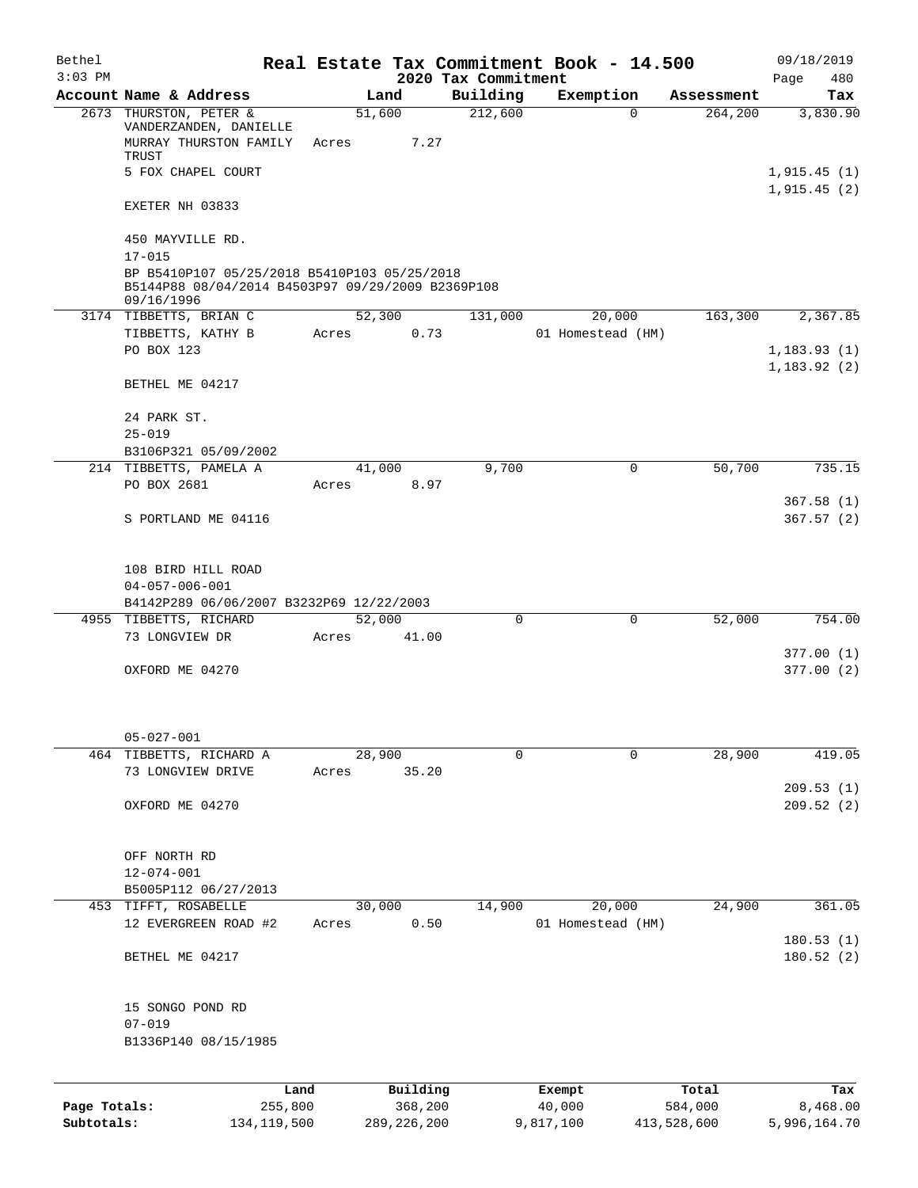Bethel 3:03 PM

# Real Estate Tax Commitment Book - 14.500

## 2020 Tax Commitment

09/18/2019 Page 480

| Account | Name & Address | Land | Building | Exemption | Assessment | Tax |
|---|---|---|---|---|---|---|
| 2673 | THURSTON, PETER & VANDERZANDEN, DANIELLE<br>MURRAY THURSTON FAMILY TRUST<br>5 FOX CHAPEL COURT<br>EXETER NH 03833<br><br>450 MAYVILLE RD.<br>17-015<br>BP B5410P107 05/25/2018 B5410P103 05/25/2018 B5144P88 08/04/2014 B4503P97 09/29/2009 B2369P108 09/16/1996 | 51,600<br>Acres 7.27 | 212,600 | 0 | 264,200 | 3,830.90<br>1,915.45 (1)<br>1,915.45 (2) |
| 3174 | TIBBETTS, BRIAN C<br>TIBBETTS, KATHY B<br>PO BOX 123<br>BETHEL ME 04217<br><br>24 PARK ST.<br>25-019<br>B3106P321 05/09/2002 | 52,300<br>Acres 0.73 | 131,000 | 20,000<br>01 Homestead (HM) | 163,300 | 2,367.85<br>1,183.93 (1)<br>1,183.92 (2) |
| 214 | TIBBETTS, PAMELA A<br>PO BOX 2681<br>S PORTLAND ME 04116<br><br>108 BIRD HILL ROAD<br>04-057-006-001<br>B4142P289 06/06/2007 B3232P69 12/22/2003 | 41,000<br>Acres 8.97 | 9,700 | 0 | 50,700 | 735.15<br>367.58 (1)<br>367.57 (2) |
| 4955 | TIBBETTS, RICHARD<br>73 LONGVIEW DR<br>OXFORD ME 04270<br><br>05-027-001 | 52,000<br>Acres 41.00 | 0 | 0 | 52,000 | 754.00<br>377.00 (1)<br>377.00 (2) |
| 464 | TIBBETTS, RICHARD A<br>73 LONGVIEW DRIVE<br>OXFORD ME 04270<br><br>OFF NORTH RD<br>12-074-001<br>B5005P112 06/27/2013 | 28,900<br>Acres 35.20 | 0 | 0 | 28,900 | 419.05<br>209.53 (1)<br>209.52 (2) |
| 453 | TIFFT, ROSABELLE<br>12 EVERGREEN ROAD #2<br>BETHEL ME 04217<br><br>15 SONGO POND RD<br>07-019<br>B1336P140 08/15/1985 | 30,000<br>Acres 0.50 | 14,900 | 20,000<br>01 Homestead (HM) | 24,900 | 361.05<br>180.53 (1)<br>180.52 (2) |

| | Land | Building | Exempt | Total | Tax |
|---|---|---|---|---|---|
| Page Totals: | 255,800 | 368,200 | 40,000 | 584,000 | 8,468.00 |
| Subtotals: | 134,119,500 | 289,226,200 | 9,817,100 | 413,528,600 | 5,996,164.70 |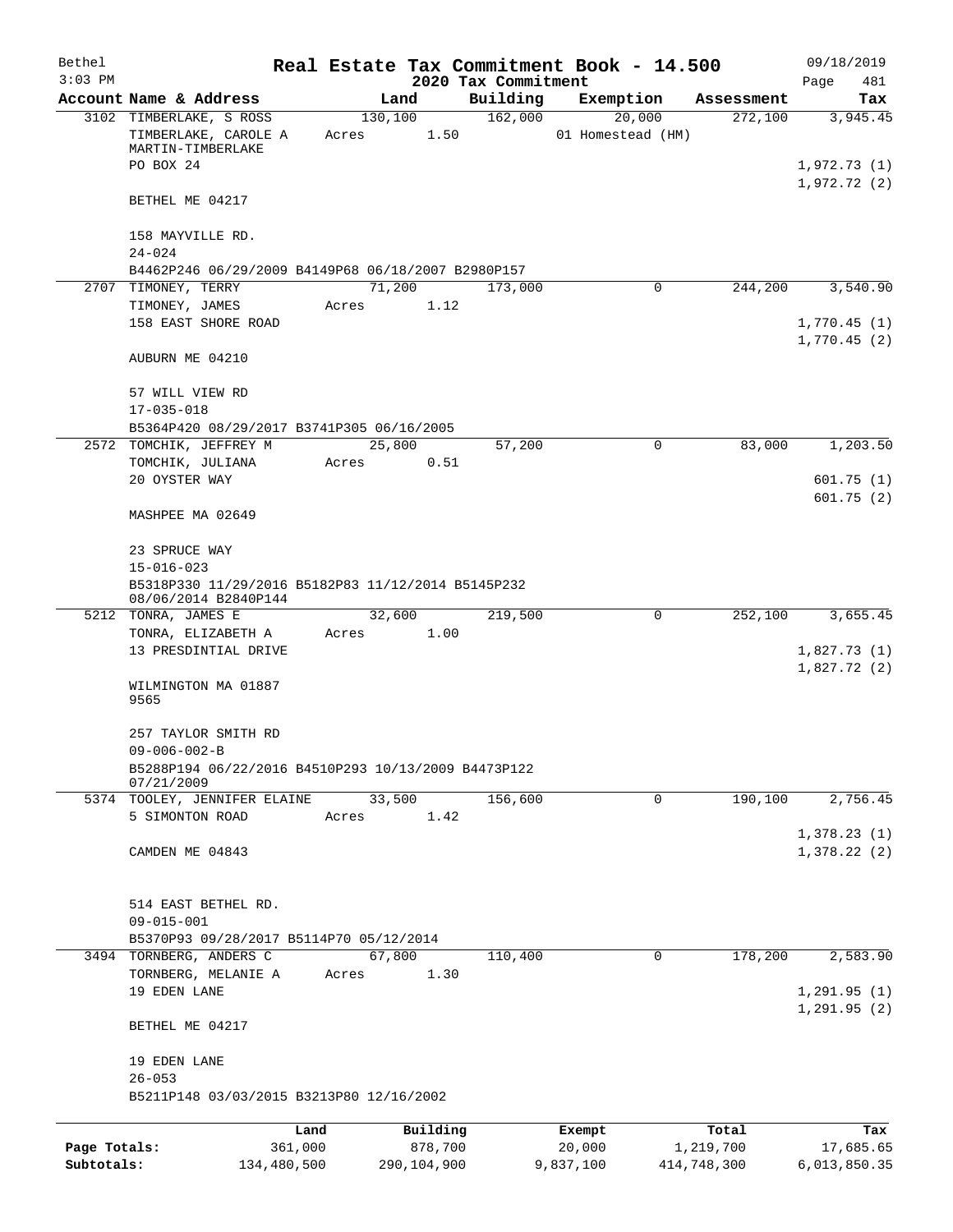# Real Estate Tax Commitment Book - 14.500

Bethel 09/18/2019
3:03 PM

## 2020 Tax Commitment

| Account Name & Address | Land | Building | Exemption | Assessment | Tax |
|---|---|---|---|---|---|
| 3102 TIMBERLAKE, S ROSS | 130,100 | 162,000 | 20,000 | 272,100 | 3,945.45 |
| TIMBERLAKE, CAROLE A MARTIN-TIMBERLAKE | Acres 1.50 | | 01 Homestead (HM) | | |
| PO BOX 24 | | | | | 1,972.73 (1) |
| | | | | | 1,972.72 (2) |
| BETHEL ME 04217 | | | | | |
| 158 MAYVILLE RD. | | | | | |
| 24-024 | | | | | |
| B4462P246 06/29/2009 B4149P68 06/18/2007 B2980P157 | | | | | |
| 2707 TIMONEY, TERRY | 71,200 | 173,000 | 0 | 244,200 | 3,540.90 |
| TIMONEY, JAMES | Acres 1.12 | | | | |
| 158 EAST SHORE ROAD | | | | | 1,770.45 (1) |
| | | | | | 1,770.45 (2) |
| AUBURN ME 04210 | | | | | |
| 57 WILL VIEW RD | | | | | |
| 17-035-018 | | | | | |
| B5364P420 08/29/2017 B3741P305 06/16/2005 | | | | | |
| 2572 TOMCHIK, JEFFREY M | 25,800 | 57,200 | 0 | 83,000 | 1,203.50 |
| TOMCHIK, JULIANA | Acres 0.51 | | | | |
| 20 OYSTER WAY | | | | | 601.75 (1) |
| | | | | | 601.75 (2) |
| MASHPEE MA 02649 | | | | | |
| 23 SPRUCE WAY | | | | | |
| 15-016-023 | | | | | |
| B5318P330 11/29/2016 B5182P83 11/12/2014 B5145P232 08/06/2014 B2840P144 | | | | | |
| 5212 TONRA, JAMES E | 32,600 | 219,500 | 0 | 252,100 | 3,655.45 |
| TONRA, ELIZABETH A | Acres 1.00 | | | | |
| 13 PRESDINTIAL DRIVE | | | | | 1,827.73 (1) |
| | | | | | 1,827.72 (2) |
| WILMINGTON MA 01887 9565 | | | | | |
| 257 TAYLOR SMITH RD | | | | | |
| 09-006-002-B | | | | | |
| B5288P194 06/22/2016 B4510P293 10/13/2009 B4473P122 07/21/2009 | | | | | |
| 5374 TOOLEY, JENNIFER ELAINE | 33,500 | 156,600 | 0 | 190,100 | 2,756.45 |
| 5 SIMONTON ROAD | Acres 1.42 | | | | |
| | | | | | 1,378.23 (1) |
| CAMDEN ME 04843 | | | | | 1,378.22 (2) |
| 514 EAST BETHEL RD. | | | | | |
| 09-015-001 | | | | | |
| B5370P93 09/28/2017 B5114P70 05/12/2014 | | | | | |
| 3494 TORNBERG, ANDERS C | 67,800 | 110,400 | 0 | 178,200 | 2,583.90 |
| TORNBERG, MELANIE A | Acres 1.30 | | | | |
| 19 EDEN LANE | | | | | 1,291.95 (1) |
| | | | | | 1,291.95 (2) |
| BETHEL ME 04217 | | | | | |
| 19 EDEN LANE | | | | | |
| 26-053 | | | | | |
| B5211P148 03/03/2015 B3213P80 12/16/2002 | | | | | |

| | Land | Building | Exempt | Total | Tax |
|---|---|---|---|---|---|
| Page Totals: | 361,000 | 878,700 | 20,000 | 1,219,700 | 17,685.65 |
| Subtotals: | 134,480,500 | 290,104,900 | 9,837,100 | 414,748,300 | 6,013,850.35 |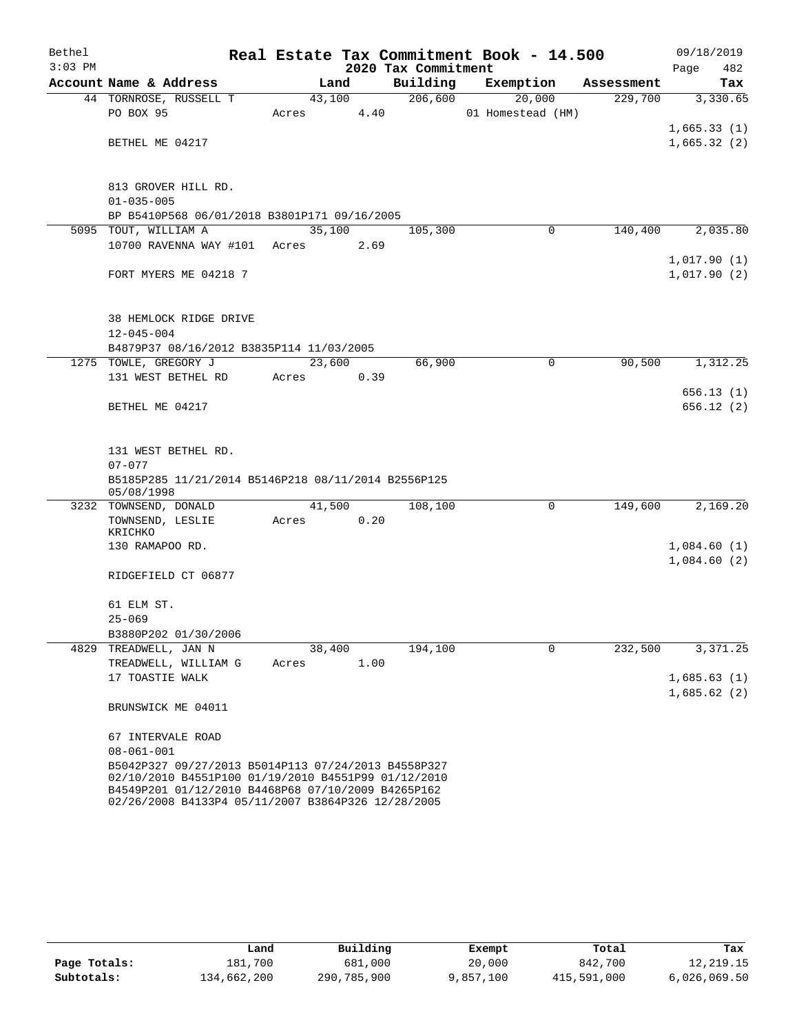Bethel 3:03 PM

# Real Estate Tax Commitment Book - 14.500

## 2020 Tax Commitment

09/18/2019 Page 482

| Account Name & Address | Land | Building | Exemption | Assessment | Tax |
|---|---|---|---|---|---|
| 44 TORNROSE, RUSSELL T | 43,100 | 206,600 | 20,000 | 229,700 | 3,330.65 |
| PO BOX 95 | Acres 4.40 | | 01 Homestead (HM) | | |
| | | | | | 1,665.33 (1) |
| BETHEL ME 04217 | | | | | 1,665.32 (2) |
| 813 GROVER HILL RD. | | | | | |
| 01-035-005 | | | | | |
| BP B5410P568 06/01/2018 B3801P171 09/16/2005 | | | | | |
| 5095 TOUT, WILLIAM A | 35,100 | 105,300 | 0 | 140,400 | 2,035.80 |
| 10700 RAVENNA WAY #101 | Acres 2.69 | | | | |
| | | | | | 1,017.90 (1) |
| FORT MYERS ME 04218 7 | | | | | 1,017.90 (2) |
| 38 HEMLOCK RIDGE DRIVE | | | | | |
| 12-045-004 | | | | | |
| B4879P37 08/16/2012 B3835P114 11/03/2005 | | | | | |
| 1275 TOWLE, GREGORY J | 23,600 | 66,900 | 0 | 90,500 | 1,312.25 |
| 131 WEST BETHEL RD | Acres 0.39 | | | | |
| | | | | | 656.13 (1) |
| BETHEL ME 04217 | | | | | 656.12 (2) |
| 131 WEST BETHEL RD. | | | | | |
| 07-077 | | | | | |
| B5185P285 11/21/2014 B5146P218 08/11/2014 B2556P125 05/08/1998 | | | | | |
| 3232 TOWNSEND, DONALD | 41,500 | 108,100 | 0 | 149,600 | 2,169.20 |
| TOWNSEND, LESLIE KRICHKO | Acres 0.20 | | | | |
| 130 RAMAPOO RD. | | | | | 1,084.60 (1) |
| | | | | | 1,084.60 (2) |
| RIDGEFIELD CT 06877 | | | | | |
| 61 ELM ST. | | | | | |
| 25-069 | | | | | |
| B3880P202 01/30/2006 | | | | | |
| 4829 TREADWELL, JAN N | 38,400 | 194,100 | 0 | 232,500 | 3,371.25 |
| TREADWELL, WILLIAM G | Acres 1.00 | | | | |
| 17 TOASTIE WALK | | | | | 1,685.63 (1) |
| | | | | | 1,685.62 (2) |
| BRUNSWICK ME 04011 | | | | | |
| 67 INTERVALE ROAD | | | | | |
| 08-061-001 | | | | | |
| B5042P327 09/27/2013 B5014P113 07/24/2013 B4558P327 02/10/2010 B4551P100 01/19/2010 B4551P99 01/12/2010 B4549P201 01/12/2010 B4468P68 07/10/2009 B4265P162 02/26/2008 B4133P4 05/11/2007 B3864P326 12/28/2005 | | | | | |

| | Land | Building | Exempt | Total | Tax |
|---|---|---|---|---|---|
| Page Totals: | 181,700 | 681,000 | 20,000 | 842,700 | 12,219.15 |
| Subtotals: | 134,662,200 | 290,785,900 | 9,857,100 | 415,591,000 | 6,026,069.50 |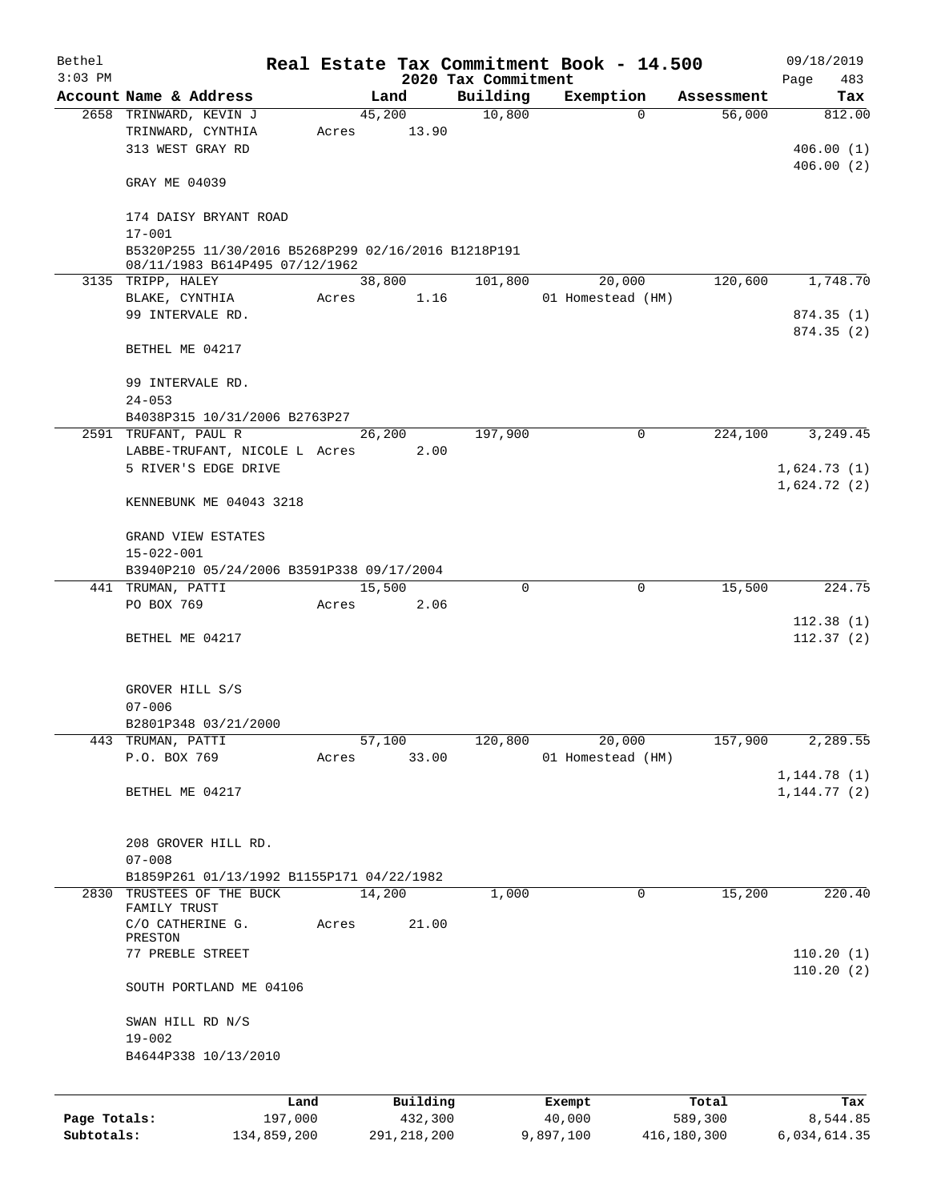Bethel 3:03 PM

# Real Estate Tax Commitment Book - 14.500

## 2020 Tax Commitment

09/18/2019 Page 483

| Account Name & Address | Land | Building | Exemption | Assessment | Tax |
|---|---|---|---|---|---|
| 2658 TRINWARD, KEVIN J | 45,200 | 10,800 | 0 | 56,000 | 812.00 |
| TRINWARD, CYNTHIA | Acres 13.90 | | | | |
| 313 WEST GRAY RD | | | | | 406.00 (1) |
| | | | | | 406.00 (2) |
| GRAY ME 04039 | | | | | |
| 174 DAISY BRYANT ROAD | | | | | |
| 17-001 | | | | | |
| B5320P255 11/30/2016 B5268P299 02/16/2016 B1218P191 08/11/1983 B614P495 07/12/1962 | | | | | |
| 3135 TRIPP, HALEY | 38,800 | 101,800 | 20,000 | 120,600 | 1,748.70 |
| BLAKE, CYNTHIA | Acres 1.16 | | 01 Homestead (HM) | | |
| 99 INTERVALE RD. | | | | | 874.35 (1) |
| | | | | | 874.35 (2) |
| BETHEL ME 04217 | | | | | |
| 99 INTERVALE RD. | | | | | |
| 24-053 | | | | | |
| B4038P315 10/31/2006 B2763P27 | | | | | |
| 2591 TRUFANT, PAUL R | 26,200 | 197,900 | 0 | 224,100 | 3,249.45 |
| LABBE-TRUFANT, NICOLE L | Acres 2.00 | | | | |
| 5 RIVER'S EDGE DRIVE | | | | | 1,624.73 (1) |
| | | | | | 1,624.72 (2) |
| KENNEBUNK ME 04043 3218 | | | | | |
| GRAND VIEW ESTATES | | | | | |
| 15-022-001 | | | | | |
| B3940P210 05/24/2006 B3591P338 09/17/2004 | | | | | |
| 441 TRUMAN, PATTI | 15,500 | 0 | 0 | 15,500 | 224.75 |
| PO BOX 769 | Acres 2.06 | | | | |
| | | | | | 112.38 (1) |
| BETHEL ME 04217 | | | | | 112.37 (2) |
| GROVER HILL S/S | | | | | |
| 07-006 | | | | | |
| B2801P348 03/21/2000 | | | | | |
| 443 TRUMAN, PATTI | 57,100 | 120,800 | 20,000 | 157,900 | 2,289.55 |
| P.O. BOX 769 | Acres 33.00 | | 01 Homestead (HM) | | |
| | | | | | 1,144.78 (1) |
| BETHEL ME 04217 | | | | | 1,144.77 (2) |
| 208 GROVER HILL RD. | | | | | |
| 07-008 | | | | | |
| B1859P261 01/13/1992 B1155P171 04/22/1982 | | | | | |
| 2830 TRUSTEES OF THE BUCK FAMILY TRUST | 14,200 | 1,000 | 0 | 15,200 | 220.40 |
| C/O CATHERINE G. PRESTON | Acres 21.00 | | | | |
| 77 PREBLE STREET | | | | | 110.20 (1) |
| | | | | | 110.20 (2) |
| SOUTH PORTLAND ME 04106 | | | | | |
| SWAN HILL RD N/S | | | | | |
| 19-002 | | | | | |
| B4644P338 10/13/2010 | | | | | |

| | Land | Building | Exempt | Total | Tax |
|---|---|---|---|---|---|
| Page Totals: | 197,000 | 432,300 | 40,000 | 589,300 | 8,544.85 |
| Subtotals: | 134,859,200 | 291,218,200 | 9,897,100 | 416,180,300 | 6,034,614.35 |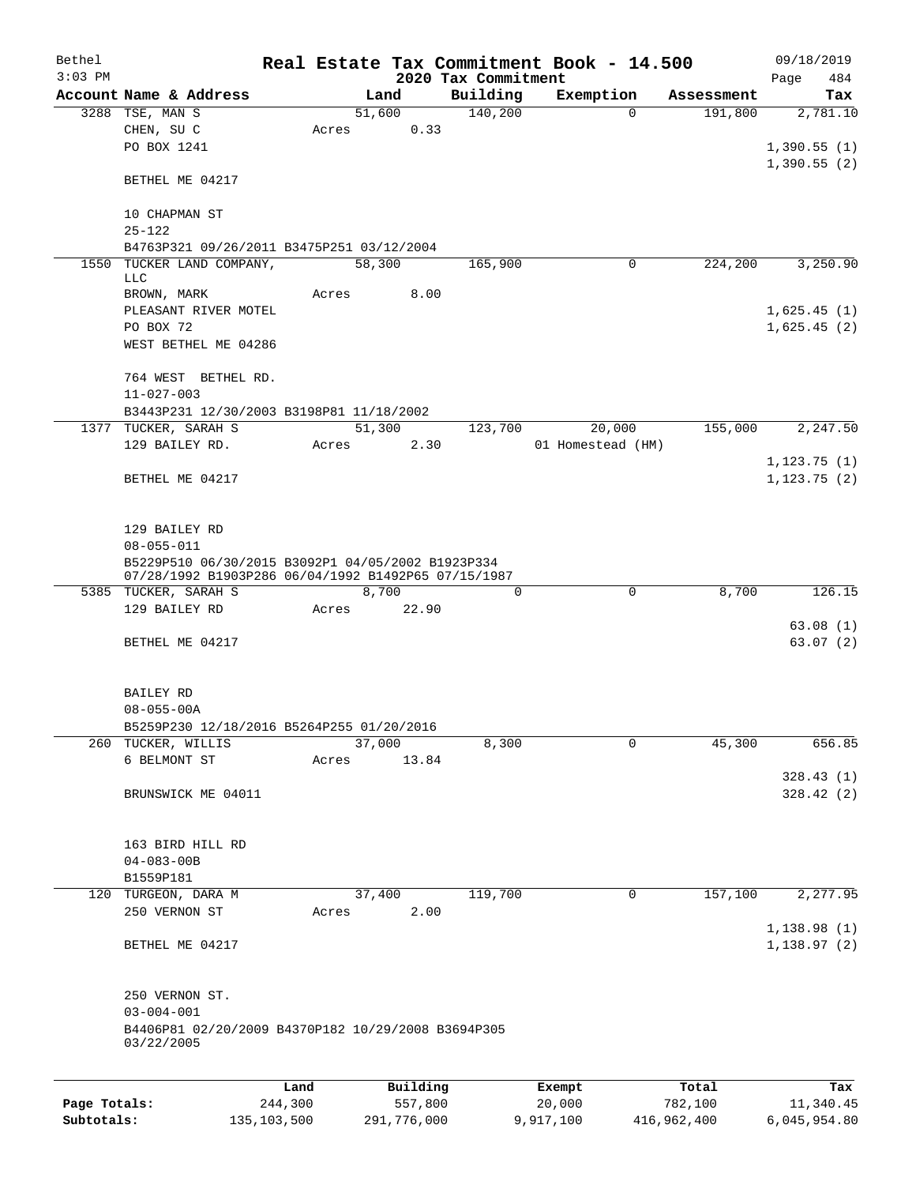Bethel 3:03 PM

# Real Estate Tax Commitment Book - 14.500

## 2020 Tax Commitment

09/18/2019 Page 484

| Account | Name & Address | Land | Building | Exemption | Assessment | Tax |
|---|---|---|---|---|---|---|
| 3288 | TSE, MAN S<br>CHEN, SU C<br>PO BOX 1241<br><br>BETHEL ME 04217<br><br>10 CHAPMAN ST<br>25-122<br>B4763P321 09/26/2011 B3475P251 03/12/2004 | 51,600<br>Acres 0.33 | 140,200 | 0 | 191,800 | 2,781.10<br><br>1,390.55 (1)<br>1,390.55 (2) |
| 1550 | TUCKER LAND COMPANY, LLC<br>BROWN, MARK<br>PLEASANT RIVER MOTEL<br>PO BOX 72<br>WEST BETHEL ME 04286<br><br>764 WEST BETHEL RD.<br>11-027-003<br>B3443P231 12/30/2003 B3198P81 11/18/2002 | 58,300<br>Acres 8.00 | 165,900 | 0 | 224,200 | 3,250.90<br><br>1,625.45 (1)<br>1,625.45 (2) |
| 1377 | TUCKER, SARAH S<br>129 BAILEY RD.<br><br>BETHEL ME 04217<br><br>129 BAILEY RD<br>08-055-011<br>B5229P510 06/30/2015 B3092P1 04/05/2002 B1923P334 07/28/1992 B1903P286 06/04/1992 B1492P65 07/15/1987 | 51,300<br>Acres 2.30 | 123,700 | 20,000<br>01 Homestead (HM) | 155,000 | 2,247.50<br><br>1,123.75 (1)<br>1,123.75 (2) |
| 5385 | TUCKER, SARAH S<br>129 BAILEY RD<br><br>BETHEL ME 04217<br><br>BAILEY RD<br>08-055-00A<br>B5259P230 12/18/2016 B5264P255 01/20/2016 | 8,700<br>Acres 22.90 | 0 | 0 | 8,700 | 126.15<br><br>63.08 (1)<br>63.07 (2) |
| 260 | TUCKER, WILLIS<br>6 BELMONT ST<br><br>BRUNSWICK ME 04011<br><br>163 BIRD HILL RD<br>04-083-00B<br>B1559P181 | 37,000<br>Acres 13.84 | 8,300 | 0 | 45,300 | 656.85<br><br>328.43 (1)<br>328.42 (2) |
| 120 | TURGEON, DARA M<br>250 VERNON ST<br><br>BETHEL ME 04217<br><br>250 VERNON ST.<br>03-004-001<br>B4406P81 02/20/2009 B4370P182 10/29/2008 B3694P305 03/22/2005 | 37,400<br>Acres 2.00 | 119,700 | 0 | 157,100 | 2,277.95<br><br>1,138.98 (1)<br>1,138.97 (2) |

| | Land | Building | Exempt | Total | Tax |
|---|---|---|---|---|---|
| Page Totals: | 244,300 | 557,800 | 20,000 | 782,100 | 11,340.45 |
| Subtotals: | 135,103,500 | 291,776,000 | 9,917,100 | 416,962,400 | 6,045,954.80 |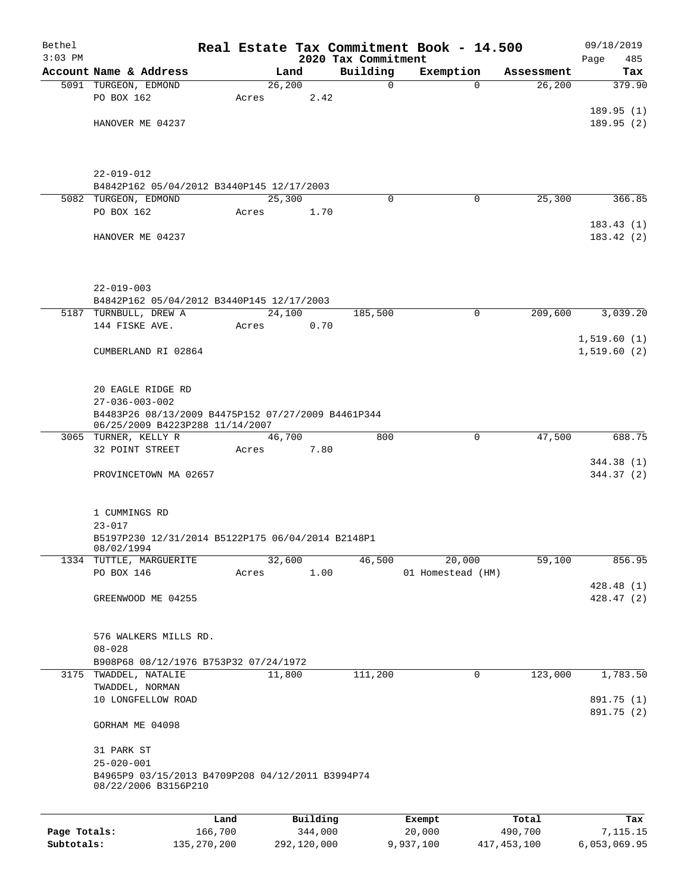Bethel 3:03 PM

# Real Estate Tax Commitment Book - 14.500

## 2020 Tax Commitment

09/18/2019

| Account | Name & Address | Land | Building | Exemption | Assessment | Tax |
|---|---|---|---|---|---|---|
| 5091 | TURGEON, EDMOND<br>PO BOX 162<br>HANOVER ME 04237<br><br>22-019-012<br>B4842P162 05/04/2012 B3440P145 12/17/2003 | 26,200<br>Acres 2.42 | 0 | 0 | 26,200 | 379.90<br>189.95 (1)<br>189.95 (2) |
| 5082 | TURGEON, EDMOND<br>PO BOX 162<br>HANOVER ME 04237<br><br>22-019-003<br>B4842P162 05/04/2012 B3440P145 12/17/2003 | 25,300<br>Acres 1.70 | 0 | 0 | 25,300 | 366.85<br>183.43 (1)<br>183.42 (2) |
| 5187 | TURNBULL, DREW A<br>144 FISKE AVE.<br>CUMBERLAND RI 02864<br><br>20 EAGLE RIDGE RD<br>27-036-003-002<br>B4483P26 08/13/2009 B4475P152 07/27/2009 B4461P344 06/25/2009 B4223P288 11/14/2007 | 24,100<br>Acres 0.70 | 185,500 | 0 | 209,600 | 3,039.20<br>1,519.60 (1)<br>1,519.60 (2) |
| 3065 | TURNER, KELLY R<br>32 POINT STREET<br>PROVINCETOWN MA 02657<br><br>1 CUMMINGS RD<br>23-017<br>B5197P230 12/31/2014 B5122P175 06/04/2014 B2148P1 08/02/1994 | 46,700<br>Acres 7.80 | 800 | 0 | 47,500 | 688.75<br>344.38 (1)<br>344.37 (2) |
| 1334 | TUTTLE, MARGUERITE<br>PO BOX 146<br>GREENWOOD ME 04255<br><br>576 WALKERS MILLS RD.<br>08-028<br>B908P68 08/12/1976 B753P32 07/24/1972 | 32,600<br>Acres 1.00 | 46,500 | 20,000<br>01 Homestead (HM) | 59,100 | 856.95<br>428.48 (1)<br>428.47 (2) |
| 3175 | TWADDEL, NATALIE<br>TWADDEL, NORMAN<br>10 LONGFELLOW ROAD<br>GORHAM ME 04098<br><br>31 PARK ST<br>25-020-001<br>B4965P9 03/15/2013 B4709P208 04/12/2011 B3994P74 08/22/2006 B3156P210 | 11,800 | 111,200 | 0 | 123,000 | 1,783.50<br>891.75 (1)<br>891.75 (2) |

| | Land | Building | Exempt | Total | Tax |
|---|---|---|---|---|---|
| Page Totals: | 166,700 | 344,000 | 20,000 | 490,700 | 7,115.15 |
| Subtotals: | 135,270,200 | 292,120,000 | 9,937,100 | 417,453,100 | 6,053,069.95 |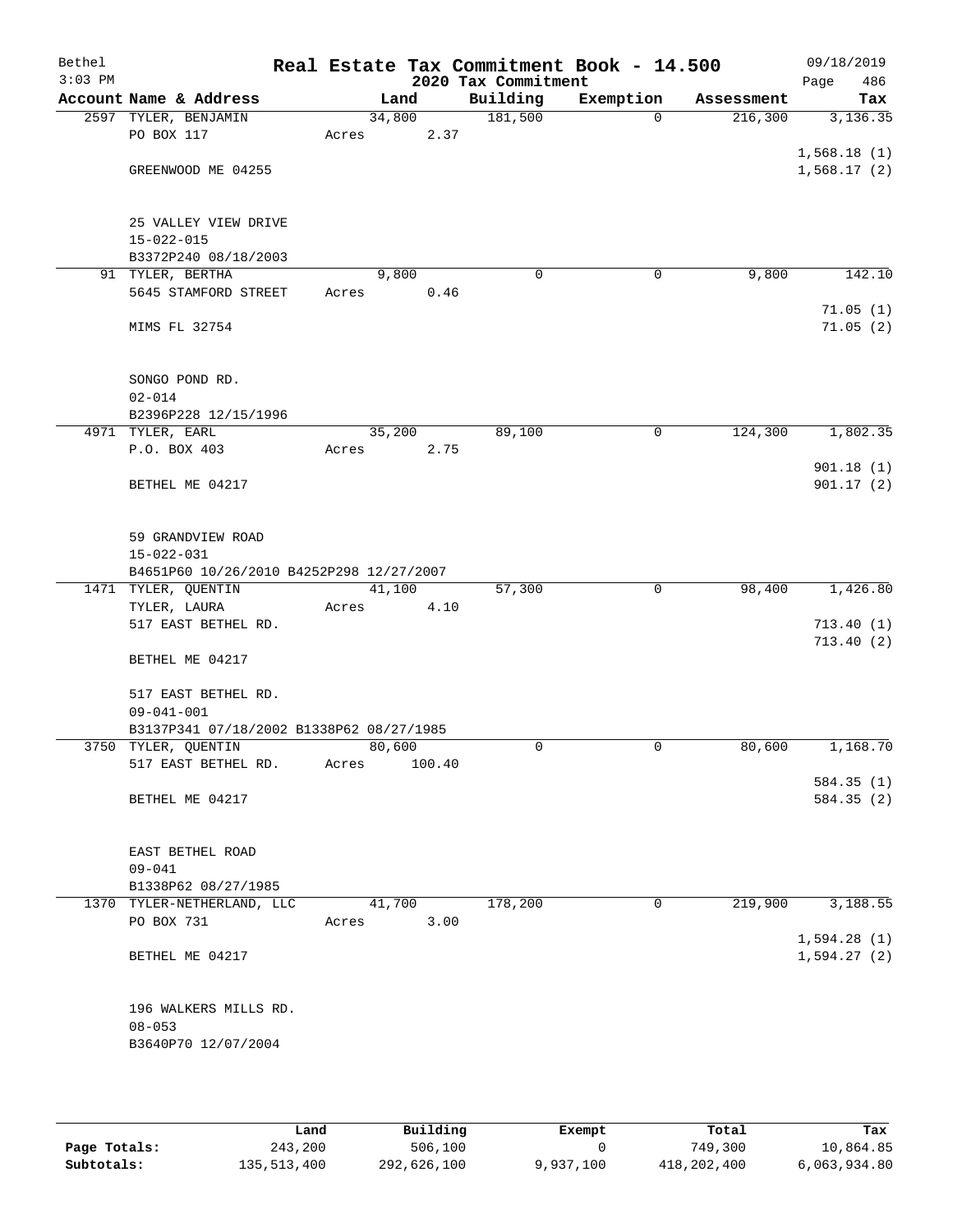Bethel 3:03 PM

# Real Estate Tax Commitment Book - 14.500

## 2020 Tax Commitment

09/18/2019 Page 486

| Account Name & Address | Land | Building | Exemption | Assessment | Tax |
|---|---|---|---|---|---|
| 2597 TYLER, BENJAMIN<br>PO BOX 117<br><br>GREENWOOD ME 04255<br><br>25 VALLEY VIEW DRIVE<br>15-022-015<br>B3372P240 08/18/2003 | 34,800<br>Acres 2.37 | 181,500 | 0 | 216,300 | 3,136.35<br><br>1,568.18 (1)<br>1,568.17 (2) |
| 91 TYLER, BERTHA<br>5645 STAMFORD STREET<br><br>MIMS FL 32754<br><br>SONGO POND RD.<br>02-014<br>B2396P228 12/15/1996 | 9,800<br>Acres 0.46 | 0 | 0 | 9,800 | 142.10<br><br>71.05 (1)<br>71.05 (2) |
| 4971 TYLER, EARL<br>P.O. BOX 403<br><br>BETHEL ME 04217<br><br>59 GRANDVIEW ROAD<br>15-022-031<br>B4651P60 10/26/2010 B4252P298 12/27/2007 | 35,200<br>Acres 2.75 | 89,100 | 0 | 124,300 | 1,802.35<br><br>901.18 (1)<br>901.17 (2) |
| 1471 TYLER, QUENTIN<br>TYLER, LAURA<br>517 EAST BETHEL RD.<br><br>BETHEL ME 04217<br><br>517 EAST BETHEL RD.<br>09-041-001<br>B3137P341 07/18/2002 B1338P62 08/27/1985 | 41,100<br>Acres 4.10 | 57,300 | 0 | 98,400 | 1,426.80<br><br>713.40 (1)<br>713.40 (2) |
| 3750 TYLER, QUENTIN<br>517 EAST BETHEL RD.<br><br>BETHEL ME 04217<br><br>EAST BETHEL ROAD<br>09-041<br>B1338P62 08/27/1985 | 80,600<br>Acres 100.40 | 0 | 0 | 80,600 | 1,168.70<br><br>584.35 (1)<br>584.35 (2) |
| 1370 TYLER-NETHERLAND, LLC<br>PO BOX 731<br><br>BETHEL ME 04217<br><br>196 WALKERS MILLS RD.<br>08-053<br>B3640P70 12/07/2004 | 41,700<br>Acres 3.00 | 178,200 | 0 | 219,900 | 3,188.55<br><br>1,594.28 (1)<br>1,594.27 (2) |

| | Land | Building | Exempt | Total | Tax |
|---|---|---|---|---|---|
| Page Totals: | 243,200 | 506,100 | 0 | 749,300 | 10,864.85 |
| Subtotals: | 135,513,400 | 292,626,100 | 9,937,100 | 418,202,400 | 6,063,934.80 |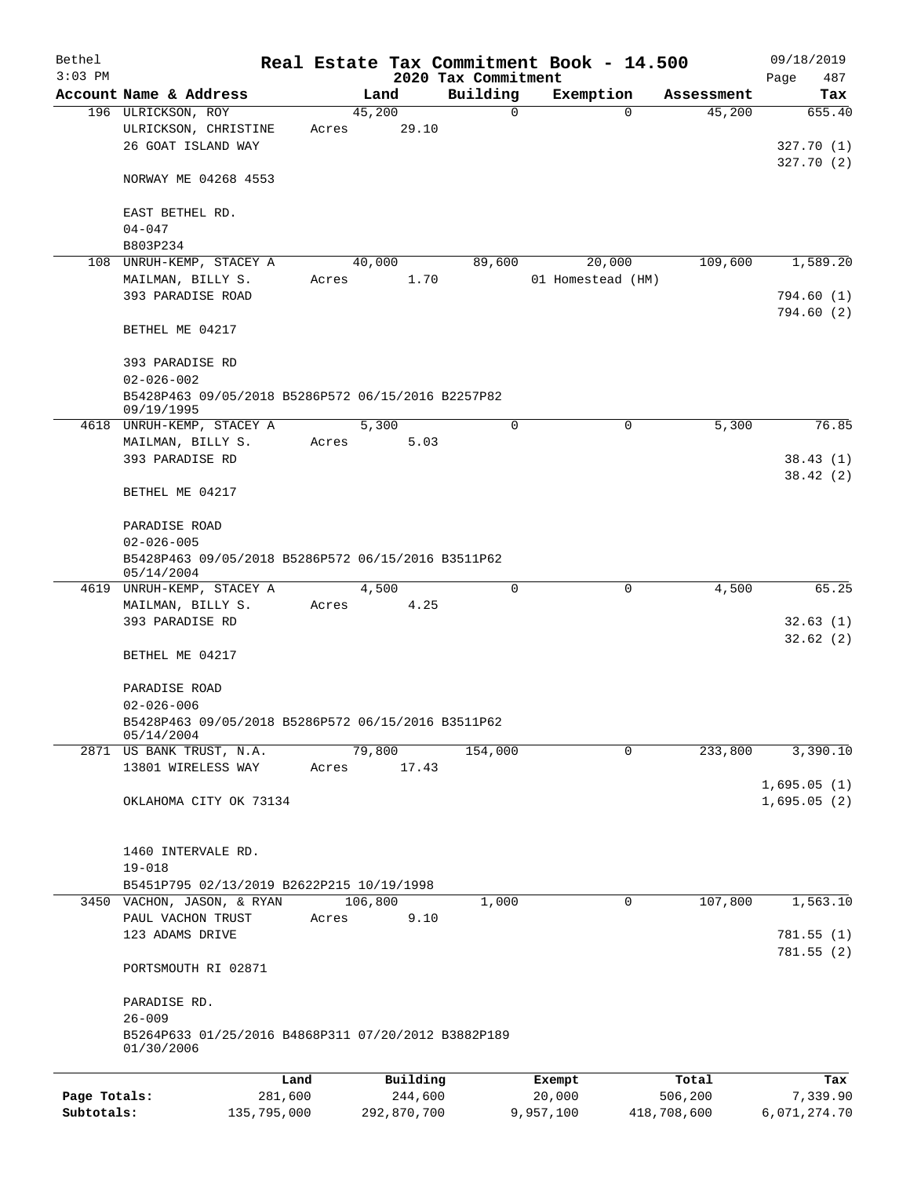# Real Estate Tax Commitment Book - 14.500

Bethel
3:03 PM
2020 Tax Commitment
09/18/2019
Page 487

| Account Name & Address | Land | Building | Exemption | Assessment | Tax |
|---|---|---|---|---|---|
| 196 ULRICKSON, ROY | 45,200 | 0 | 0 | 45,200 | 655.40 |
| ULRICKSON, CHRISTINE | Acres 29.10 | | | | |
| 26 GOAT ISLAND WAY | | | | | 327.70 (1) |
| | | | | | 327.70 (2) |
| NORWAY ME 04268 4553 | | | | | |
| EAST BETHEL RD. | | | | | |
| 04-047 | | | | | |
| B803P234 | | | | | |
| 108 UNRUH-KEMP, STACEY A | 40,000 | 89,600 | 20,000 | 109,600 | 1,589.20 |
| MAILMAN, BILLY S. | Acres 1.70 | | 01 Homestead (HM) | | |
| 393 PARADISE ROAD | | | | | 794.60 (1) |
| | | | | | 794.60 (2) |
| BETHEL ME 04217 | | | | | |
| 393 PARADISE RD | | | | | |
| 02-026-002 | | | | | |
| B5428P463 09/05/2018 B5286P572 06/15/2016 B2257P82 09/19/1995 | | | | | |
| 4618 UNRUH-KEMP, STACEY A | 5,300 | 0 | 0 | 5,300 | 76.85 |
| MAILMAN, BILLY S. | Acres 5.03 | | | | |
| 393 PARADISE RD | | | | | 38.43 (1) |
| | | | | | 38.42 (2) |
| BETHEL ME 04217 | | | | | |
| PARADISE ROAD | | | | | |
| 02-026-005 | | | | | |
| B5428P463 09/05/2018 B5286P572 06/15/2016 B3511P62 05/14/2004 | | | | | |
| 4619 UNRUH-KEMP, STACEY A | 4,500 | 0 | 0 | 4,500 | 65.25 |
| MAILMAN, BILLY S. | Acres 4.25 | | | | |
| 393 PARADISE RD | | | | | 32.63 (1) |
| | | | | | 32.62 (2) |
| BETHEL ME 04217 | | | | | |
| PARADISE ROAD | | | | | |
| 02-026-006 | | | | | |
| B5428P463 09/05/2018 B5286P572 06/15/2016 B3511P62 05/14/2004 | | | | | |
| 2871 US BANK TRUST, N.A. | 79,800 | 154,000 | 0 | 233,800 | 3,390.10 |
| 13801 WIRELESS WAY | Acres 17.43 | | | | |
| | | | | | 1,695.05 (1) |
| OKLAHOMA CITY OK 73134 | | | | | 1,695.05 (2) |
| 1460 INTERVALE RD. | | | | | |
| 19-018 | | | | | |
| B5451P795 02/13/2019 B2622P215 10/19/1998 | | | | | |
| 3450 VACHON, JASON, & RYAN | 106,800 | 1,000 | 0 | 107,800 | 1,563.10 |
| PAUL VACHON TRUST | Acres 9.10 | | | | |
| 123 ADAMS DRIVE | | | | | 781.55 (1) |
| | | | | | 781.55 (2) |
| PORTSMOUTH RI 02871 | | | | | |
| PARADISE RD. | | | | | |
| 26-009 | | | | | |
| B5264P633 01/25/2016 B4868P311 07/20/2012 B3882P189 01/30/2006 | | | | | |

| | Land | Building | Exempt | Total | Tax |
|---|---|---|---|---|---|
| Page Totals: | 281,600 | 244,600 | 20,000 | 506,200 | 7,339.90 |
| Subtotals: | 135,795,000 | 292,870,700 | 9,957,100 | 418,708,600 | 6,071,274.70 |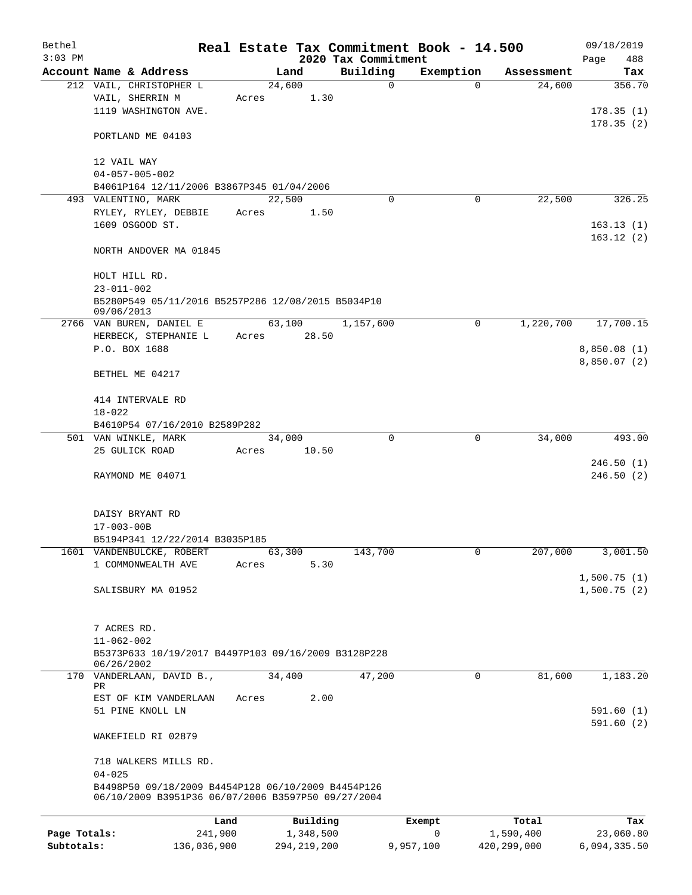# Real Estate Tax Commitment Book - 14.500

Bethel 3:03 PM — 2020 Tax Commitment — 09/18/2019

| Account Name & Address | Land | Building | Exemption | Assessment | Tax |
|---|---|---|---|---|---|
| 212 VAIL, CHRISTOPHER L<br>VAIL, SHERRIN M<br>1119 WASHINGTON AVE.<br><br>PORTLAND ME 04103<br><br>12 VAIL WAY<br>04-057-005-002<br>B4061P164 12/11/2006 B3867P345 01/04/2006 | 24,600<br>Acres 1.30 | 0 | 0 | 24,600 | 356.70<br><br>178.35 (1)<br>178.35 (2) |
| 493 VALENTINO, MARK<br>RYLEY, RYLEY, DEBBIE<br>1609 OSGOOD ST.<br><br>NORTH ANDOVER MA 01845<br><br>HOLT HILL RD.<br>23-011-002<br>B5280P549 05/11/2016 B5257P286 12/08/2015 B5034P10 09/06/2013 | 22,500<br>Acres 1.50 | 0 | 0 | 22,500 | 326.25<br><br>163.13 (1)<br>163.12 (2) |
| 2766 VAN BUREN, DANIEL E<br>HERBECK, STEPHANIE L<br>P.O. BOX 1688<br><br>BETHEL ME 04217<br><br>414 INTERVALE RD<br>18-022<br>B4610P54 07/16/2010 B2589P282 | 63,100<br>Acres 28.50 | 1,157,600 | 0 | 1,220,700 | 17,700.15<br><br>8,850.08 (1)<br>8,850.07 (2) |
| 501 VAN WINKLE, MARK<br>25 GULICK ROAD<br><br>RAYMOND ME 04071<br><br>DAISY BRYANT RD<br>17-003-00B<br>B5194P341 12/22/2014 B3035P185 | 34,000<br>Acres 10.50 | 0 | 0 | 34,000 | 493.00<br><br>246.50 (1)<br>246.50 (2) |
| 1601 VANDENBULCKE, ROBERT<br>1 COMMONWEALTH AVE<br><br>SALISBURY MA 01952<br><br>7 ACRES RD.<br>11-062-002<br>B5373P633 10/19/2017 B4497P103 09/16/2009 B3128P228 06/26/2002 | 63,300<br>Acres 5.30 | 143,700 | 0 | 207,000 | 3,001.50<br><br>1,500.75 (1)<br>1,500.75 (2) |
| 170 VANDERLAAN, DAVID B., PR<br>EST OF KIM VANDERLAAN<br>51 PINE KNOLL LN<br><br>WAKEFIELD RI 02879<br><br>718 WALKERS MILLS RD.<br>04-025<br>B4498P50 09/18/2009 B4454P128 06/10/2009 B4454P126 06/10/2009 B3951P36 06/07/2006 B3597P50 09/27/2004 | 34,400<br>Acres 2.00 | 47,200 | 0 | 81,600 | 1,183.20<br><br>591.60 (1)<br>591.60 (2) |

| | Land | Building | Exempt | Total | Tax |
|---|---|---|---|---|---|
| Page Totals: | 241,900 | 1,348,500 | 0 | 1,590,400 | 23,060.80 |
| Subtotals: | 136,036,900 | 294,219,200 | 9,957,100 | 420,299,000 | 6,094,335.50 |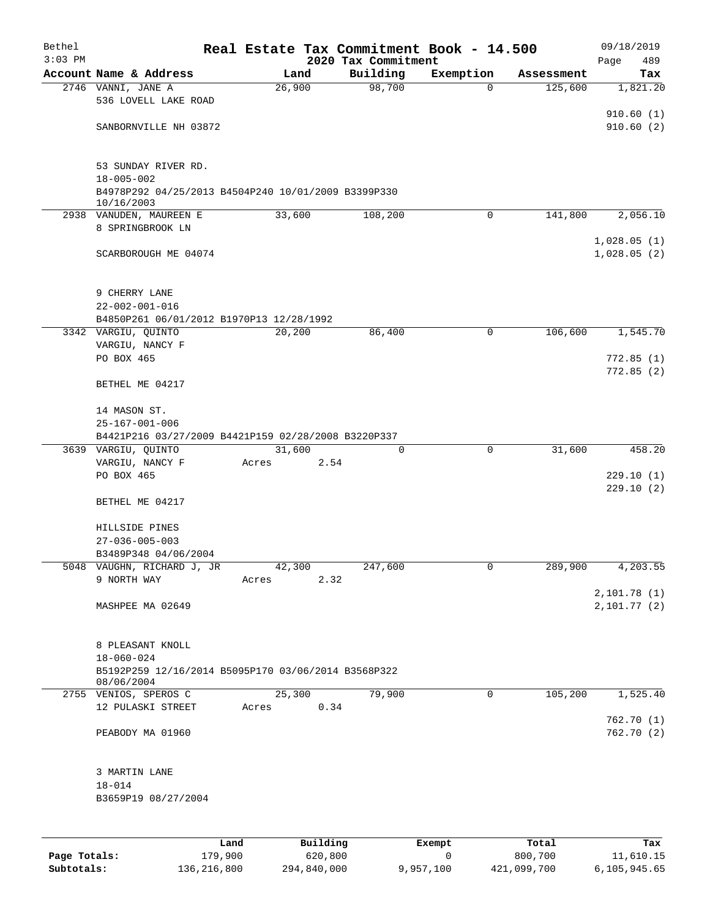Bethel
$3:03 PM

# Real Estate Tax Commitment Book - 14.500

## 2020 Tax Commitment

09/18/2019

| Account Name & Address | Land | Building | Exemption | Assessment | Tax |
|---|---|---|---|---|---|
| 2746 VANNI, JANE A | 26,900 | 98,700 | 0 | 125,600 | 1,821.20 |
| 536 LOVELL LAKE ROAD | | | | | |
| | | | | | 910.60 (1) |
| SANBORNVILLE NH 03872 | | | | | 910.60 (2) |
| 53 SUNDAY RIVER RD. | | | | | |
| 18-005-002 | | | | | |
| B4978P292 04/25/2013 B4504P240 10/01/2009 B3399P330 10/16/2003 | | | | | |
| 2938 VANUDEN, MAUREEN E | 33,600 | 108,200 | 0 | 141,800 | 2,056.10 |
| 8 SPRINGBROOK LN | | | | | |
| | | | | | 1,028.05 (1) |
| SCARBOROUGH ME 04074 | | | | | 1,028.05 (2) |
| 9 CHERRY LANE | | | | | |
| 22-002-001-016 | | | | | |
| B4850P261 06/01/2012 B1970P13 12/28/1992 | | | | | |
| 3342 VARGIU, QUINTO | 20,200 | 86,400 | 0 | 106,600 | 1,545.70 |
| VARGIU, NANCY F | | | | | |
| PO BOX 465 | | | | | 772.85 (1) |
| | | | | | 772.85 (2) |
| BETHEL ME 04217 | | | | | |
| 14 MASON ST. | | | | | |
| 25-167-001-006 | | | | | |
| B4421P216 03/27/2009 B4421P159 02/28/2008 B3220P337 | | | | | |
| 3639 VARGIU, QUINTO | 31,600 | 0 | 0 | 31,600 | 458.20 |
| VARGIU, NANCY F | Acres 2.54 | | | | |
| PO BOX 465 | | | | | 229.10 (1) |
| | | | | | 229.10 (2) |
| BETHEL ME 04217 | | | | | |
| HILLSIDE PINES | | | | | |
| 27-036-005-003 | | | | | |
| B3489P348 04/06/2004 | | | | | |
| 5048 VAUGHN, RICHARD J, JR | 42,300 | 247,600 | 0 | 289,900 | 4,203.55 |
| 9 NORTH WAY | Acres 2.32 | | | | |
| | | | | | 2,101.78 (1) |
| MASHPEE MA 02649 | | | | | 2,101.77 (2) |
| 8 PLEASANT KNOLL | | | | | |
| 18-060-024 | | | | | |
| B5192P259 12/16/2014 B5095P170 03/06/2014 B3568P322 08/06/2004 | | | | | |
| 2755 VENIOS, SPEROS C | 25,300 | 79,900 | 0 | 105,200 | 1,525.40 |
| 12 PULASKI STREET | Acres 0.34 | | | | |
| | | | | | 762.70 (1) |
| PEABODY MA 01960 | | | | | 762.70 (2) |
| 3 MARTIN LANE | | | | | |
| 18-014 | | | | | |
| B3659P19 08/27/2004 | | | | | |

| | Land | Building | Exempt | Total | Tax |
|---|---|---|---|---|---|
| Page Totals: | 179,900 | 620,800 | 0 | 800,700 | 11,610.15 |
| Subtotals: | 136,216,800 | 294,840,000 | 9,957,100 | 421,099,700 | 6,105,945.65 |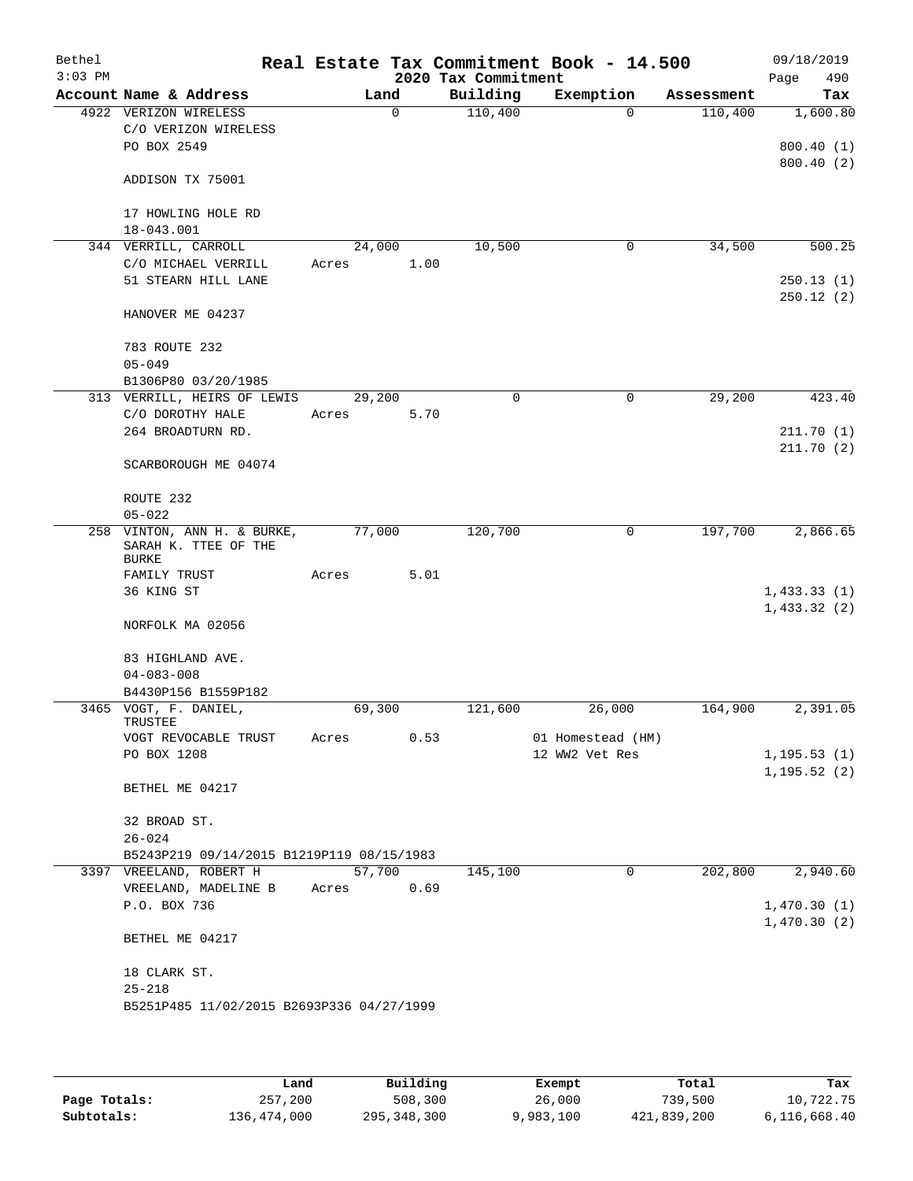Bethel 3:03 PM

# Real Estate Tax Commitment Book - 14.500

## 2020 Tax Commitment

09/18/2019 Page 490

| Account Name & Address | Land | Building | Exemption | Assessment | Tax |
|---|---|---|---|---|---|
| 4922 VERIZON WIRELESS<br>C/O VERIZON WIRELESS<br>PO BOX 2549<br><br>ADDISON TX 75001<br><br>17 HOWLING HOLE RD<br>18-043.001 | 0 | 110,400 | 0 | 110,400 | 1,600.80<br><br>800.40 (1)<br>800.40 (2) |
| 344 VERRILL, CARROLL<br>C/O MICHAEL VERRILL<br>51 STEARN HILL LANE<br><br>HANOVER ME 04237<br><br>783 ROUTE 232<br>05-049<br>B1306P80 03/20/1985 | 24,000<br>Acres 1.00 | 10,500 | 0 | 34,500 | 500.25<br><br>250.13 (1)<br>250.12 (2) |
| 313 VERRILL, HEIRS OF LEWIS<br>C/O DOROTHY HALE<br>264 BROADTURN RD.<br><br>SCARBOROUGH ME 04074<br><br>ROUTE 232<br>05-022 | 29,200<br>Acres 5.70 | 0 | 0 | 29,200 | 423.40<br><br>211.70 (1)<br>211.70 (2) |
| 258 VINTON, ANN H. & BURKE, SARAH K. TTEE OF THE BURKE<br>FAMILY TRUST<br>36 KING ST<br><br>NORFOLK MA 02056<br><br>83 HIGHLAND AVE.<br>04-083-008<br>B4430P156 B1559P182 | 77,000<br>Acres 5.01 | 120,700 | 0 | 197,700 | 2,866.65<br><br>1,433.33 (1)<br>1,433.32 (2) |
| 3465 VOGT, F. DANIEL, TRUSTEE<br>VOGT REVOCABLE TRUST<br>PO BOX 1208<br><br>BETHEL ME 04217<br><br>32 BROAD ST.<br>26-024<br>B5243P219 09/14/2015 B1219P119 08/15/1983 | 69,300<br>Acres 0.53 | 121,600 | 26,000<br>01 Homestead (HM)<br>12 WW2 Vet Res | 164,900 | 2,391.05<br><br>1,195.53 (1)<br>1,195.52 (2) |
| 3397 VREELAND, ROBERT H<br>VREELAND, MADELINE B<br>P.O. BOX 736<br><br>BETHEL ME 04217<br><br>18 CLARK ST.<br>25-218<br>B5251P485 11/02/2015 B2693P336 04/27/1999 | 57,700<br>Acres 0.69 | 145,100 | 0 | 202,800 | 2,940.60<br><br>1,470.30 (1)<br>1,470.30 (2) |

| | Land | Building | Exempt | Total | Tax |
|---|---|---|---|---|---|
| **Page Totals:** | 257,200 | 508,300 | 26,000 | 739,500 | 10,722.75 |
| **Subtotals:** | 136,474,000 | 295,348,300 | 9,983,100 | 421,839,200 | 6,116,668.40 |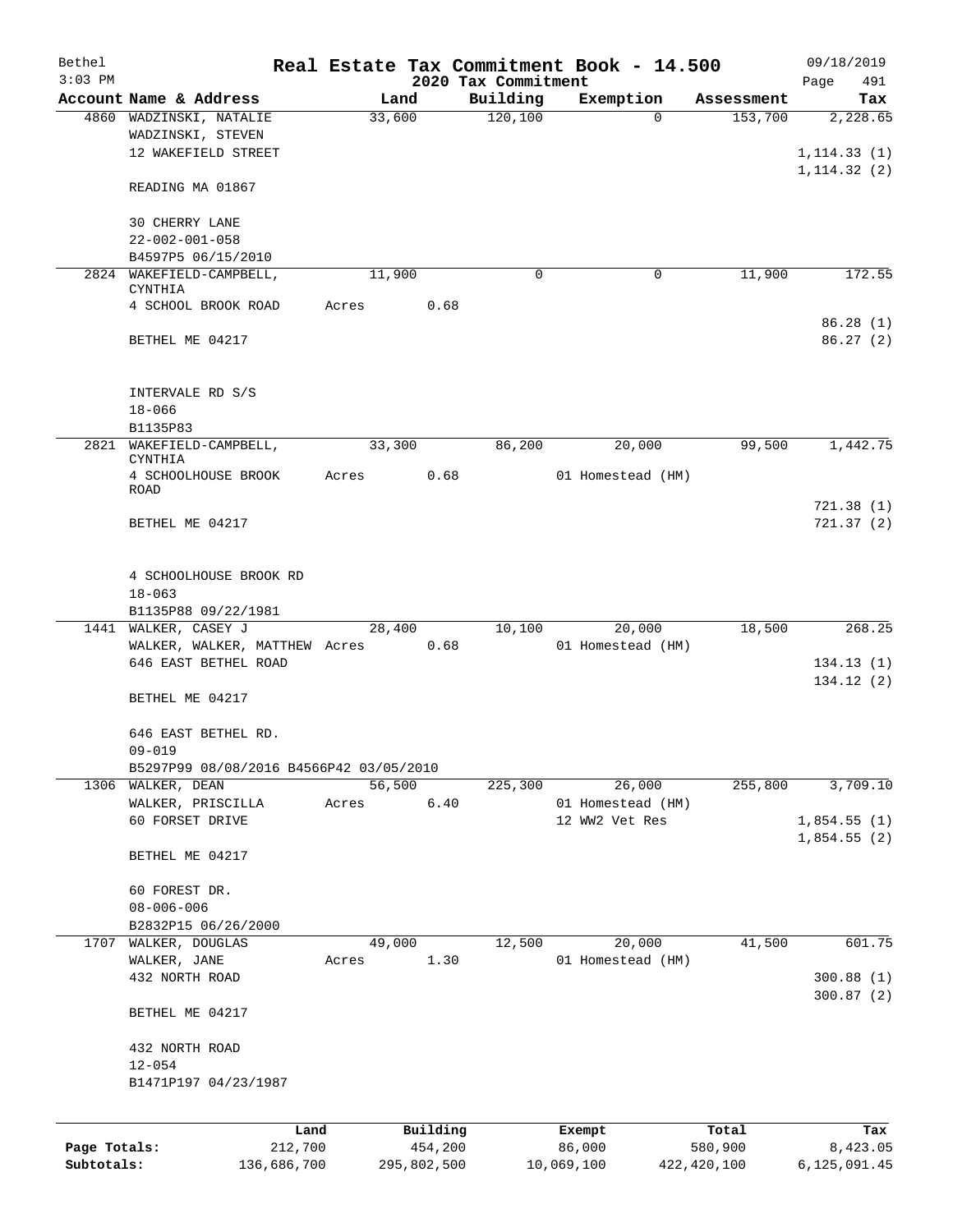Bethel
3:03 PM

# Real Estate Tax Commitment Book - 14.500

## 2020 Tax Commitment

09/18/2019
Page 491

| Account | Name & Address | Land | Building | Exemption | Assessment | Tax |
|---|---|---|---|---|---|---|
| 4860 | WADZINSKI, NATALIE<br>WADZINSKI, STEVEN<br>12 WAKEFIELD STREET<br><br>READING MA 01867<br><br>30 CHERRY LANE<br>22-002-001-058<br>B4597P5 06/15/2010 | 33,600 | 120,100 | 0 | 153,700 | 2,228.65<br><br>1,114.33 (1)<br>1,114.32 (2) |
| 2824 | WAKEFIELD-CAMPBELL, CYNTHIA<br>4 SCHOOL BROOK ROAD<br><br>BETHEL ME 04217<br><br>INTERVALE RD S/S<br>18-066<br>B1135P83 | 11,900<br>Acres 0.68 | 0 | 0 | 11,900 | 172.55<br><br>86.28 (1)<br>86.27 (2) |
| 2821 | WAKEFIELD-CAMPBELL, CYNTHIA<br>4 SCHOOLHOUSE BROOK ROAD<br><br>BETHEL ME 04217<br><br>4 SCHOOLHOUSE BROOK RD<br>18-063<br>B1135P88 09/22/1981 | 33,300<br>Acres 0.68 | 86,200 | 20,000<br>01 Homestead (HM) | 99,500 | 1,442.75<br><br>721.38 (1)<br>721.37 (2) |
| 1441 | WALKER, CASEY J<br>WALKER, WALKER, MATTHEW<br>646 EAST BETHEL ROAD<br><br>BETHEL ME 04217<br><br>646 EAST BETHEL RD.<br>09-019<br>B5297P99 08/08/2016 B4566P42 03/05/2010 | 28,400<br>Acres 0.68 | 10,100 | 20,000<br>01 Homestead (HM) | 18,500 | 268.25<br><br>134.13 (1)<br>134.12 (2) |
| 1306 | WALKER, DEAN<br>WALKER, PRISCILLA<br>60 FORSET DRIVE<br><br>BETHEL ME 04217<br><br>60 FOREST DR.<br>08-006-006<br>B2832P15 06/26/2000 | 56,500<br>Acres 6.40 | 225,300 | 26,000<br>01 Homestead (HM)<br>12 WW2 Vet Res | 255,800 | 3,709.10<br><br>1,854.55 (1)<br>1,854.55 (2) |
| 1707 | WALKER, DOUGLAS<br>WALKER, JANE<br>432 NORTH ROAD<br><br>BETHEL ME 04217<br><br>432 NORTH ROAD<br>12-054<br>B1471P197 04/23/1987 | 49,000<br>Acres 1.30 | 12,500 | 20,000<br>01 Homestead (HM) | 41,500 | 601.75<br><br>300.88 (1)<br>300.87 (2) |

| | Land | Building | Exempt | Total | Tax |
|---|---|---|---|---|---|
| Page Totals: | 212,700 | 454,200 | 86,000 | 580,900 | 8,423.05 |
| Subtotals: | 136,686,700 | 295,802,500 | 10,069,100 | 422,420,100 | 6,125,091.45 |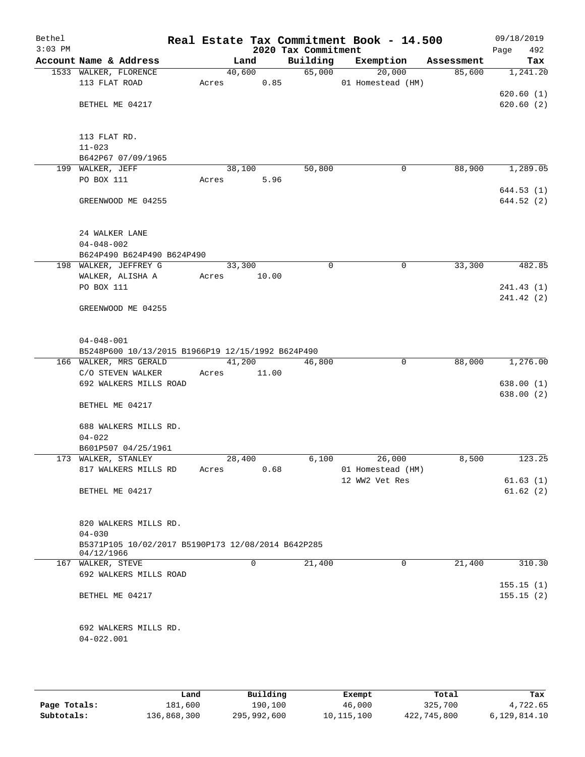# Real Estate Tax Commitment Book - 14.500

Bethel 09/18/2019
3:03 PM 2020 Tax Commitment

| Account Name & Address | Land | Building | Exemption | Assessment | Tax |
|---|---|---|---|---|---|
| 1533 WALKER, FLORENCE | 40,600 | 65,000 | 20,000 | 85,600 | 1,241.20 |
| 113 FLAT ROAD | Acres 0.85 | | 01 Homestead (HM) | | |
| | | | | | 620.60 (1) |
| BETHEL ME 04217 | | | | | 620.60 (2) |
| 113 FLAT RD. | | | | | |
| 11-023 | | | | | |
| B642P67 07/09/1965 | | | | | |
| 199 WALKER, JEFF | 38,100 | 50,800 | 0 | 88,900 | 1,289.05 |
| PO BOX 111 | Acres 5.96 | | | | |
| | | | | | 644.53 (1) |
| GREENWOOD ME 04255 | | | | | 644.52 (2) |
| 24 WALKER LANE | | | | | |
| 04-048-002 | | | | | |
| B624P490 B624P490 B624P490 | | | | | |
| 198 WALKER, JEFFREY G | 33,300 | 0 | 0 | 33,300 | 482.85 |
| WALKER, ALISHA A | Acres 10.00 | | | | |
| PO BOX 111 | | | | | 241.43 (1) |
| | | | | | 241.42 (2) |
| GREENWOOD ME 04255 | | | | | |
| 04-048-001 | | | | | |
| B5248P600 10/13/2015 B1966P19 12/15/1992 B624P490 | | | | | |
| 166 WALKER, MRS GERALD | 41,200 | 46,800 | 0 | 88,000 | 1,276.00 |
| C/O STEVEN WALKER | Acres 11.00 | | | | |
| 692 WALKERS MILLS ROAD | | | | | 638.00 (1) |
| | | | | | 638.00 (2) |
| BETHEL ME 04217 | | | | | |
| 688 WALKERS MILLS RD. | | | | | |
| 04-022 | | | | | |
| B601P507 04/25/1961 | | | | | |
| 173 WALKER, STANLEY | 28,400 | 6,100 | 26,000 | 8,500 | 123.25 |
| 817 WALKERS MILLS RD | Acres 0.68 | | 01 Homestead (HM) | | |
| | | | 12 WW2 Vet Res | | 61.63 (1) |
| BETHEL ME 04217 | | | | | 61.62 (2) |
| 820 WALKERS MILLS RD. | | | | | |
| 04-030 | | | | | |
| B5371P105 10/02/2017 B5190P173 12/08/2014 B642P285 04/12/1966 | | | | | |
| 167 WALKER, STEVE | 0 | 21,400 | 0 | 21,400 | 310.30 |
| 692 WALKERS MILLS ROAD | | | | | |
| | | | | | 155.15 (1) |
| BETHEL ME 04217 | | | | | 155.15 (2) |
| 692 WALKERS MILLS RD. | | | | | |
| 04-022.001 | | | | | |

| | Land | Building | Exempt | Total | Tax |
|---|---|---|---|---|---|
| Page Totals: | 181,600 | 190,100 | 46,000 | 325,700 | 4,722.65 |
| Subtotals: | 136,868,300 | 295,992,600 | 10,115,100 | 422,745,800 | 6,129,814.10 |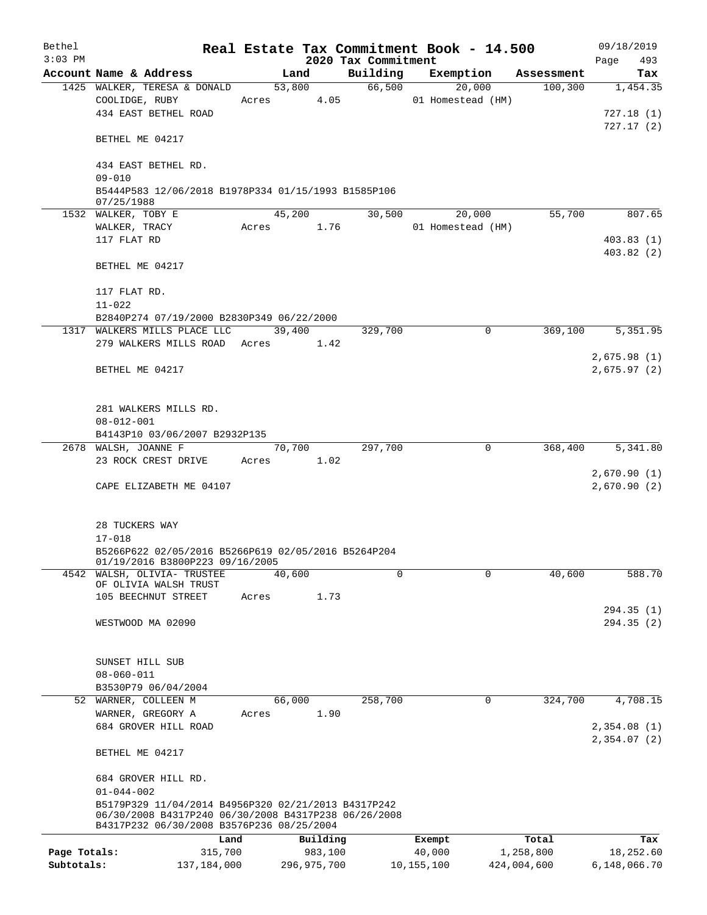Bethel
3:03 PM

# Real Estate Tax Commitment Book - 14.500

2020 Tax Commitment

09/18/2019
Page 493

| Account | Name & Address | Land | Building | Exemption | Assessment | Tax |
|---|---|---|---|---|---|---|
| 1425 | WALKER, TERESA & DONALD<br>COOLIDGE, RUBY<br>434 EAST BETHEL ROAD<br><br>BETHEL ME 04217<br><br>434 EAST BETHEL RD.<br>09-010<br>B5444P583 12/06/2018 B1978P334 01/15/1993 B1585P106 07/25/1988 | 53,800<br>Acres 4.05 | 66,500 | 20,000<br>01 Homestead (HM) | 100,300 | 1,454.35<br><br>727.18 (1)<br>727.17 (2) |
| 1532 | WALKER, TOBY E<br>WALKER, TRACY<br>117 FLAT RD<br><br>BETHEL ME 04217<br><br>117 FLAT RD.<br>11-022<br>B2840P274 07/19/2000 B2830P349 06/22/2000 | 45,200<br>Acres 1.76 | 30,500 | 20,000<br>01 Homestead (HM) | 55,700 | 807.65<br><br>403.83 (1)<br>403.82 (2) |
| 1317 | WALKERS MILLS PLACE LLC<br>279 WALKERS MILLS ROAD<br><br>BETHEL ME 04217<br><br>281 WALKERS MILLS RD.<br>08-012-001<br>B4143P10 03/06/2007 B2932P135 | 39,400<br>Acres 1.42 | 329,700 | 0 | 369,100 | 5,351.95<br><br>2,675.98 (1)<br>2,675.97 (2) |
| 2678 | WALSH, JOANNE F<br>23 ROCK CREST DRIVE<br><br>CAPE ELIZABETH ME 04107<br><br>28 TUCKERS WAY<br>17-018<br>B5266P622 02/05/2016 B5266P619 02/05/2016 B5264P204 01/19/2016 B3800P223 09/16/2005 | 70,700<br>Acres 1.02 | 297,700 | 0 | 368,400 | 5,341.80<br><br>2,670.90 (1)<br>2,670.90 (2) |
| 4542 | WALSH, OLIVIA- TRUSTEE<br>OF OLIVIA WALSH TRUST<br>105 BEECHNUT STREET<br><br>WESTWOOD MA 02090<br><br>SUNSET HILL SUB<br>08-060-011<br>B3530P79 06/04/2004 | 40,600<br>Acres 1.73 | 0 | 0 | 40,600 | 588.70<br><br>294.35 (1)<br>294.35 (2) |
| 52 | WARNER, COLLEEN M<br>WARNER, GREGORY A<br>684 GROVER HILL ROAD<br><br>BETHEL ME 04217<br><br>684 GROVER HILL RD.<br>01-044-002<br>B5179P329 11/04/2014 B4956P320 02/21/2013 B4317P242 06/30/2008 B4317P240 06/30/2008 B4317P238 06/26/2008 B4317P232 06/30/2008 B3576P236 08/25/2004 | 66,000<br>Acres 1.90 | 258,700 | 0 | 324,700 | 4,708.15<br><br>2,354.08 (1)<br>2,354.07 (2) |

| | Land | Building | Exempt | Total | Tax |
|---|---|---|---|---|---|
| Page Totals: | 315,700 | 983,100 | 40,000 | 1,258,800 | 18,252.60 |
| Subtotals: | 137,184,000 | 296,975,700 | 10,155,100 | 424,004,600 | 6,148,066.70 |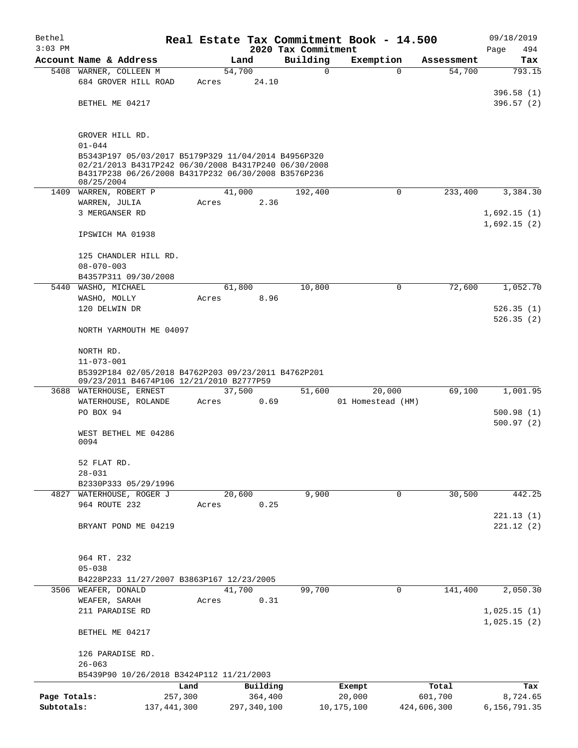Bethel  Real Estate Tax Commitment Book - 14.500  09/18/2019
3:03 PM  2020 Tax Commitment  Page 494

| Account Name & Address | Land | Building | Exemption | Assessment | Tax |
|---|---|---|---|---|---|
| 5408 WARNER, COLLEEN M | 54,700 | 0 | 0 | 54,700 | 793.15 |
| 684 GROVER HILL ROAD | Acres 24.10 | | | | |
| | | | | | 396.58 (1) |
| BETHEL ME 04217 | | | | | 396.57 (2) |
| GROVER HILL RD. | | | | | |
| 01-044 | | | | | |
| B5343P197 05/03/2017 B5179P329 11/04/2014 B4956P320 02/21/2013 B4317P242 06/30/2008 B4317P240 06/30/2008 B4317P238 06/26/2008 B4317P232 06/30/2008 B3576P236 08/25/2004 | | | | | |
| 1409 WARREN, ROBERT P | 41,000 | 192,400 | 0 | 233,400 | 3,384.30 |
| WARREN, JULIA | Acres 2.36 | | | | |
| 3 MERGANSER RD | | | | | 1,692.15 (1) |
| | | | | | 1,692.15 (2) |
| IPSWICH MA 01938 | | | | | |
| 125 CHANDLER HILL RD. | | | | | |
| 08-070-003 | | | | | |
| B4357P311 09/30/2008 | | | | | |
| 5440 WASHO, MICHAEL | 61,800 | 10,800 | 0 | 72,600 | 1,052.70 |
| WASHO, MOLLY | Acres 8.96 | | | | |
| 120 DELWIN DR | | | | | 526.35 (1) |
| | | | | | 526.35 (2) |
| NORTH YARMOUTH ME 04097 | | | | | |
| NORTH RD. | | | | | |
| 11-073-001 | | | | | |
| B5392P184 02/05/2018 B4762P203 09/23/2011 B4762P201 09/23/2011 B4674P106 12/21/2010 B2777P59 | | | | | |
| 3688 WATERHOUSE, ERNEST | 37,500 | 51,600 | 20,000 | 69,100 | 1,001.95 |
| WATERHOUSE, ROLANDE | Acres 0.69 | | 01 Homestead (HM) | | |
| PO BOX 94 | | | | | 500.98 (1) |
| | | | | | 500.97 (2) |
| WEST BETHEL ME 04286 0094 | | | | | |
| 52 FLAT RD. | | | | | |
| 28-031 | | | | | |
| B2330P333 05/29/1996 | | | | | |
| 4827 WATERHOUSE, ROGER J | 20,600 | 9,900 | 0 | 30,500 | 442.25 |
| 964 ROUTE 232 | Acres 0.25 | | | | |
| | | | | | 221.13 (1) |
| BRYANT POND ME 04219 | | | | | 221.12 (2) |
| 964 RT. 232 | | | | | |
| 05-038 | | | | | |
| B4228P233 11/27/2007 B3863P167 12/23/2005 | | | | | |
| 3506 WEAFER, DONALD | 41,700 | 99,700 | 0 | 141,400 | 2,050.30 |
| WEAFER, SARAH | Acres 0.31 | | | | |
| 211 PARADISE RD | | | | | 1,025.15 (1) |
| | | | | | 1,025.15 (2) |
| BETHEL ME 04217 | | | | | |
| 126 PARADISE RD. | | | | | |
| 26-063 | | | | | |
| B5439P90 10/26/2018 B3424P112 11/21/2003 | | | | | |

| | Land | Building | Exempt | Total | Tax |
|---|---|---|---|---|---|
| Page Totals: | 257,300 | 364,400 | 20,000 | 601,700 | 8,724.65 |
| Subtotals: | 137,441,300 | 297,340,100 | 10,175,100 | 424,606,300 | 6,156,791.35 |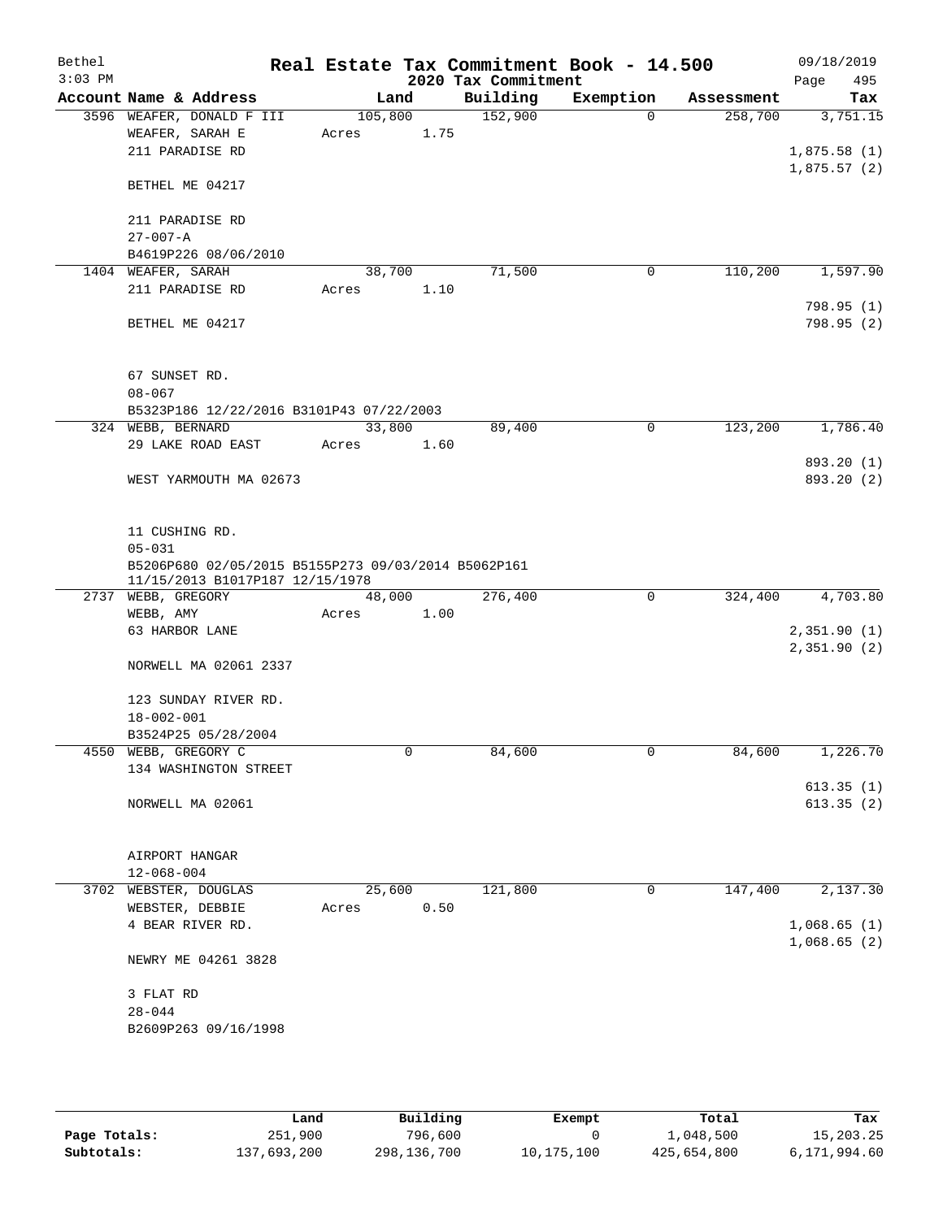# Real Estate Tax Commitment Book - 14.500

Bethel
3:03 PM

2020 Tax Commitment

09/18/2019
Page 495

| Account Name & Address | Land | Building | Exemption | Assessment | Tax |
|---|---|---|---|---|---|
| 3596 WEAFER, DONALD F III | 105,800 | 152,900 | 0 | 258,700 | 3,751.15 |
| WEAFER, SARAH E | Acres 1.75 | | | | |
| 211 PARADISE RD | | | | | 1,875.58 (1) |
| | | | | | 1,875.57 (2) |
| BETHEL ME 04217 | | | | | |
| 211 PARADISE RD | | | | | |
| 27-007-A | | | | | |
| B4619P226 08/06/2010 | | | | | |
| 1404 WEAFER, SARAH | 38,700 | 71,500 | 0 | 110,200 | 1,597.90 |
| 211 PARADISE RD | Acres 1.10 | | | | |
| | | | | | 798.95 (1) |
| BETHEL ME 04217 | | | | | 798.95 (2) |
| 67 SUNSET RD. | | | | | |
| 08-067 | | | | | |
| B5323P186 12/22/2016 B3101P43 07/22/2003 | | | | | |
| 324 WEBB, BERNARD | 33,800 | 89,400 | 0 | 123,200 | 1,786.40 |
| 29 LAKE ROAD EAST | Acres 1.60 | | | | |
| | | | | | 893.20 (1) |
| WEST YARMOUTH MA 02673 | | | | | 893.20 (2) |
| 11 CUSHING RD. | | | | | |
| 05-031 | | | | | |
| B5206P680 02/05/2015 B5155P273 09/03/2014 B5062P161 11/15/2013 B1017P187 12/15/1978 | | | | | |
| 2737 WEBB, GREGORY | 48,000 | 276,400 | 0 | 324,400 | 4,703.80 |
| WEBB, AMY | Acres 1.00 | | | | |
| 63 HARBOR LANE | | | | | 2,351.90 (1) |
| | | | | | 2,351.90 (2) |
| NORWELL MA 02061 2337 | | | | | |
| 123 SUNDAY RIVER RD. | | | | | |
| 18-002-001 | | | | | |
| B3524P25 05/28/2004 | | | | | |
| 4550 WEBB, GREGORY C | 0 | 84,600 | 0 | 84,600 | 1,226.70 |
| 134 WASHINGTON STREET | | | | | |
| | | | | | 613.35 (1) |
| NORWELL MA 02061 | | | | | 613.35 (2) |
| AIRPORT HANGAR | | | | | |
| 12-068-004 | | | | | |
| 3702 WEBSTER, DOUGLAS | 25,600 | 121,800 | 0 | 147,400 | 2,137.30 |
| WEBSTER, DEBBIE | Acres 0.50 | | | | |
| 4 BEAR RIVER RD. | | | | | 1,068.65 (1) |
| | | | | | 1,068.65 (2) |
| NEWRY ME 04261 3828 | | | | | |
| 3 FLAT RD | | | | | |
| 28-044 | | | | | |
| B2609P263 09/16/1998 | | | | | |

| | Land | Building | Exempt | Total | Tax |
|---|---|---|---|---|---|
| Page Totals: | 251,900 | 796,600 | 0 | 1,048,500 | 15,203.25 |
| Subtotals: | 137,693,200 | 298,136,700 | 10,175,100 | 425,654,800 | 6,171,994.60 |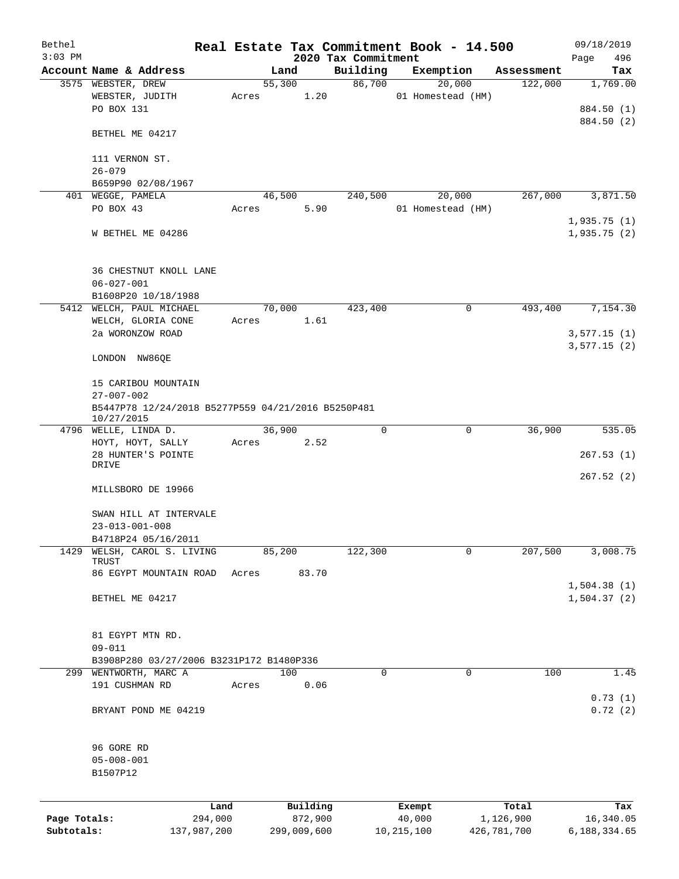Bethel 3:03 PM

# Real Estate Tax Commitment Book - 14.500

## 2020 Tax Commitment

09/18/2019 Page 496

| Account | Name & Address | Land | Building | Exemption | Assessment | Tax |
|---|---|---|---|---|---|---|
| 3575 | WEBSTER, DREW<br>WEBSTER, JUDITH<br>PO BOX 131<br><br>BETHEL ME 04217<br><br>111 VERNON ST.<br>26-079<br>B659P90 02/08/1967 | 55,300<br>Acres 1.20 | 86,700 | 20,000<br>01 Homestead (HM) | 122,000 | 1,769.00<br><br>884.50 (1)<br>884.50 (2) |
| 401 | WEGGE, PAMELA<br>PO BOX 43<br><br>W BETHEL ME 04286<br><br>36 CHESTNUT KNOLL LANE<br>06-027-001<br>B1608P20 10/18/1988 | 46,500<br>Acres 5.90 | 240,500 | 20,000<br>01 Homestead (HM) | 267,000 | 3,871.50<br><br>1,935.75 (1)<br>1,935.75 (2) |
| 5412 | WELCH, PAUL MICHAEL<br>WELCH, GLORIA CONE<br>2a WORONZOW ROAD<br><br>LONDON NW86QE<br><br>15 CARIBOU MOUNTAIN<br>27-007-002<br>B5447P78 12/24/2018 B5277P559 04/21/2016 B5250P481 10/27/2015 | 70,000<br>Acres 1.61 | 423,400 | 0 | 493,400 | 7,154.30<br><br>3,577.15 (1)<br>3,577.15 (2) |
| 4796 | WELLE, LINDA D.<br>HOYT, HOYT, SALLY<br>28 HUNTER'S POINTE DRIVE<br><br>MILLSBORO DE 19966<br><br>SWAN HILL AT INTERVALE<br>23-013-001-008<br>B4718P24 05/16/2011 | 36,900<br>Acres 2.52 | 0 | 0 | 36,900 | 535.05<br><br>267.53 (1)<br>267.52 (2) |
| 1429 | WELSH, CAROL S. LIVING TRUST<br>86 EGYPT MOUNTAIN ROAD<br><br>BETHEL ME 04217<br><br>81 EGYPT MTN RD.<br>09-011<br>B3908P280 03/27/2006 B3231P172 B1480P336 | 85,200<br>Acres 83.70 | 122,300 | 0 | 207,500 | 3,008.75<br><br>1,504.38 (1)<br>1,504.37 (2) |
| 299 | WENTWORTH, MARC A<br>191 CUSHMAN RD<br><br>BRYANT POND ME 04219<br><br>96 GORE RD<br>05-008-001<br>B1507P12 | 100<br>Acres 0.06 | 0 | 0 | 100 | 1.45<br><br>0.73 (1)<br>0.72 (2) |

| | Land | Building | Exempt | Total | Tax |
|---|---|---|---|---|---|
| Page Totals: | 294,000 | 872,900 | 40,000 | 1,126,900 | 16,340.05 |
| Subtotals: | 137,987,200 | 299,009,600 | 10,215,100 | 426,781,700 | 6,188,334.65 |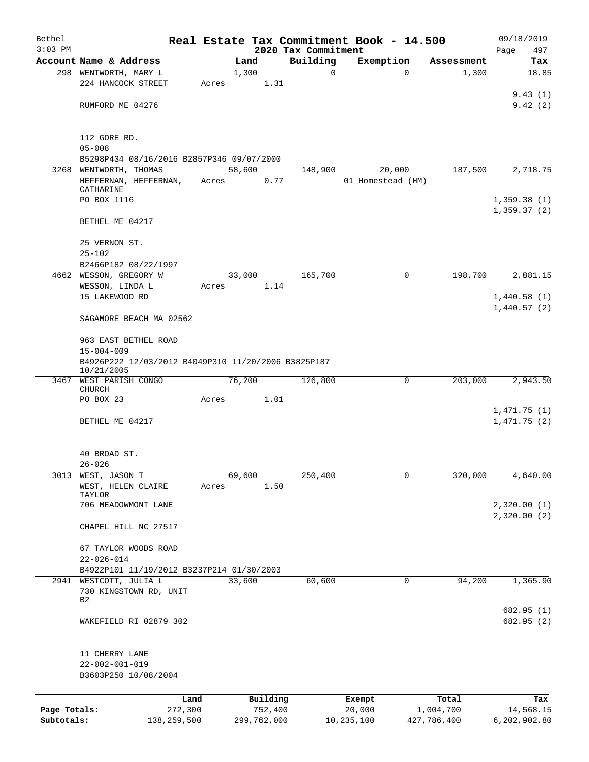Bethel
3:03 PM

# Real Estate Tax Commitment Book - 14.500

2020 Tax Commitment

09/18/2019
Page 497

| Account | Name & Address | Land | Building | Exemption | Assessment | Tax |
|---|---|---|---|---|---|---|
| 298 | WENTWORTH, MARY L | 1,300 | 0 | 0 | 1,300 | 18.85 |
| | 224 HANCOCK STREET | Acres 1.31 | | | | |
| | | | | | | 9.43 (1) |
| | RUMFORD ME 04276 | | | | | 9.42 (2) |
| | 112 GORE RD. | | | | | |
| | 05-008 | | | | | |
| | B5298P434 08/16/2016 B2857P346 09/07/2000 | | | | | |
| 3268 | WENTWORTH, THOMAS | 58,600 | 148,900 | 20,000 | 187,500 | 2,718.75 |
| | HEFFERNAN, HEFFERNAN, CATHARINE | Acres 0.77 | | 01 Homestead (HM) | | |
| | PO BOX 1116 | | | | | 1,359.38 (1) |
| | | | | | | 1,359.37 (2) |
| | BETHEL ME 04217 | | | | | |
| | 25 VERNON ST. | | | | | |
| | 25-102 | | | | | |
| | B2466P182 08/22/1997 | | | | | |
| 4662 | WESSON, GREGORY W | 33,000 | 165,700 | 0 | 198,700 | 2,881.15 |
| | WESSON, LINDA L | Acres 1.14 | | | | |
| | 15 LAKEWOOD RD | | | | | 1,440.58 (1) |
| | | | | | | 1,440.57 (2) |
| | SAGAMORE BEACH MA 02562 | | | | | |
| | 963 EAST BETHEL ROAD | | | | | |
| | 15-004-009 | | | | | |
| | B4926P222 12/03/2012 B4049P310 11/20/2006 B3825P187 10/21/2005 | | | | | |
| 3467 | WEST PARISH CONGO CHURCH | 76,200 | 126,800 | 0 | 203,000 | 2,943.50 |
| | PO BOX 23 | Acres 1.01 | | | | |
| | | | | | | 1,471.75 (1) |
| | BETHEL ME 04217 | | | | | 1,471.75 (2) |
| | 40 BROAD ST. | | | | | |
| | 26-026 | | | | | |
| 3013 | WEST, JASON T | 69,600 | 250,400 | 0 | 320,000 | 4,640.00 |
| | WEST, HELEN CLAIRE TAYLOR | Acres 1.50 | | | | |
| | 706 MEADOWMONT LANE | | | | | 2,320.00 (1) |
| | | | | | | 2,320.00 (2) |
| | CHAPEL HILL NC 27517 | | | | | |
| | 67 TAYLOR WOODS ROAD | | | | | |
| | 22-026-014 | | | | | |
| | B4922P101 11/19/2012 B3237P214 01/30/2003 | | | | | |
| 2941 | WESTCOTT, JULIA L | 33,600 | 60,600 | 0 | 94,200 | 1,365.90 |
| | 730 KINGSTOWN RD, UNIT B2 | | | | | |
| | | | | | | 682.95 (1) |
| | WAKEFIELD RI 02879 302 | | | | | 682.95 (2) |
| | 11 CHERRY LANE | | | | | |
| | 22-002-001-019 | | | | | |
| | B3603P250 10/08/2004 | | | | | |

| | Land | Building | Exempt | Total | Tax |
|---|---|---|---|---|---|
| Page Totals: | 272,300 | 752,400 | 20,000 | 1,004,700 | 14,568.15 |
| Subtotals: | 138,259,500 | 299,762,000 | 10,235,100 | 427,786,400 | 6,202,902.80 |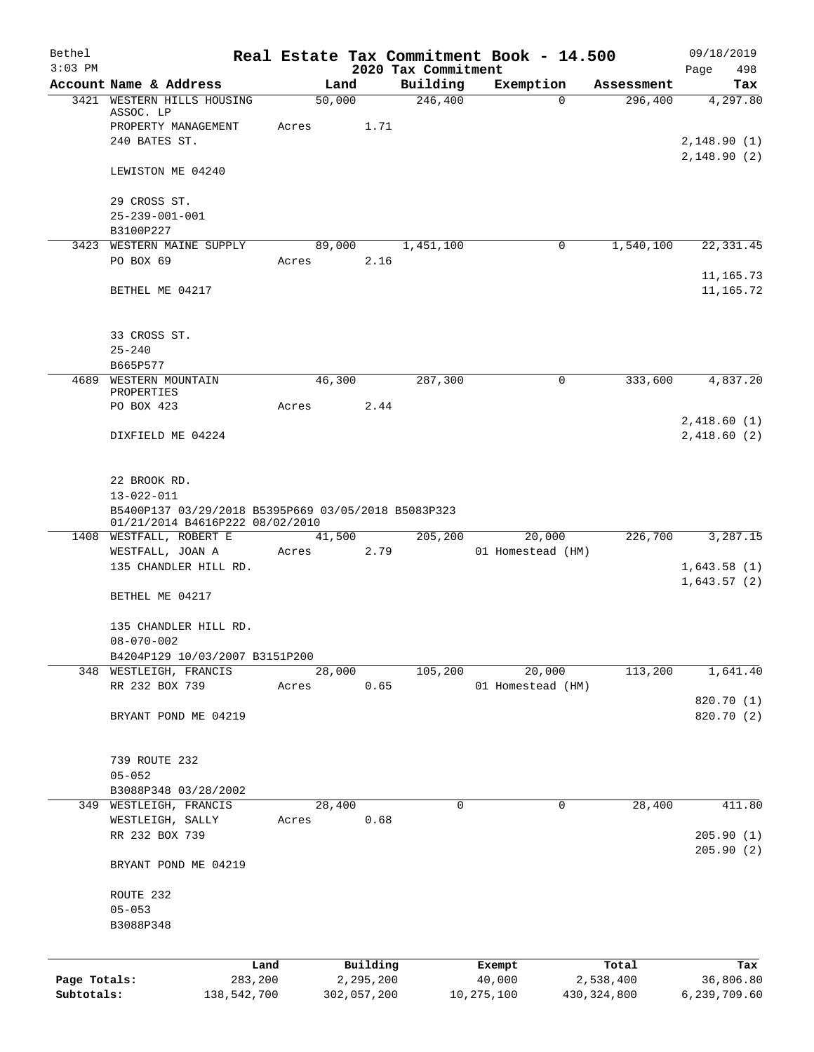Bethel 3:03 PM

# Real Estate Tax Commitment Book - 14.500

## 2020 Tax Commitment

09/18/2019

| Account | Name & Address | Land | Building | Exemption | Assessment | Tax |
|---|---|---|---|---|---|---|
| 3421 | WESTERN HILLS HOUSING ASSOC. LP<br>PROPERTY MANAGEMENT<br>240 BATES ST.<br><br>LEWISTON ME 04240<br><br>29 CROSS ST.<br>25-239-001-001<br>B3100P227 | 50,000<br>Acres 1.71 | 246,400 | 0 | 296,400 | 4,297.80<br><br>2,148.90 (1)<br>2,148.90 (2) |
| 3423 | WESTERN MAINE SUPPLY<br>PO BOX 69<br><br>BETHEL ME 04217<br><br>33 CROSS ST.<br>25-240<br>B665P577 | 89,000<br>Acres 2.16 | 1,451,100 | 0 | 1,540,100 | 22,331.45<br><br>11,165.73<br>11,165.72 |
| 4689 | WESTERN MOUNTAIN PROPERTIES<br>PO BOX 423<br><br>DIXFIELD ME 04224<br><br>22 BROOK RD.<br>13-022-011<br>B5400P137 03/29/2018 B5395P669 03/05/2018 B5083P323 01/21/2014 B4616P222 08/02/2010 | 46,300<br>Acres 2.44 | 287,300 | 0 | 333,600 | 4,837.20<br><br>2,418.60 (1)<br>2,418.60 (2) |
| 1408 | WESTFALL, ROBERT E<br>WESTFALL, JOAN A<br>135 CHANDLER HILL RD.<br><br>BETHEL ME 04217<br><br>135 CHANDLER HILL RD.<br>08-070-002<br>B4204P129 10/03/2007 B3151P200 | 41,500<br>Acres 2.79 | 205,200 | 20,000<br>01 Homestead (HM) | 226,700 | 3,287.15<br><br>1,643.58 (1)<br>1,643.57 (2) |
| 348 | WESTLEIGH, FRANCIS<br>RR 232 BOX 739<br><br>BRYANT POND ME 04219<br><br>739 ROUTE 232<br>05-052<br>B3088P348 03/28/2002 | 28,000<br>Acres 0.65 | 105,200 | 20,000<br>01 Homestead (HM) | 113,200 | 1,641.40<br><br>820.70 (1)<br>820.70 (2) |
| 349 | WESTLEIGH, FRANCIS<br>WESTLEIGH, SALLY<br>RR 232 BOX 739<br><br>BRYANT POND ME 04219<br><br>ROUTE 232<br>05-053<br>B3088P348 | 28,400<br>Acres 0.68 | 0 | 0 | 28,400 | 411.80<br><br>205.90 (1)<br>205.90 (2) |

| | Land | Building | Exempt | Total | Tax |
|---|---|---|---|---|---|
| Page Totals: | 283,200 | 2,295,200 | 40,000 | 2,538,400 | 36,806.80 |
| Subtotals: | 138,542,700 | 302,057,200 | 10,275,100 | 430,324,800 | 6,239,709.60 |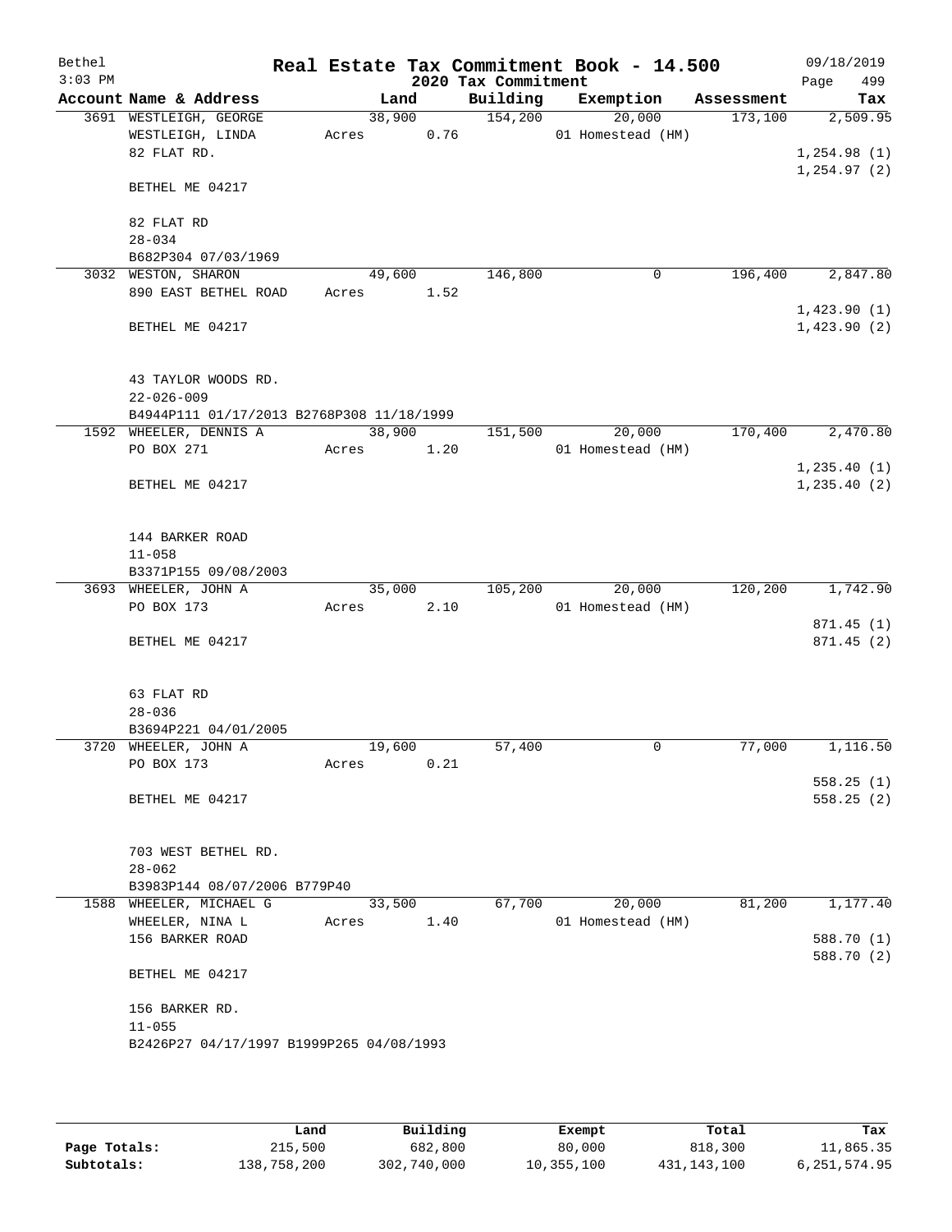# Real Estate Tax Commitment Book - 14.500

Bethel
3:03 PM

09/18/2019
Page 499

## 2020 Tax Commitment

| Account Name & Address | Land | Building | Exemption | Assessment | Tax |
|---|---|---|---|---|---|
| 3691 WESTLEIGH, GEORGE | 38,900 | 154,200 | 20,000 | 173,100 | 2,509.95 |
| WESTLEIGH, LINDA | Acres 0.76 | | 01 Homestead (HM) | | |
| 82 FLAT RD. | | | | | 1,254.98 (1) |
| | | | | | 1,254.97 (2) |
| BETHEL ME 04217 | | | | | |
| 82 FLAT RD | | | | | |
| 28-034 | | | | | |
| B682P304 07/03/1969 | | | | | |
| 3032 WESTON, SHARON | 49,600 | 146,800 | 0 | 196,400 | 2,847.80 |
| 890 EAST BETHEL ROAD | Acres 1.52 | | | | |
| | | | | | 1,423.90 (1) |
| BETHEL ME 04217 | | | | | 1,423.90 (2) |
| 43 TAYLOR WOODS RD. | | | | | |
| 22-026-009 | | | | | |
| B4944P111 01/17/2013 B2768P308 11/18/1999 | | | | | |
| 1592 WHEELER, DENNIS A | 38,900 | 151,500 | 20,000 | 170,400 | 2,470.80 |
| PO BOX 271 | Acres 1.20 | | 01 Homestead (HM) | | |
| | | | | | 1,235.40 (1) |
| BETHEL ME 04217 | | | | | 1,235.40 (2) |
| 144 BARKER ROAD | | | | | |
| 11-058 | | | | | |
| B3371P155 09/08/2003 | | | | | |
| 3693 WHEELER, JOHN A | 35,000 | 105,200 | 20,000 | 120,200 | 1,742.90 |
| PO BOX 173 | Acres 2.10 | | 01 Homestead (HM) | | |
| | | | | | 871.45 (1) |
| BETHEL ME 04217 | | | | | 871.45 (2) |
| 63 FLAT RD | | | | | |
| 28-036 | | | | | |
| B3694P221 04/01/2005 | | | | | |
| 3720 WHEELER, JOHN A | 19,600 | 57,400 | 0 | 77,000 | 1,116.50 |
| PO BOX 173 | Acres 0.21 | | | | |
| | | | | | 558.25 (1) |
| BETHEL ME 04217 | | | | | 558.25 (2) |
| 703 WEST BETHEL RD. | | | | | |
| 28-062 | | | | | |
| B3983P144 08/07/2006 B779P40 | | | | | |
| 1588 WHEELER, MICHAEL G | 33,500 | 67,700 | 20,000 | 81,200 | 1,177.40 |
| WHEELER, NINA L | Acres 1.40 | | 01 Homestead (HM) | | |
| 156 BARKER ROAD | | | | | 588.70 (1) |
| | | | | | 588.70 (2) |
| BETHEL ME 04217 | | | | | |
| 156 BARKER RD. | | | | | |
| 11-055 | | | | | |
| B2426P27 04/17/1997 B1999P265 04/08/1993 | | | | | |

| | Land | Building | Exempt | Total | Tax |
|---|---|---|---|---|---|
| Page Totals: | 215,500 | 682,800 | 80,000 | 818,300 | 11,865.35 |
| Subtotals: | 138,758,200 | 302,740,000 | 10,355,100 | 431,143,100 | 6,251,574.95 |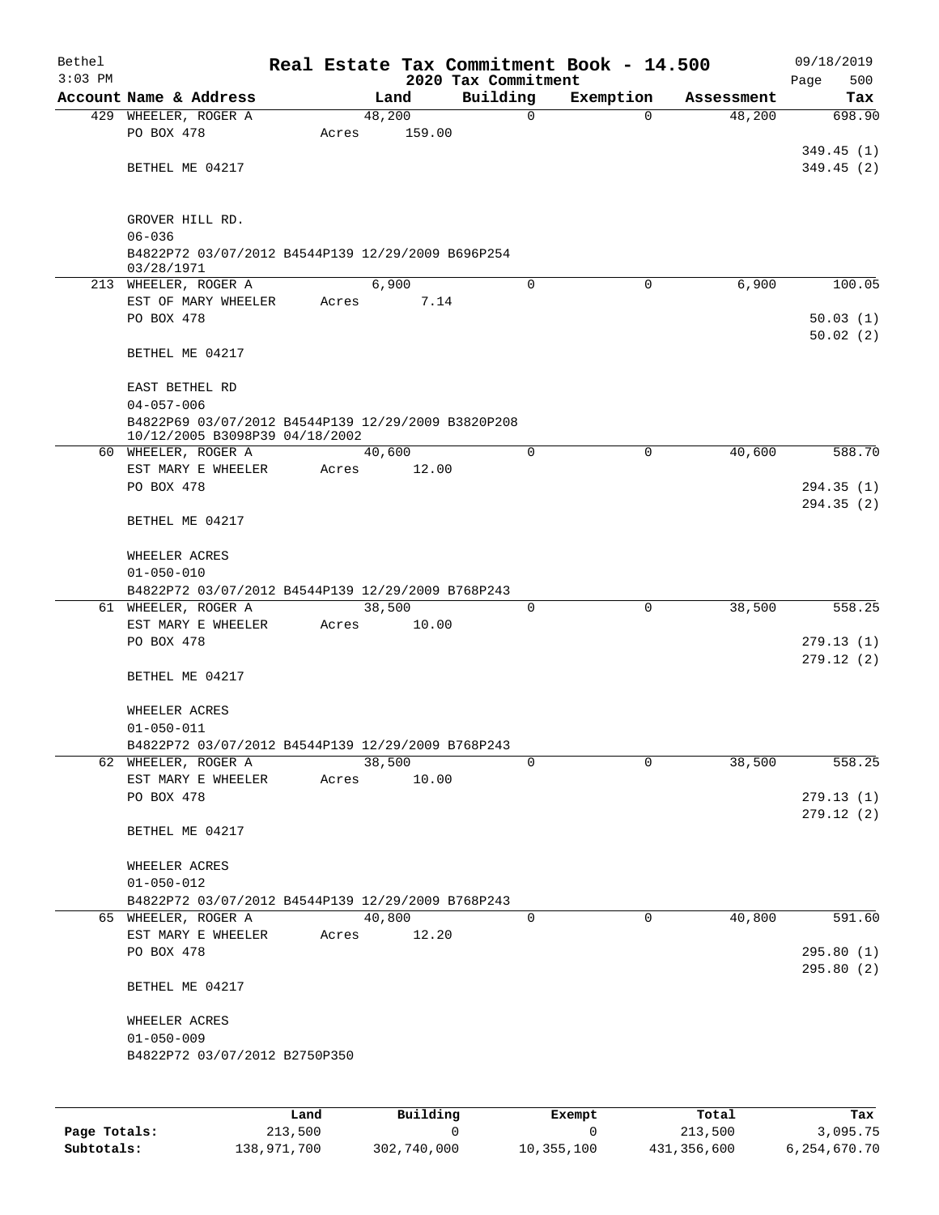# Real Estate Tax Commitment Book - 14.500

Bethel
3:03 PM

09/18/2019

## 2020 Tax Commitment

| Account Name & Address | Land | Building | Exemption | Assessment | Tax |
|---|---|---|---|---|---|
| 429 WHEELER, ROGER A | 48,200 | 0 | 0 | 48,200 | 698.90 |
| PO BOX 478 | Acres 159.00 | | | | |
| | | | | | 349.45 (1) |
| BETHEL ME 04217 | | | | | 349.45 (2) |
| GROVER HILL RD. | | | | | |
| 06-036 | | | | | |
| B4822P72 03/07/2012 B4544P139 12/29/2009 B696P254 03/28/1971 | | | | | |
| 213 WHEELER, ROGER A | 6,900 | 0 | 0 | 6,900 | 100.05 |
| EST OF MARY WHEELER | Acres 7.14 | | | | |
| PO BOX 478 | | | | | 50.03 (1) |
| | | | | | 50.02 (2) |
| BETHEL ME 04217 | | | | | |
| EAST BETHEL RD | | | | | |
| 04-057-006 | | | | | |
| B4822P69 03/07/2012 B4544P139 12/29/2009 B3820P208 10/12/2005 B3098P39 04/18/2002 | | | | | |
| 60 WHEELER, ROGER A | 40,600 | 0 | 0 | 40,600 | 588.70 |
| EST MARY E WHEELER | Acres 12.00 | | | | |
| PO BOX 478 | | | | | 294.35 (1) |
| | | | | | 294.35 (2) |
| BETHEL ME 04217 | | | | | |
| WHEELER ACRES | | | | | |
| 01-050-010 | | | | | |
| B4822P72 03/07/2012 B4544P139 12/29/2009 B768P243 | | | | | |
| 61 WHEELER, ROGER A | 38,500 | 0 | 0 | 38,500 | 558.25 |
| EST MARY E WHEELER | Acres 10.00 | | | | |
| PO BOX 478 | | | | | 279.13 (1) |
| | | | | | 279.12 (2) |
| BETHEL ME 04217 | | | | | |
| WHEELER ACRES | | | | | |
| 01-050-011 | | | | | |
| B4822P72 03/07/2012 B4544P139 12/29/2009 B768P243 | | | | | |
| 62 WHEELER, ROGER A | 38,500 | 0 | 0 | 38,500 | 558.25 |
| EST MARY E WHEELER | Acres 10.00 | | | | |
| PO BOX 478 | | | | | 279.13 (1) |
| | | | | | 279.12 (2) |
| BETHEL ME 04217 | | | | | |
| WHEELER ACRES | | | | | |
| 01-050-012 | | | | | |
| B4822P72 03/07/2012 B4544P139 12/29/2009 B768P243 | | | | | |
| 65 WHEELER, ROGER A | 40,800 | 0 | 0 | 40,800 | 591.60 |
| EST MARY E WHEELER | Acres 12.20 | | | | |
| PO BOX 478 | | | | | 295.80 (1) |
| | | | | | 295.80 (2) |
| BETHEL ME 04217 | | | | | |
| WHEELER ACRES | | | | | |
| 01-050-009 | | | | | |
| B4822P72 03/07/2012 B2750P350 | | | | | |

| | Land | Building | Exempt | Total | Tax |
|---|---|---|---|---|---|
| **Page Totals:** | 213,500 | 0 | 0 | 213,500 | 3,095.75 |
| **Subtotals:** | 138,971,700 | 302,740,000 | 10,355,100 | 431,356,600 | 6,254,670.70 |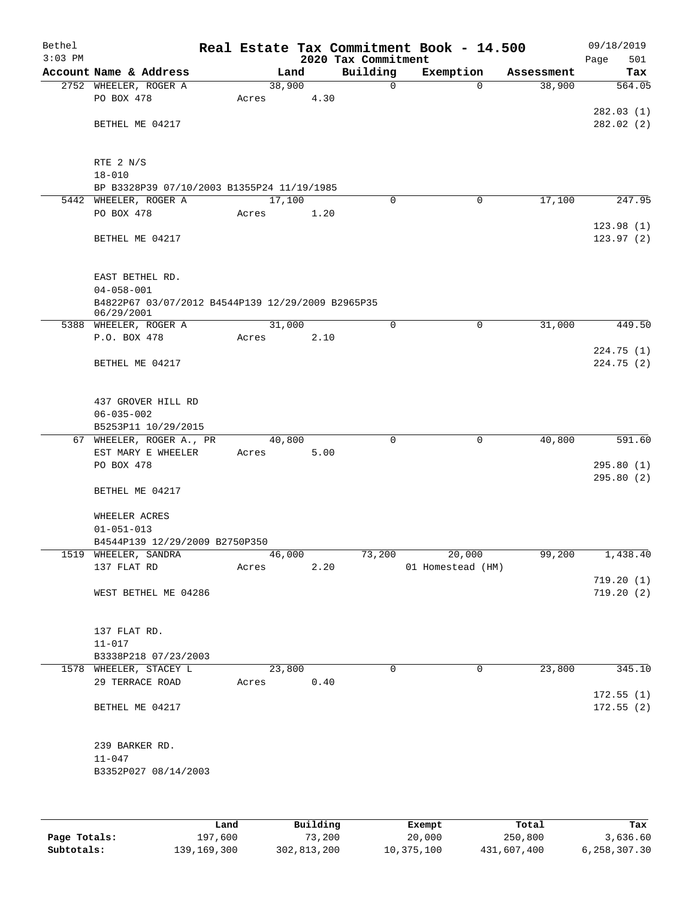Bethel 3:03 PM

# Real Estate Tax Commitment Book - 14.500

2020 Tax Commitment

09/18/2019

| Account | Name & Address | Land | Building | Exemption | Assessment | Tax |
|---|---|---|---|---|---|---|
| 2752 | WHEELER, ROGER A<br>PO BOX 478<br><br>BETHEL ME 04217<br><br>RTE 2 N/S<br>18-010<br>BP B3328P39 07/10/2003 B1355P24 11/19/1985 | 38,900<br>Acres 4.30 | 0 | 0 | 38,900 | 564.05<br><br>282.03 (1)<br>282.02 (2) |
| 5442 | WHEELER, ROGER A<br>PO BOX 478<br><br>BETHEL ME 04217<br><br>EAST BETHEL RD.<br>04-058-001<br>B4822P67 03/07/2012 B4544P139 12/29/2009 B2965P35 06/29/2001 | 17,100<br>Acres 1.20 | 0 | 0 | 17,100 | 247.95<br><br>123.98 (1)<br>123.97 (2) |
| 5388 | WHEELER, ROGER A<br>P.O. BOX 478<br><br>BETHEL ME 04217<br><br>437 GROVER HILL RD<br>06-035-002<br>B5253P11 10/29/2015 | 31,000<br>Acres 2.10 | 0 | 0 | 31,000 | 449.50<br><br>224.75 (1)<br>224.75 (2) |
| 67 | WHEELER, ROGER A., PR<br>EST MARY E WHEELER<br>PO BOX 478<br><br>BETHEL ME 04217<br><br>WHEELER ACRES<br>01-051-013<br>B4544P139 12/29/2009 B2750P350 | 40,800<br>Acres 5.00 | 0 | 0 | 40,800 | 591.60<br><br>295.80 (1)<br>295.80 (2) |
| 1519 | WHEELER, SANDRA<br>137 FLAT RD<br><br>WEST BETHEL ME 04286<br><br>137 FLAT RD.<br>11-017<br>B3338P218 07/23/2003 | 46,000<br>Acres 2.20 | 73,200 | 20,000<br>01 Homestead (HM) | 99,200 | 1,438.40<br><br>719.20 (1)<br>719.20 (2) |
| 1578 | WHEELER, STACEY L<br>29 TERRACE ROAD<br><br>BETHEL ME 04217<br><br>239 BARKER RD.<br>11-047<br>B3352P027 08/14/2003 | 23,800<br>Acres 0.40 | 0 | 0 | 23,800 | 345.10<br><br>172.55 (1)<br>172.55 (2) |

| | Land | Building | Exempt | Total | Tax |
|---|---|---|---|---|---|
| Page Totals: | 197,600 | 73,200 | 20,000 | 250,800 | 3,636.60 |
| Subtotals: | 139,169,300 | 302,813,200 | 10,375,100 | 431,607,400 | 6,258,307.30 |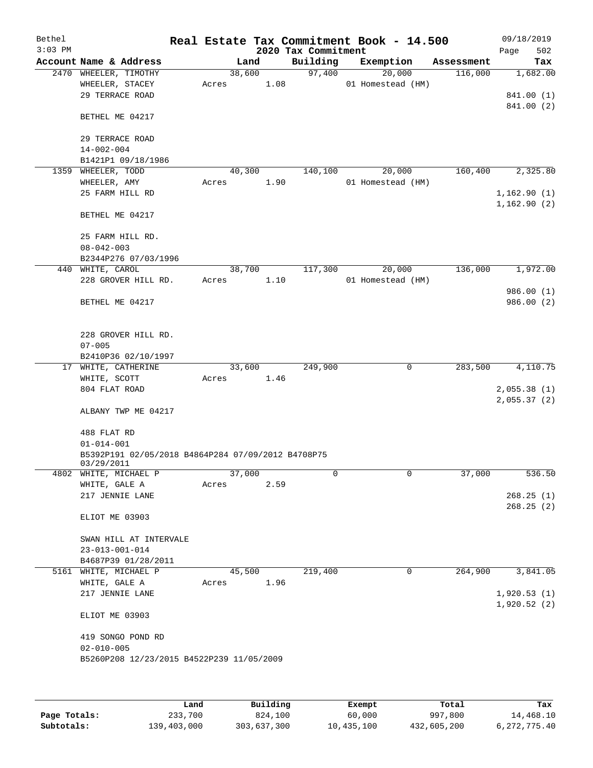Bethel 3:03 PM

# Real Estate Tax Commitment Book - 14.500

## 2020 Tax Commitment

09/18/2019

| Account Name & Address | Land | Building | Exemption | Assessment | Tax |
|---|---|---|---|---|---|
| 2470 WHEELER, TIMOTHY | 38,600 | 97,400 | 20,000 | 116,000 | 1,682.00 |
| WHEELER, STACEY | Acres 1.08 | | 01 Homestead (HM) | | |
| 29 TERRACE ROAD | | | | | 841.00 (1) |
| | | | | | 841.00 (2) |
| BETHEL ME 04217 | | | | | |
| 29 TERRACE ROAD | | | | | |
| 14-002-004 | | | | | |
| B1421P1 09/18/1986 | | | | | |
| 1359 WHEELER, TODD | 40,300 | 140,100 | 20,000 | 160,400 | 2,325.80 |
| WHEELER, AMY | Acres 1.90 | | 01 Homestead (HM) | | |
| 25 FARM HILL RD | | | | | 1,162.90 (1) |
| | | | | | 1,162.90 (2) |
| BETHEL ME 04217 | | | | | |
| 25 FARM HILL RD. | | | | | |
| 08-042-003 | | | | | |
| B2344P276 07/03/1996 | | | | | |
| 440 WHITE, CAROL | 38,700 | 117,300 | 20,000 | 136,000 | 1,972.00 |
| 228 GROVER HILL RD. | Acres 1.10 | | 01 Homestead (HM) | | |
| | | | | | 986.00 (1) |
| BETHEL ME 04217 | | | | | 986.00 (2) |
| 228 GROVER HILL RD. | | | | | |
| 07-005 | | | | | |
| B2410P36 02/10/1997 | | | | | |
| 17 WHITE, CATHERINE | 33,600 | 249,900 | 0 | 283,500 | 4,110.75 |
| WHITE, SCOTT | Acres 1.46 | | | | |
| 804 FLAT ROAD | | | | | 2,055.38 (1) |
| | | | | | 2,055.37 (2) |
| ALBANY TWP ME 04217 | | | | | |
| 488 FLAT RD | | | | | |
| 01-014-001 | | | | | |
| B5392P191 02/05/2018 B4864P284 07/09/2012 B4708P75 03/29/2011 | | | | | |
| 4802 WHITE, MICHAEL P | 37,000 | 0 | 0 | 37,000 | 536.50 |
| WHITE, GALE A | Acres 2.59 | | | | |
| 217 JENNIE LANE | | | | | 268.25 (1) |
| | | | | | 268.25 (2) |
| ELIOT ME 03903 | | | | | |
| SWAN HILL AT INTERVALE | | | | | |
| 23-013-001-014 | | | | | |
| B4687P39 01/28/2011 | | | | | |
| 5161 WHITE, MICHAEL P | 45,500 | 219,400 | 0 | 264,900 | 3,841.05 |
| WHITE, GALE A | Acres 1.96 | | | | |
| 217 JENNIE LANE | | | | | 1,920.53 (1) |
| | | | | | 1,920.52 (2) |
| ELIOT ME 03903 | | | | | |
| 419 SONGO POND RD | | | | | |
| 02-010-005 | | | | | |
| B5260P208 12/23/2015 B4522P239 11/05/2009 | | | | | |

| | Land | Building | Exempt | Total | Tax |
|---|---|---|---|---|---|
| Page Totals: | 233,700 | 824,100 | 60,000 | 997,800 | 14,468.10 |
| Subtotals: | 139,403,000 | 303,637,300 | 10,435,100 | 432,605,200 | 6,272,775.40 |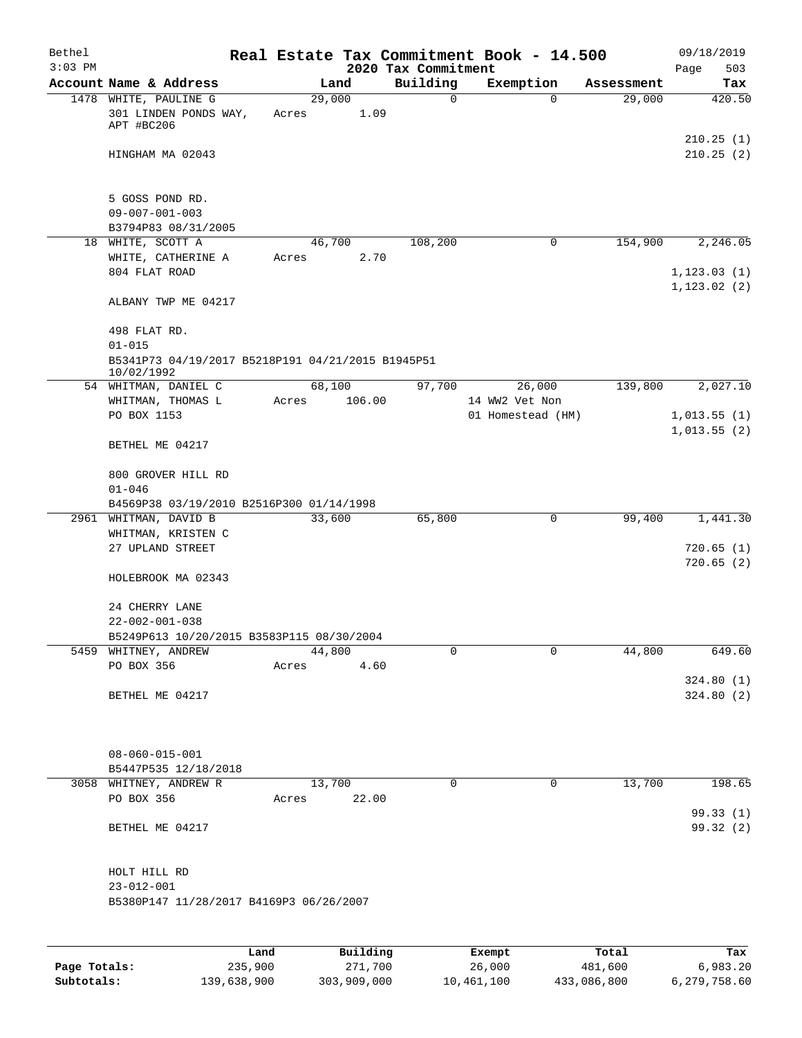# Real Estate Tax Commitment Book - 14.500

Bethel
3:03 PM

2020 Tax Commitment

09/18/2019

| Account Name & Address | Land | Building | Exemption | Assessment | Tax |
|---|---|---|---|---|---|
| 1478 WHITE, PAULINE G | 29,000 | 0 | 0 | 29,000 | 420.50 |
| 301 LINDEN PONDS WAY, APT #BC206 | Acres 1.09 | | | | |
| | | | | | 210.25 (1) |
| HINGHAM MA 02043 | | | | | 210.25 (2) |
| 5 GOSS POND RD. | | | | | |
| 09-007-001-003 | | | | | |
| B3794P83 08/31/2005 | | | | | |
| 18 WHITE, SCOTT A | 46,700 | 108,200 | 0 | 154,900 | 2,246.05 |
| WHITE, CATHERINE A | Acres 2.70 | | | | |
| 804 FLAT ROAD | | | | | 1,123.03 (1) |
| | | | | | 1,123.02 (2) |
| ALBANY TWP ME 04217 | | | | | |
| 498 FLAT RD. | | | | | |
| 01-015 | | | | | |
| B5341P73 04/19/2017 B5218P191 04/21/2015 B1945P51 10/02/1992 | | | | | |
| 54 WHITMAN, DANIEL C | 68,100 | 97,700 | 26,000 | 139,800 | 2,027.10 |
| WHITMAN, THOMAS L | Acres 106.00 | | 14 WW2 Vet Non | | |
| PO BOX 1153 | | | 01 Homestead (HM) | | 1,013.55 (1) |
| | | | | | 1,013.55 (2) |
| BETHEL ME 04217 | | | | | |
| 800 GROVER HILL RD | | | | | |
| 01-046 | | | | | |
| B4569P38 03/19/2010 B2516P300 01/14/1998 | | | | | |
| 2961 WHITMAN, DAVID B | 33,600 | 65,800 | 0 | 99,400 | 1,441.30 |
| WHITMAN, KRISTEN C | | | | | |
| 27 UPLAND STREET | | | | | 720.65 (1) |
| | | | | | 720.65 (2) |
| HOLEBROOK MA 02343 | | | | | |
| 24 CHERRY LANE | | | | | |
| 22-002-001-038 | | | | | |
| B5249P613 10/20/2015 B3583P115 08/30/2004 | | | | | |
| 5459 WHITNEY, ANDREW | 44,800 | 0 | 0 | 44,800 | 649.60 |
| PO BOX 356 | Acres 4.60 | | | | |
| | | | | | 324.80 (1) |
| BETHEL ME 04217 | | | | | 324.80 (2) |
| 08-060-015-001 | | | | | |
| B5447P535 12/18/2018 | | | | | |
| 3058 WHITNEY, ANDREW R | 13,700 | 0 | 0 | 13,700 | 198.65 |
| PO BOX 356 | Acres 22.00 | | | | |
| | | | | | 99.33 (1) |
| BETHEL ME 04217 | | | | | 99.32 (2) |
| HOLT HILL RD | | | | | |
| 23-012-001 | | | | | |
| B5380P147 11/28/2017 B4169P3 06/26/2007 | | | | | |

| | Land | Building | Exempt | Total | Tax |
|---|---|---|---|---|---|
| Page Totals: | 235,900 | 271,700 | 26,000 | 481,600 | 6,983.20 |
| Subtotals: | 139,638,900 | 303,909,000 | 10,461,100 | 433,086,800 | 6,279,758.60 |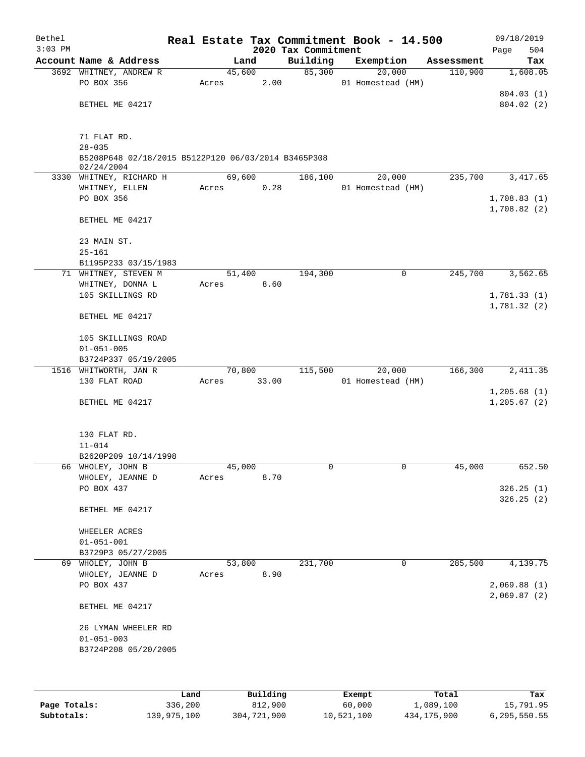# Real Estate Tax Commitment Book - 14.500

Bethel
3:03 PM

2020 Tax Commitment

09/18/2019
Page 504

| Account Name & Address | Land | Building | Exemption | Assessment | Tax |
|---|---|---|---|---|---|
| 3692 WHITNEY, ANDREW R | 45,600 | 85,300 | 20,000 | 110,900 | 1,608.05 |
| PO BOX 356 | Acres 2.00 | | 01 Homestead (HM) | | |
| | | | | | 804.03 (1) |
| BETHEL ME 04217 | | | | | 804.02 (2) |
| 71 FLAT RD. | | | | | |
| 28-035 | | | | | |
| B5208P648 02/18/2015 B5122P120 06/03/2014 B3465P308 02/24/2004 | | | | | |
| 3330 WHITNEY, RICHARD H | 69,600 | 186,100 | 20,000 | 235,700 | 3,417.65 |
| WHITNEY, ELLEN | Acres 0.28 | | 01 Homestead (HM) | | |
| PO BOX 356 | | | | | 1,708.83 (1) |
| | | | | | 1,708.82 (2) |
| BETHEL ME 04217 | | | | | |
| 23 MAIN ST. | | | | | |
| 25-161 | | | | | |
| B1195P233 03/15/1983 | | | | | |
| 71 WHITNEY, STEVEN M | 51,400 | 194,300 | 0 | 245,700 | 3,562.65 |
| WHITNEY, DONNA L | Acres 8.60 | | | | |
| 105 SKILLINGS RD | | | | | 1,781.33 (1) |
| | | | | | 1,781.32 (2) |
| BETHEL ME 04217 | | | | | |
| 105 SKILLINGS ROAD | | | | | |
| 01-051-005 | | | | | |
| B3724P337 05/19/2005 | | | | | |
| 1516 WHITWORTH, JAN R | 70,800 | 115,500 | 20,000 | 166,300 | 2,411.35 |
| 130 FLAT ROAD | Acres 33.00 | | 01 Homestead (HM) | | |
| | | | | | 1,205.68 (1) |
| BETHEL ME 04217 | | | | | 1,205.67 (2) |
| 130 FLAT RD. | | | | | |
| 11-014 | | | | | |
| B2620P209 10/14/1998 | | | | | |
| 66 WHOLEY, JOHN B | 45,000 | 0 | 0 | 45,000 | 652.50 |
| WHOLEY, JEANNE D | Acres 8.70 | | | | |
| PO BOX 437 | | | | | 326.25 (1) |
| | | | | | 326.25 (2) |
| BETHEL ME 04217 | | | | | |
| WHEELER ACRES | | | | | |
| 01-051-001 | | | | | |
| B3729P3 05/27/2005 | | | | | |
| 69 WHOLEY, JOHN B | 53,800 | 231,700 | 0 | 285,500 | 4,139.75 |
| WHOLEY, JEANNE D | Acres 8.90 | | | | |
| PO BOX 437 | | | | | 2,069.88 (1) |
| | | | | | 2,069.87 (2) |
| BETHEL ME 04217 | | | | | |
| 26 LYMAN WHEELER RD | | | | | |
| 01-051-003 | | | | | |
| B3724P208 05/20/2005 | | | | | |

| | Land | Building | Exempt | Total | Tax |
|---|---|---|---|---|---|
| Page Totals: | 336,200 | 812,900 | 60,000 | 1,089,100 | 15,791.95 |
| Subtotals: | 139,975,100 | 304,721,900 | 10,521,100 | 434,175,900 | 6,295,550.55 |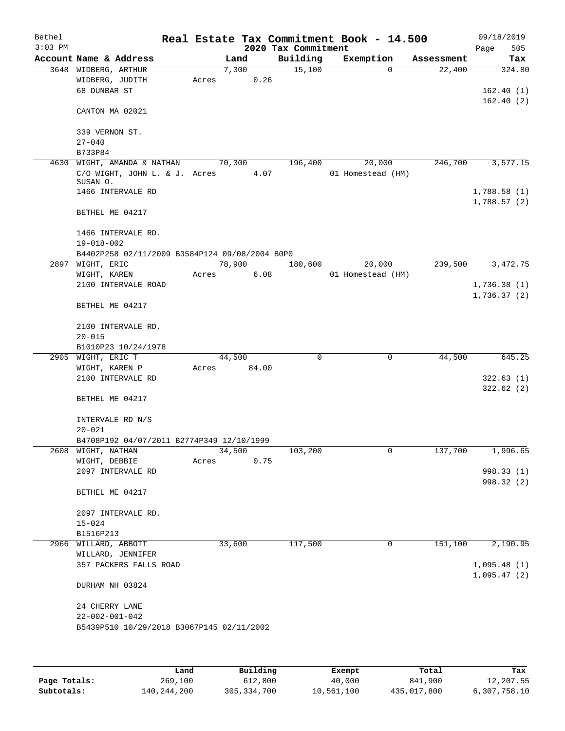# Real Estate Tax Commitment Book - 14.500

Bethel
3:03 PM

2020 Tax Commitment

09/18/2019

| Account Name & Address | Land | Building | Exemption | Assessment | Tax |
|---|---|---|---|---|---|
| 3648 WIDBERG, ARTHUR | 7,300 | 15,100 | 0 | 22,400 | 324.80 |
| WIDBERG, JUDITH | Acres 0.26 | | | | |
| 68 DUNBAR ST | | | | | 162.40 (1) |
| | | | | | 162.40 (2) |
| CANTON MA 02021 | | | | | |
| 339 VERNON ST. | | | | | |
| 27-040 | | | | | |
| B733P84 | | | | | |
| 4630 WIGHT, AMANDA & NATHAN | 70,300 | 196,400 | 20,000 | 246,700 | 3,577.15 |
| C/O WIGHT, JOHN L. & J. SUSAN O. | Acres 4.07 | | 01 Homestead (HM) | | |
| 1466 INTERVALE RD | | | | | 1,788.58 (1) |
| | | | | | 1,788.57 (2) |
| BETHEL ME 04217 | | | | | |
| 1466 INTERVALE RD. | | | | | |
| 19-018-002 | | | | | |
| B4402P258 02/11/2009 B3584P124 09/08/2004 B0P0 | | | | | |
| 2897 WIGHT, ERIC T | 78,900 | 180,600 | 20,000 | 239,500 | 3,472.75 |
| WIGHT, KAREN | Acres 6.08 | | 01 Homestead (HM) | | |
| 2100 INTERVALE ROAD | | | | | 1,736.38 (1) |
| | | | | | 1,736.37 (2) |
| BETHEL ME 04217 | | | | | |
| 2100 INTERVALE RD. | | | | | |
| 20-015 | | | | | |
| B1010P23 10/24/1978 | | | | | |
| 2905 WIGHT, ERIC T | 44,500 | 0 | 0 | 44,500 | 645.25 |
| WIGHT, KAREN P | Acres 84.00 | | | | |
| 2100 INTERVALE RD | | | | | 322.63 (1) |
| | | | | | 322.62 (2) |
| BETHEL ME 04217 | | | | | |
| INTERVALE RD N/S | | | | | |
| 20-021 | | | | | |
| B4708P192 04/07/2011 B2774P349 12/10/1999 | | | | | |
| 2608 WIGHT, NATHAN | 34,500 | 103,200 | 0 | 137,700 | 1,996.65 |
| WIGHT, DEBBIE | Acres 0.75 | | | | |
| 2097 INTERVALE RD | | | | | 998.33 (1) |
| | | | | | 998.32 (2) |
| BETHEL ME 04217 | | | | | |
| 2097 INTERVALE RD. | | | | | |
| 15-024 | | | | | |
| B1516P213 | | | | | |
| 2966 WILLARD, ABBOTT | 33,600 | 117,500 | 0 | 151,100 | 2,190.95 |
| WILLARD, JENNIFER | | | | | |
| 357 PACKERS FALLS ROAD | | | | | 1,095.48 (1) |
| | | | | | 1,095.47 (2) |
| DURHAM NH 03824 | | | | | |
| 24 CHERRY LANE | | | | | |
| 22-002-001-042 | | | | | |
| B5439P510 10/29/2018 B3067P145 02/11/2002 | | | | | |

| | Land | Building | Exempt | Total | Tax |
|---|---|---|---|---|---|
| Page Totals: | 269,100 | 612,800 | 40,000 | 841,900 | 12,207.55 |
| Subtotals: | 140,244,200 | 305,334,700 | 10,561,100 | 435,017,800 | 6,307,758.10 |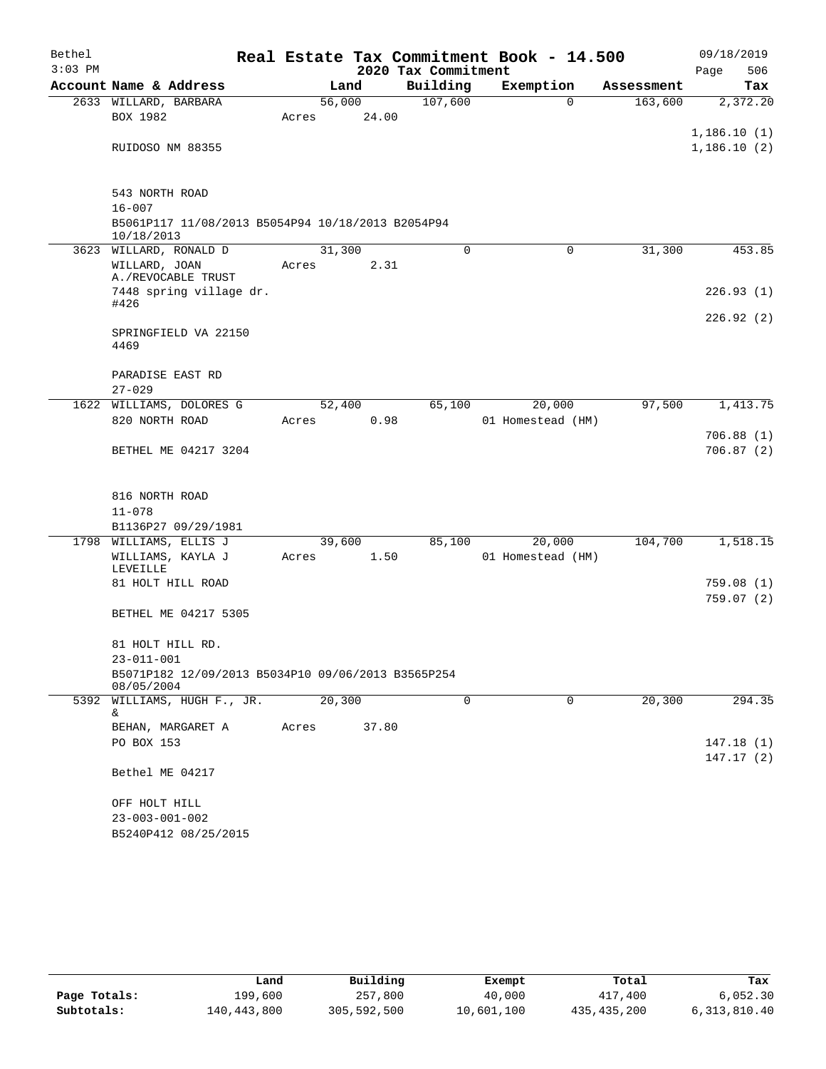Bethel 3:03 PM

# Real Estate Tax Commitment Book - 14.500

## 2020 Tax Commitment

09/18/2019 Page 506

| Account Name & Address | Land | Building | Exemption | Assessment | Tax |
|---|---|---|---|---|---|
| 2633 WILLARD, BARBARA | 56,000 | 107,600 | 0 | 163,600 | 2,372.20 |
| BOX 1982 | Acres 24.00 | | | | |
| | | | | | 1,186.10 (1) |
| RUIDOSO NM 88355 | | | | | 1,186.10 (2) |
| 543 NORTH ROAD | | | | | |
| 16-007 | | | | | |
| B5061P117 11/08/2013 B5054P94 10/18/2013 B2054P94 10/18/2013 | | | | | |
| 3623 WILLARD, RONALD D | 31,300 | 0 | 0 | 31,300 | 453.85 |
| WILLARD, JOAN A./REVOCABLE TRUST | Acres 2.31 | | | | |
| 7448 spring village dr. #426 | | | | | 226.93 (1) |
| | | | | | 226.92 (2) |
| SPRINGFIELD VA 22150 4469 | | | | | |
| PARADISE EAST RD | | | | | |
| 27-029 | | | | | |
| 1622 WILLIAMS, DOLORES G | 52,400 | 65,100 | 20,000 | 97,500 | 1,413.75 |
| 820 NORTH ROAD | Acres 0.98 | | 01 Homestead (HM) | | |
| | | | | | 706.88 (1) |
| BETHEL ME 04217 3204 | | | | | 706.87 (2) |
| 816 NORTH ROAD | | | | | |
| 11-078 | | | | | |
| B1136P27 09/29/1981 | | | | | |
| 1798 WILLIAMS, ELLIS J | 39,600 | 85,100 | 20,000 | 104,700 | 1,518.15 |
| WILLIAMS, KAYLA J LEVEILLE | Acres 1.50 | | 01 Homestead (HM) | | |
| 81 HOLT HILL ROAD | | | | | 759.08 (1) |
| | | | | | 759.07 (2) |
| BETHEL ME 04217 5305 | | | | | |
| 81 HOLT HILL RD. | | | | | |
| 23-011-001 | | | | | |
| B5071P182 12/09/2013 B5034P10 09/06/2013 B3565P254 08/05/2004 | | | | | |
| 5392 WILLIAMS, HUGH F., JR. & | 20,300 | 0 | 0 | 20,300 | 294.35 |
| BEHAN, MARGARET A | Acres 37.80 | | | | |
| PO BOX 153 | | | | | 147.18 (1) |
| | | | | | 147.17 (2) |
| Bethel ME 04217 | | | | | |
| OFF HOLT HILL | | | | | |
| 23-003-001-002 | | | | | |
| B5240P412 08/25/2015 | | | | | |

| | Land | Building | Exempt | Total | Tax |
|---|---|---|---|---|---|
| Page Totals: | 199,600 | 257,800 | 40,000 | 417,400 | 6,052.30 |
| Subtotals: | 140,443,800 | 305,592,500 | 10,601,100 | 435,435,200 | 6,313,810.40 |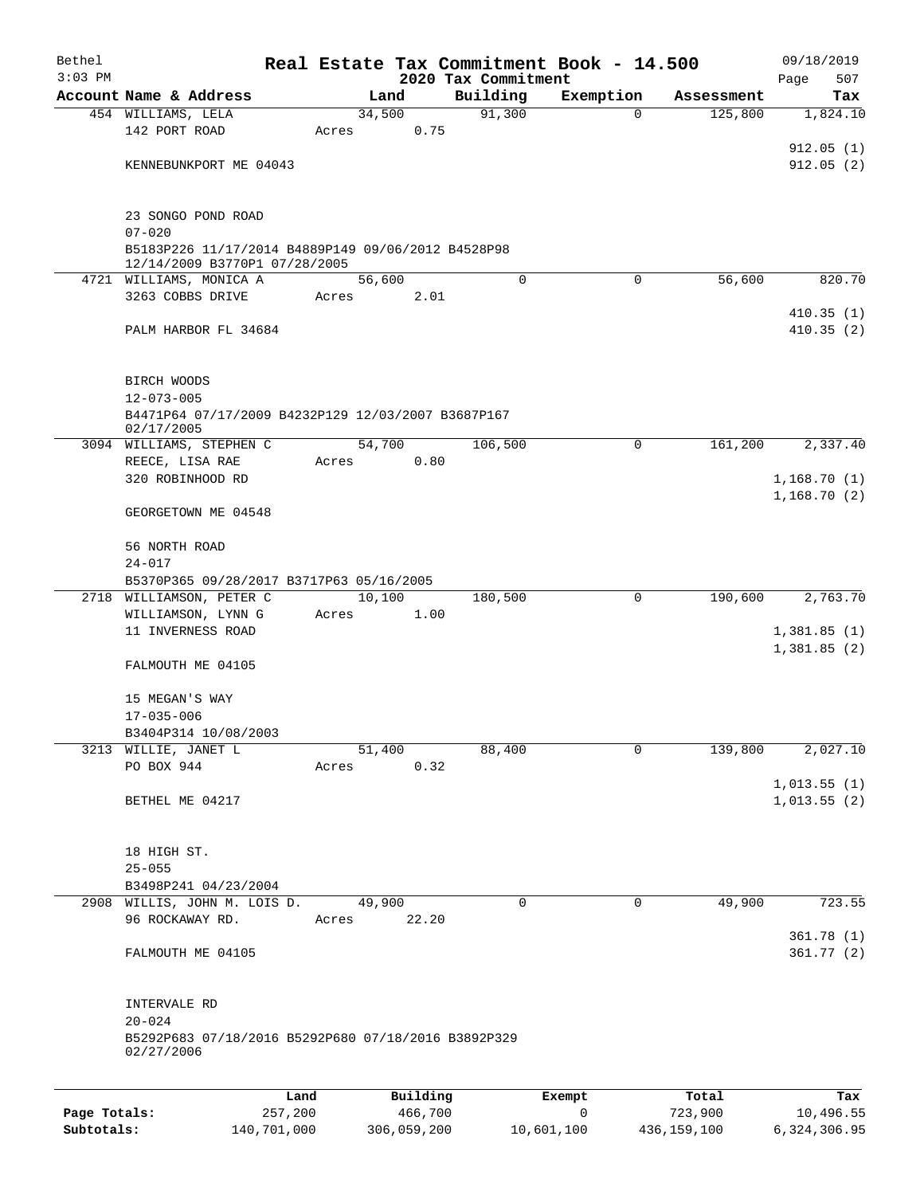Bethel 3:03 PM

# Real Estate Tax Commitment Book - 14.500

## 2020 Tax Commitment

09/18/2019 Page 507

| Account Name & Address | Land | Building | Exemption | Assessment | Tax |
|---|---|---|---|---|---|
| 454 WILLIAMS, LELA | 34,500 | 91,300 | 0 | 125,800 | 1,824.10 |
| 142 PORT ROAD | Acres 0.75 | | | | |
| | | | | | 912.05 (1) |
| KENNEBUNKPORT ME 04043 | | | | | 912.05 (2) |
| 23 SONGO POND ROAD | | | | | |
| 07-020 | | | | | |
| B5183P226 11/17/2014 B4889P149 09/06/2012 B4528P98 12/14/2009 B3770P1 07/28/2005 | | | | | |
| 4721 WILLIAMS, MONICA A | 56,600 | 0 | 0 | 56,600 | 820.70 |
| 3263 COBBS DRIVE | Acres 2.01 | | | | |
| | | | | | 410.35 (1) |
| PALM HARBOR FL 34684 | | | | | 410.35 (2) |
| BIRCH WOODS | | | | | |
| 12-073-005 | | | | | |
| B4471P64 07/17/2009 B4232P129 12/03/2007 B3687P167 02/17/2005 | | | | | |
| 3094 WILLIAMS, STEPHEN C | 54,700 | 106,500 | 0 | 161,200 | 2,337.40 |
| REECE, LISA RAE | Acres 0.80 | | | | |
| 320 ROBINHOOD RD | | | | | 1,168.70 (1) |
| | | | | | 1,168.70 (2) |
| GEORGETOWN ME 04548 | | | | | |
| 56 NORTH ROAD | | | | | |
| 24-017 | | | | | |
| B5370P365 09/28/2017 B3717P63 05/16/2005 | | | | | |
| 2718 WILLIAMSON, PETER C | 10,100 | 180,500 | 0 | 190,600 | 2,763.70 |
| WILLIAMSON, LYNN G | Acres 1.00 | | | | |
| 11 INVERNESS ROAD | | | | | 1,381.85 (1) |
| | | | | | 1,381.85 (2) |
| FALMOUTH ME 04105 | | | | | |
| 15 MEGAN'S WAY | | | | | |
| 17-035-006 | | | | | |
| B3404P314 10/08/2003 | | | | | |
| 3213 WILLIE, JANET L | 51,400 | 88,400 | 0 | 139,800 | 2,027.10 |
| PO BOX 944 | Acres 0.32 | | | | |
| | | | | | 1,013.55 (1) |
| BETHEL ME 04217 | | | | | 1,013.55 (2) |
| 18 HIGH ST. | | | | | |
| 25-055 | | | | | |
| B3498P241 04/23/2004 | | | | | |
| 2908 WILLIS, JOHN M. LOIS D. | 49,900 | 0 | 0 | 49,900 | 723.55 |
| 96 ROCKAWAY RD. | Acres 22.20 | | | | |
| | | | | | 361.78 (1) |
| FALMOUTH ME 04105 | | | | | 361.77 (2) |
| INTERVALE RD | | | | | |
| 20-024 | | | | | |
| B5292P683 07/18/2016 B5292P680 07/18/2016 B3892P329 02/27/2006 | | | | | |

| | Land | Building | Exempt | Total | Tax |
|---|---|---|---|---|---|
| Page Totals: | 257,200 | 466,700 | 0 | 723,900 | 10,496.55 |
| Subtotals: | 140,701,000 | 306,059,200 | 10,601,100 | 436,159,100 | 6,324,306.95 |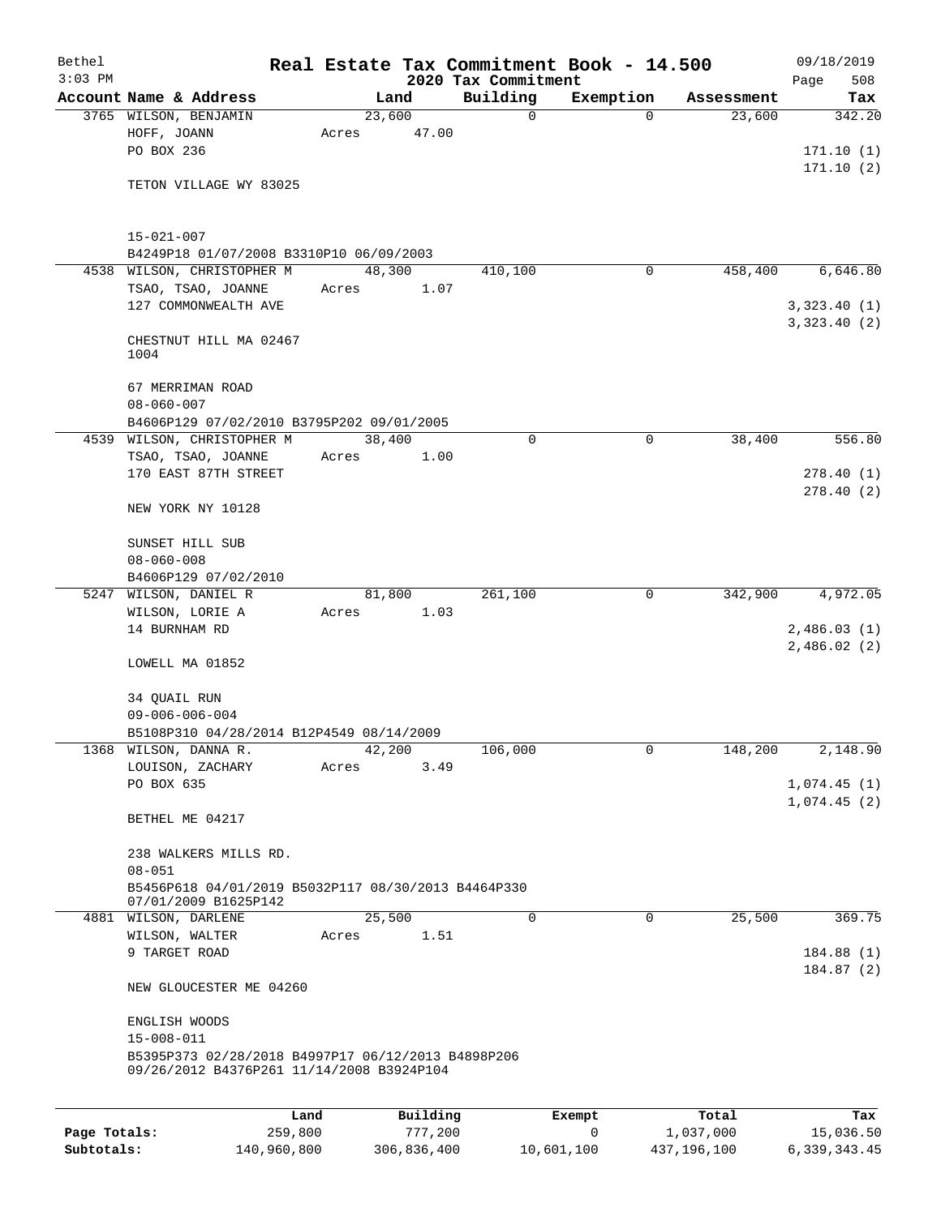Bethel
3:03 PM

# Real Estate Tax Commitment Book - 14.500
## 2020 Tax Commitment

09/18/2019
Page 508

| Account Name & Address | Land | Building | Exemption | Assessment | Tax |
|---|---|---|---|---|---|
| 3765 WILSON, BENJAMIN<br>HOFF, JOANN<br>PO BOX 236<br><br>TETON VILLAGE WY 83025<br><br>15-021-007<br>B4249P18 01/07/2008 B3310P10 06/09/2003 | 23,600<br>Acres 47.00 | 0 | 0 | 23,600 | 342.20<br><br>171.10 (1)<br>171.10 (2) |
| 4538 WILSON, CHRISTOPHER M<br>TSAO, TSAO, JOANNE<br>127 COMMONWEALTH AVE<br><br>CHESTNUT HILL MA 02467<br>1004<br><br>67 MERRIMAN ROAD<br>08-060-007<br>B4606P129 07/02/2010 B3795P202 09/01/2005 | 48,300<br>Acres 1.07 | 410,100 | 0 | 458,400 | 6,646.80<br><br>3,323.40 (1)<br>3,323.40 (2) |
| 4539 WILSON, CHRISTOPHER M<br>TSAO, TSAO, JOANNE<br>170 EAST 87TH STREET<br><br>NEW YORK NY 10128<br><br>SUNSET HILL SUB<br>08-060-008<br>B4606P129 07/02/2010 | 38,400<br>Acres 1.00 | 0 | 0 | 38,400 | 556.80<br><br>278.40 (1)<br>278.40 (2) |
| 5247 WILSON, DANIEL R<br>WILSON, LORIE A<br>14 BURNHAM RD<br><br>LOWELL MA 01852<br><br>34 QUAIL RUN<br>09-006-006-004<br>B5108P310 04/28/2014 B12P4549 08/14/2009 | 81,800<br>Acres 1.03 | 261,100 | 0 | 342,900 | 4,972.05<br><br>2,486.03 (1)<br>2,486.02 (2) |
| 1368 WILSON, DANNA R.<br>LOUISON, ZACHARY<br>PO BOX 635<br><br>BETHEL ME 04217<br><br>238 WALKERS MILLS RD.<br>08-051<br>B5456P618 04/01/2019 B5032P117 08/30/2013 B4464P330 07/01/2009 B1625P142 | 42,200<br>Acres 3.49 | 106,000 | 0 | 148,200 | 2,148.90<br><br>1,074.45 (1)<br>1,074.45 (2) |
| 4881 WILSON, DARLENE<br>WILSON, WALTER<br>9 TARGET ROAD<br><br>NEW GLOUCESTER ME 04260<br><br>ENGLISH WOODS<br>15-008-011<br>B5395P373 02/28/2018 B4997P17 06/12/2013 B4898P206 09/26/2012 B4376P261 11/14/2008 B3924P104 | 25,500<br>Acres 1.51 | 0 | 0 | 25,500 | 369.75<br><br>184.88 (1)<br>184.87 (2) |

| | Land | Building | Exempt | Total | Tax |
|---|---|---|---|---|---|
| Page Totals: | 259,800 | 777,200 | 0 | 1,037,000 | 15,036.50 |
| Subtotals: | 140,960,800 | 306,836,400 | 10,601,100 | 437,196,100 | 6,339,343.45 |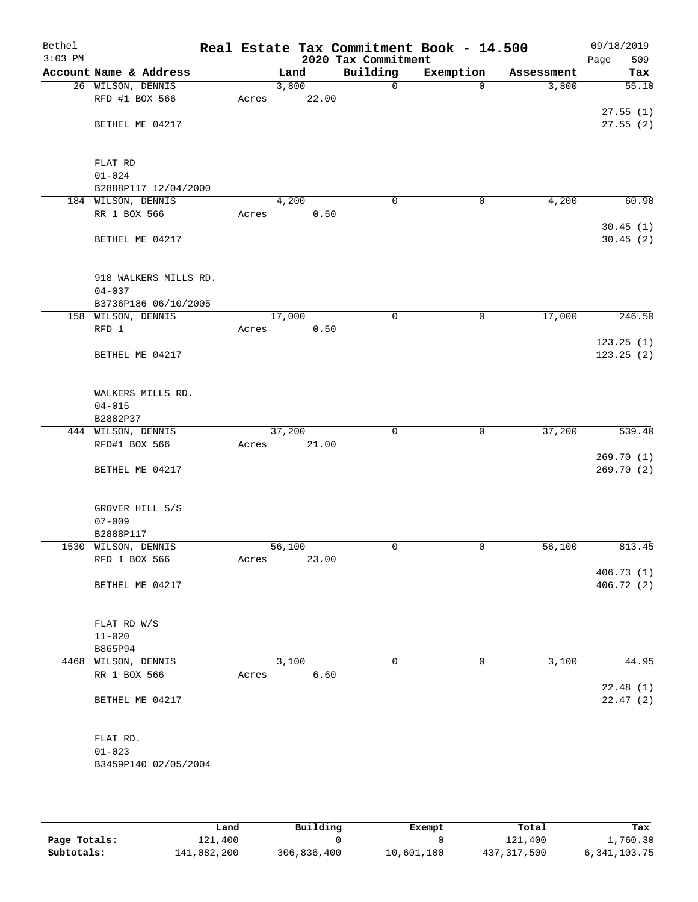Bethel 3:03 PM

# Real Estate Tax Commitment Book - 14.500

## 2020 Tax Commitment

09/18/2019 Page 509

| Account Name & Address | Land | Building | Exemption | Assessment | Tax |
|---|---|---|---|---|---|
| 26 WILSON, DENNIS | 3,800 | 0 | 0 | 3,800 | 55.10 |
| RFD #1 BOX 566 | Acres 22.00 | | | | |
| | | | | | 27.55 (1) |
| BETHEL ME 04217 | | | | | 27.55 (2) |
| FLAT RD | | | | | |
| 01-024 | | | | | |
| B2888P117 12/04/2000 | | | | | |
| 184 WILSON, DENNIS | 4,200 | 0 | 0 | 4,200 | 60.90 |
| RR 1 BOX 566 | Acres 0.50 | | | | |
| | | | | | 30.45 (1) |
| BETHEL ME 04217 | | | | | 30.45 (2) |
| 918 WALKERS MILLS RD. | | | | | |
| 04-037 | | | | | |
| B3736P186 06/10/2005 | | | | | |
| 158 WILSON, DENNIS | 17,000 | 0 | 0 | 17,000 | 246.50 |
| RFD 1 | Acres 0.50 | | | | |
| | | | | | 123.25 (1) |
| BETHEL ME 04217 | | | | | 123.25 (2) |
| WALKERS MILLS RD. | | | | | |
| 04-015 | | | | | |
| B2882P37 | | | | | |
| 444 WILSON, DENNIS | 37,200 | 0 | 0 | 37,200 | 539.40 |
| RFD#1 BOX 566 | Acres 21.00 | | | | |
| | | | | | 269.70 (1) |
| BETHEL ME 04217 | | | | | 269.70 (2) |
| GROVER HILL S/S | | | | | |
| 07-009 | | | | | |
| B2888P117 | | | | | |
| 1530 WILSON, DENNIS | 56,100 | 0 | 0 | 56,100 | 813.45 |
| RFD 1 BOX 566 | Acres 23.00 | | | | |
| | | | | | 406.73 (1) |
| BETHEL ME 04217 | | | | | 406.72 (2) |
| FLAT RD W/S | | | | | |
| 11-020 | | | | | |
| B865P94 | | | | | |
| 4468 WILSON, DENNIS | 3,100 | 0 | 0 | 3,100 | 44.95 |
| RR 1 BOX 566 | Acres 6.60 | | | | |
| | | | | | 22.48 (1) |
| BETHEL ME 04217 | | | | | 22.47 (2) |
| FLAT RD. | | | | | |
| 01-023 | | | | | |
| B3459P140 02/05/2004 | | | | | |

| | Land | Building | Exempt | Total | Tax |
|---|---|---|---|---|---|
| Page Totals: | 121,400 | 0 | 0 | 121,400 | 1,760.30 |
| Subtotals: | 141,082,200 | 306,836,400 | 10,601,100 | 437,317,500 | 6,341,103.75 |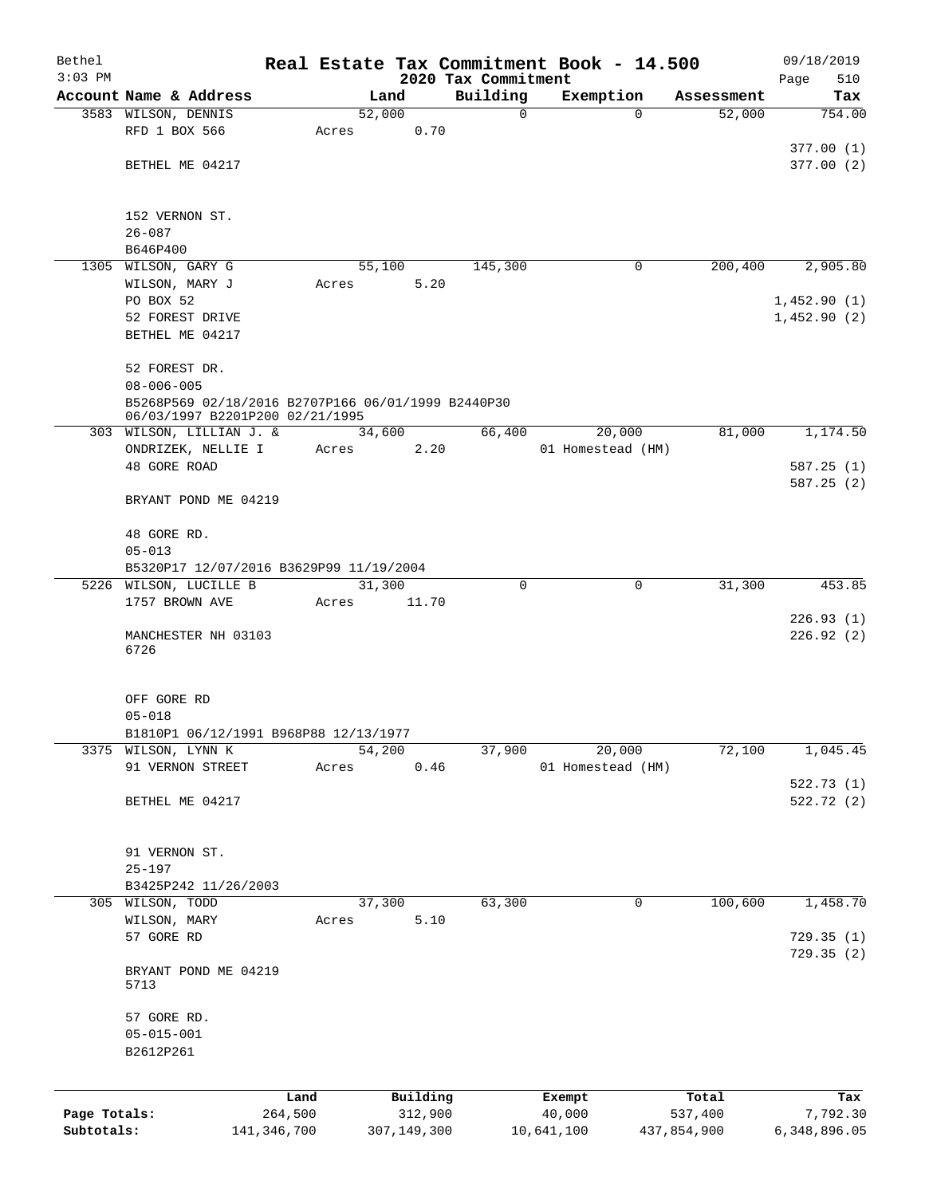Bethel
3:03 PM

# Real Estate Tax Commitment Book - 14.500

## 2020 Tax Commitment

09/18/2019
Page 510

| Account Name & Address | Land | Building | Exemption | Assessment | Tax |
|---|---|---|---|---|---|
| 3583 WILSON, DENNIS | 52,000 | 0 | 0 | 52,000 | 754.00 |
| RFD 1 BOX 566 | Acres 0.70 | | | | |
| | | | | | 377.00 (1) |
| BETHEL ME 04217 | | | | | 377.00 (2) |
| 152 VERNON ST. | | | | | |
| 26-087 | | | | | |
| B646P400 | | | | | |
| 1305 WILSON, GARY G | 55,100 | 145,300 | 0 | 200,400 | 2,905.80 |
| WILSON, MARY J | Acres 5.20 | | | | |
| PO BOX 52 | | | | | 1,452.90 (1) |
| 52 FOREST DRIVE | | | | | 1,452.90 (2) |
| BETHEL ME 04217 | | | | | |
| 52 FOREST DR. | | | | | |
| 08-006-005 | | | | | |
| B5268P569 02/18/2016 B2707P166 06/01/1999 B2440P30 06/03/1997 B2201P200 02/21/1995 | | | | | |
| 303 WILSON, LILLIAN J. & | 34,600 | 66,400 | 20,000 | 81,000 | 1,174.50 |
| ONDRIZEK, NELLIE I | Acres 2.20 | | 01 Homestead (HM) | | |
| 48 GORE ROAD | | | | | 587.25 (1) |
| | | | | | 587.25 (2) |
| BRYANT POND ME 04219 | | | | | |
| 48 GORE RD. | | | | | |
| 05-013 | | | | | |
| B5320P17 12/07/2016 B3629P99 11/19/2004 | | | | | |
| 5226 WILSON, LUCILLE B | 31,300 | 0 | 0 | 31,300 | 453.85 |
| 1757 BROWN AVE | Acres 11.70 | | | | |
| | | | | | 226.93 (1) |
| MANCHESTER NH 03103 6726 | | | | | 226.92 (2) |
| OFF GORE RD | | | | | |
| 05-018 | | | | | |
| B1810P1 06/12/1991 B968P88 12/13/1977 | | | | | |
| 3375 WILSON, LYNN K | 54,200 | 37,900 | 20,000 | 72,100 | 1,045.45 |
| 91 VERNON STREET | Acres 0.46 | | 01 Homestead (HM) | | |
| | | | | | 522.73 (1) |
| BETHEL ME 04217 | | | | | 522.72 (2) |
| 91 VERNON ST. | | | | | |
| 25-197 | | | | | |
| B3425P242 11/26/2003 | | | | | |
| 305 WILSON, TODD | 37,300 | 63,300 | 0 | 100,600 | 1,458.70 |
| WILSON, MARY | Acres 5.10 | | | | |
| 57 GORE RD | | | | | 729.35 (1) |
| | | | | | 729.35 (2) |
| BRYANT POND ME 04219 5713 | | | | | |
| 57 GORE RD. | | | | | |
| 05-015-001 | | | | | |
| B2612P261 | | | | | |

| | Land | Building | Exempt | Total | Tax |
|---|---|---|---|---|---|
| Page Totals: | 264,500 | 312,900 | 40,000 | 537,400 | 7,792.30 |
| Subtotals: | 141,346,700 | 307,149,300 | 10,641,100 | 437,854,900 | 6,348,896.05 |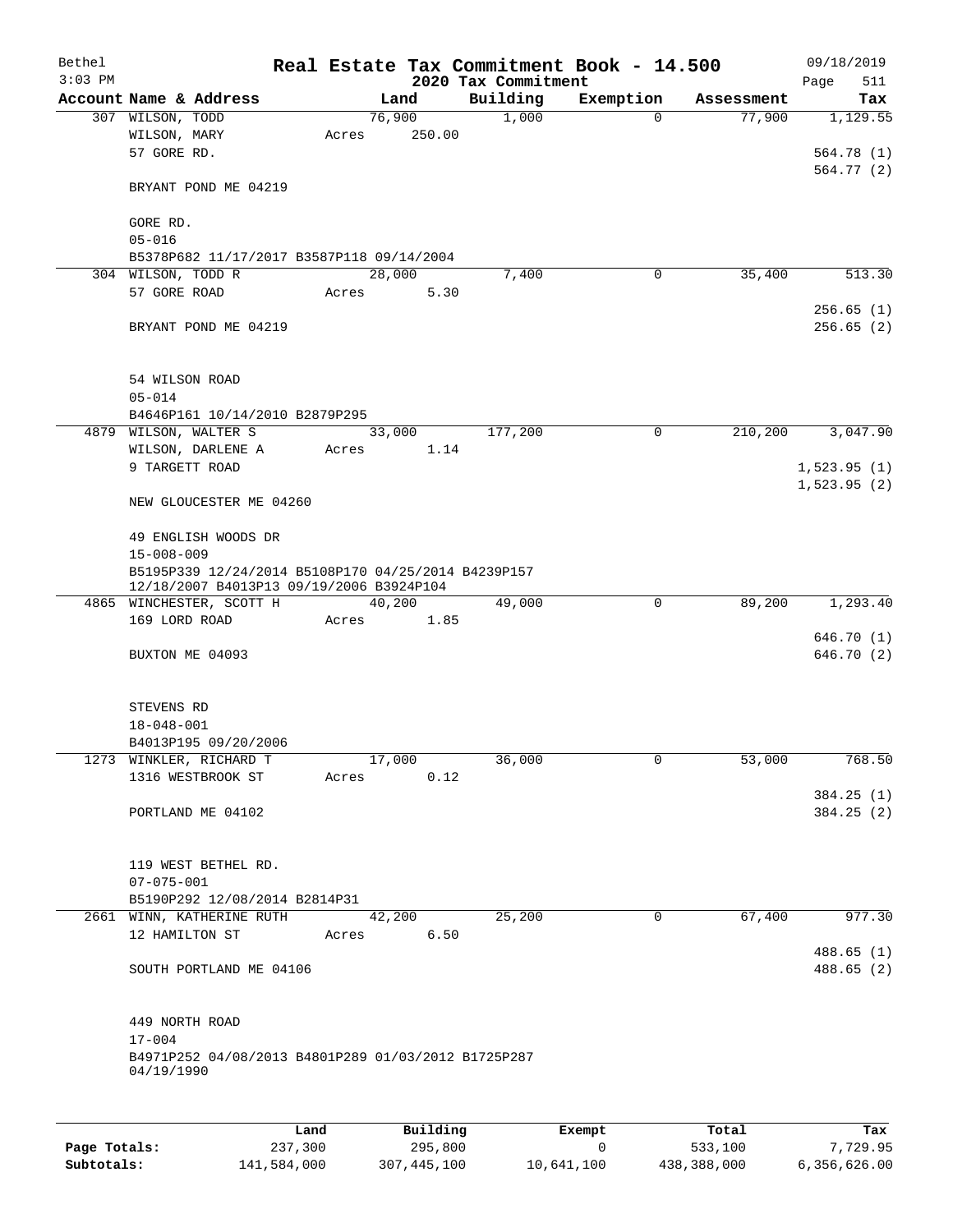Bethel &nbsp;&nbsp;&nbsp;&nbsp;&nbsp;&nbsp;&nbsp;&nbsp;&nbsp;&nbsp;&nbsp;&nbsp;&nbsp;&nbsp;&nbsp;&nbsp;&nbsp;&nbsp;&nbsp;&nbsp; **Real Estate Tax Commitment Book - 14.500** &nbsp;&nbsp;&nbsp;&nbsp;&nbsp;&nbsp;&nbsp;&nbsp;&nbsp;&nbsp;&nbsp;&nbsp;&nbsp;&nbsp;&nbsp;&nbsp;&nbsp;&nbsp;&nbsp;&nbsp; 09/18/2019
3:03 PM &nbsp;&nbsp;&nbsp;&nbsp;&nbsp;&nbsp;&nbsp;&nbsp;&nbsp;&nbsp;&nbsp;&nbsp;&nbsp;&nbsp;&nbsp;&nbsp;&nbsp;&nbsp;&nbsp;&nbsp;&nbsp;&nbsp;&nbsp;&nbsp;&nbsp;&nbsp;&nbsp;&nbsp;&nbsp;&nbsp; **2020 Tax Commitment** &nbsp;&nbsp;&nbsp;&nbsp;&nbsp;&nbsp;&nbsp;&nbsp;&nbsp;&nbsp;&nbsp;&nbsp;&nbsp;&nbsp;&nbsp;&nbsp;&nbsp;&nbsp;&nbsp;&nbsp;&nbsp;&nbsp;&nbsp;&nbsp;&nbsp;&nbsp;&nbsp;&nbsp;&nbsp;&nbsp; Page 511

| Account Name & Address | Land | Building | Exemption | Assessment | Tax |
|---|---|---|---|---|---|
| 307 WILSON, TODD | 76,900 | 1,000 | 0 | 77,900 | 1,129.55 |
| WILSON, MARY | Acres 250.00 | | | | |
| 57 GORE RD. | | | | | 564.78 (1) |
| | | | | | 564.77 (2) |
| BRYANT POND ME 04219 | | | | | |
| GORE RD. | | | | | |
| 05-016 | | | | | |
| B5378P682 11/17/2017 B3587P118 09/14/2004 | | | | | |
| 304 WILSON, TODD R | 28,000 | 7,400 | 0 | 35,400 | 513.30 |
| 57 GORE ROAD | Acres 5.30 | | | | |
| | | | | | 256.65 (1) |
| BRYANT POND ME 04219 | | | | | 256.65 (2) |
| 54 WILSON ROAD | | | | | |
| 05-014 | | | | | |
| B4646P161 10/14/2010 B2879P295 | | | | | |
| 4879 WILSON, WALTER S | 33,000 | 177,200 | 0 | 210,200 | 3,047.90 |
| WILSON, DARLENE A | Acres 1.14 | | | | |
| 9 TARGETT ROAD | | | | | 1,523.95 (1) |
| | | | | | 1,523.95 (2) |
| NEW GLOUCESTER ME 04260 | | | | | |
| 49 ENGLISH WOODS DR | | | | | |
| 15-008-009 | | | | | |
| B5195P339 12/24/2014 B5108P170 04/25/2014 B4239P157 12/18/2007 B4013P13 09/19/2006 B3924P104 | | | | | |
| 4865 WINCHESTER, SCOTT H | 40,200 | 49,000 | 0 | 89,200 | 1,293.40 |
| 169 LORD ROAD | Acres 1.85 | | | | |
| | | | | | 646.70 (1) |
| BUXTON ME 04093 | | | | | 646.70 (2) |
| STEVENS RD | | | | | |
| 18-048-001 | | | | | |
| B4013P195 09/20/2006 | | | | | |
| 1273 WINKLER, RICHARD T | 17,000 | 36,000 | 0 | 53,000 | 768.50 |
| 1316 WESTBROOK ST | Acres 0.12 | | | | |
| | | | | | 384.25 (1) |
| PORTLAND ME 04102 | | | | | 384.25 (2) |
| 119 WEST BETHEL RD. | | | | | |
| 07-075-001 | | | | | |
| B5190P292 12/08/2014 B2814P31 | | | | | |
| 2661 WINN, KATHERINE RUTH | 42,200 | 25,200 | 0 | 67,400 | 977.30 |
| 12 HAMILTON ST | Acres 6.50 | | | | |
| | | | | | 488.65 (1) |
| SOUTH PORTLAND ME 04106 | | | | | 488.65 (2) |
| 449 NORTH ROAD | | | | | |
| 17-004 | | | | | |
| B4971P252 04/08/2013 B4801P289 01/03/2012 B1725P287 04/19/1990 | | | | | |

| | Land | Building | Exempt | Total | Tax |
|---|---|---|---|---|---|
| **Page Totals:** | 237,300 | 295,800 | 0 | 533,100 | 7,729.95 |
| **Subtotals:** | 141,584,000 | 307,445,100 | 10,641,100 | 438,388,000 | 6,356,626.00 |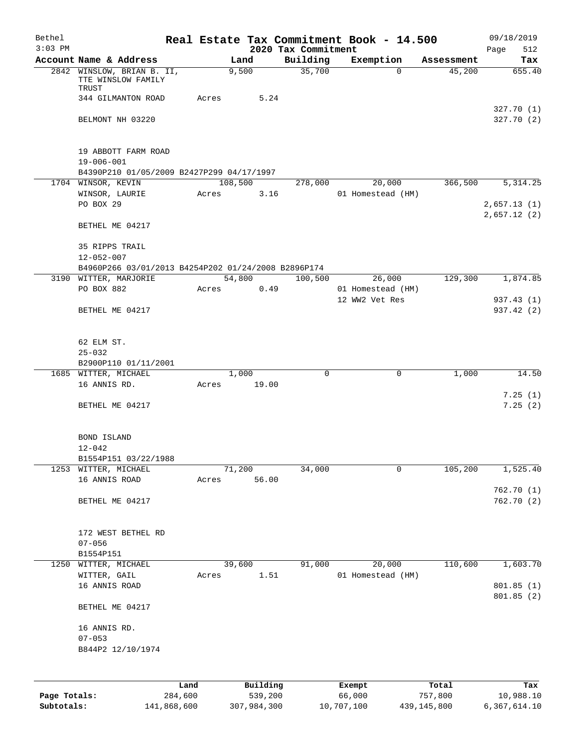Bethel  
3:03 PM

# Real Estate Tax Commitment Book - 14.500

09/18/2019

2020 Tax Commitment

| Account Name & Address | Land | Building | Exemption | Assessment | Tax |
|---|---|---|---|---|---|
| 2842 WINSLOW, BRIAN B. II, TTE WINSLOW FAMILY TRUST | 9,500 | 35,700 | 0 | 45,200 | 655.40 |
| 344 GILMANTON ROAD | Acres 5.24 | | | | |
| | | | | | 327.70 (1) |
| BELMONT NH 03220 | | | | | 327.70 (2) |
| 19 ABBOTT FARM ROAD | | | | | |
| 19-006-001 | | | | | |
| B4390P210 01/05/2009 B2427P299 04/17/1997 | | | | | |
| 1704 WINSOR, KEVIN | 108,500 | 278,000 | 20,000 | 366,500 | 5,314.25 |
| WINSOR, LAURIE | Acres 3.16 | | 01 Homestead (HM) | | |
| PO BOX 29 | | | | | 2,657.13 (1) |
| | | | | | 2,657.12 (2) |
| BETHEL ME 04217 | | | | | |
| 35 RIPPS TRAIL | | | | | |
| 12-052-007 | | | | | |
| B4960P266 03/01/2013 B4254P202 01/24/2008 B2896P174 | | | | | |
| 3190 WITTER, MARJORIE | 54,800 | 100,500 | 26,000 | 129,300 | 1,874.85 |
| PO BOX 882 | Acres 0.49 | | 01 Homestead (HM) | | |
| | | | 12 WW2 Vet Res | | 937.43 (1) |
| BETHEL ME 04217 | | | | | 937.42 (2) |
| 62 ELM ST. | | | | | |
| 25-032 | | | | | |
| B2900P110 01/11/2001 | | | | | |
| 1685 WITTER, MICHAEL | 1,000 | 0 | 0 | 1,000 | 14.50 |
| 16 ANNIS RD. | Acres 19.00 | | | | |
| | | | | | 7.25 (1) |
| BETHEL ME 04217 | | | | | 7.25 (2) |
| BOND ISLAND | | | | | |
| 12-042 | | | | | |
| B1554P151 03/22/1988 | | | | | |
| 1253 WITTER, MICHAEL | 71,200 | 34,000 | 0 | 105,200 | 1,525.40 |
| 16 ANNIS ROAD | Acres 56.00 | | | | |
| | | | | | 762.70 (1) |
| BETHEL ME 04217 | | | | | 762.70 (2) |
| 172 WEST BETHEL RD | | | | | |
| 07-056 | | | | | |
| B1554P151 | | | | | |
| 1250 WITTER, MICHAEL | 39,600 | 91,000 | 20,000 | 110,600 | 1,603.70 |
| WITTER, GAIL | Acres 1.51 | | 01 Homestead (HM) | | |
| 16 ANNIS ROAD | | | | | 801.85 (1) |
| | | | | | 801.85 (2) |
| BETHEL ME 04217 | | | | | |
| 16 ANNIS RD. | | | | | |
| 07-053 | | | | | |
| B844P2 12/10/1974 | | | | | |

| | Land | Building | Exempt | Total | Tax |
|---|---|---|---|---|---|
| Page Totals: | 284,600 | 539,200 | 66,000 | 757,800 | 10,988.10 |
| Subtotals: | 141,868,600 | 307,984,300 | 10,707,100 | 439,145,800 | 6,367,614.10 |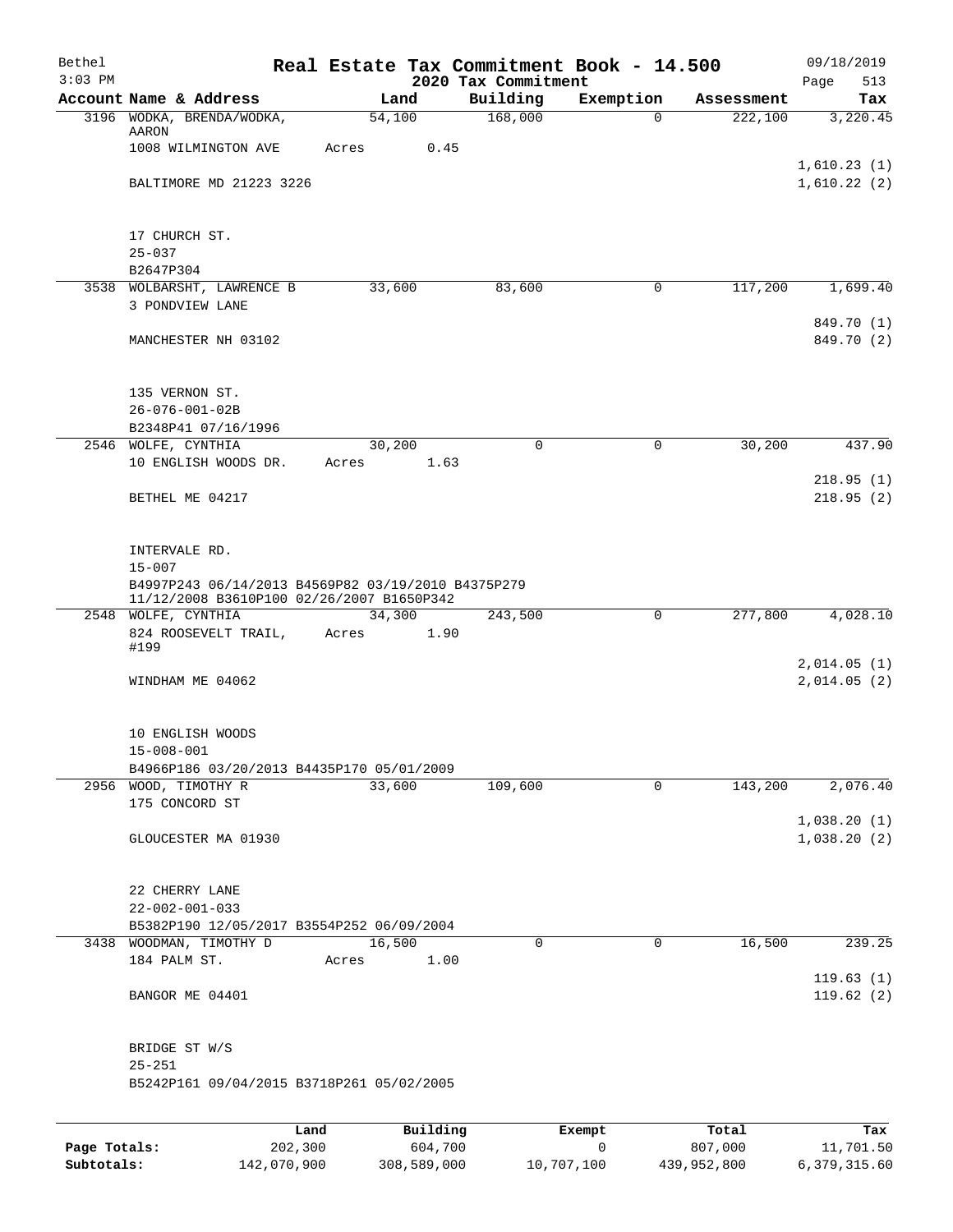# Real Estate Tax Commitment Book - 14.500

## 2020 Tax Commitment

Bethel 3:03 PM — 09/18/2019

| Account Name & Address | Land | Building | Exemption | Assessment | Tax |
|---|---|---|---|---|---|
| 3196 WODKA, BRENDA/WODKA, AARON | 54,100 | 168,000 | 0 | 222,100 | 3,220.45 |
| 1008 WILMINGTON AVE | Acres 0.45 | | | | |
| | | | | | 1,610.23 (1) |
| BALTIMORE MD 21223 3226 | | | | | 1,610.22 (2) |
| 17 CHURCH ST. | | | | | |
| 25-037 | | | | | |
| B2647P304 | | | | | |
| 3538 WOLBARSHT, LAWRENCE B | 33,600 | 83,600 | 0 | 117,200 | 1,699.40 |
| 3 PONDVIEW LANE | | | | | |
| | | | | | 849.70 (1) |
| MANCHESTER NH 03102 | | | | | 849.70 (2) |
| 135 VERNON ST. | | | | | |
| 26-076-001-02B | | | | | |
| B2348P41 07/16/1996 | | | | | |
| 2546 WOLFE, CYNTHIA | 30,200 | 0 | 0 | 30,200 | 437.90 |
| 10 ENGLISH WOODS DR. | Acres 1.63 | | | | |
| | | | | | 218.95 (1) |
| BETHEL ME 04217 | | | | | 218.95 (2) |
| INTERVALE RD. | | | | | |
| 15-007 | | | | | |
| B4997P243 06/14/2013 B4569P82 03/19/2010 B4375P279 11/12/2008 B3610P100 02/26/2007 B1650P342 | | | | | |
| 2548 WOLFE, CYNTHIA | 34,300 | 243,500 | 0 | 277,800 | 4,028.10 |
| 824 ROOSEVELT TRAIL, #199 | Acres 1.90 | | | | |
| | | | | | 2,014.05 (1) |
| WINDHAM ME 04062 | | | | | 2,014.05 (2) |
| 10 ENGLISH WOODS | | | | | |
| 15-008-001 | | | | | |
| B4966P186 03/20/2013 B4435P170 05/01/2009 | | | | | |
| 2956 WOOD, TIMOTHY R | 33,600 | 109,600 | 0 | 143,200 | 2,076.40 |
| 175 CONCORD ST | | | | | |
| | | | | | 1,038.20 (1) |
| GLOUCESTER MA 01930 | | | | | 1,038.20 (2) |
| 22 CHERRY LANE | | | | | |
| 22-002-001-033 | | | | | |
| B5382P190 12/05/2017 B3554P252 06/09/2004 | | | | | |
| 3438 WOODMAN, TIMOTHY D | 16,500 | 0 | 0 | 16,500 | 239.25 |
| 184 PALM ST. | Acres 1.00 | | | | |
| | | | | | 119.63 (1) |
| BANGOR ME 04401 | | | | | 119.62 (2) |
| BRIDGE ST W/S | | | | | |
| 25-251 | | | | | |
| B5242P161 09/04/2015 B3718P261 05/02/2005 | | | | | |

| | Land | Building | Exempt | Total | Tax |
|---|---|---|---|---|---|
| Page Totals: | 202,300 | 604,700 | 0 | 807,000 | 11,701.50 |
| Subtotals: | 142,070,900 | 308,589,000 | 10,707,100 | 439,952,800 | 6,379,315.60 |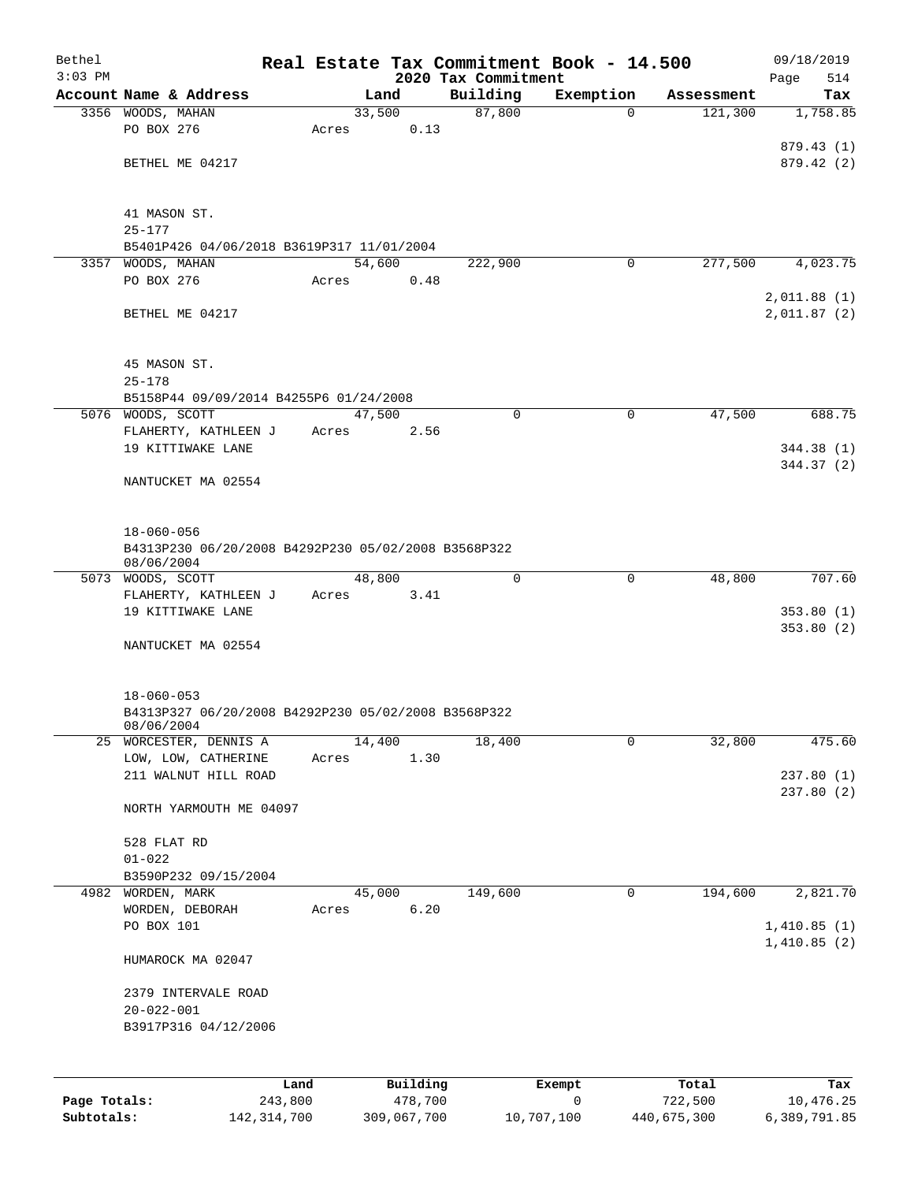Bethel 3:03 PM

# Real Estate Tax Commitment Book - 14.500

## 2020 Tax Commitment

09/18/2019 Page 514

| Account | Name & Address | Land | Building | Exemption | Assessment | Tax |
|---|---|---|---|---|---|---|
| 3356 | WOODS, MAHAN<br>PO BOX 276<br>BETHEL ME 04217<br>41 MASON ST.<br>25-177<br>B5401P426 04/06/2018 B3619P317 11/01/2004 | 33,500<br>Acres 0.13 | 87,800 | 0 | 121,300 | 1,758.85<br>879.43 (1)<br>879.42 (2) |
| 3357 | WOODS, MAHAN<br>PO BOX 276<br>BETHEL ME 04217<br>45 MASON ST.<br>25-178<br>B5158P44 09/09/2014 B4255P6 01/24/2008 | 54,600<br>Acres 0.48 | 222,900 | 0 | 277,500 | 4,023.75<br>2,011.88 (1)<br>2,011.87 (2) |
| 5076 | WOODS, SCOTT<br>FLAHERTY, KATHLEEN J<br>19 KITTIWAKE LANE<br>NANTUCKET MA 02554<br>18-060-056<br>B4313P230 06/20/2008 B4292P230 05/02/2008 B3568P322 08/06/2004 | 47,500<br>Acres 2.56 | 0 | 0 | 47,500 | 688.75<br>344.38 (1)<br>344.37 (2) |
| 5073 | WOODS, SCOTT<br>FLAHERTY, KATHLEEN J<br>19 KITTIWAKE LANE<br>NANTUCKET MA 02554<br>18-060-053<br>B4313P327 06/20/2008 B4292P230 05/02/2008 B3568P322 08/06/2004 | 48,800<br>Acres 3.41 | 0 | 0 | 48,800 | 707.60<br>353.80 (1)<br>353.80 (2) |
| 25 | WORCESTER, DENNIS A<br>LOW, LOW, CATHERINE<br>211 WALNUT HILL ROAD<br>NORTH YARMOUTH ME 04097<br>528 FLAT RD<br>01-022<br>B3590P232 09/15/2004 | 14,400<br>Acres 1.30 | 18,400 | 0 | 32,800 | 475.60<br>237.80 (1)<br>237.80 (2) |
| 4982 | WORDEN, MARK<br>WORDEN, DEBORAH<br>PO BOX 101<br>HUMAROCK MA 02047<br>2379 INTERVALE ROAD<br>20-022-001<br>B3917P316 04/12/2006 | 45,000<br>Acres 6.20 | 149,600 | 0 | 194,600 | 2,821.70<br>1,410.85 (1)<br>1,410.85 (2) |

| | Land | Building | Exempt | Total | Tax |
|---|---|---|---|---|---|
| Page Totals: | 243,800 | 478,700 | 0 | 722,500 | 10,476.25 |
| Subtotals: | 142,314,700 | 309,067,700 | 10,707,100 | 440,675,300 | 6,389,791.85 |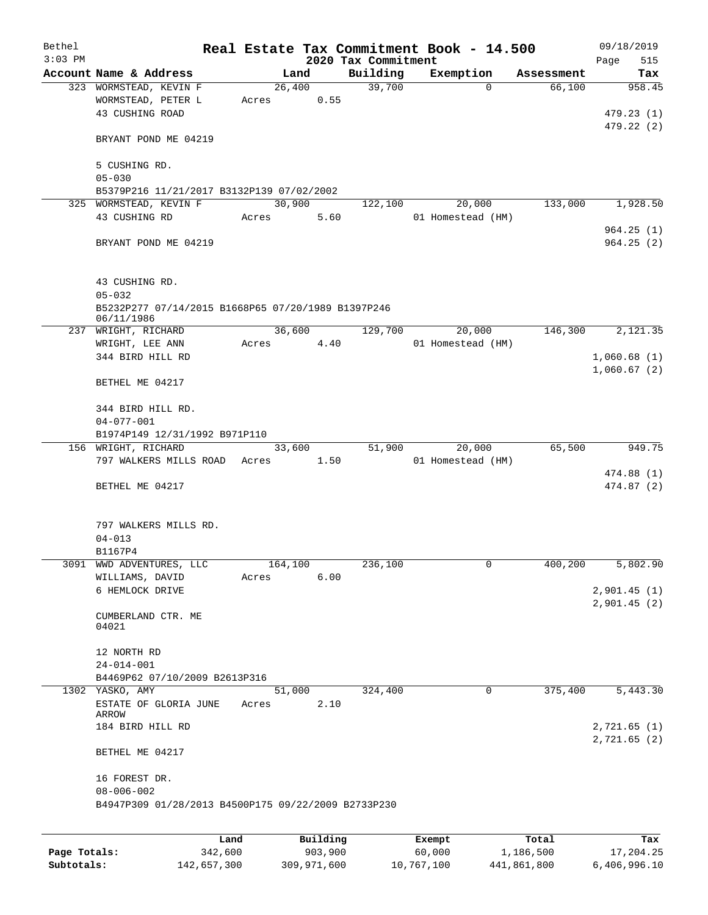Bethel | Real Estate Tax Commitment Book - 14.500 | 09/18/2019
$3:03$ PM | 2020 Tax Commitment | Page 515

| Account Name & Address | Land | Building | Exemption | Assessment | Tax |
|---|---|---|---|---|---|
| 323 WORMSTEAD, KEVIN F | 26,400 | 39,700 | 0 | 66,100 | 958.45 |
| WORMSTEAD, PETER L | Acres 0.55 | | | | |
| 43 CUSHING ROAD | | | | | 479.23 (1) |
| | | | | | 479.22 (2) |
| BRYANT POND ME 04219 | | | | | |
| 5 CUSHING RD. | | | | | |
| 05-030 | | | | | |
| B5379P216 11/21/2017 B3132P139 07/02/2002 | | | | | |
| 325 WORMSTEAD, KEVIN F | 30,900 | 122,100 | 20,000 | 133,000 | 1,928.50 |
| 43 CUSHING RD | Acres 5.60 | | 01 Homestead (HM) | | |
| | | | | | 964.25 (1) |
| BRYANT POND ME 04219 | | | | | 964.25 (2) |
| 43 CUSHING RD. | | | | | |
| 05-032 | | | | | |
| B5232P277 07/14/2015 B1668P65 07/20/1989 B1397P246 06/11/1986 | | | | | |
| 237 WRIGHT, RICHARD | 36,600 | 129,700 | 20,000 | 146,300 | 2,121.35 |
| WRIGHT, LEE ANN | Acres 4.40 | | 01 Homestead (HM) | | |
| 344 BIRD HILL RD | | | | | 1,060.68 (1) |
| | | | | | 1,060.67 (2) |
| BETHEL ME 04217 | | | | | |
| 344 BIRD HILL RD. | | | | | |
| 04-077-001 | | | | | |
| B1974P149 12/31/1992 B971P110 | | | | | |
| 156 WRIGHT, RICHARD | 33,600 | 51,900 | 20,000 | 65,500 | 949.75 |
| 797 WALKERS MILLS ROAD | Acres 1.50 | | 01 Homestead (HM) | | |
| | | | | | 474.88 (1) |
| BETHEL ME 04217 | | | | | 474.87 (2) |
| 797 WALKERS MILLS RD. | | | | | |
| 04-013 | | | | | |
| B1167P4 | | | | | |
| 3091 WWD ADVENTURES, LLC | 164,100 | 236,100 | 0 | 400,200 | 5,802.90 |
| WILLIAMS, DAVID | Acres 6.00 | | | | |
| 6 HEMLOCK DRIVE | | | | | 2,901.45 (1) |
| | | | | | 2,901.45 (2) |
| CUMBERLAND CTR. ME 04021 | | | | | |
| 12 NORTH RD | | | | | |
| 24-014-001 | | | | | |
| B4469P62 07/10/2009 B2613P316 | | | | | |
| 1302 YASKO, AMY | 51,000 | 324,400 | 0 | 375,400 | 5,443.30 |
| ESTATE OF GLORIA JUNE ARROW | Acres 2.10 | | | | |
| 184 BIRD HILL RD | | | | | 2,721.65 (1) |
| | | | | | 2,721.65 (2) |
| BETHEL ME 04217 | | | | | |
| 16 FOREST DR. | | | | | |
| 08-006-002 | | | | | |
| B4947P309 01/28/2013 B4500P175 09/22/2009 B2733P230 | | | | | |

| | Land | Building | Exempt | Total | Tax |
|---|---|---|---|---|---|
| Page Totals: | 342,600 | 903,900 | 60,000 | 1,186,500 | 17,204.25 |
| Subtotals: | 142,657,300 | 309,971,600 | 10,767,100 | 441,861,800 | 6,406,996.10 |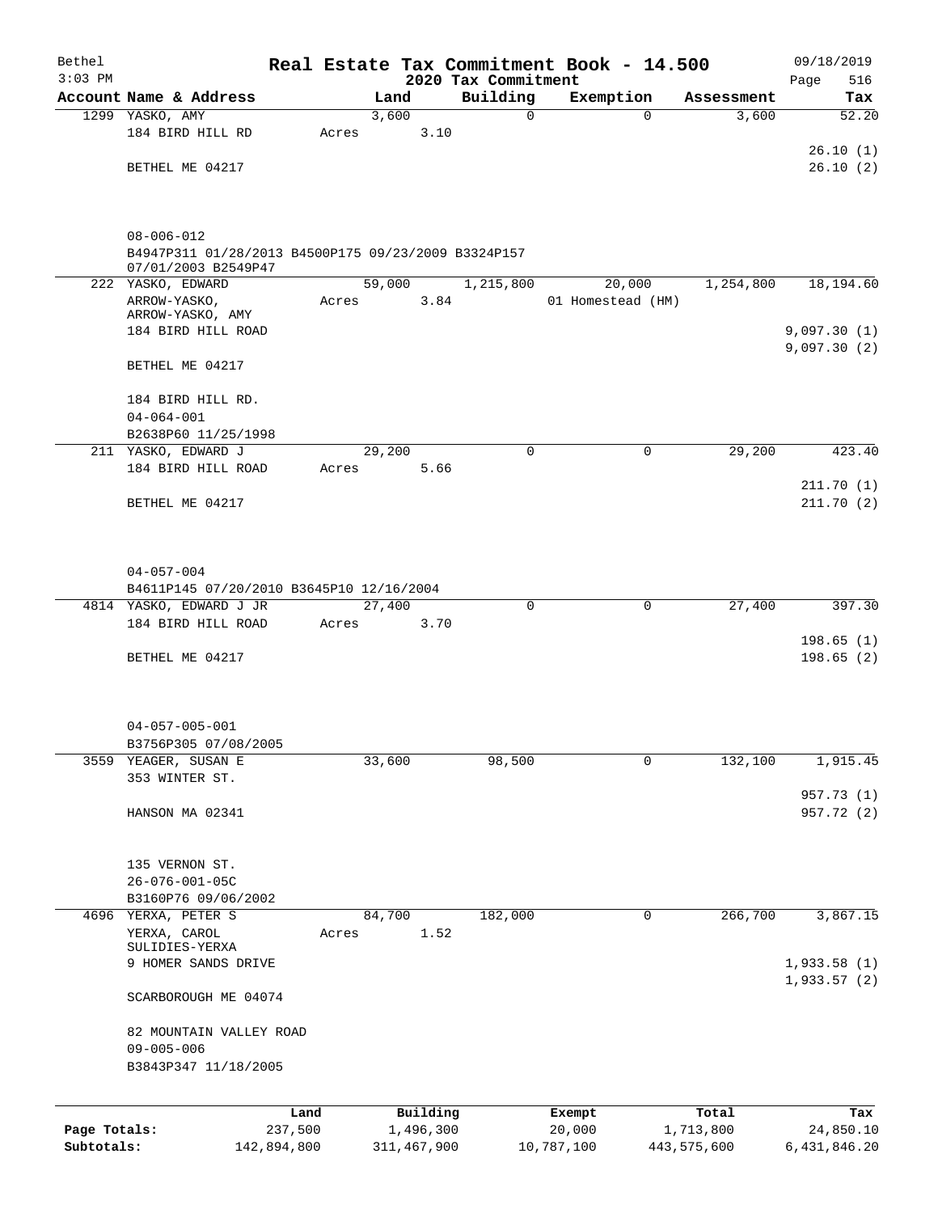Bethel 3:03 PM

# Real Estate Tax Commitment Book - 14.500

## 2020 Tax Commitment

09/18/2019 Page 516

| Account Name & Address | Land | Building | Exemption | Assessment | Tax |
|---|---|---|---|---|---|
| 1299 YASKO, AMY | 3,600 | 0 | 0 | 3,600 | 52.20 |
| 184 BIRD HILL RD | Acres 3.10 | | | | |
| | | | | | 26.10 (1) |
| BETHEL ME 04217 | | | | | 26.10 (2) |
| 08-006-012 | | | | | |
| B4947P311 01/28/2013 B4500P175 09/23/2009 B3324P157 07/01/2003 B2549P47 | | | | | |
| 222 YASKO, EDWARD | 59,000 | 1,215,800 | 20,000 | 1,254,800 | 18,194.60 |
| ARROW-YASKO, | Acres 3.84 | | 01 Homestead (HM) | | |
| ARROW-YASKO, AMY | | | | | |
| 184 BIRD HILL ROAD | | | | | 9,097.30 (1) |
| | | | | | 9,097.30 (2) |
| BETHEL ME 04217 | | | | | |
| 184 BIRD HILL RD. | | | | | |
| 04-064-001 | | | | | |
| B2638P60 11/25/1998 | | | | | |
| 211 YASKO, EDWARD J | 29,200 | 0 | 0 | 29,200 | 423.40 |
| 184 BIRD HILL ROAD | Acres 5.66 | | | | |
| | | | | | 211.70 (1) |
| BETHEL ME 04217 | | | | | 211.70 (2) |
| 04-057-004 | | | | | |
| B4611P145 07/20/2010 B3645P10 12/16/2004 | | | | | |
| 4814 YASKO, EDWARD J JR | 27,400 | 0 | 0 | 27,400 | 397.30 |
| 184 BIRD HILL ROAD | Acres 3.70 | | | | |
| | | | | | 198.65 (1) |
| BETHEL ME 04217 | | | | | 198.65 (2) |
| 04-057-005-001 | | | | | |
| B3756P305 07/08/2005 | | | | | |
| 3559 YEAGER, SUSAN E | 33,600 | 98,500 | 0 | 132,100 | 1,915.45 |
| 353 WINTER ST. | | | | | |
| | | | | | 957.73 (1) |
| HANSON MA 02341 | | | | | 957.72 (2) |
| 135 VERNON ST. | | | | | |
| 26-076-001-05C | | | | | |
| B3160P76 09/06/2002 | | | | | |
| 4696 YERXA, PETER S | 84,700 | 182,000 | 0 | 266,700 | 3,867.15 |
| YERXA, CAROL | Acres 1.52 | | | | |
| SULIDIES-YERXA | | | | | |
| 9 HOMER SANDS DRIVE | | | | | 1,933.58 (1) |
| | | | | | 1,933.57 (2) |
| SCARBOROUGH ME 04074 | | | | | |
| 82 MOUNTAIN VALLEY ROAD | | | | | |
| 09-005-006 | | | | | |
| B3843P347 11/18/2005 | | | | | |

| | Land | Building | Exempt | Total | Tax |
|---|---|---|---|---|---|
| Page Totals: | 237,500 | 1,496,300 | 20,000 | 1,713,800 | 24,850.10 |
| Subtotals: | 142,894,800 | 311,467,900 | 10,787,100 | 443,575,600 | 6,431,846.20 |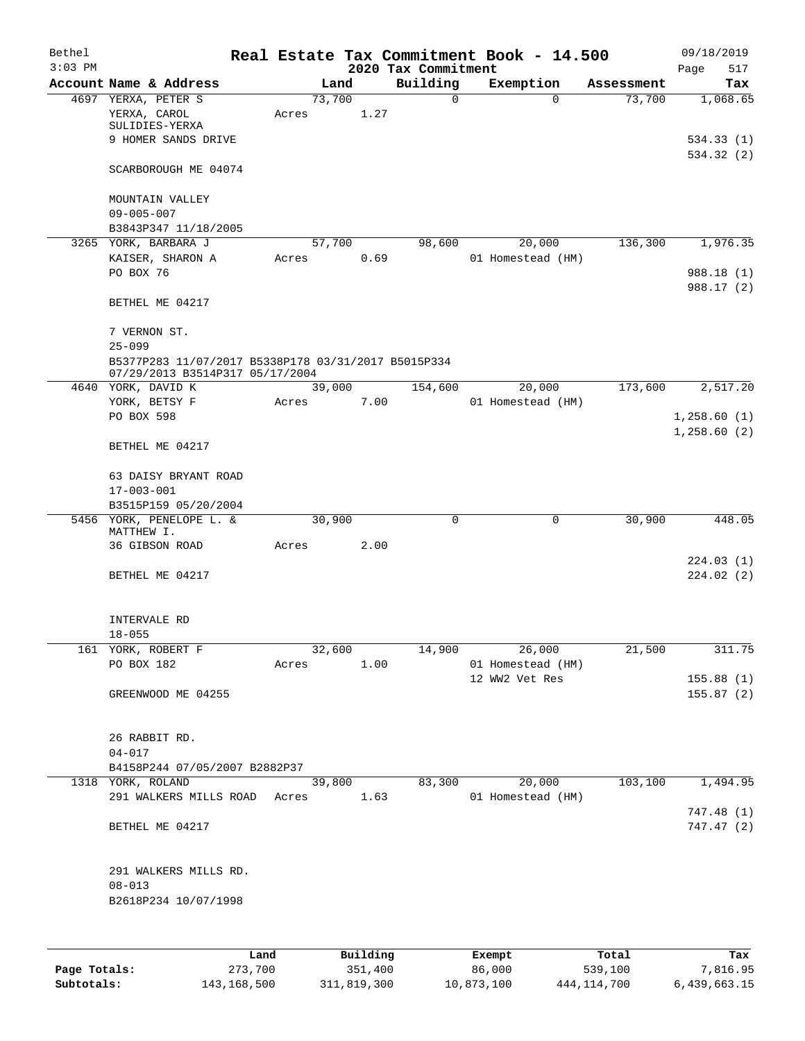Bethel 3:03 PM

# Real Estate Tax Commitment Book - 14.500

## 2020 Tax Commitment

09/18/2019 Page 517

| Account | Name & Address | Land | Building | Exemption | Assessment | Tax |
|---|---|---|---|---|---|---|
| 4697 | YERXA, PETER S | 73,700 | 0 | 0 | 73,700 | 1,068.65 |
| | YERXA, CAROL SULIDIES-YERXA | Acres 1.27 | | | | |
| | 9 HOMER SANDS DRIVE | | | | | 534.33 (1) |
| | | | | | | 534.32 (2) |
| | SCARBOROUGH ME 04074 | | | | | |
| | MOUNTAIN VALLEY | | | | | |
| | 09-005-007 | | | | | |
| | B3843P347 11/18/2005 | | | | | |
| 3265 | YORK, BARBARA J | 57,700 | 98,600 | 20,000 | 136,300 | 1,976.35 |
| | KAISER, SHARON A | Acres 0.69 | | 01 Homestead (HM) | | |
| | PO BOX 76 | | | | | 988.18 (1) |
| | | | | | | 988.17 (2) |
| | BETHEL ME 04217 | | | | | |
| | 7 VERNON ST. | | | | | |
| | 25-099 | | | | | |
| | B5377P283 11/07/2017 B5338P178 03/31/2017 B5015P334 07/29/2013 B3514P317 05/17/2004 | | | | | |
| 4640 | YORK, DAVID K | 39,000 | 154,600 | 20,000 | 173,600 | 2,517.20 |
| | YORK, BETSY F | Acres 7.00 | | 01 Homestead (HM) | | |
| | PO BOX 598 | | | | | 1,258.60 (1) |
| | | | | | | 1,258.60 (2) |
| | BETHEL ME 04217 | | | | | |
| | 63 DAISY BRYANT ROAD | | | | | |
| | 17-003-001 | | | | | |
| | B3515P159 05/20/2004 | | | | | |
| 5456 | YORK, PENELOPE L. & MATTHEW I. | 30,900 | 0 | 0 | 30,900 | 448.05 |
| | 36 GIBSON ROAD | Acres 2.00 | | | | |
| | | | | | | 224.03 (1) |
| | BETHEL ME 04217 | | | | | 224.02 (2) |
| | INTERVALE RD | | | | | |
| | 18-055 | | | | | |
| 161 | YORK, ROBERT F | 32,600 | 14,900 | 26,000 | 21,500 | 311.75 |
| | PO BOX 182 | Acres 1.00 | | 01 Homestead (HM) | | |
| | | | | 12 WW2 Vet Res | | 155.88 (1) |
| | GREENWOOD ME 04255 | | | | | 155.87 (2) |
| | 26 RABBIT RD. | | | | | |
| | 04-017 | | | | | |
| | B4158P244 07/05/2007 B2882P37 | | | | | |
| 1318 | YORK, ROLAND | 39,800 | 83,300 | 20,000 | 103,100 | 1,494.95 |
| | 291 WALKERS MILLS ROAD | Acres 1.63 | | 01 Homestead (HM) | | |
| | | | | | | 747.48 (1) |
| | BETHEL ME 04217 | | | | | 747.47 (2) |
| | 291 WALKERS MILLS RD. | | | | | |
| | 08-013 | | | | | |
| | B2618P234 10/07/1998 | | | | | |

| | Land | Building | Exempt | Total | Tax |
|---|---|---|---|---|---|
| Page Totals: | 273,700 | 351,400 | 86,000 | 539,100 | 7,816.95 |
| Subtotals: | 143,168,500 | 311,819,300 | 10,873,100 | 444,114,700 | 6,439,663.15 |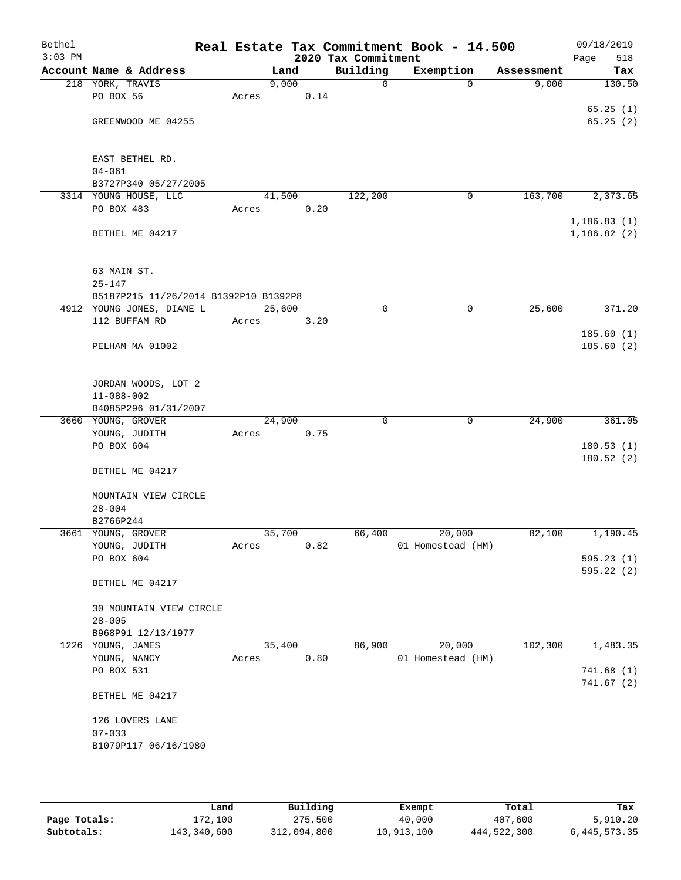# Real Estate Tax Commitment Book - 14.500

Bethel
3:03 PM

2020 Tax Commitment

09/18/2019

| Account | Name & Address | Land | Building | Exemption | Assessment | Tax |
|---|---|---|---|---|---|---|
| 218 | YORK, TRAVIS | 9,000 | 0 | 0 | 9,000 | 130.50 |
| | PO BOX 56 | Acres 0.14 | | | | |
| | | | | | | 65.25 (1) |
| | GREENWOOD ME 04255 | | | | | 65.25 (2) |
| | EAST BETHEL RD. | | | | | |
| | 04-061 | | | | | |
| | B3727P340 05/27/2005 | | | | | |
| 3314 | YOUNG HOUSE, LLC | 41,500 | 122,200 | 0 | 163,700 | 2,373.65 |
| | PO BOX 483 | Acres 0.20 | | | | |
| | | | | | | 1,186.83 (1) |
| | BETHEL ME 04217 | | | | | 1,186.82 (2) |
| | 63 MAIN ST. | | | | | |
| | 25-147 | | | | | |
| | B5187P215 11/26/2014 B1392P10 B1392P8 | | | | | |
| 4912 | YOUNG JONES, DIANE L | 25,600 | 0 | 0 | 25,600 | 371.20 |
| | 112 BUFFAM RD | Acres 3.20 | | | | |
| | | | | | | 185.60 (1) |
| | PELHAM MA 01002 | | | | | 185.60 (2) |
| | JORDAN WOODS, LOT 2 | | | | | |
| | 11-088-002 | | | | | |
| | B4085P296 01/31/2007 | | | | | |
| 3660 | YOUNG, GROVER | 24,900 | 0 | 0 | 24,900 | 361.05 |
| | YOUNG, JUDITH | Acres 0.75 | | | | |
| | PO BOX 604 | | | | | 180.53 (1) |
| | | | | | | 180.52 (2) |
| | BETHEL ME 04217 | | | | | |
| | MOUNTAIN VIEW CIRCLE | | | | | |
| | 28-004 | | | | | |
| | B2766P244 | | | | | |
| 3661 | YOUNG, GROVER | 35,700 | 66,400 | 20,000 | 82,100 | 1,190.45 |
| | YOUNG, JUDITH | Acres 0.82 | | 01 Homestead (HM) | | |
| | PO BOX 604 | | | | | 595.23 (1) |
| | | | | | | 595.22 (2) |
| | BETHEL ME 04217 | | | | | |
| | 30 MOUNTAIN VIEW CIRCLE | | | | | |
| | 28-005 | | | | | |
| | B968P91 12/13/1977 | | | | | |
| 1226 | YOUNG, JAMES | 35,400 | 86,900 | 20,000 | 102,300 | 1,483.35 |
| | YOUNG, NANCY | Acres 0.80 | | 01 Homestead (HM) | | |
| | PO BOX 531 | | | | | 741.68 (1) |
| | | | | | | 741.67 (2) |
| | BETHEL ME 04217 | | | | | |
| | 126 LOVERS LANE | | | | | |
| | 07-033 | | | | | |
| | B1079P117 06/16/1980 | | | | | |

| | Land | Building | Exempt | Total | Tax |
|---|---|---|---|---|---|
| Page Totals: | 172,100 | 275,500 | 40,000 | 407,600 | 5,910.20 |
| Subtotals: | 143,340,600 | 312,094,800 | 10,913,100 | 444,522,300 | 6,445,573.35 |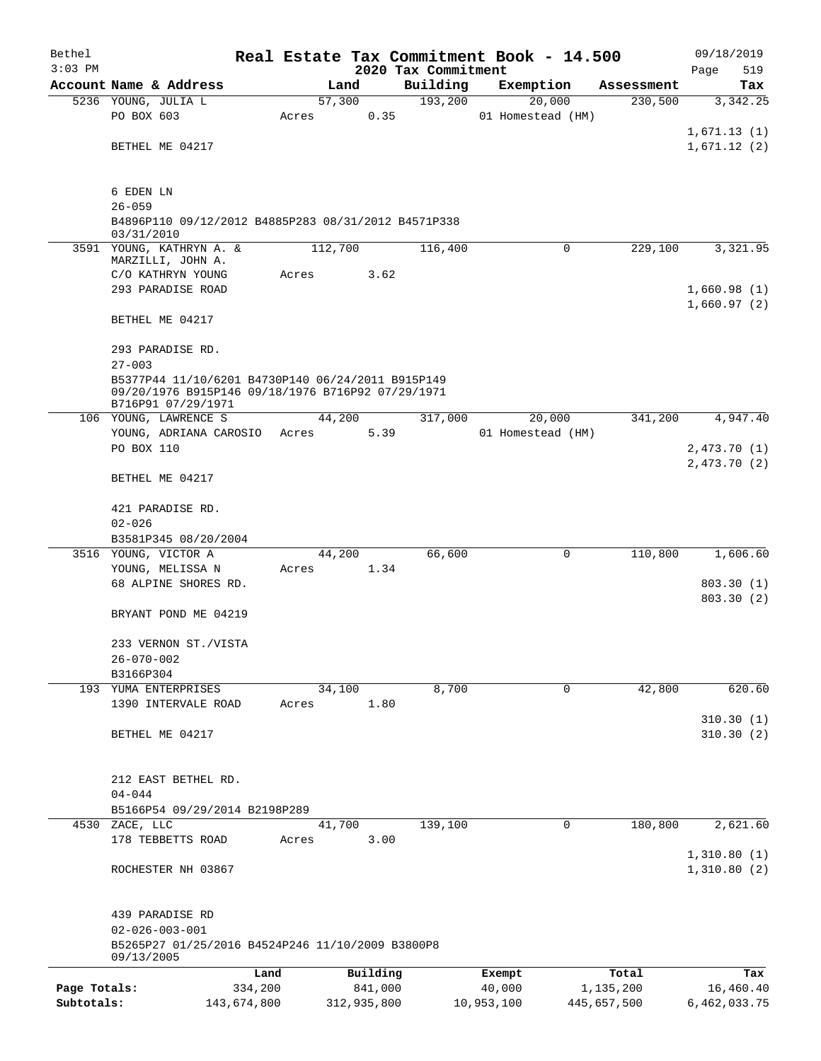Bethel
$3:03 PM

# Real Estate Tax Commitment Book - 14.500

## 2020 Tax Commitment

09/18/2019

| Account Name & Address | Land | Building | Exemption | Assessment | Tax |
|---|---|---|---|---|---|
| 5236 YOUNG, JULIA L | 57,300 | 193,200 | 20,000 | 230,500 | 3,342.25 |
| PO BOX 603 | Acres 0.35 | | 01 Homestead (HM) | | |
| | | | | | 1,671.13 (1) |
| BETHEL ME 04217 | | | | | 1,671.12 (2) |
| 6 EDEN LN | | | | | |
| 26-059 | | | | | |
| B4896P110 09/12/2012 B4885P283 08/31/2012 B4571P338 03/31/2010 | | | | | |
| 3591 YOUNG, KATHRYN A. & MARZILLI, JOHN A. | 112,700 | 116,400 | 0 | 229,100 | 3,321.95 |
| C/O KATHRYN YOUNG | Acres 3.62 | | | | |
| 293 PARADISE ROAD | | | | | 1,660.98 (1) |
| | | | | | 1,660.97 (2) |
| BETHEL ME 04217 | | | | | |
| 293 PARADISE RD. | | | | | |
| 27-003 | | | | | |
| B5377P44 11/10/6201 B4730P140 06/24/2011 B915P149 09/20/1976 B915P146 09/18/1976 B716P92 07/29/1971 B716P91 07/29/1971 | | | | | |
| 106 YOUNG, LAWRENCE S | 44,200 | 317,000 | 20,000 | 341,200 | 4,947.40 |
| YOUNG, ADRIANA CAROSIO | Acres 5.39 | | 01 Homestead (HM) | | |
| PO BOX 110 | | | | | 2,473.70 (1) |
| | | | | | 2,473.70 (2) |
| BETHEL ME 04217 | | | | | |
| 421 PARADISE RD. | | | | | |
| 02-026 | | | | | |
| B3581P345 08/20/2004 | | | | | |
| 3516 YOUNG, VICTOR A | 44,200 | 66,600 | 0 | 110,800 | 1,606.60 |
| YOUNG, MELISSA N | Acres 1.34 | | | | |
| 68 ALPINE SHORES RD. | | | | | 803.30 (1) |
| | | | | | 803.30 (2) |
| BRYANT POND ME 04219 | | | | | |
| 233 VERNON ST./VISTA | | | | | |
| 26-070-002 | | | | | |
| B3166P304 | | | | | |
| 193 YUMA ENTERPRISES | 34,100 | 8,700 | 0 | 42,800 | 620.60 |
| 1390 INTERVALE ROAD | Acres 1.80 | | | | |
| | | | | | 310.30 (1) |
| BETHEL ME 04217 | | | | | 310.30 (2) |
| 212 EAST BETHEL RD. | | | | | |
| 04-044 | | | | | |
| B5166P54 09/29/2014 B2198P289 | | | | | |
| 4530 ZACE, LLC | 41,700 | 139,100 | 0 | 180,800 | 2,621.60 |
| 178 TEBBETTS ROAD | Acres 3.00 | | | | |
| | | | | | 1,310.80 (1) |
| ROCHESTER NH 03867 | | | | | 1,310.80 (2) |
| 439 PARADISE RD | | | | | |
| 02-026-003-001 | | | | | |
| B5265P27 01/25/2016 B4524P246 11/10/2009 B3800P8 09/13/2005 | | | | | |

| | Land | Building | Exempt | Total | Tax |
|---|---|---|---|---|---|
| Page Totals: | 334,200 | 841,000 | 40,000 | 1,135,200 | 16,460.40 |
| Subtotals: | 143,674,800 | 312,935,800 | 10,953,100 | 445,657,500 | 6,462,033.75 |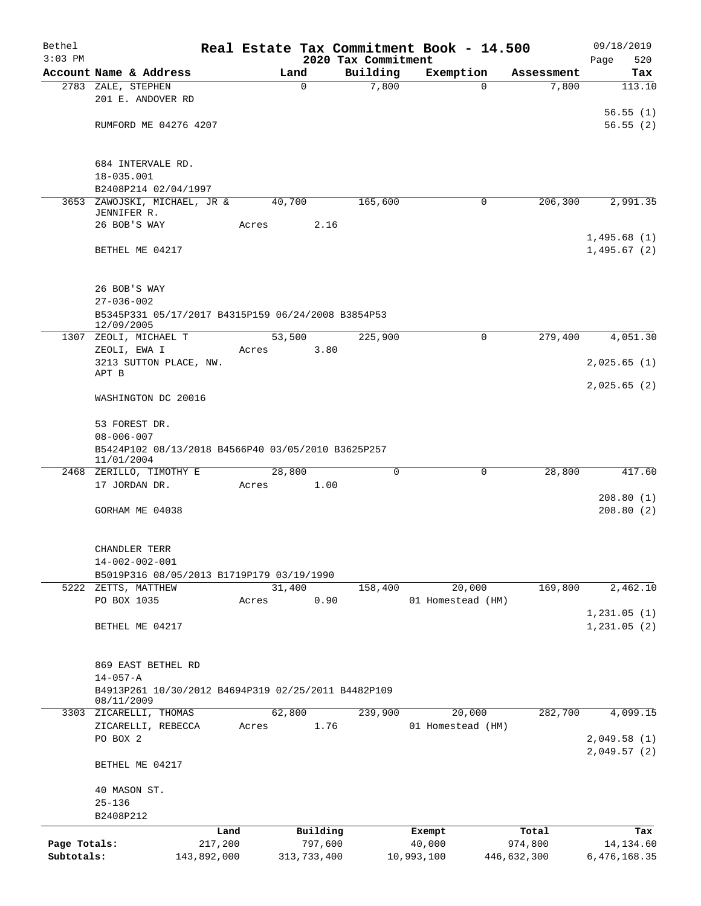Bethel 3:03 PM

# Real Estate Tax Commitment Book - 14.500

## 2020 Tax Commitment

09/18/2019

| Account Name & Address | Land | Building | Exemption | Assessment | Tax |
|---|---|---|---|---|---|
| 2783 ZALE, STEPHEN<br>201 E. ANDOVER RD<br><br>RUMFORD ME 04276 4207<br><br>684 INTERVALE RD.<br>18-035.001<br>B2408P214 02/04/1997 | 0 | 7,800 | 0 | 7,800 | 113.10<br><br>56.55 (1)<br>56.55 (2) |
| 3653 ZAWOJSKI, MICHAEL, JR & JENNIFER R.<br>26 BOB'S WAY<br><br>BETHEL ME 04217<br><br>26 BOB'S WAY<br>27-036-002<br>B5345P331 05/17/2017 B4315P159 06/24/2008 B3854P53 12/09/2005 | 40,700<br>Acres 2.16 | 165,600 | 0 | 206,300 | 2,991.35<br><br>1,495.68 (1)<br>1,495.67 (2) |
| 1307 ZEOLI, MICHAEL T<br>ZEOLI, EWA I<br>3213 SUTTON PLACE, NW. APT B<br><br>WASHINGTON DC 20016<br><br>53 FOREST DR.<br>08-006-007<br>B5424P102 08/13/2018 B4566P40 03/05/2010 B3625P257 11/01/2004 | 53,500<br>Acres 3.80 | 225,900 | 0 | 279,400 | 4,051.30<br><br>2,025.65 (1)<br><br>2,025.65 (2) |
| 2468 ZERILLO, TIMOTHY E<br>17 JORDAN DR.<br><br>GORHAM ME 04038<br><br>CHANDLER TERR<br>14-002-002-001<br>B5019P316 08/05/2013 B1719P179 03/19/1990 | 28,800<br>Acres 1.00 | 0 | 0 | 28,800 | 417.60<br><br>208.80 (1)<br>208.80 (2) |
| 5222 ZETTS, MATTHEW<br>PO BOX 1035<br><br>BETHEL ME 04217<br><br>869 EAST BETHEL RD<br>14-057-A<br>B4913P261 10/30/2012 B4694P319 02/25/2011 B4482P109 08/11/2009 | 31,400<br>Acres 0.90 | 158,400 | 20,000<br>01 Homestead (HM) | 169,800 | 2,462.10<br><br>1,231.05 (1)<br>1,231.05 (2) |
| 3303 ZICARELLI, THOMAS<br>ZICARELLI, REBECCA<br>PO BOX 2<br><br>BETHEL ME 04217<br><br>40 MASON ST.<br>25-136<br>B2408P212 | 62,800<br>Acres 1.76 | 239,900 | 20,000<br>01 Homestead (HM) | 282,700 | 4,099.15<br><br>2,049.58 (1)<br>2,049.57 (2) |

| | Land | Building | Exempt | Total | Tax |
|---|---|---|---|---|---|
| Page Totals: | 217,200 | 797,600 | 40,000 | 974,800 | 14,134.60 |
| Subtotals: | 143,892,000 | 313,733,400 | 10,993,100 | 446,632,300 | 6,476,168.35 |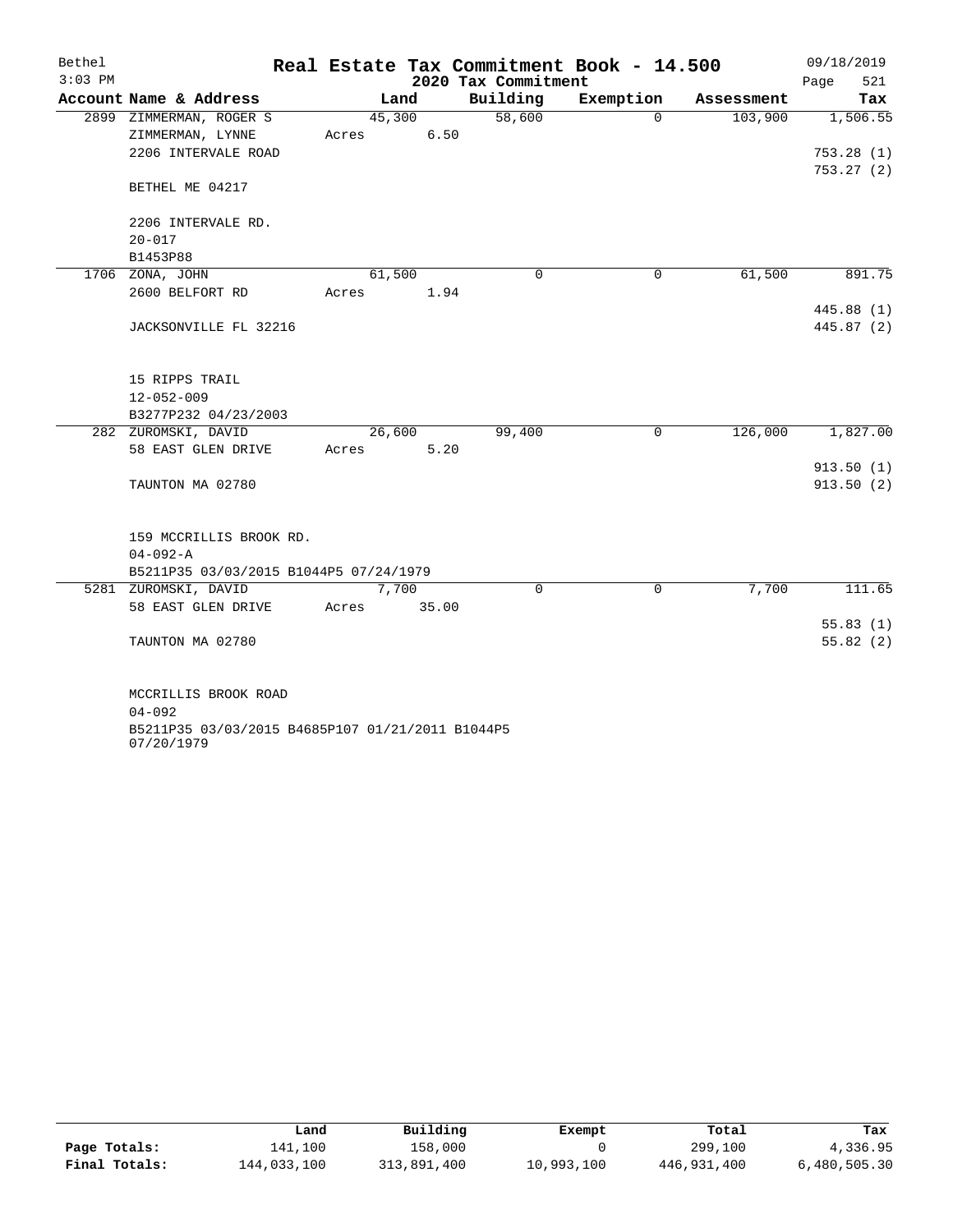Bethel 3:03 PM

# Real Estate Tax Commitment Book - 14.500

## 2020 Tax Commitment

09/18/2019

| Account Name & Address | Land | Building | Exemption | Assessment | Tax |
|---|---|---|---|---|---|
| 2899 ZIMMERMAN, ROGER S | 45,300 | 58,600 | 0 | 103,900 | 1,506.55 |
| ZIMMERMAN, LYNNE | Acres 6.50 | | | | |
| 2206 INTERVALE ROAD | | | | | 753.28 (1) |
| | | | | | 753.27 (2) |
| BETHEL ME 04217 | | | | | |
| 2206 INTERVALE RD. | | | | | |
| 20-017 | | | | | |
| B1453P88 | | | | | |
| 1706 ZONA, JOHN | 61,500 | 0 | 0 | 61,500 | 891.75 |
| 2600 BELFORT RD | Acres 1.94 | | | | |
| | | | | | 445.88 (1) |
| JACKSONVILLE FL 32216 | | | | | 445.87 (2) |
| 15 RIPPS TRAIL | | | | | |
| 12-052-009 | | | | | |
| B3277P232 04/23/2003 | | | | | |
| 282 ZUROMSKI, DAVID | 26,600 | 99,400 | 0 | 126,000 | 1,827.00 |
| 58 EAST GLEN DRIVE | Acres 5.20 | | | | |
| | | | | | 913.50 (1) |
| TAUNTON MA 02780 | | | | | 913.50 (2) |
| 159 MCCRILLIS BROOK RD. | | | | | |
| 04-092-A | | | | | |
| B5211P35 03/03/2015 B1044P5 07/24/1979 | | | | | |
| 5281 ZUROMSKI, DAVID | 7,700 | 0 | 0 | 7,700 | 111.65 |
| 58 EAST GLEN DRIVE | Acres 35.00 | | | | |
| | | | | | 55.83 (1) |
| TAUNTON MA 02780 | | | | | 55.82 (2) |
| MCCRILLIS BROOK ROAD | | | | | |
| 04-092 | | | | | |
| B5211P35 03/03/2015 B4685P107 01/21/2011 B1044P5 07/20/1979 | | | | | |

| | Land | Building | Exempt | Total | Tax |
|---|---|---|---|---|---|
| Page Totals: | 141,100 | 158,000 | 0 | 299,100 | 4,336.95 |
| Final Totals: | 144,033,100 | 313,891,400 | 10,993,100 | 446,931,400 | 6,480,505.30 |